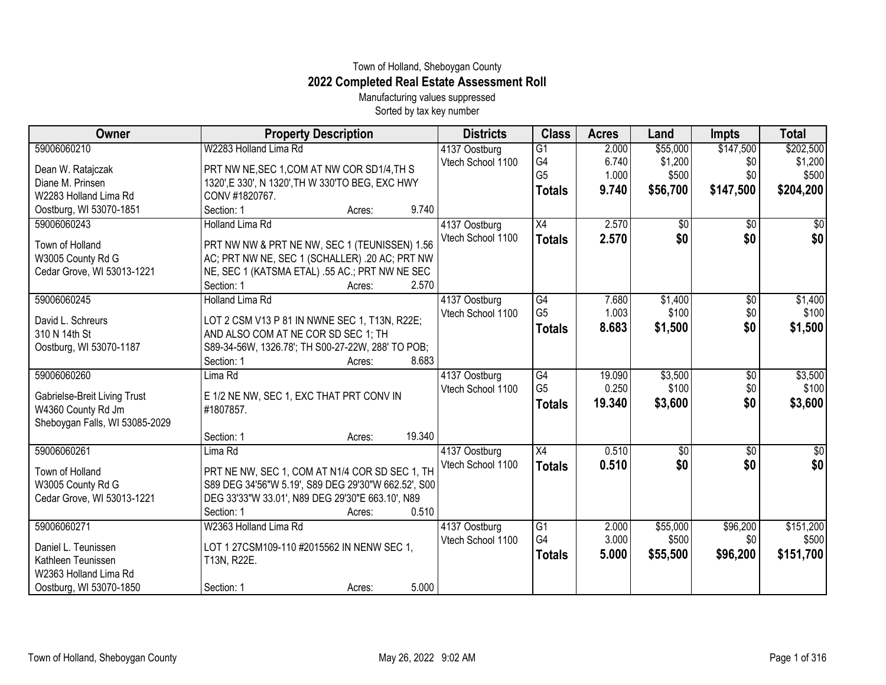Town of Holland, Sheboygan County

# 2022 Completed Real Estate Assessment Roll

Manufacturing values suppressed

Sorted by tax key number

| Owner | Property Description | Districts | Class | Acres | Land | Impts | Total |
|---|---|---|---|---|---|---|---|
| 59006060210<br>Dean W. Ratajczak<br>Diane M. Prinsen<br>W2283 Holland Lima Rd<br>Oostburg, WI 53070-1851 | W2283 Holland Lima Rd<br>PRT NW NE,SEC 1,COM AT NW COR SD1/4,TH S 1320',E 330', N 1320',TH W 330'TO BEG, EXC HWY CONV #1820767.<br>Section: 1 Acres: 9.740 | 4137 Oostburg<br>Vtech School 1100 | G1<br>G4<br>G5<br>**Totals** | 2.000<br>6.740<br>1.000<br>**9.740** | $55,000<br>$1,200<br>$500<br>**$56,700** | $147,500<br>$0<br>$0<br>**$147,500** | $202,500<br>$1,200<br>$500<br>**$204,200** |
| 59006060243<br>Town of Holland<br>W3005 County Rd G<br>Cedar Grove, WI 53013-1221 | Holland Lima Rd<br>PRT NW NW & PRT NE NW, SEC 1 (TEUNISSEN) 1.56 AC; PRT NW NE, SEC 1 (SCHALLER) .20 AC; PRT NW NE, SEC 1 (KATSMA ETAL) .55 AC.; PRT NW NE SEC<br>Section: 1 Acres: 2.570 | 4137 Oostburg<br>Vtech School 1100 | X4<br>**Totals** | 2.570<br>**2.570** | $0<br>**$0** | $0<br>**$0** | $0<br>**$0** |
| 59006060245<br>David L. Schreurs<br>310 N 14th St<br>Oostburg, WI 53070-1187 | Holland Lima Rd<br>LOT 2 CSM V13 P 81 IN NWNE SEC 1, T13N, R22E; AND ALSO COM AT NE COR SD SEC 1; TH S89-34-56W, 1326.78'; TH S00-27-22W, 288' TO POB;<br>Section: 1 Acres: 8.683 | 4137 Oostburg<br>Vtech School 1100 | G4<br>G5<br>**Totals** | 7.680<br>1.003<br>**8.683** | $1,400<br>$100<br>**$1,500** | $0<br>$0<br>**$0** | $1,400<br>$100<br>**$1,500** |
| 59006060260<br>Gabrielse-Breit Living Trust<br>W4360 County Rd Jm<br>Sheboygan Falls, WI 53085-2029 | Lima Rd<br>E 1/2 NE NW, SEC 1, EXC THAT PRT CONV IN #1807857.<br>Section: 1 Acres: 19.340 | 4137 Oostburg<br>Vtech School 1100 | G4<br>G5<br>**Totals** | 19.090<br>0.250<br>**19.340** | $3,500<br>$100<br>**$3,600** | $0<br>$0<br>**$0** | $3,500<br>$100<br>**$3,600** |
| 59006060261<br>Town of Holland<br>W3005 County Rd G<br>Cedar Grove, WI 53013-1221 | Lima Rd<br>PRT NE NW, SEC 1, COM AT N1/4 COR SD SEC 1, TH S89 DEG 34'56"W 5.19', S89 DEG 29'30"W 662.52', S00 DEG 33'33"W 33.01', N89 DEG 29'30"E 663.10', N89<br>Section: 1 Acres: 0.510 | 4137 Oostburg<br>Vtech School 1100 | X4<br>**Totals** | 0.510<br>**0.510** | $0<br>**$0** | $0<br>**$0** | $0<br>**$0** |
| 59006060271<br>Daniel L. Teunissen<br>Kathleen Teunissen<br>W2363 Holland Lima Rd<br>Oostburg, WI 53070-1850 | W2363 Holland Lima Rd<br>LOT 1 27CSM109-110 #2015562 IN NENW SEC 1, T13N, R22E.<br>Section: 1 Acres: 5.000 | 4137 Oostburg<br>Vtech School 1100 | G1<br>G4<br>**Totals** | 2.000<br>3.000<br>**5.000** | $55,000<br>$500<br>**$55,500** | $96,200<br>$0<br>**$96,200** | $151,200<br>$500<br>**$151,700** |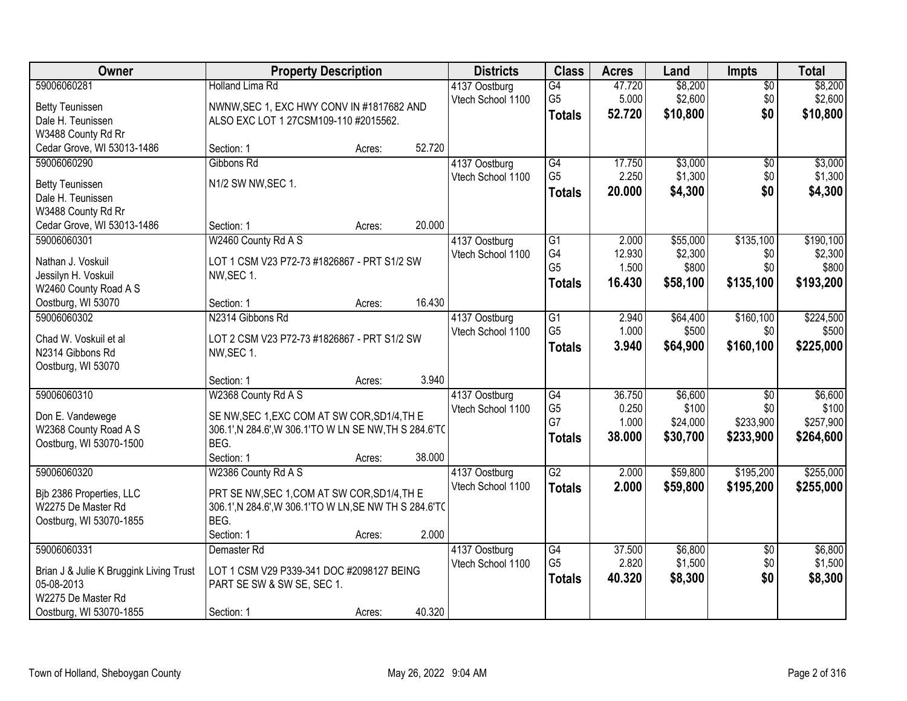| Owner | Property Description | Districts | Class | Acres | Land | Impts | Total |
|---|---|---|---|---|---|---|---|
| 59006060281<br>Betty Teunissen<br>Dale H. Teunissen<br>W3488 County Rd Rr<br>Cedar Grove, WI 53013-1486 | Holland Lima Rd<br>NWNW,SEC 1, EXC HWY CONV IN #1817682 AND ALSO EXC LOT 1 27CSM109-110 #2015562.<br>Section: 1 Acres: 52.720 | 4137 Oostburg<br>Vtech School 1100 | G4<br>G5<br>**Totals** | 47.720<br>5.000<br>**52.720** | $8,200<br>$2,600<br>**$10,800** | $0<br>$0<br>**$0** | $8,200<br>$2,600<br>**$10,800** |
| 59006060290<br>Betty Teunissen<br>Dale H. Teunissen<br>W3488 County Rd Rr<br>Cedar Grove, WI 53013-1486 | Gibbons Rd<br>N1/2 SW NW,SEC 1.<br>Section: 1 Acres: 20.000 | 4137 Oostburg<br>Vtech School 1100 | G4<br>G5<br>**Totals** | 17.750<br>2.250<br>**20.000** | $3,000<br>$1,300<br>**$4,300** | $0<br>$0<br>**$0** | $3,000<br>$1,300<br>**$4,300** |
| 59006060301<br>Nathan J. Voskuil<br>Jessilyn H. Voskuil<br>W2460 County Road A S<br>Oostburg, WI 53070 | W2460 County Rd A S<br>LOT 1 CSM V23 P72-73 #1826867 - PRT S1/2 SW NW,SEC 1.<br>Section: 1 Acres: 16.430 | 4137 Oostburg<br>Vtech School 1100 | G1<br>G4<br>G5<br>**Totals** | 2.000<br>12.930<br>1.500<br>**16.430** | $55,000<br>$2,300<br>$800<br>**$58,100** | $135,100<br>$0<br>$0<br>**$135,100** | $190,100<br>$2,300<br>$800<br>**$193,200** |
| 59006060302<br>Chad W. Voskuil et al<br>N2314 Gibbons Rd<br>Oostburg, WI 53070 | N2314 Gibbons Rd<br>LOT 2 CSM V23 P72-73 #1826867 - PRT S1/2 SW NW,SEC 1.<br>Section: 1 Acres: 3.940 | 4137 Oostburg<br>Vtech School 1100 | G1<br>G5<br>**Totals** | 2.940<br>1.000<br>**3.940** | $64,400<br>$500<br>**$64,900** | $160,100<br>$0<br>**$160,100** | $224,500<br>$500<br>**$225,000** |
| 59006060310<br>Don E. Vandewege<br>W2368 County Road A S<br>Oostburg, WI 53070-1500 | W2368 County Rd A S<br>SE NW,SEC 1,EXC COM AT SW COR,SD1/4,TH E 306.1',N 284.6',W 306.1'TO W LN SE NW,TH S 284.6'TO BEG.<br>Section: 1 Acres: 38.000 | 4137 Oostburg<br>Vtech School 1100 | G4<br>G5<br>G7<br>**Totals** | 36.750<br>0.250<br>1.000<br>**38.000** | $6,600<br>$100<br>$24,000<br>**$30,700** | $0<br>$0<br>$233,900<br>**$233,900** | $6,600<br>$100<br>$257,900<br>**$264,600** |
| 59006060320<br>Bjb 2386 Properties, LLC<br>W2275 De Master Rd<br>Oostburg, WI 53070-1855 | W2386 County Rd A S<br>PRT SE NW,SEC 1,COM AT SW COR,SD1/4,TH E 306.1',N 284.6',W 306.1'TO W LN,SE NW TH S 284.6'TO BEG.<br>Section: 1 Acres: 2.000 | 4137 Oostburg<br>Vtech School 1100 | G2<br>**Totals** | 2.000<br>**2.000** | $59,800<br>**$59,800** | $195,200<br>**$195,200** | $255,000<br>**$255,000** |
| 59006060331<br>Brian J & Julie K Bruggink Living Trust 05-08-2013<br>W2275 De Master Rd<br>Oostburg, WI 53070-1855 | Demaster Rd<br>LOT 1 CSM V29 P339-341 DOC #2098127 BEING PART SE SW & SW SE, SEC 1.<br>Section: 1 Acres: 40.320 | 4137 Oostburg<br>Vtech School 1100 | G4<br>G5<br>**Totals** | 37.500<br>2.820<br>**40.320** | $6,800<br>$1,500<br>**$8,300** | $0<br>$0<br>**$0** | $6,800<br>$1,500<br>**$8,300** |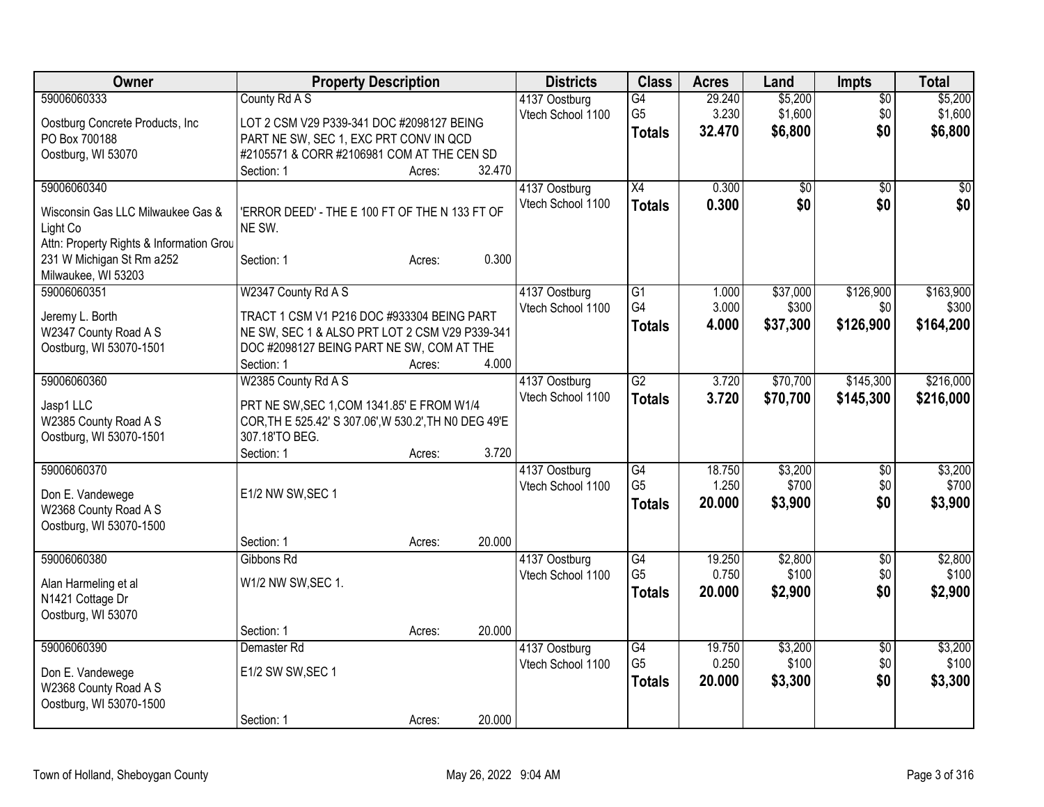| Owner | Property Description | Districts | Class | Acres | Land | Impts | Total |
|---|---|---|---|---|---|---|---|
| 59006060333<br>Oostburg Concrete Products, Inc<br>PO Box 700188<br>Oostburg, WI 53070 | County Rd A S<br>LOT 2 CSM V29 P339-341 DOC #2098127 BEING PART NE SW, SEC 1, EXC PRT CONV IN QCD #2105571 & CORR #2106981 COM AT THE CEN SD<br>Section: 1 Acres: 32.470 | 4137 Oostburg<br>Vtech School 1100 | G4<br>G5<br>**Totals** | 29.240<br>3.230<br>**32.470** | $5,200<br>$1,600<br>**$6,800** | $0<br>$0<br>**$0** | $5,200<br>$1,600<br>**$6,800** |
| 59006060340<br>Wisconsin Gas LLC Milwaukee Gas & Light Co<br>Attn: Property Rights & Information Grou<br>231 W Michigan St Rm a252<br>Milwaukee, WI 53203 | 'ERROR DEED' - THE E 100 FT OF THE N 133 FT OF NE SW.<br>Section: 1 Acres: 0.300 | 4137 Oostburg<br>Vtech School 1100 | X4<br>**Totals** | 0.300<br>**0.300** | $0<br>**$0** | $0<br>**$0** | $0<br>**$0** |
| 59006060351<br>Jeremy L. Borth<br>W2347 County Road A S<br>Oostburg, WI 53070-1501 | W2347 County Rd A S<br>TRACT 1 CSM V1 P216 DOC #933304 BEING PART NE SW, SEC 1 & ALSO PRT LOT 2 CSM V29 P339-341 DOC #2098127 BEING PART NE SW, COM AT THE<br>Section: 1 Acres: 4.000 | 4137 Oostburg<br>Vtech School 1100 | G1<br>G4<br>**Totals** | 1.000<br>3.000<br>**4.000** | $37,000<br>$300<br>**$37,300** | $126,900<br>$0<br>**$126,900** | $163,900<br>$300<br>**$164,200** |
| 59006060360<br>Jasp1 LLC<br>W2385 County Road A S<br>Oostburg, WI 53070-1501 | W2385 County Rd A S<br>PRT NE SW,SEC 1,COM 1341.85' E FROM W1/4 COR,TH E 525.42' S 307.06',W 530.2',TH N0 DEG 49'E 307.18'TO BEG.<br>Section: 1 Acres: 3.720 | 4137 Oostburg<br>Vtech School 1100 | G2<br>**Totals** | 3.720<br>**3.720** | $70,700<br>**$70,700** | $145,300<br>**$145,300** | $216,000<br>**$216,000** |
| 59006060370<br>Don E. Vandewege<br>W2368 County Road A S<br>Oostburg, WI 53070-1500 | E1/2 NW SW,SEC 1<br>Section: 1 Acres: 20.000 | 4137 Oostburg<br>Vtech School 1100 | G4<br>G5<br>**Totals** | 18.750<br>1.250<br>**20.000** | $3,200<br>$700<br>**$3,900** | $0<br>$0<br>**$0** | $3,200<br>$700<br>**$3,900** |
| 59006060380<br>Alan Harmeling et al<br>N1421 Cottage Dr<br>Oostburg, WI 53070 | Gibbons Rd<br>W1/2 NW SW,SEC 1.<br>Section: 1 Acres: 20.000 | 4137 Oostburg<br>Vtech School 1100 | G4<br>G5<br>**Totals** | 19.250<br>0.750<br>**20.000** | $2,800<br>$100<br>**$2,900** | $0<br>$0<br>**$0** | $2,800<br>$100<br>**$2,900** |
| 59006060390<br>Don E. Vandewege<br>W2368 County Road A S<br>Oostburg, WI 53070-1500 | Demaster Rd<br>E1/2 SW SW,SEC 1<br>Section: 1 Acres: 20.000 | 4137 Oostburg<br>Vtech School 1100 | G4<br>G5<br>**Totals** | 19.750<br>0.250<br>**20.000** | $3,200<br>$100<br>**$3,300** | $0<br>$0<br>**$0** | $3,200<br>$100<br>**$3,300** |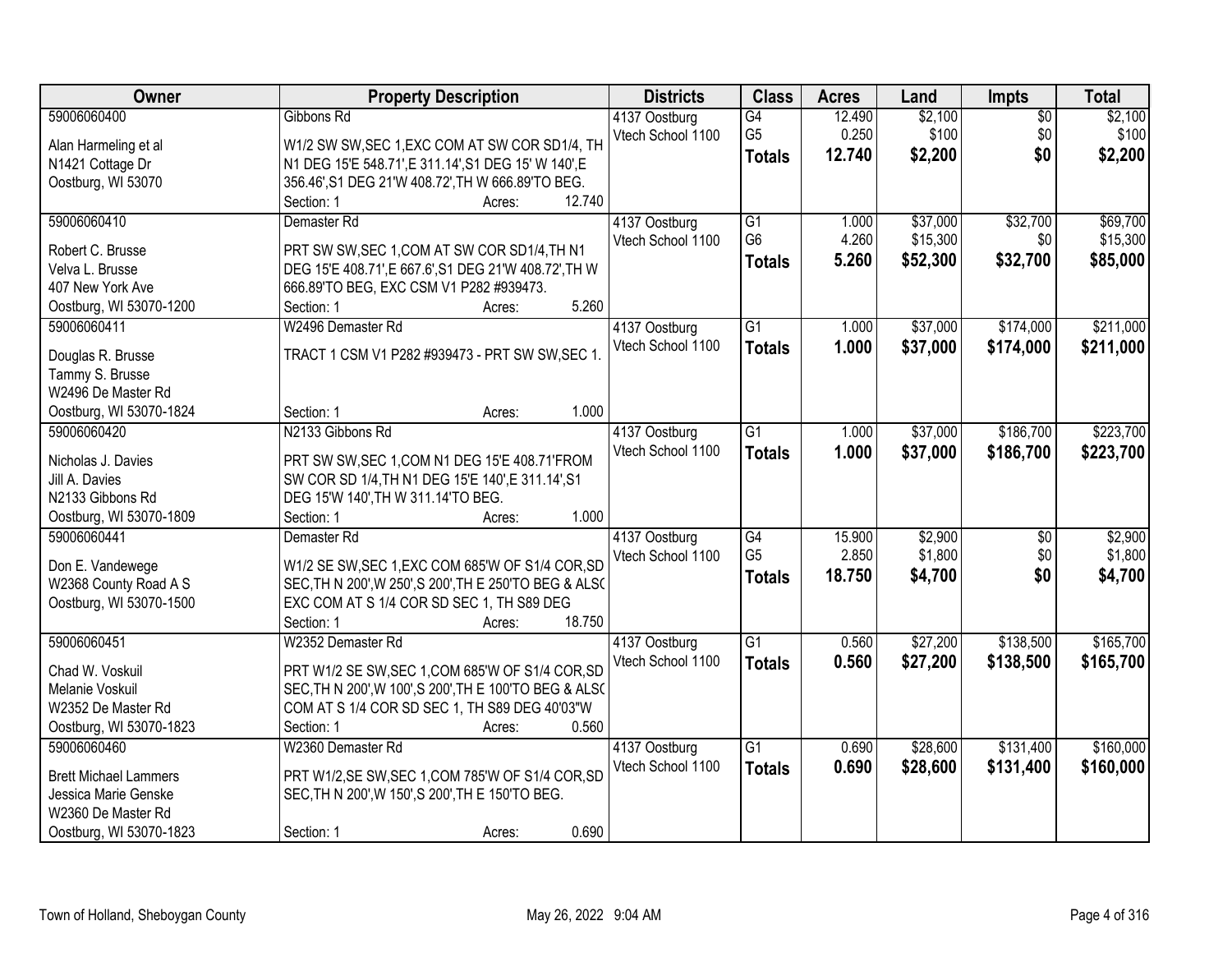| Owner | Property Description | Districts | Class | Acres | Land | Impts | Total |
|---|---|---|---|---|---|---|---|
| 59006060400<br><br>Alan Harmeling et al<br>N1421 Cottage Dr<br>Oostburg, WI 53070 | Gibbons Rd<br><br>W1/2 SW SW,SEC 1,EXC COM AT SW COR SD1/4, TH N1 DEG 15'E 548.71',E 311.14',S1 DEG 15' W 140',E 356.46',S1 DEG 21'W 408.72',TH W 666.89'TO BEG.<br>Section: 1 Acres: 12.740 | 4137 Oostburg<br>Vtech School 1100 | G4<br>G5<br>**Totals** | 12.490<br>0.250<br>**12.740** | $2,100<br>$100<br>**$2,200** | $0<br>$0<br>**$0** | $2,100<br>$100<br>**$2,200** |
| 59006060410<br><br>Robert C. Brusse<br>Velva L. Brusse<br>407 New York Ave<br>Oostburg, WI 53070-1200 | Demaster Rd<br><br>PRT SW SW,SEC 1,COM AT SW COR SD1/4,TH N1 DEG 15'E 408.71',E 667.6',S1 DEG 21'W 408.72',TH W 666.89'TO BEG, EXC CSM V1 P282 #939473.<br>Section: 1 Acres: 5.260 | 4137 Oostburg<br>Vtech School 1100 | G1<br>G6<br>**Totals** | 1.000<br>4.260<br>**5.260** | $37,000<br>$15,300<br>**$52,300** | $32,700<br>$0<br>**$32,700** | $69,700<br>$15,300<br>**$85,000** |
| 59006060411<br><br>Douglas R. Brusse<br>Tammy S. Brusse<br>W2496 De Master Rd<br>Oostburg, WI 53070-1824 | W2496 Demaster Rd<br><br>TRACT 1 CSM V1 P282 #939473 - PRT SW SW,SEC 1.<br>Section: 1 Acres: 1.000 | 4137 Oostburg<br>Vtech School 1100 | G1<br>**Totals** | 1.000<br>**1.000** | $37,000<br>**$37,000** | $174,000<br>**$174,000** | $211,000<br>**$211,000** |
| 59006060420<br><br>Nicholas J. Davies<br>Jill A. Davies<br>N2133 Gibbons Rd<br>Oostburg, WI 53070-1809 | N2133 Gibbons Rd<br><br>PRT SW SW,SEC 1,COM N1 DEG 15'E 408.71'FROM SW COR SD 1/4,TH N1 DEG 15'E 140',E 311.14',S1 DEG 15'W 140',TH W 311.14'TO BEG.<br>Section: 1 Acres: 1.000 | 4137 Oostburg<br>Vtech School 1100 | G1<br>**Totals** | 1.000<br>**1.000** | $37,000<br>**$37,000** | $186,700<br>**$186,700** | $223,700<br>**$223,700** |
| 59006060441<br><br>Don E. Vandewege<br>W2368 County Road A S<br>Oostburg, WI 53070-1500 | Demaster Rd<br><br>W1/2 SE SW,SEC 1,EXC COM 685'W OF S1/4 COR,SD SEC,TH N 200',W 250',S 200',TH E 250'TO BEG & ALSO EXC COM AT S 1/4 COR SD SEC 1, TH S89 DEG<br>Section: 1 Acres: 18.750 | 4137 Oostburg<br>Vtech School 1100 | G4<br>G5<br>**Totals** | 15.900<br>2.850<br>**18.750** | $2,900<br>$1,800<br>**$4,700** | $0<br>$0<br>**$0** | $2,900<br>$1,800<br>**$4,700** |
| 59006060451<br><br>Chad W. Voskuil<br>Melanie Voskuil<br>W2352 De Master Rd<br>Oostburg, WI 53070-1823 | W2352 Demaster Rd<br><br>PRT W1/2 SE SW,SEC 1,COM 685'W OF S1/4 COR,SD SEC,TH N 200',W 100',S 200',TH E 100'TO BEG & ALSO COM AT S 1/4 COR SD SEC 1, TH S89 DEG 40'03"W<br>Section: 1 Acres: 0.560 | 4137 Oostburg<br>Vtech School 1100 | G1<br>**Totals** | 0.560<br>**0.560** | $27,200<br>**$27,200** | $138,500<br>**$138,500** | $165,700<br>**$165,700** |
| 59006060460<br><br>Brett Michael Lammers<br>Jessica Marie Genske<br>W2360 De Master Rd<br>Oostburg, WI 53070-1823 | W2360 Demaster Rd<br><br>PRT W1/2,SE SW,SEC 1,COM 785'W OF S1/4 COR,SD SEC,TH N 200',W 150',S 200',TH E 150'TO BEG.<br>Section: 1 Acres: 0.690 | 4137 Oostburg<br>Vtech School 1100 | G1<br>**Totals** | 0.690<br>**0.690** | $28,600<br>**$28,600** | $131,400<br>**$131,400** | $160,000<br>**$160,000** |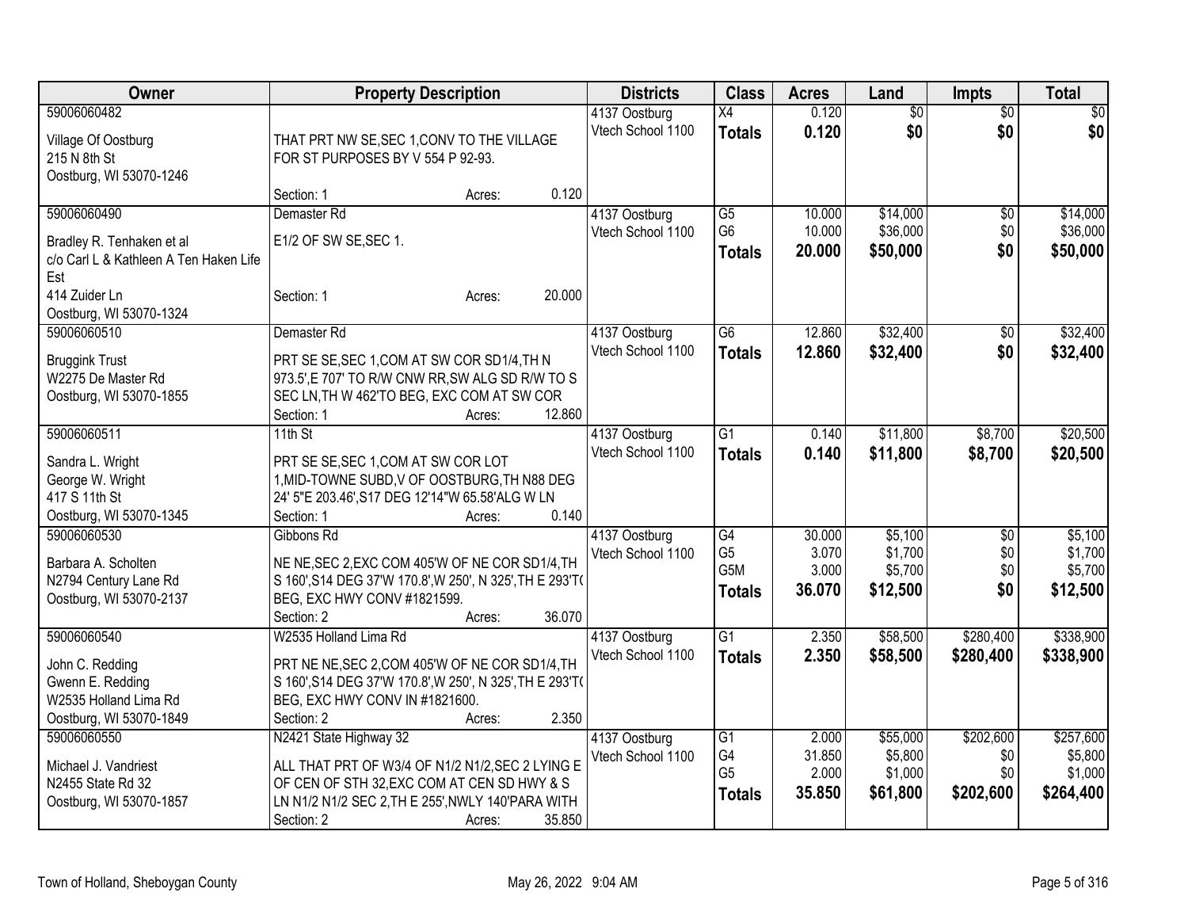| Owner | Property Description | Districts | Class | Acres | Land | Impts | Total |
|---|---|---|---|---|---|---|---|
| 59006060482<br>Village Of Oostburg<br>215 N 8th St<br>Oostburg, WI 53070-1246 | THAT PRT NW SE,SEC 1,CONV TO THE VILLAGE FOR ST PURPOSES BY V 554 P 92-93.<br>Section: 1 Acres: 0.120 | 4137 Oostburg<br>Vtech School 1100 | X4<br>**Totals** | 0.120<br>**0.120** | $0<br>**$0** | $0<br>**$0** | $0<br>**$0** |
| 59006060490<br>Bradley R. Tenhaken et al<br>c/o Carl L & Kathleen A Ten Haken Life Est<br>414 Zuider Ln<br>Oostburg, WI 53070-1324 | Demaster Rd<br>E1/2 OF SW SE,SEC 1.<br>Section: 1 Acres: 20.000 | 4137 Oostburg<br>Vtech School 1100 | G5<br>G6<br>**Totals** | 10.000<br>10.000<br>**20.000** | $14,000<br>$36,000<br>**$50,000** | $0<br>$0<br>**$0** | $14,000<br>$36,000<br>**$50,000** |
| 59006060510<br>Bruggink Trust<br>W2275 De Master Rd<br>Oostburg, WI 53070-1855 | Demaster Rd<br>PRT SE SE,SEC 1,COM AT SW COR SD1/4,TH N 973.5',E 707' TO R/W CNW RR,SW ALG SD R/W TO S SEC LN,TH W 462'TO BEG, EXC COM AT SW COR<br>Section: 1 Acres: 12.860 | 4137 Oostburg<br>Vtech School 1100 | G6<br>**Totals** | 12.860<br>**12.860** | $32,400<br>**$32,400** | $0<br>**$0** | $32,400<br>**$32,400** |
| 59006060511<br>Sandra L. Wright<br>George W. Wright<br>417 S 11th St<br>Oostburg, WI 53070-1345 | 11th St<br>PRT SE SE,SEC 1,COM AT SW COR LOT 1,MID-TOWNE SUBD,V OF OOSTBURG,TH N88 DEG 24' 5"E 203.46',S17 DEG 12'14"W 65.58'ALG W LN<br>Section: 1 Acres: 0.140 | 4137 Oostburg<br>Vtech School 1100 | G1<br>**Totals** | 0.140<br>**0.140** | $11,800<br>**$11,800** | $8,700<br>**$8,700** | $20,500<br>**$20,500** |
| 59006060530<br>Barbara A. Scholten<br>N2794 Century Lane Rd<br>Oostburg, WI 53070-2137 | Gibbons Rd<br>NE NE,SEC 2,EXC COM 405'W OF NE COR SD1/4,TH S 160',S14 DEG 37'W 170.8',W 250', N 325',TH E 293'TO BEG, EXC HWY CONV #1821599.<br>Section: 2 Acres: 36.070 | 4137 Oostburg<br>Vtech School 1100 | G4<br>G5<br>G5M<br>**Totals** | 30.000<br>3.070<br>3.000<br>**36.070** | $5,100<br>$1,700<br>$5,700<br>**$12,500** | $0<br>$0<br>$0<br>**$0** | $5,100<br>$1,700<br>$5,700<br>**$12,500** |
| 59006060540<br>John C. Redding<br>Gwenn E. Redding<br>W2535 Holland Lima Rd<br>Oostburg, WI 53070-1849 | W2535 Holland Lima Rd<br>PRT NE NE,SEC 2,COM 405'W OF NE COR SD1/4,TH S 160',S14 DEG 37'W 170.8',W 250', N 325',TH E 293'TO BEG, EXC HWY CONV IN #1821600.<br>Section: 2 Acres: 2.350 | 4137 Oostburg<br>Vtech School 1100 | G1<br>**Totals** | 2.350<br>**2.350** | $58,500<br>**$58,500** | $280,400<br>**$280,400** | $338,900<br>**$338,900** |
| 59006060550<br>Michael J. Vandriest<br>N2455 State Rd 32<br>Oostburg, WI 53070-1857 | N2421 State Highway 32<br>ALL THAT PRT OF W3/4 OF N1/2 N1/2,SEC 2 LYING E OF CEN OF STH 32,EXC COM AT CEN SD HWY & S LN N1/2 N1/2 SEC 2,TH E 255',NWLY 140'PARA WITH<br>Section: 2 Acres: 35.850 | 4137 Oostburg<br>Vtech School 1100 | G1<br>G4<br>G5<br>**Totals** | 2.000<br>31.850<br>2.000<br>**35.850** | $55,000<br>$5,800<br>$1,000<br>**$61,800** | $202,600<br>$0<br>$0<br>**$202,600** | $257,600<br>$5,800<br>$1,000<br>**$264,400** |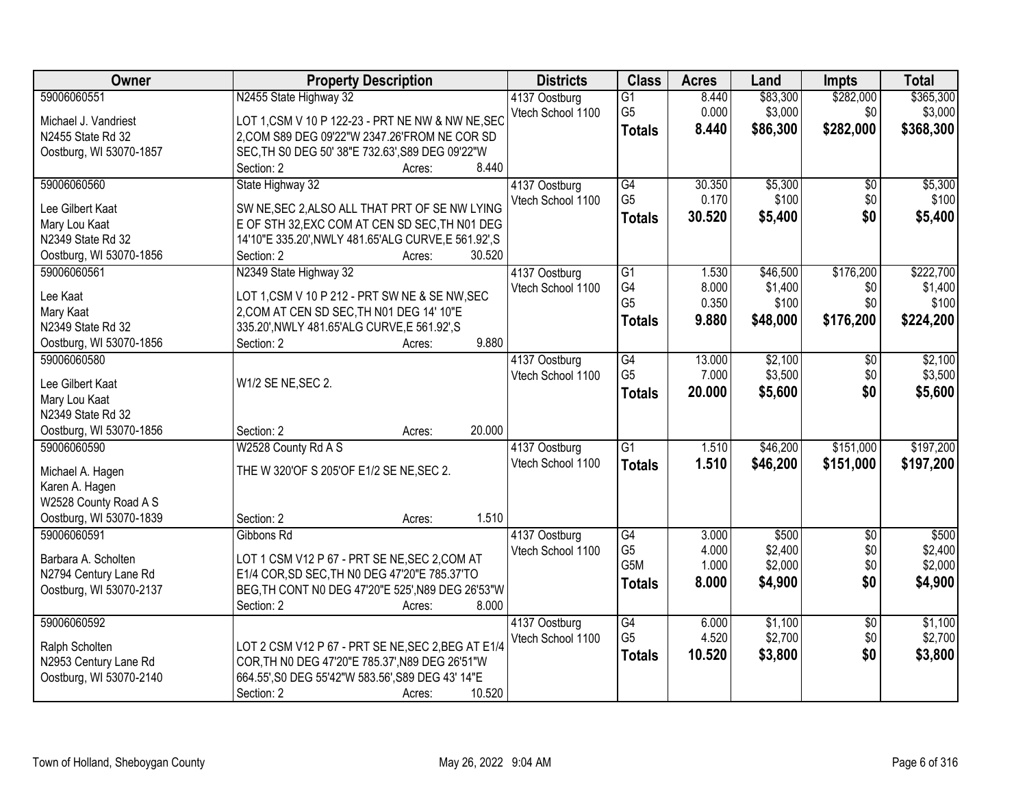| Owner | Property Description | Districts | Class | Acres | Land | Impts | Total |
|---|---|---|---|---|---|---|---|
| 59006060551<br><br>Michael J. Vandriest<br>N2455 State Rd 32<br>Oostburg, WI 53070-1857 | N2455 State Highway 32<br><br>LOT 1,CSM V 10 P 122-23 - PRT NE NW & NW NE,SEC 2,COM S89 DEG 09'22"W 2347.26'FROM NE COR SD SEC,TH S0 DEG 50' 38"E 732.63',S89 DEG 09'22"W<br>Section: 2 Acres: 8.440 | 4137 Oostburg<br>Vtech School 1100 | G1<br>G5<br>**Totals** | 8.440<br>0.000<br>**8.440** | $83,300<br>$3,000<br>**$86,300** | $282,000<br>$0<br>**$282,000** | $365,300<br>$3,000<br>**$368,300** |
| 59006060560<br><br>Lee Gilbert Kaat<br>Mary Lou Kaat<br>N2349 State Rd 32<br>Oostburg, WI 53070-1856 | State Highway 32<br><br>SW NE,SEC 2,ALSO ALL THAT PRT OF SE NW LYING E OF STH 32,EXC COM AT CEN SD SEC,TH N01 DEG 14'10"E 335.20',NWLY 481.65'ALG CURVE,E 561.92',S<br>Section: 2 Acres: 30.520 | 4137 Oostburg<br>Vtech School 1100 | G4<br>G5<br>**Totals** | 30.350<br>0.170<br>**30.520** | $5,300<br>$100<br>**$5,400** | $0<br>$0<br>**$0** | $5,300<br>$100<br>**$5,400** |
| 59006060561<br><br>Lee Kaat<br>Mary Kaat<br>N2349 State Rd 32<br>Oostburg, WI 53070-1856 | N2349 State Highway 32<br><br>LOT 1,CSM V 10 P 212 - PRT SW NE & SE NW,SEC 2,COM AT CEN SD SEC,TH N01 DEG 14' 10"E 335.20',NWLY 481.65'ALG CURVE,E 561.92',S<br>Section: 2 Acres: 9.880 | 4137 Oostburg<br>Vtech School 1100 | G1<br>G4<br>G5<br>**Totals** | 1.530<br>8.000<br>0.350<br>**9.880** | $46,500<br>$1,400<br>$100<br>**$48,000** | $176,200<br>$0<br>$0<br>**$176,200** | $222,700<br>$1,400<br>$100<br>**$224,200** |
| 59006060580<br><br>Lee Gilbert Kaat<br>Mary Lou Kaat<br>N2349 State Rd 32<br>Oostburg, WI 53070-1856 | W1/2 SE NE,SEC 2.<br>Section: 2 Acres: 20.000 | 4137 Oostburg<br>Vtech School 1100 | G4<br>G5<br>**Totals** | 13.000<br>7.000<br>**20.000** | $2,100<br>$3,500<br>**$5,600** | $0<br>$0<br>**$0** | $2,100<br>$3,500<br>**$5,600** |
| 59006060590<br><br>Michael A. Hagen<br>Karen A. Hagen<br>W2528 County Road A S<br>Oostburg, WI 53070-1839 | W2528 County Rd A S<br><br>THE W 320'OF S 205'OF E1/2 SE NE,SEC 2.<br>Section: 2 Acres: 1.510 | 4137 Oostburg<br>Vtech School 1100 | G1<br>**Totals** | 1.510<br>**1.510** | $46,200<br>**$46,200** | $151,000<br>**$151,000** | $197,200<br>**$197,200** |
| 59006060591<br><br>Barbara A. Scholten<br>N2794 Century Lane Rd<br>Oostburg, WI 53070-2137 | Gibbons Rd<br><br>LOT 1 CSM V12 P 67 - PRT SE NE,SEC 2,COM AT E1/4 COR,SD SEC,TH N0 DEG 47'20"E 785.37'TO BEG,TH CONT N0 DEG 47'20"E 525',N89 DEG 26'53"W<br>Section: 2 Acres: 8.000 | 4137 Oostburg<br>Vtech School 1100 | G4<br>G5<br>G5M<br>**Totals** | 3.000<br>4.000<br>1.000<br>**8.000** | $500<br>$2,400<br>$2,000<br>**$4,900** | $0<br>$0<br>$0<br>**$0** | $500<br>$2,400<br>$2,000<br>**$4,900** |
| 59006060592<br><br>Ralph Scholten<br>N2953 Century Lane Rd<br>Oostburg, WI 53070-2140 | LOT 2 CSM V12 P 67 - PRT SE NE,SEC 2,BEG AT E1/4 COR,TH N0 DEG 47'20"E 785.37',N89 DEG 26'51"W 664.55',S0 DEG 55'42"W 583.56',S89 DEG 43' 14"E<br>Section: 2 Acres: 10.520 | 4137 Oostburg<br>Vtech School 1100 | G4<br>G5<br>**Totals** | 6.000<br>4.520<br>**10.520** | $1,100<br>$2,700<br>**$3,800** | $0<br>$0<br>**$0** | $1,100<br>$2,700<br>**$3,800** |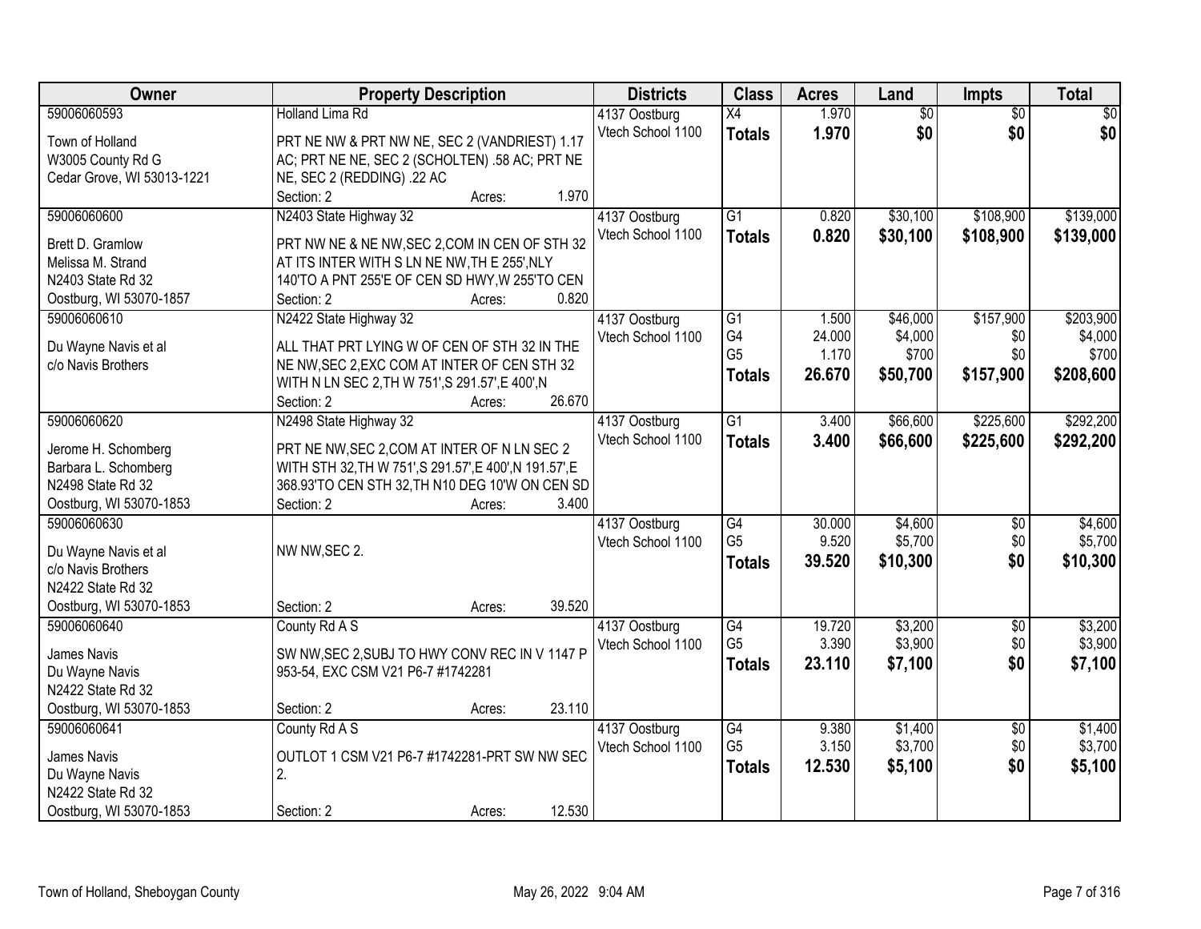| Owner | Property Description | Districts | Class | Acres | Land | Impts | Total |
|---|---|---|---|---|---|---|---|
| 59006060593<br>Town of Holland<br>W3005 County Rd G<br>Cedar Grove, WI 53013-1221 | Holland Lima Rd<br>PRT NE NW & PRT NW NE, SEC 2 (VANDRIEST) 1.17 AC; PRT NE NE, SEC 2 (SCHOLTEN) .58 AC; PRT NE NE, SEC 2 (REDDING) .22 AC<br>Section: 2 Acres: 1.970 | 4137 Oostburg<br>Vtech School 1100 | X4<br>**Totals** | 1.970<br>**1.970** | $0<br>**$0** | $0<br>**$0** | $0<br>**$0** |
| 59006060600<br>Brett D. Gramlow<br>Melissa M. Strand<br>N2403 State Rd 32<br>Oostburg, WI 53070-1857 | N2403 State Highway 32<br>PRT NW NE & NE NW,SEC 2,COM IN CEN OF STH 32 AT ITS INTER WITH S LN NE NW,TH E 255',NLY 140'TO A PNT 255'E OF CEN SD HWY,W 255'TO CEN<br>Section: 2 Acres: 0.820 | 4137 Oostburg<br>Vtech School 1100 | G1<br>**Totals** | 0.820<br>**0.820** | $30,100<br>**$30,100** | $108,900<br>**$108,900** | $139,000<br>**$139,000** |
| 59006060610<br>Du Wayne Navis et al<br>c/o Navis Brothers | N2422 State Highway 32<br>ALL THAT PRT LYING W OF CEN OF STH 32 IN THE NE NW,SEC 2,EXC COM AT INTER OF CEN STH 32 WITH N LN SEC 2,TH W 751',S 291.57',E 400',N<br>Section: 2 Acres: 26.670 | 4137 Oostburg<br>Vtech School 1100 | G1<br>G4<br>G5<br>**Totals** | 1.500<br>24.000<br>1.170<br>**26.670** | $46,000<br>$4,000<br>$700<br>**$50,700** | $157,900<br>$0<br>$0<br>**$157,900** | $203,900<br>$4,000<br>$700<br>**$208,600** |
| 59006060620<br>Jerome H. Schomberg<br>Barbara L. Schomberg<br>N2498 State Rd 32<br>Oostburg, WI 53070-1853 | N2498 State Highway 32<br>PRT NE NW,SEC 2,COM AT INTER OF N LN SEC 2 WITH STH 32,TH W 751',S 291.57',E 400',N 191.57',E 368.93'TO CEN STH 32,TH N10 DEG 10'W ON CEN SD<br>Section: 2 Acres: 3.400 | 4137 Oostburg<br>Vtech School 1100 | G1<br>**Totals** | 3.400<br>**3.400** | $66,600<br>**$66,600** | $225,600<br>**$225,600** | $292,200<br>**$292,200** |
| 59006060630<br>Du Wayne Navis et al<br>c/o Navis Brothers<br>N2422 State Rd 32<br>Oostburg, WI 53070-1853 | NW NW,SEC 2.<br>Section: 2 Acres: 39.520 | 4137 Oostburg<br>Vtech School 1100 | G4<br>G5<br>**Totals** | 30.000<br>9.520<br>**39.520** | $4,600<br>$5,700<br>**$10,300** | $0<br>$0<br>**$0** | $4,600<br>$5,700<br>**$10,300** |
| 59006060640<br>James Navis<br>Du Wayne Navis<br>N2422 State Rd 32<br>Oostburg, WI 53070-1853 | County Rd A S<br>SW NW,SEC 2,SUBJ TO HWY CONV REC IN V 1147 P 953-54, EXC CSM V21 P6-7 #1742281<br>Section: 2 Acres: 23.110 | 4137 Oostburg<br>Vtech School 1100 | G4<br>G5<br>**Totals** | 19.720<br>3.390<br>**23.110** | $3,200<br>$3,900<br>**$7,100** | $0<br>$0<br>**$0** | $3,200<br>$3,900<br>**$7,100** |
| 59006060641<br>James Navis<br>Du Wayne Navis<br>N2422 State Rd 32<br>Oostburg, WI 53070-1853 | County Rd A S<br>OUTLOT 1 CSM V21 P6-7 #1742281-PRT SW NW SEC 2.<br>Section: 2 Acres: 12.530 | 4137 Oostburg<br>Vtech School 1100 | G4<br>G5<br>**Totals** | 9.380<br>3.150<br>**12.530** | $1,400<br>$3,700<br>**$5,100** | $0<br>$0<br>**$0** | $1,400<br>$3,700<br>**$5,100** |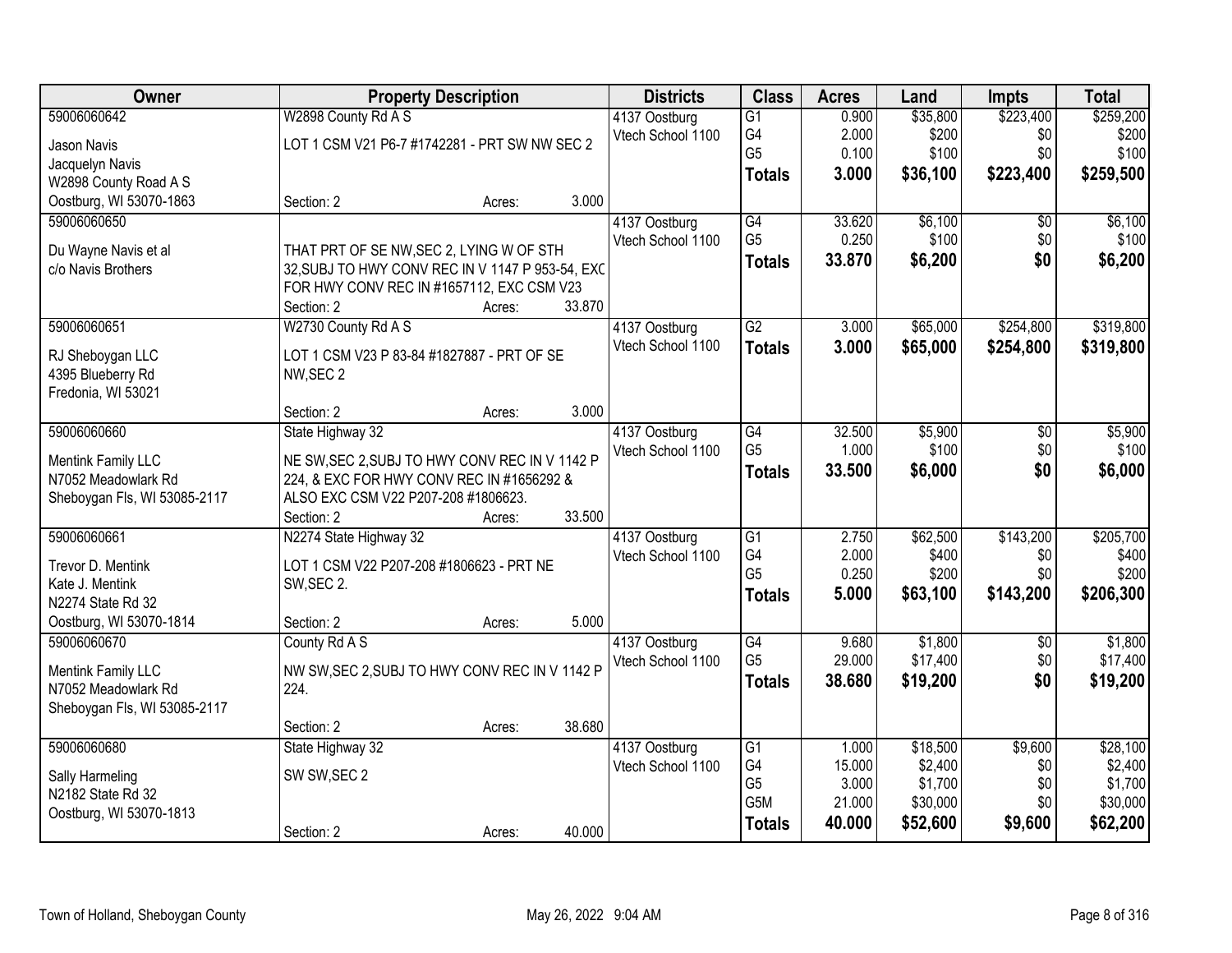| Owner | Property Description | Districts | Class | Acres | Land | Impts | Total |
|---|---|---|---|---|---|---|---|
| 59006060642<br>Jason Navis<br>Jacquelyn Navis<br>W2898 County Road A S<br>Oostburg, WI 53070-1863 | W2898 County Rd A S<br>LOT 1 CSM V21 P6-7 #1742281 - PRT SW NW SEC 2<br>Section: 2 Acres: 3.000 | 4137 Oostburg<br>Vtech School 1100 | G1<br>G4<br>G5<br>**Totals** | 0.900<br>2.000<br>0.100<br>**3.000** | $35,800<br>$200<br>$100<br>**$36,100** | $223,400<br>$0<br>$0<br>**$223,400** | $259,200<br>$200<br>$100<br>**$259,500** |
| 59006060650<br>Du Wayne Navis et al<br>c/o Navis Brothers | THAT PRT OF SE NW,SEC 2, LYING W OF STH 32,SUBJ TO HWY CONV REC IN V 1147 P 953-54, EXC FOR HWY CONV REC IN #1657112, EXC CSM V23<br>Section: 2 Acres: 33.870 | 4137 Oostburg<br>Vtech School 1100 | G4<br>G5<br>**Totals** | 33.620<br>0.250<br>**33.870** | $6,100<br>$100<br>**$6,200** | $0<br>$0<br>**$0** | $6,100<br>$100<br>**$6,200** |
| 59006060651<br>RJ Sheboygan LLC<br>4395 Blueberry Rd<br>Fredonia, WI 53021 | W2730 County Rd A S<br>LOT 1 CSM V23 P 83-84 #1827887 - PRT OF SE NW,SEC 2<br>Section: 2 Acres: 3.000 | 4137 Oostburg<br>Vtech School 1100 | G2<br>**Totals** | 3.000<br>**3.000** | $65,000<br>**$65,000** | $254,800<br>**$254,800** | $319,800<br>**$319,800** |
| 59006060660<br>Mentink Family LLC<br>N7052 Meadowlark Rd<br>Sheboygan Fls, WI 53085-2117 | State Highway 32<br>NE SW,SEC 2,SUBJ TO HWY CONV REC IN V 1142 P 224, & EXC FOR HWY CONV REC IN #1656292 & ALSO EXC CSM V22 P207-208 #1806623.<br>Section: 2 Acres: 33.500 | 4137 Oostburg<br>Vtech School 1100 | G4<br>G5<br>**Totals** | 32.500<br>1.000<br>**33.500** | $5,900<br>$100<br>**$6,000** | $0<br>$0<br>**$0** | $5,900<br>$100<br>**$6,000** |
| 59006060661<br>Trevor D. Mentink<br>Kate J. Mentink<br>N2274 State Rd 32<br>Oostburg, WI 53070-1814 | N2274 State Highway 32<br>LOT 1 CSM V22 P207-208 #1806623 - PRT NE SW,SEC 2.<br>Section: 2 Acres: 5.000 | 4137 Oostburg<br>Vtech School 1100 | G1<br>G4<br>G5<br>**Totals** | 2.750<br>2.000<br>0.250<br>**5.000** | $62,500<br>$400<br>$200<br>**$63,100** | $143,200<br>$0<br>$0<br>**$143,200** | $205,700<br>$400<br>$200<br>**$206,300** |
| 59006060670<br>Mentink Family LLC<br>N7052 Meadowlark Rd<br>Sheboygan Fls, WI 53085-2117 | County Rd A S<br>NW SW,SEC 2,SUBJ TO HWY CONV REC IN V 1142 P 224.<br>Section: 2 Acres: 38.680 | 4137 Oostburg<br>Vtech School 1100 | G4<br>G5<br>**Totals** | 9.680<br>29.000<br>**38.680** | $1,800<br>$17,400<br>**$19,200** | $0<br>$0<br>**$0** | $1,800<br>$17,400<br>**$19,200** |
| 59006060680<br>Sally Harmeling<br>N2182 State Rd 32<br>Oostburg, WI 53070-1813 | State Highway 32<br>SW SW,SEC 2<br>Section: 2 Acres: 40.000 | 4137 Oostburg<br>Vtech School 1100 | G1<br>G4<br>G5<br>G5M<br>**Totals** | 1.000<br>15.000<br>3.000<br>21.000<br>**40.000** | $18,500<br>$2,400<br>$1,700<br>$30,000<br>**$52,600** | $9,600<br>$0<br>$0<br>$0<br>**$9,600** | $28,100<br>$2,400<br>$1,700<br>$30,000<br>**$62,200** |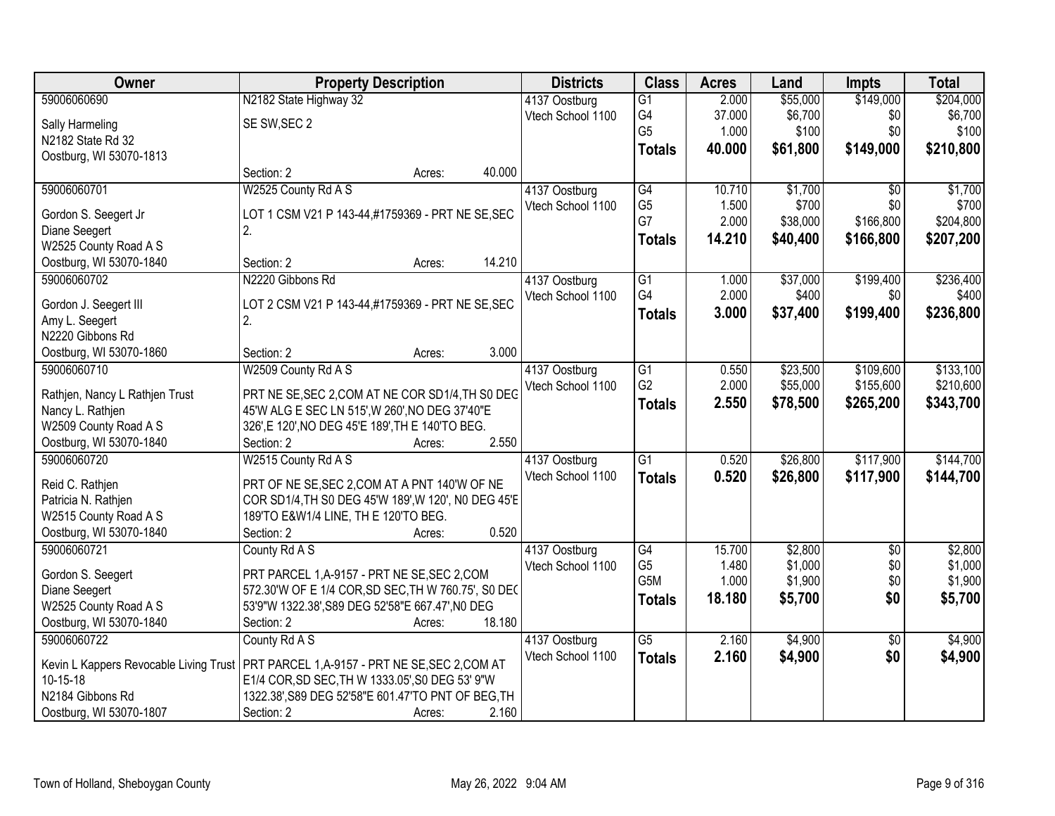| Owner | Property Description | Districts | Class | Acres | Land | Impts | Total |
|---|---|---|---|---|---|---|---|
| 59006060690<br>Sally Harmeling<br>N2182 State Rd 32<br>Oostburg, WI 53070-1813 | N2182 State Highway 32<br>SE SW,SEC 2<br>Section: 2 Acres: 40.000 | 4137 Oostburg<br>Vtech School 1100 | G1<br>G4<br>G5<br>**Totals** | 2.000<br>37.000<br>1.000<br>**40.000** | $55,000<br>$6,700<br>$100<br>**$61,800** | $149,000<br>$0<br>$0<br>**$149,000** | $204,000<br>$6,700<br>$100<br>**$210,800** |
| 59006060701<br>Gordon S. Seegert Jr<br>Diane Seegert<br>W2525 County Road A S<br>Oostburg, WI 53070-1840 | W2525 County Rd A S<br>LOT 1 CSM V21 P 143-44,#1759369 - PRT NE SE,SEC 2.<br>Section: 2 Acres: 14.210 | 4137 Oostburg<br>Vtech School 1100 | G4<br>G5<br>G7<br>**Totals** | 10.710<br>1.500<br>2.000<br>**14.210** | $1,700<br>$700<br>$38,000<br>**$40,400** | $0<br>$0<br>$166,800<br>**$166,800** | $1,700<br>$700<br>$204,800<br>**$207,200** |
| 59006060702<br>Gordon J. Seegert III<br>Amy L. Seegert<br>N2220 Gibbons Rd<br>Oostburg, WI 53070-1860 | N2220 Gibbons Rd<br>LOT 2 CSM V21 P 143-44,#1759369 - PRT NE SE,SEC 2.<br>Section: 2 Acres: 3.000 | 4137 Oostburg<br>Vtech School 1100 | G1<br>G4<br>**Totals** | 1.000<br>2.000<br>**3.000** | $37,000<br>$400<br>**$37,400** | $199,400<br>$0<br>**$199,400** | $236,400<br>$400<br>**$236,800** |
| 59006060710<br>Rathjen, Nancy L Rathjen Trust<br>Nancy L. Rathjen<br>W2509 County Road A S<br>Oostburg, WI 53070-1840 | W2509 County Rd A S<br>PRT NE SE,SEC 2,COM AT NE COR SD1/4,TH S0 DEG 45'W ALG E SEC LN 515',W 260',NO DEG 37'40"E 326',E 120',NO DEG 45'E 189',TH E 140'TO BEG.<br>Section: 2 Acres: 2.550 | 4137 Oostburg<br>Vtech School 1100 | G1<br>G2<br>**Totals** | 0.550<br>2.000<br>**2.550** | $23,500<br>$55,000<br>**$78,500** | $109,600<br>$155,600<br>**$265,200** | $133,100<br>$210,600<br>**$343,700** |
| 59006060720<br>Reid C. Rathjen<br>Patricia N. Rathjen<br>W2515 County Road A S<br>Oostburg, WI 53070-1840 | W2515 County Rd A S<br>PRT OF NE SE,SEC 2,COM AT A PNT 140'W OF NE COR SD1/4,TH S0 DEG 45'W 189',W 120', N0 DEG 45'E 189'TO E&W1/4 LINE, TH E 120'TO BEG.<br>Section: 2 Acres: 0.520 | 4137 Oostburg<br>Vtech School 1100 | G1<br>**Totals** | 0.520<br>**0.520** | $26,800<br>**$26,800** | $117,900<br>**$117,900** | $144,700<br>**$144,700** |
| 59006060721<br>Gordon S. Seegert<br>Diane Seegert<br>W2525 County Road A S<br>Oostburg, WI 53070-1840 | County Rd A S<br>PRT PARCEL 1,A-9157 - PRT NE SE,SEC 2,COM 572.30'W OF E 1/4 COR,SD SEC,TH W 760.75', S0 DEG 53'9"W 1322.38',S89 DEG 52'58"E 667.47',N0 DEG<br>Section: 2 Acres: 18.180 | 4137 Oostburg<br>Vtech School 1100 | G4<br>G5<br>G5M<br>**Totals** | 15.700<br>1.480<br>1.000<br>**18.180** | $2,800<br>$1,000<br>$1,900<br>**$5,700** | $0<br>$0<br>$0<br>**$0** | $2,800<br>$1,000<br>$1,900<br>**$5,700** |
| 59006060722<br>Kevin L Kappers Revocable Living Trust 10-15-18<br>N2184 Gibbons Rd<br>Oostburg, WI 53070-1807 | County Rd A S<br>PRT PARCEL 1,A-9157 - PRT NE SE,SEC 2,COM AT E1/4 COR,SD SEC,TH W 1333.05',S0 DEG 53' 9"W 1322.38',S89 DEG 52'58"E 601.47'TO PNT OF BEG,TH<br>Section: 2 Acres: 2.160 | 4137 Oostburg<br>Vtech School 1100 | G5<br>**Totals** | 2.160<br>**2.160** | $4,900<br>**$4,900** | $0<br>**$0** | $4,900<br>**$4,900** |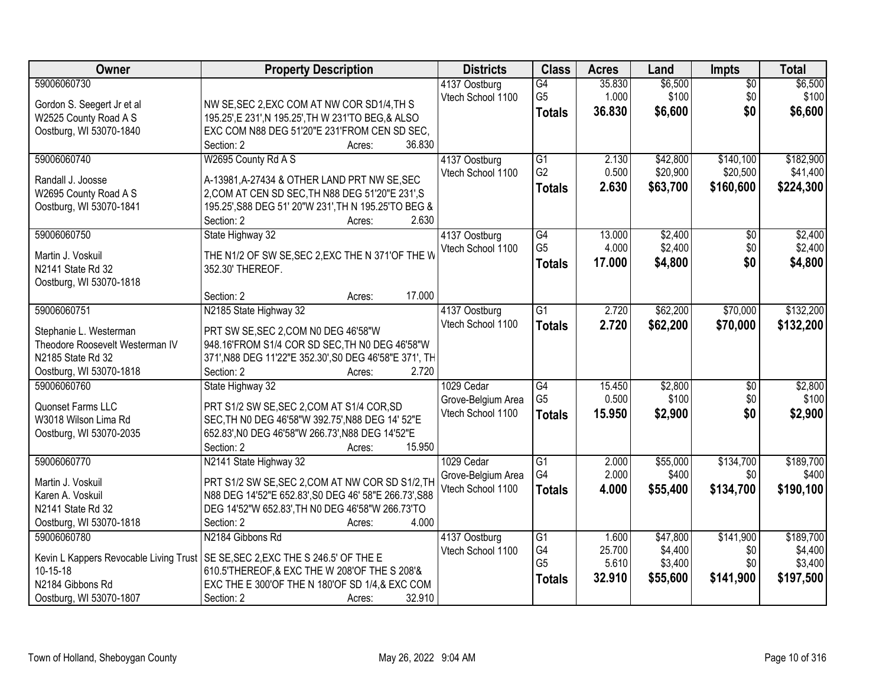| Owner | Property Description | Districts | Class | Acres | Land | Impts | Total |
|---|---|---|---|---|---|---|---|
| 59006060730<br><br>Gordon S. Seegert Jr et al<br>W2525 County Road A S<br>Oostburg, WI 53070-1840 | NW SE,SEC 2,EXC COM AT NW COR SD1/4,TH S 195.25',E 231',N 195.25',TH W 231'TO BEG,& ALSO EXC COM N88 DEG 51'20"E 231'FROM CEN SD SEC,<br>Section: 2 Acres: 36.830 | 4137 Oostburg<br>Vtech School 1100 | G4<br>G5<br>**Totals** | 35.830<br>1.000<br>**36.830** | $6,500<br>$100<br>**$6,600** | $0<br>$0<br>**$0** | $6,500<br>$100<br>**$6,600** |
| 59006060740<br><br>Randall J. Joosse<br>W2695 County Road A S<br>Oostburg, WI 53070-1841 | W2695 County Rd A S<br><br>A-13981,A-27434 & OTHER LAND PRT NW SE,SEC 2,COM AT CEN SD SEC,TH N88 DEG 51'20"E 231',S 195.25',S88 DEG 51' 20"W 231',TH N 195.25'TO BEG &<br>Section: 2 Acres: 2.630 | 4137 Oostburg<br>Vtech School 1100 | G1<br>G2<br>**Totals** | 2.130<br>0.500<br>**2.630** | $42,800<br>$20,900<br>**$63,700** | $140,100<br>$20,500<br>**$160,600** | $182,900<br>$41,400<br>**$224,300** |
| 59006060750<br><br>Martin J. Voskuil<br>N2141 State Rd 32<br>Oostburg, WI 53070-1818 | State Highway 32<br><br>THE N1/2 OF SW SE,SEC 2,EXC THE N 371'OF THE W 352.30' THEREOF.<br><br>Section: 2 Acres: 17.000 | 4137 Oostburg<br>Vtech School 1100 | G4<br>G5<br>**Totals** | 13.000<br>4.000<br>**17.000** | $2,400<br>$2,400<br>**$4,800** | $0<br>$0<br>**$0** | $2,400<br>$2,400<br>**$4,800** |
| 59006060751<br><br>Stephanie L. Westerman<br>Theodore Roosevelt Westerman IV<br>N2185 State Rd 32<br>Oostburg, WI 53070-1818 | N2185 State Highway 32<br><br>PRT SW SE,SEC 2,COM N0 DEG 46'58"W 948.16'FROM S1/4 COR SD SEC,TH N0 DEG 46'58"W 371',N88 DEG 11'22"E 352.30',S0 DEG 46'58"E 371', TH<br>Section: 2 Acres: 2.720 | 4137 Oostburg<br>Vtech School 1100 | G1<br>**Totals** | 2.720<br>**2.720** | $62,200<br>**$62,200** | $70,000<br>**$70,000** | $132,200<br>**$132,200** |
| 59006060760<br><br>Quonset Farms LLC<br>W3018 Wilson Lima Rd<br>Oostburg, WI 53070-2035 | State Highway 32<br><br>PRT S1/2 SW SE,SEC 2,COM AT S1/4 COR,SD SEC,TH N0 DEG 46'58"W 392.75',N88 DEG 14' 52"E 652.83',N0 DEG 46'58"W 266.73',N88 DEG 14'52"E<br>Section: 2 Acres: 15.950 | 1029 Cedar Grove-Belgium Area<br>Vtech School 1100 | G4<br>G5<br>**Totals** | 15.450<br>0.500<br>**15.950** | $2,800<br>$100<br>**$2,900** | $0<br>$0<br>**$0** | $2,800<br>$100<br>**$2,900** |
| 59006060770<br><br>Martin J. Voskuil<br>Karen A. Voskuil<br>N2141 State Rd 32<br>Oostburg, WI 53070-1818 | N2141 State Highway 32<br><br>PRT S1/2 SW SE,SEC 2,COM AT NW COR SD S1/2,TH N88 DEG 14'52"E 652.83',S0 DEG 46' 58"E 266.73',S88 DEG 14'52"W 652.83',TH N0 DEG 46'58"W 266.73'TO<br>Section: 2 Acres: 4.000 | 1029 Cedar Grove-Belgium Area<br>Vtech School 1100 | G1<br>G4<br>**Totals** | 2.000<br>2.000<br>**4.000** | $55,000<br>$400<br>**$55,400** | $134,700<br>$0<br>**$134,700** | $189,700<br>$400<br>**$190,100** |
| 59006060780<br><br>Kevin L Kappers Revocable Living Trust 10-15-18<br>N2184 Gibbons Rd<br>Oostburg, WI 53070-1807 | N2184 Gibbons Rd<br><br>SE SE,SEC 2,EXC THE S 246.5' OF THE E 610.5'THEREOF,& EXC THE W 208'OF THE S 208'& EXC THE E 300'OF THE N 180'OF SD 1/4,& EXC COM<br>Section: 2 Acres: 32.910 | 4137 Oostburg<br>Vtech School 1100 | G1<br>G4<br>G5<br>**Totals** | 1.600<br>25.700<br>5.610<br>**32.910** | $47,800<br>$4,400<br>$3,400<br>**$55,600** | $141,900<br>$0<br>$0<br>**$141,900** | $189,700<br>$4,400<br>$3,400<br>**$197,500** |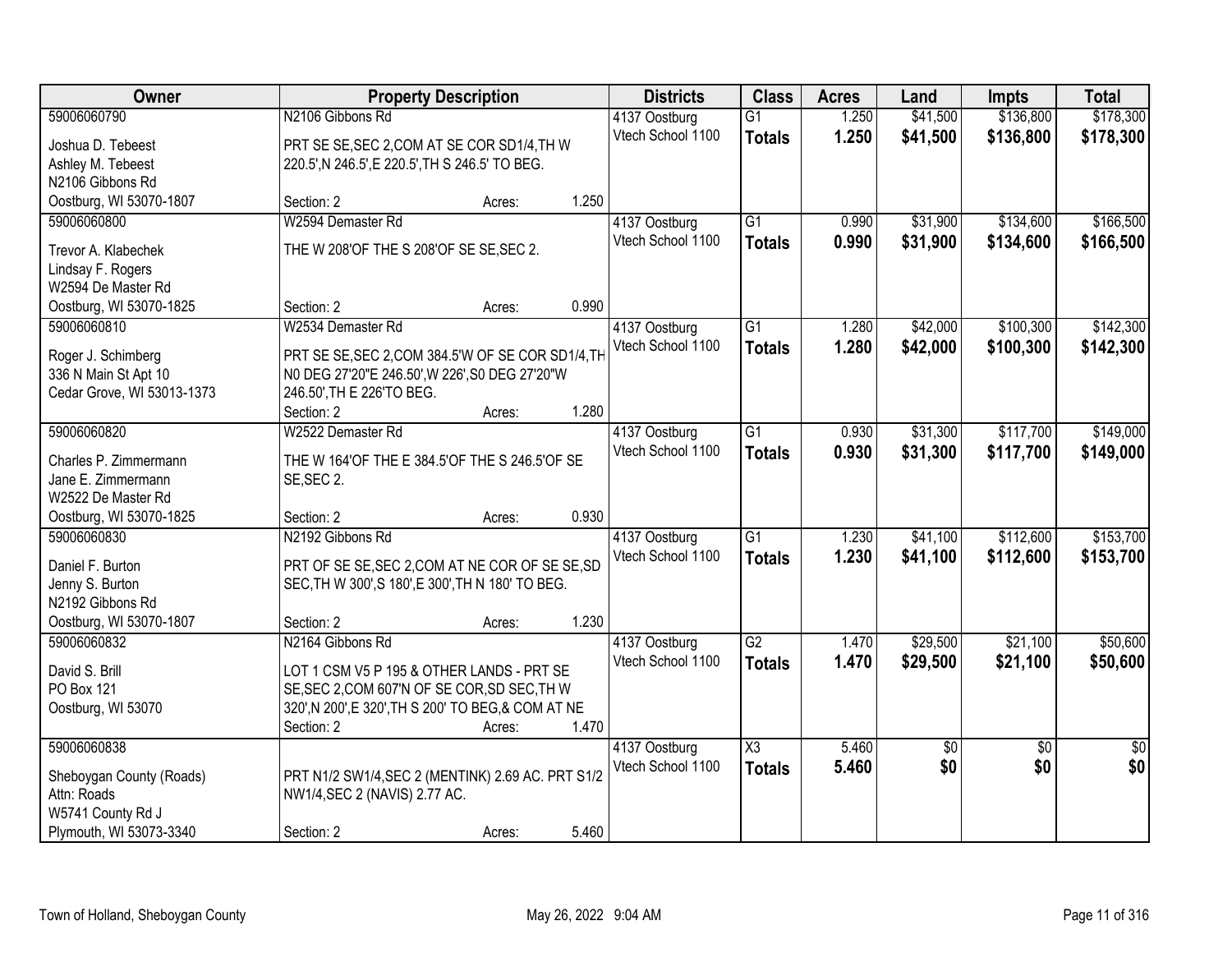| Owner | Property Description | | | Districts | Class | Acres | Land | Impts | Total |
|---|---|---|---|---|---|---|---|---|---|
| 59006060790 | N2106 Gibbons Rd | | | 4137 Oostburg | G1 | 1.250 | $41,500 | $136,800 | $178,300 |
| Joshua D. Tebeest<br>Ashley M. Tebeest<br>N2106 Gibbons Rd<br>Oostburg, WI 53070-1807 | PRT SE SE,SEC 2,COM AT SE COR SD1/4,TH W 220.5',N 246.5',E 220.5',TH S 246.5' TO BEG. | | | Vtech School 1100 | **Totals** | **1.250** | **$41,500** | **$136,800** | **$178,300** |
| | Section: 2 | Acres: | 1.250 | | | | | | |
| 59006060800 | W2594 Demaster Rd | | | 4137 Oostburg | G1 | 0.990 | $31,900 | $134,600 | $166,500 |
| Trevor A. Klabechek<br>Lindsay F. Rogers<br>W2594 De Master Rd<br>Oostburg, WI 53070-1825 | THE W 208'OF THE S 208'OF SE SE,SEC 2. | | | Vtech School 1100 | **Totals** | **0.990** | **$31,900** | **$134,600** | **$166,500** |
| | Section: 2 | Acres: | 0.990 | | | | | | |
| 59006060810 | W2534 Demaster Rd | | | 4137 Oostburg | G1 | 1.280 | $42,000 | $100,300 | $142,300 |
| Roger J. Schimberg<br>336 N Main St Apt 10<br>Cedar Grove, WI 53013-1373 | PRT SE SE,SEC 2,COM 384.5'W OF SE COR SD1/4,TH N0 DEG 27'20"E 246.50',W 226',S0 DEG 27'20"W 246.50',TH E 226'TO BEG. | | | Vtech School 1100 | **Totals** | **1.280** | **$42,000** | **$100,300** | **$142,300** |
| | Section: 2 | Acres: | 1.280 | | | | | | |
| 59006060820 | W2522 Demaster Rd | | | 4137 Oostburg | G1 | 0.930 | $31,300 | $117,700 | $149,000 |
| Charles P. Zimmermann<br>Jane E. Zimmermann<br>W2522 De Master Rd<br>Oostburg, WI 53070-1825 | THE W 164'OF THE E 384.5'OF THE S 246.5'OF SE SE,SEC 2. | | | Vtech School 1100 | **Totals** | **0.930** | **$31,300** | **$117,700** | **$149,000** |
| | Section: 2 | Acres: | 0.930 | | | | | | |
| 59006060830 | N2192 Gibbons Rd | | | 4137 Oostburg | G1 | 1.230 | $41,100 | $112,600 | $153,700 |
| Daniel F. Burton<br>Jenny S. Burton<br>N2192 Gibbons Rd<br>Oostburg, WI 53070-1807 | PRT OF SE SE,SEC 2,COM AT NE COR OF SE SE,SD SEC,TH W 300',S 180',E 300',TH N 180' TO BEG. | | | Vtech School 1100 | **Totals** | **1.230** | **$41,100** | **$112,600** | **$153,700** |
| | Section: 2 | Acres: | 1.230 | | | | | | |
| 59006060832 | N2164 Gibbons Rd | | | 4137 Oostburg | G2 | 1.470 | $29,500 | $21,100 | $50,600 |
| David S. Brill<br>PO Box 121<br>Oostburg, WI 53070 | LOT 1 CSM V5 P 195 & OTHER LANDS - PRT SE SE,SEC 2,COM 607'N OF SE COR,SD SEC,TH W 320',N 200',E 320',TH S 200' TO BEG,& COM AT NE | | | Vtech School 1100 | **Totals** | **1.470** | **$29,500** | **$21,100** | **$50,600** |
| | Section: 2 | Acres: | 1.470 | | | | | | |
| 59006060838 | | | | 4137 Oostburg | X3 | 5.460 | $0 | $0 | $0 |
| Sheboygan County (Roads)<br>Attn: Roads<br>W5741 County Rd J<br>Plymouth, WI 53073-3340 | PRT N1/2 SW1/4,SEC 2 (MENTINK) 2.69 AC. PRT S1/2 NW1/4,SEC 2 (NAVIS) 2.77 AC. | | | Vtech School 1100 | **Totals** | **5.460** | **$0** | **$0** | **$0** |
| | Section: 2 | Acres: | 5.460 | | | | | | |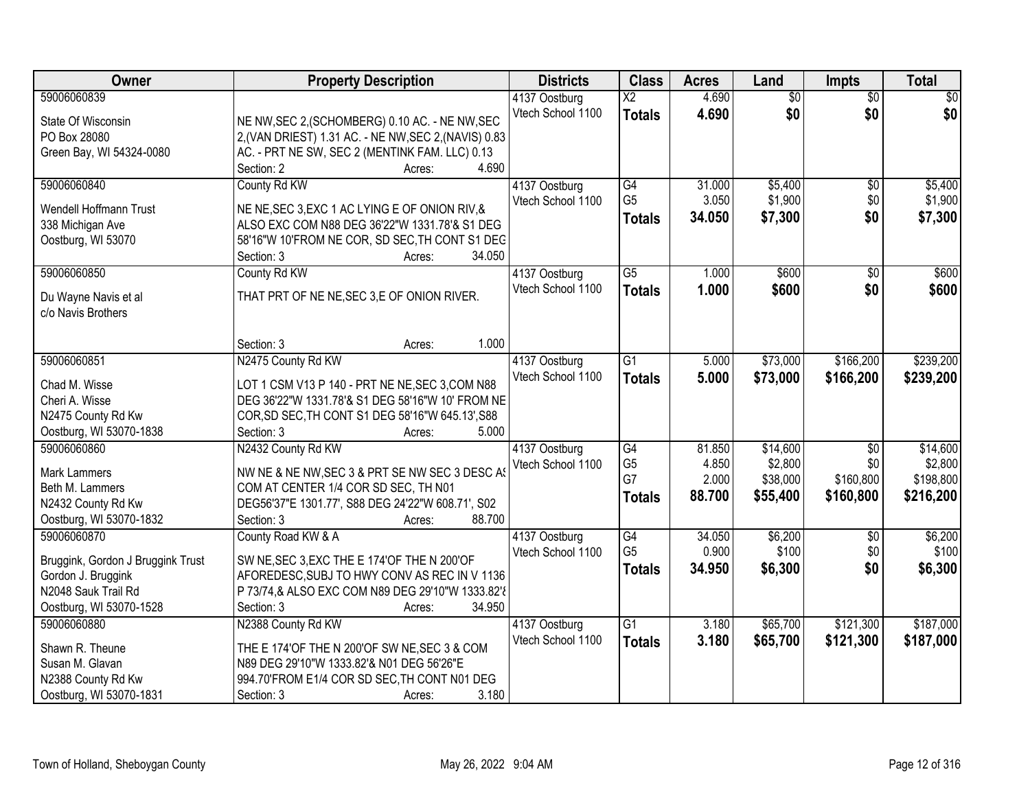| Owner | Property Description | Districts | Class | Acres | Land | Impts | Total |
|---|---|---|---|---|---|---|---|
| 59006060839<br><br>State Of Wisconsin<br>PO Box 28080<br>Green Bay, WI 54324-0080 | NE NW,SEC 2,(SCHOMBERG) 0.10 AC. - NE NW,SEC 2,(VAN DRIEST) 1.31 AC. - NE NW,SEC 2,(NAVIS) 0.83 AC. - PRT NE SW, SEC 2 (MENTINK FAM. LLC) 0.13<br>Section: 2 Acres: 4.690 | 4137 Oostburg<br>Vtech School 1100 | X2<br>**Totals** | 4.690<br>**4.690** | $0<br>**$0** | $0<br>**$0** | $0<br>**$0** |
| 59006060840<br><br>Wendell Hoffmann Trust<br>338 Michigan Ave<br>Oostburg, WI 53070 | County Rd KW<br>NE NE,SEC 3,EXC 1 AC LYING E OF ONION RIV,& ALSO EXC COM N88 DEG 36'22"W 1331.78'& S1 DEG 58'16"W 10'FROM NE COR, SD SEC,TH CONT S1 DEG<br>Section: 3 Acres: 34.050 | 4137 Oostburg<br>Vtech School 1100 | G4<br>G5<br>**Totals** | 31.000<br>3.050<br>**34.050** | $5,400<br>$1,900<br>**$7,300** | $0<br>$0<br>**$0** | $5,400<br>$1,900<br>**$7,300** |
| 59006060850<br><br>Du Wayne Navis et al<br>c/o Navis Brothers | County Rd KW<br>THAT PRT OF NE NE,SEC 3,E OF ONION RIVER.<br>Section: 3 Acres: 1.000 | 4137 Oostburg<br>Vtech School 1100 | G5<br>**Totals** | 1.000<br>**1.000** | $600<br>**$600** | $0<br>**$0** | $600<br>**$600** |
| 59006060851<br><br>Chad M. Wisse<br>Cheri A. Wisse<br>N2475 County Rd Kw<br>Oostburg, WI 53070-1838 | N2475 County Rd KW<br>LOT 1 CSM V13 P 140 - PRT NE NE,SEC 3,COM N88 DEG 36'22"W 1331.78'& S1 DEG 58'16"W 10' FROM NE COR,SD SEC,TH CONT S1 DEG 58'16"W 645.13',S88<br>Section: 3 Acres: 5.000 | 4137 Oostburg<br>Vtech School 1100 | G1<br>**Totals** | 5.000<br>**5.000** | $73,000<br>**$73,000** | $166,200<br>**$166,200** | $239,200<br>**$239,200** |
| 59006060860<br><br>Mark Lammers<br>Beth M. Lammers<br>N2432 County Rd Kw<br>Oostburg, WI 53070-1832 | N2432 County Rd KW<br>NW NE & NE NW,SEC 3 & PRT SE NW SEC 3 DESC AS COM AT CENTER 1/4 COR SD SEC, TH N01 DEG56'37"E 1301.77', S88 DEG 24'22"W 608.71', S02<br>Section: 3 Acres: 88.700 | 4137 Oostburg<br>Vtech School 1100 | G4<br>G5<br>G7<br>**Totals** | 81.850<br>4.850<br>2.000<br>**88.700** | $14,600<br>$2,800<br>$38,000<br>**$55,400** | $0<br>$0<br>$160,800<br>**$160,800** | $14,600<br>$2,800<br>$198,800<br>**$216,200** |
| 59006060870<br><br>Bruggink, Gordon J Bruggink Trust<br>Gordon J. Bruggink<br>N2048 Sauk Trail Rd<br>Oostburg, WI 53070-1528 | County Road KW & A<br>SW NE,SEC 3,EXC THE E 174'OF THE N 200'OF AFOREDESC,SUBJ TO HWY CONV AS REC IN V 1136 P 73/74,& ALSO EXC COM N89 DEG 29'10"W 1333.82'&<br>Section: 3 Acres: 34.950 | 4137 Oostburg<br>Vtech School 1100 | G4<br>G5<br>**Totals** | 34.050<br>0.900<br>**34.950** | $6,200<br>$100<br>**$6,300** | $0<br>$0<br>**$0** | $6,200<br>$100<br>**$6,300** |
| 59006060880<br><br>Shawn R. Theune<br>Susan M. Glavan<br>N2388 County Rd Kw<br>Oostburg, WI 53070-1831 | N2388 County Rd KW<br>THE E 174'OF THE N 200'OF SW NE,SEC 3 & COM N89 DEG 29'10"W 1333.82'& N01 DEG 56'26"E 994.70'FROM E1/4 COR SD SEC,TH CONT N01 DEG<br>Section: 3 Acres: 3.180 | 4137 Oostburg<br>Vtech School 1100 | G1<br>**Totals** | 3.180<br>**3.180** | $65,700<br>**$65,700** | $121,300<br>**$121,300** | $187,000<br>**$187,000** |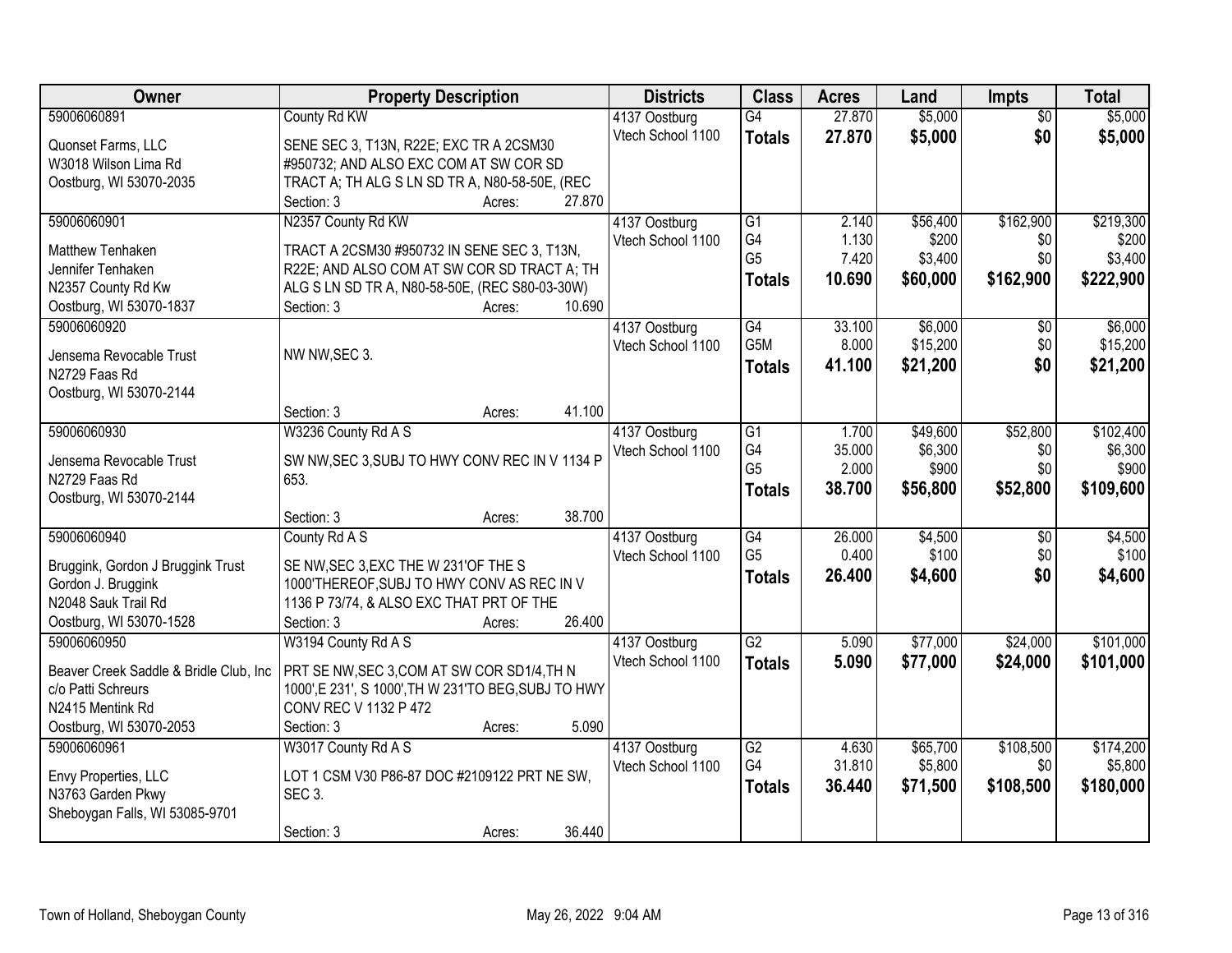| Owner | Property Description | Districts | Class | Acres | Land | Impts | Total |
|---|---|---|---|---|---|---|---|
| 59006060891<br>Quonset Farms, LLC<br>W3018 Wilson Lima Rd<br>Oostburg, WI 53070-2035 | County Rd KW<br>SENE SEC 3, T13N, R22E; EXC TR A 2CSM30 #950732; AND ALSO EXC COM AT SW COR SD TRACT A; TH ALG S LN SD TR A, N80-58-50E, (REC<br>Section: 3 Acres: 27.870 | 4137 Oostburg<br>Vtech School 1100 | G4<br>**Totals** | 27.870<br>**27.870** | $5,000<br>**$5,000** | $0<br>**$0** | $5,000<br>**$5,000** |
| 59006060901<br>Matthew Tenhaken<br>Jennifer Tenhaken<br>N2357 County Rd Kw<br>Oostburg, WI 53070-1837 | N2357 County Rd KW<br>TRACT A 2CSM30 #950732 IN SENE SEC 3, T13N, R22E; AND ALSO COM AT SW COR SD TRACT A; TH ALG S LN SD TR A, N80-58-50E, (REC S80-03-30W)<br>Section: 3 Acres: 10.690 | 4137 Oostburg<br>Vtech School 1100 | G1<br>G4<br>G5<br>**Totals** | 2.140<br>1.130<br>7.420<br>**10.690** | $56,400<br>$200<br>$3,400<br>**$60,000** | $162,900<br>$0<br>$0<br>**$162,900** | $219,300<br>$200<br>$3,400<br>**$222,900** |
| 59006060920<br>Jensema Revocable Trust<br>N2729 Faas Rd<br>Oostburg, WI 53070-2144 | NW NW,SEC 3.<br>Section: 3 Acres: 41.100 | 4137 Oostburg<br>Vtech School 1100 | G4<br>G5M<br>**Totals** | 33.100<br>8.000<br>**41.100** | $6,000<br>$15,200<br>**$21,200** | $0<br>$0<br>**$0** | $6,000<br>$15,200<br>**$21,200** |
| 59006060930<br>Jensema Revocable Trust<br>N2729 Faas Rd<br>Oostburg, WI 53070-2144 | W3236 County Rd A S<br>SW NW,SEC 3,SUBJ TO HWY CONV REC IN V 1134 P 653.<br>Section: 3 Acres: 38.700 | 4137 Oostburg<br>Vtech School 1100 | G1<br>G4<br>G5<br>**Totals** | 1.700<br>35.000<br>2.000<br>**38.700** | $49,600<br>$6,300<br>$900<br>**$56,800** | $52,800<br>$0<br>$0<br>**$52,800** | $102,400<br>$6,300<br>$900<br>**$109,600** |
| 59006060940<br>Bruggink, Gordon J Bruggink Trust<br>Gordon J. Bruggink<br>N2048 Sauk Trail Rd<br>Oostburg, WI 53070-1528 | County Rd A S<br>SE NW,SEC 3,EXC THE W 231'OF THE S 1000'THEREOF,SUBJ TO HWY CONV AS REC IN V 1136 P 73/74, & ALSO EXC THAT PRT OF THE<br>Section: 3 Acres: 26.400 | 4137 Oostburg<br>Vtech School 1100 | G4<br>G5<br>**Totals** | 26.000<br>0.400<br>**26.400** | $4,500<br>$100<br>**$4,600** | $0<br>$0<br>**$0** | $4,500<br>$100<br>**$4,600** |
| 59006060950<br>Beaver Creek Saddle & Bridle Club, Inc<br>c/o Patti Schreurs<br>N2415 Mentink Rd<br>Oostburg, WI 53070-2053 | W3194 County Rd A S<br>PRT SE NW,SEC 3,COM AT SW COR SD1/4,TH N 1000',E 231', S 1000',TH W 231'TO BEG,SUBJ TO HWY CONV REC V 1132 P 472<br>Section: 3 Acres: 5.090 | 4137 Oostburg<br>Vtech School 1100 | G2<br>**Totals** | 5.090<br>**5.090** | $77,000<br>**$77,000** | $24,000<br>**$24,000** | $101,000<br>**$101,000** |
| 59006060961<br>Envy Properties, LLC<br>N3763 Garden Pkwy<br>Sheboygan Falls, WI 53085-9701 | W3017 County Rd A S<br>LOT 1 CSM V30 P86-87 DOC #2109122 PRT NE SW, SEC 3.<br>Section: 3 Acres: 36.440 | 4137 Oostburg<br>Vtech School 1100 | G2<br>G4<br>**Totals** | 4.630<br>31.810<br>**36.440** | $65,700<br>$5,800<br>**$71,500** | $108,500<br>$0<br>**$108,500** | $174,200<br>$5,800<br>**$180,000** |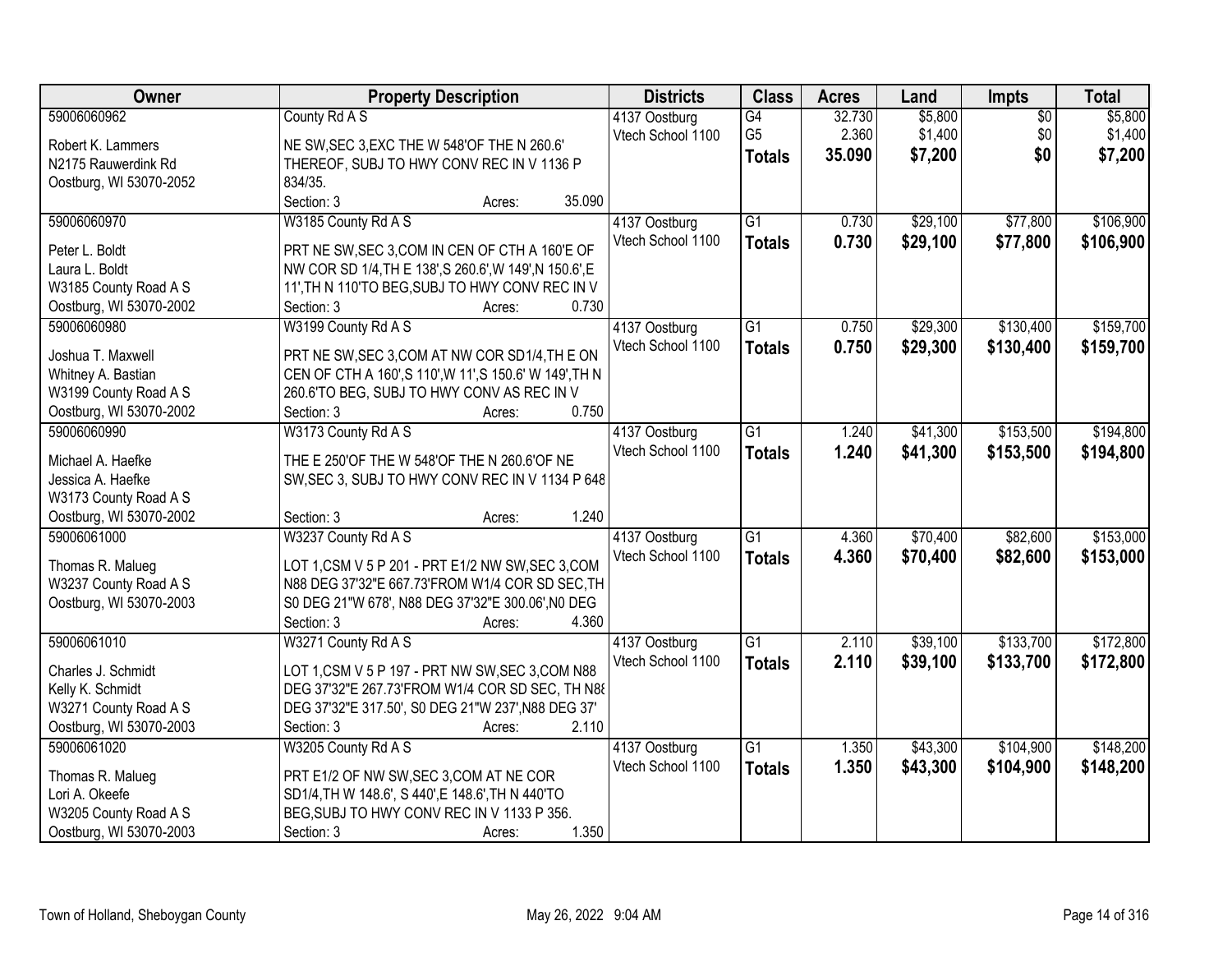| Owner | Property Description | Districts | Class | Acres | Land | Impts | Total |
|---|---|---|---|---|---|---|---|
| 59006060962<br>Robert K. Lammers<br>N2175 Rauwerdink Rd<br>Oostburg, WI 53070-2052 | County Rd A S<br>NE SW,SEC 3,EXC THE W 548'OF THE N 260.6' THEREOF, SUBJ TO HWY CONV REC IN V 1136 P 834/35.<br>Section: 3 Acres: 35.090 | 4137 Oostburg<br>Vtech School 1100 | G4<br>G5<br>**Totals** | 32.730<br>2.360<br>**35.090** | $5,800<br>$1,400<br>**$7,200** | $0<br>$0<br>**$0** | $5,800<br>$1,400<br>**$7,200** |
| 59006060970<br>Peter L. Boldt<br>Laura L. Boldt<br>W3185 County Road A S<br>Oostburg, WI 53070-2002 | W3185 County Rd A S<br>PRT NE SW,SEC 3,COM IN CEN OF CTH A 160'E OF NW COR SD 1/4,TH E 138',S 260.6',W 149',N 150.6',E 11',TH N 110'TO BEG,SUBJ TO HWY CONV REC IN V<br>Section: 3 Acres: 0.730 | 4137 Oostburg<br>Vtech School 1100 | G1<br>**Totals** | 0.730<br>**0.730** | $29,100<br>**$29,100** | $77,800<br>**$77,800** | $106,900<br>**$106,900** |
| 59006060980<br>Joshua T. Maxwell<br>Whitney A. Bastian<br>W3199 County Road A S<br>Oostburg, WI 53070-2002 | W3199 County Rd A S<br>PRT NE SW,SEC 3,COM AT NW COR SD1/4,TH E ON CEN OF CTH A 160',S 110',W 11',S 150.6' W 149',TH N 260.6'TO BEG, SUBJ TO HWY CONV AS REC IN V<br>Section: 3 Acres: 0.750 | 4137 Oostburg<br>Vtech School 1100 | G1<br>**Totals** | 0.750<br>**0.750** | $29,300<br>**$29,300** | $130,400<br>**$130,400** | $159,700<br>**$159,700** |
| 59006060990<br>Michael A. Haefke<br>Jessica A. Haefke<br>W3173 County Road A S<br>Oostburg, WI 53070-2002 | W3173 County Rd A S<br>THE E 250'OF THE W 548'OF THE N 260.6'OF NE SW,SEC 3, SUBJ TO HWY CONV REC IN V 1134 P 648<br>Section: 3 Acres: 1.240 | 4137 Oostburg<br>Vtech School 1100 | G1<br>**Totals** | 1.240<br>**1.240** | $41,300<br>**$41,300** | $153,500<br>**$153,500** | $194,800<br>**$194,800** |
| 59006061000<br>Thomas R. Malueg<br>W3237 County Road A S<br>Oostburg, WI 53070-2003 | W3237 County Rd A S<br>LOT 1,CSM V 5 P 201 - PRT E1/2 NW SW,SEC 3,COM N88 DEG 37'32"E 667.73'FROM W1/4 COR SD SEC,TH S0 DEG 21"W 678', N88 DEG 37'32"E 300.06',N0 DEG<br>Section: 3 Acres: 4.360 | 4137 Oostburg<br>Vtech School 1100 | G1<br>**Totals** | 4.360<br>**4.360** | $70,400<br>**$70,400** | $82,600<br>**$82,600** | $153,000<br>**$153,000** |
| 59006061010<br>Charles J. Schmidt<br>Kelly K. Schmidt<br>W3271 County Road A S<br>Oostburg, WI 53070-2003 | W3271 County Rd A S<br>LOT 1,CSM V 5 P 197 - PRT NW SW,SEC 3,COM N88 DEG 37'32"E 267.73'FROM W1/4 COR SD SEC, TH N88 DEG 37'32"E 317.50', S0 DEG 21"W 237',N88 DEG 37'<br>Section: 3 Acres: 2.110 | 4137 Oostburg<br>Vtech School 1100 | G1<br>**Totals** | 2.110<br>**2.110** | $39,100<br>**$39,100** | $133,700<br>**$133,700** | $172,800<br>**$172,800** |
| 59006061020<br>Thomas R. Malueg<br>Lori A. Okeefe<br>W3205 County Road A S<br>Oostburg, WI 53070-2003 | W3205 County Rd A S<br>PRT E1/2 OF NW SW,SEC 3,COM AT NE COR SD1/4,TH W 148.6', S 440',E 148.6',TH N 440'TO BEG,SUBJ TO HWY CONV REC IN V 1133 P 356.<br>Section: 3 Acres: 1.350 | 4137 Oostburg<br>Vtech School 1100 | G1<br>**Totals** | 1.350<br>**1.350** | $43,300<br>**$43,300** | $104,900<br>**$104,900** | $148,200<br>**$148,200** |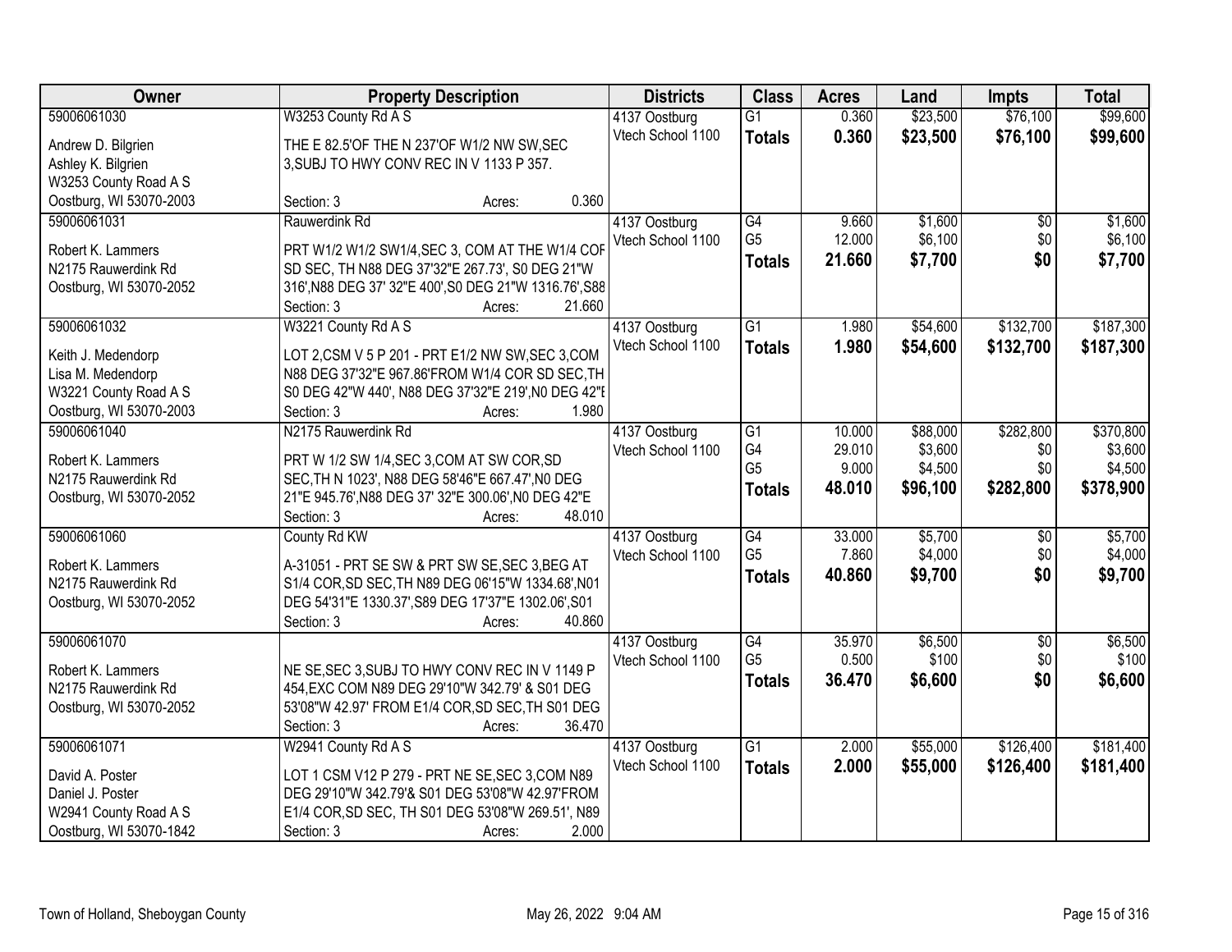| Owner | Property Description | Districts | Class | Acres | Land | Impts | Total |
|---|---|---|---|---|---|---|---|
| 59006061030<br>Andrew D. Bilgrien<br>Ashley K. Bilgrien<br>W3253 County Road A S<br>Oostburg, WI 53070-2003 | W3253 County Rd A S<br>THE E 82.5'OF THE N 237'OF W1/2 NW SW,SEC 3,SUBJ TO HWY CONV REC IN V 1133 P 357.<br>Section: 3 Acres: 0.360 | 4137 Oostburg<br>Vtech School 1100 | G1<br>**Totals** | 0.360<br>**0.360** | $23,500<br>**$23,500** | $76,100<br>**$76,100** | $99,600<br>**$99,600** |
| 59006061031<br>Robert K. Lammers<br>N2175 Rauwerdink Rd<br>Oostburg, WI 53070-2052 | Rauwerdink Rd<br>PRT W1/2 W1/2 SW1/4,SEC 3, COM AT THE W1/4 COR SD SEC, TH N88 DEG 37'32"E 267.73', S0 DEG 21"W 316',N88 DEG 37' 32"E 400',S0 DEG 21"W 1316.76',S88<br>Section: 3 Acres: 21.660 | 4137 Oostburg<br>Vtech School 1100 | G4<br>G5<br>**Totals** | 9.660<br>12.000<br>**21.660** | $1,600<br>$6,100<br>**$7,700** | $0<br>$0<br>**$0** | $1,600<br>$6,100<br>**$7,700** |
| 59006061032<br>Keith J. Medendorp<br>Lisa M. Medendorp<br>W3221 County Road A S<br>Oostburg, WI 53070-2003 | W3221 County Rd A S<br>LOT 2,CSM V 5 P 201 - PRT E1/2 NW SW,SEC 3,COM N88 DEG 37'32"E 967.86'FROM W1/4 COR SD SEC,TH S0 DEG 42"W 440', N88 DEG 37'32"E 219',N0 DEG 42"E<br>Section: 3 Acres: 1.980 | 4137 Oostburg<br>Vtech School 1100 | G1<br>**Totals** | 1.980<br>**1.980** | $54,600<br>**$54,600** | $132,700<br>**$132,700** | $187,300<br>**$187,300** |
| 59006061040<br>Robert K. Lammers<br>N2175 Rauwerdink Rd<br>Oostburg, WI 53070-2052 | N2175 Rauwerdink Rd<br>PRT W 1/2 SW 1/4,SEC 3,COM AT SW COR,SD SEC,TH N 1023', N88 DEG 58'46"E 667.47',N0 DEG 21"E 945.76',N88 DEG 37' 32"E 300.06',N0 DEG 42"E<br>Section: 3 Acres: 48.010 | 4137 Oostburg<br>Vtech School 1100 | G1<br>G4<br>G5<br>**Totals** | 10.000<br>29.010<br>9.000<br>**48.010** | $88,000<br>$3,600<br>$4,500<br>**$96,100** | $282,800<br>$0<br>$0<br>**$282,800** | $370,800<br>$3,600<br>$4,500<br>**$378,900** |
| 59006061060<br>Robert K. Lammers<br>N2175 Rauwerdink Rd<br>Oostburg, WI 53070-2052 | County Rd KW<br>A-31051 - PRT SE SW & PRT SW SE,SEC 3,BEG AT S1/4 COR,SD SEC,TH N89 DEG 06'15"W 1334.68',N01 DEG 54'31"E 1330.37',S89 DEG 17'37"E 1302.06',S01<br>Section: 3 Acres: 40.860 | 4137 Oostburg<br>Vtech School 1100 | G4<br>G5<br>**Totals** | 33.000<br>7.860<br>**40.860** | $5,700<br>$4,000<br>**$9,700** | $0<br>$0<br>**$0** | $5,700<br>$4,000<br>**$9,700** |
| 59006061070<br>Robert K. Lammers<br>N2175 Rauwerdink Rd<br>Oostburg, WI 53070-2052 | NE SE,SEC 3,SUBJ TO HWY CONV REC IN V 1149 P 454,EXC COM N89 DEG 29'10"W 342.79' & S01 DEG 53'08"W 42.97' FROM E1/4 COR,SD SEC,TH S01 DEG<br>Section: 3 Acres: 36.470 | 4137 Oostburg<br>Vtech School 1100 | G4<br>G5<br>**Totals** | 35.970<br>0.500<br>**36.470** | $6,500<br>$100<br>**$6,600** | $0<br>$0<br>**$0** | $6,500<br>$100<br>**$6,600** |
| 59006061071<br>David A. Poster<br>Daniel J. Poster<br>W2941 County Road A S<br>Oostburg, WI 53070-1842 | W2941 County Rd A S<br>LOT 1 CSM V12 P 279 - PRT NE SE,SEC 3,COM N89 DEG 29'10"W 342.79'& S01 DEG 53'08"W 42.97'FROM E1/4 COR,SD SEC, TH S01 DEG 53'08"W 269.51', N89<br>Section: 3 Acres: 2.000 | 4137 Oostburg<br>Vtech School 1100 | G1<br>**Totals** | 2.000<br>**2.000** | $55,000<br>**$55,000** | $126,400<br>**$126,400** | $181,400<br>**$181,400** |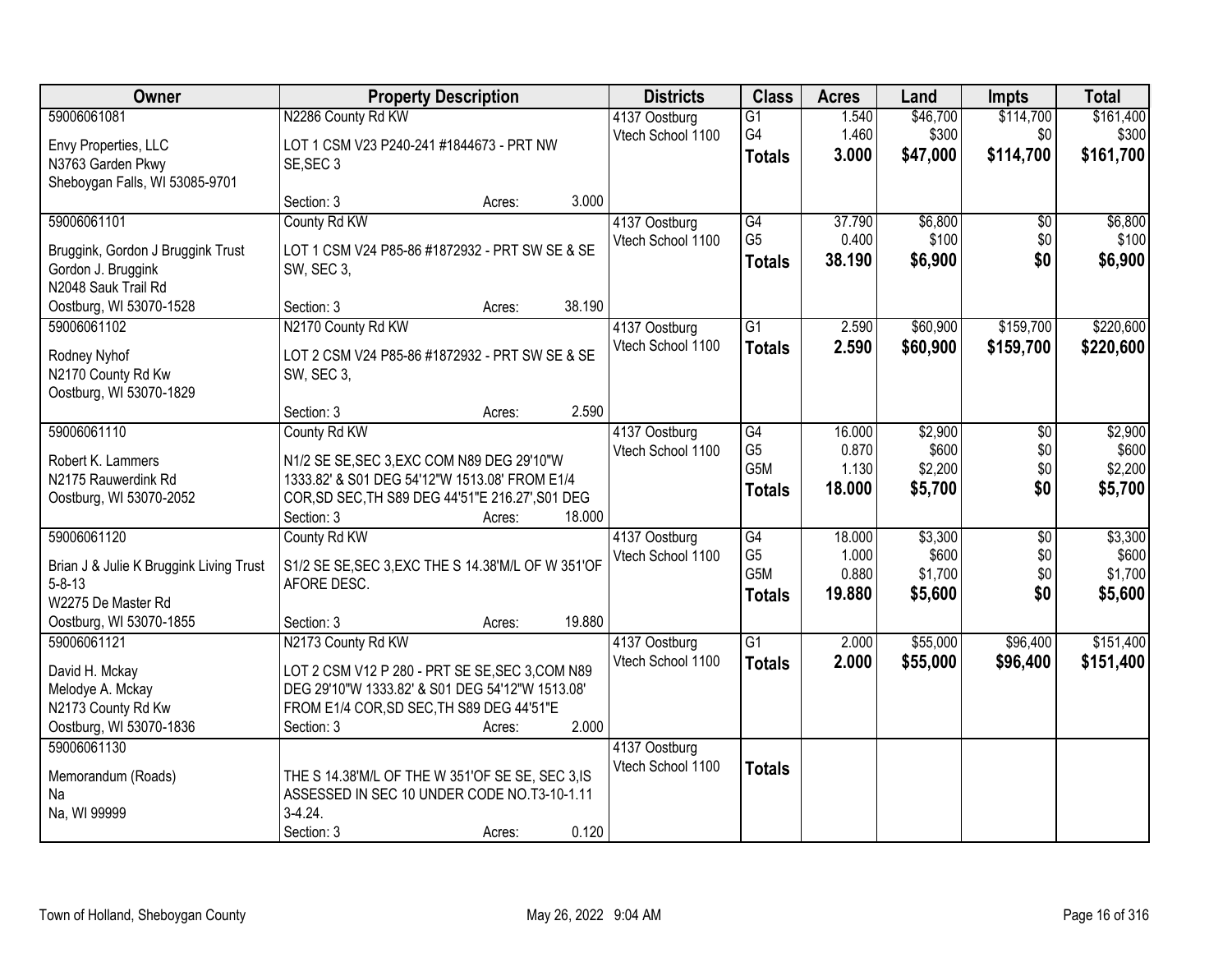| Owner | Property Description | Districts | Class | Acres | Land | Impts | Total |
|---|---|---|---|---|---|---|---|
| 59006061081<br>Envy Properties, LLC<br>N3763 Garden Pkwy<br>Sheboygan Falls, WI 53085-9701 | N2286 County Rd KW<br>LOT 1 CSM V23 P240-241 #1844673 - PRT NW SE,SEC 3<br>Section: 3 Acres: 3.000 | 4137 Oostburg<br>Vtech School 1100 | G1<br>G4<br>**Totals** | 1.540<br>1.460<br>**3.000** | $46,700<br>$300<br>**$47,000** | $114,700<br>$0<br>**$114,700** | $161,400<br>$300<br>**$161,700** |
| 59006061101<br>Bruggink, Gordon J Bruggink Trust<br>Gordon J. Bruggink<br>N2048 Sauk Trail Rd<br>Oostburg, WI 53070-1528 | County Rd KW<br>LOT 1 CSM V24 P85-86 #1872932 - PRT SW SE & SE SW, SEC 3,<br>Section: 3 Acres: 38.190 | 4137 Oostburg<br>Vtech School 1100 | G4<br>G5<br>**Totals** | 37.790<br>0.400<br>**38.190** | $6,800<br>$100<br>**$6,900** | $0<br>$0<br>**$0** | $6,800<br>$100<br>**$6,900** |
| 59006061102<br>Rodney Nyhof<br>N2170 County Rd Kw<br>Oostburg, WI 53070-1829 | N2170 County Rd KW<br>LOT 2 CSM V24 P85-86 #1872932 - PRT SW SE & SE SW, SEC 3,<br>Section: 3 Acres: 2.590 | 4137 Oostburg<br>Vtech School 1100 | G1<br>**Totals** | 2.590<br>**2.590** | $60,900<br>**$60,900** | $159,700<br>**$159,700** | $220,600<br>**$220,600** |
| 59006061110<br>Robert K. Lammers<br>N2175 Rauwerdink Rd<br>Oostburg, WI 53070-2052 | County Rd KW<br>N1/2 SE SE,SEC 3,EXC COM N89 DEG 29'10"W 1333.82' & S01 DEG 54'12"W 1513.08' FROM E1/4 COR,SD SEC,TH S89 DEG 44'51"E 216.27',S01 DEG<br>Section: 3 Acres: 18.000 | 4137 Oostburg<br>Vtech School 1100 | G4<br>G5<br>G5M<br>**Totals** | 16.000<br>0.870<br>1.130<br>**18.000** | $2,900<br>$600<br>$2,200<br>**$5,700** | $0<br>$0<br>$0<br>**$0** | $2,900<br>$600<br>$2,200<br>**$5,700** |
| 59006061120<br>Brian J & Julie K Bruggink Living Trust 5-8-13<br>W2275 De Master Rd<br>Oostburg, WI 53070-1855 | County Rd KW<br>S1/2 SE SE,SEC 3,EXC THE S 14.38'M/L OF W 351'OF AFORE DESC.<br>Section: 3 Acres: 19.880 | 4137 Oostburg<br>Vtech School 1100 | G4<br>G5<br>G5M<br>**Totals** | 18.000<br>1.000<br>0.880<br>**19.880** | $3,300<br>$600<br>$1,700<br>**$5,600** | $0<br>$0<br>$0<br>**$0** | $3,300<br>$600<br>$1,700<br>**$5,600** |
| 59006061121<br>David H. Mckay<br>Melodye A. Mckay<br>N2173 County Rd Kw<br>Oostburg, WI 53070-1836 | N2173 County Rd KW<br>LOT 2 CSM V12 P 280 - PRT SE SE,SEC 3,COM N89 DEG 29'10"W 1333.82' & S01 DEG 54'12"W 1513.08' FROM E1/4 COR,SD SEC,TH S89 DEG 44'51"E<br>Section: 3 Acres: 2.000 | 4137 Oostburg<br>Vtech School 1100 | G1<br>**Totals** | 2.000<br>**2.000** | $55,000<br>**$55,000** | $96,400<br>**$96,400** | $151,400<br>**$151,400** |
| 59006061130<br>Memorandum (Roads)<br>Na<br>Na, WI 99999 | THE S 14.38'M/L OF THE W 351'OF SE SE, SEC 3,IS ASSESSED IN SEC 10 UNDER CODE NO.T3-10-1.11 3-4.24.<br>Section: 3 Acres: 0.120 | 4137 Oostburg<br>Vtech School 1100 | **Totals** | | | | |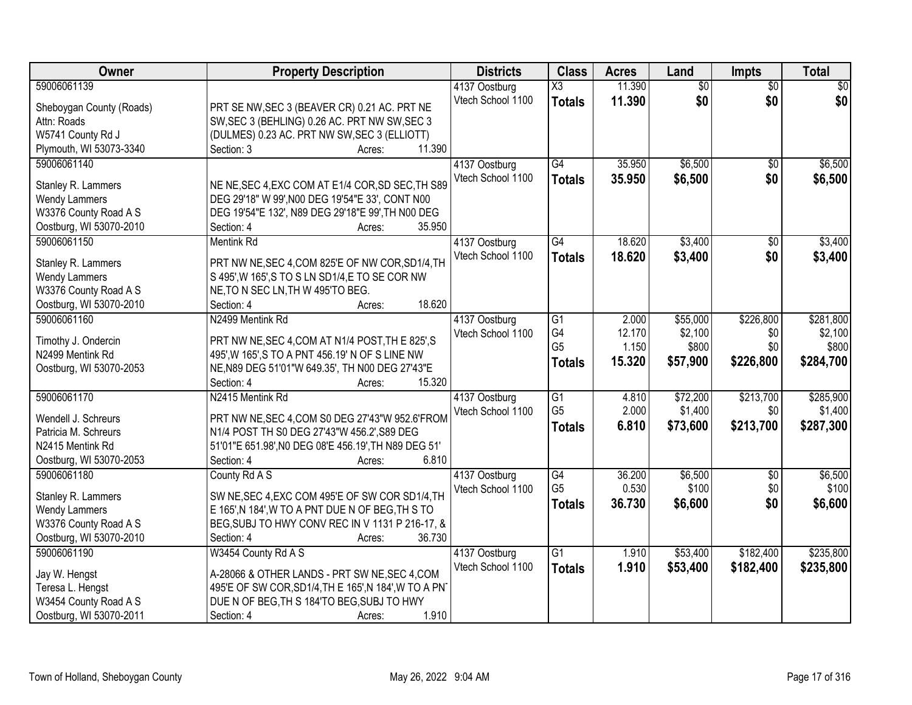| Owner | Property Description | Districts | Class | Acres | Land | Impts | Total |
|---|---|---|---|---|---|---|---|
| 59006061139<br>Sheboygan County (Roads)<br>Attn: Roads<br>W5741 County Rd J<br>Plymouth, WI 53073-3340 | PRT SE NW,SEC 3 (BEAVER CR) 0.21 AC. PRT NE SW,SEC 3 (BEHLING) 0.26 AC. PRT NW SW,SEC 3 (DULMES) 0.23 AC. PRT NW SW,SEC 3 (ELLIOTT)<br>Section: 3 Acres: 11.390 | 4137 Oostburg<br>Vtech School 1100 | X3<br>**Totals** | 11.390<br>**11.390** | $0<br>**$0** | $0<br>**$0** | $0<br>**$0** |
| 59006061140<br>Stanley R. Lammers<br>Wendy Lammers<br>W3376 County Road A S<br>Oostburg, WI 53070-2010 | NE NE,SEC 4,EXC COM AT E1/4 COR,SD SEC,TH S89 DEG 29'18" W 99',N00 DEG 19'54"E 33', CONT N00 DEG 19'54"E 132', N89 DEG 29'18"E 99',TH N00 DEG<br>Section: 4 Acres: 35.950 | 4137 Oostburg<br>Vtech School 1100 | G4<br>**Totals** | 35.950<br>**35.950** | $6,500<br>**$6,500** | $0<br>**$0** | $6,500<br>**$6,500** |
| 59006061150<br>Stanley R. Lammers<br>Wendy Lammers<br>W3376 County Road A S<br>Oostburg, WI 53070-2010 | Mentink Rd<br>PRT NW NE,SEC 4,COM 825'E OF NW COR,SD1/4,TH S 495',W 165',S TO S LN SD1/4,E TO SE COR NW NE,TO N SEC LN,TH W 495'TO BEG.<br>Section: 4 Acres: 18.620 | 4137 Oostburg<br>Vtech School 1100 | G4<br>**Totals** | 18.620<br>**18.620** | $3,400<br>**$3,400** | $0<br>**$0** | $3,400<br>**$3,400** |
| 59006061160<br>Timothy J. Ondercin<br>N2499 Mentink Rd<br>Oostburg, WI 53070-2053 | N2499 Mentink Rd<br>PRT NW NE,SEC 4,COM AT N1/4 POST,TH E 825',S 495',W 165',S TO A PNT 456.19' N OF S LINE NW NE,N89 DEG 51'01"W 649.35', TH N00 DEG 27'43"E<br>Section: 4 Acres: 15.320 | 4137 Oostburg<br>Vtech School 1100 | G1<br>G4<br>G5<br>**Totals** | 2.000<br>12.170<br>1.150<br>**15.320** | $55,000<br>$2,100<br>$800<br>**$57,900** | $226,800<br>$0<br>$0<br>**$226,800** | $281,800<br>$2,100<br>$800<br>**$284,700** |
| 59006061170<br>Wendell J. Schreurs<br>Patricia M. Schreurs<br>N2415 Mentink Rd<br>Oostburg, WI 53070-2053 | N2415 Mentink Rd<br>PRT NW NE,SEC 4,COM S0 DEG 27'43"W 952.6'FROM N1/4 POST TH S0 DEG 27'43"W 456.2',S89 DEG 51'01"E 651.98',N0 DEG 08'E 456.19',TH N89 DEG 51'<br>Section: 4 Acres: 6.810 | 4137 Oostburg<br>Vtech School 1100 | G1<br>G5<br>**Totals** | 4.810<br>2.000<br>**6.810** | $72,200<br>$1,400<br>**$73,600** | $213,700<br>$0<br>**$213,700** | $285,900<br>$1,400<br>**$287,300** |
| 59006061180<br>Stanley R. Lammers<br>Wendy Lammers<br>W3376 County Road A S<br>Oostburg, WI 53070-2010 | County Rd A S<br>SW NE,SEC 4,EXC COM 495'E OF SW COR SD1/4,TH E 165',N 184',W TO A PNT DUE N OF BEG,TH S TO BEG,SUBJ TO HWY CONV REC IN V 1131 P 216-17, &<br>Section: 4 Acres: 36.730 | 4137 Oostburg<br>Vtech School 1100 | G4<br>G5<br>**Totals** | 36.200<br>0.530<br>**36.730** | $6,500<br>$100<br>**$6,600** | $0<br>$0<br>**$0** | $6,500<br>$100<br>**$6,600** |
| 59006061190<br>Jay W. Hengst<br>Teresa L. Hengst<br>W3454 County Road A S<br>Oostburg, WI 53070-2011 | W3454 County Rd A S<br>A-28066 & OTHER LANDS - PRT SW NE,SEC 4,COM 495'E OF SW COR,SD1/4,TH E 165',N 184',W TO A PNT DUE N OF BEG,TH S 184'TO BEG,SUBJ TO HWY<br>Section: 4 Acres: 1.910 | 4137 Oostburg<br>Vtech School 1100 | G1<br>**Totals** | 1.910<br>**1.910** | $53,400<br>**$53,400** | $182,400<br>**$182,400** | $235,800<br>**$235,800** |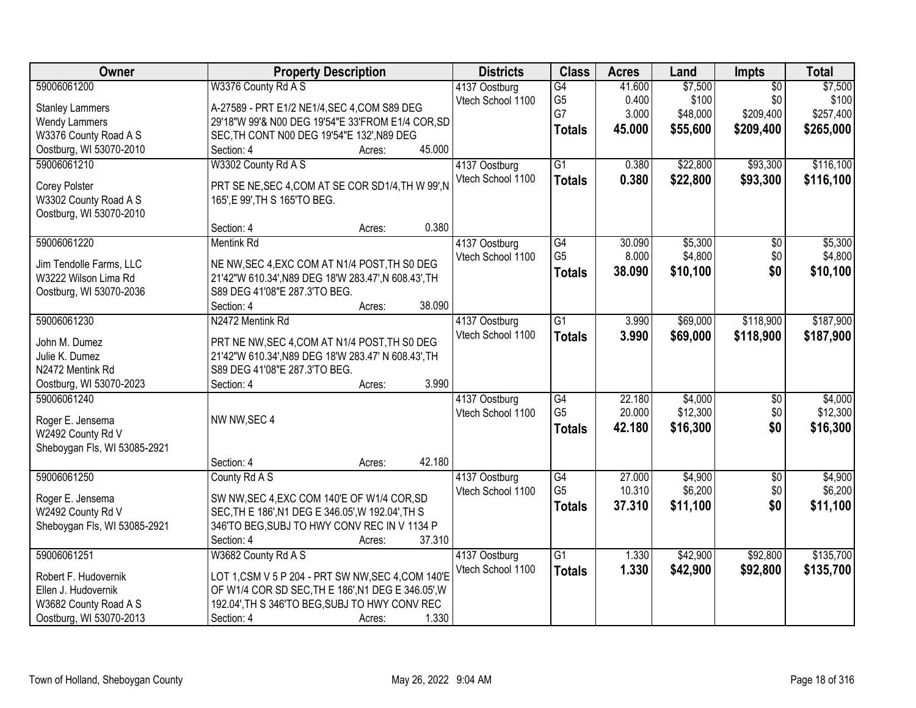| Owner | Property Description | Districts | Class | Acres | Land | Impts | Total |
|---|---|---|---|---|---|---|---|
| 59006061200<br>Stanley Lammers<br>Wendy Lammers<br>W3376 County Road A S<br>Oostburg, WI 53070-2010 | W3376 County Rd A S<br>A-27589 - PRT E1/2 NE1/4,SEC 4,COM S89 DEG 29'18"W 99'& N00 DEG 19'54"E 33'FROM E1/4 COR,SD SEC,TH CONT N00 DEG 19'54"E 132',N89 DEG<br>Section: 4 Acres: 45.000 | 4137 Oostburg<br>Vtech School 1100 | G4<br>G5<br>G7<br>**Totals** | 41.600<br>0.400<br>3.000<br>**45.000** | $7,500<br>$100<br>$48,000<br>**$55,600** | $0<br>$0<br>$209,400<br>**$209,400** | $7,500<br>$100<br>$257,400<br>**$265,000** |
| 59006061210<br>Corey Polster<br>W3302 County Road A S<br>Oostburg, WI 53070-2010 | W3302 County Rd A S<br>PRT SE NE,SEC 4,COM AT SE COR SD1/4,TH W 99',N 165',E 99',TH S 165'TO BEG.<br>Section: 4 Acres: 0.380 | 4137 Oostburg<br>Vtech School 1100 | G1<br>**Totals** | 0.380<br>**0.380** | $22,800<br>**$22,800** | $93,300<br>**$93,300** | $116,100<br>**$116,100** |
| 59006061220<br>Jim Tendolle Farms, LLC<br>W3222 Wilson Lima Rd<br>Oostburg, WI 53070-2036 | Mentink Rd<br>NE NW,SEC 4,EXC COM AT N1/4 POST,TH S0 DEG 21'42"W 610.34',N89 DEG 18'W 283.47',N 608.43',TH S89 DEG 41'08"E 287.3'TO BEG.<br>Section: 4 Acres: 38.090 | 4137 Oostburg<br>Vtech School 1100 | G4<br>G5<br>**Totals** | 30.090<br>8.000<br>**38.090** | $5,300<br>$4,800<br>**$10,100** | $0<br>$0<br>**$0** | $5,300<br>$4,800<br>**$10,100** |
| 59006061230<br>John M. Dumez<br>Julie K. Dumez<br>N2472 Mentink Rd<br>Oostburg, WI 53070-2023 | N2472 Mentink Rd<br>PRT NE NW,SEC 4,COM AT N1/4 POST,TH S0 DEG 21'42"W 610.34',N89 DEG 18'W 283.47' N 608.43',TH S89 DEG 41'08"E 287.3'TO BEG.<br>Section: 4 Acres: 3.990 | 4137 Oostburg<br>Vtech School 1100 | G1<br>**Totals** | 3.990<br>**3.990** | $69,000<br>**$69,000** | $118,900<br>**$118,900** | $187,900<br>**$187,900** |
| 59006061240<br>Roger E. Jensema<br>W2492 County Rd V<br>Sheboygan Fls, WI 53085-2921 | NW NW,SEC 4<br>Section: 4 Acres: 42.180 | 4137 Oostburg<br>Vtech School 1100 | G4<br>G5<br>**Totals** | 22.180<br>20.000<br>**42.180** | $4,000<br>$12,300<br>**$16,300** | $0<br>$0<br>**$0** | $4,000<br>$12,300<br>**$16,300** |
| 59006061250<br>Roger E. Jensema<br>W2492 County Rd V<br>Sheboygan Fls, WI 53085-2921 | County Rd A S<br>SW NW,SEC 4,EXC COM 140'E OF W1/4 COR,SD SEC,TH E 186',N1 DEG E 346.05',W 192.04',TH S 346'TO BEG,SUBJ TO HWY CONV REC IN V 1134 P<br>Section: 4 Acres: 37.310 | 4137 Oostburg<br>Vtech School 1100 | G4<br>G5<br>**Totals** | 27.000<br>10.310<br>**37.310** | $4,900<br>$6,200<br>**$11,100** | $0<br>$0<br>**$0** | $4,900<br>$6,200<br>**$11,100** |
| 59006061251<br>Robert F. Hudovernik<br>Ellen J. Hudovernik<br>W3682 County Road A S<br>Oostburg, WI 53070-2013 | W3682 County Rd A S<br>LOT 1,CSM V 5 P 204 - PRT SW NW,SEC 4,COM 140'E OF W1/4 COR SD SEC,TH E 186',N1 DEG E 346.05',W 192.04',TH S 346'TO BEG,SUBJ TO HWY CONV REC<br>Section: 4 Acres: 1.330 | 4137 Oostburg<br>Vtech School 1100 | G1<br>**Totals** | 1.330<br>**1.330** | $42,900<br>**$42,900** | $92,800<br>**$92,800** | $135,700<br>**$135,700** |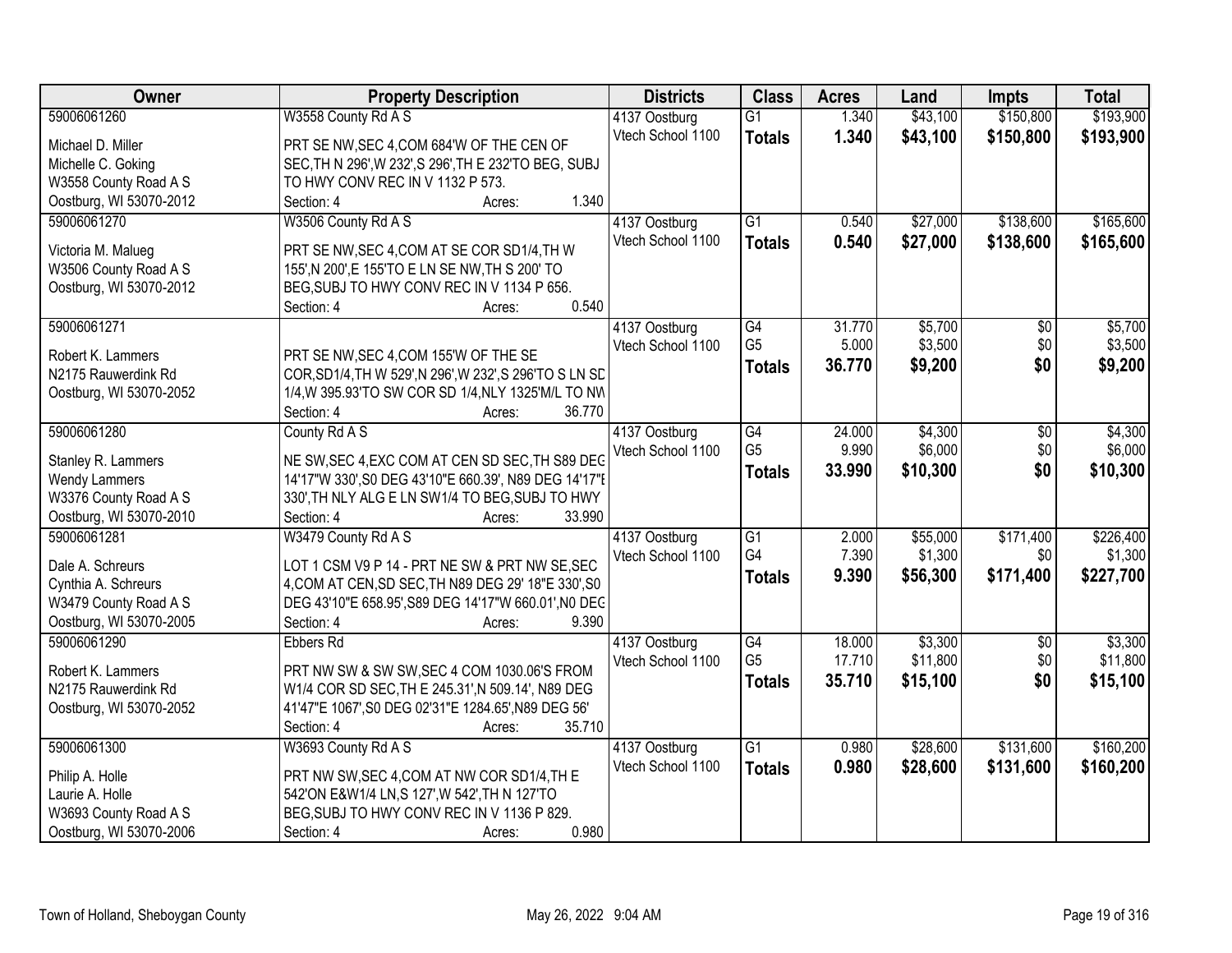| Owner | Property Description | Districts | Class | Acres | Land | Impts | Total |
|---|---|---|---|---|---|---|---|
| 59006061260<br><br>Michael D. Miller<br>Michelle C. Goking<br>W3558 County Road A S<br>Oostburg, WI 53070-2012 | W3558 County Rd A S<br><br>PRT SE NW,SEC 4,COM 684'W OF THE CEN OF SEC,TH N 296',W 232',S 296',TH E 232'TO BEG, SUBJ TO HWY CONV REC IN V 1132 P 573.<br>Section: 4 Acres: 1.340 | 4137 Oostburg<br>Vtech School 1100 | G1<br>**Totals** | 1.340<br>**1.340** | \$43,100<br>**\$43,100** | \$150,800<br>**\$150,800** | \$193,900<br>**\$193,900** |
| 59006061270<br><br>Victoria M. Malueg<br>W3506 County Road A S<br>Oostburg, WI 53070-2012 | W3506 County Rd A S<br><br>PRT SE NW,SEC 4,COM AT SE COR SD1/4,TH W 155',N 200',E 155'TO E LN SE NW,TH S 200' TO BEG,SUBJ TO HWY CONV REC IN V 1134 P 656.<br>Section: 4 Acres: 0.540 | 4137 Oostburg<br>Vtech School 1100 | G1<br>**Totals** | 0.540<br>**0.540** | \$27,000<br>**\$27,000** | \$138,600<br>**\$138,600** | \$165,600<br>**\$165,600** |
| 59006061271<br><br>Robert K. Lammers<br>N2175 Rauwerdink Rd<br>Oostburg, WI 53070-2052 | <br><br>PRT SE NW,SEC 4,COM 155'W OF THE SE COR,SD1/4,TH W 529',N 296',W 232',S 296'TO S LN SD 1/4,W 395.93'TO SW COR SD 1/4,NLY 1325'M/L TO NW<br>Section: 4 Acres: 36.770 | 4137 Oostburg<br>Vtech School 1100 | G4<br>G5<br>**Totals** | 31.770<br>5.000<br>**36.770** | \$5,700<br>\$3,500<br>**\$9,200** | \$0<br>\$0<br>**\$0** | \$5,700<br>\$3,500<br>**\$9,200** |
| 59006061280<br><br>Stanley R. Lammers<br>Wendy Lammers<br>W3376 County Road A S<br>Oostburg, WI 53070-2010 | County Rd A S<br><br>NE SW,SEC 4,EXC COM AT CEN SD SEC,TH S89 DEG 14'17"W 330',S0 DEG 43'10"E 660.39', N89 DEG 14'17"E 330',TH NLY ALG E LN SW1/4 TO BEG,SUBJ TO HWY<br>Section: 4 Acres: 33.990 | 4137 Oostburg<br>Vtech School 1100 | G4<br>G5<br>**Totals** | 24.000<br>9.990<br>**33.990** | \$4,300<br>\$6,000<br>**\$10,300** | \$0<br>\$0<br>**\$0** | \$4,300<br>\$6,000<br>**\$10,300** |
| 59006061281<br><br>Dale A. Schreurs<br>Cynthia A. Schreurs<br>W3479 County Road A S<br>Oostburg, WI 53070-2005 | W3479 County Rd A S<br><br>LOT 1 CSM V9 P 14 - PRT NE SW & PRT NW SE,SEC 4,COM AT CEN,SD SEC,TH N89 DEG 29' 18"E 330',S0 DEG 43'10"E 658.95',S89 DEG 14'17"W 660.01',N0 DEG<br>Section: 4 Acres: 9.390 | 4137 Oostburg<br>Vtech School 1100 | G1<br>G4<br>**Totals** | 2.000<br>7.390<br>**9.390** | \$55,000<br>\$1,300<br>**\$56,300** | \$171,400<br>\$0<br>**\$171,400** | \$226,400<br>\$1,300<br>**\$227,700** |
| 59006061290<br><br>Robert K. Lammers<br>N2175 Rauwerdink Rd<br>Oostburg, WI 53070-2052 | Ebbers Rd<br><br>PRT NW SW & SW SW,SEC 4 COM 1030.06'S FROM W1/4 COR SD SEC,TH E 245.31',N 509.14', N89 DEG 41'47"E 1067',S0 DEG 02'31"E 1284.65',N89 DEG 56'<br>Section: 4 Acres: 35.710 | 4137 Oostburg<br>Vtech School 1100 | G4<br>G5<br>**Totals** | 18.000<br>17.710<br>**35.710** | \$3,300<br>\$11,800<br>**\$15,100** | \$0<br>\$0<br>**\$0** | \$3,300<br>\$11,800<br>**\$15,100** |
| 59006061300<br><br>Philip A. Holle<br>Laurie A. Holle<br>W3693 County Road A S<br>Oostburg, WI 53070-2006 | W3693 County Rd A S<br><br>PRT NW SW,SEC 4,COM AT NW COR SD1/4,TH E 542'ON E&W1/4 LN,S 127',W 542',TH N 127'TO BEG,SUBJ TO HWY CONV REC IN V 1136 P 829.<br>Section: 4 Acres: 0.980 | 4137 Oostburg<br>Vtech School 1100 | G1<br>**Totals** | 0.980<br>**0.980** | \$28,600<br>**\$28,600** | \$131,600<br>**\$131,600** | \$160,200<br>**\$160,200** |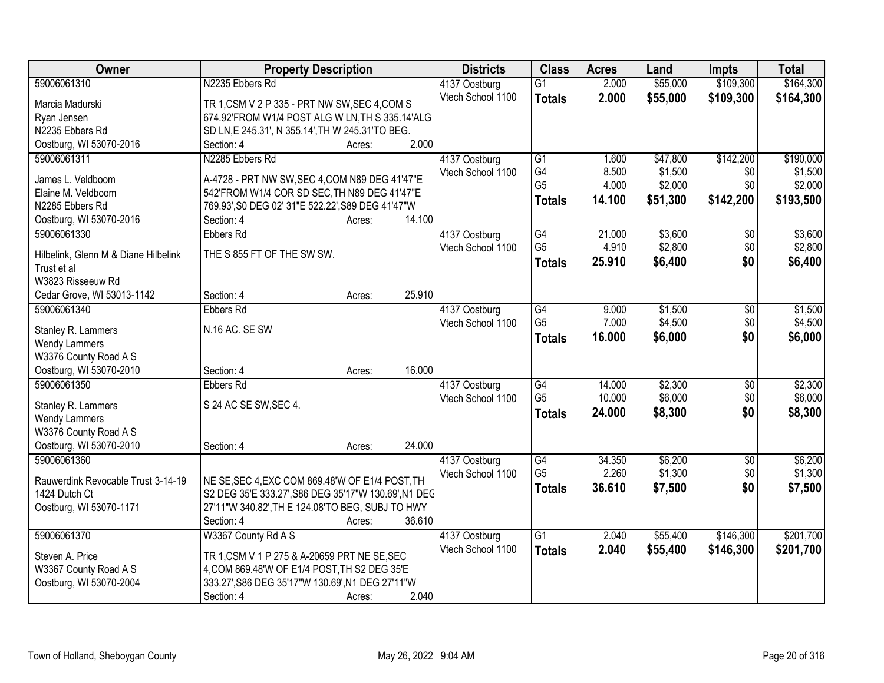| Owner | Property Description | Districts | Class | Acres | Land | Impts | Total |
|---|---|---|---|---|---|---|---|
| 59006061310<br>Marcia Madurski<br>Ryan Jensen<br>N2235 Ebbers Rd<br>Oostburg, WI 53070-2016 | N2235 Ebbers Rd<br>TR 1,CSM V 2 P 335 - PRT NW SW,SEC 4,COM S 674.92'FROM W1/4 POST ALG W LN,TH S 335.14'ALG SD LN,E 245.31', N 355.14',TH W 245.31'TO BEG.<br>Section: 4 Acres: 2.000 | 4137 Oostburg<br>Vtech School 1100 | G1<br>**Totals** | 2.000<br>**2.000** | $55,000<br>**$55,000** | $109,300<br>**$109,300** | $164,300<br>**$164,300** |
| 59006061311<br>James L. Veldboom<br>Elaine M. Veldboom<br>N2285 Ebbers Rd<br>Oostburg, WI 53070-2016 | N2285 Ebbers Rd<br>A-4728 - PRT NW SW,SEC 4,COM N89 DEG 41'47"E 542'FROM W1/4 COR SD SEC,TH N89 DEG 41'47"E 769.93',S0 DEG 02' 31"E 522.22',S89 DEG 41'47"W<br>Section: 4 Acres: 14.100 | 4137 Oostburg<br>Vtech School 1100 | G1<br>G4<br>G5<br>**Totals** | 1.600<br>8.500<br>4.000<br>**14.100** | $47,800<br>$1,500<br>$2,000<br>**$51,300** | $142,200<br>$0<br>$0<br>**$142,200** | $190,000<br>$1,500<br>$2,000<br>**$193,500** |
| 59006061330<br>Hilbelink, Glenn M & Diane Hilbelink Trust et al<br>W3823 Risseeuw Rd<br>Cedar Grove, WI 53013-1142 | Ebbers Rd<br>THE S 855 FT OF THE SW SW.<br>Section: 4 Acres: 25.910 | 4137 Oostburg<br>Vtech School 1100 | G4<br>G5<br>**Totals** | 21.000<br>4.910<br>**25.910** | $3,600<br>$2,800<br>**$6,400** | $0<br>$0<br>**$0** | $3,600<br>$2,800<br>**$6,400** |
| 59006061340<br>Stanley R. Lammers<br>Wendy Lammers<br>W3376 County Road A S<br>Oostburg, WI 53070-2010 | Ebbers Rd<br>N.16 AC. SE SW<br>Section: 4 Acres: 16.000 | 4137 Oostburg<br>Vtech School 1100 | G4<br>G5<br>**Totals** | 9.000<br>7.000<br>**16.000** | $1,500<br>$4,500<br>**$6,000** | $0<br>$0<br>**$0** | $1,500<br>$4,500<br>**$6,000** |
| 59006061350<br>Stanley R. Lammers<br>Wendy Lammers<br>W3376 County Road A S<br>Oostburg, WI 53070-2010 | Ebbers Rd<br>S 24 AC SE SW,SEC 4.<br>Section: 4 Acres: 24.000 | 4137 Oostburg<br>Vtech School 1100 | G4<br>G5<br>**Totals** | 14.000<br>10.000<br>**24.000** | $2,300<br>$6,000<br>**$8,300** | $0<br>$0<br>**$0** | $2,300<br>$6,000<br>**$8,300** |
| 59006061360<br>Rauwerdink Revocable Trust 3-14-19<br>1424 Dutch Ct<br>Oostburg, WI 53070-1171 | NE SE,SEC 4,EXC COM 869.48'W OF E1/4 POST,TH S2 DEG 35'E 333.27',S86 DEG 35'17"W 130.69',N1 DEG 27'11"W 340.82',TH E 124.08'TO BEG, SUBJ TO HWY<br>Section: 4 Acres: 36.610 | 4137 Oostburg<br>Vtech School 1100 | G4<br>G5<br>**Totals** | 34.350<br>2.260<br>**36.610** | $6,200<br>$1,300<br>**$7,500** | $0<br>$0<br>**$0** | $6,200<br>$1,300<br>**$7,500** |
| 59006061370<br>Steven A. Price<br>W3367 County Road A S<br>Oostburg, WI 53070-2004 | W3367 County Rd A S<br>TR 1,CSM V 1 P 275 & A-20659 PRT NE SE,SEC 4,COM 869.48'W OF E1/4 POST,TH S2 DEG 35'E 333.27',S86 DEG 35'17"W 130.69',N1 DEG 27'11"W<br>Section: 4 Acres: 2.040 | 4137 Oostburg<br>Vtech School 1100 | G1<br>**Totals** | 2.040<br>**2.040** | $55,400<br>**$55,400** | $146,300<br>**$146,300** | $201,700<br>**$201,700** |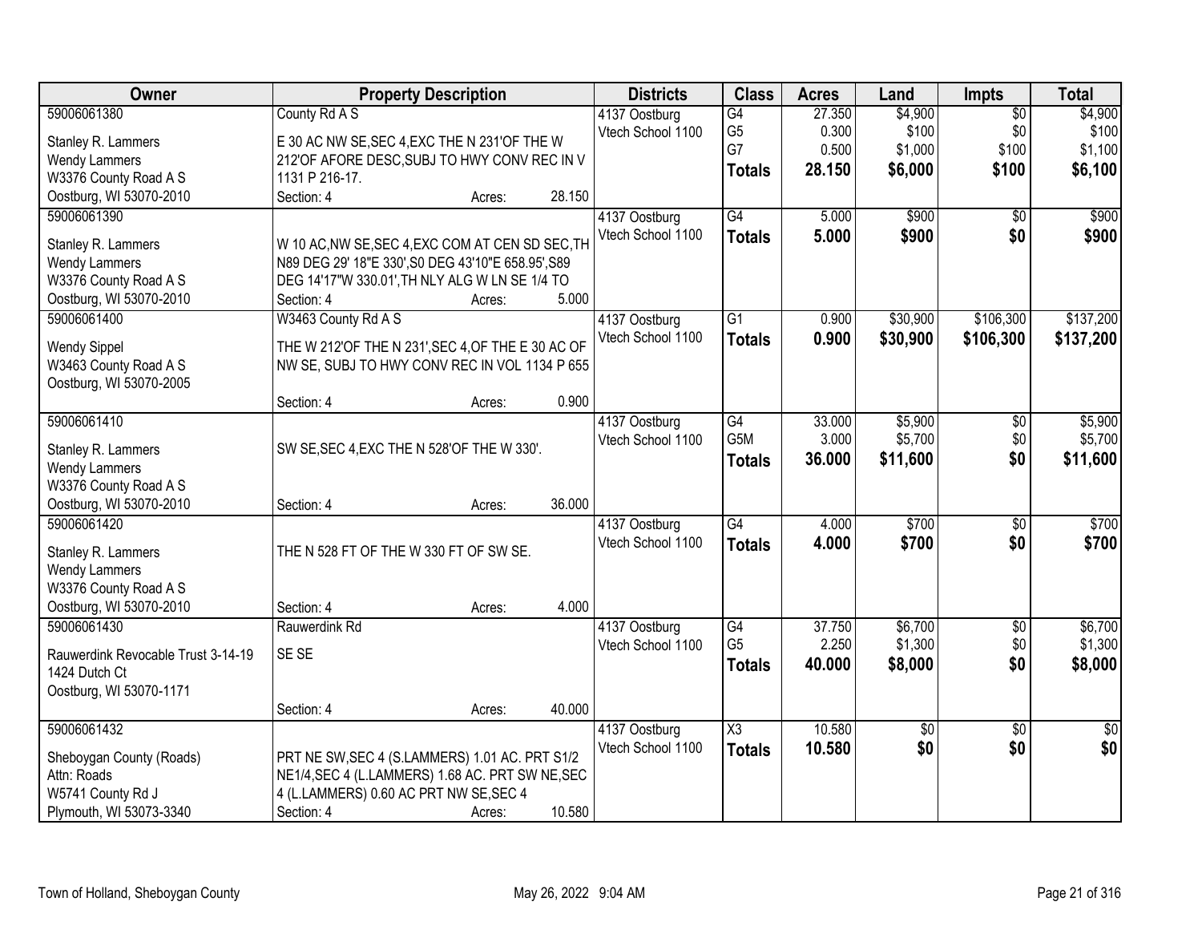| Owner | Property Description | Districts | Class | Acres | Land | Impts | Total |
|---|---|---|---|---|---|---|---|
| 59006061380<br>Stanley R. Lammers<br>Wendy Lammers<br>W3376 County Road A S<br>Oostburg, WI 53070-2010 | County Rd A S<br>E 30 AC NW SE,SEC 4,EXC THE N 231'OF THE W 212'OF AFORE DESC,SUBJ TO HWY CONV REC IN V 1131 P 216-17.<br>Section: 4 Acres: 28.150 | 4137 Oostburg<br>Vtech School 1100 | G4<br>G5<br>G7<br>**Totals** | 27.350<br>0.300<br>0.500<br>**28.150** | $4,900<br>$100<br>$1,000<br>**$6,000** | $0<br>$0<br>$100<br>**$100** | $4,900<br>$100<br>$1,100<br>**$6,100** |
| 59006061390<br>Stanley R. Lammers<br>Wendy Lammers<br>W3376 County Road A S<br>Oostburg, WI 53070-2010 | W 10 AC,NW SE,SEC 4,EXC COM AT CEN SD SEC,TH N89 DEG 29' 18"E 330',S0 DEG 43'10"E 658.95',S89 DEG 14'17"W 330.01',TH NLY ALG W LN SE 1/4 TO<br>Section: 4 Acres: 5.000 | 4137 Oostburg<br>Vtech School 1100 | G4<br>**Totals** | 5.000<br>**5.000** | $900<br>**$900** | $0<br>**$0** | $900<br>**$900** |
| 59006061400<br>Wendy Sippel<br>W3463 County Road A S<br>Oostburg, WI 53070-2005 | W3463 County Rd A S<br>THE W 212'OF THE N 231',SEC 4,OF THE E 30 AC OF NW SE, SUBJ TO HWY CONV REC IN VOL 1134 P 655<br>Section: 4 Acres: 0.900 | 4137 Oostburg<br>Vtech School 1100 | G1<br>**Totals** | 0.900<br>**0.900** | $30,900<br>**$30,900** | $106,300<br>**$106,300** | $137,200<br>**$137,200** |
| 59006061410<br>Stanley R. Lammers<br>Wendy Lammers<br>W3376 County Road A S<br>Oostburg, WI 53070-2010 | SW SE,SEC 4,EXC THE N 528'OF THE W 330'.<br>Section: 4 Acres: 36.000 | 4137 Oostburg<br>Vtech School 1100 | G4<br>G5M<br>**Totals** | 33.000<br>3.000<br>**36.000** | $5,900<br>$5,700<br>**$11,600** | $0<br>$0<br>**$0** | $5,900<br>$5,700<br>**$11,600** |
| 59006061420<br>Stanley R. Lammers<br>Wendy Lammers<br>W3376 County Road A S<br>Oostburg, WI 53070-2010 | THE N 528 FT OF THE W 330 FT OF SW SE.<br>Section: 4 Acres: 4.000 | 4137 Oostburg<br>Vtech School 1100 | G4<br>**Totals** | 4.000<br>**4.000** | $700<br>**$700** | $0<br>**$0** | $700<br>**$700** |
| 59006061430<br>Rauwerdink Revocable Trust 3-14-19<br>1424 Dutch Ct<br>Oostburg, WI 53070-1171 | Rauwerdink Rd<br>SE SE<br>Section: 4 Acres: 40.000 | 4137 Oostburg<br>Vtech School 1100 | G4<br>G5<br>**Totals** | 37.750<br>2.250<br>**40.000** | $6,700<br>$1,300<br>**$8,000** | $0<br>$0<br>**$0** | $6,700<br>$1,300<br>**$8,000** |
| 59006061432<br>Sheboygan County (Roads)<br>Attn: Roads<br>W5741 County Rd J<br>Plymouth, WI 53073-3340 | PRT NE SW,SEC 4 (S.LAMMERS) 1.01 AC. PRT S1/2 NE1/4,SEC 4 (L.LAMMERS) 1.68 AC. PRT SW NE,SEC 4 (L.LAMMERS) 0.60 AC PRT NW SE,SEC 4<br>Section: 4 Acres: 10.580 | 4137 Oostburg<br>Vtech School 1100 | X3<br>**Totals** | 10.580<br>**10.580** | $0<br>**$0** | $0<br>**$0** | $0<br>**$0** |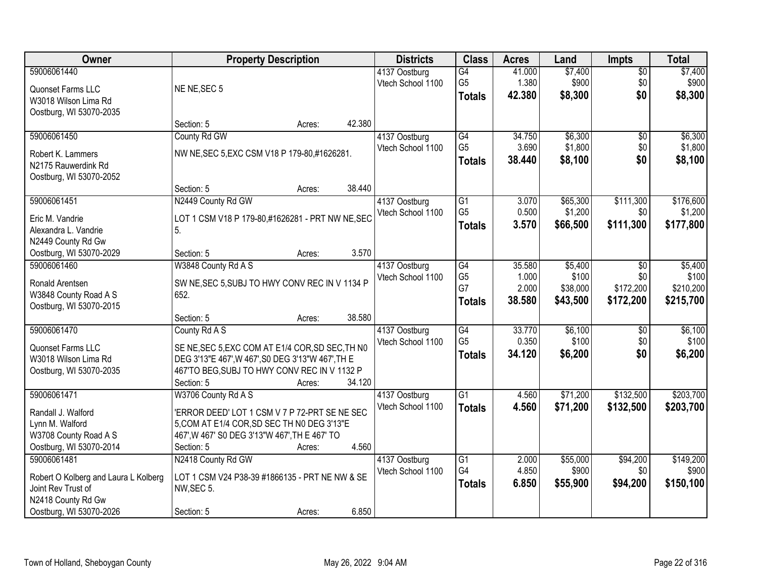| Owner | Property Description | Districts | Class | Acres | Land | Impts | Total |
|---|---|---|---|---|---|---|---|
| 59006061440<br>Quonset Farms LLC<br>W3018 Wilson Lima Rd<br>Oostburg, WI 53070-2035 | NE NE,SEC 5<br>Section: 5 Acres: 42.380 | 4137 Oostburg<br>Vtech School 1100 | G4<br>G5<br>**Totals** | 41.000<br>1.380<br>**42.380** | $7,400<br>$900<br>**$8,300** | $0<br>$0<br>**$0** | $7,400<br>$900<br>**$8,300** |
| 59006061450<br>Robert K. Lammers<br>N2175 Rauwerdink Rd<br>Oostburg, WI 53070-2052 | County Rd GW<br>NW NE,SEC 5,EXC CSM V18 P 179-80,#1626281.<br>Section: 5 Acres: 38.440 | 4137 Oostburg<br>Vtech School 1100 | G4<br>G5<br>**Totals** | 34.750<br>3.690<br>**38.440** | $6,300<br>$1,800<br>**$8,100** | $0<br>$0<br>**$0** | $6,300<br>$1,800<br>**$8,100** |
| 59006061451<br>Eric M. Vandrie<br>Alexandra L. Vandrie<br>N2449 County Rd Gw<br>Oostburg, WI 53070-2029 | N2449 County Rd GW<br>LOT 1 CSM V18 P 179-80,#1626281 - PRT NW NE,SEC 5.<br>Section: 5 Acres: 3.570 | 4137 Oostburg<br>Vtech School 1100 | G1<br>G5<br>**Totals** | 3.070<br>0.500<br>**3.570** | $65,300<br>$1,200<br>**$66,500** | $111,300<br>$0<br>**$111,300** | $176,600<br>$1,200<br>**$177,800** |
| 59006061460<br>Ronald Arentsen<br>W3848 County Road A S<br>Oostburg, WI 53070-2015 | W3848 County Rd A S<br>SW NE,SEC 5,SUBJ TO HWY CONV REC IN V 1134 P 652.<br>Section: 5 Acres: 38.580 | 4137 Oostburg<br>Vtech School 1100 | G4<br>G5<br>G7<br>**Totals** | 35.580<br>1.000<br>2.000<br>**38.580** | $5,400<br>$100<br>$38,000<br>**$43,500** | $0<br>$0<br>$172,200<br>**$172,200** | $5,400<br>$100<br>$210,200<br>**$215,700** |
| 59006061470<br>Quonset Farms LLC<br>W3018 Wilson Lima Rd<br>Oostburg, WI 53070-2035 | County Rd A S<br>SE NE,SEC 5,EXC COM AT E1/4 COR,SD SEC,TH N0 DEG 3'13"E 467',W 467',S0 DEG 3'13"W 467',TH E 467'TO BEG,SUBJ TO HWY CONV REC IN V 1132 P<br>Section: 5 Acres: 34.120 | 4137 Oostburg<br>Vtech School 1100 | G4<br>G5<br>**Totals** | 33.770<br>0.350<br>**34.120** | $6,100<br>$100<br>**$6,200** | $0<br>$0<br>**$0** | $6,100<br>$100<br>**$6,200** |
| 59006061471<br>Randall J. Walford<br>Lynn M. Walford<br>W3708 County Road A S<br>Oostburg, WI 53070-2014 | W3706 County Rd A S<br>'ERROR DEED' LOT 1 CSM V 7 P 72-PRT SE NE SEC 5,COM AT E1/4 COR,SD SEC TH N0 DEG 3'13"E 467',W 467' S0 DEG 3'13"W 467',TH E 467' TO<br>Section: 5 Acres: 4.560 | 4137 Oostburg<br>Vtech School 1100 | G1<br>**Totals** | 4.560<br>**4.560** | $71,200<br>**$71,200** | $132,500<br>**$132,500** | $203,700<br>**$203,700** |
| 59006061481<br>Robert O Kolberg and Laura L Kolberg<br>Joint Rev Trust of<br>N2418 County Rd Gw<br>Oostburg, WI 53070-2026 | N2418 County Rd GW<br>LOT 1 CSM V24 P38-39 #1866135 - PRT NE NW & SE NW,SEC 5.<br>Section: 5 Acres: 6.850 | 4137 Oostburg<br>Vtech School 1100 | G1<br>G4<br>**Totals** | 2.000<br>4.850<br>**6.850** | $55,000<br>$900<br>**$55,900** | $94,200<br>$0<br>**$94,200** | $149,200<br>$900<br>**$150,100** |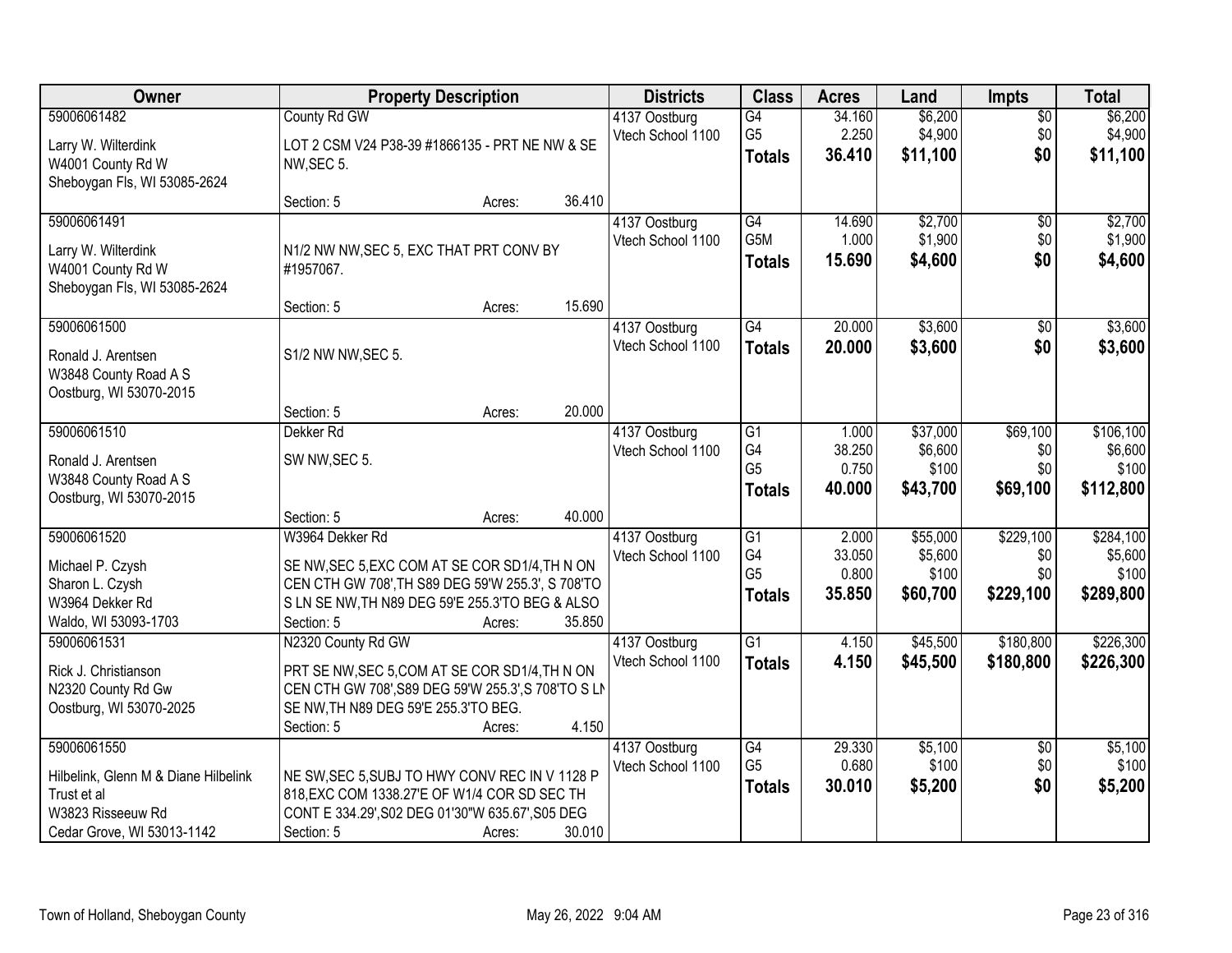| Owner | Property Description | | | Districts | Class | Acres | Land | Impts | Total |
|---|---|---|---|---|---|---|---|---|---|
| 59006061482 | County Rd GW | | | 4137 Oostburg | G4 | 34.160 | $6,200 | $0 | $6,200 |
| Larry W. Wilterdink | LOT 2 CSM V24 P38-39 #1866135 - PRT NE NW & SE NW,SEC 5. | | | Vtech School 1100 | G5 | 2.250 | $4,900 | $0 | $4,900 |
| W4001 County Rd W | | | | | **Totals** | **36.410** | **$11,100** | **$0** | **$11,100** |
| Sheboygan Fls, WI 53085-2624 | | | | | | | | | |
| | Section: 5 | Acres: | 36.410 | | | | | | |
| 59006061491 | | | | 4137 Oostburg | G4 | 14.690 | $2,700 | $0 | $2,700 |
| Larry W. Wilterdink | N1/2 NW NW,SEC 5, EXC THAT PRT CONV BY #1957067. | | | Vtech School 1100 | G5M | 1.000 | $1,900 | $0 | $1,900 |
| W4001 County Rd W | | | | | **Totals** | **15.690** | **$4,600** | **$0** | **$4,600** |
| Sheboygan Fls, WI 53085-2624 | | | | | | | | | |
| | Section: 5 | Acres: | 15.690 | | | | | | |
| 59006061500 | | | | 4137 Oostburg | G4 | 20.000 | $3,600 | $0 | $3,600 |
| Ronald J. Arentsen | S1/2 NW NW,SEC 5. | | | Vtech School 1100 | **Totals** | **20.000** | **$3,600** | **$0** | **$3,600** |
| W3848 County Road A S | | | | | | | | | |
| Oostburg, WI 53070-2015 | | | | | | | | | |
| | Section: 5 | Acres: | 20.000 | | | | | | |
| 59006061510 | Dekker Rd | | | 4137 Oostburg | G1 | 1.000 | $37,000 | $69,100 | $106,100 |
| Ronald J. Arentsen | SW NW,SEC 5. | | | Vtech School 1100 | G4 | 38.250 | $6,600 | $0 | $6,600 |
| W3848 County Road A S | | | | | G5 | 0.750 | $100 | $0 | $100 |
| Oostburg, WI 53070-2015 | | | | | **Totals** | **40.000** | **$43,700** | **$69,100** | **$112,800** |
| | Section: 5 | Acres: | 40.000 | | | | | | |
| 59006061520 | W3964 Dekker Rd | | | 4137 Oostburg | G1 | 2.000 | $55,000 | $229,100 | $284,100 |
| Michael P. Czysh | SE NW,SEC 5,EXC COM AT SE COR SD1/4,TH N ON CEN CTH GW 708',TH S89 DEG 59'W 255.3', S 708'TO S LN SE NW,TH N89 DEG 59'E 255.3'TO BEG & ALSO | | | Vtech School 1100 | G4 | 33.050 | $5,600 | $0 | $5,600 |
| Sharon L. Czysh | | | | | G5 | 0.800 | $100 | $0 | $100 |
| W3964 Dekker Rd | | | | | **Totals** | **35.850** | **$60,700** | **$229,100** | **$289,800** |
| Waldo, WI 53093-1703 | Section: 5 | Acres: | 35.850 | | | | | | |
| 59006061531 | N2320 County Rd GW | | | 4137 Oostburg | G1 | 4.150 | $45,500 | $180,800 | $226,300 |
| Rick J. Christianson | PRT SE NW,SEC 5,COM AT SE COR SD1/4,TH N ON CEN CTH GW 708',S89 DEG 59'W 255.3',S 708'TO S LN SE NW,TH N89 DEG 59'E 255.3'TO BEG. | | | Vtech School 1100 | **Totals** | **4.150** | **$45,500** | **$180,800** | **$226,300** |
| N2320 County Rd Gw | | | | | | | | | |
| Oostburg, WI 53070-2025 | | | | | | | | | |
| | Section: 5 | Acres: | 4.150 | | | | | | |
| 59006061550 | | | | 4137 Oostburg | G4 | 29.330 | $5,100 | $0 | $5,100 |
| Hilbelink, Glenn M & Diane Hilbelink | NE SW,SEC 5,SUBJ TO HWY CONV REC IN V 1128 P 818,EXC COM 1338.27'E OF W1/4 COR SD SEC TH CONT E 334.29',S02 DEG 01'30"W 635.67',S05 DEG | | | Vtech School 1100 | G5 | 0.680 | $100 | $0 | $100 |
| Trust et al | | | | | **Totals** | **30.010** | **$5,200** | **$0** | **$5,200** |
| W3823 Risseeuw Rd | | | | | | | | | |
| Cedar Grove, WI 53013-1142 | Section: 5 | Acres: | 30.010 | | | | | | |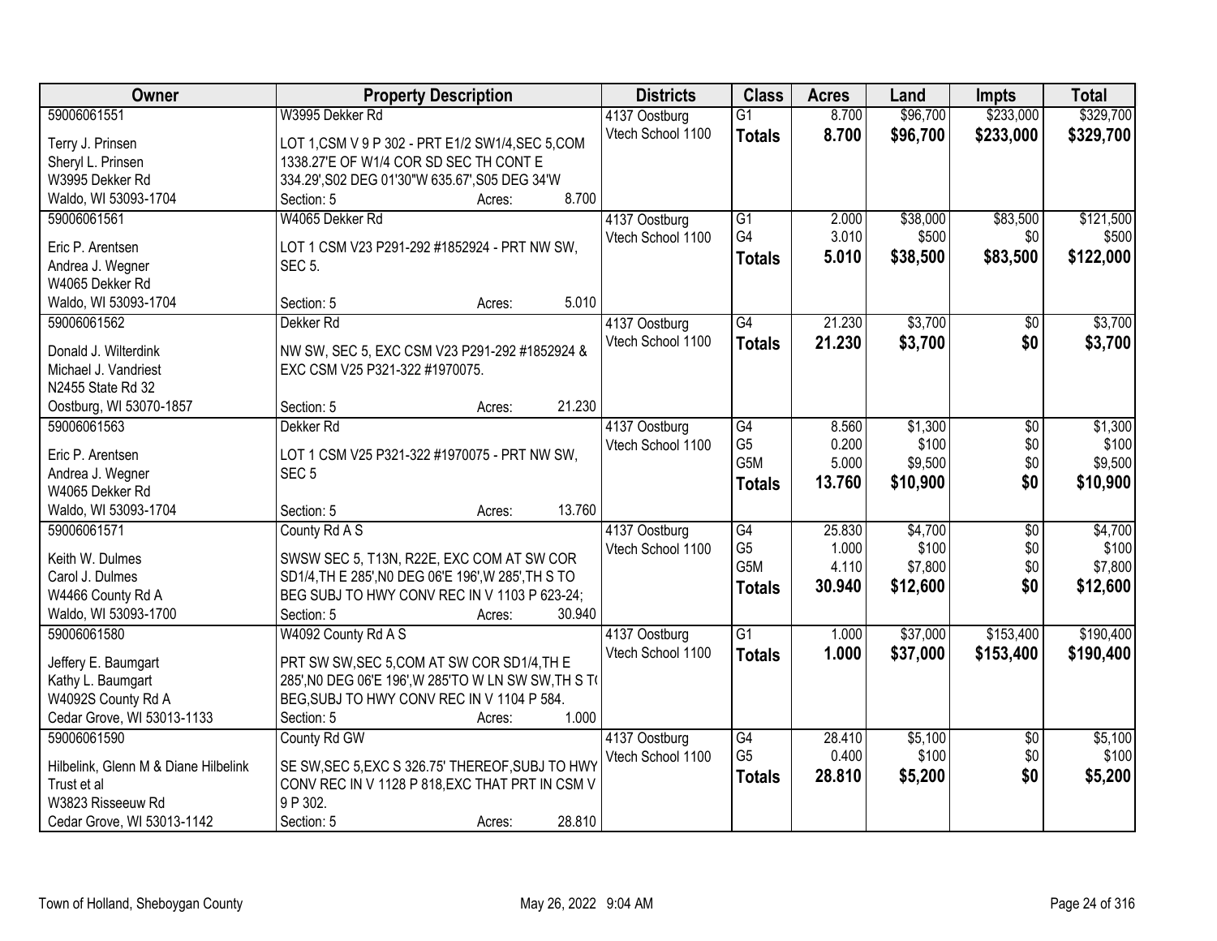| Owner | Property Description | Districts | Class | Acres | Land | Impts | Total |
|---|---|---|---|---|---|---|---|
| 59006061551<br>Terry J. Prinsen<br>Sheryl L. Prinsen<br>W3995 Dekker Rd<br>Waldo, WI 53093-1704 | W3995 Dekker Rd<br>LOT 1,CSM V 9 P 302 - PRT E1/2 SW1/4,SEC 5,COM 1338.27'E OF W1/4 COR SD SEC TH CONT E 334.29',S02 DEG 01'30"W 635.67',S05 DEG 34'W<br>Section: 5 Acres: 8.700 | 4137 Oostburg<br>Vtech School 1100 | G1<br>**Totals** | 8.700<br>**8.700** | $96,700<br>**$96,700** | $233,000<br>**$233,000** | $329,700<br>**$329,700** |
| 59006061561<br>Eric P. Arentsen<br>Andrea J. Wegner<br>W4065 Dekker Rd<br>Waldo, WI 53093-1704 | W4065 Dekker Rd<br>LOT 1 CSM V23 P291-292 #1852924 - PRT NW SW, SEC 5.<br>Section: 5 Acres: 5.010 | 4137 Oostburg<br>Vtech School 1100 | G1<br>G4<br>**Totals** | 2.000<br>3.010<br>**5.010** | $38,000<br>$500<br>**$38,500** | $83,500<br>$0<br>**$83,500** | $121,500<br>$500<br>**$122,000** |
| 59006061562<br>Donald J. Wilterdink<br>Michael J. Vandriest<br>N2455 State Rd 32<br>Oostburg, WI 53070-1857 | Dekker Rd<br>NW SW, SEC 5, EXC CSM V23 P291-292 #1852924 & EXC CSM V25 P321-322 #1970075.<br>Section: 5 Acres: 21.230 | 4137 Oostburg<br>Vtech School 1100 | G4<br>**Totals** | 21.230<br>**21.230** | $3,700<br>**$3,700** | $0<br>**$0** | $3,700<br>**$3,700** |
| 59006061563<br>Eric P. Arentsen<br>Andrea J. Wegner<br>W4065 Dekker Rd<br>Waldo, WI 53093-1704 | Dekker Rd<br>LOT 1 CSM V25 P321-322 #1970075 - PRT NW SW, SEC 5<br>Section: 5 Acres: 13.760 | 4137 Oostburg<br>Vtech School 1100 | G4<br>G5<br>G5M<br>**Totals** | 8.560<br>0.200<br>5.000<br>**13.760** | $1,300<br>$100<br>$9,500<br>**$10,900** | $0<br>$0<br>$0<br>**$0** | $1,300<br>$100<br>$9,500<br>**$10,900** |
| 59006061571<br>Keith W. Dulmes<br>Carol J. Dulmes<br>W4466 County Rd A<br>Waldo, WI 53093-1700 | County Rd A S<br>SWSW SEC 5, T13N, R22E, EXC COM AT SW COR SD1/4,TH E 285',N0 DEG 06'E 196',W 285',TH S TO BEG SUBJ TO HWY CONV REC IN V 1103 P 623-24;<br>Section: 5 Acres: 30.940 | 4137 Oostburg<br>Vtech School 1100 | G4<br>G5<br>G5M<br>**Totals** | 25.830<br>1.000<br>4.110<br>**30.940** | $4,700<br>$100<br>$7,800<br>**$12,600** | $0<br>$0<br>$0<br>**$0** | $4,700<br>$100<br>$7,800<br>**$12,600** |
| 59006061580<br>Jeffery E. Baumgart<br>Kathy L. Baumgart<br>W4092S County Rd A<br>Cedar Grove, WI 53013-1133 | W4092 County Rd A S<br>PRT SW SW,SEC 5,COM AT SW COR SD1/4,TH E 285',N0 DEG 06'E 196',W 285'TO W LN SW SW,TH S TO BEG,SUBJ TO HWY CONV REC IN V 1104 P 584.<br>Section: 5 Acres: 1.000 | 4137 Oostburg<br>Vtech School 1100 | G1<br>**Totals** | 1.000<br>**1.000** | $37,000<br>**$37,000** | $153,400<br>**$153,400** | $190,400<br>**$190,400** |
| 59006061590<br>Hilbelink, Glenn M & Diane Hilbelink Trust et al<br>W3823 Risseeuw Rd<br>Cedar Grove, WI 53013-1142 | County Rd GW<br>SE SW,SEC 5,EXC S 326.75' THEREOF,SUBJ TO HWY CONV REC IN V 1128 P 818,EXC THAT PRT IN CSM V 9 P 302.<br>Section: 5 Acres: 28.810 | 4137 Oostburg<br>Vtech School 1100 | G4<br>G5<br>**Totals** | 28.410<br>0.400<br>**28.810** | $5,100<br>$100<br>**$5,200** | $0<br>$0<br>**$0** | $5,100<br>$100<br>**$5,200** |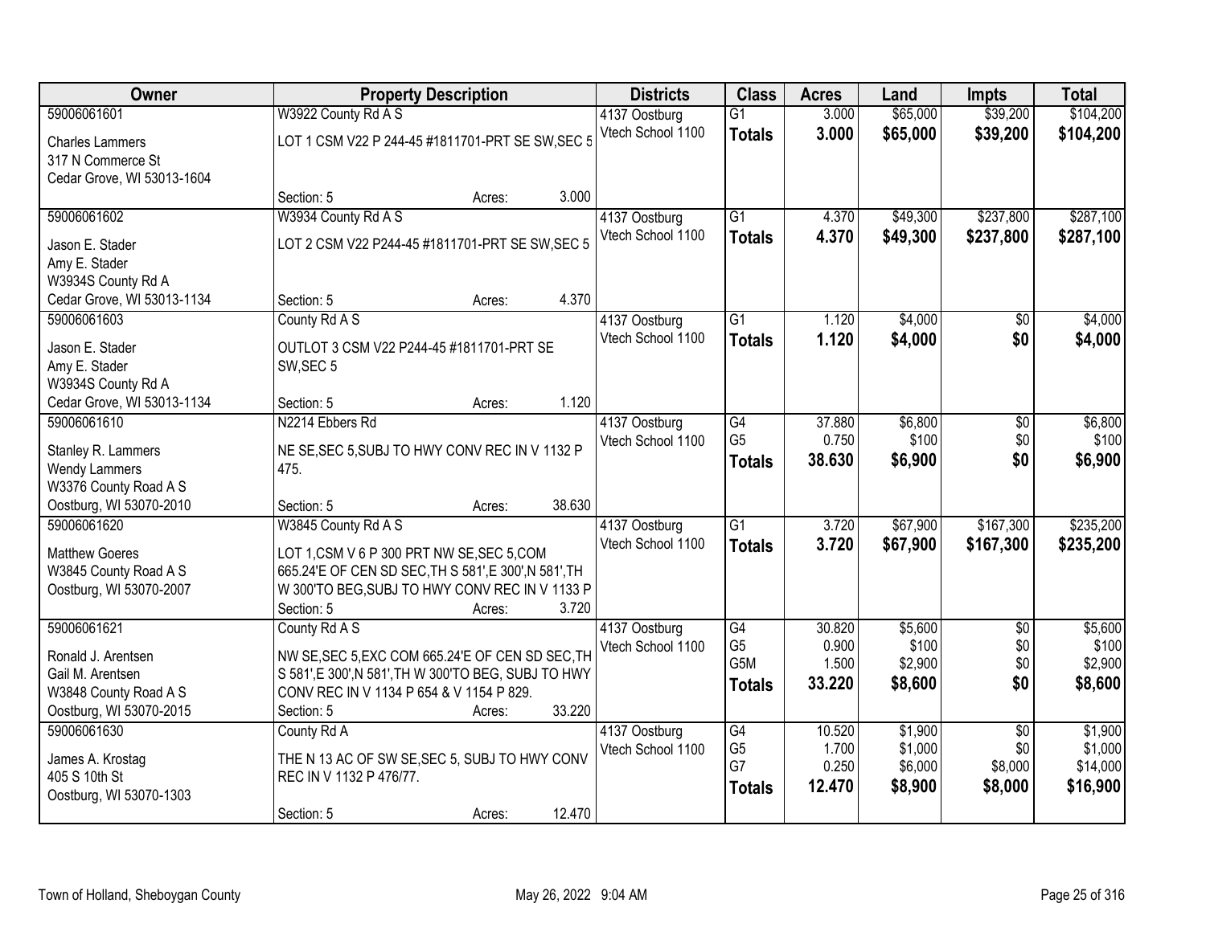| Owner | Property Description | Districts | Class | Acres | Land | Impts | Total |
|---|---|---|---|---|---|---|---|
| 59006061601<br>Charles Lammers<br>317 N Commerce St<br>Cedar Grove, WI 53013-1604 | W3922 County Rd A S<br>LOT 1 CSM V22 P 244-45 #1811701-PRT SE SW,SEC 5<br>Section: 5 Acres: 3.000 | 4137 Oostburg<br>Vtech School 1100 | G1<br>**Totals** | 3.000<br>**3.000** | $65,000<br>**$65,000** | $39,200<br>**$39,200** | $104,200<br>**$104,200** |
| 59006061602<br>Jason E. Stader<br>Amy E. Stader<br>W3934S County Rd A<br>Cedar Grove, WI 53013-1134 | W3934 County Rd A S<br>LOT 2 CSM V22 P244-45 #1811701-PRT SE SW,SEC 5<br>Section: 5 Acres: 4.370 | 4137 Oostburg<br>Vtech School 1100 | G1<br>**Totals** | 4.370<br>**4.370** | $49,300<br>**$49,300** | $237,800<br>**$237,800** | $287,100<br>**$287,100** |
| 59006061603<br>Jason E. Stader<br>Amy E. Stader<br>W3934S County Rd A<br>Cedar Grove, WI 53013-1134 | County Rd A S<br>OUTLOT 3 CSM V22 P244-45 #1811701-PRT SE SW,SEC 5<br>Section: 5 Acres: 1.120 | 4137 Oostburg<br>Vtech School 1100 | G1<br>**Totals** | 1.120<br>**1.120** | $4,000<br>**$4,000** | $0<br>**$0** | $4,000<br>**$4,000** |
| 59006061610<br>Stanley R. Lammers<br>Wendy Lammers<br>W3376 County Road A S<br>Oostburg, WI 53070-2010 | N2214 Ebbers Rd<br>NE SE,SEC 5,SUBJ TO HWY CONV REC IN V 1132 P 475.<br>Section: 5 Acres: 38.630 | 4137 Oostburg<br>Vtech School 1100 | G4<br>G5<br>**Totals** | 37.880<br>0.750<br>**38.630** | $6,800<br>$100<br>**$6,900** | $0<br>$0<br>**$0** | $6,800<br>$100<br>**$6,900** |
| 59006061620<br>Matthew Goeres<br>W3845 County Road A S<br>Oostburg, WI 53070-2007 | W3845 County Rd A S<br>LOT 1,CSM V 6 P 300 PRT NW SE,SEC 5,COM 665.24'E OF CEN SD SEC,TH S 581',E 300',N 581',TH W 300'TO BEG,SUBJ TO HWY CONV REC IN V 1133 P<br>Section: 5 Acres: 3.720 | 4137 Oostburg<br>Vtech School 1100 | G1<br>**Totals** | 3.720<br>**3.720** | $67,900<br>**$67,900** | $167,300<br>**$167,300** | $235,200<br>**$235,200** |
| 59006061621<br>Ronald J. Arentsen<br>Gail M. Arentsen<br>W3848 County Road A S<br>Oostburg, WI 53070-2015 | County Rd A S<br>NW SE,SEC 5,EXC COM 665.24'E OF CEN SD SEC,TH S 581',E 300',N 581',TH W 300'TO BEG, SUBJ TO HWY CONV REC IN V 1134 P 654 & V 1154 P 829.<br>Section: 5 Acres: 33.220 | 4137 Oostburg<br>Vtech School 1100 | G4<br>G5<br>G5M<br>**Totals** | 30.820<br>0.900<br>1.500<br>**33.220** | $5,600<br>$100<br>$2,900<br>**$8,600** | $0<br>$0<br>$0<br>**$0** | $5,600<br>$100<br>$2,900<br>**$8,600** |
| 59006061630<br>James A. Krostag<br>405 S 10th St<br>Oostburg, WI 53070-1303 | County Rd A<br>THE N 13 AC OF SW SE,SEC 5, SUBJ TO HWY CONV REC IN V 1132 P 476/77.<br>Section: 5 Acres: 12.470 | 4137 Oostburg<br>Vtech School 1100 | G4<br>G5<br>G7<br>**Totals** | 10.520<br>1.700<br>0.250<br>**12.470** | $1,900<br>$1,000<br>$6,000<br>**$8,900** | $0<br>$0<br>$8,000<br>**$8,000** | $1,900<br>$1,000<br>$14,000<br>**$16,900** |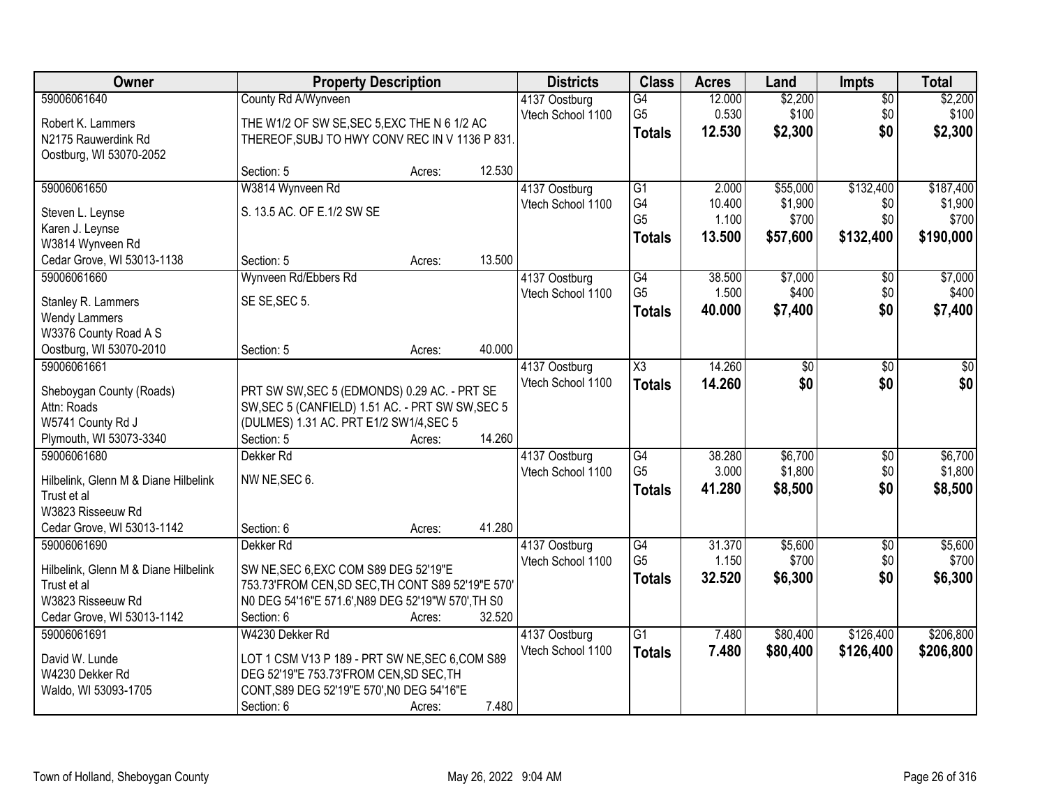| Owner | Property Description | Districts | Class | Acres | Land | Impts | Total |
|---|---|---|---|---|---|---|---|
| 59006061640<br>Robert K. Lammers<br>N2175 Rauwerdink Rd<br>Oostburg, WI 53070-2052 | County Rd A/Wynveen<br>THE W1/2 OF SW SE,SEC 5,EXC THE N 6 1/2 AC THEREOF,SUBJ TO HWY CONV REC IN V 1136 P 831.<br>Section: 5 Acres: 12.530 | 4137 Oostburg<br>Vtech School 1100 | G4<br>G5<br>**Totals** | 12.000<br>0.530<br>**12.530** | $2,200<br>$100<br>**$2,300** | $0<br>$0<br>**$0** | $2,200<br>$100<br>**$2,300** |
| 59006061650<br>Steven L. Leynse<br>Karen J. Leynse<br>W3814 Wynveen Rd<br>Cedar Grove, WI 53013-1138 | W3814 Wynveen Rd<br>S. 13.5 AC. OF E.1/2 SW SE<br>Section: 5 Acres: 13.500 | 4137 Oostburg<br>Vtech School 1100 | G1<br>G4<br>G5<br>**Totals** | 2.000<br>10.400<br>1.100<br>**13.500** | $55,000<br>$1,900<br>$700<br>**$57,600** | $132,400<br>$0<br>$0<br>**$132,400** | $187,400<br>$1,900<br>$700<br>**$190,000** |
| 59006061660<br>Stanley R. Lammers<br>Wendy Lammers<br>W3376 County Road A S<br>Oostburg, WI 53070-2010 | Wynveen Rd/Ebbers Rd<br>SE SE,SEC 5.<br>Section: 5 Acres: 40.000 | 4137 Oostburg<br>Vtech School 1100 | G4<br>G5<br>**Totals** | 38.500<br>1.500<br>**40.000** | $7,000<br>$400<br>**$7,400** | $0<br>$0<br>**$0** | $7,000<br>$400<br>**$7,400** |
| 59006061661<br>Sheboygan County (Roads)<br>Attn: Roads<br>W5741 County Rd J<br>Plymouth, WI 53073-3340 | PRT SW SW,SEC 5 (EDMONDS) 0.29 AC. - PRT SE SW,SEC 5 (CANFIELD) 1.51 AC. - PRT SW SW,SEC 5 (DULMES) 1.31 AC. PRT E1/2 SW1/4,SEC 5<br>Section: 5 Acres: 14.260 | 4137 Oostburg<br>Vtech School 1100 | X3<br>**Totals** | 14.260<br>**14.260** | $0<br>**$0** | $0<br>**$0** | $0<br>**$0** |
| 59006061680<br>Hilbelink, Glenn M & Diane Hilbelink Trust et al<br>W3823 Risseeuw Rd<br>Cedar Grove, WI 53013-1142 | Dekker Rd<br>NW NE,SEC 6.<br>Section: 6 Acres: 41.280 | 4137 Oostburg<br>Vtech School 1100 | G4<br>G5<br>**Totals** | 38.280<br>3.000<br>**41.280** | $6,700<br>$1,800<br>**$8,500** | $0<br>$0<br>**$0** | $6,700<br>$1,800<br>**$8,500** |
| 59006061690<br>Hilbelink, Glenn M & Diane Hilbelink Trust et al<br>W3823 Risseeuw Rd<br>Cedar Grove, WI 53013-1142 | Dekker Rd<br>SW NE,SEC 6,EXC COM S89 DEG 52'19"E 753.73'FROM CEN,SD SEC,TH CONT S89 52'19"E 570' N0 DEG 54'16"E 571.6',N89 DEG 52'19"W 570',TH S0<br>Section: 6 Acres: 32.520 | 4137 Oostburg<br>Vtech School 1100 | G4<br>G5<br>**Totals** | 31.370<br>1.150<br>**32.520** | $5,600<br>$700<br>**$6,300** | $0<br>$0<br>**$0** | $5,600<br>$700<br>**$6,300** |
| 59006061691<br>David W. Lunde<br>W4230 Dekker Rd<br>Waldo, WI 53093-1705 | W4230 Dekker Rd<br>LOT 1 CSM V13 P 189 - PRT SW NE,SEC 6,COM S89 DEG 52'19"E 753.73'FROM CEN,SD SEC,TH CONT,S89 DEG 52'19"E 570',N0 DEG 54'16"E<br>Section: 6 Acres: 7.480 | 4137 Oostburg<br>Vtech School 1100 | G1<br>**Totals** | 7.480<br>**7.480** | $80,400<br>**$80,400** | $126,400<br>**$126,400** | $206,800<br>**$206,800** |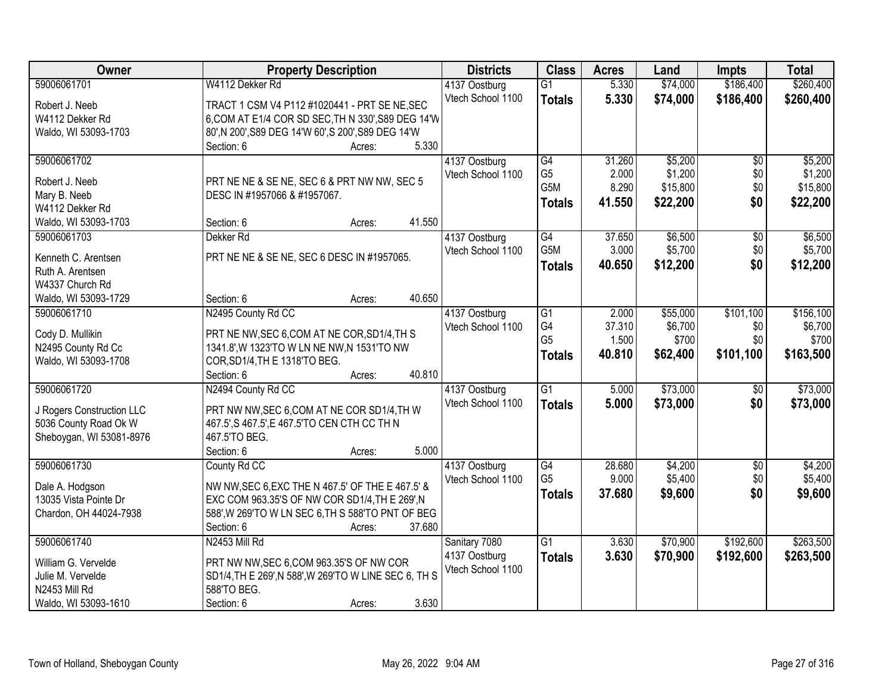| Owner | Property Description | Districts | Class | Acres | Land | Impts | Total |
|---|---|---|---|---|---|---|---|
| 59006061701<br>Robert J. Neeb<br>W4112 Dekker Rd<br>Waldo, WI 53093-1703 | W4112 Dekker Rd<br>TRACT 1 CSM V4 P112 #1020441 - PRT SE NE,SEC 6,COM AT E1/4 COR SD SEC,TH N 330',S89 DEG 14'W 80',N 200',S89 DEG 14'W 60',S 200',S89 DEG 14'W<br>Section: 6 Acres: 5.330 | 4137 Oostburg<br>Vtech School 1100 | G1<br>**Totals** | 5.330<br>**5.330** | $74,000<br>**$74,000** | $186,400<br>**$186,400** | $260,400<br>**$260,400** |
| 59006061702<br>Robert J. Neeb<br>Mary B. Neeb<br>W4112 Dekker Rd<br>Waldo, WI 53093-1703 | PRT NE NE & SE NE, SEC 6 & PRT NW NW, SEC 5 DESC IN #1957066 & #1957067.<br>Section: 6 Acres: 41.550 | 4137 Oostburg<br>Vtech School 1100 | G4<br>G5<br>G5M<br>**Totals** | 31.260<br>2.000<br>8.290<br>**41.550** | $5,200<br>$1,200<br>$15,800<br>**$22,200** | $0<br>$0<br>$0<br>**$0** | $5,200<br>$1,200<br>$15,800<br>**$22,200** |
| 59006061703<br>Kenneth C. Arentsen<br>Ruth A. Arentsen<br>W4337 Church Rd<br>Waldo, WI 53093-1729 | Dekker Rd<br>PRT NE NE & SE NE, SEC 6 DESC IN #1957065.<br>Section: 6 Acres: 40.650 | 4137 Oostburg<br>Vtech School 1100 | G4<br>G5M<br>**Totals** | 37.650<br>3.000<br>**40.650** | $6,500<br>$5,700<br>**$12,200** | $0<br>$0<br>**$0** | $6,500<br>$5,700<br>**$12,200** |
| 59006061710<br>Cody D. Mullikin<br>N2495 County Rd Cc<br>Waldo, WI 53093-1708 | N2495 County Rd CC<br>PRT NE NW,SEC 6,COM AT NE COR,SD1/4,TH S 1341.8',W 1323'TO W LN NE NW,N 1531'TO NW COR,SD1/4,TH E 1318'TO BEG.<br>Section: 6 Acres: 40.810 | 4137 Oostburg<br>Vtech School 1100 | G1<br>G4<br>G5<br>**Totals** | 2.000<br>37.310<br>1.500<br>**40.810** | $55,000<br>$6,700<br>$700<br>**$62,400** | $101,100<br>$0<br>$0<br>**$101,100** | $156,100<br>$6,700<br>$700<br>**$163,500** |
| 59006061720<br>J Rogers Construction LLC<br>5036 County Road Ok W<br>Sheboygan, WI 53081-8976 | N2494 County Rd CC<br>PRT NW NW,SEC 6,COM AT NE COR SD1/4,TH W 467.5',S 467.5',E 467.5'TO CEN CTH CC TH N 467.5'TO BEG.<br>Section: 6 Acres: 5.000 | 4137 Oostburg<br>Vtech School 1100 | G1<br>**Totals** | 5.000<br>**5.000** | $73,000<br>**$73,000** | $0<br>**$0** | $73,000<br>**$73,000** |
| 59006061730<br>Dale A. Hodgson<br>13035 Vista Pointe Dr<br>Chardon, OH 44024-7938 | County Rd CC<br>NW NW,SEC 6,EXC THE N 467.5' OF THE E 467.5' & EXC COM 963.35'S OF NW COR SD1/4,TH E 269',N 588',W 269'TO W LN SEC 6,TH S 588'TO PNT OF BEG<br>Section: 6 Acres: 37.680 | 4137 Oostburg<br>Vtech School 1100 | G4<br>G5<br>**Totals** | 28.680<br>9.000<br>**37.680** | $4,200<br>$5,400<br>**$9,600** | $0<br>$0<br>**$0** | $4,200<br>$5,400<br>**$9,600** |
| 59006061740<br>William G. Vervelde<br>Julie M. Vervelde<br>N2453 Mill Rd<br>Waldo, WI 53093-1610 | N2453 Mill Rd<br>PRT NW NW,SEC 6,COM 963.35'S OF NW COR SD1/4,TH E 269',N 588',W 269'TO W LINE SEC 6, TH S 588'TO BEG.<br>Section: 6 Acres: 3.630 | Sanitary 7080<br>4137 Oostburg<br>Vtech School 1100 | G1<br>**Totals** | 3.630<br>**3.630** | $70,900<br>**$70,900** | $192,600<br>**$192,600** | $263,500<br>**$263,500** |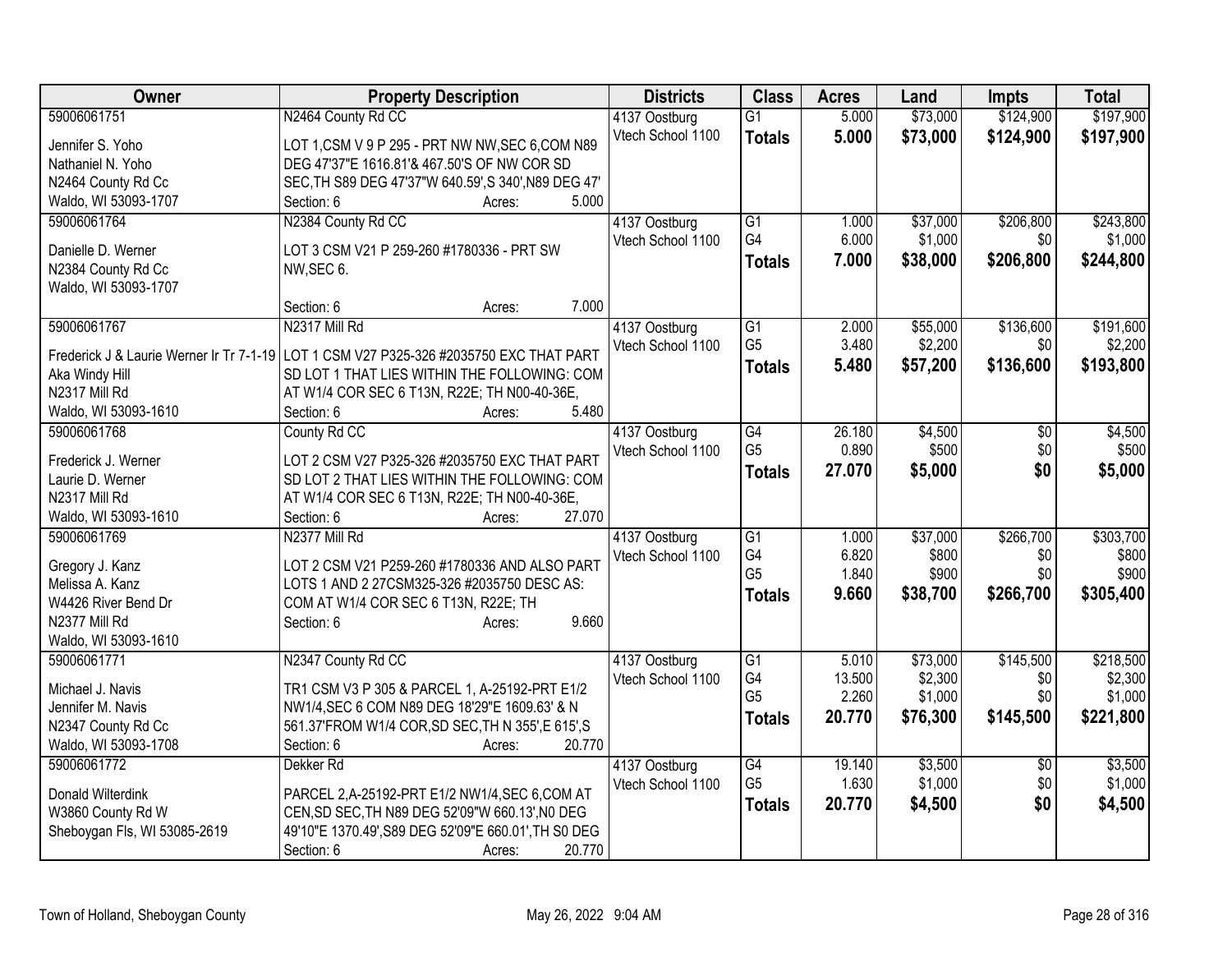| Owner | Property Description | Districts | Class | Acres | Land | Impts | Total |
|---|---|---|---|---|---|---|---|
| 59006061751<br>Jennifer S. Yoho<br>Nathaniel N. Yoho<br>N2464 County Rd Cc<br>Waldo, WI 53093-1707 | N2464 County Rd CC<br>LOT 1,CSM V 9 P 295 - PRT NW NW,SEC 6,COM N89 DEG 47'37"E 1616.81'& 467.50'S OF NW COR SD SEC,TH S89 DEG 47'37"W 640.59',S 340',N89 DEG 47'<br>Section: 6 Acres: 5.000 | 4137 Oostburg<br>Vtech School 1100 | G1<br>**Totals** | 5.000<br>**5.000** | $73,000<br>**$73,000** | $124,900<br>**$124,900** | $197,900<br>**$197,900** |
| 59006061764<br>Danielle D. Werner<br>N2384 County Rd Cc<br>Waldo, WI 53093-1707 | N2384 County Rd CC<br>LOT 3 CSM V21 P 259-260 #1780336 - PRT SW NW,SEC 6.<br>Section: 6 Acres: 7.000 | 4137 Oostburg<br>Vtech School 1100 | G1<br>G4<br>**Totals** | 1.000<br>6.000<br>**7.000** | $37,000<br>$1,000<br>**$38,000** | $206,800<br>$0<br>**$206,800** | $243,800<br>$1,000<br>**$244,800** |
| 59006061767<br>Frederick J & Laurie Werner Ir Tr 7-1-19<br>Aka Windy Hill<br>N2317 Mill Rd<br>Waldo, WI 53093-1610 | N2317 Mill Rd<br>LOT 1 CSM V27 P325-326 #2035750 EXC THAT PART SD LOT 1 THAT LIES WITHIN THE FOLLOWING: COM AT W1/4 COR SEC 6 T13N, R22E; TH N00-40-36E,<br>Section: 6 Acres: 5.480 | 4137 Oostburg<br>Vtech School 1100 | G1<br>G5<br>**Totals** | 2.000<br>3.480<br>**5.480** | $55,000<br>$2,200<br>**$57,200** | $136,600<br>$0<br>**$136,600** | $191,600<br>$2,200<br>**$193,800** |
| 59006061768<br>Frederick J. Werner<br>Laurie D. Werner<br>N2317 Mill Rd<br>Waldo, WI 53093-1610 | County Rd CC<br>LOT 2 CSM V27 P325-326 #2035750 EXC THAT PART SD LOT 2 THAT LIES WITHIN THE FOLLOWING: COM AT W1/4 COR SEC 6 T13N, R22E; TH N00-40-36E,<br>Section: 6 Acres: 27.070 | 4137 Oostburg<br>Vtech School 1100 | G4<br>G5<br>**Totals** | 26.180<br>0.890<br>**27.070** | $4,500<br>$500<br>**$5,000** | $0<br>$0<br>**$0** | $4,500<br>$500<br>**$5,000** |
| 59006061769<br>Gregory J. Kanz<br>Melissa A. Kanz<br>W4426 River Bend Dr<br>N2377 Mill Rd<br>Waldo, WI 53093-1610 | N2377 Mill Rd<br>LOT 2 CSM V21 P259-260 #1780336 AND ALSO PART LOTS 1 AND 2 27CSM325-326 #2035750 DESC AS: COM AT W1/4 COR SEC 6 T13N, R22E; TH<br>Section: 6 Acres: 9.660 | 4137 Oostburg<br>Vtech School 1100 | G1<br>G4<br>G5<br>**Totals** | 1.000<br>6.820<br>1.840<br>**9.660** | $37,000<br>$800<br>$900<br>**$38,700** | $266,700<br>$0<br>$0<br>**$266,700** | $303,700<br>$800<br>$900<br>**$305,400** |
| 59006061771<br>Michael J. Navis<br>Jennifer M. Navis<br>N2347 County Rd Cc<br>Waldo, WI 53093-1708 | N2347 County Rd CC<br>TR1 CSM V3 P 305 & PARCEL 1, A-25192-PRT E1/2 NW1/4,SEC 6 COM N89 DEG 18'29"E 1609.63' & N 561.37'FROM W1/4 COR,SD SEC,TH N 355',E 615',S<br>Section: 6 Acres: 20.770 | 4137 Oostburg<br>Vtech School 1100 | G1<br>G4<br>G5<br>**Totals** | 5.010<br>13.500<br>2.260<br>**20.770** | $73,000<br>$2,300<br>$1,000<br>**$76,300** | $145,500<br>$0<br>$0<br>**$145,500** | $218,500<br>$2,300<br>$1,000<br>**$221,800** |
| 59006061772<br>Donald Wilterdink<br>W3860 County Rd W<br>Sheboygan Fls, WI 53085-2619 | Dekker Rd<br>PARCEL 2,A-25192-PRT E1/2 NW1/4,SEC 6,COM AT CEN,SD SEC,TH N89 DEG 52'09"W 660.13',N0 DEG 49'10"E 1370.49',S89 DEG 52'09"E 660.01',TH S0 DEG<br>Section: 6 Acres: 20.770 | 4137 Oostburg<br>Vtech School 1100 | G4<br>G5<br>**Totals** | 19.140<br>1.630<br>**20.770** | $3,500<br>$1,000<br>**$4,500** | $0<br>$0<br>**$0** | $3,500<br>$1,000<br>**$4,500** |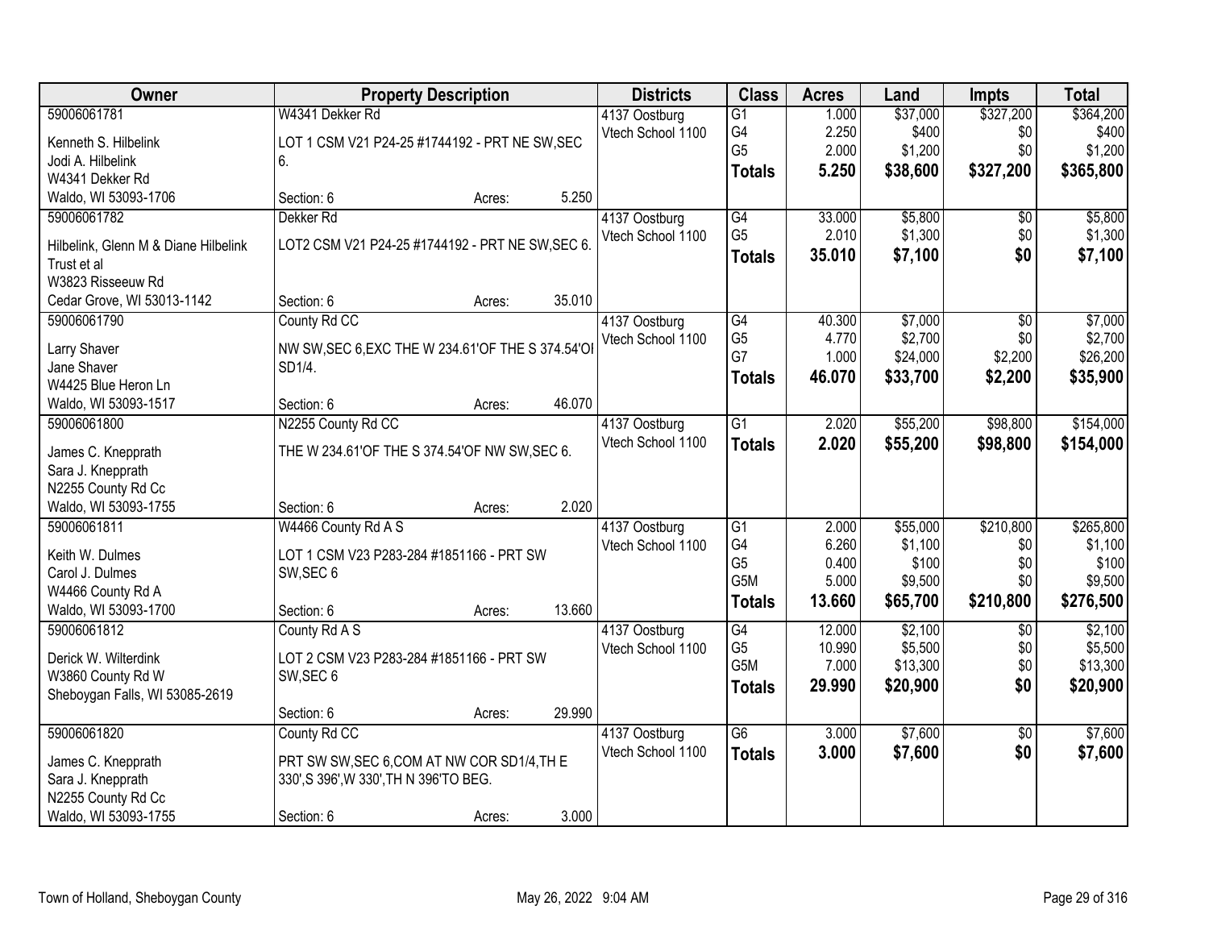| Owner | Property Description | Districts | Class | Acres | Land | Impts | Total |
|---|---|---|---|---|---|---|---|
| 59006061781<br>Kenneth S. Hilbelink<br>Jodi A. Hilbelink<br>W4341 Dekker Rd<br>Waldo, WI 53093-1706 | W4341 Dekker Rd<br>LOT 1 CSM V21 P24-25 #1744192 - PRT NE SW,SEC 6.<br>Section: 6 Acres: 5.250 | 4137 Oostburg<br>Vtech School 1100 | G1<br>G4<br>G5<br>**Totals** | 1.000<br>2.250<br>2.000<br>**5.250** | $37,000<br>$400<br>$1,200<br>**$38,600** | $327,200<br>$0<br>$0<br>**$327,200** | $364,200<br>$400<br>$1,200<br>**$365,800** |
| 59006061782<br>Hilbelink, Glenn M & Diane Hilbelink Trust et al<br>W3823 Risseeuw Rd<br>Cedar Grove, WI 53013-1142 | Dekker Rd<br>LOT2 CSM V21 P24-25 #1744192 - PRT NE SW,SEC 6.<br>Section: 6 Acres: 35.010 | 4137 Oostburg<br>Vtech School 1100 | G4<br>G5<br>**Totals** | 33.000<br>2.010<br>**35.010** | $5,800<br>$1,300<br>**$7,100** | $0<br>$0<br>**$0** | $5,800<br>$1,300<br>**$7,100** |
| 59006061790<br>Larry Shaver<br>Jane Shaver<br>W4425 Blue Heron Ln<br>Waldo, WI 53093-1517 | County Rd CC<br>NW SW,SEC 6,EXC THE W 234.61'OF THE S 374.54'OF SD1/4.<br>Section: 6 Acres: 46.070 | 4137 Oostburg<br>Vtech School 1100 | G4<br>G5<br>G7<br>**Totals** | 40.300<br>4.770<br>1.000<br>**46.070** | $7,000<br>$2,700<br>$24,000<br>**$33,700** | $0<br>$0<br>$2,200<br>**$2,200** | $7,000<br>$2,700<br>$26,200<br>**$35,900** |
| 59006061800<br>James C. Knepprath<br>Sara J. Knepprath<br>N2255 County Rd Cc<br>Waldo, WI 53093-1755 | N2255 County Rd CC<br>THE W 234.61'OF THE S 374.54'OF NW SW,SEC 6.<br>Section: 6 Acres: 2.020 | 4137 Oostburg<br>Vtech School 1100 | G1<br>**Totals** | 2.020<br>**2.020** | $55,200<br>**$55,200** | $98,800<br>**$98,800** | $154,000<br>**$154,000** |
| 59006061811<br>Keith W. Dulmes<br>Carol J. Dulmes<br>W4466 County Rd A<br>Waldo, WI 53093-1700 | W4466 County Rd A S<br>LOT 1 CSM V23 P283-284 #1851166 - PRT SW SW,SEC 6<br>Section: 6 Acres: 13.660 | 4137 Oostburg<br>Vtech School 1100 | G1<br>G4<br>G5<br>G5M<br>**Totals** | 2.000<br>6.260<br>0.400<br>5.000<br>**13.660** | $55,000<br>$1,100<br>$100<br>$9,500<br>**$65,700** | $210,800<br>$0<br>$0<br>$0<br>**$210,800** | $265,800<br>$1,100<br>$100<br>$9,500<br>**$276,500** |
| 59006061812<br>Derick W. Wilterdink<br>W3860 County Rd W<br>Sheboygan Falls, WI 53085-2619 | County Rd A S<br>LOT 2 CSM V23 P283-284 #1851166 - PRT SW SW,SEC 6<br>Section: 6 Acres: 29.990 | 4137 Oostburg<br>Vtech School 1100 | G4<br>G5<br>G5M<br>**Totals** | 12.000<br>10.990<br>7.000<br>**29.990** | $2,100<br>$5,500<br>$13,300<br>**$20,900** | $0<br>$0<br>$0<br>**$0** | $2,100<br>$5,500<br>$13,300<br>**$20,900** |
| 59006061820<br>James C. Knepprath<br>Sara J. Knepprath<br>N2255 County Rd Cc<br>Waldo, WI 53093-1755 | County Rd CC<br>PRT SW SW,SEC 6,COM AT NW COR SD1/4,TH E 330',S 396',W 330',TH N 396'TO BEG.<br>Section: 6 Acres: 3.000 | 4137 Oostburg<br>Vtech School 1100 | G6<br>**Totals** | 3.000<br>**3.000** | $7,600<br>**$7,600** | $0<br>**$0** | $7,600<br>**$7,600** |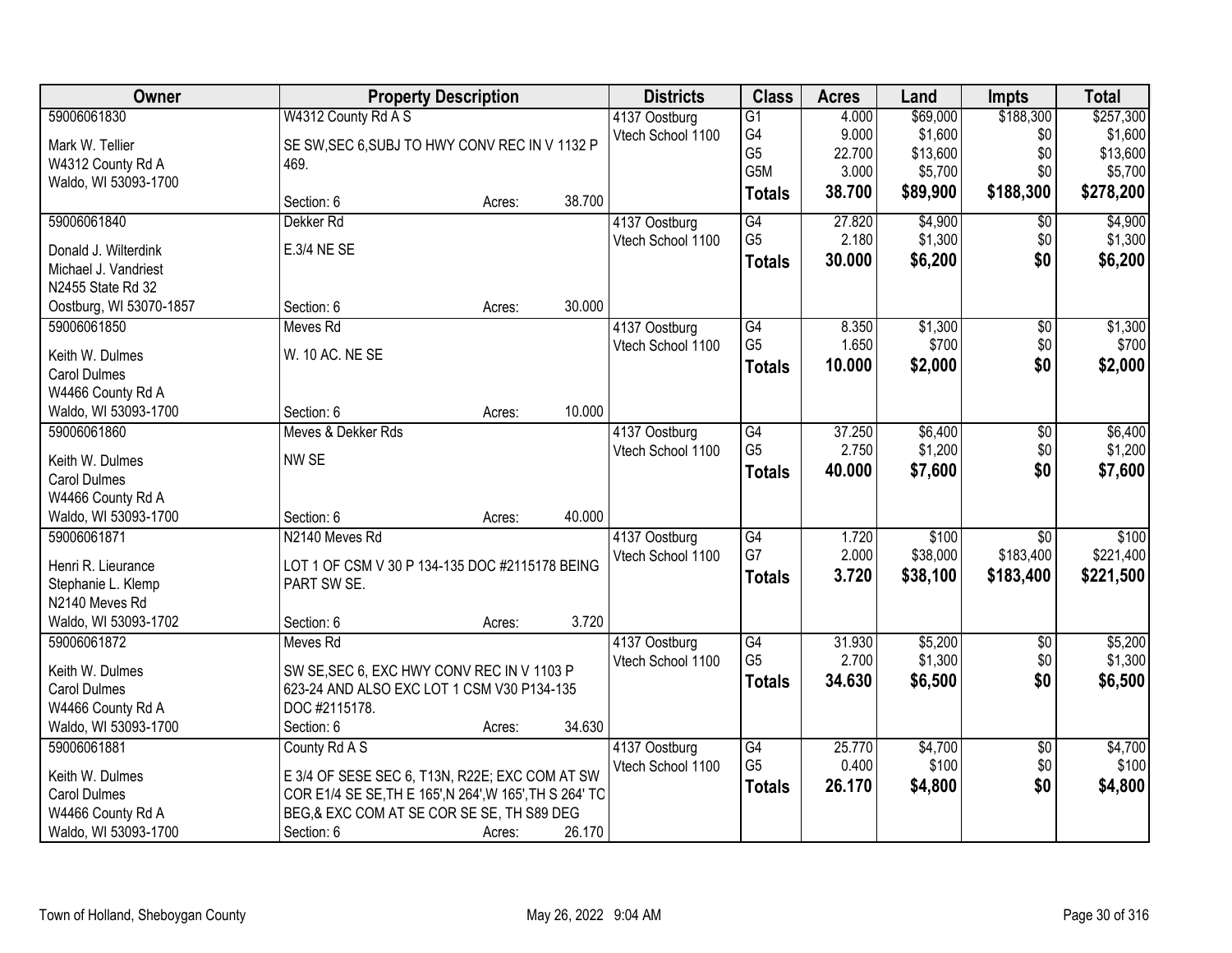| Owner | Property Description | Districts | Class | Acres | Land | Impts | Total |
|---|---|---|---|---|---|---|---|
| 59006061830<br><br>Mark W. Tellier<br>W4312 County Rd A<br>Waldo, WI 53093-1700 | W4312 County Rd A S<br><br>SE SW,SEC 6,SUBJ TO HWY CONV REC IN V 1132 P 469.<br><br>Section: 6 Acres: 38.700 | 4137 Oostburg<br>Vtech School 1100 | G1<br>G4<br>G5<br>G5M<br>**Totals** | 4.000<br>9.000<br>22.700<br>3.000<br>**38.700** | $69,000<br>$1,600<br>$13,600<br>$5,700<br>**$89,900** | $188,300<br>$0<br>$0<br>$0<br>**$188,300** | $257,300<br>$1,600<br>$13,600<br>$5,700<br>**$278,200** |
| 59006061840<br><br>Donald J. Wilterdink<br>Michael J. Vandriest<br>N2455 State Rd 32<br>Oostburg, WI 53070-1857 | Dekker Rd<br><br>E.3/4 NE SE<br><br>Section: 6 Acres: 30.000 | 4137 Oostburg<br>Vtech School 1100 | G4<br>G5<br>**Totals** | 27.820<br>2.180<br>**30.000** | $4,900<br>$1,300<br>**$6,200** | $0<br>$0<br>**$0** | $4,900<br>$1,300<br>**$6,200** |
| 59006061850<br><br>Keith W. Dulmes<br>Carol Dulmes<br>W4466 County Rd A<br>Waldo, WI 53093-1700 | Meves Rd<br><br>W. 10 AC. NE SE<br><br>Section: 6 Acres: 10.000 | 4137 Oostburg<br>Vtech School 1100 | G4<br>G5<br>**Totals** | 8.350<br>1.650<br>**10.000** | $1,300<br>$700<br>**$2,000** | $0<br>$0<br>**$0** | $1,300<br>$700<br>**$2,000** |
| 59006061860<br><br>Keith W. Dulmes<br>Carol Dulmes<br>W4466 County Rd A<br>Waldo, WI 53093-1700 | Meves & Dekker Rds<br><br>NW SE<br><br>Section: 6 Acres: 40.000 | 4137 Oostburg<br>Vtech School 1100 | G4<br>G5<br>**Totals** | 37.250<br>2.750<br>**40.000** | $6,400<br>$1,200<br>**$7,600** | $0<br>$0<br>**$0** | $6,400<br>$1,200<br>**$7,600** |
| 59006061871<br><br>Henri R. Lieurance<br>Stephanie L. Klemp<br>N2140 Meves Rd<br>Waldo, WI 53093-1702 | N2140 Meves Rd<br><br>LOT 1 OF CSM V 30 P 134-135 DOC #2115178 BEING PART SW SE.<br><br>Section: 6 Acres: 3.720 | 4137 Oostburg<br>Vtech School 1100 | G4<br>G7<br>**Totals** | 1.720<br>2.000<br>**3.720** | $100<br>$38,000<br>**$38,100** | $0<br>$183,400<br>**$183,400** | $100<br>$221,400<br>**$221,500** |
| 59006061872<br><br>Keith W. Dulmes<br>Carol Dulmes<br>W4466 County Rd A<br>Waldo, WI 53093-1700 | Meves Rd<br><br>SW SE,SEC 6, EXC HWY CONV REC IN V 1103 P 623-24 AND ALSO EXC LOT 1 CSM V30 P134-135 DOC #2115178.<br>Section: 6 Acres: 34.630 | 4137 Oostburg<br>Vtech School 1100 | G4<br>G5<br>**Totals** | 31.930<br>2.700<br>**34.630** | $5,200<br>$1,300<br>**$6,500** | $0<br>$0<br>**$0** | $5,200<br>$1,300<br>**$6,500** |
| 59006061881<br><br>Keith W. Dulmes<br>Carol Dulmes<br>W4466 County Rd A<br>Waldo, WI 53093-1700 | County Rd A S<br><br>E 3/4 OF SESE SEC 6, T13N, R22E; EXC COM AT SW COR E1/4 SE SE,TH E 165',N 264',W 165',TH S 264' TC BEG,& EXC COM AT SE COR SE SE, TH S89 DEG<br>Section: 6 Acres: 26.170 | 4137 Oostburg<br>Vtech School 1100 | G4<br>G5<br>**Totals** | 25.770<br>0.400<br>**26.170** | $4,700<br>$100<br>**$4,800** | $0<br>$0<br>**$0** | $4,700<br>$100<br>**$4,800** |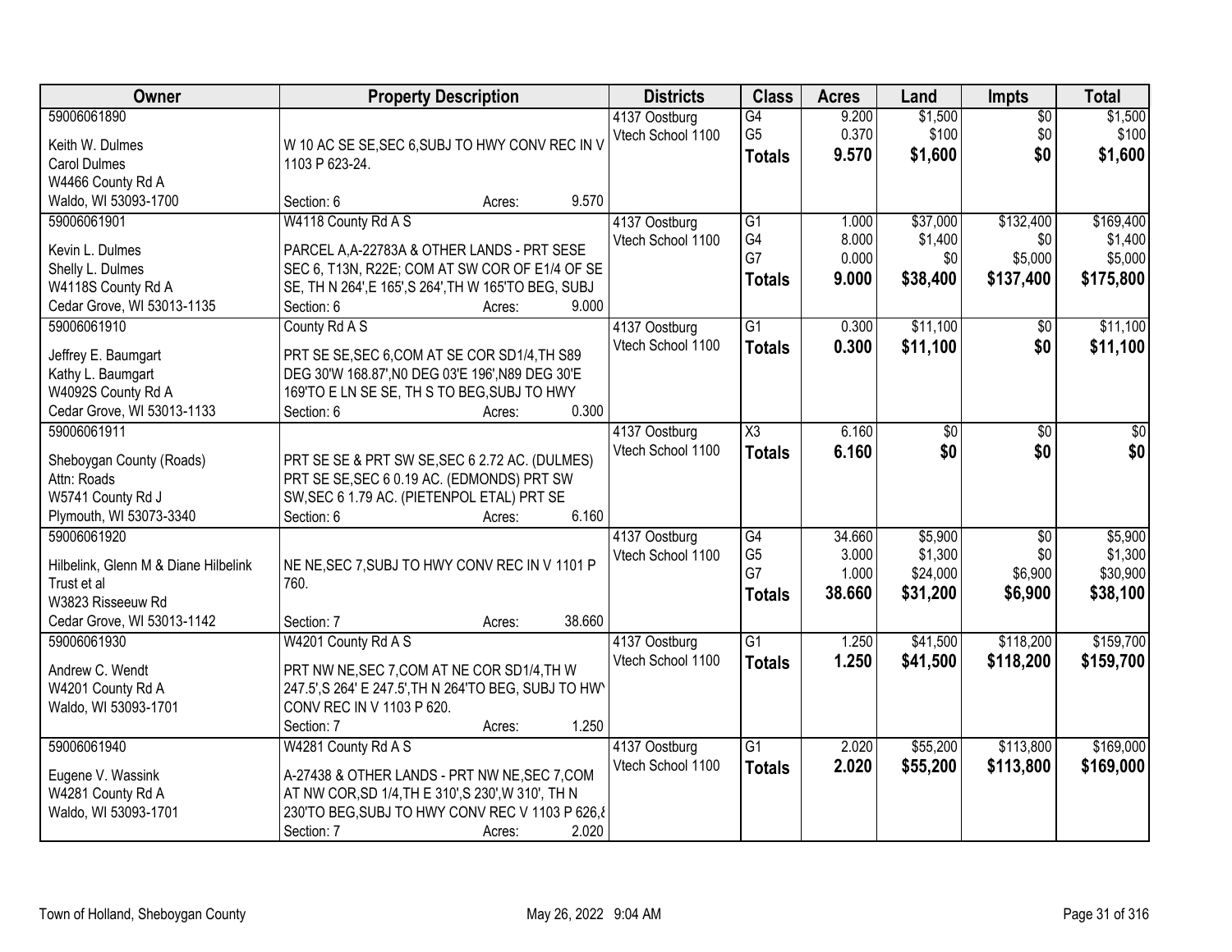| Owner | Property Description | Districts | Class | Acres | Land | Impts | Total |
|---|---|---|---|---|---|---|---|
| 59006061890<br>Keith W. Dulmes<br>Carol Dulmes<br>W4466 County Rd A<br>Waldo, WI 53093-1700 | W 10 AC SE SE,SEC 6,SUBJ TO HWY CONV REC IN V 1103 P 623-24.<br>Section: 6 Acres: 9.570 | 4137 Oostburg<br>Vtech School 1100 | G4<br>G5<br>**Totals** | 9.200<br>0.370<br>**9.570** | $1,500<br>$100<br>**$1,600** | $0<br>$0<br>**$0** | $1,500<br>$100<br>**$1,600** |
| 59006061901<br>Kevin L. Dulmes<br>Shelly L. Dulmes<br>W4118S County Rd A<br>Cedar Grove, WI 53013-1135 | W4118 County Rd A S<br>PARCEL A,A-22783A & OTHER LANDS - PRT SESE SEC 6, T13N, R22E; COM AT SW COR OF E1/4 OF SE SE, TH N 264',E 165',S 264',TH W 165'TO BEG, SUBJ<br>Section: 6 Acres: 9.000 | 4137 Oostburg<br>Vtech School 1100 | G1<br>G4<br>G7<br>**Totals** | 1.000<br>8.000<br>0.000<br>**9.000** | $37,000<br>$1,400<br>$0<br>**$38,400** | $132,400<br>$0<br>$5,000<br>**$137,400** | $169,400<br>$1,400<br>$5,000<br>**$175,800** |
| 59006061910<br>Jeffrey E. Baumgart<br>Kathy L. Baumgart<br>W4092S County Rd A<br>Cedar Grove, WI 53013-1133 | County Rd A S<br>PRT SE SE,SEC 6,COM AT SE COR SD1/4,TH S89 DEG 30'W 168.87',N0 DEG 03'E 196',N89 DEG 30'E 169'TO E LN SE SE, TH S TO BEG,SUBJ TO HWY<br>Section: 6 Acres: 0.300 | 4137 Oostburg<br>Vtech School 1100 | G1<br>**Totals** | 0.300<br>**0.300** | $11,100<br>**$11,100** | $0<br>**$0** | $11,100<br>**$11,100** |
| 59006061911<br>Sheboygan County (Roads)<br>Attn: Roads<br>W5741 County Rd J<br>Plymouth, WI 53073-3340 | PRT SE SE & PRT SW SE,SEC 6 2.72 AC. (DULMES) PRT SE SE,SEC 6 0.19 AC. (EDMONDS) PRT SW SW,SEC 6 1.79 AC. (PIETENPOL ETAL) PRT SE<br>Section: 6 Acres: 6.160 | 4137 Oostburg<br>Vtech School 1100 | X3<br>**Totals** | 6.160<br>**6.160** | $0<br>**$0** | $0<br>**$0** | $0<br>**$0** |
| 59006061920<br>Hilbelink, Glenn M & Diane Hilbelink Trust et al<br>W3823 Risseeuw Rd<br>Cedar Grove, WI 53013-1142 | NE NE,SEC 7,SUBJ TO HWY CONV REC IN V 1101 P 760.<br>Section: 7 Acres: 38.660 | 4137 Oostburg<br>Vtech School 1100 | G4<br>G5<br>G7<br>**Totals** | 34.660<br>3.000<br>1.000<br>**38.660** | $5,900<br>$1,300<br>$24,000<br>**$31,200** | $0<br>$0<br>$6,900<br>**$6,900** | $5,900<br>$1,300<br>$30,900<br>**$38,100** |
| 59006061930<br>Andrew C. Wendt<br>W4201 County Rd A<br>Waldo, WI 53093-1701 | W4201 County Rd A S<br>PRT NW NE,SEC 7,COM AT NE COR SD1/4,TH W 247.5',S 264' E 247.5',TH N 264'TO BEG, SUBJ TO HWY CONV REC IN V 1103 P 620.<br>Section: 7 Acres: 1.250 | 4137 Oostburg<br>Vtech School 1100 | G1<br>**Totals** | 1.250<br>**1.250** | $41,500<br>**$41,500** | $118,200<br>**$118,200** | $159,700<br>**$159,700** |
| 59006061940<br>Eugene V. Wassink<br>W4281 County Rd A<br>Waldo, WI 53093-1701 | W4281 County Rd A S<br>A-27438 & OTHER LANDS - PRT NW NE,SEC 7,COM AT NW COR,SD 1/4,TH E 310',S 230',W 310', TH N 230'TO BEG,SUBJ TO HWY CONV REC V 1103 P 626,&<br>Section: 7 Acres: 2.020 | 4137 Oostburg<br>Vtech School 1100 | G1<br>**Totals** | 2.020<br>**2.020** | $55,200<br>**$55,200** | $113,800<br>**$113,800** | $169,000<br>**$169,000** |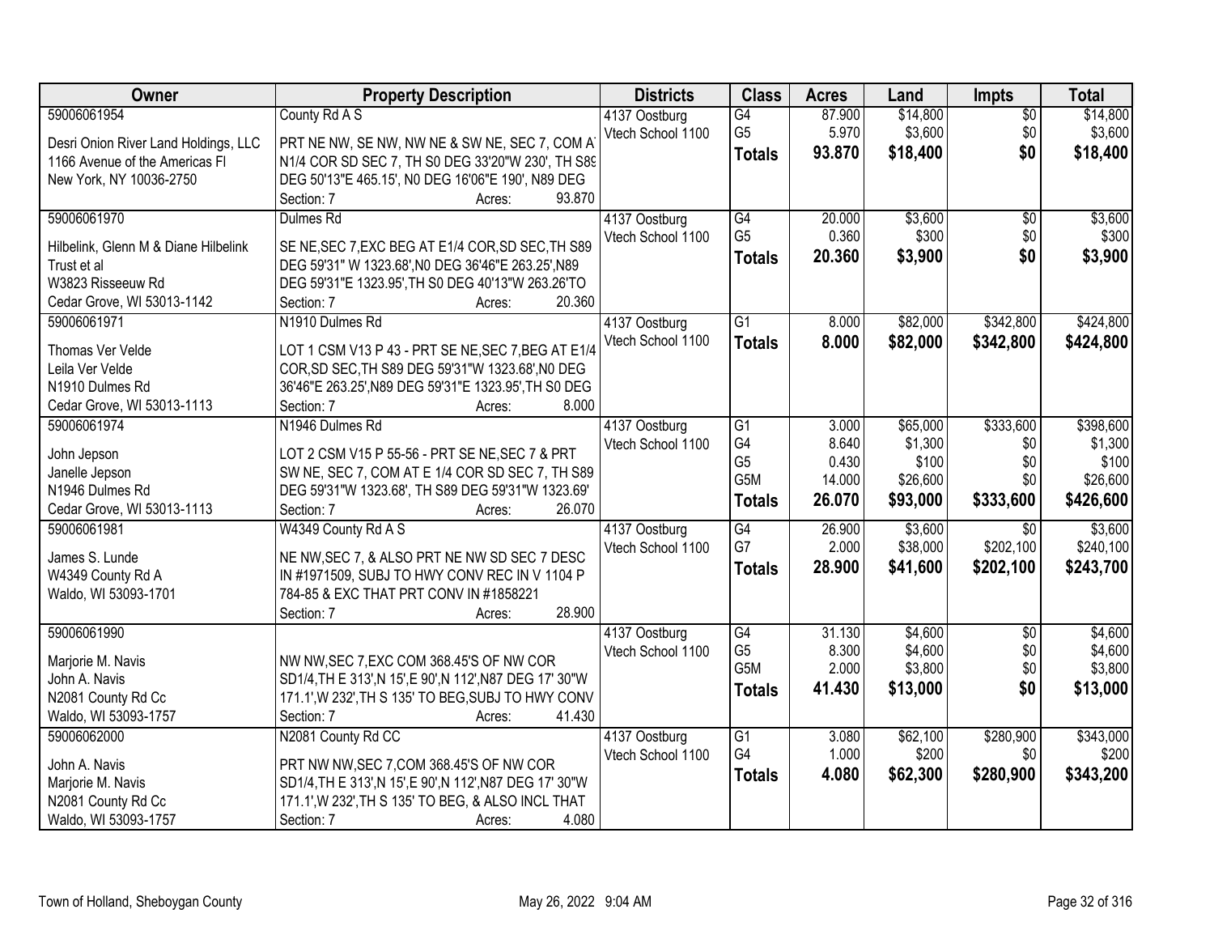| Owner | Property Description | Districts | Class | Acres | Land | Impts | Total |
|---|---|---|---|---|---|---|---|
| 59006061954<br>Desri Onion River Land Holdings, LLC<br>1166 Avenue of the Americas Fl<br>New York, NY 10036-2750 | County Rd A S<br>PRT NE NW, SE NW, NW NE & SW NE, SEC 7, COM AT N1/4 COR SD SEC 7, TH S0 DEG 33'20"W 230', TH S89 DEG 50'13"E 465.15', N0 DEG 16'06"E 190', N89 DEG<br>Section: 7 Acres: 93.870 | 4137 Oostburg<br>Vtech School 1100 | G4<br>G5<br>**Totals** | 87.900<br>5.970<br>**93.870** | $14,800<br>$3,600<br>**$18,400** | $0<br>$0<br>**$0** | $14,800<br>$3,600<br>**$18,400** |
| 59006061970<br>Hilbelink, Glenn M & Diane Hilbelink Trust et al<br>W3823 Risseeuw Rd<br>Cedar Grove, WI 53013-1142 | Dulmes Rd<br>SE NE,SEC 7,EXC BEG AT E1/4 COR,SD SEC,TH S89 DEG 59'31" W 1323.68',N0 DEG 36'46"E 263.25',N89 DEG 59'31"E 1323.95',TH S0 DEG 40'13"W 263.26'TO<br>Section: 7 Acres: 20.360 | 4137 Oostburg<br>Vtech School 1100 | G4<br>G5<br>**Totals** | 20.000<br>0.360<br>**20.360** | $3,600<br>$300<br>**$3,900** | $0<br>$0<br>**$0** | $3,600<br>$300<br>**$3,900** |
| 59006061971<br>Thomas Ver Velde<br>Leila Ver Velde<br>N1910 Dulmes Rd<br>Cedar Grove, WI 53013-1113 | N1910 Dulmes Rd<br>LOT 1 CSM V13 P 43 - PRT SE NE,SEC 7,BEG AT E1/4 COR,SD SEC,TH S89 DEG 59'31"W 1323.68',N0 DEG 36'46"E 263.25',N89 DEG 59'31"E 1323.95',TH S0 DEG<br>Section: 7 Acres: 8.000 | 4137 Oostburg<br>Vtech School 1100 | G1<br>**Totals** | 8.000<br>**8.000** | $82,000<br>**$82,000** | $342,800<br>**$342,800** | $424,800<br>**$424,800** |
| 59006061974<br>John Jepson<br>Janelle Jepson<br>N1946 Dulmes Rd<br>Cedar Grove, WI 53013-1113 | N1946 Dulmes Rd<br>LOT 2 CSM V15 P 55-56 - PRT SE NE,SEC 7 & PRT SW NE, SEC 7, COM AT E 1/4 COR SD SEC 7, TH S89 DEG 59'31"W 1323.68', TH S89 DEG 59'31"W 1323.69'<br>Section: 7 Acres: 26.070 | 4137 Oostburg<br>Vtech School 1100 | G1<br>G4<br>G5<br>G5M<br>**Totals** | 3.000<br>8.640<br>0.430<br>14.000<br>**26.070** | $65,000<br>$1,300<br>$100<br>$26,600<br>**$93,000** | $333,600<br>$0<br>$0<br>$0<br>**$333,600** | $398,600<br>$1,300<br>$100<br>$26,600<br>**$426,600** |
| 59006061981<br>James S. Lunde<br>W4349 County Rd A<br>Waldo, WI 53093-1701 | W4349 County Rd A S<br>NE NW,SEC 7, & ALSO PRT NE NW SD SEC 7 DESC IN #1971509, SUBJ TO HWY CONV REC IN V 1104 P 784-85 & EXC THAT PRT CONV IN #1858221<br>Section: 7 Acres: 28.900 | 4137 Oostburg<br>Vtech School 1100 | G4<br>G7<br>**Totals** | 26.900<br>2.000<br>**28.900** | $3,600<br>$38,000<br>**$41,600** | $0<br>$202,100<br>**$202,100** | $3,600<br>$240,100<br>**$243,700** |
| 59006061990<br>Marjorie M. Navis<br>John A. Navis<br>N2081 County Rd Cc<br>Waldo, WI 53093-1757 | NW NW,SEC 7,EXC COM 368.45'S OF NW COR SD1/4,TH E 313',N 15',E 90',N 112',N87 DEG 17' 30"W 171.1',W 232',TH S 135' TO BEG,SUBJ TO HWY CONV<br>Section: 7 Acres: 41.430 | 4137 Oostburg<br>Vtech School 1100 | G4<br>G5<br>G5M<br>**Totals** | 31.130<br>8.300<br>2.000<br>**41.430** | $4,600<br>$4,600<br>$3,800<br>**$13,000** | $0<br>$0<br>$0<br>**$0** | $4,600<br>$4,600<br>$3,800<br>**$13,000** |
| 59006062000<br>John A. Navis<br>Marjorie M. Navis<br>N2081 County Rd Cc<br>Waldo, WI 53093-1757 | N2081 County Rd CC<br>PRT NW NW,SEC 7,COM 368.45'S OF NW COR SD1/4,TH E 313',N 15',E 90',N 112',N87 DEG 17' 30"W 171.1',W 232',TH S 135' TO BEG, & ALSO INCL THAT<br>Section: 7 Acres: 4.080 | 4137 Oostburg<br>Vtech School 1100 | G1<br>G4<br>**Totals** | 3.080<br>1.000<br>**4.080** | $62,100<br>$200<br>**$62,300** | $280,900<br>$0<br>**$280,900** | $343,000<br>$200<br>**$343,200** |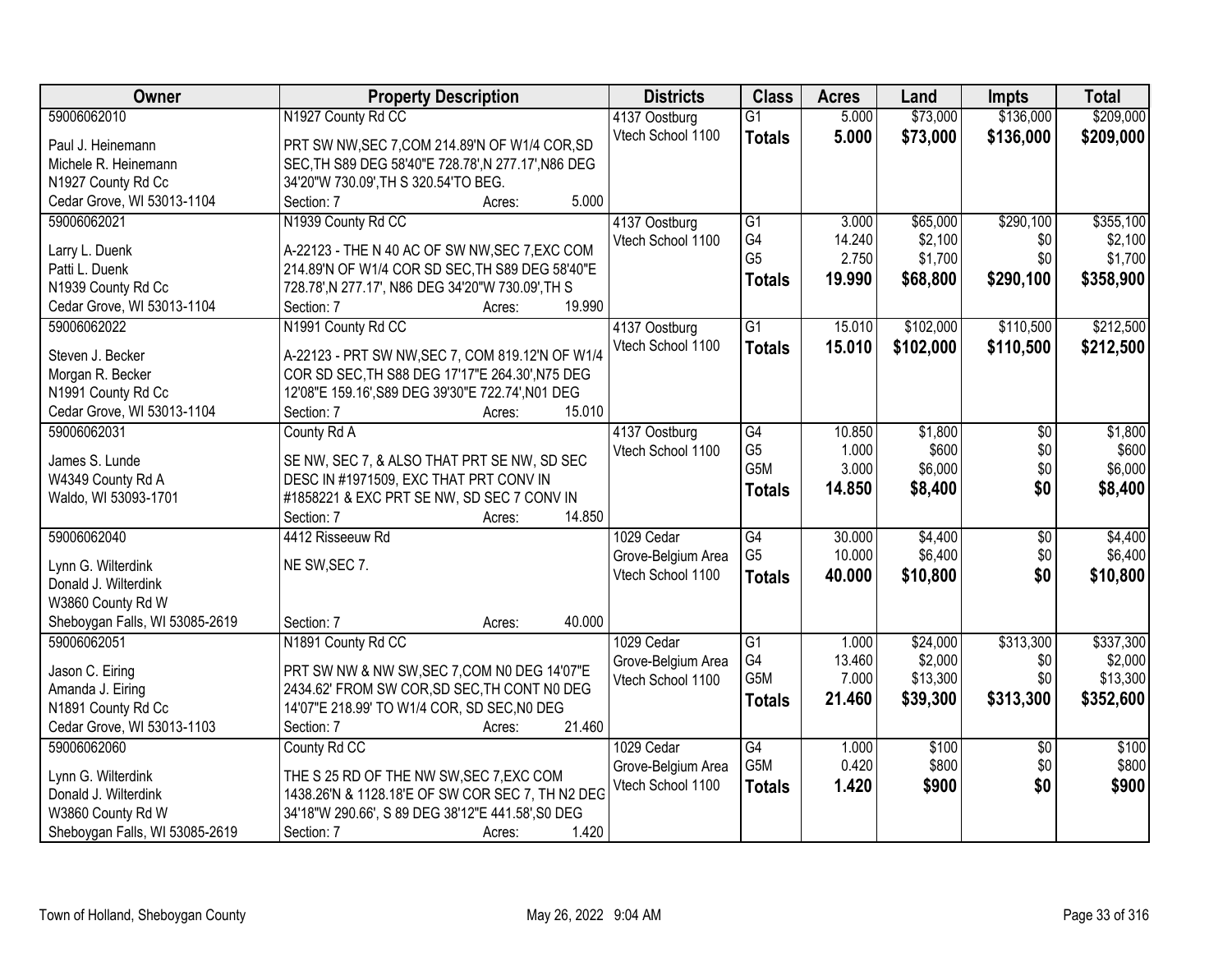| Owner | Property Description | Districts | Class | Acres | Land | Impts | Total |
|---|---|---|---|---|---|---|---|
| 59006062010<br>Paul J. Heinemann<br>Michele R. Heinemann<br>N1927 County Rd Cc<br>Cedar Grove, WI 53013-1104 | N1927 County Rd CC<br>PRT SW NW,SEC 7,COM 214.89'N OF W1/4 COR,SD SEC,TH S89 DEG 58'40"E 728.78',N 277.17',N86 DEG 34'20"W 730.09',TH S 320.54'TO BEG.<br>Section: 7 Acres: 5.000 | 4137 Oostburg<br>Vtech School 1100 | G1<br>**Totals** | 5.000<br>**5.000** | $73,000<br>**$73,000** | $136,000<br>**$136,000** | $209,000<br>**$209,000** |
| 59006062021<br>Larry L. Duenk<br>Patti L. Duenk<br>N1939 County Rd Cc<br>Cedar Grove, WI 53013-1104 | N1939 County Rd CC<br>A-22123 - THE N 40 AC OF SW NW,SEC 7,EXC COM 214.89'N OF W1/4 COR SD SEC,TH S89 DEG 58'40"E 728.78',N 277.17', N86 DEG 34'20"W 730.09',TH S<br>Section: 7 Acres: 19.990 | 4137 Oostburg<br>Vtech School 1100 | G1<br>G4<br>G5<br>**Totals** | 3.000<br>14.240<br>2.750<br>**19.990** | $65,000<br>$2,100<br>$1,700<br>**$68,800** | $290,100<br>$0<br>$0<br>**$290,100** | $355,100<br>$2,100<br>$1,700<br>**$358,900** |
| 59006062022<br>Steven J. Becker<br>Morgan R. Becker<br>N1991 County Rd Cc<br>Cedar Grove, WI 53013-1104 | N1991 County Rd CC<br>A-22123 - PRT SW NW,SEC 7, COM 819.12'N OF W1/4 COR SD SEC,TH S88 DEG 17'17"E 264.30',N75 DEG 12'08"E 159.16',S89 DEG 39'30"E 722.74',N01 DEG<br>Section: 7 Acres: 15.010 | 4137 Oostburg<br>Vtech School 1100 | G1<br>**Totals** | 15.010<br>**15.010** | $102,000<br>**$102,000** | $110,500<br>**$110,500** | $212,500<br>**$212,500** |
| 59006062031<br>James S. Lunde<br>W4349 County Rd A<br>Waldo, WI 53093-1701 | County Rd A<br>SE NW, SEC 7, & ALSO THAT PRT SE NW, SD SEC DESC IN #1971509, EXC THAT PRT CONV IN #1858221 & EXC PRT SE NW, SD SEC 7 CONV IN<br>Section: 7 Acres: 14.850 | 4137 Oostburg<br>Vtech School 1100 | G4<br>G5<br>G5M<br>**Totals** | 10.850<br>1.000<br>3.000<br>**14.850** | $1,800<br>$600<br>$6,000<br>**$8,400** | $0<br>$0<br>$0<br>**$0** | $1,800<br>$600<br>$6,000<br>**$8,400** |
| 59006062040<br>Lynn G. Wilterdink<br>Donald J. Wilterdink<br>W3860 County Rd W<br>Sheboygan Falls, WI 53085-2619 | 4412 Risseeuw Rd<br>NE SW,SEC 7.<br>Section: 7 Acres: 40.000 | 1029 Cedar Grove-Belgium Area<br>Vtech School 1100 | G4<br>G5<br>**Totals** | 30.000<br>10.000<br>**40.000** | $4,400<br>$6,400<br>**$10,800** | $0<br>$0<br>**$0** | $4,400<br>$6,400<br>**$10,800** |
| 59006062051<br>Jason C. Eiring<br>Amanda J. Eiring<br>N1891 County Rd Cc<br>Cedar Grove, WI 53013-1103 | N1891 County Rd CC<br>PRT SW NW & NW SW,SEC 7,COM N0 DEG 14'07"E 2434.62' FROM SW COR,SD SEC,TH CONT N0 DEG 14'07"E 218.99' TO W1/4 COR, SD SEC,N0 DEG<br>Section: 7 Acres: 21.460 | 1029 Cedar Grove-Belgium Area<br>Vtech School 1100 | G1<br>G4<br>G5M<br>**Totals** | 1.000<br>13.460<br>7.000<br>**21.460** | $24,000<br>$2,000<br>$13,300<br>**$39,300** | $313,300<br>$0<br>$0<br>**$313,300** | $337,300<br>$2,000<br>$13,300<br>**$352,600** |
| 59006062060<br>Lynn G. Wilterdink<br>Donald J. Wilterdink<br>W3860 County Rd W<br>Sheboygan Falls, WI 53085-2619 | County Rd CC<br>THE S 25 RD OF THE NW SW,SEC 7,EXC COM 1438.26'N & 1128.18'E OF SW COR SEC 7, TH N2 DEG 34'18"W 290.66', S 89 DEG 38'12"E 441.58',S0 DEG<br>Section: 7 Acres: 1.420 | 1029 Cedar Grove-Belgium Area<br>Vtech School 1100 | G4<br>G5M<br>**Totals** | 1.000<br>0.420<br>**1.420** | $100<br>$800<br>**$900** | $0<br>$0<br>**$0** | $100<br>$800<br>**$900** |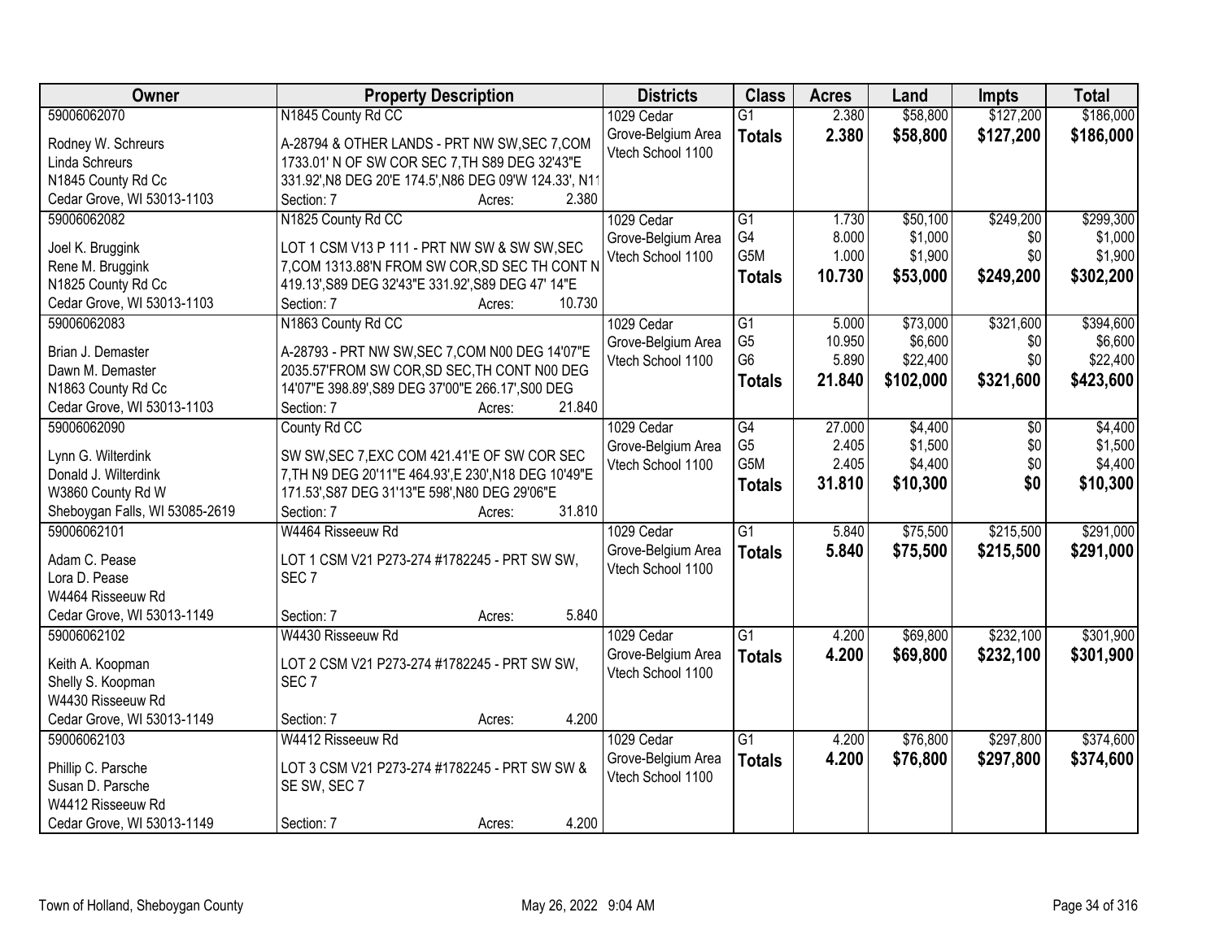| Owner | Property Description | Districts | Class | Acres | Land | Impts | Total |
|---|---|---|---|---|---|---|---|
| 59006062070<br>Rodney W. Schreurs<br>Linda Schreurs<br>N1845 County Rd Cc<br>Cedar Grove, WI 53013-1103 | N1845 County Rd CC<br>A-28794 & OTHER LANDS - PRT NW SW,SEC 7,COM 1733.01' N OF SW COR SEC 7,TH S89 DEG 32'43"E 331.92',N8 DEG 20'E 174.5',N86 DEG 09'W 124.33', N11<br>Section: 7 Acres: 2.380 | 1029 Cedar Grove-Belgium Area Vtech School 1100 | G1<br>**Totals** | 2.380<br>**2.380** | $58,800<br>**$58,800** | $127,200<br>**$127,200** | $186,000<br>**$186,000** |
| 59006062082<br>Joel K. Bruggink<br>Rene M. Bruggink<br>N1825 County Rd Cc<br>Cedar Grove, WI 53013-1103 | N1825 County Rd CC<br>LOT 1 CSM V13 P 111 - PRT NW SW & SW SW,SEC 7,COM 1313.88'N FROM SW COR,SD SEC TH CONT N 419.13',S89 DEG 32'43"E 331.92',S89 DEG 47' 14"E<br>Section: 7 Acres: 10.730 | 1029 Cedar Grove-Belgium Area Vtech School 1100 | G1<br>G4<br>G5M<br>**Totals** | 1.730<br>8.000<br>1.000<br>**10.730** | $50,100<br>$1,000<br>$1,900<br>**$53,000** | $249,200<br>$0<br>$0<br>**$249,200** | $299,300<br>$1,000<br>$1,900<br>**$302,200** |
| 59006062083<br>Brian J. Demaster<br>Dawn M. Demaster<br>N1863 County Rd Cc<br>Cedar Grove, WI 53013-1103 | N1863 County Rd CC<br>A-28793 - PRT NW SW,SEC 7,COM N00 DEG 14'07"E 2035.57'FROM SW COR,SD SEC,TH CONT N00 DEG 14'07"E 398.89',S89 DEG 37'00"E 266.17',S00 DEG<br>Section: 7 Acres: 21.840 | 1029 Cedar Grove-Belgium Area Vtech School 1100 | G1<br>G5<br>G6<br>**Totals** | 5.000<br>10.950<br>5.890<br>**21.840** | $73,000<br>$6,600<br>$22,400<br>**$102,000** | $321,600<br>$0<br>$0<br>**$321,600** | $394,600<br>$6,600<br>$22,400<br>**$423,600** |
| 59006062090<br>Lynn G. Wilterdink<br>Donald J. Wilterdink<br>W3860 County Rd W<br>Sheboygan Falls, WI 53085-2619 | County Rd CC<br>SW SW,SEC 7,EXC COM 421.41'E OF SW COR SEC 7,TH N9 DEG 20'11"E 464.93',E 230',N18 DEG 10'49"E 171.53',S87 DEG 31'13"E 598',N80 DEG 29'06"E<br>Section: 7 Acres: 31.810 | 1029 Cedar Grove-Belgium Area Vtech School 1100 | G4<br>G5<br>G5M<br>**Totals** | 27.000<br>2.405<br>2.405<br>**31.810** | $4,400<br>$1,500<br>$4,400<br>**$10,300** | $0<br>$0<br>$0<br>**$0** | $4,400<br>$1,500<br>$4,400<br>**$10,300** |
| 59006062101<br>Adam C. Pease<br>Lora D. Pease<br>W4464 Risseeuw Rd<br>Cedar Grove, WI 53013-1149 | W4464 Risseeuw Rd<br>LOT 1 CSM V21 P273-274 #1782245 - PRT SW SW, SEC 7<br>Section: 7 Acres: 5.840 | 1029 Cedar Grove-Belgium Area Vtech School 1100 | G1<br>**Totals** | 5.840<br>**5.840** | $75,500<br>**$75,500** | $215,500<br>**$215,500** | $291,000<br>**$291,000** |
| 59006062102<br>Keith A. Koopman<br>Shelly S. Koopman<br>W4430 Risseeuw Rd<br>Cedar Grove, WI 53013-1149 | W4430 Risseeuw Rd<br>LOT 2 CSM V21 P273-274 #1782245 - PRT SW SW, SEC 7<br>Section: 7 Acres: 4.200 | 1029 Cedar Grove-Belgium Area Vtech School 1100 | G1<br>**Totals** | 4.200<br>**4.200** | $69,800<br>**$69,800** | $232,100<br>**$232,100** | $301,900<br>**$301,900** |
| 59006062103<br>Phillip C. Parsche<br>Susan D. Parsche<br>W4412 Risseeuw Rd<br>Cedar Grove, WI 53013-1149 | W4412 Risseeuw Rd<br>LOT 3 CSM V21 P273-274 #1782245 - PRT SW SW & SE SW, SEC 7<br>Section: 7 Acres: 4.200 | 1029 Cedar Grove-Belgium Area Vtech School 1100 | G1<br>**Totals** | 4.200<br>**4.200** | $76,800<br>**$76,800** | $297,800<br>**$297,800** | $374,600<br>**$374,600** |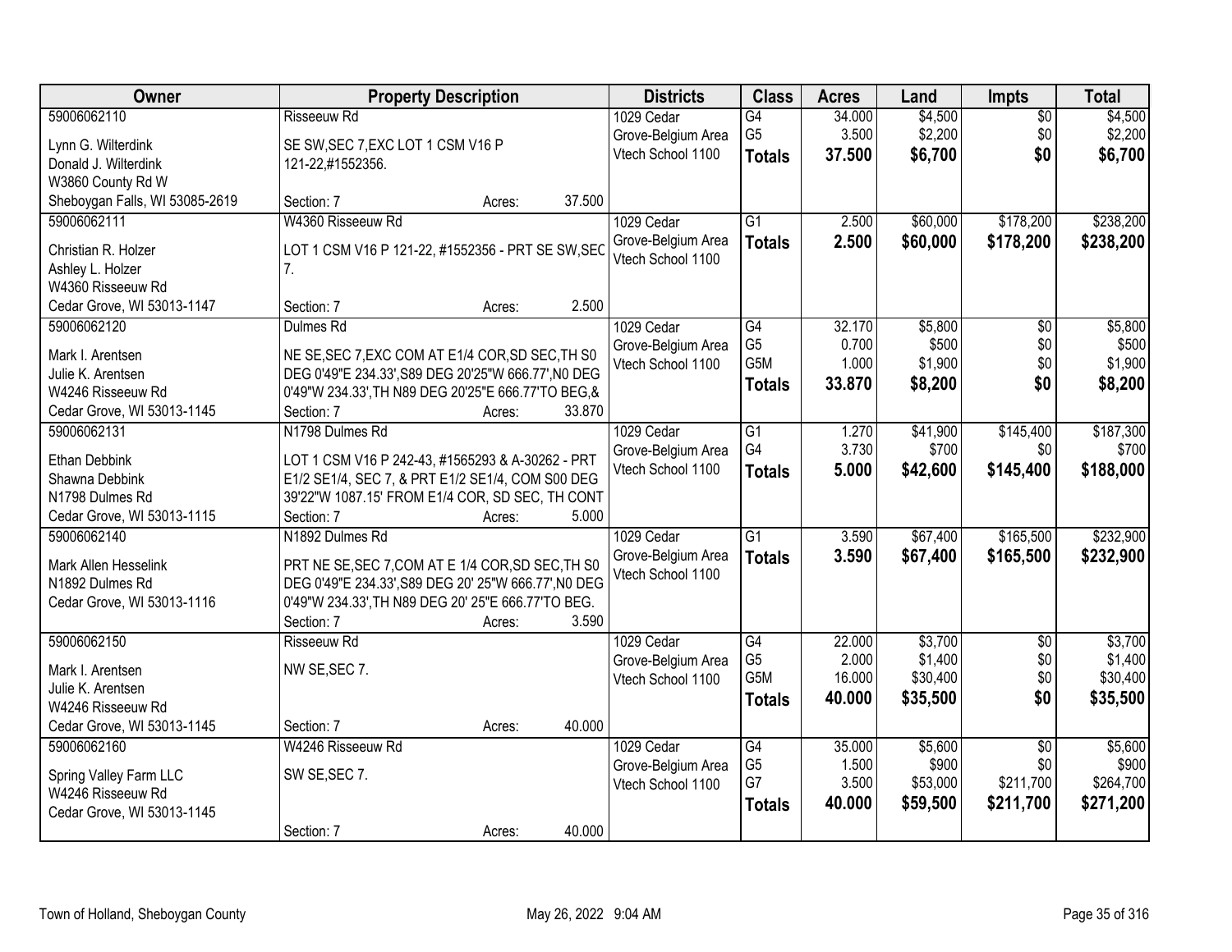| Owner | Property Description | | | Districts | Class | Acres | Land | Impts | Total |
|---|---|---|---|---|---|---|---|---|---|
| 59006062110<br>Lynn G. Wilterdink<br>Donald J. Wilterdink<br>W3860 County Rd W<br>Sheboygan Falls, WI 53085-2619 | Risseeuw Rd<br>SE SW,SEC 7,EXC LOT 1 CSM V16 P 121-22,#1552356.<br>Section: 7 | Acres: | 37.500 | 1029 Cedar Grove-Belgium Area Vtech School 1100 | G4<br>G5<br>**Totals** | 34.000<br>3.500<br>**37.500** | $4,500<br>$2,200<br>**$6,700** | $0<br>$0<br>**$0** | $4,500<br>$2,200<br>**$6,700** |
| 59006062111<br>Christian R. Holzer<br>Ashley L. Holzer<br>W4360 Risseeuw Rd<br>Cedar Grove, WI 53013-1147 | W4360 Risseeuw Rd<br>LOT 1 CSM V16 P 121-22, #1552356 - PRT SE SW,SEC 7.<br>Section: 7 | Acres: | 2.500 | 1029 Cedar Grove-Belgium Area Vtech School 1100 | G1<br>**Totals** | 2.500<br>**2.500** | $60,000<br>**$60,000** | $178,200<br>**$178,200** | $238,200<br>**$238,200** |
| 59006062120<br>Mark I. Arentsen<br>Julie K. Arentsen<br>W4246 Risseeuw Rd<br>Cedar Grove, WI 53013-1145 | Dulmes Rd<br>NE SE,SEC 7,EXC COM AT E1/4 COR,SD SEC,TH S0 DEG 0'49"E 234.33',S89 DEG 20'25"W 666.77',N0 DEG 0'49"W 234.33',TH N89 DEG 20'25"E 666.77'TO BEG,&<br>Section: 7 | Acres: | 33.870 | 1029 Cedar Grove-Belgium Area Vtech School 1100 | G4<br>G5<br>G5M<br>**Totals** | 32.170<br>0.700<br>1.000<br>**33.870** | $5,800<br>$500<br>$1,900<br>**$8,200** | $0<br>$0<br>$0<br>**$0** | $5,800<br>$500<br>$1,900<br>**$8,200** |
| 59006062131<br>Ethan Debbink<br>Shawna Debbink<br>N1798 Dulmes Rd<br>Cedar Grove, WI 53013-1115 | N1798 Dulmes Rd<br>LOT 1 CSM V16 P 242-43, #1565293 & A-30262 - PRT E1/2 SE1/4, SEC 7, & PRT E1/2 SE1/4, COM S00 DEG 39'22"W 1087.15' FROM E1/4 COR, SD SEC, TH CONT<br>Section: 7 | Acres: | 5.000 | 1029 Cedar Grove-Belgium Area Vtech School 1100 | G1<br>G4<br>**Totals** | 1.270<br>3.730<br>**5.000** | $41,900<br>$700<br>**$42,600** | $145,400<br>$0<br>**$145,400** | $187,300<br>$700<br>**$188,000** |
| 59006062140<br>Mark Allen Hesselink<br>N1892 Dulmes Rd<br>Cedar Grove, WI 53013-1116 | N1892 Dulmes Rd<br>PRT NE SE,SEC 7,COM AT E 1/4 COR,SD SEC,TH S0 DEG 0'49"E 234.33',S89 DEG 20' 25"W 666.77',N0 DEG 0'49"W 234.33',TH N89 DEG 20' 25"E 666.77'TO BEG.<br>Section: 7 | Acres: | 3.590 | 1029 Cedar Grove-Belgium Area Vtech School 1100 | G1<br>**Totals** | 3.590<br>**3.590** | $67,400<br>**$67,400** | $165,500<br>**$165,500** | $232,900<br>**$232,900** |
| 59006062150<br>Mark I. Arentsen<br>Julie K. Arentsen<br>W4246 Risseeuw Rd<br>Cedar Grove, WI 53013-1145 | Risseeuw Rd<br>NW SE,SEC 7.<br>Section: 7 | Acres: | 40.000 | 1029 Cedar Grove-Belgium Area Vtech School 1100 | G4<br>G5<br>G5M<br>**Totals** | 22.000<br>2.000<br>16.000<br>**40.000** | $3,700<br>$1,400<br>$30,400<br>**$35,500** | $0<br>$0<br>$0<br>**$0** | $3,700<br>$1,400<br>$30,400<br>**$35,500** |
| 59006062160<br>Spring Valley Farm LLC<br>W4246 Risseeuw Rd<br>Cedar Grove, WI 53013-1145 | W4246 Risseeuw Rd<br>SW SE,SEC 7.<br>Section: 7 | Acres: | 40.000 | 1029 Cedar Grove-Belgium Area Vtech School 1100 | G4<br>G5<br>G7<br>**Totals** | 35.000<br>1.500<br>3.500<br>**40.000** | $5,600<br>$900<br>$53,000<br>**$59,500** | $0<br>$0<br>$211,700<br>**$211,700** | $5,600<br>$900<br>$264,700<br>**$271,200** |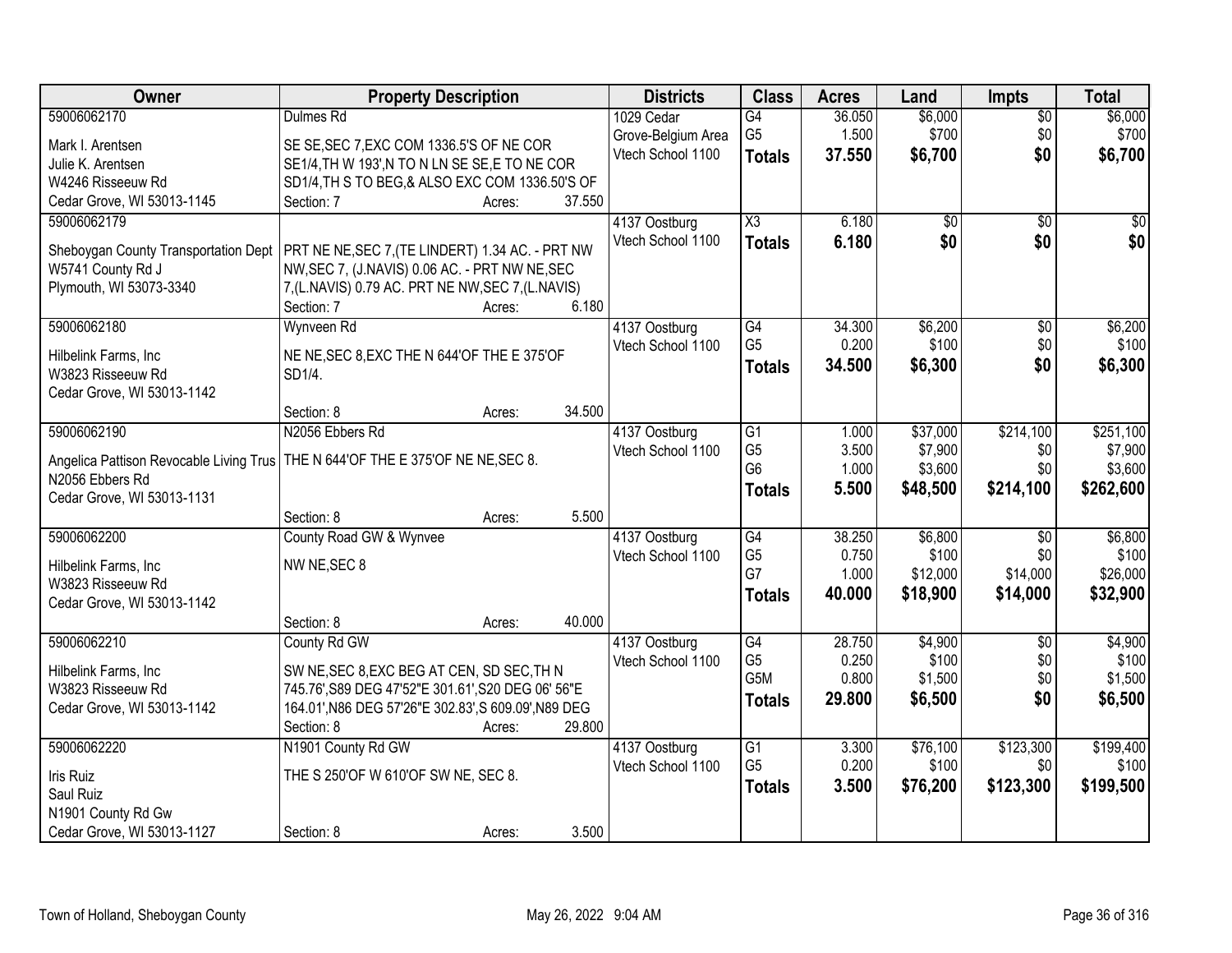| Owner | Property Description | Districts | Class | Acres | Land | Impts | Total |
|---|---|---|---|---|---|---|---|
| 59006062170<br>Mark I. Arentsen<br>Julie K. Arentsen<br>W4246 Risseeuw Rd<br>Cedar Grove, WI 53013-1145 | Dulmes Rd<br>SE SE,SEC 7,EXC COM 1336.5'S OF NE COR SE1/4,TH W 193',N TO N LN SE SE,E TO NE COR SD1/4,TH S TO BEG,& ALSO EXC COM 1336.50'S OF<br>Section: 7 Acres: 37.550 | 1029 Cedar Grove-Belgium Area<br>Vtech School 1100 | G4<br>G5<br>**Totals** | 36.050<br>1.500<br>**37.550** | $6,000<br>$700<br>**$6,700** | $0<br>$0<br>**$0** | $6,000<br>$700<br>**$6,700** |
| 59006062179<br>Sheboygan County Transportation Dept<br>W5741 County Rd J<br>Plymouth, WI 53073-3340 | PRT NE NE,SEC 7,(TE LINDERT) 1.34 AC. - PRT NW NW,SEC 7, (J.NAVIS) 0.06 AC. - PRT NW NE,SEC 7,(L.NAVIS) 0.79 AC. PRT NE NW,SEC 7,(L.NAVIS)<br>Section: 7 Acres: 6.180 | 4137 Oostburg<br>Vtech School 1100 | X3<br>**Totals** | 6.180<br>**6.180** | $0<br>**$0** | $0<br>**$0** | $0<br>**$0** |
| 59006062180<br>Hilbelink Farms, Inc<br>W3823 Risseeuw Rd<br>Cedar Grove, WI 53013-1142 | Wynveen Rd<br>NE NE,SEC 8,EXC THE N 644'OF THE E 375'OF SD1/4.<br>Section: 8 Acres: 34.500 | 4137 Oostburg<br>Vtech School 1100 | G4<br>G5<br>**Totals** | 34.300<br>0.200<br>**34.500** | $6,200<br>$100<br>**$6,300** | $0<br>$0<br>**$0** | $6,200<br>$100<br>**$6,300** |
| 59006062190<br>Angelica Pattison Revocable Living Trus<br>N2056 Ebbers Rd<br>Cedar Grove, WI 53013-1131 | N2056 Ebbers Rd<br>THE N 644'OF THE E 375'OF NE NE,SEC 8.<br>Section: 8 Acres: 5.500 | 4137 Oostburg<br>Vtech School 1100 | G1<br>G5<br>G6<br>**Totals** | 1.000<br>3.500<br>1.000<br>**5.500** | $37,000<br>$7,900<br>$3,600<br>**$48,500** | $214,100<br>$0<br>$0<br>**$214,100** | $251,100<br>$7,900<br>$3,600<br>**$262,600** |
| 59006062200<br>Hilbelink Farms, Inc<br>W3823 Risseeuw Rd<br>Cedar Grove, WI 53013-1142 | County Road GW & Wynvee<br>NW NE,SEC 8<br>Section: 8 Acres: 40.000 | 4137 Oostburg<br>Vtech School 1100 | G4<br>G5<br>G7<br>**Totals** | 38.250<br>0.750<br>1.000<br>**40.000** | $6,800<br>$100<br>$12,000<br>**$18,900** | $0<br>$0<br>$14,000<br>**$14,000** | $6,800<br>$100<br>$26,000<br>**$32,900** |
| 59006062210<br>Hilbelink Farms, Inc<br>W3823 Risseeuw Rd<br>Cedar Grove, WI 53013-1142 | County Rd GW<br>SW NE,SEC 8,EXC BEG AT CEN, SD SEC,TH N 745.76',S89 DEG 47'52"E 301.61',S20 DEG 06' 56"E 164.01',N86 DEG 57'26"E 302.83',S 609.09',N89 DEG<br>Section: 8 Acres: 29.800 | 4137 Oostburg<br>Vtech School 1100 | G4<br>G5<br>G5M<br>**Totals** | 28.750<br>0.250<br>0.800<br>**29.800** | $4,900<br>$100<br>$1,500<br>**$6,500** | $0<br>$0<br>$0<br>**$0** | $4,900<br>$100<br>$1,500<br>**$6,500** |
| 59006062220<br>Iris Ruiz<br>Saul Ruiz<br>N1901 County Rd Gw<br>Cedar Grove, WI 53013-1127 | N1901 County Rd GW<br>THE S 250'OF W 610'OF SW NE, SEC 8.<br>Section: 8 Acres: 3.500 | 4137 Oostburg<br>Vtech School 1100 | G1<br>G5<br>**Totals** | 3.300<br>0.200<br>**3.500** | $76,100<br>$100<br>**$76,200** | $123,300<br>$0<br>**$123,300** | $199,400<br>$100<br>**$199,500** |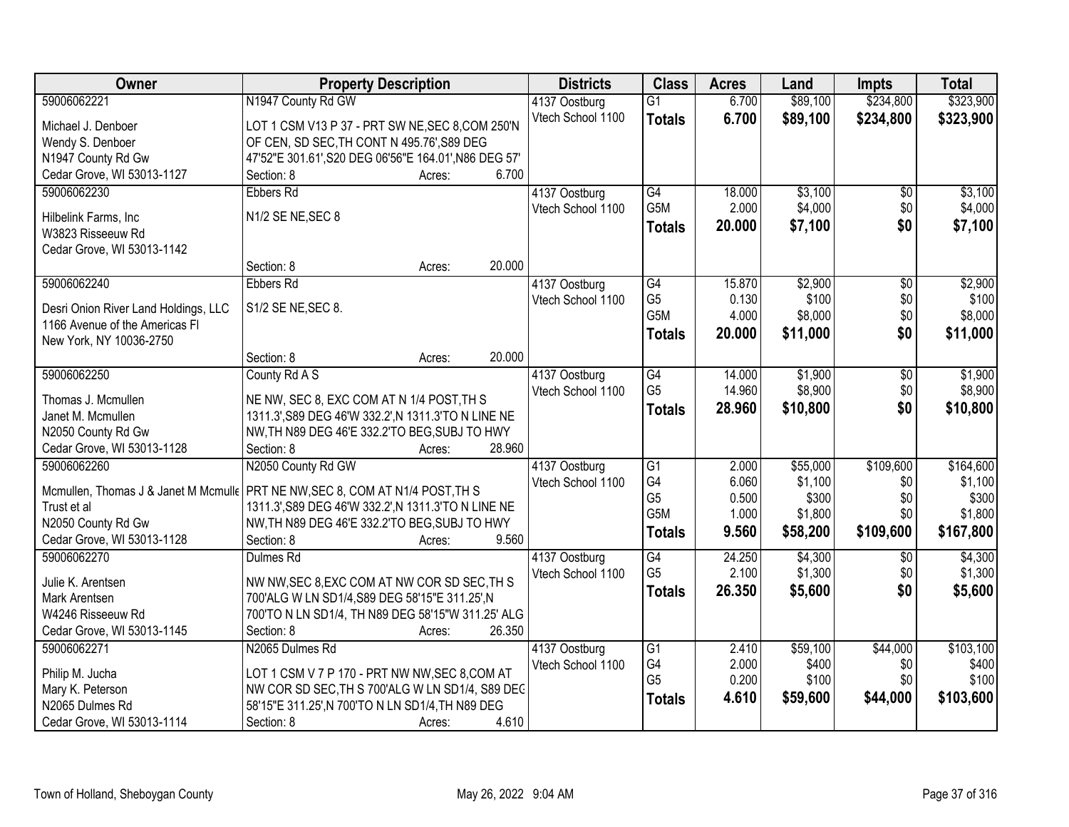| Owner | Property Description | Districts | Class | Acres | Land | Impts | Total |
|---|---|---|---|---|---|---|---|
| 59006062221<br>Michael J. Denboer<br>Wendy S. Denboer<br>N1947 County Rd Gw<br>Cedar Grove, WI 53013-1127 | N1947 County Rd GW<br>LOT 1 CSM V13 P 37 - PRT SW NE,SEC 8,COM 250'N OF CEN, SD SEC,TH CONT N 495.76',S89 DEG 47'52"E 301.61',S20 DEG 06'56"E 164.01',N86 DEG 57'<br>Section: 8 Acres: 6.700 | 4137 Oostburg<br>Vtech School 1100 | G1<br>**Totals** | 6.700<br>**6.700** | $89,100<br>**$89,100** | $234,800<br>**$234,800** | $323,900<br>**$323,900** |
| 59006062230<br>Hilbelink Farms, Inc<br>W3823 Risseeuw Rd<br>Cedar Grove, WI 53013-1142 | Ebbers Rd<br>N1/2 SE NE,SEC 8<br>Section: 8 Acres: 20.000 | 4137 Oostburg<br>Vtech School 1100 | G4<br>G5M<br>**Totals** | 18.000<br>2.000<br>**20.000** | $3,100<br>$4,000<br>**$7,100** | $0<br>$0<br>**$0** | $3,100<br>$4,000<br>**$7,100** |
| 59006062240<br>Desri Onion River Land Holdings, LLC<br>1166 Avenue of the Americas Fl<br>New York, NY 10036-2750 | Ebbers Rd<br>S1/2 SE NE,SEC 8.<br>Section: 8 Acres: 20.000 | 4137 Oostburg<br>Vtech School 1100 | G4<br>G5<br>G5M<br>**Totals** | 15.870<br>0.130<br>4.000<br>**20.000** | $2,900<br>$100<br>$8,000<br>**$11,000** | $0<br>$0<br>$0<br>**$0** | $2,900<br>$100<br>$8,000<br>**$11,000** |
| 59006062250<br>Thomas J. Mcmullen<br>Janet M. Mcmullen<br>N2050 County Rd Gw<br>Cedar Grove, WI 53013-1128 | County Rd A S<br>NE NW, SEC 8, EXC COM AT N 1/4 POST,TH S 1311.3',S89 DEG 46'W 332.2',N 1311.3'TO N LINE NE NW,TH N89 DEG 46'E 332.2'TO BEG,SUBJ TO HWY<br>Section: 8 Acres: 28.960 | 4137 Oostburg<br>Vtech School 1100 | G4<br>G5<br>**Totals** | 14.000<br>14.960<br>**28.960** | $1,900<br>$8,900<br>**$10,800** | $0<br>$0<br>**$0** | $1,900<br>$8,900<br>**$10,800** |
| 59006062260<br>Mcmullen, Thomas J & Janet M Mcmulle<br>Trust et al<br>N2050 County Rd Gw<br>Cedar Grove, WI 53013-1128 | N2050 County Rd GW<br>PRT NE NW,SEC 8, COM AT N1/4 POST,TH S 1311.3',S89 DEG 46'W 332.2',N 1311.3'TO N LINE NE NW,TH N89 DEG 46'E 332.2'TO BEG,SUBJ TO HWY<br>Section: 8 Acres: 9.560 | 4137 Oostburg<br>Vtech School 1100 | G1<br>G4<br>G5<br>G5M<br>**Totals** | 2.000<br>6.060<br>0.500<br>1.000<br>**9.560** | $55,000<br>$1,100<br>$300<br>$1,800<br>**$58,200** | $109,600<br>$0<br>$0<br>$0<br>**$109,600** | $164,600<br>$1,100<br>$300<br>$1,800<br>**$167,800** |
| 59006062270<br>Julie K. Arentsen<br>Mark Arentsen<br>W4246 Risseeuw Rd<br>Cedar Grove, WI 53013-1145 | Dulmes Rd<br>NW NW,SEC 8,EXC COM AT NW COR SD SEC,TH S 700'ALG W LN SD1/4,S89 DEG 58'15"E 311.25',N 700'TO N LN SD1/4, TH N89 DEG 58'15"W 311.25' ALG<br>Section: 8 Acres: 26.350 | 4137 Oostburg<br>Vtech School 1100 | G4<br>G5<br>**Totals** | 24.250<br>2.100<br>**26.350** | $4,300<br>$1,300<br>**$5,600** | $0<br>$0<br>**$0** | $4,300<br>$1,300<br>**$5,600** |
| 59006062271<br>Philip M. Jucha<br>Mary K. Peterson<br>N2065 Dulmes Rd<br>Cedar Grove, WI 53013-1114 | N2065 Dulmes Rd<br>LOT 1 CSM V 7 P 170 - PRT NW NW,SEC 8,COM AT NW COR SD SEC,TH S 700'ALG W LN SD1/4, S89 DEG 58'15"E 311.25',N 700'TO N LN SD1/4,TH N89 DEG<br>Section: 8 Acres: 4.610 | 4137 Oostburg<br>Vtech School 1100 | G1<br>G4<br>G5<br>**Totals** | 2.410<br>2.000<br>0.200<br>**4.610** | $59,100<br>$400<br>$100<br>**$59,600** | $44,000<br>$0<br>$0<br>**$44,000** | $103,100<br>$400<br>$100<br>**$103,600** |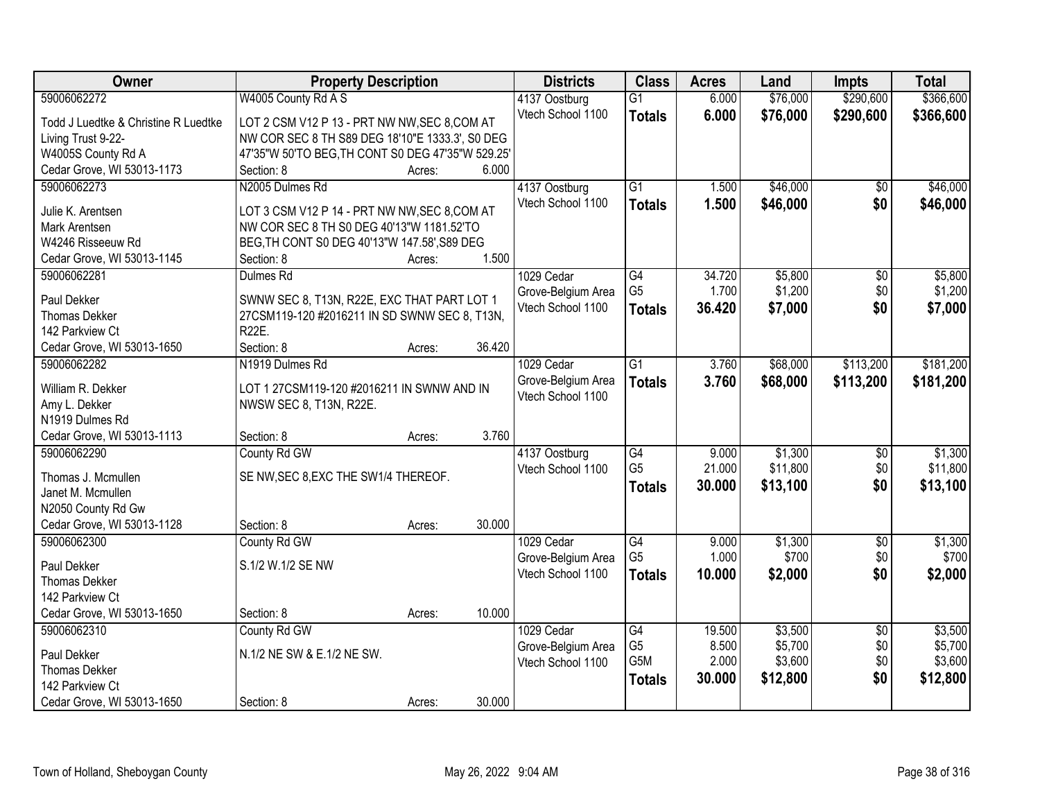| Owner | Property Description | Districts | Class | Acres | Land | Impts | Total |
|---|---|---|---|---|---|---|---|
| 59006062272<br>Todd J Luedtke & Christine R Luedtke Living Trust 9-22-<br>W4005S County Rd A<br>Cedar Grove, WI 53013-1173 | W4005 County Rd A S<br>LOT 2 CSM V12 P 13 - PRT NW NW,SEC 8,COM AT NW COR SEC 8 TH S89 DEG 18'10"E 1333.3', S0 DEG 47'35"W 50'TO BEG,TH CONT S0 DEG 47'35"W 529.25'<br>Section: 8 Acres: 6.000 | 4137 Oostburg<br>Vtech School 1100 | G1<br>**Totals** | 6.000<br>**6.000** | $76,000<br>**$76,000** | $290,600<br>**$290,600** | $366,600<br>**$366,600** |
| 59006062273<br>Julie K. Arentsen<br>Mark Arentsen<br>W4246 Risseeuw Rd<br>Cedar Grove, WI 53013-1145 | N2005 Dulmes Rd<br>LOT 3 CSM V12 P 14 - PRT NW NW,SEC 8,COM AT NW COR SEC 8 TH S0 DEG 40'13"W 1181.52'TO BEG,TH CONT S0 DEG 40'13"W 147.58',S89 DEG<br>Section: 8 Acres: 1.500 | 4137 Oostburg<br>Vtech School 1100 | G1<br>**Totals** | 1.500<br>**1.500** | $46,000<br>**$46,000** | $0<br>**$0** | $46,000<br>**$46,000** |
| 59006062281<br>Paul Dekker<br>Thomas Dekker<br>142 Parkview Ct<br>Cedar Grove, WI 53013-1650 | Dulmes Rd<br>SWNW SEC 8, T13N, R22E, EXC THAT PART LOT 1 27CSM119-120 #2016211 IN SD SWNW SEC 8, T13N, R22E.<br>Section: 8 Acres: 36.420 | 1029 Cedar Grove-Belgium Area<br>Vtech School 1100 | G4<br>G5<br>**Totals** | 34.720<br>1.700<br>**36.420** | $5,800<br>$1,200<br>**$7,000** | $0<br>$0<br>**$0** | $5,800<br>$1,200<br>**$7,000** |
| 59006062282<br>William R. Dekker<br>Amy L. Dekker<br>N1919 Dulmes Rd<br>Cedar Grove, WI 53013-1113 | N1919 Dulmes Rd<br>LOT 1 27CSM119-120 #2016211 IN SWNW AND IN NWSW SEC 8, T13N, R22E.<br>Section: 8 Acres: 3.760 | 1029 Cedar Grove-Belgium Area<br>Vtech School 1100 | G1<br>**Totals** | 3.760<br>**3.760** | $68,000<br>**$68,000** | $113,200<br>**$113,200** | $181,200<br>**$181,200** |
| 59006062290<br>Thomas J. Mcmullen<br>Janet M. Mcmullen<br>N2050 County Rd Gw<br>Cedar Grove, WI 53013-1128 | County Rd GW<br>SE NW,SEC 8,EXC THE SW1/4 THEREOF.<br>Section: 8 Acres: 30.000 | 4137 Oostburg<br>Vtech School 1100 | G4<br>G5<br>**Totals** | 9.000<br>21.000<br>**30.000** | $1,300<br>$11,800<br>**$13,100** | $0<br>$0<br>**$0** | $1,300<br>$11,800<br>**$13,100** |
| 59006062300<br>Paul Dekker<br>Thomas Dekker<br>142 Parkview Ct<br>Cedar Grove, WI 53013-1650 | County Rd GW<br>S.1/2 W.1/2 SE NW<br>Section: 8 Acres: 10.000 | 1029 Cedar Grove-Belgium Area<br>Vtech School 1100 | G4<br>G5<br>**Totals** | 9.000<br>1.000<br>**10.000** | $1,300<br>$700<br>**$2,000** | $0<br>$0<br>**$0** | $1,300<br>$700<br>**$2,000** |
| 59006062310<br>Paul Dekker<br>Thomas Dekker<br>142 Parkview Ct<br>Cedar Grove, WI 53013-1650 | County Rd GW<br>N.1/2 NE SW & E.1/2 NE SW.<br>Section: 8 Acres: 30.000 | 1029 Cedar Grove-Belgium Area<br>Vtech School 1100 | G4<br>G5<br>G5M<br>**Totals** | 19.500<br>8.500<br>2.000<br>**30.000** | $3,500<br>$5,700<br>$3,600<br>**$12,800** | $0<br>$0<br>$0<br>**$0** | $3,500<br>$5,700<br>$3,600<br>**$12,800** |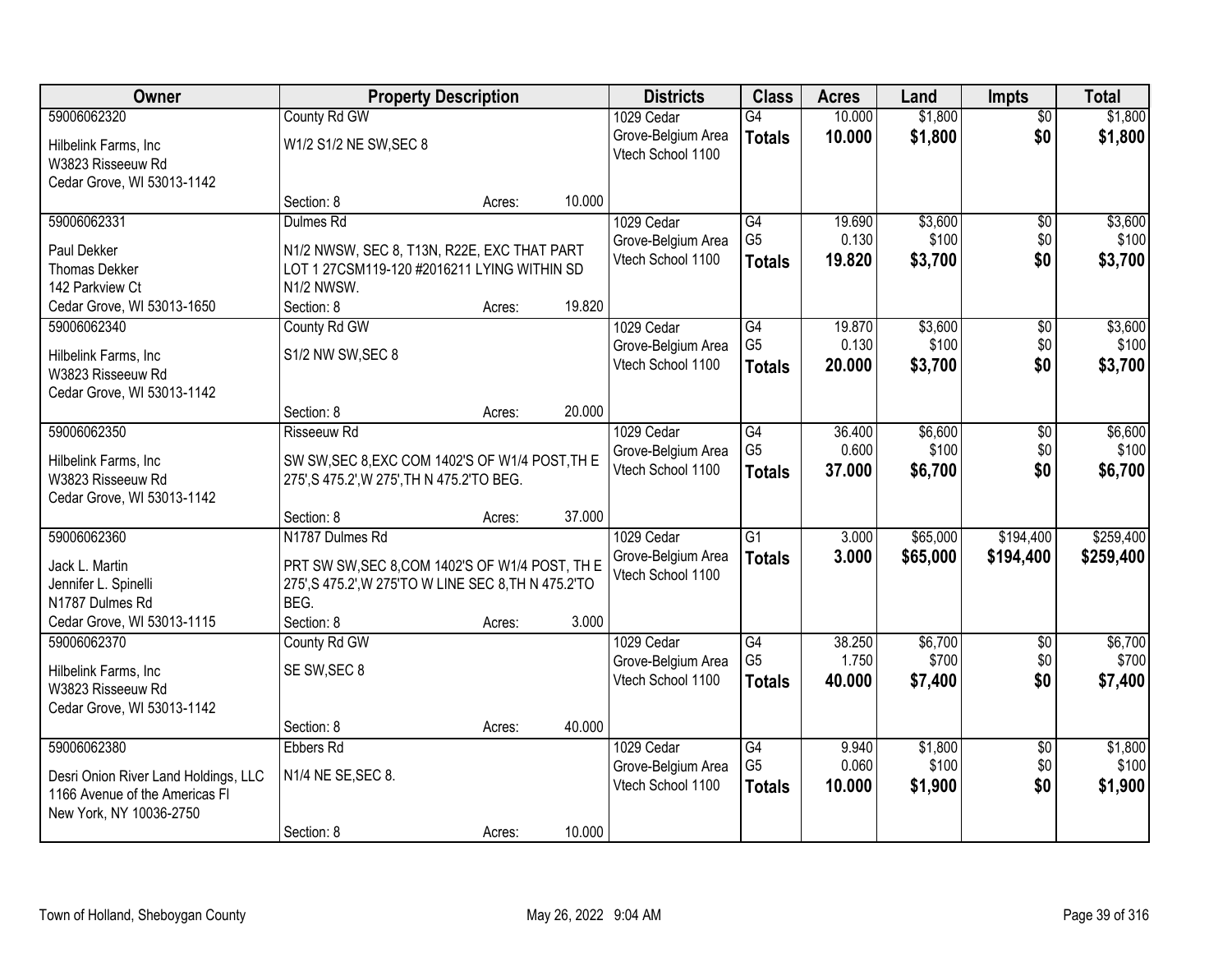| Owner | Property Description | | | Districts | Class | Acres | Land | Impts | Total |
|---|---|---|---|---|---|---|---|---|---|
| 59006062320 | County Rd GW | | | 1029 Cedar Grove-Belgium Area Vtech School 1100 | G4 | 10.000 | $1,800 | $0 | $1,800 |
| Hilbelink Farms, Inc W3823 Risseeuw Rd Cedar Grove, WI 53013-1142 | W1/2 S1/2 NE SW,SEC 8 | | | | **Totals** | **10.000** | **$1,800** | **$0** | **$1,800** |
| | Section: 8 | Acres: | 10.000 | | | | | | |
| 59006062331 | Dulmes Rd | | | 1029 Cedar Grove-Belgium Area Vtech School 1100 | G4 | 19.690 | $3,600 | $0 | $3,600 |
| Paul Dekker Thomas Dekker 142 Parkview Ct Cedar Grove, WI 53013-1650 | N1/2 NWSW, SEC 8, T13N, R22E, EXC THAT PART LOT 1 27CSM119-120 #2016211 LYING WITHIN SD N1/2 NWSW. | | | | G5 | 0.130 | $100 | $0 | $100 |
| | | | | | **Totals** | **19.820** | **$3,700** | **$0** | **$3,700** |
| | Section: 8 | Acres: | 19.820 | | | | | | |
| 59006062340 | County Rd GW | | | 1029 Cedar Grove-Belgium Area Vtech School 1100 | G4 | 19.870 | $3,600 | $0 | $3,600 |
| Hilbelink Farms, Inc W3823 Risseeuw Rd Cedar Grove, WI 53013-1142 | S1/2 NW SW,SEC 8 | | | | G5 | 0.130 | $100 | $0 | $100 |
| | | | | | **Totals** | **20.000** | **$3,700** | **$0** | **$3,700** |
| | Section: 8 | Acres: | 20.000 | | | | | | |
| 59006062350 | Risseeuw Rd | | | 1029 Cedar Grove-Belgium Area Vtech School 1100 | G4 | 36.400 | $6,600 | $0 | $6,600 |
| Hilbelink Farms, Inc W3823 Risseeuw Rd Cedar Grove, WI 53013-1142 | SW SW,SEC 8,EXC COM 1402'S OF W1/4 POST,TH E 275',S 475.2',W 275',TH N 475.2'TO BEG. | | | | G5 | 0.600 | $100 | $0 | $100 |
| | | | | | **Totals** | **37.000** | **$6,700** | **$0** | **$6,700** |
| | Section: 8 | Acres: | 37.000 | | | | | | |
| 59006062360 | N1787 Dulmes Rd | | | 1029 Cedar Grove-Belgium Area Vtech School 1100 | G1 | 3.000 | $65,000 | $194,400 | $259,400 |
| Jack L. Martin Jennifer L. Spinelli N1787 Dulmes Rd Cedar Grove, WI 53013-1115 | PRT SW SW,SEC 8,COM 1402'S OF W1/4 POST, TH E 275',S 475.2',W 275'TO W LINE SEC 8,TH N 475.2'TO BEG. | | | | **Totals** | **3.000** | **$65,000** | **$194,400** | **$259,400** |
| | Section: 8 | Acres: | 3.000 | | | | | | |
| 59006062370 | County Rd GW | | | 1029 Cedar Grove-Belgium Area Vtech School 1100 | G4 | 38.250 | $6,700 | $0 | $6,700 |
| Hilbelink Farms, Inc W3823 Risseeuw Rd Cedar Grove, WI 53013-1142 | SE SW,SEC 8 | | | | G5 | 1.750 | $700 | $0 | $700 |
| | | | | | **Totals** | **40.000** | **$7,400** | **$0** | **$7,400** |
| | Section: 8 | Acres: | 40.000 | | | | | | |
| 59006062380 | Ebbers Rd | | | 1029 Cedar Grove-Belgium Area Vtech School 1100 | G4 | 9.940 | $1,800 | $0 | $1,800 |
| Desri Onion River Land Holdings, LLC 1166 Avenue of the Americas Fl New York, NY 10036-2750 | N1/4 NE SE,SEC 8. | | | | G5 | 0.060 | $100 | $0 | $100 |
| | | | | | **Totals** | **10.000** | **$1,900** | **$0** | **$1,900** |
| | Section: 8 | Acres: | 10.000 | | | | | | |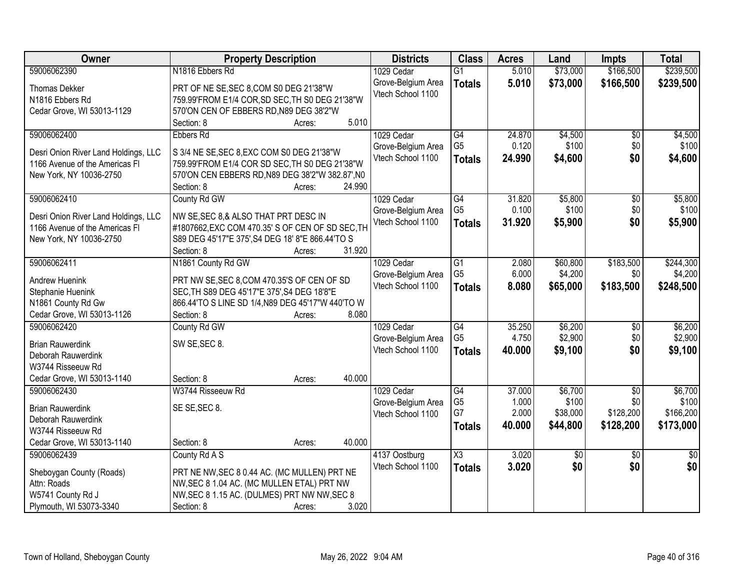| Owner | Property Description | Districts | Class | Acres | Land | Impts | Total |
|---|---|---|---|---|---|---|---|
| 59006062390<br>Thomas Dekker<br>N1816 Ebbers Rd<br>Cedar Grove, WI 53013-1129 | N1816 Ebbers Rd<br>PRT OF NE SE,SEC 8,COM S0 DEG 21'38"W 759.99'FROM E1/4 COR,SD SEC,TH S0 DEG 21'38"W 570'ON CEN OF EBBERS RD,N89 DEG 38'2"W<br>Section: 8 Acres: 5.010 | 1029 Cedar Grove-Belgium Area<br>Vtech School 1100 | G1<br>**Totals** | 5.010<br>**5.010** | $73,000<br>**$73,000** | $166,500<br>**$166,500** | $239,500<br>**$239,500** |
| 59006062400<br>Desri Onion River Land Holdings, LLC<br>1166 Avenue of the Americas Fl<br>New York, NY 10036-2750 | Ebbers Rd<br>S 3/4 NE SE,SEC 8,EXC COM S0 DEG 21'38"W 759.99'FROM E1/4 COR SD SEC,TH S0 DEG 21'38"W 570'ON CEN EBBERS RD,N89 DEG 38'2"W 382.87',N0<br>Section: 8 Acres: 24.990 | 1029 Cedar Grove-Belgium Area<br>Vtech School 1100 | G4<br>G5<br>**Totals** | 24.870<br>0.120<br>**24.990** | $4,500<br>$100<br>**$4,600** | $0<br>$0<br>**$0** | $4,500<br>$100<br>**$4,600** |
| 59006062410<br>Desri Onion River Land Holdings, LLC<br>1166 Avenue of the Americas Fl<br>New York, NY 10036-2750 | County Rd GW<br>NW SE,SEC 8,& ALSO THAT PRT DESC IN #1807662,EXC COM 470.35' S OF CEN OF SD SEC,TH S89 DEG 45'17"E 375',S4 DEG 18' 8"E 866.44'TO S<br>Section: 8 Acres: 31.920 | 1029 Cedar Grove-Belgium Area<br>Vtech School 1100 | G4<br>G5<br>**Totals** | 31.820<br>0.100<br>**31.920** | $5,800<br>$100<br>**$5,900** | $0<br>$0<br>**$0** | $5,800<br>$100<br>**$5,900** |
| 59006062411<br>Andrew Huenink<br>Stephanie Huenink<br>N1861 County Rd Gw<br>Cedar Grove, WI 53013-1126 | N1861 County Rd GW<br>PRT NW SE,SEC 8,COM 470.35'S OF CEN OF SD SEC,TH S89 DEG 45'17"E 375',S4 DEG 18'8"E 866.44'TO S LINE SD 1/4,N89 DEG 45'17"W 440'TO W<br>Section: 8 Acres: 8.080 | 1029 Cedar Grove-Belgium Area<br>Vtech School 1100 | G1<br>G5<br>**Totals** | 2.080<br>6.000<br>**8.080** | $60,800<br>$4,200<br>**$65,000** | $183,500<br>$0<br>**$183,500** | $244,300<br>$4,200<br>**$248,500** |
| 59006062420<br>Brian Rauwerdink<br>Deborah Rauwerdink<br>W3744 Risseeuw Rd<br>Cedar Grove, WI 53013-1140 | County Rd GW<br>SW SE,SEC 8.<br>Section: 8 Acres: 40.000 | 1029 Cedar Grove-Belgium Area<br>Vtech School 1100 | G4<br>G5<br>**Totals** | 35.250<br>4.750<br>**40.000** | $6,200<br>$2,900<br>**$9,100** | $0<br>$0<br>**$0** | $6,200<br>$2,900<br>**$9,100** |
| 59006062430<br>Brian Rauwerdink<br>Deborah Rauwerdink<br>W3744 Risseeuw Rd<br>Cedar Grove, WI 53013-1140 | W3744 Risseeuw Rd<br>SE SE,SEC 8.<br>Section: 8 Acres: 40.000 | 1029 Cedar Grove-Belgium Area<br>Vtech School 1100 | G4<br>G5<br>G7<br>**Totals** | 37.000<br>1.000<br>2.000<br>**40.000** | $6,700<br>$100<br>$38,000<br>**$44,800** | $0<br>$0<br>$128,200<br>**$128,200** | $6,700<br>$100<br>$166,200<br>**$173,000** |
| 59006062439<br>Sheboygan County (Roads)<br>Attn: Roads<br>W5741 County Rd J<br>Plymouth, WI 53073-3340 | County Rd A S<br>PRT NE NW,SEC 8 0.44 AC. (MC MULLEN) PRT NE NW,SEC 8 1.04 AC. (MC MULLEN ETAL) PRT NW NW,SEC 8 1.15 AC. (DULMES) PRT NW NW,SEC 8<br>Section: 8 Acres: 3.020 | 4137 Oostburg<br>Vtech School 1100 | X3<br>**Totals** | 3.020<br>**3.020** | $0<br>**$0** | $0<br>**$0** | $0<br>**$0** |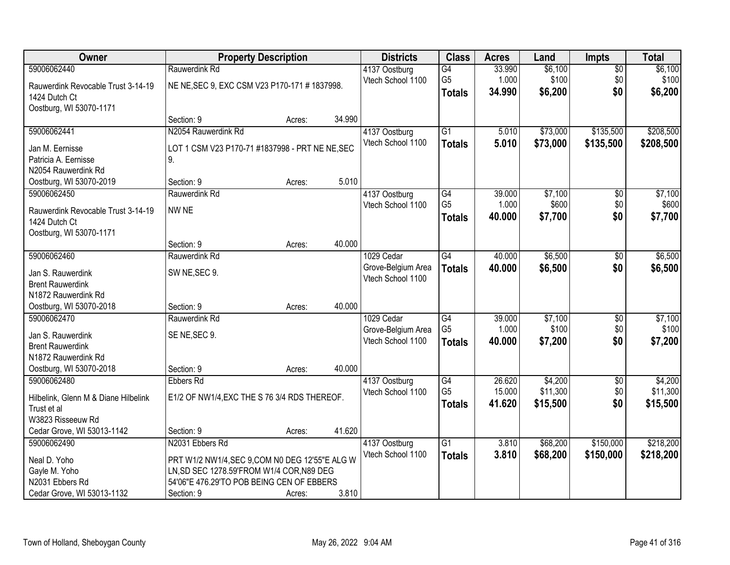| Owner | Property Description | | | Districts | Class | Acres | Land | Impts | Total |
|---|---|---|---|---|---|---|---|---|---|
| 59006062440 | Rauwerdink Rd | | | 4137 Oostburg | G4 | 33.990 | $6,100 | $0 | $6,100 |
| Rauwerdink Revocable Trust 3-14-19 | NE NE,SEC 9, EXC CSM V23 P170-171 # 1837998. | | | Vtech School 1100 | G5 | 1.000 | $100 | $0 | $100 |
| 1424 Dutch Ct | | | | | **Totals** | **34.990** | **$6,200** | **$0** | **$6,200** |
| Oostburg, WI 53070-1171 | | | | | | | | | |
| | Section: 9 | Acres: | 34.990 | | | | | | |
| 59006062441 | N2054 Rauwerdink Rd | | | 4137 Oostburg | G1 | 5.010 | $73,000 | $135,500 | $208,500 |
| Jan M. Eernisse | LOT 1 CSM V23 P170-71 #1837998 - PRT NE NE,SEC 9. | | | Vtech School 1100 | **Totals** | **5.010** | **$73,000** | **$135,500** | **$208,500** |
| Patricia A. Eernisse | | | | | | | | | |
| N2054 Rauwerdink Rd | | | | | | | | | |
| Oostburg, WI 53070-2019 | Section: 9 | Acres: | 5.010 | | | | | | |
| 59006062450 | Rauwerdink Rd | | | 4137 Oostburg | G4 | 39.000 | $7,100 | $0 | $7,100 |
| Rauwerdink Revocable Trust 3-14-19 | NW NE | | | Vtech School 1100 | G5 | 1.000 | $600 | $0 | $600 |
| 1424 Dutch Ct | | | | | **Totals** | **40.000** | **$7,700** | **$0** | **$7,700** |
| Oostburg, WI 53070-1171 | | | | | | | | | |
| | Section: 9 | Acres: | 40.000 | | | | | | |
| 59006062460 | Rauwerdink Rd | | | 1029 Cedar | G4 | 40.000 | $6,500 | $0 | $6,500 |
| Jan S. Rauwerdink | SW NE,SEC 9. | | | Grove-Belgium Area | **Totals** | **40.000** | **$6,500** | **$0** | **$6,500** |
| Brent Rauwerdink | | | | Vtech School 1100 | | | | | |
| N1872 Rauwerdink Rd | | | | | | | | | |
| Oostburg, WI 53070-2018 | Section: 9 | Acres: | 40.000 | | | | | | |
| 59006062470 | Rauwerdink Rd | | | 1029 Cedar | G4 | 39.000 | $7,100 | $0 | $7,100 |
| Jan S. Rauwerdink | SE NE,SEC 9. | | | Grove-Belgium Area | G5 | 1.000 | $100 | $0 | $100 |
| Brent Rauwerdink | | | | Vtech School 1100 | **Totals** | **40.000** | **$7,200** | **$0** | **$7,200** |
| N1872 Rauwerdink Rd | | | | | | | | | |
| Oostburg, WI 53070-2018 | Section: 9 | Acres: | 40.000 | | | | | | |
| 59006062480 | Ebbers Rd | | | 4137 Oostburg | G4 | 26.620 | $4,200 | $0 | $4,200 |
| Hilbelink, Glenn M & Diane Hilbelink Trust et al | E1/2 OF NW1/4,EXC THE S 76 3/4 RDS THEREOF. | | | Vtech School 1100 | G5 | 15.000 | $11,300 | $0 | $11,300 |
| W3823 Risseeuw Rd | | | | | **Totals** | **41.620** | **$15,500** | **$0** | **$15,500** |
| Cedar Grove, WI 53013-1142 | Section: 9 | Acres: | 41.620 | | | | | | |
| 59006062490 | N2031 Ebbers Rd | | | 4137 Oostburg | G1 | 3.810 | $68,200 | $150,000 | $218,200 |
| Neal D. Yoho | PRT W1/2 NW1/4,SEC 9,COM N0 DEG 12'55"E ALG W LN,SD SEC 1278.59'FROM W1/4 COR,N89 DEG 54'06"E 476.29'TO POB BEING CEN OF EBBERS | | | Vtech School 1100 | **Totals** | **3.810** | **$68,200** | **$150,000** | **$218,200** |
| Gayle M. Yoho | | | | | | | | | |
| N2031 Ebbers Rd | | | | | | | | | |
| Cedar Grove, WI 53013-1132 | Section: 9 | Acres: | 3.810 | | | | | | |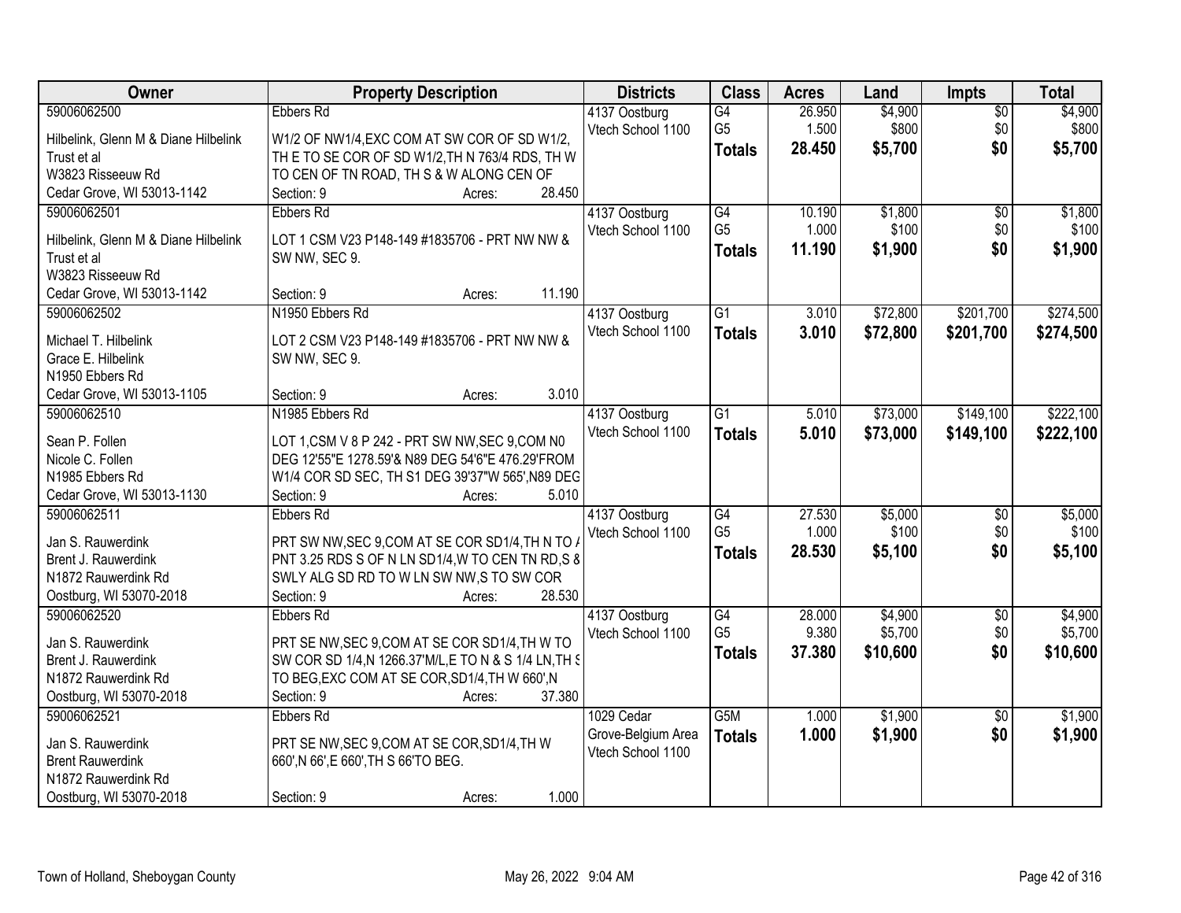| Owner | Property Description | Districts | Class | Acres | Land | Impts | Total |
|---|---|---|---|---|---|---|---|
| 59006062500<br>Hilbelink, Glenn M & Diane Hilbelink Trust et al<br>W3823 Risseeuw Rd<br>Cedar Grove, WI 53013-1142 | Ebbers Rd<br>W1/2 OF NW1/4,EXC COM AT SW COR OF SD W1/2, TH E TO SE COR OF SD W1/2,TH N 763/4 RDS, TH W TO CEN OF TN ROAD, TH S & W ALONG CEN OF<br>Section: 9 Acres: 28.450 | 4137 Oostburg<br>Vtech School 1100 | G4<br>G5<br>**Totals** | 26.950<br>1.500<br>**28.450** | $4,900<br>$800<br>**$5,700** | $0<br>$0<br>**$0** | $4,900<br>$800<br>**$5,700** |
| 59006062501<br>Hilbelink, Glenn M & Diane Hilbelink Trust et al<br>W3823 Risseeuw Rd<br>Cedar Grove, WI 53013-1142 | Ebbers Rd<br>LOT 1 CSM V23 P148-149 #1835706 - PRT NW NW & SW NW, SEC 9.<br>Section: 9 Acres: 11.190 | 4137 Oostburg<br>Vtech School 1100 | G4<br>G5<br>**Totals** | 10.190<br>1.000<br>**11.190** | $1,800<br>$100<br>**$1,900** | $0<br>$0<br>**$0** | $1,800<br>$100<br>**$1,900** |
| 59006062502<br>Michael T. Hilbelink<br>Grace E. Hilbelink<br>N1950 Ebbers Rd<br>Cedar Grove, WI 53013-1105 | N1950 Ebbers Rd<br>LOT 2 CSM V23 P148-149 #1835706 - PRT NW NW & SW NW, SEC 9.<br>Section: 9 Acres: 3.010 | 4137 Oostburg<br>Vtech School 1100 | G1<br>**Totals** | 3.010<br>**3.010** | $72,800<br>**$72,800** | $201,700<br>**$201,700** | $274,500<br>**$274,500** |
| 59006062510<br>Sean P. Follen<br>Nicole C. Follen<br>N1985 Ebbers Rd<br>Cedar Grove, WI 53013-1130 | N1985 Ebbers Rd<br>LOT 1,CSM V 8 P 242 - PRT SW NW,SEC 9,COM N0 DEG 12'55"E 1278.59'& N89 DEG 54'6"E 476.29'FROM W1/4 COR SD SEC, TH S1 DEG 39'37"W 565',N89 DEG<br>Section: 9 Acres: 5.010 | 4137 Oostburg<br>Vtech School 1100 | G1<br>**Totals** | 5.010<br>**5.010** | $73,000<br>**$73,000** | $149,100<br>**$149,100** | $222,100<br>**$222,100** |
| 59006062511<br>Jan S. Rauwerdink<br>Brent J. Rauwerdink<br>N1872 Rauwerdink Rd<br>Oostburg, WI 53070-2018 | Ebbers Rd<br>PRT SW NW,SEC 9,COM AT SE COR SD1/4,TH N TO A PNT 3.25 RDS S OF N LN SD1/4,W TO CEN TN RD,S & SWLY ALG SD RD TO W LN SW NW,S TO SW COR<br>Section: 9 Acres: 28.530 | 4137 Oostburg<br>Vtech School 1100 | G4<br>G5<br>**Totals** | 27.530<br>1.000<br>**28.530** | $5,000<br>$100<br>**$5,100** | $0<br>$0<br>**$0** | $5,000<br>$100<br>**$5,100** |
| 59006062520<br>Jan S. Rauwerdink<br>Brent J. Rauwerdink<br>N1872 Rauwerdink Rd<br>Oostburg, WI 53070-2018 | Ebbers Rd<br>PRT SE NW,SEC 9,COM AT SE COR SD1/4,TH W TO SW COR SD 1/4,N 1266.37'M/L,E TO N & S 1/4 LN,TH S TO BEG,EXC COM AT SE COR,SD1/4,TH W 660',N<br>Section: 9 Acres: 37.380 | 4137 Oostburg<br>Vtech School 1100 | G4<br>G5<br>**Totals** | 28.000<br>9.380<br>**37.380** | $4,900<br>$5,700<br>**$10,600** | $0<br>$0<br>**$0** | $4,900<br>$5,700<br>**$10,600** |
| 59006062521<br>Jan S. Rauwerdink<br>Brent Rauwerdink<br>N1872 Rauwerdink Rd<br>Oostburg, WI 53070-2018 | Ebbers Rd<br>PRT SE NW,SEC 9,COM AT SE COR,SD1/4,TH W 660',N 66',E 660',TH S 66'TO BEG.<br>Section: 9 Acres: 1.000 | 1029 Cedar Grove-Belgium Area<br>Vtech School 1100 | G5M<br>**Totals** | 1.000<br>**1.000** | $1,900<br>**$1,900** | $0<br>**$0** | $1,900<br>**$1,900** |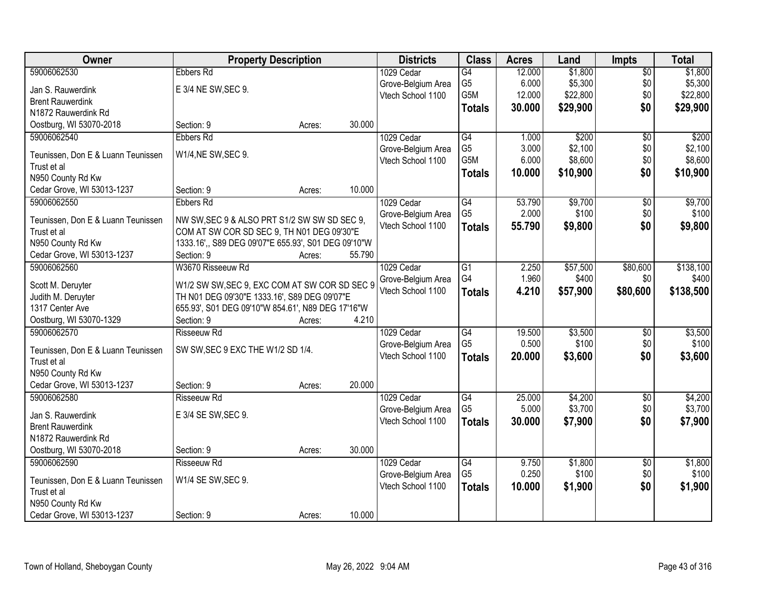| Owner | Property Description | | Districts | Class | Acres | Land | Impts | Total |
|---|---|---|---|---|---|---|---|---|
| 59006062530 | Ebbers Rd | | 1029 Cedar | G4 | 12.000 | $1,800 | $0 | $1,800 |
| Jan S. Rauwerdink | E 3/4 NE SW,SEC 9. | | Grove-Belgium Area | G5 | 6.000 | $5,300 | $0 | $5,300 |
| Brent Rauwerdink | | | Vtech School 1100 | G5M | 12.000 | $22,800 | $0 | $22,800 |
| N1872 Rauwerdink Rd | | | | **Totals** | **30.000** | **$29,900** | **$0** | **$29,900** |
| Oostburg, WI 53070-2018 | Section: 9 | Acres: 30.000 | | | | | | |
| 59006062540 | Ebbers Rd | | 1029 Cedar | G4 | 1.000 | $200 | $0 | $200 |
| Teunissen, Don E & Luann Teunissen | W1/4,NE SW,SEC 9. | | Grove-Belgium Area | G5 | 3.000 | $2,100 | $0 | $2,100 |
| Trust et al | | | Vtech School 1100 | G5M | 6.000 | $8,600 | $0 | $8,600 |
| N950 County Rd Kw | | | | **Totals** | **10.000** | **$10,900** | **$0** | **$10,900** |
| Cedar Grove, WI 53013-1237 | Section: 9 | Acres: 10.000 | | | | | | |
| 59006062550 | Ebbers Rd | | 1029 Cedar | G4 | 53.790 | $9,700 | $0 | $9,700 |
| Teunissen, Don E & Luann Teunissen | NW SW,SEC 9 & ALSO PRT S1/2 SW SW SD SEC 9, | | Grove-Belgium Area | G5 | 2.000 | $100 | $0 | $100 |
| Trust et al | COM AT SW COR SD SEC 9, TH N01 DEG 09'30"E | | Vtech School 1100 | **Totals** | **55.790** | **$9,800** | **$0** | **$9,800** |
| N950 County Rd Kw | 1333.16',, S89 DEG 09'07"E 655.93', S01 DEG 09'10"W | | | | | | | |
| Cedar Grove, WI 53013-1237 | Section: 9 | Acres: 55.790 | | | | | | |
| 59006062560 | W3670 Risseeuw Rd | | 1029 Cedar | G1 | 2.250 | $57,500 | $80,600 | $138,100 |
| Scott M. Deruyter | W1/2 SW SW,SEC 9, EXC COM AT SW COR SD SEC 9 | | Grove-Belgium Area | G4 | 1.960 | $400 | $0 | $400 |
| Judith M. Deruyter | TH N01 DEG 09'30"E 1333.16', S89 DEG 09'07"E | | Vtech School 1100 | **Totals** | **4.210** | **$57,900** | **$80,600** | **$138,500** |
| 1317 Center Ave | 655.93', S01 DEG 09'10"W 854.61', N89 DEG 17'16"W | | | | | | | |
| Oostburg, WI 53070-1329 | Section: 9 | Acres: 4.210 | | | | | | |
| 59006062570 | Risseeuw Rd | | 1029 Cedar | G4 | 19.500 | $3,500 | $0 | $3,500 |
| Teunissen, Don E & Luann Teunissen | SW SW,SEC 9 EXC THE W1/2 SD 1/4. | | Grove-Belgium Area | G5 | 0.500 | $100 | $0 | $100 |
| Trust et al | | | Vtech School 1100 | **Totals** | **20.000** | **$3,600** | **$0** | **$3,600** |
| N950 County Rd Kw | | | | | | | | |
| Cedar Grove, WI 53013-1237 | Section: 9 | Acres: 20.000 | | | | | | |
| 59006062580 | Risseeuw Rd | | 1029 Cedar | G4 | 25.000 | $4,200 | $0 | $4,200 |
| Jan S. Rauwerdink | E 3/4 SE SW,SEC 9. | | Grove-Belgium Area | G5 | 5.000 | $3,700 | $0 | $3,700 |
| Brent Rauwerdink | | | Vtech School 1100 | **Totals** | **30.000** | **$7,900** | **$0** | **$7,900** |
| N1872 Rauwerdink Rd | | | | | | | | |
| Oostburg, WI 53070-2018 | Section: 9 | Acres: 30.000 | | | | | | |
| 59006062590 | Risseeuw Rd | | 1029 Cedar | G4 | 9.750 | $1,800 | $0 | $1,800 |
| Teunissen, Don E & Luann Teunissen | W1/4 SE SW,SEC 9. | | Grove-Belgium Area | G5 | 0.250 | $100 | $0 | $100 |
| Trust et al | | | Vtech School 1100 | **Totals** | **10.000** | **$1,900** | **$0** | **$1,900** |
| N950 County Rd Kw | | | | | | | | |
| Cedar Grove, WI 53013-1237 | Section: 9 | Acres: 10.000 | | | | | | |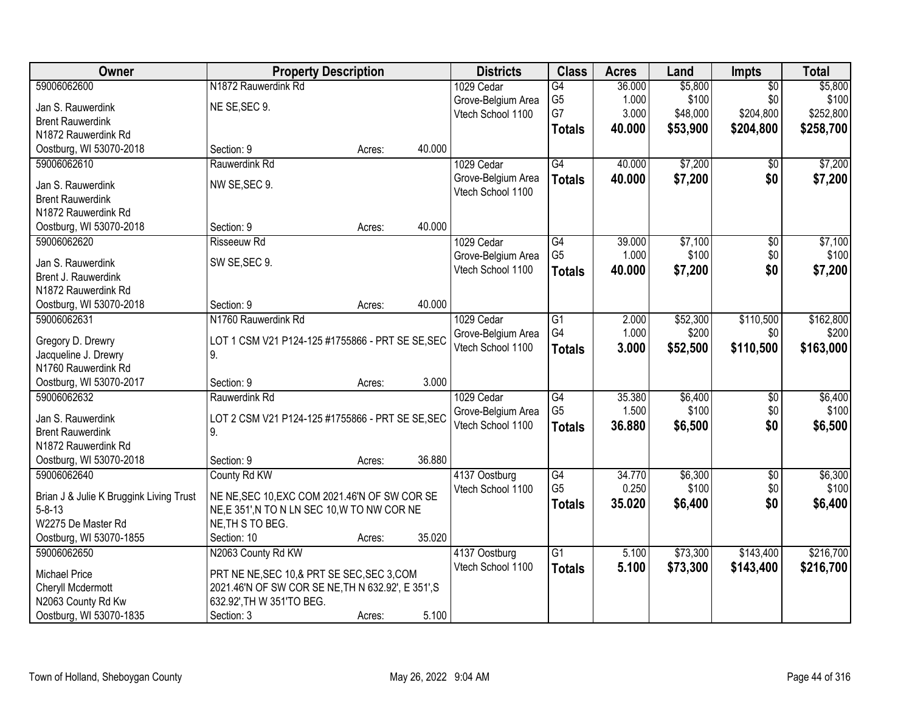| Owner | Property Description | Districts | Class | Acres | Land | Impts | Total |
|---|---|---|---|---|---|---|---|
| 59006062600<br>Jan S. Rauwerdink<br>Brent Rauwerdink<br>N1872 Rauwerdink Rd<br>Oostburg, WI 53070-2018 | N1872 Rauwerdink Rd<br>NE SE,SEC 9.<br>Section: 9 Acres: 40.000 | 1029 Cedar Grove-Belgium Area<br>Vtech School 1100 | G4<br>G5<br>G7<br>**Totals** | 36.000<br>1.000<br>3.000<br>**40.000** | $5,800<br>$100<br>$48,000<br>**$53,900** | $0<br>$0<br>$204,800<br>**$204,800** | $5,800<br>$100<br>$252,800<br>**$258,700** |
| 59006062610<br>Jan S. Rauwerdink<br>Brent Rauwerdink<br>N1872 Rauwerdink Rd<br>Oostburg, WI 53070-2018 | Rauwerdink Rd<br>NW SE,SEC 9.<br>Section: 9 Acres: 40.000 | 1029 Cedar Grove-Belgium Area<br>Vtech School 1100 | G4<br>**Totals** | 40.000<br>**40.000** | $7,200<br>**$7,200** | $0<br>**$0** | $7,200<br>**$7,200** |
| 59006062620<br>Jan S. Rauwerdink<br>Brent J. Rauwerdink<br>N1872 Rauwerdink Rd<br>Oostburg, WI 53070-2018 | Risseeuw Rd<br>SW SE,SEC 9.<br>Section: 9 Acres: 40.000 | 1029 Cedar Grove-Belgium Area<br>Vtech School 1100 | G4<br>G5<br>**Totals** | 39.000<br>1.000<br>**40.000** | $7,100<br>$100<br>**$7,200** | $0<br>$0<br>**$0** | $7,100<br>$100<br>**$7,200** |
| 59006062631<br>Gregory D. Drewry<br>Jacqueline J. Drewry<br>N1760 Rauwerdink Rd<br>Oostburg, WI 53070-2017 | N1760 Rauwerdink Rd<br>LOT 1 CSM V21 P124-125 #1755866 - PRT SE SE,SEC 9.<br>Section: 9 Acres: 3.000 | 1029 Cedar Grove-Belgium Area<br>Vtech School 1100 | G1<br>G4<br>**Totals** | 2.000<br>1.000<br>**3.000** | $52,300<br>$200<br>**$52,500** | $110,500<br>$0<br>**$110,500** | $162,800<br>$200<br>**$163,000** |
| 59006062632<br>Jan S. Rauwerdink<br>Brent Rauwerdink<br>N1872 Rauwerdink Rd<br>Oostburg, WI 53070-2018 | Rauwerdink Rd<br>LOT 2 CSM V21 P124-125 #1755866 - PRT SE SE,SEC 9.<br>Section: 9 Acres: 36.880 | 1029 Cedar Grove-Belgium Area<br>Vtech School 1100 | G4<br>G5<br>**Totals** | 35.380<br>1.500<br>**36.880** | $6,400<br>$100<br>**$6,500** | $0<br>$0<br>**$0** | $6,400<br>$100<br>**$6,500** |
| 59006062640<br>Brian J & Julie K Bruggink Living Trust 5-8-13<br>W2275 De Master Rd<br>Oostburg, WI 53070-1855 | County Rd KW<br>NE NE,SEC 10,EXC COM 2021.46'N OF SW COR SE NE,E 351',N TO N LN SEC 10,W TO NW COR NE NE,TH S TO BEG.<br>Section: 10 Acres: 35.020 | 4137 Oostburg<br>Vtech School 1100 | G4<br>G5<br>**Totals** | 34.770<br>0.250<br>**35.020** | $6,300<br>$100<br>**$6,400** | $0<br>$0<br>**$0** | $6,300<br>$100<br>**$6,400** |
| 59006062650<br>Michael Price<br>Cheryll Mcdermott<br>N2063 County Rd Kw<br>Oostburg, WI 53070-1835 | N2063 County Rd KW<br>PRT NE NE,SEC 10,& PRT SE SEC,SEC 3,COM 2021.46'N OF SW COR SE NE,TH N 632.92', E 351',S 632.92',TH W 351'TO BEG.<br>Section: 3 Acres: 5.100 | 4137 Oostburg<br>Vtech School 1100 | G1<br>**Totals** | 5.100<br>**5.100** | $73,300<br>**$73,300** | $143,400<br>**$143,400** | $216,700<br>**$216,700** |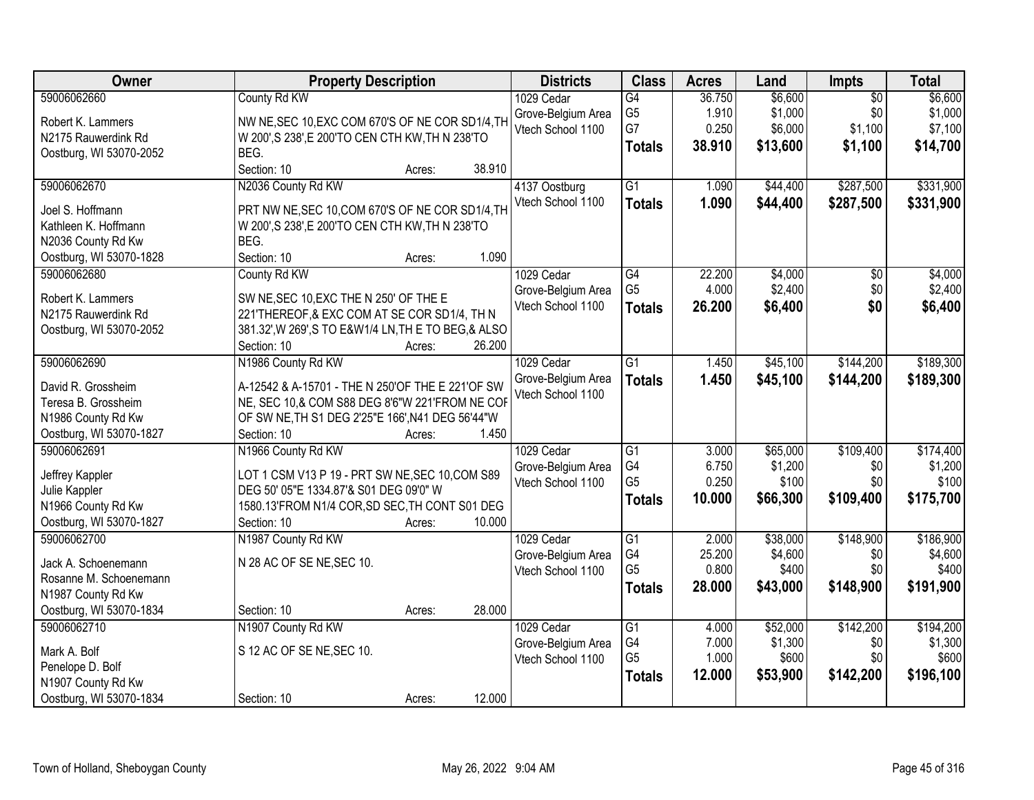| Owner | Property Description | Districts | Class | Acres | Land | Impts | Total |
|---|---|---|---|---|---|---|---|
| 59006062660<br>Robert K. Lammers<br>N2175 Rauwerdink Rd<br>Oostburg, WI 53070-2052 | County Rd KW<br>NW NE,SEC 10,EXC COM 670'S OF NE COR SD1/4,TH W 200',S 238',E 200'TO CEN CTH KW,TH N 238'TO BEG.<br>Section: 10 Acres: 38.910 | 1029 Cedar Grove-Belgium Area<br>Vtech School 1100 | G4<br>G5<br>G7<br>**Totals** | 36.750<br>1.910<br>0.250<br>**38.910** | $6,600<br>$1,000<br>$6,000<br>**$13,600** | $0<br>$0<br>$1,100<br>**$1,100** | $6,600<br>$1,000<br>$7,100<br>**$14,700** |
| 59006062670<br>Joel S. Hoffmann<br>Kathleen K. Hoffmann<br>N2036 County Rd Kw<br>Oostburg, WI 53070-1828 | N2036 County Rd KW<br>PRT NW NE,SEC 10,COM 670'S OF NE COR SD1/4,TH W 200',S 238',E 200'TO CEN CTH KW,TH N 238'TO BEG.<br>Section: 10 Acres: 1.090 | 4137 Oostburg<br>Vtech School 1100 | G1<br>**Totals** | 1.090<br>**1.090** | $44,400<br>**$44,400** | $287,500<br>**$287,500** | $331,900<br>**$331,900** |
| 59006062680<br>Robert K. Lammers<br>N2175 Rauwerdink Rd<br>Oostburg, WI 53070-2052 | County Rd KW<br>SW NE,SEC 10,EXC THE N 250' OF THE E 221'THEREOF,& EXC COM AT SE COR SD1/4, TH N 381.32',W 269',S TO E&W1/4 LN,TH E TO BEG,& ALSO<br>Section: 10 Acres: 26.200 | 1029 Cedar Grove-Belgium Area<br>Vtech School 1100 | G4<br>G5<br>**Totals** | 22.200<br>4.000<br>**26.200** | $4,000<br>$2,400<br>**$6,400** | $0<br>$0<br>**$0** | $4,000<br>$2,400<br>**$6,400** |
| 59006062690<br>David R. Grossheim<br>Teresa B. Grossheim<br>N1986 County Rd Kw<br>Oostburg, WI 53070-1827 | N1986 County Rd KW<br>A-12542 & A-15701 - THE N 250'OF THE E 221'OF SW NE, SEC 10,& COM S88 DEG 8'6"W 221'FROM NE COR OF SW NE,TH S1 DEG 2'25"E 166',N41 DEG 56'44"W<br>Section: 10 Acres: 1.450 | 1029 Cedar Grove-Belgium Area<br>Vtech School 1100 | G1<br>**Totals** | 1.450<br>**1.450** | $45,100<br>**$45,100** | $144,200<br>**$144,200** | $189,300<br>**$189,300** |
| 59006062691<br>Jeffrey Kappler<br>Julie Kappler<br>N1966 County Rd KW<br>Oostburg, WI 53070-1827 | N1966 County Rd KW<br>LOT 1 CSM V13 P 19 - PRT SW NE,SEC 10,COM S89 DEG 50' 05"E 1334.87'& S01 DEG 09'0" W 1580.13'FROM N1/4 COR,SD SEC,TH CONT S01 DEG<br>Section: 10 Acres: 10.000 | 1029 Cedar Grove-Belgium Area<br>Vtech School 1100 | G1<br>G4<br>G5<br>**Totals** | 3.000<br>6.750<br>0.250<br>**10.000** | $65,000<br>$1,200<br>$100<br>**$66,300** | $109,400<br>$0<br>$0<br>**$109,400** | $174,400<br>$1,200<br>$100<br>**$175,700** |
| 59006062700<br>Jack A. Schoenemann<br>Rosanne M. Schoenemann<br>N1987 County Rd Kw<br>Oostburg, WI 53070-1834 | N1987 County Rd KW<br>N 28 AC OF SE NE,SEC 10.<br>Section: 10 Acres: 28.000 | 1029 Cedar Grove-Belgium Area<br>Vtech School 1100 | G1<br>G4<br>G5<br>**Totals** | 2.000<br>25.200<br>0.800<br>**28.000** | $38,000<br>$4,600<br>$400<br>**$43,000** | $148,900<br>$0<br>$0<br>**$148,900** | $186,900<br>$4,600<br>$400<br>**$191,900** |
| 59006062710<br>Mark A. Bolf<br>Penelope D. Bolf<br>N1907 County Rd Kw<br>Oostburg, WI 53070-1834 | N1907 County Rd KW<br>S 12 AC OF SE NE,SEC 10.<br>Section: 10 Acres: 12.000 | 1029 Cedar Grove-Belgium Area<br>Vtech School 1100 | G1<br>G4<br>G5<br>**Totals** | 4.000<br>7.000<br>1.000<br>**12.000** | $52,000<br>$1,300<br>$600<br>**$53,900** | $142,200<br>$0<br>$0<br>**$142,200** | $194,200<br>$1,300<br>$600<br>**$196,100** |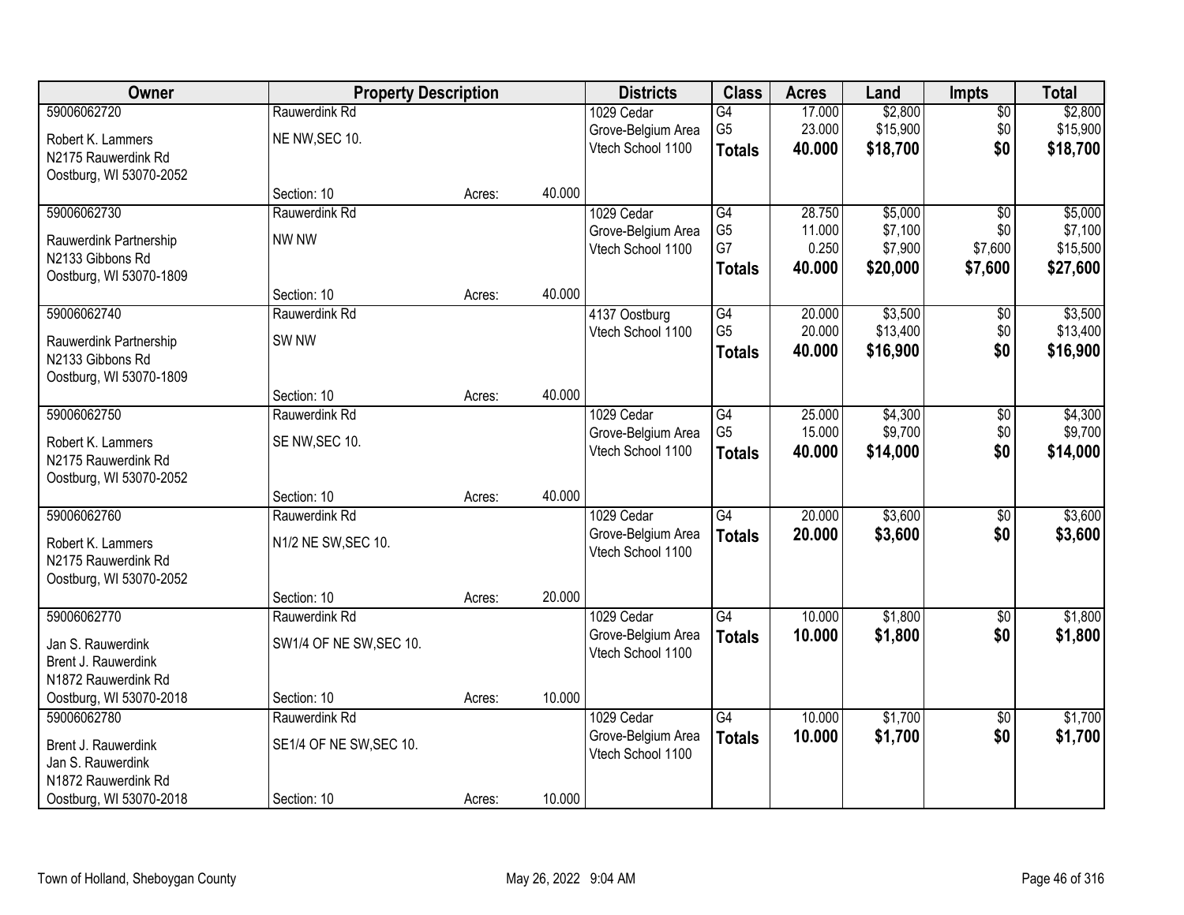| Owner | Property Description | | | Districts | Class | Acres | Land | Impts | Total |
|---|---|---|---|---|---|---|---|---|---|
| 59006062720<br>Robert K. Lammers<br>N2175 Rauwerdink Rd<br>Oostburg, WI 53070-2052 | Rauwerdink Rd<br>NE NW,SEC 10.<br>Section: 10 | Acres: | 40.000 | 1029 Cedar Grove-Belgium Area<br>Vtech School 1100 | G4<br>G5<br>**Totals** | 17.000<br>23.000<br>**40.000** | $2,800<br>$15,900<br>**$18,700** | $0<br>$0<br>**$0** | $2,800<br>$15,900<br>**$18,700** |
| 59006062730<br>Rauwerdink Partnership<br>N2133 Gibbons Rd<br>Oostburg, WI 53070-1809 | Rauwerdink Rd<br>NW NW<br>Section: 10 | Acres: | 40.000 | 1029 Cedar Grove-Belgium Area<br>Vtech School 1100 | G4<br>G5<br>G7<br>**Totals** | 28.750<br>11.000<br>0.250<br>**40.000** | $5,000<br>$7,100<br>$7,900<br>**$20,000** | $0<br>$0<br>$7,600<br>**$7,600** | $5,000<br>$7,100<br>$15,500<br>**$27,600** |
| 59006062740<br>Rauwerdink Partnership<br>N2133 Gibbons Rd<br>Oostburg, WI 53070-1809 | Rauwerdink Rd<br>SW NW<br>Section: 10 | Acres: | 40.000 | 4137 Oostburg<br>Vtech School 1100 | G4<br>G5<br>**Totals** | 20.000<br>20.000<br>**40.000** | $3,500<br>$13,400<br>**$16,900** | $0<br>$0<br>**$0** | $3,500<br>$13,400<br>**$16,900** |
| 59006062750<br>Robert K. Lammers<br>N2175 Rauwerdink Rd<br>Oostburg, WI 53070-2052 | Rauwerdink Rd<br>SE NW,SEC 10.<br>Section: 10 | Acres: | 40.000 | 1029 Cedar Grove-Belgium Area<br>Vtech School 1100 | G4<br>G5<br>**Totals** | 25.000<br>15.000<br>**40.000** | $4,300<br>$9,700<br>**$14,000** | $0<br>$0<br>**$0** | $4,300<br>$9,700<br>**$14,000** |
| 59006062760<br>Robert K. Lammers<br>N2175 Rauwerdink Rd<br>Oostburg, WI 53070-2052 | Rauwerdink Rd<br>N1/2 NE SW,SEC 10.<br>Section: 10 | Acres: | 20.000 | 1029 Cedar Grove-Belgium Area<br>Vtech School 1100 | G4<br>**Totals** | 20.000<br>**20.000** | $3,600<br>**$3,600** | $0<br>**$0** | $3,600<br>**$3,600** |
| 59006062770<br>Jan S. Rauwerdink<br>Brent J. Rauwerdink<br>N1872 Rauwerdink Rd<br>Oostburg, WI 53070-2018 | Rauwerdink Rd<br>SW1/4 OF NE SW,SEC 10.<br>Section: 10 | Acres: | 10.000 | 1029 Cedar Grove-Belgium Area<br>Vtech School 1100 | G4<br>**Totals** | 10.000<br>**10.000** | $1,800<br>**$1,800** | $0<br>**$0** | $1,800<br>**$1,800** |
| 59006062780<br>Brent J. Rauwerdink<br>Jan S. Rauwerdink<br>N1872 Rauwerdink Rd<br>Oostburg, WI 53070-2018 | Rauwerdink Rd<br>SE1/4 OF NE SW,SEC 10.<br>Section: 10 | Acres: | 10.000 | 1029 Cedar Grove-Belgium Area<br>Vtech School 1100 | G4<br>**Totals** | 10.000<br>**10.000** | $1,700<br>**$1,700** | $0<br>**$0** | $1,700<br>**$1,700** |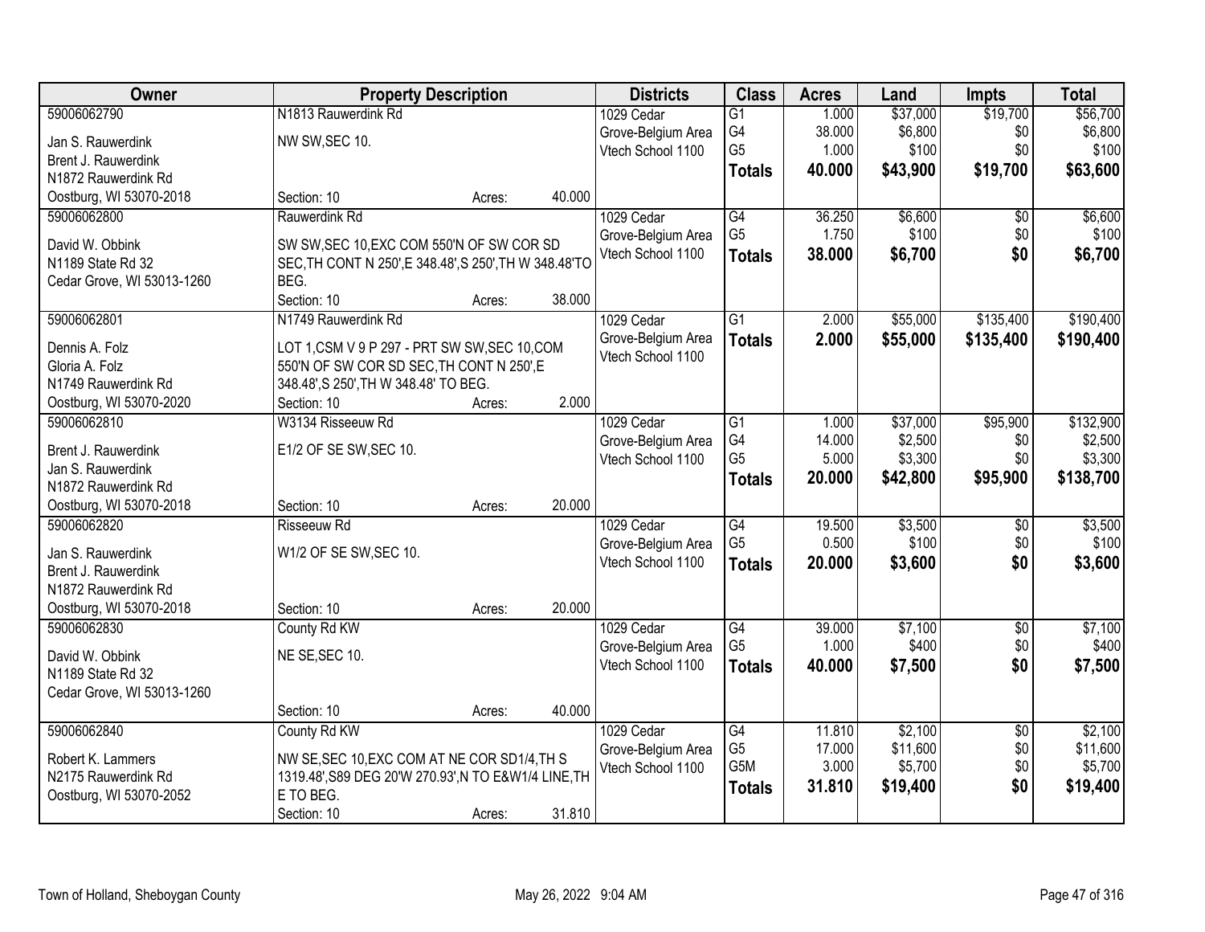| Owner | Property Description | Districts | Class | Acres | Land | Impts | Total |
|---|---|---|---|---|---|---|---|
| 59006062790<br>Jan S. Rauwerdink<br>Brent J. Rauwerdink<br>N1872 Rauwerdink Rd<br>Oostburg, WI 53070-2018 | N1813 Rauwerdink Rd<br>NW SW,SEC 10.<br>Section: 10 Acres: 40.000 | 1029 Cedar Grove-Belgium Area Vtech School 1100 | G1<br>G4<br>G5<br>**Totals** | 1.000<br>38.000<br>1.000<br>**40.000** | $37,000<br>$6,800<br>$100<br>**$43,900** | $19,700<br>$0<br>$0<br>**$19,700** | $56,700<br>$6,800<br>$100<br>**$63,600** |
| 59006062800<br>David W. Obbink<br>N1189 State Rd 32<br>Cedar Grove, WI 53013-1260 | Rauwerdink Rd<br>SW SW,SEC 10,EXC COM 550'N OF SW COR SD SEC,TH CONT N 250',E 348.48',S 250',TH W 348.48'TO BEG.<br>Section: 10 Acres: 38.000 | 1029 Cedar Grove-Belgium Area Vtech School 1100 | G4<br>G5<br>**Totals** | 36.250<br>1.750<br>**38.000** | $6,600<br>$100<br>**$6,700** | $0<br>$0<br>**$0** | $6,600<br>$100<br>**$6,700** |
| 59006062801<br>Dennis A. Folz<br>Gloria A. Folz<br>N1749 Rauwerdink Rd<br>Oostburg, WI 53070-2020 | N1749 Rauwerdink Rd<br>LOT 1,CSM V 9 P 297 - PRT SW SW,SEC 10,COM 550'N OF SW COR SD SEC,TH CONT N 250',E 348.48',S 250',TH W 348.48' TO BEG.<br>Section: 10 Acres: 2.000 | 1029 Cedar Grove-Belgium Area Vtech School 1100 | G1<br>**Totals** | 2.000<br>**2.000** | $55,000<br>**$55,000** | $135,400<br>**$135,400** | $190,400<br>**$190,400** |
| 59006062810<br>Brent J. Rauwerdink<br>Jan S. Rauwerdink<br>N1872 Rauwerdink Rd<br>Oostburg, WI 53070-2018 | W3134 Risseeuw Rd<br>E1/2 OF SE SW,SEC 10.<br>Section: 10 Acres: 20.000 | 1029 Cedar Grove-Belgium Area Vtech School 1100 | G1<br>G4<br>G5<br>**Totals** | 1.000<br>14.000<br>5.000<br>**20.000** | $37,000<br>$2,500<br>$3,300<br>**$42,800** | $95,900<br>$0<br>$0<br>**$95,900** | $132,900<br>$2,500<br>$3,300<br>**$138,700** |
| 59006062820<br>Jan S. Rauwerdink<br>Brent J. Rauwerdink<br>N1872 Rauwerdink Rd<br>Oostburg, WI 53070-2018 | Risseeuw Rd<br>W1/2 OF SE SW,SEC 10.<br>Section: 10 Acres: 20.000 | 1029 Cedar Grove-Belgium Area Vtech School 1100 | G4<br>G5<br>**Totals** | 19.500<br>0.500<br>**20.000** | $3,500<br>$100<br>**$3,600** | $0<br>$0<br>**$0** | $3,500<br>$100<br>**$3,600** |
| 59006062830<br>David W. Obbink<br>N1189 State Rd 32<br>Cedar Grove, WI 53013-1260 | County Rd KW<br>NE SE,SEC 10.<br>Section: 10 Acres: 40.000 | 1029 Cedar Grove-Belgium Area Vtech School 1100 | G4<br>G5<br>**Totals** | 39.000<br>1.000<br>**40.000** | $7,100<br>$400<br>**$7,500** | $0<br>$0<br>**$0** | $7,100<br>$400<br>**$7,500** |
| 59006062840<br>Robert K. Lammers<br>N2175 Rauwerdink Rd<br>Oostburg, WI 53070-2052 | County Rd KW<br>NW SE,SEC 10,EXC COM AT NE COR SD1/4,TH S 1319.48',S89 DEG 20'W 270.93',N TO E&W1/4 LINE,TH E TO BEG.<br>Section: 10 Acres: 31.810 | 1029 Cedar Grove-Belgium Area Vtech School 1100 | G4<br>G5<br>G5M<br>**Totals** | 11.810<br>17.000<br>3.000<br>**31.810** | $2,100<br>$11,600<br>$5,700<br>**$19,400** | $0<br>$0<br>$0<br>**$0** | $2,100<br>$11,600<br>$5,700<br>**$19,400** |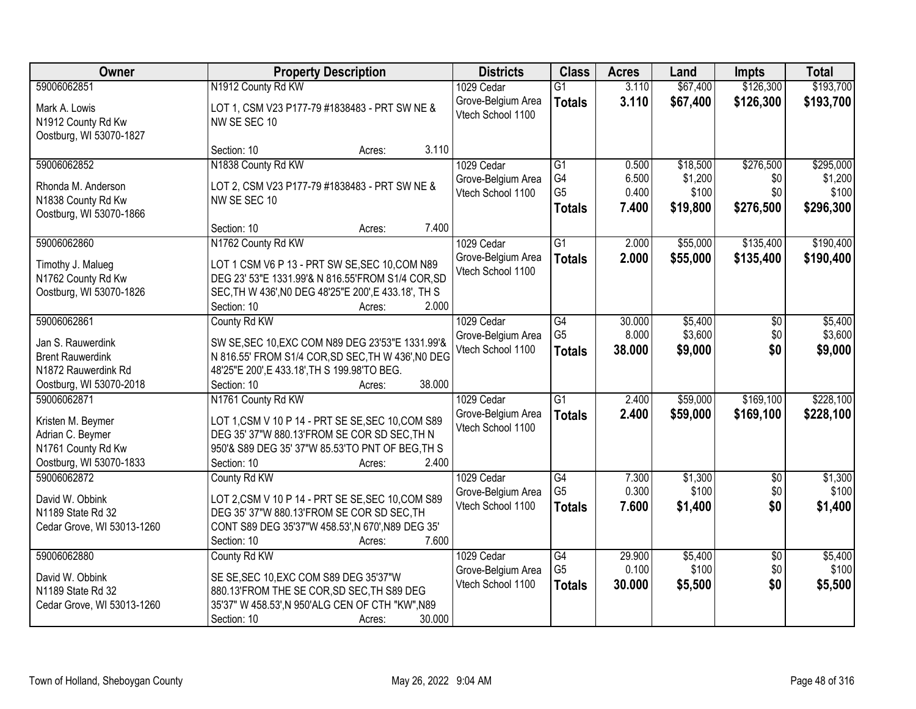| Owner | Property Description | Districts | Class | Acres | Land | Impts | Total |
|---|---|---|---|---|---|---|---|
| 59006062851<br>Mark A. Lowis<br>N1912 County Rd Kw<br>Oostburg, WI 53070-1827 | N1912 County Rd KW<br>LOT 1, CSM V23 P177-79 #1838483 - PRT SW NE & NW SE SEC 10<br>Section: 10 Acres: 3.110 | 1029 Cedar Grove-Belgium Area Vtech School 1100 | G1<br>**Totals** | 3.110<br>**3.110** | $67,400<br>**$67,400** | $126,300<br>**$126,300** | $193,700<br>**$193,700** |
| 59006062852<br>Rhonda M. Anderson<br>N1838 County Rd Kw<br>Oostburg, WI 53070-1866 | N1838 County Rd KW<br>LOT 2, CSM V23 P177-79 #1838483 - PRT SW NE & NW SE SEC 10<br>Section: 10 Acres: 7.400 | 1029 Cedar Grove-Belgium Area Vtech School 1100 | G1<br>G4<br>G5<br>**Totals** | 0.500<br>6.500<br>0.400<br>**7.400** | $18,500<br>$1,200<br>$100<br>**$19,800** | $276,500<br>$0<br>$0<br>**$276,500** | $295,000<br>$1,200<br>$100<br>**$296,300** |
| 59006062860<br>Timothy J. Malueg<br>N1762 County Rd Kw<br>Oostburg, WI 53070-1826 | N1762 County Rd KW<br>LOT 1 CSM V6 P 13 - PRT SW SE,SEC 10,COM N89 DEG 23' 53"E 1331.99'& N 816.55'FROM S1/4 COR,SD SEC,TH W 436',N0 DEG 48'25"E 200',E 433.18', TH S<br>Section: 10 Acres: 2.000 | 1029 Cedar Grove-Belgium Area Vtech School 1100 | G1<br>**Totals** | 2.000<br>**2.000** | $55,000<br>**$55,000** | $135,400<br>**$135,400** | $190,400<br>**$190,400** |
| 59006062861<br>Jan S. Rauwerdink<br>Brent Rauwerdink<br>N1872 Rauwerdink Rd<br>Oostburg, WI 53070-2018 | County Rd KW<br>SW SE,SEC 10,EXC COM N89 DEG 23'53"E 1331.99'& N 816.55' FROM S1/4 COR,SD SEC,TH W 436',N0 DEG 48'25"E 200',E 433.18',TH S 199.98'TO BEG.<br>Section: 10 Acres: 38.000 | 1029 Cedar Grove-Belgium Area Vtech School 1100 | G4<br>G5<br>**Totals** | 30.000<br>8.000<br>**38.000** | $5,400<br>$3,600<br>**$9,000** | $0<br>$0<br>**$0** | $5,400<br>$3,600<br>**$9,000** |
| 59006062871<br>Kristen M. Beymer<br>Adrian C. Beymer<br>N1761 County Rd Kw<br>Oostburg, WI 53070-1833 | N1761 County Rd KW<br>LOT 1,CSM V 10 P 14 - PRT SE SE,SEC 10,COM S89 DEG 35' 37"W 880.13'FROM SE COR SD SEC,TH N 950'& S89 DEG 35' 37"W 85.53'TO PNT OF BEG,TH S<br>Section: 10 Acres: 2.400 | 1029 Cedar Grove-Belgium Area Vtech School 1100 | G1<br>**Totals** | 2.400<br>**2.400** | $59,000<br>**$59,000** | $169,100<br>**$169,100** | $228,100<br>**$228,100** |
| 59006062872<br>David W. Obbink<br>N1189 State Rd 32<br>Cedar Grove, WI 53013-1260 | County Rd KW<br>LOT 2,CSM V 10 P 14 - PRT SE SE,SEC 10,COM S89 DEG 35' 37"W 880.13'FROM SE COR SD SEC,TH CONT S89 DEG 35'37"W 458.53',N 670',N89 DEG 35'<br>Section: 10 Acres: 7.600 | 1029 Cedar Grove-Belgium Area Vtech School 1100 | G4<br>G5<br>**Totals** | 7.300<br>0.300<br>**7.600** | $1,300<br>$100<br>**$1,400** | $0<br>$0<br>**$0** | $1,300<br>$100<br>**$1,400** |
| 59006062880<br>David W. Obbink<br>N1189 State Rd 32<br>Cedar Grove, WI 53013-1260 | County Rd KW<br>SE SE,SEC 10,EXC COM S89 DEG 35'37"W 880.13'FROM THE SE COR,SD SEC,TH S89 DEG 35'37" W 458.53',N 950'ALG CEN OF CTH "KW",N89<br>Section: 10 Acres: 30.000 | 1029 Cedar Grove-Belgium Area Vtech School 1100 | G4<br>G5<br>**Totals** | 29.900<br>0.100<br>**30.000** | $5,400<br>$100<br>**$5,500** | $0<br>$0<br>**$0** | $5,400<br>$100<br>**$5,500** |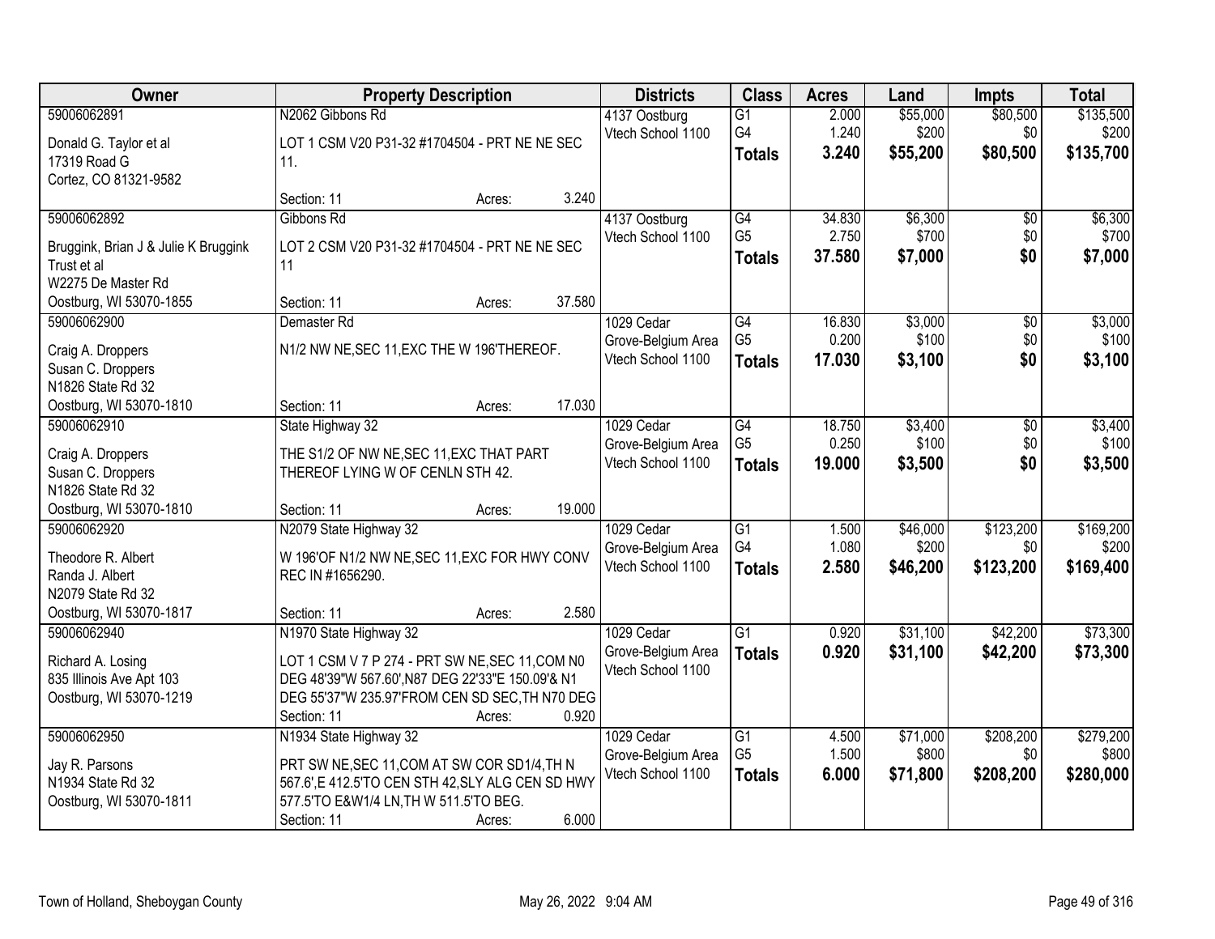| Owner | Property Description | Districts | Class | Acres | Land | Impts | Total |
|---|---|---|---|---|---|---|---|
| 59006062891<br>Donald G. Taylor et al<br>17319 Road G<br>Cortez, CO 81321-9582 | N2062 Gibbons Rd<br>LOT 1 CSM V20 P31-32 #1704504 - PRT NE NE SEC 11.<br>Section: 11 Acres: 3.240 | 4137 Oostburg<br>Vtech School 1100 | G1<br>G4<br>**Totals** | 2.000<br>1.240<br>**3.240** | \$55,000<br>\$200<br>**\$55,200** | \$80,500<br>\$0<br>**\$80,500** | \$135,500<br>\$200<br>**\$135,700** |
| 59006062892<br>Bruggink, Brian J & Julie K Bruggink Trust et al<br>W2275 De Master Rd<br>Oostburg, WI 53070-1855 | Gibbons Rd<br>LOT 2 CSM V20 P31-32 #1704504 - PRT NE NE SEC 11<br>Section: 11 Acres: 37.580 | 4137 Oostburg<br>Vtech School 1100 | G4<br>G5<br>**Totals** | 34.830<br>2.750<br>**37.580** | \$6,300<br>\$700<br>**\$7,000** | \$0<br>\$0<br>**\$0** | \$6,300<br>\$700<br>**\$7,000** |
| 59006062900<br>Craig A. Droppers<br>Susan C. Droppers<br>N1826 State Rd 32<br>Oostburg, WI 53070-1810 | Demaster Rd<br>N1/2 NW NE,SEC 11,EXC THE W 196'THEREOF.<br>Section: 11 Acres: 17.030 | 1029 Cedar Grove-Belgium Area<br>Vtech School 1100 | G4<br>G5<br>**Totals** | 16.830<br>0.200<br>**17.030** | \$3,000<br>\$100<br>**\$3,100** | \$0<br>\$0<br>**\$0** | \$3,000<br>\$100<br>**\$3,100** |
| 59006062910<br>Craig A. Droppers<br>Susan C. Droppers<br>N1826 State Rd 32<br>Oostburg, WI 53070-1810 | State Highway 32<br>THE S1/2 OF NW NE,SEC 11,EXC THAT PART THEREOF LYING W OF CENLN STH 42.<br>Section: 11 Acres: 19.000 | 1029 Cedar Grove-Belgium Area<br>Vtech School 1100 | G4<br>G5<br>**Totals** | 18.750<br>0.250<br>**19.000** | \$3,400<br>\$100<br>**\$3,500** | \$0<br>\$0<br>**\$0** | \$3,400<br>\$100<br>**\$3,500** |
| 59006062920<br>Theodore R. Albert<br>Randa J. Albert<br>N2079 State Rd 32<br>Oostburg, WI 53070-1817 | N2079 State Highway 32<br>W 196'OF N1/2 NW NE,SEC 11,EXC FOR HWY CONV REC IN #1656290.<br>Section: 11 Acres: 2.580 | 1029 Cedar Grove-Belgium Area<br>Vtech School 1100 | G1<br>G4<br>**Totals** | 1.500<br>1.080<br>**2.580** | \$46,000<br>\$200<br>**\$46,200** | \$123,200<br>\$0<br>**\$123,200** | \$169,200<br>\$200<br>**\$169,400** |
| 59006062940<br>Richard A. Losing<br>835 Illinois Ave Apt 103<br>Oostburg, WI 53070-1219 | N1970 State Highway 32<br>LOT 1 CSM V 7 P 274 - PRT SW NE,SEC 11,COM N0 DEG 48'39"W 567.60',N87 DEG 22'33"E 150.09'& N1 DEG 55'37"W 235.97'FROM CEN SD SEC,TH N70 DEG<br>Section: 11 Acres: 0.920 | 1029 Cedar Grove-Belgium Area<br>Vtech School 1100 | G1<br>**Totals** | 0.920<br>**0.920** | \$31,100<br>**\$31,100** | \$42,200<br>**\$42,200** | \$73,300<br>**\$73,300** |
| 59006062950<br>Jay R. Parsons<br>N1934 State Rd 32<br>Oostburg, WI 53070-1811 | N1934 State Highway 32<br>PRT SW NE,SEC 11,COM AT SW COR SD1/4,TH N 567.6',E 412.5'TO CEN STH 42,SLY ALG CEN SD HWY 577.5'TO E&W1/4 LN,TH W 511.5'TO BEG.<br>Section: 11 Acres: 6.000 | 1029 Cedar Grove-Belgium Area<br>Vtech School 1100 | G1<br>G5<br>**Totals** | 4.500<br>1.500<br>**6.000** | \$71,000<br>\$800<br>**\$71,800** | \$208,200<br>\$0<br>**\$208,200** | \$279,200<br>\$800<br>**\$280,000** |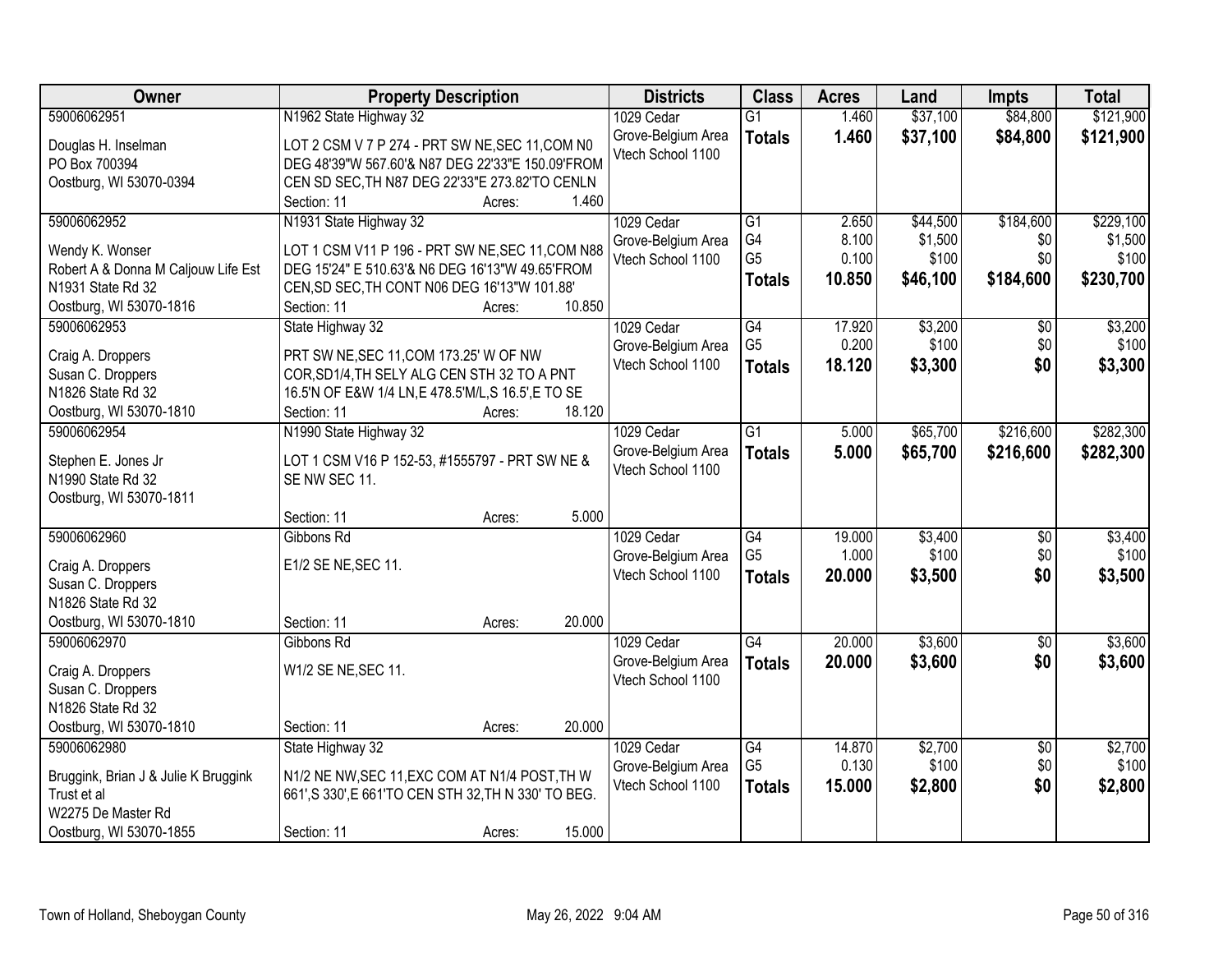| Owner | Property Description | Districts | Class | Acres | Land | Impts | Total |
|---|---|---|---|---|---|---|---|
| 59006062951<br>Douglas H. Inselman<br>PO Box 700394<br>Oostburg, WI 53070-0394 | N1962 State Highway 32<br>LOT 2 CSM V 7 P 274 - PRT SW NE,SEC 11,COM N0 DEG 48'39"W 567.60'& N87 DEG 22'33"E 150.09'FROM CEN SD SEC,TH N87 DEG 22'33"E 273.82'TO CENLN<br>Section: 11 Acres: 1.460 | 1029 Cedar Grove-Belgium Area Vtech School 1100 | G1<br>**Totals** | 1.460<br>**1.460** | $37,100<br>**$37,100** | $84,800<br>**$84,800** | $121,900<br>**$121,900** |
| 59006062952<br>Wendy K. Wonser<br>Robert A & Donna M Caljouw Life Est<br>N1931 State Rd 32<br>Oostburg, WI 53070-1816 | N1931 State Highway 32<br>LOT 1 CSM V11 P 196 - PRT SW NE,SEC 11,COM N88 DEG 15'24" E 510.63'& N6 DEG 16'13"W 49.65'FROM CEN,SD SEC,TH CONT N06 DEG 16'13"W 101.88'<br>Section: 11 Acres: 10.850 | 1029 Cedar Grove-Belgium Area Vtech School 1100 | G1<br>G4<br>G5<br>**Totals** | 2.650<br>8.100<br>0.100<br>**10.850** | $44,500<br>$1,500<br>$100<br>**$46,100** | $184,600<br>$0<br>$0<br>**$184,600** | $229,100<br>$1,500<br>$100<br>**$230,700** |
| 59006062953<br>Craig A. Droppers<br>Susan C. Droppers<br>N1826 State Rd 32<br>Oostburg, WI 53070-1810 | State Highway 32<br>PRT SW NE,SEC 11,COM 173.25' W OF NW COR,SD1/4,TH SELY ALG CEN STH 32 TO A PNT 16.5'N OF E&W 1/4 LN,E 478.5'M/L,S 16.5',E TO SE<br>Section: 11 Acres: 18.120 | 1029 Cedar Grove-Belgium Area Vtech School 1100 | G4<br>G5<br>**Totals** | 17.920<br>0.200<br>**18.120** | $3,200<br>$100<br>**$3,300** | $0<br>$0<br>**$0** | $3,200<br>$100<br>**$3,300** |
| 59006062954<br>Stephen E. Jones Jr<br>N1990 State Rd 32<br>Oostburg, WI 53070-1811 | N1990 State Highway 32<br>LOT 1 CSM V16 P 152-53, #1555797 - PRT SW NE & SE NW SEC 11.<br>Section: 11 Acres: 5.000 | 1029 Cedar Grove-Belgium Area Vtech School 1100 | G1<br>**Totals** | 5.000<br>**5.000** | $65,700<br>**$65,700** | $216,600<br>**$216,600** | $282,300<br>**$282,300** |
| 59006062960<br>Craig A. Droppers<br>Susan C. Droppers<br>N1826 State Rd 32<br>Oostburg, WI 53070-1810 | Gibbons Rd<br>E1/2 SE NE,SEC 11.<br>Section: 11 Acres: 20.000 | 1029 Cedar Grove-Belgium Area Vtech School 1100 | G4<br>G5<br>**Totals** | 19.000<br>1.000<br>**20.000** | $3,400<br>$100<br>**$3,500** | $0<br>$0<br>**$0** | $3,400<br>$100<br>**$3,500** |
| 59006062970<br>Craig A. Droppers<br>Susan C. Droppers<br>N1826 State Rd 32<br>Oostburg, WI 53070-1810 | Gibbons Rd<br>W1/2 SE NE,SEC 11.<br>Section: 11 Acres: 20.000 | 1029 Cedar Grove-Belgium Area Vtech School 1100 | G4<br>**Totals** | 20.000<br>**20.000** | $3,600<br>**$3,600** | $0<br>**$0** | $3,600<br>**$3,600** |
| 59006062980<br>Bruggink, Brian J & Julie K Bruggink Trust et al<br>W2275 De Master Rd<br>Oostburg, WI 53070-1855 | State Highway 32<br>N1/2 NE NW,SEC 11,EXC COM AT N1/4 POST,TH W 661',S 330',E 661'TO CEN STH 32,TH N 330' TO BEG.<br>Section: 11 Acres: 15.000 | 1029 Cedar Grove-Belgium Area Vtech School 1100 | G4<br>G5<br>**Totals** | 14.870<br>0.130<br>**15.000** | $2,700<br>$100<br>**$2,800** | $0<br>$0<br>**$0** | $2,700<br>$100<br>**$2,800** |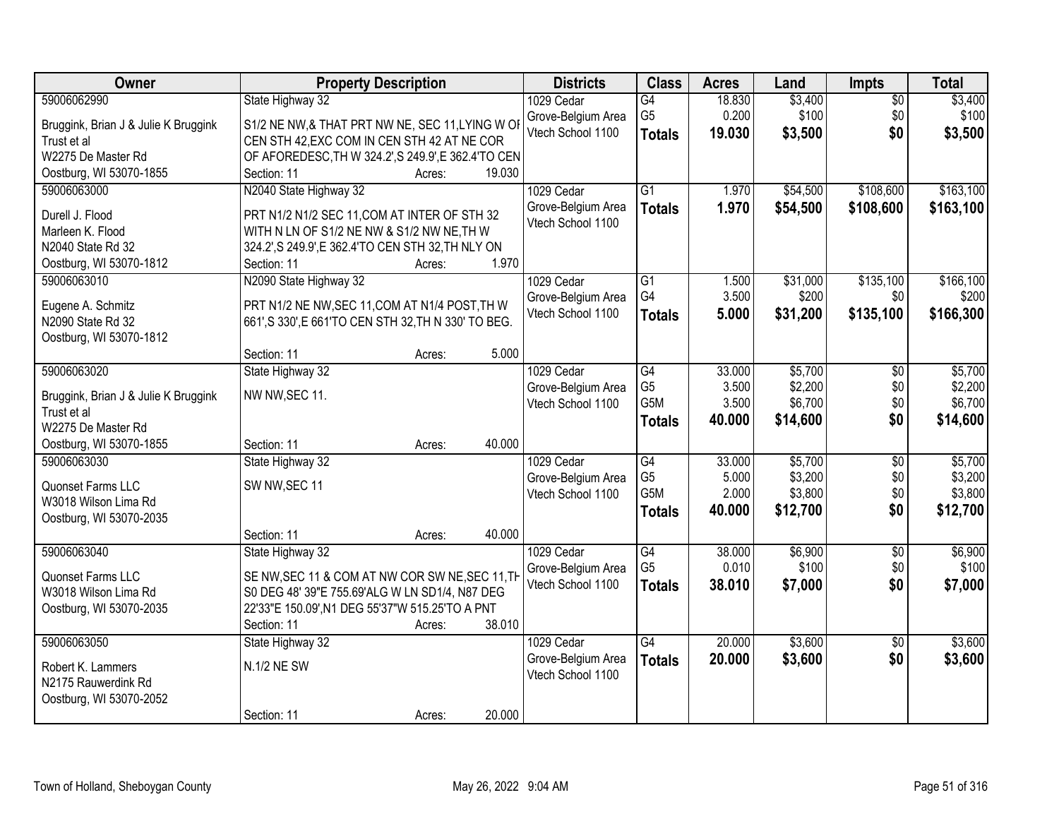| Owner | Property Description | Districts | Class | Acres | Land | Impts | Total |
|---|---|---|---|---|---|---|---|
| 59006062990<br>Bruggink, Brian J & Julie K Bruggink Trust et al<br>W2275 De Master Rd<br>Oostburg, WI 53070-1855 | State Highway 32<br>S1/2 NE NW,& THAT PRT NW NE, SEC 11,LYING W OF CEN STH 42,EXC COM IN CEN STH 42 AT NE COR OF AFOREDESC,TH W 324.2',S 249.9',E 362.4'TO CEN<br>Section: 11 Acres: 19.030 | 1029 Cedar Grove-Belgium Area Vtech School 1100 | G4<br>G5<br>**Totals** | 18.830<br>0.200<br>**19.030** | $3,400<br>$100<br>**$3,500** | $0<br>$0<br>**$0** | $3,400<br>$100<br>**$3,500** |
| 59006063000<br>Durell J. Flood<br>Marleen K. Flood<br>N2040 State Rd 32<br>Oostburg, WI 53070-1812 | N2040 State Highway 32<br>PRT N1/2 N1/2 SEC 11,COM AT INTER OF STH 32 WITH N LN OF S1/2 NE NW & S1/2 NW NE,TH W 324.2',S 249.9',E 362.4'TO CEN STH 32,TH NLY ON<br>Section: 11 Acres: 1.970 | 1029 Cedar Grove-Belgium Area Vtech School 1100 | G1<br>**Totals** | 1.970<br>**1.970** | $54,500<br>**$54,500** | $108,600<br>**$108,600** | $163,100<br>**$163,100** |
| 59006063010<br>Eugene A. Schmitz<br>N2090 State Rd 32<br>Oostburg, WI 53070-1812 | N2090 State Highway 32<br>PRT N1/2 NE NW,SEC 11,COM AT N1/4 POST,TH W 661',S 330',E 661'TO CEN STH 32,TH N 330' TO BEG.<br>Section: 11 Acres: 5.000 | 1029 Cedar Grove-Belgium Area Vtech School 1100 | G1<br>G4<br>**Totals** | 1.500<br>3.500<br>**5.000** | $31,000<br>$200<br>**$31,200** | $135,100<br>$0<br>**$135,100** | $166,100<br>$200<br>**$166,300** |
| 59006063020<br>Bruggink, Brian J & Julie K Bruggink Trust et al<br>W2275 De Master Rd<br>Oostburg, WI 53070-1855 | State Highway 32<br>NW NW,SEC 11.<br>Section: 11 Acres: 40.000 | 1029 Cedar Grove-Belgium Area Vtech School 1100 | G4<br>G5<br>G5M<br>**Totals** | 33.000<br>3.500<br>3.500<br>**40.000** | $5,700<br>$2,200<br>$6,700<br>**$14,600** | $0<br>$0<br>$0<br>**$0** | $5,700<br>$2,200<br>$6,700<br>**$14,600** |
| 59006063030<br>Quonset Farms LLC<br>W3018 Wilson Lima Rd<br>Oostburg, WI 53070-2035 | State Highway 32<br>SW NW,SEC 11<br>Section: 11 Acres: 40.000 | 1029 Cedar Grove-Belgium Area Vtech School 1100 | G4<br>G5<br>G5M<br>**Totals** | 33.000<br>5.000<br>2.000<br>**40.000** | $5,700<br>$3,200<br>$3,800<br>**$12,700** | $0<br>$0<br>$0<br>**$0** | $5,700<br>$3,200<br>$3,800<br>**$12,700** |
| 59006063040<br>Quonset Farms LLC<br>W3018 Wilson Lima Rd<br>Oostburg, WI 53070-2035 | State Highway 32<br>SE NW,SEC 11 & COM AT NW COR SW NE,SEC 11,TH S0 DEG 48' 39"E 755.69'ALG W LN SD1/4, N87 DEG 22'33"E 150.09',N1 DEG 55'37"W 515.25'TO A PNT<br>Section: 11 Acres: 38.010 | 1029 Cedar Grove-Belgium Area Vtech School 1100 | G4<br>G5<br>**Totals** | 38.000<br>0.010<br>**38.010** | $6,900<br>$100<br>**$7,000** | $0<br>$0<br>**$0** | $6,900<br>$100<br>**$7,000** |
| 59006063050<br>Robert K. Lammers<br>N2175 Rauwerdink Rd<br>Oostburg, WI 53070-2052 | State Highway 32<br>N.1/2 NE SW<br>Section: 11 Acres: 20.000 | 1029 Cedar Grove-Belgium Area Vtech School 1100 | G4<br>**Totals** | 20.000<br>**20.000** | $3,600<br>**$3,600** | $0<br>**$0** | $3,600<br>**$3,600** |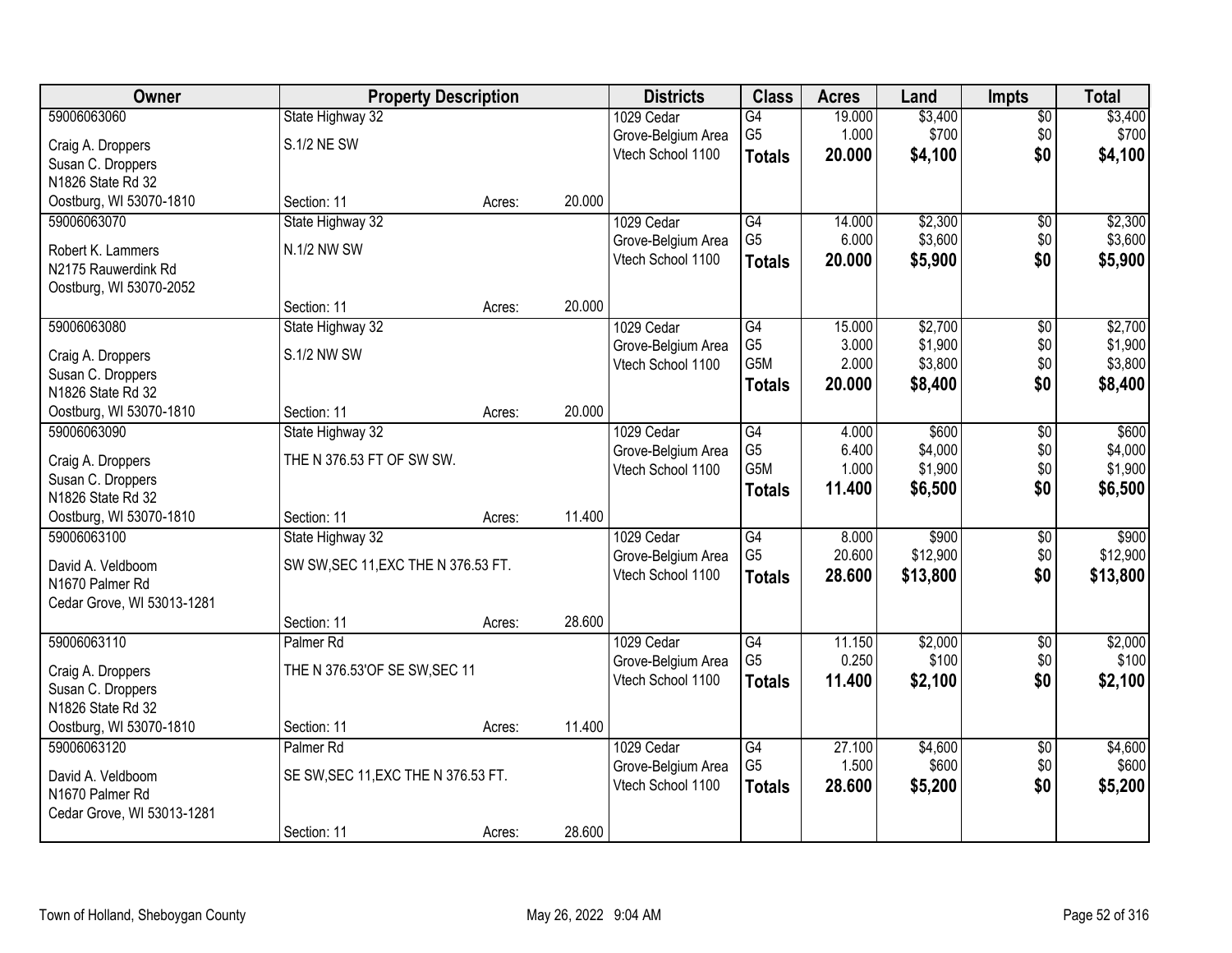| Owner | Property Description | | | Districts | Class | Acres | Land | Impts | Total |
|---|---|---|---|---|---|---|---|---|---|
| 59006063060 | State Highway 32 | | | 1029 Cedar | G4 | 19.000 | $3,400 | $0 | $3,400 |
| Craig A. Droppers | S.1/2 NE SW | | | Grove-Belgium Area | G5 | 1.000 | $700 | $0 | $700 |
| Susan C. Droppers | | | | Vtech School 1100 | **Totals** | **20.000** | **$4,100** | **$0** | **$4,100** |
| N1826 State Rd 32 | | | | | | | | | |
| Oostburg, WI 53070-1810 | Section: 11 | Acres: | 20.000 | | | | | | |
| 59006063070 | State Highway 32 | | | 1029 Cedar | G4 | 14.000 | $2,300 | $0 | $2,300 |
| Robert K. Lammers | N.1/2 NW SW | | | Grove-Belgium Area | G5 | 6.000 | $3,600 | $0 | $3,600 |
| N2175 Rauwerdink Rd | | | | Vtech School 1100 | **Totals** | **20.000** | **$5,900** | **$0** | **$5,900** |
| Oostburg, WI 53070-2052 | | | | | | | | | |
| | Section: 11 | Acres: | 20.000 | | | | | | |
| 59006063080 | State Highway 32 | | | 1029 Cedar | G4 | 15.000 | $2,700 | $0 | $2,700 |
| Craig A. Droppers | S.1/2 NW SW | | | Grove-Belgium Area | G5 | 3.000 | $1,900 | $0 | $1,900 |
| Susan C. Droppers | | | | Vtech School 1100 | G5M | 2.000 | $3,800 | $0 | $3,800 |
| N1826 State Rd 32 | | | | | **Totals** | **20.000** | **$8,400** | **$0** | **$8,400** |
| Oostburg, WI 53070-1810 | Section: 11 | Acres: | 20.000 | | | | | | |
| 59006063090 | State Highway 32 | | | 1029 Cedar | G4 | 4.000 | $600 | $0 | $600 |
| Craig A. Droppers | THE N 376.53 FT OF SW SW. | | | Grove-Belgium Area | G5 | 6.400 | $4,000 | $0 | $4,000 |
| Susan C. Droppers | | | | Vtech School 1100 | G5M | 1.000 | $1,900 | $0 | $1,900 |
| N1826 State Rd 32 | | | | | **Totals** | **11.400** | **$6,500** | **$0** | **$6,500** |
| Oostburg, WI 53070-1810 | Section: 11 | Acres: | 11.400 | | | | | | |
| 59006063100 | State Highway 32 | | | 1029 Cedar | G4 | 8.000 | $900 | $0 | $900 |
| David A. Veldboom | SW SW,SEC 11,EXC THE N 376.53 FT. | | | Grove-Belgium Area | G5 | 20.600 | $12,900 | $0 | $12,900 |
| N1670 Palmer Rd | | | | Vtech School 1100 | **Totals** | **28.600** | **$13,800** | **$0** | **$13,800** |
| Cedar Grove, WI 53013-1281 | | | | | | | | | |
| | Section: 11 | Acres: | 28.600 | | | | | | |
| 59006063110 | Palmer Rd | | | 1029 Cedar | G4 | 11.150 | $2,000 | $0 | $2,000 |
| Craig A. Droppers | THE N 376.53'OF SE SW,SEC 11 | | | Grove-Belgium Area | G5 | 0.250 | $100 | $0 | $100 |
| Susan C. Droppers | | | | Vtech School 1100 | **Totals** | **11.400** | **$2,100** | **$0** | **$2,100** |
| N1826 State Rd 32 | | | | | | | | | |
| Oostburg, WI 53070-1810 | Section: 11 | Acres: | 11.400 | | | | | | |
| 59006063120 | Palmer Rd | | | 1029 Cedar | G4 | 27.100 | $4,600 | $0 | $4,600 |
| David A. Veldboom | SE SW,SEC 11,EXC THE N 376.53 FT. | | | Grove-Belgium Area | G5 | 1.500 | $600 | $0 | $600 |
| N1670 Palmer Rd | | | | Vtech School 1100 | **Totals** | **28.600** | **$5,200** | **$0** | **$5,200** |
| Cedar Grove, WI 53013-1281 | | | | | | | | | |
| | Section: 11 | Acres: | 28.600 | | | | | | |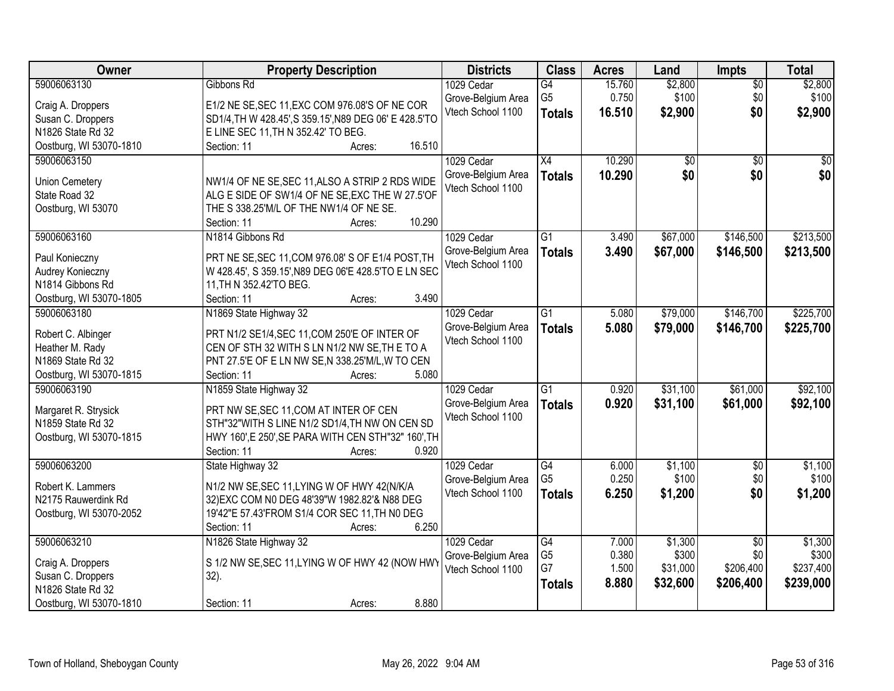| Owner | Property Description | Districts | Class | Acres | Land | Impts | Total |
|---|---|---|---|---|---|---|---|
| 59006063130<br>Craig A. Droppers<br>Susan C. Droppers<br>N1826 State Rd 32<br>Oostburg, WI 53070-1810 | Gibbons Rd<br>E1/2 NE SE,SEC 11,EXC COM 976.08'S OF NE COR SD1/4,TH W 428.45',S 359.15',N89 DEG 06' E 428.5'TO E LINE SEC 11,TH N 352.42' TO BEG.<br>Section: 11 Acres: 16.510 | 1029 Cedar Grove-Belgium Area Vtech School 1100 | G4<br>G5<br>**Totals** | 15.760<br>0.750<br>**16.510** | $2,800<br>$100<br>**$2,900** | $0<br>$0<br>**$0** | $2,800<br>$100<br>**$2,900** |
| 59006063150<br>Union Cemetery<br>State Road 32<br>Oostburg, WI 53070 | NW1/4 OF NE SE,SEC 11,ALSO A STRIP 2 RDS WIDE ALG E SIDE OF SW1/4 OF NE SE,EXC THE W 27.5'OF THE S 338.25'M/L OF THE NW1/4 OF NE SE.<br>Section: 11 Acres: 10.290 | 1029 Cedar Grove-Belgium Area Vtech School 1100 | X4<br>**Totals** | 10.290<br>**10.290** | $0<br>**$0** | $0<br>**$0** | $0<br>**$0** |
| 59006063160<br>Paul Konieczny<br>Audrey Konieczny<br>N1814 Gibbons Rd<br>Oostburg, WI 53070-1805 | N1814 Gibbons Rd<br>PRT NE SE,SEC 11,COM 976.08' S OF E1/4 POST,TH W 428.45', S 359.15',N89 DEG 06'E 428.5'TO E LN SEC 11,TH N 352.42'TO BEG.<br>Section: 11 Acres: 3.490 | 1029 Cedar Grove-Belgium Area Vtech School 1100 | G1<br>**Totals** | 3.490<br>**3.490** | $67,000<br>**$67,000** | $146,500<br>**$146,500** | $213,500<br>**$213,500** |
| 59006063180<br>Robert C. Albinger<br>Heather M. Rady<br>N1869 State Rd 32<br>Oostburg, WI 53070-1815 | N1869 State Highway 32<br>PRT N1/2 SE1/4,SEC 11,COM 250'E OF INTER OF CEN OF STH 32 WITH S LN N1/2 NW SE,TH E TO A PNT 27.5'E OF E LN NW SE,N 338.25'M/L,W TO CEN<br>Section: 11 Acres: 5.080 | 1029 Cedar Grove-Belgium Area Vtech School 1100 | G1<br>**Totals** | 5.080<br>**5.080** | $79,000<br>**$79,000** | $146,700<br>**$146,700** | $225,700<br>**$225,700** |
| 59006063190<br>Margaret R. Strysick<br>N1859 State Rd 32<br>Oostburg, WI 53070-1815 | N1859 State Highway 32<br>PRT NW SE,SEC 11,COM AT INTER OF CEN STH"32"WITH S LINE N1/2 SD1/4,TH NW ON CEN SD HWY 160',E 250',SE PARA WITH CEN STH"32" 160',TH<br>Section: 11 Acres: 0.920 | 1029 Cedar Grove-Belgium Area Vtech School 1100 | G1<br>**Totals** | 0.920<br>**0.920** | $31,100<br>**$31,100** | $61,000<br>**$61,000** | $92,100<br>**$92,100** |
| 59006063200<br>Robert K. Lammers<br>N2175 Rauwerdink Rd<br>Oostburg, WI 53070-2052 | State Highway 32<br>N1/2 NW SE,SEC 11,LYING W OF HWY 42(N/K/A 32)EXC COM N0 DEG 48'39"W 1982.82'& N88 DEG 19'42"E 57.43'FROM S1/4 COR SEC 11,TH N0 DEG<br>Section: 11 Acres: 6.250 | 1029 Cedar Grove-Belgium Area Vtech School 1100 | G4<br>G5<br>**Totals** | 6.000<br>0.250<br>**6.250** | $1,100<br>$100<br>**$1,200** | $0<br>$0<br>**$0** | $1,100<br>$100<br>**$1,200** |
| 59006063210<br>Craig A. Droppers<br>Susan C. Droppers<br>N1826 State Rd 32<br>Oostburg, WI 53070-1810 | N1826 State Highway 32<br>S 1/2 NW SE,SEC 11,LYING W OF HWY 42 (NOW HWY 32).<br>Section: 11 Acres: 8.880 | 1029 Cedar Grove-Belgium Area Vtech School 1100 | G4<br>G5<br>G7<br>**Totals** | 7.000<br>0.380<br>1.500<br>**8.880** | $1,300<br>$300<br>$31,000<br>**$32,600** | $0<br>$0<br>$206,400<br>**$206,400** | $1,300<br>$300<br>$237,400<br>**$239,000** |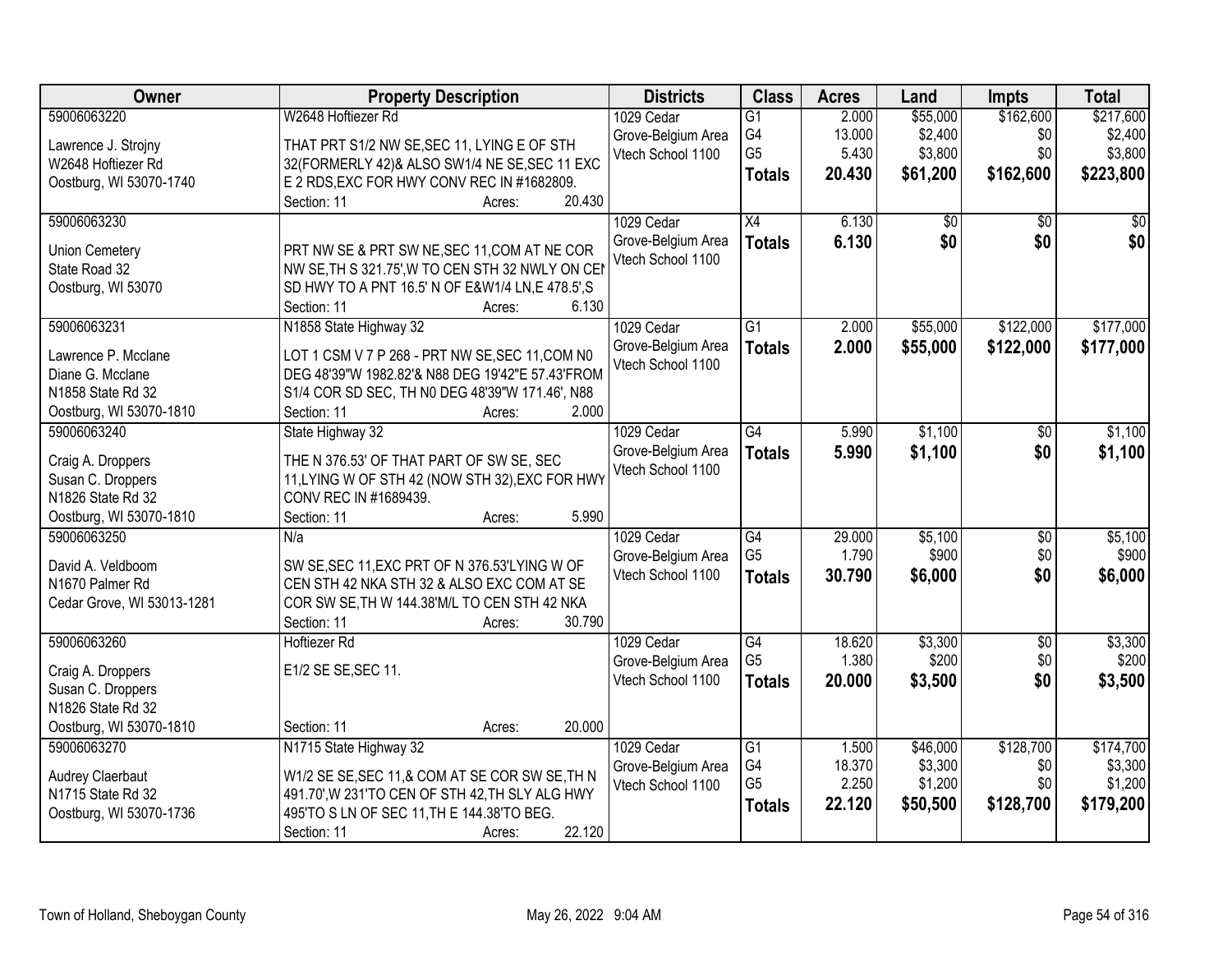| Owner | Property Description | Districts | Class | Acres | Land | Impts | Total |
|---|---|---|---|---|---|---|---|
| 59006063220<br>Lawrence J. Strojny<br>W2648 Hoftiezer Rd<br>Oostburg, WI 53070-1740 | W2648 Hoftiezer Rd<br>THAT PRT S1/2 NW SE,SEC 11, LYING E OF STH 32(FORMERLY 42)& ALSO SW1/4 NE SE,SEC 11 EXC E 2 RDS,EXC FOR HWY CONV REC IN #1682809.<br>Section: 11 Acres: 20.430 | 1029 Cedar Grove-Belgium Area Vtech School 1100 | G1<br>G4<br>G5<br>**Totals** | 2.000<br>13.000<br>5.430<br>**20.430** | $55,000<br>$2,400<br>$3,800<br>**$61,200** | $162,600<br>$0<br>$0<br>**$162,600** | $217,600<br>$2,400<br>$3,800<br>**$223,800** |
| 59006063230<br>Union Cemetery<br>State Road 32<br>Oostburg, WI 53070 | PRT NW SE & PRT SW NE,SEC 11,COM AT NE COR NW SE,TH S 321.75',W TO CEN STH 32 NWLY ON CEN SD HWY TO A PNT 16.5' N OF E&W1/4 LN,E 478.5',S<br>Section: 11 Acres: 6.130 | 1029 Cedar Grove-Belgium Area Vtech School 1100 | X4<br>**Totals** | 6.130<br>**6.130** | $0<br>**$0** | $0<br>**$0** | $0<br>**$0** |
| 59006063231<br>Lawrence P. Mcclane<br>Diane G. Mcclane<br>N1858 State Rd 32<br>Oostburg, WI 53070-1810 | N1858 State Highway 32<br>LOT 1 CSM V 7 P 268 - PRT NW SE,SEC 11,COM N0 DEG 48'39"W 1982.82'& N88 DEG 19'42"E 57.43'FROM S1/4 COR SD SEC, TH N0 DEG 48'39"W 171.46', N88<br>Section: 11 Acres: 2.000 | 1029 Cedar Grove-Belgium Area Vtech School 1100 | G1<br>**Totals** | 2.000<br>**2.000** | $55,000<br>**$55,000** | $122,000<br>**$122,000** | $177,000<br>**$177,000** |
| 59006063240<br>Craig A. Droppers<br>Susan C. Droppers<br>N1826 State Rd 32<br>Oostburg, WI 53070-1810 | State Highway 32<br>THE N 376.53' OF THAT PART OF SW SE, SEC 11,LYING W OF STH 42 (NOW STH 32),EXC FOR HWY CONV REC IN #1689439.<br>Section: 11 Acres: 5.990 | 1029 Cedar Grove-Belgium Area Vtech School 1100 | G4<br>**Totals** | 5.990<br>**5.990** | $1,100<br>**$1,100** | $0<br>**$0** | $1,100<br>**$1,100** |
| 59006063250<br>David A. Veldboom<br>N1670 Palmer Rd<br>Cedar Grove, WI 53013-1281 | N/a<br>SW SE,SEC 11,EXC PRT OF N 376.53'LYING W OF CEN STH 42 NKA STH 32 & ALSO EXC COM AT SE COR SW SE,TH W 144.38'M/L TO CEN STH 42 NKA<br>Section: 11 Acres: 30.790 | 1029 Cedar Grove-Belgium Area Vtech School 1100 | G4<br>G5<br>**Totals** | 29.000<br>1.790<br>**30.790** | $5,100<br>$900<br>**$6,000** | $0<br>$0<br>**$0** | $5,100<br>$900<br>**$6,000** |
| 59006063260<br>Craig A. Droppers<br>Susan C. Droppers<br>N1826 State Rd 32<br>Oostburg, WI 53070-1810 | Hoftiezer Rd<br>E1/2 SE SE,SEC 11.<br>Section: 11 Acres: 20.000 | 1029 Cedar Grove-Belgium Area Vtech School 1100 | G4<br>G5<br>**Totals** | 18.620<br>1.380<br>**20.000** | $3,300<br>$200<br>**$3,500** | $0<br>$0<br>**$0** | $3,300<br>$200<br>**$3,500** |
| 59006063270<br>Audrey Claerbaut<br>N1715 State Rd 32<br>Oostburg, WI 53070-1736 | N1715 State Highway 32<br>W1/2 SE SE,SEC 11,& COM AT SE COR SW SE,TH N 491.70',W 231'TO CEN OF STH 42,TH SLY ALG HWY 495'TO S LN OF SEC 11,TH E 144.38'TO BEG.<br>Section: 11 Acres: 22.120 | 1029 Cedar Grove-Belgium Area Vtech School 1100 | G1<br>G4<br>G5<br>**Totals** | 1.500<br>18.370<br>2.250<br>**22.120** | $46,000<br>$3,300<br>$1,200<br>**$50,500** | $128,700<br>$0<br>$0<br>**$128,700** | $174,700<br>$3,300<br>$1,200<br>**$179,200** |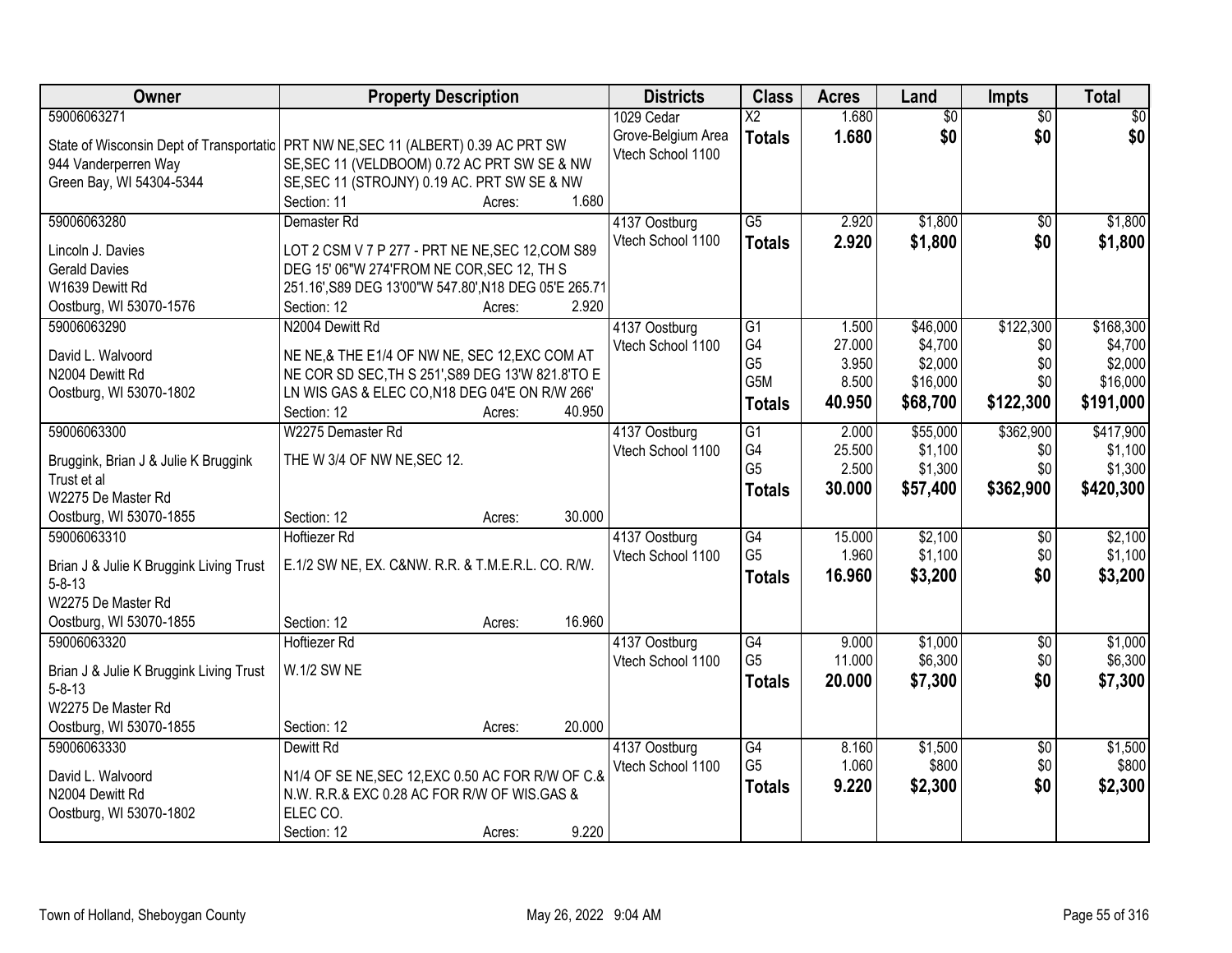| Owner | Property Description | Districts | Class | Acres | Land | Impts | Total |
|---|---|---|---|---|---|---|---|
| 59006063271<br>State of Wisconsin Dept of Transportatic<br>944 Vanderperren Way<br>Green Bay, WI 54304-5344 | PRT NW NE,SEC 11 (ALBERT) 0.39 AC PRT SW SE,SEC 11 (VELDBOOM) 0.72 AC PRT SW SE & NW SE,SEC 11 (STROJNY) 0.19 AC. PRT SW SE & NW<br>Section: 11 Acres: 1.680 | 1029 Cedar Grove-Belgium Area<br>Vtech School 1100 | X2<br>**Totals** | 1.680<br>**1.680** | $0<br>**$0** | $0<br>**$0** | $0<br>**$0** |
| 59006063280<br>Lincoln J. Davies<br>Gerald Davies<br>W1639 Dewitt Rd<br>Oostburg, WI 53070-1576 | Demaster Rd<br>LOT 2 CSM V 7 P 277 - PRT NE NE,SEC 12,COM S89 DEG 15' 06"W 274'FROM NE COR,SEC 12, TH S 251.16',S89 DEG 13'00"W 547.80',N18 DEG 05'E 265.71<br>Section: 12 Acres: 2.920 | 4137 Oostburg<br>Vtech School 1100 | G5<br>**Totals** | 2.920<br>**2.920** | $1,800<br>**$1,800** | $0<br>**$0** | $1,800<br>**$1,800** |
| 59006063290<br>David L. Walvoord<br>N2004 Dewitt Rd<br>Oostburg, WI 53070-1802 | N2004 Dewitt Rd<br>NE NE,& THE E1/4 OF NW NE, SEC 12,EXC COM AT NE COR SD SEC,TH S 251',S89 DEG 13'W 821.8'TO E LN WIS GAS & ELEC CO,N18 DEG 04'E ON R/W 266'<br>Section: 12 Acres: 40.950 | 4137 Oostburg<br>Vtech School 1100 | G1<br>G4<br>G5<br>G5M<br>**Totals** | 1.500<br>27.000<br>3.950<br>8.500<br>**40.950** | $46,000<br>$4,700<br>$2,000<br>$16,000<br>**$68,700** | $122,300<br>$0<br>$0<br>$0<br>**$122,300** | $168,300<br>$4,700<br>$2,000<br>$16,000<br>**$191,000** |
| 59006063300<br>Bruggink, Brian J & Julie K Bruggink Trust et al<br>W2275 De Master Rd<br>Oostburg, WI 53070-1855 | W2275 Demaster Rd<br>THE W 3/4 OF NW NE,SEC 12.<br>Section: 12 Acres: 30.000 | 4137 Oostburg<br>Vtech School 1100 | G1<br>G4<br>G5<br>**Totals** | 2.000<br>25.500<br>2.500<br>**30.000** | $55,000<br>$1,100<br>$1,300<br>**$57,400** | $362,900<br>$0<br>$0<br>**$362,900** | $417,900<br>$1,100<br>$1,300<br>**$420,300** |
| 59006063310<br>Brian J & Julie K Bruggink Living Trust 5-8-13<br>W2275 De Master Rd<br>Oostburg, WI 53070-1855 | Hoftiezer Rd<br>E.1/2 SW NE, EX. C&NW. R.R. & T.M.E.R.L. CO. R/W.<br>Section: 12 Acres: 16.960 | 4137 Oostburg<br>Vtech School 1100 | G4<br>G5<br>**Totals** | 15.000<br>1.960<br>**16.960** | $2,100<br>$1,100<br>**$3,200** | $0<br>$0<br>**$0** | $2,100<br>$1,100<br>**$3,200** |
| 59006063320<br>Brian J & Julie K Bruggink Living Trust 5-8-13<br>W2275 De Master Rd<br>Oostburg, WI 53070-1855 | Hoftiezer Rd<br>W.1/2 SW NE<br>Section: 12 Acres: 20.000 | 4137 Oostburg<br>Vtech School 1100 | G4<br>G5<br>**Totals** | 9.000<br>11.000<br>**20.000** | $1,000<br>$6,300<br>**$7,300** | $0<br>$0<br>**$0** | $1,000<br>$6,300<br>**$7,300** |
| 59006063330<br>David L. Walvoord<br>N2004 Dewitt Rd<br>Oostburg, WI 53070-1802 | Dewitt Rd<br>N1/4 OF SE NE,SEC 12,EXC 0.50 AC FOR R/W OF C.& N.W. R.R.& EXC 0.28 AC FOR R/W OF WIS.GAS & ELEC CO.<br>Section: 12 Acres: 9.220 | 4137 Oostburg<br>Vtech School 1100 | G4<br>G5<br>**Totals** | 8.160<br>1.060<br>**9.220** | $1,500<br>$800<br>**$2,300** | $0<br>$0<br>**$0** | $1,500<br>$800<br>**$2,300** |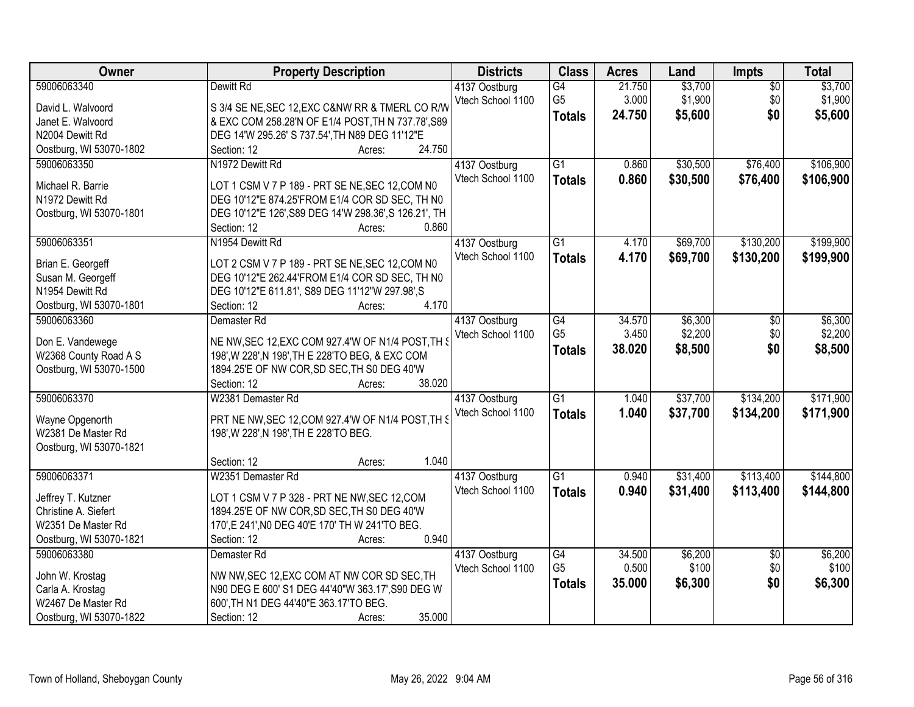| Owner | Property Description | Districts | Class | Acres | Land | Impts | Total |
|---|---|---|---|---|---|---|---|
| 59006063340<br>David L. Walvoord<br>Janet E. Walvoord<br>N2004 Dewitt Rd<br>Oostburg, WI 53070-1802 | Dewitt Rd<br>S 3/4 SE NE,SEC 12,EXC C&NW RR & TMERL CO R/W & EXC COM 258.28'N OF E1/4 POST,TH N 737.78',S89 DEG 14'W 295.26' S 737.54',TH N89 DEG 11'12"E<br>Section: 12 Acres: 24.750 | 4137 Oostburg<br>Vtech School 1100 | G4<br>G5<br>**Totals** | 21.750<br>3.000<br>**24.750** | $3,700<br>$1,900<br>**$5,600** | $0<br>$0<br>**$0** | $3,700<br>$1,900<br>**$5,600** |
| 59006063350<br>Michael R. Barrie<br>N1972 Dewitt Rd<br>Oostburg, WI 53070-1801 | N1972 Dewitt Rd<br>LOT 1 CSM V 7 P 189 - PRT SE NE,SEC 12,COM N0 DEG 10'12"E 874.25'FROM E1/4 COR SD SEC, TH N0 DEG 10'12"E 126',S89 DEG 14'W 298.36',S 126.21', TH<br>Section: 12 Acres: 0.860 | 4137 Oostburg<br>Vtech School 1100 | G1<br>**Totals** | 0.860<br>**0.860** | $30,500<br>**$30,500** | $76,400<br>**$76,400** | $106,900<br>**$106,900** |
| 59006063351<br>Brian E. Georgeff<br>Susan M. Georgeff<br>N1954 Dewitt Rd<br>Oostburg, WI 53070-1801 | N1954 Dewitt Rd<br>LOT 2 CSM V 7 P 189 - PRT SE NE,SEC 12,COM N0 DEG 10'12"E 262.44'FROM E1/4 COR SD SEC, TH N0 DEG 10'12"E 611.81', S89 DEG 11'12"W 297.98',S<br>Section: 12 Acres: 4.170 | 4137 Oostburg<br>Vtech School 1100 | G1<br>**Totals** | 4.170<br>**4.170** | $69,700<br>**$69,700** | $130,200<br>**$130,200** | $199,900<br>**$199,900** |
| 59006063360<br>Don E. Vandewege<br>W2368 County Road A S<br>Oostburg, WI 53070-1500 | Demaster Rd<br>NE NW,SEC 12,EXC COM 927.4'W OF N1/4 POST,TH S 198',W 228',N 198',TH E 228'TO BEG, & EXC COM 1894.25'E OF NW COR,SD SEC,TH S0 DEG 40'W<br>Section: 12 Acres: 38.020 | 4137 Oostburg<br>Vtech School 1100 | G4<br>G5<br>**Totals** | 34.570<br>3.450<br>**38.020** | $6,300<br>$2,200<br>**$8,500** | $0<br>$0<br>**$0** | $6,300<br>$2,200<br>**$8,500** |
| 59006063370<br>Wayne Opgenorth<br>W2381 De Master Rd<br>Oostburg, WI 53070-1821 | W2381 Demaster Rd<br>PRT NE NW,SEC 12,COM 927.4'W OF N1/4 POST,TH S 198',W 228',N 198',TH E 228'TO BEG.<br>Section: 12 Acres: 1.040 | 4137 Oostburg<br>Vtech School 1100 | G1<br>**Totals** | 1.040<br>**1.040** | $37,700<br>**$37,700** | $134,200<br>**$134,200** | $171,900<br>**$171,900** |
| 59006063371<br>Jeffrey T. Kutzner<br>Christine A. Siefert<br>W2351 De Master Rd<br>Oostburg, WI 53070-1821 | W2351 Demaster Rd<br>LOT 1 CSM V 7 P 328 - PRT NE NW,SEC 12,COM 1894.25'E OF NW COR,SD SEC,TH S0 DEG 40'W 170',E 241',N0 DEG 40'E 170' TH W 241'TO BEG.<br>Section: 12 Acres: 0.940 | 4137 Oostburg<br>Vtech School 1100 | G1<br>**Totals** | 0.940<br>**0.940** | $31,400<br>**$31,400** | $113,400<br>**$113,400** | $144,800<br>**$144,800** |
| 59006063380<br>John W. Krostag<br>Carla A. Krostag<br>W2467 De Master Rd<br>Oostburg, WI 53070-1822 | Demaster Rd<br>NW NW,SEC 12,EXC COM AT NW COR SD SEC,TH N90 DEG E 600' S1 DEG 44'40"W 363.17',S90 DEG W 600',TH N1 DEG 44'40"E 363.17'TO BEG.<br>Section: 12 Acres: 35.000 | 4137 Oostburg<br>Vtech School 1100 | G4<br>G5<br>**Totals** | 34.500<br>0.500<br>**35.000** | $6,200<br>$100<br>**$6,300** | $0<br>$0<br>**$0** | $6,200<br>$100<br>**$6,300** |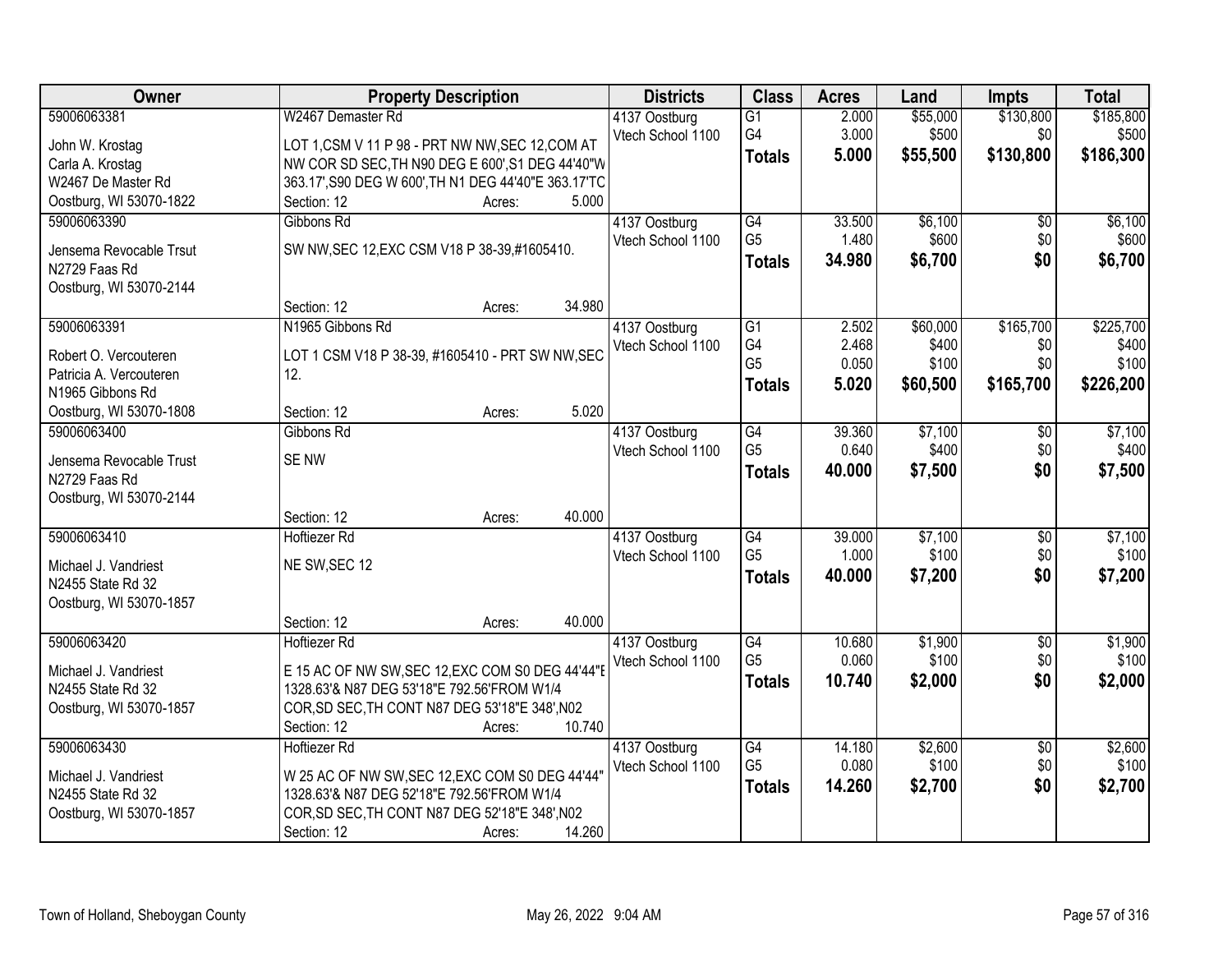| Owner | Property Description | Districts | Class | Acres | Land | Impts | Total |
|---|---|---|---|---|---|---|---|
| 59006063381<br>John W. Krostag<br>Carla A. Krostag<br>W2467 De Master Rd<br>Oostburg, WI 53070-1822 | W2467 Demaster Rd<br>LOT 1,CSM V 11 P 98 - PRT NW NW,SEC 12,COM AT NW COR SD SEC,TH N90 DEG E 600',S1 DEG 44'40"W 363.17',S90 DEG W 600',TH N1 DEG 44'40"E 363.17'TC<br>Section: 12 Acres: 5.000 | 4137 Oostburg<br>Vtech School 1100 | G1<br>G4<br>**Totals** | 2.000<br>3.000<br>**5.000** | $55,000<br>$500<br>**$55,500** | $130,800<br>$0<br>**$130,800** | $185,800<br>$500<br>**$186,300** |
| 59006063390<br>Jensema Revocable Trsut<br>N2729 Faas Rd<br>Oostburg, WI 53070-2144 | Gibbons Rd<br>SW NW,SEC 12,EXC CSM V18 P 38-39,#1605410.<br>Section: 12 Acres: 34.980 | 4137 Oostburg<br>Vtech School 1100 | G4<br>G5<br>**Totals** | 33.500<br>1.480<br>**34.980** | $6,100<br>$600<br>**$6,700** | $0<br>$0<br>**$0** | $6,100<br>$600<br>**$6,700** |
| 59006063391<br>Robert O. Vercouteren<br>Patricia A. Vercouteren<br>N1965 Gibbons Rd<br>Oostburg, WI 53070-1808 | N1965 Gibbons Rd<br>LOT 1 CSM V18 P 38-39, #1605410 - PRT SW NW,SEC 12.<br>Section: 12 Acres: 5.020 | 4137 Oostburg<br>Vtech School 1100 | G1<br>G4<br>G5<br>**Totals** | 2.502<br>2.468<br>0.050<br>**5.020** | $60,000<br>$400<br>$100<br>**$60,500** | $165,700<br>$0<br>$0<br>**$165,700** | $225,700<br>$400<br>$100<br>**$226,200** |
| 59006063400<br>Jensema Revocable Trust<br>N2729 Faas Rd<br>Oostburg, WI 53070-2144 | Gibbons Rd<br>SE NW<br>Section: 12 Acres: 40.000 | 4137 Oostburg<br>Vtech School 1100 | G4<br>G5<br>**Totals** | 39.360<br>0.640<br>**40.000** | $7,100<br>$400<br>**$7,500** | $0<br>$0<br>**$0** | $7,100<br>$400<br>**$7,500** |
| 59006063410<br>Michael J. Vandriest<br>N2455 State Rd 32<br>Oostburg, WI 53070-1857 | Hoftiezer Rd<br>NE SW,SEC 12<br>Section: 12 Acres: 40.000 | 4137 Oostburg<br>Vtech School 1100 | G4<br>G5<br>**Totals** | 39.000<br>1.000<br>**40.000** | $7,100<br>$100<br>**$7,200** | $0<br>$0<br>**$0** | $7,100<br>$100<br>**$7,200** |
| 59006063420<br>Michael J. Vandriest<br>N2455 State Rd 32<br>Oostburg, WI 53070-1857 | Hoftiezer Rd<br>E 15 AC OF NW SW,SEC 12,EXC COM S0 DEG 44'44"E 1328.63'& N87 DEG 53'18"E 792.56'FROM W1/4 COR,SD SEC,TH CONT N87 DEG 53'18"E 348',N02<br>Section: 12 Acres: 10.740 | 4137 Oostburg<br>Vtech School 1100 | G4<br>G5<br>**Totals** | 10.680<br>0.060<br>**10.740** | $1,900<br>$100<br>**$2,000** | $0<br>$0<br>**$0** | $1,900<br>$100<br>**$2,000** |
| 59006063430<br>Michael J. Vandriest<br>N2455 State Rd 32<br>Oostburg, WI 53070-1857 | Hoftiezer Rd<br>W 25 AC OF NW SW,SEC 12,EXC COM S0 DEG 44'44" 1328.63'& N87 DEG 52'18"E 792.56'FROM W1/4 COR,SD SEC,TH CONT N87 DEG 52'18"E 348',N02<br>Section: 12 Acres: 14.260 | 4137 Oostburg<br>Vtech School 1100 | G4<br>G5<br>**Totals** | 14.180<br>0.080<br>**14.260** | $2,600<br>$100<br>**$2,700** | $0<br>$0<br>**$0** | $2,600<br>$100<br>**$2,700** |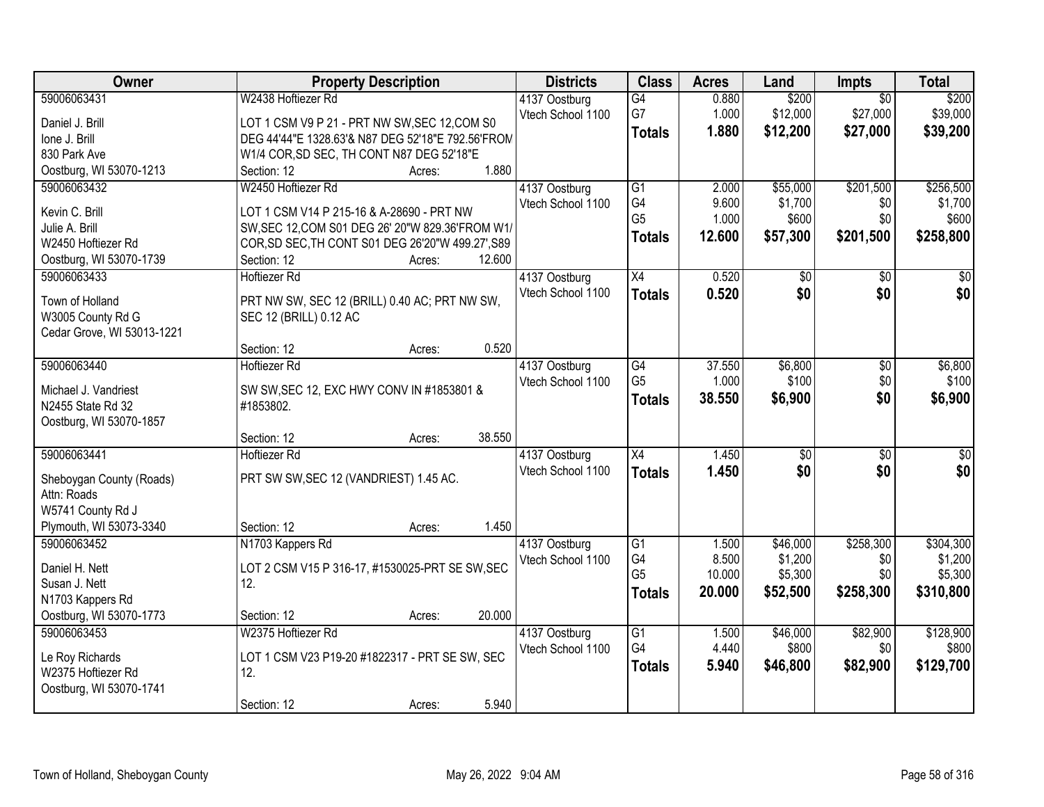| Owner | Property Description | Districts | Class | Acres | Land | Impts | Total |
|---|---|---|---|---|---|---|---|
| 59006063431<br><br>Daniel J. Brill<br>Ione J. Brill<br>830 Park Ave<br>Oostburg, WI 53070-1213 | W2438 Hoftiezer Rd<br><br>LOT 1 CSM V9 P 21 - PRT NW SW,SEC 12,COM S0 DEG 44'44"E 1328.63'& N87 DEG 52'18"E 792.56'FROM W1/4 COR,SD SEC, TH CONT N87 DEG 52'18"E<br>Section: 12 Acres: 1.880 | 4137 Oostburg<br>Vtech School 1100 | G4<br>G7<br>**Totals** | 0.880<br>1.000<br>**1.880** | $200<br>$12,000<br>**$12,200** | $0<br>$27,000<br>**$27,000** | $200<br>$39,000<br>**$39,200** |
| 59006063432<br><br>Kevin C. Brill<br>Julie A. Brill<br>W2450 Hoftiezer Rd<br>Oostburg, WI 53070-1739 | W2450 Hoftiezer Rd<br><br>LOT 1 CSM V14 P 215-16 & A-28690 - PRT NW SW,SEC 12,COM S01 DEG 26' 20"W 829.36'FROM W1/ COR,SD SEC,TH CONT S01 DEG 26'20"W 499.27',S89<br>Section: 12 Acres: 12.600 | 4137 Oostburg<br>Vtech School 1100 | G1<br>G4<br>G5<br>**Totals** | 2.000<br>9.600<br>1.000<br>**12.600** | $55,000<br>$1,700<br>$600<br>**$57,300** | $201,500<br>$0<br>$0<br>**$201,500** | $256,500<br>$1,700<br>$600<br>**$258,800** |
| 59006063433<br><br>Town of Holland<br>W3005 County Rd G<br>Cedar Grove, WI 53013-1221 | Hoftiezer Rd<br><br>PRT NW SW, SEC 12 (BRILL) 0.40 AC; PRT NW SW, SEC 12 (BRILL) 0.12 AC<br>Section: 12 Acres: 0.520 | 4137 Oostburg<br>Vtech School 1100 | X4<br>**Totals** | 0.520<br>**0.520** | $0<br>**$0** | $0<br>**$0** | $0<br>**$0** |
| 59006063440<br><br>Michael J. Vandriest<br>N2455 State Rd 32<br>Oostburg, WI 53070-1857 | Hoftiezer Rd<br><br>SW SW,SEC 12, EXC HWY CONV IN #1853801 & #1853802.<br>Section: 12 Acres: 38.550 | 4137 Oostburg<br>Vtech School 1100 | G4<br>G5<br>**Totals** | 37.550<br>1.000<br>**38.550** | $6,800<br>$100<br>**$6,900** | $0<br>$0<br>**$0** | $6,800<br>$100<br>**$6,900** |
| 59006063441<br><br>Sheboygan County (Roads)<br>Attn: Roads<br>W5741 County Rd J<br>Plymouth, WI 53073-3340 | Hoftiezer Rd<br><br>PRT SW SW,SEC 12 (VANDRIEST) 1.45 AC.<br>Section: 12 Acres: 1.450 | 4137 Oostburg<br>Vtech School 1100 | X4<br>**Totals** | 1.450<br>**1.450** | $0<br>**$0** | $0<br>**$0** | $0<br>**$0** |
| 59006063452<br><br>Daniel H. Nett<br>Susan J. Nett<br>N1703 Kappers Rd<br>Oostburg, WI 53070-1773 | N1703 Kappers Rd<br><br>LOT 2 CSM V15 P 316-17, #1530025-PRT SE SW,SEC 12.<br>Section: 12 Acres: 20.000 | 4137 Oostburg<br>Vtech School 1100 | G1<br>G4<br>G5<br>**Totals** | 1.500<br>8.500<br>10.000<br>**20.000** | $46,000<br>$1,200<br>$5,300<br>**$52,500** | $258,300<br>$0<br>$0<br>**$258,300** | $304,300<br>$1,200<br>$5,300<br>**$310,800** |
| 59006063453<br><br>Le Roy Richards<br>W2375 Hoftiezer Rd<br>Oostburg, WI 53070-1741 | W2375 Hoftiezer Rd<br><br>LOT 1 CSM V23 P19-20 #1822317 - PRT SE SW, SEC 12.<br>Section: 12 Acres: 5.940 | 4137 Oostburg<br>Vtech School 1100 | G1<br>G4<br>**Totals** | 1.500<br>4.440<br>**5.940** | $46,000<br>$800<br>**$46,800** | $82,900<br>$0<br>**$82,900** | $128,900<br>$800<br>**$129,700** |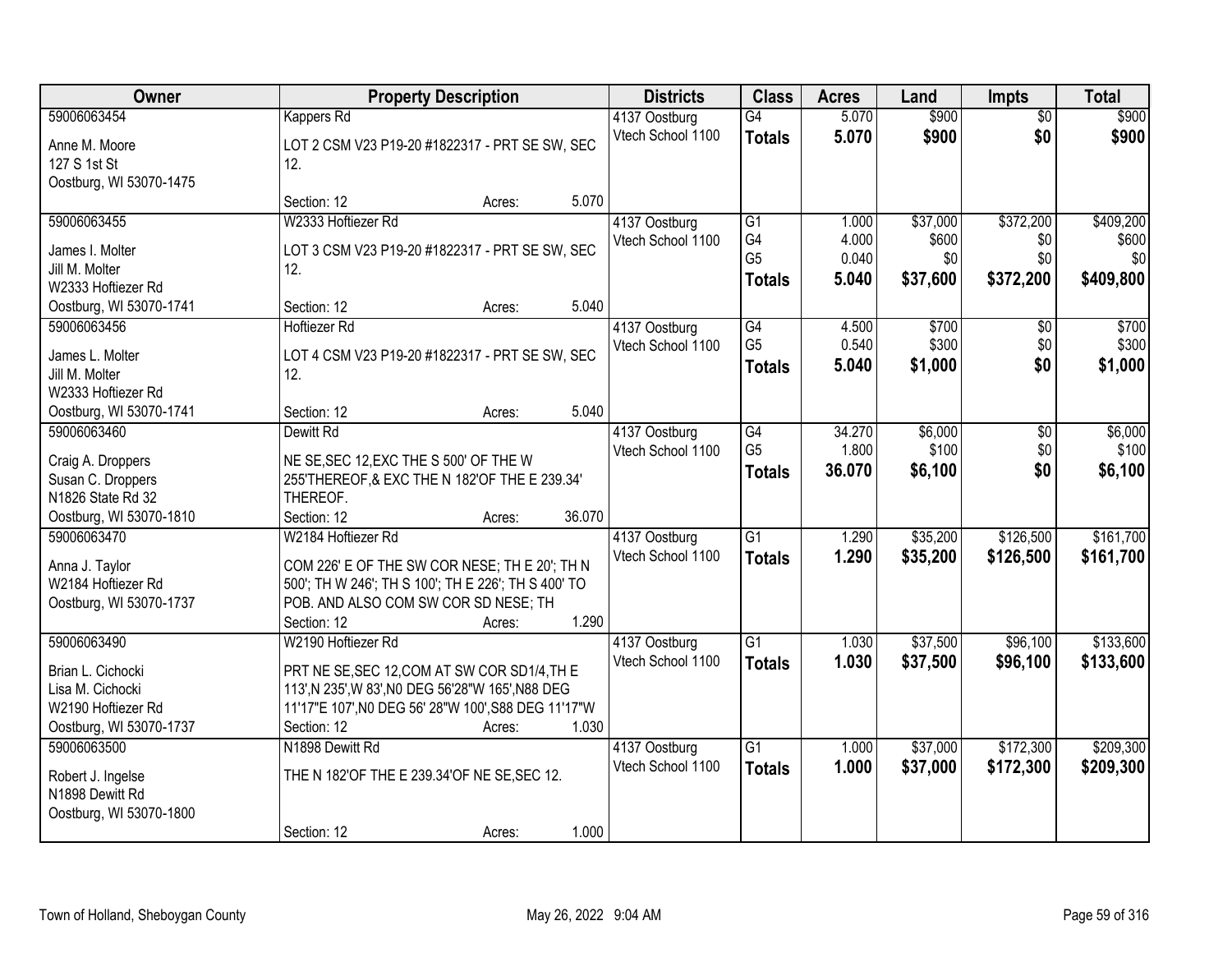| Owner | Property Description | Districts | Class | Acres | Land | Impts | Total |
|---|---|---|---|---|---|---|---|
| 59006063454<br>Anne M. Moore<br>127 S 1st St<br>Oostburg, WI 53070-1475 | Kappers Rd<br>LOT 2 CSM V23 P19-20 #1822317 - PRT SE SW, SEC 12.<br>Section: 12 Acres: 5.070 | 4137 Oostburg<br>Vtech School 1100 | G4<br>**Totals** | 5.070<br>**5.070** | $900<br>**$900** | $0<br>**$0** | $900<br>**$900** |
| 59006063455<br>James I. Molter<br>Jill M. Molter<br>W2333 Hoftiezer Rd<br>Oostburg, WI 53070-1741 | W2333 Hoftiezer Rd<br>LOT 3 CSM V23 P19-20 #1822317 - PRT SE SW, SEC 12.<br>Section: 12 Acres: 5.040 | 4137 Oostburg<br>Vtech School 1100 | G1<br>G4<br>G5<br>**Totals** | 1.000<br>4.000<br>0.040<br>**5.040** | $37,000<br>$600<br>$0<br>**$37,600** | $372,200<br>$0<br>$0<br>**$372,200** | $409,200<br>$600<br>$0<br>**$409,800** |
| 59006063456<br>James L. Molter<br>Jill M. Molter<br>W2333 Hoftiezer Rd<br>Oostburg, WI 53070-1741 | Hoftiezer Rd<br>LOT 4 CSM V23 P19-20 #1822317 - PRT SE SW, SEC 12.<br>Section: 12 Acres: 5.040 | 4137 Oostburg<br>Vtech School 1100 | G4<br>G5<br>**Totals** | 4.500<br>0.540<br>**5.040** | $700<br>$300<br>**$1,000** | $0<br>$0<br>**$0** | $700<br>$300<br>**$1,000** |
| 59006063460<br>Craig A. Droppers<br>Susan C. Droppers<br>N1826 State Rd 32<br>Oostburg, WI 53070-1810 | Dewitt Rd<br>NE SE,SEC 12,EXC THE S 500' OF THE W 255'THEREOF,& EXC THE N 182'OF THE E 239.34' THEREOF.<br>Section: 12 Acres: 36.070 | 4137 Oostburg<br>Vtech School 1100 | G4<br>G5<br>**Totals** | 34.270<br>1.800<br>**36.070** | $6,000<br>$100<br>**$6,100** | $0<br>$0<br>**$0** | $6,000<br>$100<br>**$6,100** |
| 59006063470<br>Anna J. Taylor<br>W2184 Hoftiezer Rd<br>Oostburg, WI 53070-1737 | W2184 Hoftiezer Rd<br>COM 226' E OF THE SW COR NESE; TH E 20'; TH N 500'; TH W 246'; TH S 100'; TH E 226'; TH S 400' TO POB. AND ALSO COM SW COR SD NESE; TH<br>Section: 12 Acres: 1.290 | 4137 Oostburg<br>Vtech School 1100 | G1<br>**Totals** | 1.290<br>**1.290** | $35,200<br>**$35,200** | $126,500<br>**$126,500** | $161,700<br>**$161,700** |
| 59006063490<br>Brian L. Cichocki<br>Lisa M. Cichocki<br>W2190 Hoftiezer Rd<br>Oostburg, WI 53070-1737 | W2190 Hoftiezer Rd<br>PRT NE SE,SEC 12,COM AT SW COR SD1/4,TH E 113',N 235',W 83',N0 DEG 56'28"W 165',N88 DEG 11'17"E 107',N0 DEG 56' 28"W 100',S88 DEG 11'17"W<br>Section: 12 Acres: 1.030 | 4137 Oostburg<br>Vtech School 1100 | G1<br>**Totals** | 1.030<br>**1.030** | $37,500<br>**$37,500** | $96,100<br>**$96,100** | $133,600<br>**$133,600** |
| 59006063500<br>Robert J. Ingelse<br>N1898 Dewitt Rd<br>Oostburg, WI 53070-1800 | N1898 Dewitt Rd<br>THE N 182'OF THE E 239.34'OF NE SE,SEC 12.<br>Section: 12 Acres: 1.000 | 4137 Oostburg<br>Vtech School 1100 | G1<br>**Totals** | 1.000<br>**1.000** | $37,000<br>**$37,000** | $172,300<br>**$172,300** | $209,300<br>**$209,300** |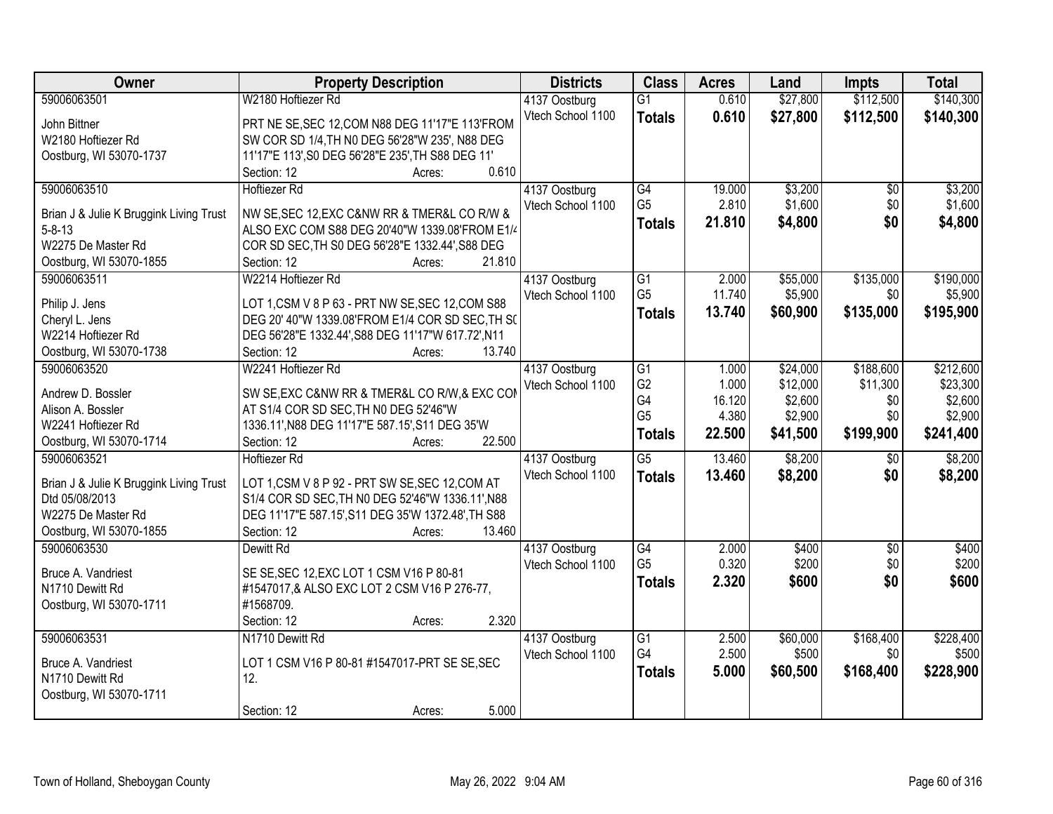| Owner | Property Description | Districts | Class | Acres | Land | Impts | Total |
|---|---|---|---|---|---|---|---|
| 59006063501<br>John Bittner<br>W2180 Hoftiezer Rd<br>Oostburg, WI 53070-1737 | W2180 Hoftiezer Rd<br>PRT NE SE,SEC 12,COM N88 DEG 11'17"E 113'FROM SW COR SD 1/4,TH N0 DEG 56'28"W 235', N88 DEG 11'17"E 113',S0 DEG 56'28"E 235',TH S88 DEG 11'<br>Section: 12 Acres: 0.610 | 4137 Oostburg<br>Vtech School 1100 | G1<br>**Totals** | 0.610<br>**0.610** | $27,800<br>**$27,800** | $112,500<br>**$112,500** | $140,300<br>**$140,300** |
| 59006063510<br>Brian J & Julie K Bruggink Living Trust 5-8-13<br>W2275 De Master Rd<br>Oostburg, WI 53070-1855 | Hoftiezer Rd<br>NW SE,SEC 12,EXC C&NW RR & TMER&L CO R/W & ALSO EXC COM S88 DEG 20'40"W 1339.08'FROM E1/4 COR SD SEC,TH S0 DEG 56'28"E 1332.44',S88 DEG<br>Section: 12 Acres: 21.810 | 4137 Oostburg<br>Vtech School 1100 | G4<br>G5<br>**Totals** | 19.000<br>2.810<br>**21.810** | $3,200<br>$1,600<br>**$4,800** | $0<br>$0<br>**$0** | $3,200<br>$1,600<br>**$4,800** |
| 59006063511<br>Philip J. Jens<br>Cheryl L. Jens<br>W2214 Hoftiezer Rd<br>Oostburg, WI 53070-1738 | W2214 Hoftiezer Rd<br>LOT 1,CSM V 8 P 63 - PRT NW SE,SEC 12,COM S88 DEG 20' 40"W 1339.08'FROM E1/4 COR SD SEC,TH S0 DEG 56'28"E 1332.44',S88 DEG 11'17"W 617.72',N11<br>Section: 12 Acres: 13.740 | 4137 Oostburg<br>Vtech School 1100 | G1<br>G5<br>**Totals** | 2.000<br>11.740<br>**13.740** | $55,000<br>$5,900<br>**$60,900** | $135,000<br>$0<br>**$135,000** | $190,000<br>$5,900<br>**$195,900** |
| 59006063520<br>Andrew D. Bossler<br>Alison A. Bossler<br>W2241 Hoftiezer Rd<br>Oostburg, WI 53070-1714 | W2241 Hoftiezer Rd<br>SW SE,EXC C&NW RR & TMER&L CO R/W,& EXC COM AT S1/4 COR SD SEC,TH N0 DEG 52'46"W 1336.11',N88 DEG 11'17"E 587.15',S11 DEG 35'W<br>Section: 12 Acres: 22.500 | 4137 Oostburg<br>Vtech School 1100 | G1<br>G2<br>G4<br>G5<br>**Totals** | 1.000<br>1.000<br>16.120<br>4.380<br>**22.500** | $24,000<br>$12,000<br>$2,600<br>$2,900<br>**$41,500** | $188,600<br>$11,300<br>$0<br>$0<br>**$199,900** | $212,600<br>$23,300<br>$2,600<br>$2,900<br>**$241,400** |
| 59006063521<br>Brian J & Julie K Bruggink Living Trust Dtd 05/08/2013<br>W2275 De Master Rd<br>Oostburg, WI 53070-1855 | Hoftiezer Rd<br>LOT 1,CSM V 8 P 92 - PRT SW SE,SEC 12,COM AT S1/4 COR SD SEC,TH N0 DEG 52'46"W 1336.11',N88 DEG 11'17"E 587.15',S11 DEG 35'W 1372.48',TH S88<br>Section: 12 Acres: 13.460 | 4137 Oostburg<br>Vtech School 1100 | G5<br>**Totals** | 13.460<br>**13.460** | $8,200<br>**$8,200** | $0<br>**$0** | $8,200<br>**$8,200** |
| 59006063530<br>Bruce A. Vandriest<br>N1710 Dewitt Rd<br>Oostburg, WI 53070-1711 | Dewitt Rd<br>SE SE,SEC 12,EXC LOT 1 CSM V16 P 80-81 #1547017,& ALSO EXC LOT 2 CSM V16 P 276-77, #1568709.<br>Section: 12 Acres: 2.320 | 4137 Oostburg<br>Vtech School 1100 | G4<br>G5<br>**Totals** | 2.000<br>0.320<br>**2.320** | $400<br>$200<br>**$600** | $0<br>$0<br>**$0** | $400<br>$200<br>**$600** |
| 59006063531<br>Bruce A. Vandriest<br>N1710 Dewitt Rd<br>Oostburg, WI 53070-1711 | N1710 Dewitt Rd<br>LOT 1 CSM V16 P 80-81 #1547017-PRT SE SE,SEC 12.<br>Section: 12 Acres: 5.000 | 4137 Oostburg<br>Vtech School 1100 | G1<br>G4<br>**Totals** | 2.500<br>2.500<br>**5.000** | $60,000<br>$500<br>**$60,500** | $168,400<br>$0<br>**$168,400** | $228,400<br>$500<br>**$228,900** |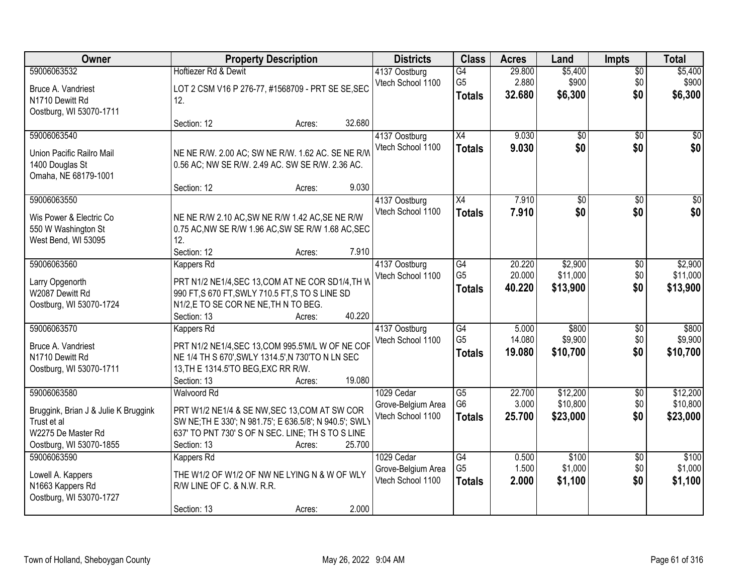| Owner | Property Description | Districts | Class | Acres | Land | Impts | Total |
|---|---|---|---|---|---|---|---|
| 59006063532<br>Bruce A. Vandriest<br>N1710 Dewitt Rd<br>Oostburg, WI 53070-1711 | Hoftiezer Rd & Dewit<br>LOT 2 CSM V16 P 276-77, #1568709 - PRT SE SE,SEC 12.<br>Section: 12 Acres: 32.680 | 4137 Oostburg<br>Vtech School 1100 | G4<br>G5<br>**Totals** | 29.800<br>2.880<br>**32.680** | $5,400<br>$900<br>**$6,300** | $0<br>$0<br>**$0** | $5,400<br>$900<br>**$6,300** |
| 59006063540<br>Union Pacific Railro Mail<br>1400 Douglas St<br>Omaha, NE 68179-1001 | NE NE R/W. 2.00 AC; SW NE R/W. 1.62 AC. SE NE R/W 0.56 AC; NW SE R/W. 2.49 AC. SW SE R/W. 2.36 AC.<br>Section: 12 Acres: 9.030 | 4137 Oostburg<br>Vtech School 1100 | X4<br>**Totals** | 9.030<br>**9.030** | $0<br>**$0** | $0<br>**$0** | $0<br>**$0** |
| 59006063550<br>Wis Power & Electric Co<br>550 W Washington St<br>West Bend, WI 53095 | NE NE R/W 2.10 AC,SW NE R/W 1.42 AC,SE NE R/W 0.75 AC,NW SE R/W 1.96 AC,SW SE R/W 1.68 AC,SEC 12.<br>Section: 12 Acres: 7.910 | 4137 Oostburg<br>Vtech School 1100 | X4<br>**Totals** | 7.910<br>**7.910** | $0<br>**$0** | $0<br>**$0** | $0<br>**$0** |
| 59006063560<br>Larry Opgenorth<br>W2087 Dewitt Rd<br>Oostburg, WI 53070-1724 | Kappers Rd<br>PRT N1/2 NE1/4,SEC 13,COM AT NE COR SD1/4,TH W 990 FT,S 670 FT,SWLY 710.5 FT,S TO S LINE SD N1/2,E TO SE COR NE NE,TH N TO BEG.<br>Section: 13 Acres: 40.220 | 4137 Oostburg<br>Vtech School 1100 | G4<br>G5<br>**Totals** | 20.220<br>20.000<br>**40.220** | $2,900<br>$11,000<br>**$13,900** | $0<br>$0<br>**$0** | $2,900<br>$11,000<br>**$13,900** |
| 59006063570<br>Bruce A. Vandriest<br>N1710 Dewitt Rd<br>Oostburg, WI 53070-1711 | Kappers Rd<br>PRT N1/2 NE1/4,SEC 13,COM 995.5'M/L W OF NE COR NE 1/4 TH S 670',SWLY 1314.5',N 730'TO N LN SEC 13,TH E 1314.5'TO BEG,EXC RR R/W.<br>Section: 13 Acres: 19.080 | 4137 Oostburg<br>Vtech School 1100 | G4<br>G5<br>**Totals** | 5.000<br>14.080<br>**19.080** | $800<br>$9,900<br>**$10,700** | $0<br>$0<br>**$0** | $800<br>$9,900<br>**$10,700** |
| 59006063580<br>Bruggink, Brian J & Julie K Bruggink Trust et al<br>W2275 De Master Rd<br>Oostburg, WI 53070-1855 | Walvoord Rd<br>PRT W1/2 NE1/4 & SE NW,SEC 13,COM AT SW COR SW NE;TH E 330'; N 981.75'; E 636.5/8'; N 940.5'; SWLY 637' TO PNT 730' S OF N SEC. LINE; TH S TO S LINE<br>Section: 13 Acres: 25.700 | 1029 Cedar Grove-Belgium Area<br>Vtech School 1100 | G5<br>G6<br>**Totals** | 22.700<br>3.000<br>**25.700** | $12,200<br>$10,800<br>**$23,000** | $0<br>$0<br>**$0** | $12,200<br>$10,800<br>**$23,000** |
| 59006063590<br>Lowell A. Kappers<br>N1663 Kappers Rd<br>Oostburg, WI 53070-1727 | Kappers Rd<br>THE W1/2 OF W1/2 OF NW NE LYING N & W OF WLY R/W LINE OF C. & N.W. R.R.<br>Section: 13 Acres: 2.000 | 1029 Cedar Grove-Belgium Area<br>Vtech School 1100 | G4<br>G5<br>**Totals** | 0.500<br>1.500<br>**2.000** | $100<br>$1,000<br>**$1,100** | $0<br>$0<br>**$0** | $100<br>$1,000<br>**$1,100** |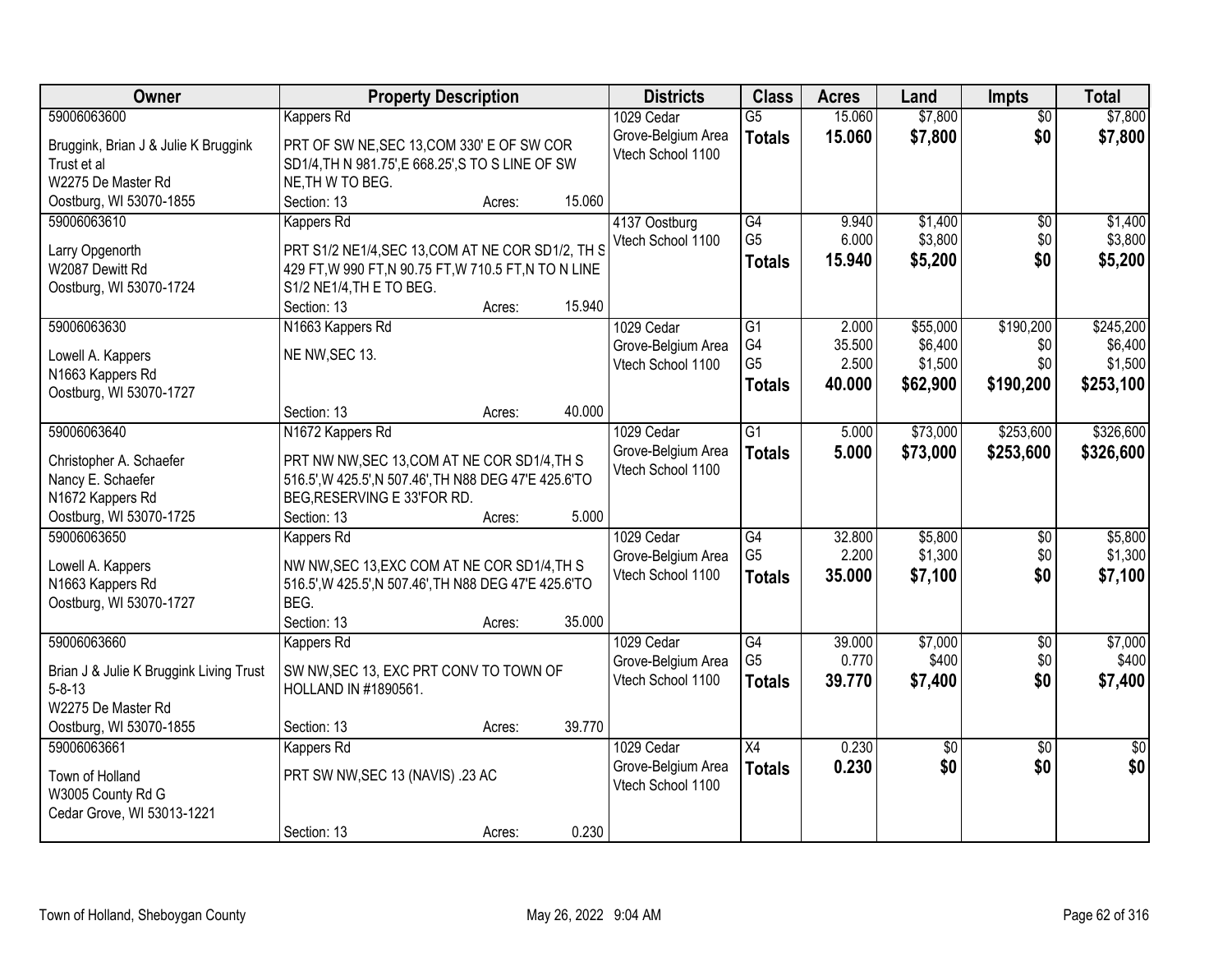| Owner | Property Description | Districts | Class | Acres | Land | Impts | Total |
|---|---|---|---|---|---|---|---|
| 59006063600<br>Bruggink, Brian J & Julie K Bruggink Trust et al<br>W2275 De Master Rd<br>Oostburg, WI 53070-1855 | Kappers Rd<br>PRT OF SW NE,SEC 13,COM 330' E OF SW COR SD1/4,TH N 981.75',E 668.25',S TO S LINE OF SW NE,TH W TO BEG.<br>Section: 13 Acres: 15.060 | 1029 Cedar Grove-Belgium Area Vtech School 1100 | G5<br>**Totals** | 15.060<br>**15.060** | $7,800<br>**$7,800** | $0<br>**$0** | $7,800<br>**$7,800** |
| 59006063610<br>Larry Opgenorth<br>W2087 Dewitt Rd<br>Oostburg, WI 53070-1724 | Kappers Rd<br>PRT S1/2 NE1/4,SEC 13,COM AT NE COR SD1/2, TH S 429 FT,W 990 FT,N 90.75 FT,W 710.5 FT,N TO N LINE S1/2 NE1/4,TH E TO BEG.<br>Section: 13 Acres: 15.940 | 4137 Oostburg Vtech School 1100 | G4<br>G5<br>**Totals** | 9.940<br>6.000<br>**15.940** | $1,400<br>$3,800<br>**$5,200** | $0<br>$0<br>**$0** | $1,400<br>$3,800<br>**$5,200** |
| 59006063630<br>Lowell A. Kappers<br>N1663 Kappers Rd<br>Oostburg, WI 53070-1727 | N1663 Kappers Rd<br>NE NW,SEC 13.<br>Section: 13 Acres: 40.000 | 1029 Cedar Grove-Belgium Area Vtech School 1100 | G1<br>G4<br>G5<br>**Totals** | 2.000<br>35.500<br>2.500<br>**40.000** | $55,000<br>$6,400<br>$1,500<br>**$62,900** | $190,200<br>$0<br>$0<br>**$190,200** | $245,200<br>$6,400<br>$1,500<br>**$253,100** |
| 59006063640<br>Christopher A. Schaefer<br>Nancy E. Schaefer<br>N1672 Kappers Rd<br>Oostburg, WI 53070-1725 | N1672 Kappers Rd<br>PRT NW NW,SEC 13,COM AT NE COR SD1/4,TH S 516.5',W 425.5',N 507.46',TH N88 DEG 47'E 425.6'TO BEG,RESERVING E 33'FOR RD.<br>Section: 13 Acres: 5.000 | 1029 Cedar Grove-Belgium Area Vtech School 1100 | G1<br>**Totals** | 5.000<br>**5.000** | $73,000<br>**$73,000** | $253,600<br>**$253,600** | $326,600<br>**$326,600** |
| 59006063650<br>Lowell A. Kappers<br>N1663 Kappers Rd<br>Oostburg, WI 53070-1727 | Kappers Rd<br>NW NW,SEC 13,EXC COM AT NE COR SD1/4,TH S 516.5',W 425.5',N 507.46',TH N88 DEG 47'E 425.6'TO BEG.<br>Section: 13 Acres: 35.000 | 1029 Cedar Grove-Belgium Area Vtech School 1100 | G4<br>G5<br>**Totals** | 32.800<br>2.200<br>**35.000** | $5,800<br>$1,300<br>**$7,100** | $0<br>$0<br>**$0** | $5,800<br>$1,300<br>**$7,100** |
| 59006063660<br>Brian J & Julie K Bruggink Living Trust 5-8-13<br>W2275 De Master Rd<br>Oostburg, WI 53070-1855 | Kappers Rd<br>SW NW,SEC 13, EXC PRT CONV TO TOWN OF HOLLAND IN #1890561.<br>Section: 13 Acres: 39.770 | 1029 Cedar Grove-Belgium Area Vtech School 1100 | G4<br>G5<br>**Totals** | 39.000<br>0.770<br>**39.770** | $7,000<br>$400<br>**$7,400** | $0<br>$0<br>**$0** | $7,000<br>$400<br>**$7,400** |
| 59006063661<br>Town of Holland<br>W3005 County Rd G<br>Cedar Grove, WI 53013-1221 | Kappers Rd<br>PRT SW NW,SEC 13 (NAVIS) .23 AC<br>Section: 13 Acres: 0.230 | 1029 Cedar Grove-Belgium Area Vtech School 1100 | X4<br>**Totals** | 0.230<br>**0.230** | $0<br>**$0** | $0<br>**$0** | $0<br>**$0** |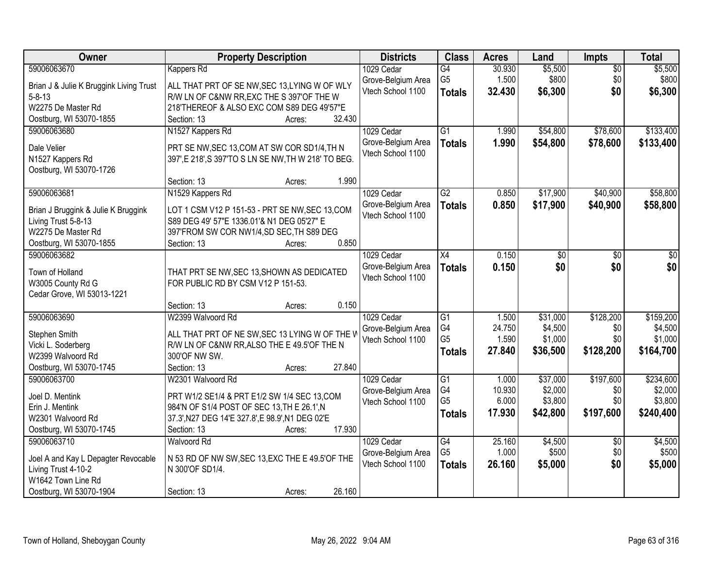| Owner | Property Description | Districts | Class | Acres | Land | Impts | Total |
|---|---|---|---|---|---|---|---|
| 59006063670<br>Brian J & Julie K Bruggink Living Trust 5-8-13<br>W2275 De Master Rd<br>Oostburg, WI 53070-1855 | Kappers Rd<br>ALL THAT PRT OF SE NW,SEC 13,LYING W OF WLY R/W LN OF C&NW RR,EXC THE S 397'OF THE W 218'THEREOF & ALSO EXC COM S89 DEG 49'57"E<br>Section: 13 Acres: 32.430 | 1029 Cedar Grove-Belgium Area Vtech School 1100 | G4<br>G5<br>**Totals** | 30.930<br>1.500<br>**32.430** | $5,500<br>$800<br>**$6,300** | $0<br>$0<br>**$0** | $5,500<br>$800<br>**$6,300** |
| 59006063680<br>Dale Velier<br>N1527 Kappers Rd<br>Oostburg, WI 53070-1726 | N1527 Kappers Rd<br>PRT SE NW,SEC 13,COM AT SW COR SD1/4,TH N 397',E 218',S 397'TO S LN SE NW,TH W 218' TO BEG.<br>Section: 13 Acres: 1.990 | 1029 Cedar Grove-Belgium Area Vtech School 1100 | G1<br>**Totals** | 1.990<br>**1.990** | $54,800<br>**$54,800** | $78,600<br>**$78,600** | $133,400<br>**$133,400** |
| 59006063681<br>Brian J Bruggink & Julie K Bruggink Living Trust 5-8-13<br>W2275 De Master Rd<br>Oostburg, WI 53070-1855 | N1529 Kappers Rd<br>LOT 1 CSM V12 P 151-53 - PRT SE NW,SEC 13,COM S89 DEG 49' 57"E 1336.01'& N1 DEG 05'27" E 397'FROM SW COR NW1/4,SD SEC,TH S89 DEG<br>Section: 13 Acres: 0.850 | 1029 Cedar Grove-Belgium Area Vtech School 1100 | G2<br>**Totals** | 0.850<br>**0.850** | $17,900<br>**$17,900** | $40,900<br>**$40,900** | $58,800<br>**$58,800** |
| 59006063682<br>Town of Holland<br>W3005 County Rd G<br>Cedar Grove, WI 53013-1221 | THAT PRT SE NW,SEC 13,SHOWN AS DEDICATED FOR PUBLIC RD BY CSM V12 P 151-53.<br>Section: 13 Acres: 0.150 | 1029 Cedar Grove-Belgium Area Vtech School 1100 | X4<br>**Totals** | 0.150<br>**0.150** | $0<br>**$0** | $0<br>**$0** | $0<br>**$0** |
| 59006063690<br>Stephen Smith<br>Vicki L. Soderberg<br>W2399 Walvoord Rd<br>Oostburg, WI 53070-1745 | W2399 Walvoord Rd<br>ALL THAT PRT OF NE SW,SEC 13 LYING W OF THE W R/W LN OF C&NW RR,ALSO THE E 49.5'OF THE N 300'OF NW SW.<br>Section: 13 Acres: 27.840 | 1029 Cedar Grove-Belgium Area Vtech School 1100 | G1<br>G4<br>G5<br>**Totals** | 1.500<br>24.750<br>1.590<br>**27.840** | $31,000<br>$4,500<br>$1,000<br>**$36,500** | $128,200<br>$0<br>$0<br>**$128,200** | $159,200<br>$4,500<br>$1,000<br>**$164,700** |
| 59006063700<br>Joel D. Mentink<br>Erin J. Mentink<br>W2301 Walvoord Rd<br>Oostburg, WI 53070-1745 | W2301 Walvoord Rd<br>PRT W1/2 SE1/4 & PRT E1/2 SW 1/4 SEC 13,COM 984'N OF S1/4 POST OF SEC 13,TH E 26.1',N 37.3',N27 DEG 14'E 327.8',E 98.9',N1 DEG 02'E<br>Section: 13 Acres: 17.930 | 1029 Cedar Grove-Belgium Area Vtech School 1100 | G1<br>G4<br>G5<br>**Totals** | 1.000<br>10.930<br>6.000<br>**17.930** | $37,000<br>$2,000<br>$3,800<br>**$42,800** | $197,600<br>$0<br>$0<br>**$197,600** | $234,600<br>$2,000<br>$3,800<br>**$240,400** |
| 59006063710<br>Joel A and Kay L Depagter Revocable Living Trust 4-10-2<br>W1642 Town Line Rd<br>Oostburg, WI 53070-1904 | Walvoord Rd<br>N 53 RD OF NW SW,SEC 13,EXC THE E 49.5'OF THE N 300'OF SD1/4.<br>Section: 13 Acres: 26.160 | 1029 Cedar Grove-Belgium Area Vtech School 1100 | G4<br>G5<br>**Totals** | 25.160<br>1.000<br>**26.160** | $4,500<br>$500<br>**$5,000** | $0<br>$0<br>**$0** | $4,500<br>$500<br>**$5,000** |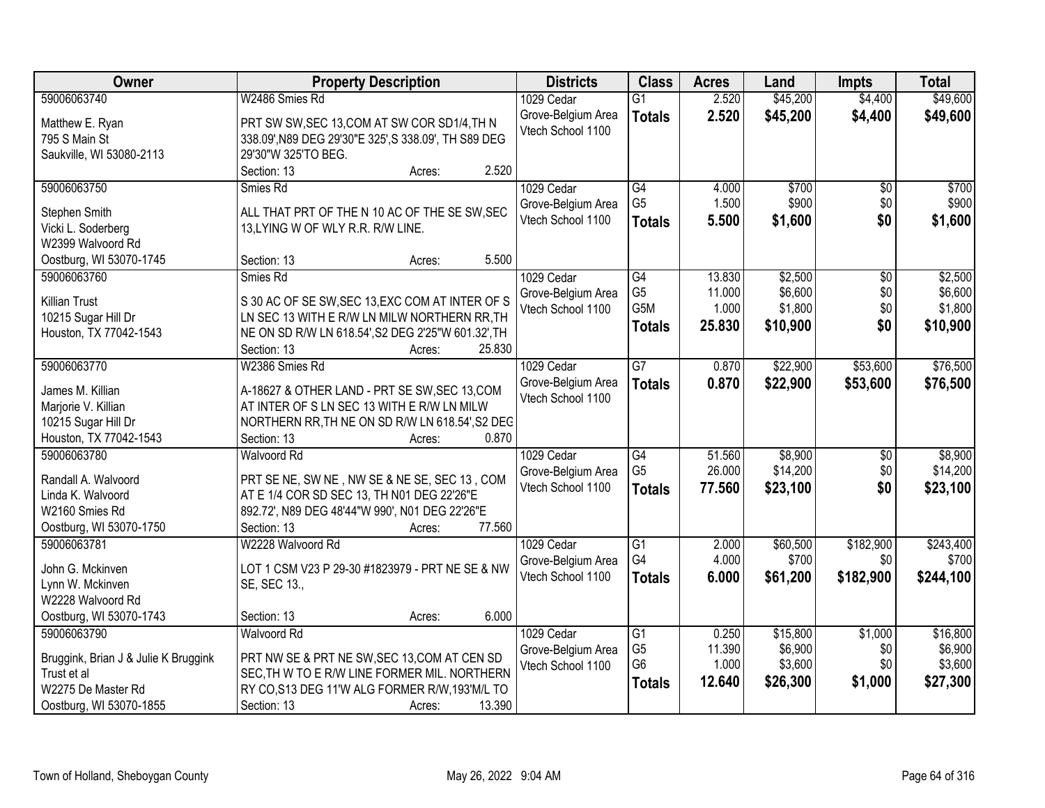| Owner | Property Description | Districts | Class | Acres | Land | Impts | Total |
|---|---|---|---|---|---|---|---|
| 59006063740<br><br>Matthew E. Ryan<br>795 S Main St<br>Saukville, WI 53080-2113 | W2486 Smies Rd<br><br>PRT SW SW,SEC 13,COM AT SW COR SD1/4,TH N 338.09',N89 DEG 29'30"E 325',S 338.09', TH S89 DEG 29'30"W 325'TO BEG.<br>Section: 13 Acres: 2.520 | 1029 Cedar Grove-Belgium Area Vtech School 1100 | G1<br>**Totals** | 2.520<br>**2.520** | $45,200<br>**$45,200** | $4,400<br>**$4,400** | $49,600<br>**$49,600** |
| 59006063750<br><br>Stephen Smith<br>Vicki L. Soderberg<br>W2399 Walvoord Rd<br>Oostburg, WI 53070-1745 | Smies Rd<br><br>ALL THAT PRT OF THE N 10 AC OF THE SE SW,SEC 13,LYING W OF WLY R.R. R/W LINE.<br>Section: 13 Acres: 5.500 | 1029 Cedar Grove-Belgium Area Vtech School 1100 | G4<br>G5<br>**Totals** | 4.000<br>1.500<br>**5.500** | $700<br>$900<br>**$1,600** | $0<br>$0<br>**$0** | $700<br>$900<br>**$1,600** |
| 59006063760<br><br>Killian Trust<br>10215 Sugar Hill Dr<br>Houston, TX 77042-1543 | Smies Rd<br><br>S 30 AC OF SE SW,SEC 13,EXC COM AT INTER OF S LN SEC 13 WITH E R/W LN MILW NORTHERN RR,TH NE ON SD R/W LN 618.54',S2 DEG 2'25"W 601.32',TH<br>Section: 13 Acres: 25.830 | 1029 Cedar Grove-Belgium Area Vtech School 1100 | G4<br>G5<br>G5M<br>**Totals** | 13.830<br>11.000<br>1.000<br>**25.830** | $2,500<br>$6,600<br>$1,800<br>**$10,900** | $0<br>$0<br>$0<br>**$0** | $2,500<br>$6,600<br>$1,800<br>**$10,900** |
| 59006063770<br><br>James M. Killian<br>Marjorie V. Killian<br>10215 Sugar Hill Dr<br>Houston, TX 77042-1543 | W2386 Smies Rd<br><br>A-18627 & OTHER LAND - PRT SE SW,SEC 13,COM AT INTER OF S LN SEC 13 WITH E R/W LN MILW NORTHERN RR,TH NE ON SD R/W LN 618.54',S2 DEG<br>Section: 13 Acres: 0.870 | 1029 Cedar Grove-Belgium Area Vtech School 1100 | G7<br>**Totals** | 0.870<br>**0.870** | $22,900<br>**$22,900** | $53,600<br>**$53,600** | $76,500<br>**$76,500** |
| 59006063780<br><br>Randall A. Walvoord<br>Linda K. Walvoord<br>W2160 Smies Rd<br>Oostburg, WI 53070-1750 | Walvoord Rd<br><br>PRT SE NE, SW NE , NW SE & NE SE, SEC 13 , COM AT E 1/4 COR SD SEC 13, TH N01 DEG 22'26"E 892.72', N89 DEG 48'44"W 990', N01 DEG 22'26"E<br>Section: 13 Acres: 77.560 | 1029 Cedar Grove-Belgium Area Vtech School 1100 | G4<br>G5<br>**Totals** | 51.560<br>26.000<br>**77.560** | $8,900<br>$14,200<br>**$23,100** | $0<br>$0<br>**$0** | $8,900<br>$14,200<br>**$23,100** |
| 59006063781<br><br>John G. Mckinven<br>Lynn W. Mckinven<br>W2228 Walvoord Rd<br>Oostburg, WI 53070-1743 | W2228 Walvoord Rd<br><br>LOT 1 CSM V23 P 29-30 #1823979 - PRT NE SE & NW SE, SEC 13.,<br>Section: 13 Acres: 6.000 | 1029 Cedar Grove-Belgium Area Vtech School 1100 | G1<br>G4<br>**Totals** | 2.000<br>4.000<br>**6.000** | $60,500<br>$700<br>**$61,200** | $182,900<br>$0<br>**$182,900** | $243,400<br>$700<br>**$244,100** |
| 59006063790<br><br>Bruggink, Brian J & Julie K Bruggink Trust et al<br>W2275 De Master Rd<br>Oostburg, WI 53070-1855 | Walvoord Rd<br><br>PRT NW SE & PRT NE SW,SEC 13,COM AT CEN SD SEC,TH W TO E R/W LINE FORMER MIL. NORTHERN RY CO,S13 DEG 11'W ALG FORMER R/W,193'M/L TO<br>Section: 13 Acres: 13.390 | 1029 Cedar Grove-Belgium Area Vtech School 1100 | G1<br>G5<br>G6<br>**Totals** | 0.250<br>11.390<br>1.000<br>**12.640** | $15,800<br>$6,900<br>$3,600<br>**$26,300** | $1,000<br>$0<br>$0<br>**$1,000** | $16,800<br>$6,900<br>$3,600<br>**$27,300** |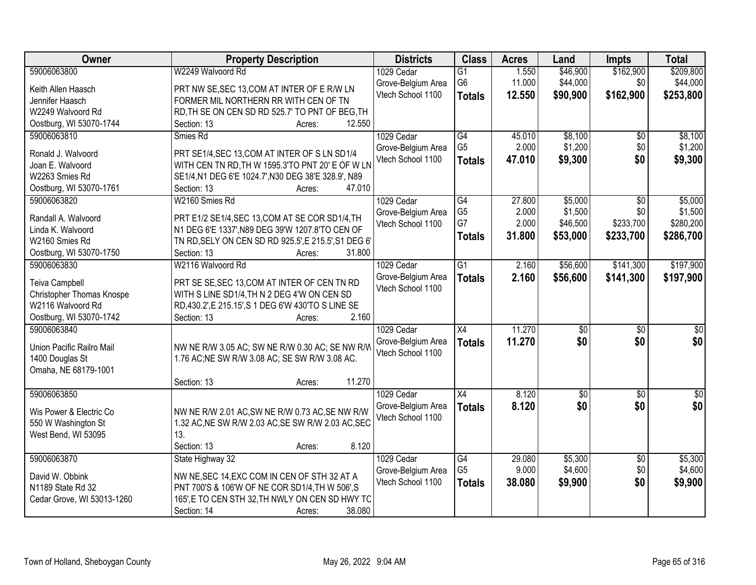| Owner | Property Description | Districts | Class | Acres | Land | Impts | Total |
|---|---|---|---|---|---|---|---|
| 59006063800<br>Keith Allen Haasch<br>Jennifer Haasch<br>W2249 Walvoord Rd<br>Oostburg, WI 53070-1744 | W2249 Walvoord Rd<br>PRT NW SE,SEC 13,COM AT INTER OF E R/W LN FORMER MIL NORTHERN RR WITH CEN OF TN RD,TH SE ON CEN SD RD 525.7' TO PNT OF BEG,TH<br>Section: 13 Acres: 12.550 | 1029 Cedar Grove-Belgium Area Vtech School 1100 | G1<br>G6<br>**Totals** | 1.550<br>11.000<br>**12.550** | $46,900<br>$44,000<br>**$90,900** | $162,900<br>$0<br>**$162,900** | $209,800<br>$44,000<br>**$253,800** |
| 59006063810<br>Ronald J. Walvoord<br>Joan E. Walvoord<br>W2263 Smies Rd<br>Oostburg, WI 53070-1761 | Smies Rd<br>PRT SE1/4,SEC 13,COM AT INTER OF S LN SD1/4 WITH CEN TN RD,TH W 1595.3'TO PNT 20' E OF W LN SE1/4,N1 DEG 6'E 1024.7',N30 DEG 38'E 328.9', N89<br>Section: 13 Acres: 47.010 | 1029 Cedar Grove-Belgium Area Vtech School 1100 | G4<br>G5<br>**Totals** | 45.010<br>2.000<br>**47.010** | $8,100<br>$1,200<br>**$9,300** | $0<br>$0<br>**$0** | $8,100<br>$1,200<br>**$9,300** |
| 59006063820<br>Randall A. Walvoord<br>Linda K. Walvoord<br>W2160 Smies Rd<br>Oostburg, WI 53070-1750 | W2160 Smies Rd<br>PRT E1/2 SE1/4,SEC 13,COM AT SE COR SD1/4,TH N1 DEG 6'E 1337',N89 DEG 39'W 1207.8'TO CEN OF TN RD,SELY ON CEN SD RD 925.5',E 215.5',S1 DEG 6'<br>Section: 13 Acres: 31.800 | 1029 Cedar Grove-Belgium Area Vtech School 1100 | G4<br>G5<br>G7<br>**Totals** | 27.800<br>2.000<br>2.000<br>**31.800** | $5,000<br>$1,500<br>$46,500<br>**$53,000** | $0<br>$0<br>$233,700<br>**$233,700** | $5,000<br>$1,500<br>$280,200<br>**$286,700** |
| 59006063830<br>Teiva Campbell<br>Christopher Thomas Knospe<br>W2116 Walvoord Rd<br>Oostburg, WI 53070-1742 | W2116 Walvoord Rd<br>PRT SE SE,SEC 13,COM AT INTER OF CEN TN RD WITH S LINE SD1/4,TH N 2 DEG 4'W ON CEN SD RD,430.2',E 215.15',S 1 DEG 6'W 430'TO S LINE SE<br>Section: 13 Acres: 2.160 | 1029 Cedar Grove-Belgium Area Vtech School 1100 | G1<br>**Totals** | 2.160<br>**2.160** | $56,600<br>**$56,600** | $141,300<br>**$141,300** | $197,900<br>**$197,900** |
| 59006063840<br>Union Pacific Railro Mail<br>1400 Douglas St<br>Omaha, NE 68179-1001 | NW NE R/W 3.05 AC; SW NE R/W 0.30 AC; SE NW R/W 1.76 AC;NE SW R/W 3.08 AC; SE SW R/W 3.08 AC.<br>Section: 13 Acres: 11.270 | 1029 Cedar Grove-Belgium Area Vtech School 1100 | X4<br>**Totals** | 11.270<br>**11.270** | $0<br>**$0** | $0<br>**$0** | $0<br>**$0** |
| 59006063850<br>Wis Power & Electric Co<br>550 W Washington St<br>West Bend, WI 53095 | NW NE R/W 2.01 AC,SW NE R/W 0.73 AC,SE NW R/W 1.32 AC,NE SW R/W 2.03 AC,SE SW R/W 2.03 AC,SEC 13.<br>Section: 13 Acres: 8.120 | 1029 Cedar Grove-Belgium Area Vtech School 1100 | X4<br>**Totals** | 8.120<br>**8.120** | $0<br>**$0** | $0<br>**$0** | $0<br>**$0** |
| 59006063870<br>David W. Obbink<br>N1189 State Rd 32<br>Cedar Grove, WI 53013-1260 | State Highway 32<br>NW NE,SEC 14,EXC COM IN CEN OF STH 32 AT A PNT 700'S & 106'W OF NE COR SD1/4,TH W 506',S 165',E TO CEN STH 32,TH NWLY ON CEN SD HWY TC<br>Section: 14 Acres: 38.080 | 1029 Cedar Grove-Belgium Area Vtech School 1100 | G4<br>G5<br>**Totals** | 29.080<br>9.000<br>**38.080** | $5,300<br>$4,600<br>**$9,900** | $0<br>$0<br>**$0** | $5,300<br>$4,600<br>**$9,900** |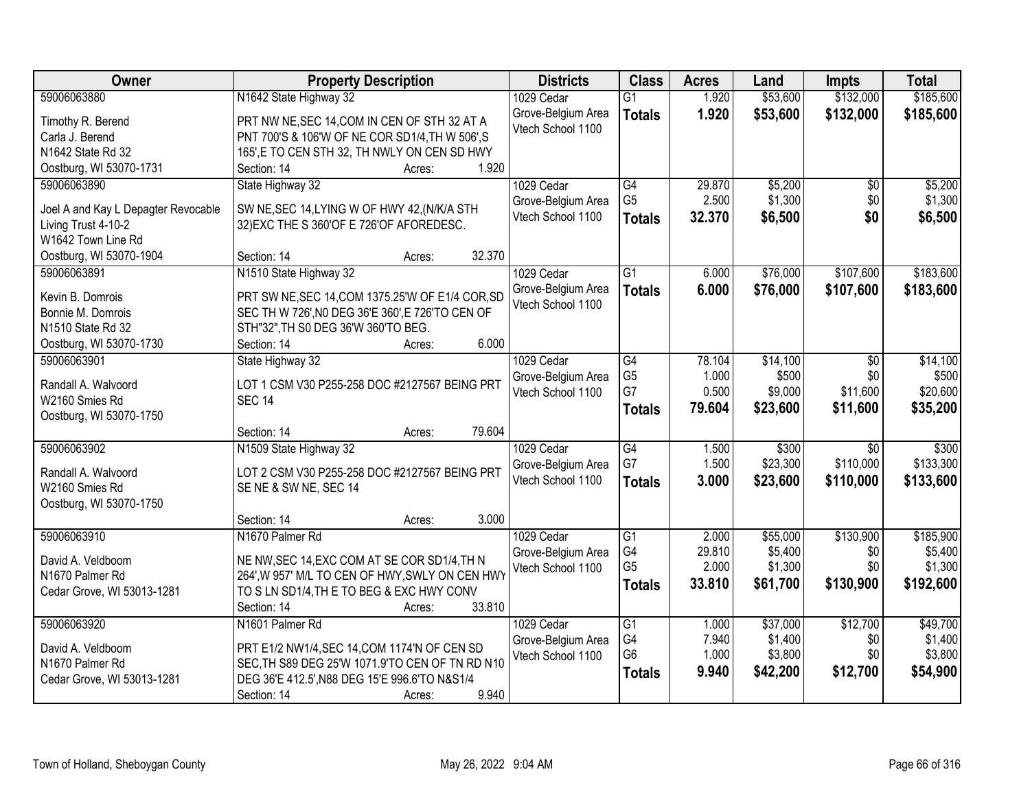| Owner | Property Description | Districts | Class | Acres | Land | Impts | Total |
|---|---|---|---|---|---|---|---|
| 59006063880<br>Timothy R. Berend<br>Carla J. Berend<br>N1642 State Rd 32<br>Oostburg, WI 53070-1731 | N1642 State Highway 32<br>PRT NW NE,SEC 14,COM IN CEN OF STH 32 AT A PNT 700'S & 106'W OF NE COR SD1/4,TH W 506',S 165',E TO CEN STH 32, TH NWLY ON CEN SD HWY<br>Section: 14 Acres: 1.920 | 1029 Cedar Grove-Belgium Area Vtech School 1100 | G1<br>**Totals** | 1.920<br>**1.920** | $53,600<br>**$53,600** | $132,000<br>**$132,000** | $185,600<br>**$185,600** |
| 59006063890<br>Joel A and Kay L Depagter Revocable Living Trust 4-10-2<br>W1642 Town Line Rd<br>Oostburg, WI 53070-1904 | State Highway 32<br>SW NE,SEC 14,LYING W OF HWY 42,(N/K/A STH 32)EXC THE S 360'OF E 726'OF AFOREDESC.<br>Section: 14 Acres: 32.370 | 1029 Cedar Grove-Belgium Area Vtech School 1100 | G4<br>G5<br>**Totals** | 29.870<br>2.500<br>**32.370** | $5,200<br>$1,300<br>**$6,500** | $0<br>$0<br>**$0** | $5,200<br>$1,300<br>**$6,500** |
| 59006063891<br>Kevin B. Domrois<br>Bonnie M. Domrois<br>N1510 State Rd 32<br>Oostburg, WI 53070-1730 | N1510 State Highway 32<br>PRT SW NE,SEC 14,COM 1375.25'W OF E1/4 COR,SD SEC TH W 726',N0 DEG 36'E 360',E 726'TO CEN OF STH"32",TH S0 DEG 36'W 360'TO BEG.<br>Section: 14 Acres: 6.000 | 1029 Cedar Grove-Belgium Area Vtech School 1100 | G1<br>**Totals** | 6.000<br>**6.000** | $76,000<br>**$76,000** | $107,600<br>**$107,600** | $183,600<br>**$183,600** |
| 59006063901<br>Randall A. Walvoord<br>W2160 Smies Rd<br>Oostburg, WI 53070-1750 | State Highway 32<br>LOT 1 CSM V30 P255-258 DOC #2127567 BEING PRT SEC 14<br>Section: 14 Acres: 79.604 | 1029 Cedar Grove-Belgium Area Vtech School 1100 | G4<br>G5<br>G7<br>**Totals** | 78.104<br>1.000<br>0.500<br>**79.604** | $14,100<br>$500<br>$9,000<br>**$23,600** | $0<br>$0<br>$11,600<br>**$11,600** | $14,100<br>$500<br>$20,600<br>**$35,200** |
| 59006063902<br>Randall A. Walvoord<br>W2160 Smies Rd<br>Oostburg, WI 53070-1750 | N1509 State Highway 32<br>LOT 2 CSM V30 P255-258 DOC #2127567 BEING PRT SE NE & SW NE, SEC 14<br>Section: 14 Acres: 3.000 | 1029 Cedar Grove-Belgium Area Vtech School 1100 | G4<br>G7<br>**Totals** | 1.500<br>1.500<br>**3.000** | $300<br>$23,300<br>**$23,600** | $0<br>$110,000<br>**$110,000** | $300<br>$133,300<br>**$133,600** |
| 59006063910<br>David A. Veldboom<br>N1670 Palmer Rd<br>Cedar Grove, WI 53013-1281 | N1670 Palmer Rd<br>NE NW,SEC 14,EXC COM AT SE COR SD1/4,TH N 264',W 957' M/L TO CEN OF HWY,SWLY ON CEN HWY TO S LN SD1/4,TH E TO BEG & EXC HWY CONV<br>Section: 14 Acres: 33.810 | 1029 Cedar Grove-Belgium Area Vtech School 1100 | G1<br>G4<br>G5<br>**Totals** | 2.000<br>29.810<br>2.000<br>**33.810** | $55,000<br>$5,400<br>$1,300<br>**$61,700** | $130,900<br>$0<br>$0<br>**$130,900** | $185,900<br>$5,400<br>$1,300<br>**$192,600** |
| 59006063920<br>David A. Veldboom<br>N1670 Palmer Rd<br>Cedar Grove, WI 53013-1281 | N1601 Palmer Rd<br>PRT E1/2 NW1/4,SEC 14,COM 1174'N OF CEN SD SEC,TH S89 DEG 25'W 1071.9'TO CEN OF TN RD N10 DEG 36'E 412.5',N88 DEG 15'E 996.6'TO N&S1/4<br>Section: 14 Acres: 9.940 | 1029 Cedar Grove-Belgium Area Vtech School 1100 | G1<br>G4<br>G6<br>**Totals** | 1.000<br>7.940<br>1.000<br>**9.940** | $37,000<br>$1,400<br>$3,800<br>**$42,200** | $12,700<br>$0<br>$0<br>**$12,700** | $49,700<br>$1,400<br>$3,800<br>**$54,900** |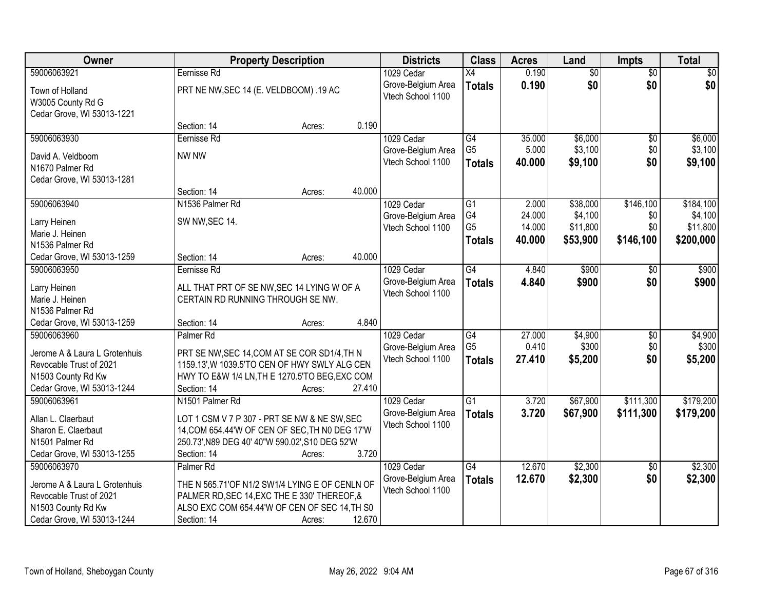| Owner | Property Description | Districts | Class | Acres | Land | Impts | Total |
|---|---|---|---|---|---|---|---|
| 59006063921<br>Town of Holland<br>W3005 County Rd G<br>Cedar Grove, WI 53013-1221 | Eernisse Rd<br>PRT NE NW,SEC 14 (E. VELDBOOM) .19 AC<br>Section: 14 Acres: 0.190 | 1029 Cedar Grove-Belgium Area Vtech School 1100 | X4<br>**Totals** | 0.190<br>**0.190** | $0<br>**$0** | $0<br>**$0** | $0<br>**$0** |
| 59006063930<br>David A. Veldboom<br>N1670 Palmer Rd<br>Cedar Grove, WI 53013-1281 | Eernisse Rd<br>NW NW<br>Section: 14 Acres: 40.000 | 1029 Cedar Grove-Belgium Area Vtech School 1100 | G4<br>G5<br>**Totals** | 35.000<br>5.000<br>**40.000** | $6,000<br>$3,100<br>**$9,100** | $0<br>$0<br>**$0** | $6,000<br>$3,100<br>**$9,100** |
| 59006063940<br>Larry Heinen<br>Marie J. Heinen<br>N1536 Palmer Rd<br>Cedar Grove, WI 53013-1259 | N1536 Palmer Rd<br>SW NW,SEC 14.<br>Section: 14 Acres: 40.000 | 1029 Cedar Grove-Belgium Area Vtech School 1100 | G1<br>G4<br>G5<br>**Totals** | 2.000<br>24.000<br>14.000<br>**40.000** | $38,000<br>$4,100<br>$11,800<br>**$53,900** | $146,100<br>$0<br>$0<br>**$146,100** | $184,100<br>$4,100<br>$11,800<br>**$200,000** |
| 59006063950<br>Larry Heinen<br>Marie J. Heinen<br>N1536 Palmer Rd<br>Cedar Grove, WI 53013-1259 | Eernisse Rd<br>ALL THAT PRT OF SE NW,SEC 14 LYING W OF A CERTAIN RD RUNNING THROUGH SE NW.<br>Section: 14 Acres: 4.840 | 1029 Cedar Grove-Belgium Area Vtech School 1100 | G4<br>**Totals** | 4.840<br>**4.840** | $900<br>**$900** | $0<br>**$0** | $900<br>**$900** |
| 59006063960<br>Jerome A & Laura L Grotenhuis Revocable Trust of 2021<br>N1503 County Rd Kw<br>Cedar Grove, WI 53013-1244 | Palmer Rd<br>PRT SE NW,SEC 14,COM AT SE COR SD1/4,TH N 1159.13',W 1039.5'TO CEN OF HWY SWLY ALG CEN HWY TO E&W 1/4 LN,TH E 1270.5'TO BEG,EXC COM<br>Section: 14 Acres: 27.410 | 1029 Cedar Grove-Belgium Area Vtech School 1100 | G4<br>G5<br>**Totals** | 27.000<br>0.410<br>**27.410** | $4,900<br>$300<br>**$5,200** | $0<br>$0<br>**$0** | $4,900<br>$300<br>**$5,200** |
| 59006063961<br>Allan L. Claerbaut<br>Sharon E. Claerbaut<br>N1501 Palmer Rd<br>Cedar Grove, WI 53013-1255 | N1501 Palmer Rd<br>LOT 1 CSM V 7 P 307 - PRT SE NW & NE SW,SEC 14,COM 654.44'W OF CEN OF SEC,TH N0 DEG 17'W 250.73',N89 DEG 40' 40"W 590.02',S10 DEG 52'W<br>Section: 14 Acres: 3.720 | 1029 Cedar Grove-Belgium Area Vtech School 1100 | G1<br>**Totals** | 3.720<br>**3.720** | $67,900<br>**$67,900** | $111,300<br>**$111,300** | $179,200<br>**$179,200** |
| 59006063970<br>Jerome A & Laura L Grotenhuis Revocable Trust of 2021<br>N1503 County Rd Kw<br>Cedar Grove, WI 53013-1244 | Palmer Rd<br>THE N 565.71'OF N1/2 SW1/4 LYING E OF CENLN OF PALMER RD,SEC 14,EXC THE E 330' THEREOF,& ALSO EXC COM 654.44'W OF CEN OF SEC 14,TH S0<br>Section: 14 Acres: 12.670 | 1029 Cedar Grove-Belgium Area Vtech School 1100 | G4<br>**Totals** | 12.670<br>**12.670** | $2,300<br>**$2,300** | $0<br>**$0** | $2,300<br>**$2,300** |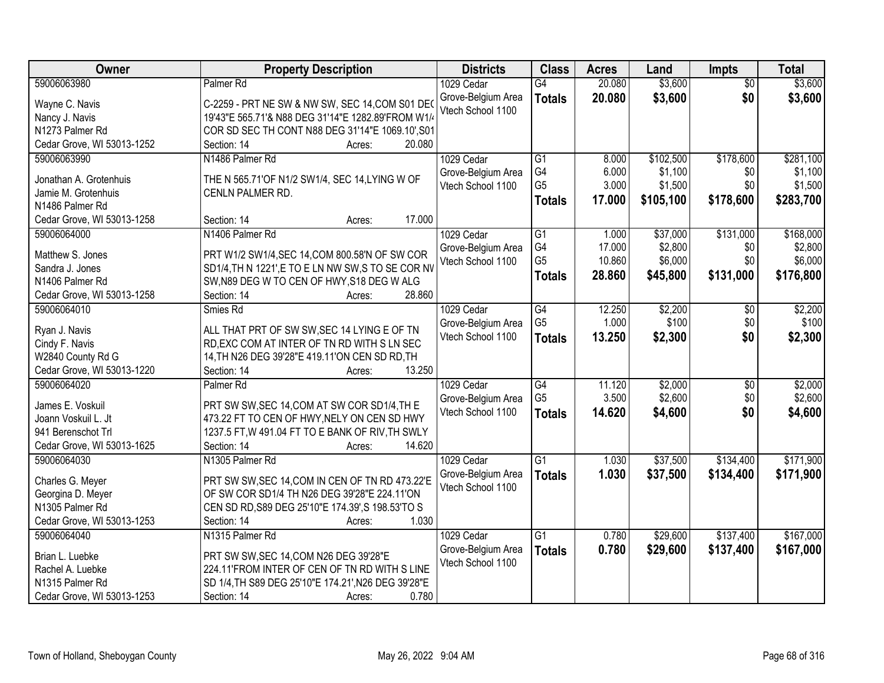| Owner | Property Description | Districts | Class | Acres | Land | Impts | Total |
|---|---|---|---|---|---|---|---|
| 59006063980<br>Wayne C. Navis<br>Nancy J. Navis<br>N1273 Palmer Rd<br>Cedar Grove, WI 53013-1252 | Palmer Rd<br>C-2259 - PRT NE SW & NW SW, SEC 14,COM S01 DEG 19'43"E 565.71'& N88 DEG 31'14"E 1282.89'FROM W1/4 COR SD SEC TH CONT N88 DEG 31'14"E 1069.10',S01<br>Section: 14 Acres: 20.080 | 1029 Cedar Grove-Belgium Area<br>Vtech School 1100 | G4<br>**Totals** | 20.080<br>**20.080** | $3,600<br>**$3,600** | $0<br>**$0** | $3,600<br>**$3,600** |
| 59006063990<br>Jonathan A. Grotenhuis<br>Jamie M. Grotenhuis<br>N1486 Palmer Rd<br>Cedar Grove, WI 53013-1258 | N1486 Palmer Rd<br>THE N 565.71'OF N1/2 SW1/4, SEC 14,LYING W OF CENLN PALMER RD.<br>Section: 14 Acres: 17.000 | 1029 Cedar Grove-Belgium Area<br>Vtech School 1100 | G1<br>G4<br>G5<br>**Totals** | 8.000<br>6.000<br>3.000<br>**17.000** | $102,500<br>$1,100<br>$1,500<br>**$105,100** | $178,600<br>$0<br>$0<br>**$178,600** | $281,100<br>$1,100<br>$1,500<br>**$283,700** |
| 59006064000<br>Matthew S. Jones<br>Sandra J. Jones<br>N1406 Palmer Rd<br>Cedar Grove, WI 53013-1258 | N1406 Palmer Rd<br>PRT W1/2 SW1/4,SEC 14,COM 800.58'N OF SW COR SD1/4,TH N 1221',E TO E LN NW SW,S TO SE COR NW SW,N89 DEG W TO CEN OF HWY,S18 DEG W ALG<br>Section: 14 Acres: 28.860 | 1029 Cedar Grove-Belgium Area<br>Vtech School 1100 | G1<br>G4<br>G5<br>**Totals** | 1.000<br>17.000<br>10.860<br>**28.860** | $37,000<br>$2,800<br>$6,000<br>**$45,800** | $131,000<br>$0<br>$0<br>**$131,000** | $168,000<br>$2,800<br>$6,000<br>**$176,800** |
| 59006064010<br>Ryan J. Navis<br>Cindy F. Navis<br>W2840 County Rd G<br>Cedar Grove, WI 53013-1220 | Smies Rd<br>ALL THAT PRT OF SW SW,SEC 14 LYING E OF TN RD,EXC COM AT INTER OF TN RD WITH S LN SEC 14,TH N26 DEG 39'28"E 419.11'ON CEN SD RD,TH<br>Section: 14 Acres: 13.250 | 1029 Cedar Grove-Belgium Area<br>Vtech School 1100 | G4<br>G5<br>**Totals** | 12.250<br>1.000<br>**13.250** | $2,200<br>$100<br>**$2,300** | $0<br>$0<br>**$0** | $2,200<br>$100<br>**$2,300** |
| 59006064020<br>James E. Voskuil<br>Joann Voskuil L. Jt<br>941 Berenschot Trl<br>Cedar Grove, WI 53013-1625 | Palmer Rd<br>PRT SW SW,SEC 14,COM AT SW COR SD1/4,TH E 473.22 FT TO CEN OF HWY,NELY ON CEN SD HWY 1237.5 FT,W 491.04 FT TO E BANK OF RIV,TH SWLY<br>Section: 14 Acres: 14.620 | 1029 Cedar Grove-Belgium Area<br>Vtech School 1100 | G4<br>G5<br>**Totals** | 11.120<br>3.500<br>**14.620** | $2,000<br>$2,600<br>**$4,600** | $0<br>$0<br>**$0** | $2,000<br>$2,600<br>**$4,600** |
| 59006064030<br>Charles G. Meyer<br>Georgina D. Meyer<br>N1305 Palmer Rd<br>Cedar Grove, WI 53013-1253 | N1305 Palmer Rd<br>PRT SW SW,SEC 14,COM IN CEN OF TN RD 473.22'E OF SW COR SD1/4 TH N26 DEG 39'28"E 224.11'ON CEN SD RD,S89 DEG 25'10"E 174.39',S 198.53'TO S<br>Section: 14 Acres: 1.030 | 1029 Cedar Grove-Belgium Area<br>Vtech School 1100 | G1<br>**Totals** | 1.030<br>**1.030** | $37,500<br>**$37,500** | $134,400<br>**$134,400** | $171,900<br>**$171,900** |
| 59006064040<br>Brian L. Luebke<br>Rachel A. Luebke<br>N1315 Palmer Rd<br>Cedar Grove, WI 53013-1253 | N1315 Palmer Rd<br>PRT SW SW,SEC 14,COM N26 DEG 39'28"E 224.11'FROM INTER OF CEN OF TN RD WITH S LINE SD 1/4,TH S89 DEG 25'10"E 174.21',N26 DEG 39'28"E<br>Section: 14 Acres: 0.780 | 1029 Cedar Grove-Belgium Area<br>Vtech School 1100 | G1<br>**Totals** | 0.780<br>**0.780** | $29,600<br>**$29,600** | $137,400<br>**$137,400** | $167,000<br>**$167,000** |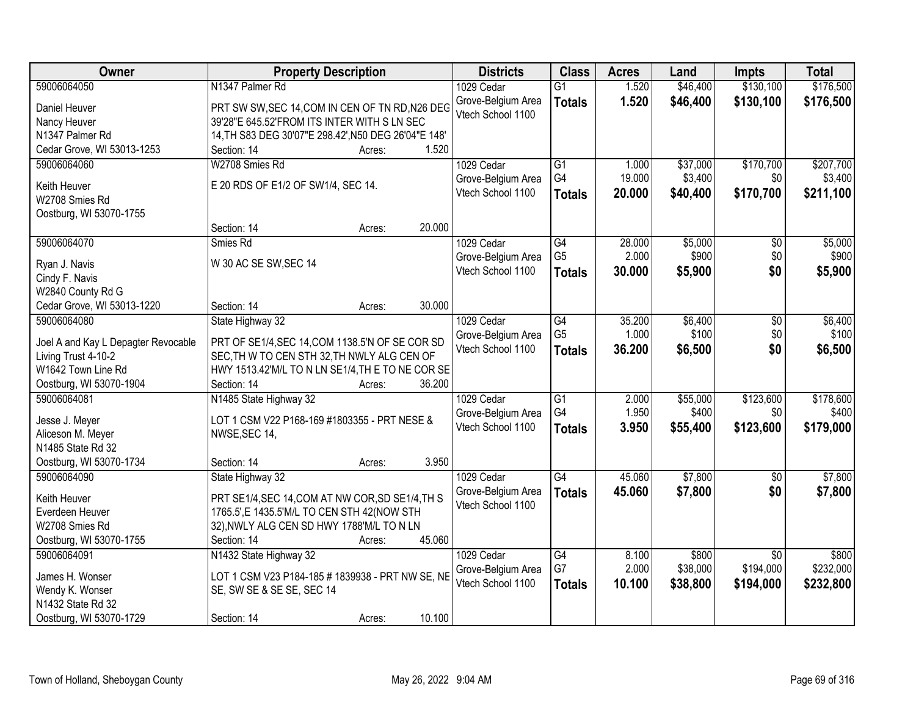| Owner | Property Description | Districts | Class | Acres | Land | Impts | Total |
|---|---|---|---|---|---|---|---|
| 59006064050<br>Daniel Heuver<br>Nancy Heuver<br>N1347 Palmer Rd<br>Cedar Grove, WI 53013-1253 | N1347 Palmer Rd<br>PRT SW SW,SEC 14,COM IN CEN OF TN RD,N26 DEG 39'28"E 645.52'FROM ITS INTER WITH S LN SEC 14,TH S83 DEG 30'07"E 298.42',N50 DEG 26'04"E 148'<br>Section: 14 Acres: 1.520 | 1029 Cedar Grove-Belgium Area Vtech School 1100 | G1<br>**Totals** | 1.520<br>**1.520** | $46,400<br>**$46,400** | $130,100<br>**$130,100** | $176,500<br>**$176,500** |
| 59006064060<br>Keith Heuver<br>W2708 Smies Rd<br>Oostburg, WI 53070-1755 | W2708 Smies Rd<br>E 20 RDS OF E1/2 OF SW1/4, SEC 14.<br>Section: 14 Acres: 20.000 | 1029 Cedar Grove-Belgium Area Vtech School 1100 | G1<br>G4<br>**Totals** | 1.000<br>19.000<br>**20.000** | $37,000<br>$3,400<br>**$40,400** | $170,700<br>$0<br>**$170,700** | $207,700<br>$3,400<br>**$211,100** |
| 59006064070<br>Ryan J. Navis<br>Cindy F. Navis<br>W2840 County Rd G<br>Cedar Grove, WI 53013-1220 | Smies Rd<br>W 30 AC SE SW,SEC 14<br>Section: 14 Acres: 30.000 | 1029 Cedar Grove-Belgium Area Vtech School 1100 | G4<br>G5<br>**Totals** | 28.000<br>2.000<br>**30.000** | $5,000<br>$900<br>**$5,900** | $0<br>$0<br>**$0** | $5,000<br>$900<br>**$5,900** |
| 59006064080<br>Joel A and Kay L Depagter Revocable Living Trust 4-10-2<br>W1642 Town Line Rd<br>Oostburg, WI 53070-1904 | State Highway 32<br>PRT OF SE1/4,SEC 14,COM 1138.5'N OF SE COR SD SEC,TH W TO CEN STH 32,TH NWLY ALG CEN OF HWY 1513.42'M/L TO N LN SE1/4,TH E TO NE COR SE<br>Section: 14 Acres: 36.200 | 1029 Cedar Grove-Belgium Area Vtech School 1100 | G4<br>G5<br>**Totals** | 35.200<br>1.000<br>**36.200** | $6,400<br>$100<br>**$6,500** | $0<br>$0<br>**$0** | $6,400<br>$100<br>**$6,500** |
| 59006064081<br>Jesse J. Meyer<br>Aliceson M. Meyer<br>N1485 State Rd 32<br>Oostburg, WI 53070-1734 | N1485 State Highway 32<br>LOT 1 CSM V22 P168-169 #1803355 - PRT NESE & NWSE,SEC 14,<br>Section: 14 Acres: 3.950 | 1029 Cedar Grove-Belgium Area Vtech School 1100 | G1<br>G4<br>**Totals** | 2.000<br>1.950<br>**3.950** | $55,000<br>$400<br>**$55,400** | $123,600<br>$0<br>**$123,600** | $178,600<br>$400<br>**$179,000** |
| 59006064090<br>Keith Heuver<br>Everdeen Heuver<br>W2708 Smies Rd<br>Oostburg, WI 53070-1755 | State Highway 32<br>PRT SE1/4,SEC 14,COM AT NW COR,SD SE1/4,TH S 1765.5',E 1435.5'M/L TO CEN STH 42(NOW STH 32),NWLY ALG CEN SD HWY 1788'M/L TO N LN<br>Section: 14 Acres: 45.060 | 1029 Cedar Grove-Belgium Area Vtech School 1100 | G4<br>**Totals** | 45.060<br>**45.060** | $7,800<br>**$7,800** | $0<br>**$0** | $7,800<br>**$7,800** |
| 59006064091<br>James H. Wonser<br>Wendy K. Wonser<br>N1432 State Rd 32<br>Oostburg, WI 53070-1729 | N1432 State Highway 32<br>LOT 1 CSM V23 P184-185 # 1839938 - PRT NW SE, NE SE, SW SE & SE SE, SEC 14<br>Section: 14 Acres: 10.100 | 1029 Cedar Grove-Belgium Area Vtech School 1100 | G4<br>G7<br>**Totals** | 8.100<br>2.000<br>**10.100** | $800<br>$38,000<br>**$38,800** | $0<br>$194,000<br>**$194,000** | $800<br>$232,000<br>**$232,800** |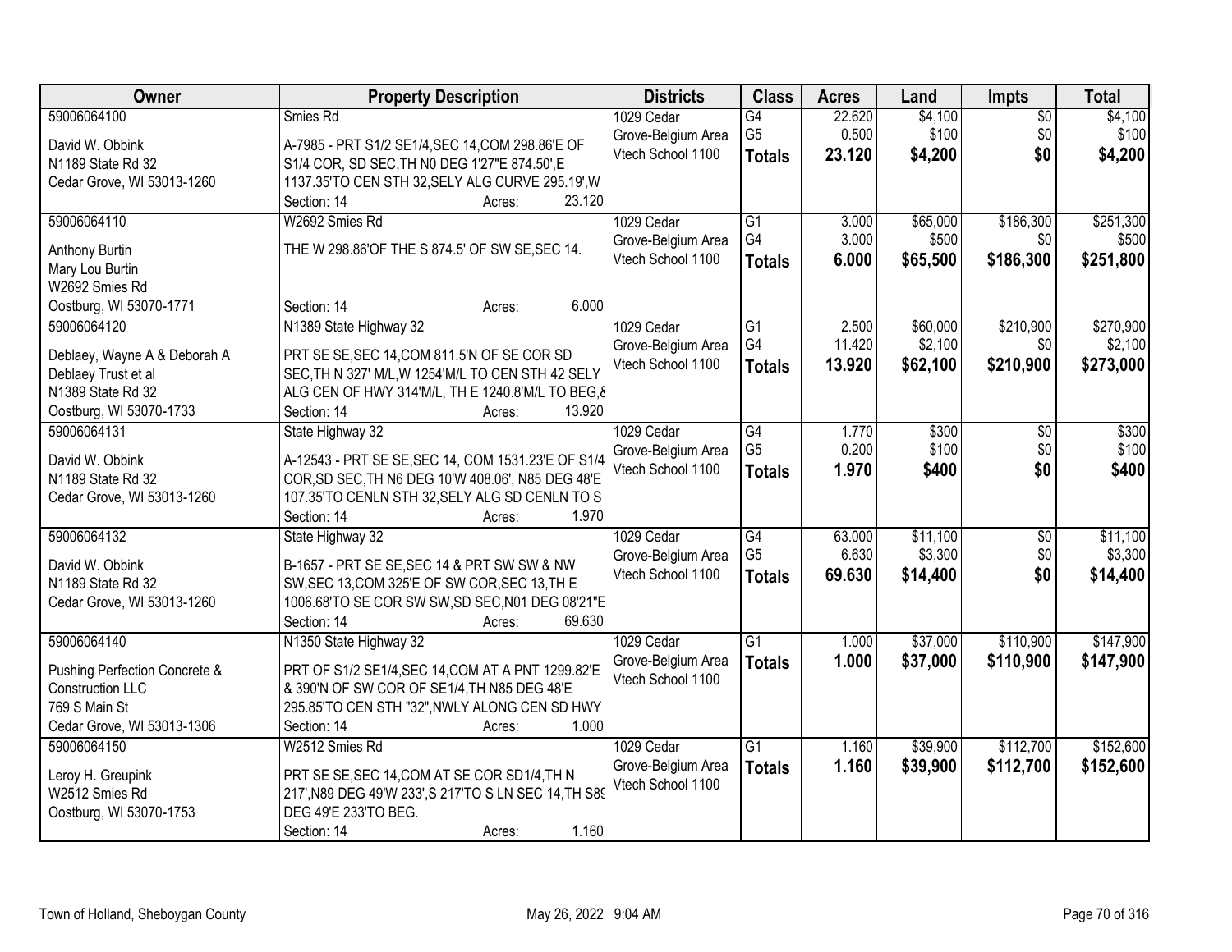| Owner | Property Description | Districts | Class | Acres | Land | Impts | Total |
|---|---|---|---|---|---|---|---|
| 59006064100<br><br>David W. Obbink<br>N1189 State Rd 32<br>Cedar Grove, WI 53013-1260 | Smies Rd<br><br>A-7985 - PRT S1/2 SE1/4,SEC 14,COM 298.86'E OF S1/4 COR, SD SEC,TH N0 DEG 1'27"E 874.50',E 1137.35'TO CEN STH 32,SELY ALG CURVE 295.19',W<br>Section: 14 Acres: 23.120 | 1029 Cedar Grove-Belgium Area Vtech School 1100 | G4<br>G5<br>**Totals** | 22.620<br>0.500<br>**23.120** | $4,100<br>$100<br>**$4,200** | $0<br>$0<br>**$0** | $4,100<br>$100<br>**$4,200** |
| 59006064110<br><br>Anthony Burtin<br>Mary Lou Burtin<br>W2692 Smies Rd<br>Oostburg, WI 53070-1771 | W2692 Smies Rd<br><br>THE W 298.86'OF THE S 874.5' OF SW SE,SEC 14.<br>Section: 14 Acres: 6.000 | 1029 Cedar Grove-Belgium Area Vtech School 1100 | G1<br>G4<br>**Totals** | 3.000<br>3.000<br>**6.000** | $65,000<br>$500<br>**$65,500** | $186,300<br>$0<br>**$186,300** | $251,300<br>$500<br>**$251,800** |
| 59006064120<br><br>Deblaey, Wayne A & Deborah A<br>Deblaey Trust et al<br>N1389 State Rd 32<br>Oostburg, WI 53070-1733 | N1389 State Highway 32<br><br>PRT SE SE,SEC 14,COM 811.5'N OF SE COR SD SEC,TH N 327' M/L,W 1254'M/L TO CEN STH 42 SELY ALG CEN OF HWY 314'M/L, TH E 1240.8'M/L TO BEG,&<br>Section: 14 Acres: 13.920 | 1029 Cedar Grove-Belgium Area Vtech School 1100 | G1<br>G4<br>**Totals** | 2.500<br>11.420<br>**13.920** | $60,000<br>$2,100<br>**$62,100** | $210,900<br>$0<br>**$210,900** | $270,900<br>$2,100<br>**$273,000** |
| 59006064131<br><br>David W. Obbink<br>N1189 State Rd 32<br>Cedar Grove, WI 53013-1260 | State Highway 32<br><br>A-12543 - PRT SE SE,SEC 14, COM 1531.23'E OF S1/4 COR,SD SEC,TH N6 DEG 10'W 408.06', N85 DEG 48'E 107.35'TO CENLN STH 32,SELY ALG SD CENLN TO S<br>Section: 14 Acres: 1.970 | 1029 Cedar Grove-Belgium Area Vtech School 1100 | G4<br>G5<br>**Totals** | 1.770<br>0.200<br>**1.970** | $300<br>$100<br>**$400** | $0<br>$0<br>**$0** | $300<br>$100<br>**$400** |
| 59006064132<br><br>David W. Obbink<br>N1189 State Rd 32<br>Cedar Grove, WI 53013-1260 | State Highway 32<br><br>B-1657 - PRT SE SE,SEC 14 & PRT SW SW & NW SW,SEC 13,COM 325'E OF SW COR,SEC 13,TH E 1006.68'TO SE COR SW SW,SD SEC,N01 DEG 08'21"E<br>Section: 14 Acres: 69.630 | 1029 Cedar Grove-Belgium Area Vtech School 1100 | G4<br>G5<br>**Totals** | 63.000<br>6.630<br>**69.630** | $11,100<br>$3,300<br>**$14,400** | $0<br>$0<br>**$0** | $11,100<br>$3,300<br>**$14,400** |
| 59006064140<br><br>Pushing Perfection Concrete & Construction LLC<br>769 S Main St<br>Cedar Grove, WI 53013-1306 | N1350 State Highway 32<br><br>PRT OF S1/2 SE1/4,SEC 14,COM AT A PNT 1299.82'E & 390'N OF SW COR OF SE1/4,TH N85 DEG 48'E 295.85'TO CEN STH "32",NWLY ALONG CEN SD HWY<br>Section: 14 Acres: 1.000 | 1029 Cedar Grove-Belgium Area Vtech School 1100 | G1<br>**Totals** | 1.000<br>**1.000** | $37,000<br>**$37,000** | $110,900<br>**$110,900** | $147,900<br>**$147,900** |
| 59006064150<br><br>Leroy H. Greupink<br>W2512 Smies Rd<br>Oostburg, WI 53070-1753 | W2512 Smies Rd<br><br>PRT SE SE,SEC 14,COM AT SE COR SD1/4,TH N 217',N89 DEG 49'W 233',S 217'TO S LN SEC 14,TH S89 DEG 49'E 233'TO BEG.<br>Section: 14 Acres: 1.160 | 1029 Cedar Grove-Belgium Area Vtech School 1100 | G1<br>**Totals** | 1.160<br>**1.160** | $39,900<br>**$39,900** | $112,700<br>**$112,700** | $152,600<br>**$152,600** |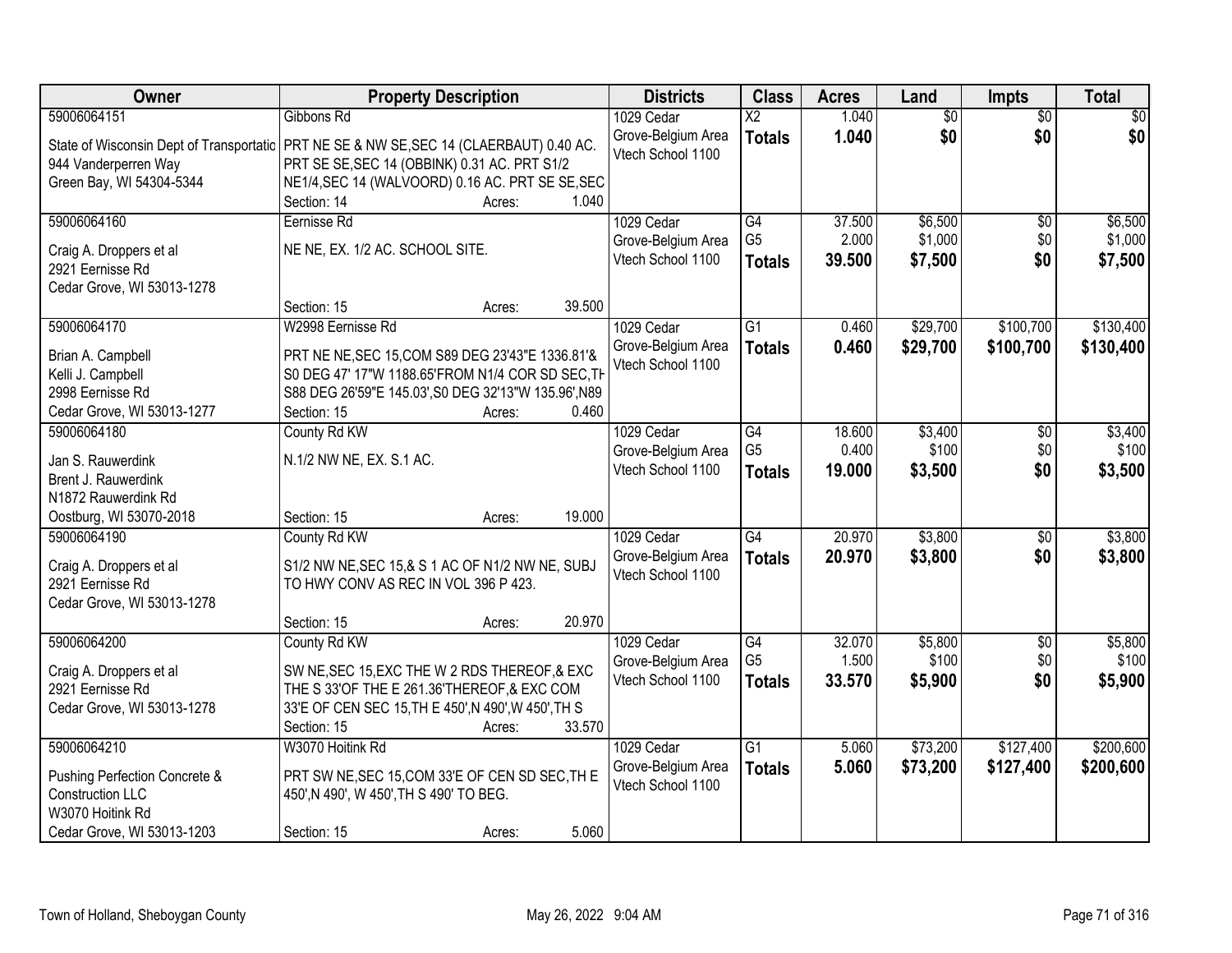| Owner | Property Description | Districts | Class | Acres | Land | Impts | Total |
|---|---|---|---|---|---|---|---|
| 59006064151<br>State of Wisconsin Dept of Transportatic<br>944 Vanderperren Way<br>Green Bay, WI 54304-5344 | Gibbons Rd<br>PRT NE SE & NW SE,SEC 14 (CLAERBAUT) 0.40 AC. PRT SE SE,SEC 14 (OBBINK) 0.31 AC. PRT S1/2 NE1/4,SEC 14 (WALVOORD) 0.16 AC. PRT SE SE,SEC<br>Section: 14 Acres: 1.040 | 1029 Cedar Grove-Belgium Area Vtech School 1100 | X2<br>**Totals** | 1.040<br>**1.040** | $0<br>**$0** | $0<br>**$0** | $0<br>**$0** |
| 59006064160<br>Craig A. Droppers et al<br>2921 Eernisse Rd<br>Cedar Grove, WI 53013-1278 | Eernisse Rd<br>NE NE, EX. 1/2 AC. SCHOOL SITE.<br>Section: 15 Acres: 39.500 | 1029 Cedar Grove-Belgium Area Vtech School 1100 | G4<br>G5<br>**Totals** | 37.500<br>2.000<br>**39.500** | $6,500<br>$1,000<br>**$7,500** | $0<br>$0<br>**$0** | $6,500<br>$1,000<br>**$7,500** |
| 59006064170<br>Brian A. Campbell<br>Kelli J. Campbell<br>2998 Eernisse Rd<br>Cedar Grove, WI 53013-1277 | W2998 Eernisse Rd<br>PRT NE NE,SEC 15,COM S89 DEG 23'43"E 1336.81'& S0 DEG 47' 17"W 1188.65'FROM N1/4 COR SD SEC,TH S88 DEG 26'59"E 145.03',S0 DEG 32'13"W 135.96',N89<br>Section: 15 Acres: 0.460 | 1029 Cedar Grove-Belgium Area Vtech School 1100 | G1<br>**Totals** | 0.460<br>**0.460** | $29,700<br>**$29,700** | $100,700<br>**$100,700** | $130,400<br>**$130,400** |
| 59006064180<br>Jan S. Rauwerdink<br>Brent J. Rauwerdink<br>N1872 Rauwerdink Rd<br>Oostburg, WI 53070-2018 | County Rd KW<br>N.1/2 NW NE, EX. S.1 AC.<br>Section: 15 Acres: 19.000 | 1029 Cedar Grove-Belgium Area Vtech School 1100 | G4<br>G5<br>**Totals** | 18.600<br>0.400<br>**19.000** | $3,400<br>$100<br>**$3,500** | $0<br>$0<br>**$0** | $3,400<br>$100<br>**$3,500** |
| 59006064190<br>Craig A. Droppers et al<br>2921 Eernisse Rd<br>Cedar Grove, WI 53013-1278 | County Rd KW<br>S1/2 NW NE,SEC 15,& S 1 AC OF N1/2 NW NE, SUBJ TO HWY CONV AS REC IN VOL 396 P 423.<br>Section: 15 Acres: 20.970 | 1029 Cedar Grove-Belgium Area Vtech School 1100 | G4<br>**Totals** | 20.970<br>**20.970** | $3,800<br>**$3,800** | $0<br>**$0** | $3,800<br>**$3,800** |
| 59006064200<br>Craig A. Droppers et al<br>2921 Eernisse Rd<br>Cedar Grove, WI 53013-1278 | County Rd KW<br>SW NE,SEC 15,EXC THE W 2 RDS THEREOF,& EXC THE S 33'OF THE E 261.36'THEREOF,& EXC COM 33'E OF CEN SEC 15,TH E 450',N 490',W 450',TH S<br>Section: 15 Acres: 33.570 | 1029 Cedar Grove-Belgium Area Vtech School 1100 | G4<br>G5<br>**Totals** | 32.070<br>1.500<br>**33.570** | $5,800<br>$100<br>**$5,900** | $0<br>$0<br>**$0** | $5,800<br>$100<br>**$5,900** |
| 59006064210<br>Pushing Perfection Concrete & Construction LLC<br>W3070 Hoitink Rd<br>Cedar Grove, WI 53013-1203 | W3070 Hoitink Rd<br>PRT SW NE,SEC 15,COM 33'E OF CEN SD SEC,TH E 450',N 490', W 450',TH S 490' TO BEG.<br>Section: 15 Acres: 5.060 | 1029 Cedar Grove-Belgium Area Vtech School 1100 | G1<br>**Totals** | 5.060<br>**5.060** | $73,200<br>**$73,200** | $127,400<br>**$127,400** | $200,600<br>**$200,600** |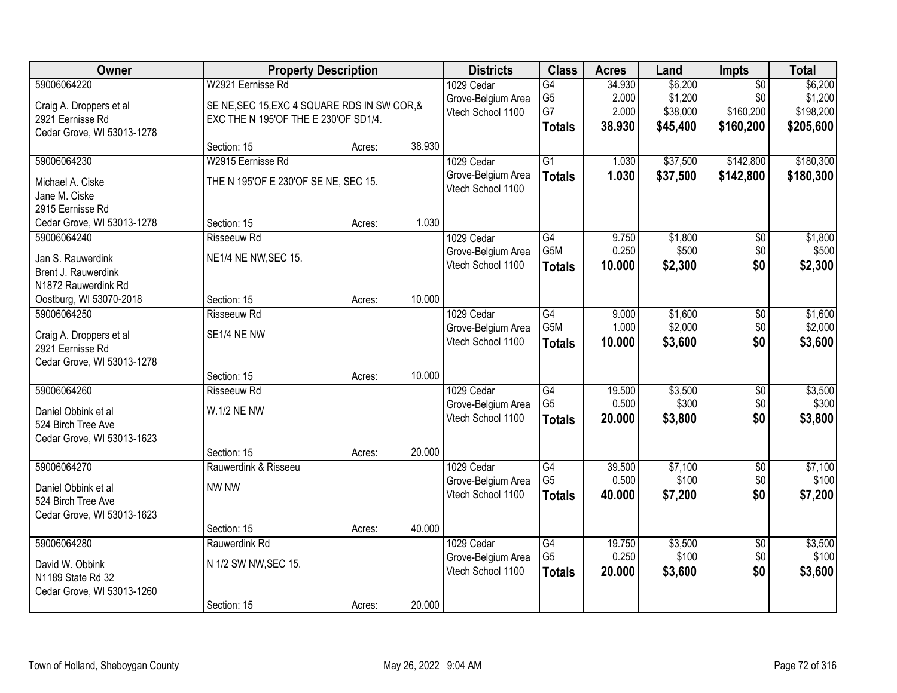| Owner | Property Description | | | Districts | Class | Acres | Land | Impts | Total |
|---|---|---|---|---|---|---|---|---|---|
| 59006064220<br><br>Craig A. Droppers et al<br>2921 Eernisse Rd<br>Cedar Grove, WI 53013-1278 | W2921 Eernisse Rd<br><br>SE NE,SEC 15,EXC 4 SQUARE RDS IN SW COR,&<br>EXC THE N 195'OF THE E 230'OF SD1/4.<br><br>Section: 15 | Acres: | 38.930 | 1029 Cedar<br>Grove-Belgium Area<br>Vtech School 1100 | G4<br>G5<br>G7<br>**Totals** | 34.930<br>2.000<br>2.000<br>**38.930** | $6,200<br>$1,200<br>$38,000<br>**$45,400** | $0<br>$0<br>$160,200<br>**$160,200** | $6,200<br>$1,200<br>$198,200<br>**$205,600** |
| 59006064230<br><br>Michael A. Ciske<br>Jane M. Ciske<br>2915 Eernisse Rd<br>Cedar Grove, WI 53013-1278 | W2915 Eernisse Rd<br><br>THE N 195'OF E 230'OF SE NE, SEC 15.<br><br>Section: 15 | Acres: | 1.030 | 1029 Cedar<br>Grove-Belgium Area<br>Vtech School 1100 | G1<br>**Totals** | 1.030<br>**1.030** | $37,500<br>**$37,500** | $142,800<br>**$142,800** | $180,300<br>**$180,300** |
| 59006064240<br><br>Jan S. Rauwerdink<br>Brent J. Rauwerdink<br>N1872 Rauwerdink Rd<br>Oostburg, WI 53070-2018 | Risseeuw Rd<br><br>NE1/4 NE NW,SEC 15.<br><br>Section: 15 | Acres: | 10.000 | 1029 Cedar<br>Grove-Belgium Area<br>Vtech School 1100 | G4<br>G5M<br>**Totals** | 9.750<br>0.250<br>**10.000** | $1,800<br>$500<br>**$2,300** | $0<br>$0<br>**$0** | $1,800<br>$500<br>**$2,300** |
| 59006064250<br><br>Craig A. Droppers et al<br>2921 Eernisse Rd<br>Cedar Grove, WI 53013-1278 | Risseeuw Rd<br><br>SE1/4 NE NW<br><br>Section: 15 | Acres: | 10.000 | 1029 Cedar<br>Grove-Belgium Area<br>Vtech School 1100 | G4<br>G5M<br>**Totals** | 9.000<br>1.000<br>**10.000** | $1,600<br>$2,000<br>**$3,600** | $0<br>$0<br>**$0** | $1,600<br>$2,000<br>**$3,600** |
| 59006064260<br><br>Daniel Obbink et al<br>524 Birch Tree Ave<br>Cedar Grove, WI 53013-1623 | Risseeuw Rd<br><br>W.1/2 NE NW<br><br>Section: 15 | Acres: | 20.000 | 1029 Cedar<br>Grove-Belgium Area<br>Vtech School 1100 | G4<br>G5<br>**Totals** | 19.500<br>0.500<br>**20.000** | $3,500<br>$300<br>**$3,800** | $0<br>$0<br>**$0** | $3,500<br>$300<br>**$3,800** |
| 59006064270<br><br>Daniel Obbink et al<br>524 Birch Tree Ave<br>Cedar Grove, WI 53013-1623 | Rauwerdink & Risseeu<br><br>NW NW<br><br>Section: 15 | Acres: | 40.000 | 1029 Cedar<br>Grove-Belgium Area<br>Vtech School 1100 | G4<br>G5<br>**Totals** | 39.500<br>0.500<br>**40.000** | $7,100<br>$100<br>**$7,200** | $0<br>$0<br>**$0** | $7,100<br>$100<br>**$7,200** |
| 59006064280<br><br>David W. Obbink<br>N1189 State Rd 32<br>Cedar Grove, WI 53013-1260 | Rauwerdink Rd<br><br>N 1/2 SW NW,SEC 15.<br><br>Section: 15 | Acres: | 20.000 | 1029 Cedar<br>Grove-Belgium Area<br>Vtech School 1100 | G4<br>G5<br>**Totals** | 19.750<br>0.250<br>**20.000** | $3,500<br>$100<br>**$3,600** | $0<br>$0<br>**$0** | $3,500<br>$100<br>**$3,600** |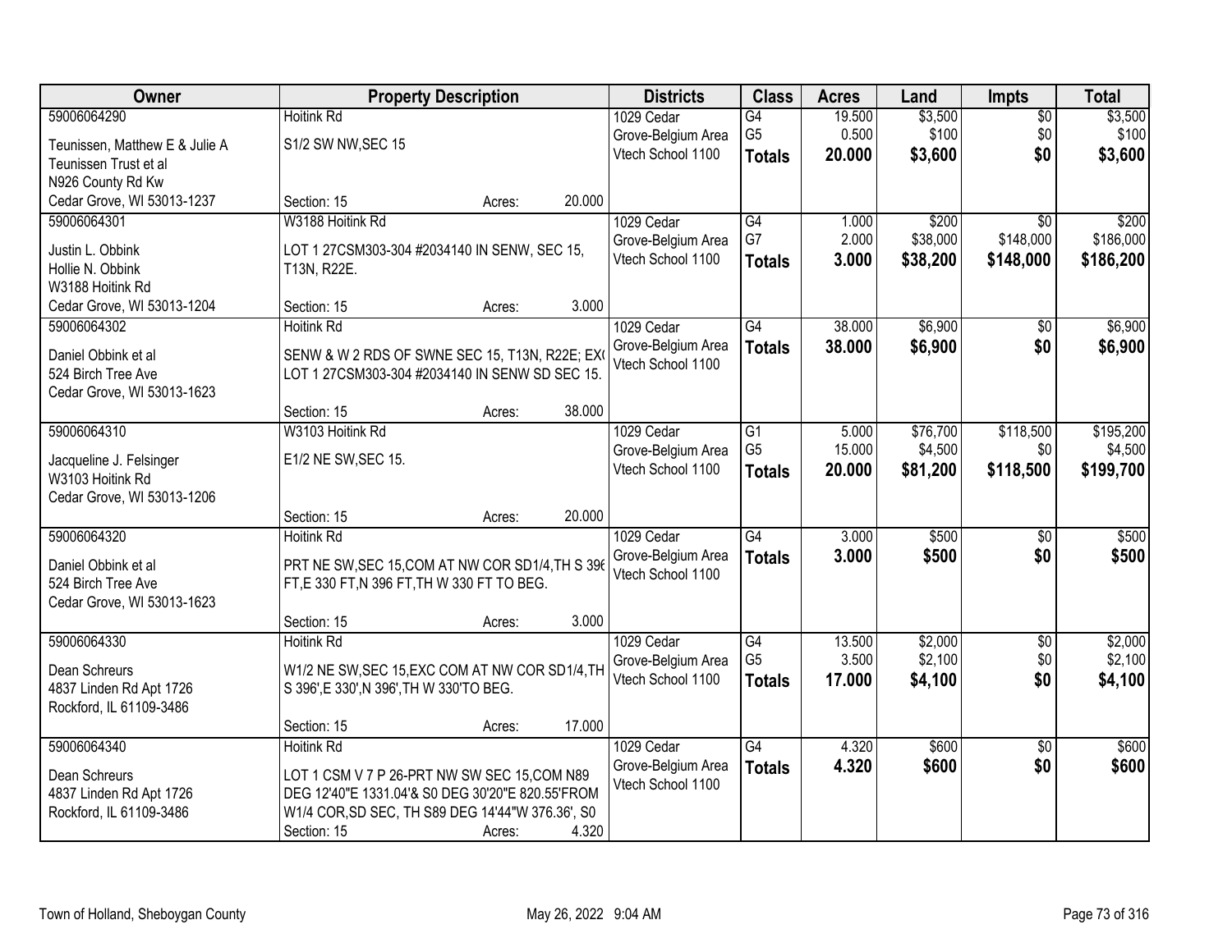| Owner | Property Description | Districts | Class | Acres | Land | Impts | Total |
|---|---|---|---|---|---|---|---|
| 59006064290<br>Teunissen, Matthew E & Julie A<br>Teunissen Trust et al<br>N926 County Rd Kw<br>Cedar Grove, WI 53013-1237 | Hoitink Rd<br>S1/2 SW NW,SEC 15<br>Section: 15 Acres: 20.000 | 1029 Cedar Grove-Belgium Area Vtech School 1100 | G4<br>G5<br>**Totals** | 19.500<br>0.500<br>**20.000** | $3,500<br>$100<br>**$3,600** | $0<br>$0<br>**$0** | $3,500<br>$100<br>**$3,600** |
| 59006064301<br>Justin L. Obbink<br>Hollie N. Obbink<br>W3188 Hoitink Rd<br>Cedar Grove, WI 53013-1204 | W3188 Hoitink Rd<br>LOT 1 27CSM303-304 #2034140 IN SENW, SEC 15, T13N, R22E.<br>Section: 15 Acres: 3.000 | 1029 Cedar Grove-Belgium Area Vtech School 1100 | G4<br>G7<br>**Totals** | 1.000<br>2.000<br>**3.000** | $200<br>$38,000<br>**$38,200** | $0<br>$148,000<br>**$148,000** | $200<br>$186,000<br>**$186,200** |
| 59006064302<br>Daniel Obbink et al<br>524 Birch Tree Ave<br>Cedar Grove, WI 53013-1623 | Hoitink Rd<br>SENW & W 2 RDS OF SWNE SEC 15, T13N, R22E; EX( LOT 1 27CSM303-304 #2034140 IN SENW SD SEC 15.<br>Section: 15 Acres: 38.000 | 1029 Cedar Grove-Belgium Area Vtech School 1100 | G4<br>**Totals** | 38.000<br>**38.000** | $6,900<br>**$6,900** | $0<br>**$0** | $6,900<br>**$6,900** |
| 59006064310<br>Jacqueline J. Felsinger<br>W3103 Hoitink Rd<br>Cedar Grove, WI 53013-1206 | W3103 Hoitink Rd<br>E1/2 NE SW,SEC 15.<br>Section: 15 Acres: 20.000 | 1029 Cedar Grove-Belgium Area Vtech School 1100 | G1<br>G5<br>**Totals** | 5.000<br>15.000<br>**20.000** | $76,700<br>$4,500<br>**$81,200** | $118,500<br>$0<br>**$118,500** | $195,200<br>$4,500<br>**$199,700** |
| 59006064320<br>Daniel Obbink et al<br>524 Birch Tree Ave<br>Cedar Grove, WI 53013-1623 | Hoitink Rd<br>PRT NE SW,SEC 15,COM AT NW COR SD1/4,TH S 396 FT,E 330 FT,N 396 FT,TH W 330 FT TO BEG.<br>Section: 15 Acres: 3.000 | 1029 Cedar Grove-Belgium Area Vtech School 1100 | G4<br>**Totals** | 3.000<br>**3.000** | $500<br>**$500** | $0<br>**$0** | $500<br>**$500** |
| 59006064330<br>Dean Schreurs<br>4837 Linden Rd Apt 1726<br>Rockford, IL 61109-3486 | Hoitink Rd<br>W1/2 NE SW,SEC 15,EXC COM AT NW COR SD1/4,TH S 396',E 330',N 396',TH W 330'TO BEG.<br>Section: 15 Acres: 17.000 | 1029 Cedar Grove-Belgium Area Vtech School 1100 | G4<br>G5<br>**Totals** | 13.500<br>3.500<br>**17.000** | $2,000<br>$2,100<br>**$4,100** | $0<br>$0<br>**$0** | $2,000<br>$2,100<br>**$4,100** |
| 59006064340<br>Dean Schreurs<br>4837 Linden Rd Apt 1726<br>Rockford, IL 61109-3486 | Hoitink Rd<br>LOT 1 CSM V 7 P 26-PRT NW SW SEC 15,COM N89 DEG 12'40"E 1331.04'& S0 DEG 30'20"E 820.55'FROM W1/4 COR,SD SEC, TH S89 DEG 14'44"W 376.36', S0<br>Section: 15 Acres: 4.320 | 1029 Cedar Grove-Belgium Area Vtech School 1100 | G4<br>**Totals** | 4.320<br>**4.320** | $600<br>**$600** | $0<br>**$0** | $600<br>**$600** |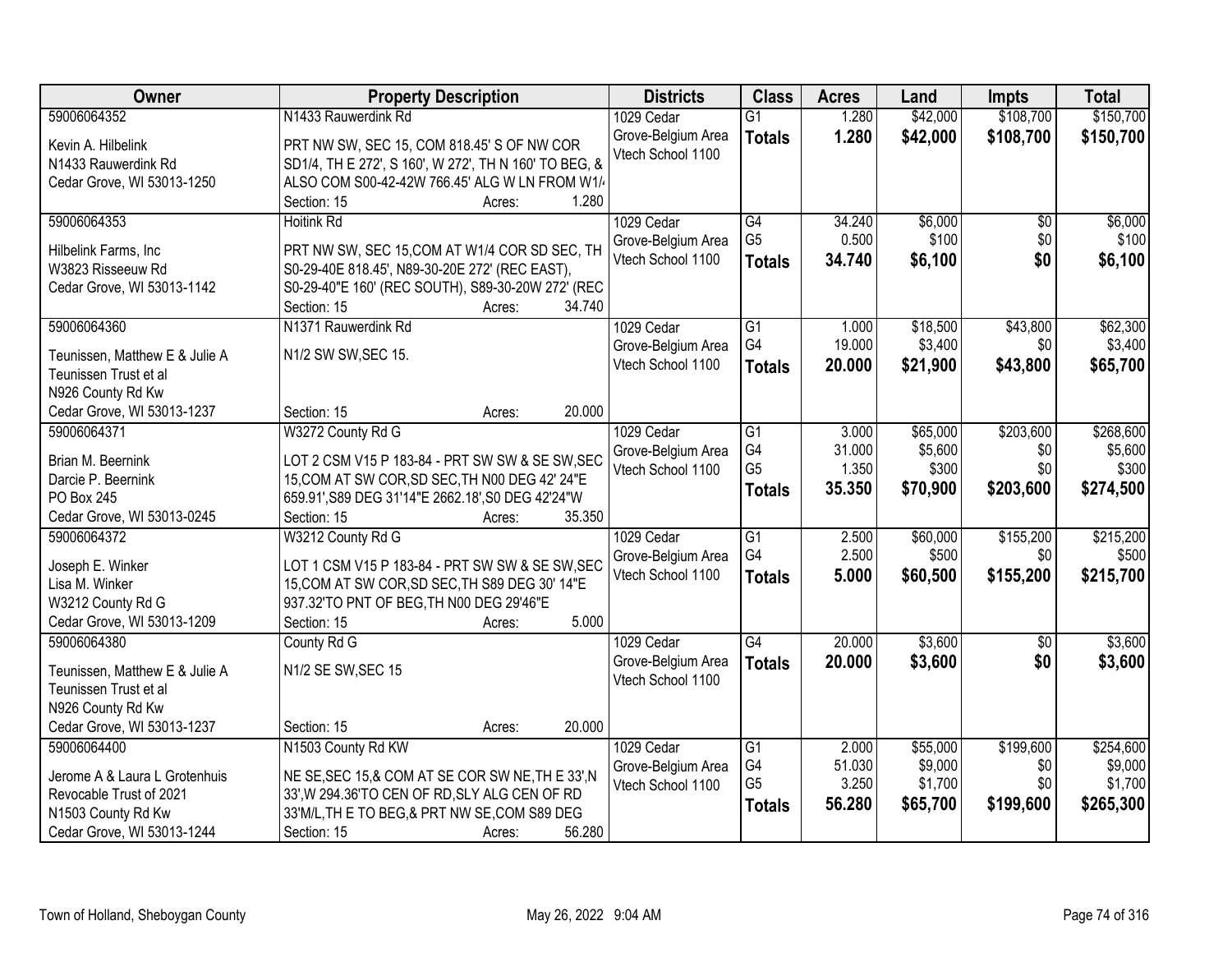| Owner | Property Description | Districts | Class | Acres | Land | Impts | Total |
|---|---|---|---|---|---|---|---|
| 59006064352<br>Kevin A. Hilbelink<br>N1433 Rauwerdink Rd<br>Cedar Grove, WI 53013-1250 | N1433 Rauwerdink Rd<br>PRT NW SW, SEC 15, COM 818.45' S OF NW COR SD1/4, TH E 272', S 160', W 272', TH N 160' TO BEG, & ALSO COM S00-42-42W 766.45' ALG W LN FROM W1/4<br>Section: 15 Acres: 1.280 | 1029 Cedar Grove-Belgium Area<br>Vtech School 1100 | G1<br>**Totals** | 1.280<br>**1.280** | $42,000<br>**$42,000** | $108,700<br>**$108,700** | $150,700<br>**$150,700** |
| 59006064353<br>Hilbelink Farms, Inc<br>W3823 Risseeuw Rd<br>Cedar Grove, WI 53013-1142 | Hoitink Rd<br>PRT NW SW, SEC 15,COM AT W1/4 COR SD SEC, TH S0-29-40E 818.45', N89-30-20E 272' (REC EAST), S0-29-40"E 160' (REC SOUTH), S89-30-20W 272' (REC<br>Section: 15 Acres: 34.740 | 1029 Cedar Grove-Belgium Area<br>Vtech School 1100 | G4<br>G5<br>**Totals** | 34.240<br>0.500<br>**34.740** | $6,000<br>$100<br>**$6,100** | $0<br>$0<br>**$0** | $6,000<br>$100<br>**$6,100** |
| 59006064360<br>Teunissen, Matthew E & Julie A<br>Teunissen Trust et al<br>N926 County Rd Kw<br>Cedar Grove, WI 53013-1237 | N1371 Rauwerdink Rd<br>N1/2 SW SW,SEC 15.<br>Section: 15 Acres: 20.000 | 1029 Cedar Grove-Belgium Area<br>Vtech School 1100 | G1<br>G4<br>**Totals** | 1.000<br>19.000<br>**20.000** | $18,500<br>$3,400<br>**$21,900** | $43,800<br>$0<br>**$43,800** | $62,300<br>$3,400<br>**$65,700** |
| 59006064371<br>Brian M. Beernink<br>Darcie P. Beernink<br>PO Box 245<br>Cedar Grove, WI 53013-0245 | W3272 County Rd G<br>LOT 2 CSM V15 P 183-84 - PRT SW SW & SE SW,SEC 15,COM AT SW COR,SD SEC,TH N00 DEG 42' 24"E 659.91',S89 DEG 31'14"E 2662.18',S0 DEG 42'24"W<br>Section: 15 Acres: 35.350 | 1029 Cedar Grove-Belgium Area<br>Vtech School 1100 | G1<br>G4<br>G5<br>**Totals** | 3.000<br>31.000<br>1.350<br>**35.350** | $65,000<br>$5,600<br>$300<br>**$70,900** | $203,600<br>$0<br>$0<br>**$203,600** | $268,600<br>$5,600<br>$300<br>**$274,500** |
| 59006064372<br>Joseph E. Winker<br>Lisa M. Winker<br>W3212 County Rd G<br>Cedar Grove, WI 53013-1209 | W3212 County Rd G<br>LOT 1 CSM V15 P 183-84 - PRT SW SW & SE SW,SEC 15,COM AT SW COR,SD SEC,TH S89 DEG 30' 14"E 937.32'TO PNT OF BEG,TH N00 DEG 29'46"E<br>Section: 15 Acres: 5.000 | 1029 Cedar Grove-Belgium Area<br>Vtech School 1100 | G1<br>G4<br>**Totals** | 2.500<br>2.500<br>**5.000** | $60,000<br>$500<br>**$60,500** | $155,200<br>$0<br>**$155,200** | $215,200<br>$500<br>**$215,700** |
| 59006064380<br>Teunissen, Matthew E & Julie A<br>Teunissen Trust et al<br>N926 County Rd Kw<br>Cedar Grove, WI 53013-1237 | County Rd G<br>N1/2 SE SW,SEC 15<br>Section: 15 Acres: 20.000 | 1029 Cedar Grove-Belgium Area<br>Vtech School 1100 | G4<br>**Totals** | 20.000<br>**20.000** | $3,600<br>**$3,600** | $0<br>**$0** | $3,600<br>**$3,600** |
| 59006064400<br>Jerome A & Laura L Grotenhuis<br>Revocable Trust of 2021<br>N1503 County Rd Kw<br>Cedar Grove, WI 53013-1244 | N1503 County Rd KW<br>NE SE,SEC 15,& COM AT SE COR SW NE,TH E 33',N 33',W 294.36'TO CEN OF RD,SLY ALG CEN OF RD 33'M/L,TH E TO BEG,& PRT NW SE,COM S89 DEG<br>Section: 15 Acres: 56.280 | 1029 Cedar Grove-Belgium Area<br>Vtech School 1100 | G1<br>G4<br>G5<br>**Totals** | 2.000<br>51.030<br>3.250<br>**56.280** | $55,000<br>$9,000<br>$1,700<br>**$65,700** | $199,600<br>$0<br>$0<br>**$199,600** | $254,600<br>$9,000<br>$1,700<br>**$265,300** |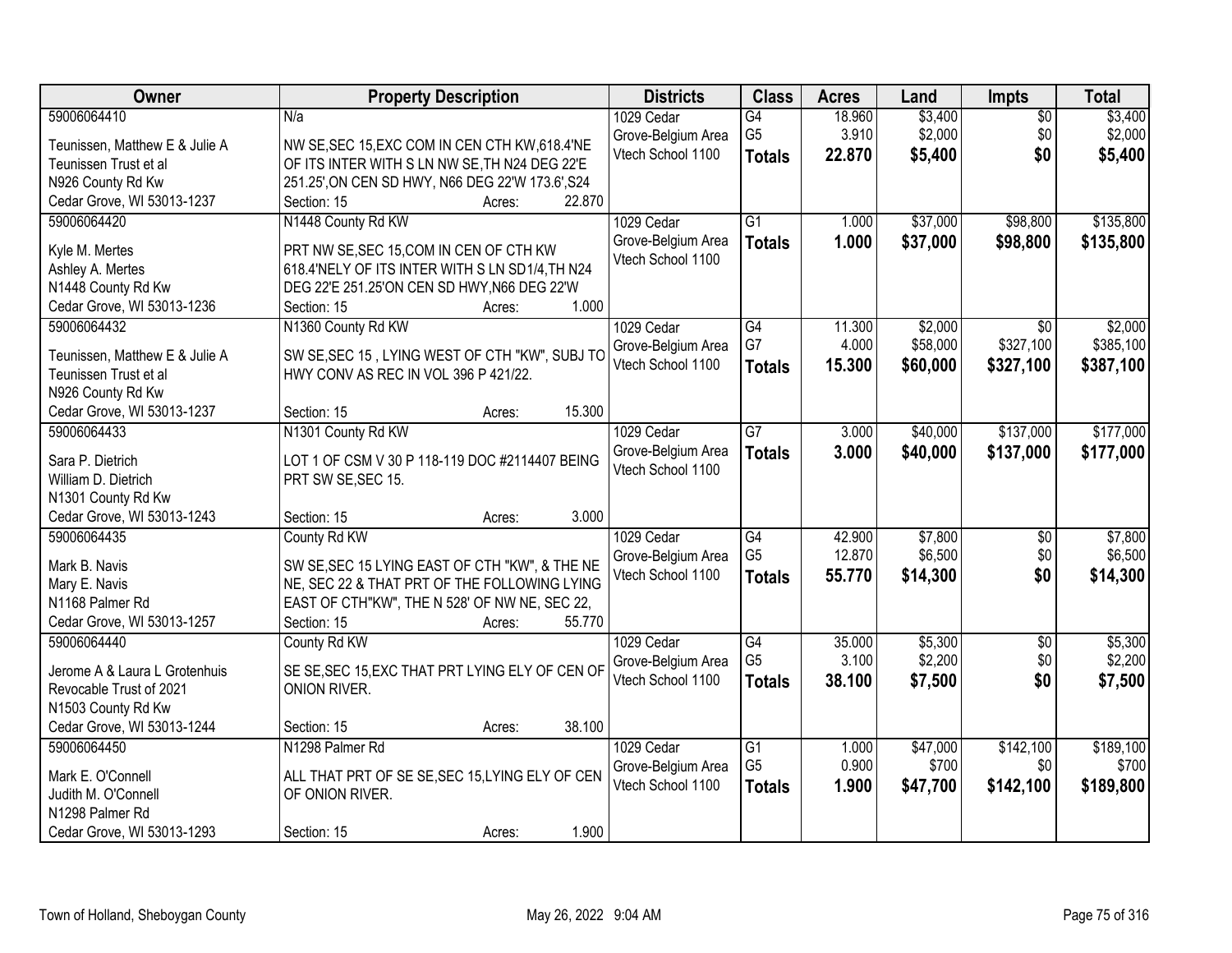| Owner | Property Description | Districts | Class | Acres | Land | Impts | Total |
|---|---|---|---|---|---|---|---|
| 59006064410<br>Teunissen, Matthew E & Julie A<br>Teunissen Trust et al<br>N926 County Rd Kw<br>Cedar Grove, WI 53013-1237 | N/a<br>NW SE,SEC 15,EXC COM IN CEN CTH KW,618.4'NE OF ITS INTER WITH S LN NW SE,TH N24 DEG 22'E 251.25',ON CEN SD HWY, N66 DEG 22'W 173.6',S24<br>Section: 15 Acres: 22.870 | 1029 Cedar Grove-Belgium Area Vtech School 1100 | G4<br>G5<br>**Totals** | 18.960<br>3.910<br>**22.870** | $3,400<br>$2,000<br>**$5,400** | $0<br>$0<br>**$0** | $3,400<br>$2,000<br>**$5,400** |
| 59006064420<br>Kyle M. Mertes<br>Ashley A. Mertes<br>N1448 County Rd Kw<br>Cedar Grove, WI 53013-1236 | N1448 County Rd KW<br>PRT NW SE,SEC 15,COM IN CEN OF CTH KW 618.4'NELY OF ITS INTER WITH S LN SD1/4,TH N24 DEG 22'E 251.25'ON CEN SD HWY,N66 DEG 22'W<br>Section: 15 Acres: 1.000 | 1029 Cedar Grove-Belgium Area Vtech School 1100 | G1<br>**Totals** | 1.000<br>**1.000** | $37,000<br>**$37,000** | $98,800<br>**$98,800** | $135,800<br>**$135,800** |
| 59006064432<br>Teunissen, Matthew E & Julie A<br>Teunissen Trust et al<br>N926 County Rd Kw<br>Cedar Grove, WI 53013-1237 | N1360 County Rd KW<br>SW SE,SEC 15 , LYING WEST OF CTH "KW", SUBJ TO HWY CONV AS REC IN VOL 396 P 421/22.<br>Section: 15 Acres: 15.300 | 1029 Cedar Grove-Belgium Area Vtech School 1100 | G4<br>G7<br>**Totals** | 11.300<br>4.000<br>**15.300** | $2,000<br>$58,000<br>**$60,000** | $0<br>$327,100<br>**$327,100** | $2,000<br>$385,100<br>**$387,100** |
| 59006064433<br>Sara P. Dietrich<br>William D. Dietrich<br>N1301 County Rd Kw<br>Cedar Grove, WI 53013-1243 | N1301 County Rd KW<br>LOT 1 OF CSM V 30 P 118-119 DOC #2114407 BEING PRT SW SE,SEC 15.<br>Section: 15 Acres: 3.000 | 1029 Cedar Grove-Belgium Area Vtech School 1100 | G7<br>**Totals** | 3.000<br>**3.000** | $40,000<br>**$40,000** | $137,000<br>**$137,000** | $177,000<br>**$177,000** |
| 59006064435<br>Mark B. Navis<br>Mary E. Navis<br>N1168 Palmer Rd<br>Cedar Grove, WI 53013-1257 | County Rd KW<br>SW SE,SEC 15 LYING EAST OF CTH "KW", & THE NE NE, SEC 22 & THAT PRT OF THE FOLLOWING LYING EAST OF CTH"KW", THE N 528' OF NW NE, SEC 22,<br>Section: 15 Acres: 55.770 | 1029 Cedar Grove-Belgium Area Vtech School 1100 | G4<br>G5<br>**Totals** | 42.900<br>12.870<br>**55.770** | $7,800<br>$6,500<br>**$14,300** | $0<br>$0<br>**$0** | $7,800<br>$6,500<br>**$14,300** |
| 59006064440<br>Jerome A & Laura L Grotenhuis<br>Revocable Trust of 2021<br>N1503 County Rd Kw<br>Cedar Grove, WI 53013-1244 | County Rd KW<br>SE SE,SEC 15,EXC THAT PRT LYING ELY OF CEN OF ONION RIVER.<br>Section: 15 Acres: 38.100 | 1029 Cedar Grove-Belgium Area Vtech School 1100 | G4<br>G5<br>**Totals** | 35.000<br>3.100<br>**38.100** | $5,300<br>$2,200<br>**$7,500** | $0<br>$0<br>**$0** | $5,300<br>$2,200<br>**$7,500** |
| 59006064450<br>Mark E. O'Connell<br>Judith M. O'Connell<br>N1298 Palmer Rd<br>Cedar Grove, WI 53013-1293 | N1298 Palmer Rd<br>ALL THAT PRT OF SE SE,SEC 15,LYING ELY OF CEN OF ONION RIVER.<br>Section: 15 Acres: 1.900 | 1029 Cedar Grove-Belgium Area Vtech School 1100 | G1<br>G5<br>**Totals** | 1.000<br>0.900<br>**1.900** | $47,000<br>$700<br>**$47,700** | $142,100<br>$0<br>**$142,100** | $189,100<br>$700<br>**$189,800** |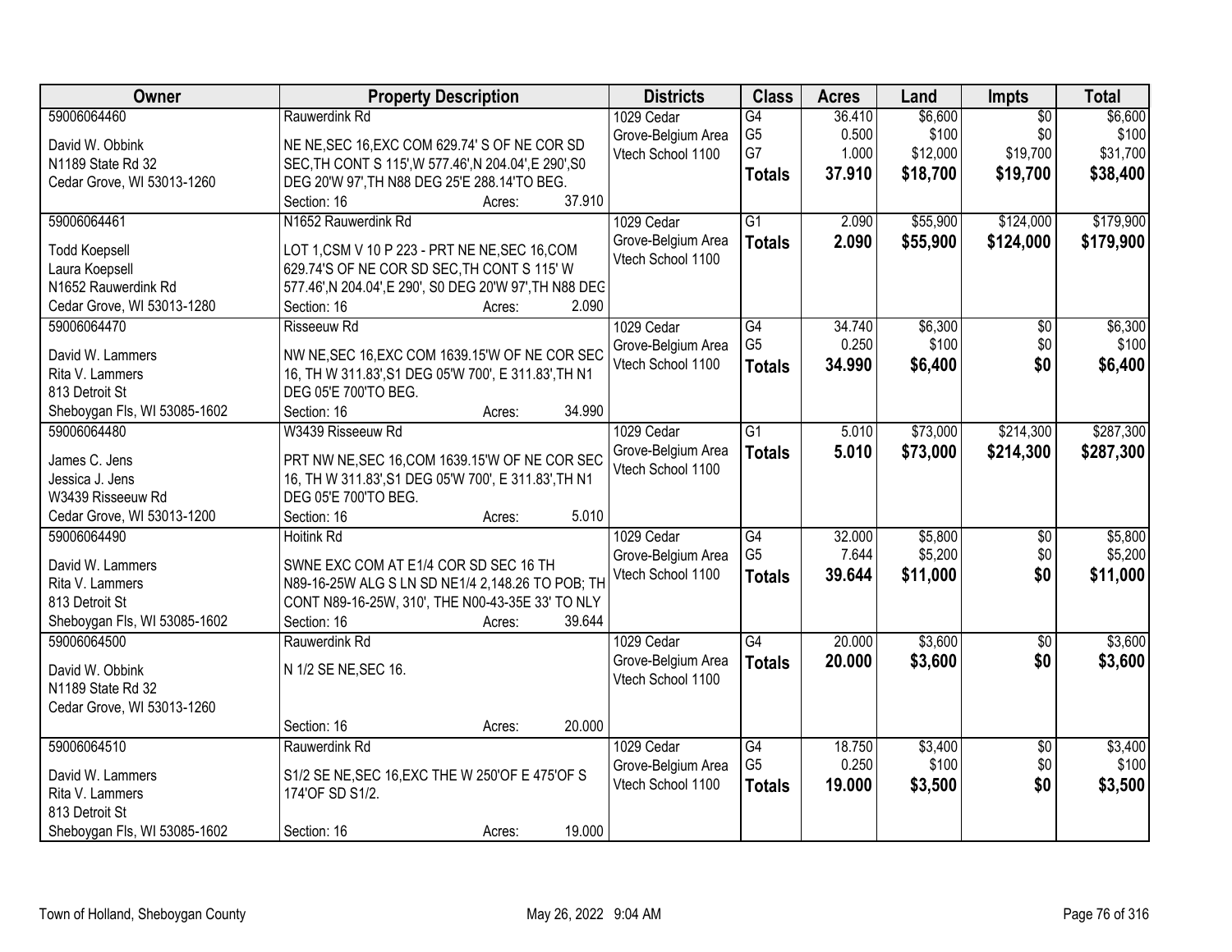| Owner | Property Description | Districts | Class | Acres | Land | Impts | Total |
|---|---|---|---|---|---|---|---|
| 59006064460<br>David W. Obbink<br>N1189 State Rd 32<br>Cedar Grove, WI 53013-1260 | Rauwerdink Rd<br>NE NE,SEC 16,EXC COM 629.74' S OF NE COR SD SEC,TH CONT S 115',W 577.46',N 204.04',E 290',S0 DEG 20'W 97',TH N88 DEG 25'E 288.14'TO BEG.<br>Section: 16 Acres: 37.910 | 1029 Cedar Grove-Belgium Area Vtech School 1100 | G4<br>G5<br>G7<br>**Totals** | 36.410<br>0.500<br>1.000<br>**37.910** | $6,600<br>$100<br>$12,000<br>**$18,700** | $0<br>$0<br>$19,700<br>**$19,700** | $6,600<br>$100<br>$31,700<br>**$38,400** |
| 59006064461<br>Todd Koepsell<br>Laura Koepsell<br>N1652 Rauwerdink Rd<br>Cedar Grove, WI 53013-1280 | N1652 Rauwerdink Rd<br>LOT 1,CSM V 10 P 223 - PRT NE NE,SEC 16,COM 629.74'S OF NE COR SD SEC,TH CONT S 115' W 577.46',N 204.04',E 290', S0 DEG 20'W 97',TH N88 DEG<br>Section: 16 Acres: 2.090 | 1029 Cedar Grove-Belgium Area Vtech School 1100 | G1<br>**Totals** | 2.090<br>**2.090** | $55,900<br>**$55,900** | $124,000<br>**$124,000** | $179,900<br>**$179,900** |
| 59006064470<br>David W. Lammers<br>Rita V. Lammers<br>813 Detroit St<br>Sheboygan Fls, WI 53085-1602 | Risseeuw Rd<br>NW NE,SEC 16,EXC COM 1639.15'W OF NE COR SEC 16, TH W 311.83',S1 DEG 05'W 700', E 311.83',TH N1 DEG 05'E 700'TO BEG.<br>Section: 16 Acres: 34.990 | 1029 Cedar Grove-Belgium Area Vtech School 1100 | G4<br>G5<br>**Totals** | 34.740<br>0.250<br>**34.990** | $6,300<br>$100<br>**$6,400** | $0<br>$0<br>**$0** | $6,300<br>$100<br>**$6,400** |
| 59006064480<br>James C. Jens<br>Jessica J. Jens<br>W3439 Risseeuw Rd<br>Cedar Grove, WI 53013-1200 | W3439 Risseeuw Rd<br>PRT NW NE,SEC 16,COM 1639.15'W OF NE COR SEC 16, TH W 311.83',S1 DEG 05'W 700', E 311.83',TH N1 DEG 05'E 700'TO BEG.<br>Section: 16 Acres: 5.010 | 1029 Cedar Grove-Belgium Area Vtech School 1100 | G1<br>**Totals** | 5.010<br>**5.010** | $73,000<br>**$73,000** | $214,300<br>**$214,300** | $287,300<br>**$287,300** |
| 59006064490<br>David W. Lammers<br>Rita V. Lammers<br>813 Detroit St<br>Sheboygan Fls, WI 53085-1602 | Hoitink Rd<br>SWNE EXC COM AT E1/4 COR SD SEC 16 TH N89-16-25W ALG S LN SD NE1/4 2,148.26 TO POB; TH CONT N89-16-25W, 310', THE N00-43-35E 33' TO NLY<br>Section: 16 Acres: 39.644 | 1029 Cedar Grove-Belgium Area Vtech School 1100 | G4<br>G5<br>**Totals** | 32.000<br>7.644<br>**39.644** | $5,800<br>$5,200<br>**$11,000** | $0<br>$0<br>**$0** | $5,800<br>$5,200<br>**$11,000** |
| 59006064500<br>David W. Obbink<br>N1189 State Rd 32<br>Cedar Grove, WI 53013-1260 | Rauwerdink Rd<br>N 1/2 SE NE,SEC 16.<br>Section: 16 Acres: 20.000 | 1029 Cedar Grove-Belgium Area Vtech School 1100 | G4<br>**Totals** | 20.000<br>**20.000** | $3,600<br>**$3,600** | $0<br>**$0** | $3,600<br>**$3,600** |
| 59006064510<br>David W. Lammers<br>Rita V. Lammers<br>813 Detroit St<br>Sheboygan Fls, WI 53085-1602 | Rauwerdink Rd<br>S1/2 SE NE,SEC 16,EXC THE W 250'OF E 475'OF S 174'OF SD S1/2.<br>Section: 16 Acres: 19.000 | 1029 Cedar Grove-Belgium Area Vtech School 1100 | G4<br>G5<br>**Totals** | 18.750<br>0.250<br>**19.000** | $3,400<br>$100<br>**$3,500** | $0<br>$0<br>**$0** | $3,400<br>$100<br>**$3,500** |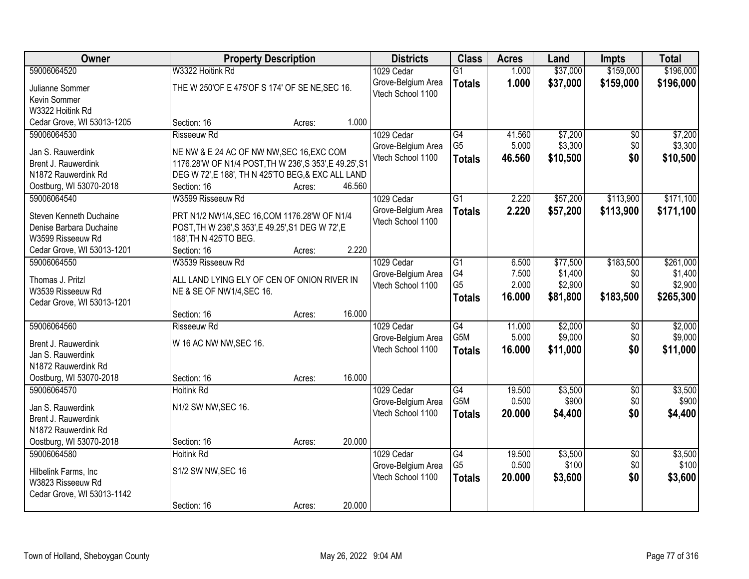| Owner | Property Description | Districts | Class | Acres | Land | Impts | Total |
|---|---|---|---|---|---|---|---|
| 59006064520<br>Julianne Sommer<br>Kevin Sommer<br>W3322 Hoitink Rd<br>Cedar Grove, WI 53013-1205 | W3322 Hoitink Rd<br>THE W 250'OF E 475'OF S 174' OF SE NE,SEC 16.<br>Section: 16 Acres: 1.000 | 1029 Cedar Grove-Belgium Area<br>Vtech School 1100 | G1<br>**Totals** | 1.000<br>**1.000** | $37,000<br>**$37,000** | $159,000<br>**$159,000** | $196,000<br>**$196,000** |
| 59006064530<br>Jan S. Rauwerdink<br>Brent J. Rauwerdink<br>N1872 Rauwerdink Rd<br>Oostburg, WI 53070-2018 | Risseeuw Rd<br>NE NW & E 24 AC OF NW NW,SEC 16,EXC COM 1176.28'W OF N1/4 POST,TH W 236',S 353',E 49.25',S1 DEG W 72',E 188', TH N 425'TO BEG,& EXC ALL LAND<br>Section: 16 Acres: 46.560 | 1029 Cedar Grove-Belgium Area<br>Vtech School 1100 | G4<br>G5<br>**Totals** | 41.560<br>5.000<br>**46.560** | $7,200<br>$3,300<br>**$10,500** | $0<br>$0<br>**$0** | $7,200<br>$3,300<br>**$10,500** |
| 59006064540<br>Steven Kenneth Duchaine<br>Denise Barbara Duchaine<br>W3599 Risseeuw Rd<br>Cedar Grove, WI 53013-1201 | W3599 Risseeuw Rd<br>PRT N1/2 NW1/4,SEC 16,COM 1176.28'W OF N1/4 POST,TH W 236',S 353',E 49.25',S1 DEG W 72',E 188',TH N 425'TO BEG.<br>Section: 16 Acres: 2.220 | 1029 Cedar Grove-Belgium Area<br>Vtech School 1100 | G1<br>**Totals** | 2.220<br>**2.220** | $57,200<br>**$57,200** | $113,900<br>**$113,900** | $171,100<br>**$171,100** |
| 59006064550<br>Thomas J. Pritzl<br>W3539 Risseeuw Rd<br>Cedar Grove, WI 53013-1201 | W3539 Risseeuw Rd<br>ALL LAND LYING ELY OF CEN OF ONION RIVER IN NE & SE OF NW1/4,SEC 16.<br>Section: 16 Acres: 16.000 | 1029 Cedar Grove-Belgium Area<br>Vtech School 1100 | G1<br>G4<br>G5<br>**Totals** | 6.500<br>7.500<br>2.000<br>**16.000** | $77,500<br>$1,400<br>$2,900<br>**$81,800** | $183,500<br>$0<br>$0<br>**$183,500** | $261,000<br>$1,400<br>$2,900<br>**$265,300** |
| 59006064560<br>Brent J. Rauwerdink<br>Jan S. Rauwerdink<br>N1872 Rauwerdink Rd<br>Oostburg, WI 53070-2018 | Risseeuw Rd<br>W 16 AC NW NW,SEC 16.<br>Section: 16 Acres: 16.000 | 1029 Cedar Grove-Belgium Area<br>Vtech School 1100 | G4<br>G5M<br>**Totals** | 11.000<br>5.000<br>**16.000** | $2,000<br>$9,000<br>**$11,000** | $0<br>$0<br>**$0** | $2,000<br>$9,000<br>**$11,000** |
| 59006064570<br>Jan S. Rauwerdink<br>Brent J. Rauwerdink<br>N1872 Rauwerdink Rd<br>Oostburg, WI 53070-2018 | Hoitink Rd<br>N1/2 SW NW,SEC 16.<br>Section: 16 Acres: 20.000 | 1029 Cedar Grove-Belgium Area<br>Vtech School 1100 | G4<br>G5M<br>**Totals** | 19.500<br>0.500<br>**20.000** | $3,500<br>$900<br>**$4,400** | $0<br>$0<br>**$0** | $3,500<br>$900<br>**$4,400** |
| 59006064580<br>Hilbelink Farms, Inc<br>W3823 Risseeuw Rd<br>Cedar Grove, WI 53013-1142 | Hoitink Rd<br>S1/2 SW NW,SEC 16<br>Section: 16 Acres: 20.000 | 1029 Cedar Grove-Belgium Area<br>Vtech School 1100 | G4<br>G5<br>**Totals** | 19.500<br>0.500<br>**20.000** | $3,500<br>$100<br>**$3,600** | $0<br>$0<br>**$0** | $3,500<br>$100<br>**$3,600** |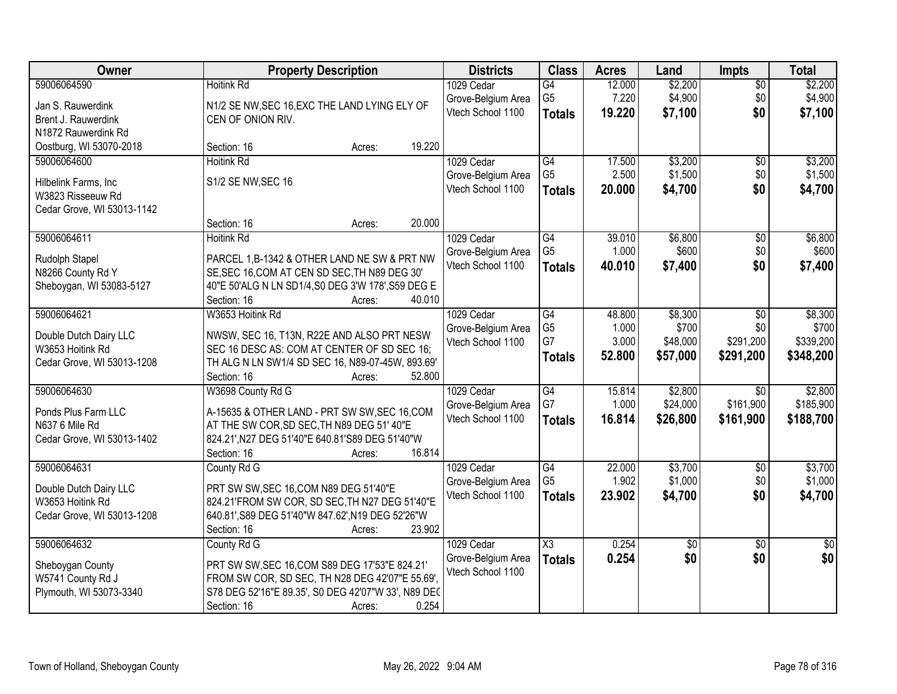| Owner | Property Description | Districts | Class | Acres | Land | Impts | Total |
|---|---|---|---|---|---|---|---|
| 59006064590<br>Jan S. Rauwerdink<br>Brent J. Rauwerdink<br>N1872 Rauwerdink Rd<br>Oostburg, WI 53070-2018 | Hoitink Rd<br>N1/2 SE NW,SEC 16,EXC THE LAND LYING ELY OF CEN OF ONION RIV.<br>Section: 16 Acres: 19.220 | 1029 Cedar Grove-Belgium Area<br>Vtech School 1100 | G4<br>G5<br>**Totals** | 12.000<br>7.220<br>**19.220** | $2,200<br>$4,900<br>**$7,100** | $0<br>$0<br>**$0** | $2,200<br>$4,900<br>**$7,100** |
| 59006064600<br>Hilbelink Farms, Inc<br>W3823 Risseeuw Rd<br>Cedar Grove, WI 53013-1142 | Hoitink Rd<br>S1/2 SE NW,SEC 16<br>Section: 16 Acres: 20.000 | 1029 Cedar Grove-Belgium Area<br>Vtech School 1100 | G4<br>G5<br>**Totals** | 17.500<br>2.500<br>**20.000** | $3,200<br>$1,500<br>**$4,700** | $0<br>$0<br>**$0** | $3,200<br>$1,500<br>**$4,700** |
| 59006064611<br>Rudolph Stapel<br>N8266 County Rd Y<br>Sheboygan, WI 53083-5127 | Hoitink Rd<br>PARCEL 1,B-1342 & OTHER LAND NE SW & PRT NW SE,SEC 16,COM AT CEN SD SEC,TH N89 DEG 30' 40"E 50'ALG N LN SD1/4,S0 DEG 3'W 178',S59 DEG E<br>Section: 16 Acres: 40.010 | 1029 Cedar Grove-Belgium Area<br>Vtech School 1100 | G4<br>G5<br>**Totals** | 39.010<br>1.000<br>**40.010** | $6,800<br>$600<br>**$7,400** | $0<br>$0<br>**$0** | $6,800<br>$600<br>**$7,400** |
| 59006064621<br>Double Dutch Dairy LLC<br>W3653 Hoitink Rd<br>Cedar Grove, WI 53013-1208 | W3653 Hoitink Rd<br>NWSW, SEC 16, T13N, R22E AND ALSO PRT NESW SEC 16 DESC AS: COM AT CENTER OF SD SEC 16; TH ALG N LN SW1/4 SD SEC 16, N89-07-45W, 893.69'<br>Section: 16 Acres: 52.800 | 1029 Cedar Grove-Belgium Area<br>Vtech School 1100 | G4<br>G5<br>G7<br>**Totals** | 48.800<br>1.000<br>3.000<br>**52.800** | $8,300<br>$700<br>$48,000<br>**$57,000** | $0<br>$0<br>$291,200<br>**$291,200** | $8,300<br>$700<br>$339,200<br>**$348,200** |
| 59006064630<br>Ponds Plus Farm LLC<br>N637 6 Mile Rd<br>Cedar Grove, WI 53013-1402 | W3698 County Rd G<br>A-15635 & OTHER LAND - PRT SW SW,SEC 16,COM AT THE SW COR,SD SEC,TH N89 DEG 51' 40"E 824.21',N27 DEG 51'40"E 640.81'S89 DEG 51'40"W<br>Section: 16 Acres: 16.814 | 1029 Cedar Grove-Belgium Area<br>Vtech School 1100 | G4<br>G7<br>**Totals** | 15.814<br>1.000<br>**16.814** | $2,800<br>$24,000<br>**$26,800** | $0<br>$161,900<br>**$161,900** | $2,800<br>$185,900<br>**$188,700** |
| 59006064631<br>Double Dutch Dairy LLC<br>W3653 Hoitink Rd<br>Cedar Grove, WI 53013-1208 | County Rd G<br>PRT SW SW,SEC 16,COM N89 DEG 51'40"E 824.21'FROM SW COR, SD SEC,TH N27 DEG 51'40"E 640.81',S89 DEG 51'40"W 847.62',N19 DEG 52'26"W<br>Section: 16 Acres: 23.902 | 1029 Cedar Grove-Belgium Area<br>Vtech School 1100 | G4<br>G5<br>**Totals** | 22.000<br>1.902<br>**23.902** | $3,700<br>$1,000<br>**$4,700** | $0<br>$0<br>**$0** | $3,700<br>$1,000<br>**$4,700** |
| 59006064632<br>Sheboygan County<br>W5741 County Rd J<br>Plymouth, WI 53073-3340 | County Rd G<br>PRT SW SW,SEC 16,COM S89 DEG 17'53"E 824.21' FROM SW COR, SD SEC, TH N28 DEG 42'07"E 55.69', S78 DEG 52'16"E 89.35', S0 DEG 42'07"W 33', N89 DEG<br>Section: 16 Acres: 0.254 | 1029 Cedar Grove-Belgium Area<br>Vtech School 1100 | X3<br>**Totals** | 0.254<br>**0.254** | $0<br>**$0** | $0<br>**$0** | $0<br>**$0** |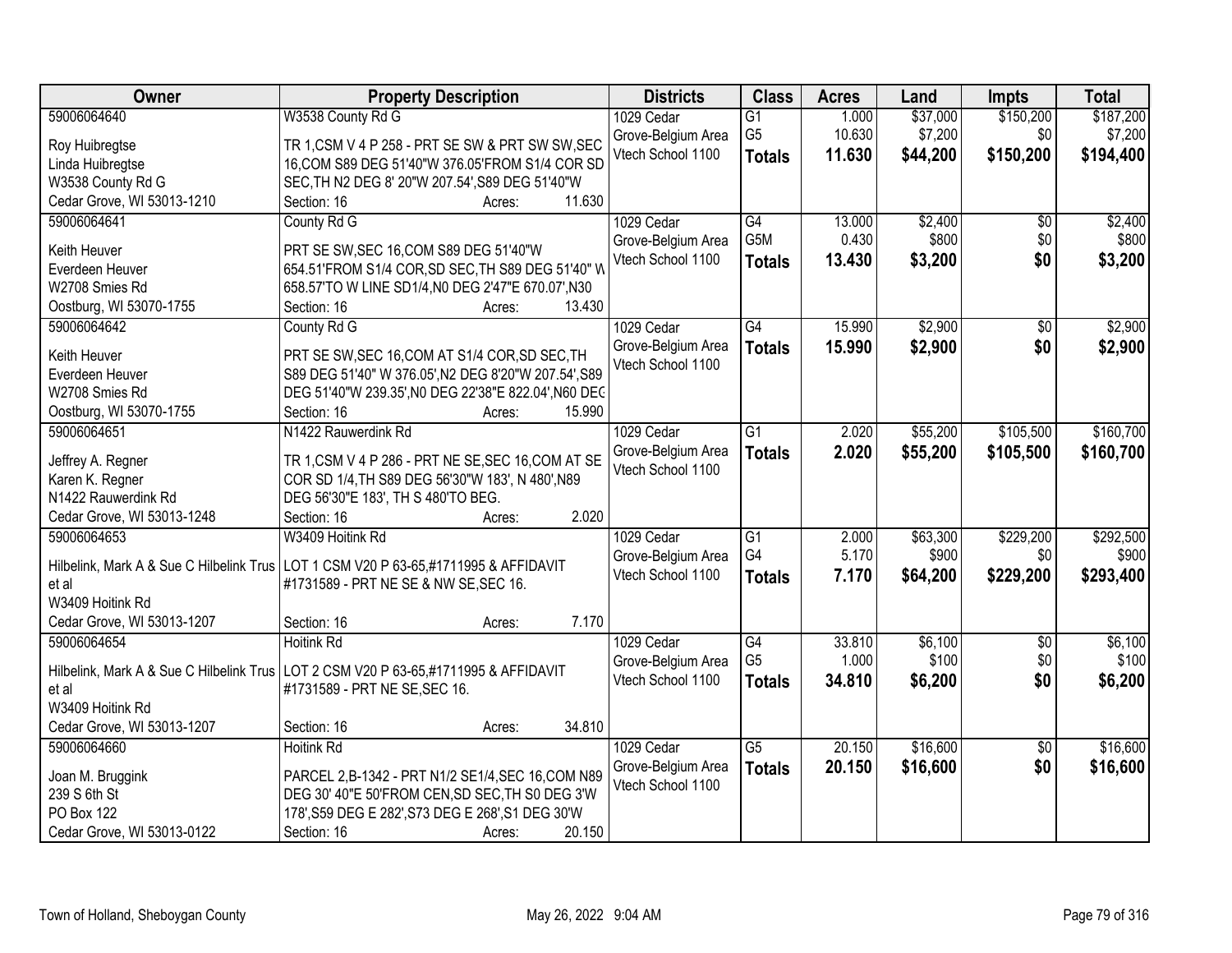| Owner | Property Description | Districts | Class | Acres | Land | Impts | Total |
|---|---|---|---|---|---|---|---|
| 59006064640<br>Roy Huibregtse<br>Linda Huibregtse<br>W3538 County Rd G<br>Cedar Grove, WI 53013-1210 | W3538 County Rd G<br>TR 1,CSM V 4 P 258 - PRT SE SW & PRT SW SW,SEC 16,COM S89 DEG 51'40"W 376.05'FROM S1/4 COR SD SEC,TH N2 DEG 8' 20"W 207.54',S89 DEG 51'40"W<br>Section: 16 Acres: 11.630 | 1029 Cedar Grove-Belgium Area Vtech School 1100 | G1<br>G5<br>**Totals** | 1.000<br>10.630<br>**11.630** | $37,000<br>$7,200<br>**$44,200** | $150,200<br>$0<br>**$150,200** | $187,200<br>$7,200<br>**$194,400** |
| 59006064641<br>Keith Heuver<br>Everdeen Heuver<br>W2708 Smies Rd<br>Oostburg, WI 53070-1755 | County Rd G<br>PRT SE SW,SEC 16,COM S89 DEG 51'40"W 654.51'FROM S1/4 COR,SD SEC,TH S89 DEG 51'40" W 658.57'TO W LINE SD1/4,N0 DEG 2'47"E 670.07',N30<br>Section: 16 Acres: 13.430 | 1029 Cedar Grove-Belgium Area Vtech School 1100 | G4<br>G5M<br>**Totals** | 13.000<br>0.430<br>**13.430** | $2,400<br>$800<br>**$3,200** | $0<br>$0<br>**$0** | $2,400<br>$800<br>**$3,200** |
| 59006064642<br>Keith Heuver<br>Everdeen Heuver<br>W2708 Smies Rd<br>Oostburg, WI 53070-1755 | County Rd G<br>PRT SE SW,SEC 16,COM AT S1/4 COR,SD SEC,TH S89 DEG 51'40" W 376.05',N2 DEG 8'20"W 207.54',S89 DEG 51'40"W 239.35',N0 DEG 22'38"E 822.04',N60 DEG<br>Section: 16 Acres: 15.990 | 1029 Cedar Grove-Belgium Area Vtech School 1100 | G4<br>**Totals** | 15.990<br>**15.990** | $2,900<br>**$2,900** | $0<br>**$0** | $2,900<br>**$2,900** |
| 59006064651<br>Jeffrey A. Regner<br>Karen K. Regner<br>N1422 Rauwerdink Rd<br>Cedar Grove, WI 53013-1248 | N1422 Rauwerdink Rd<br>TR 1,CSM V 4 P 286 - PRT NE SE,SEC 16,COM AT SE COR SD 1/4,TH S89 DEG 56'30"W 183', N 480',N89 DEG 56'30"E 183', TH S 480'TO BEG.<br>Section: 16 Acres: 2.020 | 1029 Cedar Grove-Belgium Area Vtech School 1100 | G1<br>**Totals** | 2.020<br>**2.020** | $55,200<br>**$55,200** | $105,500<br>**$105,500** | $160,700<br>**$160,700** |
| 59006064653<br>Hilbelink, Mark A & Sue C Hilbelink Trus et al<br>W3409 Hoitink Rd<br>Cedar Grove, WI 53013-1207 | W3409 Hoitink Rd<br>LOT 1 CSM V20 P 63-65,#1711995 & AFFIDAVIT #1731589 - PRT NE SE & NW SE,SEC 16.<br>Section: 16 Acres: 7.170 | 1029 Cedar Grove-Belgium Area Vtech School 1100 | G1<br>G4<br>**Totals** | 2.000<br>5.170<br>**7.170** | $63,300<br>$900<br>**$64,200** | $229,200<br>$0<br>**$229,200** | $292,500<br>$900<br>**$293,400** |
| 59006064654<br>Hilbelink, Mark A & Sue C Hilbelink Trus et al<br>W3409 Hoitink Rd<br>Cedar Grove, WI 53013-1207 | Hoitink Rd<br>LOT 2 CSM V20 P 63-65,#1711995 & AFFIDAVIT #1731589 - PRT NE SE,SEC 16.<br>Section: 16 Acres: 34.810 | 1029 Cedar Grove-Belgium Area Vtech School 1100 | G4<br>G5<br>**Totals** | 33.810<br>1.000<br>**34.810** | $6,100<br>$100<br>**$6,200** | $0<br>$0<br>**$0** | $6,100<br>$100<br>**$6,200** |
| 59006064660<br>Joan M. Bruggink<br>239 S 6th St<br>PO Box 122<br>Cedar Grove, WI 53013-0122 | Hoitink Rd<br>PARCEL 2,B-1342 - PRT N1/2 SE1/4,SEC 16,COM N89 DEG 30' 40"E 50'FROM CEN,SD SEC,TH S0 DEG 3'W 178',S59 DEG E 282',S73 DEG E 268',S1 DEG 30'W<br>Section: 16 Acres: 20.150 | 1029 Cedar Grove-Belgium Area Vtech School 1100 | G5<br>**Totals** | 20.150<br>**20.150** | $16,600<br>**$16,600** | $0<br>**$0** | $16,600<br>**$16,600** |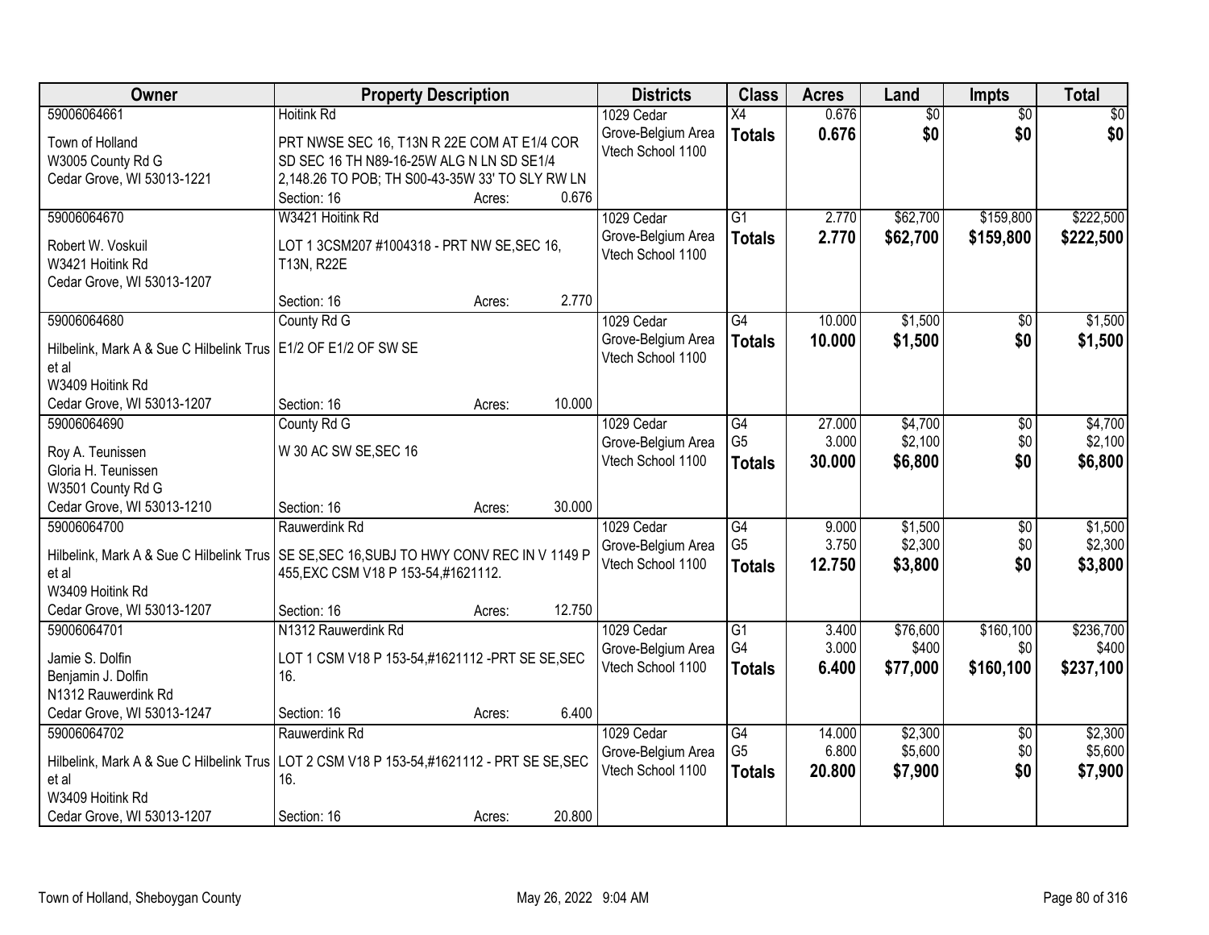| Owner | Property Description | Districts | Class | Acres | Land | Impts | Total |
|---|---|---|---|---|---|---|---|
| 59006064661<br>Town of Holland<br>W3005 County Rd G<br>Cedar Grove, WI 53013-1221 | Hoitink Rd<br>PRT NWSE SEC 16, T13N R 22E COM AT E1/4 COR SD SEC 16 TH N89-16-25W ALG N LN SD SE1/4 2,148.26 TO POB; TH S00-43-35W 33' TO SLY RW LN<br>Section: 16 Acres: 0.676 | 1029 Cedar Grove-Belgium Area Vtech School 1100 | X4<br>**Totals** | 0.676<br>**0.676** | $0<br>**$0** | $0<br>**$0** | $0<br>**$0** |
| 59006064670<br>Robert W. Voskuil<br>W3421 Hoitink Rd<br>Cedar Grove, WI 53013-1207 | W3421 Hoitink Rd<br>LOT 1 3CSM207 #1004318 - PRT NW SE,SEC 16, T13N, R22E<br>Section: 16 Acres: 2.770 | 1029 Cedar Grove-Belgium Area Vtech School 1100 | G1<br>**Totals** | 2.770<br>**2.770** | $62,700<br>**$62,700** | $159,800<br>**$159,800** | $222,500<br>**$222,500** |
| 59006064680<br>Hilbelink, Mark A & Sue C Hilbelink Trus et al<br>W3409 Hoitink Rd<br>Cedar Grove, WI 53013-1207 | County Rd G<br>E1/2 OF E1/2 OF SW SE<br>Section: 16 Acres: 10.000 | 1029 Cedar Grove-Belgium Area Vtech School 1100 | G4<br>**Totals** | 10.000<br>**10.000** | $1,500<br>**$1,500** | $0<br>**$0** | $1,500<br>**$1,500** |
| 59006064690<br>Roy A. Teunissen<br>Gloria H. Teunissen<br>W3501 County Rd G<br>Cedar Grove, WI 53013-1210 | County Rd G<br>W 30 AC SW SE,SEC 16<br>Section: 16 Acres: 30.000 | 1029 Cedar Grove-Belgium Area Vtech School 1100 | G4<br>G5<br>**Totals** | 27.000<br>3.000<br>**30.000** | $4,700<br>$2,100<br>**$6,800** | $0<br>$0<br>**$0** | $4,700<br>$2,100<br>**$6,800** |
| 59006064700<br>Hilbelink, Mark A & Sue C Hilbelink Trus et al<br>W3409 Hoitink Rd<br>Cedar Grove, WI 53013-1207 | Rauwerdink Rd<br>SE SE,SEC 16,SUBJ TO HWY CONV REC IN V 1149 P 455,EXC CSM V18 P 153-54,#1621112.<br>Section: 16 Acres: 12.750 | 1029 Cedar Grove-Belgium Area Vtech School 1100 | G4<br>G5<br>**Totals** | 9.000<br>3.750<br>**12.750** | $1,500<br>$2,300<br>**$3,800** | $0<br>$0<br>**$0** | $1,500<br>$2,300<br>**$3,800** |
| 59006064701<br>Jamie S. Dolfin<br>Benjamin J. Dolfin<br>N1312 Rauwerdink Rd<br>Cedar Grove, WI 53013-1247 | N1312 Rauwerdink Rd<br>LOT 1 CSM V18 P 153-54,#1621112 -PRT SE SE,SEC 16.<br>Section: 16 Acres: 6.400 | 1029 Cedar Grove-Belgium Area Vtech School 1100 | G1<br>G4<br>**Totals** | 3.400<br>3.000<br>**6.400** | $76,600<br>$400<br>**$77,000** | $160,100<br>$0<br>**$160,100** | $236,700<br>$400<br>**$237,100** |
| 59006064702<br>Hilbelink, Mark A & Sue C Hilbelink Trus et al<br>W3409 Hoitink Rd<br>Cedar Grove, WI 53013-1207 | Rauwerdink Rd<br>LOT 2 CSM V18 P 153-54,#1621112 - PRT SE SE,SEC 16.<br>Section: 16 Acres: 20.800 | 1029 Cedar Grove-Belgium Area Vtech School 1100 | G4<br>G5<br>**Totals** | 14.000<br>6.800<br>**20.800** | $2,300<br>$5,600<br>**$7,900** | $0<br>$0<br>**$0** | $2,300<br>$5,600<br>**$7,900** |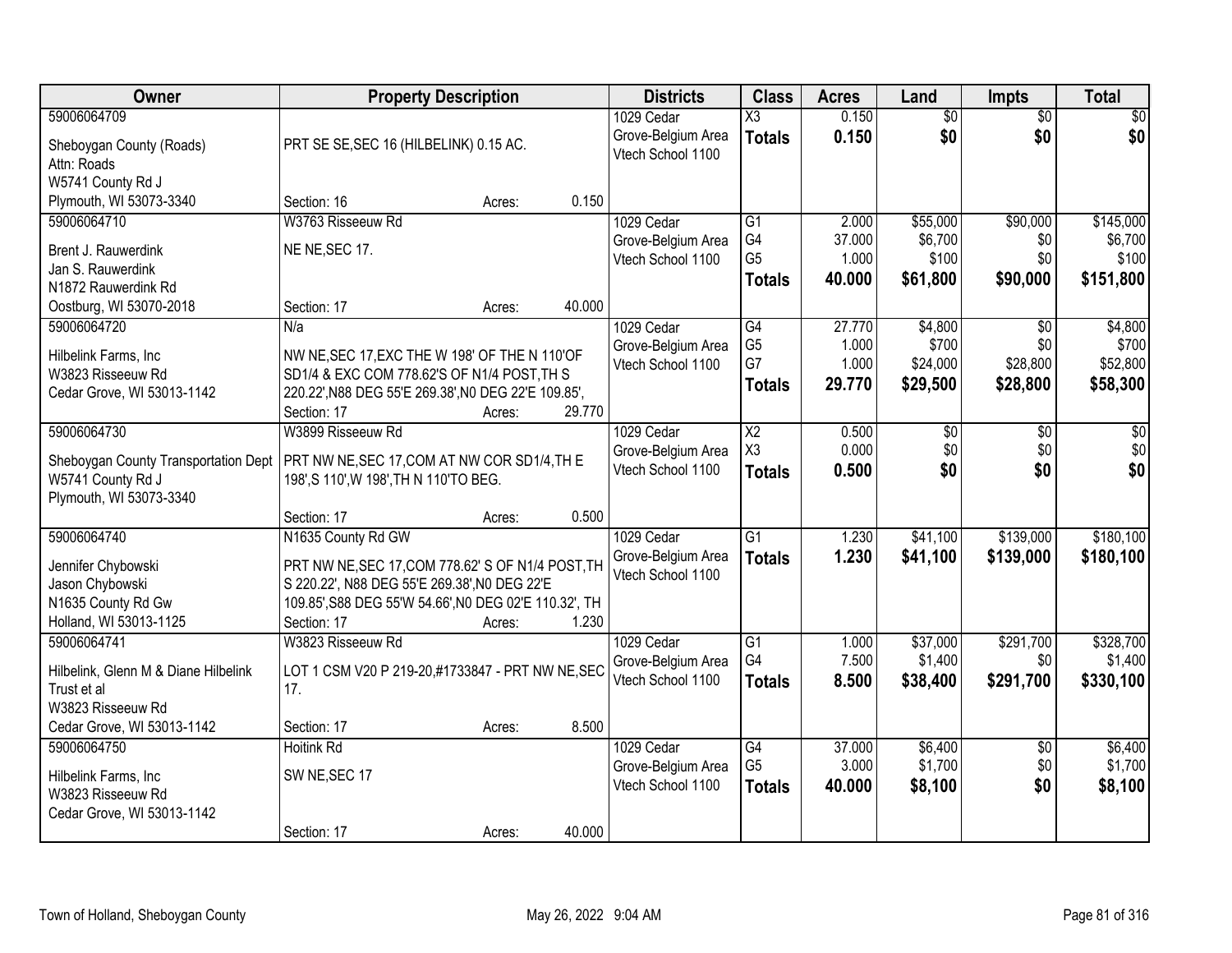| Owner | Property Description | Districts | Class | Acres | Land | Impts | Total |
|---|---|---|---|---|---|---|---|
| 59006064709<br>Sheboygan County (Roads)<br>Attn: Roads<br>W5741 County Rd J<br>Plymouth, WI 53073-3340 | PRT SE SE,SEC 16 (HILBELINK) 0.15 AC.<br>Section: 16 Acres: 0.150 | 1029 Cedar Grove-Belgium Area<br>Vtech School 1100 | X3<br>**Totals** | 0.150<br>**0.150** | $0<br>**$0** | $0<br>**$0** | $0<br>**$0** |
| 59006064710<br>Brent J. Rauwerdink<br>Jan S. Rauwerdink<br>N1872 Rauwerdink Rd<br>Oostburg, WI 53070-2018 | W3763 Risseeuw Rd<br>NE NE,SEC 17.<br>Section: 17 Acres: 40.000 | 1029 Cedar Grove-Belgium Area<br>Vtech School 1100 | G1<br>G4<br>G5<br>**Totals** | 2.000<br>37.000<br>1.000<br>**40.000** | $55,000<br>$6,700<br>$100<br>**$61,800** | $90,000<br>$0<br>$0<br>**$90,000** | $145,000<br>$6,700<br>$100<br>**$151,800** |
| 59006064720<br>Hilbelink Farms, Inc<br>W3823 Risseeuw Rd<br>Cedar Grove, WI 53013-1142 | N/a<br>NW NE,SEC 17,EXC THE W 198' OF THE N 110'OF SD1/4 & EXC COM 778.62'S OF N1/4 POST,TH S 220.22',N88 DEG 55'E 269.38',N0 DEG 22'E 109.85',<br>Section: 17 Acres: 29.770 | 1029 Cedar Grove-Belgium Area<br>Vtech School 1100 | G4<br>G5<br>G7<br>**Totals** | 27.770<br>1.000<br>1.000<br>**29.770** | $4,800<br>$700<br>$24,000<br>**$29,500** | $0<br>$0<br>$28,800<br>**$28,800** | $4,800<br>$700<br>$52,800<br>**$58,300** |
| 59006064730<br>Sheboygan County Transportation Dept<br>W5741 County Rd J<br>Plymouth, WI 53073-3340 | W3899 Risseeuw Rd<br>PRT NW NE,SEC 17,COM AT NW COR SD1/4,TH E 198',S 110',W 198',TH N 110'TO BEG.<br>Section: 17 Acres: 0.500 | 1029 Cedar Grove-Belgium Area<br>Vtech School 1100 | X2<br>X3<br>**Totals** | 0.500<br>0.000<br>**0.500** | $0<br>$0<br>**$0** | $0<br>$0<br>**$0** | $0<br>$0<br>**$0** |
| 59006064740<br>Jennifer Chybowski<br>Jason Chybowski<br>N1635 County Rd Gw<br>Holland, WI 53013-1125 | N1635 County Rd GW<br>PRT NW NE,SEC 17,COM 778.62' S OF N1/4 POST,TH S 220.22', N88 DEG 55'E 269.38',N0 DEG 22'E 109.85',S88 DEG 55'W 54.66',N0 DEG 02'E 110.32', TH<br>Section: 17 Acres: 1.230 | 1029 Cedar Grove-Belgium Area<br>Vtech School 1100 | G1<br>**Totals** | 1.230<br>**1.230** | $41,100<br>**$41,100** | $139,000<br>**$139,000** | $180,100<br>**$180,100** |
| 59006064741<br>Hilbelink, Glenn M & Diane Hilbelink Trust et al<br>W3823 Risseeuw Rd<br>Cedar Grove, WI 53013-1142 | W3823 Risseeuw Rd<br>LOT 1 CSM V20 P 219-20,#1733847 - PRT NW NE,SEC 17.<br>Section: 17 Acres: 8.500 | 1029 Cedar Grove-Belgium Area<br>Vtech School 1100 | G1<br>G4<br>**Totals** | 1.000<br>7.500<br>**8.500** | $37,000<br>$1,400<br>**$38,400** | $291,700<br>$0<br>**$291,700** | $328,700<br>$1,400<br>**$330,100** |
| 59006064750<br>Hilbelink Farms, Inc<br>W3823 Risseeuw Rd<br>Cedar Grove, WI 53013-1142 | Hoitink Rd<br>SW NE,SEC 17<br>Section: 17 Acres: 40.000 | 1029 Cedar Grove-Belgium Area<br>Vtech School 1100 | G4<br>G5<br>**Totals** | 37.000<br>3.000<br>**40.000** | $6,400<br>$1,700<br>**$8,100** | $0<br>$0<br>**$0** | $6,400<br>$1,700<br>**$8,100** |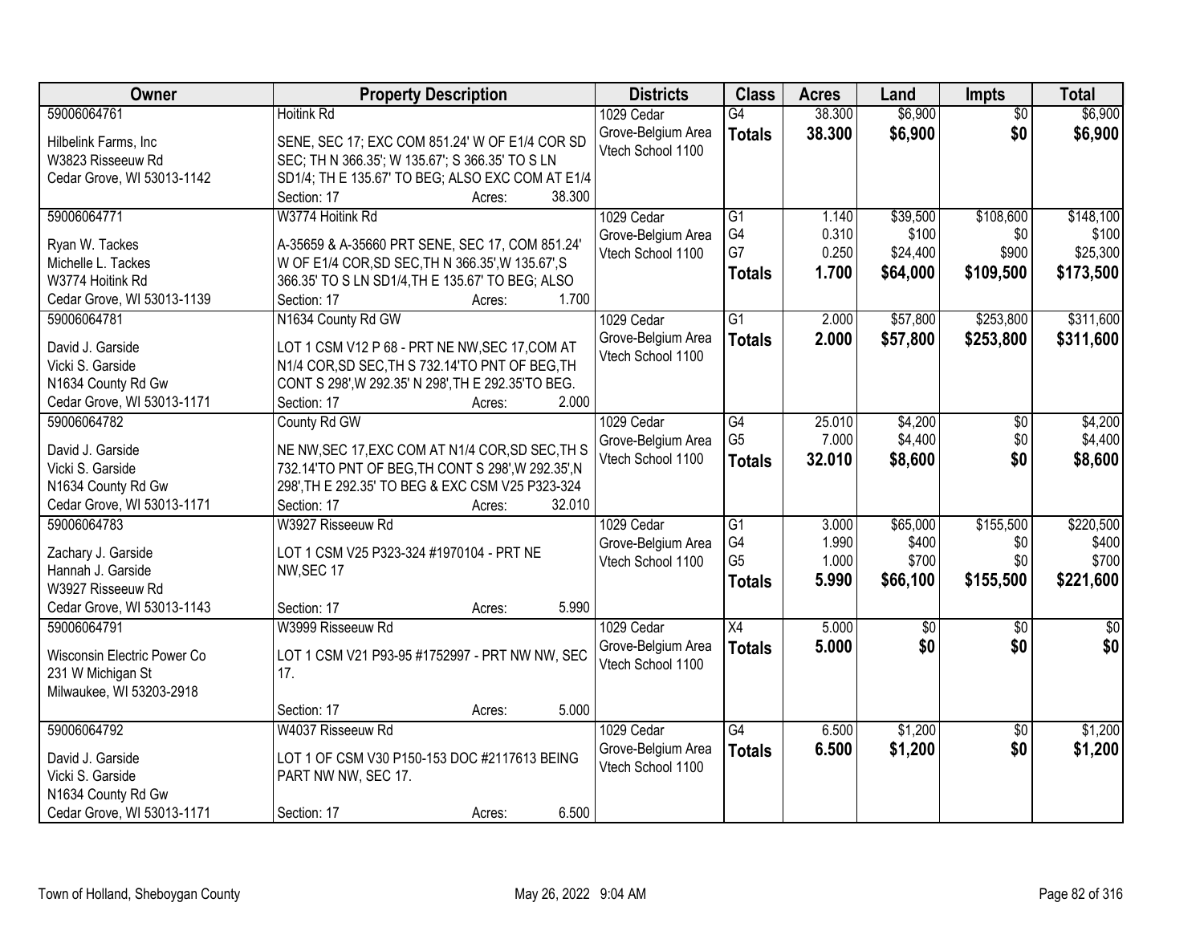| Owner | Property Description | Districts | Class | Acres | Land | Impts | Total |
|---|---|---|---|---|---|---|---|
| 59006064761<br>Hilbelink Farms, Inc<br>W3823 Risseeuw Rd<br>Cedar Grove, WI 53013-1142 | Hoitink Rd<br>SENE, SEC 17; EXC COM 851.24' W OF E1/4 COR SD SEC; TH N 366.35'; W 135.67'; S 366.35' TO S LN SD1/4; TH E 135.67' TO BEG; ALSO EXC COM AT E1/4<br>Section: 17 Acres: 38.300 | 1029 Cedar Grove-Belgium Area Vtech School 1100 | G4<br>**Totals** | 38.300<br>**38.300** | $6,900<br>**$6,900** | $0<br>**$0** | $6,900<br>**$6,900** |
| 59006064771<br>Ryan W. Tackes<br>Michelle L. Tackes<br>W3774 Hoitink Rd<br>Cedar Grove, WI 53013-1139 | W3774 Hoitink Rd<br>A-35659 & A-35660 PRT SENE, SEC 17, COM 851.24' W OF E1/4 COR,SD SEC,TH N 366.35',W 135.67',S 366.35' TO S LN SD1/4,TH E 135.67' TO BEG; ALSO<br>Section: 17 Acres: 1.700 | 1029 Cedar Grove-Belgium Area Vtech School 1100 | G1<br>G4<br>G7<br>**Totals** | 1.140<br>0.310<br>0.250<br>**1.700** | $39,500<br>$100<br>$24,400<br>**$64,000** | $108,600<br>$0<br>$900<br>**$109,500** | $148,100<br>$100<br>$25,300<br>**$173,500** |
| 59006064781<br>David J. Garside<br>Vicki S. Garside<br>N1634 County Rd Gw<br>Cedar Grove, WI 53013-1171 | N1634 County Rd GW<br>LOT 1 CSM V12 P 68 - PRT NE NW,SEC 17,COM AT N1/4 COR,SD SEC,TH S 732.14'TO PNT OF BEG,TH CONT S 298',W 292.35' N 298',TH E 292.35'TO BEG.<br>Section: 17 Acres: 2.000 | 1029 Cedar Grove-Belgium Area Vtech School 1100 | G1<br>**Totals** | 2.000<br>**2.000** | $57,800<br>**$57,800** | $253,800<br>**$253,800** | $311,600<br>**$311,600** |
| 59006064782<br>David J. Garside<br>Vicki S. Garside<br>N1634 County Rd Gw<br>Cedar Grove, WI 53013-1171 | County Rd GW<br>NE NW,SEC 17,EXC COM AT N1/4 COR,SD SEC,TH S 732.14'TO PNT OF BEG,TH CONT S 298',W 292.35',N 298',TH E 292.35' TO BEG & EXC CSM V25 P323-324<br>Section: 17 Acres: 32.010 | 1029 Cedar Grove-Belgium Area Vtech School 1100 | G4<br>G5<br>**Totals** | 25.010<br>7.000<br>**32.010** | $4,200<br>$4,400<br>**$8,600** | $0<br>$0<br>**$0** | $4,200<br>$4,400<br>**$8,600** |
| 59006064783<br>Zachary J. Garside<br>Hannah J. Garside<br>W3927 Risseeuw Rd<br>Cedar Grove, WI 53013-1143 | W3927 Risseeuw Rd<br>LOT 1 CSM V25 P323-324 #1970104 - PRT NE NW,SEC 17<br>Section: 17 Acres: 5.990 | 1029 Cedar Grove-Belgium Area Vtech School 1100 | G1<br>G4<br>G5<br>**Totals** | 3.000<br>1.990<br>1.000<br>**5.990** | $65,000<br>$400<br>$700<br>**$66,100** | $155,500<br>$0<br>$0<br>**$155,500** | $220,500<br>$400<br>$700<br>**$221,600** |
| 59006064791<br>Wisconsin Electric Power Co<br>231 W Michigan St<br>Milwaukee, WI 53203-2918 | W3999 Risseeuw Rd<br>LOT 1 CSM V21 P93-95 #1752997 - PRT NW NW, SEC 17.<br>Section: 17 Acres: 5.000 | 1029 Cedar Grove-Belgium Area Vtech School 1100 | X4<br>**Totals** | 5.000<br>**5.000** | $0<br>**$0** | $0<br>**$0** | $0<br>**$0** |
| 59006064792<br>David J. Garside<br>Vicki S. Garside<br>N1634 County Rd Gw<br>Cedar Grove, WI 53013-1171 | W4037 Risseeuw Rd<br>LOT 1 OF CSM V30 P150-153 DOC #2117613 BEING PART NW NW, SEC 17.<br>Section: 17 Acres: 6.500 | 1029 Cedar Grove-Belgium Area Vtech School 1100 | G4<br>**Totals** | 6.500<br>**6.500** | $1,200<br>**$1,200** | $0<br>**$0** | $1,200<br>**$1,200** |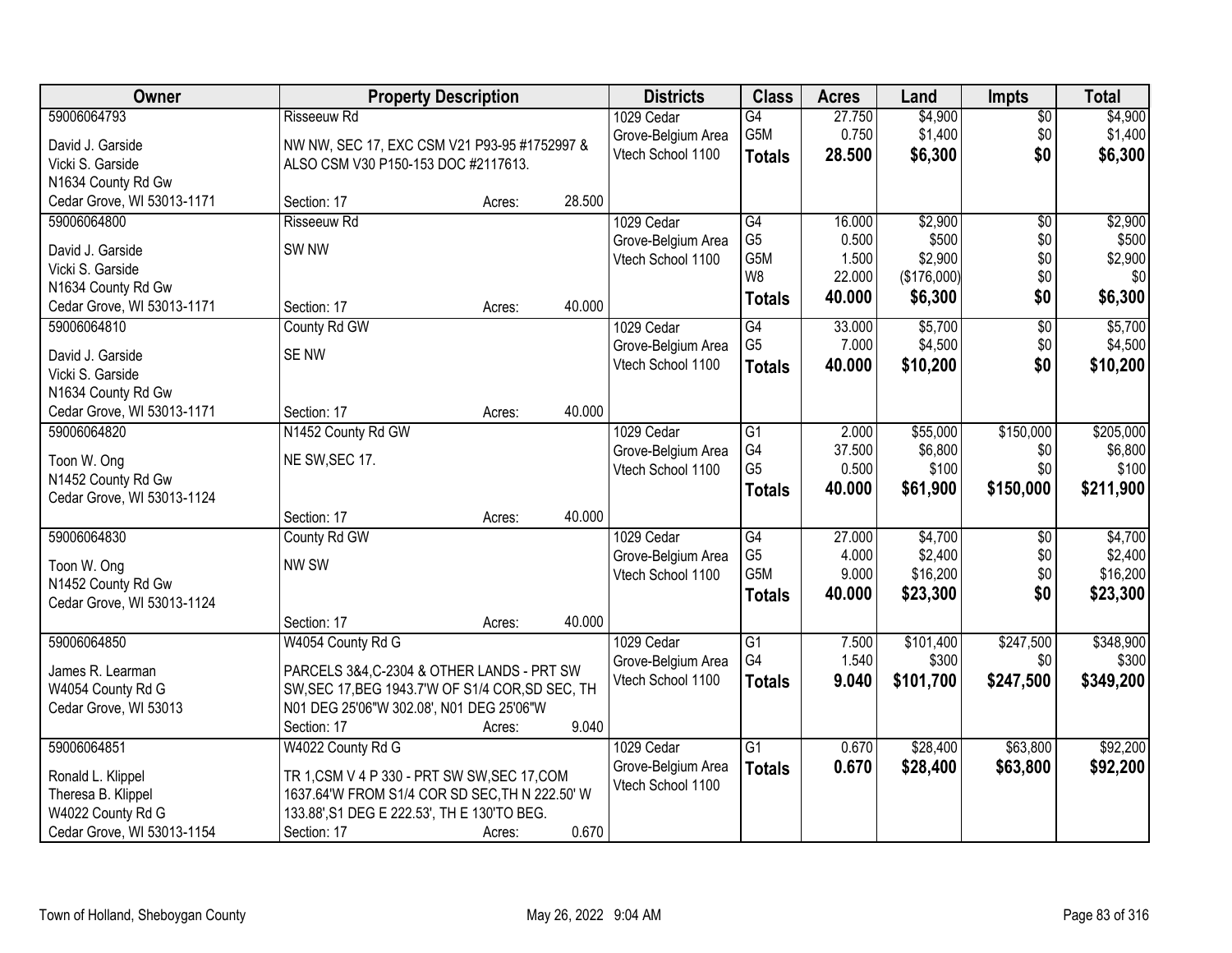| Owner | Property Description | | | Districts | Class | Acres | Land | Impts | Total |
|---|---|---|---|---|---|---|---|---|---|
| 59006064793 | Risseeuw Rd | | | 1029 Cedar | G4 | 27.750 | $4,900 | $0 | $4,900 |
| David J. Garside | NW NW, SEC 17, EXC CSM V21 P93-95 #1752997 & | | | Grove-Belgium Area | G5M | 0.750 | $1,400 | $0 | $1,400 |
| Vicki S. Garside | ALSO CSM V30 P150-153 DOC #2117613. | | | Vtech School 1100 | **Totals** | **28.500** | **$6,300** | **$0** | **$6,300** |
| N1634 County Rd Gw | | | | | | | | | |
| Cedar Grove, WI 53013-1171 | Section: 17 | Acres: | 28.500 | | | | | | |
| 59006064800 | Risseeuw Rd | | | 1029 Cedar | G4 | 16.000 | $2,900 | $0 | $2,900 |
| David J. Garside | SW NW | | | Grove-Belgium Area | G5 | 0.500 | $500 | $0 | $500 |
| Vicki S. Garside | | | | Vtech School 1100 | G5M | 1.500 | $2,900 | $0 | $2,900 |
| N1634 County Rd Gw | | | | | W8 | 22.000 | ($176,000) | $0 | $0 |
| Cedar Grove, WI 53013-1171 | Section: 17 | Acres: | 40.000 | | **Totals** | **40.000** | **$6,300** | **$0** | **$6,300** |
| 59006064810 | County Rd GW | | | 1029 Cedar | G4 | 33.000 | $5,700 | $0 | $5,700 |
| David J. Garside | SE NW | | | Grove-Belgium Area | G5 | 7.000 | $4,500 | $0 | $4,500 |
| Vicki S. Garside | | | | Vtech School 1100 | **Totals** | **40.000** | **$10,200** | **$0** | **$10,200** |
| N1634 County Rd Gw | | | | | | | | | |
| Cedar Grove, WI 53013-1171 | Section: 17 | Acres: | 40.000 | | | | | | |
| 59006064820 | N1452 County Rd GW | | | 1029 Cedar | G1 | 2.000 | $55,000 | $150,000 | $205,000 |
| Toon W. Ong | NE SW,SEC 17. | | | Grove-Belgium Area | G4 | 37.500 | $6,800 | $0 | $6,800 |
| N1452 County Rd Gw | | | | Vtech School 1100 | G5 | 0.500 | $100 | $0 | $100 |
| Cedar Grove, WI 53013-1124 | | | | | **Totals** | **40.000** | **$61,900** | **$150,000** | **$211,900** |
| | Section: 17 | Acres: | 40.000 | | | | | | |
| 59006064830 | County Rd GW | | | 1029 Cedar | G4 | 27.000 | $4,700 | $0 | $4,700 |
| Toon W. Ong | NW SW | | | Grove-Belgium Area | G5 | 4.000 | $2,400 | $0 | $2,400 |
| N1452 County Rd Gw | | | | Vtech School 1100 | G5M | 9.000 | $16,200 | $0 | $16,200 |
| Cedar Grove, WI 53013-1124 | | | | | **Totals** | **40.000** | **$23,300** | **$0** | **$23,300** |
| | Section: 17 | Acres: | 40.000 | | | | | | |
| 59006064850 | W4054 County Rd G | | | 1029 Cedar | G1 | 7.500 | $101,400 | $247,500 | $348,900 |
| James R. Learman | PARCELS 3&4,C-2304 & OTHER LANDS - PRT SW | | | Grove-Belgium Area | G4 | 1.540 | $300 | $0 | $300 |
| W4054 County Rd G | SW,SEC 17,BEG 1943.7'W OF S1/4 COR,SD SEC, TH | | | Vtech School 1100 | **Totals** | **9.040** | **$101,700** | **$247,500** | **$349,200** |
| Cedar Grove, WI 53013 | N01 DEG 25'06"W 302.08', N01 DEG 25'06"W | | | | | | | | |
| | Section: 17 | Acres: | 9.040 | | | | | | |
| 59006064851 | W4022 County Rd G | | | 1029 Cedar | G1 | 0.670 | $28,400 | $63,800 | $92,200 |
| Ronald L. Klippel | TR 1,CSM V 4 P 330 - PRT SW SW,SEC 17,COM | | | Grove-Belgium Area | **Totals** | **0.670** | **$28,400** | **$63,800** | **$92,200** |
| Theresa B. Klippel | 1637.64'W FROM S1/4 COR SD SEC,TH N 222.50' W | | | Vtech School 1100 | | | | | |
| W4022 County Rd G | 133.88',S1 DEG E 222.53', TH E 130'TO BEG. | | | | | | | | |
| Cedar Grove, WI 53013-1154 | Section: 17 | Acres: | 0.670 | | | | | | |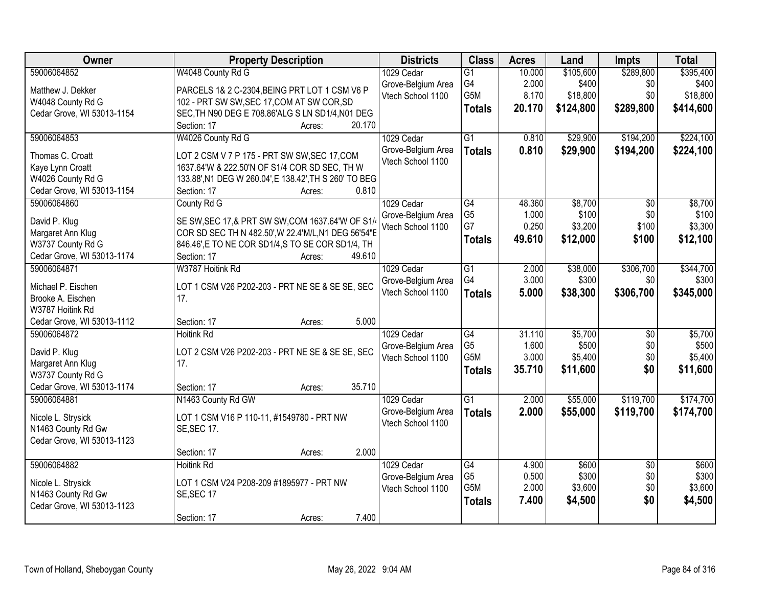| Owner | Property Description | Districts | Class | Acres | Land | Impts | Total |
|---|---|---|---|---|---|---|---|
| 59006064852<br><br>Matthew J. Dekker<br>W4048 County Rd G<br>Cedar Grove, WI 53013-1154 | W4048 County Rd G<br><br>PARCELS 1& 2 C-2304,BEING PRT LOT 1 CSM V6 P 102 - PRT SW SW,SEC 17,COM AT SW COR,SD SEC,TH N90 DEG E 708.86'ALG S LN SD1/4,N01 DEG<br>Section: 17 Acres: 20.170 | 1029 Cedar Grove-Belgium Area<br>Vtech School 1100 | G1<br>G4<br>G5M<br>**Totals** | 10.000<br>2.000<br>8.170<br>**20.170** | $105,600<br>$400<br>$18,800<br>**$124,800** | $289,800<br>$0<br>$0<br>**$289,800** | $395,400<br>$400<br>$18,800<br>**$414,600** |
| 59006064853<br><br>Thomas C. Croatt<br>Kaye Lynn Croatt<br>W4026 County Rd G<br>Cedar Grove, WI 53013-1154 | W4026 County Rd G<br><br>LOT 2 CSM V 7 P 175 - PRT SW SW,SEC 17,COM 1637.64'W & 222.50'N OF S1/4 COR SD SEC, TH W 133.88',N1 DEG W 260.04',E 138.42',TH S 260' TO BEG<br>Section: 17 Acres: 0.810 | 1029 Cedar Grove-Belgium Area<br>Vtech School 1100 | G1<br>**Totals** | 0.810<br>**0.810** | $29,900<br>**$29,900** | $194,200<br>**$194,200** | $224,100<br>**$224,100** |
| 59006064860<br><br>David P. Klug<br>Margaret Ann Klug<br>W3737 County Rd G<br>Cedar Grove, WI 53013-1174 | County Rd G<br><br>SE SW,SEC 17,& PRT SW SW,COM 1637.64'W OF S1/4 COR SD SEC TH N 482.50',W 22.4'M/L,N1 DEG 56'54"E 846.46',E TO NE COR SD1/4,S TO SE COR SD1/4, TH<br>Section: 17 Acres: 49.610 | 1029 Cedar Grove-Belgium Area<br>Vtech School 1100 | G4<br>G5<br>G7<br>**Totals** | 48.360<br>1.000<br>0.250<br>**49.610** | $8,700<br>$100<br>$3,200<br>**$12,000** | $0<br>$0<br>$100<br>**$100** | $8,700<br>$100<br>$3,300<br>**$12,100** |
| 59006064871<br><br>Michael P. Eischen<br>Brooke A. Eischen<br>W3787 Hoitink Rd<br>Cedar Grove, WI 53013-1112 | W3787 Hoitink Rd<br><br>LOT 1 CSM V26 P202-203 - PRT NE SE & SE SE, SEC 17.<br>Section: 17 Acres: 5.000 | 1029 Cedar Grove-Belgium Area<br>Vtech School 1100 | G1<br>G4<br>**Totals** | 2.000<br>3.000<br>**5.000** | $38,000<br>$300<br>**$38,300** | $306,700<br>$0<br>**$306,700** | $344,700<br>$300<br>**$345,000** |
| 59006064872<br><br>David P. Klug<br>Margaret Ann Klug<br>W3737 County Rd G<br>Cedar Grove, WI 53013-1174 | Hoitink Rd<br><br>LOT 2 CSM V26 P202-203 - PRT NE SE & SE SE, SEC 17.<br>Section: 17 Acres: 35.710 | 1029 Cedar Grove-Belgium Area<br>Vtech School 1100 | G4<br>G5<br>G5M<br>**Totals** | 31.110<br>1.600<br>3.000<br>**35.710** | $5,700<br>$500<br>$5,400<br>**$11,600** | $0<br>$0<br>$0<br>**$0** | $5,700<br>$500<br>$5,400<br>**$11,600** |
| 59006064881<br><br>Nicole L. Strysick<br>N1463 County Rd Gw<br>Cedar Grove, WI 53013-1123 | N1463 County Rd GW<br><br>LOT 1 CSM V16 P 110-11, #1549780 - PRT NW SE,SEC 17.<br>Section: 17 Acres: 2.000 | 1029 Cedar Grove-Belgium Area<br>Vtech School 1100 | G1<br>**Totals** | 2.000<br>**2.000** | $55,000<br>**$55,000** | $119,700<br>**$119,700** | $174,700<br>**$174,700** |
| 59006064882<br><br>Nicole L. Strysick<br>N1463 County Rd Gw<br>Cedar Grove, WI 53013-1123 | Hoitink Rd<br><br>LOT 1 CSM V24 P208-209 #1895977 - PRT NW SE,SEC 17<br>Section: 17 Acres: 7.400 | 1029 Cedar Grove-Belgium Area<br>Vtech School 1100 | G4<br>G5<br>G5M<br>**Totals** | 4.900<br>0.500<br>2.000<br>**7.400** | $600<br>$300<br>$3,600<br>**$4,500** | $0<br>$0<br>$0<br>**$0** | $600<br>$300<br>$3,600<br>**$4,500** |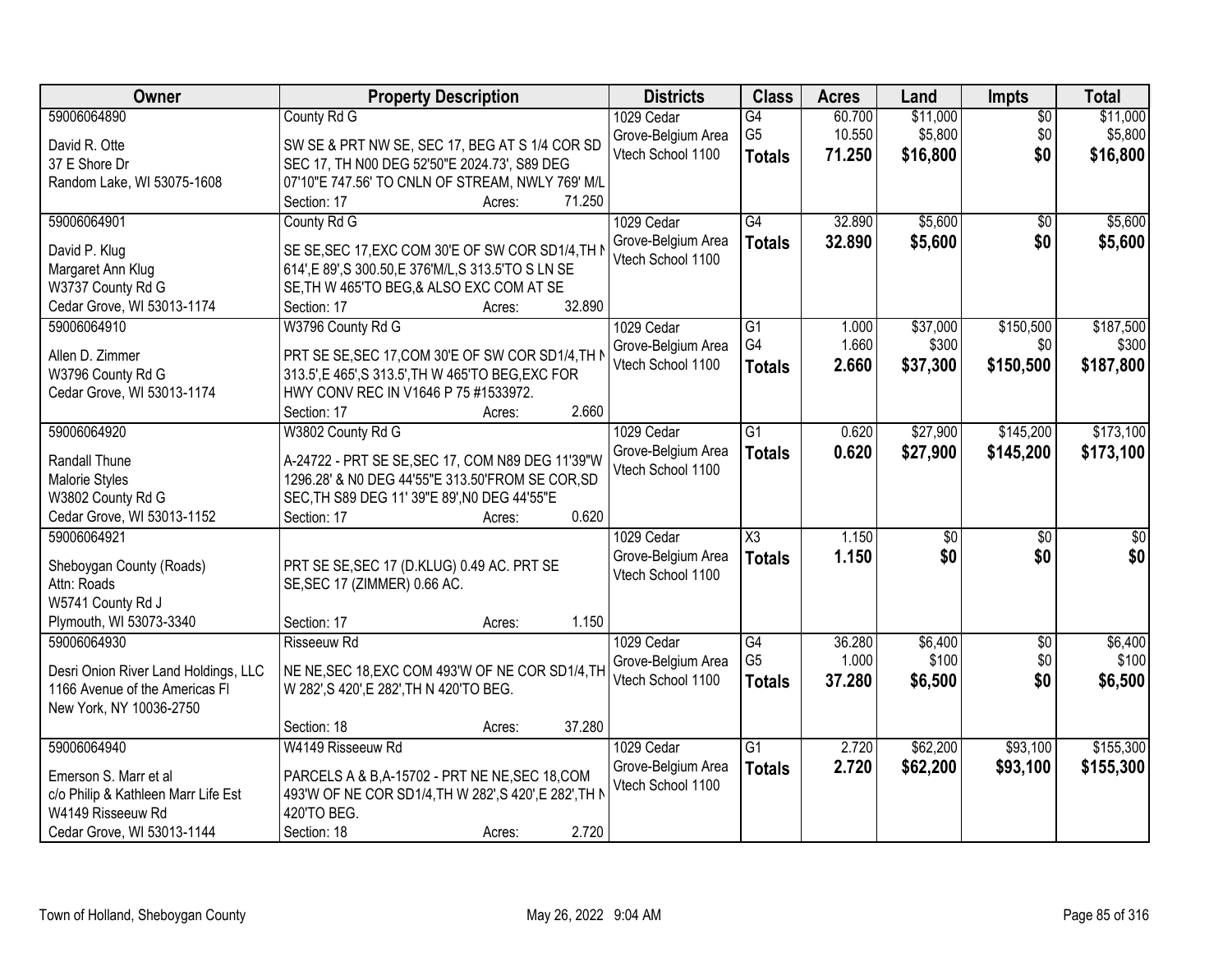| Owner | Property Description | Districts | Class | Acres | Land | Impts | Total |
|---|---|---|---|---|---|---|---|
| 59006064890<br><br>David R. Otte<br>37 E Shore Dr<br>Random Lake, WI 53075-1608 | County Rd G<br><br>SW SE & PRT NW SE, SEC 17, BEG AT S 1/4 COR SD SEC 17, TH N00 DEG 52'50"E 2024.73', S89 DEG 07'10"E 747.56' TO CNLN OF STREAM, NWLY 769' M/L<br>Section: 17 Acres: 71.250 | 1029 Cedar Grove-Belgium Area Vtech School 1100 | G4<br>G5<br>**Totals** | 60.700<br>10.550<br>**71.250** | $11,000<br>$5,800<br>**$16,800** | $0<br>$0<br>**$0** | $11,000<br>$5,800<br>**$16,800** |
| 59006064901<br><br>David P. Klug<br>Margaret Ann Klug<br>W3737 County Rd G<br>Cedar Grove, WI 53013-1174 | County Rd G<br><br>SE SE,SEC 17,EXC COM 30'E OF SW COR SD1/4,TH N 614',E 89',S 300.50,E 376'M/L,S 313.5'TO S LN SE SE,TH W 465'TO BEG,& ALSO EXC COM AT SE<br>Section: 17 Acres: 32.890 | 1029 Cedar Grove-Belgium Area Vtech School 1100 | G4<br>**Totals** | 32.890<br>**32.890** | $5,600<br>**$5,600** | $0<br>**$0** | $5,600<br>**$5,600** |
| 59006064910<br><br>Allen D. Zimmer<br>W3796 County Rd G<br>Cedar Grove, WI 53013-1174 | W3796 County Rd G<br><br>PRT SE SE,SEC 17,COM 30'E OF SW COR SD1/4,TH N 313.5',E 465',S 313.5',TH W 465'TO BEG,EXC FOR HWY CONV REC IN V1646 P 75 #1533972.<br>Section: 17 Acres: 2.660 | 1029 Cedar Grove-Belgium Area Vtech School 1100 | G1<br>G4<br>**Totals** | 1.000<br>1.660<br>**2.660** | $37,000<br>$300<br>**$37,300** | $150,500<br>$0<br>**$150,500** | $187,500<br>$300<br>**$187,800** |
| 59006064920<br><br>Randall Thune<br>Malorie Styles<br>W3802 County Rd G<br>Cedar Grove, WI 53013-1152 | W3802 County Rd G<br><br>A-24722 - PRT SE SE,SEC 17, COM N89 DEG 11'39"W 1296.28' & N0 DEG 44'55"E 313.50'FROM SE COR,SD SEC,TH S89 DEG 11' 39"E 89',N0 DEG 44'55"E<br>Section: 17 Acres: 0.620 | 1029 Cedar Grove-Belgium Area Vtech School 1100 | G1<br>**Totals** | 0.620<br>**0.620** | $27,900<br>**$27,900** | $145,200<br>**$145,200** | $173,100<br>**$173,100** |
| 59006064921<br><br>Sheboygan County (Roads)<br>Attn: Roads<br>W5741 County Rd J<br>Plymouth, WI 53073-3340 | PRT SE SE,SEC 17 (D.KLUG) 0.49 AC. PRT SE SE,SEC 17 (ZIMMER) 0.66 AC.<br><br>Section: 17 Acres: 1.150 | 1029 Cedar Grove-Belgium Area Vtech School 1100 | X3<br>**Totals** | 1.150<br>**1.150** | $0<br>**$0** | $0<br>**$0** | $0<br>**$0** |
| 59006064930<br><br>Desri Onion River Land Holdings, LLC<br>1166 Avenue of the Americas Fl<br>New York, NY 10036-2750 | Risseeuw Rd<br><br>NE NE,SEC 18,EXC COM 493'W OF NE COR SD1/4,TH W 282',S 420',E 282',TH N 420'TO BEG.<br><br>Section: 18 Acres: 37.280 | 1029 Cedar Grove-Belgium Area Vtech School 1100 | G4<br>G5<br>**Totals** | 36.280<br>1.000<br>**37.280** | $6,400<br>$100<br>**$6,500** | $0<br>$0<br>**$0** | $6,400<br>$100<br>**$6,500** |
| 59006064940<br><br>Emerson S. Marr et al<br>c/o Philip & Kathleen Marr Life Est<br>W4149 Risseeuw Rd<br>Cedar Grove, WI 53013-1144 | W4149 Risseeuw Rd<br><br>PARCELS A & B,A-15702 - PRT NE NE,SEC 18,COM 493'W OF NE COR SD1/4,TH W 282',S 420',E 282',TH N 420'TO BEG.<br>Section: 18 Acres: 2.720 | 1029 Cedar Grove-Belgium Area Vtech School 1100 | G1<br>**Totals** | 2.720<br>**2.720** | $62,200<br>**$62,200** | $93,100<br>**$93,100** | $155,300<br>**$155,300** |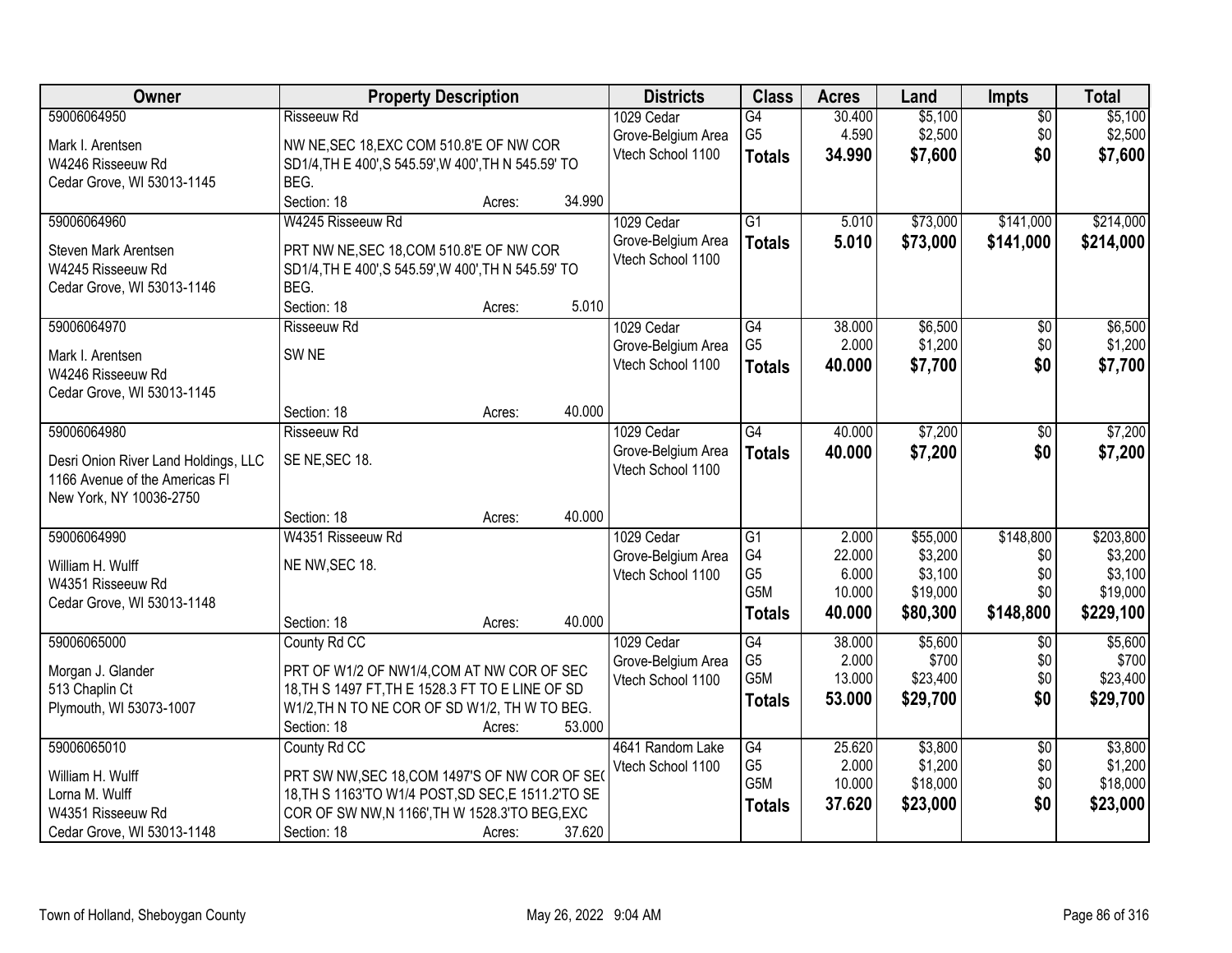| Owner | Property Description | Districts | Class | Acres | Land | Impts | Total |
|---|---|---|---|---|---|---|---|
| 59006064950<br><br>Mark I. Arentsen<br>W4246 Risseeuw Rd<br>Cedar Grove, WI 53013-1145 | Risseeuw Rd<br><br>NW NE,SEC 18,EXC COM 510.8'E OF NW COR SD1/4,TH E 400',S 545.59',W 400',TH N 545.59' TO BEG.<br>Section: 18 Acres: 34.990 | 1029 Cedar Grove-Belgium Area Vtech School 1100 | G4<br>G5<br>**Totals** | 30.400<br>4.590<br>**34.990** | $5,100<br>$2,500<br>**$7,600** | $0<br>$0<br>**$0** | $5,100<br>$2,500<br>**$7,600** |
| 59006064960<br><br>Steven Mark Arentsen<br>W4245 Risseeuw Rd<br>Cedar Grove, WI 53013-1146 | W4245 Risseeuw Rd<br><br>PRT NW NE,SEC 18,COM 510.8'E OF NW COR SD1/4,TH E 400',S 545.59',W 400',TH N 545.59' TO BEG.<br>Section: 18 Acres: 5.010 | 1029 Cedar Grove-Belgium Area Vtech School 1100 | G1<br>**Totals** | 5.010<br>**5.010** | $73,000<br>**$73,000** | $141,000<br>**$141,000** | $214,000<br>**$214,000** |
| 59006064970<br><br>Mark I. Arentsen<br>W4246 Risseeuw Rd<br>Cedar Grove, WI 53013-1145 | Risseeuw Rd<br><br>SW NE<br>Section: 18 Acres: 40.000 | 1029 Cedar Grove-Belgium Area Vtech School 1100 | G4<br>G5<br>**Totals** | 38.000<br>2.000<br>**40.000** | $6,500<br>$1,200<br>**$7,700** | $0<br>$0<br>**$0** | $6,500<br>$1,200<br>**$7,700** |
| 59006064980<br><br>Desri Onion River Land Holdings, LLC<br>1166 Avenue of the Americas Fl<br>New York, NY 10036-2750 | Risseeuw Rd<br><br>SE NE,SEC 18.<br>Section: 18 Acres: 40.000 | 1029 Cedar Grove-Belgium Area Vtech School 1100 | G4<br>**Totals** | 40.000<br>**40.000** | $7,200<br>**$7,200** | $0<br>**$0** | $7,200<br>**$7,200** |
| 59006064990<br><br>William H. Wulff<br>W4351 Risseeuw Rd<br>Cedar Grove, WI 53013-1148 | W4351 Risseeuw Rd<br><br>NE NW,SEC 18.<br>Section: 18 Acres: 40.000 | 1029 Cedar Grove-Belgium Area Vtech School 1100 | G1<br>G4<br>G5<br>G5M<br>**Totals** | 2.000<br>22.000<br>6.000<br>10.000<br>**40.000** | $55,000<br>$3,200<br>$3,100<br>$19,000<br>**$80,300** | $148,800<br>$0<br>$0<br>$0<br>**$148,800** | $203,800<br>$3,200<br>$3,100<br>$19,000<br>**$229,100** |
| 59006065000<br><br>Morgan J. Glander<br>513 Chaplin Ct<br>Plymouth, WI 53073-1007 | County Rd CC<br><br>PRT OF W1/2 OF NW1/4,COM AT NW COR OF SEC 18,TH S 1497 FT,TH E 1528.3 FT TO E LINE OF SD W1/2,TH N TO NE COR OF SD W1/2, TH W TO BEG.<br>Section: 18 Acres: 53.000 | 1029 Cedar Grove-Belgium Area Vtech School 1100 | G4<br>G5<br>G5M<br>**Totals** | 38.000<br>2.000<br>13.000<br>**53.000** | $5,600<br>$700<br>$23,400<br>**$29,700** | $0<br>$0<br>$0<br>**$0** | $5,600<br>$700<br>$23,400<br>**$29,700** |
| 59006065010<br><br>William H. Wulff<br>Lorna M. Wulff<br>W4351 Risseeuw Rd<br>Cedar Grove, WI 53013-1148 | County Rd CC<br><br>PRT SW NW,SEC 18,COM 1497'S OF NW COR OF SEC 18,TH S 1163'TO W1/4 POST,SD SEC,E 1511.2'TO SE COR OF SW NW,N 1166',TH W 1528.3'TO BEG,EXC<br>Section: 18 Acres: 37.620 | 4641 Random Lake Vtech School 1100 | G4<br>G5<br>G5M<br>**Totals** | 25.620<br>2.000<br>10.000<br>**37.620** | $3,800<br>$1,200<br>$18,000<br>**$23,000** | $0<br>$0<br>$0<br>**$0** | $3,800<br>$1,200<br>$18,000<br>**$23,000** |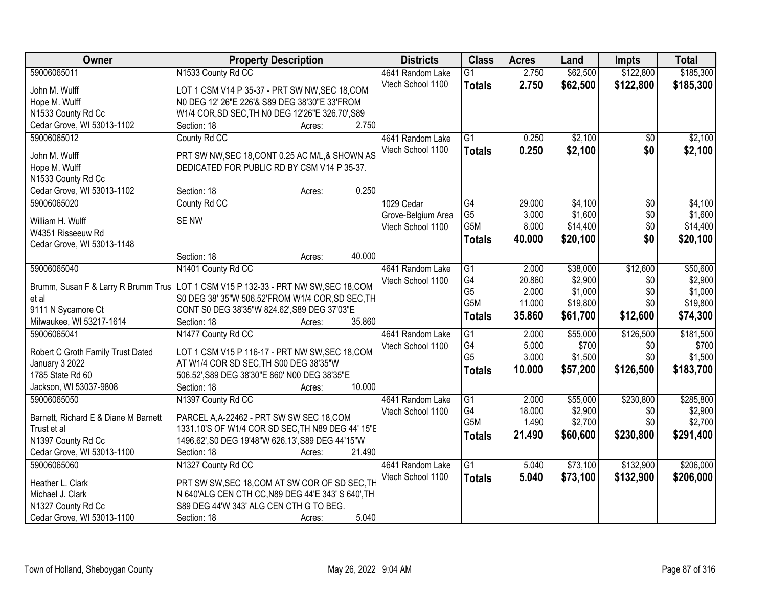| Owner | Property Description | Districts | Class | Acres | Land | Impts | Total |
|---|---|---|---|---|---|---|---|
| 59006065011<br>John M. Wulff<br>Hope M. Wulff<br>N1533 County Rd Cc<br>Cedar Grove, WI 53013-1102 | N1533 County Rd CC<br>LOT 1 CSM V14 P 35-37 - PRT SW NW,SEC 18,COM N0 DEG 12' 26"E 226'& S89 DEG 38'30"E 33'FROM W1/4 COR,SD SEC,TH N0 DEG 12'26"E 326.70',S89<br>Section: 18 Acres: 2.750 | 4641 Random Lake<br>Vtech School 1100 | G1<br>**Totals** | 2.750<br>**2.750** | $62,500<br>**$62,500** | $122,800<br>**$122,800** | $185,300<br>**$185,300** |
| 59006065012<br>John M. Wulff<br>Hope M. Wulff<br>N1533 County Rd Cc<br>Cedar Grove, WI 53013-1102 | County Rd CC<br>PRT SW NW,SEC 18,CONT 0.25 AC M/L,& SHOWN AS DEDICATED FOR PUBLIC RD BY CSM V14 P 35-37.<br>Section: 18 Acres: 0.250 | 4641 Random Lake<br>Vtech School 1100 | G1<br>**Totals** | 0.250<br>**0.250** | $2,100<br>**$2,100** | $0<br>**$0** | $2,100<br>**$2,100** |
| 59006065020<br>William H. Wulff<br>W4351 Risseeuw Rd<br>Cedar Grove, WI 53013-1148 | County Rd CC<br>SE NW<br>Section: 18 Acres: 40.000 | 1029 Cedar Grove-Belgium Area<br>Vtech School 1100 | G4<br>G5<br>G5M<br>**Totals** | 29.000<br>3.000<br>8.000<br>**40.000** | $4,100<br>$1,600<br>$14,400<br>**$20,100** | $0<br>$0<br>$0<br>**$0** | $4,100<br>$1,600<br>$14,400<br>**$20,100** |
| 59006065040<br>Brumm, Susan F & Larry R Brumm Trus et al<br>9111 N Sycamore Ct<br>Milwaukee, WI 53217-1614 | N1401 County Rd CC<br>LOT 1 CSM V15 P 132-33 - PRT NW SW,SEC 18,COM S0 DEG 38' 35"W 506.52'FROM W1/4 COR,SD SEC,TH CONT S0 DEG 38'35"W 824.62',S89 DEG 37'03"E<br>Section: 18 Acres: 35.860 | 4641 Random Lake<br>Vtech School 1100 | G1<br>G4<br>G5<br>G5M<br>**Totals** | 2.000<br>20.860<br>2.000<br>11.000<br>**35.860** | $38,000<br>$2,900<br>$1,000<br>$19,800<br>**$61,700** | $12,600<br>$0<br>$0<br>$0<br>**$12,600** | $50,600<br>$2,900<br>$1,000<br>$19,800<br>**$74,300** |
| 59006065041<br>Robert C Groth Family Trust Dated January 3 2022<br>1785 State Rd 60<br>Jackson, WI 53037-9808 | N1477 County Rd CC<br>LOT 1 CSM V15 P 116-17 - PRT NW SW,SEC 18,COM AT W1/4 COR SD SEC,TH S00 DEG 38'35"W 506.52',S89 DEG 38'30"E 860' N00 DEG 38'35"E<br>Section: 18 Acres: 10.000 | 4641 Random Lake<br>Vtech School 1100 | G1<br>G4<br>G5<br>**Totals** | 2.000<br>5.000<br>3.000<br>**10.000** | $55,000<br>$700<br>$1,500<br>**$57,200** | $126,500<br>$0<br>$0<br>**$126,500** | $181,500<br>$700<br>$1,500<br>**$183,700** |
| 59006065050<br>Barnett, Richard E & Diane M Barnett Trust et al<br>N1397 County Rd Cc<br>Cedar Grove, WI 53013-1100 | N1397 County Rd CC<br>PARCEL A,A-22462 - PRT SW SW SEC 18,COM 1331.10'S OF W1/4 COR SD SEC,TH N89 DEG 44' 15"E 1496.62',S0 DEG 19'48"W 626.13',S89 DEG 44'15"W<br>Section: 18 Acres: 21.490 | 4641 Random Lake<br>Vtech School 1100 | G1<br>G4<br>G5M<br>**Totals** | 2.000<br>18.000<br>1.490<br>**21.490** | $55,000<br>$2,900<br>$2,700<br>**$60,600** | $230,800<br>$0<br>$0<br>**$230,800** | $285,800<br>$2,900<br>$2,700<br>**$291,400** |
| 59006065060<br>Heather L. Clark<br>Michael J. Clark<br>N1327 County Rd Cc<br>Cedar Grove, WI 53013-1100 | N1327 County Rd CC<br>PRT SW SW,SEC 18,COM AT SW COR OF SD SEC,TH N 640'ALG CEN CTH CC,N89 DEG 44'E 343' S 640',TH S89 DEG 44'W 343' ALG CEN CTH G TO BEG.<br>Section: 18 Acres: 5.040 | 4641 Random Lake<br>Vtech School 1100 | G1<br>**Totals** | 5.040<br>**5.040** | $73,100<br>**$73,100** | $132,900<br>**$132,900** | $206,000<br>**$206,000** |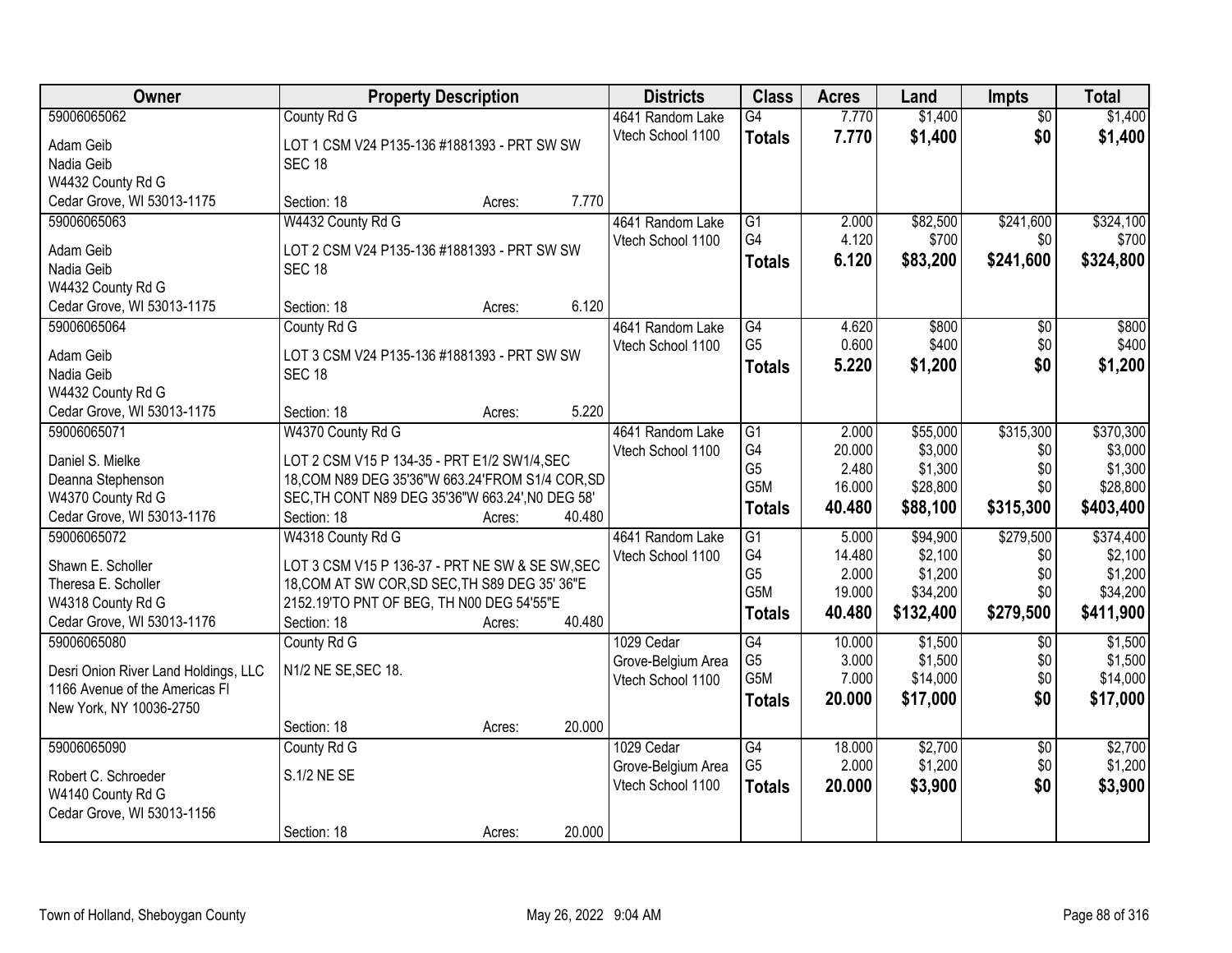| Owner | Property Description | Districts | Class | Acres | Land | Impts | Total |
|---|---|---|---|---|---|---|---|
| 59006065062<br>Adam Geib<br>Nadia Geib<br>W4432 County Rd G<br>Cedar Grove, WI 53013-1175 | County Rd G<br>LOT 1 CSM V24 P135-136 #1881393 - PRT SW SW SEC 18<br>Section: 18 Acres: 7.770 | 4641 Random Lake<br>Vtech School 1100 | G4<br>**Totals** | 7.770<br>**7.770** | $1,400<br>**$1,400** | $0<br>**$0** | $1,400<br>**$1,400** |
| 59006065063<br>Adam Geib<br>Nadia Geib<br>W4432 County Rd G<br>Cedar Grove, WI 53013-1175 | W4432 County Rd G<br>LOT 2 CSM V24 P135-136 #1881393 - PRT SW SW SEC 18<br>Section: 18 Acres: 6.120 | 4641 Random Lake<br>Vtech School 1100 | G1<br>G4<br>**Totals** | 2.000<br>4.120<br>**6.120** | $82,500<br>$700<br>**$83,200** | $241,600<br>$0<br>**$241,600** | $324,100<br>$700<br>**$324,800** |
| 59006065064<br>Adam Geib<br>Nadia Geib<br>W4432 County Rd G<br>Cedar Grove, WI 53013-1175 | County Rd G<br>LOT 3 CSM V24 P135-136 #1881393 - PRT SW SW SEC 18<br>Section: 18 Acres: 5.220 | 4641 Random Lake<br>Vtech School 1100 | G4<br>G5<br>**Totals** | 4.620<br>0.600<br>**5.220** | $800<br>$400<br>**$1,200** | $0<br>$0<br>**$0** | $800<br>$400<br>**$1,200** |
| 59006065071<br>Daniel S. Mielke<br>Deanna Stephenson<br>W4370 County Rd G<br>Cedar Grove, WI 53013-1176 | W4370 County Rd G<br>LOT 2 CSM V15 P 134-35 - PRT E1/2 SW1/4,SEC 18,COM N89 DEG 35'36"W 663.24'FROM S1/4 COR,SD SEC,TH CONT N89 DEG 35'36"W 663.24',N0 DEG 58'<br>Section: 18 Acres: 40.480 | 4641 Random Lake<br>Vtech School 1100 | G1<br>G4<br>G5<br>G5M<br>**Totals** | 2.000<br>20.000<br>2.480<br>16.000<br>**40.480** | $55,000<br>$3,000<br>$1,300<br>$28,800<br>**$88,100** | $315,300<br>$0<br>$0<br>$0<br>**$315,300** | $370,300<br>$3,000<br>$1,300<br>$28,800<br>**$403,400** |
| 59006065072<br>Shawn E. Scholler<br>Theresa E. Scholler<br>W4318 County Rd G<br>Cedar Grove, WI 53013-1176 | W4318 County Rd G<br>LOT 3 CSM V15 P 136-37 - PRT NE SW & SE SW,SEC 18,COM AT SW COR,SD SEC,TH S89 DEG 35' 36"E 2152.19'TO PNT OF BEG, TH N00 DEG 54'55"E<br>Section: 18 Acres: 40.480 | 4641 Random Lake<br>Vtech School 1100 | G1<br>G4<br>G5<br>G5M<br>**Totals** | 5.000<br>14.480<br>2.000<br>19.000<br>**40.480** | $94,900<br>$2,100<br>$1,200<br>$34,200<br>**$132,400** | $279,500<br>$0<br>$0<br>$0<br>**$279,500** | $374,400<br>$2,100<br>$1,200<br>$34,200<br>**$411,900** |
| 59006065080<br>Desri Onion River Land Holdings, LLC<br>1166 Avenue of the Americas Fl<br>New York, NY 10036-2750 | County Rd G<br>N1/2 NE SE,SEC 18.<br>Section: 18 Acres: 20.000 | 1029 Cedar Grove-Belgium Area<br>Vtech School 1100 | G4<br>G5<br>G5M<br>**Totals** | 10.000<br>3.000<br>7.000<br>**20.000** | $1,500<br>$1,500<br>$14,000<br>**$17,000** | $0<br>$0<br>$0<br>**$0** | $1,500<br>$1,500<br>$14,000<br>**$17,000** |
| 59006065090<br>Robert C. Schroeder<br>W4140 County Rd G<br>Cedar Grove, WI 53013-1156 | County Rd G<br>S.1/2 NE SE<br>Section: 18 Acres: 20.000 | 1029 Cedar Grove-Belgium Area<br>Vtech School 1100 | G4<br>G5<br>**Totals** | 18.000<br>2.000<br>**20.000** | $2,700<br>$1,200<br>**$3,900** | $0<br>$0<br>**$0** | $2,700<br>$1,200<br>**$3,900** |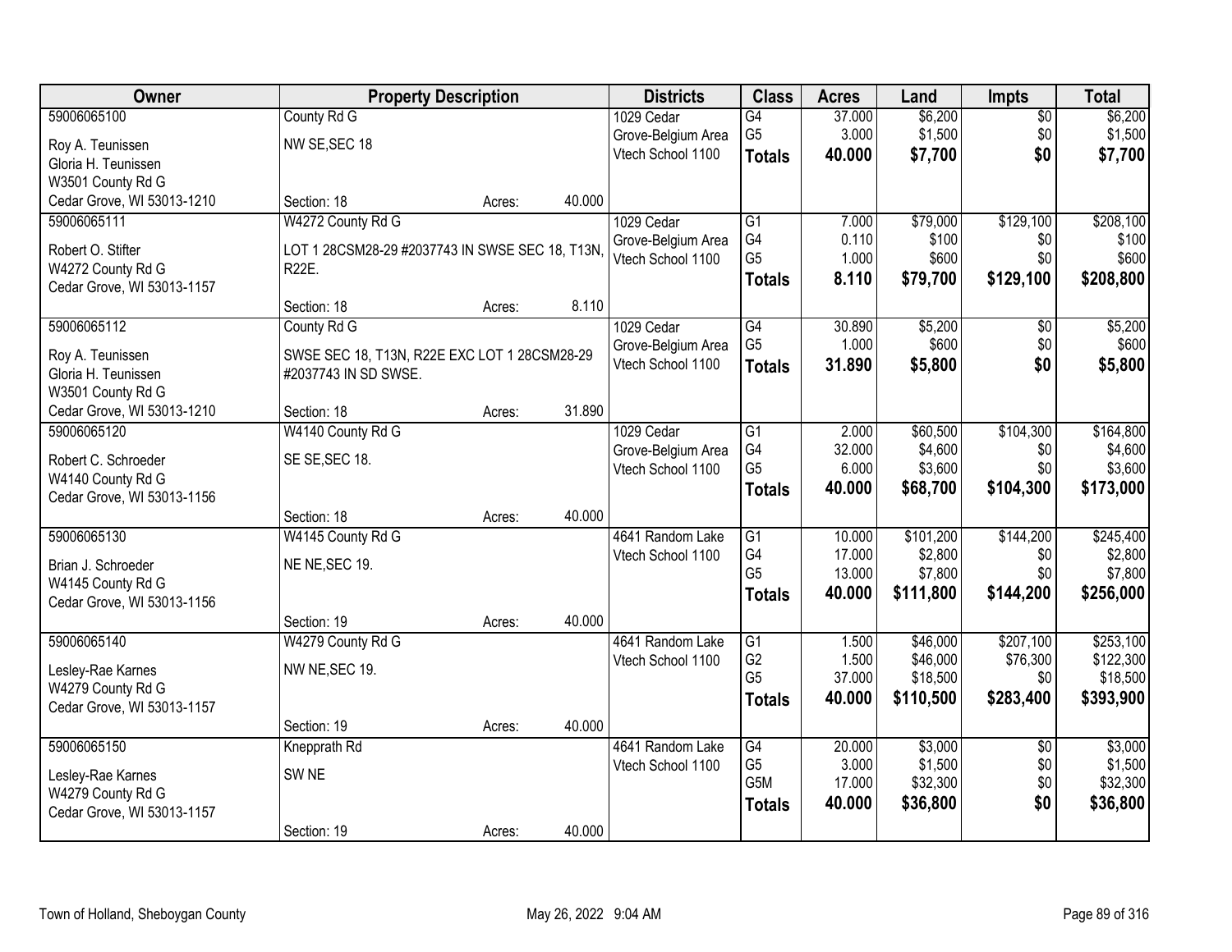| Owner | Property Description | | | Districts | Class | Acres | Land | Impts | Total |
|---|---|---|---|---|---|---|---|---|---|
| 59006065100 | County Rd G | | | 1029 Cedar Grove-Belgium Area Vtech School 1100 | G4 | 37.000 | $6,200 | $0 | $6,200 |
| Roy A. Teunissen | NW SE,SEC 18 | | | | G5 | 3.000 | $1,500 | $0 | $1,500 |
| Gloria H. Teunissen | | | | | **Totals** | **40.000** | **$7,700** | **$0** | **$7,700** |
| W3501 County Rd G | | | | | | | | | |
| Cedar Grove, WI 53013-1210 | Section: 18 | Acres: | 40.000 | | | | | | |
| 59006065111 | W4272 County Rd G | | | 1029 Cedar Grove-Belgium Area Vtech School 1100 | G1 | 7.000 | $79,000 | $129,100 | $208,100 |
| Robert O. Stifter | LOT 1 28CSM28-29 #2037743 IN SWSE SEC 18, T13N, R22E. | | | | G4 | 0.110 | $100 | $0 | $100 |
| W4272 County Rd G | | | | | G5 | 1.000 | $600 | $0 | $600 |
| Cedar Grove, WI 53013-1157 | | | | | **Totals** | **8.110** | **$79,700** | **$129,100** | **$208,800** |
| | Section: 18 | Acres: | 8.110 | | | | | | |
| 59006065112 | County Rd G | | | 1029 Cedar Grove-Belgium Area Vtech School 1100 | G4 | 30.890 | $5,200 | $0 | $5,200 |
| Roy A. Teunissen | SWSE SEC 18, T13N, R22E EXC LOT 1 28CSM28-29 #2037743 IN SD SWSE. | | | | G5 | 1.000 | $600 | $0 | $600 |
| Gloria H. Teunissen | | | | | **Totals** | **31.890** | **$5,800** | **$0** | **$5,800** |
| W3501 County Rd G | | | | | | | | | |
| Cedar Grove, WI 53013-1210 | Section: 18 | Acres: | 31.890 | | | | | | |
| 59006065120 | W4140 County Rd G | | | 1029 Cedar Grove-Belgium Area Vtech School 1100 | G1 | 2.000 | $60,500 | $104,300 | $164,800 |
| Robert C. Schroeder | SE SE,SEC 18. | | | | G4 | 32.000 | $4,600 | $0 | $4,600 |
| W4140 County Rd G | | | | | G5 | 6.000 | $3,600 | $0 | $3,600 |
| Cedar Grove, WI 53013-1156 | | | | | **Totals** | **40.000** | **$68,700** | **$104,300** | **$173,000** |
| | Section: 18 | Acres: | 40.000 | | | | | | |
| 59006065130 | W4145 County Rd G | | | 4641 Random Lake Vtech School 1100 | G1 | 10.000 | $101,200 | $144,200 | $245,400 |
| Brian J. Schroeder | NE NE,SEC 19. | | | | G4 | 17.000 | $2,800 | $0 | $2,800 |
| W4145 County Rd G | | | | | G5 | 13.000 | $7,800 | $0 | $7,800 |
| Cedar Grove, WI 53013-1156 | | | | | **Totals** | **40.000** | **$111,800** | **$144,200** | **$256,000** |
| | Section: 19 | Acres: | 40.000 | | | | | | |
| 59006065140 | W4279 County Rd G | | | 4641 Random Lake Vtech School 1100 | G1 | 1.500 | $46,000 | $207,100 | $253,100 |
| Lesley-Rae Karnes | NW NE,SEC 19. | | | | G2 | 1.500 | $46,000 | $76,300 | $122,300 |
| W4279 County Rd G | | | | | G5 | 37.000 | $18,500 | $0 | $18,500 |
| Cedar Grove, WI 53013-1157 | | | | | **Totals** | **40.000** | **$110,500** | **$283,400** | **$393,900** |
| | Section: 19 | Acres: | 40.000 | | | | | | |
| 59006065150 | Knepprath Rd | | | 4641 Random Lake Vtech School 1100 | G4 | 20.000 | $3,000 | $0 | $3,000 |
| Lesley-Rae Karnes | SW NE | | | | G5 | 3.000 | $1,500 | $0 | $1,500 |
| W4279 County Rd G | | | | | G5M | 17.000 | $32,300 | $0 | $32,300 |
| Cedar Grove, WI 53013-1157 | | | | | **Totals** | **40.000** | **$36,800** | **$0** | **$36,800** |
| | Section: 19 | Acres: | 40.000 | | | | | | |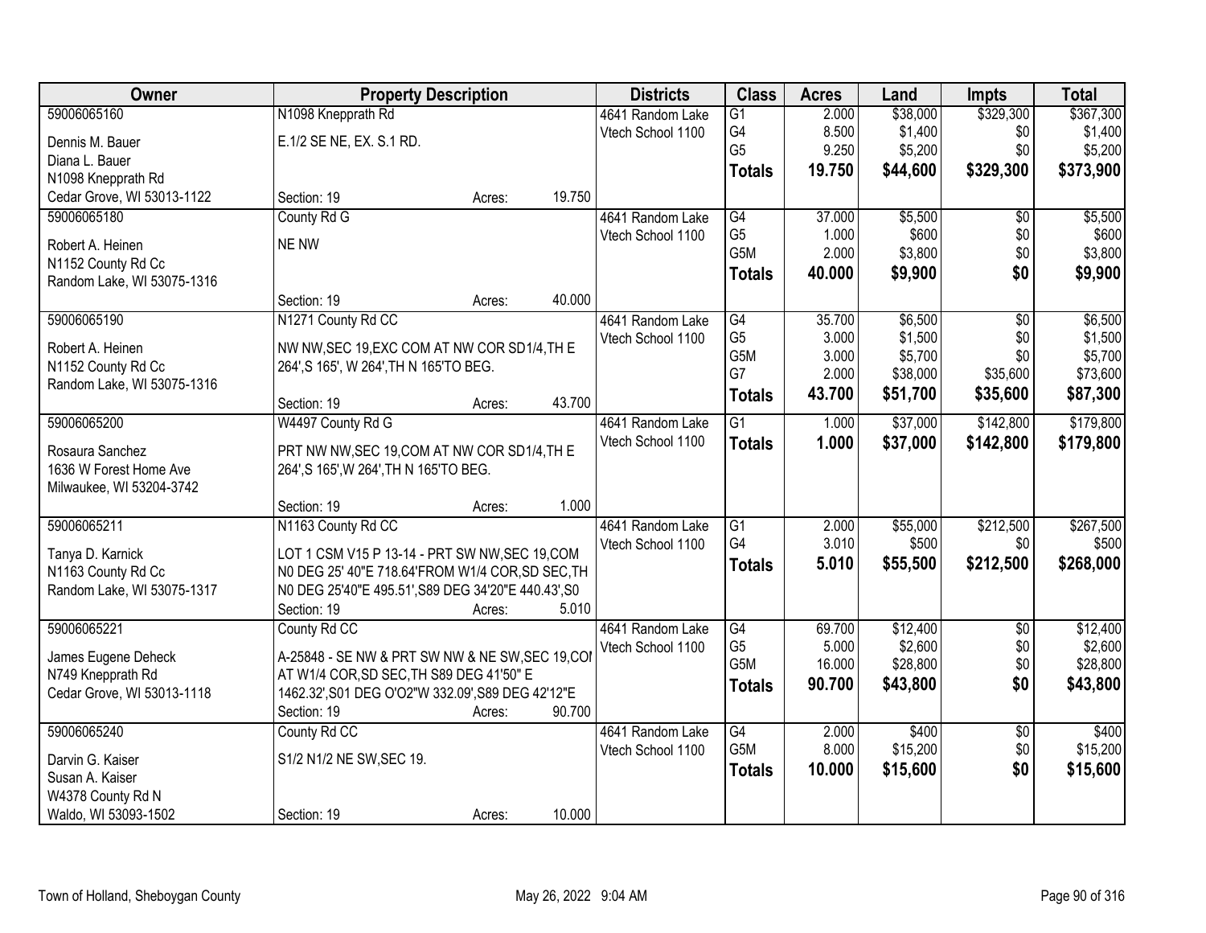| Owner | Property Description | | | Districts | Class | Acres | Land | Impts | Total |
|---|---|---|---|---|---|---|---|---|---|
| 59006065160 | N1098 Knepprath Rd | | | 4641 Random Lake | G1 | 2.000 | $38,000 | $329,300 | $367,300 |
| Dennis M. Bauer | E.1/2 SE NE, EX. S.1 RD. | | | Vtech School 1100 | G4 | 8.500 | $1,400 | $0 | $1,400 |
| Diana L. Bauer | | | | | G5 | 9.250 | $5,200 | $0 | $5,200 |
| N1098 Knepprath Rd | | | | | **Totals** | **19.750** | **$44,600** | **$329,300** | **$373,900** |
| Cedar Grove, WI 53013-1122 | Section: 19 | Acres: | 19.750 | | | | | | |
| 59006065180 | County Rd G | | | 4641 Random Lake | G4 | 37.000 | $5,500 | $0 | $5,500 |
| Robert A. Heinen | NE NW | | | Vtech School 1100 | G5 | 1.000 | $600 | $0 | $600 |
| N1152 County Rd Cc | | | | | G5M | 2.000 | $3,800 | $0 | $3,800 |
| Random Lake, WI 53075-1316 | | | | | **Totals** | **40.000** | **$9,900** | **$0** | **$9,900** |
| | Section: 19 | Acres: | 40.000 | | | | | | |
| 59006065190 | N1271 County Rd CC | | | 4641 Random Lake | G4 | 35.700 | $6,500 | $0 | $6,500 |
| Robert A. Heinen | NW NW,SEC 19,EXC COM AT NW COR SD1/4,TH E | | | Vtech School 1100 | G5 | 3.000 | $1,500 | $0 | $1,500 |
| N1152 County Rd Cc | 264',S 165', W 264',TH N 165'TO BEG. | | | | G5M | 3.000 | $5,700 | $0 | $5,700 |
| Random Lake, WI 53075-1316 | | | | | G7 | 2.000 | $38,000 | $35,600 | $73,600 |
| | Section: 19 | Acres: | 43.700 | | **Totals** | **43.700** | **$51,700** | **$35,600** | **$87,300** |
| 59006065200 | W4497 County Rd G | | | 4641 Random Lake | G1 | 1.000 | $37,000 | $142,800 | $179,800 |
| Rosaura Sanchez | PRT NW NW,SEC 19,COM AT NW COR SD1/4,TH E | | | Vtech School 1100 | **Totals** | **1.000** | **$37,000** | **$142,800** | **$179,800** |
| 1636 W Forest Home Ave | 264',S 165',W 264',TH N 165'TO BEG. | | | | | | | | |
| Milwaukee, WI 53204-3742 | | | | | | | | | |
| | Section: 19 | Acres: | 1.000 | | | | | | |
| 59006065211 | N1163 County Rd CC | | | 4641 Random Lake | G1 | 2.000 | $55,000 | $212,500 | $267,500 |
| Tanya D. Karnick | LOT 1 CSM V15 P 13-14 - PRT SW NW,SEC 19,COM | | | Vtech School 1100 | G4 | 3.010 | $500 | $0 | $500 |
| N1163 County Rd Cc | N0 DEG 25' 40"E 718.64'FROM W1/4 COR,SD SEC,TH | | | | **Totals** | **5.010** | **$55,500** | **$212,500** | **$268,000** |
| Random Lake, WI 53075-1317 | N0 DEG 25'40"E 495.51',S89 DEG 34'20"E 440.43',S0 | | | | | | | | |
| | Section: 19 | Acres: | 5.010 | | | | | | |
| 59006065221 | County Rd CC | | | 4641 Random Lake | G4 | 69.700 | $12,400 | $0 | $12,400 |
| James Eugene Deheck | A-25848 - SE NW & PRT SW NW & NE SW,SEC 19,COI | | | Vtech School 1100 | G5 | 5.000 | $2,600 | $0 | $2,600 |
| N749 Knepprath Rd | AT W1/4 COR,SD SEC,TH S89 DEG 41'50" E | | | | G5M | 16.000 | $28,800 | $0 | $28,800 |
| Cedar Grove, WI 53013-1118 | 1462.32',S01 DEG O'O2"W 332.09',S89 DEG 42'12"E | | | | **Totals** | **90.700** | **$43,800** | **$0** | **$43,800** |
| | Section: 19 | Acres: | 90.700 | | | | | | |
| 59006065240 | County Rd CC | | | 4641 Random Lake | G4 | 2.000 | $400 | $0 | $400 |
| Darvin G. Kaiser | S1/2 N1/2 NE SW,SEC 19. | | | Vtech School 1100 | G5M | 8.000 | $15,200 | $0 | $15,200 |
| Susan A. Kaiser | | | | | **Totals** | **10.000** | **$15,600** | **$0** | **$15,600** |
| W4378 County Rd N | | | | | | | | | |
| Waldo, WI 53093-1502 | Section: 19 | Acres: | 10.000 | | | | | | |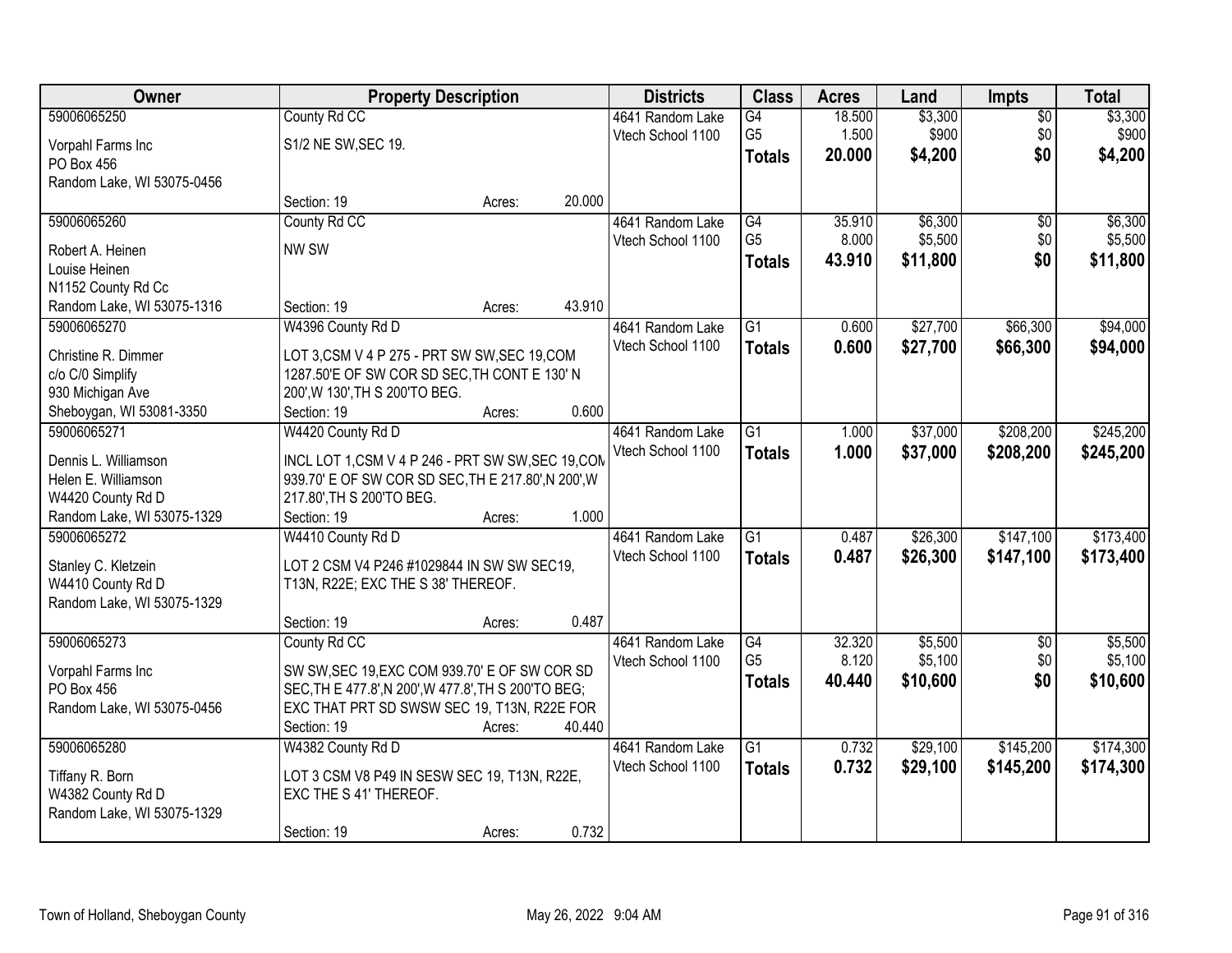| Owner | Property Description | | | Districts | Class | Acres | Land | Impts | Total |
|---|---|---|---|---|---|---|---|---|---|
| 59006065250 | County Rd CC | | | 4641 Random Lake | G4 | 18.500 | $3,300 | $0 | $3,300 |
| Vorpahl Farms Inc | S1/2 NE SW,SEC 19. | | | Vtech School 1100 | G5 | 1.500 | $900 | $0 | $900 |
| PO Box 456 | | | | | **Totals** | **20.000** | **$4,200** | **$0** | **$4,200** |
| Random Lake, WI 53075-0456 | | | | | | | | | |
| | Section: 19 | Acres: | 20.000 | | | | | | |
| 59006065260 | County Rd CC | | | 4641 Random Lake | G4 | 35.910 | $6,300 | $0 | $6,300 |
| Robert A. Heinen | NW SW | | | Vtech School 1100 | G5 | 8.000 | $5,500 | $0 | $5,500 |
| Louise Heinen | | | | | **Totals** | **43.910** | **$11,800** | **$0** | **$11,800** |
| N1152 County Rd Cc | | | | | | | | | |
| Random Lake, WI 53075-1316 | Section: 19 | Acres: | 43.910 | | | | | | |
| 59006065270 | W4396 County Rd D | | | 4641 Random Lake | G1 | 0.600 | $27,700 | $66,300 | $94,000 |
| Christine R. Dimmer | LOT 3,CSM V 4 P 275 - PRT SW SW,SEC 19,COM | | | Vtech School 1100 | **Totals** | **0.600** | **$27,700** | **$66,300** | **$94,000** |
| c/o C/0 Simplify | 1287.50'E OF SW COR SD SEC,TH CONT E 130' N | | | | | | | | |
| 930 Michigan Ave | 200',W 130',TH S 200'TO BEG. | | | | | | | | |
| Sheboygan, WI 53081-3350 | Section: 19 | Acres: | 0.600 | | | | | | |
| 59006065271 | W4420 County Rd D | | | 4641 Random Lake | G1 | 1.000 | $37,000 | $208,200 | $245,200 |
| Dennis L. Williamson | INCL LOT 1,CSM V 4 P 246 - PRT SW SW,SEC 19,COM | | | Vtech School 1100 | **Totals** | **1.000** | **$37,000** | **$208,200** | **$245,200** |
| Helen E. Williamson | 939.70' E OF SW COR SD SEC,TH E 217.80',N 200',W | | | | | | | | |
| W4420 County Rd D | 217.80',TH S 200'TO BEG. | | | | | | | | |
| Random Lake, WI 53075-1329 | Section: 19 | Acres: | 1.000 | | | | | | |
| 59006065272 | W4410 County Rd D | | | 4641 Random Lake | G1 | 0.487 | $26,300 | $147,100 | $173,400 |
| Stanley C. Kletzein | LOT 2 CSM V4 P246 #1029844 IN SW SW SEC19, | | | Vtech School 1100 | **Totals** | **0.487** | **$26,300** | **$147,100** | **$173,400** |
| W4410 County Rd D | T13N, R22E; EXC THE S 38' THEREOF. | | | | | | | | |
| Random Lake, WI 53075-1329 | | | | | | | | | |
| | Section: 19 | Acres: | 0.487 | | | | | | |
| 59006065273 | County Rd CC | | | 4641 Random Lake | G4 | 32.320 | $5,500 | $0 | $5,500 |
| Vorpahl Farms Inc | SW SW,SEC 19,EXC COM 939.70' E OF SW COR SD | | | Vtech School 1100 | G5 | 8.120 | $5,100 | $0 | $5,100 |
| PO Box 456 | SEC,TH E 477.8',N 200',W 477.8',TH S 200'TO BEG; | | | | **Totals** | **40.440** | **$10,600** | **$0** | **$10,600** |
| Random Lake, WI 53075-0456 | EXC THAT PRT SD SWSW SEC 19, T13N, R22E FOR | | | | | | | | |
| | Section: 19 | Acres: | 40.440 | | | | | | |
| 59006065280 | W4382 County Rd D | | | 4641 Random Lake | G1 | 0.732 | $29,100 | $145,200 | $174,300 |
| Tiffany R. Born | LOT 3 CSM V8 P49 IN SESW SEC 19, T13N, R22E, | | | Vtech School 1100 | **Totals** | **0.732** | **$29,100** | **$145,200** | **$174,300** |
| W4382 County Rd D | EXC THE S 41' THEREOF. | | | | | | | | |
| Random Lake, WI 53075-1329 | | | | | | | | | |
| | Section: 19 | Acres: | 0.732 | | | | | | |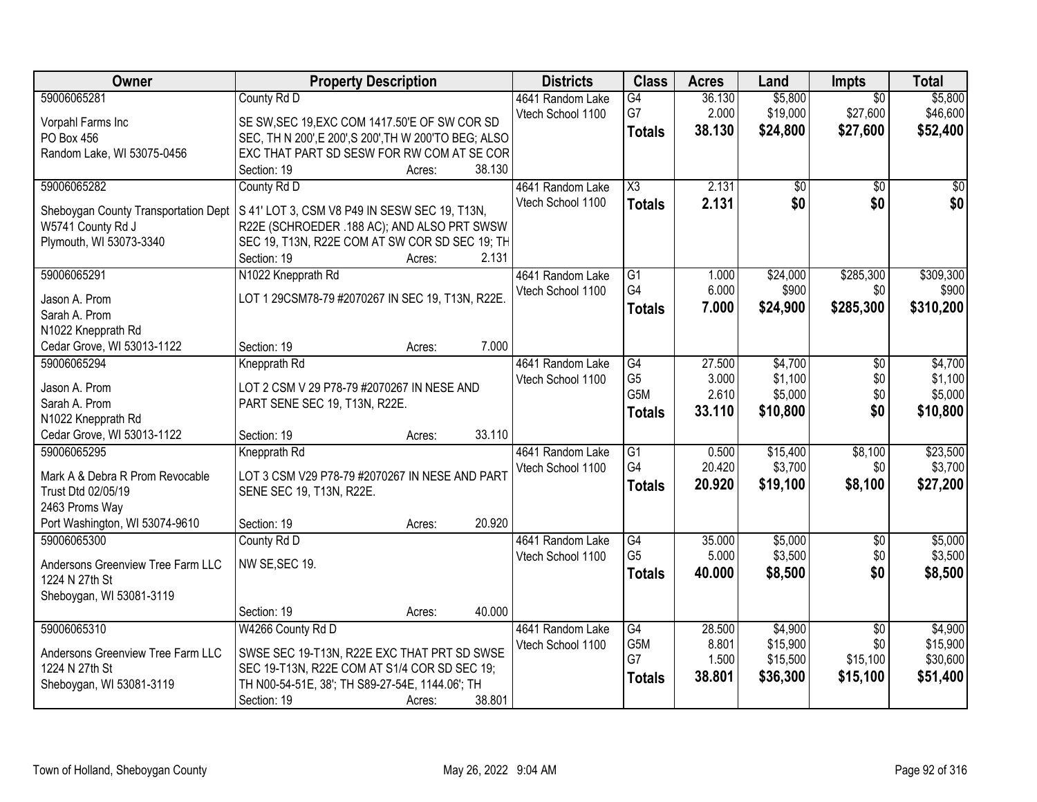| Owner | Property Description | Districts | Class | Acres | Land | Impts | Total |
|---|---|---|---|---|---|---|---|
| 59006065281<br>Vorpahl Farms Inc<br>PO Box 456<br>Random Lake, WI 53075-0456 | County Rd D<br>SE SW,SEC 19,EXC COM 1417.50'E OF SW COR SD SEC, TH N 200',E 200',S 200',TH W 200'TO BEG; ALSO EXC THAT PART SD SESW FOR RW COM AT SE COR<br>Section: 19 Acres: 38.130 | 4641 Random Lake<br>Vtech School 1100 | G4<br>G7<br>**Totals** | 36.130<br>2.000<br>**38.130** | $5,800<br>$19,000<br>**$24,800** | $0<br>$27,600<br>**$27,600** | $5,800<br>$46,600<br>**$52,400** |
| 59006065282<br>Sheboygan County Transportation Dept<br>W5741 County Rd J<br>Plymouth, WI 53073-3340 | County Rd D<br>S 41' LOT 3, CSM V8 P49 IN SESW SEC 19, T13N, R22E (SCHROEDER .188 AC); AND ALSO PRT SWSW SEC 19, T13N, R22E COM AT SW COR SD SEC 19; TH<br>Section: 19 Acres: 2.131 | 4641 Random Lake<br>Vtech School 1100 | X3<br>**Totals** | 2.131<br>**2.131** | $0<br>**$0** | $0<br>**$0** | $0<br>**$0** |
| 59006065291<br>Jason A. Prom<br>Sarah A. Prom<br>N1022 Knepprath Rd<br>Cedar Grove, WI 53013-1122 | N1022 Knepprath Rd<br>LOT 1 29CSM78-79 #2070267 IN SEC 19, T13N, R22E.<br>Section: 19 Acres: 7.000 | 4641 Random Lake<br>Vtech School 1100 | G1<br>G4<br>**Totals** | 1.000<br>6.000<br>**7.000** | $24,000<br>$900<br>**$24,900** | $285,300<br>$0<br>**$285,300** | $309,300<br>$900<br>**$310,200** |
| 59006065294<br>Jason A. Prom<br>Sarah A. Prom<br>N1022 Knepprath Rd<br>Cedar Grove, WI 53013-1122 | Knepprath Rd<br>LOT 2 CSM V 29 P78-79 #2070267 IN NESE AND PART SENE SEC 19, T13N, R22E.<br>Section: 19 Acres: 33.110 | 4641 Random Lake<br>Vtech School 1100 | G4<br>G5<br>G5M<br>**Totals** | 27.500<br>3.000<br>2.610<br>**33.110** | $4,700<br>$1,100<br>$5,000<br>**$10,800** | $0<br>$0<br>$0<br>**$0** | $4,700<br>$1,100<br>$5,000<br>**$10,800** |
| 59006065295<br>Mark A & Debra R Prom Revocable Trust Dtd 02/05/19<br>2463 Proms Way<br>Port Washington, WI 53074-9610 | Knepprath Rd<br>LOT 3 CSM V29 P78-79 #2070267 IN NESE AND PART SENE SEC 19, T13N, R22E.<br>Section: 19 Acres: 20.920 | 4641 Random Lake<br>Vtech School 1100 | G1<br>G4<br>**Totals** | 0.500<br>20.420<br>**20.920** | $15,400<br>$3,700<br>**$19,100** | $8,100<br>$0<br>**$8,100** | $23,500<br>$3,700<br>**$27,200** |
| 59006065300<br>Andersons Greenview Tree Farm LLC<br>1224 N 27th St<br>Sheboygan, WI 53081-3119 | County Rd D<br>NW SE,SEC 19.<br>Section: 19 Acres: 40.000 | 4641 Random Lake<br>Vtech School 1100 | G4<br>G5<br>**Totals** | 35.000<br>5.000<br>**40.000** | $5,000<br>$3,500<br>**$8,500** | $0<br>$0<br>**$0** | $5,000<br>$3,500<br>**$8,500** |
| 59006065310<br>Andersons Greenview Tree Farm LLC<br>1224 N 27th St<br>Sheboygan, WI 53081-3119 | W4266 County Rd D<br>SWSE SEC 19-T13N, R22E EXC THAT PRT SD SWSE SEC 19-T13N, R22E COM AT S1/4 COR SD SEC 19; TH N00-54-51E, 38'; TH S89-27-54E, 1144.06'; TH<br>Section: 19 Acres: 38.801 | 4641 Random Lake<br>Vtech School 1100 | G4<br>G5M<br>G7<br>**Totals** | 28.500<br>8.801<br>1.500<br>**38.801** | $4,900<br>$15,900<br>$15,500<br>**$36,300** | $0<br>$0<br>$15,100<br>**$15,100** | $4,900<br>$15,900<br>$30,600<br>**$51,400** |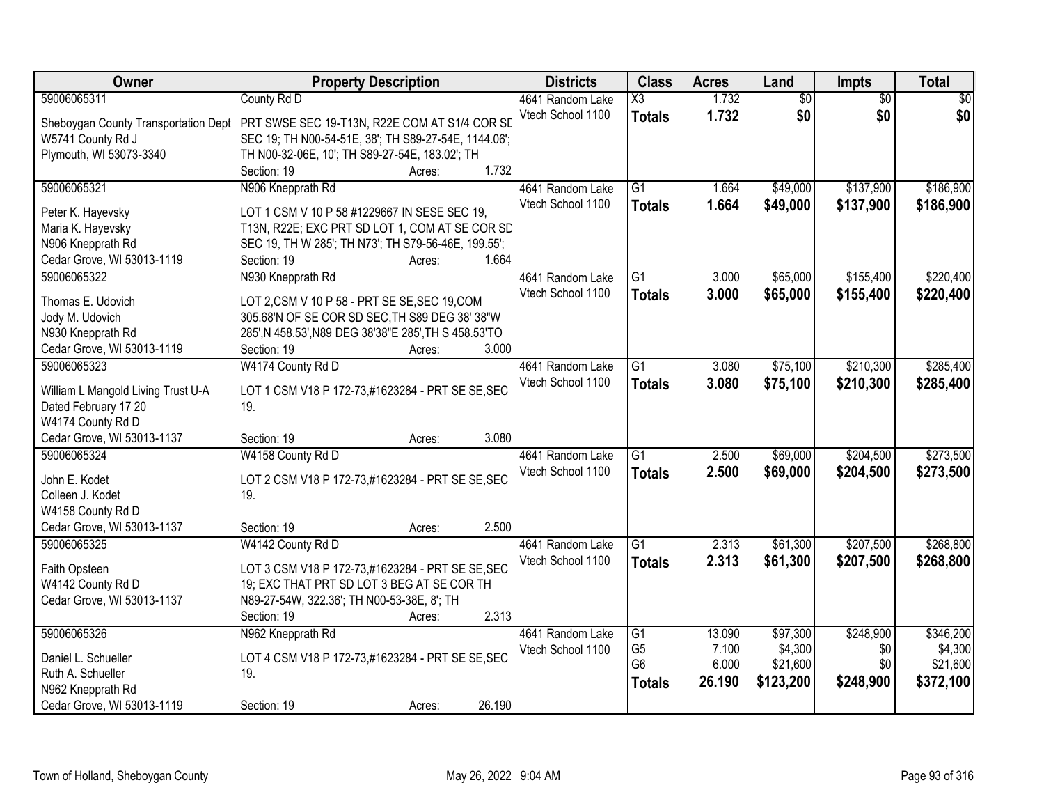| Owner | Property Description | Districts | Class | Acres | Land | Impts | Total |
|---|---|---|---|---|---|---|---|
| 59006065311<br>Sheboygan County Transportation Dept<br>W5741 County Rd J<br>Plymouth, WI 53073-3340 | County Rd D<br>PRT SWSE SEC 19-T13N, R22E COM AT S1/4 COR SD SEC 19; TH N00-54-51E, 38'; TH S89-27-54E, 1144.06'; TH N00-32-06E, 10'; TH S89-27-54E, 183.02'; TH<br>Section: 19 Acres: 1.732 | 4641 Random Lake<br>Vtech School 1100 | X3<br>**Totals** | 1.732<br>**1.732** | $0<br>**$0** | $0<br>**$0** | $0<br>**$0** |
| 59006065321<br>Peter K. Hayevsky<br>Maria K. Hayevsky<br>N906 Knepprath Rd<br>Cedar Grove, WI 53013-1119 | N906 Knepprath Rd<br>LOT 1 CSM V 10 P 58 #1229667 IN SESE SEC 19, T13N, R22E; EXC PRT SD LOT 1, COM AT SE COR SD SEC 19, TH W 285'; TH N73'; TH S79-56-46E, 199.55';<br>Section: 19 Acres: 1.664 | 4641 Random Lake<br>Vtech School 1100 | G1<br>**Totals** | 1.664<br>**1.664** | $49,000<br>**$49,000** | $137,900<br>**$137,900** | $186,900<br>**$186,900** |
| 59006065322<br>Thomas E. Udovich<br>Jody M. Udovich<br>N930 Knepprath Rd<br>Cedar Grove, WI 53013-1119 | N930 Knepprath Rd<br>LOT 2,CSM V 10 P 58 - PRT SE SE,SEC 19,COM 305.68'N OF SE COR SD SEC,TH S89 DEG 38' 38"W 285',N 458.53',N89 DEG 38'38"E 285',TH S 458.53'TO<br>Section: 19 Acres: 3.000 | 4641 Random Lake<br>Vtech School 1100 | G1<br>**Totals** | 3.000<br>**3.000** | $65,000<br>**$65,000** | $155,400<br>**$155,400** | $220,400<br>**$220,400** |
| 59006065323<br>William L Mangold Living Trust U-A<br>Dated February 17 20<br>W4174 County Rd D<br>Cedar Grove, WI 53013-1137 | W4174 County Rd D<br>LOT 1 CSM V18 P 172-73,#1623284 - PRT SE SE,SEC 19.<br>Section: 19 Acres: 3.080 | 4641 Random Lake<br>Vtech School 1100 | G1<br>**Totals** | 3.080<br>**3.080** | $75,100<br>**$75,100** | $210,300<br>**$210,300** | $285,400<br>**$285,400** |
| 59006065324<br>John E. Kodet<br>Colleen J. Kodet<br>W4158 County Rd D<br>Cedar Grove, WI 53013-1137 | W4158 County Rd D<br>LOT 2 CSM V18 P 172-73,#1623284 - PRT SE SE,SEC 19.<br>Section: 19 Acres: 2.500 | 4641 Random Lake<br>Vtech School 1100 | G1<br>**Totals** | 2.500<br>**2.500** | $69,000<br>**$69,000** | $204,500<br>**$204,500** | $273,500<br>**$273,500** |
| 59006065325<br>Faith Opsteen<br>W4142 County Rd D<br>Cedar Grove, WI 53013-1137 | W4142 County Rd D<br>LOT 3 CSM V18 P 172-73,#1623284 - PRT SE SE,SEC 19; EXC THAT PRT SD LOT 3 BEG AT SE COR TH N89-27-54W, 322.36'; TH N00-53-38E, 8'; TH<br>Section: 19 Acres: 2.313 | 4641 Random Lake<br>Vtech School 1100 | G1<br>**Totals** | 2.313<br>**2.313** | $61,300<br>**$61,300** | $207,500<br>**$207,500** | $268,800<br>**$268,800** |
| 59006065326<br>Daniel L. Schueller<br>Ruth A. Schueller<br>N962 Knepprath Rd<br>Cedar Grove, WI 53013-1119 | N962 Knepprath Rd<br>LOT 4 CSM V18 P 172-73,#1623284 - PRT SE SE,SEC 19.<br>Section: 19 Acres: 26.190 | 4641 Random Lake<br>Vtech School 1100 | G1<br>G5<br>G6<br>**Totals** | 13.090<br>7.100<br>6.000<br>**26.190** | $97,300<br>$4,300<br>$21,600<br>**$123,200** | $248,900<br>$0<br>$0<br>**$248,900** | $346,200<br>$4,300<br>$21,600<br>**$372,100** |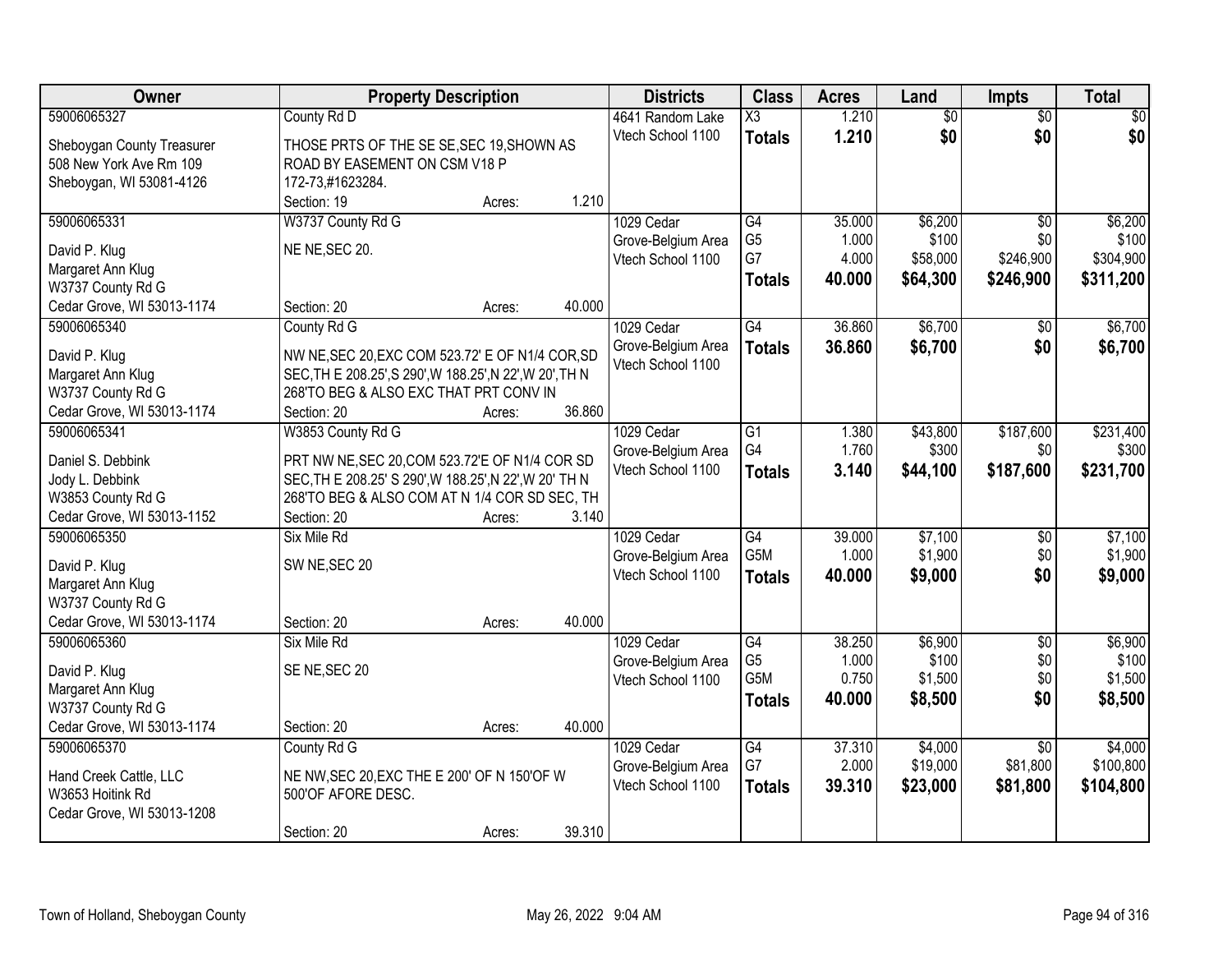| Owner | Property Description | Districts | Class | Acres | Land | Impts | Total |
|---|---|---|---|---|---|---|---|
| 59006065327<br><br>Sheboygan County Treasurer<br>508 New York Ave Rm 109<br>Sheboygan, WI 53081-4126 | County Rd D<br><br>THOSE PRTS OF THE SE SE,SEC 19,SHOWN AS ROAD BY EASEMENT ON CSM V18 P 172-73,#1623284.<br>Section: 19 Acres: 1.210 | 4641 Random Lake<br>Vtech School 1100 | X3<br>**Totals** | 1.210<br>**1.210** | $0<br>**$0** | $0<br>**$0** | $0<br>**$0** |
| 59006065331<br><br>David P. Klug<br>Margaret Ann Klug<br>W3737 County Rd G<br>Cedar Grove, WI 53013-1174 | W3737 County Rd G<br><br>NE NE,SEC 20.<br><br>Section: 20 Acres: 40.000 | 1029 Cedar Grove-Belgium Area<br>Vtech School 1100 | G4<br>G5<br>G7<br>**Totals** | 35.000<br>1.000<br>4.000<br>**40.000** | $6,200<br>$100<br>$58,000<br>**$64,300** | $0<br>$0<br>$246,900<br>**$246,900** | $6,200<br>$100<br>$304,900<br>**$311,200** |
| 59006065340<br><br>David P. Klug<br>Margaret Ann Klug<br>W3737 County Rd G<br>Cedar Grove, WI 53013-1174 | County Rd G<br><br>NW NE,SEC 20,EXC COM 523.72' E OF N1/4 COR,SD SEC,TH E 208.25',S 290',W 188.25',N 22',W 20',TH N 268'TO BEG & ALSO EXC THAT PRT CONV IN<br>Section: 20 Acres: 36.860 | 1029 Cedar Grove-Belgium Area<br>Vtech School 1100 | G4<br>**Totals** | 36.860<br>**36.860** | $6,700<br>**$6,700** | $0<br>**$0** | $6,700<br>**$6,700** |
| 59006065341<br><br>Daniel S. Debbink<br>Jody L. Debbink<br>W3853 County Rd G<br>Cedar Grove, WI 53013-1152 | W3853 County Rd G<br><br>PRT NW NE,SEC 20,COM 523.72'E OF N1/4 COR SD SEC,TH E 208.25' S 290',W 188.25',N 22',W 20' TH N 268'TO BEG & ALSO COM AT N 1/4 COR SD SEC, TH<br>Section: 20 Acres: 3.140 | 1029 Cedar Grove-Belgium Area<br>Vtech School 1100 | G1<br>G4<br>**Totals** | 1.380<br>1.760<br>**3.140** | $43,800<br>$300<br>**$44,100** | $187,600<br>$0<br>**$187,600** | $231,400<br>$300<br>**$231,700** |
| 59006065350<br><br>David P. Klug<br>Margaret Ann Klug<br>W3737 County Rd G<br>Cedar Grove, WI 53013-1174 | Six Mile Rd<br><br>SW NE,SEC 20<br><br>Section: 20 Acres: 40.000 | 1029 Cedar Grove-Belgium Area<br>Vtech School 1100 | G4<br>G5M<br>**Totals** | 39.000<br>1.000<br>**40.000** | $7,100<br>$1,900<br>**$9,000** | $0<br>$0<br>**$0** | $7,100<br>$1,900<br>**$9,000** |
| 59006065360<br><br>David P. Klug<br>Margaret Ann Klug<br>W3737 County Rd G<br>Cedar Grove, WI 53013-1174 | Six Mile Rd<br><br>SE NE,SEC 20<br><br>Section: 20 Acres: 40.000 | 1029 Cedar Grove-Belgium Area<br>Vtech School 1100 | G4<br>G5<br>G5M<br>**Totals** | 38.250<br>1.000<br>0.750<br>**40.000** | $6,900<br>$100<br>$1,500<br>**$8,500** | $0<br>$0<br>$0<br>**$0** | $6,900<br>$100<br>$1,500<br>**$8,500** |
| 59006065370<br><br>Hand Creek Cattle, LLC<br>W3653 Hoitink Rd<br>Cedar Grove, WI 53013-1208 | County Rd G<br><br>NE NW,SEC 20,EXC THE E 200' OF N 150'OF W 500'OF AFORE DESC.<br><br>Section: 20 Acres: 39.310 | 1029 Cedar Grove-Belgium Area<br>Vtech School 1100 | G4<br>G7<br>**Totals** | 37.310<br>2.000<br>**39.310** | $4,000<br>$19,000<br>**$23,000** | $0<br>$81,800<br>**$81,800** | $4,000<br>$100,800<br>**$104,800** |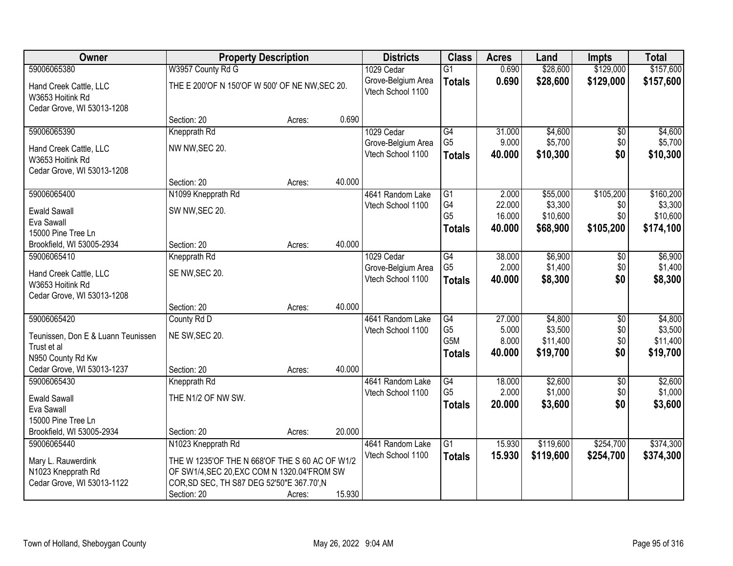| Owner | Property Description | | | Districts | Class | Acres | Land | Impts | Total |
|---|---|---|---|---|---|---|---|---|---|
| 59006065380<br>Hand Creek Cattle, LLC<br>W3653 Hoitink Rd<br>Cedar Grove, WI 53013-1208 | W3957 County Rd G<br>THE E 200'OF N 150'OF W 500' OF NE NW,SEC 20.<br>Section: 20 | Acres: | 0.690 | 1029 Cedar Grove-Belgium Area<br>Vtech School 1100 | G1<br>**Totals** | 0.690<br>**0.690** | $28,600<br>**$28,600** | $129,000<br>**$129,000** | $157,600<br>**$157,600** |
| 59006065390<br>Hand Creek Cattle, LLC<br>W3653 Hoitink Rd<br>Cedar Grove, WI 53013-1208 | Knepprath Rd<br>NW NW,SEC 20.<br>Section: 20 | Acres: | 40.000 | 1029 Cedar Grove-Belgium Area<br>Vtech School 1100 | G4<br>G5<br>**Totals** | 31.000<br>9.000<br>**40.000** | $4,600<br>$5,700<br>**$10,300** | $0<br>$0<br>**$0** | $4,600<br>$5,700<br>**$10,300** |
| 59006065400<br>Ewald Sawall<br>Eva Sawall<br>15000 Pine Tree Ln<br>Brookfield, WI 53005-2934 | N1099 Knepprath Rd<br>SW NW,SEC 20.<br>Section: 20 | Acres: | 40.000 | 4641 Random Lake<br>Vtech School 1100 | G1<br>G4<br>G5<br>**Totals** | 2.000<br>22.000<br>16.000<br>**40.000** | $55,000<br>$3,300<br>$10,600<br>**$68,900** | $105,200<br>$0<br>$0<br>**$105,200** | $160,200<br>$3,300<br>$10,600<br>**$174,100** |
| 59006065410<br>Hand Creek Cattle, LLC<br>W3653 Hoitink Rd<br>Cedar Grove, WI 53013-1208 | Knepprath Rd<br>SE NW,SEC 20.<br>Section: 20 | Acres: | 40.000 | 1029 Cedar Grove-Belgium Area<br>Vtech School 1100 | G4<br>G5<br>**Totals** | 38.000<br>2.000<br>**40.000** | $6,900<br>$1,400<br>**$8,300** | $0<br>$0<br>**$0** | $6,900<br>$1,400<br>**$8,300** |
| 59006065420<br>Teunissen, Don E & Luann Teunissen Trust et al<br>N950 County Rd Kw<br>Cedar Grove, WI 53013-1237 | County Rd D<br>NE SW,SEC 20.<br>Section: 20 | Acres: | 40.000 | 4641 Random Lake<br>Vtech School 1100 | G4<br>G5<br>G5M<br>**Totals** | 27.000<br>5.000<br>8.000<br>**40.000** | $4,800<br>$3,500<br>$11,400<br>**$19,700** | $0<br>$0<br>$0<br>**$0** | $4,800<br>$3,500<br>$11,400<br>**$19,700** |
| 59006065430<br>Ewald Sawall<br>Eva Sawall<br>15000 Pine Tree Ln<br>Brookfield, WI 53005-2934 | Knepprath Rd<br>THE N1/2 OF NW SW.<br>Section: 20 | Acres: | 20.000 | 4641 Random Lake<br>Vtech School 1100 | G4<br>G5<br>**Totals** | 18.000<br>2.000<br>**20.000** | $2,600<br>$1,000<br>**$3,600** | $0<br>$0<br>**$0** | $2,600<br>$1,000<br>**$3,600** |
| 59006065440<br>Mary L. Rauwerdink<br>N1023 Knepprath Rd<br>Cedar Grove, WI 53013-1122 | N1023 Knepprath Rd<br>THE W 1235'OF THE N 668'OF THE S 60 AC OF W1/2 OF SW1/4,SEC 20,EXC COM N 1320.04'FROM SW COR,SD SEC, TH S87 DEG 52'50"E 367.70',N<br>Section: 20 | Acres: | 15.930 | 4641 Random Lake<br>Vtech School 1100 | G1<br>**Totals** | 15.930<br>**15.930** | $119,600<br>**$119,600** | $254,700<br>**$254,700** | $374,300<br>**$374,300** |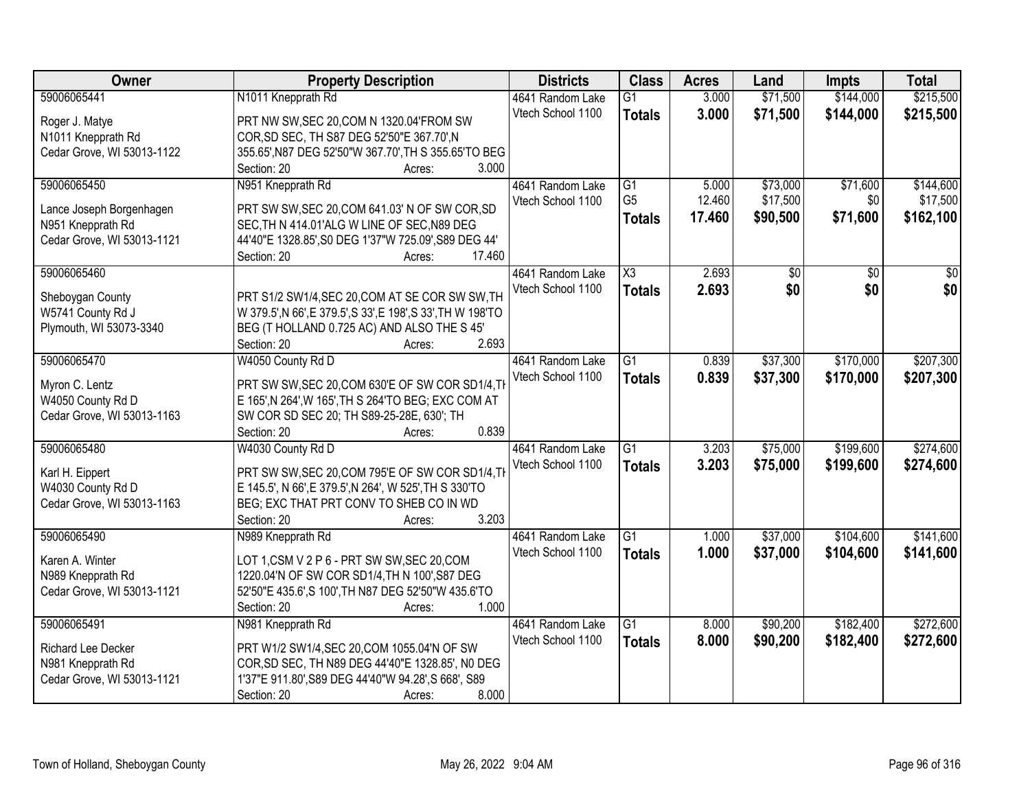| Owner | Property Description | Districts | Class | Acres | Land | Impts | Total |
|---|---|---|---|---|---|---|---|
| 59006065441<br><br>Roger J. Matye<br>N1011 Knepprath Rd<br>Cedar Grove, WI 53013-1122 | N1011 Knepprath Rd<br><br>PRT NW SW,SEC 20,COM N 1320.04'FROM SW COR,SD SEC, TH S87 DEG 52'50"E 367.70',N 355.65',N87 DEG 52'50"W 367.70',TH S 355.65'TO BEG<br>Section: 20 Acres: 3.000 | 4641 Random Lake<br>Vtech School 1100 | G1<br>**Totals** | 3.000<br>**3.000** | $71,500<br>**$71,500** | $144,000<br>**$144,000** | $215,500<br>**$215,500** |
| 59006065450<br><br>Lance Joseph Borgenhagen<br>N951 Knepprath Rd<br>Cedar Grove, WI 53013-1121 | N951 Knepprath Rd<br><br>PRT SW SW,SEC 20,COM 641.03' N OF SW COR,SD SEC,TH N 414.01'ALG W LINE OF SEC,N89 DEG 44'40"E 1328.85',S0 DEG 1'37"W 725.09',S89 DEG 44'<br>Section: 20 Acres: 17.460 | 4641 Random Lake<br>Vtech School 1100 | G1<br>G5<br>**Totals** | 5.000<br>12.460<br>**17.460** | $73,000<br>$17,500<br>**$90,500** | $71,600<br>$0<br>**$71,600** | $144,600<br>$17,500<br>**$162,100** |
| 59006065460<br><br>Sheboygan County<br>W5741 County Rd J<br>Plymouth, WI 53073-3340 | PRT S1/2 SW1/4,SEC 20,COM AT SE COR SW SW,TH W 379.5',N 66',E 379.5',S 33',E 198',S 33',TH W 198'TO BEG (T HOLLAND 0.725 AC) AND ALSO THE S 45'<br>Section: 20 Acres: 2.693 | 4641 Random Lake<br>Vtech School 1100 | X3<br>**Totals** | 2.693<br>**2.693** | $0<br>**$0** | $0<br>**$0** | $0<br>**$0** |
| 59006065470<br><br>Myron C. Lentz<br>W4050 County Rd D<br>Cedar Grove, WI 53013-1163 | W4050 County Rd D<br><br>PRT SW SW,SEC 20,COM 630'E OF SW COR SD1/4,TH E 165',N 264',W 165',TH S 264'TO BEG; EXC COM AT SW COR SD SEC 20; TH S89-25-28E, 630'; TH<br>Section: 20 Acres: 0.839 | 4641 Random Lake<br>Vtech School 1100 | G1<br>**Totals** | 0.839<br>**0.839** | $37,300<br>**$37,300** | $170,000<br>**$170,000** | $207,300<br>**$207,300** |
| 59006065480<br><br>Karl H. Eippert<br>W4030 County Rd D<br>Cedar Grove, WI 53013-1163 | W4030 County Rd D<br><br>PRT SW SW,SEC 20,COM 795'E OF SW COR SD1/4,TH E 145.5', N 66',E 379.5',N 264', W 525',TH S 330'TO BEG; EXC THAT PRT CONV TO SHEB CO IN WD<br>Section: 20 Acres: 3.203 | 4641 Random Lake<br>Vtech School 1100 | G1<br>**Totals** | 3.203<br>**3.203** | $75,000<br>**$75,000** | $199,600<br>**$199,600** | $274,600<br>**$274,600** |
| 59006065490<br><br>Karen A. Winter<br>N989 Knepprath Rd<br>Cedar Grove, WI 53013-1121 | N989 Knepprath Rd<br><br>LOT 1,CSM V 2 P 6 - PRT SW SW,SEC 20,COM 1220.04'N OF SW COR SD1/4,TH N 100',S87 DEG 52'50"E 435.6',S 100',TH N87 DEG 52'50"W 435.6'TO<br>Section: 20 Acres: 1.000 | 4641 Random Lake<br>Vtech School 1100 | G1<br>**Totals** | 1.000<br>**1.000** | $37,000<br>**$37,000** | $104,600<br>**$104,600** | $141,600<br>**$141,600** |
| 59006065491<br><br>Richard Lee Decker<br>N981 Knepprath Rd<br>Cedar Grove, WI 53013-1121 | N981 Knepprath Rd<br><br>PRT W1/2 SW1/4,SEC 20,COM 1055.04'N OF SW COR,SD SEC, TH N89 DEG 44'40"E 1328.85', N0 DEG 1'37"E 911.80',S89 DEG 44'40"W 94.28',S 668', S89<br>Section: 20 Acres: 8.000 | 4641 Random Lake<br>Vtech School 1100 | G1<br>**Totals** | 8.000<br>**8.000** | $90,200<br>**$90,200** | $182,400<br>**$182,400** | $272,600<br>**$272,600** |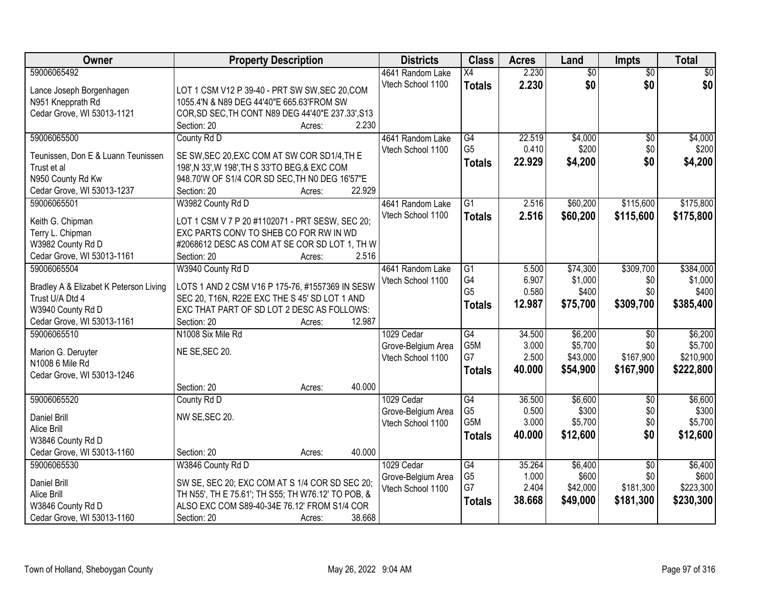| Owner | Property Description | Districts | Class | Acres | Land | Impts | Total |
|---|---|---|---|---|---|---|---|
| 59006065492<br>Lance Joseph Borgenhagen<br>N951 Knepprath Rd<br>Cedar Grove, WI 53013-1121 | LOT 1 CSM V12 P 39-40 - PRT SW SW,SEC 20,COM 1055.4'N & N89 DEG 44'40"E 665.63'FROM SW COR,SD SEC,TH CONT N89 DEG 44'40"E 237.33',S13<br>Section: 20 Acres: 2.230 | 4641 Random Lake<br>Vtech School 1100 | X4<br>**Totals** | 2.230<br>**2.230** | $0<br>**$0** | $0<br>**$0** | $0<br>**$0** |
| 59006065500<br>Teunissen, Don E & Luann Teunissen Trust et al<br>N950 County Rd Kw<br>Cedar Grove, WI 53013-1237 | County Rd D<br>SE SW,SEC 20,EXC COM AT SW COR SD1/4,TH E 198',N 33',W 198',TH S 33'TO BEG,& EXC COM 948.70'W OF S1/4 COR SD SEC,TH N0 DEG 16'57"E<br>Section: 20 Acres: 22.929 | 4641 Random Lake<br>Vtech School 1100 | G4<br>G5<br>**Totals** | 22.519<br>0.410<br>**22.929** | $4,000<br>$200<br>**$4,200** | $0<br>$0<br>**$0** | $4,000<br>$200<br>**$4,200** |
| 59006065501<br>Keith G. Chipman<br>Terry L. Chipman<br>W3982 County Rd D<br>Cedar Grove, WI 53013-1161 | W3982 County Rd D<br>LOT 1 CSM V 7 P 20 #1102071 - PRT SESW, SEC 20; EXC PARTS CONV TO SHEB CO FOR RW IN WD #2068612 DESC AS COM AT SE COR SD LOT 1, TH W<br>Section: 20 Acres: 2.516 | 4641 Random Lake<br>Vtech School 1100 | G1<br>**Totals** | 2.516<br>**2.516** | $60,200<br>**$60,200** | $115,600<br>**$115,600** | $175,800<br>**$175,800** |
| 59006065504<br>Bradley A & Elizabet K Peterson Living Trust U/A Dtd 4<br>W3940 County Rd D<br>Cedar Grove, WI 53013-1161 | W3940 County Rd D<br>LOTS 1 AND 2 CSM V16 P 175-76, #1557369 IN SESW SEC 20, T16N, R22E EXC THE S 45' SD LOT 1 AND EXC THAT PART OF SD LOT 2 DESC AS FOLLOWS:<br>Section: 20 Acres: 12.987 | 4641 Random Lake<br>Vtech School 1100 | G1<br>G4<br>G5<br>**Totals** | 5.500<br>6.907<br>0.580<br>**12.987** | $74,300<br>$1,000<br>$400<br>**$75,700** | $309,700<br>$0<br>$0<br>**$309,700** | $384,000<br>$1,000<br>$400<br>**$385,400** |
| 59006065510<br>Marion G. Deruyter<br>N1008 6 Mile Rd<br>Cedar Grove, WI 53013-1246 | N1008 Six Mile Rd<br>NE SE,SEC 20.<br>Section: 20 Acres: 40.000 | 1029 Cedar Grove-Belgium Area<br>Vtech School 1100 | G4<br>G5M<br>G7<br>**Totals** | 34.500<br>3.000<br>2.500<br>**40.000** | $6,200<br>$5,700<br>$43,000<br>**$54,900** | $0<br>$0<br>$167,900<br>**$167,900** | $6,200<br>$5,700<br>$210,900<br>**$222,800** |
| 59006065520<br>Daniel Brill<br>Alice Brill<br>W3846 County Rd D<br>Cedar Grove, WI 53013-1160 | County Rd D<br>NW SE,SEC 20.<br>Section: 20 Acres: 40.000 | 1029 Cedar Grove-Belgium Area<br>Vtech School 1100 | G4<br>G5<br>G5M<br>**Totals** | 36.500<br>0.500<br>3.000<br>**40.000** | $6,600<br>$300<br>$5,700<br>**$12,600** | $0<br>$0<br>$0<br>**$0** | $6,600<br>$300<br>$5,700<br>**$12,600** |
| 59006065530<br>Daniel Brill<br>Alice Brill<br>W3846 County Rd D<br>Cedar Grove, WI 53013-1160 | W3846 County Rd D<br>SW SE, SEC 20; EXC COM AT S 1/4 COR SD SEC 20; TH N55', TH E 75.61'; TH S55; TH W76.12' TO POB, & ALSO EXC COM S89-40-34E 76.12' FROM S1/4 COR<br>Section: 20 Acres: 38.668 | 1029 Cedar Grove-Belgium Area<br>Vtech School 1100 | G4<br>G5<br>G7<br>**Totals** | 35.264<br>1.000<br>2.404<br>**38.668** | $6,400<br>$600<br>$42,000<br>**$49,000** | $0<br>$0<br>$181,300<br>**$181,300** | $6,400<br>$600<br>$223,300<br>**$230,300** |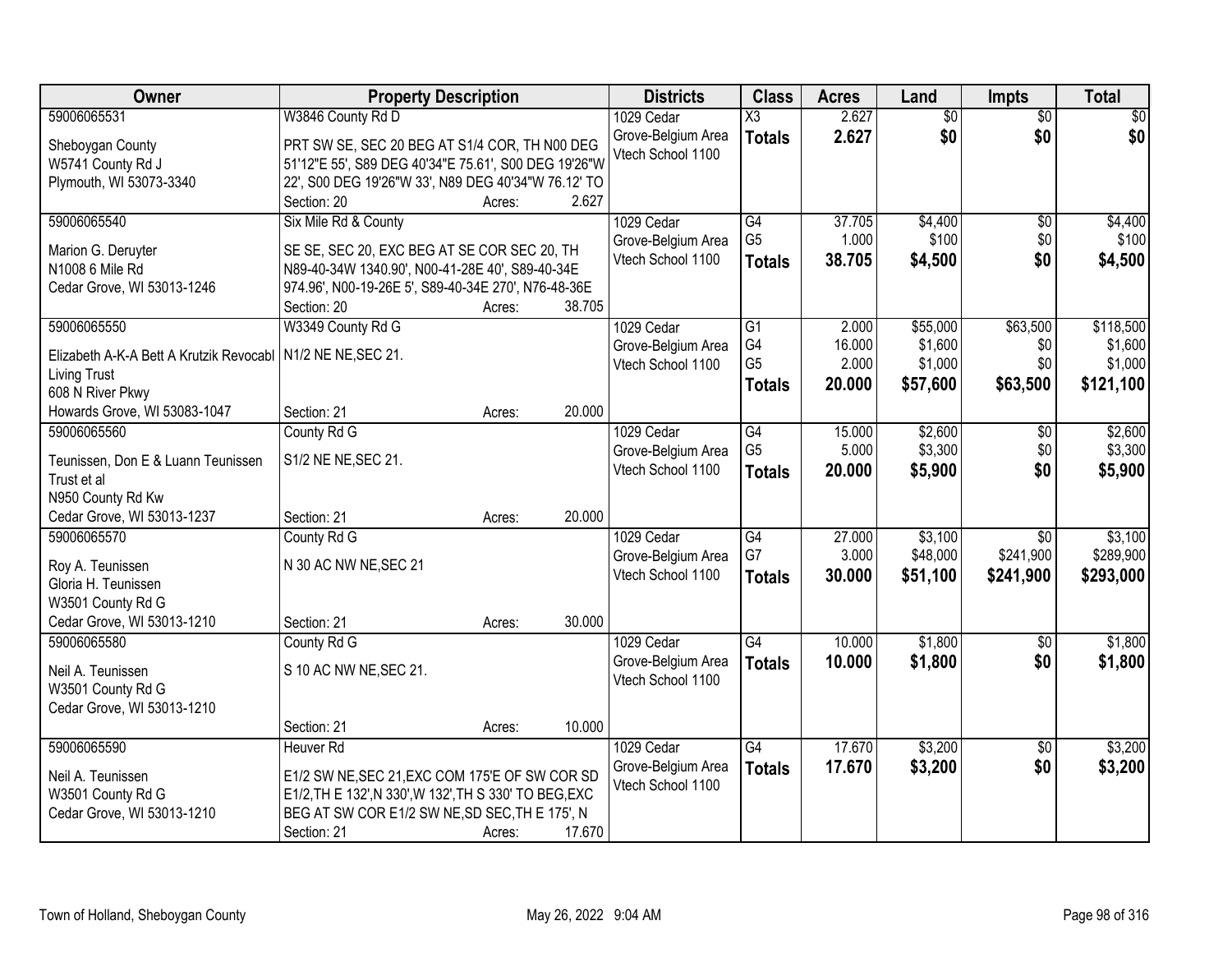| Owner | Property Description | Districts | Class | Acres | Land | Impts | Total |
|---|---|---|---|---|---|---|---|
| 59006065531<br><br>Sheboygan County<br>W5741 County Rd J<br>Plymouth, WI 53073-3340 | W3846 County Rd D<br><br>PRT SW SE, SEC 20 BEG AT S1/4 COR, TH N00 DEG 51'12"E 55', S89 DEG 40'34"E 75.61', S00 DEG 19'26"W 22', S00 DEG 19'26"W 33', N89 DEG 40'34"W 76.12' TO<br>Section: 20 Acres: 2.627 | 1029 Cedar Grove-Belgium Area Vtech School 1100 | X3<br>**Totals** | 2.627<br>**2.627** | $0<br>**$0** | $0<br>**$0** | $0<br>**$0** |
| 59006065540<br><br>Marion G. Deruyter<br>N1008 6 Mile Rd<br>Cedar Grove, WI 53013-1246 | Six Mile Rd & County<br><br>SE SE, SEC 20, EXC BEG AT SE COR SEC 20, TH N89-40-34W 1340.90', N00-41-28E 40', S89-40-34E 974.96', N00-19-26E 5', S89-40-34E 270', N76-48-36E<br>Section: 20 Acres: 38.705 | 1029 Cedar Grove-Belgium Area Vtech School 1100 | G4<br>G5<br>**Totals** | 37.705<br>1.000<br>**38.705** | $4,400<br>$100<br>**$4,500** | $0<br>$0<br>**$0** | $4,400<br>$100<br>**$4,500** |
| 59006065550<br><br>Elizabeth A-K-A Bett A Krutzik Revocabl Living Trust<br>608 N River Pkwy<br>Howards Grove, WI 53083-1047 | W3349 County Rd G<br><br>N1/2 NE NE,SEC 21.<br><br>Section: 21 Acres: 20.000 | 1029 Cedar Grove-Belgium Area Vtech School 1100 | G1<br>G4<br>G5<br>**Totals** | 2.000<br>16.000<br>2.000<br>**20.000** | $55,000<br>$1,600<br>$1,000<br>**$57,600** | $63,500<br>$0<br>$0<br>**$63,500** | $118,500<br>$1,600<br>$1,000<br>**$121,100** |
| 59006065560<br><br>Teunissen, Don E & Luann Teunissen Trust et al<br>N950 County Rd Kw<br>Cedar Grove, WI 53013-1237 | County Rd G<br><br>S1/2 NE NE,SEC 21.<br><br>Section: 21 Acres: 20.000 | 1029 Cedar Grove-Belgium Area Vtech School 1100 | G4<br>G5<br>**Totals** | 15.000<br>5.000<br>**20.000** | $2,600<br>$3,300<br>**$5,900** | $0<br>$0<br>**$0** | $2,600<br>$3,300<br>**$5,900** |
| 59006065570<br><br>Roy A. Teunissen<br>Gloria H. Teunissen<br>W3501 County Rd G<br>Cedar Grove, WI 53013-1210 | County Rd G<br><br>N 30 AC NW NE,SEC 21<br><br>Section: 21 Acres: 30.000 | 1029 Cedar Grove-Belgium Area Vtech School 1100 | G4<br>G7<br>**Totals** | 27.000<br>3.000<br>**30.000** | $3,100<br>$48,000<br>**$51,100** | $0<br>$241,900<br>**$241,900** | $3,100<br>$289,900<br>**$293,000** |
| 59006065580<br><br>Neil A. Teunissen<br>W3501 County Rd G<br>Cedar Grove, WI 53013-1210 | County Rd G<br><br>S 10 AC NW NE,SEC 21.<br><br>Section: 21 Acres: 10.000 | 1029 Cedar Grove-Belgium Area Vtech School 1100 | G4<br>**Totals** | 10.000<br>**10.000** | $1,800<br>**$1,800** | $0<br>**$0** | $1,800<br>**$1,800** |
| 59006065590<br><br>Neil A. Teunissen<br>W3501 County Rd G<br>Cedar Grove, WI 53013-1210 | Heuver Rd<br><br>E1/2 SW NE,SEC 21,EXC COM 175'E OF SW COR SD E1/2,TH E 132',N 330',W 132',TH S 330' TO BEG,EXC BEG AT SW COR E1/2 SW NE,SD SEC,TH E 175', N<br>Section: 21 Acres: 17.670 | 1029 Cedar Grove-Belgium Area Vtech School 1100 | G4<br>**Totals** | 17.670<br>**17.670** | $3,200<br>**$3,200** | $0<br>**$0** | $3,200<br>**$3,200** |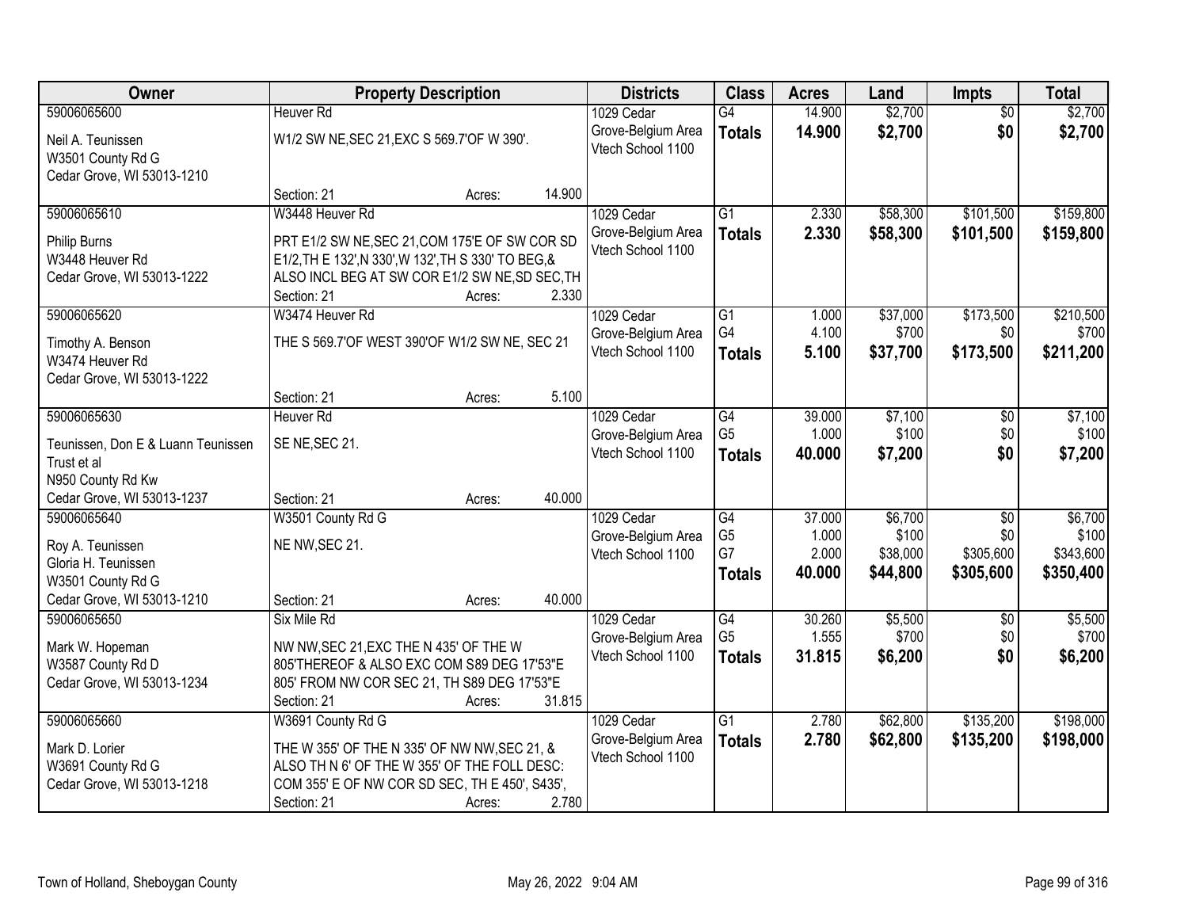| Owner | Property Description | Districts | Class | Acres | Land | Impts | Total |
|---|---|---|---|---|---|---|---|
| 59006065600<br>Neil A. Teunissen<br>W3501 County Rd G<br>Cedar Grove, WI 53013-1210 | Heuver Rd<br>W1/2 SW NE,SEC 21,EXC S 569.7'OF W 390'.<br>Section: 21 Acres: 14.900 | 1029 Cedar Grove-Belgium Area Vtech School 1100 | G4<br>**Totals** | 14.900<br>**14.900** | $2,700<br>**$2,700** | $0<br>**$0** | $2,700<br>**$2,700** |
| 59006065610<br>Philip Burns<br>W3448 Heuver Rd<br>Cedar Grove, WI 53013-1222 | W3448 Heuver Rd<br>PRT E1/2 SW NE,SEC 21,COM 175'E OF SW COR SD E1/2,TH E 132',N 330',W 132',TH S 330' TO BEG,& ALSO INCL BEG AT SW COR E1/2 SW NE,SD SEC,TH<br>Section: 21 Acres: 2.330 | 1029 Cedar Grove-Belgium Area Vtech School 1100 | G1<br>**Totals** | 2.330<br>**2.330** | $58,300<br>**$58,300** | $101,500<br>**$101,500** | $159,800<br>**$159,800** |
| 59006065620<br>Timothy A. Benson<br>W3474 Heuver Rd<br>Cedar Grove, WI 53013-1222 | W3474 Heuver Rd<br>THE S 569.7'OF WEST 390'OF W1/2 SW NE, SEC 21<br>Section: 21 Acres: 5.100 | 1029 Cedar Grove-Belgium Area Vtech School 1100 | G1<br>G4<br>**Totals** | 1.000<br>4.100<br>**5.100** | $37,000<br>$700<br>**$37,700** | $173,500<br>$0<br>**$173,500** | $210,500<br>$700<br>**$211,200** |
| 59006065630<br>Teunissen, Don E & Luann Teunissen Trust et al<br>N950 County Rd Kw<br>Cedar Grove, WI 53013-1237 | Heuver Rd<br>SE NE,SEC 21.<br>Section: 21 Acres: 40.000 | 1029 Cedar Grove-Belgium Area Vtech School 1100 | G4<br>G5<br>**Totals** | 39.000<br>1.000<br>**40.000** | $7,100<br>$100<br>**$7,200** | $0<br>$0<br>**$0** | $7,100<br>$100<br>**$7,200** |
| 59006065640<br>Roy A. Teunissen<br>Gloria H. Teunissen<br>W3501 County Rd G<br>Cedar Grove, WI 53013-1210 | W3501 County Rd G<br>NE NW,SEC 21.<br>Section: 21 Acres: 40.000 | 1029 Cedar Grove-Belgium Area Vtech School 1100 | G4<br>G5<br>G7<br>**Totals** | 37.000<br>1.000<br>2.000<br>**40.000** | $6,700<br>$100<br>$38,000<br>**$44,800** | $0<br>$0<br>$305,600<br>**$305,600** | $6,700<br>$100<br>$343,600<br>**$350,400** |
| 59006065650<br>Mark W. Hopeman<br>W3587 County Rd D<br>Cedar Grove, WI 53013-1234 | Six Mile Rd<br>NW NW,SEC 21,EXC THE N 435' OF THE W 805'THEREOF & ALSO EXC COM S89 DEG 17'53"E 805' FROM NW COR SEC 21, TH S89 DEG 17'53"E<br>Section: 21 Acres: 31.815 | 1029 Cedar Grove-Belgium Area Vtech School 1100 | G4<br>G5<br>**Totals** | 30.260<br>1.555<br>**31.815** | $5,500<br>$700<br>**$6,200** | $0<br>$0<br>**$0** | $5,500<br>$700<br>**$6,200** |
| 59006065660<br>Mark D. Lorier<br>W3691 County Rd G<br>Cedar Grove, WI 53013-1218 | W3691 County Rd G<br>THE W 355' OF THE N 335' OF NW NW,SEC 21, & ALSO TH N 6' OF THE W 355' OF THE FOLL DESC: COM 355' E OF NW COR SD SEC, TH E 450', S435',<br>Section: 21 Acres: 2.780 | 1029 Cedar Grove-Belgium Area Vtech School 1100 | G1<br>**Totals** | 2.780<br>**2.780** | $62,800<br>**$62,800** | $135,200<br>**$135,200** | $198,000<br>**$198,000** |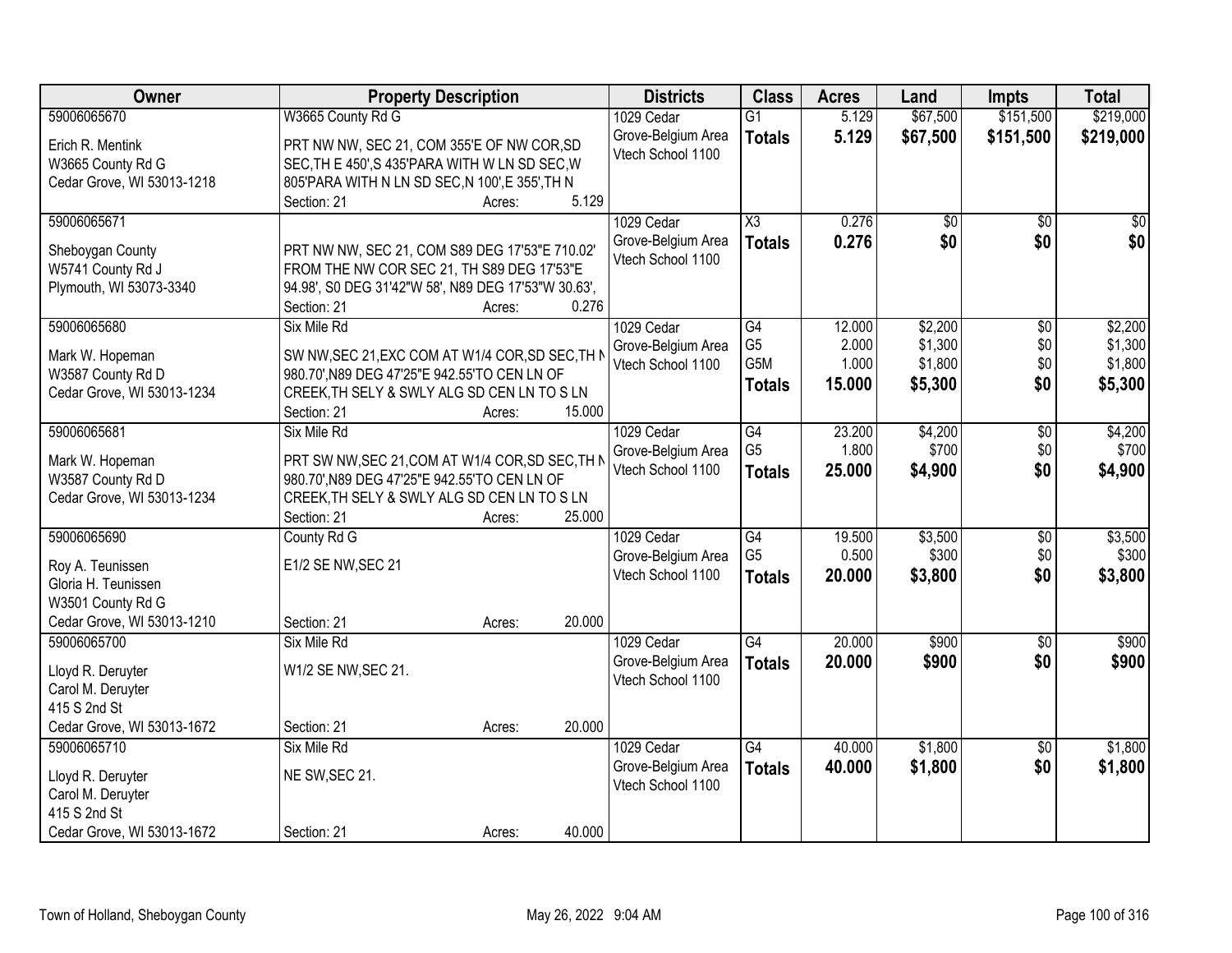| Owner | Property Description | Districts | Class | Acres | Land | Impts | Total |
|---|---|---|---|---|---|---|---|
| 59006065670<br><br>Erich R. Mentink<br>W3665 County Rd G<br>Cedar Grove, WI 53013-1218 | W3665 County Rd G<br><br>PRT NW NW, SEC 21, COM 355'E OF NW COR,SD SEC,TH E 450',S 435'PARA WITH W LN SD SEC,W 805'PARA WITH N LN SD SEC,N 100',E 355',TH N<br>Section: 21 Acres: 5.129 | 1029 Cedar Grove-Belgium Area Vtech School 1100 | G1<br>**Totals** | 5.129<br>**5.129** | $67,500<br>**$67,500** | $151,500<br>**$151,500** | $219,000<br>**$219,000** |
| 59006065671<br><br>Sheboygan County<br>W5741 County Rd J<br>Plymouth, WI 53073-3340 | PRT NW NW, SEC 21, COM S89 DEG 17'53"E 710.02' FROM THE NW COR SEC 21, TH S89 DEG 17'53"E 94.98', S0 DEG 31'42"W 58', N89 DEG 17'53"W 30.63',<br>Section: 21 Acres: 0.276 | 1029 Cedar Grove-Belgium Area Vtech School 1100 | X3<br>**Totals** | 0.276<br>**0.276** | $0<br>**$0** | $0<br>**$0** | $0<br>**$0** |
| 59006065680<br><br>Mark W. Hopeman<br>W3587 County Rd D<br>Cedar Grove, WI 53013-1234 | Six Mile Rd<br><br>SW NW,SEC 21,EXC COM AT W1/4 COR,SD SEC,TH N 980.70',N89 DEG 47'25"E 942.55'TO CEN LN OF CREEK,TH SELY & SWLY ALG SD CEN LN TO S LN<br>Section: 21 Acres: 15.000 | 1029 Cedar Grove-Belgium Area Vtech School 1100 | G4<br>G5<br>G5M<br>**Totals** | 12.000<br>2.000<br>1.000<br>**15.000** | $2,200<br>$1,300<br>$1,800<br>**$5,300** | $0<br>$0<br>$0<br>**$0** | $2,200<br>$1,300<br>$1,800<br>**$5,300** |
| 59006065681<br><br>Mark W. Hopeman<br>W3587 County Rd D<br>Cedar Grove, WI 53013-1234 | Six Mile Rd<br><br>PRT SW NW,SEC 21,COM AT W1/4 COR,SD SEC,TH N 980.70',N89 DEG 47'25"E 942.55'TO CEN LN OF CREEK,TH SELY & SWLY ALG SD CEN LN TO S LN<br>Section: 21 Acres: 25.000 | 1029 Cedar Grove-Belgium Area Vtech School 1100 | G4<br>G5<br>**Totals** | 23.200<br>1.800<br>**25.000** | $4,200<br>$700<br>**$4,900** | $0<br>$0<br>**$0** | $4,200<br>$700<br>**$4,900** |
| 59006065690<br><br>Roy A. Teunissen<br>Gloria H. Teunissen<br>W3501 County Rd G<br>Cedar Grove, WI 53013-1210 | County Rd G<br><br>E1/2 SE NW,SEC 21<br><br>Section: 21 Acres: 20.000 | 1029 Cedar Grove-Belgium Area Vtech School 1100 | G4<br>G5<br>**Totals** | 19.500<br>0.500<br>**20.000** | $3,500<br>$300<br>**$3,800** | $0<br>$0<br>**$0** | $3,500<br>$300<br>**$3,800** |
| 59006065700<br><br>Lloyd R. Deruyter<br>Carol M. Deruyter<br>415 S 2nd St<br>Cedar Grove, WI 53013-1672 | Six Mile Rd<br><br>W1/2 SE NW,SEC 21.<br><br>Section: 21 Acres: 20.000 | 1029 Cedar Grove-Belgium Area Vtech School 1100 | G4<br>**Totals** | 20.000<br>**20.000** | $900<br>**$900** | $0<br>**$0** | $900<br>**$900** |
| 59006065710<br><br>Lloyd R. Deruyter<br>Carol M. Deruyter<br>415 S 2nd St<br>Cedar Grove, WI 53013-1672 | Six Mile Rd<br><br>NE SW,SEC 21.<br><br>Section: 21 Acres: 40.000 | 1029 Cedar Grove-Belgium Area Vtech School 1100 | G4<br>**Totals** | 40.000<br>**40.000** | $1,800<br>**$1,800** | $0<br>**$0** | $1,800<br>**$1,800** |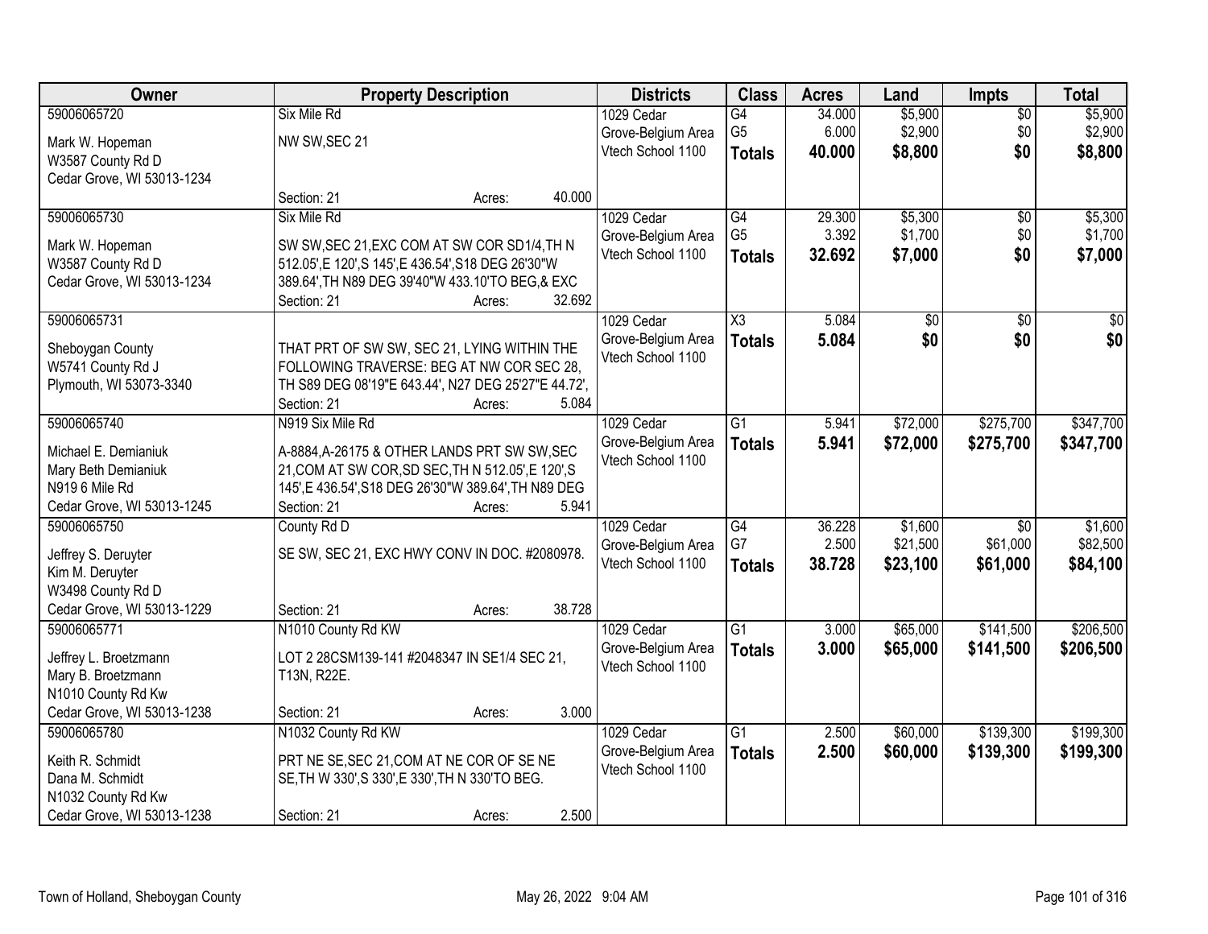| Owner | Property Description | Districts | Class | Acres | Land | Impts | Total |
|---|---|---|---|---|---|---|---|
| 59006065720<br><br>Mark W. Hopeman<br>W3587 County Rd D<br>Cedar Grove, WI 53013-1234 | Six Mile Rd<br><br>NW SW,SEC 21<br><br>Section: 21 Acres: 40.000 | 1029 Cedar Grove-Belgium Area Vtech School 1100 | G4<br>G5<br>**Totals** | 34.000<br>6.000<br>**40.000** | $5,900<br>$2,900<br>**$8,800** | $0<br>$0<br>**$0** | $5,900<br>$2,900<br>**$8,800** |
| 59006065730<br><br>Mark W. Hopeman<br>W3587 County Rd D<br>Cedar Grove, WI 53013-1234 | Six Mile Rd<br><br>SW SW,SEC 21,EXC COM AT SW COR SD1/4,TH N 512.05',E 120',S 145',E 436.54',S18 DEG 26'30"W 389.64',TH N89 DEG 39'40"W 433.10'TO BEG,& EXC<br>Section: 21 Acres: 32.692 | 1029 Cedar Grove-Belgium Area Vtech School 1100 | G4<br>G5<br>**Totals** | 29.300<br>3.392<br>**32.692** | $5,300<br>$1,700<br>**$7,000** | $0<br>$0<br>**$0** | $5,300<br>$1,700<br>**$7,000** |
| 59006065731<br><br>Sheboygan County<br>W5741 County Rd J<br>Plymouth, WI 53073-3340 | THAT PRT OF SW SW, SEC 21, LYING WITHIN THE FOLLOWING TRAVERSE: BEG AT NW COR SEC 28, TH S89 DEG 08'19"E 643.44', N27 DEG 25'27"E 44.72',<br>Section: 21 Acres: 5.084 | 1029 Cedar Grove-Belgium Area Vtech School 1100 | X3<br>**Totals** | 5.084<br>**5.084** | $0<br>**$0** | $0<br>**$0** | $0<br>**$0** |
| 59006065740<br><br>Michael E. Demianiuk<br>Mary Beth Demianiuk<br>N919 6 Mile Rd<br>Cedar Grove, WI 53013-1245 | N919 Six Mile Rd<br><br>A-8884,A-26175 & OTHER LANDS PRT SW SW,SEC 21,COM AT SW COR,SD SEC,TH N 512.05',E 120',S 145',E 436.54',S18 DEG 26'30"W 389.64',TH N89 DEG<br>Section: 21 Acres: 5.941 | 1029 Cedar Grove-Belgium Area Vtech School 1100 | G1<br>**Totals** | 5.941<br>**5.941** | $72,000<br>**$72,000** | $275,700<br>**$275,700** | $347,700<br>**$347,700** |
| 59006065750<br><br>Jeffrey S. Deruyter<br>Kim M. Deruyter<br>W3498 County Rd D<br>Cedar Grove, WI 53013-1229 | County Rd D<br><br>SE SW, SEC 21, EXC HWY CONV IN DOC. #2080978.<br><br>Section: 21 Acres: 38.728 | 1029 Cedar Grove-Belgium Area Vtech School 1100 | G4<br>G7<br>**Totals** | 36.228<br>2.500<br>**38.728** | $1,600<br>$21,500<br>**$23,100** | $0<br>$61,000<br>**$61,000** | $1,600<br>$82,500<br>**$84,100** |
| 59006065771<br><br>Jeffrey L. Broetzmann<br>Mary B. Broetzmann<br>N1010 County Rd Kw<br>Cedar Grove, WI 53013-1238 | N1010 County Rd KW<br><br>LOT 2 28CSM139-141 #2048347 IN SE1/4 SEC 21, T13N, R22E.<br><br>Section: 21 Acres: 3.000 | 1029 Cedar Grove-Belgium Area Vtech School 1100 | G1<br>**Totals** | 3.000<br>**3.000** | $65,000<br>**$65,000** | $141,500<br>**$141,500** | $206,500<br>**$206,500** |
| 59006065780<br><br>Keith R. Schmidt<br>Dana M. Schmidt<br>N1032 County Rd Kw<br>Cedar Grove, WI 53013-1238 | N1032 County Rd KW<br><br>PRT NE SE,SEC 21,COM AT NE COR OF SE NE SE,TH W 330',S 330',E 330',TH N 330'TO BEG.<br><br>Section: 21 Acres: 2.500 | 1029 Cedar Grove-Belgium Area Vtech School 1100 | G1<br>**Totals** | 2.500<br>**2.500** | $60,000<br>**$60,000** | $139,300<br>**$139,300** | $199,300<br>**$199,300** |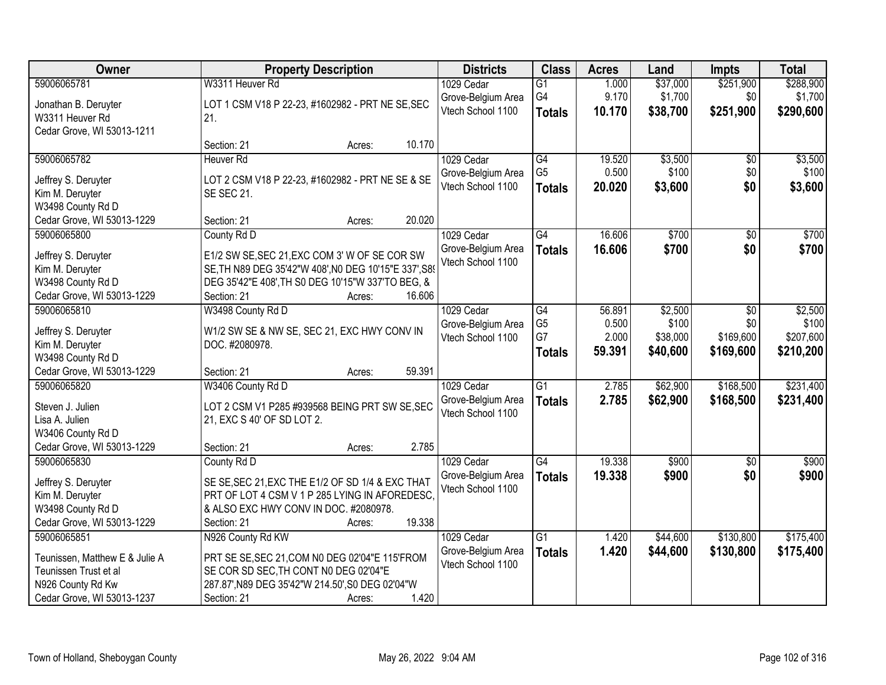| Owner | Property Description | Districts | Class | Acres | Land | Impts | Total |
|---|---|---|---|---|---|---|---|
| 59006065781<br>Jonathan B. Deruyter<br>W3311 Heuver Rd<br>Cedar Grove, WI 53013-1211 | W3311 Heuver Rd<br>LOT 1 CSM V18 P 22-23, #1602982 - PRT NE SE,SEC 21.<br>Section: 21 Acres: 10.170 | 1029 Cedar Grove-Belgium Area Vtech School 1100 | G1<br>G4<br>**Totals** | 1.000<br>9.170<br>**10.170** | $37,000<br>$1,700<br>**$38,700** | $251,900<br>$0<br>**$251,900** | $288,900<br>$1,700<br>**$290,600** |
| 59006065782<br>Jeffrey S. Deruyter<br>Kim M. Deruyter<br>W3498 County Rd D<br>Cedar Grove, WI 53013-1229 | Heuver Rd<br>LOT 2 CSM V18 P 22-23, #1602982 - PRT NE SE & SE SE SEC 21.<br>Section: 21 Acres: 20.020 | 1029 Cedar Grove-Belgium Area Vtech School 1100 | G4<br>G5<br>**Totals** | 19.520<br>0.500<br>**20.020** | $3,500<br>$100<br>**$3,600** | $0<br>$0<br>**$0** | $3,500<br>$100<br>**$3,600** |
| 59006065800<br>Jeffrey S. Deruyter<br>Kim M. Deruyter<br>W3498 County Rd D<br>Cedar Grove, WI 53013-1229 | County Rd D<br>E1/2 SW SE,SEC 21,EXC COM 3' W OF SE COR SW SE,TH N89 DEG 35'42"W 408',N0 DEG 10'15"E 337',S89 DEG 35'42"E 408',TH S0 DEG 10'15"W 337'TO BEG, &<br>Section: 21 Acres: 16.606 | 1029 Cedar Grove-Belgium Area Vtech School 1100 | G4<br>**Totals** | 16.606<br>**16.606** | $700<br>**$700** | $0<br>**$0** | $700<br>**$700** |
| 59006065810<br>Jeffrey S. Deruyter<br>Kim M. Deruyter<br>W3498 County Rd D<br>Cedar Grove, WI 53013-1229 | W3498 County Rd D<br>W1/2 SW SE & NW SE, SEC 21, EXC HWY CONV IN DOC. #2080978.<br>Section: 21 Acres: 59.391 | 1029 Cedar Grove-Belgium Area Vtech School 1100 | G4<br>G5<br>G7<br>**Totals** | 56.891<br>0.500<br>2.000<br>**59.391** | $2,500<br>$100<br>$38,000<br>**$40,600** | $0<br>$0<br>$169,600<br>**$169,600** | $2,500<br>$100<br>$207,600<br>**$210,200** |
| 59006065820<br>Steven J. Julien<br>Lisa A. Julien<br>W3406 County Rd D<br>Cedar Grove, WI 53013-1229 | W3406 County Rd D<br>LOT 2 CSM V1 P285 #939568 BEING PRT SW SE,SEC 21, EXC S 40' OF SD LOT 2.<br>Section: 21 Acres: 2.785 | 1029 Cedar Grove-Belgium Area Vtech School 1100 | G1<br>**Totals** | 2.785<br>**2.785** | $62,900<br>**$62,900** | $168,500<br>**$168,500** | $231,400<br>**$231,400** |
| 59006065830<br>Jeffrey S. Deruyter<br>Kim M. Deruyter<br>W3498 County Rd D<br>Cedar Grove, WI 53013-1229 | County Rd D<br>SE SE,SEC 21,EXC THE E1/2 OF SD 1/4 & EXC THAT PRT OF LOT 4 CSM V 1 P 285 LYING IN AFOREDESC, & ALSO EXC HWY CONV IN DOC. #2080978.<br>Section: 21 Acres: 19.338 | 1029 Cedar Grove-Belgium Area Vtech School 1100 | G4<br>**Totals** | 19.338<br>**19.338** | $900<br>**$900** | $0<br>**$0** | $900<br>**$900** |
| 59006065851<br>Teunissen, Matthew E & Julie A<br>Teunissen Trust et al<br>N926 County Rd Kw<br>Cedar Grove, WI 53013-1237 | N926 County Rd KW<br>PRT SE SE,SEC 21,COM N0 DEG 02'04"E 115'FROM SE COR SD SEC,TH CONT N0 DEG 02'04"E 287.87',N89 DEG 35'42"W 214.50',S0 DEG 02'04"W<br>Section: 21 Acres: 1.420 | 1029 Cedar Grove-Belgium Area Vtech School 1100 | G1<br>**Totals** | 1.420<br>**1.420** | $44,600<br>**$44,600** | $130,800<br>**$130,800** | $175,400<br>**$175,400** |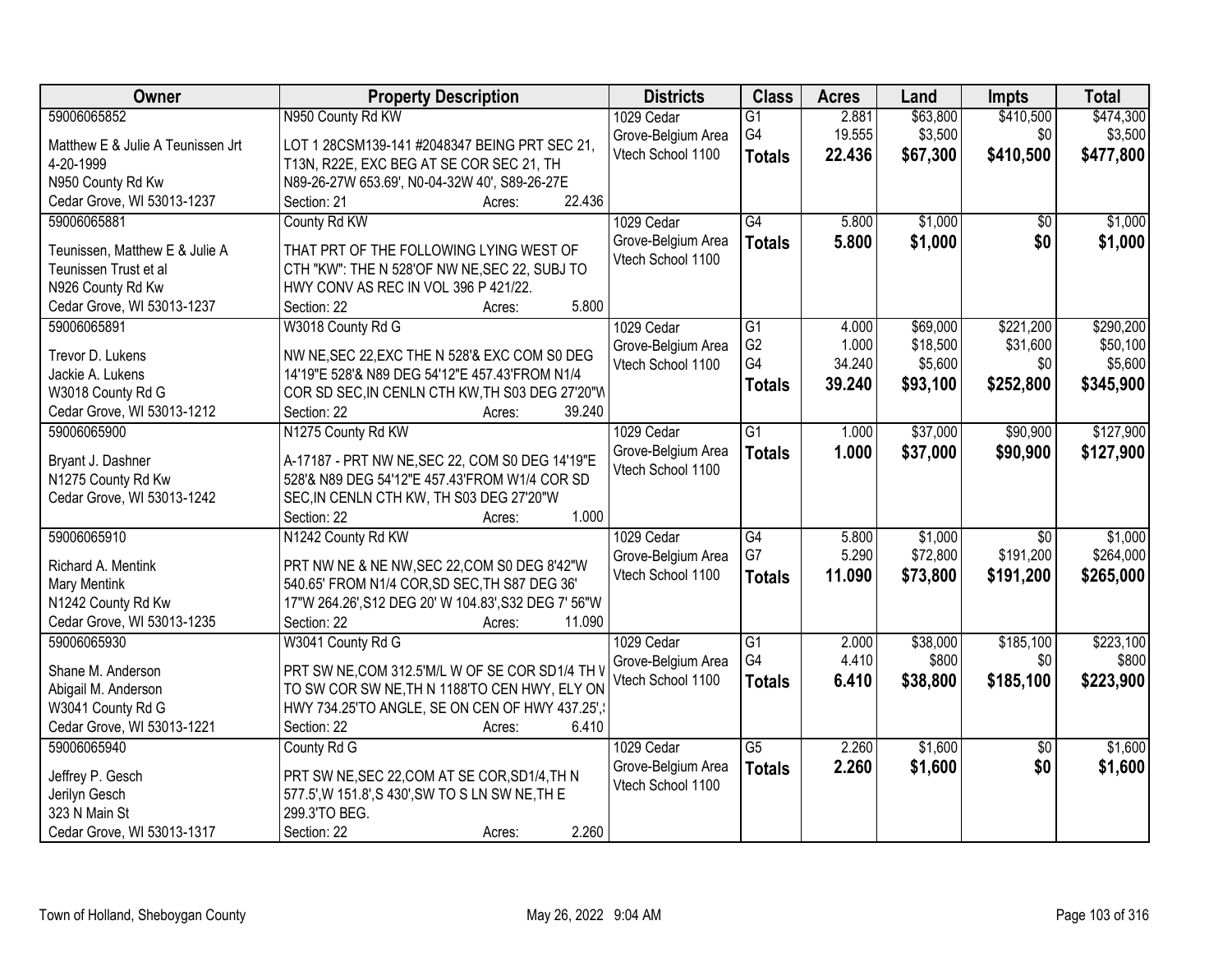| Owner | Property Description | Districts | Class | Acres | Land | Impts | Total |
|---|---|---|---|---|---|---|---|
| 59006065852<br>Matthew E & Julie A Teunissen Jrt 4-20-1999<br>N950 County Rd Kw<br>Cedar Grove, WI 53013-1237 | N950 County Rd KW<br>LOT 1 28CSM139-141 #2048347 BEING PRT SEC 21, T13N, R22E, EXC BEG AT SE COR SEC 21, TH N89-26-27W 653.69', N0-04-32W 40', S89-26-27E<br>Section: 21 Acres: 22.436 | 1029 Cedar Grove-Belgium Area Vtech School 1100 | G1<br>G4<br>**Totals** | 2.881<br>19.555<br>**22.436** | $63,800<br>$3,500<br>**$67,300** | $410,500<br>$0<br>**$410,500** | $474,300<br>$3,500<br>**$477,800** |
| 59006065881<br>Teunissen, Matthew E & Julie A<br>Teunissen Trust et al<br>N926 County Rd Kw<br>Cedar Grove, WI 53013-1237 | County Rd KW<br>THAT PRT OF THE FOLLOWING LYING WEST OF CTH "KW": THE N 528'OF NW NE,SEC 22, SUBJ TO HWY CONV AS REC IN VOL 396 P 421/22.<br>Section: 22 Acres: 5.800 | 1029 Cedar Grove-Belgium Area Vtech School 1100 | G4<br>**Totals** | 5.800<br>**5.800** | $1,000<br>**$1,000** | $0<br>**$0** | $1,000<br>**$1,000** |
| 59006065891<br>Trevor D. Lukens<br>Jackie A. Lukens<br>W3018 County Rd G<br>Cedar Grove, WI 53013-1212 | W3018 County Rd G<br>NW NE,SEC 22,EXC THE N 528'& EXC COM S0 DEG 14'19"E 528'& N89 DEG 54'12"E 457.43'FROM N1/4 COR SD SEC,IN CENLN CTH KW,TH S03 DEG 27'20"W<br>Section: 22 Acres: 39.240 | 1029 Cedar Grove-Belgium Area Vtech School 1100 | G1<br>G2<br>G4<br>**Totals** | 4.000<br>1.000<br>34.240<br>**39.240** | $69,000<br>$18,500<br>$5,600<br>**$93,100** | $221,200<br>$31,600<br>$0<br>**$252,800** | $290,200<br>$50,100<br>$5,600<br>**$345,900** |
| 59006065900<br>Bryant J. Dashner<br>N1275 County Rd Kw<br>Cedar Grove, WI 53013-1242 | N1275 County Rd KW<br>A-17187 - PRT NW NE,SEC 22, COM S0 DEG 14'19"E 528'& N89 DEG 54'12"E 457.43'FROM W1/4 COR SD SEC,IN CENLN CTH KW, TH S03 DEG 27'20"W<br>Section: 22 Acres: 1.000 | 1029 Cedar Grove-Belgium Area Vtech School 1100 | G1<br>**Totals** | 1.000<br>**1.000** | $37,000<br>**$37,000** | $90,900<br>**$90,900** | $127,900<br>**$127,900** |
| 59006065910<br>Richard A. Mentink<br>Mary Mentink<br>N1242 County Rd Kw<br>Cedar Grove, WI 53013-1235 | N1242 County Rd KW<br>PRT NW NE & NE NW,SEC 22,COM S0 DEG 8'42"W 540.65' FROM N1/4 COR,SD SEC,TH S87 DEG 36' 17"W 264.26',S12 DEG 20' W 104.83',S32 DEG 7' 56"W<br>Section: 22 Acres: 11.090 | 1029 Cedar Grove-Belgium Area Vtech School 1100 | G4<br>G7<br>**Totals** | 5.800<br>5.290<br>**11.090** | $1,000<br>$72,800<br>**$73,800** | $0<br>$191,200<br>**$191,200** | $1,000<br>$264,000<br>**$265,000** |
| 59006065930<br>Shane M. Anderson<br>Abigail M. Anderson<br>W3041 County Rd G<br>Cedar Grove, WI 53013-1221 | W3041 County Rd G<br>PRT SW NE,COM 312.5'M/L W OF SE COR SD1/4 TH W TO SW COR SW NE,TH N 1188'TO CEN HWY, ELY ON HWY 734.25'TO ANGLE, SE ON CEN OF HWY 437.25',<br>Section: 22 Acres: 6.410 | 1029 Cedar Grove-Belgium Area Vtech School 1100 | G1<br>G4<br>**Totals** | 2.000<br>4.410<br>**6.410** | $38,000<br>$800<br>**$38,800** | $185,100<br>$0<br>**$185,100** | $223,100<br>$800<br>**$223,900** |
| 59006065940<br>Jeffrey P. Gesch<br>Jerilyn Gesch<br>323 N Main St<br>Cedar Grove, WI 53013-1317 | County Rd G<br>PRT SW NE,SEC 22,COM AT SE COR,SD1/4,TH N 577.5',W 151.8',S 430',SW TO S LN SW NE,TH E 299.3'TO BEG.<br>Section: 22 Acres: 2.260 | 1029 Cedar Grove-Belgium Area Vtech School 1100 | G5<br>**Totals** | 2.260<br>**2.260** | $1,600<br>**$1,600** | $0<br>**$0** | $1,600<br>**$1,600** |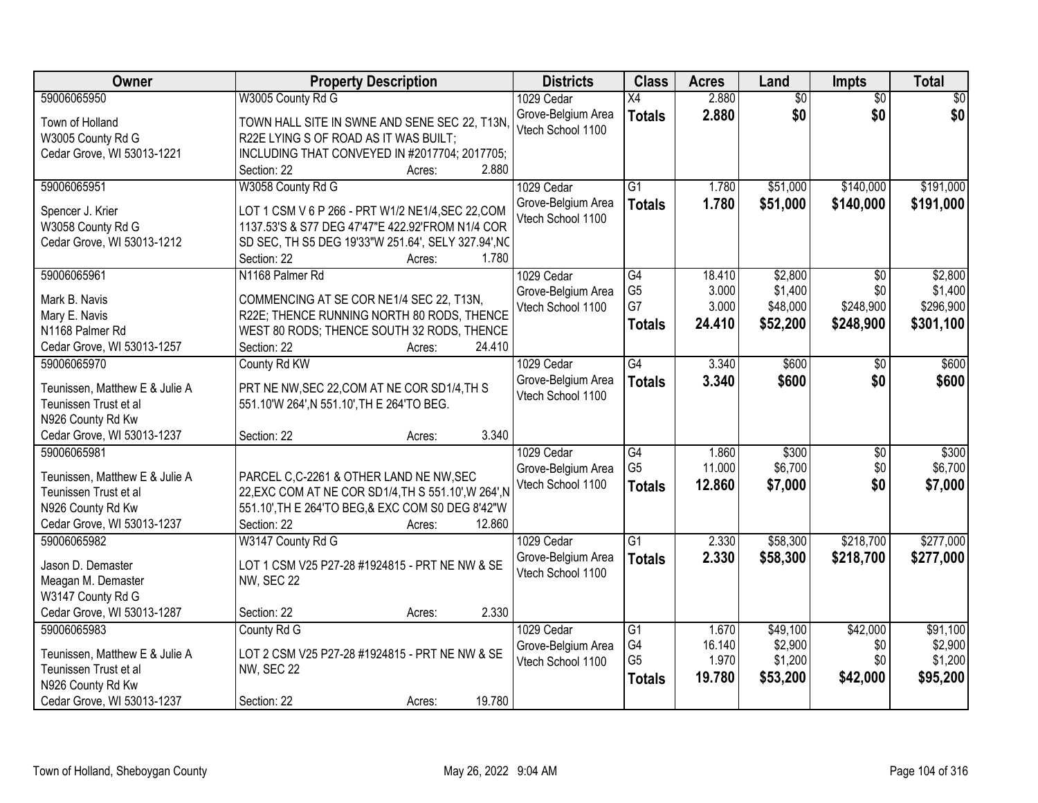| Owner | Property Description | Districts | Class | Acres | Land | Impts | Total |
|---|---|---|---|---|---|---|---|
| 59006065950<br>Town of Holland<br>W3005 County Rd G<br>Cedar Grove, WI 53013-1221 | W3005 County Rd G<br>TOWN HALL SITE IN SWNE AND SENE SEC 22, T13N, R22E LYING S OF ROAD AS IT WAS BUILT; INCLUDING THAT CONVEYED IN #2017704; 2017705;<br>Section: 22 Acres: 2.880 | 1029 Cedar Grove-Belgium Area Vtech School 1100 | X4<br>**Totals** | 2.880<br>**2.880** | $0<br>**$0** | $0<br>**$0** | $0<br>**$0** |
| 59006065951<br>Spencer J. Krier<br>W3058 County Rd G<br>Cedar Grove, WI 53013-1212 | W3058 County Rd G<br>LOT 1 CSM V 6 P 266 - PRT W1/2 NE1/4,SEC 22,COM 1137.53'S & S77 DEG 47'47"E 422.92'FROM N1/4 COR SD SEC, TH S5 DEG 19'33"W 251.64', SELY 327.94',NC<br>Section: 22 Acres: 1.780 | 1029 Cedar Grove-Belgium Area Vtech School 1100 | G1<br>**Totals** | 1.780<br>**1.780** | $51,000<br>**$51,000** | $140,000<br>**$140,000** | $191,000<br>**$191,000** |
| 59006065961<br>Mark B. Navis<br>Mary E. Navis<br>N1168 Palmer Rd<br>Cedar Grove, WI 53013-1257 | N1168 Palmer Rd<br>COMMENCING AT SE COR NE1/4 SEC 22, T13N, R22E; THENCE RUNNING NORTH 80 RODS, THENCE WEST 80 RODS; THENCE SOUTH 32 RODS, THENCE<br>Section: 22 Acres: 24.410 | 1029 Cedar Grove-Belgium Area Vtech School 1100 | G4<br>G5<br>G7<br>**Totals** | 18.410<br>3.000<br>3.000<br>**24.410** | $2,800<br>$1,400<br>$48,000<br>**$52,200** | $0<br>$0<br>$248,900<br>**$248,900** | $2,800<br>$1,400<br>$296,900<br>**$301,100** |
| 59006065970<br>Teunissen, Matthew E & Julie A<br>Teunissen Trust et al<br>N926 County Rd Kw<br>Cedar Grove, WI 53013-1237 | County Rd KW<br>PRT NE NW,SEC 22,COM AT NE COR SD1/4,TH S 551.10'W 264',N 551.10',TH E 264'TO BEG.<br>Section: 22 Acres: 3.340 | 1029 Cedar Grove-Belgium Area Vtech School 1100 | G4<br>**Totals** | 3.340<br>**3.340** | $600<br>**$600** | $0<br>**$0** | $600<br>**$600** |
| 59006065981<br>Teunissen, Matthew E & Julie A<br>Teunissen Trust et al<br>N926 County Rd Kw<br>Cedar Grove, WI 53013-1237 | PARCEL C,C-2261 & OTHER LAND NE NW,SEC 22,EXC COM AT NE COR SD1/4,TH S 551.10',W 264',N 551.10',TH E 264'TO BEG,& EXC COM S0 DEG 8'42"W<br>Section: 22 Acres: 12.860 | 1029 Cedar Grove-Belgium Area Vtech School 1100 | G4<br>G5<br>**Totals** | 1.860<br>11.000<br>**12.860** | $300<br>$6,700<br>**$7,000** | $0<br>$0<br>**$0** | $300<br>$6,700<br>**$7,000** |
| 59006065982<br>Jason D. Demaster<br>Meagan M. Demaster<br>W3147 County Rd G<br>Cedar Grove, WI 53013-1287 | W3147 County Rd G<br>LOT 1 CSM V25 P27-28 #1924815 - PRT NE NW & SE NW, SEC 22<br>Section: 22 Acres: 2.330 | 1029 Cedar Grove-Belgium Area Vtech School 1100 | G1<br>**Totals** | 2.330<br>**2.330** | $58,300<br>**$58,300** | $218,700<br>**$218,700** | $277,000<br>**$277,000** |
| 59006065983<br>Teunissen, Matthew E & Julie A<br>Teunissen Trust et al<br>N926 County Rd Kw<br>Cedar Grove, WI 53013-1237 | County Rd G<br>LOT 2 CSM V25 P27-28 #1924815 - PRT NE NW & SE NW, SEC 22<br>Section: 22 Acres: 19.780 | 1029 Cedar Grove-Belgium Area Vtech School 1100 | G1<br>G4<br>G5<br>**Totals** | 1.670<br>16.140<br>1.970<br>**19.780** | $49,100<br>$2,900<br>$1,200<br>**$53,200** | $42,000<br>$0<br>$0<br>**$42,000** | $91,100<br>$2,900<br>$1,200<br>**$95,200** |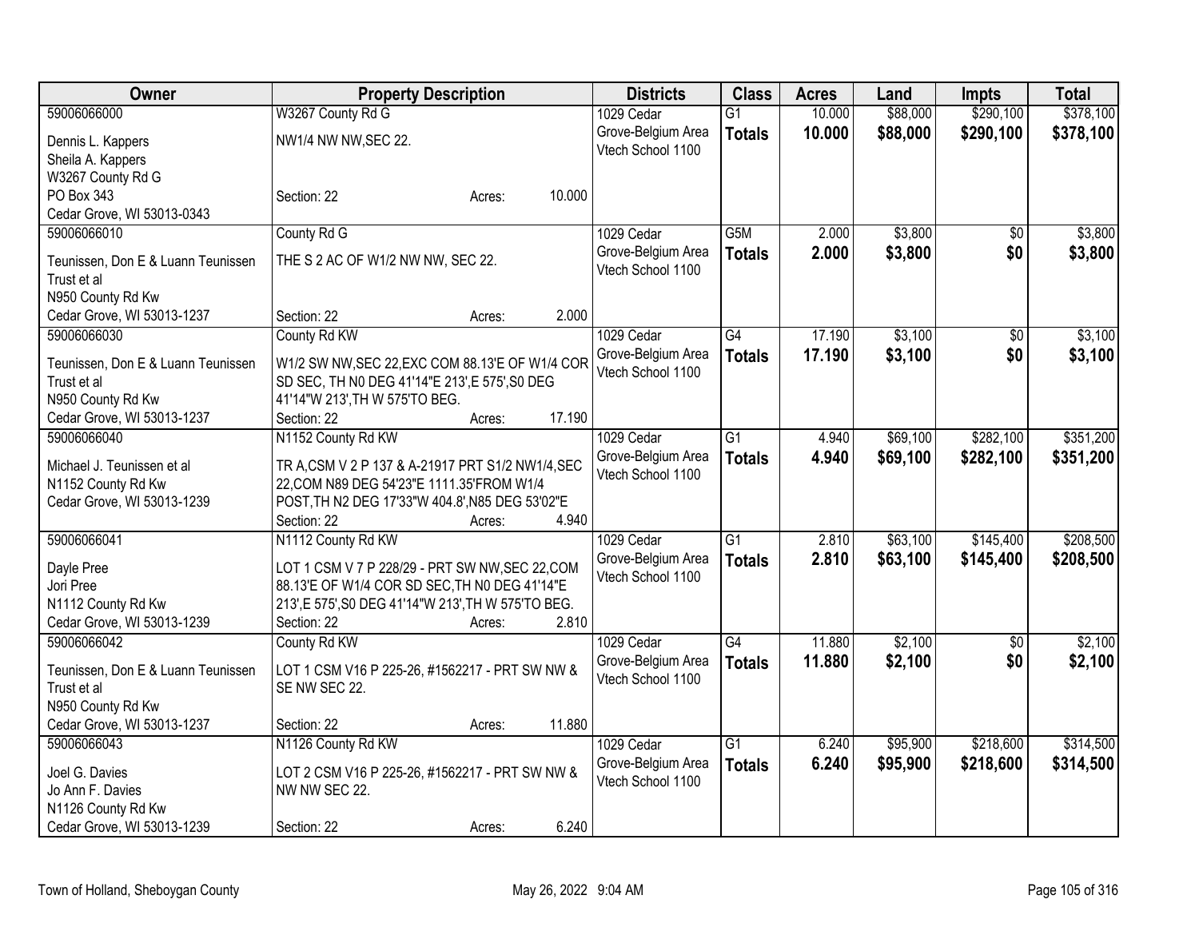| Owner | Property Description | Districts | Class | Acres | Land | Impts | Total |
|---|---|---|---|---|---|---|---|
| 59006066000<br>Dennis L. Kappers<br>Sheila A. Kappers<br>W3267 County Rd G<br>PO Box 343<br>Cedar Grove, WI 53013-0343 | W3267 County Rd G<br>NW1/4 NW NW,SEC 22.<br>Section: 22 Acres: 10.000 | 1029 Cedar Grove-Belgium Area<br>Vtech School 1100 | G1<br>**Totals** | 10.000<br>**10.000** | \$88,000<br>**\$88,000** | \$290,100<br>**\$290,100** | \$378,100<br>**\$378,100** |
| 59006066010<br>Teunissen, Don E & Luann Teunissen Trust et al<br>N950 County Rd Kw<br>Cedar Grove, WI 53013-1237 | County Rd G<br>THE S 2 AC OF W1/2 NW NW, SEC 22.<br>Section: 22 Acres: 2.000 | 1029 Cedar Grove-Belgium Area<br>Vtech School 1100 | G5M<br>**Totals** | 2.000<br>**2.000** | \$3,800<br>**\$3,800** | \$0<br>**\$0** | \$3,800<br>**\$3,800** |
| 59006066030<br>Teunissen, Don E & Luann Teunissen Trust et al<br>N950 County Rd Kw<br>Cedar Grove, WI 53013-1237 | County Rd KW<br>W1/2 SW NW,SEC 22,EXC COM 88.13'E OF W1/4 COR SD SEC, TH N0 DEG 41'14"E 213',E 575',S0 DEG 41'14"W 213',TH W 575'TO BEG.<br>Section: 22 Acres: 17.190 | 1029 Cedar Grove-Belgium Area<br>Vtech School 1100 | G4<br>**Totals** | 17.190<br>**17.190** | \$3,100<br>**\$3,100** | \$0<br>**\$0** | \$3,100<br>**\$3,100** |
| 59006066040<br>Michael J. Teunissen et al<br>N1152 County Rd Kw<br>Cedar Grove, WI 53013-1239 | N1152 County Rd KW<br>TR A,CSM V 2 P 137 & A-21917 PRT S1/2 NW1/4,SEC 22,COM N89 DEG 54'23"E 1111.35'FROM W1/4 POST,TH N2 DEG 17'33"W 404.8',N85 DEG 53'02"E<br>Section: 22 Acres: 4.940 | 1029 Cedar Grove-Belgium Area<br>Vtech School 1100 | G1<br>**Totals** | 4.940<br>**4.940** | \$69,100<br>**\$69,100** | \$282,100<br>**\$282,100** | \$351,200<br>**\$351,200** |
| 59006066041<br>Dayle Pree<br>Jori Pree<br>N1112 County Rd Kw<br>Cedar Grove, WI 53013-1239 | N1112 County Rd KW<br>LOT 1 CSM V 7 P 228/29 - PRT SW NW,SEC 22,COM 88.13'E OF W1/4 COR SD SEC,TH N0 DEG 41'14"E 213',E 575',S0 DEG 41'14"W 213',TH W 575'TO BEG.<br>Section: 22 Acres: 2.810 | 1029 Cedar Grove-Belgium Area<br>Vtech School 1100 | G1<br>**Totals** | 2.810<br>**2.810** | \$63,100<br>**\$63,100** | \$145,400<br>**\$145,400** | \$208,500<br>**\$208,500** |
| 59006066042<br>Teunissen, Don E & Luann Teunissen Trust et al<br>N950 County Rd Kw<br>Cedar Grove, WI 53013-1237 | County Rd KW<br>LOT 1 CSM V16 P 225-26, #1562217 - PRT SW NW & SE NW SEC 22.<br>Section: 22 Acres: 11.880 | 1029 Cedar Grove-Belgium Area<br>Vtech School 1100 | G4<br>**Totals** | 11.880<br>**11.880** | \$2,100<br>**\$2,100** | \$0<br>**\$0** | \$2,100<br>**\$2,100** |
| 59006066043<br>Joel G. Davies<br>Jo Ann F. Davies<br>N1126 County Rd Kw<br>Cedar Grove, WI 53013-1239 | N1126 County Rd KW<br>LOT 2 CSM V16 P 225-26, #1562217 - PRT SW NW & NW NW SEC 22.<br>Section: 22 Acres: 6.240 | 1029 Cedar Grove-Belgium Area<br>Vtech School 1100 | G1<br>**Totals** | 6.240<br>**6.240** | \$95,900<br>**\$95,900** | \$218,600<br>**\$218,600** | \$314,500<br>**\$314,500** |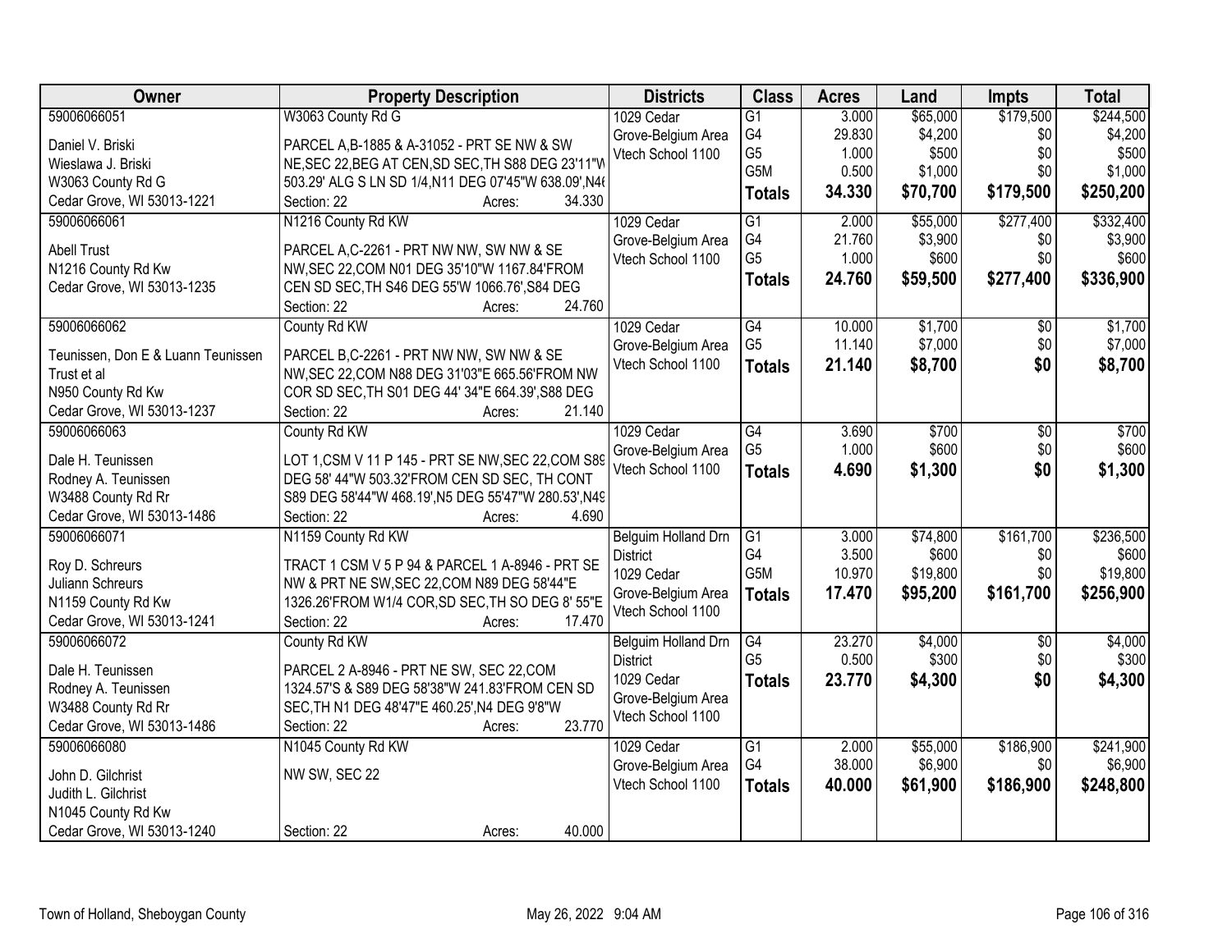| Owner | Property Description | Districts | Class | Acres | Land | Impts | Total |
|---|---|---|---|---|---|---|---|
| 59006066051<br>Daniel V. Briski<br>Wieslawa J. Briski<br>W3063 County Rd G<br>Cedar Grove, WI 53013-1221 | W3063 County Rd G<br>PARCEL A,B-1885 & A-31052 - PRT SE NW & SW NE,SEC 22,BEG AT CEN,SD SEC,TH S88 DEG 23'11"W 503.29' ALG S LN SD 1/4,N11 DEG 07'45"W 638.09',N46<br>Section: 22 Acres: 34.330 | 1029 Cedar Grove-Belgium Area<br>Vtech School 1100 | G1<br>G4<br>G5<br>G5M<br>**Totals** | 3.000<br>29.830<br>1.000<br>0.500<br>**34.330** | $65,000<br>$4,200<br>$500<br>$1,000<br>**$70,700** | $179,500<br>$0<br>$0<br>$0<br>**$179,500** | $244,500<br>$4,200<br>$500<br>$1,000<br>**$250,200** |
| 59006066061<br>Abell Trust<br>N1216 County Rd Kw<br>Cedar Grove, WI 53013-1235 | N1216 County Rd KW<br>PARCEL A,C-2261 - PRT NW NW, SW NW & SE NW,SEC 22,COM N01 DEG 35'10"W 1167.84'FROM CEN SD SEC,TH S46 DEG 55'W 1066.76',S84 DEG<br>Section: 22 Acres: 24.760 | 1029 Cedar Grove-Belgium Area<br>Vtech School 1100 | G1<br>G4<br>G5<br>**Totals** | 2.000<br>21.760<br>1.000<br>**24.760** | $55,000<br>$3,900<br>$600<br>**$59,500** | $277,400<br>$0<br>$0<br>**$277,400** | $332,400<br>$3,900<br>$600<br>**$336,900** |
| 59006066062<br>Teunissen, Don E & Luann Teunissen Trust et al<br>N950 County Rd Kw<br>Cedar Grove, WI 53013-1237 | County Rd KW<br>PARCEL B,C-2261 - PRT NW NW, SW NW & SE NW,SEC 22,COM N88 DEG 31'03"E 665.56'FROM NW COR SD SEC,TH S01 DEG 44' 34"E 664.39',S88 DEG<br>Section: 22 Acres: 21.140 | 1029 Cedar Grove-Belgium Area<br>Vtech School 1100 | G4<br>G5<br>**Totals** | 10.000<br>11.140<br>**21.140** | $1,700<br>$7,000<br>**$8,700** | $0<br>$0<br>**$0** | $1,700<br>$7,000<br>**$8,700** |
| 59006066063<br>Dale H. Teunissen<br>Rodney A. Teunissen<br>W3488 County Rd Rr<br>Cedar Grove, WI 53013-1486 | County Rd KW<br>LOT 1,CSM V 11 P 145 - PRT SE NW,SEC 22,COM S89 DEG 58' 44"W 503.32'FROM CEN SD SEC, TH CONT S89 DEG 58'44"W 468.19',N5 DEG 55'47"W 280.53',N49<br>Section: 22 Acres: 4.690 | 1029 Cedar Grove-Belgium Area<br>Vtech School 1100 | G4<br>G5<br>**Totals** | 3.690<br>1.000<br>**4.690** | $700<br>$600<br>**$1,300** | $0<br>$0<br>**$0** | $700<br>$600<br>**$1,300** |
| 59006066071<br>Roy D. Schreurs<br>Juliann Schreurs<br>N1159 County Rd Kw<br>Cedar Grove, WI 53013-1241 | N1159 County Rd KW<br>TRACT 1 CSM V 5 P 94 & PARCEL 1 A-8946 - PRT SE NW & PRT NE SW,SEC 22,COM N89 DEG 58'44"E 1326.26'FROM W1/4 COR,SD SEC,TH SO DEG 8' 55"E<br>Section: 22 Acres: 17.470 | Belguim Holland Drn District<br>1029 Cedar Grove-Belgium Area<br>Vtech School 1100 | G1<br>G4<br>G5M<br>**Totals** | 3.000<br>3.500<br>10.970<br>**17.470** | $74,800<br>$600<br>$19,800<br>**$95,200** | $161,700<br>$0<br>$0<br>**$161,700** | $236,500<br>$600<br>$19,800<br>**$256,900** |
| 59006066072<br>Dale H. Teunissen<br>Rodney A. Teunissen<br>W3488 County Rd Rr<br>Cedar Grove, WI 53013-1486 | County Rd KW<br>PARCEL 2 A-8946 - PRT NE SW, SEC 22,COM 1324.57'S & S89 DEG 58'38"W 241.83'FROM CEN SD SEC,TH N1 DEG 48'47"E 460.25',N4 DEG 9'8"W<br>Section: 22 Acres: 23.770 | Belguim Holland Drn District<br>1029 Cedar Grove-Belgium Area<br>Vtech School 1100 | G4<br>G5<br>**Totals** | 23.270<br>0.500<br>**23.770** | $4,000<br>$300<br>**$4,300** | $0<br>$0<br>**$0** | $4,000<br>$300<br>**$4,300** |
| 59006066080<br>John D. Gilchrist<br>Judith L. Gilchrist<br>N1045 County Rd Kw<br>Cedar Grove, WI 53013-1240 | N1045 County Rd KW<br>NW SW, SEC 22<br>Section: 22 Acres: 40.000 | 1029 Cedar Grove-Belgium Area<br>Vtech School 1100 | G1<br>G4<br>**Totals** | 2.000<br>38.000<br>**40.000** | $55,000<br>$6,900<br>**$61,900** | $186,900<br>$0<br>**$186,900** | $241,900<br>$6,900<br>**$248,800** |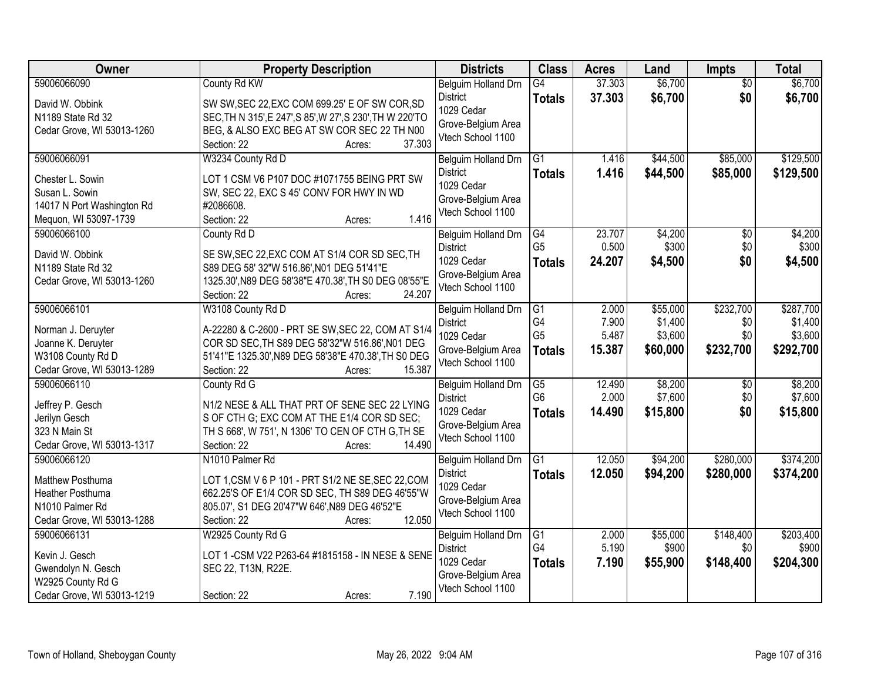| Owner | Property Description | Districts | Class | Acres | Land | Impts | Total |
|---|---|---|---|---|---|---|---|
| 59006066090<br><br>David W. Obbink<br>N1189 State Rd 32<br>Cedar Grove, WI 53013-1260 | County Rd KW<br><br>SW SW,SEC 22,EXC COM 699.25' E OF SW COR,SD SEC,TH N 315',E 247',S 85',W 27',S 230',TH W 220'TO BEG, & ALSO EXC BEG AT SW COR SEC 22 TH N00<br>Section: 22 Acres: 37.303 | Belguim Holland Drn District<br>1029 Cedar Grove-Belgium Area<br>Vtech School 1100 | G4<br>**Totals** | 37.303<br>**37.303** | $6,700<br>**$6,700** | $0<br>**$0** | $6,700<br>**$6,700** |
| 59006066091<br><br>Chester L. Sowin<br>Susan L. Sowin<br>14017 N Port Washington Rd<br>Mequon, WI 53097-1739 | W3234 County Rd D<br><br>LOT 1 CSM V6 P107 DOC #1071755 BEING PRT SW SW, SEC 22, EXC S 45' CONV FOR HWY IN WD #2086608.<br>Section: 22 Acres: 1.416 | Belguim Holland Drn District<br>1029 Cedar Grove-Belgium Area<br>Vtech School 1100 | G1<br>**Totals** | 1.416<br>**1.416** | $44,500<br>**$44,500** | $85,000<br>**$85,000** | $129,500<br>**$129,500** |
| 59006066100<br><br>David W. Obbink<br>N1189 State Rd 32<br>Cedar Grove, WI 53013-1260 | County Rd D<br><br>SE SW,SEC 22,EXC COM AT S1/4 COR SD SEC,TH S89 DEG 58' 32"W 516.86',N01 DEG 51'41"E 1325.30',N89 DEG 58'38"E 470.38',TH S0 DEG 08'55"E<br>Section: 22 Acres: 24.207 | Belguim Holland Drn District<br>1029 Cedar Grove-Belgium Area<br>Vtech School 1100 | G4<br>G5<br>**Totals** | 23.707<br>0.500<br>**24.207** | $4,200<br>$300<br>**$4,500** | $0<br>$0<br>**$0** | $4,200<br>$300<br>**$4,500** |
| 59006066101<br><br>Norman J. Deruyter<br>Joanne K. Deruyter<br>W3108 County Rd D<br>Cedar Grove, WI 53013-1289 | W3108 County Rd D<br><br>A-22280 & C-2600 - PRT SE SW,SEC 22, COM AT S1/4 COR SD SEC,TH S89 DEG 58'32"W 516.86',N01 DEG 51'41"E 1325.30',N89 DEG 58'38"E 470.38',TH S0 DEG<br>Section: 22 Acres: 15.387 | Belguim Holland Drn District<br>1029 Cedar Grove-Belgium Area<br>Vtech School 1100 | G1<br>G4<br>G5<br>**Totals** | 2.000<br>7.900<br>5.487<br>**15.387** | $55,000<br>$1,400<br>$3,600<br>**$60,000** | $232,700<br>$0<br>$0<br>**$232,700** | $287,700<br>$1,400<br>$3,600<br>**$292,700** |
| 59006066110<br><br>Jeffrey P. Gesch<br>Jerilyn Gesch<br>323 N Main St<br>Cedar Grove, WI 53013-1317 | County Rd G<br><br>N1/2 NESE & ALL THAT PRT OF SENE SEC 22 LYING S OF CTH G; EXC COM AT THE E1/4 COR SD SEC; TH S 668', W 751', N 1306' TO CEN OF CTH G,TH SE<br>Section: 22 Acres: 14.490 | Belguim Holland Drn District<br>1029 Cedar Grove-Belgium Area<br>Vtech School 1100 | G5<br>G6<br>**Totals** | 12.490<br>2.000<br>**14.490** | $8,200<br>$7,600<br>**$15,800** | $0<br>$0<br>**$0** | $8,200<br>$7,600<br>**$15,800** |
| 59006066120<br><br>Matthew Posthuma<br>Heather Posthuma<br>N1010 Palmer Rd<br>Cedar Grove, WI 53013-1288 | N1010 Palmer Rd<br><br>LOT 1,CSM V 6 P 101 - PRT S1/2 NE SE,SEC 22,COM 662.25'S OF E1/4 COR SD SEC, TH S89 DEG 46'55"W 805.07', S1 DEG 20'47"W 646',N89 DEG 46'52"E<br>Section: 22 Acres: 12.050 | Belguim Holland Drn District<br>1029 Cedar Grove-Belgium Area<br>Vtech School 1100 | G1<br>**Totals** | 12.050<br>**12.050** | $94,200<br>**$94,200** | $280,000<br>**$280,000** | $374,200<br>**$374,200** |
| 59006066131<br><br>Kevin J. Gesch<br>Gwendolyn N. Gesch<br>W2925 County Rd G<br>Cedar Grove, WI 53013-1219 | W2925 County Rd G<br><br>LOT 1 -CSM V22 P263-64 #1815158 - IN NESE & SENE SEC 22, T13N, R22E.<br><br>Section: 22 Acres: 7.190 | Belguim Holland Drn District<br>1029 Cedar Grove-Belgium Area<br>Vtech School 1100 | G1<br>G4<br>**Totals** | 2.000<br>5.190<br>**7.190** | $55,000<br>$900<br>**$55,900** | $148,400<br>$0<br>**$148,400** | $203,400<br>$900<br>**$204,300** |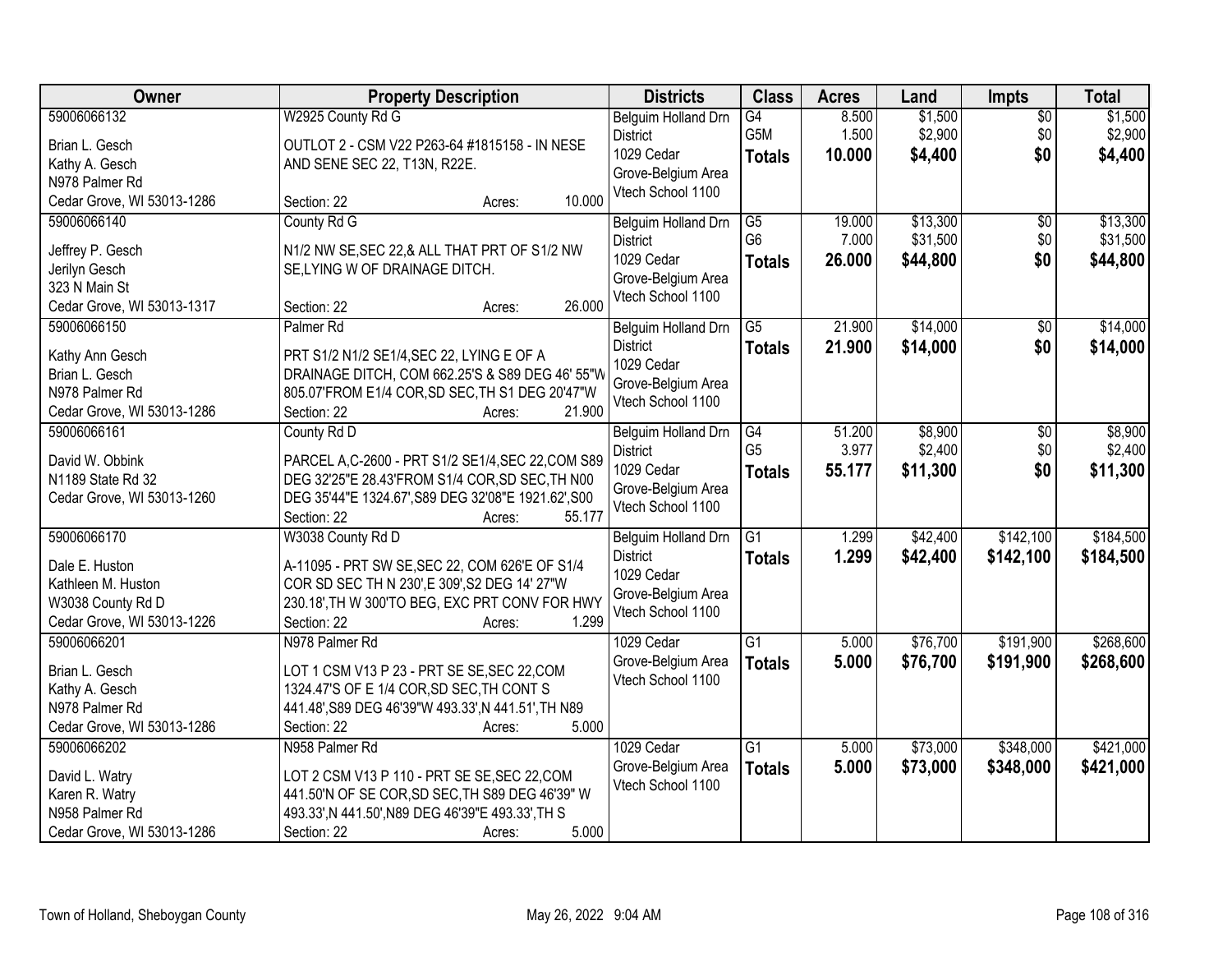| Owner | Property Description | Districts | Class | Acres | Land | Impts | Total |
|---|---|---|---|---|---|---|---|
| 59006066132<br>Brian L. Gesch<br>Kathy A. Gesch<br>N978 Palmer Rd<br>Cedar Grove, WI 53013-1286 | W2925 County Rd G<br>OUTLOT 2 - CSM V22 P263-64 #1815158 - IN NESE AND SENE SEC 22, T13N, R22E.<br>Section: 22 Acres: 10.000 | Belguim Holland Drn District<br>1029 Cedar Grove-Belgium Area<br>Vtech School 1100 | G4<br>G5M<br>**Totals** | 8.500<br>1.500<br>**10.000** | $1,500<br>$2,900<br>**$4,400** | $0<br>$0<br>**$0** | $1,500<br>$2,900<br>**$4,400** |
| 59006066140<br>Jeffrey P. Gesch<br>Jerilyn Gesch<br>323 N Main St<br>Cedar Grove, WI 53013-1317 | County Rd G<br>N1/2 NW SE,SEC 22,& ALL THAT PRT OF S1/2 NW SE,LYING W OF DRAINAGE DITCH.<br>Section: 22 Acres: 26.000 | Belguim Holland Drn District<br>1029 Cedar Grove-Belgium Area<br>Vtech School 1100 | G5<br>G6<br>**Totals** | 19.000<br>7.000<br>**26.000** | $13,300<br>$31,500<br>**$44,800** | $0<br>$0<br>**$0** | $13,300<br>$31,500<br>**$44,800** |
| 59006066150<br>Kathy Ann Gesch<br>Brian L. Gesch<br>N978 Palmer Rd<br>Cedar Grove, WI 53013-1286 | Palmer Rd<br>PRT S1/2 N1/2 SE1/4,SEC 22, LYING E OF A DRAINAGE DITCH, COM 662.25'S & S89 DEG 46' 55"W 805.07'FROM E1/4 COR,SD SEC,TH S1 DEG 20'47"W<br>Section: 22 Acres: 21.900 | Belguim Holland Drn District<br>1029 Cedar Grove-Belgium Area<br>Vtech School 1100 | G5<br>**Totals** | 21.900<br>**21.900** | $14,000<br>**$14,000** | $0<br>**$0** | $14,000<br>**$14,000** |
| 59006066161<br>David W. Obbink<br>N1189 State Rd 32<br>Cedar Grove, WI 53013-1260 | County Rd D<br>PARCEL A,C-2600 - PRT S1/2 SE1/4,SEC 22,COM S89 DEG 32'25"E 28.43'FROM S1/4 COR,SD SEC,TH N00 DEG 35'44"E 1324.67',S89 DEG 32'08"E 1921.62',S00<br>Section: 22 Acres: 55.177 | Belguim Holland Drn District<br>1029 Cedar Grove-Belgium Area<br>Vtech School 1100 | G4<br>G5<br>**Totals** | 51.200<br>3.977<br>**55.177** | $8,900<br>$2,400<br>**$11,300** | $0<br>$0<br>**$0** | $8,900<br>$2,400<br>**$11,300** |
| 59006066170<br>Dale E. Huston<br>Kathleen M. Huston<br>W3038 County Rd D<br>Cedar Grove, WI 53013-1226 | W3038 County Rd D<br>A-11095 - PRT SW SE,SEC 22, COM 626'E OF S1/4 COR SD SEC TH N 230',E 309',S2 DEG 14' 27"W 230.18',TH W 300'TO BEG, EXC PRT CONV FOR HWY<br>Section: 22 Acres: 1.299 | Belguim Holland Drn District<br>1029 Cedar Grove-Belgium Area<br>Vtech School 1100 | G1<br>**Totals** | 1.299<br>**1.299** | $42,400<br>**$42,400** | $142,100<br>**$142,100** | $184,500<br>**$184,500** |
| 59006066201<br>Brian L. Gesch<br>Kathy A. Gesch<br>N978 Palmer Rd<br>Cedar Grove, WI 53013-1286 | N978 Palmer Rd<br>LOT 1 CSM V13 P 23 - PRT SE SE,SEC 22,COM 1324.47'S OF E 1/4 COR,SD SEC,TH CONT S 441.48',S89 DEG 46'39"W 493.33',N 441.51',TH N89<br>Section: 22 Acres: 5.000 | 1029 Cedar Grove-Belgium Area<br>Vtech School 1100 | G1<br>**Totals** | 5.000<br>**5.000** | $76,700<br>**$76,700** | $191,900<br>**$191,900** | $268,600<br>**$268,600** |
| 59006066202<br>David L. Watry<br>Karen R. Watry<br>N958 Palmer Rd<br>Cedar Grove, WI 53013-1286 | N958 Palmer Rd<br>LOT 2 CSM V13 P 110 - PRT SE SE,SEC 22,COM 441.50'N OF SE COR,SD SEC,TH S89 DEG 46'39" W 493.33',N 441.50',N89 DEG 46'39"E 493.33',TH S<br>Section: 22 Acres: 5.000 | 1029 Cedar Grove-Belgium Area<br>Vtech School 1100 | G1<br>**Totals** | 5.000<br>**5.000** | $73,000<br>**$73,000** | $348,000<br>**$348,000** | $421,000<br>**$421,000** |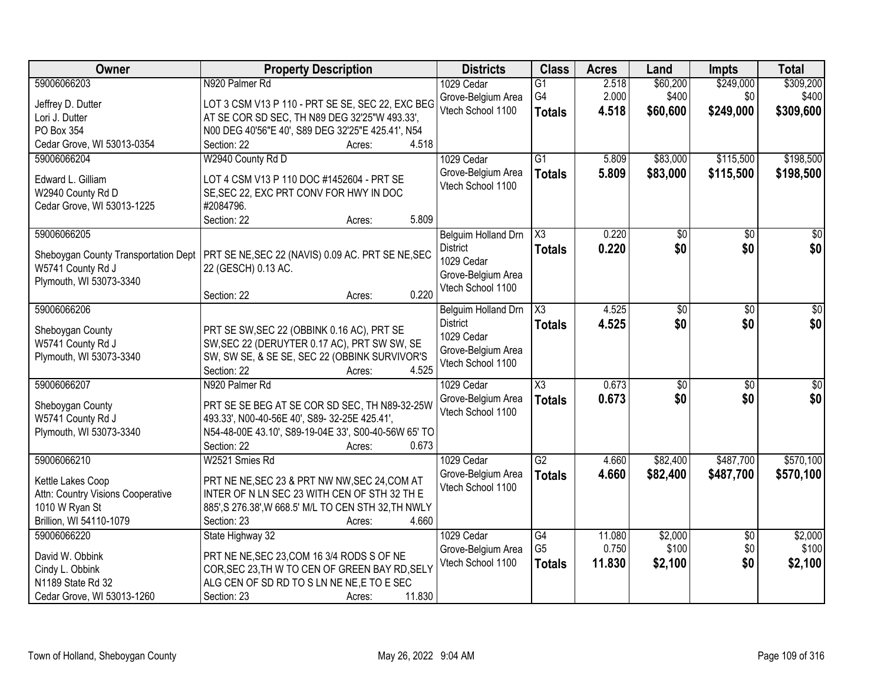| Owner | Property Description | Districts | Class | Acres | Land | Impts | Total |
|---|---|---|---|---|---|---|---|
| 59006066203<br>Jeffrey D. Dutter<br>Lori J. Dutter<br>PO Box 354<br>Cedar Grove, WI 53013-0354 | N920 Palmer Rd<br>LOT 3 CSM V13 P 110 - PRT SE SE, SEC 22, EXC BEG AT SE COR SD SEC, TH N89 DEG 32'25"W 493.33', N00 DEG 40'56"E 40', S89 DEG 32'25"E 425.41', N54<br>Section: 22 Acres: 4.518 | 1029 Cedar Grove-Belgium Area Vtech School 1100 | G1<br>G4<br>**Totals** | 2.518<br>2.000<br>**4.518** | $60,200<br>$400<br>**$60,600** | $249,000<br>$0<br>**$249,000** | $309,200<br>$400<br>**$309,600** |
| 59006066204<br>Edward L. Gilliam<br>W2940 County Rd D<br>Cedar Grove, WI 53013-1225 | W2940 County Rd D<br>LOT 4 CSM V13 P 110 DOC #1452604 - PRT SE SE,SEC 22, EXC PRT CONV FOR HWY IN DOC #2084796.<br>Section: 22 Acres: 5.809 | 1029 Cedar Grove-Belgium Area Vtech School 1100 | G1<br>**Totals** | 5.809<br>**5.809** | $83,000<br>**$83,000** | $115,500<br>**$115,500** | $198,500<br>**$198,500** |
| 59006066205<br>Sheboygan County Transportation Dept<br>W5741 County Rd J<br>Plymouth, WI 53073-3340 | PRT SE NE,SEC 22 (NAVIS) 0.09 AC. PRT SE NE,SEC 22 (GESCH) 0.13 AC.<br>Section: 22 Acres: 0.220 | Belguim Holland Drn District<br>1029 Cedar Grove-Belgium Area Vtech School 1100 | X3<br>**Totals** | 0.220<br>**0.220** | $0<br>**$0** | $0<br>**$0** | $0<br>**$0** |
| 59006066206<br>Sheboygan County<br>W5741 County Rd J<br>Plymouth, WI 53073-3340 | PRT SE SW,SEC 22 (OBBINK 0.16 AC), PRT SE SW,SEC 22 (DERUYTER 0.17 AC), PRT SW SW, SE SW, SW SE, & SE SE, SEC 22 (OBBINK SURVIVOR'S<br>Section: 22 Acres: 4.525 | Belguim Holland Drn District<br>1029 Cedar Grove-Belgium Area Vtech School 1100 | X3<br>**Totals** | 4.525<br>**4.525** | $0<br>**$0** | $0<br>**$0** | $0<br>**$0** |
| 59006066207<br>Sheboygan County<br>W5741 County Rd J<br>Plymouth, WI 53073-3340 | N920 Palmer Rd<br>PRT SE SE BEG AT SE COR SD SEC, TH N89-32-25W 493.33', N00-40-56E 40', S89- 32-25E 425.41', N54-48-00E 43.10', S89-19-04E 33', S00-40-56W 65' TO<br>Section: 22 Acres: 0.673 | 1029 Cedar Grove-Belgium Area Vtech School 1100 | X3<br>**Totals** | 0.673<br>**0.673** | $0<br>**$0** | $0<br>**$0** | $0<br>**$0** |
| 59006066210<br>Kettle Lakes Coop<br>Attn: Country Visions Cooperative<br>1010 W Ryan St<br>Brillion, WI 54110-1079 | W2521 Smies Rd<br>PRT NE NE,SEC 23 & PRT NW NW,SEC 24,COM AT INTER OF N LN SEC 23 WITH CEN OF STH 32 TH E 885',S 276.38',W 668.5' M/L TO CEN STH 32,TH NWLY<br>Section: 23 Acres: 4.660 | 1029 Cedar Grove-Belgium Area Vtech School 1100 | G2<br>**Totals** | 4.660<br>**4.660** | $82,400<br>**$82,400** | $487,700<br>**$487,700** | $570,100<br>**$570,100** |
| 59006066220<br>David W. Obbink<br>Cindy L. Obbink<br>N1189 State Rd 32<br>Cedar Grove, WI 53013-1260 | State Highway 32<br>PRT NE NE,SEC 23,COM 16 3/4 RODS S OF NE COR,SEC 23,TH W TO CEN OF GREEN BAY RD,SELY ALG CEN OF SD RD TO S LN NE NE,E TO E SEC<br>Section: 23 Acres: 11.830 | 1029 Cedar Grove-Belgium Area Vtech School 1100 | G4<br>G5<br>**Totals** | 11.080<br>0.750<br>**11.830** | $2,000<br>$100<br>**$2,100** | $0<br>$0<br>**$0** | $2,000<br>$100<br>**$2,100** |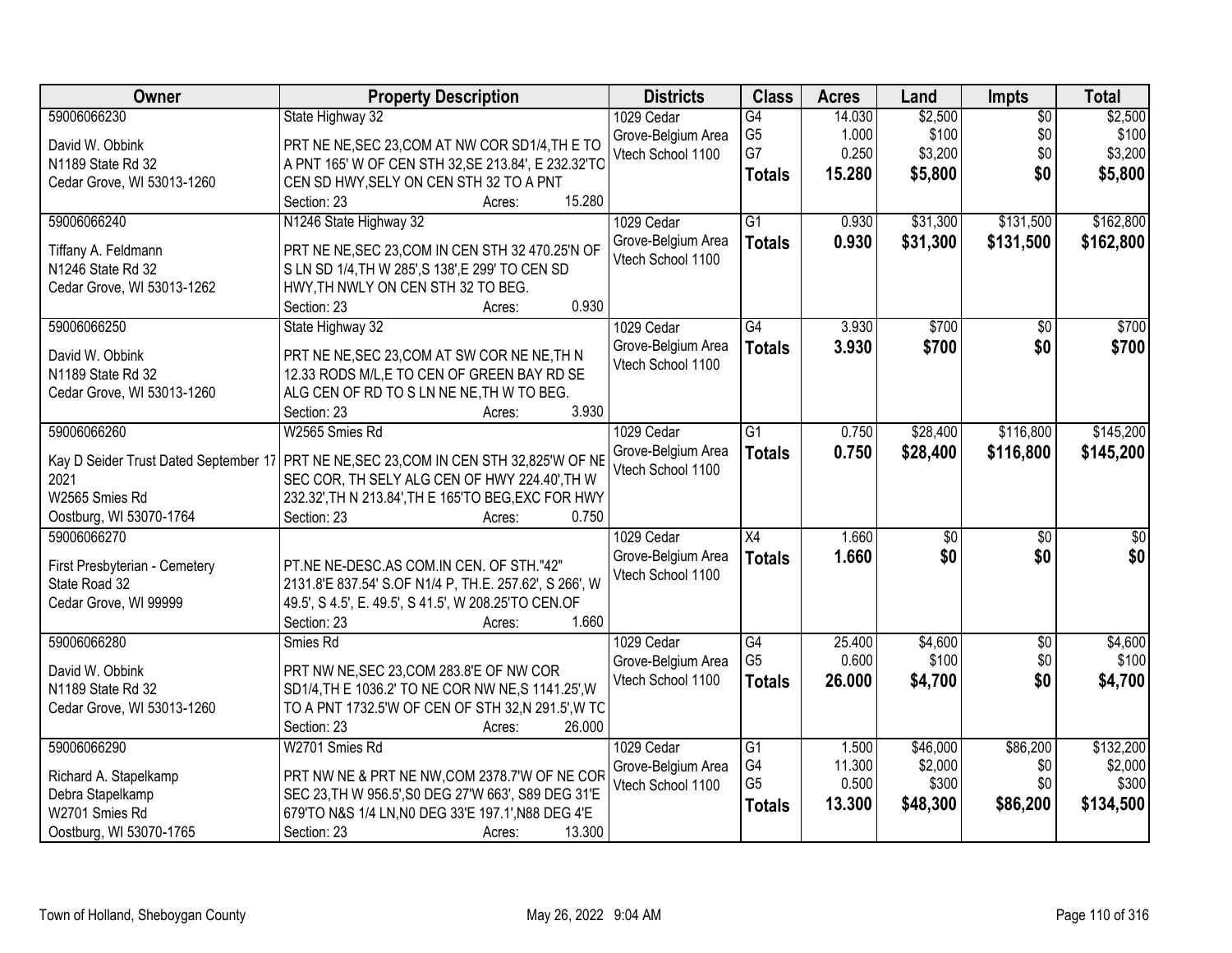| Owner | Property Description | Districts | Class | Acres | Land | Impts | Total |
|---|---|---|---|---|---|---|---|
| 59006066230<br>David W. Obbink<br>N1189 State Rd 32<br>Cedar Grove, WI 53013-1260 | State Highway 32<br>PRT NE NE,SEC 23,COM AT NW COR SD1/4,TH E TO A PNT 165' W OF CEN STH 32,SE 213.84', E 232.32'TO CEN SD HWY,SELY ON CEN STH 32 TO A PNT<br>Section: 23 Acres: 15.280 | 1029 Cedar Grove-Belgium Area<br>Vtech School 1100 | G4<br>G5<br>G7<br>**Totals** | 14.030<br>1.000<br>0.250<br>**15.280** | $2,500<br>$100<br>$3,200<br>**$5,800** | $0<br>$0<br>$0<br>**$0** | $2,500<br>$100<br>$3,200<br>**$5,800** |
| 59006066240<br>Tiffany A. Feldmann<br>N1246 State Rd 32<br>Cedar Grove, WI 53013-1262 | N1246 State Highway 32<br>PRT NE NE,SEC 23,COM IN CEN STH 32 470.25'N OF S LN SD 1/4,TH W 285',S 138',E 299' TO CEN SD HWY,TH NWLY ON CEN STH 32 TO BEG.<br>Section: 23 Acres: 0.930 | 1029 Cedar Grove-Belgium Area<br>Vtech School 1100 | G1<br>**Totals** | 0.930<br>**0.930** | $31,300<br>**$31,300** | $131,500<br>**$131,500** | $162,800<br>**$162,800** |
| 59006066250<br>David W. Obbink<br>N1189 State Rd 32<br>Cedar Grove, WI 53013-1260 | State Highway 32<br>PRT NE NE,SEC 23,COM AT SW COR NE NE,TH N 12.33 RODS M/L,E TO CEN OF GREEN BAY RD SE ALG CEN OF RD TO S LN NE NE,TH W TO BEG.<br>Section: 23 Acres: 3.930 | 1029 Cedar Grove-Belgium Area<br>Vtech School 1100 | G4<br>**Totals** | 3.930<br>**3.930** | $700<br>**$700** | $0<br>**$0** | $700<br>**$700** |
| 59006066260<br>Kay D Seider Trust Dated September 17 2021<br>W2565 Smies Rd<br>Oostburg, WI 53070-1764 | W2565 Smies Rd<br>PRT NE NE,SEC 23,COM IN CEN STH 32,825'W OF NE SEC COR, TH SELY ALG CEN OF HWY 224.40',TH W 232.32',TH N 213.84',TH E 165'TO BEG,EXC FOR HWY<br>Section: 23 Acres: 0.750 | 1029 Cedar Grove-Belgium Area<br>Vtech School 1100 | G1<br>**Totals** | 0.750<br>**0.750** | $28,400<br>**$28,400** | $116,800<br>**$116,800** | $145,200<br>**$145,200** |
| 59006066270<br>First Presbyterian - Cemetery<br>State Road 32<br>Cedar Grove, WI 99999 | PT.NE NE-DESC.AS COM.IN CEN. OF STH."42" 2131.8'E 837.54' S.OF N1/4 P, TH.E. 257.62', S 266', W 49.5', S 4.5', E. 49.5', S 41.5', W 208.25'TO CEN.OF<br>Section: 23 Acres: 1.660 | 1029 Cedar Grove-Belgium Area<br>Vtech School 1100 | X4<br>**Totals** | 1.660<br>**1.660** | $0<br>**$0** | $0<br>**$0** | $0<br>**$0** |
| 59006066280<br>David W. Obbink<br>N1189 State Rd 32<br>Cedar Grove, WI 53013-1260 | Smies Rd<br>PRT NW NE,SEC 23,COM 283.8'E OF NW COR SD1/4,TH E 1036.2' TO NE COR NW NE,S 1141.25',W TO A PNT 1732.5'W OF CEN OF STH 32,N 291.5',W TC<br>Section: 23 Acres: 26.000 | 1029 Cedar Grove-Belgium Area<br>Vtech School 1100 | G4<br>G5<br>**Totals** | 25.400<br>0.600<br>**26.000** | $4,600<br>$100<br>**$4,700** | $0<br>$0<br>**$0** | $4,600<br>$100<br>**$4,700** |
| 59006066290<br>Richard A. Stapelkamp<br>Debra Stapelkamp<br>W2701 Smies Rd<br>Oostburg, WI 53070-1765 | W2701 Smies Rd<br>PRT NW NE & PRT NE NW,COM 2378.7'W OF NE COR SEC 23,TH W 956.5',S0 DEG 27'W 663', S89 DEG 31'E 679'TO N&S 1/4 LN,N0 DEG 33'E 197.1',N88 DEG 4'E<br>Section: 23 Acres: 13.300 | 1029 Cedar Grove-Belgium Area<br>Vtech School 1100 | G1<br>G4<br>G5<br>**Totals** | 1.500<br>11.300<br>0.500<br>**13.300** | $46,000<br>$2,000<br>$300<br>**$48,300** | $86,200<br>$0<br>$0<br>**$86,200** | $132,200<br>$2,000<br>$300<br>**$134,500** |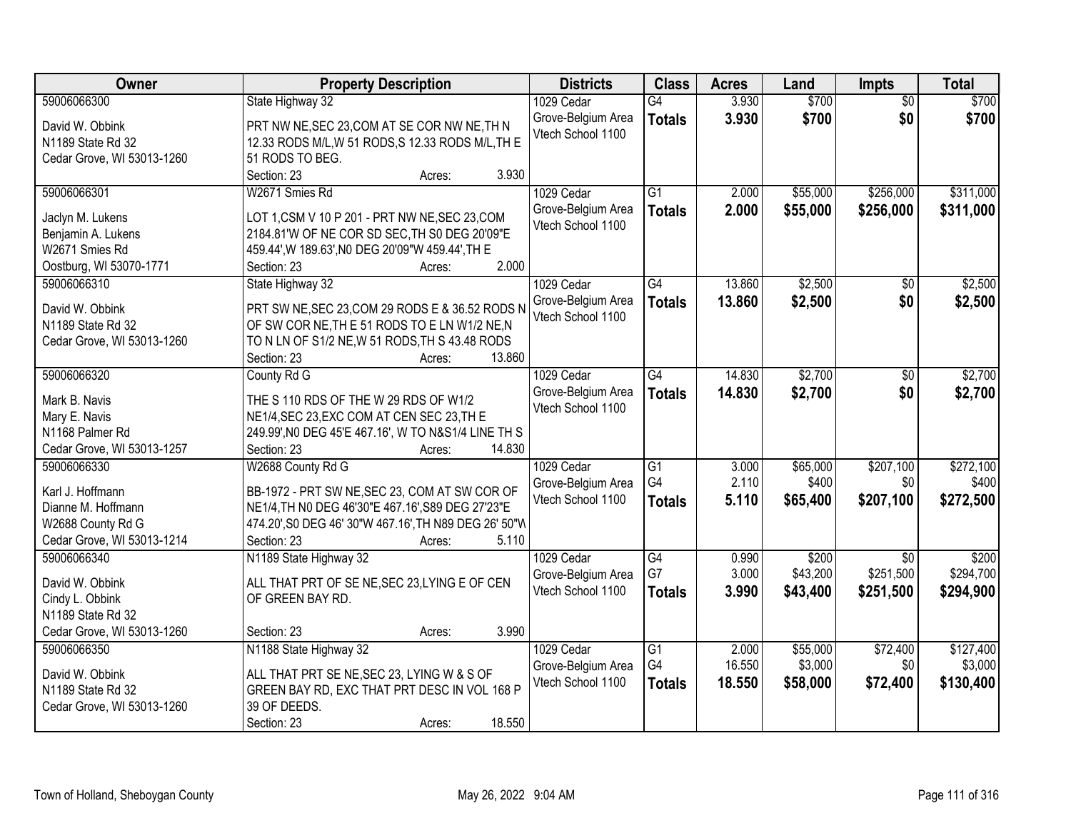| Owner | Property Description | Districts | Class | Acres | Land | Impts | Total |
|---|---|---|---|---|---|---|---|
| 59006066300<br>David W. Obbink<br>N1189 State Rd 32<br>Cedar Grove, WI 53013-1260 | State Highway 32<br>PRT NW NE,SEC 23,COM AT SE COR NW NE,TH N 12.33 RODS M/L,W 51 RODS,S 12.33 RODS M/L,TH E 51 RODS TO BEG.<br>Section: 23 Acres: 3.930 | 1029 Cedar Grove-Belgium Area Vtech School 1100 | G4<br>**Totals** | 3.930<br>**3.930** | $700<br>**$700** | $0<br>**$0** | $700<br>**$700** |
| 59006066301<br>Jaclyn M. Lukens<br>Benjamin A. Lukens<br>W2671 Smies Rd<br>Oostburg, WI 53070-1771 | W2671 Smies Rd<br>LOT 1,CSM V 10 P 201 - PRT NW NE,SEC 23,COM 2184.81'W OF NE COR SD SEC,TH S0 DEG 20'09"E 459.44',W 189.63',N0 DEG 20'09"W 459.44',TH E<br>Section: 23 Acres: 2.000 | 1029 Cedar Grove-Belgium Area Vtech School 1100 | G1<br>**Totals** | 2.000<br>**2.000** | $55,000<br>**$55,000** | $256,000<br>**$256,000** | $311,000<br>**$311,000** |
| 59006066310<br>David W. Obbink<br>N1189 State Rd 32<br>Cedar Grove, WI 53013-1260 | State Highway 32<br>PRT SW NE,SEC 23,COM 29 RODS E & 36.52 RODS N OF SW COR NE,TH E 51 RODS TO E LN W1/2 NE,N TO N LN OF S1/2 NE,W 51 RODS,TH S 43.48 RODS<br>Section: 23 Acres: 13.860 | 1029 Cedar Grove-Belgium Area Vtech School 1100 | G4<br>**Totals** | 13.860<br>**13.860** | $2,500<br>**$2,500** | $0<br>**$0** | $2,500<br>**$2,500** |
| 59006066320<br>Mark B. Navis<br>Mary E. Navis<br>N1168 Palmer Rd<br>Cedar Grove, WI 53013-1257 | County Rd G<br>THE S 110 RDS OF THE W 29 RDS OF W1/2 NE1/4,SEC 23,EXC COM AT CEN SEC 23,TH E 249.99',N0 DEG 45'E 467.16', W TO N&S1/4 LINE TH S<br>Section: 23 Acres: 14.830 | 1029 Cedar Grove-Belgium Area Vtech School 1100 | G4<br>**Totals** | 14.830<br>**14.830** | $2,700<br>**$2,700** | $0<br>**$0** | $2,700<br>**$2,700** |
| 59006066330<br>Karl J. Hoffmann<br>Dianne M. Hoffmann<br>W2688 County Rd G<br>Cedar Grove, WI 53013-1214 | W2688 County Rd G<br>BB-1972 - PRT SW NE,SEC 23, COM AT SW COR OF NE1/4,TH N0 DEG 46'30"E 467.16',S89 DEG 27'23"E 474.20',S0 DEG 46' 30"W 467.16',TH N89 DEG 26' 50"W<br>Section: 23 Acres: 5.110 | 1029 Cedar Grove-Belgium Area Vtech School 1100 | G1<br>G4<br>**Totals** | 3.000<br>2.110<br>**5.110** | $65,000<br>$400<br>**$65,400** | $207,100<br>$0<br>**$207,100** | $272,100<br>$400<br>**$272,500** |
| 59006066340<br>David W. Obbink<br>Cindy L. Obbink<br>N1189 State Rd 32<br>Cedar Grove, WI 53013-1260 | N1189 State Highway 32<br>ALL THAT PRT OF SE NE,SEC 23,LYING E OF CEN OF GREEN BAY RD.<br>Section: 23 Acres: 3.990 | 1029 Cedar Grove-Belgium Area Vtech School 1100 | G4<br>G7<br>**Totals** | 0.990<br>3.000<br>**3.990** | $200<br>$43,200<br>**$43,400** | $0<br>$251,500<br>**$251,500** | $200<br>$294,700<br>**$294,900** |
| 59006066350<br>David W. Obbink<br>N1189 State Rd 32<br>Cedar Grove, WI 53013-1260 | N1188 State Highway 32<br>ALL THAT PRT SE NE,SEC 23, LYING W & S OF GREEN BAY RD, EXC THAT PRT DESC IN VOL 168 P 39 OF DEEDS.<br>Section: 23 Acres: 18.550 | 1029 Cedar Grove-Belgium Area Vtech School 1100 | G1<br>G4<br>**Totals** | 2.000<br>16.550<br>**18.550** | $55,000<br>$3,000<br>**$58,000** | $72,400<br>$0<br>**$72,400** | $127,400<br>$3,000<br>**$130,400** |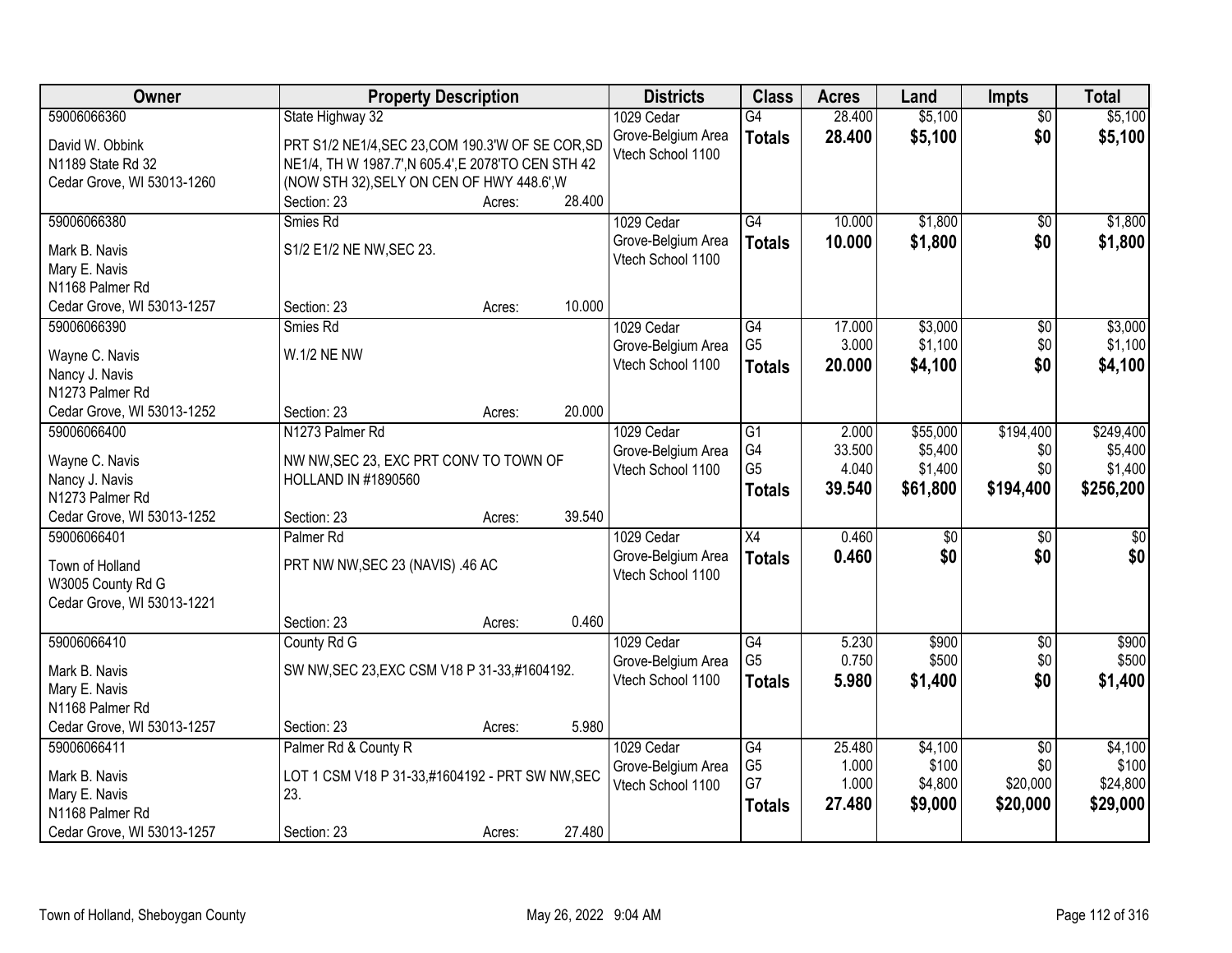| Owner | Property Description | Districts | Class | Acres | Land | Impts | Total |
|---|---|---|---|---|---|---|---|
| 59006066360<br>David W. Obbink<br>N1189 State Rd 32<br>Cedar Grove, WI 53013-1260 | State Highway 32<br>PRT S1/2 NE1/4,SEC 23,COM 190.3'W OF SE COR,SD NE1/4, TH W 1987.7',N 605.4',E 2078'TO CEN STH 42 (NOW STH 32),SELY ON CEN OF HWY 448.6',W<br>Section: 23 Acres: 28.400 | 1029 Cedar Grove-Belgium Area Vtech School 1100 | G4<br>**Totals** | 28.400<br>**28.400** | $5,100<br>**$5,100** | $0<br>**$0** | $5,100<br>**$5,100** |
| 59006066380<br>Mark B. Navis<br>Mary E. Navis<br>N1168 Palmer Rd<br>Cedar Grove, WI 53013-1257 | Smies Rd<br>S1/2 E1/2 NE NW,SEC 23.<br>Section: 23 Acres: 10.000 | 1029 Cedar Grove-Belgium Area Vtech School 1100 | G4<br>**Totals** | 10.000<br>**10.000** | $1,800<br>**$1,800** | $0<br>**$0** | $1,800<br>**$1,800** |
| 59006066390<br>Wayne C. Navis<br>Nancy J. Navis<br>N1273 Palmer Rd<br>Cedar Grove, WI 53013-1252 | Smies Rd<br>W.1/2 NE NW<br>Section: 23 Acres: 20.000 | 1029 Cedar Grove-Belgium Area Vtech School 1100 | G4<br>G5<br>**Totals** | 17.000<br>3.000<br>**20.000** | $3,000<br>$1,100<br>**$4,100** | $0<br>$0<br>**$0** | $3,000<br>$1,100<br>**$4,100** |
| 59006066400<br>Wayne C. Navis<br>Nancy J. Navis<br>N1273 Palmer Rd<br>Cedar Grove, WI 53013-1252 | N1273 Palmer Rd<br>NW NW,SEC 23, EXC PRT CONV TO TOWN OF HOLLAND IN #1890560<br>Section: 23 Acres: 39.540 | 1029 Cedar Grove-Belgium Area Vtech School 1100 | G1<br>G4<br>G5<br>**Totals** | 2.000<br>33.500<br>4.040<br>**39.540** | $55,000<br>$5,400<br>$1,400<br>**$61,800** | $194,400<br>$0<br>$0<br>**$194,400** | $249,400<br>$5,400<br>$1,400<br>**$256,200** |
| 59006066401<br>Town of Holland<br>W3005 County Rd G<br>Cedar Grove, WI 53013-1221 | Palmer Rd<br>PRT NW NW,SEC 23 (NAVIS) .46 AC<br>Section: 23 Acres: 0.460 | 1029 Cedar Grove-Belgium Area Vtech School 1100 | X4<br>**Totals** | 0.460<br>**0.460** | $0<br>**$0** | $0<br>**$0** | $0<br>**$0** |
| 59006066410<br>Mark B. Navis<br>Mary E. Navis<br>N1168 Palmer Rd<br>Cedar Grove, WI 53013-1257 | County Rd G<br>SW NW,SEC 23,EXC CSM V18 P 31-33,#1604192.<br>Section: 23 Acres: 5.980 | 1029 Cedar Grove-Belgium Area Vtech School 1100 | G4<br>G5<br>**Totals** | 5.230<br>0.750<br>**5.980** | $900<br>$500<br>**$1,400** | $0<br>$0<br>**$0** | $900<br>$500<br>**$1,400** |
| 59006066411<br>Mark B. Navis<br>Mary E. Navis<br>N1168 Palmer Rd<br>Cedar Grove, WI 53013-1257 | Palmer Rd & County R<br>LOT 1 CSM V18 P 31-33,#1604192 - PRT SW NW,SEC 23.<br>Section: 23 Acres: 27.480 | 1029 Cedar Grove-Belgium Area Vtech School 1100 | G4<br>G5<br>G7<br>**Totals** | 25.480<br>1.000<br>1.000<br>**27.480** | $4,100<br>$100<br>$4,800<br>**$9,000** | $0<br>$0<br>$20,000<br>**$20,000** | $4,100<br>$100<br>$24,800<br>**$29,000** |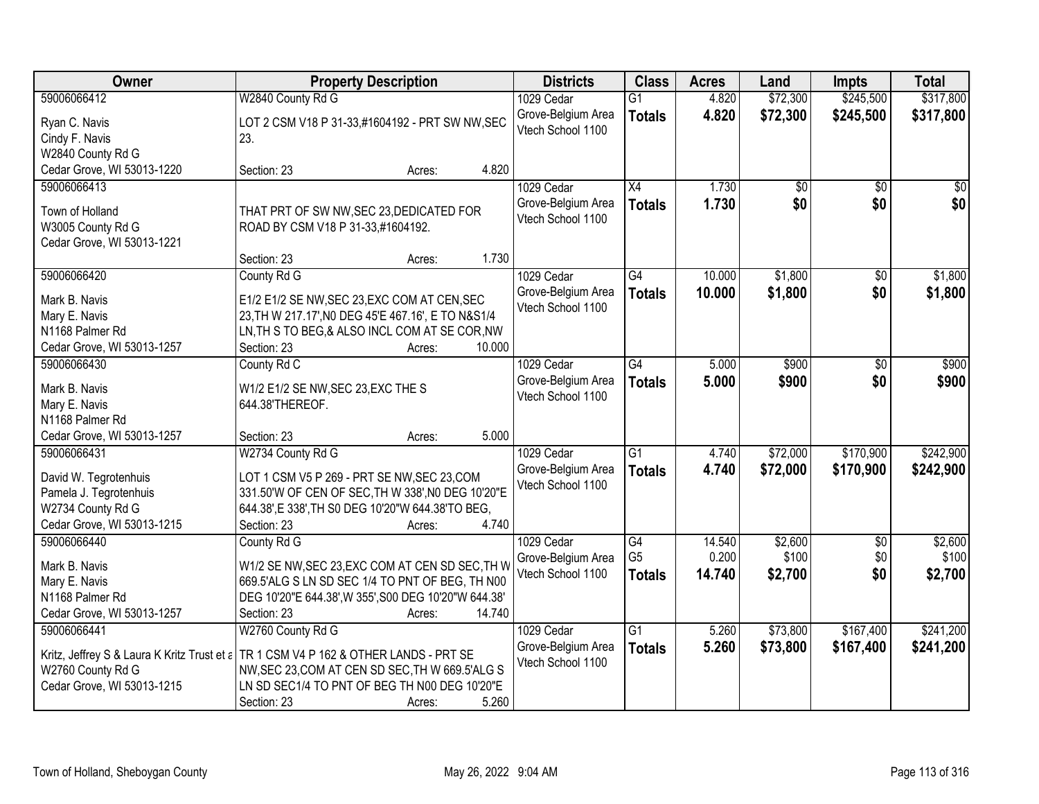| Owner | Property Description | Districts | Class | Acres | Land | Impts | Total |
|---|---|---|---|---|---|---|---|
| 59006066412<br>Ryan C. Navis<br>Cindy F. Navis<br>W2840 County Rd G<br>Cedar Grove, WI 53013-1220 | W2840 County Rd G<br>LOT 2 CSM V18 P 31-33,#1604192 - PRT SW NW,SEC 23.<br>Section: 23 Acres: 4.820 | 1029 Cedar Grove-Belgium Area Vtech School 1100 | G1<br>**Totals** | 4.820<br>**4.820** | $72,300<br>**$72,300** | $245,500<br>**$245,500** | $317,800<br>**$317,800** |
| 59006066413<br>Town of Holland<br>W3005 County Rd G<br>Cedar Grove, WI 53013-1221 | THAT PRT OF SW NW,SEC 23,DEDICATED FOR ROAD BY CSM V18 P 31-33,#1604192.<br>Section: 23 Acres: 1.730 | 1029 Cedar Grove-Belgium Area Vtech School 1100 | X4<br>**Totals** | 1.730<br>**1.730** | $0<br>**$0** | $0<br>**$0** | $0<br>**$0** |
| 59006066420<br>Mark B. Navis<br>Mary E. Navis<br>N1168 Palmer Rd<br>Cedar Grove, WI 53013-1257 | County Rd G<br>E1/2 E1/2 SE NW,SEC 23,EXC COM AT CEN,SEC 23,TH W 217.17',N0 DEG 45'E 467.16', E TO N&S1/4 LN,TH S TO BEG,& ALSO INCL COM AT SE COR,NW<br>Section: 23 Acres: 10.000 | 1029 Cedar Grove-Belgium Area Vtech School 1100 | G4<br>**Totals** | 10.000<br>**10.000** | $1,800<br>**$1,800** | $0<br>**$0** | $1,800<br>**$1,800** |
| 59006066430<br>Mark B. Navis<br>Mary E. Navis<br>N1168 Palmer Rd<br>Cedar Grove, WI 53013-1257 | County Rd C<br>W1/2 E1/2 SE NW,SEC 23,EXC THE S 644.38'THEREOF.<br>Section: 23 Acres: 5.000 | 1029 Cedar Grove-Belgium Area Vtech School 1100 | G4<br>**Totals** | 5.000<br>**5.000** | $900<br>**$900** | $0<br>**$0** | $900<br>**$900** |
| 59006066431<br>David W. Tegrotenhuis<br>Pamela J. Tegrotenhuis<br>W2734 County Rd G<br>Cedar Grove, WI 53013-1215 | W2734 County Rd G<br>LOT 1 CSM V5 P 269 - PRT SE NW,SEC 23,COM 331.50'W OF CEN OF SEC,TH W 338',N0 DEG 10'20"E 644.38',E 338',TH S0 DEG 10'20"W 644.38'TO BEG,<br>Section: 23 Acres: 4.740 | 1029 Cedar Grove-Belgium Area Vtech School 1100 | G1<br>**Totals** | 4.740<br>**4.740** | $72,000<br>**$72,000** | $170,900<br>**$170,900** | $242,900<br>**$242,900** |
| 59006066440<br>Mark B. Navis<br>Mary E. Navis<br>N1168 Palmer Rd<br>Cedar Grove, WI 53013-1257 | County Rd G<br>W1/2 SE NW,SEC 23,EXC COM AT CEN SD SEC,TH W 669.5'ALG S LN SD SEC 1/4 TO PNT OF BEG, TH N00 DEG 10'20"E 644.38',W 355',S00 DEG 10'20"W 644.38'<br>Section: 23 Acres: 14.740 | 1029 Cedar Grove-Belgium Area Vtech School 1100 | G4<br>G5<br>**Totals** | 14.540<br>0.200<br>**14.740** | $2,600<br>$100<br>**$2,700** | $0<br>$0<br>**$0** | $2,600<br>$100<br>**$2,700** |
| 59006066441<br>Kritz, Jeffrey S & Laura K Kritz Trust et a<br>W2760 County Rd G<br>Cedar Grove, WI 53013-1215 | W2760 County Rd G<br>TR 1 CSM V4 P 162 & OTHER LANDS - PRT SE NW,SEC 23,COM AT CEN SD SEC,TH W 669.5'ALG S LN SD SEC1/4 TO PNT OF BEG TH N00 DEG 10'20"E<br>Section: 23 Acres: 5.260 | 1029 Cedar Grove-Belgium Area Vtech School 1100 | G1<br>**Totals** | 5.260<br>**5.260** | $73,800<br>**$73,800** | $167,400<br>**$167,400** | $241,200<br>**$241,200** |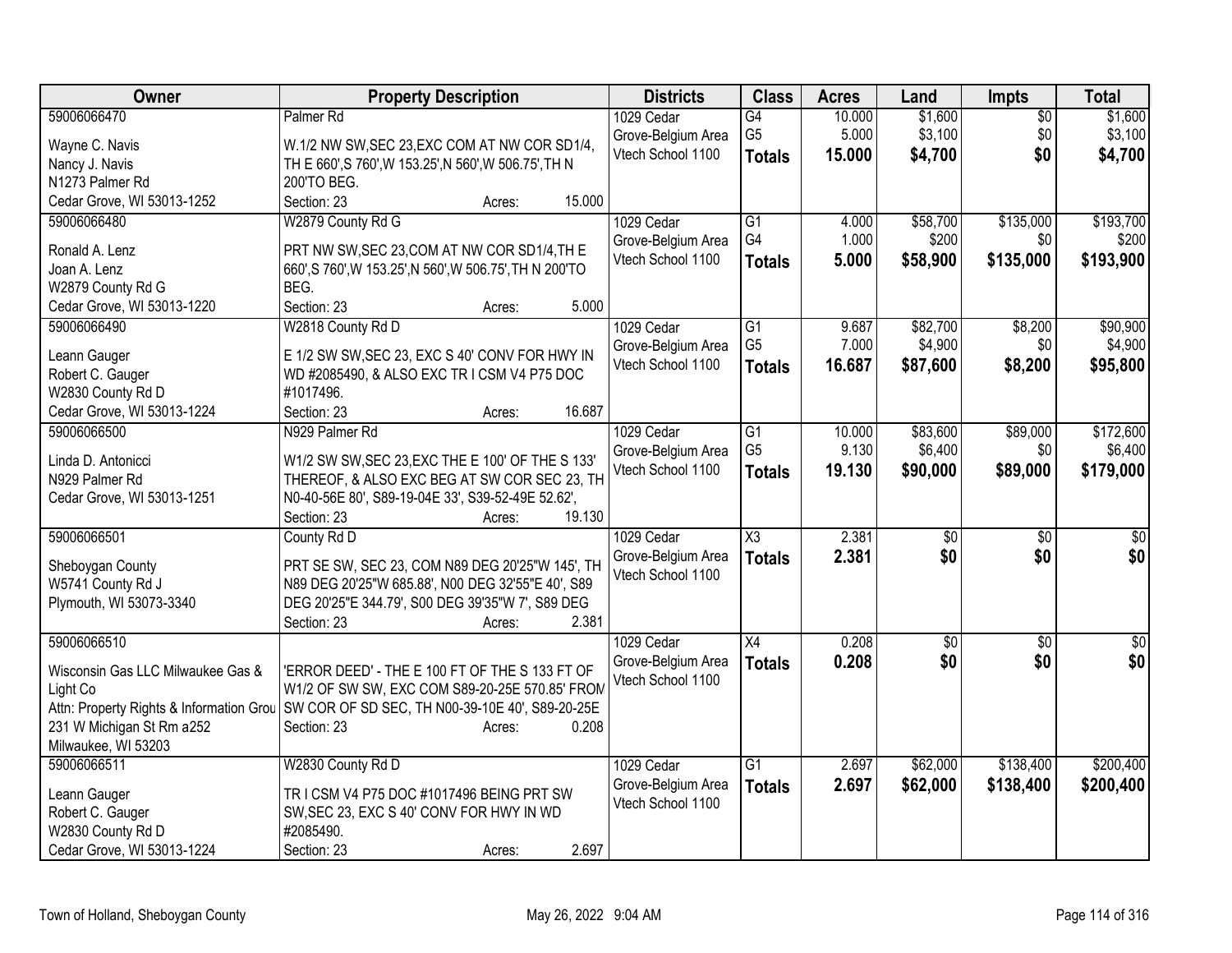| Owner | Property Description | Districts | Class | Acres | Land | Impts | Total |
|---|---|---|---|---|---|---|---|
| 59006066470<br><br>Wayne C. Navis<br>Nancy J. Navis<br>N1273 Palmer Rd<br>Cedar Grove, WI 53013-1252 | Palmer Rd<br><br>W.1/2 NW SW,SEC 23,EXC COM AT NW COR SD1/4, TH E 660',S 760',W 153.25',N 560',W 506.75',TH N 200'TO BEG.<br>Section: 23 Acres: 15.000 | 1029 Cedar Grove-Belgium Area Vtech School 1100 | G4<br>G5<br>**Totals** | 10.000<br>5.000<br>**15.000** | $1,600<br>$3,100<br>**$4,700** | $0<br>$0<br>**$0** | $1,600<br>$3,100<br>**$4,700** |
| 59006066480<br><br>Ronald A. Lenz<br>Joan A. Lenz<br>W2879 County Rd G<br>Cedar Grove, WI 53013-1220 | W2879 County Rd G<br><br>PRT NW SW,SEC 23,COM AT NW COR SD1/4,TH E 660',S 760',W 153.25',N 560',W 506.75',TH N 200'TO BEG.<br>Section: 23 Acres: 5.000 | 1029 Cedar Grove-Belgium Area Vtech School 1100 | G1<br>G4<br>**Totals** | 4.000<br>1.000<br>**5.000** | $58,700<br>$200<br>**$58,900** | $135,000<br>$0<br>**$135,000** | $193,700<br>$200<br>**$193,900** |
| 59006066490<br><br>Leann Gauger<br>Robert C. Gauger<br>W2830 County Rd D<br>Cedar Grove, WI 53013-1224 | W2818 County Rd D<br><br>E 1/2 SW SW,SEC 23, EXC S 40' CONV FOR HWY IN WD #2085490, & ALSO EXC TR I CSM V4 P75 DOC #1017496.<br>Section: 23 Acres: 16.687 | 1029 Cedar Grove-Belgium Area Vtech School 1100 | G1<br>G5<br>**Totals** | 9.687<br>7.000<br>**16.687** | $82,700<br>$4,900<br>**$87,600** | $8,200<br>$0<br>**$8,200** | $90,900<br>$4,900<br>**$95,800** |
| 59006066500<br><br>Linda D. Antonicci<br>N929 Palmer Rd<br>Cedar Grove, WI 53013-1251 | N929 Palmer Rd<br><br>W1/2 SW SW,SEC 23,EXC THE E 100' OF THE S 133' THEREOF, & ALSO EXC BEG AT SW COR SEC 23, TH N0-40-56E 80', S89-19-04E 33', S39-52-49E 52.62',<br>Section: 23 Acres: 19.130 | 1029 Cedar Grove-Belgium Area Vtech School 1100 | G1<br>G5<br>**Totals** | 10.000<br>9.130<br>**19.130** | $83,600<br>$6,400<br>**$90,000** | $89,000<br>$0<br>**$89,000** | $172,600<br>$6,400<br>**$179,000** |
| 59006066501<br><br>Sheboygan County<br>W5741 County Rd J<br>Plymouth, WI 53073-3340 | County Rd D<br><br>PRT SE SW, SEC 23, COM N89 DEG 20'25"W 145', TH N89 DEG 20'25"W 685.88', N00 DEG 32'55"E 40', S89 DEG 20'25"E 344.79', S00 DEG 39'35"W 7', S89 DEG<br>Section: 23 Acres: 2.381 | 1029 Cedar Grove-Belgium Area Vtech School 1100 | X3<br>**Totals** | 2.381<br>**2.381** | $0<br>**$0** | $0<br>**$0** | $0<br>**$0** |
| 59006066510<br><br>Wisconsin Gas LLC Milwaukee Gas & Light Co<br>Attn: Property Rights & Information Grou<br>231 W Michigan St Rm a252<br>Milwaukee, WI 53203 | <br><br>'ERROR DEED' - THE E 100 FT OF THE S 133 FT OF W1/2 OF SW SW, EXC COM S89-20-25E 570.85' FROM SW COR OF SD SEC, TH N00-39-10E 40', S89-20-25E<br>Section: 23 Acres: 0.208 | 1029 Cedar Grove-Belgium Area Vtech School 1100 | X4<br>**Totals** | 0.208<br>**0.208** | $0<br>**$0** | $0<br>**$0** | $0<br>**$0** |
| 59006066511<br><br>Leann Gauger<br>Robert C. Gauger<br>W2830 County Rd D<br>Cedar Grove, WI 53013-1224 | W2830 County Rd D<br><br>TR I CSM V4 P75 DOC #1017496 BEING PRT SW SW,SEC 23, EXC S 40' CONV FOR HWY IN WD #2085490.<br>Section: 23 Acres: 2.697 | 1029 Cedar Grove-Belgium Area Vtech School 1100 | G1<br>**Totals** | 2.697<br>**2.697** | $62,000<br>**$62,000** | $138,400<br>**$138,400** | $200,400<br>**$200,400** |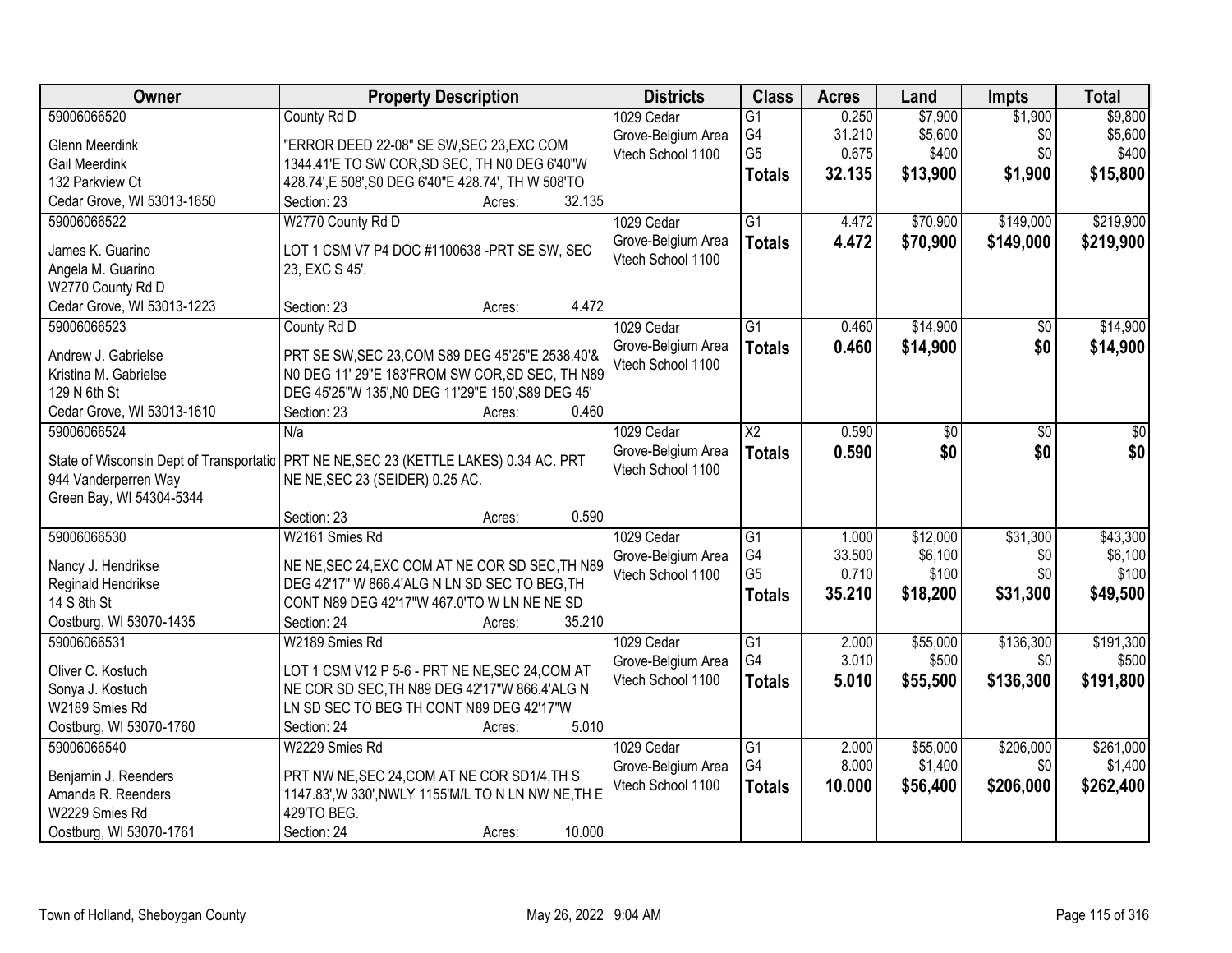| Owner | Property Description | Districts | Class | Acres | Land | Impts | Total |
|---|---|---|---|---|---|---|---|
| 59006066520<br>Glenn Meerdink<br>Gail Meerdink<br>132 Parkview Ct<br>Cedar Grove, WI 53013-1650 | County Rd D<br>"ERROR DEED 22-08" SE SW,SEC 23,EXC COM 1344.41'E TO SW COR,SD SEC, TH N0 DEG 6'40"W 428.74',E 508',S0 DEG 6'40"E 428.74', TH W 508'TO<br>Section: 23 Acres: 32.135 | 1029 Cedar Grove-Belgium Area Vtech School 1100 | G1<br>G4<br>G5<br>**Totals** | 0.250<br>31.210<br>0.675<br>**32.135** | $7,900<br>$5,600<br>$400<br>**$13,900** | $1,900<br>$0<br>$0<br>**$1,900** | $9,800<br>$5,600<br>$400<br>**$15,800** |
| 59006066522<br>James K. Guarino<br>Angela M. Guarino<br>W2770 County Rd D<br>Cedar Grove, WI 53013-1223 | W2770 County Rd D<br>LOT 1 CSM V7 P4 DOC #1100638 -PRT SE SW, SEC 23, EXC S 45'.<br>Section: 23 Acres: 4.472 | 1029 Cedar Grove-Belgium Area Vtech School 1100 | G1<br>**Totals** | 4.472<br>**4.472** | $70,900<br>**$70,900** | $149,000<br>**$149,000** | $219,900<br>**$219,900** |
| 59006066523<br>Andrew J. Gabrielse<br>Kristina M. Gabrielse<br>129 N 6th St<br>Cedar Grove, WI 53013-1610 | County Rd D<br>PRT SE SW,SEC 23,COM S89 DEG 45'25"E 2538.40'& N0 DEG 11' 29"E 183'FROM SW COR,SD SEC, TH N89 DEG 45'25"W 135',N0 DEG 11'29"E 150',S89 DEG 45'<br>Section: 23 Acres: 0.460 | 1029 Cedar Grove-Belgium Area Vtech School 1100 | G1<br>**Totals** | 0.460<br>**0.460** | $14,900<br>**$14,900** | $0<br>**$0** | $14,900<br>**$14,900** |
| 59006066524<br>State of Wisconsin Dept of Transportatic<br>944 Vanderperren Way<br>Green Bay, WI 54304-5344 | N/a<br>PRT NE NE,SEC 23 (KETTLE LAKES) 0.34 AC. PRT NE NE,SEC 23 (SEIDER) 0.25 AC.<br>Section: 23 Acres: 0.590 | 1029 Cedar Grove-Belgium Area Vtech School 1100 | X2<br>**Totals** | 0.590<br>**0.590** | $0<br>**$0** | $0<br>**$0** | $0<br>**$0** |
| 59006066530<br>Nancy J. Hendrikse<br>Reginald Hendrikse<br>14 S 8th St<br>Oostburg, WI 53070-1435 | W2161 Smies Rd<br>NE NE,SEC 24,EXC COM AT NE COR SD SEC,TH N89 DEG 42'17" W 866.4'ALG N LN SD SEC TO BEG,TH CONT N89 DEG 42'17"W 467.0'TO W LN NE NE SD<br>Section: 24 Acres: 35.210 | 1029 Cedar Grove-Belgium Area Vtech School 1100 | G1<br>G4<br>G5<br>**Totals** | 1.000<br>33.500<br>0.710<br>**35.210** | $12,000<br>$6,100<br>$100<br>**$18,200** | $31,300<br>$0<br>$0<br>**$31,300** | $43,300<br>$6,100<br>$100<br>**$49,500** |
| 59006066531<br>Oliver C. Kostuch<br>Sonya J. Kostuch<br>W2189 Smies Rd<br>Oostburg, WI 53070-1760 | W2189 Smies Rd<br>LOT 1 CSM V12 P 5-6 - PRT NE NE,SEC 24,COM AT NE COR SD SEC,TH N89 DEG 42'17"W 866.4'ALG N LN SD SEC TO BEG TH CONT N89 DEG 42'17"W<br>Section: 24 Acres: 5.010 | 1029 Cedar Grove-Belgium Area Vtech School 1100 | G1<br>G4<br>**Totals** | 2.000<br>3.010<br>**5.010** | $55,000<br>$500<br>**$55,500** | $136,300<br>$0<br>**$136,300** | $191,300<br>$500<br>**$191,800** |
| 59006066540<br>Benjamin J. Reenders<br>Amanda R. Reenders<br>W2229 Smies Rd<br>Oostburg, WI 53070-1761 | W2229 Smies Rd<br>PRT NW NE,SEC 24,COM AT NE COR SD1/4,TH S 1147.83',W 330',NWLY 1155'M/L TO N LN NW NE,TH E 429'TO BEG.<br>Section: 24 Acres: 10.000 | 1029 Cedar Grove-Belgium Area Vtech School 1100 | G1<br>G4<br>**Totals** | 2.000<br>8.000<br>**10.000** | $55,000<br>$1,400<br>**$56,400** | $206,000<br>$0<br>**$206,000** | $261,000<br>$1,400<br>**$262,400** |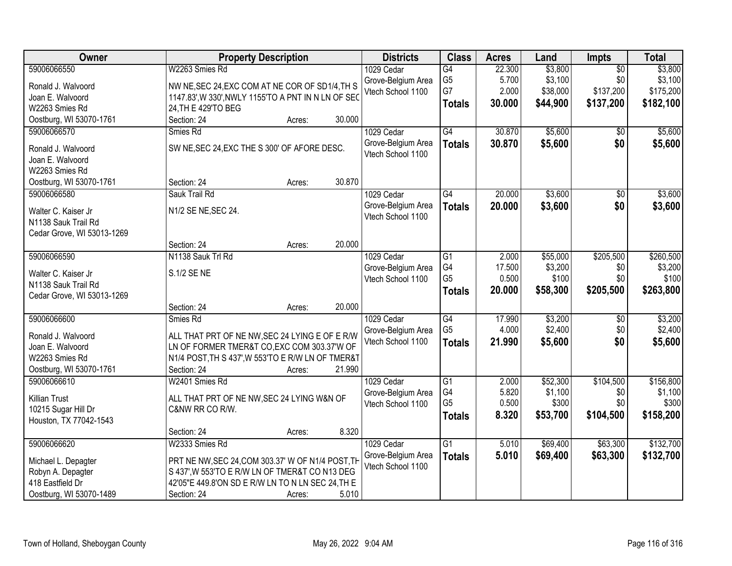| Owner | Property Description | Districts | Class | Acres | Land | Impts | Total |
|---|---|---|---|---|---|---|---|
| 59006066550<br>Ronald J. Walvoord<br>Joan E. Walvoord<br>W2263 Smies Rd<br>Oostburg, WI 53070-1761 | W2263 Smies Rd<br>NW NE,SEC 24,EXC COM AT NE COR OF SD1/4,TH S 1147.83',W 330',NWLY 1155'TO A PNT IN N LN OF SEC 24,TH E 429'TO BEG<br>Section: 24 Acres: 30.000 | 1029 Cedar Grove-Belgium Area Vtech School 1100 | G4<br>G5<br>G7<br>**Totals** | 22.300<br>5.700<br>2.000<br>**30.000** | $3,800<br>$3,100<br>$38,000<br>**$44,900** | $0<br>$0<br>$137,200<br>**$137,200** | $3,800<br>$3,100<br>$175,200<br>**$182,100** |
| 59006066570<br>Ronald J. Walvoord<br>Joan E. Walvoord<br>W2263 Smies Rd<br>Oostburg, WI 53070-1761 | Smies Rd<br>SW NE,SEC 24,EXC THE S 300' OF AFORE DESC.<br>Section: 24 Acres: 30.870 | 1029 Cedar Grove-Belgium Area Vtech School 1100 | G4<br>**Totals** | 30.870<br>**30.870** | $5,600<br>**$5,600** | $0<br>**$0** | $5,600<br>**$5,600** |
| 59006066580<br>Walter C. Kaiser Jr<br>N1138 Sauk Trail Rd<br>Cedar Grove, WI 53013-1269 | Sauk Trail Rd<br>N1/2 SE NE,SEC 24.<br>Section: 24 Acres: 20.000 | 1029 Cedar Grove-Belgium Area Vtech School 1100 | G4<br>**Totals** | 20.000<br>**20.000** | $3,600<br>**$3,600** | $0<br>**$0** | $3,600<br>**$3,600** |
| 59006066590<br>Walter C. Kaiser Jr<br>N1138 Sauk Trail Rd<br>Cedar Grove, WI 53013-1269 | N1138 Sauk Trl Rd<br>S.1/2 SE NE<br>Section: 24 Acres: 20.000 | 1029 Cedar Grove-Belgium Area Vtech School 1100 | G1<br>G4<br>G5<br>**Totals** | 2.000<br>17.500<br>0.500<br>**20.000** | $55,000<br>$3,200<br>$100<br>**$58,300** | $205,500<br>$0<br>$0<br>**$205,500** | $260,500<br>$3,200<br>$100<br>**$263,800** |
| 59006066600<br>Ronald J. Walvoord<br>Joan E. Walvoord<br>W2263 Smies Rd<br>Oostburg, WI 53070-1761 | Smies Rd<br>ALL THAT PRT OF NE NW,SEC 24 LYING E OF E R/W LN OF FORMER TMER&T CO,EXC COM 303.37'W OF N1/4 POST,TH S 437',W 553'TO E R/W LN OF TMER&T<br>Section: 24 Acres: 21.990 | 1029 Cedar Grove-Belgium Area Vtech School 1100 | G4<br>G5<br>**Totals** | 17.990<br>4.000<br>**21.990** | $3,200<br>$2,400<br>**$5,600** | $0<br>$0<br>**$0** | $3,200<br>$2,400<br>**$5,600** |
| 59006066610<br>Killian Trust<br>10215 Sugar Hill Dr<br>Houston, TX 77042-1543 | W2401 Smies Rd<br>ALL THAT PRT OF NE NW,SEC 24 LYING W&N OF C&NW RR CO R/W.<br>Section: 24 Acres: 8.320 | 1029 Cedar Grove-Belgium Area Vtech School 1100 | G1<br>G4<br>G5<br>**Totals** | 2.000<br>5.820<br>0.500<br>**8.320** | $52,300<br>$1,100<br>$300<br>**$53,700** | $104,500<br>$0<br>$0<br>**$104,500** | $156,800<br>$1,100<br>$300<br>**$158,200** |
| 59006066620<br>Michael L. Depagter<br>Robyn A. Depagter<br>418 Eastfield Dr<br>Oostburg, WI 53070-1489 | W2333 Smies Rd<br>PRT NE NW,SEC 24,COM 303.37' W OF N1/4 POST,TH S 437',W 553'TO E R/W LN OF TMER&T CO N13 DEG 42'05"E 449.8'ON SD E R/W LN TO N LN SEC 24,TH E<br>Section: 24 Acres: 5.010 | 1029 Cedar Grove-Belgium Area Vtech School 1100 | G1<br>**Totals** | 5.010<br>**5.010** | $69,400<br>**$69,400** | $63,300<br>**$63,300** | $132,700<br>**$132,700** |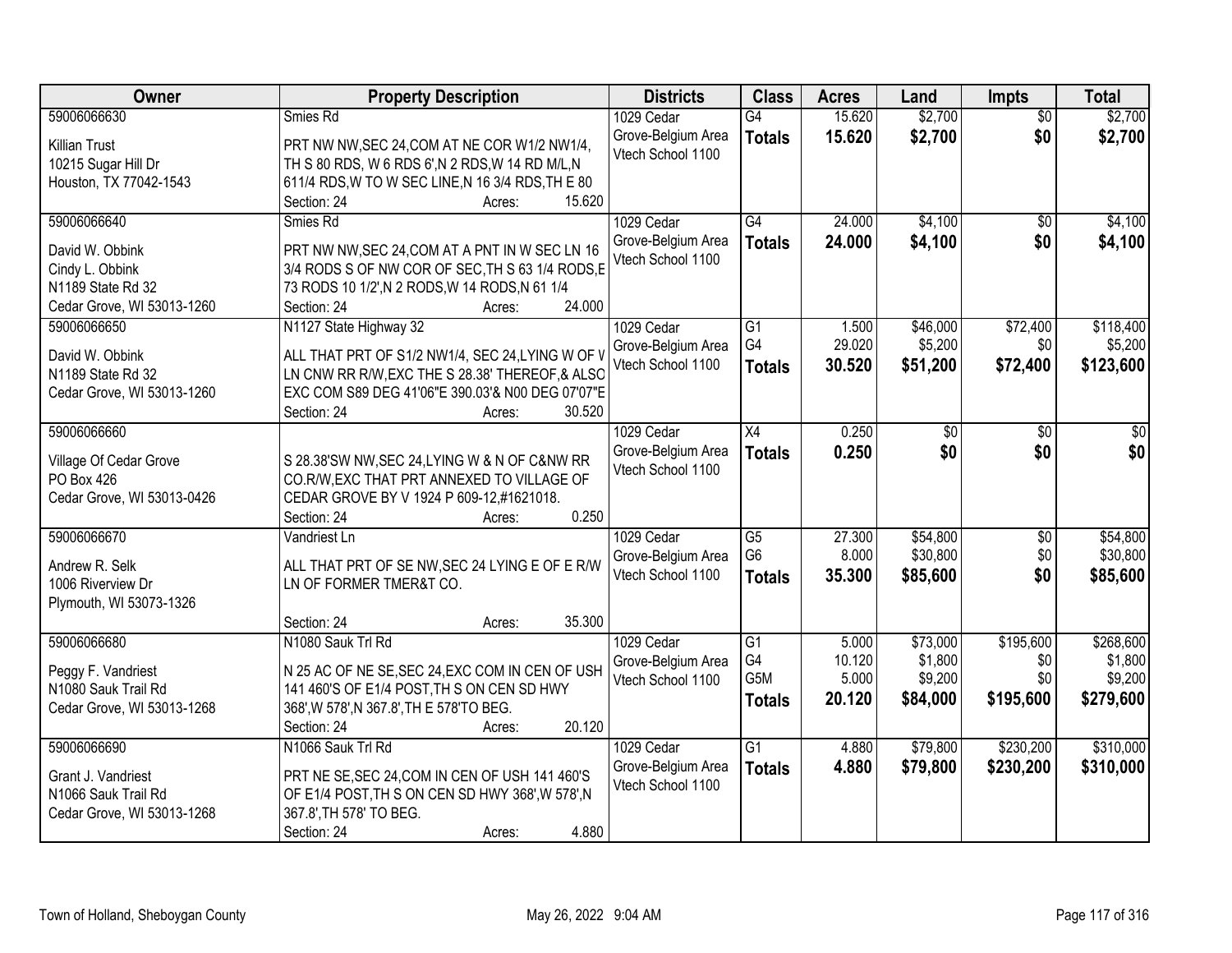| Owner | Property Description | Districts | Class | Acres | Land | Impts | Total |
|---|---|---|---|---|---|---|---|
| 59006066630<br>Killian Trust<br>10215 Sugar Hill Dr<br>Houston, TX 77042-1543 | Smies Rd<br>PRT NW NW,SEC 24,COM AT NE COR W1/2 NW1/4, TH S 80 RDS, W 6 RDS 6',N 2 RDS,W 14 RD M/L,N 611/4 RDS,W TO W SEC LINE,N 16 3/4 RDS,TH E 80<br>Section: 24 Acres: 15.620 | 1029 Cedar Grove-Belgium Area Vtech School 1100 | G4<br>**Totals** | 15.620<br>**15.620** | $2,700<br>**$2,700** | $0<br>**$0** | $2,700<br>**$2,700** |
| 59006066640<br>David W. Obbink<br>Cindy L. Obbink<br>N1189 State Rd 32<br>Cedar Grove, WI 53013-1260 | Smies Rd<br>PRT NW NW,SEC 24,COM AT A PNT IN W SEC LN 16 3/4 RODS S OF NW COR OF SEC,TH S 63 1/4 RODS,E 73 RODS 10 1/2',N 2 RODS,W 14 RODS,N 61 1/4<br>Section: 24 Acres: 24.000 | 1029 Cedar Grove-Belgium Area Vtech School 1100 | G4<br>**Totals** | 24.000<br>**24.000** | $4,100<br>**$4,100** | $0<br>**$0** | $4,100<br>**$4,100** |
| 59006066650<br>David W. Obbink<br>N1189 State Rd 32<br>Cedar Grove, WI 53013-1260 | N1127 State Highway 32<br>ALL THAT PRT OF S1/2 NW1/4, SEC 24,LYING W OF V LN CNW RR R/W,EXC THE S 28.38' THEREOF,& ALSO EXC COM S89 DEG 41'06"E 390.03'& N00 DEG 07'07"E<br>Section: 24 Acres: 30.520 | 1029 Cedar Grove-Belgium Area Vtech School 1100 | G1<br>G4<br>**Totals** | 1.500<br>29.020<br>**30.520** | $46,000<br>$5,200<br>**$51,200** | $72,400<br>$0<br>**$72,400** | $118,400<br>$5,200<br>**$123,600** |
| 59006066660<br>Village Of Cedar Grove<br>PO Box 426<br>Cedar Grove, WI 53013-0426 | S 28.38'SW NW,SEC 24,LYING W & N OF C&NW RR CO.R/W,EXC THAT PRT ANNEXED TO VILLAGE OF CEDAR GROVE BY V 1924 P 609-12,#1621018.<br>Section: 24 Acres: 0.250 | 1029 Cedar Grove-Belgium Area Vtech School 1100 | X4<br>**Totals** | 0.250<br>**0.250** | $0<br>**$0** | $0<br>**$0** | $0<br>**$0** |
| 59006066670<br>Andrew R. Selk<br>1006 Riverview Dr<br>Plymouth, WI 53073-1326 | Vandriest Ln<br>ALL THAT PRT OF SE NW,SEC 24 LYING E OF E R/W LN OF FORMER TMER&T CO.<br>Section: 24 Acres: 35.300 | 1029 Cedar Grove-Belgium Area Vtech School 1100 | G5<br>G6<br>**Totals** | 27.300<br>8.000<br>**35.300** | $54,800<br>$30,800<br>**$85,600** | $0<br>$0<br>**$0** | $54,800<br>$30,800<br>**$85,600** |
| 59006066680<br>Peggy F. Vandriest<br>N1080 Sauk Trail Rd<br>Cedar Grove, WI 53013-1268 | N1080 Sauk Trl Rd<br>N 25 AC OF NE SE,SEC 24,EXC COM IN CEN OF USH 141 460'S OF E1/4 POST,TH S ON CEN SD HWY 368',W 578',N 367.8',TH E 578'TO BEG.<br>Section: 24 Acres: 20.120 | 1029 Cedar Grove-Belgium Area Vtech School 1100 | G1<br>G4<br>G5M<br>**Totals** | 5.000<br>10.120<br>5.000<br>**20.120** | $73,000<br>$1,800<br>$9,200<br>**$84,000** | $195,600<br>$0<br>$0<br>**$195,600** | $268,600<br>$1,800<br>$9,200<br>**$279,600** |
| 59006066690<br>Grant J. Vandriest<br>N1066 Sauk Trail Rd<br>Cedar Grove, WI 53013-1268 | N1066 Sauk Trl Rd<br>PRT NE SE,SEC 24,COM IN CEN OF USH 141 460'S OF E1/4 POST,TH S ON CEN SD HWY 368',W 578',N 367.8',TH 578' TO BEG.<br>Section: 24 Acres: 4.880 | 1029 Cedar Grove-Belgium Area Vtech School 1100 | G1<br>**Totals** | 4.880<br>**4.880** | $79,800<br>**$79,800** | $230,200<br>**$230,200** | $310,000<br>**$310,000** |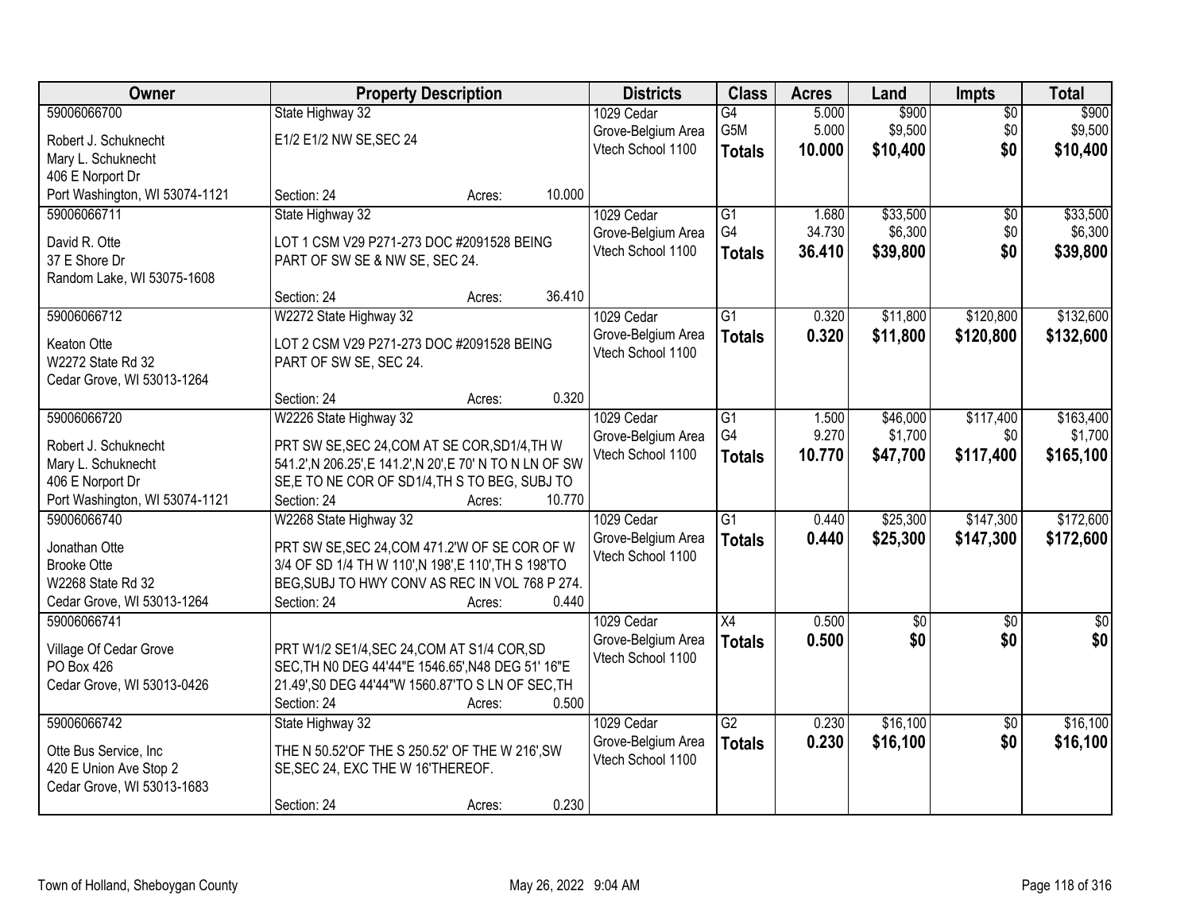| Owner | Property Description | Districts | Class | Acres | Land | Impts | Total |
|---|---|---|---|---|---|---|---|
| 59006066700<br>Robert J. Schuknecht<br>Mary L. Schuknecht<br>406 E Norport Dr<br>Port Washington, WI 53074-1121 | State Highway 32<br>E1/2 E1/2 NW SE,SEC 24<br>Section: 24 Acres: 10.000 | 1029 Cedar Grove-Belgium Area Vtech School 1100 | G4<br>G5M<br>**Totals** | 5.000<br>5.000<br>**10.000** | $900<br>$9,500<br>**$10,400** | $0<br>$0<br>**$0** | $900<br>$9,500<br>**$10,400** |
| 59006066711<br>David R. Otte<br>37 E Shore Dr<br>Random Lake, WI 53075-1608 | State Highway 32<br>LOT 1 CSM V29 P271-273 DOC #2091528 BEING PART OF SW SE & NW SE, SEC 24.<br>Section: 24 Acres: 36.410 | 1029 Cedar Grove-Belgium Area Vtech School 1100 | G1<br>G4<br>**Totals** | 1.680<br>34.730<br>**36.410** | $33,500<br>$6,300<br>**$39,800** | $0<br>$0<br>**$0** | $33,500<br>$6,300<br>**$39,800** |
| 59006066712<br>Keaton Otte<br>W2272 State Rd 32<br>Cedar Grove, WI 53013-1264 | W2272 State Highway 32<br>LOT 2 CSM V29 P271-273 DOC #2091528 BEING PART OF SW SE, SEC 24.<br>Section: 24 Acres: 0.320 | 1029 Cedar Grove-Belgium Area Vtech School 1100 | G1<br>**Totals** | 0.320<br>**0.320** | $11,800<br>**$11,800** | $120,800<br>**$120,800** | $132,600<br>**$132,600** |
| 59006066720<br>Robert J. Schuknecht<br>Mary L. Schuknecht<br>406 E Norport Dr<br>Port Washington, WI 53074-1121 | W2226 State Highway 32<br>PRT SW SE,SEC 24,COM AT SE COR,SD1/4,TH W 541.2',N 206.25',E 141.2',N 20',E 70' N TO N LN OF SW SE,E TO NE COR OF SD1/4,TH S TO BEG, SUBJ TO<br>Section: 24 Acres: 10.770 | 1029 Cedar Grove-Belgium Area Vtech School 1100 | G1<br>G4<br>**Totals** | 1.500<br>9.270<br>**10.770** | $46,000<br>$1,700<br>**$47,700** | $117,400<br>$0<br>**$117,400** | $163,400<br>$1,700<br>**$165,100** |
| 59006066740<br>Jonathan Otte<br>Brooke Otte<br>W2268 State Rd 32<br>Cedar Grove, WI 53013-1264 | W2268 State Highway 32<br>PRT SW SE,SEC 24,COM 471.2'W OF SE COR OF W 3/4 OF SD 1/4 TH W 110',N 198',E 110',TH S 198'TO BEG,SUBJ TO HWY CONV AS REC IN VOL 768 P 274.<br>Section: 24 Acres: 0.440 | 1029 Cedar Grove-Belgium Area Vtech School 1100 | G1<br>**Totals** | 0.440<br>**0.440** | $25,300<br>**$25,300** | $147,300<br>**$147,300** | $172,600<br>**$172,600** |
| 59006066741<br>Village Of Cedar Grove<br>PO Box 426<br>Cedar Grove, WI 53013-0426 | PRT W1/2 SE1/4,SEC 24,COM AT S1/4 COR,SD SEC,TH N0 DEG 44'44"E 1546.65',N48 DEG 51' 16"E 21.49',S0 DEG 44'44"W 1560.87'TO S LN OF SEC,TH<br>Section: 24 Acres: 0.500 | 1029 Cedar Grove-Belgium Area Vtech School 1100 | X4<br>**Totals** | 0.500<br>**0.500** | $0<br>**$0** | $0<br>**$0** | $0<br>**$0** |
| 59006066742<br>Otte Bus Service, Inc<br>420 E Union Ave Stop 2<br>Cedar Grove, WI 53013-1683 | State Highway 32<br>THE N 50.52'OF THE S 250.52' OF THE W 216',SW SE,SEC 24, EXC THE W 16'THEREOF.<br>Section: 24 Acres: 0.230 | 1029 Cedar Grove-Belgium Area Vtech School 1100 | G2<br>**Totals** | 0.230<br>**0.230** | $16,100<br>**$16,100** | $0<br>**$0** | $16,100<br>**$16,100** |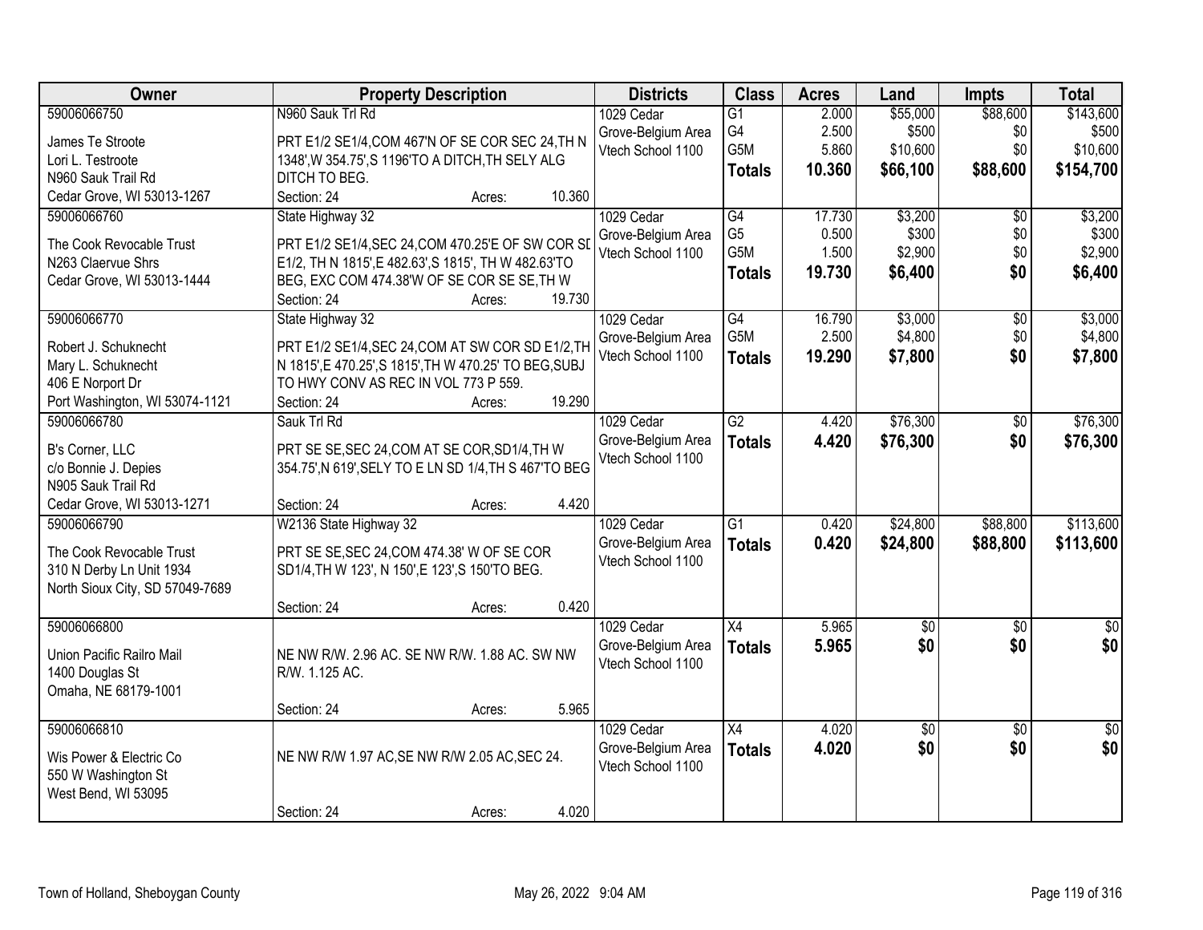| Owner | Property Description | Districts | Class | Acres | Land | Impts | Total |
|---|---|---|---|---|---|---|---|
| 59006066750<br>James Te Stroote<br>Lori L. Testroote<br>N960 Sauk Trail Rd<br>Cedar Grove, WI 53013-1267 | N960 Sauk Trl Rd<br>PRT E1/2 SE1/4,COM 467'N OF SE COR SEC 24,TH N 1348',W 354.75',S 1196'TO A DITCH,TH SELY ALG DITCH TO BEG.<br>Section: 24 Acres: 10.360 | 1029 Cedar Grove-Belgium Area Vtech School 1100 | G1<br>G4<br>G5M<br>**Totals** | 2.000<br>2.500<br>5.860<br>**10.360** | $55,000<br>$500<br>$10,600<br>**$66,100** | $88,600<br>$0<br>$0<br>**$88,600** | $143,600<br>$500<br>$10,600<br>**$154,700** |
| 59006066760<br>The Cook Revocable Trust<br>N263 Claervue Shrs<br>Cedar Grove, WI 53013-1444 | State Highway 32<br>PRT E1/2 SE1/4,SEC 24,COM 470.25'E OF SW COR SD E1/2, TH N 1815',E 482.63',S 1815', TH W 482.63'TO BEG, EXC COM 474.38'W OF SE COR SE SE,TH W<br>Section: 24 Acres: 19.730 | 1029 Cedar Grove-Belgium Area Vtech School 1100 | G4<br>G5<br>G5M<br>**Totals** | 17.730<br>0.500<br>1.500<br>**19.730** | $3,200<br>$300<br>$2,900<br>**$6,400** | $0<br>$0<br>$0<br>**$0** | $3,200<br>$300<br>$2,900<br>**$6,400** |
| 59006066770<br>Robert J. Schuknecht<br>Mary L. Schuknecht<br>406 E Norport Dr<br>Port Washington, WI 53074-1121 | State Highway 32<br>PRT E1/2 SE1/4,SEC 24,COM AT SW COR SD E1/2,TH N 1815',E 470.25',S 1815',TH W 470.25' TO BEG,SUBJ TO HWY CONV AS REC IN VOL 773 P 559.<br>Section: 24 Acres: 19.290 | 1029 Cedar Grove-Belgium Area Vtech School 1100 | G4<br>G5M<br>**Totals** | 16.790<br>2.500<br>**19.290** | $3,000<br>$4,800<br>**$7,800** | $0<br>$0<br>**$0** | $3,000<br>$4,800<br>**$7,800** |
| 59006066780<br>B's Corner, LLC<br>c/o Bonnie J. Depies<br>N905 Sauk Trail Rd<br>Cedar Grove, WI 53013-1271 | Sauk Trl Rd<br>PRT SE SE,SEC 24,COM AT SE COR,SD1/4,TH W 354.75',N 619',SELY TO E LN SD 1/4,TH S 467'TO BEG<br>Section: 24 Acres: 4.420 | 1029 Cedar Grove-Belgium Area Vtech School 1100 | G2<br>**Totals** | 4.420<br>**4.420** | $76,300<br>**$76,300** | $0<br>**$0** | $76,300<br>**$76,300** |
| 59006066790<br>The Cook Revocable Trust<br>310 N Derby Ln Unit 1934<br>North Sioux City, SD 57049-7689 | W2136 State Highway 32<br>PRT SE SE,SEC 24,COM 474.38' W OF SE COR SD1/4,TH W 123', N 150',E 123',S 150'TO BEG.<br>Section: 24 Acres: 0.420 | 1029 Cedar Grove-Belgium Area Vtech School 1100 | G1<br>**Totals** | 0.420<br>**0.420** | $24,800<br>**$24,800** | $88,800<br>**$88,800** | $113,600<br>**$113,600** |
| 59006066800<br>Union Pacific Railro Mail<br>1400 Douglas St<br>Omaha, NE 68179-1001 | NE NW R/W. 2.96 AC. SE NW R/W. 1.88 AC. SW NW R/W. 1.125 AC.<br>Section: 24 Acres: 5.965 | 1029 Cedar Grove-Belgium Area Vtech School 1100 | X4<br>**Totals** | 5.965<br>**5.965** | $0<br>**$0** | $0<br>**$0** | $0<br>**$0** |
| 59006066810<br>Wis Power & Electric Co<br>550 W Washington St<br>West Bend, WI 53095 | NE NW R/W 1.97 AC,SE NW R/W 2.05 AC,SEC 24.<br>Section: 24 Acres: 4.020 | 1029 Cedar Grove-Belgium Area Vtech School 1100 | X4<br>**Totals** | 4.020<br>**4.020** | $0<br>**$0** | $0<br>**$0** | $0<br>**$0** |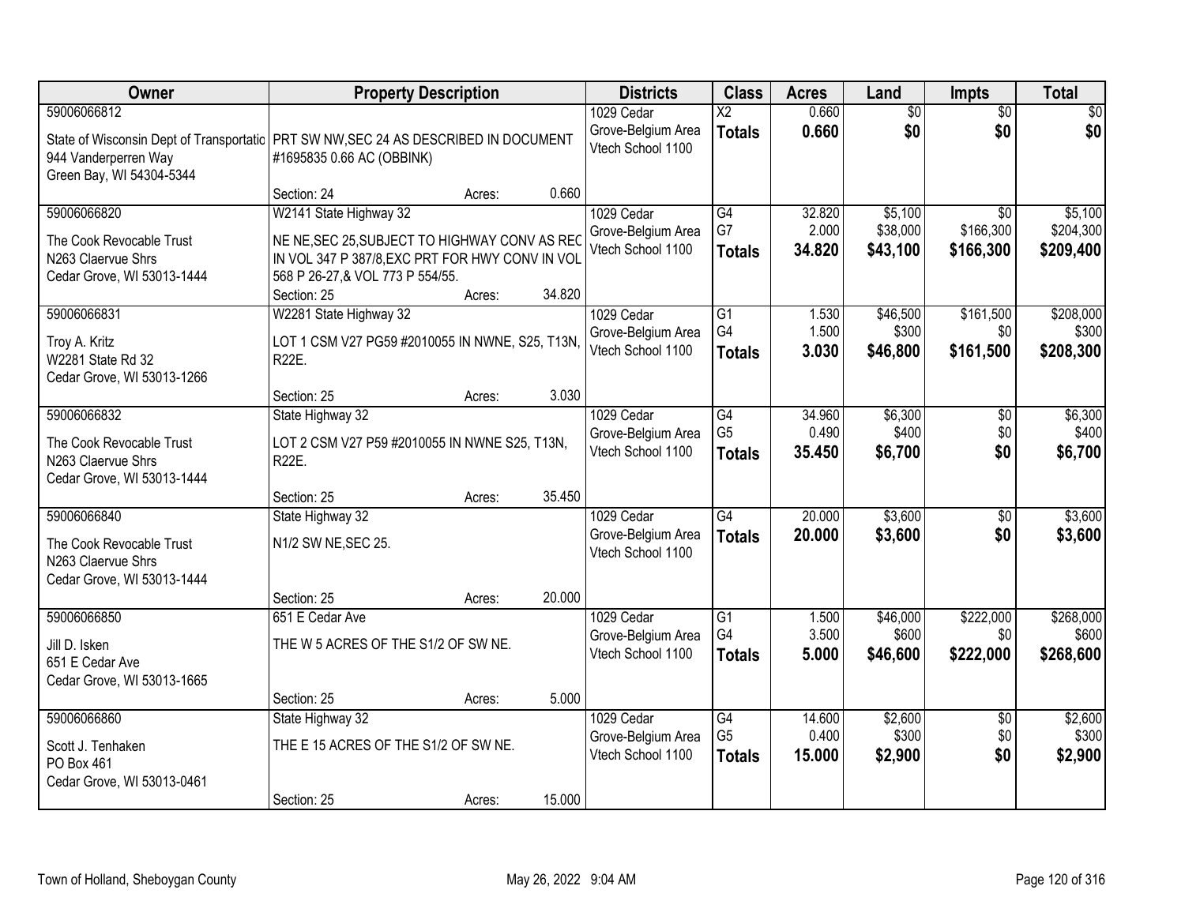| Owner | Property Description | | | Districts | Class | Acres | Land | Impts | Total |
|---|---|---|---|---|---|---|---|---|---|
| 59006066812 | | | | 1029 Cedar | X2 | 0.660 | $0 | $0 | $0 |
| State of Wisconsin Dept of Transportatic | PRT SW NW,SEC 24 AS DESCRIBED IN DOCUMENT | | | Grove-Belgium Area | **Totals** | **0.660** | **$0** | **$0** | **$0** |
| 944 Vanderperren Way | #1695835 0.66 AC (OBBINK) | | | Vtech School 1100 | | | | | |
| Green Bay, WI 54304-5344 | | | | | | | | | |
| | Section: 24 | Acres: | 0.660 | | | | | | |
| 59006066820 | W2141 State Highway 32 | | | 1029 Cedar | G4 | 32.820 | $5,100 | $0 | $5,100 |
| The Cook Revocable Trust | NE NE,SEC 25,SUBJECT TO HIGHWAY CONV AS REC | | | Grove-Belgium Area | G7 | 2.000 | $38,000 | $166,300 | $204,300 |
| N263 Claervue Shrs | IN VOL 347 P 387/8,EXC PRT FOR HWY CONV IN VOL | | | Vtech School 1100 | **Totals** | **34.820** | **$43,100** | **$166,300** | **$209,400** |
| Cedar Grove, WI 53013-1444 | 568 P 26-27,& VOL 773 P 554/55. | | | | | | | | |
| | Section: 25 | Acres: | 34.820 | | | | | | |
| 59006066831 | W2281 State Highway 32 | | | 1029 Cedar | G1 | 1.530 | $46,500 | $161,500 | $208,000 |
| Troy A. Kritz | LOT 1 CSM V27 PG59 #2010055 IN NWNE, S25, T13N, | | | Grove-Belgium Area | G4 | 1.500 | $300 | $0 | $300 |
| W2281 State Rd 32 | R22E. | | | Vtech School 1100 | **Totals** | **3.030** | **$46,800** | **$161,500** | **$208,300** |
| Cedar Grove, WI 53013-1266 | | | | | | | | | |
| | Section: 25 | Acres: | 3.030 | | | | | | |
| 59006066832 | State Highway 32 | | | 1029 Cedar | G4 | 34.960 | $6,300 | $0 | $6,300 |
| The Cook Revocable Trust | LOT 2 CSM V27 P59 #2010055 IN NWNE S25, T13N, | | | Grove-Belgium Area | G5 | 0.490 | $400 | $0 | $400 |
| N263 Claervue Shrs | R22E. | | | Vtech School 1100 | **Totals** | **35.450** | **$6,700** | **$0** | **$6,700** |
| Cedar Grove, WI 53013-1444 | | | | | | | | | |
| | Section: 25 | Acres: | 35.450 | | | | | | |
| 59006066840 | State Highway 32 | | | 1029 Cedar | G4 | 20.000 | $3,600 | $0 | $3,600 |
| The Cook Revocable Trust | N1/2 SW NE,SEC 25. | | | Grove-Belgium Area | **Totals** | **20.000** | **$3,600** | **$0** | **$3,600** |
| N263 Claervue Shrs | | | | Vtech School 1100 | | | | | |
| Cedar Grove, WI 53013-1444 | | | | | | | | | |
| | Section: 25 | Acres: | 20.000 | | | | | | |
| 59006066850 | 651 E Cedar Ave | | | 1029 Cedar | G1 | 1.500 | $46,000 | $222,000 | $268,000 |
| Jill D. Isken | THE W 5 ACRES OF THE S1/2 OF SW NE. | | | Grove-Belgium Area | G4 | 3.500 | $600 | $0 | $600 |
| 651 E Cedar Ave | | | | Vtech School 1100 | **Totals** | **5.000** | **$46,600** | **$222,000** | **$268,600** |
| Cedar Grove, WI 53013-1665 | | | | | | | | | |
| | Section: 25 | Acres: | 5.000 | | | | | | |
| 59006066860 | State Highway 32 | | | 1029 Cedar | G4 | 14.600 | $2,600 | $0 | $2,600 |
| Scott J. Tenhaken | THE E 15 ACRES OF THE S1/2 OF SW NE. | | | Grove-Belgium Area | G5 | 0.400 | $300 | $0 | $300 |
| PO Box 461 | | | | Vtech School 1100 | **Totals** | **15.000** | **$2,900** | **$0** | **$2,900** |
| Cedar Grove, WI 53013-0461 | | | | | | | | | |
| | Section: 25 | Acres: | 15.000 | | | | | | |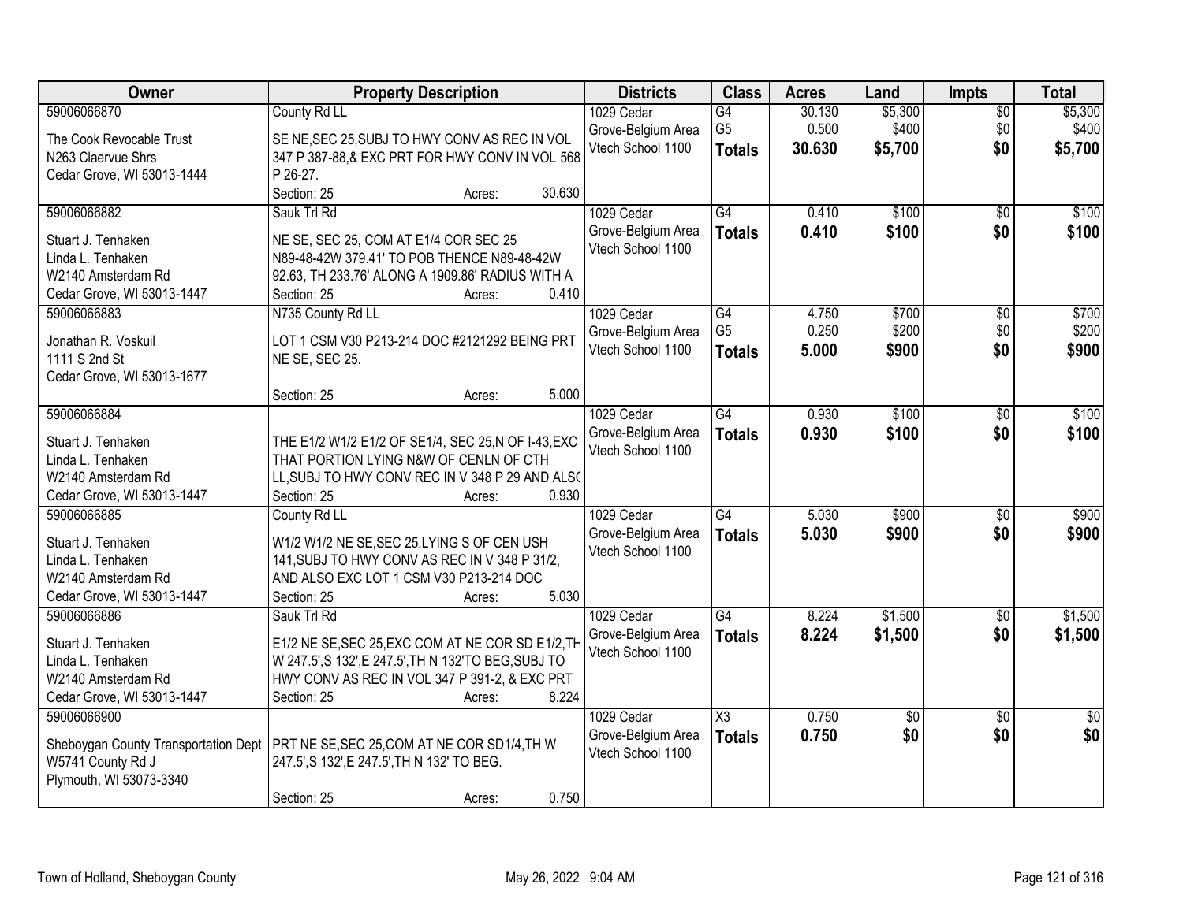| Owner | Property Description | Districts | Class | Acres | Land | Impts | Total |
|---|---|---|---|---|---|---|---|
| 59006066870<br>The Cook Revocable Trust<br>N263 Claervue Shrs<br>Cedar Grove, WI 53013-1444 | County Rd LL<br>SE NE,SEC 25,SUBJ TO HWY CONV AS REC IN VOL 347 P 387-88,& EXC PRT FOR HWY CONV IN VOL 568 P 26-27.<br>Section: 25 Acres: 30.630 | 1029 Cedar Grove-Belgium Area<br>Vtech School 1100 | G4<br>G5<br>**Totals** | 30.130<br>0.500<br>**30.630** | $5,300<br>$400<br>**$5,700** | $0<br>$0<br>**$0** | $5,300<br>$400<br>**$5,700** |
| 59006066882<br>Stuart J. Tenhaken<br>Linda L. Tenhaken<br>W2140 Amsterdam Rd<br>Cedar Grove, WI 53013-1447 | Sauk Trl Rd<br>NE SE, SEC 25, COM AT E1/4 COR SEC 25 N89-48-42W 379.41' TO POB THENCE N89-48-42W 92.63, TH 233.76' ALONG A 1909.86' RADIUS WITH A<br>Section: 25 Acres: 0.410 | 1029 Cedar Grove-Belgium Area<br>Vtech School 1100 | G4<br>**Totals** | 0.410<br>**0.410** | $100<br>**$100** | $0<br>**$0** | $100<br>**$100** |
| 59006066883<br>Jonathan R. Voskuil<br>1111 S 2nd St<br>Cedar Grove, WI 53013-1677 | N735 County Rd LL<br>LOT 1 CSM V30 P213-214 DOC #2121292 BEING PRT NE SE, SEC 25.<br>Section: 25 Acres: 5.000 | 1029 Cedar Grove-Belgium Area<br>Vtech School 1100 | G4<br>G5<br>**Totals** | 4.750<br>0.250<br>**5.000** | $700<br>$200<br>**$900** | $0<br>$0<br>**$0** | $700<br>$200<br>**$900** |
| 59006066884<br>Stuart J. Tenhaken<br>Linda L. Tenhaken<br>W2140 Amsterdam Rd<br>Cedar Grove, WI 53013-1447 | THE E1/2 W1/2 E1/2 OF SE1/4, SEC 25,N OF I-43,EXC THAT PORTION LYING N&W OF CENLN OF CTH LL,SUBJ TO HWY CONV REC IN V 348 P 29 AND ALSO<br>Section: 25 Acres: 0.930 | 1029 Cedar Grove-Belgium Area<br>Vtech School 1100 | G4<br>**Totals** | 0.930<br>**0.930** | $100<br>**$100** | $0<br>**$0** | $100<br>**$100** |
| 59006066885<br>Stuart J. Tenhaken<br>Linda L. Tenhaken<br>W2140 Amsterdam Rd<br>Cedar Grove, WI 53013-1447 | County Rd LL<br>W1/2 W1/2 NE SE,SEC 25,LYING S OF CEN USH 141,SUBJ TO HWY CONV AS REC IN V 348 P 31/2, AND ALSO EXC LOT 1 CSM V30 P213-214 DOC<br>Section: 25 Acres: 5.030 | 1029 Cedar Grove-Belgium Area<br>Vtech School 1100 | G4<br>**Totals** | 5.030<br>**5.030** | $900<br>**$900** | $0<br>**$0** | $900<br>**$900** |
| 59006066886<br>Stuart J. Tenhaken<br>Linda L. Tenhaken<br>W2140 Amsterdam Rd<br>Cedar Grove, WI 53013-1447 | Sauk Trl Rd<br>E1/2 NE SE,SEC 25,EXC COM AT NE COR SD E1/2,TH W 247.5',S 132',E 247.5',TH N 132'TO BEG,SUBJ TO HWY CONV AS REC IN VOL 347 P 391-2, & EXC PRT<br>Section: 25 Acres: 8.224 | 1029 Cedar Grove-Belgium Area<br>Vtech School 1100 | G4<br>**Totals** | 8.224<br>**8.224** | $1,500<br>**$1,500** | $0<br>**$0** | $1,500<br>**$1,500** |
| 59006066900<br>Sheboygan County Transportation Dept<br>W5741 County Rd J<br>Plymouth, WI 53073-3340 | PRT NE SE,SEC 25,COM AT NE COR SD1/4,TH W 247.5',S 132',E 247.5',TH N 132' TO BEG.<br>Section: 25 Acres: 0.750 | 1029 Cedar Grove-Belgium Area<br>Vtech School 1100 | X3<br>**Totals** | 0.750<br>**0.750** | $0<br>**$0** | $0<br>**$0** | $0<br>**$0** |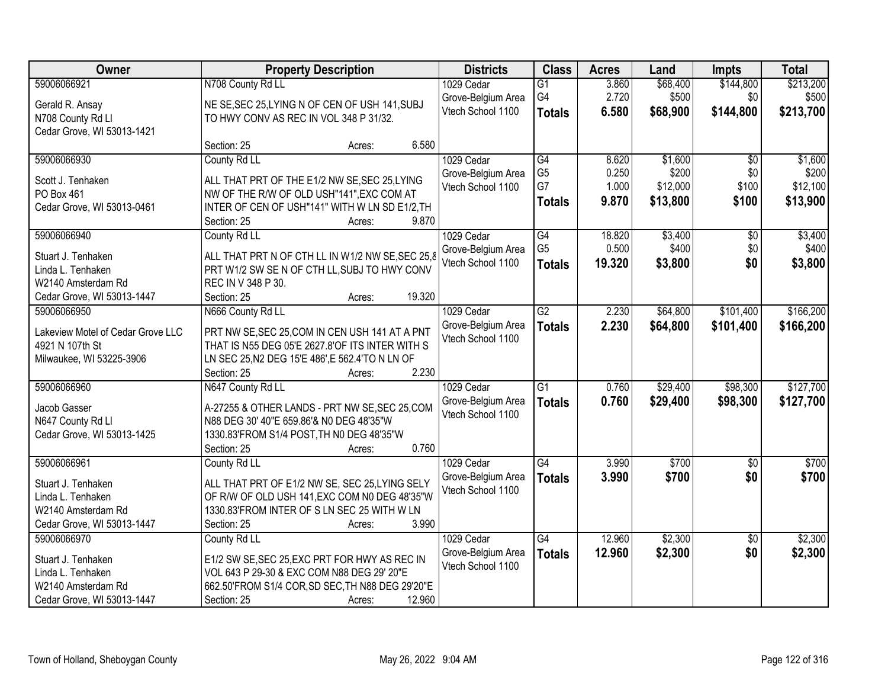| Owner | Property Description | Districts | Class | Acres | Land | Impts | Total |
|---|---|---|---|---|---|---|---|
| 59006066921<br>Gerald R. Ansay<br>N708 County Rd Ll<br>Cedar Grove, WI 53013-1421 | N708 County Rd LL<br>NE SE,SEC 25,LYING N OF CEN OF USH 141,SUBJ TO HWY CONV AS REC IN VOL 348 P 31/32.<br>Section: 25 Acres: 6.580 | 1029 Cedar Grove-Belgium Area Vtech School 1100 | G1<br>G4<br>**Totals** | 3.860<br>2.720<br>**6.580** | $68,400<br>$500<br>**$68,900** | $144,800<br>$0<br>**$144,800** | $213,200<br>$500<br>**$213,700** |
| 59006066930<br>Scott J. Tenhaken<br>PO Box 461<br>Cedar Grove, WI 53013-0461 | County Rd LL<br>ALL THAT PRT OF THE E1/2 NW SE,SEC 25,LYING NW OF THE R/W OF OLD USH"141",EXC COM AT INTER OF CEN OF USH"141" WITH W LN SD E1/2,TH<br>Section: 25 Acres: 9.870 | 1029 Cedar Grove-Belgium Area Vtech School 1100 | G4<br>G5<br>G7<br>**Totals** | 8.620<br>0.250<br>1.000<br>**9.870** | $1,600<br>$200<br>$12,000<br>**$13,800** | $0<br>$0<br>$100<br>**$100** | $1,600<br>$200<br>$12,100<br>**$13,900** |
| 59006066940<br>Stuart J. Tenhaken<br>Linda L. Tenhaken<br>W2140 Amsterdam Rd<br>Cedar Grove, WI 53013-1447 | County Rd LL<br>ALL THAT PRT N OF CTH LL IN W1/2 NW SE,SEC 25,& PRT W1/2 SW SE N OF CTH LL,SUBJ TO HWY CONV REC IN V 348 P 30.<br>Section: 25 Acres: 19.320 | 1029 Cedar Grove-Belgium Area Vtech School 1100 | G4<br>G5<br>**Totals** | 18.820<br>0.500<br>**19.320** | $3,400<br>$400<br>**$3,800** | $0<br>$0<br>**$0** | $3,400<br>$400<br>**$3,800** |
| 59006066950<br>Lakeview Motel of Cedar Grove LLC<br>4921 N 107th St<br>Milwaukee, WI 53225-3906 | N666 County Rd LL<br>PRT NW SE,SEC 25,COM IN CEN USH 141 AT A PNT THAT IS N55 DEG 05'E 2627.8'OF ITS INTER WITH S LN SEC 25,N2 DEG 15'E 486',E 562.4'TO N LN OF<br>Section: 25 Acres: 2.230 | 1029 Cedar Grove-Belgium Area Vtech School 1100 | G2<br>**Totals** | 2.230<br>**2.230** | $64,800<br>**$64,800** | $101,400<br>**$101,400** | $166,200<br>**$166,200** |
| 59006066960<br>Jacob Gasser<br>N647 County Rd Ll<br>Cedar Grove, WI 53013-1425 | N647 County Rd LL<br>A-27255 & OTHER LANDS - PRT NW SE,SEC 25,COM N88 DEG 30' 40"E 659.86'& N0 DEG 48'35"W 1330.83'FROM S1/4 POST,TH N0 DEG 48'35"W<br>Section: 25 Acres: 0.760 | 1029 Cedar Grove-Belgium Area Vtech School 1100 | G1<br>**Totals** | 0.760<br>**0.760** | $29,400<br>**$29,400** | $98,300<br>**$98,300** | $127,700<br>**$127,700** |
| 59006066961<br>Stuart J. Tenhaken<br>Linda L. Tenhaken<br>W2140 Amsterdam Rd<br>Cedar Grove, WI 53013-1447 | County Rd LL<br>ALL THAT PRT OF E1/2 NW SE, SEC 25,LYING SELY OF R/W OF OLD USH 141,EXC COM N0 DEG 48'35"W 1330.83'FROM INTER OF S LN SEC 25 WITH W LN<br>Section: 25 Acres: 3.990 | 1029 Cedar Grove-Belgium Area Vtech School 1100 | G4<br>**Totals** | 3.990<br>**3.990** | $700<br>**$700** | $0<br>**$0** | $700<br>**$700** |
| 59006066970<br>Stuart J. Tenhaken<br>Linda L. Tenhaken<br>W2140 Amsterdam Rd<br>Cedar Grove, WI 53013-1447 | County Rd LL<br>E1/2 SW SE,SEC 25,EXC PRT FOR HWY AS REC IN VOL 643 P 29-30 & EXC COM N88 DEG 29' 20"E 662.50'FROM S1/4 COR,SD SEC,TH N88 DEG 29'20"E<br>Section: 25 Acres: 12.960 | 1029 Cedar Grove-Belgium Area Vtech School 1100 | G4<br>**Totals** | 12.960<br>**12.960** | $2,300<br>**$2,300** | $0<br>**$0** | $2,300<br>**$2,300** |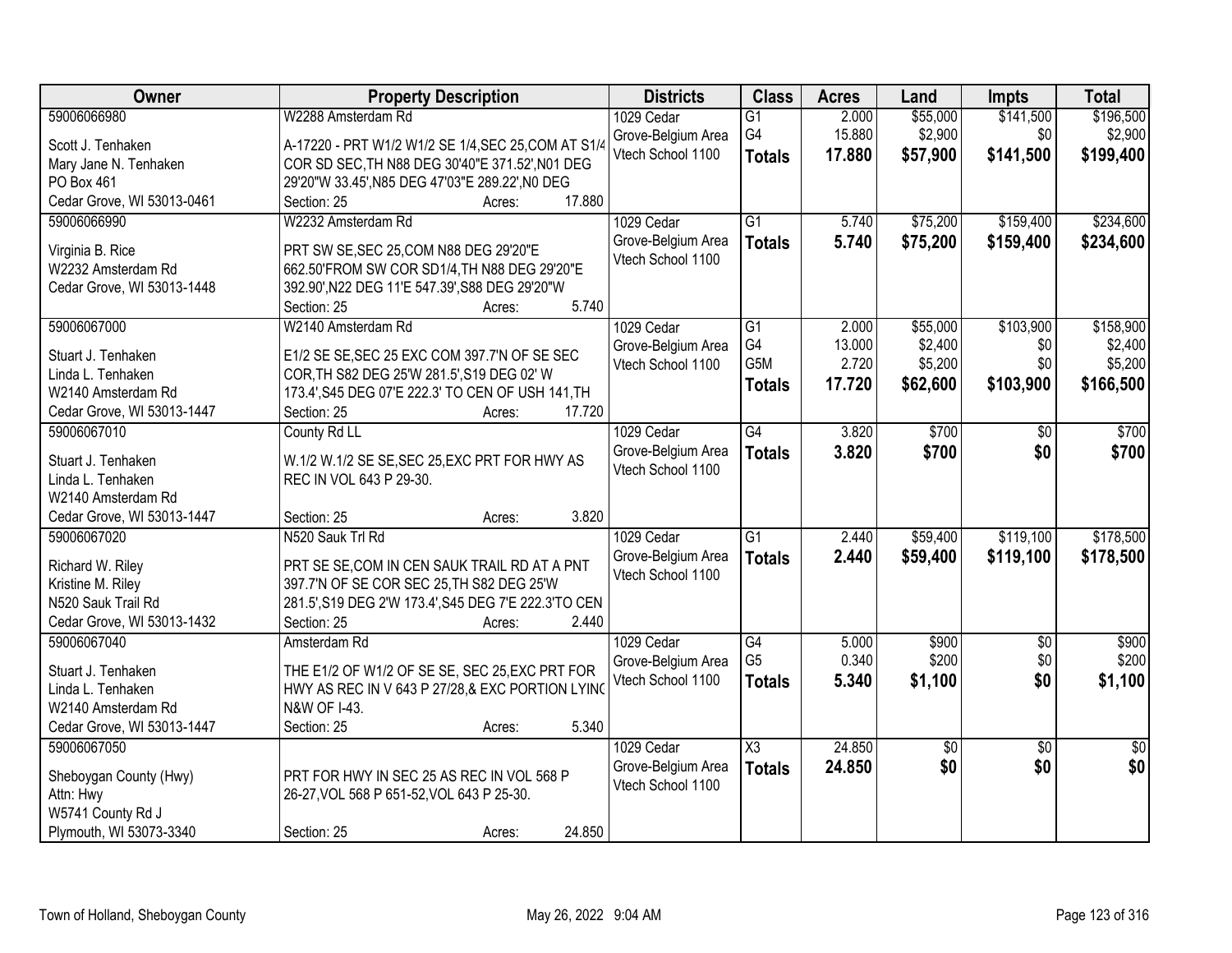| Owner | Property Description | Districts | Class | Acres | Land | Impts | Total |
|---|---|---|---|---|---|---|---|
| 59006066980<br>Scott J. Tenhaken<br>Mary Jane N. Tenhaken<br>PO Box 461<br>Cedar Grove, WI 53013-0461 | W2288 Amsterdam Rd<br>A-17220 - PRT W1/2 W1/2 SE 1/4,SEC 25,COM AT S1/4 COR SD SEC,TH N88 DEG 30'40"E 371.52',N01 DEG 29'20"W 33.45',N85 DEG 47'03"E 289.22',N0 DEG<br>Section: 25 Acres: 17.880 | 1029 Cedar Grove-Belgium Area Vtech School 1100 | G1<br>G4<br>**Totals** | 2.000<br>15.880<br>**17.880** | $55,000<br>$2,900<br>**$57,900** | $141,500<br>$0<br>**$141,500** | $196,500<br>$2,900<br>**$199,400** |
| 59006066990<br>Virginia B. Rice<br>W2232 Amsterdam Rd<br>Cedar Grove, WI 53013-1448 | W2232 Amsterdam Rd<br>PRT SW SE,SEC 25,COM N88 DEG 29'20"E 662.50'FROM SW COR SD1/4,TH N88 DEG 29'20"E 392.90',N22 DEG 11'E 547.39',S88 DEG 29'20"W<br>Section: 25 Acres: 5.740 | 1029 Cedar Grove-Belgium Area Vtech School 1100 | G1<br>**Totals** | 5.740<br>**5.740** | $75,200<br>**$75,200** | $159,400<br>**$159,400** | $234,600<br>**$234,600** |
| 59006067000<br>Stuart J. Tenhaken<br>Linda L. Tenhaken<br>W2140 Amsterdam Rd<br>Cedar Grove, WI 53013-1447 | W2140 Amsterdam Rd<br>E1/2 SE SE,SEC 25 EXC COM 397.7'N OF SE SEC COR,TH S82 DEG 25'W 281.5',S19 DEG 02' W 173.4',S45 DEG 07'E 222.3' TO CEN OF USH 141,TH<br>Section: 25 Acres: 17.720 | 1029 Cedar Grove-Belgium Area Vtech School 1100 | G1<br>G4<br>G5M<br>**Totals** | 2.000<br>13.000<br>2.720<br>**17.720** | $55,000<br>$2,400<br>$5,200<br>**$62,600** | $103,900<br>$0<br>$0<br>**$103,900** | $158,900<br>$2,400<br>$5,200<br>**$166,500** |
| 59006067010<br>Stuart J. Tenhaken<br>Linda L. Tenhaken<br>W2140 Amsterdam Rd<br>Cedar Grove, WI 53013-1447 | County Rd LL<br>W.1/2 W.1/2 SE SE,SEC 25,EXC PRT FOR HWY AS REC IN VOL 643 P 29-30.<br>Section: 25 Acres: 3.820 | 1029 Cedar Grove-Belgium Area Vtech School 1100 | G4<br>**Totals** | 3.820<br>**3.820** | $700<br>**$700** | $0<br>**$0** | $700<br>**$700** |
| 59006067020<br>Richard W. Riley<br>Kristine M. Riley<br>N520 Sauk Trail Rd<br>Cedar Grove, WI 53013-1432 | N520 Sauk Trl Rd<br>PRT SE SE,COM IN CEN SAUK TRAIL RD AT A PNT 397.7'N OF SE COR SEC 25,TH S82 DEG 25'W 281.5',S19 DEG 2'W 173.4',S45 DEG 7'E 222.3'TO CEN<br>Section: 25 Acres: 2.440 | 1029 Cedar Grove-Belgium Area Vtech School 1100 | G1<br>**Totals** | 2.440<br>**2.440** | $59,400<br>**$59,400** | $119,100<br>**$119,100** | $178,500<br>**$178,500** |
| 59006067040<br>Stuart J. Tenhaken<br>Linda L. Tenhaken<br>W2140 Amsterdam Rd<br>Cedar Grove, WI 53013-1447 | Amsterdam Rd<br>THE E1/2 OF W1/2 OF SE SE, SEC 25,EXC PRT FOR HWY AS REC IN V 643 P 27/28,& EXC PORTION LYING N&W OF I-43.<br>Section: 25 Acres: 5.340 | 1029 Cedar Grove-Belgium Area Vtech School 1100 | G4<br>G5<br>**Totals** | 5.000<br>0.340<br>**5.340** | $900<br>$200<br>**$1,100** | $0<br>$0<br>**$0** | $900<br>$200<br>**$1,100** |
| 59006067050<br>Sheboygan County (Hwy)<br>Attn: Hwy<br>W5741 County Rd J<br>Plymouth, WI 53073-3340 | PRT FOR HWY IN SEC 25 AS REC IN VOL 568 P 26-27,VOL 568 P 651-52,VOL 643 P 25-30.<br>Section: 25 Acres: 24.850 | 1029 Cedar Grove-Belgium Area Vtech School 1100 | X3<br>**Totals** | 24.850<br>**24.850** | $0<br>**$0** | $0<br>**$0** | $0<br>**$0** |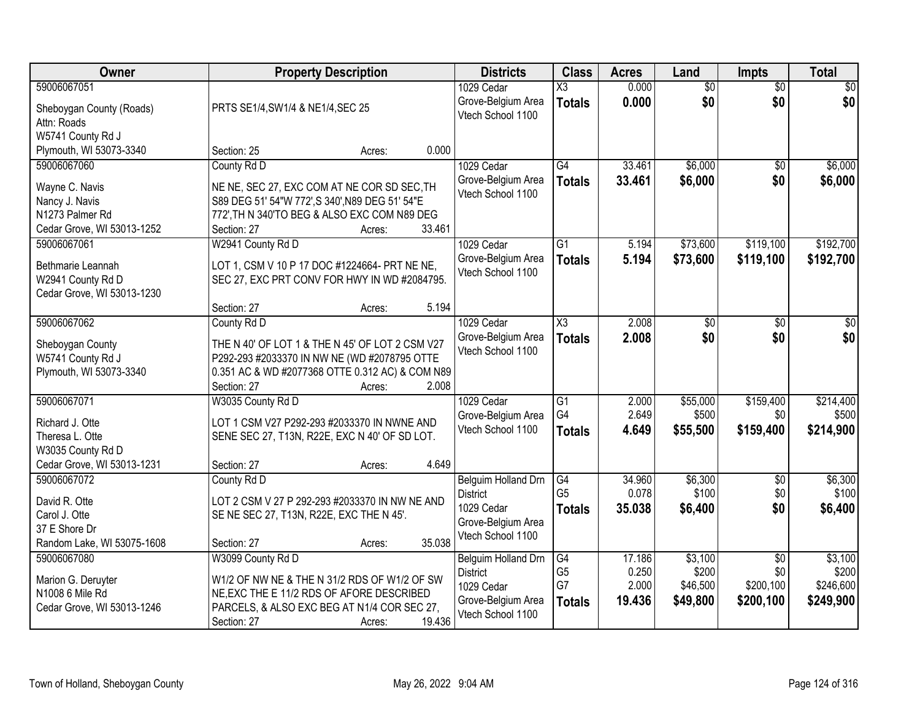| Owner | Property Description | Districts | Class | Acres | Land | Impts | Total |
|---|---|---|---|---|---|---|---|
| 59006067051<br>Sheboygan County (Roads)<br>Attn: Roads<br>W5741 County Rd J<br>Plymouth, WI 53073-3340 | PRTS SE1/4,SW1/4 & NE1/4,SEC 25<br>Section: 25 Acres: 0.000 | 1029 Cedar Grove-Belgium Area Vtech School 1100 | X3<br>**Totals** | 0.000<br>**0.000** | $0<br>**$0** | $0<br>**$0** | $0<br>**$0** |
| 59006067060<br>Wayne C. Navis<br>Nancy J. Navis<br>N1273 Palmer Rd<br>Cedar Grove, WI 53013-1252 | County Rd D<br>NE NE, SEC 27, EXC COM AT NE COR SD SEC,TH S89 DEG 51' 54"W 772',S 340',N89 DEG 51' 54"E 772',TH N 340'TO BEG & ALSO EXC COM N89 DEG<br>Section: 27 Acres: 33.461 | 1029 Cedar Grove-Belgium Area Vtech School 1100 | G4<br>**Totals** | 33.461<br>**33.461** | $6,000<br>**$6,000** | $0<br>**$0** | $6,000<br>**$6,000** |
| 59006067061<br>Bethmarie Leannah<br>W2941 County Rd D<br>Cedar Grove, WI 53013-1230 | W2941 County Rd D<br>LOT 1, CSM V 10 P 17 DOC #1224664- PRT NE NE, SEC 27, EXC PRT CONV FOR HWY IN WD #2084795.<br>Section: 27 Acres: 5.194 | 1029 Cedar Grove-Belgium Area Vtech School 1100 | G1<br>**Totals** | 5.194<br>**5.194** | $73,600<br>**$73,600** | $119,100<br>**$119,100** | $192,700<br>**$192,700** |
| 59006067062<br>Sheboygan County<br>W5741 County Rd J<br>Plymouth, WI 53073-3340 | County Rd D<br>THE N 40' OF LOT 1 & THE N 45' OF LOT 2 CSM V27 P292-293 #2033370 IN NW NE (WD #2078795 OTTE 0.351 AC & WD #2077368 OTTE 0.312 AC) & COM N89<br>Section: 27 Acres: 2.008 | 1029 Cedar Grove-Belgium Area Vtech School 1100 | X3<br>**Totals** | 2.008<br>**2.008** | $0<br>**$0** | $0<br>**$0** | $0<br>**$0** |
| 59006067071<br>Richard J. Otte<br>Theresa L. Otte<br>W3035 County Rd D<br>Cedar Grove, WI 53013-1231 | W3035 County Rd D<br>LOT 1 CSM V27 P292-293 #2033370 IN NWNE AND SENE SEC 27, T13N, R22E, EXC N 40' OF SD LOT.<br>Section: 27 Acres: 4.649 | 1029 Cedar Grove-Belgium Area Vtech School 1100 | G1<br>G4<br>**Totals** | 2.000<br>2.649<br>**4.649** | $55,000<br>$500<br>**$55,500** | $159,400<br>$0<br>**$159,400** | $214,400<br>$500<br>**$214,900** |
| 59006067072<br>David R. Otte<br>Carol J. Otte<br>37 E Shore Dr<br>Random Lake, WI 53075-1608 | County Rd D<br>LOT 2 CSM V 27 P 292-293 #2033370 IN NW NE AND SE NE SEC 27, T13N, R22E, EXC THE N 45'.<br>Section: 27 Acres: 35.038 | Belguim Holland Drn District<br>1029 Cedar Grove-Belgium Area Vtech School 1100 | G4<br>G5<br>**Totals** | 34.960<br>0.078<br>**35.038** | $6,300<br>$100<br>**$6,400** | $0<br>$0<br>**$0** | $6,300<br>$100<br>**$6,400** |
| 59006067080<br>Marion G. Deruyter<br>N1008 6 Mile Rd<br>Cedar Grove, WI 53013-1246 | W3099 County Rd D<br>W1/2 OF NW NE & THE N 31/2 RDS OF W1/2 OF SW NE,EXC THE E 11/2 RDS OF AFORE DESCRIBED PARCELS, & ALSO EXC BEG AT N1/4 COR SEC 27,<br>Section: 27 Acres: 19.436 | Belguim Holland Drn District<br>1029 Cedar Grove-Belgium Area Vtech School 1100 | G4<br>G5<br>G7<br>**Totals** | 17.186<br>0.250<br>2.000<br>**19.436** | $3,100<br>$200<br>$46,500<br>**$49,800** | $0<br>$0<br>$200,100<br>**$200,100** | $3,100<br>$200<br>$246,600<br>**$249,900** |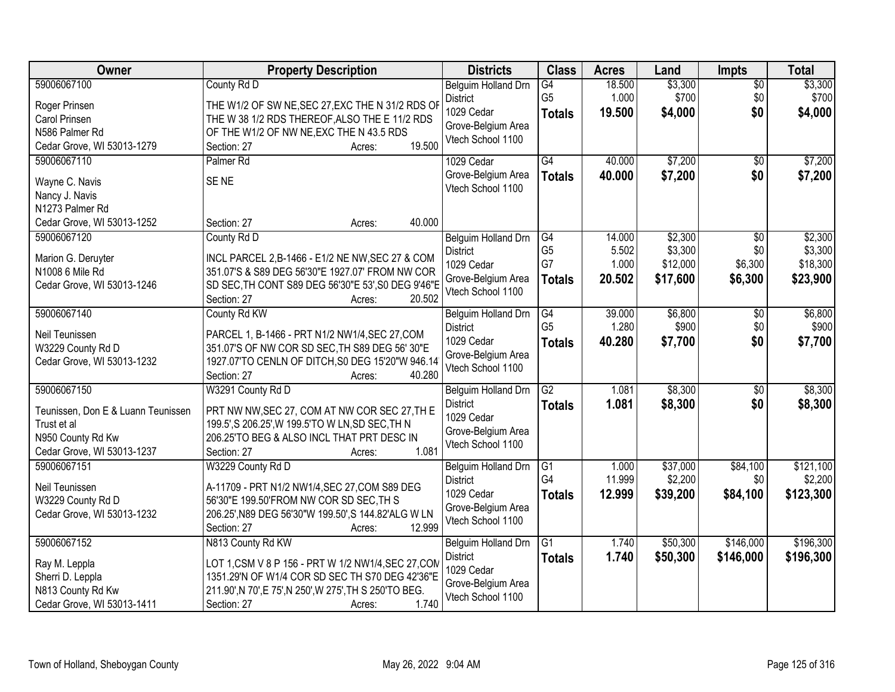| Owner | Property Description | Districts | Class | Acres | Land | Impts | Total |
|---|---|---|---|---|---|---|---|
| 59006067100<br>Roger Prinsen<br>Carol Prinsen<br>N586 Palmer Rd<br>Cedar Grove, WI 53013-1279 | County Rd D<br>THE W1/2 OF SW NE,SEC 27,EXC THE N 31/2 RDS OF THE W 38 1/2 RDS THEREOF,ALSO THE E 11/2 RDS OF THE W1/2 OF NW NE,EXC THE N 43.5 RDS<br>Section: 27 Acres: 19.500 | Belguim Holland Drn District<br>1029 Cedar Grove-Belgium Area<br>Vtech School 1100 | G4<br>G5<br>**Totals** | 18.500<br>1.000<br>**19.500** | $3,300<br>$700<br>**$4,000** | $0<br>$0<br>**$0** | $3,300<br>$700<br>**$4,000** |
| 59006067110<br>Wayne C. Navis<br>Nancy J. Navis<br>N1273 Palmer Rd<br>Cedar Grove, WI 53013-1252 | Palmer Rd<br>SE NE<br>Section: 27 Acres: 40.000 | 1029 Cedar Grove-Belgium Area<br>Vtech School 1100 | G4<br>**Totals** | 40.000<br>**40.000** | $7,200<br>**$7,200** | $0<br>**$0** | $7,200<br>**$7,200** |
| 59006067120<br>Marion G. Deruyter<br>N1008 6 Mile Rd<br>Cedar Grove, WI 53013-1246 | County Rd D<br>INCL PARCEL 2,B-1466 - E1/2 NE NW,SEC 27 & COM 351.07'S & S89 DEG 56'30"E 1927.07' FROM NW COR SD SEC,TH CONT S89 DEG 56'30"E 53',S0 DEG 9'46"E<br>Section: 27 Acres: 20.502 | Belguim Holland Drn District<br>1029 Cedar Grove-Belgium Area<br>Vtech School 1100 | G4<br>G5<br>G7<br>**Totals** | 14.000<br>5.502<br>1.000<br>**20.502** | $2,300<br>$3,300<br>$12,000<br>**$17,600** | $0<br>$0<br>$6,300<br>**$6,300** | $2,300<br>$3,300<br>$18,300<br>**$23,900** |
| 59006067140<br>Neil Teunissen<br>W3229 County Rd D<br>Cedar Grove, WI 53013-1232 | County Rd KW<br>PARCEL 1, B-1466 - PRT N1/2 NW1/4,SEC 27,COM 351.07'S OF NW COR SD SEC,TH S89 DEG 56' 30"E 1927.07'TO CENLN OF DITCH,S0 DEG 15'20"W 946.14'<br>Section: 27 Acres: 40.280 | Belguim Holland Drn District<br>1029 Cedar Grove-Belgium Area<br>Vtech School 1100 | G4<br>G5<br>**Totals** | 39.000<br>1.280<br>**40.280** | $6,800<br>$900<br>**$7,700** | $0<br>$0<br>**$0** | $6,800<br>$900<br>**$7,700** |
| 59006067150<br>Teunissen, Don E & Luann Teunissen Trust et al<br>N950 County Rd Kw<br>Cedar Grove, WI 53013-1237 | W3291 County Rd D<br>PRT NW NW,SEC 27, COM AT NW COR SEC 27,TH E 199.5',S 206.25',W 199.5'TO W LN,SD SEC,TH N 206.25'TO BEG & ALSO INCL THAT PRT DESC IN<br>Section: 27 Acres: 1.081 | Belguim Holland Drn District<br>1029 Cedar Grove-Belgium Area<br>Vtech School 1100 | G2<br>**Totals** | 1.081<br>**1.081** | $8,300<br>**$8,300** | $0<br>**$0** | $8,300<br>**$8,300** |
| 59006067151<br>Neil Teunissen<br>W3229 County Rd D<br>Cedar Grove, WI 53013-1232 | W3229 County Rd D<br>A-11709 - PRT N1/2 NW1/4,SEC 27,COM S89 DEG 56'30"E 199.50'FROM NW COR SD SEC,TH S 206.25',N89 DEG 56'30"W 199.50',S 144.82'ALG W LN<br>Section: 27 Acres: 12.999 | Belguim Holland Drn District<br>1029 Cedar Grove-Belgium Area<br>Vtech School 1100 | G1<br>G4<br>**Totals** | 1.000<br>11.999<br>**12.999** | $37,000<br>$2,200<br>**$39,200** | $84,100<br>$0<br>**$84,100** | $121,100<br>$2,200<br>**$123,300** |
| 59006067152<br>Ray M. Leppla<br>Sherri D. Leppla<br>N813 County Rd Kw<br>Cedar Grove, WI 53013-1411 | N813 County Rd KW<br>LOT 1,CSM V 8 P 156 - PRT W 1/2 NW1/4,SEC 27,COM 1351.29'N OF W1/4 COR SD SEC TH S70 DEG 42'36"E 211.90',N 70',E 75',N 250',W 275',TH S 250'TO BEG.<br>Section: 27 Acres: 1.740 | Belguim Holland Drn District<br>1029 Cedar Grove-Belgium Area<br>Vtech School 1100 | G1<br>**Totals** | 1.740<br>**1.740** | $50,300<br>**$50,300** | $146,000<br>**$146,000** | $196,300<br>**$196,300** |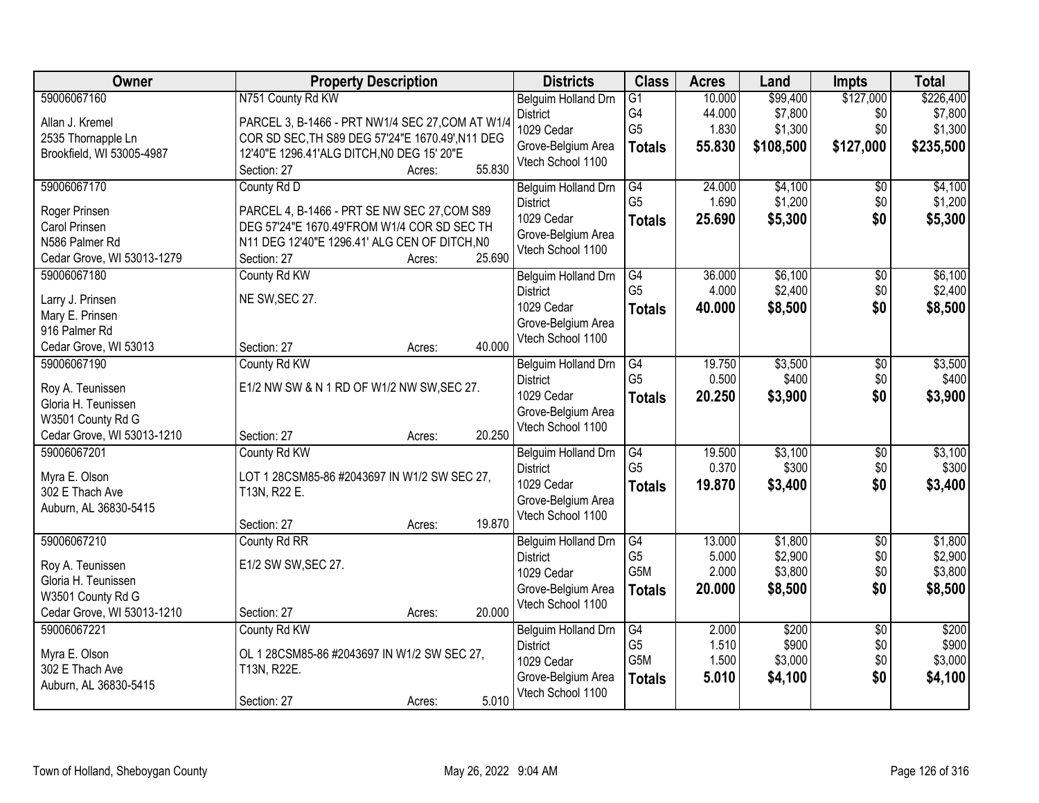| Owner | Property Description | Districts | Class | Acres | Land | Impts | Total |
|---|---|---|---|---|---|---|---|
| 59006067160<br>Allan J. Kremel<br>2535 Thornapple Ln<br>Brookfield, WI 53005-4987 | N751 County Rd KW<br>PARCEL 3, B-1466 - PRT NW1/4 SEC 27,COM AT W1/4 COR SD SEC,TH S89 DEG 57'24"E 1670.49',N11 DEG 12'40"E 1296.41'ALG DITCH,N0 DEG 15' 20"E<br>Section: 27 Acres: 55.830 | Belguim Holland Drn District<br>1029 Cedar Grove-Belgium Area<br>Vtech School 1100 | G1<br>G4<br>G5<br>**Totals** | 10.000<br>44.000<br>1.830<br>**55.830** | $99,400<br>$7,800<br>$1,300<br>**$108,500** | $127,000<br>$0<br>$0<br>**$127,000** | $226,400<br>$7,800<br>$1,300<br>**$235,500** |
| 59006067170<br>Roger Prinsen<br>Carol Prinsen<br>N586 Palmer Rd<br>Cedar Grove, WI 53013-1279 | County Rd D<br>PARCEL 4, B-1466 - PRT SE NW SEC 27,COM S89 DEG 57'24"E 1670.49'FROM W1/4 COR SD SEC TH N11 DEG 12'40"E 1296.41' ALG CEN OF DITCH,N0<br>Section: 27 Acres: 25.690 | Belguim Holland Drn District<br>1029 Cedar Grove-Belgium Area<br>Vtech School 1100 | G4<br>G5<br>**Totals** | 24.000<br>1.690<br>**25.690** | $4,100<br>$1,200<br>**$5,300** | $0<br>$0<br>**$0** | $4,100<br>$1,200<br>**$5,300** |
| 59006067180<br>Larry J. Prinsen<br>Mary E. Prinsen<br>916 Palmer Rd<br>Cedar Grove, WI 53013 | County Rd KW<br>NE SW,SEC 27.<br>Section: 27 Acres: 40.000 | Belguim Holland Drn District<br>1029 Cedar Grove-Belgium Area<br>Vtech School 1100 | G4<br>G5<br>**Totals** | 36.000<br>4.000<br>**40.000** | $6,100<br>$2,400<br>**$8,500** | $0<br>$0<br>**$0** | $6,100<br>$2,400<br>**$8,500** |
| 59006067190<br>Roy A. Teunissen<br>Gloria H. Teunissen<br>W3501 County Rd G<br>Cedar Grove, WI 53013-1210 | County Rd KW<br>E1/2 NW SW & N 1 RD OF W1/2 NW SW,SEC 27.<br>Section: 27 Acres: 20.250 | Belguim Holland Drn District<br>1029 Cedar Grove-Belgium Area<br>Vtech School 1100 | G4<br>G5<br>**Totals** | 19.750<br>0.500<br>**20.250** | $3,500<br>$400<br>**$3,900** | $0<br>$0<br>**$0** | $3,500<br>$400<br>**$3,900** |
| 59006067201<br>Myra E. Olson<br>302 E Thach Ave<br>Auburn, AL 36830-5415 | County Rd KW<br>LOT 1 28CSM85-86 #2043697 IN W1/2 SW SEC 27, T13N, R22 E.<br>Section: 27 Acres: 19.870 | Belguim Holland Drn District<br>1029 Cedar Grove-Belgium Area<br>Vtech School 1100 | G4<br>G5<br>**Totals** | 19.500<br>0.370<br>**19.870** | $3,100<br>$300<br>**$3,400** | $0<br>$0<br>**$0** | $3,100<br>$300<br>**$3,400** |
| 59006067210<br>Roy A. Teunissen<br>Gloria H. Teunissen<br>W3501 County Rd G<br>Cedar Grove, WI 53013-1210 | County Rd RR<br>E1/2 SW SW,SEC 27.<br>Section: 27 Acres: 20.000 | Belguim Holland Drn District<br>1029 Cedar Grove-Belgium Area<br>Vtech School 1100 | G4<br>G5<br>G5M<br>**Totals** | 13.000<br>5.000<br>2.000<br>**20.000** | $1,800<br>$2,900<br>$3,800<br>**$8,500** | $0<br>$0<br>$0<br>**$0** | $1,800<br>$2,900<br>$3,800<br>**$8,500** |
| 59006067221<br>Myra E. Olson<br>302 E Thach Ave<br>Auburn, AL 36830-5415 | County Rd KW<br>OL 1 28CSM85-86 #2043697 IN W1/2 SW SEC 27, T13N, R22E.<br>Section: 27 Acres: 5.010 | Belguim Holland Drn District<br>1029 Cedar Grove-Belgium Area<br>Vtech School 1100 | G4<br>G5<br>G5M<br>**Totals** | 2.000<br>1.510<br>1.500<br>**5.010** | $200<br>$900<br>$3,000<br>**$4,100** | $0<br>$0<br>$0<br>**$0** | $200<br>$900<br>$3,000<br>**$4,100** |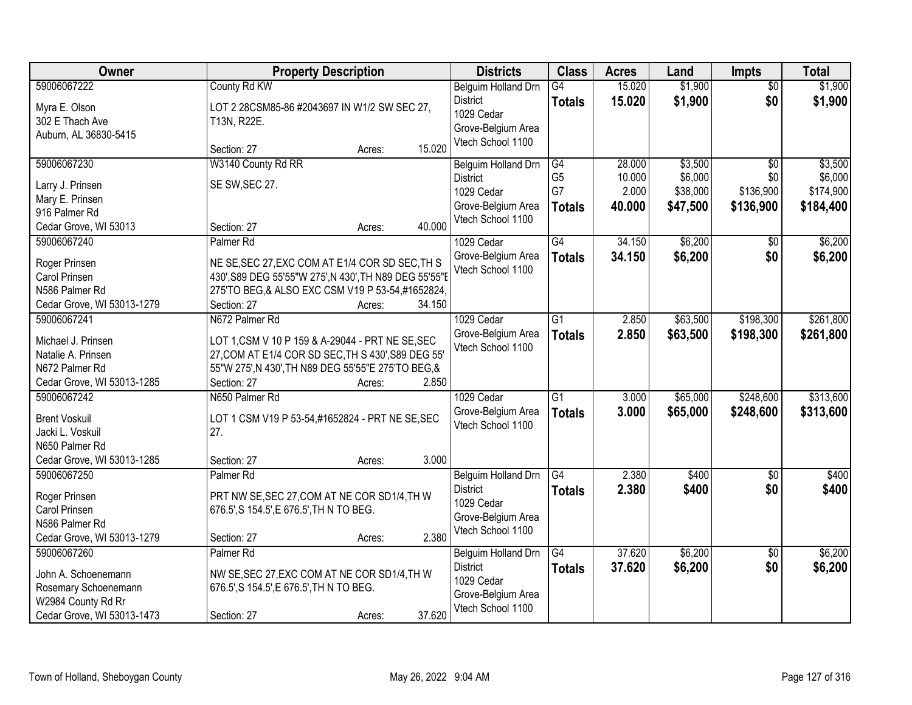| Owner | Property Description | Districts | Class | Acres | Land | Impts | Total |
|---|---|---|---|---|---|---|---|
| 59006067222<br>Myra E. Olson<br>302 E Thach Ave<br>Auburn, AL 36830-5415 | County Rd KW<br>LOT 2 28CSM85-86 #2043697 IN W1/2 SW SEC 27, T13N, R22E.<br>Section: 27 Acres: 15.020 | Belguim Holland Drn District<br>1029 Cedar Grove-Belgium Area Vtech School 1100 | G4<br>**Totals** | 15.020<br>**15.020** | $1,900<br>**$1,900** | $0<br>**$0** | $1,900<br>**$1,900** |
| 59006067230<br>Larry J. Prinsen<br>Mary E. Prinsen<br>916 Palmer Rd<br>Cedar Grove, WI 53013 | W3140 County Rd RR<br>SE SW,SEC 27.<br>Section: 27 Acres: 40.000 | Belguim Holland Drn District<br>1029 Cedar Grove-Belgium Area Vtech School 1100 | G4<br>G5<br>G7<br>**Totals** | 28.000<br>10.000<br>2.000<br>**40.000** | $3,500<br>$6,000<br>$38,000<br>**$47,500** | $0<br>$0<br>$136,900<br>**$136,900** | $3,500<br>$6,000<br>$174,900<br>**$184,400** |
| 59006067240<br>Roger Prinsen<br>Carol Prinsen<br>N586 Palmer Rd<br>Cedar Grove, WI 53013-1279 | Palmer Rd<br>NE SE,SEC 27,EXC COM AT E1/4 COR SD SEC,TH S 430',S89 DEG 55'55"W 275',N 430',TH N89 DEG 55'55"E 275'TO BEG,& ALSO EXC CSM V19 P 53-54,#1652824,<br>Section: 27 Acres: 34.150 | 1029 Cedar Grove-Belgium Area Vtech School 1100 | G4<br>**Totals** | 34.150<br>**34.150** | $6,200<br>**$6,200** | $0<br>**$0** | $6,200<br>**$6,200** |
| 59006067241<br>Michael J. Prinsen<br>Natalie A. Prinsen<br>N672 Palmer Rd<br>Cedar Grove, WI 53013-1285 | N672 Palmer Rd<br>LOT 1,CSM V 10 P 159 & A-29044 - PRT NE SE,SEC 27,COM AT E1/4 COR SD SEC,TH S 430',S89 DEG 55' 55"W 275',N 430',TH N89 DEG 55'55"E 275'TO BEG,&<br>Section: 27 Acres: 2.850 | 1029 Cedar Grove-Belgium Area Vtech School 1100 | G1<br>**Totals** | 2.850<br>**2.850** | $63,500<br>**$63,500** | $198,300<br>**$198,300** | $261,800<br>**$261,800** |
| 59006067242<br>Brent Voskuil<br>Jacki L. Voskuil<br>N650 Palmer Rd<br>Cedar Grove, WI 53013-1285 | N650 Palmer Rd<br>LOT 1 CSM V19 P 53-54,#1652824 - PRT NE SE,SEC 27.<br>Section: 27 Acres: 3.000 | 1029 Cedar Grove-Belgium Area Vtech School 1100 | G1<br>**Totals** | 3.000<br>**3.000** | $65,000<br>**$65,000** | $248,600<br>**$248,600** | $313,600<br>**$313,600** |
| 59006067250<br>Roger Prinsen<br>Carol Prinsen<br>N586 Palmer Rd<br>Cedar Grove, WI 53013-1279 | Palmer Rd<br>PRT NW SE,SEC 27,COM AT NE COR SD1/4,TH W 676.5',S 154.5',E 676.5',TH N TO BEG.<br>Section: 27 Acres: 2.380 | Belguim Holland Drn District<br>1029 Cedar Grove-Belgium Area Vtech School 1100 | G4<br>**Totals** | 2.380<br>**2.380** | $400<br>**$400** | $0<br>**$0** | $400<br>**$400** |
| 59006067260<br>John A. Schoenemann<br>Rosemary Schoenemann<br>W2984 County Rd Rr<br>Cedar Grove, WI 53013-1473 | Palmer Rd<br>NW SE,SEC 27,EXC COM AT NE COR SD1/4,TH W 676.5',S 154.5',E 676.5',TH N TO BEG.<br>Section: 27 Acres: 37.620 | Belguim Holland Drn District<br>1029 Cedar Grove-Belgium Area Vtech School 1100 | G4<br>**Totals** | 37.620<br>**37.620** | $6,200<br>**$6,200** | $0<br>**$0** | $6,200<br>**$6,200** |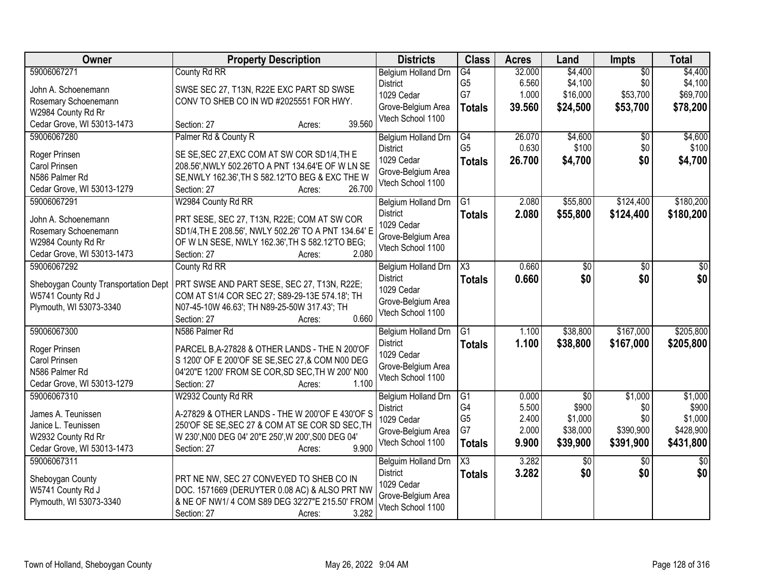| Owner | Property Description | Districts | Class | Acres | Land | Impts | Total |
|---|---|---|---|---|---|---|---|
| 59006067271<br><br>John A. Schoenemann<br>Rosemary Schoenemann<br>W2984 County Rd Rr<br>Cedar Grove, WI 53013-1473 | County Rd RR<br><br>SWSE SEC 27, T13N, R22E EXC PART SD SWSE CONV TO SHEB CO IN WD #2025551 FOR HWY.<br><br>Section: 27 Acres: 39.560 | Belgium Holland Drn District<br>1029 Cedar Grove-Belgium Area<br>Vtech School 1100 | G4<br>G5<br>G7<br>**Totals** | 32.000<br>6.560<br>1.000<br>**39.560** | $4,400<br>$4,100<br>$16,000<br>**$24,500** | $0<br>$0<br>$53,700<br>**$53,700** | $4,400<br>$4,100<br>$69,700<br>**$78,200** |
| 59006067280<br><br>Roger Prinsen<br>Carol Prinsen<br>N586 Palmer Rd<br>Cedar Grove, WI 53013-1279 | Palmer Rd & County R<br><br>SE SE,SEC 27,EXC COM AT SW COR SD1/4,TH E 208.56',NWLY 502.26'TO A PNT 134.64'E OF W LN SE SE,NWLY 162.36',TH S 582.12'TO BEG & EXC THE W<br><br>Section: 27 Acres: 26.700 | Belgium Holland Drn District<br>1029 Cedar Grove-Belgium Area<br>Vtech School 1100 | G4<br>G5<br>**Totals** | 26.070<br>0.630<br>**26.700** | $4,600<br>$100<br>**$4,700** | $0<br>$0<br>**$0** | $4,600<br>$100<br>**$4,700** |
| 59006067291<br><br>John A. Schoenemann<br>Rosemary Schoenemann<br>W2984 County Rd Rr<br>Cedar Grove, WI 53013-1473 | W2984 County Rd RR<br><br>PRT SESE, SEC 27, T13N, R22E; COM AT SW COR SD1/4,TH E 208.56', NWLY 502.26' TO A PNT 134.64' E OF W LN SESE, NWLY 162.36',TH S 582.12'TO BEG;<br><br>Section: 27 Acres: 2.080 | Belgium Holland Drn District<br>1029 Cedar Grove-Belgium Area<br>Vtech School 1100 | G1<br>**Totals** | 2.080<br>**2.080** | $55,800<br>**$55,800** | $124,400<br>**$124,400** | $180,200<br>**$180,200** |
| 59006067292<br><br>Sheboygan County Transportation Dept<br>W5741 County Rd J<br>Plymouth, WI 53073-3340 | County Rd RR<br><br>PRT SWSE AND PART SESE, SEC 27, T13N, R22E; COM AT S1/4 COR SEC 27; S89-29-13E 574.18'; TH N07-45-10W 46.63'; TH N89-25-50W 317.43'; TH<br><br>Section: 27 Acres: 0.660 | Belgium Holland Drn District<br>1029 Cedar Grove-Belgium Area<br>Vtech School 1100 | X3<br>**Totals** | 0.660<br>**0.660** | $0<br>**$0** | $0<br>**$0** | $0<br>**$0** |
| 59006067300<br><br>Roger Prinsen<br>Carol Prinsen<br>N586 Palmer Rd<br>Cedar Grove, WI 53013-1279 | N586 Palmer Rd<br><br>PARCEL B,A-27828 & OTHER LANDS - THE N 200'OF S 1200' OF E 200'OF SE SE,SEC 27,& COM N00 DEG 04'20"E 1200' FROM SE COR,SD SEC,TH W 200' N00<br><br>Section: 27 Acres: 1.100 | Belgium Holland Drn District<br>1029 Cedar Grove-Belgium Area<br>Vtech School 1100 | G1<br>**Totals** | 1.100<br>**1.100** | $38,800<br>**$38,800** | $167,000<br>**$167,000** | $205,800<br>**$205,800** |
| 59006067310<br><br>James A. Teunissen<br>Janice L. Teunissen<br>W2932 County Rd Rr<br>Cedar Grove, WI 53013-1473 | W2932 County Rd RR<br><br>A-27829 & OTHER LANDS - THE W 200'OF E 430'OF S 250'OF SE SE,SEC 27 & COM AT SE COR SD SEC,TH W 230',N00 DEG 04' 20"E 250',W 200',S00 DEG 04'<br><br>Section: 27 Acres: 9.900 | Belgium Holland Drn District<br>1029 Cedar Grove-Belgium Area<br>Vtech School 1100 | G1<br>G4<br>G5<br>G7<br>**Totals** | 0.000<br>5.500<br>2.400<br>2.000<br>**9.900** | $0<br>$900<br>$1,000<br>$38,000<br>**$39,900** | $1,000<br>$0<br>$0<br>$390,900<br>**$391,900** | $1,000<br>$900<br>$1,000<br>$428,900<br>**$431,800** |
| 59006067311<br><br>Sheboygan County<br>W5741 County Rd J<br>Plymouth, WI 53073-3340 | PRT NE NW, SEC 27 CONVEYED TO SHEB CO IN DOC. 1571669 (DERUYTER 0.08 AC) & ALSO PRT NW & NE OF NW1/ 4 COM S89 DEG 32'27"E 215.50' FROM<br><br>Section: 27 Acres: 3.282 | Belguim Holland Drn District<br>1029 Cedar Grove-Belgium Area<br>Vtech School 1100 | X3<br>**Totals** | 3.282<br>**3.282** | $0<br>**$0** | $0<br>**$0** | $0<br>**$0** |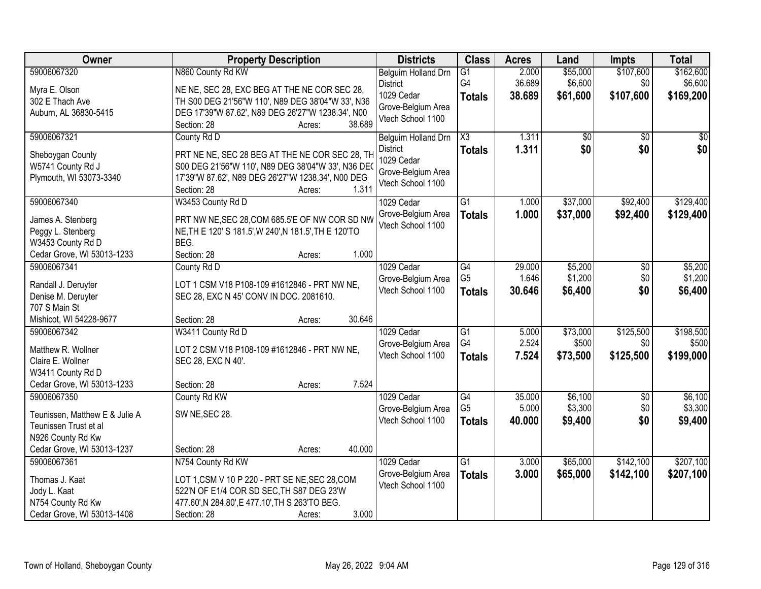| Owner | Property Description | Districts | Class | Acres | Land | Impts | Total |
|---|---|---|---|---|---|---|---|
| 59006067320<br><br>Myra E. Olson<br>302 E Thach Ave<br>Auburn, AL 36830-5415 | N860 County Rd KW<br><br>NE NE, SEC 28, EXC BEG AT THE NE COR SEC 28, TH S00 DEG 21'56"W 110', N89 DEG 38'04"W 33', N36 DEG 17'39"W 87.62', N89 DEG 26'27"W 1238.34', N00<br>Section: 28 Acres: 38.689 | Belguim Holland Drn District<br>1029 Cedar Grove-Belgium Area Vtech School 1100 | G1<br>G4<br>**Totals** | 2.000<br>36.689<br>**38.689** | $55,000<br>$6,600<br>**$61,600** | $107,600<br>$0<br>**$107,600** | $162,600<br>$6,600<br>**$169,200** |
| 59006067321<br><br>Sheboygan County<br>W5741 County Rd J<br>Plymouth, WI 53073-3340 | County Rd D<br><br>PRT NE NE, SEC 28 BEG AT THE NE COR SEC 28, TH S00 DEG 21'56"W 110', N89 DEG 38'04"W 33', N36 DEG 17'39"W 87.62', N89 DEG 26'27"W 1238.34', N00 DEG<br>Section: 28 Acres: 1.311 | Belguim Holland Drn District<br>1029 Cedar Grove-Belgium Area Vtech School 1100 | X3<br>**Totals** | 1.311<br>**1.311** | $0<br>**$0** | $0<br>**$0** | $0<br>**$0** |
| 59006067340<br><br>James A. Stenberg<br>Peggy L. Stenberg<br>W3453 County Rd D<br>Cedar Grove, WI 53013-1233 | W3453 County Rd D<br><br>PRT NW NE,SEC 28,COM 685.5'E OF NW COR SD NW NE,TH E 120' S 181.5',W 240',N 181.5',TH E 120'TO BEG.<br>Section: 28 Acres: 1.000 | 1029 Cedar Grove-Belgium Area Vtech School 1100 | G1<br>**Totals** | 1.000<br>**1.000** | $37,000<br>**$37,000** | $92,400<br>**$92,400** | $129,400<br>**$129,400** |
| 59006067341<br><br>Randall J. Deruyter<br>Denise M. Deruyter<br>707 S Main St<br>Mishicot, WI 54228-9677 | County Rd D<br><br>LOT 1 CSM V18 P108-109 #1612846 - PRT NW NE, SEC 28, EXC N 45' CONV IN DOC. 2081610.<br>Section: 28 Acres: 30.646 | 1029 Cedar Grove-Belgium Area Vtech School 1100 | G4<br>G5<br>**Totals** | 29.000<br>1.646<br>**30.646** | $5,200<br>$1,200<br>**$6,400** | $0<br>$0<br>**$0** | $5,200<br>$1,200<br>**$6,400** |
| 59006067342<br><br>Matthew R. Wollner<br>Claire E. Wollner<br>W3411 County Rd D<br>Cedar Grove, WI 53013-1233 | W3411 County Rd D<br><br>LOT 2 CSM V18 P108-109 #1612846 - PRT NW NE, SEC 28, EXC N 40'.<br>Section: 28 Acres: 7.524 | 1029 Cedar Grove-Belgium Area Vtech School 1100 | G1<br>G4<br>**Totals** | 5.000<br>2.524<br>**7.524** | $73,000<br>$500<br>**$73,500** | $125,500<br>$0<br>**$125,500** | $198,500<br>$500<br>**$199,000** |
| 59006067350<br><br>Teunissen, Matthew E & Julie A<br>Teunissen Trust et al<br>N926 County Rd Kw<br>Cedar Grove, WI 53013-1237 | County Rd KW<br><br>SW NE,SEC 28.<br>Section: 28 Acres: 40.000 | 1029 Cedar Grove-Belgium Area Vtech School 1100 | G4<br>G5<br>**Totals** | 35.000<br>5.000<br>**40.000** | $6,100<br>$3,300<br>**$9,400** | $0<br>$0<br>**$0** | $6,100<br>$3,300<br>**$9,400** |
| 59006067361<br><br>Thomas J. Kaat<br>Jody L. Kaat<br>N754 County Rd Kw<br>Cedar Grove, WI 53013-1408 | N754 County Rd KW<br><br>LOT 1,CSM V 10 P 220 - PRT SE NE,SEC 28,COM 522'N OF E1/4 COR SD SEC,TH S87 DEG 23'W 477.60',N 284.80',E 477.10',TH S 263'TO BEG.<br>Section: 28 Acres: 3.000 | 1029 Cedar Grove-Belgium Area Vtech School 1100 | G1<br>**Totals** | 3.000<br>**3.000** | $65,000<br>**$65,000** | $142,100<br>**$142,100** | $207,100<br>**$207,100** |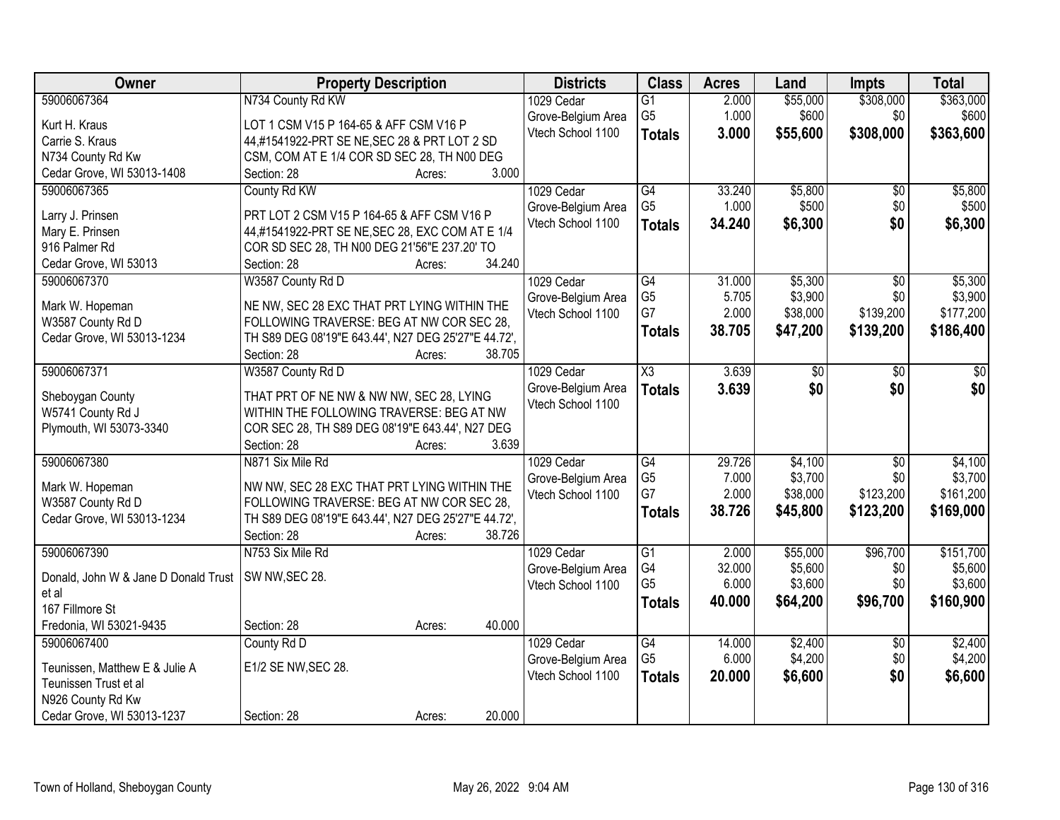| Owner | Property Description | Districts | Class | Acres | Land | Impts | Total |
|---|---|---|---|---|---|---|---|
| 59006067364<br><br>Kurt H. Kraus<br>Carrie S. Kraus<br>N734 County Rd Kw<br>Cedar Grove, WI 53013-1408 | N734 County Rd KW<br><br>LOT 1 CSM V15 P 164-65 & AFF CSM V16 P 44,#1541922-PRT SE NE,SEC 28 & PRT LOT 2 SD CSM, COM AT E 1/4 COR SD SEC 28, TH N00 DEG<br>Section: 28 Acres: 3.000 | 1029 Cedar Grove-Belgium Area Vtech School 1100 | G1<br>G5<br>**Totals** | 2.000<br>1.000<br>**3.000** | $55,000<br>$600<br>**$55,600** | $308,000<br>$0<br>**$308,000** | $363,000<br>$600<br>**$363,600** |
| 59006067365<br><br>Larry J. Prinsen<br>Mary E. Prinsen<br>916 Palmer Rd<br>Cedar Grove, WI 53013 | County Rd KW<br><br>PRT LOT 2 CSM V15 P 164-65 & AFF CSM V16 P 44,#1541922-PRT SE NE,SEC 28, EXC COM AT E 1/4 COR SD SEC 28, TH N00 DEG 21'56"E 237.20' TO<br>Section: 28 Acres: 34.240 | 1029 Cedar Grove-Belgium Area Vtech School 1100 | G4<br>G5<br>**Totals** | 33.240<br>1.000<br>**34.240** | $5,800<br>$500<br>**$6,300** | $0<br>$0<br>**$0** | $5,800<br>$500<br>**$6,300** |
| 59006067370<br><br>Mark W. Hopeman<br>W3587 County Rd D<br>Cedar Grove, WI 53013-1234 | W3587 County Rd D<br><br>NE NW, SEC 28 EXC THAT PRT LYING WITHIN THE FOLLOWING TRAVERSE: BEG AT NW COR SEC 28, TH S89 DEG 08'19"E 643.44', N27 DEG 25'27"E 44.72',<br>Section: 28 Acres: 38.705 | 1029 Cedar Grove-Belgium Area Vtech School 1100 | G4<br>G5<br>G7<br>**Totals** | 31.000<br>5.705<br>2.000<br>**38.705** | $5,300<br>$3,900<br>$38,000<br>**$47,200** | $0<br>$0<br>$139,200<br>**$139,200** | $5,300<br>$3,900<br>$177,200<br>**$186,400** |
| 59006067371<br><br>Sheboygan County<br>W5741 County Rd J<br>Plymouth, WI 53073-3340 | W3587 County Rd D<br><br>THAT PRT OF NE NW & NW NW, SEC 28, LYING WITHIN THE FOLLOWING TRAVERSE: BEG AT NW COR SEC 28, TH S89 DEG 08'19"E 643.44', N27 DEG<br>Section: 28 Acres: 3.639 | 1029 Cedar Grove-Belgium Area Vtech School 1100 | X3<br>**Totals** | 3.639<br>**3.639** | $0<br>**$0** | $0<br>**$0** | $0<br>**$0** |
| 59006067380<br><br>Mark W. Hopeman<br>W3587 County Rd D<br>Cedar Grove, WI 53013-1234 | N871 Six Mile Rd<br><br>NW NW, SEC 28 EXC THAT PRT LYING WITHIN THE FOLLOWING TRAVERSE: BEG AT NW COR SEC 28, TH S89 DEG 08'19"E 643.44', N27 DEG 25'27"E 44.72',<br>Section: 28 Acres: 38.726 | 1029 Cedar Grove-Belgium Area Vtech School 1100 | G4<br>G5<br>G7<br>**Totals** | 29.726<br>7.000<br>2.000<br>**38.726** | $4,100<br>$3,700<br>$38,000<br>**$45,800** | $0<br>$0<br>$123,200<br>**$123,200** | $4,100<br>$3,700<br>$161,200<br>**$169,000** |
| 59006067390<br><br>Donald, John W & Jane D Donald Trust et al<br>167 Fillmore St<br>Fredonia, WI 53021-9435 | N753 Six Mile Rd<br><br>SW NW,SEC 28.<br>Section: 28 Acres: 40.000 | 1029 Cedar Grove-Belgium Area Vtech School 1100 | G1<br>G4<br>G5<br>**Totals** | 2.000<br>32.000<br>6.000<br>**40.000** | $55,000<br>$5,600<br>$3,600<br>**$64,200** | $96,700<br>$0<br>$0<br>**$96,700** | $151,700<br>$5,600<br>$3,600<br>**$160,900** |
| 59006067400<br><br>Teunissen, Matthew E & Julie A Teunissen Trust et al<br>N926 County Rd Kw<br>Cedar Grove, WI 53013-1237 | County Rd D<br><br>E1/2 SE NW,SEC 28.<br>Section: 28 Acres: 20.000 | 1029 Cedar Grove-Belgium Area Vtech School 1100 | G4<br>G5<br>**Totals** | 14.000<br>6.000<br>**20.000** | $2,400<br>$4,200<br>**$6,600** | $0<br>$0<br>**$0** | $2,400<br>$4,200<br>**$6,600** |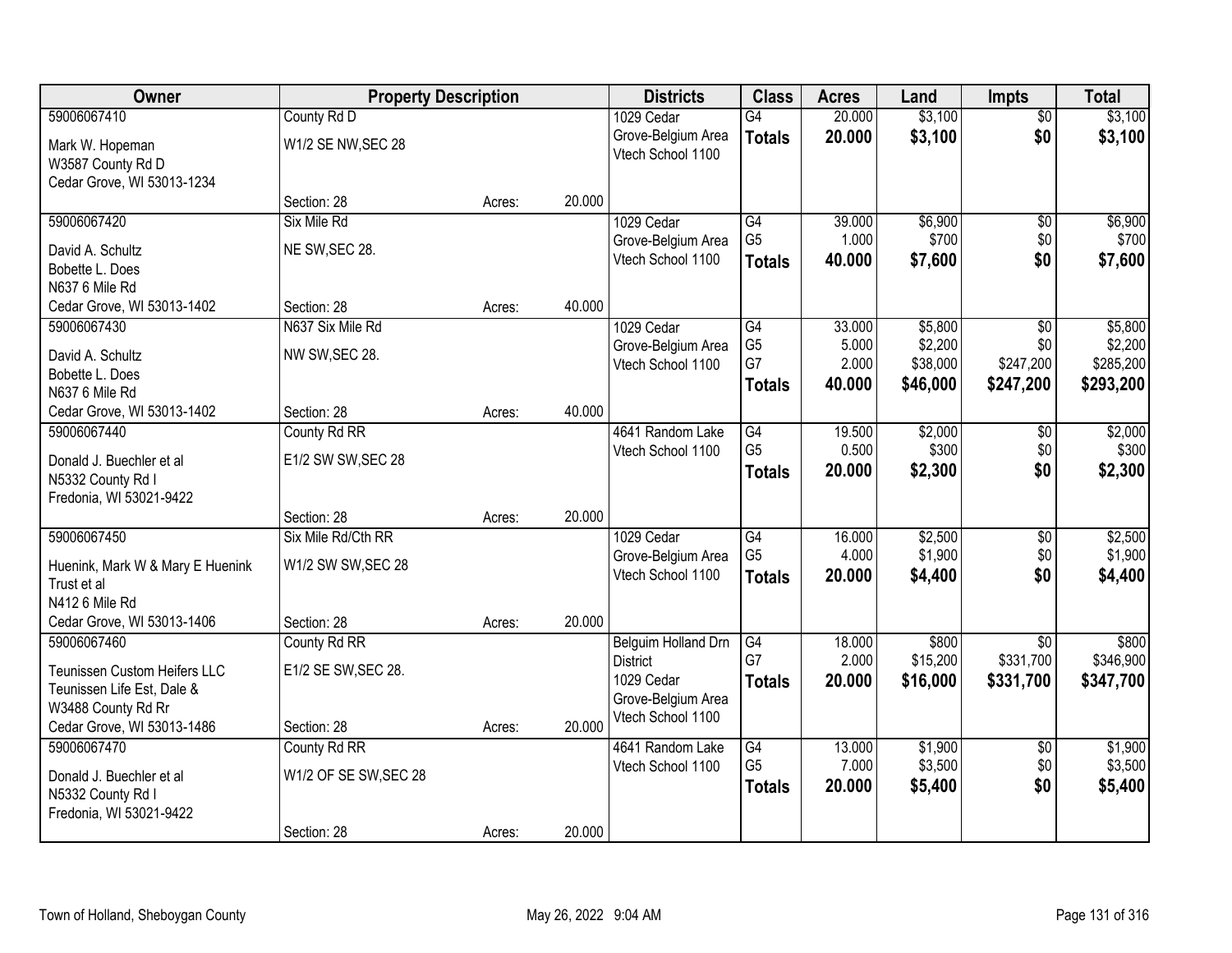| Owner | Property Description | | | Districts | Class | Acres | Land | Impts | Total |
|---|---|---|---|---|---|---|---|---|---|
| 59006067410<br>Mark W. Hopeman<br>W3587 County Rd D<br>Cedar Grove, WI 53013-1234 | County Rd D<br>W1/2 SE NW,SEC 28<br>Section: 28 | Acres: | 20.000 | 1029 Cedar Grove-Belgium Area Vtech School 1100 | G4<br>**Totals** | 20.000<br>**20.000** | $3,100<br>**$3,100** | $0<br>**$0** | $3,100<br>**$3,100** |
| 59006067420<br>David A. Schultz<br>Bobette L. Does<br>N637 6 Mile Rd<br>Cedar Grove, WI 53013-1402 | Six Mile Rd<br>NE SW,SEC 28.<br>Section: 28 | Acres: | 40.000 | 1029 Cedar Grove-Belgium Area Vtech School 1100 | G4<br>G5<br>**Totals** | 39.000<br>1.000<br>**40.000** | $6,900<br>$700<br>**$7,600** | $0<br>$0<br>**$0** | $6,900<br>$700<br>**$7,600** |
| 59006067430<br>David A. Schultz<br>Bobette L. Does<br>N637 6 Mile Rd<br>Cedar Grove, WI 53013-1402 | N637 Six Mile Rd<br>NW SW,SEC 28.<br>Section: 28 | Acres: | 40.000 | 1029 Cedar Grove-Belgium Area Vtech School 1100 | G4<br>G5<br>G7<br>**Totals** | 33.000<br>5.000<br>2.000<br>**40.000** | $5,800<br>$2,200<br>$38,000<br>**$46,000** | $0<br>$0<br>$247,200<br>**$247,200** | $5,800<br>$2,200<br>$285,200<br>**$293,200** |
| 59006067440<br>Donald J. Buechler et al<br>N5332 County Rd I<br>Fredonia, WI 53021-9422 | County Rd RR<br>E1/2 SW SW,SEC 28<br>Section: 28 | Acres: | 20.000 | 4641 Random Lake Vtech School 1100 | G4<br>G5<br>**Totals** | 19.500<br>0.500<br>**20.000** | $2,000<br>$300<br>**$2,300** | $0<br>$0<br>**$0** | $2,000<br>$300<br>**$2,300** |
| 59006067450<br>Huenink, Mark W & Mary E Huenink Trust et al<br>N412 6 Mile Rd<br>Cedar Grove, WI 53013-1406 | Six Mile Rd/Cth RR<br>W1/2 SW SW,SEC 28<br>Section: 28 | Acres: | 20.000 | 1029 Cedar Grove-Belgium Area Vtech School 1100 | G4<br>G5<br>**Totals** | 16.000<br>4.000<br>**20.000** | $2,500<br>$1,900<br>**$4,400** | $0<br>$0<br>**$0** | $2,500<br>$1,900<br>**$4,400** |
| 59006067460<br>Teunissen Custom Heifers LLC<br>Teunissen Life Est, Dale &<br>W3488 County Rd Rr<br>Cedar Grove, WI 53013-1486 | County Rd RR<br>E1/2 SE SW,SEC 28.<br>Section: 28 | Acres: | 20.000 | Belguim Holland Drn District<br>1029 Cedar Grove-Belgium Area Vtech School 1100 | G4<br>G7<br>**Totals** | 18.000<br>2.000<br>**20.000** | $800<br>$15,200<br>**$16,000** | $0<br>$331,700<br>**$331,700** | $800<br>$346,900<br>**$347,700** |
| 59006067470<br>Donald J. Buechler et al<br>N5332 County Rd I<br>Fredonia, WI 53021-9422 | County Rd RR<br>W1/2 OF SE SW,SEC 28<br>Section: 28 | Acres: | 20.000 | 4641 Random Lake Vtech School 1100 | G4<br>G5<br>**Totals** | 13.000<br>7.000<br>**20.000** | $1,900<br>$3,500<br>**$5,400** | $0<br>$0<br>**$0** | $1,900<br>$3,500<br>**$5,400** |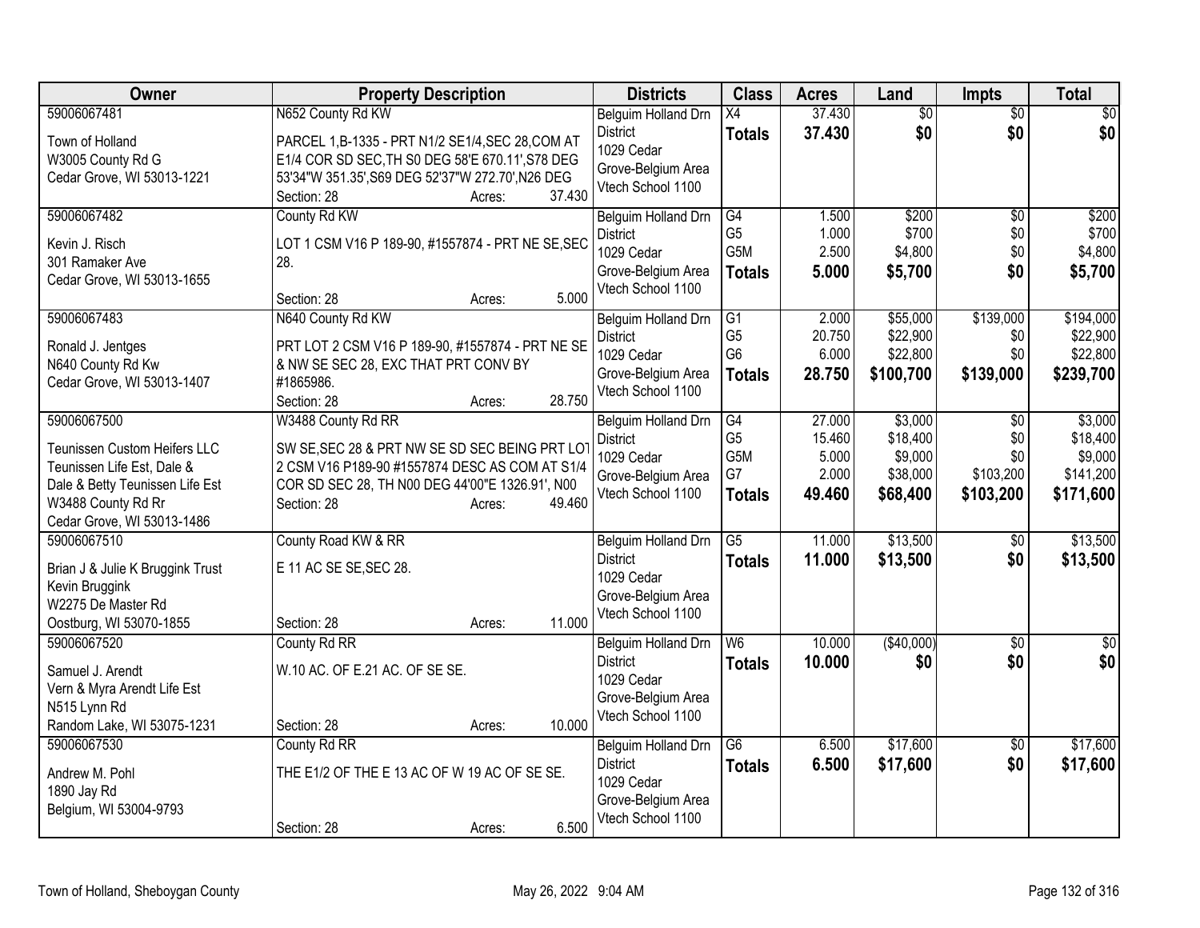| Owner | Property Description | Districts | Class | Acres | Land | Impts | Total |
|---|---|---|---|---|---|---|---|
| 59006067481<br>Town of Holland<br>W3005 County Rd G<br>Cedar Grove, WI 53013-1221 | N652 County Rd KW<br>PARCEL 1,B-1335 - PRT N1/2 SE1/4,SEC 28,COM AT E1/4 COR SD SEC,TH S0 DEG 58'E 670.11',S78 DEG 53'34"W 351.35',S69 DEG 52'37"W 272.70',N26 DEG<br>Section: 28 Acres: 37.430 | Belguim Holland Drn District<br>1029 Cedar Grove-Belgium Area<br>Vtech School 1100 | X4<br>**Totals** | 37.430<br>**37.430** | $0<br>**$0** | $0<br>**$0** | $0<br>**$0** |
| 59006067482<br>Kevin J. Risch<br>301 Ramaker Ave<br>Cedar Grove, WI 53013-1655 | County Rd KW<br>LOT 1 CSM V16 P 189-90, #1557874 - PRT NE SE,SEC 28.<br>Section: 28 Acres: 5.000 | Belguim Holland Drn District<br>1029 Cedar Grove-Belgium Area<br>Vtech School 1100 | G4<br>G5<br>G5M<br>**Totals** | 1.500<br>1.000<br>2.500<br>**5.000** | $200<br>$700<br>$4,800<br>**$5,700** | $0<br>$0<br>$0<br>**$0** | $200<br>$700<br>$4,800<br>**$5,700** |
| 59006067483<br>Ronald J. Jentges<br>N640 County Rd Kw<br>Cedar Grove, WI 53013-1407 | N640 County Rd KW<br>PRT LOT 2 CSM V16 P 189-90, #1557874 - PRT NE SE & NW SE SEC 28, EXC THAT PRT CONV BY #1865986.<br>Section: 28 Acres: 28.750 | Belguim Holland Drn District<br>1029 Cedar Grove-Belgium Area<br>Vtech School 1100 | G1<br>G5<br>G6<br>**Totals** | 2.000<br>20.750<br>6.000<br>**28.750** | $55,000<br>$22,900<br>$22,800<br>**$100,700** | $139,000<br>$0<br>$0<br>**$139,000** | $194,000<br>$22,900<br>$22,800<br>**$239,700** |
| 59006067500<br>Teunissen Custom Heifers LLC<br>Teunissen Life Est, Dale &<br>Dale & Betty Teunissen Life Est<br>W3488 County Rd Rr<br>Cedar Grove, WI 53013-1486 | W3488 County Rd RR<br>SW SE,SEC 28 & PRT NW SE SD SEC BEING PRT LOT 2 CSM V16 P189-90 #1557874 DESC AS COM AT S1/4 COR SD SEC 28, TH N00 DEG 44'00"E 1326.91', N00<br>Section: 28 Acres: 49.460 | Belguim Holland Drn District<br>1029 Cedar Grove-Belgium Area<br>Vtech School 1100 | G4<br>G5<br>G5M<br>G7<br>**Totals** | 27.000<br>15.460<br>5.000<br>2.000<br>**49.460** | $3,000<br>$18,400<br>$9,000<br>$38,000<br>**$68,400** | $0<br>$0<br>$0<br>$103,200<br>**$103,200** | $3,000<br>$18,400<br>$9,000<br>$141,200<br>**$171,600** |
| 59006067510<br>Brian J & Julie K Bruggink Trust<br>Kevin Bruggink<br>W2275 De Master Rd<br>Oostburg, WI 53070-1855 | County Road KW & RR<br>E 11 AC SE SE,SEC 28.<br>Section: 28 Acres: 11.000 | Belguim Holland Drn District<br>1029 Cedar Grove-Belgium Area<br>Vtech School 1100 | G5<br>**Totals** | 11.000<br>**11.000** | $13,500<br>**$13,500** | $0<br>**$0** | $13,500<br>**$13,500** |
| 59006067520<br>Samuel J. Arendt<br>Vern & Myra Arendt Life Est<br>N515 Lynn Rd<br>Random Lake, WI 53075-1231 | County Rd RR<br>W.10 AC. OF E.21 AC. OF SE SE.<br>Section: 28 Acres: 10.000 | Belguim Holland Drn District<br>1029 Cedar Grove-Belgium Area<br>Vtech School 1100 | W6<br>**Totals** | 10.000<br>**10.000** | ($40,000)<br>**$0** | $0<br>**$0** | $0<br>**$0** |
| 59006067530<br>Andrew M. Pohl<br>1890 Jay Rd<br>Belgium, WI 53004-9793 | County Rd RR<br>THE E1/2 OF THE E 13 AC OF W 19 AC OF SE SE.<br>Section: 28 Acres: 6.500 | Belguim Holland Drn District<br>1029 Cedar Grove-Belgium Area<br>Vtech School 1100 | G6<br>**Totals** | 6.500<br>**6.500** | $17,600<br>**$17,600** | $0<br>**$0** | $17,600<br>**$17,600** |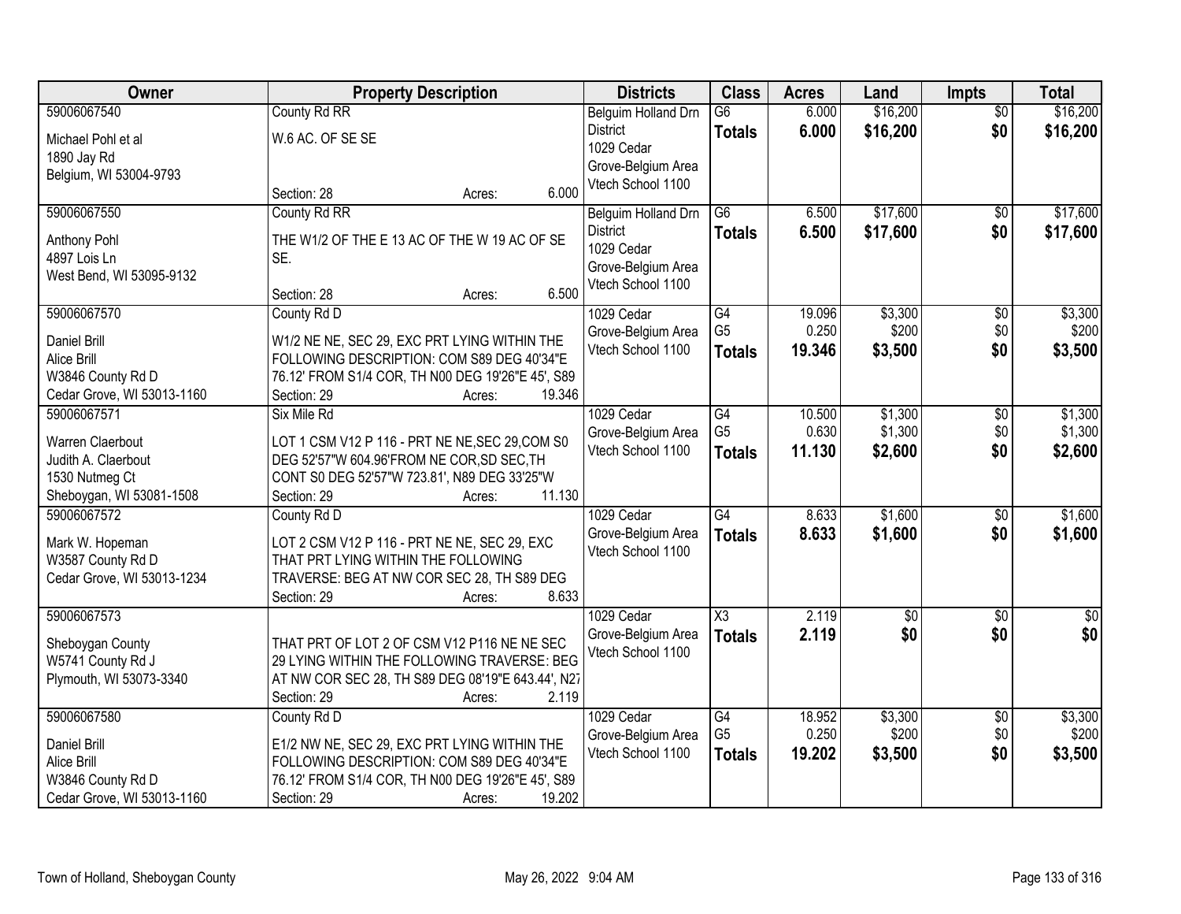| Owner | Property Description | Districts | Class | Acres | Land | Impts | Total |
|---|---|---|---|---|---|---|---|
| 59006067540<br>Michael Pohl et al<br>1890 Jay Rd<br>Belgium, WI 53004-9793 | County Rd RR<br>W.6 AC. OF SE SE<br>Section: 28 Acres: 6.000 | Belguim Holland Drn District<br>1029 Cedar Grove-Belgium Area<br>Vtech School 1100 | G6<br>**Totals** | 6.000<br>**6.000** | $16,200<br>**$16,200** | $0<br>**$0** | $16,200<br>**$16,200** |
| 59006067550<br>Anthony Pohl<br>4897 Lois Ln<br>West Bend, WI 53095-9132 | County Rd RR<br>THE W1/2 OF THE E 13 AC OF THE W 19 AC OF SE SE.<br>Section: 28 Acres: 6.500 | Belguim Holland Drn District<br>1029 Cedar Grove-Belgium Area<br>Vtech School 1100 | G6<br>**Totals** | 6.500<br>**6.500** | $17,600<br>**$17,600** | $0<br>**$0** | $17,600<br>**$17,600** |
| 59006067570<br>Daniel Brill<br>Alice Brill<br>W3846 County Rd D<br>Cedar Grove, WI 53013-1160 | County Rd D<br>W1/2 NE NE, SEC 29, EXC PRT LYING WITHIN THE FOLLOWING DESCRIPTION: COM S89 DEG 40'34"E 76.12' FROM S1/4 COR, TH N00 DEG 19'26"E 45', S89<br>Section: 29 Acres: 19.346 | 1029 Cedar Grove-Belgium Area<br>Vtech School 1100 | G4<br>G5<br>**Totals** | 19.096<br>0.250<br>**19.346** | $3,300<br>$200<br>**$3,500** | $0<br>$0<br>**$0** | $3,300<br>$200<br>**$3,500** |
| 59006067571<br>Warren Claerbout<br>Judith A. Claerbout<br>1530 Nutmeg Ct<br>Sheboygan, WI 53081-1508 | Six Mile Rd<br>LOT 1 CSM V12 P 116 - PRT NE NE,SEC 29,COM S0 DEG 52'57"W 604.96'FROM NE COR,SD SEC,TH CONT S0 DEG 52'57"W 723.81', N89 DEG 33'25"W<br>Section: 29 Acres: 11.130 | 1029 Cedar Grove-Belgium Area<br>Vtech School 1100 | G4<br>G5<br>**Totals** | 10.500<br>0.630<br>**11.130** | $1,300<br>$1,300<br>**$2,600** | $0<br>$0<br>**$0** | $1,300<br>$1,300<br>**$2,600** |
| 59006067572<br>Mark W. Hopeman<br>W3587 County Rd D<br>Cedar Grove, WI 53013-1234 | County Rd D<br>LOT 2 CSM V12 P 116 - PRT NE NE, SEC 29, EXC THAT PRT LYING WITHIN THE FOLLOWING TRAVERSE: BEG AT NW COR SEC 28, TH S89 DEG<br>Section: 29 Acres: 8.633 | 1029 Cedar Grove-Belgium Area<br>Vtech School 1100 | G4<br>**Totals** | 8.633<br>**8.633** | $1,600<br>**$1,600** | $0<br>**$0** | $1,600<br>**$1,600** |
| 59006067573<br>Sheboygan County<br>W5741 County Rd J<br>Plymouth, WI 53073-3340 | THAT PRT OF LOT 2 OF CSM V12 P116 NE NE SEC 29 LYING WITHIN THE FOLLOWING TRAVERSE: BEG AT NW COR SEC 28, TH S89 DEG 08'19"E 643.44', N27<br>Section: 29 Acres: 2.119 | 1029 Cedar Grove-Belgium Area<br>Vtech School 1100 | X3<br>**Totals** | 2.119<br>**2.119** | $0<br>**$0** | $0<br>**$0** | $0<br>**$0** |
| 59006067580<br>Daniel Brill<br>Alice Brill<br>W3846 County Rd D<br>Cedar Grove, WI 53013-1160 | County Rd D<br>E1/2 NW NE, SEC 29, EXC PRT LYING WITHIN THE FOLLOWING DESCRIPTION: COM S89 DEG 40'34"E 76.12' FROM S1/4 COR, TH N00 DEG 19'26"E 45', S89<br>Section: 29 Acres: 19.202 | 1029 Cedar Grove-Belgium Area<br>Vtech School 1100 | G4<br>G5<br>**Totals** | 18.952<br>0.250<br>**19.202** | $3,300<br>$200<br>**$3,500** | $0<br>$0<br>**$0** | $3,300<br>$200<br>**$3,500** |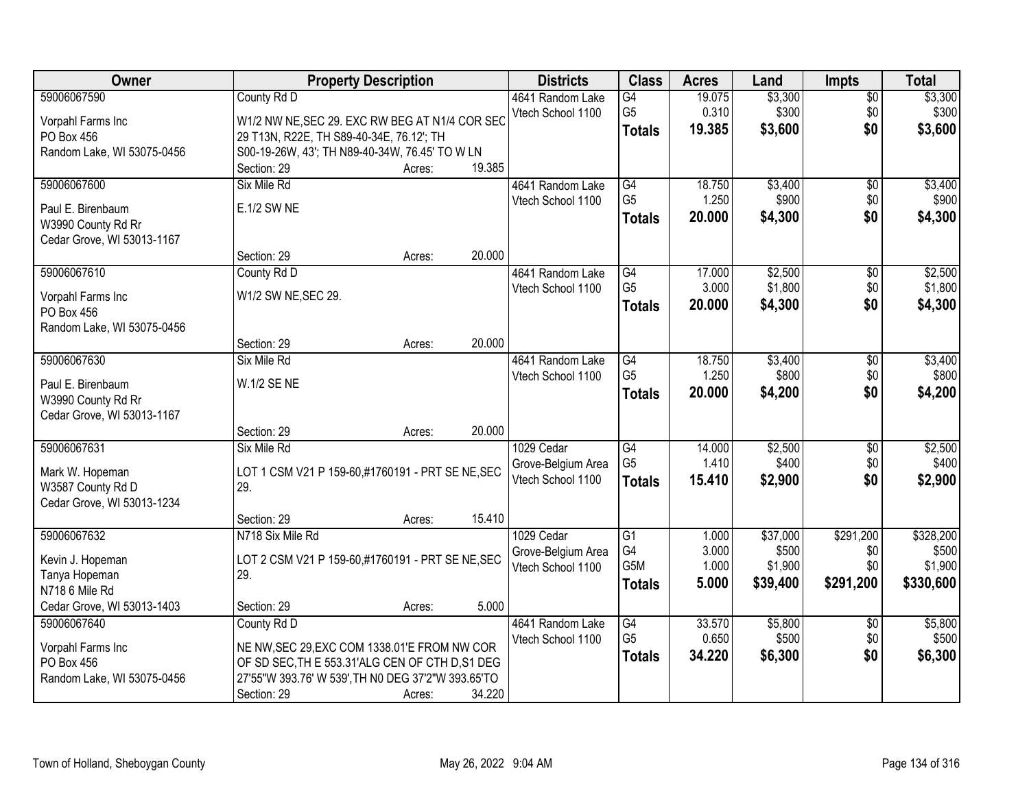| Owner | Property Description | Districts | Class | Acres | Land | Impts | Total |
|---|---|---|---|---|---|---|---|
| 59006067590<br>Vorpahl Farms Inc<br>PO Box 456<br>Random Lake, WI 53075-0456 | County Rd D<br>W1/2 NW NE,SEC 29. EXC RW BEG AT N1/4 COR SEC 29 T13N, R22E, TH S89-40-34E, 76.12'; TH S00-19-26W, 43'; TH N89-40-34W, 76.45' TO W LN<br>Section: 29 Acres: 19.385 | 4641 Random Lake<br>Vtech School 1100 | G4<br>G5<br>**Totals** | 19.075<br>0.310<br>**19.385** | $3,300<br>$300<br>**$3,600** | $0<br>$0<br>**$0** | $3,300<br>$300<br>**$3,600** |
| 59006067600<br>Paul E. Birenbaum<br>W3990 County Rd Rr<br>Cedar Grove, WI 53013-1167 | Six Mile Rd<br>E.1/2 SW NE<br>Section: 29 Acres: 20.000 | 4641 Random Lake<br>Vtech School 1100 | G4<br>G5<br>**Totals** | 18.750<br>1.250<br>**20.000** | $3,400<br>$900<br>**$4,300** | $0<br>$0<br>**$0** | $3,400<br>$900<br>**$4,300** |
| 59006067610<br>Vorpahl Farms Inc<br>PO Box 456<br>Random Lake, WI 53075-0456 | County Rd D<br>W1/2 SW NE,SEC 29.<br>Section: 29 Acres: 20.000 | 4641 Random Lake<br>Vtech School 1100 | G4<br>G5<br>**Totals** | 17.000<br>3.000<br>**20.000** | $2,500<br>$1,800<br>**$4,300** | $0<br>$0<br>**$0** | $2,500<br>$1,800<br>**$4,300** |
| 59006067630<br>Paul E. Birenbaum<br>W3990 County Rd Rr<br>Cedar Grove, WI 53013-1167 | Six Mile Rd<br>W.1/2 SE NE<br>Section: 29 Acres: 20.000 | 4641 Random Lake<br>Vtech School 1100 | G4<br>G5<br>**Totals** | 18.750<br>1.250<br>**20.000** | $3,400<br>$800<br>**$4,200** | $0<br>$0<br>**$0** | $3,400<br>$800<br>**$4,200** |
| 59006067631<br>Mark W. Hopeman<br>W3587 County Rd D<br>Cedar Grove, WI 53013-1234 | Six Mile Rd<br>LOT 1 CSM V21 P 159-60,#1760191 - PRT SE NE,SEC 29.<br>Section: 29 Acres: 15.410 | 1029 Cedar Grove-Belgium Area<br>Vtech School 1100 | G4<br>G5<br>**Totals** | 14.000<br>1.410<br>**15.410** | $2,500<br>$400<br>**$2,900** | $0<br>$0<br>**$0** | $2,500<br>$400<br>**$2,900** |
| 59006067632<br>Kevin J. Hopeman<br>Tanya Hopeman<br>N718 6 Mile Rd<br>Cedar Grove, WI 53013-1403 | N718 Six Mile Rd<br>LOT 2 CSM V21 P 159-60,#1760191 - PRT SE NE,SEC 29.<br>Section: 29 Acres: 5.000 | 1029 Cedar Grove-Belgium Area<br>Vtech School 1100 | G1<br>G4<br>G5M<br>**Totals** | 1.000<br>3.000<br>1.000<br>**5.000** | $37,000<br>$500<br>$1,900<br>**$39,400** | $291,200<br>$0<br>$0<br>**$291,200** | $328,200<br>$500<br>$1,900<br>**$330,600** |
| 59006067640<br>Vorpahl Farms Inc<br>PO Box 456<br>Random Lake, WI 53075-0456 | County Rd D<br>NE NW,SEC 29,EXC COM 1338.01'E FROM NW COR OF SD SEC,TH E 553.31'ALG CEN OF CTH D,S1 DEG 27'55"W 393.76' W 539',TH N0 DEG 37'2"W 393.65'TO<br>Section: 29 Acres: 34.220 | 4641 Random Lake<br>Vtech School 1100 | G4<br>G5<br>**Totals** | 33.570<br>0.650<br>**34.220** | $5,800<br>$500<br>**$6,300** | $0<br>$0<br>**$0** | $5,800<br>$500<br>**$6,300** |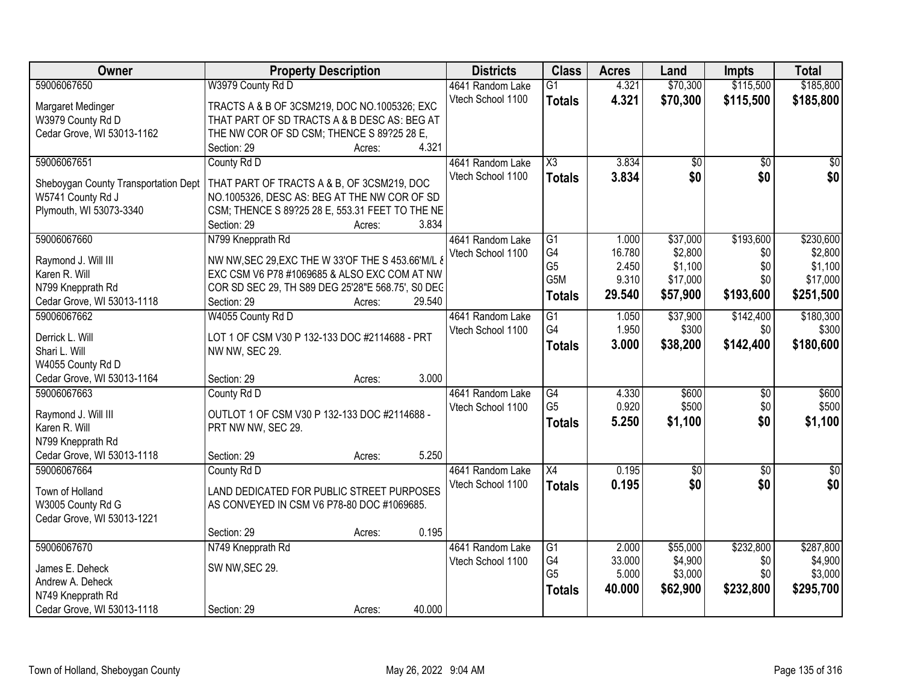| Owner | Property Description | Districts | Class | Acres | Land | Impts | Total |
|---|---|---|---|---|---|---|---|
| 59006067650 | W3979 County Rd D | 4641 Random Lake | G1 | 4.321 | $70,300 | $115,500 | $185,800 |
| Margaret Medinger<br>W3979 County Rd D<br>Cedar Grove, WI 53013-1162 | TRACTS A & B OF 3CSM219, DOC NO.1005326; EXC THAT PART OF SD TRACTS A & B DESC AS: BEG AT THE NW COR OF SD CSM; THENCE S 89?25 28 E,<br>Section: 29 Acres: 4.321 | Vtech School 1100 | **Totals** | **4.321** | **$70,300** | **$115,500** | **$185,800** |
| 59006067651 | County Rd D | 4641 Random Lake | X3 | 3.834 | $0 | $0 | $0 |
| Sheboygan County Transportation Dept<br>W5741 County Rd J<br>Plymouth, WI 53073-3340 | THAT PART OF TRACTS A & B, OF 3CSM219, DOC NO.1005326, DESC AS: BEG AT THE NW COR OF SD CSM; THENCE S 89?25 28 E, 553.31 FEET TO THE NE<br>Section: 29 Acres: 3.834 | Vtech School 1100 | **Totals** | **3.834** | **$0** | **$0** | **$0** |
| 59006067660 | N799 Knepprath Rd | 4641 Random Lake | G1 | 1.000 | $37,000 | $193,600 | $230,600 |
| Raymond J. Will III<br>Karen R. Will<br>N799 Knepprath Rd<br>Cedar Grove, WI 53013-1118 | NW NW,SEC 29,EXC THE W 33'OF THE S 453.66'M/L & EXC CSM V6 P78 #1069685 & ALSO EXC COM AT NW COR SD SEC 29, TH S89 DEG 25'28"E 568.75', S0 DEG<br>Section: 29 Acres: 29.540 | Vtech School 1100 | G4<br>G5<br>G5M<br>**Totals** | 16.780<br>2.450<br>9.310<br>**29.540** | $2,800<br>$1,100<br>$17,000<br>**$57,900** | $0<br>$0<br>$0<br>**$193,600** | $2,800<br>$1,100<br>$17,000<br>**$251,500** |
| 59006067662 | W4055 County Rd D | 4641 Random Lake | G1 | 1.050 | $37,900 | $142,400 | $180,300 |
| Derrick L. Will<br>Shari L. Will<br>W4055 County Rd D<br>Cedar Grove, WI 53013-1164 | LOT 1 OF CSM V30 P 132-133 DOC #2114688 - PRT NW NW, SEC 29.<br>Section: 29 Acres: 3.000 | Vtech School 1100 | G4<br>**Totals** | 1.950<br>**3.000** | $300<br>**$38,200** | $0<br>**$142,400** | $300<br>**$180,600** |
| 59006067663 | County Rd D | 4641 Random Lake | G4 | 4.330 | $600 | $0 | $600 |
| Raymond J. Will III<br>Karen R. Will<br>N799 Knepprath Rd<br>Cedar Grove, WI 53013-1118 | OUTLOT 1 OF CSM V30 P 132-133 DOC #2114688 - PRT NW NW, SEC 29.<br>Section: 29 Acres: 5.250 | Vtech School 1100 | G5<br>**Totals** | 0.920<br>**5.250** | $500<br>**$1,100** | $0<br>**$0** | $500<br>**$1,100** |
| 59006067664 | County Rd D | 4641 Random Lake | X4 | 0.195 | $0 | $0 | $0 |
| Town of Holland<br>W3005 County Rd G<br>Cedar Grove, WI 53013-1221 | LAND DEDICATED FOR PUBLIC STREET PURPOSES AS CONVEYED IN CSM V6 P78-80 DOC #1069685.<br>Section: 29 Acres: 0.195 | Vtech School 1100 | **Totals** | **0.195** | **$0** | **$0** | **$0** |
| 59006067670 | N749 Knepprath Rd | 4641 Random Lake | G1 | 2.000 | $55,000 | $232,800 | $287,800 |
| James E. Deheck<br>Andrew A. Deheck<br>N749 Knepprath Rd<br>Cedar Grove, WI 53013-1118 | SW NW,SEC 29.<br>Section: 29 Acres: 40.000 | Vtech School 1100 | G4<br>G5<br>**Totals** | 33.000<br>5.000<br>**40.000** | $4,900<br>$3,000<br>**$62,900** | $0<br>$0<br>**$232,800** | $4,900<br>$3,000<br>**$295,700** |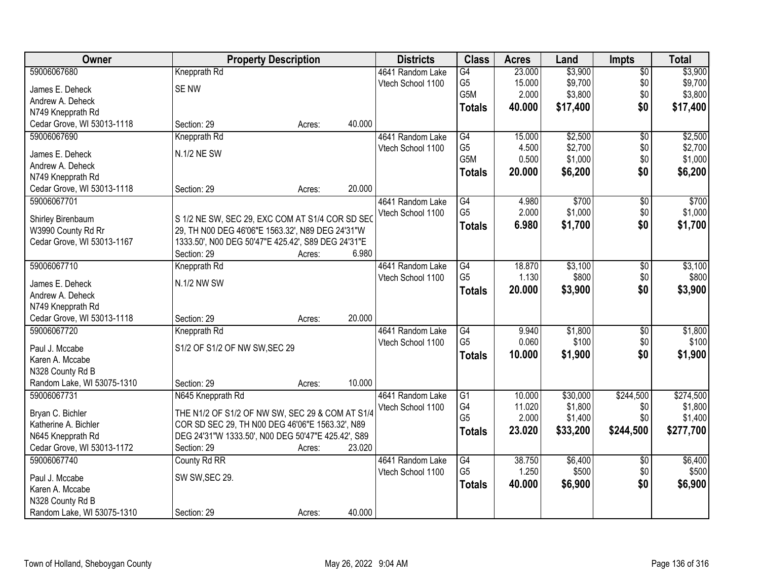| Owner | Property Description | | | Districts | Class | Acres | Land | Impts | Total |
|---|---|---|---|---|---|---|---|---|---|
| 59006067680 | Knepprath Rd | | | 4641 Random Lake | G4 | 23.000 | $3,900 | $0 | $3,900 |
| James E. Deheck | SE NW | | | Vtech School 1100 | G5 | 15.000 | $9,700 | $0 | $9,700 |
| Andrew A. Deheck | | | | | G5M | 2.000 | $3,800 | $0 | $3,800 |
| N749 Knepprath Rd | | | | | **Totals** | **40.000** | **$17,400** | **$0** | **$17,400** |
| Cedar Grove, WI 53013-1118 | Section: 29 | Acres: | 40.000 | | | | | | |
| 59006067690 | Knepprath Rd | | | 4641 Random Lake | G4 | 15.000 | $2,500 | $0 | $2,500 |
| James E. Deheck | N.1/2 NE SW | | | Vtech School 1100 | G5 | 4.500 | $2,700 | $0 | $2,700 |
| Andrew A. Deheck | | | | | G5M | 0.500 | $1,000 | $0 | $1,000 |
| N749 Knepprath Rd | | | | | **Totals** | **20.000** | **$6,200** | **$0** | **$6,200** |
| Cedar Grove, WI 53013-1118 | Section: 29 | Acres: | 20.000 | | | | | | |
| 59006067701 | | | | 4641 Random Lake | G4 | 4.980 | $700 | $0 | $700 |
| Shirley Birenbaum | S 1/2 NE SW, SEC 29, EXC COM AT S1/4 COR SD SEC 29, TH N00 DEG 46'06"E 1563.32', N89 DEG 24'31"W 1333.50', N00 DEG 50'47"E 425.42', S89 DEG 24'31"E | | | Vtech School 1100 | G5 | 2.000 | $1,000 | $0 | $1,000 |
| W3990 County Rd Rr | | | | | **Totals** | **6.980** | **$1,700** | **$0** | **$1,700** |
| Cedar Grove, WI 53013-1167 | Section: 29 | Acres: | 6.980 | | | | | | |
| 59006067710 | Knepprath Rd | | | 4641 Random Lake | G4 | 18.870 | $3,100 | $0 | $3,100 |
| James E. Deheck | N.1/2 NW SW | | | Vtech School 1100 | G5 | 1.130 | $800 | $0 | $800 |
| Andrew A. Deheck | | | | | **Totals** | **20.000** | **$3,900** | **$0** | **$3,900** |
| N749 Knepprath Rd | | | | | | | | | |
| Cedar Grove, WI 53013-1118 | Section: 29 | Acres: | 20.000 | | | | | | |
| 59006067720 | Knepprath Rd | | | 4641 Random Lake | G4 | 9.940 | $1,800 | $0 | $1,800 |
| Paul J. Mccabe | S1/2 OF S1/2 OF NW SW,SEC 29 | | | Vtech School 1100 | G5 | 0.060 | $100 | $0 | $100 |
| Karen A. Mccabe | | | | | **Totals** | **10.000** | **$1,900** | **$0** | **$1,900** |
| N328 County Rd B | | | | | | | | | |
| Random Lake, WI 53075-1310 | Section: 29 | Acres: | 10.000 | | | | | | |
| 59006067731 | N645 Knepprath Rd | | | 4641 Random Lake | G1 | 10.000 | $30,000 | $244,500 | $274,500 |
| Bryan C. Bichler | THE N1/2 OF S1/2 OF NW SW, SEC 29 & COM AT S1/4 COR SD SEC 29, TH N00 DEG 46'06"E 1563.32', N89 DEG 24'31"W 1333.50', N00 DEG 50'47"E 425.42', S89 | | | Vtech School 1100 | G4 | 11.020 | $1,800 | $0 | $1,800 |
| Katherine A. Bichler | | | | | G5 | 2.000 | $1,400 | $0 | $1,400 |
| N645 Knepprath Rd | | | | | **Totals** | **23.020** | **$33,200** | **$244,500** | **$277,700** |
| Cedar Grove, WI 53013-1172 | Section: 29 | Acres: | 23.020 | | | | | | |
| 59006067740 | County Rd RR | | | 4641 Random Lake | G4 | 38.750 | $6,400 | $0 | $6,400 |
| Paul J. Mccabe | SW SW,SEC 29. | | | Vtech School 1100 | G5 | 1.250 | $500 | $0 | $500 |
| Karen A. Mccabe | | | | | **Totals** | **40.000** | **$6,900** | **$0** | **$6,900** |
| N328 County Rd B | | | | | | | | | |
| Random Lake, WI 53075-1310 | Section: 29 | Acres: | 40.000 | | | | | | |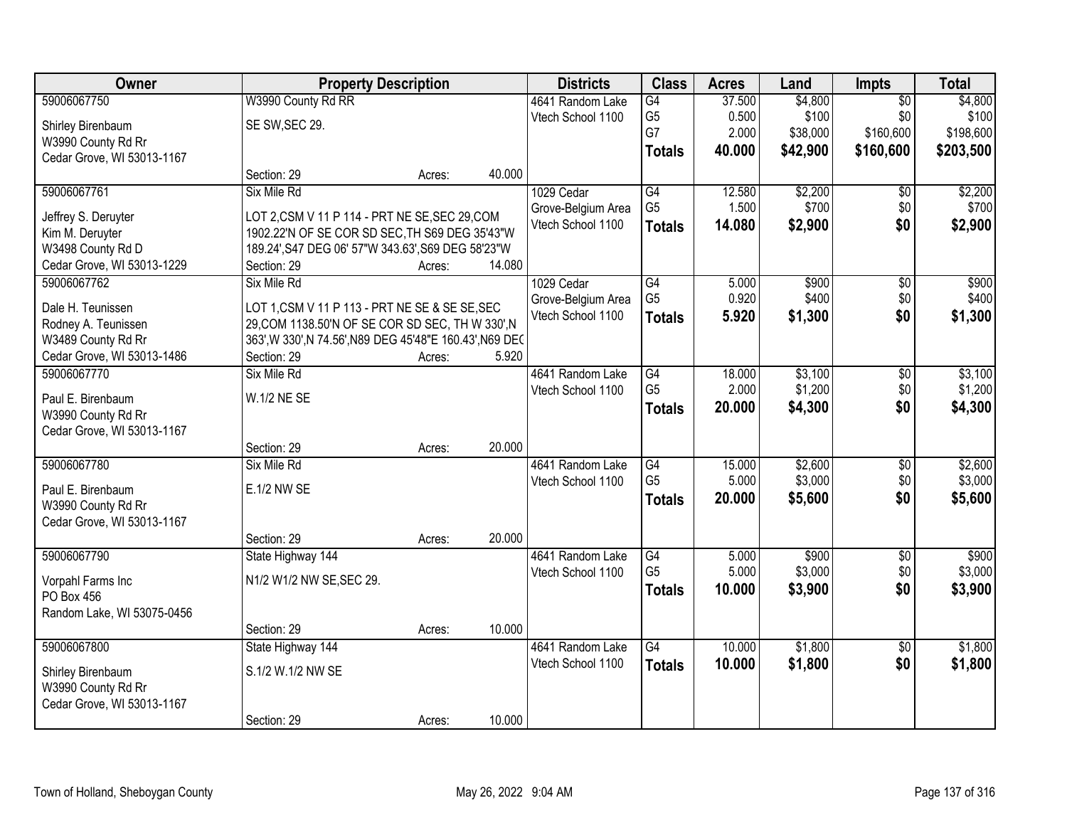| Owner | Property Description | Districts | Class | Acres | Land | Impts | Total |
|---|---|---|---|---|---|---|---|
| 59006067750<br>Shirley Birenbaum<br>W3990 County Rd Rr<br>Cedar Grove, WI 53013-1167 | W3990 County Rd RR<br>SE SW,SEC 29.<br>Section: 29 Acres: 40.000 | 4641 Random Lake<br>Vtech School 1100 | G4<br>G5<br>G7<br>**Totals** | 37.500<br>0.500<br>2.000<br>**40.000** | $4,800<br>$100<br>$38,000<br>**$42,900** | $0<br>$0<br>$160,600<br>**$160,600** | $4,800<br>$100<br>$198,600<br>**$203,500** |
| 59006067761<br>Jeffrey S. Deruyter<br>Kim M. Deruyter<br>W3498 County Rd D<br>Cedar Grove, WI 53013-1229 | Six Mile Rd<br>LOT 2,CSM V 11 P 114 - PRT NE SE,SEC 29,COM 1902.22'N OF SE COR SD SEC,TH S69 DEG 35'43"W 189.24',S47 DEG 06' 57"W 343.63',S69 DEG 58'23"W<br>Section: 29 Acres: 14.080 | 1029 Cedar Grove-Belgium Area<br>Vtech School 1100 | G4<br>G5<br>**Totals** | 12.580<br>1.500<br>**14.080** | $2,200<br>$700<br>**$2,900** | $0<br>$0<br>**$0** | $2,200<br>$700<br>**$2,900** |
| 59006067762<br>Dale H. Teunissen<br>Rodney A. Teunissen<br>W3489 County Rd Rr<br>Cedar Grove, WI 53013-1486 | Six Mile Rd<br>LOT 1,CSM V 11 P 113 - PRT NE SE & SE SE,SEC 29,COM 1138.50'N OF SE COR SD SEC, TH W 330',N 363',W 330',N 74.56',N89 DEG 45'48"E 160.43',N69 DEG<br>Section: 29 Acres: 5.920 | 1029 Cedar Grove-Belgium Area<br>Vtech School 1100 | G4<br>G5<br>**Totals** | 5.000<br>0.920<br>**5.920** | $900<br>$400<br>**$1,300** | $0<br>$0<br>**$0** | $900<br>$400<br>**$1,300** |
| 59006067770<br>Paul E. Birenbaum<br>W3990 County Rd Rr<br>Cedar Grove, WI 53013-1167 | Six Mile Rd<br>W.1/2 NE SE<br>Section: 29 Acres: 20.000 | 4641 Random Lake<br>Vtech School 1100 | G4<br>G5<br>**Totals** | 18.000<br>2.000<br>**20.000** | $3,100<br>$1,200<br>**$4,300** | $0<br>$0<br>**$0** | $3,100<br>$1,200<br>**$4,300** |
| 59006067780<br>Paul E. Birenbaum<br>W3990 County Rd Rr<br>Cedar Grove, WI 53013-1167 | Six Mile Rd<br>E.1/2 NW SE<br>Section: 29 Acres: 20.000 | 4641 Random Lake<br>Vtech School 1100 | G4<br>G5<br>**Totals** | 15.000<br>5.000<br>**20.000** | $2,600<br>$3,000<br>**$5,600** | $0<br>$0<br>**$0** | $2,600<br>$3,000<br>**$5,600** |
| 59006067790<br>Vorpahl Farms Inc<br>PO Box 456<br>Random Lake, WI 53075-0456 | State Highway 144<br>N1/2 W1/2 NW SE,SEC 29.<br>Section: 29 Acres: 10.000 | 4641 Random Lake<br>Vtech School 1100 | G4<br>G5<br>**Totals** | 5.000<br>5.000<br>**10.000** | $900<br>$3,000<br>**$3,900** | $0<br>$0<br>**$0** | $900<br>$3,000<br>**$3,900** |
| 59006067800<br>Shirley Birenbaum<br>W3990 County Rd Rr<br>Cedar Grove, WI 53013-1167 | State Highway 144<br>S.1/2 W.1/2 NW SE<br>Section: 29 Acres: 10.000 | 4641 Random Lake<br>Vtech School 1100 | G4<br>**Totals** | 10.000<br>**10.000** | $1,800<br>**$1,800** | $0<br>**$0** | $1,800<br>**$1,800** |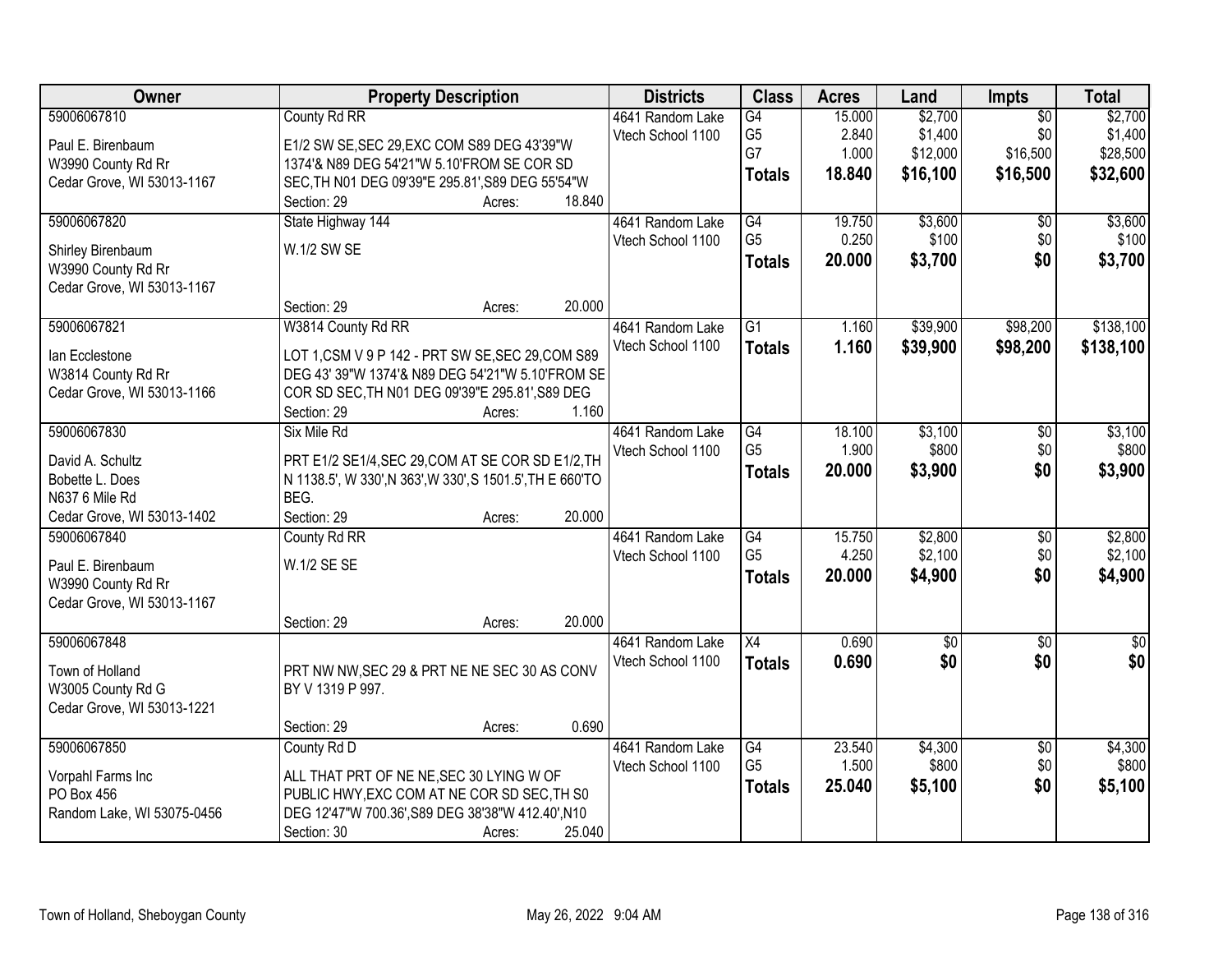| Owner | Property Description | Districts | Class | Acres | Land | Impts | Total |
|---|---|---|---|---|---|---|---|
| 59006067810<br>Paul E. Birenbaum<br>W3990 County Rd Rr<br>Cedar Grove, WI 53013-1167 | County Rd RR<br>E1/2 SW SE,SEC 29,EXC COM S89 DEG 43'39"W 1374'& N89 DEG 54'21"W 5.10'FROM SE COR SD SEC,TH N01 DEG 09'39"E 295.81',S89 DEG 55'54"W<br>Section: 29 Acres: 18.840 | 4641 Random Lake<br>Vtech School 1100 | G4<br>G5<br>G7<br>**Totals** | 15.000<br>2.840<br>1.000<br>**18.840** | $2,700<br>$1,400<br>$12,000<br>**$16,100** | $0<br>$0<br>$16,500<br>**$16,500** | $2,700<br>$1,400<br>$28,500<br>**$32,600** |
| 59006067820<br>Shirley Birenbaum<br>W3990 County Rd Rr<br>Cedar Grove, WI 53013-1167 | State Highway 144<br>W.1/2 SW SE<br>Section: 29 Acres: 20.000 | 4641 Random Lake<br>Vtech School 1100 | G4<br>G5<br>**Totals** | 19.750<br>0.250<br>**20.000** | $3,600<br>$100<br>**$3,700** | $0<br>$0<br>**$0** | $3,600<br>$100<br>**$3,700** |
| 59006067821<br>Ian Ecclestone<br>W3814 County Rd Rr<br>Cedar Grove, WI 53013-1166 | W3814 County Rd RR<br>LOT 1,CSM V 9 P 142 - PRT SW SE,SEC 29,COM S89 DEG 43' 39"W 1374'& N89 DEG 54'21"W 5.10'FROM SE COR SD SEC,TH N01 DEG 09'39"E 295.81',S89 DEG<br>Section: 29 Acres: 1.160 | 4641 Random Lake<br>Vtech School 1100 | G1<br>**Totals** | 1.160<br>**1.160** | $39,900<br>**$39,900** | $98,200<br>**$98,200** | $138,100<br>**$138,100** |
| 59006067830<br>David A. Schultz<br>Bobette L. Does<br>N637 6 Mile Rd<br>Cedar Grove, WI 53013-1402 | Six Mile Rd<br>PRT E1/2 SE1/4,SEC 29,COM AT SE COR SD E1/2,TH N 1138.5', W 330',N 363',W 330',S 1501.5',TH E 660'TO BEG.<br>Section: 29 Acres: 20.000 | 4641 Random Lake<br>Vtech School 1100 | G4<br>G5<br>**Totals** | 18.100<br>1.900<br>**20.000** | $3,100<br>$800<br>**$3,900** | $0<br>$0<br>**$0** | $3,100<br>$800<br>**$3,900** |
| 59006067840<br>Paul E. Birenbaum<br>W3990 County Rd Rr<br>Cedar Grove, WI 53013-1167 | County Rd RR<br>W.1/2 SE SE<br>Section: 29 Acres: 20.000 | 4641 Random Lake<br>Vtech School 1100 | G4<br>G5<br>**Totals** | 15.750<br>4.250<br>**20.000** | $2,800<br>$2,100<br>**$4,900** | $0<br>$0<br>**$0** | $2,800<br>$2,100<br>**$4,900** |
| 59006067848<br>Town of Holland<br>W3005 County Rd G<br>Cedar Grove, WI 53013-1221 | PRT NW NW,SEC 29 & PRT NE NE SEC 30 AS CONV BY V 1319 P 997.<br>Section: 29 Acres: 0.690 | 4641 Random Lake<br>Vtech School 1100 | X4<br>**Totals** | 0.690<br>**0.690** | $0<br>**$0** | $0<br>**$0** | $0<br>**$0** |
| 59006067850<br>Vorpahl Farms Inc<br>PO Box 456<br>Random Lake, WI 53075-0456 | County Rd D<br>ALL THAT PRT OF NE NE,SEC 30 LYING W OF PUBLIC HWY,EXC COM AT NE COR SD SEC,TH S0 DEG 12'47"W 700.36',S89 DEG 38'38"W 412.40',N10<br>Section: 30 Acres: 25.040 | 4641 Random Lake<br>Vtech School 1100 | G4<br>G5<br>**Totals** | 23.540<br>1.500<br>**25.040** | $4,300<br>$800<br>**$5,100** | $0<br>$0<br>**$0** | $4,300<br>$800<br>**$5,100** |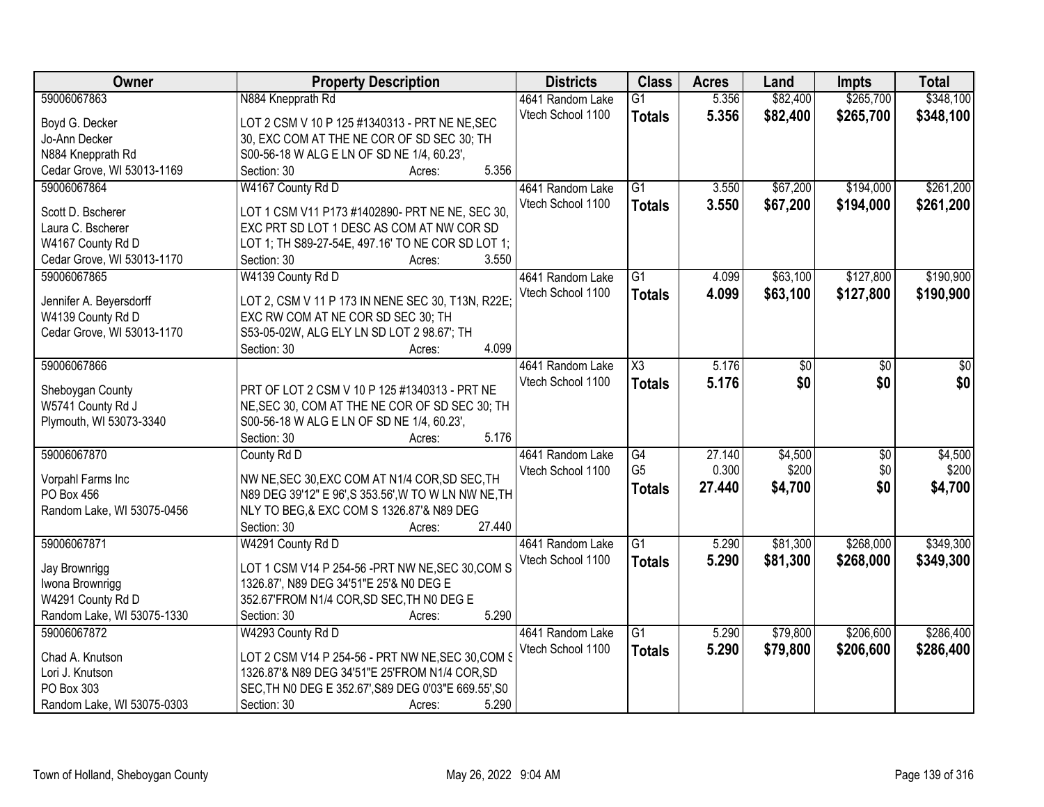| Owner | Property Description | Districts | Class | Acres | Land | Impts | Total |
|---|---|---|---|---|---|---|---|
| 59006067863<br>Boyd G. Decker<br>Jo-Ann Decker<br>N884 Knepprath Rd<br>Cedar Grove, WI 53013-1169 | N884 Knepprath Rd<br>LOT 2 CSM V 10 P 125 #1340313 - PRT NE NE,SEC 30, EXC COM AT THE NE COR OF SD SEC 30; TH S00-56-18 W ALG E LN OF SD NE 1/4, 60.23',<br>Section: 30 Acres: 5.356 | 4641 Random Lake<br>Vtech School 1100 | G1<br>**Totals** | 5.356<br>**5.356** | $82,400<br>**$82,400** | $265,700<br>**$265,700** | $348,100<br>**$348,100** |
| 59006067864<br>Scott D. Bscherer<br>Laura C. Bscherer<br>W4167 County Rd D<br>Cedar Grove, WI 53013-1170 | W4167 County Rd D<br>LOT 1 CSM V11 P173 #1402890- PRT NE NE, SEC 30, EXC PRT SD LOT 1 DESC AS COM AT NW COR SD LOT 1; TH S89-27-54E, 497.16' TO NE COR SD LOT 1;<br>Section: 30 Acres: 3.550 | 4641 Random Lake<br>Vtech School 1100 | G1<br>**Totals** | 3.550<br>**3.550** | $67,200<br>**$67,200** | $194,000<br>**$194,000** | $261,200<br>**$261,200** |
| 59006067865<br>Jennifer A. Beyersdorff<br>W4139 County Rd D<br>Cedar Grove, WI 53013-1170 | W4139 County Rd D<br>LOT 2, CSM V 11 P 173 IN NENE SEC 30, T13N, R22E; EXC RW COM AT NE COR SD SEC 30; TH S53-05-02W, ALG ELY LN SD LOT 2 98.67'; TH<br>Section: 30 Acres: 4.099 | 4641 Random Lake<br>Vtech School 1100 | G1<br>**Totals** | 4.099<br>**4.099** | $63,100<br>**$63,100** | $127,800<br>**$127,800** | $190,900<br>**$190,900** |
| 59006067866<br>Sheboygan County<br>W5741 County Rd J<br>Plymouth, WI 53073-3340 | PRT OF LOT 2 CSM V 10 P 125 #1340313 - PRT NE NE,SEC 30, COM AT THE NE COR OF SD SEC 30; TH S00-56-18 W ALG E LN OF SD NE 1/4, 60.23',<br>Section: 30 Acres: 5.176 | 4641 Random Lake<br>Vtech School 1100 | X3<br>**Totals** | 5.176<br>**5.176** | $0<br>**$0** | $0<br>**$0** | $0<br>**$0** |
| 59006067870<br>Vorpahl Farms Inc<br>PO Box 456<br>Random Lake, WI 53075-0456 | County Rd D<br>NW NE,SEC 30,EXC COM AT N1/4 COR,SD SEC,TH N89 DEG 39'12" E 96',S 353.56',W TO W LN NW NE,TH NLY TO BEG,& EXC COM S 1326.87'& N89 DEG<br>Section: 30 Acres: 27.440 | 4641 Random Lake<br>Vtech School 1100 | G4<br>G5<br>**Totals** | 27.140<br>0.300<br>**27.440** | $4,500<br>$200<br>**$4,700** | $0<br>$0<br>**$0** | $4,500<br>$200<br>**$4,700** |
| 59006067871<br>Jay Brownrigg<br>Iwona Brownrigg<br>W4291 County Rd D<br>Random Lake, WI 53075-1330 | W4291 County Rd D<br>LOT 1 CSM V14 P 254-56 -PRT NW NE,SEC 30,COM S 1326.87', N89 DEG 34'51"E 25'& N0 DEG E 352.67'FROM N1/4 COR,SD SEC,TH N0 DEG E<br>Section: 30 Acres: 5.290 | 4641 Random Lake<br>Vtech School 1100 | G1<br>**Totals** | 5.290<br>**5.290** | $81,300<br>**$81,300** | $268,000<br>**$268,000** | $349,300<br>**$349,300** |
| 59006067872<br>Chad A. Knutson<br>Lori J. Knutson<br>PO Box 303<br>Random Lake, WI 53075-0303 | W4293 County Rd D<br>LOT 2 CSM V14 P 254-56 - PRT NW NE,SEC 30,COM S 1326.87'& N89 DEG 34'51"E 25'FROM N1/4 COR,SD SEC,TH N0 DEG E 352.67',S89 DEG 0'03"E 669.55',S0<br>Section: 30 Acres: 5.290 | 4641 Random Lake<br>Vtech School 1100 | G1<br>**Totals** | 5.290<br>**5.290** | $79,800<br>**$79,800** | $206,600<br>**$206,600** | $286,400<br>**$286,400** |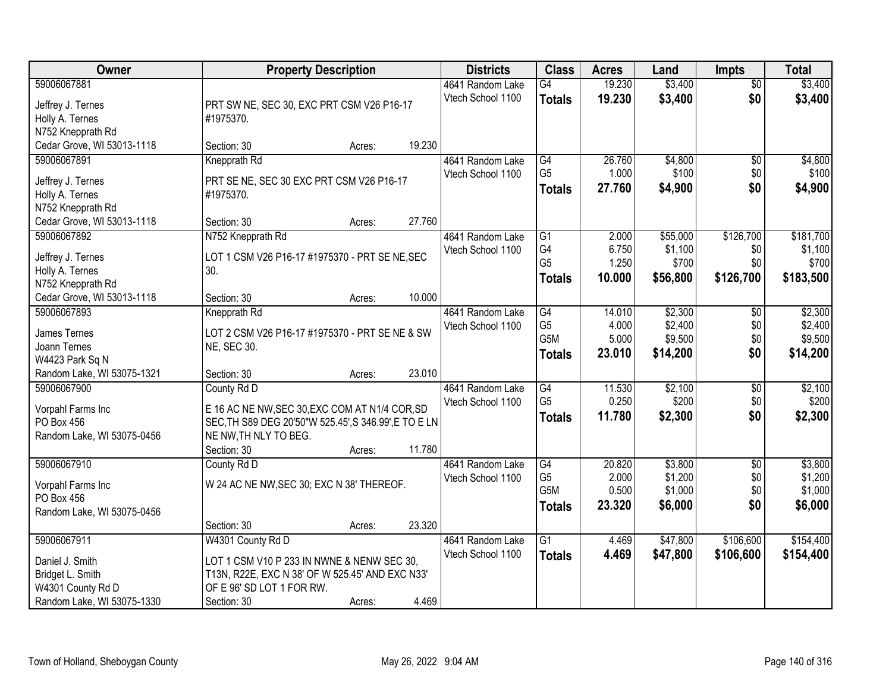| Owner | Property Description | Districts | Class | Acres | Land | Impts | Total |
|---|---|---|---|---|---|---|---|
| 59006067881<br>Jeffrey J. Ternes<br>Holly A. Ternes<br>N752 Knepprath Rd<br>Cedar Grove, WI 53013-1118 | PRT SW NE, SEC 30, EXC PRT CSM V26 P16-17 #1975370.<br>Section: 30 Acres: 19.230 | 4641 Random Lake<br>Vtech School 1100 | G4<br>**Totals** | 19.230<br>**19.230** | $3,400<br>**$3,400** | $0<br>**$0** | $3,400<br>**$3,400** |
| 59006067891<br>Jeffrey J. Ternes<br>Holly A. Ternes<br>N752 Knepprath Rd<br>Cedar Grove, WI 53013-1118 | Knepprath Rd<br>PRT SE NE, SEC 30 EXC PRT CSM V26 P16-17 #1975370.<br>Section: 30 Acres: 27.760 | 4641 Random Lake<br>Vtech School 1100 | G4<br>G5<br>**Totals** | 26.760<br>1.000<br>**27.760** | $4,800<br>$100<br>**$4,900** | $0<br>$0<br>**$0** | $4,800<br>$100<br>**$4,900** |
| 59006067892<br>Jeffrey J. Ternes<br>Holly A. Ternes<br>N752 Knepprath Rd<br>Cedar Grove, WI 53013-1118 | N752 Knepprath Rd<br>LOT 1 CSM V26 P16-17 #1975370 - PRT SE NE,SEC 30.<br>Section: 30 Acres: 10.000 | 4641 Random Lake<br>Vtech School 1100 | G1<br>G4<br>G5<br>**Totals** | 2.000<br>6.750<br>1.250<br>**10.000** | $55,000<br>$1,100<br>$700<br>**$56,800** | $126,700<br>$0<br>$0<br>**$126,700** | $181,700<br>$1,100<br>$700<br>**$183,500** |
| 59006067893<br>James Ternes<br>Joann Ternes<br>W4423 Park Sq N<br>Random Lake, WI 53075-1321 | Knepprath Rd<br>LOT 2 CSM V26 P16-17 #1975370 - PRT SE NE & SW NE, SEC 30.<br>Section: 30 Acres: 23.010 | 4641 Random Lake<br>Vtech School 1100 | G4<br>G5<br>G5M<br>**Totals** | 14.010<br>4.000<br>5.000<br>**23.010** | $2,300<br>$2,400<br>$9,500<br>**$14,200** | $0<br>$0<br>$0<br>**$0** | $2,300<br>$2,400<br>$9,500<br>**$14,200** |
| 59006067900<br>Vorpahl Farms Inc<br>PO Box 456<br>Random Lake, WI 53075-0456 | County Rd D<br>E 16 AC NE NW,SEC 30,EXC COM AT N1/4 COR,SD SEC,TH S89 DEG 20'50"W 525.45',S 346.99',E TO E LN NE NW,TH NLY TO BEG.<br>Section: 30 Acres: 11.780 | 4641 Random Lake<br>Vtech School 1100 | G4<br>G5<br>**Totals** | 11.530<br>0.250<br>**11.780** | $2,100<br>$200<br>**$2,300** | $0<br>$0<br>**$0** | $2,100<br>$200<br>**$2,300** |
| 59006067910<br>Vorpahl Farms Inc<br>PO Box 456<br>Random Lake, WI 53075-0456 | County Rd D<br>W 24 AC NE NW,SEC 30; EXC N 38' THEREOF.<br>Section: 30 Acres: 23.320 | 4641 Random Lake<br>Vtech School 1100 | G4<br>G5<br>G5M<br>**Totals** | 20.820<br>2.000<br>0.500<br>**23.320** | $3,800<br>$1,200<br>$1,000<br>**$6,000** | $0<br>$0<br>$0<br>**$0** | $3,800<br>$1,200<br>$1,000<br>**$6,000** |
| 59006067911<br>Daniel J. Smith<br>Bridget L. Smith<br>W4301 County Rd D<br>Random Lake, WI 53075-1330 | W4301 County Rd D<br>LOT 1 CSM V10 P 233 IN NWNE & NENW SEC 30, T13N, R22E, EXC N 38' OF W 525.45' AND EXC N33' OF E 96' SD LOT 1 FOR RW.<br>Section: 30 Acres: 4.469 | 4641 Random Lake<br>Vtech School 1100 | G1<br>**Totals** | 4.469<br>**4.469** | $47,800<br>**$47,800** | $106,600<br>**$106,600** | $154,400<br>**$154,400** |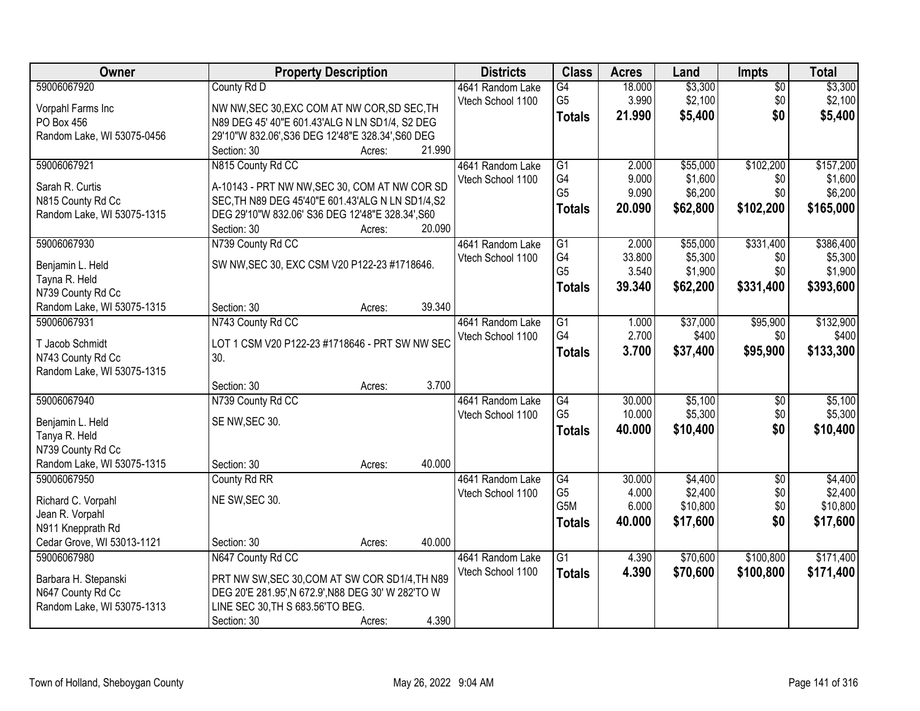| Owner | Property Description | Districts | Class | Acres | Land | Impts | Total |
|---|---|---|---|---|---|---|---|
| 59006067920<br>Vorpahl Farms Inc<br>PO Box 456<br>Random Lake, WI 53075-0456 | County Rd D<br>NW NW,SEC 30,EXC COM AT NW COR,SD SEC,TH N89 DEG 45' 40"E 601.43'ALG N LN SD1/4, S2 DEG 29'10"W 832.06',S36 DEG 12'48"E 328.34',S60 DEG<br>Section: 30 Acres: 21.990 | 4641 Random Lake<br>Vtech School 1100 | G4<br>G5<br>**Totals** | 18.000<br>3.990<br>**21.990** | $3,300<br>$2,100<br>**$5,400** | $0<br>$0<br>**$0** | $3,300<br>$2,100<br>**$5,400** |
| 59006067921<br>Sarah R. Curtis<br>N815 County Rd Cc<br>Random Lake, WI 53075-1315 | N815 County Rd CC<br>A-10143 - PRT NW NW,SEC 30, COM AT NW COR SD SEC,TH N89 DEG 45'40"E 601.43'ALG N LN SD1/4,S2 DEG 29'10"W 832.06' S36 DEG 12'48"E 328.34',S60<br>Section: 30 Acres: 20.090 | 4641 Random Lake<br>Vtech School 1100 | G1<br>G4<br>G5<br>**Totals** | 2.000<br>9.000<br>9.090<br>**20.090** | $55,000<br>$1,600<br>$6,200<br>**$62,800** | $102,200<br>$0<br>$0<br>**$102,200** | $157,200<br>$1,600<br>$6,200<br>**$165,000** |
| 59006067930<br>Benjamin L. Held<br>Tayna R. Held<br>N739 County Rd Cc<br>Random Lake, WI 53075-1315 | N739 County Rd CC<br>SW NW,SEC 30, EXC CSM V20 P122-23 #1718646.<br>Section: 30 Acres: 39.340 | 4641 Random Lake<br>Vtech School 1100 | G1<br>G4<br>G5<br>**Totals** | 2.000<br>33.800<br>3.540<br>**39.340** | $55,000<br>$5,300<br>$1,900<br>**$62,200** | $331,400<br>$0<br>$0<br>**$331,400** | $386,400<br>$5,300<br>$1,900<br>**$393,600** |
| 59006067931<br>T Jacob Schmidt<br>N743 County Rd Cc<br>Random Lake, WI 53075-1315 | N743 County Rd CC<br>LOT 1 CSM V20 P122-23 #1718646 - PRT SW NW SEC 30.<br>Section: 30 Acres: 3.700 | 4641 Random Lake<br>Vtech School 1100 | G1<br>G4<br>**Totals** | 1.000<br>2.700<br>**3.700** | $37,000<br>$400<br>**$37,400** | $95,900<br>$0<br>**$95,900** | $132,900<br>$400<br>**$133,300** |
| 59006067940<br>Benjamin L. Held<br>Tanya R. Held<br>N739 County Rd Cc<br>Random Lake, WI 53075-1315 | N739 County Rd CC<br>SE NW,SEC 30.<br>Section: 30 Acres: 40.000 | 4641 Random Lake<br>Vtech School 1100 | G4<br>G5<br>**Totals** | 30.000<br>10.000<br>**40.000** | $5,100<br>$5,300<br>**$10,400** | $0<br>$0<br>**$0** | $5,100<br>$5,300<br>**$10,400** |
| 59006067950<br>Richard C. Vorpahl<br>Jean R. Vorpahl<br>N911 Knepprath Rd<br>Cedar Grove, WI 53013-1121 | County Rd RR<br>NE SW,SEC 30.<br>Section: 30 Acres: 40.000 | 4641 Random Lake<br>Vtech School 1100 | G4<br>G5<br>G5M<br>**Totals** | 30.000<br>4.000<br>6.000<br>**40.000** | $4,400<br>$2,400<br>$10,800<br>**$17,600** | $0<br>$0<br>$0<br>**$0** | $4,400<br>$2,400<br>$10,800<br>**$17,600** |
| 59006067980<br>Barbara H. Stepanski<br>N647 County Rd Cc<br>Random Lake, WI 53075-1313 | N647 County Rd CC<br>PRT NW SW,SEC 30,COM AT SW COR SD1/4,TH N89 DEG 20'E 281.95',N 672.9',N88 DEG 30' W 282'TO W LINE SEC 30,TH S 683.56'TO BEG.<br>Section: 30 Acres: 4.390 | 4641 Random Lake<br>Vtech School 1100 | G1<br>**Totals** | 4.390<br>**4.390** | $70,600<br>**$70,600** | $100,800<br>**$100,800** | $171,400<br>**$171,400** |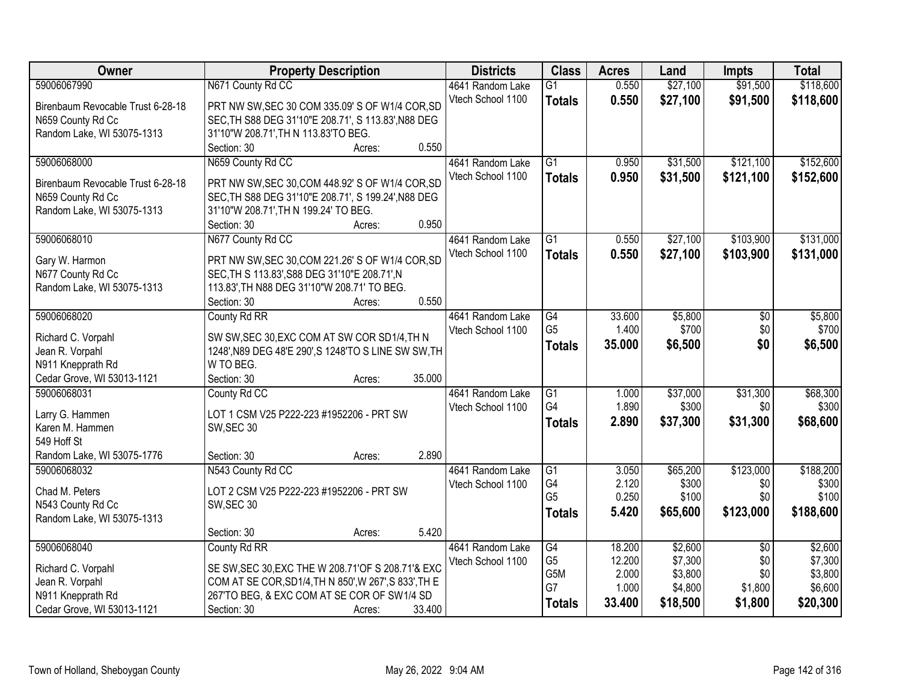| Owner | Property Description | Districts | Class | Acres | Land | Impts | Total |
|---|---|---|---|---|---|---|---|
| 59006067990<br>Birenbaum Revocable Trust 6-28-18<br>N659 County Rd Cc<br>Random Lake, WI 53075-1313 | N671 County Rd CC<br>PRT NW SW,SEC 30 COM 335.09' S OF W1/4 COR,SD SEC,TH S88 DEG 31'10"E 208.71', S 113.83',N88 DEG 31'10"W 208.71',TH N 113.83'TO BEG.<br>Section: 30 Acres: 0.550 | 4641 Random Lake<br>Vtech School 1100 | G1<br>**Totals** | 0.550<br>**0.550** | $27,100<br>**$27,100** | $91,500<br>**$91,500** | $118,600<br>**$118,600** |
| 59006068000<br>Birenbaum Revocable Trust 6-28-18<br>N659 County Rd Cc<br>Random Lake, WI 53075-1313 | N659 County Rd CC<br>PRT NW SW,SEC 30,COM 448.92' S OF W1/4 COR,SD SEC,TH S88 DEG 31'10"E 208.71', S 199.24',N88 DEG 31'10"W 208.71',TH N 199.24' TO BEG.<br>Section: 30 Acres: 0.950 | 4641 Random Lake<br>Vtech School 1100 | G1<br>**Totals** | 0.950<br>**0.950** | $31,500<br>**$31,500** | $121,100<br>**$121,100** | $152,600<br>**$152,600** |
| 59006068010<br>Gary W. Harmon<br>N677 County Rd Cc<br>Random Lake, WI 53075-1313 | N677 County Rd CC<br>PRT NW SW,SEC 30,COM 221.26' S OF W1/4 COR,SD SEC,TH S 113.83',S88 DEG 31'10"E 208.71',N 113.83',TH N88 DEG 31'10"W 208.71' TO BEG.<br>Section: 30 Acres: 0.550 | 4641 Random Lake<br>Vtech School 1100 | G1<br>**Totals** | 0.550<br>**0.550** | $27,100<br>**$27,100** | $103,900<br>**$103,900** | $131,000<br>**$131,000** |
| 59006068020<br>Richard C. Vorpahl<br>Jean R. Vorpahl<br>N911 Knepprath Rd<br>Cedar Grove, WI 53013-1121 | County Rd RR<br>SW SW,SEC 30,EXC COM AT SW COR SD1/4,TH N 1248',N89 DEG 48'E 290',S 1248'TO S LINE SW SW,TH W TO BEG.<br>Section: 30 Acres: 35.000 | 4641 Random Lake<br>Vtech School 1100 | G4<br>G5<br>**Totals** | 33.600<br>1.400<br>**35.000** | $5,800<br>$700<br>**$6,500** | $0<br>$0<br>**$0** | $5,800<br>$700<br>**$6,500** |
| 59006068031<br>Larry G. Hammen<br>Karen M. Hammen<br>549 Hoff St<br>Random Lake, WI 53075-1776 | County Rd CC<br>LOT 1 CSM V25 P222-223 #1952206 - PRT SW SW,SEC 30<br>Section: 30 Acres: 2.890 | 4641 Random Lake<br>Vtech School 1100 | G1<br>G4<br>**Totals** | 1.000<br>1.890<br>**2.890** | $37,000<br>$300<br>**$37,300** | $31,300<br>$0<br>**$31,300** | $68,300<br>$300<br>**$68,600** |
| 59006068032<br>Chad M. Peters<br>N543 County Rd Cc<br>Random Lake, WI 53075-1313 | N543 County Rd CC<br>LOT 2 CSM V25 P222-223 #1952206 - PRT SW SW,SEC 30<br>Section: 30 Acres: 5.420 | 4641 Random Lake<br>Vtech School 1100 | G1<br>G4<br>G5<br>**Totals** | 3.050<br>2.120<br>0.250<br>**5.420** | $65,200<br>$300<br>$100<br>**$65,600** | $123,000<br>$0<br>$0<br>**$123,000** | $188,200<br>$300<br>$100<br>**$188,600** |
| 59006068040<br>Richard C. Vorpahl<br>Jean R. Vorpahl<br>N911 Knepprath Rd<br>Cedar Grove, WI 53013-1121 | County Rd RR<br>SE SW,SEC 30,EXC THE W 208.71'OF S 208.71'& EXC COM AT SE COR,SD1/4,TH N 850',W 267',S 833',TH E 267'TO BEG, & EXC COM AT SE COR OF SW1/4 SD<br>Section: 30 Acres: 33.400 | 4641 Random Lake<br>Vtech School 1100 | G4<br>G5<br>G5M<br>G7<br>**Totals** | 18.200<br>12.200<br>2.000<br>1.000<br>**33.400** | $2,600<br>$7,300<br>$3,800<br>$4,800<br>**$18,500** | $0<br>$0<br>$0<br>$1,800<br>**$1,800** | $2,600<br>$7,300<br>$3,800<br>$6,600<br>**$20,300** |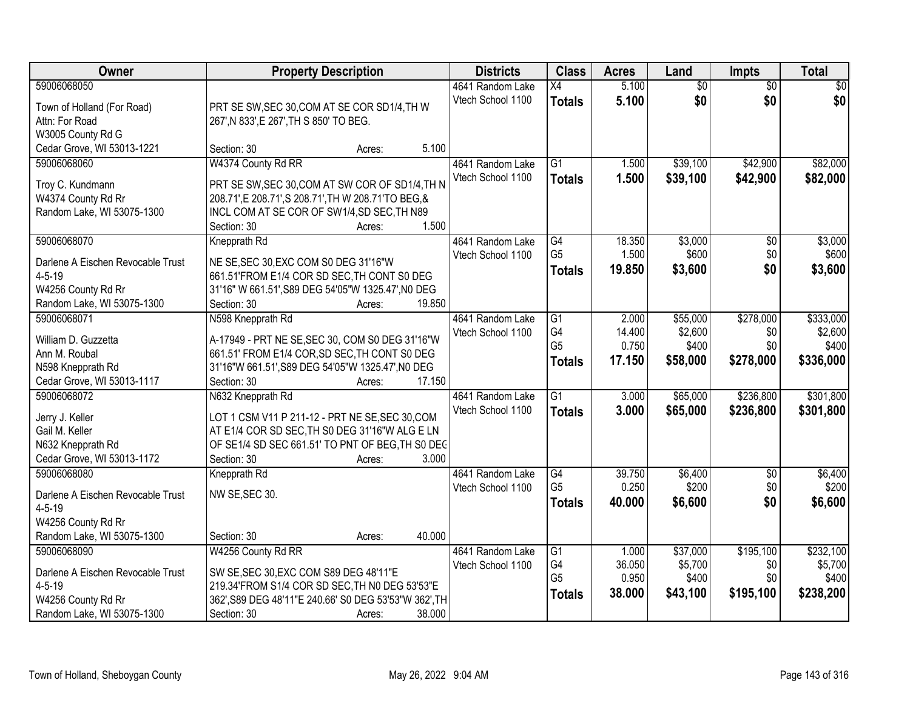| Owner | Property Description | Districts | Class | Acres | Land | Impts | Total |
|---|---|---|---|---|---|---|---|
| 59006068050<br>Town of Holland (For Road)<br>Attn: For Road<br>W3005 County Rd G<br>Cedar Grove, WI 53013-1221 | PRT SE SW,SEC 30,COM AT SE COR SD1/4,TH W 267',N 833',E 267',TH S 850' TO BEG.<br>Section: 30 Acres: 5.100 | 4641 Random Lake<br>Vtech School 1100 | X4<br>**Totals** | 5.100<br>**5.100** | $0<br>**$0** | $0<br>**$0** | $0<br>**$0** |
| 59006068060<br>Troy C. Kundmann<br>W4374 County Rd Rr<br>Random Lake, WI 53075-1300 | W4374 County Rd RR<br>PRT SE SW,SEC 30,COM AT SW COR OF SD1/4,TH N 208.71',E 208.71',S 208.71',TH W 208.71'TO BEG,& INCL COM AT SE COR OF SW1/4,SD SEC,TH N89<br>Section: 30 Acres: 1.500 | 4641 Random Lake<br>Vtech School 1100 | G1<br>**Totals** | 1.500<br>**1.500** | $39,100<br>**$39,100** | $42,900<br>**$42,900** | $82,000<br>**$82,000** |
| 59006068070<br>Darlene A Eischen Revocable Trust 4-5-19<br>W4256 County Rd Rr<br>Random Lake, WI 53075-1300 | Knepprath Rd<br>NE SE,SEC 30,EXC COM S0 DEG 31'16"W 661.51'FROM E1/4 COR SD SEC,TH CONT S0 DEG 31'16" W 661.51',S89 DEG 54'05"W 1325.47',N0 DEG<br>Section: 30 Acres: 19.850 | 4641 Random Lake<br>Vtech School 1100 | G4<br>G5<br>**Totals** | 18.350<br>1.500<br>**19.850** | $3,000<br>$600<br>**$3,600** | $0<br>$0<br>**$0** | $3,000<br>$600<br>**$3,600** |
| 59006068071<br>William D. Guzzetta<br>Ann M. Roubal<br>N598 Knepprath Rd<br>Cedar Grove, WI 53013-1117 | N598 Knepprath Rd<br>A-17949 - PRT NE SE,SEC 30, COM S0 DEG 31'16"W 661.51' FROM E1/4 COR,SD SEC,TH CONT S0 DEG 31'16"W 661.51',S89 DEG 54'05"W 1325.47',N0 DEG<br>Section: 30 Acres: 17.150 | 4641 Random Lake<br>Vtech School 1100 | G1<br>G4<br>G5<br>**Totals** | 2.000<br>14.400<br>0.750<br>**17.150** | $55,000<br>$2,600<br>$400<br>**$58,000** | $278,000<br>$0<br>$0<br>**$278,000** | $333,000<br>$2,600<br>$400<br>**$336,000** |
| 59006068072<br>Jerry J. Keller<br>Gail M. Keller<br>N632 Knepprath Rd<br>Cedar Grove, WI 53013-1172 | N632 Knepprath Rd<br>LOT 1 CSM V11 P 211-12 - PRT NE SE,SEC 30,COM AT E1/4 COR SD SEC,TH S0 DEG 31'16"W ALG E LN OF SE1/4 SD SEC 661.51' TO PNT OF BEG,TH S0 DEG<br>Section: 30 Acres: 3.000 | 4641 Random Lake<br>Vtech School 1100 | G1<br>**Totals** | 3.000<br>**3.000** | $65,000<br>**$65,000** | $236,800<br>**$236,800** | $301,800<br>**$301,800** |
| 59006068080<br>Darlene A Eischen Revocable Trust 4-5-19<br>W4256 County Rd Rr<br>Random Lake, WI 53075-1300 | Knepprath Rd<br>NW SE,SEC 30.<br>Section: 30 Acres: 40.000 | 4641 Random Lake<br>Vtech School 1100 | G4<br>G5<br>**Totals** | 39.750<br>0.250<br>**40.000** | $6,400<br>$200<br>**$6,600** | $0<br>$0<br>**$0** | $6,400<br>$200<br>**$6,600** |
| 59006068090<br>Darlene A Eischen Revocable Trust 4-5-19<br>W4256 County Rd Rr<br>Random Lake, WI 53075-1300 | W4256 County Rd RR<br>SW SE,SEC 30,EXC COM S89 DEG 48'11"E 219.34'FROM S1/4 COR SD SEC,TH N0 DEG 53'53"E 362',S89 DEG 48'11"E 240.66' S0 DEG 53'53"W 362',TH<br>Section: 30 Acres: 38.000 | 4641 Random Lake<br>Vtech School 1100 | G1<br>G4<br>G5<br>**Totals** | 1.000<br>36.050<br>0.950<br>**38.000** | $37,000<br>$5,700<br>$400<br>**$43,100** | $195,100<br>$0<br>$0<br>**$195,100** | $232,100<br>$5,700<br>$400<br>**$238,200** |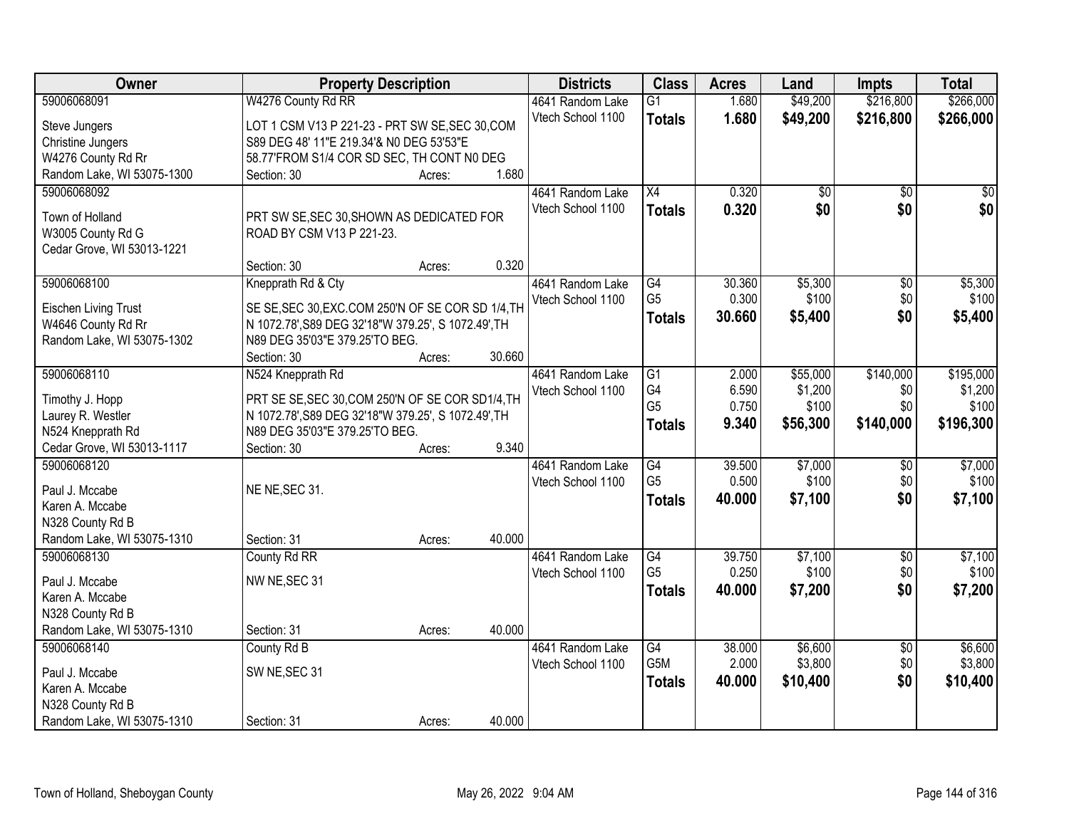| Owner | Property Description | Districts | Class | Acres | Land | Impts | Total |
|---|---|---|---|---|---|---|---|
| 59006068091<br>Steve Jungers<br>Christine Jungers<br>W4276 County Rd Rr<br>Random Lake, WI 53075-1300 | W4276 County Rd RR<br>LOT 1 CSM V13 P 221-23 - PRT SW SE,SEC 30,COM S89 DEG 48' 11"E 219.34'& N0 DEG 53'53"E 58.77'FROM S1/4 COR SD SEC, TH CONT N0 DEG<br>Section: 30 Acres: 1.680 | 4641 Random Lake<br>Vtech School 1100 | G1<br>**Totals** | 1.680<br>**1.680** | $49,200<br>**$49,200** | $216,800<br>**$216,800** | $266,000<br>**$266,000** |
| 59006068092<br>Town of Holland<br>W3005 County Rd G<br>Cedar Grove, WI 53013-1221 | PRT SW SE,SEC 30,SHOWN AS DEDICATED FOR ROAD BY CSM V13 P 221-23.<br>Section: 30 Acres: 0.320 | 4641 Random Lake<br>Vtech School 1100 | X4<br>**Totals** | 0.320<br>**0.320** | $0<br>**$0** | $0<br>**$0** | $0<br>**$0** |
| 59006068100<br>Eischen Living Trust<br>W4646 County Rd Rr<br>Random Lake, WI 53075-1302 | Knepprath Rd & Cty<br>SE SE,SEC 30,EXC.COM 250'N OF SE COR SD 1/4,TH N 1072.78',S89 DEG 32'18"W 379.25', S 1072.49',TH N89 DEG 35'03"E 379.25'TO BEG.<br>Section: 30 Acres: 30.660 | 4641 Random Lake<br>Vtech School 1100 | G4<br>G5<br>**Totals** | 30.360<br>0.300<br>**30.660** | $5,300<br>$100<br>**$5,400** | $0<br>$0<br>**$0** | $5,300<br>$100<br>**$5,400** |
| 59006068110<br>Timothy J. Hopp<br>Laurey R. Westler<br>N524 Knepprath Rd<br>Cedar Grove, WI 53013-1117 | N524 Knepprath Rd<br>PRT SE SE,SEC 30,COM 250'N OF SE COR SD1/4,TH N 1072.78',S89 DEG 32'18"W 379.25', S 1072.49',TH N89 DEG 35'03"E 379.25'TO BEG.<br>Section: 30 Acres: 9.340 | 4641 Random Lake<br>Vtech School 1100 | G1<br>G4<br>G5<br>**Totals** | 2.000<br>6.590<br>0.750<br>**9.340** | $55,000<br>$1,200<br>$100<br>**$56,300** | $140,000<br>$0<br>$0<br>**$140,000** | $195,000<br>$1,200<br>$100<br>**$196,300** |
| 59006068120<br>Paul J. Mccabe<br>Karen A. Mccabe<br>N328 County Rd B<br>Random Lake, WI 53075-1310 | NE NE,SEC 31.<br>Section: 31 Acres: 40.000 | 4641 Random Lake<br>Vtech School 1100 | G4<br>G5<br>**Totals** | 39.500<br>0.500<br>**40.000** | $7,000<br>$100<br>**$7,100** | $0<br>$0<br>**$0** | $7,000<br>$100<br>**$7,100** |
| 59006068130<br>Paul J. Mccabe<br>Karen A. Mccabe<br>N328 County Rd B<br>Random Lake, WI 53075-1310 | County Rd RR<br>NW NE,SEC 31<br>Section: 31 Acres: 40.000 | 4641 Random Lake<br>Vtech School 1100 | G4<br>G5<br>**Totals** | 39.750<br>0.250<br>**40.000** | $7,100<br>$100<br>**$7,200** | $0<br>$0<br>**$0** | $7,100<br>$100<br>**$7,200** |
| 59006068140<br>Paul J. Mccabe<br>Karen A. Mccabe<br>N328 County Rd B<br>Random Lake, WI 53075-1310 | County Rd B<br>SW NE,SEC 31<br>Section: 31 Acres: 40.000 | 4641 Random Lake<br>Vtech School 1100 | G4<br>G5M<br>**Totals** | 38.000<br>2.000<br>**40.000** | $6,600<br>$3,800<br>**$10,400** | $0<br>$0<br>**$0** | $6,600<br>$3,800<br>**$10,400** |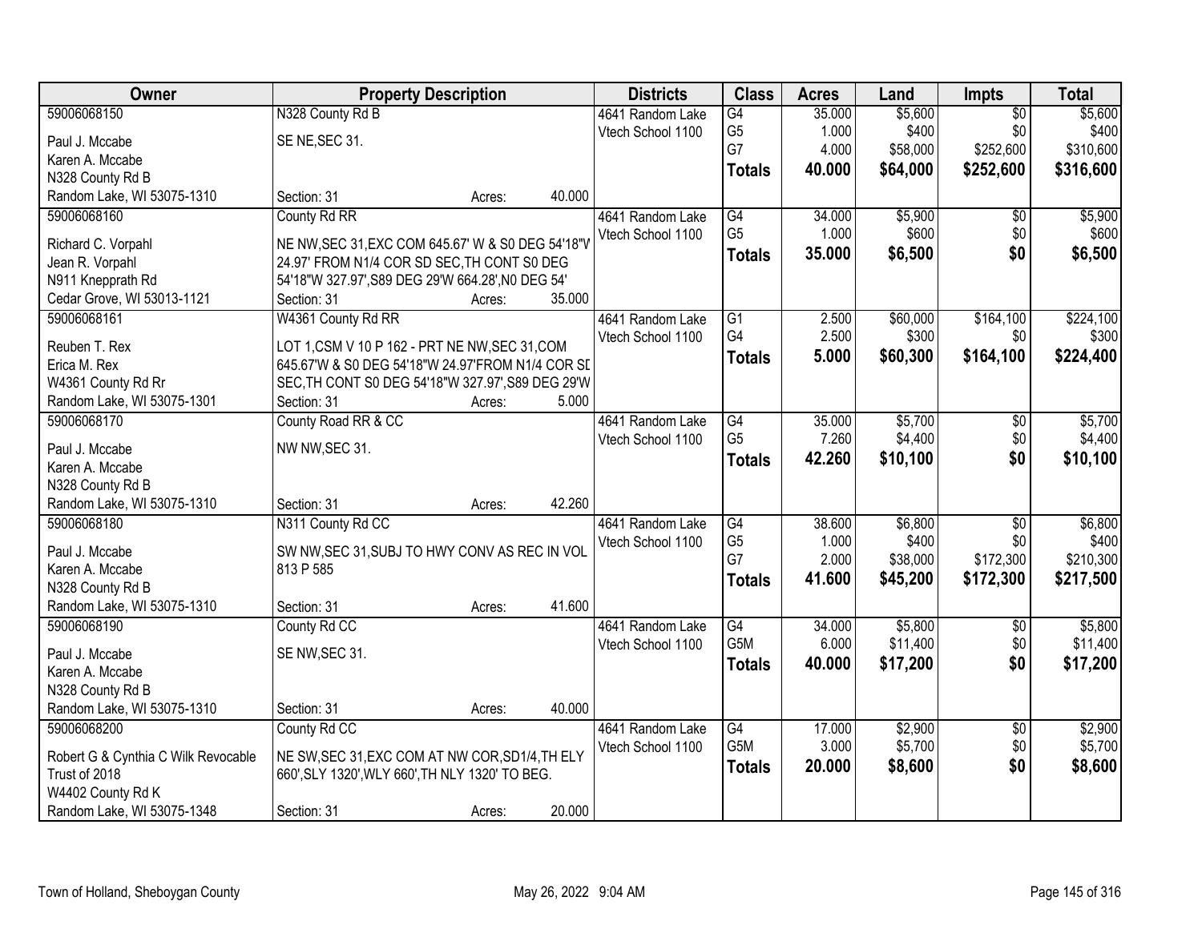| Owner | Property Description | | Districts | Class | Acres | Land | Impts | Total |
|---|---|---|---|---|---|---|---|---|
| 59006068150 | N328 County Rd B | | 4641 Random Lake | G4 | 35.000 | $5,600 | $0 | $5,600 |
| Paul J. Mccabe | SE NE,SEC 31. | | Vtech School 1100 | G5 | 1.000 | $400 | $0 | $400 |
| Karen A. Mccabe | | | | G7 | 4.000 | $58,000 | $252,600 | $310,600 |
| N328 County Rd B | | | | **Totals** | **40.000** | **$64,000** | **$252,600** | **$316,600** |
| Random Lake, WI 53075-1310 | Section: 31 | Acres: 40.000 | | | | | | |
| 59006068160 | County Rd RR | | 4641 Random Lake | G4 | 34.000 | $5,900 | $0 | $5,900 |
| Richard C. Vorpahl | NE NW,SEC 31,EXC COM 645.67' W & S0 DEG 54'18"W | | Vtech School 1100 | G5 | 1.000 | $600 | $0 | $600 |
| Jean R. Vorpahl | 24.97' FROM N1/4 COR SD SEC,TH CONT S0 DEG | | | **Totals** | **35.000** | **$6,500** | **$0** | **$6,500** |
| N911 Knepprath Rd | 54'18"W 327.97',S89 DEG 29'W 664.28',N0 DEG 54' | | | | | | | |
| Cedar Grove, WI 53013-1121 | Section: 31 | Acres: 35.000 | | | | | | |
| 59006068161 | W4361 County Rd RR | | 4641 Random Lake | G1 | 2.500 | $60,000 | $164,100 | $224,100 |
| Reuben T. Rex | LOT 1,CSM V 10 P 162 - PRT NE NW,SEC 31,COM | | Vtech School 1100 | G4 | 2.500 | $300 | $0 | $300 |
| Erica M. Rex | 645.67'W & S0 DEG 54'18"W 24.97'FROM N1/4 COR SD | | | **Totals** | **5.000** | **$60,300** | **$164,100** | **$224,400** |
| W4361 County Rd Rr | SEC,TH CONT S0 DEG 54'18"W 327.97',S89 DEG 29'W | | | | | | | |
| Random Lake, WI 53075-1301 | Section: 31 | Acres: 5.000 | | | | | | |
| 59006068170 | County Road RR & CC | | 4641 Random Lake | G4 | 35.000 | $5,700 | $0 | $5,700 |
| Paul J. Mccabe | NW NW,SEC 31. | | Vtech School 1100 | G5 | 7.260 | $4,400 | $0 | $4,400 |
| Karen A. Mccabe | | | | **Totals** | **42.260** | **$10,100** | **$0** | **$10,100** |
| N328 County Rd B | | | | | | | | |
| Random Lake, WI 53075-1310 | Section: 31 | Acres: 42.260 | | | | | | |
| 59006068180 | N311 County Rd CC | | 4641 Random Lake | G4 | 38.600 | $6,800 | $0 | $6,800 |
| Paul J. Mccabe | SW NW,SEC 31,SUBJ TO HWY CONV AS REC IN VOL | | Vtech School 1100 | G5 | 1.000 | $400 | $0 | $400 |
| Karen A. Mccabe | 813 P 585 | | | G7 | 2.000 | $38,000 | $172,300 | $210,300 |
| N328 County Rd B | | | | **Totals** | **41.600** | **$45,200** | **$172,300** | **$217,500** |
| Random Lake, WI 53075-1310 | Section: 31 | Acres: 41.600 | | | | | | |
| 59006068190 | County Rd CC | | 4641 Random Lake | G4 | 34.000 | $5,800 | $0 | $5,800 |
| Paul J. Mccabe | SE NW,SEC 31. | | Vtech School 1100 | G5M | 6.000 | $11,400 | $0 | $11,400 |
| Karen A. Mccabe | | | | **Totals** | **40.000** | **$17,200** | **$0** | **$17,200** |
| N328 County Rd B | | | | | | | | |
| Random Lake, WI 53075-1310 | Section: 31 | Acres: 40.000 | | | | | | |
| 59006068200 | County Rd CC | | 4641 Random Lake | G4 | 17.000 | $2,900 | $0 | $2,900 |
| Robert G & Cynthia C Wilk Revocable | NE SW,SEC 31,EXC COM AT NW COR,SD1/4,TH ELY | | Vtech School 1100 | G5M | 3.000 | $5,700 | $0 | $5,700 |
| Trust of 2018 | 660',SLY 1320',WLY 660',TH NLY 1320' TO BEG. | | | **Totals** | **20.000** | **$8,600** | **$0** | **$8,600** |
| W4402 County Rd K | | | | | | | | |
| Random Lake, WI 53075-1348 | Section: 31 | Acres: 20.000 | | | | | | |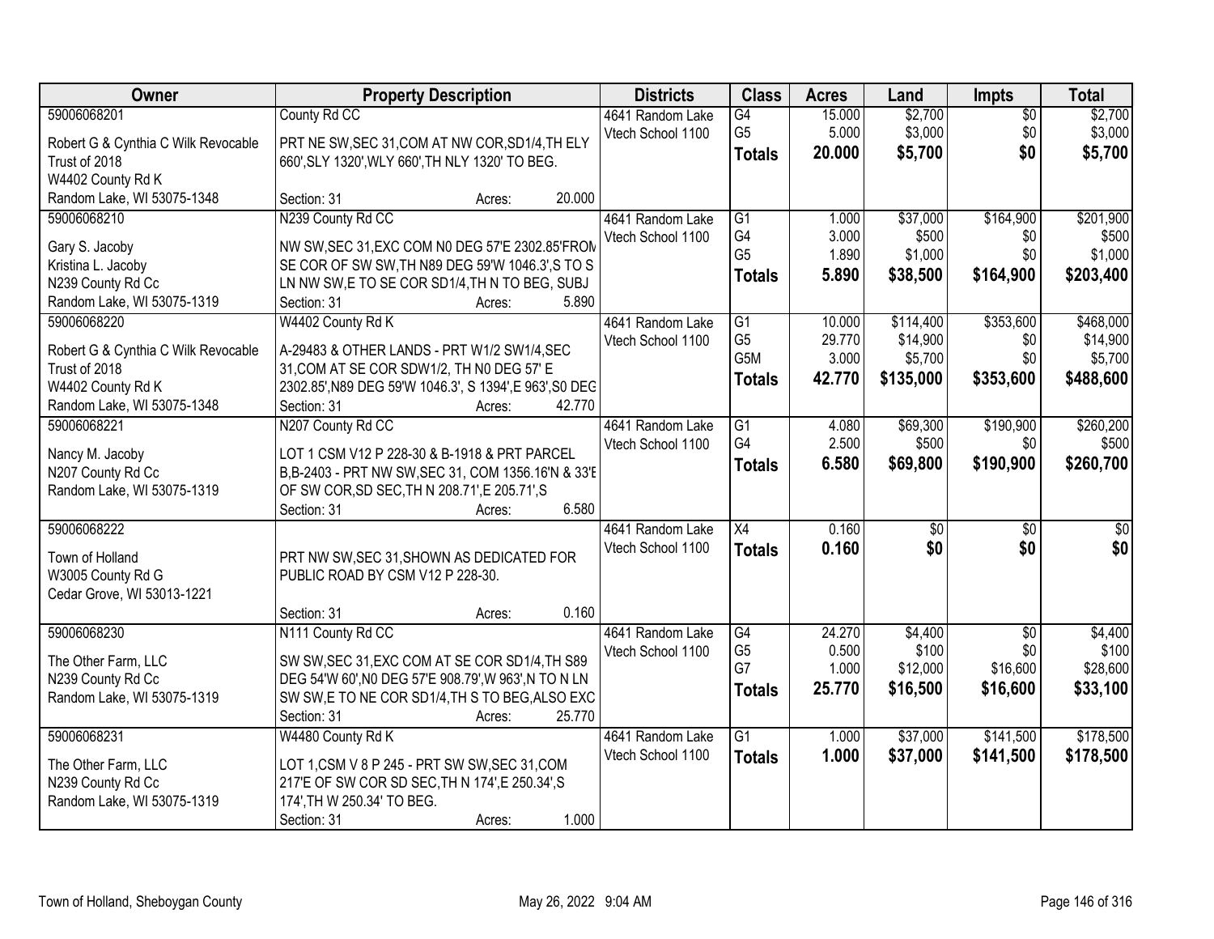| Owner | Property Description | Districts | Class | Acres | Land | Impts | Total |
|---|---|---|---|---|---|---|---|
| 59006068201<br>Robert G & Cynthia C Wilk Revocable Trust of 2018<br>W4402 County Rd K<br>Random Lake, WI 53075-1348 | County Rd CC<br>PRT NE SW,SEC 31,COM AT NW COR,SD1/4,TH ELY 660',SLY 1320',WLY 660',TH NLY 1320' TO BEG.<br>Section: 31 Acres: 20.000 | 4641 Random Lake<br>Vtech School 1100 | G4<br>G5<br>**Totals** | 15.000<br>5.000<br>**20.000** | $2,700<br>$3,000<br>**$5,700** | $0<br>$0<br>**$0** | $2,700<br>$3,000<br>**$5,700** |
| 59006068210<br>Gary S. Jacoby<br>Kristina L. Jacoby<br>N239 County Rd Cc<br>Random Lake, WI 53075-1319 | N239 County Rd CC<br>NW SW,SEC 31,EXC COM N0 DEG 57'E 2302.85'FROM SE COR OF SW SW,TH N89 DEG 59'W 1046.3',S TO S LN NW SW,E TO SE COR SD1/4,TH N TO BEG, SUBJ<br>Section: 31 Acres: 5.890 | 4641 Random Lake<br>Vtech School 1100 | G1<br>G4<br>G5<br>**Totals** | 1.000<br>3.000<br>1.890<br>**5.890** | $37,000<br>$500<br>$1,000<br>**$38,500** | $164,900<br>$0<br>$0<br>**$164,900** | $201,900<br>$500<br>$1,000<br>**$203,400** |
| 59006068220<br>Robert G & Cynthia C Wilk Revocable Trust of 2018<br>W4402 County Rd K<br>Random Lake, WI 53075-1348 | W4402 County Rd K<br>A-29483 & OTHER LANDS - PRT W1/2 SW1/4,SEC 31,COM AT SE COR SDW1/2, TH N0 DEG 57' E 2302.85',N89 DEG 59'W 1046.3', S 1394',E 963',S0 DEG<br>Section: 31 Acres: 42.770 | 4641 Random Lake<br>Vtech School 1100 | G1<br>G5<br>G5M<br>**Totals** | 10.000<br>29.770<br>3.000<br>**42.770** | $114,400<br>$14,900<br>$5,700<br>**$135,000** | $353,600<br>$0<br>$0<br>**$353,600** | $468,000<br>$14,900<br>$5,700<br>**$488,600** |
| 59006068221<br>Nancy M. Jacoby<br>N207 County Rd Cc<br>Random Lake, WI 53075-1319 | N207 County Rd CC<br>LOT 1 CSM V12 P 228-30 & B-1918 & PRT PARCEL B,B-2403 - PRT NW SW,SEC 31, COM 1356.16'N & 33'E OF SW COR,SD SEC,TH N 208.71',E 205.71',S<br>Section: 31 Acres: 6.580 | 4641 Random Lake<br>Vtech School 1100 | G1<br>G4<br>**Totals** | 4.080<br>2.500<br>**6.580** | $69,300<br>$500<br>**$69,800** | $190,900<br>$0<br>**$190,900** | $260,200<br>$500<br>**$260,700** |
| 59006068222<br>Town of Holland<br>W3005 County Rd G<br>Cedar Grove, WI 53013-1221 | PRT NW SW,SEC 31,SHOWN AS DEDICATED FOR PUBLIC ROAD BY CSM V12 P 228-30.<br>Section: 31 Acres: 0.160 | 4641 Random Lake<br>Vtech School 1100 | X4<br>**Totals** | 0.160<br>**0.160** | $0<br>**$0** | $0<br>**$0** | $0<br>**$0** |
| 59006068230<br>The Other Farm, LLC<br>N239 County Rd Cc<br>Random Lake, WI 53075-1319 | N111 County Rd CC<br>SW SW,SEC 31,EXC COM AT SE COR SD1/4,TH S89 DEG 54'W 60',N0 DEG 57'E 908.79',W 963',N TO N LN SW SW,E TO NE COR SD1/4,TH S TO BEG,ALSO EXC<br>Section: 31 Acres: 25.770 | 4641 Random Lake<br>Vtech School 1100 | G4<br>G5<br>G7<br>**Totals** | 24.270<br>0.500<br>1.000<br>**25.770** | $4,400<br>$100<br>$12,000<br>**$16,500** | $0<br>$0<br>$16,600<br>**$16,600** | $4,400<br>$100<br>$28,600<br>**$33,100** |
| 59006068231<br>The Other Farm, LLC<br>N239 County Rd Cc<br>Random Lake, WI 53075-1319 | W4480 County Rd K<br>LOT 1,CSM V 8 P 245 - PRT SW SW,SEC 31,COM 217'E OF SW COR SD SEC,TH N 174',E 250.34',S 174',TH W 250.34' TO BEG.<br>Section: 31 Acres: 1.000 | 4641 Random Lake<br>Vtech School 1100 | G1<br>**Totals** | 1.000<br>**1.000** | $37,000<br>**$37,000** | $141,500<br>**$141,500** | $178,500<br>**$178,500** |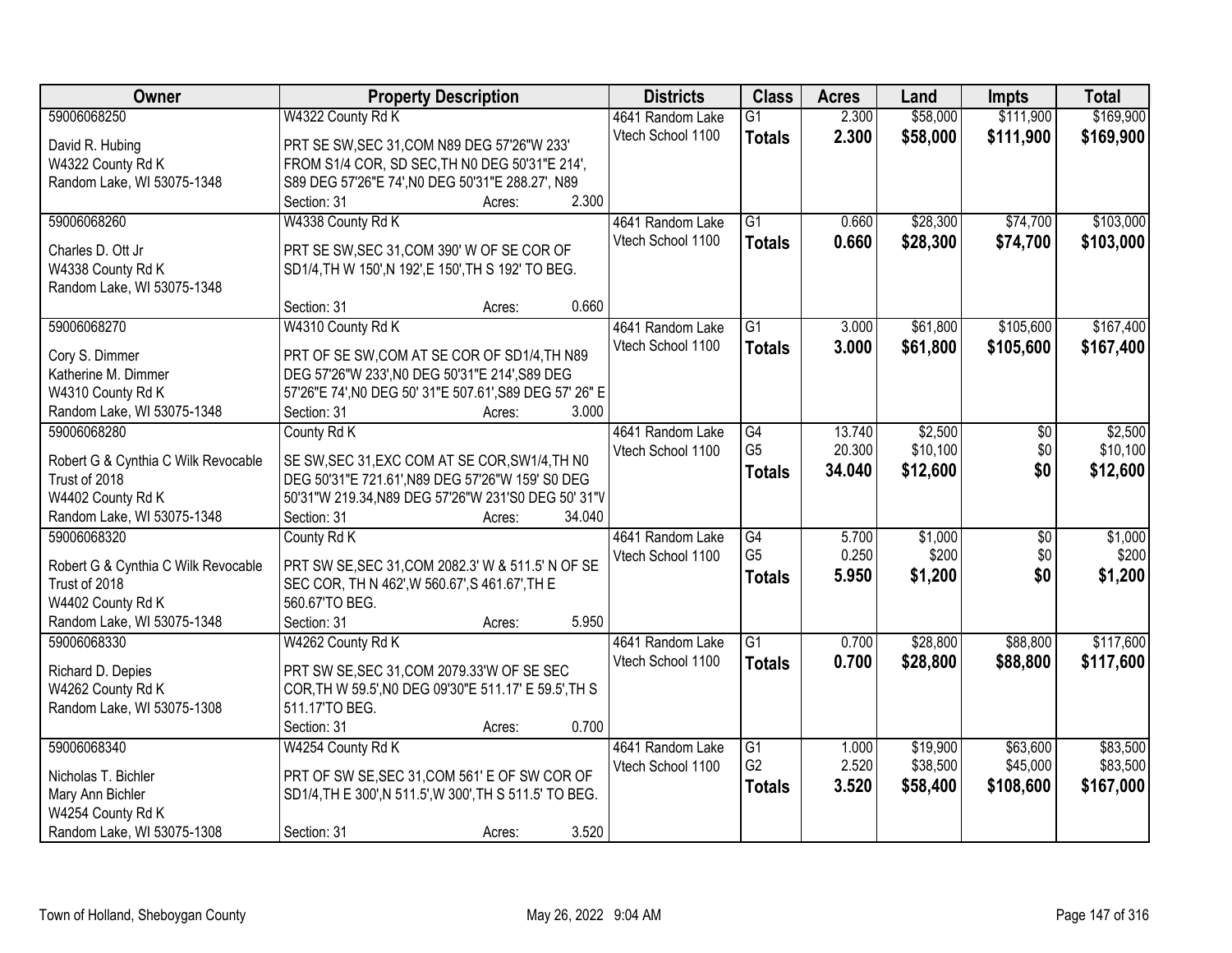| Owner | Property Description | Districts | Class | Acres | Land | Impts | Total |
|---|---|---|---|---|---|---|---|
| 59006068250<br>David R. Hubing<br>W4322 County Rd K<br>Random Lake, WI 53075-1348 | W4322 County Rd K<br>PRT SE SW,SEC 31,COM N89 DEG 57'26"W 233' FROM S1/4 COR, SD SEC,TH N0 DEG 50'31"E 214', S89 DEG 57'26"E 74',N0 DEG 50'31"E 288.27', N89<br>Section: 31 Acres: 2.300 | 4641 Random Lake<br>Vtech School 1100 | G1<br>**Totals** | 2.300<br>**2.300** | \$58,000<br>**\$58,000** | \$111,900<br>**\$111,900** | \$169,900<br>**\$169,900** |
| 59006068260<br>Charles D. Ott Jr<br>W4338 County Rd K<br>Random Lake, WI 53075-1348 | W4338 County Rd K<br>PRT SE SW,SEC 31,COM 390' W OF SE COR OF SD1/4,TH W 150',N 192',E 150',TH S 192' TO BEG.<br>Section: 31 Acres: 0.660 | 4641 Random Lake<br>Vtech School 1100 | G1<br>**Totals** | 0.660<br>**0.660** | \$28,300<br>**\$28,300** | \$74,700<br>**\$74,700** | \$103,000<br>**\$103,000** |
| 59006068270<br>Cory S. Dimmer<br>Katherine M. Dimmer<br>W4310 County Rd K<br>Random Lake, WI 53075-1348 | W4310 County Rd K<br>PRT OF SE SW,COM AT SE COR OF SD1/4,TH N89 DEG 57'26"W 233',N0 DEG 50'31"E 214',S89 DEG 57'26"E 74',N0 DEG 50' 31"E 507.61',S89 DEG 57' 26" E<br>Section: 31 Acres: 3.000 | 4641 Random Lake<br>Vtech School 1100 | G1<br>**Totals** | 3.000<br>**3.000** | \$61,800<br>**\$61,800** | \$105,600<br>**\$105,600** | \$167,400<br>**\$167,400** |
| 59006068280<br>Robert G & Cynthia C Wilk Revocable Trust of 2018<br>W4402 County Rd K<br>Random Lake, WI 53075-1348 | County Rd K<br>SE SW,SEC 31,EXC COM AT SE COR,SW1/4,TH N0 DEG 50'31"E 721.61',N89 DEG 57'26"W 159' S0 DEG 50'31"W 219.34,N89 DEG 57'26"W 231'S0 DEG 50' 31"V<br>Section: 31 Acres: 34.040 | 4641 Random Lake<br>Vtech School 1100 | G4<br>G5<br>**Totals** | 13.740<br>20.300<br>**34.040** | \$2,500<br>\$10,100<br>**\$12,600** | \$0<br>\$0<br>**\$0** | \$2,500<br>\$10,100<br>**\$12,600** |
| 59006068320<br>Robert G & Cynthia C Wilk Revocable Trust of 2018<br>W4402 County Rd K<br>Random Lake, WI 53075-1348 | County Rd K<br>PRT SW SE,SEC 31,COM 2082.3' W & 511.5' N OF SE SEC COR, TH N 462',W 560.67',S 461.67',TH E 560.67'TO BEG.<br>Section: 31 Acres: 5.950 | 4641 Random Lake<br>Vtech School 1100 | G4<br>G5<br>**Totals** | 5.700<br>0.250<br>**5.950** | \$1,000<br>\$200<br>**\$1,200** | \$0<br>\$0<br>**\$0** | \$1,000<br>\$200<br>**\$1,200** |
| 59006068330<br>Richard D. Depies<br>W4262 County Rd K<br>Random Lake, WI 53075-1308 | W4262 County Rd K<br>PRT SW SE,SEC 31,COM 2079.33'W OF SE SEC COR,TH W 59.5',N0 DEG 09'30"E 511.17' E 59.5',TH S 511.17'TO BEG.<br>Section: 31 Acres: 0.700 | 4641 Random Lake<br>Vtech School 1100 | G1<br>**Totals** | 0.700<br>**0.700** | \$28,800<br>**\$28,800** | \$88,800<br>**\$88,800** | \$117,600<br>**\$117,600** |
| 59006068340<br>Nicholas T. Bichler<br>Mary Ann Bichler<br>W4254 County Rd K<br>Random Lake, WI 53075-1308 | W4254 County Rd K<br>PRT OF SW SE,SEC 31,COM 561' E OF SW COR OF SD1/4,TH E 300',N 511.5',W 300',TH S 511.5' TO BEG.<br>Section: 31 Acres: 3.520 | 4641 Random Lake<br>Vtech School 1100 | G1<br>G2<br>**Totals** | 1.000<br>2.520<br>**3.520** | \$19,900<br>\$38,500<br>**\$58,400** | \$63,600<br>\$45,000<br>**\$108,600** | \$83,500<br>\$83,500<br>**\$167,000** |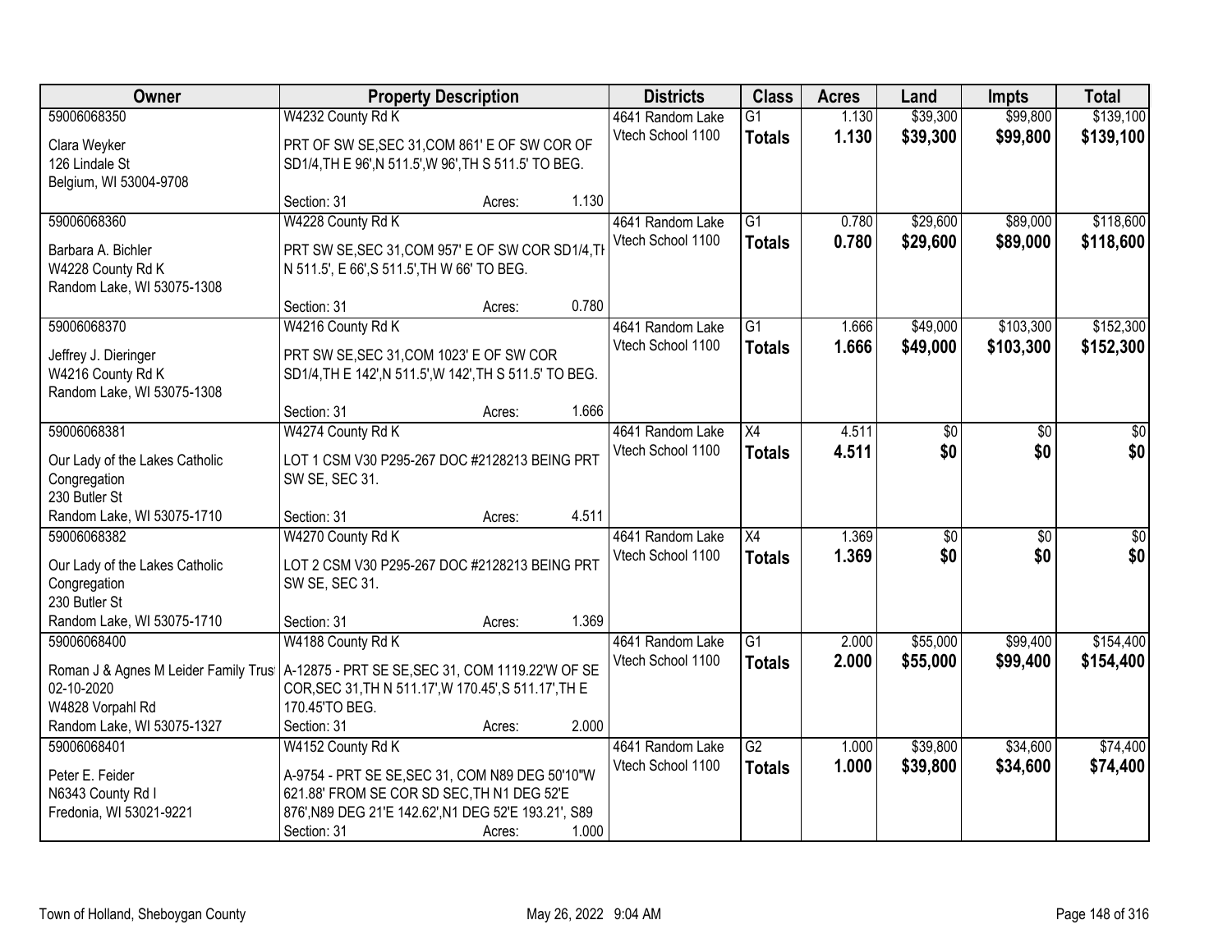| Owner | Property Description | Districts | Class | Acres | Land | Impts | Total |
|---|---|---|---|---|---|---|---|
| 59006068350<br>Clara Weyker<br>126 Lindale St<br>Belgium, WI 53004-9708 | W4232 County Rd K<br>PRT OF SW SE,SEC 31,COM 861' E OF SW COR OF SD1/4,TH E 96',N 511.5',W 96',TH S 511.5' TO BEG.<br>Section: 31 Acres: 1.130 | 4641 Random Lake<br>Vtech School 1100 | G1<br>**Totals** | 1.130<br>**1.130** | $39,300<br>**$39,300** | $99,800<br>**$99,800** | $139,100<br>**$139,100** |
| 59006068360<br>Barbara A. Bichler<br>W4228 County Rd K<br>Random Lake, WI 53075-1308 | W4228 County Rd K<br>PRT SW SE,SEC 31,COM 957' E OF SW COR SD1/4,TH N 511.5', E 66',S 511.5',TH W 66' TO BEG.<br>Section: 31 Acres: 0.780 | 4641 Random Lake<br>Vtech School 1100 | G1<br>**Totals** | 0.780<br>**0.780** | $29,600<br>**$29,600** | $89,000<br>**$89,000** | $118,600<br>**$118,600** |
| 59006068370<br>Jeffrey J. Dieringer<br>W4216 County Rd K<br>Random Lake, WI 53075-1308 | W4216 County Rd K<br>PRT SW SE,SEC 31,COM 1023' E OF SW COR SD1/4,TH E 142',N 511.5',W 142',TH S 511.5' TO BEG.<br>Section: 31 Acres: 1.666 | 4641 Random Lake<br>Vtech School 1100 | G1<br>**Totals** | 1.666<br>**1.666** | $49,000<br>**$49,000** | $103,300<br>**$103,300** | $152,300<br>**$152,300** |
| 59006068381<br>Our Lady of the Lakes Catholic Congregation<br>230 Butler St<br>Random Lake, WI 53075-1710 | W4274 County Rd K<br>LOT 1 CSM V30 P295-267 DOC #2128213 BEING PRT SW SE, SEC 31.<br>Section: 31 Acres: 4.511 | 4641 Random Lake<br>Vtech School 1100 | X4<br>**Totals** | 4.511<br>**4.511** | $0<br>**$0** | $0<br>**$0** | $0<br>**$0** |
| 59006068382<br>Our Lady of the Lakes Catholic Congregation<br>230 Butler St<br>Random Lake, WI 53075-1710 | W4270 County Rd K<br>LOT 2 CSM V30 P295-267 DOC #2128213 BEING PRT SW SE, SEC 31.<br>Section: 31 Acres: 1.369 | 4641 Random Lake<br>Vtech School 1100 | X4<br>**Totals** | 1.369<br>**1.369** | $0<br>**$0** | $0<br>**$0** | $0<br>**$0** |
| 59006068400<br>Roman J & Agnes M Leider Family Trust 02-10-2020<br>W4828 Vorpahl Rd<br>Random Lake, WI 53075-1327 | W4188 County Rd K<br>A-12875 - PRT SE SE,SEC 31, COM 1119.22'W OF SE COR,SEC 31,TH N 511.17',W 170.45',S 511.17',TH E 170.45'TO BEG.<br>Section: 31 Acres: 2.000 | 4641 Random Lake<br>Vtech School 1100 | G1<br>**Totals** | 2.000<br>**2.000** | $55,000<br>**$55,000** | $99,400<br>**$99,400** | $154,400<br>**$154,400** |
| 59006068401<br>Peter E. Feider<br>N6343 County Rd I<br>Fredonia, WI 53021-9221 | W4152 County Rd K<br>A-9754 - PRT SE SE,SEC 31, COM N89 DEG 50'10"W 621.88' FROM SE COR SD SEC,TH N1 DEG 52'E 876',N89 DEG 21'E 142.62',N1 DEG 52'E 193.21', S89<br>Section: 31 Acres: 1.000 | 4641 Random Lake<br>Vtech School 1100 | G2<br>**Totals** | 1.000<br>**1.000** | $39,800<br>**$39,800** | $34,600<br>**$34,600** | $74,400<br>**$74,400** |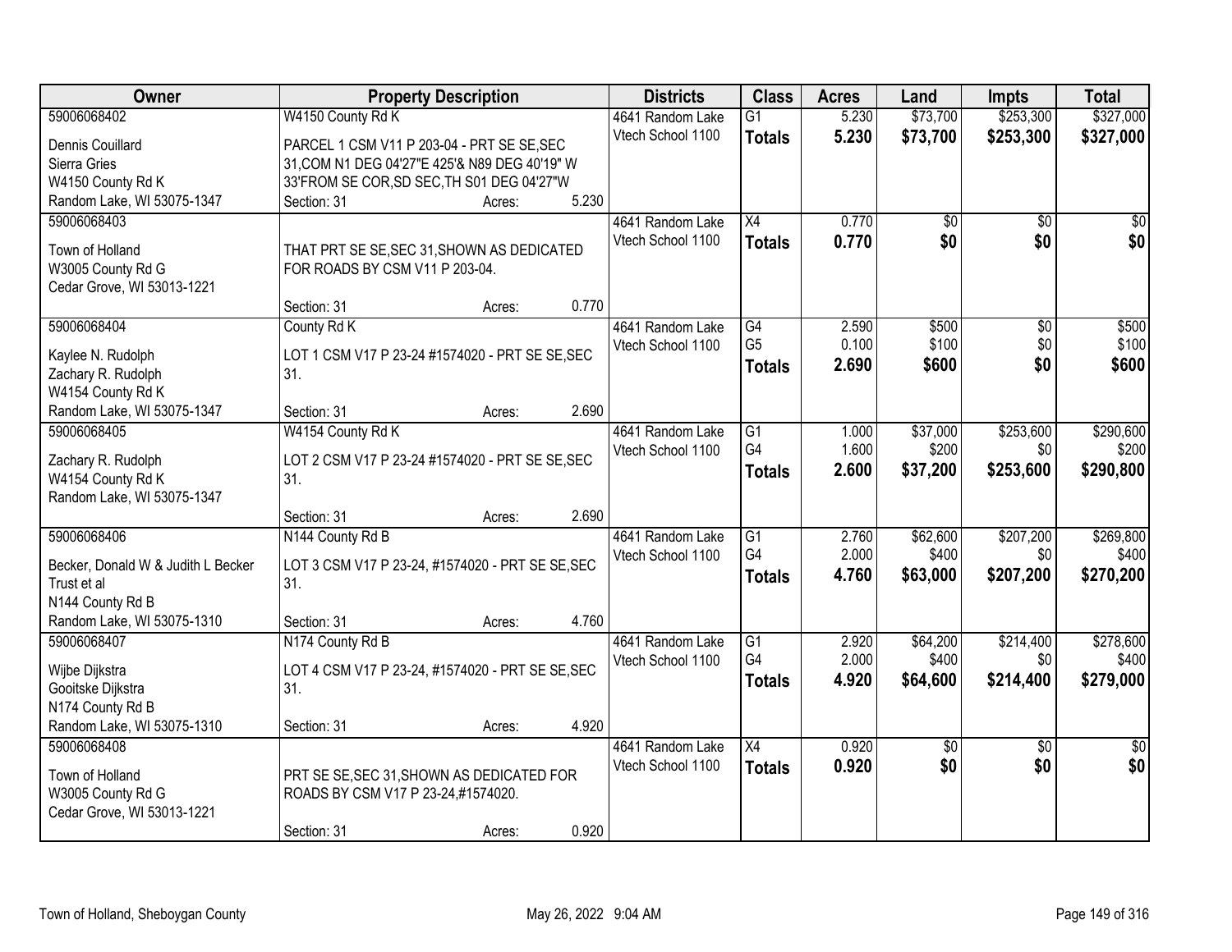| Owner | Property Description | Districts | Class | Acres | Land | Impts | Total |
|---|---|---|---|---|---|---|---|
| 59006068402<br>Dennis Couillard<br>Sierra Gries<br>W4150 County Rd K<br>Random Lake, WI 53075-1347 | W4150 County Rd K<br>PARCEL 1 CSM V11 P 203-04 - PRT SE SE,SEC 31,COM N1 DEG 04'27"E 425'& N89 DEG 40'19" W 33'FROM SE COR,SD SEC,TH S01 DEG 04'27"W<br>Section: 31 Acres: 5.230 | 4641 Random Lake<br>Vtech School 1100 | G1<br>**Totals** | 5.230<br>**5.230** | $73,700<br>**$73,700** | $253,300<br>**$253,300** | $327,000<br>**$327,000** |
| 59006068403<br>Town of Holland<br>W3005 County Rd G<br>Cedar Grove, WI 53013-1221 | THAT PRT SE SE,SEC 31,SHOWN AS DEDICATED FOR ROADS BY CSM V11 P 203-04.<br>Section: 31 Acres: 0.770 | 4641 Random Lake<br>Vtech School 1100 | X4<br>**Totals** | 0.770<br>**0.770** | $0<br>**$0** | $0<br>**$0** | $0<br>**$0** |
| 59006068404<br>Kaylee N. Rudolph<br>Zachary R. Rudolph<br>W4154 County Rd K<br>Random Lake, WI 53075-1347 | County Rd K<br>LOT 1 CSM V17 P 23-24 #1574020 - PRT SE SE,SEC 31.<br>Section: 31 Acres: 2.690 | 4641 Random Lake<br>Vtech School 1100 | G4<br>G5<br>**Totals** | 2.590<br>0.100<br>**2.690** | $500<br>$100<br>**$600** | $0<br>$0<br>**$0** | $500<br>$100<br>**$600** |
| 59006068405<br>Zachary R. Rudolph<br>W4154 County Rd K<br>Random Lake, WI 53075-1347 | W4154 County Rd K<br>LOT 2 CSM V17 P 23-24 #1574020 - PRT SE SE,SEC 31.<br>Section: 31 Acres: 2.690 | 4641 Random Lake<br>Vtech School 1100 | G1<br>G4<br>**Totals** | 1.000<br>1.600<br>**2.600** | $37,000<br>$200<br>**$37,200** | $253,600<br>$0<br>**$253,600** | $290,600<br>$200<br>**$290,800** |
| 59006068406<br>Becker, Donald W & Judith L Becker Trust et al<br>N144 County Rd B<br>Random Lake, WI 53075-1310 | N144 County Rd B<br>LOT 3 CSM V17 P 23-24, #1574020 - PRT SE SE,SEC 31.<br>Section: 31 Acres: 4.760 | 4641 Random Lake<br>Vtech School 1100 | G1<br>G4<br>**Totals** | 2.760<br>2.000<br>**4.760** | $62,600<br>$400<br>**$63,000** | $207,200<br>$0<br>**$207,200** | $269,800<br>$400<br>**$270,200** |
| 59006068407<br>Wijbe Dijkstra<br>Gooitske Dijkstra<br>N174 County Rd B<br>Random Lake, WI 53075-1310 | N174 County Rd B<br>LOT 4 CSM V17 P 23-24, #1574020 - PRT SE SE,SEC 31.<br>Section: 31 Acres: 4.920 | 4641 Random Lake<br>Vtech School 1100 | G1<br>G4<br>**Totals** | 2.920<br>2.000<br>**4.920** | $64,200<br>$400<br>**$64,600** | $214,400<br>$0<br>**$214,400** | $278,600<br>$400<br>**$279,000** |
| 59006068408<br>Town of Holland<br>W3005 County Rd G<br>Cedar Grove, WI 53013-1221 | PRT SE SE,SEC 31,SHOWN AS DEDICATED FOR ROADS BY CSM V17 P 23-24,#1574020.<br>Section: 31 Acres: 0.920 | 4641 Random Lake<br>Vtech School 1100 | X4<br>**Totals** | 0.920<br>**0.920** | $0<br>**$0** | $0<br>**$0** | $0<br>**$0** |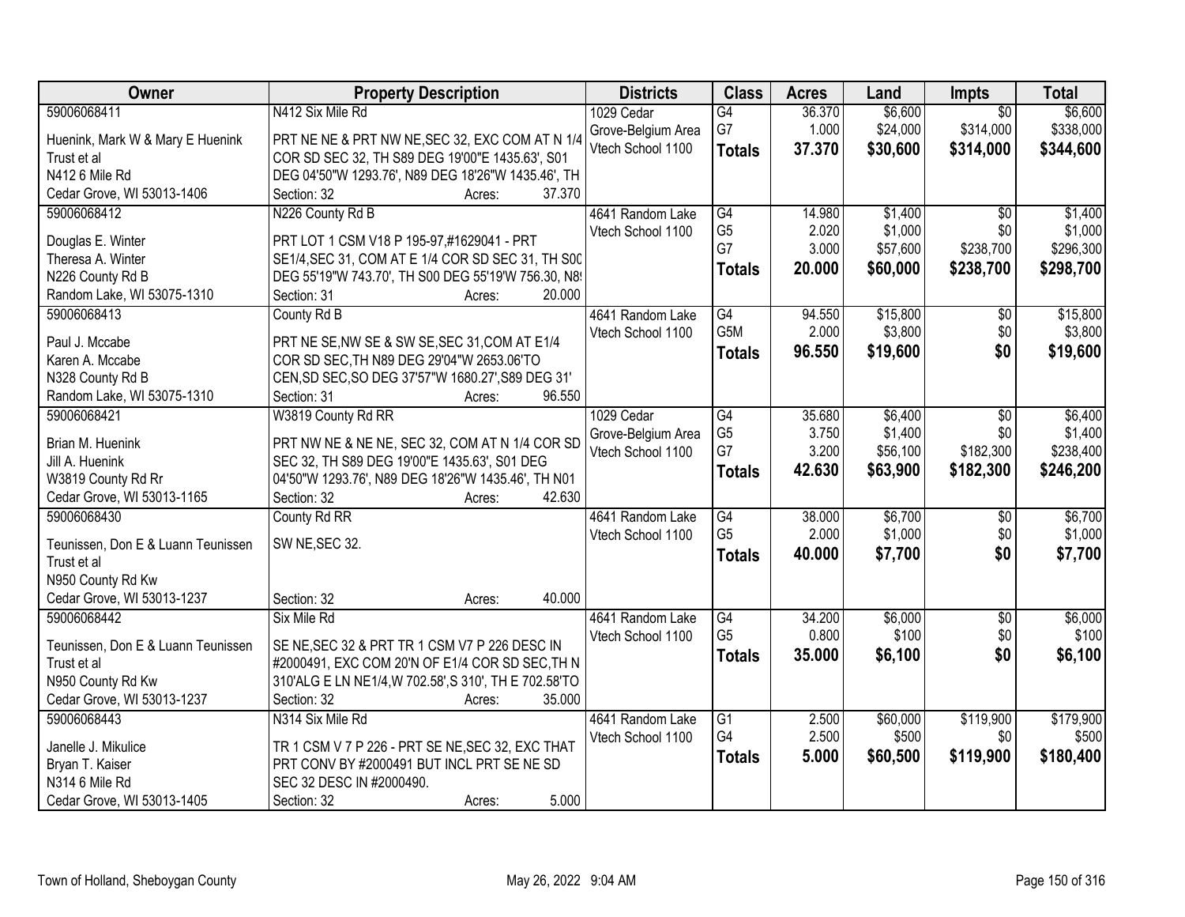| Owner | Property Description | Districts | Class | Acres | Land | Impts | Total |
|---|---|---|---|---|---|---|---|
| 59006068411<br>Huenink, Mark W & Mary E Huenink Trust et al<br>N412 6 Mile Rd<br>Cedar Grove, WI 53013-1406 | N412 Six Mile Rd<br>PRT NE NE & PRT NW NE,SEC 32, EXC COM AT N 1/4 COR SD SEC 32, TH S89 DEG 19'00"E 1435.63', S01 DEG 04'50"W 1293.76', N89 DEG 18'26"W 1435.46', TH<br>Section: 32 Acres: 37.370 | 1029 Cedar Grove-Belgium Area<br>Vtech School 1100 | G4<br>G7<br>**Totals** | 36.370<br>1.000<br>**37.370** | $6,600<br>$24,000<br>**$30,600** | $0<br>$314,000<br>**$314,000** | $6,600<br>$338,000<br>**$344,600** |
| 59006068412<br>Douglas E. Winter<br>Theresa A. Winter<br>N226 County Rd B<br>Random Lake, WI 53075-1310 | N226 County Rd B<br>PRT LOT 1 CSM V18 P 195-97,#1629041 - PRT SE1/4,SEC 31, COM AT E 1/4 COR SD SEC 31, TH S00 DEG 55'19"W 743.70', TH S00 DEG 55'19'W 756.30, N8<br>Section: 31 Acres: 20.000 | 4641 Random Lake<br>Vtech School 1100 | G4<br>G5<br>G7<br>**Totals** | 14.980<br>2.020<br>3.000<br>**20.000** | $1,400<br>$1,000<br>$57,600<br>**$60,000** | $0<br>$0<br>$238,700<br>**$238,700** | $1,400<br>$1,000<br>$296,300<br>**$298,700** |
| 59006068413<br>Paul J. Mccabe<br>Karen A. Mccabe<br>N328 County Rd B<br>Random Lake, WI 53075-1310 | County Rd B<br>PRT NE SE,NW SE & SW SE,SEC 31,COM AT E1/4 COR SD SEC,TH N89 DEG 29'04"W 2653.06'TO CEN,SD SEC,SO DEG 37'57"W 1680.27',S89 DEG 31'<br>Section: 31 Acres: 96.550 | 4641 Random Lake<br>Vtech School 1100 | G4<br>G5M<br>**Totals** | 94.550<br>2.000<br>**96.550** | $15,800<br>$3,800<br>**$19,600** | $0<br>$0<br>**$0** | $15,800<br>$3,800<br>**$19,600** |
| 59006068421<br>Brian M. Huenink<br>Jill A. Huenink<br>W3819 County Rd Rr<br>Cedar Grove, WI 53013-1165 | W3819 County Rd RR<br>PRT NW NE & NE NE, SEC 32, COM AT N 1/4 COR SD SEC 32, TH S89 DEG 19'00"E 1435.63', S01 DEG 04'50"W 1293.76', N89 DEG 18'26"W 1435.46', TH N01<br>Section: 32 Acres: 42.630 | 1029 Cedar Grove-Belgium Area<br>Vtech School 1100 | G4<br>G5<br>G7<br>**Totals** | 35.680<br>3.750<br>3.200<br>**42.630** | $6,400<br>$1,400<br>$56,100<br>**$63,900** | $0<br>$0<br>$182,300<br>**$182,300** | $6,400<br>$1,400<br>$238,400<br>**$246,200** |
| 59006068430<br>Teunissen, Don E & Luann Teunissen Trust et al<br>N950 County Rd Kw<br>Cedar Grove, WI 53013-1237 | County Rd RR<br>SW NE,SEC 32.<br>Section: 32 Acres: 40.000 | 4641 Random Lake<br>Vtech School 1100 | G4<br>G5<br>**Totals** | 38.000<br>2.000<br>**40.000** | $6,700<br>$1,000<br>**$7,700** | $0<br>$0<br>**$0** | $6,700<br>$1,000<br>**$7,700** |
| 59006068442<br>Teunissen, Don E & Luann Teunissen Trust et al<br>N950 County Rd Kw<br>Cedar Grove, WI 53013-1237 | Six Mile Rd<br>SE NE,SEC 32 & PRT TR 1 CSM V7 P 226 DESC IN #2000491, EXC COM 20'N OF E1/4 COR SD SEC,TH N 310'ALG E LN NE1/4,W 702.58',S 310', TH E 702.58'TO<br>Section: 32 Acres: 35.000 | 4641 Random Lake<br>Vtech School 1100 | G4<br>G5<br>**Totals** | 34.200<br>0.800<br>**35.000** | $6,000<br>$100<br>**$6,100** | $0<br>$0<br>**$0** | $6,000<br>$100<br>**$6,100** |
| 59006068443<br>Janelle J. Mikulice<br>Bryan T. Kaiser<br>N314 6 Mile Rd<br>Cedar Grove, WI 53013-1405 | N314 Six Mile Rd<br>TR 1 CSM V 7 P 226 - PRT SE NE,SEC 32, EXC THAT PRT CONV BY #2000491 BUT INCL PRT SE NE SD SEC 32 DESC IN #2000490.<br>Section: 32 Acres: 5.000 | 4641 Random Lake<br>Vtech School 1100 | G1<br>G4<br>**Totals** | 2.500<br>2.500<br>**5.000** | $60,000<br>$500<br>**$60,500** | $119,900<br>$0<br>**$119,900** | $179,900<br>$500<br>**$180,400** |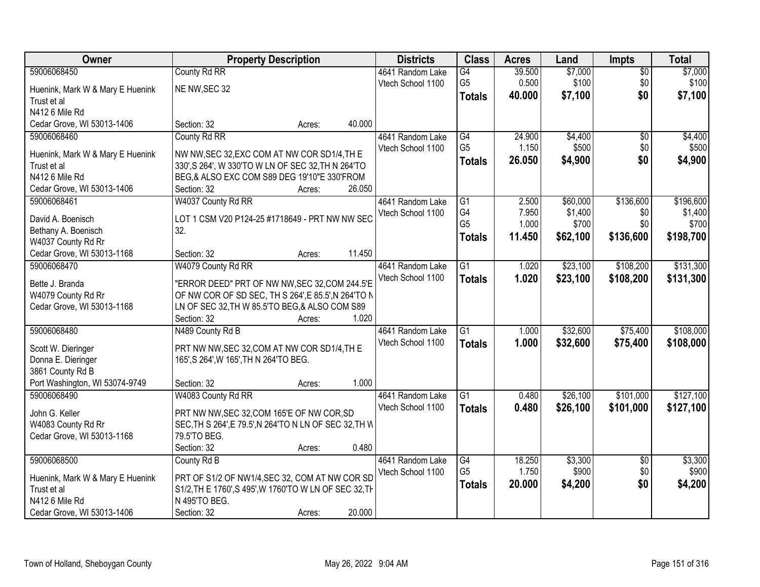| Owner | Property Description | Districts | Class | Acres | Land | Impts | Total |
|---|---|---|---|---|---|---|---|
| 59006068450<br>Huenink, Mark W & Mary E Huenink Trust et al<br>N412 6 Mile Rd<br>Cedar Grove, WI 53013-1406 | County Rd RR<br>NE NW,SEC 32<br>Section: 32 Acres: 40.000 | 4641 Random Lake<br>Vtech School 1100 | G4<br>G5<br>**Totals** | 39.500<br>0.500<br>**40.000** | $7,000<br>$100<br>**$7,100** | $0<br>$0<br>**$0** | $7,000<br>$100<br>**$7,100** |
| 59006068460<br>Huenink, Mark W & Mary E Huenink Trust et al<br>N412 6 Mile Rd<br>Cedar Grove, WI 53013-1406 | County Rd RR<br>NW NW,SEC 32,EXC COM AT NW COR SD1/4,TH E 330',S 264', W 330'TO W LN OF SEC 32,TH N 264'TO BEG,& ALSO EXC COM S89 DEG 19'10"E 330'FROM<br>Section: 32 Acres: 26.050 | 4641 Random Lake<br>Vtech School 1100 | G4<br>G5<br>**Totals** | 24.900<br>1.150<br>**26.050** | $4,400<br>$500<br>**$4,900** | $0<br>$0<br>**$0** | $4,400<br>$500<br>**$4,900** |
| 59006068461<br>David A. Boenisch<br>Bethany A. Boenisch<br>W4037 County Rd Rr<br>Cedar Grove, WI 53013-1168 | W4037 County Rd RR<br>LOT 1 CSM V20 P124-25 #1718649 - PRT NW NW SEC 32.<br>Section: 32 Acres: 11.450 | 4641 Random Lake<br>Vtech School 1100 | G1<br>G4<br>G5<br>**Totals** | 2.500<br>7.950<br>1.000<br>**11.450** | $60,000<br>$1,400<br>$700<br>**$62,100** | $136,600<br>$0<br>$0<br>**$136,600** | $196,600<br>$1,400<br>$700<br>**$198,700** |
| 59006068470<br>Bette J. Branda<br>W4079 County Rd Rr<br>Cedar Grove, WI 53013-1168 | W4079 County Rd RR<br>"ERROR DEED" PRT OF NW NW,SEC 32,COM 244.5'E OF NW COR OF SD SEC, TH S 264',E 85.5',N 264'TO N LN OF SEC 32,TH W 85.5'TO BEG,& ALSO COM S89<br>Section: 32 Acres: 1.020 | 4641 Random Lake<br>Vtech School 1100 | G1<br>**Totals** | 1.020<br>**1.020** | $23,100<br>**$23,100** | $108,200<br>**$108,200** | $131,300<br>**$131,300** |
| 59006068480<br>Scott W. Dieringer<br>Donna E. Dieringer<br>3861 County Rd B<br>Port Washington, WI 53074-9749 | N489 County Rd B<br>PRT NW NW,SEC 32,COM AT NW COR SD1/4,TH E 165',S 264',W 165',TH N 264'TO BEG.<br>Section: 32 Acres: 1.000 | 4641 Random Lake<br>Vtech School 1100 | G1<br>**Totals** | 1.000<br>**1.000** | $32,600<br>**$32,600** | $75,400<br>**$75,400** | $108,000<br>**$108,000** |
| 59006068490<br>John G. Keller<br>W4083 County Rd Rr<br>Cedar Grove, WI 53013-1168 | W4083 County Rd RR<br>PRT NW NW,SEC 32,COM 165'E OF NW COR,SD SEC,TH S 264',E 79.5',N 264'TO N LN OF SEC 32,TH W 79.5'TO BEG.<br>Section: 32 Acres: 0.480 | 4641 Random Lake<br>Vtech School 1100 | G1<br>**Totals** | 0.480<br>**0.480** | $26,100<br>**$26,100** | $101,000<br>**$101,000** | $127,100<br>**$127,100** |
| 59006068500<br>Huenink, Mark W & Mary E Huenink Trust et al<br>N412 6 Mile Rd<br>Cedar Grove, WI 53013-1406 | County Rd B<br>PRT OF S1/2 OF NW1/4,SEC 32, COM AT NW COR SD S1/2,TH E 1760',S 495',W 1760'TO W LN OF SEC 32,TH N 495'TO BEG.<br>Section: 32 Acres: 20.000 | 4641 Random Lake<br>Vtech School 1100 | G4<br>G5<br>**Totals** | 18.250<br>1.750<br>**20.000** | $3,300<br>$900<br>**$4,200** | $0<br>$0<br>**$0** | $3,300<br>$900<br>**$4,200** |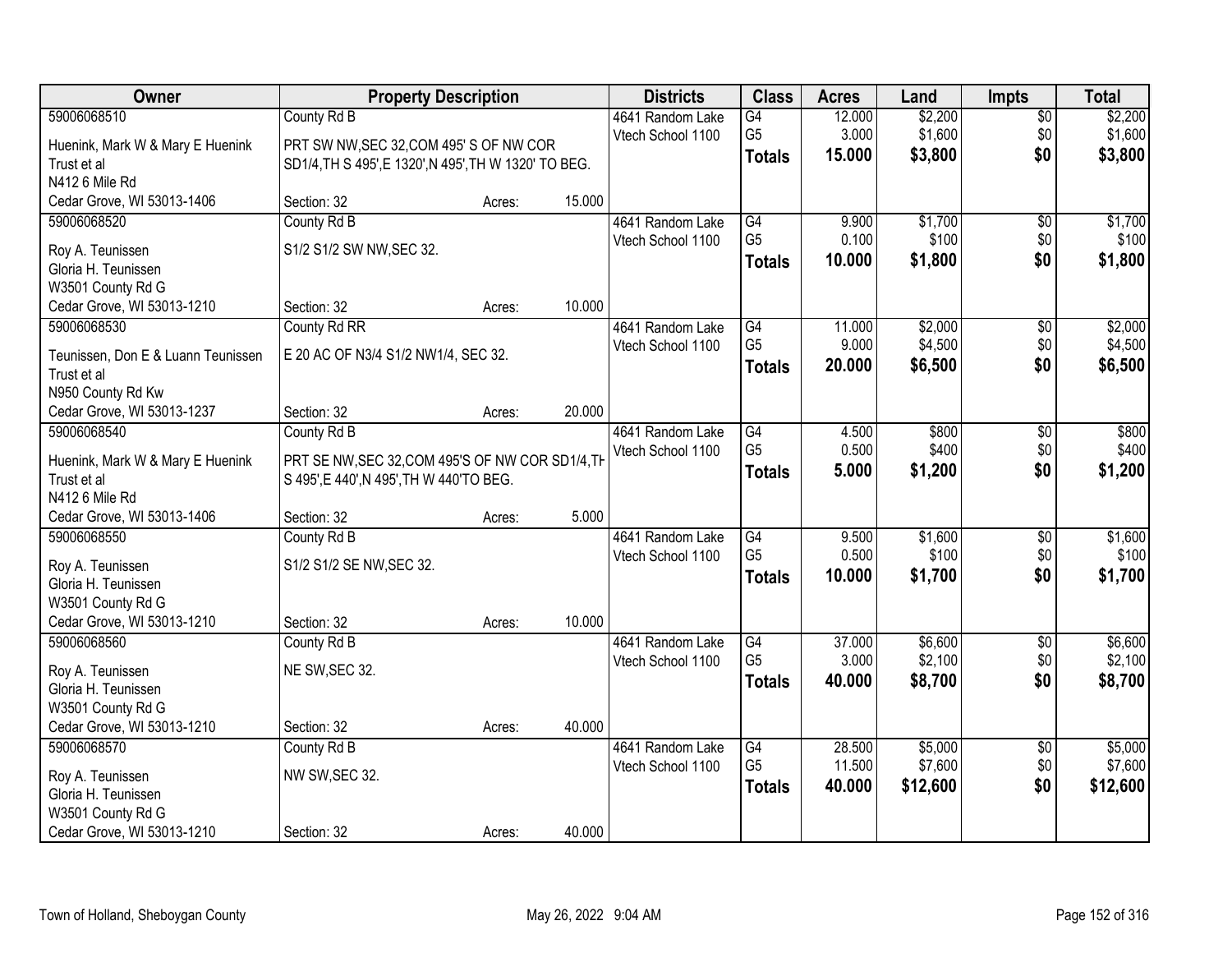| Owner | Property Description | Districts | Class | Acres | Land | Impts | Total |
|---|---|---|---|---|---|---|---|
| 59006068510<br>Huenink, Mark W & Mary E Huenink Trust et al<br>N412 6 Mile Rd<br>Cedar Grove, WI 53013-1406 | County Rd B<br>PRT SW NW,SEC 32,COM 495' S OF NW COR SD1/4,TH S 495',E 1320',N 495',TH W 1320' TO BEG.<br>Section: 32 Acres: 15.000 | 4641 Random Lake<br>Vtech School 1100 | G4<br>G5<br>**Totals** | 12.000<br>3.000<br>**15.000** | $2,200<br>$1,600<br>**$3,800** | $0<br>$0<br>**$0** | $2,200<br>$1,600<br>**$3,800** |
| 59006068520<br>Roy A. Teunissen<br>Gloria H. Teunissen<br>W3501 County Rd G<br>Cedar Grove, WI 53013-1210 | County Rd B<br>S1/2 S1/2 SW NW,SEC 32.<br>Section: 32 Acres: 10.000 | 4641 Random Lake<br>Vtech School 1100 | G4<br>G5<br>**Totals** | 9.900<br>0.100<br>**10.000** | $1,700<br>$100<br>**$1,800** | $0<br>$0<br>**$0** | $1,700<br>$100<br>**$1,800** |
| 59006068530<br>Teunissen, Don E & Luann Teunissen Trust et al<br>N950 County Rd Kw<br>Cedar Grove, WI 53013-1237 | County Rd RR<br>E 20 AC OF N3/4 S1/2 NW1/4, SEC 32.<br>Section: 32 Acres: 20.000 | 4641 Random Lake<br>Vtech School 1100 | G4<br>G5<br>**Totals** | 11.000<br>9.000<br>**20.000** | $2,000<br>$4,500<br>**$6,500** | $0<br>$0<br>**$0** | $2,000<br>$4,500<br>**$6,500** |
| 59006068540<br>Huenink, Mark W & Mary E Huenink Trust et al<br>N412 6 Mile Rd<br>Cedar Grove, WI 53013-1406 | County Rd B<br>PRT SE NW,SEC 32,COM 495'S OF NW COR SD1/4,TH S 495',E 440',N 495',TH W 440'TO BEG.<br>Section: 32 Acres: 5.000 | 4641 Random Lake<br>Vtech School 1100 | G4<br>G5<br>**Totals** | 4.500<br>0.500<br>**5.000** | $800<br>$400<br>**$1,200** | $0<br>$0<br>**$0** | $800<br>$400<br>**$1,200** |
| 59006068550<br>Roy A. Teunissen<br>Gloria H. Teunissen<br>W3501 County Rd G<br>Cedar Grove, WI 53013-1210 | County Rd B<br>S1/2 S1/2 SE NW,SEC 32.<br>Section: 32 Acres: 10.000 | 4641 Random Lake<br>Vtech School 1100 | G4<br>G5<br>**Totals** | 9.500<br>0.500<br>**10.000** | $1,600<br>$100<br>**$1,700** | $0<br>$0<br>**$0** | $1,600<br>$100<br>**$1,700** |
| 59006068560<br>Roy A. Teunissen<br>Gloria H. Teunissen<br>W3501 County Rd G<br>Cedar Grove, WI 53013-1210 | County Rd B<br>NE SW,SEC 32.<br>Section: 32 Acres: 40.000 | 4641 Random Lake<br>Vtech School 1100 | G4<br>G5<br>**Totals** | 37.000<br>3.000<br>**40.000** | $6,600<br>$2,100<br>**$8,700** | $0<br>$0<br>**$0** | $6,600<br>$2,100<br>**$8,700** |
| 59006068570<br>Roy A. Teunissen<br>Gloria H. Teunissen<br>W3501 County Rd G<br>Cedar Grove, WI 53013-1210 | County Rd B<br>NW SW,SEC 32.<br>Section: 32 Acres: 40.000 | 4641 Random Lake<br>Vtech School 1100 | G4<br>G5<br>**Totals** | 28.500<br>11.500<br>**40.000** | $5,000<br>$7,600<br>**$12,600** | $0<br>$0<br>**$0** | $5,000<br>$7,600<br>**$12,600** |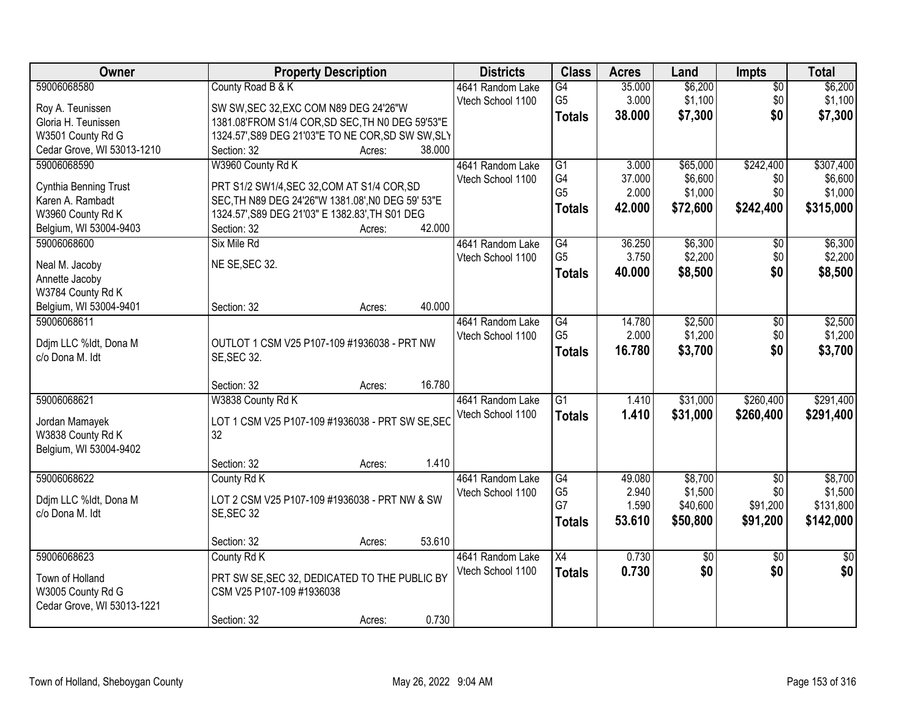| Owner | Property Description | Districts | Class | Acres | Land | Impts | Total |
|---|---|---|---|---|---|---|---|
| 59006068580<br>Roy A. Teunissen<br>Gloria H. Teunissen<br>W3501 County Rd G<br>Cedar Grove, WI 53013-1210 | County Road B & K<br>SW SW,SEC 32,EXC COM N89 DEG 24'26"W 1381.08'FROM S1/4 COR,SD SEC,TH N0 DEG 59'53"E 1324.57',S89 DEG 21'03"E TO NE COR,SD SW SW,SLY<br>Section: 32 Acres: 38.000 | 4641 Random Lake<br>Vtech School 1100 | G4<br>G5<br>**Totals** | 35.000<br>3.000<br>**38.000** | $6,200<br>$1,100<br>**$7,300** | $0<br>$0<br>**$0** | $6,200<br>$1,100<br>**$7,300** |
| 59006068590<br>Cynthia Benning Trust<br>Karen A. Rambadt<br>W3960 County Rd K<br>Belgium, WI 53004-9403 | W3960 County Rd K<br>PRT S1/2 SW1/4,SEC 32,COM AT S1/4 COR,SD SEC,TH N89 DEG 24'26"W 1381.08',N0 DEG 59' 53"E 1324.57',S89 DEG 21'03" E 1382.83',TH S01 DEG<br>Section: 32 Acres: 42.000 | 4641 Random Lake<br>Vtech School 1100 | G1<br>G4<br>G5<br>**Totals** | 3.000<br>37.000<br>2.000<br>**42.000** | $65,000<br>$6,600<br>$1,000<br>**$72,600** | $242,400<br>$0<br>$0<br>**$242,400** | $307,400<br>$6,600<br>$1,000<br>**$315,000** |
| 59006068600<br>Neal M. Jacoby<br>Annette Jacoby<br>W3784 County Rd K<br>Belgium, WI 53004-9401 | Six Mile Rd<br>NE SE,SEC 32.<br>Section: 32 Acres: 40.000 | 4641 Random Lake<br>Vtech School 1100 | G4<br>G5<br>**Totals** | 36.250<br>3.750<br>**40.000** | $6,300<br>$2,200<br>**$8,500** | $0<br>$0<br>**$0** | $6,300<br>$2,200<br>**$8,500** |
| 59006068611<br>Ddjm LLC %Idt, Dona M<br>c/o Dona M. Idt | OUTLOT 1 CSM V25 P107-109 #1936038 - PRT NW SE,SEC 32.<br>Section: 32 Acres: 16.780 | 4641 Random Lake<br>Vtech School 1100 | G4<br>G5<br>**Totals** | 14.780<br>2.000<br>**16.780** | $2,500<br>$1,200<br>**$3,700** | $0<br>$0<br>**$0** | $2,500<br>$1,200<br>**$3,700** |
| 59006068621<br>Jordan Mamayek<br>W3838 County Rd K<br>Belgium, WI 53004-9402 | W3838 County Rd K<br>LOT 1 CSM V25 P107-109 #1936038 - PRT SW SE,SEC 32<br>Section: 32 Acres: 1.410 | 4641 Random Lake<br>Vtech School 1100 | G1<br>**Totals** | 1.410<br>**1.410** | $31,000<br>**$31,000** | $260,400<br>**$260,400** | $291,400<br>**$291,400** |
| 59006068622<br>Ddjm LLC %Idt, Dona M<br>c/o Dona M. Idt | County Rd K<br>LOT 2 CSM V25 P107-109 #1936038 - PRT NW & SW SE,SEC 32<br>Section: 32 Acres: 53.610 | 4641 Random Lake<br>Vtech School 1100 | G4<br>G5<br>G7<br>**Totals** | 49.080<br>2.940<br>1.590<br>**53.610** | $8,700<br>$1,500<br>$40,600<br>**$50,800** | $0<br>$0<br>$91,200<br>**$91,200** | $8,700<br>$1,500<br>$131,800<br>**$142,000** |
| 59006068623<br>Town of Holland<br>W3005 County Rd G<br>Cedar Grove, WI 53013-1221 | County Rd K<br>PRT SW SE,SEC 32, DEDICATED TO THE PUBLIC BY CSM V25 P107-109 #1936038<br>Section: 32 Acres: 0.730 | 4641 Random Lake<br>Vtech School 1100 | X4<br>**Totals** | 0.730<br>**0.730** | $0<br>**$0** | $0<br>**$0** | $0<br>**$0** |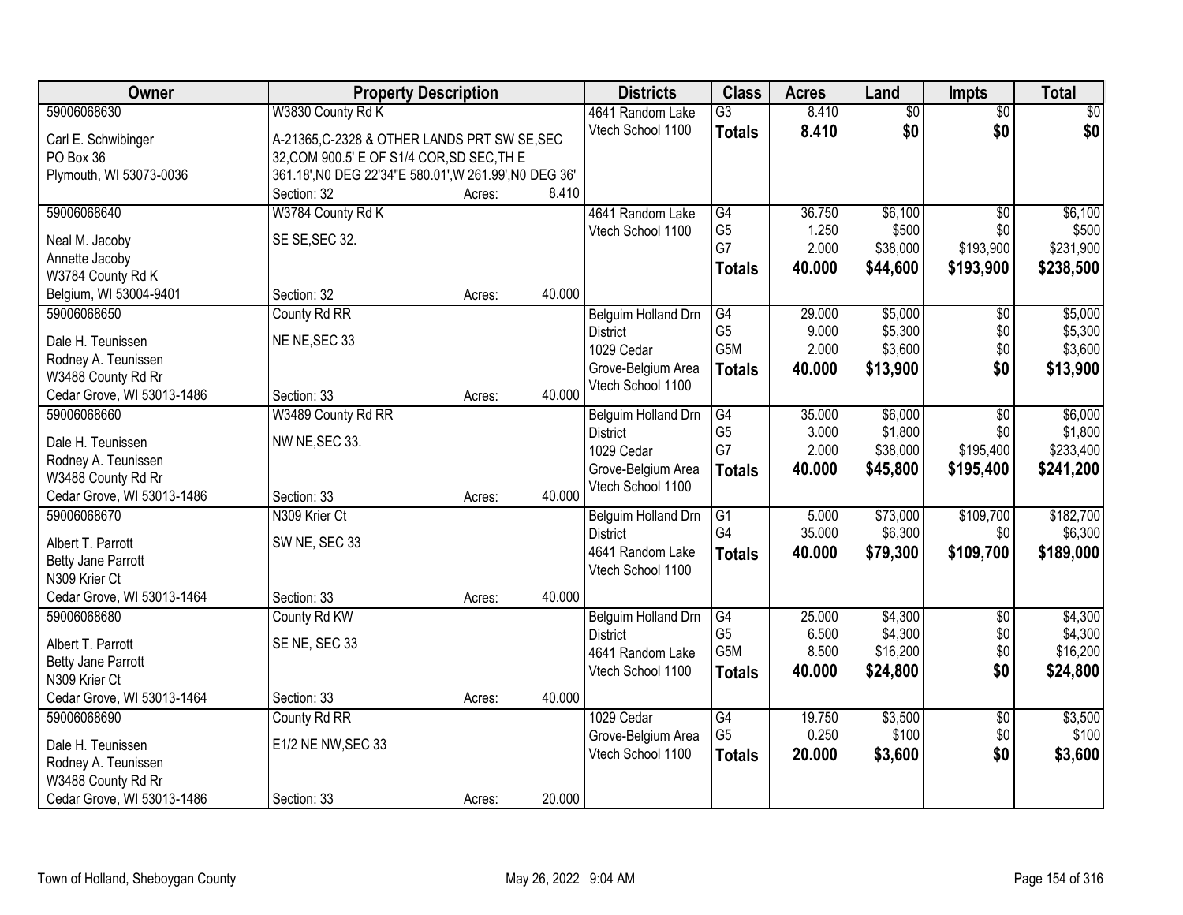| Owner | Property Description | | | Districts | Class | Acres | Land | Impts | Total |
|---|---|---|---|---|---|---|---|---|---|
| 59006068630 | W3830 County Rd K | | | 4641 Random Lake | G3 | 8.410 | $0 | $0 | $0 |
| Carl E. Schwibinger | A-21365,C-2328 & OTHER LANDS PRT SW SE,SEC | | | Vtech School 1100 | **Totals** | **8.410** | **$0** | **$0** | **$0** |
| PO Box 36 | 32,COM 900.5' E OF S1/4 COR,SD SEC,TH E | | | | | | | | |
| Plymouth, WI 53073-0036 | 361.18',N0 DEG 22'34"E 580.01',W 261.99',N0 DEG 36' | | | | | | | | |
| | Section: 32 | Acres: | 8.410 | | | | | | |
| 59006068640 | W3784 County Rd K | | | 4641 Random Lake | G4 | 36.750 | $6,100 | $0 | $6,100 |
| Neal M. Jacoby | SE SE,SEC 32. | | | Vtech School 1100 | G5 | 1.250 | $500 | $0 | $500 |
| Annette Jacoby | | | | | G7 | 2.000 | $38,000 | $193,900 | $231,900 |
| W3784 County Rd K | | | | | **Totals** | **40.000** | **$44,600** | **$193,900** | **$238,500** |
| Belgium, WI 53004-9401 | Section: 32 | Acres: | 40.000 | | | | | | |
| 59006068650 | County Rd RR | | | Belguim Holland Drn | G4 | 29.000 | $5,000 | $0 | $5,000 |
| Dale H. Teunissen | NE NE,SEC 33 | | | District | G5 | 9.000 | $5,300 | $0 | $5,300 |
| Rodney A. Teunissen | | | | 1029 Cedar | G5M | 2.000 | $3,600 | $0 | $3,600 |
| W3488 County Rd Rr | | | | Grove-Belgium Area | **Totals** | **40.000** | **$13,900** | **$0** | **$13,900** |
| Cedar Grove, WI 53013-1486 | Section: 33 | Acres: | 40.000 | Vtech School 1100 | | | | | |
| 59006068660 | W3489 County Rd RR | | | Belguim Holland Drn | G4 | 35.000 | $6,000 | $0 | $6,000 |
| Dale H. Teunissen | NW NE,SEC 33. | | | District | G5 | 3.000 | $1,800 | $0 | $1,800 |
| Rodney A. Teunissen | | | | 1029 Cedar | G7 | 2.000 | $38,000 | $195,400 | $233,400 |
| W3488 County Rd Rr | | | | Grove-Belgium Area | **Totals** | **40.000** | **$45,800** | **$195,400** | **$241,200** |
| Cedar Grove, WI 53013-1486 | Section: 33 | Acres: | 40.000 | Vtech School 1100 | | | | | |
| 59006068670 | N309 Krier Ct | | | Belguim Holland Drn | G1 | 5.000 | $73,000 | $109,700 | $182,700 |
| Albert T. Parrott | SW NE, SEC 33 | | | District | G4 | 35.000 | $6,300 | $0 | $6,300 |
| Betty Jane Parrott | | | | 4641 Random Lake | **Totals** | **40.000** | **$79,300** | **$109,700** | **$189,000** |
| N309 Krier Ct | | | | Vtech School 1100 | | | | | |
| Cedar Grove, WI 53013-1464 | Section: 33 | Acres: | 40.000 | | | | | | |
| 59006068680 | County Rd KW | | | Belguim Holland Drn | G4 | 25.000 | $4,300 | $0 | $4,300 |
| Albert T. Parrott | SE NE, SEC 33 | | | District | G5 | 6.500 | $4,300 | $0 | $4,300 |
| Betty Jane Parrott | | | | 4641 Random Lake | G5M | 8.500 | $16,200 | $0 | $16,200 |
| N309 Krier Ct | | | | Vtech School 1100 | **Totals** | **40.000** | **$24,800** | **$0** | **$24,800** |
| Cedar Grove, WI 53013-1464 | Section: 33 | Acres: | 40.000 | | | | | | |
| 59006068690 | County Rd RR | | | 1029 Cedar | G4 | 19.750 | $3,500 | $0 | $3,500 |
| Dale H. Teunissen | E1/2 NE NW,SEC 33 | | | Grove-Belgium Area | G5 | 0.250 | $100 | $0 | $100 |
| Rodney A. Teunissen | | | | Vtech School 1100 | **Totals** | **20.000** | **$3,600** | **$0** | **$3,600** |
| W3488 County Rd Rr | | | | | | | | | |
| Cedar Grove, WI 53013-1486 | Section: 33 | Acres: | 20.000 | | | | | | |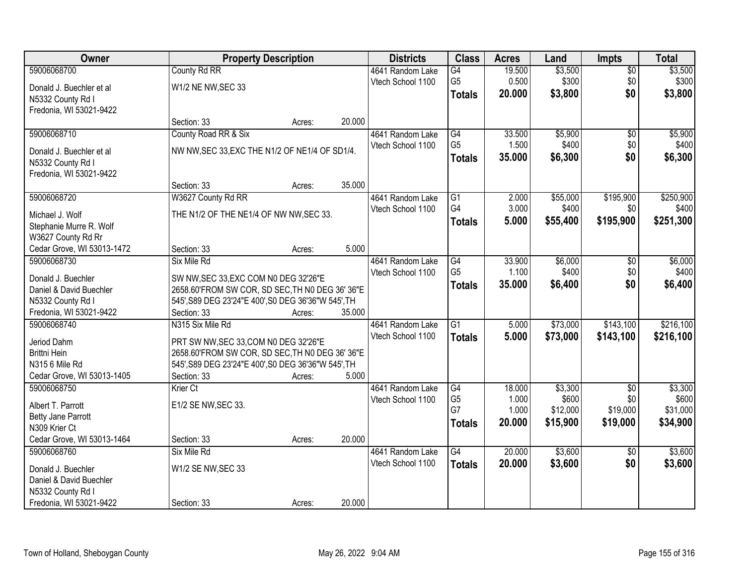| Owner | Property Description | Districts | Class | Acres | Land | Impts | Total |
|---|---|---|---|---|---|---|---|
| 59006068700<br>Donald J. Buechler et al<br>N5332 County Rd I<br>Fredonia, WI 53021-9422 | County Rd RR<br>W1/2 NE NW,SEC 33<br>Section: 33 Acres: 20.000 | 4641 Random Lake<br>Vtech School 1100 | G4<br>G5<br>**Totals** | 19.500<br>0.500<br>**20.000** | $3,500<br>$300<br>**$3,800** | $0<br>$0<br>**$0** | $3,500<br>$300<br>**$3,800** |
| 59006068710<br>Donald J. Buechler et al<br>N5332 County Rd I<br>Fredonia, WI 53021-9422 | County Road RR & Six<br>NW NW,SEC 33,EXC THE N1/2 OF NE1/4 OF SD1/4.<br>Section: 33 Acres: 35.000 | 4641 Random Lake<br>Vtech School 1100 | G4<br>G5<br>**Totals** | 33.500<br>1.500<br>**35.000** | $5,900<br>$400<br>**$6,300** | $0<br>$0<br>**$0** | $5,900<br>$400<br>**$6,300** |
| 59006068720<br>Michael J. Wolf<br>Stephanie Murre R. Wolf<br>W3627 County Rd Rr<br>Cedar Grove, WI 53013-1472 | W3627 County Rd RR<br>THE N1/2 OF THE NE1/4 OF NW NW,SEC 33.<br>Section: 33 Acres: 5.000 | 4641 Random Lake<br>Vtech School 1100 | G1<br>G4<br>**Totals** | 2.000<br>3.000<br>**5.000** | $55,000<br>$400<br>**$55,400** | $195,900<br>$0<br>**$195,900** | $250,900<br>$400<br>**$251,300** |
| 59006068730<br>Donald J. Buechler<br>Daniel & David Buechler<br>N5332 County Rd I<br>Fredonia, WI 53021-9422 | Six Mile Rd<br>SW NW,SEC 33,EXC COM N0 DEG 32'26"E 2658.60'FROM SW COR, SD SEC,TH N0 DEG 36' 36"E 545',S89 DEG 23'24"E 400',S0 DEG 36'36"W 545',TH<br>Section: 33 Acres: 35.000 | 4641 Random Lake<br>Vtech School 1100 | G4<br>G5<br>**Totals** | 33.900<br>1.100<br>**35.000** | $6,000<br>$400<br>**$6,400** | $0<br>$0<br>**$0** | $6,000<br>$400<br>**$6,400** |
| 59006068740<br>Jeriod Dahm<br>Brittni Hein<br>N315 6 Mile Rd<br>Cedar Grove, WI 53013-1405 | N315 Six Mile Rd<br>PRT SW NW,SEC 33,COM N0 DEG 32'26"E 2658.60'FROM SW COR, SD SEC,TH N0 DEG 36' 36"E 545',S89 DEG 23'24"E 400',S0 DEG 36'36"W 545',TH<br>Section: 33 Acres: 5.000 | 4641 Random Lake<br>Vtech School 1100 | G1<br>**Totals** | 5.000<br>**5.000** | $73,000<br>**$73,000** | $143,100<br>**$143,100** | $216,100<br>**$216,100** |
| 59006068750<br>Albert T. Parrott<br>Betty Jane Parrott<br>N309 Krier Ct<br>Cedar Grove, WI 53013-1464 | Krier Ct<br>E1/2 SE NW,SEC 33.<br>Section: 33 Acres: 20.000 | 4641 Random Lake<br>Vtech School 1100 | G4<br>G5<br>G7<br>**Totals** | 18.000<br>1.000<br>1.000<br>**20.000** | $3,300<br>$600<br>$12,000<br>**$15,900** | $0<br>$0<br>$19,000<br>**$19,000** | $3,300<br>$600<br>$31,000<br>**$34,900** |
| 59006068760<br>Donald J. Buechler<br>Daniel & David Buechler<br>N5332 County Rd I<br>Fredonia, WI 53021-9422 | Six Mile Rd<br>W1/2 SE NW,SEC 33<br>Section: 33 Acres: 20.000 | 4641 Random Lake<br>Vtech School 1100 | G4<br>**Totals** | 20.000<br>**20.000** | $3,600<br>**$3,600** | $0<br>**$0** | $3,600<br>**$3,600** |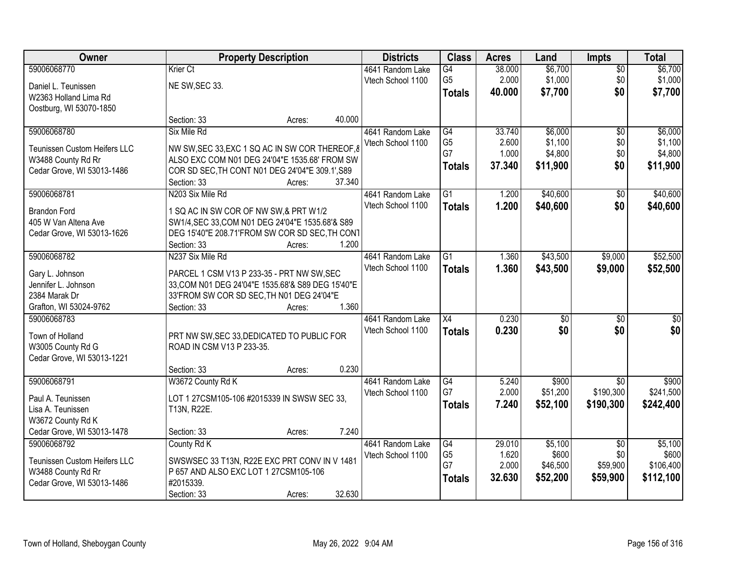| Owner | Property Description | Districts | Class | Acres | Land | Impts | Total |
|---|---|---|---|---|---|---|---|
| 59006068770<br>Daniel L. Teunissen<br>W2363 Holland Lima Rd<br>Oostburg, WI 53070-1850 | Krier Ct<br>NE SW,SEC 33.<br>Section: 33 Acres: 40.000 | 4641 Random Lake<br>Vtech School 1100 | G4<br>G5<br>**Totals** | 38.000<br>2.000<br>**40.000** | $6,700<br>$1,000<br>**$7,700** | $0<br>$0<br>**$0** | $6,700<br>$1,000<br>**$7,700** |
| 59006068780<br>Teunissen Custom Heifers LLC<br>W3488 County Rd Rr<br>Cedar Grove, WI 53013-1486 | Six Mile Rd<br>NW SW,SEC 33,EXC 1 SQ AC IN SW COR THEREOF,&<br>ALSO EXC COM N01 DEG 24'04"E 1535.68' FROM SW<br>COR SD SEC,TH CONT N01 DEG 24'04"E 309.1',S89<br>Section: 33 Acres: 37.340 | 4641 Random Lake<br>Vtech School 1100 | G4<br>G5<br>G7<br>**Totals** | 33.740<br>2.600<br>1.000<br>**37.340** | $6,000<br>$1,100<br>$4,800<br>**$11,900** | $0<br>$0<br>$0<br>**$0** | $6,000<br>$1,100<br>$4,800<br>**$11,900** |
| 59006068781<br>Brandon Ford<br>405 W Van Altena Ave<br>Cedar Grove, WI 53013-1626 | N203 Six Mile Rd<br>1 SQ AC IN SW COR OF NW SW,& PRT W1/2<br>SW1/4,SEC 33,COM N01 DEG 24'04"E 1535.68'& S89<br>DEG 15'40"E 208.71'FROM SW COR SD SEC,TH CONT<br>Section: 33 Acres: 1.200 | 4641 Random Lake<br>Vtech School 1100 | G1<br>**Totals** | 1.200<br>**1.200** | $40,600<br>**$40,600** | $0<br>**$0** | $40,600<br>**$40,600** |
| 59006068782<br>Gary L. Johnson<br>Jennifer L. Johnson<br>2384 Marak Dr<br>Grafton, WI 53024-9762 | N237 Six Mile Rd<br>PARCEL 1 CSM V13 P 233-35 - PRT NW SW,SEC<br>33,COM N01 DEG 24'04"E 1535.68'& S89 DEG 15'40"E<br>33'FROM SW COR SD SEC,TH N01 DEG 24'04"E<br>Section: 33 Acres: 1.360 | 4641 Random Lake<br>Vtech School 1100 | G1<br>**Totals** | 1.360<br>**1.360** | $43,500<br>**$43,500** | $9,000<br>**$9,000** | $52,500<br>**$52,500** |
| 59006068783<br>Town of Holland<br>W3005 County Rd G<br>Cedar Grove, WI 53013-1221 | PRT NW SW,SEC 33,DEDICATED TO PUBLIC FOR<br>ROAD IN CSM V13 P 233-35.<br>Section: 33 Acres: 0.230 | 4641 Random Lake<br>Vtech School 1100 | X4<br>**Totals** | 0.230<br>**0.230** | $0<br>**$0** | $0<br>**$0** | $0<br>**$0** |
| 59006068791<br>Paul A. Teunissen<br>Lisa A. Teunissen<br>W3672 County Rd K<br>Cedar Grove, WI 53013-1478 | W3672 County Rd K<br>LOT 1 27CSM105-106 #2015339 IN SWSW SEC 33,<br>T13N, R22E.<br>Section: 33 Acres: 7.240 | 4641 Random Lake<br>Vtech School 1100 | G4<br>G7<br>**Totals** | 5.240<br>2.000<br>**7.240** | $900<br>$51,200<br>**$52,100** | $0<br>$190,300<br>**$190,300** | $900<br>$241,500<br>**$242,400** |
| 59006068792<br>Teunissen Custom Heifers LLC<br>W3488 County Rd Rr<br>Cedar Grove, WI 53013-1486 | County Rd K<br>SWSWSEC 33 T13N, R22E EXC PRT CONV IN V 1481<br>P 657 AND ALSO EXC LOT 1 27CSM105-106<br>#2015339.<br>Section: 33 Acres: 32.630 | 4641 Random Lake<br>Vtech School 1100 | G4<br>G5<br>G7<br>**Totals** | 29.010<br>1.620<br>2.000<br>**32.630** | $5,100<br>$600<br>$46,500<br>**$52,200** | $0<br>$0<br>$59,900<br>**$59,900** | $5,100<br>$600<br>$106,400<br>**$112,100** |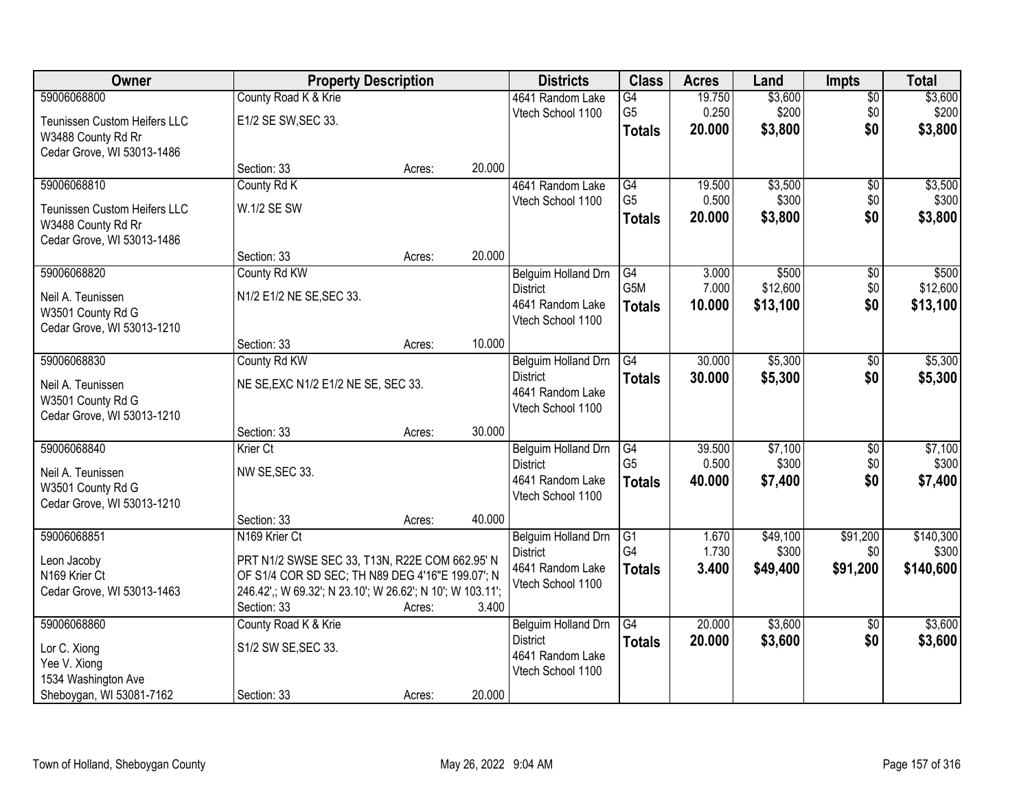| Owner | Property Description | | | Districts | Class | Acres | Land | Impts | Total |
|---|---|---|---|---|---|---|---|---|---|
| 59006068800<br>Teunissen Custom Heifers LLC<br>W3488 County Rd Rr<br>Cedar Grove, WI 53013-1486 | County Road K & Krie<br>E1/2 SE SW,SEC 33.<br>Section: 33 | Acres: | 20.000 | 4641 Random Lake<br>Vtech School 1100 | G4<br>G5<br>**Totals** | 19.750<br>0.250<br>**20.000** | $3,600<br>$200<br>**$3,800** | $0<br>$0<br>**$0** | $3,600<br>$200<br>**$3,800** |
| 59006068810<br>Teunissen Custom Heifers LLC<br>W3488 County Rd Rr<br>Cedar Grove, WI 53013-1486 | County Rd K<br>W.1/2 SE SW<br>Section: 33 | Acres: | 20.000 | 4641 Random Lake<br>Vtech School 1100 | G4<br>G5<br>**Totals** | 19.500<br>0.500<br>**20.000** | $3,500<br>$300<br>**$3,800** | $0<br>$0<br>**$0** | $3,500<br>$300<br>**$3,800** |
| 59006068820<br>Neil A. Teunissen<br>W3501 County Rd G<br>Cedar Grove, WI 53013-1210 | County Rd KW<br>N1/2 E1/2 NE SE,SEC 33.<br>Section: 33 | Acres: | 10.000 | Belguim Holland Drn District<br>4641 Random Lake<br>Vtech School 1100 | G4<br>G5M<br>**Totals** | 3.000<br>7.000<br>**10.000** | $500<br>$12,600<br>**$13,100** | $0<br>$0<br>**$0** | $500<br>$12,600<br>**$13,100** |
| 59006068830<br>Neil A. Teunissen<br>W3501 County Rd G<br>Cedar Grove, WI 53013-1210 | County Rd KW<br>NE SE,EXC N1/2 E1/2 NE SE, SEC 33.<br>Section: 33 | Acres: | 30.000 | Belguim Holland Drn District<br>4641 Random Lake<br>Vtech School 1100 | G4<br>**Totals** | 30.000<br>**30.000** | $5,300<br>**$5,300** | $0<br>**$0** | $5,300<br>**$5,300** |
| 59006068840<br>Neil A. Teunissen<br>W3501 County Rd G<br>Cedar Grove, WI 53013-1210 | Krier Ct<br>NW SE,SEC 33.<br>Section: 33 | Acres: | 40.000 | Belguim Holland Drn District<br>4641 Random Lake<br>Vtech School 1100 | G4<br>G5<br>**Totals** | 39.500<br>0.500<br>**40.000** | $7,100<br>$300<br>**$7,400** | $0<br>$0<br>**$0** | $7,100<br>$300<br>**$7,400** |
| 59006068851<br>Leon Jacoby<br>N169 Krier Ct<br>Cedar Grove, WI 53013-1463 | N169 Krier Ct<br>PRT N1/2 SWSE SEC 33, T13N, R22E COM 662.95' N OF S1/4 COR SD SEC; TH N89 DEG 4'16"E 199.07'; N 246.42',; W 69.32'; N 23.10'; W 26.62'; N 10'; W 103.11';<br>Section: 33 | Acres: | 3.400 | Belguim Holland Drn District<br>4641 Random Lake<br>Vtech School 1100 | G1<br>G4<br>**Totals** | 1.670<br>1.730<br>**3.400** | $49,100<br>$300<br>**$49,400** | $91,200<br>$0<br>**$91,200** | $140,300<br>$300<br>**$140,600** |
| 59006068860<br>Lor C. Xiong<br>Yee V. Xiong<br>1534 Washington Ave<br>Sheboygan, WI 53081-7162 | County Road K & Krie<br>S1/2 SW SE,SEC 33.<br>Section: 33 | Acres: | 20.000 | Belguim Holland Drn District<br>4641 Random Lake<br>Vtech School 1100 | G4<br>**Totals** | 20.000<br>**20.000** | $3,600<br>**$3,600** | $0<br>**$0** | $3,600<br>**$3,600** |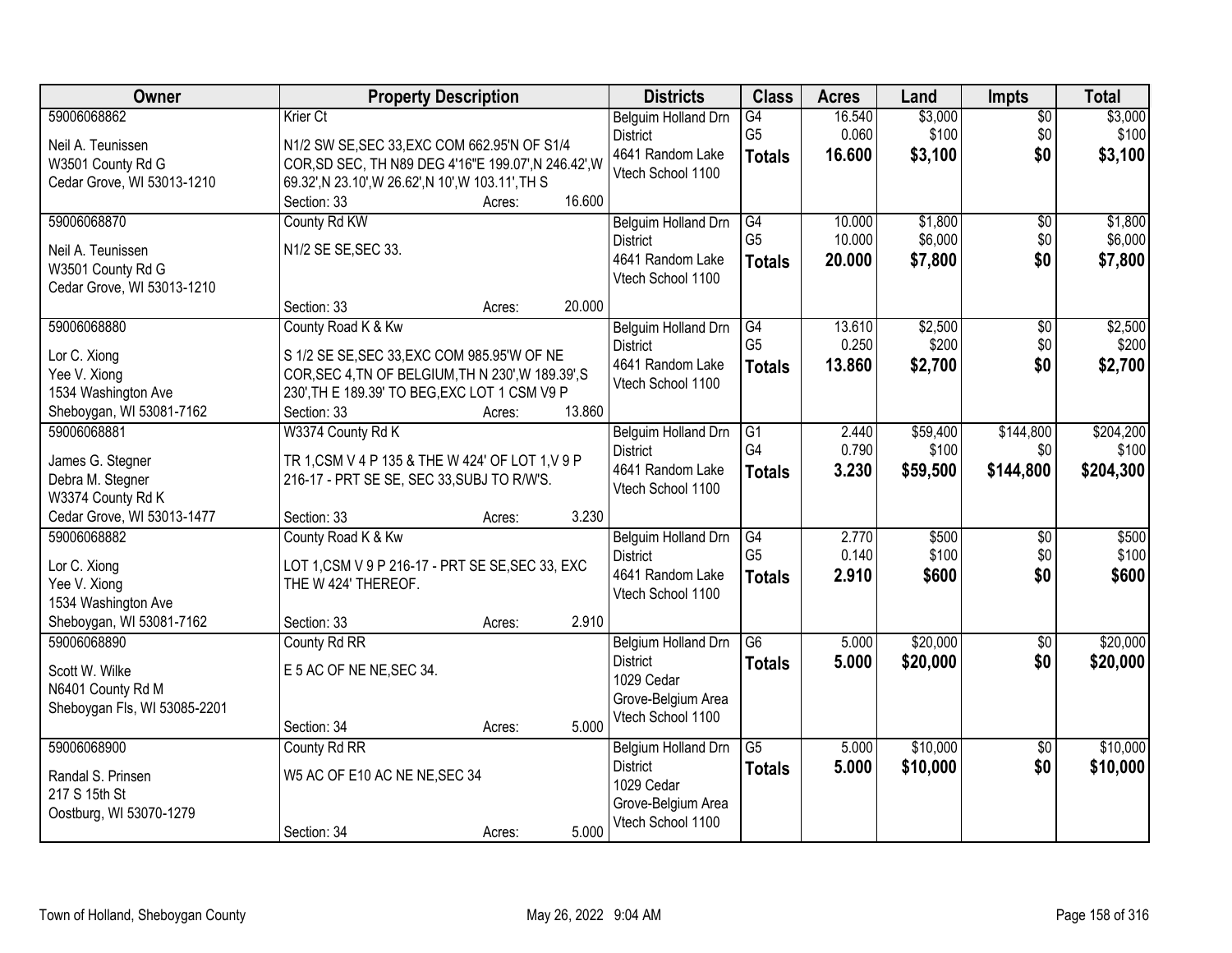| Owner | Property Description | Districts | Class | Acres | Land | Impts | Total |
|---|---|---|---|---|---|---|---|
| 59006068862<br>Neil A. Teunissen<br>W3501 County Rd G<br>Cedar Grove, WI 53013-1210 | Krier Ct<br>N1/2 SW SE,SEC 33,EXC COM 662.95'N OF S1/4 COR,SD SEC, TH N89 DEG 4'16"E 199.07',N 246.42',W 69.32',N 23.10',W 26.62',N 10',W 103.11',TH S<br>Section: 33 Acres: 16.600 | Belguim Holland Drn District<br>4641 Random Lake Vtech School 1100 | G4<br>G5<br>**Totals** | 16.540<br>0.060<br>**16.600** | $3,000<br>$100<br>**$3,100** | $0<br>$0<br>**$0** | $3,000<br>$100<br>**$3,100** |
| 59006068870<br>Neil A. Teunissen<br>W3501 County Rd G<br>Cedar Grove, WI 53013-1210 | County Rd KW<br>N1/2 SE SE,SEC 33.<br>Section: 33 Acres: 20.000 | Belguim Holland Drn District<br>4641 Random Lake Vtech School 1100 | G4<br>G5<br>**Totals** | 10.000<br>10.000<br>**20.000** | $1,800<br>$6,000<br>**$7,800** | $0<br>$0<br>**$0** | $1,800<br>$6,000<br>**$7,800** |
| 59006068880<br>Lor C. Xiong<br>Yee V. Xiong<br>1534 Washington Ave<br>Sheboygan, WI 53081-7162 | County Road K & Kw<br>S 1/2 SE SE,SEC 33,EXC COM 985.95'W OF NE COR,SEC 4,TN OF BELGIUM,TH N 230',W 189.39',S 230',TH E 189.39' TO BEG,EXC LOT 1 CSM V9 P<br>Section: 33 Acres: 13.860 | Belguim Holland Drn District<br>4641 Random Lake Vtech School 1100 | G4<br>G5<br>**Totals** | 13.610<br>0.250<br>**13.860** | $2,500<br>$200<br>**$2,700** | $0<br>$0<br>**$0** | $2,500<br>$200<br>**$2,700** |
| 59006068881<br>James G. Stegner<br>Debra M. Stegner<br>W3374 County Rd K<br>Cedar Grove, WI 53013-1477 | W3374 County Rd K<br>TR 1,CSM V 4 P 135 & THE W 424' OF LOT 1,V 9 P 216-17 - PRT SE SE, SEC 33,SUBJ TO R/W'S.<br>Section: 33 Acres: 3.230 | Belguim Holland Drn District<br>4641 Random Lake Vtech School 1100 | G1<br>G4<br>**Totals** | 2.440<br>0.790<br>**3.230** | $59,400<br>$100<br>**$59,500** | $144,800<br>$0<br>**$144,800** | $204,200<br>$100<br>**$204,300** |
| 59006068882<br>Lor C. Xiong<br>Yee V. Xiong<br>1534 Washington Ave<br>Sheboygan, WI 53081-7162 | County Road K & Kw<br>LOT 1,CSM V 9 P 216-17 - PRT SE SE,SEC 33, EXC THE W 424' THEREOF.<br>Section: 33 Acres: 2.910 | Belguim Holland Drn District<br>4641 Random Lake Vtech School 1100 | G4<br>G5<br>**Totals** | 2.770<br>0.140<br>**2.910** | $500<br>$100<br>**$600** | $0<br>$0<br>**$0** | $500<br>$100<br>**$600** |
| 59006068890<br>Scott W. Wilke<br>N6401 County Rd M<br>Sheboygan Fls, WI 53085-2201 | County Rd RR<br>E 5 AC OF NE NE,SEC 34.<br>Section: 34 Acres: 5.000 | Belguim Holland Drn District<br>1029 Cedar Grove-Belgium Area<br>Vtech School 1100 | G6<br>**Totals** | 5.000<br>**5.000** | $20,000<br>**$20,000** | $0<br>**$0** | $20,000<br>**$20,000** |
| 59006068900<br>Randal S. Prinsen<br>217 S 15th St<br>Oostburg, WI 53070-1279 | County Rd RR<br>W5 AC OF E10 AC NE NE,SEC 34<br>Section: 34 Acres: 5.000 | Belguim Holland Drn District<br>1029 Cedar Grove-Belgium Area<br>Vtech School 1100 | G5<br>**Totals** | 5.000<br>**5.000** | $10,000<br>**$10,000** | $0<br>**$0** | $10,000<br>**$10,000** |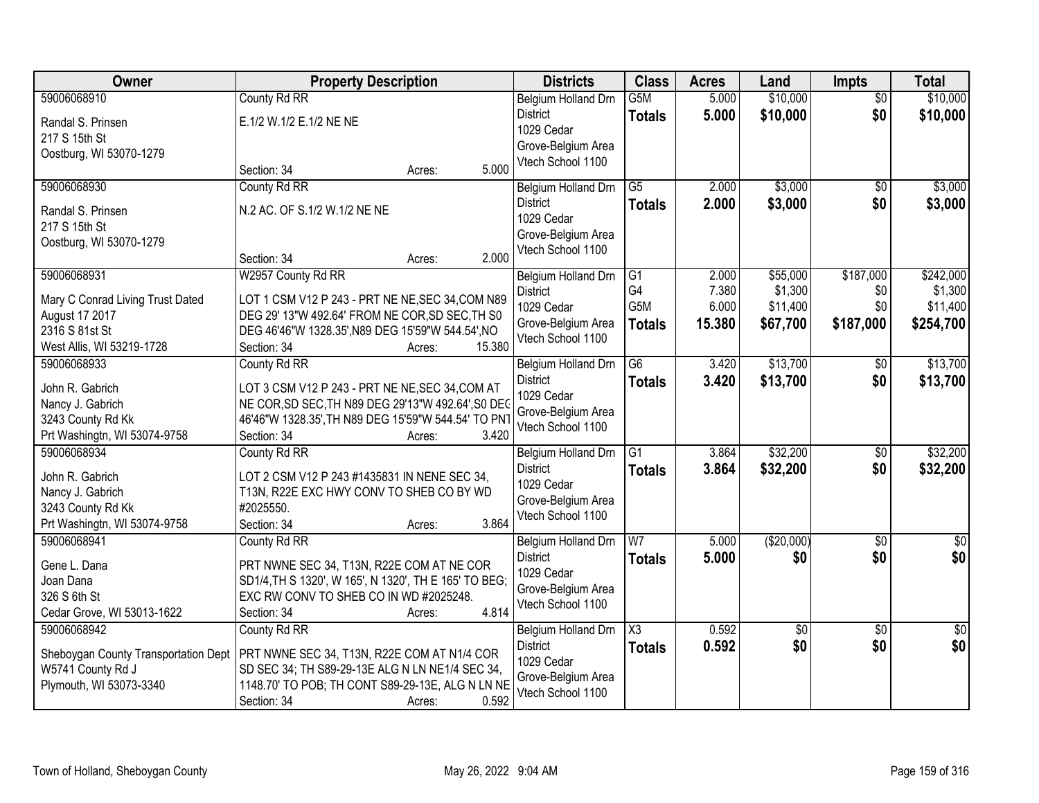| Owner | Property Description | Districts | Class | Acres | Land | Impts | Total |
|---|---|---|---|---|---|---|---|
| 59006068910<br>Randal S. Prinsen<br>217 S 15th St<br>Oostburg, WI 53070-1279 | County Rd RR<br>E.1/2 W.1/2 E.1/2 NE NE<br>Section: 34 Acres: 5.000 | Belgium Holland Drn District<br>1029 Cedar Grove-Belgium Area Vtech School 1100 | G5M<br>**Totals** | 5.000<br>**5.000** | $10,000<br>**$10,000** | $0<br>**$0** | $10,000<br>**$10,000** |
| 59006068930<br>Randal S. Prinsen<br>217 S 15th St<br>Oostburg, WI 53070-1279 | County Rd RR<br>N.2 AC. OF S.1/2 W.1/2 NE NE<br>Section: 34 Acres: 2.000 | Belgium Holland Drn District<br>1029 Cedar Grove-Belgium Area Vtech School 1100 | G5<br>**Totals** | 2.000<br>**2.000** | $3,000<br>**$3,000** | $0<br>**$0** | $3,000<br>**$3,000** |
| 59006068931<br>Mary C Conrad Living Trust Dated August 17 2017<br>2316 S 81st St<br>West Allis, WI 53219-1728 | W2957 County Rd RR<br>LOT 1 CSM V12 P 243 - PRT NE NE,SEC 34,COM N89 DEG 29' 13"W 492.64' FROM NE COR,SD SEC,TH S0 DEG 46'46"W 1328.35',N89 DEG 15'59"W 544.54',NO<br>Section: 34 Acres: 15.380 | Belgium Holland Drn District<br>1029 Cedar Grove-Belgium Area Vtech School 1100 | G1<br>G4<br>G5M<br>**Totals** | 2.000<br>7.380<br>6.000<br>**15.380** | $55,000<br>$1,300<br>$11,400<br>**$67,700** | $187,000<br>$0<br>$0<br>**$187,000** | $242,000<br>$1,300<br>$11,400<br>**$254,700** |
| 59006068933<br>John R. Gabrich<br>Nancy J. Gabrich<br>3243 County Rd Kk<br>Prt Washingtn, WI 53074-9758 | County Rd RR<br>LOT 3 CSM V12 P 243 - PRT NE NE,SEC 34,COM AT NE COR,SD SEC,TH N89 DEG 29'13"W 492.64',S0 DEG 46'46"W 1328.35',TH N89 DEG 15'59"W 544.54' TO PNT<br>Section: 34 Acres: 3.420 | Belgium Holland Drn District<br>1029 Cedar Grove-Belgium Area Vtech School 1100 | G6<br>**Totals** | 3.420<br>**3.420** | $13,700<br>**$13,700** | $0<br>**$0** | $13,700<br>**$13,700** |
| 59006068934<br>John R. Gabrich<br>Nancy J. Gabrich<br>3243 County Rd Kk<br>Prt Washingtn, WI 53074-9758 | County Rd RR<br>LOT 2 CSM V12 P 243 #1435831 IN NENE SEC 34, T13N, R22E EXC HWY CONV TO SHEB CO BY WD #2025550.<br>Section: 34 Acres: 3.864 | Belgium Holland Drn District<br>1029 Cedar Grove-Belgium Area Vtech School 1100 | G1<br>**Totals** | 3.864<br>**3.864** | $32,200<br>**$32,200** | $0<br>**$0** | $32,200<br>**$32,200** |
| 59006068941<br>Gene L. Dana<br>Joan Dana<br>326 S 6th St<br>Cedar Grove, WI 53013-1622 | County Rd RR<br>PRT NWNE SEC 34, T13N, R22E COM AT NE COR SD1/4,TH S 1320', W 165', N 1320', TH E 165' TO BEG; EXC RW CONV TO SHEB CO IN WD #2025248.<br>Section: 34 Acres: 4.814 | Belgium Holland Drn District<br>1029 Cedar Grove-Belgium Area Vtech School 1100 | W7<br>**Totals** | 5.000<br>**5.000** | ($20,000)<br>**$0** | $0<br>**$0** | $0<br>**$0** |
| 59006068942<br>Sheboygan County Transportation Dept<br>W5741 County Rd J<br>Plymouth, WI 53073-3340 | County Rd RR<br>PRT NWNE SEC 34, T13N, R22E COM AT N1/4 COR SD SEC 34; TH S89-29-13E ALG N LN NE1/4 SEC 34, 1148.70' TO POB; TH CONT S89-29-13E, ALG N LN NE<br>Section: 34 Acres: 0.592 | Belgium Holland Drn District<br>1029 Cedar Grove-Belgium Area Vtech School 1100 | X3<br>**Totals** | 0.592<br>**0.592** | $0<br>**$0** | $0<br>**$0** | $0<br>**$0** |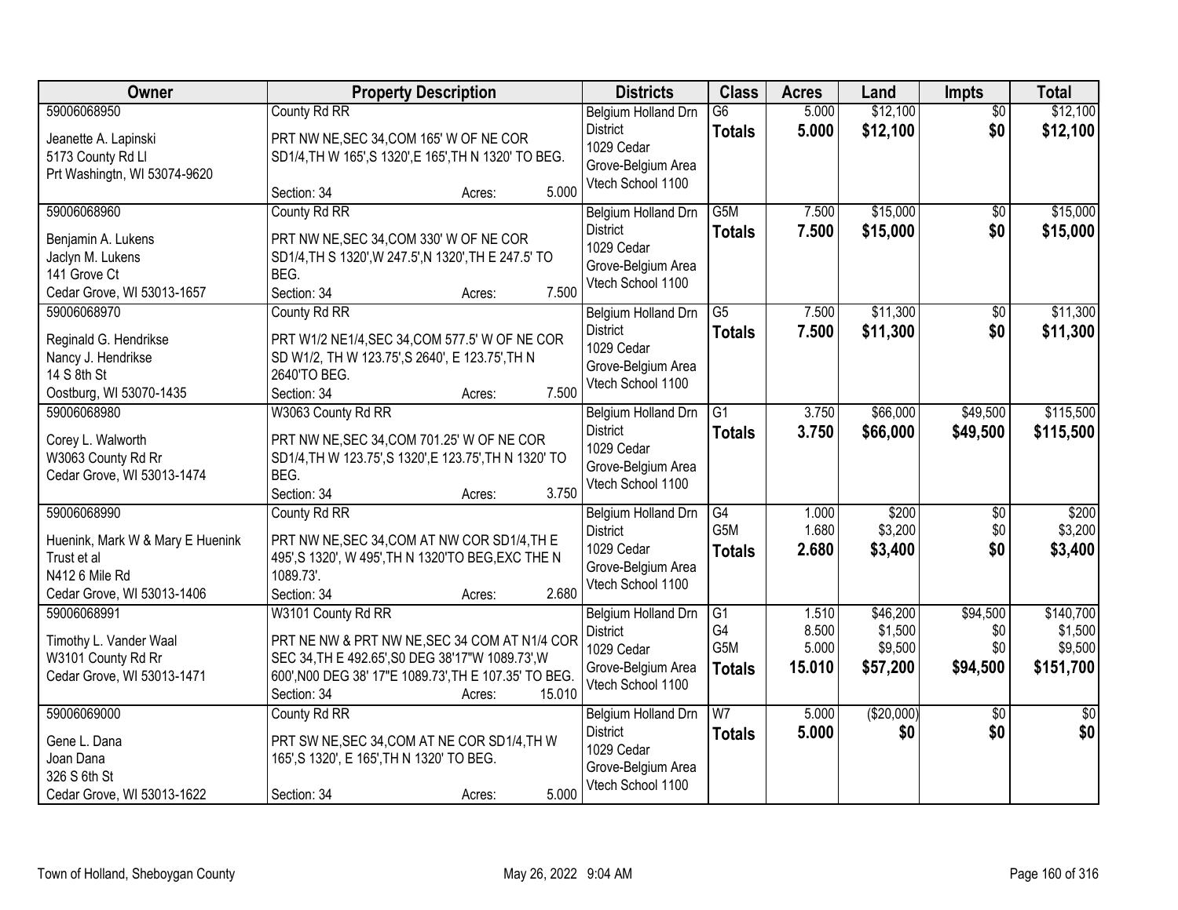| Owner | Property Description | Districts | Class | Acres | Land | Impts | Total |
|---|---|---|---|---|---|---|---|
| 59006068950<br><br>Jeanette A. Lapinski<br>5173 County Rd Ll<br>Prt Washingtn, WI 53074-9620 | County Rd RR<br><br>PRT NW NE,SEC 34,COM 165' W OF NE COR SD1/4,TH W 165',S 1320',E 165',TH N 1320' TO BEG.<br><br>Section: 34 Acres: 5.000 | Belgium Holland Drn District<br>1029 Cedar Grove-Belgium Area<br>Vtech School 1100 | G6<br>**Totals** | 5.000<br>**5.000** | $12,100<br>**$12,100** | $0<br>**$0** | $12,100<br>**$12,100** |
| 59006068960<br><br>Benjamin A. Lukens<br>Jaclyn M. Lukens<br>141 Grove Ct<br>Cedar Grove, WI 53013-1657 | County Rd RR<br><br>PRT NW NE,SEC 34,COM 330' W OF NE COR SD1/4,TH S 1320',W 247.5',N 1320',TH E 247.5' TO BEG.<br><br>Section: 34 Acres: 7.500 | Belgium Holland Drn District<br>1029 Cedar Grove-Belgium Area<br>Vtech School 1100 | G5M<br>**Totals** | 7.500<br>**7.500** | $15,000<br>**$15,000** | $0<br>**$0** | $15,000<br>**$15,000** |
| 59006068970<br><br>Reginald G. Hendrikse<br>Nancy J. Hendrikse<br>14 S 8th St<br>Oostburg, WI 53070-1435 | County Rd RR<br><br>PRT W1/2 NE1/4,SEC 34,COM 577.5' W OF NE COR SD W1/2, TH W 123.75',S 2640', E 123.75',TH N 2640'TO BEG.<br><br>Section: 34 Acres: 7.500 | Belgium Holland Drn District<br>1029 Cedar Grove-Belgium Area<br>Vtech School 1100 | G5<br>**Totals** | 7.500<br>**7.500** | $11,300<br>**$11,300** | $0<br>**$0** | $11,300<br>**$11,300** |
| 59006068980<br><br>Corey L. Walworth<br>W3063 County Rd Rr<br>Cedar Grove, WI 53013-1474 | W3063 County Rd RR<br><br>PRT NW NE,SEC 34,COM 701.25' W OF NE COR SD1/4,TH W 123.75',S 1320',E 123.75',TH N 1320' TO BEG.<br><br>Section: 34 Acres: 3.750 | Belgium Holland Drn District<br>1029 Cedar Grove-Belgium Area<br>Vtech School 1100 | G1<br>**Totals** | 3.750<br>**3.750** | $66,000<br>**$66,000** | $49,500<br>**$49,500** | $115,500<br>**$115,500** |
| 59006068990<br><br>Huenink, Mark W & Mary E Huenink Trust et al<br>N412 6 Mile Rd<br>Cedar Grove, WI 53013-1406 | County Rd RR<br><br>PRT NW NE,SEC 34,COM AT NW COR SD1/4,TH E 495',S 1320', W 495',TH N 1320'TO BEG,EXC THE N 1089.73'.<br><br>Section: 34 Acres: 2.680 | Belgium Holland Drn District<br>1029 Cedar Grove-Belgium Area<br>Vtech School 1100 | G4<br>G5M<br>**Totals** | 1.000<br>1.680<br>**2.680** | $200<br>$3,200<br>**$3,400** | $0<br>$0<br>**$0** | $200<br>$3,200<br>**$3,400** |
| 59006068991<br><br>Timothy L. Vander Waal<br>W3101 County Rd Rr<br>Cedar Grove, WI 53013-1471 | W3101 County Rd RR<br><br>PRT NE NW & PRT NW NE,SEC 34 COM AT N1/4 COR SEC 34,TH E 492.65',S0 DEG 38'17"W 1089.73',W 600',N00 DEG 38' 17"E 1089.73',TH E 107.35' TO BEG.<br>Section: 34 Acres: 15.010 | Belgium Holland Drn District<br>1029 Cedar Grove-Belgium Area<br>Vtech School 1100 | G1<br>G4<br>G5M<br>**Totals** | 1.510<br>8.500<br>5.000<br>**15.010** | $46,200<br>$1,500<br>$9,500<br>**$57,200** | $94,500<br>$0<br>$0<br>**$94,500** | $140,700<br>$1,500<br>$9,500<br>**$151,700** |
| 59006069000<br><br>Gene L. Dana<br>Joan Dana<br>326 S 6th St<br>Cedar Grove, WI 53013-1622 | County Rd RR<br><br>PRT SW NE,SEC 34,COM AT NE COR SD1/4,TH W 165',S 1320', E 165',TH N 1320' TO BEG.<br><br>Section: 34 Acres: 5.000 | Belgium Holland Drn District<br>1029 Cedar Grove-Belgium Area<br>Vtech School 1100 | W7<br>**Totals** | 5.000<br>**5.000** | ($20,000)<br>**$0** | $0<br>**$0** | $0<br>**$0** |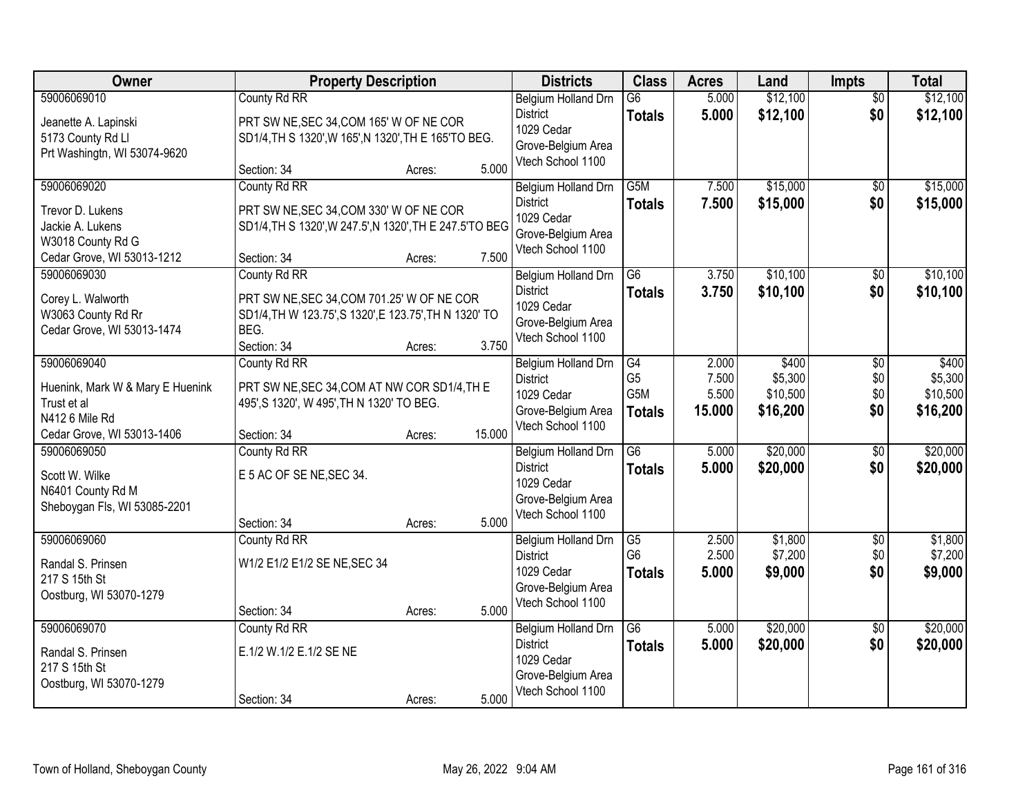| Owner | Property Description | Districts | Class | Acres | Land | Impts | Total |
|---|---|---|---|---|---|---|---|
| 59006069010<br><br>Jeanette A. Lapinski<br>5173 County Rd Ll<br>Prt Washingtn, WI 53074-9620 | County Rd RR<br><br>PRT SW NE,SEC 34,COM 165' W OF NE COR SD1/4,TH S 1320',W 165',N 1320',TH E 165'TO BEG.<br><br>Section: 34 Acres: 5.000 | Belgium Holland Drn District<br>1029 Cedar Grove-Belgium Area Vtech School 1100 | G6<br>**Totals** | 5.000<br>**5.000** | $12,100<br>**$12,100** | $0<br>**$0** | $12,100<br>**$12,100** |
| 59006069020<br><br>Trevor D. Lukens<br>Jackie A. Lukens<br>W3018 County Rd G<br>Cedar Grove, WI 53013-1212 | County Rd RR<br><br>PRT SW NE,SEC 34,COM 330' W OF NE COR SD1/4,TH S 1320',W 247.5',N 1320',TH E 247.5'TO BEG<br><br>Section: 34 Acres: 7.500 | Belgium Holland Drn District<br>1029 Cedar Grove-Belgium Area Vtech School 1100 | G5M<br>**Totals** | 7.500<br>**7.500** | $15,000<br>**$15,000** | $0<br>**$0** | $15,000<br>**$15,000** |
| 59006069030<br><br>Corey L. Walworth<br>W3063 County Rd Rr<br>Cedar Grove, WI 53013-1474 | County Rd RR<br><br>PRT SW NE,SEC 34,COM 701.25' W OF NE COR SD1/4,TH W 123.75',S 1320',E 123.75',TH N 1320' TO BEG.<br><br>Section: 34 Acres: 3.750 | Belgium Holland Drn District<br>1029 Cedar Grove-Belgium Area Vtech School 1100 | G6<br>**Totals** | 3.750<br>**3.750** | $10,100<br>**$10,100** | $0<br>**$0** | $10,100<br>**$10,100** |
| 59006069040<br><br>Huenink, Mark W & Mary E Huenink Trust et al<br>N412 6 Mile Rd<br>Cedar Grove, WI 53013-1406 | County Rd RR<br><br>PRT SW NE,SEC 34,COM AT NW COR SD1/4,TH E 495',S 1320', W 495',TH N 1320' TO BEG.<br><br>Section: 34 Acres: 15.000 | Belgium Holland Drn District<br>1029 Cedar Grove-Belgium Area Vtech School 1100 | G4<br>G5<br>G5M<br>**Totals** | 2.000<br>7.500<br>5.500<br>**15.000** | $400<br>$5,300<br>$10,500<br>**$16,200** | $0<br>$0<br>$0<br>**$0** | $400<br>$5,300<br>$10,500<br>**$16,200** |
| 59006069050<br><br>Scott W. Wilke<br>N6401 County Rd M<br>Sheboygan Fls, WI 53085-2201 | County Rd RR<br><br>E 5 AC OF SE NE,SEC 34.<br><br>Section: 34 Acres: 5.000 | Belgium Holland Drn District<br>1029 Cedar Grove-Belgium Area Vtech School 1100 | G6<br>**Totals** | 5.000<br>**5.000** | $20,000<br>**$20,000** | $0<br>**$0** | $20,000<br>**$20,000** |
| 59006069060<br><br>Randal S. Prinsen<br>217 S 15th St<br>Oostburg, WI 53070-1279 | County Rd RR<br><br>W1/2 E1/2 E1/2 SE NE,SEC 34<br><br>Section: 34 Acres: 5.000 | Belgium Holland Drn District<br>1029 Cedar Grove-Belgium Area Vtech School 1100 | G5<br>G6<br>**Totals** | 2.500<br>2.500<br>**5.000** | $1,800<br>$7,200<br>**$9,000** | $0<br>$0<br>**$0** | $1,800<br>$7,200<br>**$9,000** |
| 59006069070<br><br>Randal S. Prinsen<br>217 S 15th St<br>Oostburg, WI 53070-1279 | County Rd RR<br><br>E.1/2 W.1/2 E.1/2 SE NE<br><br>Section: 34 Acres: 5.000 | Belgium Holland Drn District<br>1029 Cedar Grove-Belgium Area Vtech School 1100 | G6<br>**Totals** | 5.000<br>**5.000** | $20,000<br>**$20,000** | $0<br>**$0** | $20,000<br>**$20,000** |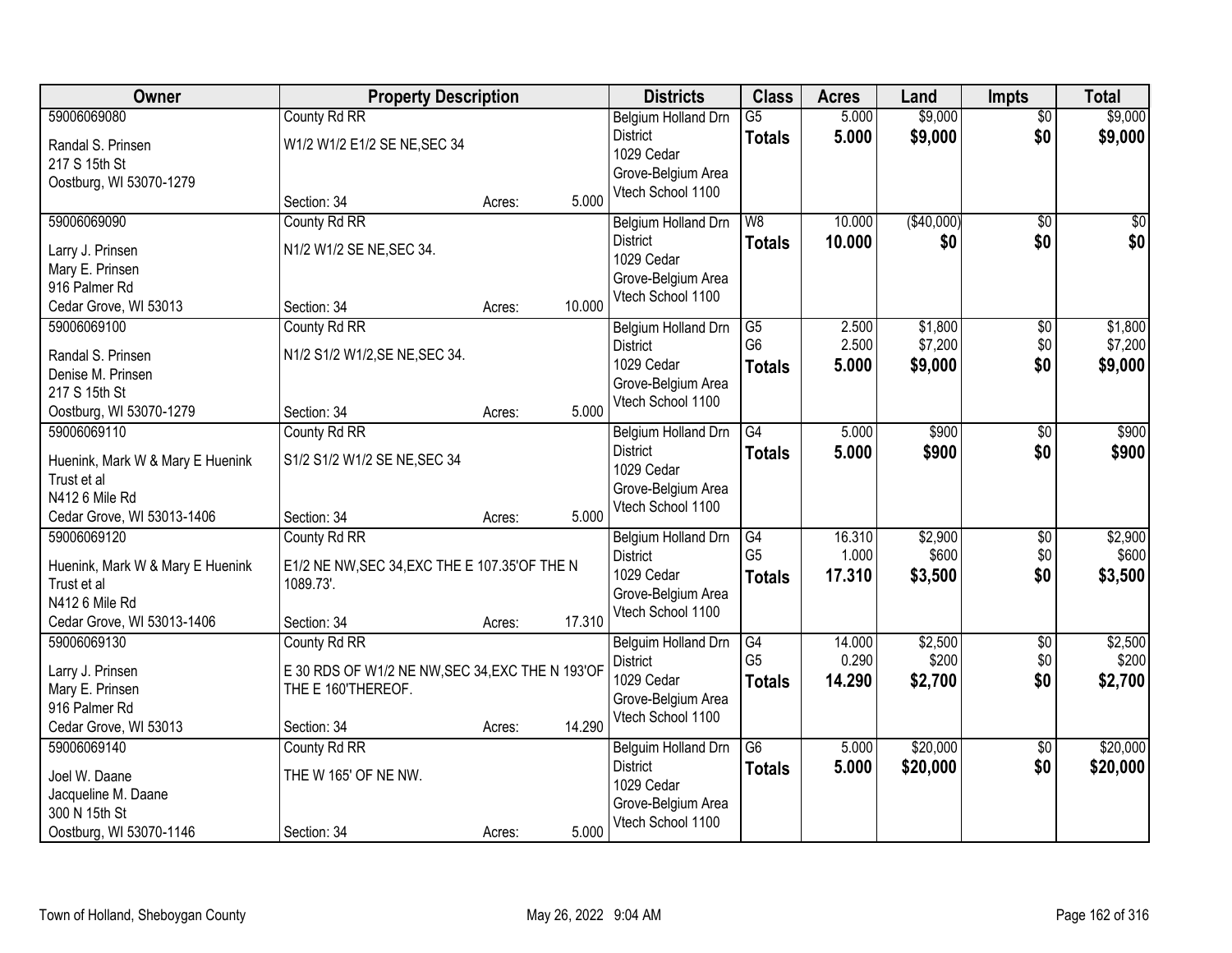| Owner | Property Description | Districts | Class | Acres | Land | Impts | Total |
|---|---|---|---|---|---|---|---|
| 59006069080<br>Randal S. Prinsen<br>217 S 15th St<br>Oostburg, WI 53070-1279 | County Rd RR<br>W1/2 W1/2 E1/2 SE NE,SEC 34<br>Section: 34 Acres: 5.000 | Belgium Holland Drn District<br>1029 Cedar Grove-Belgium Area<br>Vtech School 1100 | G5<br>**Totals** | 5.000<br>**5.000** | $9,000<br>**$9,000** | $0<br>**$0** | $9,000<br>**$9,000** |
| 59006069090<br>Larry J. Prinsen<br>Mary E. Prinsen<br>916 Palmer Rd<br>Cedar Grove, WI 53013 | County Rd RR<br>N1/2 W1/2 SE NE,SEC 34.<br>Section: 34 Acres: 10.000 | Belgium Holland Drn District<br>1029 Cedar Grove-Belgium Area<br>Vtech School 1100 | W8<br>**Totals** | 10.000<br>**10.000** | ($40,000)<br>**$0** | $0<br>**$0** | $0<br>**$0** |
| 59006069100<br>Randal S. Prinsen<br>Denise M. Prinsen<br>217 S 15th St<br>Oostburg, WI 53070-1279 | County Rd RR<br>N1/2 S1/2 W1/2,SE NE,SEC 34.<br>Section: 34 Acres: 5.000 | Belgium Holland Drn District<br>1029 Cedar Grove-Belgium Area<br>Vtech School 1100 | G5<br>G6<br>**Totals** | 2.500<br>2.500<br>**5.000** | $1,800<br>$7,200<br>**$9,000** | $0<br>$0<br>**$0** | $1,800<br>$7,200<br>**$9,000** |
| 59006069110<br>Huenink, Mark W & Mary E Huenink Trust et al<br>N412 6 Mile Rd<br>Cedar Grove, WI 53013-1406 | County Rd RR<br>S1/2 S1/2 W1/2 SE NE,SEC 34<br>Section: 34 Acres: 5.000 | Belgium Holland Drn District<br>1029 Cedar Grove-Belgium Area<br>Vtech School 1100 | G4<br>**Totals** | 5.000<br>**5.000** | $900<br>**$900** | $0<br>**$0** | $900<br>**$900** |
| 59006069120<br>Huenink, Mark W & Mary E Huenink Trust et al<br>N412 6 Mile Rd<br>Cedar Grove, WI 53013-1406 | County Rd RR<br>E1/2 NE NW,SEC 34,EXC THE E 107.35'OF THE N 1089.73'.<br>Section: 34 Acres: 17.310 | Belgium Holland Drn District<br>1029 Cedar Grove-Belgium Area<br>Vtech School 1100 | G4<br>G5<br>**Totals** | 16.310<br>1.000<br>**17.310** | $2,900<br>$600<br>**$3,500** | $0<br>$0<br>**$0** | $2,900<br>$600<br>**$3,500** |
| 59006069130<br>Larry J. Prinsen<br>Mary E. Prinsen<br>916 Palmer Rd<br>Cedar Grove, WI 53013 | County Rd RR<br>E 30 RDS OF W1/2 NE NW,SEC 34,EXC THE N 193'OF THE E 160'THEREOF.<br>Section: 34 Acres: 14.290 | Belguim Holland Drn District<br>1029 Cedar Grove-Belgium Area<br>Vtech School 1100 | G4<br>G5<br>**Totals** | 14.000<br>0.290<br>**14.290** | $2,500<br>$200<br>**$2,700** | $0<br>$0<br>**$0** | $2,500<br>$200<br>**$2,700** |
| 59006069140<br>Joel W. Daane<br>Jacqueline M. Daane<br>300 N 15th St<br>Oostburg, WI 53070-1146 | County Rd RR<br>THE W 165' OF NE NW.<br>Section: 34 Acres: 5.000 | Belguim Holland Drn District<br>1029 Cedar Grove-Belgium Area<br>Vtech School 1100 | G6<br>**Totals** | 5.000<br>**5.000** | $20,000<br>**$20,000** | $0<br>**$0** | $20,000<br>**$20,000** |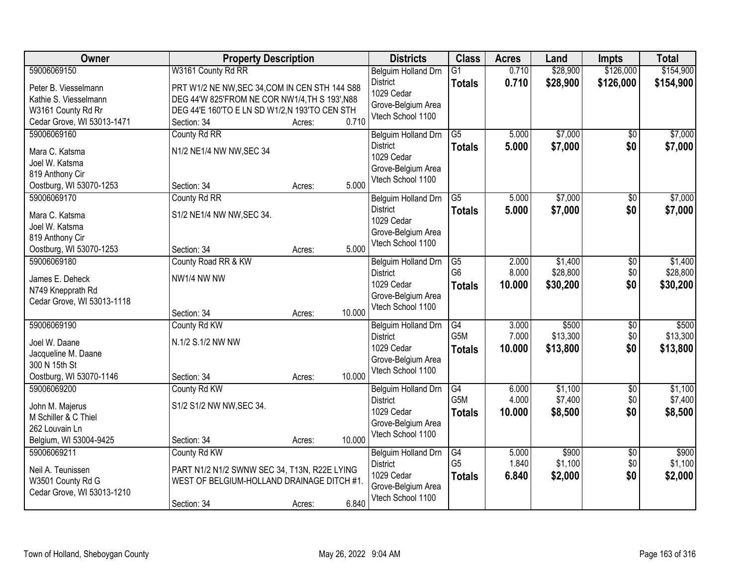| Owner | Property Description | Districts | Class | Acres | Land | Impts | Total |
|---|---|---|---|---|---|---|---|
| 59006069150<br>Peter B. Viesselmann<br>Kathie S. Viesselmann<br>W3161 County Rd Rr<br>Cedar Grove, WI 53013-1471 | W3161 County Rd RR<br>PRT W1/2 NE NW,SEC 34,COM IN CEN STH 144 S88 DEG 44'W 825'FROM NE COR NW1/4,TH S 193',N88 DEG 44'E 160'TO E LN SD W1/2,N 193'TO CEN STH<br>Section: 34 Acres: 0.710 | Belguim Holland Drn District<br>1029 Cedar Grove-Belgium Area<br>Vtech School 1100 | G1<br>**Totals** | 0.710<br>**0.710** | $28,900<br>**$28,900** | $126,000<br>**$126,000** | $154,900<br>**$154,900** |
| 59006069160<br>Mara C. Katsma<br>Joel W. Katsma<br>819 Anthony Cir<br>Oostburg, WI 53070-1253 | County Rd RR<br>N1/2 NE1/4 NW NW,SEC 34<br>Section: 34 Acres: 5.000 | Belguim Holland Drn District<br>1029 Cedar Grove-Belgium Area<br>Vtech School 1100 | G5<br>**Totals** | 5.000<br>**5.000** | $7,000<br>**$7,000** | $0<br>**$0** | $7,000<br>**$7,000** |
| 59006069170<br>Mara C. Katsma<br>Joel W. Katsma<br>819 Anthony Cir<br>Oostburg, WI 53070-1253 | County Rd RR<br>S1/2 NE1/4 NW NW,SEC 34.<br>Section: 34 Acres: 5.000 | Belguim Holland Drn District<br>1029 Cedar Grove-Belgium Area<br>Vtech School 1100 | G5<br>**Totals** | 5.000<br>**5.000** | $7,000<br>**$7,000** | $0<br>**$0** | $7,000<br>**$7,000** |
| 59006069180<br>James E. Deheck<br>N749 Knepprath Rd<br>Cedar Grove, WI 53013-1118 | County Road RR & KW<br>NW1/4 NW NW<br>Section: 34 Acres: 10.000 | Belguim Holland Drn District<br>1029 Cedar Grove-Belgium Area<br>Vtech School 1100 | G5<br>G6<br>**Totals** | 2.000<br>8.000<br>**10.000** | $1,400<br>$28,800<br>**$30,200** | $0<br>$0<br>**$0** | $1,400<br>$28,800<br>**$30,200** |
| 59006069190<br>Joel W. Daane<br>Jacqueline M. Daane<br>300 N 15th St<br>Oostburg, WI 53070-1146 | County Rd KW<br>N.1/2 S.1/2 NW NW<br>Section: 34 Acres: 10.000 | Belguim Holland Drn District<br>1029 Cedar Grove-Belgium Area<br>Vtech School 1100 | G4<br>G5M<br>**Totals** | 3.000<br>7.000<br>**10.000** | $500<br>$13,300<br>**$13,800** | $0<br>$0<br>**$0** | $500<br>$13,300<br>**$13,800** |
| 59006069200<br>John M. Majerus<br>M Schiller & C Thiel<br>262 Louvain Ln<br>Belgium, WI 53004-9425 | County Rd KW<br>S1/2 S1/2 NW NW,SEC 34.<br>Section: 34 Acres: 10.000 | Belguim Holland Drn District<br>1029 Cedar Grove-Belgium Area<br>Vtech School 1100 | G4<br>G5M<br>**Totals** | 6.000<br>4.000<br>**10.000** | $1,100<br>$7,400<br>**$8,500** | $0<br>$0<br>**$0** | $1,100<br>$7,400<br>**$8,500** |
| 59006069211<br>Neil A. Teunissen<br>W3501 County Rd G<br>Cedar Grove, WI 53013-1210 | County Rd KW<br>PART N1/2 N1/2 SWNW SEC 34, T13N, R22E LYING WEST OF BELGIUM-HOLLAND DRAINAGE DITCH #1.<br>Section: 34 Acres: 6.840 | Belguim Holland Drn District<br>1029 Cedar Grove-Belgium Area<br>Vtech School 1100 | G4<br>G5<br>**Totals** | 5.000<br>1.840<br>**6.840** | $900<br>$1,100<br>**$2,000** | $0<br>$0<br>**$0** | $900<br>$1,100<br>**$2,000** |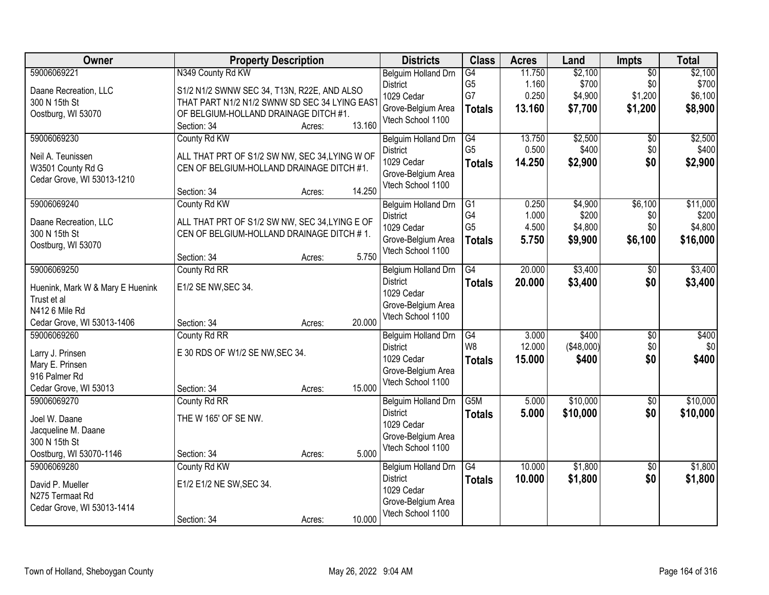| Owner | Property Description | Districts | Class | Acres | Land | Impts | Total |
|---|---|---|---|---|---|---|---|
| 59006069221<br>Daane Recreation, LLC<br>300 N 15th St<br>Oostburg, WI 53070 | N349 County Rd KW<br>S1/2 N1/2 SWNW SEC 34, T13N, R22E, AND ALSO THAT PART N1/2 N1/2 SWNW SD SEC 34 LYING EAST OF BELGIUM-HOLLAND DRAINAGE DITCH #1.<br>Section: 34 Acres: 13.160 | Belguim Holland Drn District<br>1029 Cedar Grove-Belgium Area<br>Vtech School 1100 | G4<br>G5<br>G7<br>**Totals** | 11.750<br>1.160<br>0.250<br>**13.160** | $2,100<br>$700<br>$4,900<br>**$7,700** | $0<br>$0<br>$1,200<br>**$1,200** | $2,100<br>$700<br>$6,100<br>**$8,900** |
| 59006069230<br>Neil A. Teunissen<br>W3501 County Rd G<br>Cedar Grove, WI 53013-1210 | County Rd KW<br>ALL THAT PRT OF S1/2 SW NW, SEC 34,LYING W OF CEN OF BELGIUM-HOLLAND DRAINAGE DITCH #1.<br>Section: 34 Acres: 14.250 | Belguim Holland Drn District<br>1029 Cedar Grove-Belgium Area<br>Vtech School 1100 | G4<br>G5<br>**Totals** | 13.750<br>0.500<br>**14.250** | $2,500<br>$400<br>**$2,900** | $0<br>$0<br>**$0** | $2,500<br>$400<br>**$2,900** |
| 59006069240<br>Daane Recreation, LLC<br>300 N 15th St<br>Oostburg, WI 53070 | County Rd KW<br>ALL THAT PRT OF S1/2 SW NW, SEC 34,LYING E OF CEN OF BELGIUM-HOLLAND DRAINAGE DITCH # 1.<br>Section: 34 Acres: 5.750 | Belguim Holland Drn District<br>1029 Cedar Grove-Belgium Area<br>Vtech School 1100 | G1<br>G4<br>G5<br>**Totals** | 0.250<br>1.000<br>4.500<br>**5.750** | $4,900<br>$200<br>$4,800<br>**$9,900** | $6,100<br>$0<br>$0<br>**$6,100** | $11,000<br>$200<br>$4,800<br>**$16,000** |
| 59006069250<br>Huenink, Mark W & Mary E Huenink Trust et al<br>N412 6 Mile Rd<br>Cedar Grove, WI 53013-1406 | County Rd RR<br>E1/2 SE NW,SEC 34.<br>Section: 34 Acres: 20.000 | Belguim Holland Drn District<br>1029 Cedar Grove-Belgium Area<br>Vtech School 1100 | G4<br>**Totals** | 20.000<br>**20.000** | $3,400<br>**$3,400** | $0<br>**$0** | $3,400<br>**$3,400** |
| 59006069260<br>Larry J. Prinsen<br>Mary E. Prinsen<br>916 Palmer Rd<br>Cedar Grove, WI 53013 | County Rd RR<br>E 30 RDS OF W1/2 SE NW,SEC 34.<br>Section: 34 Acres: 15.000 | Belguim Holland Drn District<br>1029 Cedar Grove-Belgium Area<br>Vtech School 1100 | G4<br>W8<br>**Totals** | 3.000<br>12.000<br>**15.000** | $400<br>($48,000)<br>**$400** | $0<br>$0<br>**$0** | $400<br>$0<br>**$400** |
| 59006069270<br>Joel W. Daane<br>Jacqueline M. Daane<br>300 N 15th St<br>Oostburg, WI 53070-1146 | County Rd RR<br>THE W 165' OF SE NW.<br>Section: 34 Acres: 5.000 | Belguim Holland Drn District<br>1029 Cedar Grove-Belgium Area<br>Vtech School 1100 | G5M<br>**Totals** | 5.000<br>**5.000** | $10,000<br>**$10,000** | $0<br>**$0** | $10,000<br>**$10,000** |
| 59006069280<br>David P. Mueller<br>N275 Termaat Rd<br>Cedar Grove, WI 53013-1414 | County Rd KW<br>E1/2 E1/2 NE SW,SEC 34.<br>Section: 34 Acres: 10.000 | Belguim Holland Drn District<br>1029 Cedar Grove-Belgium Area<br>Vtech School 1100 | G4<br>**Totals** | 10.000<br>**10.000** | $1,800<br>**$1,800** | $0<br>**$0** | $1,800<br>**$1,800** |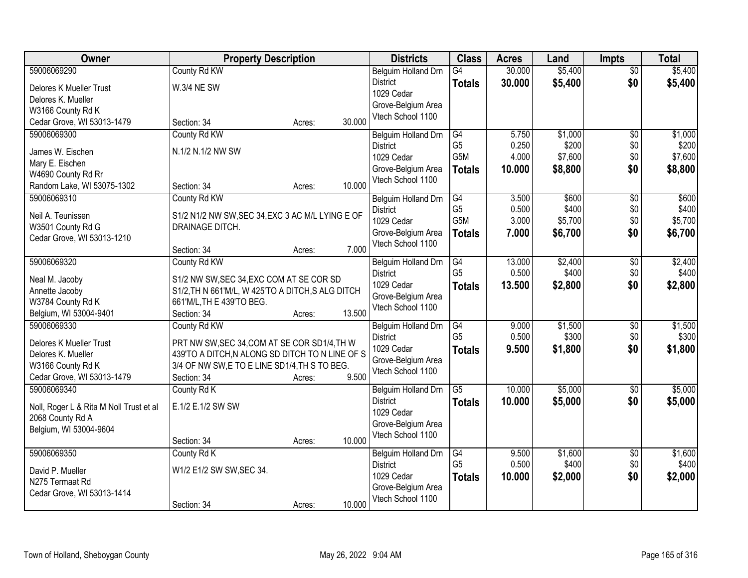| Owner | Property Description | Districts | Class | Acres | Land | Impts | Total |
|---|---|---|---|---|---|---|---|
| 59006069290<br>Delores K Mueller Trust<br>Delores K. Mueller<br>W3166 County Rd K<br>Cedar Grove, WI 53013-1479 | County Rd KW<br>W.3/4 NE SW<br>Section: 34 Acres: 30.000 | Belguim Holland Drn District<br>1029 Cedar Grove-Belgium Area<br>Vtech School 1100 | G4<br>**Totals** | 30.000<br>**30.000** | $5,400<br>**$5,400** | $0<br>**$0** | $5,400<br>**$5,400** |
| 59006069300<br>James W. Eischen<br>Mary E. Eischen<br>W4690 County Rd Rr<br>Random Lake, WI 53075-1302 | County Rd KW<br>N.1/2 N.1/2 NW SW<br>Section: 34 Acres: 10.000 | Belguim Holland Drn District<br>1029 Cedar Grove-Belgium Area<br>Vtech School 1100 | G4<br>G5<br>G5M<br>**Totals** | 5.750<br>0.250<br>4.000<br>**10.000** | $1,000<br>$200<br>$7,600<br>**$8,800** | $0<br>$0<br>$0<br>**$0** | $1,000<br>$200<br>$7,600<br>**$8,800** |
| 59006069310<br>Neil A. Teunissen<br>W3501 County Rd G<br>Cedar Grove, WI 53013-1210 | County Rd KW<br>S1/2 N1/2 NW SW,SEC 34,EXC 3 AC M/L LYING E OF DRAINAGE DITCH.<br>Section: 34 Acres: 7.000 | Belguim Holland Drn District<br>1029 Cedar Grove-Belgium Area<br>Vtech School 1100 | G4<br>G5<br>G5M<br>**Totals** | 3.500<br>0.500<br>3.000<br>**7.000** | $600<br>$400<br>$5,700<br>**$6,700** | $0<br>$0<br>$0<br>**$0** | $600<br>$400<br>$5,700<br>**$6,700** |
| 59006069320<br>Neal M. Jacoby<br>Annette Jacoby<br>W3784 County Rd K<br>Belgium, WI 53004-9401 | County Rd KW<br>S1/2 NW SW,SEC 34,EXC COM AT SE COR SD S1/2,TH N 661'M/L, W 425'TO A DITCH,S ALG DITCH 661'M/L,TH E 439'TO BEG.<br>Section: 34 Acres: 13.500 | Belguim Holland Drn District<br>1029 Cedar Grove-Belgium Area<br>Vtech School 1100 | G4<br>G5<br>**Totals** | 13.000<br>0.500<br>**13.500** | $2,400<br>$400<br>**$2,800** | $0<br>$0<br>**$0** | $2,400<br>$400<br>**$2,800** |
| 59006069330<br>Delores K Mueller Trust<br>Delores K. Mueller<br>W3166 County Rd K<br>Cedar Grove, WI 53013-1479 | County Rd KW<br>PRT NW SW,SEC 34,COM AT SE COR SD1/4,TH W 439'TO A DITCH,N ALONG SD DITCH TO N LINE OF S 3/4 OF NW SW,E TO E LINE SD1/4,TH S TO BEG.<br>Section: 34 Acres: 9.500 | Belguim Holland Drn District<br>1029 Cedar Grove-Belgium Area<br>Vtech School 1100 | G4<br>G5<br>**Totals** | 9.000<br>0.500<br>**9.500** | $1,500<br>$300<br>**$1,800** | $0<br>$0<br>**$0** | $1,500<br>$300<br>**$1,800** |
| 59006069340<br>Noll, Roger L & Rita M Noll Trust et al<br>2068 County Rd A<br>Belgium, WI 53004-9604 | County Rd K<br>E.1/2 E.1/2 SW SW<br>Section: 34 Acres: 10.000 | Belguim Holland Drn District<br>1029 Cedar Grove-Belgium Area<br>Vtech School 1100 | G5<br>**Totals** | 10.000<br>**10.000** | $5,000<br>**$5,000** | $0<br>**$0** | $5,000<br>**$5,000** |
| 59006069350<br>David P. Mueller<br>N275 Termaat Rd<br>Cedar Grove, WI 53013-1414 | County Rd K<br>W1/2 E1/2 SW SW,SEC 34.<br>Section: 34 Acres: 10.000 | Belguim Holland Drn District<br>1029 Cedar Grove-Belgium Area<br>Vtech School 1100 | G4<br>G5<br>**Totals** | 9.500<br>0.500<br>**10.000** | $1,600<br>$400<br>**$2,000** | $0<br>$0<br>**$0** | $1,600<br>$400<br>**$2,000** |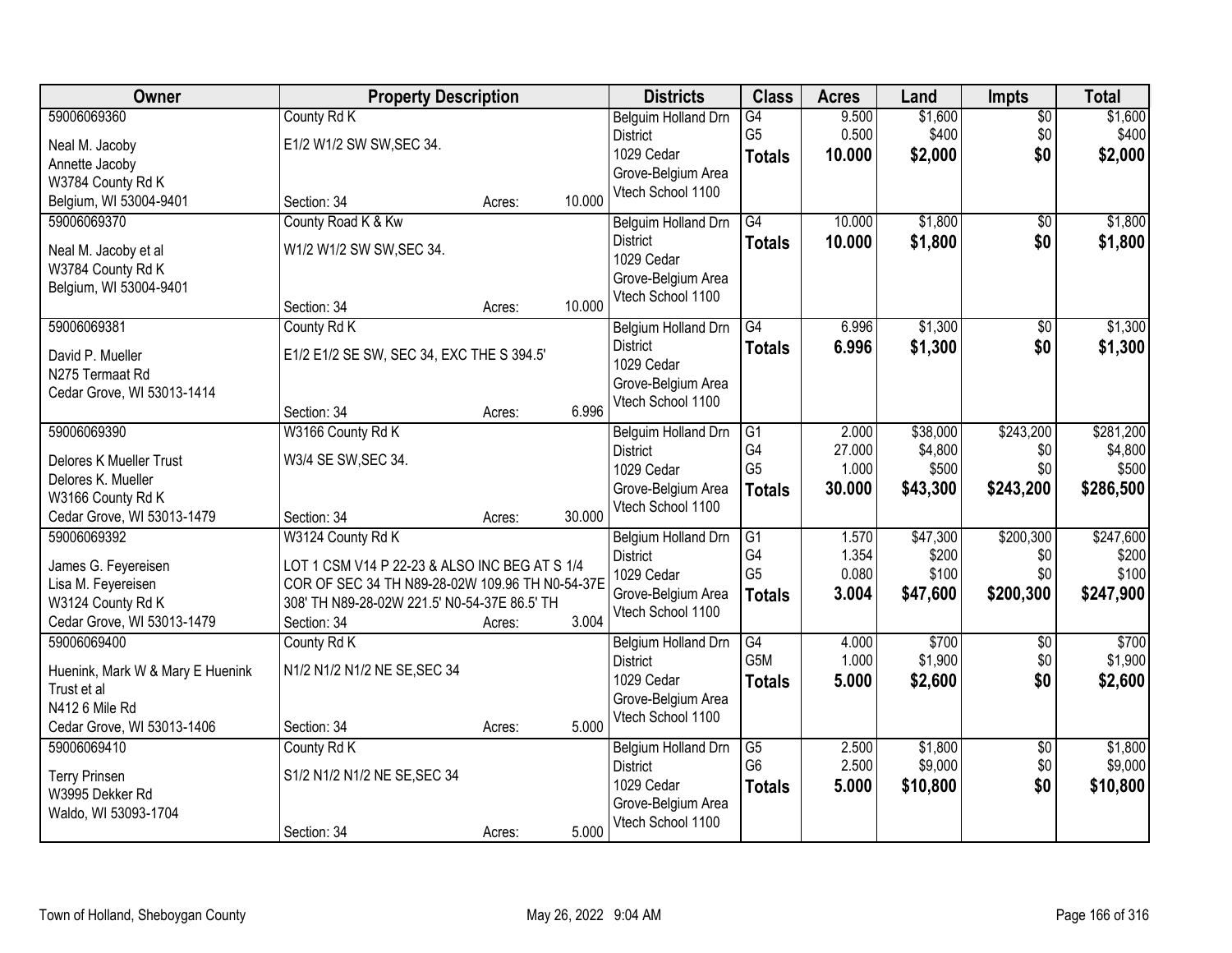| Owner | Property Description | | | Districts | Class | Acres | Land | Impts | Total |
|---|---|---|---|---|---|---|---|---|---|
| 59006069360<br>Neal M. Jacoby<br>Annette Jacoby<br>W3784 County Rd K<br>Belgium, WI 53004-9401 | County Rd K<br>E1/2 W1/2 SW SW,SEC 34.<br>Section: 34 | Acres: | 10.000 | Belguim Holland Drn District<br>1029 Cedar Grove-Belgium Area<br>Vtech School 1100 | G4<br>G5<br>**Totals** | 9.500<br>0.500<br>**10.000** | $1,600<br>$400<br>**$2,000** | $0<br>$0<br>**$0** | $1,600<br>$400<br>**$2,000** |
| 59006069370<br>Neal M. Jacoby et al<br>W3784 County Rd K<br>Belgium, WI 53004-9401 | County Road K & Kw<br>W1/2 W1/2 SW SW,SEC 34.<br>Section: 34 | Acres: | 10.000 | Belguim Holland Drn District<br>1029 Cedar Grove-Belgium Area<br>Vtech School 1100 | G4<br>**Totals** | 10.000<br>**10.000** | $1,800<br>**$1,800** | $0<br>**$0** | $1,800<br>**$1,800** |
| 59006069381<br>David P. Mueller<br>N275 Termaat Rd<br>Cedar Grove, WI 53013-1414 | County Rd K<br>E1/2 E1/2 SE SW, SEC 34, EXC THE S 394.5'<br>Section: 34 | Acres: | 6.996 | Belguim Holland Drn District<br>1029 Cedar Grove-Belgium Area<br>Vtech School 1100 | G4<br>**Totals** | 6.996<br>**6.996** | $1,300<br>**$1,300** | $0<br>**$0** | $1,300<br>**$1,300** |
| 59006069390<br>Delores K Mueller Trust<br>Delores K. Mueller<br>W3166 County Rd K<br>Cedar Grove, WI 53013-1479 | W3166 County Rd K<br>W3/4 SE SW,SEC 34.<br>Section: 34 | Acres: | 30.000 | Belguim Holland Drn District<br>1029 Cedar Grove-Belgium Area<br>Vtech School 1100 | G1<br>G4<br>G5<br>**Totals** | 2.000<br>27.000<br>1.000<br>**30.000** | $38,000<br>$4,800<br>$500<br>**$43,300** | $243,200<br>$0<br>$0<br>**$243,200** | $281,200<br>$4,800<br>$500<br>**$286,500** |
| 59006069392<br>James G. Feyereisen<br>Lisa M. Feyereisen<br>W3124 County Rd K<br>Cedar Grove, WI 53013-1479 | W3124 County Rd K<br>LOT 1 CSM V14 P 22-23 & ALSO INC BEG AT S 1/4 COR OF SEC 34 TH N89-28-02W 109.96 TH N0-54-37E 308' TH N89-28-02W 221.5' N0-54-37E 86.5' TH<br>Section: 34 | Acres: | 3.004 | Belguim Holland Drn District<br>1029 Cedar Grove-Belgium Area<br>Vtech School 1100 | G1<br>G4<br>G5<br>**Totals** | 1.570<br>1.354<br>0.080<br>**3.004** | $47,300<br>$200<br>$100<br>**$47,600** | $200,300<br>$0<br>$0<br>**$200,300** | $247,600<br>$200<br>$100<br>**$247,900** |
| 59006069400<br>Huenink, Mark W & Mary E Huenink Trust et al<br>N412 6 Mile Rd<br>Cedar Grove, WI 53013-1406 | County Rd K<br>N1/2 N1/2 N1/2 NE SE,SEC 34<br>Section: 34 | Acres: | 5.000 | Belguim Holland Drn District<br>1029 Cedar Grove-Belgium Area<br>Vtech School 1100 | G4<br>G5M<br>**Totals** | 4.000<br>1.000<br>**5.000** | $700<br>$1,900<br>**$2,600** | $0<br>$0<br>**$0** | $700<br>$1,900<br>**$2,600** |
| 59006069410<br>Terry Prinsen<br>W3995 Dekker Rd<br>Waldo, WI 53093-1704 | County Rd K<br>S1/2 N1/2 N1/2 NE SE,SEC 34<br>Section: 34 | Acres: | 5.000 | Belguim Holland Drn District<br>1029 Cedar Grove-Belgium Area<br>Vtech School 1100 | G5<br>G6<br>**Totals** | 2.500<br>2.500<br>**5.000** | $1,800<br>$9,000<br>**$10,800** | $0<br>$0<br>**$0** | $1,800<br>$9,000<br>**$10,800** |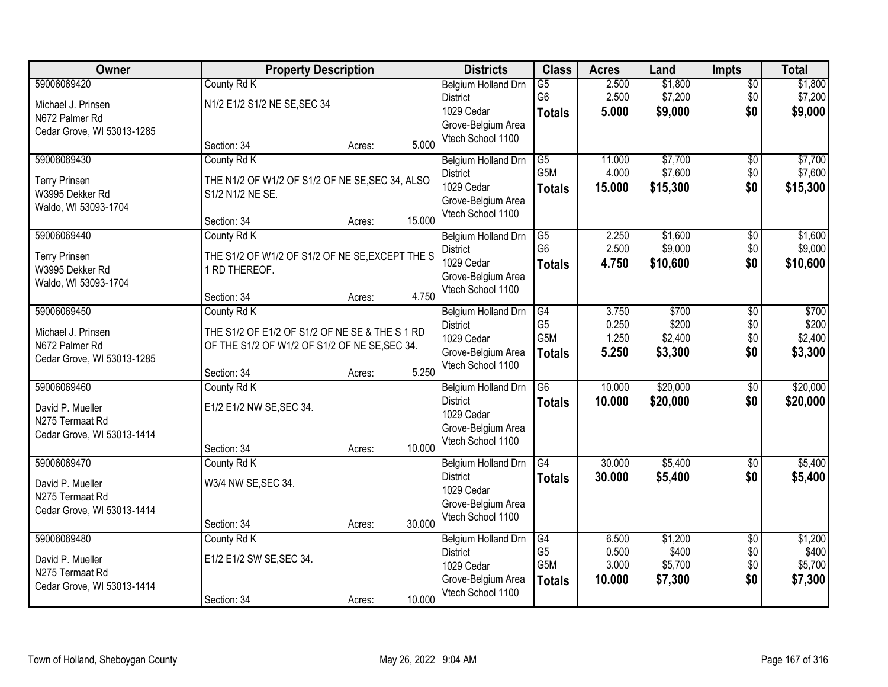| Owner | Property Description | Districts | Class | Acres | Land | Impts | Total |
|---|---|---|---|---|---|---|---|
| 59006069420<br>Michael J. Prinsen<br>N672 Palmer Rd<br>Cedar Grove, WI 53013-1285 | County Rd K<br>N1/2 E1/2 S1/2 NE SE,SEC 34<br>Section: 34 Acres: 5.000 | Belgium Holland Drn District<br>1029 Cedar Grove-Belgium Area<br>Vtech School 1100 | G5<br>G6<br>**Totals** | 2.500<br>2.500<br>**5.000** | $1,800<br>$7,200<br>**$9,000** | $0<br>$0<br>**$0** | $1,800<br>$7,200<br>**$9,000** |
| 59006069430<br>Terry Prinsen<br>W3995 Dekker Rd<br>Waldo, WI 53093-1704 | County Rd K<br>THE N1/2 OF W1/2 OF S1/2 OF NE SE,SEC 34, ALSO S1/2 N1/2 NE SE.<br>Section: 34 Acres: 15.000 | Belgium Holland Drn District<br>1029 Cedar Grove-Belgium Area<br>Vtech School 1100 | G5<br>G5M<br>**Totals** | 11.000<br>4.000<br>**15.000** | $7,700<br>$7,600<br>**$15,300** | $0<br>$0<br>**$0** | $7,700<br>$7,600<br>**$15,300** |
| 59006069440<br>Terry Prinsen<br>W3995 Dekker Rd<br>Waldo, WI 53093-1704 | County Rd K<br>THE S1/2 OF W1/2 OF S1/2 OF NE SE,EXCEPT THE S 1 RD THEREOF.<br>Section: 34 Acres: 4.750 | Belgium Holland Drn District<br>1029 Cedar Grove-Belgium Area<br>Vtech School 1100 | G5<br>G6<br>**Totals** | 2.250<br>2.500<br>**4.750** | $1,600<br>$9,000<br>**$10,600** | $0<br>$0<br>**$0** | $1,600<br>$9,000<br>**$10,600** |
| 59006069450<br>Michael J. Prinsen<br>N672 Palmer Rd<br>Cedar Grove, WI 53013-1285 | County Rd K<br>THE S1/2 OF E1/2 OF S1/2 OF NE SE & THE S 1 RD OF THE S1/2 OF W1/2 OF S1/2 OF NE SE,SEC 34.<br>Section: 34 Acres: 5.250 | Belgium Holland Drn District<br>1029 Cedar Grove-Belgium Area<br>Vtech School 1100 | G4<br>G5<br>G5M<br>**Totals** | 3.750<br>0.250<br>1.250<br>**5.250** | $700<br>$200<br>$2,400<br>**$3,300** | $0<br>$0<br>$0<br>**$0** | $700<br>$200<br>$2,400<br>**$3,300** |
| 59006069460<br>David P. Mueller<br>N275 Termaat Rd<br>Cedar Grove, WI 53013-1414 | County Rd K<br>E1/2 E1/2 NW SE,SEC 34.<br>Section: 34 Acres: 10.000 | Belgium Holland Drn District<br>1029 Cedar Grove-Belgium Area<br>Vtech School 1100 | G6<br>**Totals** | 10.000<br>**10.000** | $20,000<br>**$20,000** | $0<br>**$0** | $20,000<br>**$20,000** |
| 59006069470<br>David P. Mueller<br>N275 Termaat Rd<br>Cedar Grove, WI 53013-1414 | County Rd K<br>W3/4 NW SE,SEC 34.<br>Section: 34 Acres: 30.000 | Belgium Holland Drn District<br>1029 Cedar Grove-Belgium Area<br>Vtech School 1100 | G4<br>**Totals** | 30.000<br>**30.000** | $5,400<br>**$5,400** | $0<br>**$0** | $5,400<br>**$5,400** |
| 59006069480<br>David P. Mueller<br>N275 Termaat Rd<br>Cedar Grove, WI 53013-1414 | County Rd K<br>E1/2 E1/2 SW SE,SEC 34.<br>Section: 34 Acres: 10.000 | Belgium Holland Drn District<br>1029 Cedar Grove-Belgium Area<br>Vtech School 1100 | G4<br>G5<br>G5M<br>**Totals** | 6.500<br>0.500<br>3.000<br>**10.000** | $1,200<br>$400<br>$5,700<br>**$7,300** | $0<br>$0<br>$0<br>**$0** | $1,200<br>$400<br>$5,700<br>**$7,300** |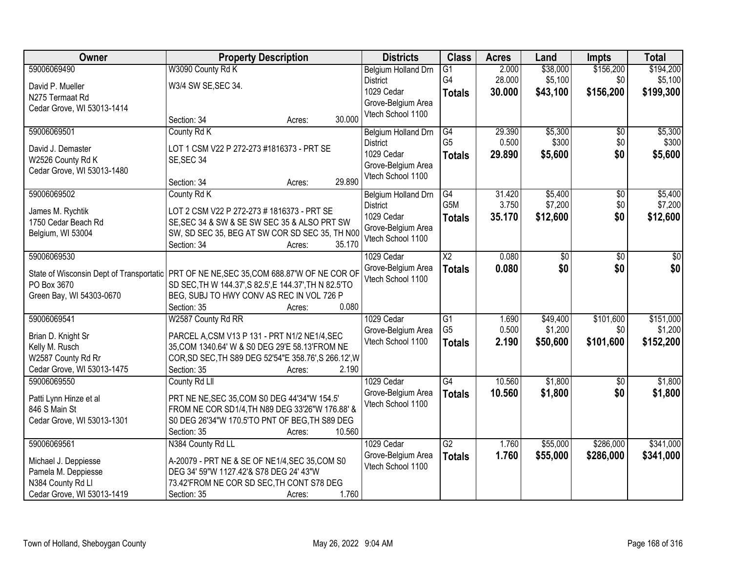| Owner | Property Description | Districts | Class | Acres | Land | Impts | Total |
|---|---|---|---|---|---|---|---|
| 59006069490<br><br>David P. Mueller<br>N275 Termaat Rd<br>Cedar Grove, WI 53013-1414 | W3090 County Rd K<br><br>W3/4 SW SE,SEC 34.<br><br>Section: 34 Acres: 30.000 | Belgium Holland Drn District<br>1029 Cedar Grove-Belgium Area<br>Vtech School 1100 | G1<br>G4<br>**Totals** | 2.000<br>28.000<br>**30.000** | $38,000<br>$5,100<br>**$43,100** | $156,200<br>$0<br>**$156,200** | $194,200<br>$5,100<br>**$199,300** |
| 59006069501<br><br>David J. Demaster<br>W2526 County Rd K<br>Cedar Grove, WI 53013-1480 | County Rd K<br><br>LOT 1 CSM V22 P 272-273 #1816373 - PRT SE SE,SEC 34<br><br>Section: 34 Acres: 29.890 | Belgium Holland Drn District<br>1029 Cedar Grove-Belgium Area<br>Vtech School 1100 | G4<br>G5<br>**Totals** | 29.390<br>0.500<br>**29.890** | $5,300<br>$300<br>**$5,600** | $0<br>$0<br>**$0** | $5,300<br>$300<br>**$5,600** |
| 59006069502<br><br>James M. Rychtik<br>1750 Cedar Beach Rd<br>Belgium, WI 53004 | County Rd K<br><br>LOT 2 CSM V22 P 272-273 # 1816373 - PRT SE SE,SEC 34 & SW & SE SW SEC 35 & ALSO PRT SW SW, SD SEC 35, BEG AT SW COR SD SEC 35, TH N00<br>Section: 34 Acres: 35.170 | Belgium Holland Drn District<br>1029 Cedar Grove-Belgium Area<br>Vtech School 1100 | G4<br>G5M<br>**Totals** | 31.420<br>3.750<br>**35.170** | $5,400<br>$7,200<br>**$12,600** | $0<br>$0<br>**$0** | $5,400<br>$7,200<br>**$12,600** |
| 59006069530<br><br>State of Wisconsin Dept of Transportatic<br>PO Box 3670<br>Green Bay, WI 54303-0670 | PRT OF NE NE,SEC 35,COM 688.87'W OF NE COR OF SD SEC,TH W 144.37',S 82.5',E 144.37',TH N 82.5'TO BEG, SUBJ TO HWY CONV AS REC IN VOL 726 P<br>Section: 35 Acres: 0.080 | 1029 Cedar Grove-Belgium Area<br>Vtech School 1100 | X2<br>**Totals** | 0.080<br>**0.080** | $0<br>**$0** | $0<br>**$0** | $0<br>**$0** |
| 59006069541<br><br>Brian D. Knight Sr<br>Kelly M. Rusch<br>W2587 County Rd Rr<br>Cedar Grove, WI 53013-1475 | W2587 County Rd RR<br><br>PARCEL A,CSM V13 P 131 - PRT N1/2 NE1/4,SEC 35,COM 1340.64' W & S0 DEG 29'E 58.13'FROM NE COR,SD SEC,TH S89 DEG 52'54"E 358.76',S 266.12',W<br>Section: 35 Acres: 2.190 | 1029 Cedar Grove-Belgium Area<br>Vtech School 1100 | G1<br>G5<br>**Totals** | 1.690<br>0.500<br>**2.190** | $49,400<br>$1,200<br>**$50,600** | $101,600<br>$0<br>**$101,600** | $151,000<br>$1,200<br>**$152,200** |
| 59006069550<br><br>Patti Lynn Hinze et al<br>846 S Main St<br>Cedar Grove, WI 53013-1301 | County Rd Lll<br><br>PRT NE NE,SEC 35,COM S0 DEG 44'34"W 154.5' FROM NE COR SD1/4,TH N89 DEG 33'26"W 176.88' & S0 DEG 26'34"W 170.5'TO PNT OF BEG,TH S89 DEG<br>Section: 35 Acres: 10.560 | 1029 Cedar Grove-Belgium Area<br>Vtech School 1100 | G4<br>**Totals** | 10.560<br>**10.560** | $1,800<br>**$1,800** | $0<br>**$0** | $1,800<br>**$1,800** |
| 59006069561<br><br>Michael J. Deppiesse<br>Pamela M. Deppiesse<br>N384 County Rd Ll<br>Cedar Grove, WI 53013-1419 | N384 County Rd LL<br><br>A-20079 - PRT NE & SE OF NE1/4,SEC 35,COM S0 DEG 34' 59"W 1127.42'& S78 DEG 24' 43"W 73.42'FROM NE COR SD SEC,TH CONT S78 DEG<br>Section: 35 Acres: 1.760 | 1029 Cedar Grove-Belgium Area<br>Vtech School 1100 | G2<br>**Totals** | 1.760<br>**1.760** | $55,000<br>**$55,000** | $286,000<br>**$286,000** | $341,000<br>**$341,000** |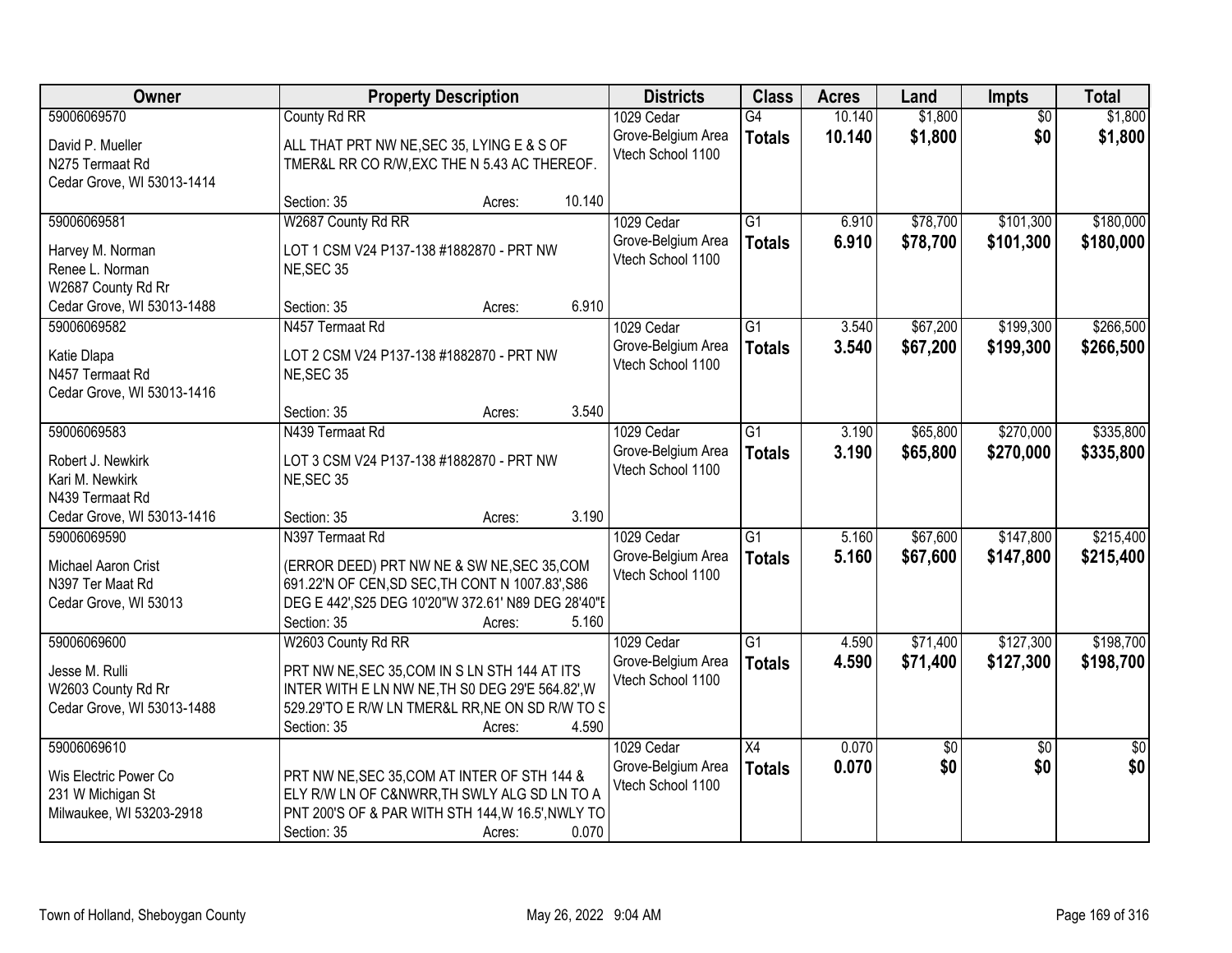| Owner | Property Description | Districts | Class | Acres | Land | Impts | Total |
|---|---|---|---|---|---|---|---|
| 59006069570<br>David P. Mueller<br>N275 Termaat Rd<br>Cedar Grove, WI 53013-1414 | County Rd RR<br>ALL THAT PRT NW NE,SEC 35, LYING E & S OF TMER&L RR CO R/W,EXC THE N 5.43 AC THEREOF.<br>Section: 35 Acres: 10.140 | 1029 Cedar Grove-Belgium Area Vtech School 1100 | G4<br>**Totals** | 10.140<br>**10.140** | $1,800<br>**$1,800** | $0<br>**$0** | $1,800<br>**$1,800** |
| 59006069581<br>Harvey M. Norman<br>Renee L. Norman<br>W2687 County Rd Rr<br>Cedar Grove, WI 53013-1488 | W2687 County Rd RR<br>LOT 1 CSM V24 P137-138 #1882870 - PRT NW NE,SEC 35<br>Section: 35 Acres: 6.910 | 1029 Cedar Grove-Belgium Area Vtech School 1100 | G1<br>**Totals** | 6.910<br>**6.910** | $78,700<br>**$78,700** | $101,300<br>**$101,300** | $180,000<br>**$180,000** |
| 59006069582<br>Katie Dlapa<br>N457 Termaat Rd<br>Cedar Grove, WI 53013-1416 | N457 Termaat Rd<br>LOT 2 CSM V24 P137-138 #1882870 - PRT NW NE,SEC 35<br>Section: 35 Acres: 3.540 | 1029 Cedar Grove-Belgium Area Vtech School 1100 | G1<br>**Totals** | 3.540<br>**3.540** | $67,200<br>**$67,200** | $199,300<br>**$199,300** | $266,500<br>**$266,500** |
| 59006069583<br>Robert J. Newkirk<br>Kari M. Newkirk<br>N439 Termaat Rd<br>Cedar Grove, WI 53013-1416 | N439 Termaat Rd<br>LOT 3 CSM V24 P137-138 #1882870 - PRT NW NE,SEC 35<br>Section: 35 Acres: 3.190 | 1029 Cedar Grove-Belgium Area Vtech School 1100 | G1<br>**Totals** | 3.190<br>**3.190** | $65,800<br>**$65,800** | $270,000<br>**$270,000** | $335,800<br>**$335,800** |
| 59006069590<br>Michael Aaron Crist<br>N397 Ter Maat Rd<br>Cedar Grove, WI 53013 | N397 Termaat Rd<br>(ERROR DEED) PRT NW NE & SW NE,SEC 35,COM 691.22'N OF CEN,SD SEC,TH CONT N 1007.83',S86 DEG E 442',S25 DEG 10'20"W 372.61' N89 DEG 28'40"E<br>Section: 35 Acres: 5.160 | 1029 Cedar Grove-Belgium Area Vtech School 1100 | G1<br>**Totals** | 5.160<br>**5.160** | $67,600<br>**$67,600** | $147,800<br>**$147,800** | $215,400<br>**$215,400** |
| 59006069600<br>Jesse M. Rulli<br>W2603 County Rd Rr<br>Cedar Grove, WI 53013-1488 | W2603 County Rd RR<br>PRT NW NE,SEC 35,COM IN S LN STH 144 AT ITS INTER WITH E LN NW NE,TH S0 DEG 29'E 564.82',W 529.29'TO E R/W LN TMER&L RR,NE ON SD R/W TO S<br>Section: 35 Acres: 4.590 | 1029 Cedar Grove-Belgium Area Vtech School 1100 | G1<br>**Totals** | 4.590<br>**4.590** | $71,400<br>**$71,400** | $127,300<br>**$127,300** | $198,700<br>**$198,700** |
| 59006069610<br>Wis Electric Power Co<br>231 W Michigan St<br>Milwaukee, WI 53203-2918 | PRT NW NE,SEC 35,COM AT INTER OF STH 144 & ELY R/W LN OF C&NWRR,TH SWLY ALG SD LN TO A PNT 200'S OF & PAR WITH STH 144,W 16.5',NWLY TO<br>Section: 35 Acres: 0.070 | 1029 Cedar Grove-Belgium Area Vtech School 1100 | X4<br>**Totals** | 0.070<br>**0.070** | $0<br>**$0** | $0<br>**$0** | $0<br>**$0** |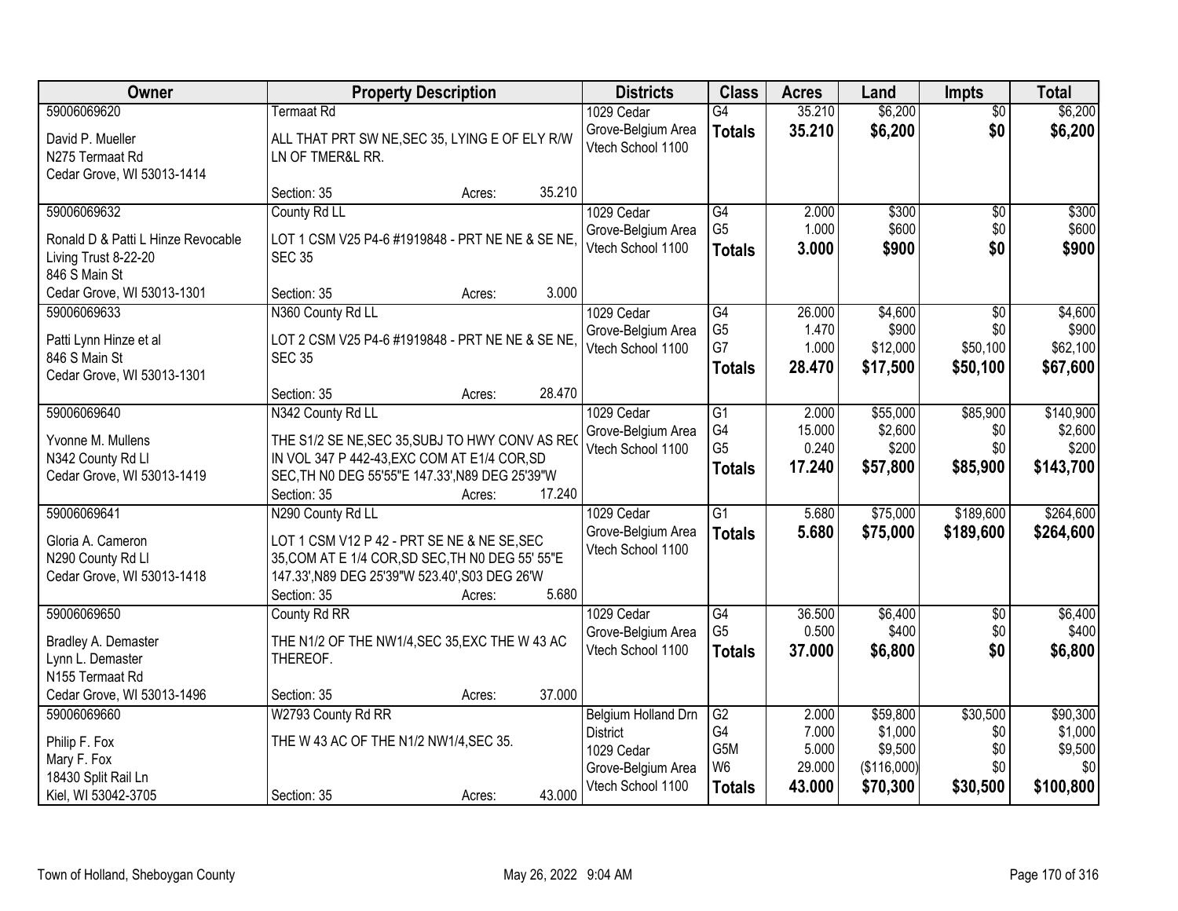| Owner | Property Description | Districts | Class | Acres | Land | Impts | Total |
|---|---|---|---|---|---|---|---|
| 59006069620<br>David P. Mueller<br>N275 Termaat Rd<br>Cedar Grove, WI 53013-1414 | Termaat Rd<br>ALL THAT PRT SW NE,SEC 35, LYING E OF ELY R/W LN OF TMER&L RR.<br>Section: 35 Acres: 35.210 | 1029 Cedar Grove-Belgium Area Vtech School 1100 | G4<br>**Totals** | 35.210<br>**35.210** | $6,200<br>**$6,200** | $0<br>**$0** | $6,200<br>**$6,200** |
| 59006069632<br>Ronald D & Patti L Hinze Revocable Living Trust 8-22-20<br>846 S Main St<br>Cedar Grove, WI 53013-1301 | County Rd LL<br>LOT 1 CSM V25 P4-6 #1919848 - PRT NE NE & SE NE, SEC 35<br>Section: 35 Acres: 3.000 | 1029 Cedar Grove-Belgium Area Vtech School 1100 | G4<br>G5<br>**Totals** | 2.000<br>1.000<br>**3.000** | $300<br>$600<br>**$900** | $0<br>$0<br>**$0** | $300<br>$600<br>**$900** |
| 59006069633<br>Patti Lynn Hinze et al<br>846 S Main St<br>Cedar Grove, WI 53013-1301 | N360 County Rd LL<br>LOT 2 CSM V25 P4-6 #1919848 - PRT NE NE & SE NE, SEC 35<br>Section: 35 Acres: 28.470 | 1029 Cedar Grove-Belgium Area Vtech School 1100 | G4<br>G5<br>G7<br>**Totals** | 26.000<br>1.470<br>1.000<br>**28.470** | $4,600<br>$900<br>$12,000<br>**$17,500** | $0<br>$0<br>$50,100<br>**$50,100** | $4,600<br>$900<br>$62,100<br>**$67,600** |
| 59006069640<br>Yvonne M. Mullens<br>N342 County Rd Ll<br>Cedar Grove, WI 53013-1419 | N342 County Rd LL<br>THE S1/2 SE NE,SEC 35,SUBJ TO HWY CONV AS REC IN VOL 347 P 442-43,EXC COM AT E1/4 COR,SD SEC,TH N0 DEG 55'55"E 147.33',N89 DEG 25'39"W<br>Section: 35 Acres: 17.240 | 1029 Cedar Grove-Belgium Area Vtech School 1100 | G1<br>G4<br>G5<br>**Totals** | 2.000<br>15.000<br>0.240<br>**17.240** | $55,000<br>$2,600<br>$200<br>**$57,800** | $85,900<br>$0<br>$0<br>**$85,900** | $140,900<br>$2,600<br>$200<br>**$143,700** |
| 59006069641<br>Gloria A. Cameron<br>N290 County Rd Ll<br>Cedar Grove, WI 53013-1418 | N290 County Rd LL<br>LOT 1 CSM V12 P 42 - PRT SE NE & NE SE,SEC 35,COM AT E 1/4 COR,SD SEC,TH N0 DEG 55' 55"E 147.33',N89 DEG 25'39"W 523.40',S03 DEG 26'W<br>Section: 35 Acres: 5.680 | 1029 Cedar Grove-Belgium Area Vtech School 1100 | G1<br>**Totals** | 5.680<br>**5.680** | $75,000<br>**$75,000** | $189,600<br>**$189,600** | $264,600<br>**$264,600** |
| 59006069650<br>Bradley A. Demaster<br>Lynn L. Demaster<br>N155 Termaat Rd<br>Cedar Grove, WI 53013-1496 | County Rd RR<br>THE N1/2 OF THE NW1/4,SEC 35,EXC THE W 43 AC THEREOF.<br>Section: 35 Acres: 37.000 | 1029 Cedar Grove-Belgium Area Vtech School 1100 | G4<br>G5<br>**Totals** | 36.500<br>0.500<br>**37.000** | $6,400<br>$400<br>**$6,800** | $0<br>$0<br>**$0** | $6,400<br>$400<br>**$6,800** |
| 59006069660<br>Philip F. Fox<br>Mary F. Fox<br>18430 Split Rail Ln<br>Kiel, WI 53042-3705 | W2793 County Rd RR<br>THE W 43 AC OF THE N1/2 NW1/4,SEC 35.<br>Section: 35 Acres: 43.000 | Belgium Holland Drn District 1029 Cedar Grove-Belgium Area Vtech School 1100 | G2<br>G4<br>G5M<br>W6<br>**Totals** | 2.000<br>7.000<br>5.000<br>29.000<br>**43.000** | $59,800<br>$1,000<br>$9,500<br>($116,000)<br>**$70,300** | $30,500<br>$0<br>$0<br>$0<br>**$30,500** | $90,300<br>$1,000<br>$9,500<br>$0<br>**$100,800** |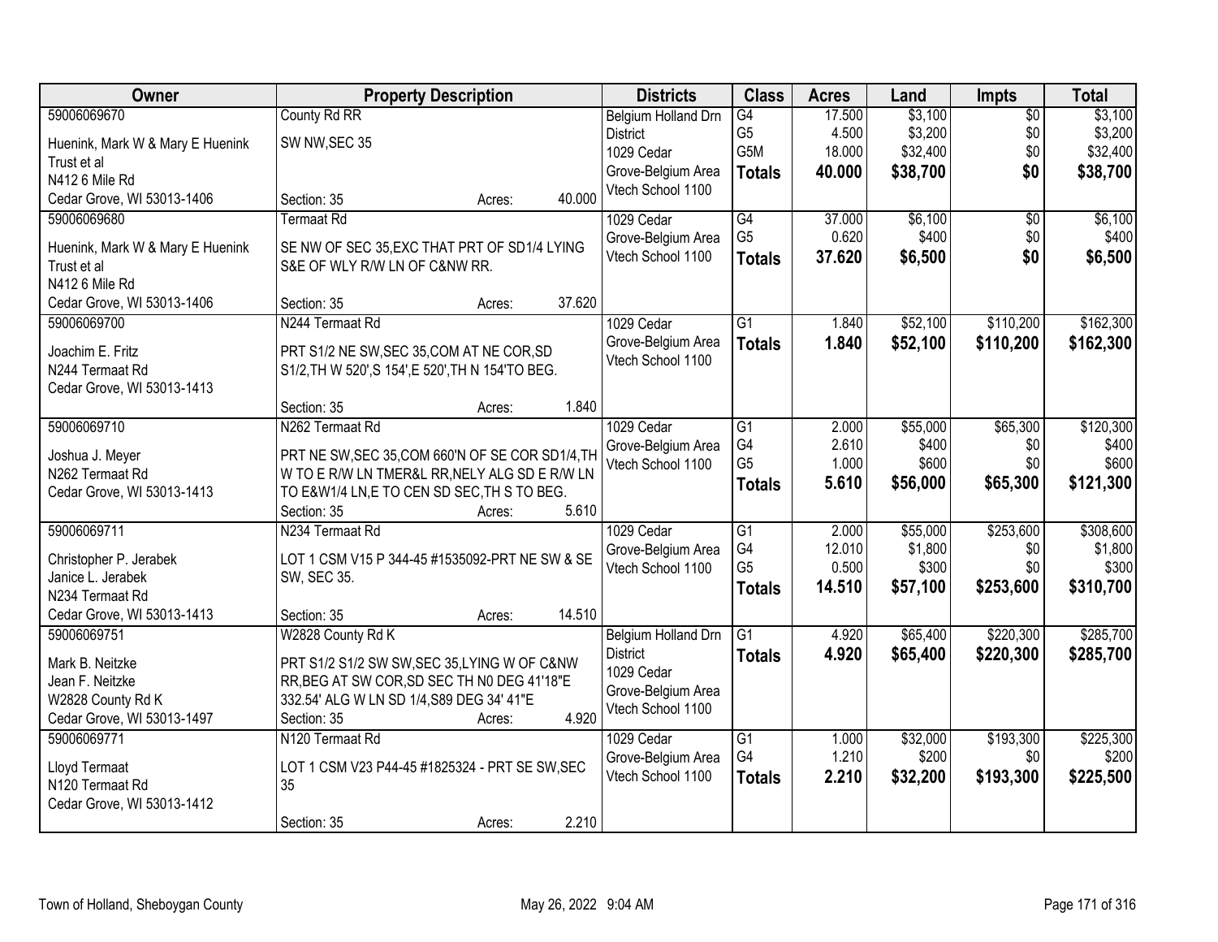| Owner | Property Description | Districts | Class | Acres | Land | Impts | Total |
|---|---|---|---|---|---|---|---|
| 59006069670<br>Huenink, Mark W & Mary E Huenink Trust et al<br>N412 6 Mile Rd<br>Cedar Grove, WI 53013-1406 | County Rd RR<br>SW NW,SEC 35<br>Section: 35 Acres: 40.000 | Belgium Holland Drn District<br>1029 Cedar Grove-Belgium Area<br>Vtech School 1100 | G4<br>G5<br>G5M<br>**Totals** | 17.500<br>4.500<br>18.000<br>**40.000** | $3,100<br>$3,200<br>$32,400<br>**$38,700** | $0<br>$0<br>$0<br>**$0** | $3,100<br>$3,200<br>$32,400<br>**$38,700** |
| 59006069680<br>Huenink, Mark W & Mary E Huenink Trust et al<br>N412 6 Mile Rd<br>Cedar Grove, WI 53013-1406 | Termaat Rd<br>SE NW OF SEC 35,EXC THAT PRT OF SD1/4 LYING S&E OF WLY R/W LN OF C&NW RR.<br>Section: 35 Acres: 37.620 | 1029 Cedar Grove-Belgium Area<br>Vtech School 1100 | G4<br>G5<br>**Totals** | 37.000<br>0.620<br>**37.620** | $6,100<br>$400<br>**$6,500** | $0<br>$0<br>**$0** | $6,100<br>$400<br>**$6,500** |
| 59006069700<br>Joachim E. Fritz<br>N244 Termaat Rd<br>Cedar Grove, WI 53013-1413 | N244 Termaat Rd<br>PRT S1/2 NE SW,SEC 35,COM AT NE COR,SD S1/2,TH W 520',S 154',E 520',TH N 154'TO BEG.<br>Section: 35 Acres: 1.840 | 1029 Cedar Grove-Belgium Area<br>Vtech School 1100 | G1<br>**Totals** | 1.840<br>**1.840** | $52,100<br>**$52,100** | $110,200<br>**$110,200** | $162,300<br>**$162,300** |
| 59006069710<br>Joshua J. Meyer<br>N262 Termaat Rd<br>Cedar Grove, WI 53013-1413 | N262 Termaat Rd<br>PRT NE SW,SEC 35,COM 660'N OF SE COR SD1/4,TH W TO E R/W LN TMER&L RR,NELY ALG SD E R/W LN TO E&W1/4 LN,E TO CEN SD SEC,TH S TO BEG.<br>Section: 35 Acres: 5.610 | 1029 Cedar Grove-Belgium Area<br>Vtech School 1100 | G1<br>G4<br>G5<br>**Totals** | 2.000<br>2.610<br>1.000<br>**5.610** | $55,000<br>$400<br>$600<br>**$56,000** | $65,300<br>$0<br>$0<br>**$65,300** | $120,300<br>$400<br>$600<br>**$121,300** |
| 59006069711<br>Christopher P. Jerabek<br>Janice L. Jerabek<br>N234 Termaat Rd<br>Cedar Grove, WI 53013-1413 | N234 Termaat Rd<br>LOT 1 CSM V15 P 344-45 #1535092-PRT NE SW & SE SW, SEC 35.<br>Section: 35 Acres: 14.510 | 1029 Cedar Grove-Belgium Area<br>Vtech School 1100 | G1<br>G4<br>G5<br>**Totals** | 2.000<br>12.010<br>0.500<br>**14.510** | $55,000<br>$1,800<br>$300<br>**$57,100** | $253,600<br>$0<br>$0<br>**$253,600** | $308,600<br>$1,800<br>$300<br>**$310,700** |
| 59006069751<br>Mark B. Neitzke<br>Jean F. Neitzke<br>W2828 County Rd K<br>Cedar Grove, WI 53013-1497 | W2828 County Rd K<br>PRT S1/2 S1/2 SW SW,SEC 35,LYING W OF C&NW RR,BEG AT SW COR,SD SEC TH N0 DEG 41'18"E 332.54' ALG W LN SD 1/4,S89 DEG 34' 41"E<br>Section: 35 Acres: 4.920 | Belgium Holland Drn District<br>1029 Cedar Grove-Belgium Area<br>Vtech School 1100 | G1<br>**Totals** | 4.920<br>**4.920** | $65,400<br>**$65,400** | $220,300<br>**$220,300** | $285,700<br>**$285,700** |
| 59006069771<br>Lloyd Termaat<br>N120 Termaat Rd<br>Cedar Grove, WI 53013-1412 | N120 Termaat Rd<br>LOT 1 CSM V23 P44-45 #1825324 - PRT SE SW,SEC 35<br>Section: 35 Acres: 2.210 | 1029 Cedar Grove-Belgium Area<br>Vtech School 1100 | G1<br>G4<br>**Totals** | 1.000<br>1.210<br>**2.210** | $32,000<br>$200<br>**$32,200** | $193,300<br>$0<br>**$193,300** | $225,300<br>$200<br>**$225,500** |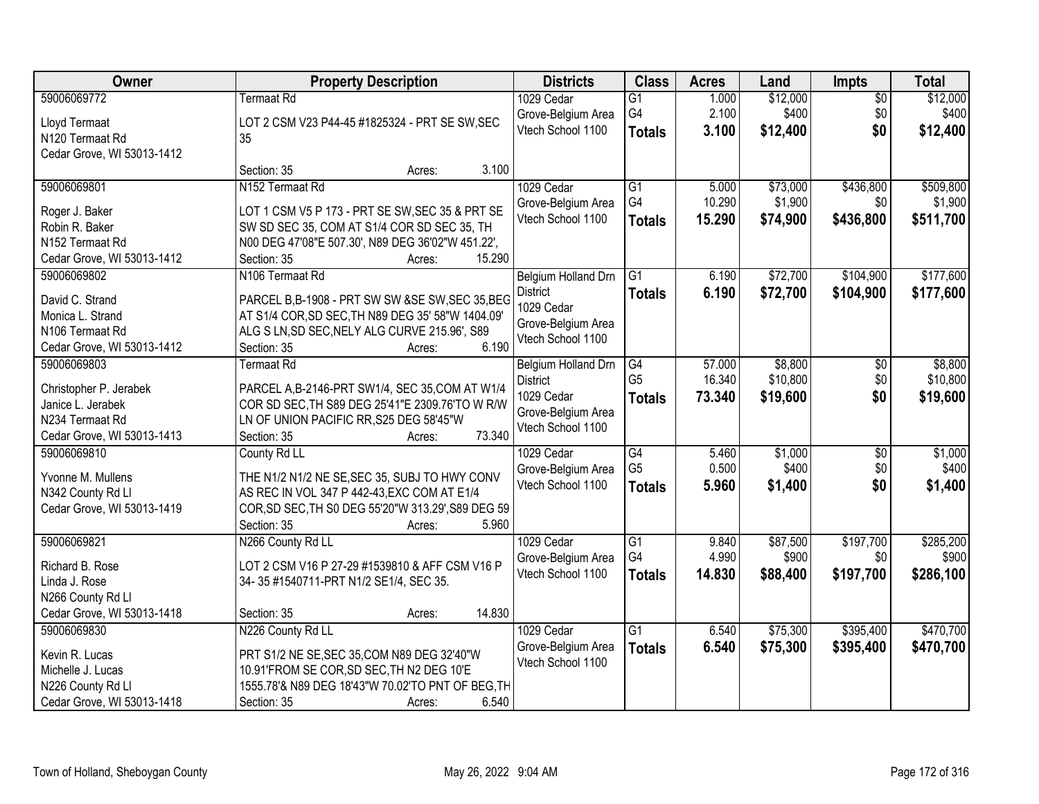| Owner | Property Description | Districts | Class | Acres | Land | Impts | Total |
|---|---|---|---|---|---|---|---|
| 59006069772<br>Lloyd Termaat<br>N120 Termaat Rd<br>Cedar Grove, WI 53013-1412 | Termaat Rd<br>LOT 2 CSM V23 P44-45 #1825324 - PRT SE SW,SEC 35<br>Section: 35 Acres: 3.100 | 1029 Cedar Grove-Belgium Area Vtech School 1100 | G1<br>G4<br>**Totals** | 1.000<br>2.100<br>**3.100** | $12,000<br>$400<br>**$12,400** | $0<br>$0<br>**$0** | $12,000<br>$400<br>**$12,400** |
| 59006069801<br>Roger J. Baker<br>Robin R. Baker<br>N152 Termaat Rd<br>Cedar Grove, WI 53013-1412 | N152 Termaat Rd<br>LOT 1 CSM V5 P 173 - PRT SE SW,SEC 35 & PRT SE SW SD SEC 35, COM AT S1/4 COR SD SEC 35, TH N00 DEG 47'08"E 507.30', N89 DEG 36'02"W 451.22',<br>Section: 35 Acres: 15.290 | 1029 Cedar Grove-Belgium Area Vtech School 1100 | G1<br>G4<br>**Totals** | 5.000<br>10.290<br>**15.290** | $73,000<br>$1,900<br>**$74,900** | $436,800<br>$0<br>**$436,800** | $509,800<br>$1,900<br>**$511,700** |
| 59006069802<br>David C. Strand<br>Monica L. Strand<br>N106 Termaat Rd<br>Cedar Grove, WI 53013-1412 | N106 Termaat Rd<br>PARCEL B,B-1908 - PRT SW SW &SE SW,SEC 35,BEG AT S1/4 COR,SD SEC,TH N89 DEG 35' 58"W 1404.09' ALG S LN,SD SEC,NELY ALG CURVE 215.96', S89<br>Section: 35 Acres: 6.190 | Belgium Holland Drn District 1029 Cedar Grove-Belgium Area Vtech School 1100 | G1<br>**Totals** | 6.190<br>**6.190** | $72,700<br>**$72,700** | $104,900<br>**$104,900** | $177,600<br>**$177,600** |
| 59006069803<br>Christopher P. Jerabek<br>Janice L. Jerabek<br>N234 Termaat Rd<br>Cedar Grove, WI 53013-1413 | Termaat Rd<br>PARCEL A,B-2146-PRT SW1/4, SEC 35,COM AT W1/4 COR SD SEC,TH S89 DEG 25'41"E 2309.76'TO W R/W LN OF UNION PACIFIC RR,S25 DEG 58'45"W<br>Section: 35 Acres: 73.340 | Belgium Holland Drn District 1029 Cedar Grove-Belgium Area Vtech School 1100 | G4<br>G5<br>**Totals** | 57.000<br>16.340<br>**73.340** | $8,800<br>$10,800<br>**$19,600** | $0<br>$0<br>**$0** | $8,800<br>$10,800<br>**$19,600** |
| 59006069810<br>Yvonne M. Mullens<br>N342 County Rd Ll<br>Cedar Grove, WI 53013-1419 | County Rd LL<br>THE N1/2 N1/2 NE SE,SEC 35, SUBJ TO HWY CONV AS REC IN VOL 347 P 442-43,EXC COM AT E1/4 COR,SD SEC,TH S0 DEG 55'20"W 313.29',S89 DEG 59<br>Section: 35 Acres: 5.960 | 1029 Cedar Grove-Belgium Area Vtech School 1100 | G4<br>G5<br>**Totals** | 5.460<br>0.500<br>**5.960** | $1,000<br>$400<br>**$1,400** | $0<br>$0<br>**$0** | $1,000<br>$400<br>**$1,400** |
| 59006069821<br>Richard B. Rose<br>Linda J. Rose<br>N266 County Rd Ll<br>Cedar Grove, WI 53013-1418 | N266 County Rd LL<br>LOT 2 CSM V16 P 27-29 #1539810 & AFF CSM V16 P 34- 35 #1540711-PRT N1/2 SE1/4, SEC 35.<br>Section: 35 Acres: 14.830 | 1029 Cedar Grove-Belgium Area Vtech School 1100 | G1<br>G4<br>**Totals** | 9.840<br>4.990<br>**14.830** | $87,500<br>$900<br>**$88,400** | $197,700<br>$0<br>**$197,700** | $285,200<br>$900<br>**$286,100** |
| 59006069830<br>Kevin R. Lucas<br>Michelle J. Lucas<br>N226 County Rd Ll<br>Cedar Grove, WI 53013-1418 | N226 County Rd LL<br>PRT S1/2 NE SE,SEC 35,COM N89 DEG 32'40"W 10.91'FROM SE COR,SD SEC,TH N2 DEG 10'E 1555.78'& N89 DEG 18'43"W 70.02'TO PNT OF BEG,TH<br>Section: 35 Acres: 6.540 | 1029 Cedar Grove-Belgium Area Vtech School 1100 | G1<br>**Totals** | 6.540<br>**6.540** | $75,300<br>**$75,300** | $395,400<br>**$395,400** | $470,700<br>**$470,700** |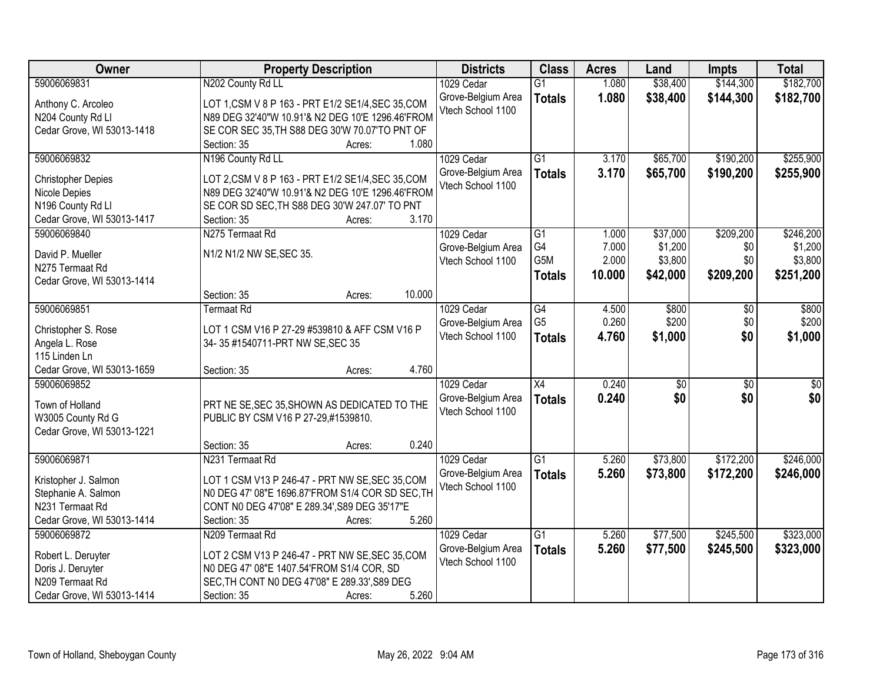| Owner | Property Description | Districts | Class | Acres | Land | Impts | Total |
|---|---|---|---|---|---|---|---|
| 59006069831<br>Anthony C. Arcoleo<br>N204 County Rd Ll<br>Cedar Grove, WI 53013-1418 | N202 County Rd LL<br>LOT 1,CSM V 8 P 163 - PRT E1/2 SE1/4,SEC 35,COM N89 DEG 32'40"W 10.91'& N2 DEG 10'E 1296.46'FROM SE COR SEC 35,TH S88 DEG 30'W 70.07'TO PNT OF<br>Section: 35 Acres: 1.080 | 1029 Cedar Grove-Belgium Area Vtech School 1100 | G1<br>**Totals** | 1.080<br>**1.080** | $38,400<br>**$38,400** | $144,300<br>**$144,300** | $182,700<br>**$182,700** |
| 59006069832<br>Christopher Depies<br>Nicole Depies<br>N196 County Rd Ll<br>Cedar Grove, WI 53013-1417 | N196 County Rd LL<br>LOT 2,CSM V 8 P 163 - PRT E1/2 SE1/4,SEC 35,COM N89 DEG 32'40"W 10.91'& N2 DEG 10'E 1296.46'FROM SE COR SD SEC,TH S88 DEG 30'W 247.07' TO PNT<br>Section: 35 Acres: 3.170 | 1029 Cedar Grove-Belgium Area Vtech School 1100 | G1<br>**Totals** | 3.170<br>**3.170** | $65,700<br>**$65,700** | $190,200<br>**$190,200** | $255,900<br>**$255,900** |
| 59006069840<br>David P. Mueller<br>N275 Termaat Rd<br>Cedar Grove, WI 53013-1414 | N275 Termaat Rd<br>N1/2 N1/2 NW SE,SEC 35.<br>Section: 35 Acres: 10.000 | 1029 Cedar Grove-Belgium Area Vtech School 1100 | G1<br>G4<br>G5M<br>**Totals** | 1.000<br>7.000<br>2.000<br>**10.000** | $37,000<br>$1,200<br>$3,800<br>**$42,000** | $209,200<br>$0<br>$0<br>**$209,200** | $246,200<br>$1,200<br>$3,800<br>**$251,200** |
| 59006069851<br>Christopher S. Rose<br>Angela L. Rose<br>115 Linden Ln<br>Cedar Grove, WI 53013-1659 | Termaat Rd<br>LOT 1 CSM V16 P 27-29 #539810 & AFF CSM V16 P 34- 35 #1540711-PRT NW SE,SEC 35<br>Section: 35 Acres: 4.760 | 1029 Cedar Grove-Belgium Area Vtech School 1100 | G4<br>G5<br>**Totals** | 4.500<br>0.260<br>**4.760** | $800<br>$200<br>**$1,000** | $0<br>$0<br>**$0** | $800<br>$200<br>**$1,000** |
| 59006069852<br>Town of Holland<br>W3005 County Rd G<br>Cedar Grove, WI 53013-1221 | PRT NE SE,SEC 35,SHOWN AS DEDICATED TO THE PUBLIC BY CSM V16 P 27-29,#1539810.<br>Section: 35 Acres: 0.240 | 1029 Cedar Grove-Belgium Area Vtech School 1100 | X4<br>**Totals** | 0.240<br>**0.240** | $0<br>**$0** | $0<br>**$0** | $0<br>**$0** |
| 59006069871<br>Kristopher J. Salmon<br>Stephanie A. Salmon<br>N231 Termaat Rd<br>Cedar Grove, WI 53013-1414 | N231 Termaat Rd<br>LOT 1 CSM V13 P 246-47 - PRT NW SE,SEC 35,COM N0 DEG 47' 08"E 1696.87'FROM S1/4 COR SD SEC,TH CONT N0 DEG 47'08" E 289.34',S89 DEG 35'17"E<br>Section: 35 Acres: 5.260 | 1029 Cedar Grove-Belgium Area Vtech School 1100 | G1<br>**Totals** | 5.260<br>**5.260** | $73,800<br>**$73,800** | $172,200<br>**$172,200** | $246,000<br>**$246,000** |
| 59006069872<br>Robert L. Deruyter<br>Doris J. Deruyter<br>N209 Termaat Rd<br>Cedar Grove, WI 53013-1414 | N209 Termaat Rd<br>LOT 2 CSM V13 P 246-47 - PRT NW SE,SEC 35,COM N0 DEG 47' 08"E 1407.54'FROM S1/4 COR, SD SEC,TH CONT N0 DEG 47'08" E 289.33',S89 DEG<br>Section: 35 Acres: 5.260 | 1029 Cedar Grove-Belgium Area Vtech School 1100 | G1<br>**Totals** | 5.260<br>**5.260** | $77,500<br>**$77,500** | $245,500<br>**$245,500** | $323,000<br>**$323,000** |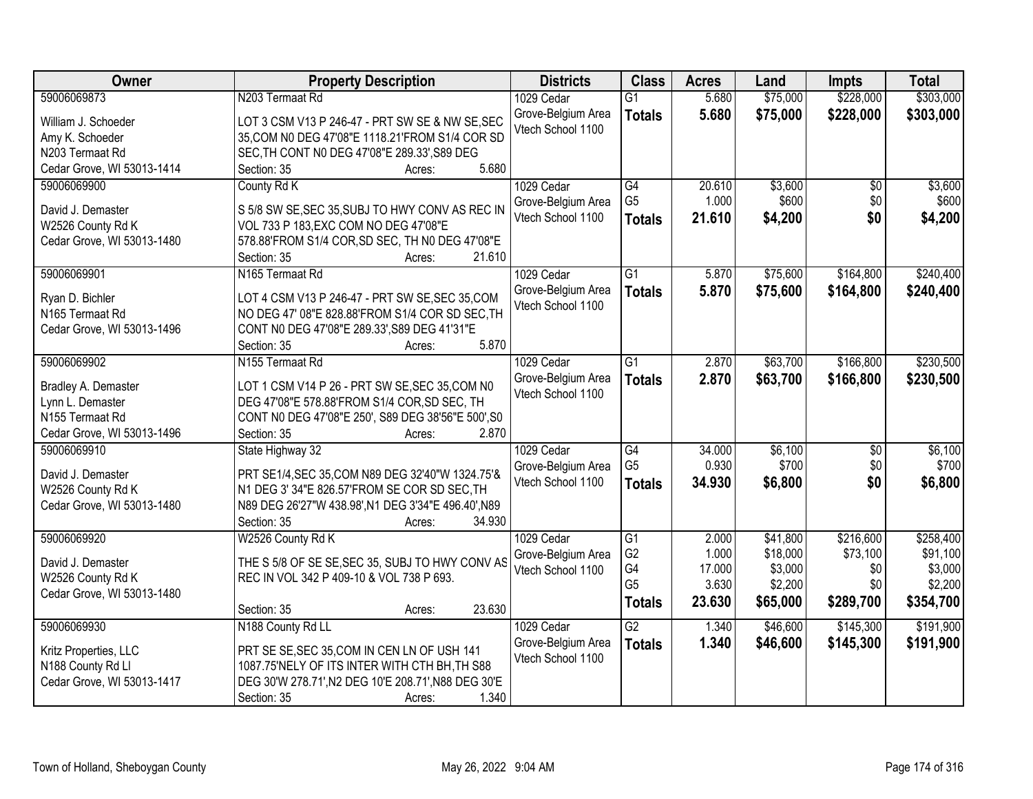| Owner | Property Description | Districts | Class | Acres | Land | Impts | Total |
|---|---|---|---|---|---|---|---|
| 59006069873<br><br>William J. Schoeder<br>Amy K. Schoeder<br>N203 Termaat Rd<br>Cedar Grove, WI 53013-1414 | N203 Termaat Rd<br><br>LOT 3 CSM V13 P 246-47 - PRT SW SE & NW SE,SEC 35,COM N0 DEG 47'08"E 1118.21'FROM S1/4 COR SD SEC,TH CONT N0 DEG 47'08"E 289.33',S89 DEG<br>Section: 35 Acres: 5.680 | 1029 Cedar Grove-Belgium Area Vtech School 1100 | G1<br>**Totals** | 5.680<br>**5.680** | $75,000<br>**$75,000** | $228,000<br>**$228,000** | $303,000<br>**$303,000** |
| 59006069900<br><br>David J. Demaster<br>W2526 County Rd K<br>Cedar Grove, WI 53013-1480 | County Rd K<br><br>S 5/8 SW SE,SEC 35,SUBJ TO HWY CONV AS REC IN VOL 733 P 183,EXC COM NO DEG 47'08"E 578.88'FROM S1/4 COR,SD SEC, TH N0 DEG 47'08"E<br>Section: 35 Acres: 21.610 | 1029 Cedar Grove-Belgium Area Vtech School 1100 | G4<br>G5<br>**Totals** | 20.610<br>1.000<br>**21.610** | $3,600<br>$600<br>**$4,200** | $0<br>$0<br>**$0** | $3,600<br>$600<br>**$4,200** |
| 59006069901<br><br>Ryan D. Bichler<br>N165 Termaat Rd<br>Cedar Grove, WI 53013-1496 | N165 Termaat Rd<br><br>LOT 4 CSM V13 P 246-47 - PRT SW SE,SEC 35,COM NO DEG 47' 08"E 828.88'FROM S1/4 COR SD SEC,TH CONT N0 DEG 47'08"E 289.33',S89 DEG 41'31"E<br>Section: 35 Acres: 5.870 | 1029 Cedar Grove-Belgium Area Vtech School 1100 | G1<br>**Totals** | 5.870<br>**5.870** | $75,600<br>**$75,600** | $164,800<br>**$164,800** | $240,400<br>**$240,400** |
| 59006069902<br><br>Bradley A. Demaster<br>Lynn L. Demaster<br>N155 Termaat Rd<br>Cedar Grove, WI 53013-1496 | N155 Termaat Rd<br><br>LOT 1 CSM V14 P 26 - PRT SW SE,SEC 35,COM N0 DEG 47'08"E 578.88'FROM S1/4 COR,SD SEC, TH CONT N0 DEG 47'08"E 250', S89 DEG 38'56"E 500',S0<br>Section: 35 Acres: 2.870 | 1029 Cedar Grove-Belgium Area Vtech School 1100 | G1<br>**Totals** | 2.870<br>**2.870** | $63,700<br>**$63,700** | $166,800<br>**$166,800** | $230,500<br>**$230,500** |
| 59006069910<br><br>David J. Demaster<br>W2526 County Rd K<br>Cedar Grove, WI 53013-1480 | State Highway 32<br><br>PRT SE1/4,SEC 35,COM N89 DEG 32'40"W 1324.75'& N1 DEG 3' 34"E 826.57'FROM SE COR SD SEC,TH N89 DEG 26'27"W 438.98',N1 DEG 3'34"E 496.40',N89<br>Section: 35 Acres: 34.930 | 1029 Cedar Grove-Belgium Area Vtech School 1100 | G4<br>G5<br>**Totals** | 34.000<br>0.930<br>**34.930** | $6,100<br>$700<br>**$6,800** | $0<br>$0<br>**$0** | $6,100<br>$700<br>**$6,800** |
| 59006069920<br><br>David J. Demaster<br>W2526 County Rd K<br>Cedar Grove, WI 53013-1480 | W2526 County Rd K<br><br>THE S 5/8 OF SE SE,SEC 35, SUBJ TO HWY CONV AS REC IN VOL 342 P 409-10 & VOL 738 P 693.<br>Section: 35 Acres: 23.630 | 1029 Cedar Grove-Belgium Area Vtech School 1100 | G1<br>G2<br>G4<br>G5<br>**Totals** | 2.000<br>1.000<br>17.000<br>3.630<br>**23.630** | $41,800<br>$18,000<br>$3,000<br>$2,200<br>**$65,000** | $216,600<br>$73,100<br>$0<br>$0<br>**$289,700** | $258,400<br>$91,100<br>$3,000<br>$2,200<br>**$354,700** |
| 59006069930<br><br>Kritz Properties, LLC<br>N188 County Rd Ll<br>Cedar Grove, WI 53013-1417 | N188 County Rd LL<br><br>PRT SE SE,SEC 35,COM IN CEN LN OF USH 141 1087.75'NELY OF ITS INTER WITH CTH BH,TH S88 DEG 30'W 278.71',N2 DEG 10'E 208.71',N88 DEG 30'E<br>Section: 35 Acres: 1.340 | 1029 Cedar Grove-Belgium Area Vtech School 1100 | G2<br>**Totals** | 1.340<br>**1.340** | $46,600<br>**$46,600** | $145,300<br>**$145,300** | $191,900<br>**$191,900** |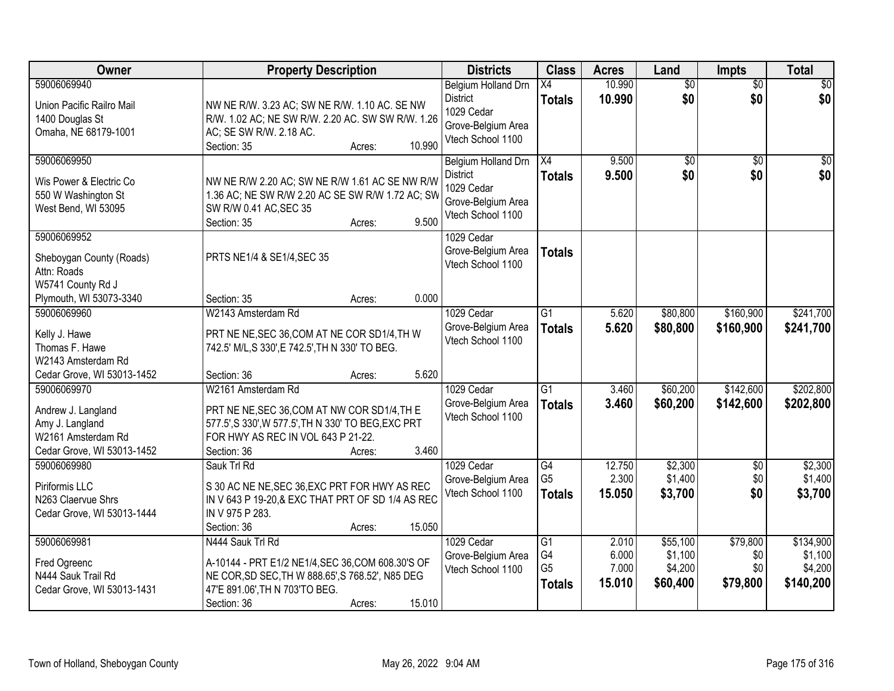| Owner | Property Description | Districts | Class | Acres | Land | Impts | Total |
|---|---|---|---|---|---|---|---|
| 59006069940<br><br>Union Pacific Railro Mail<br>1400 Douglas St<br>Omaha, NE 68179-1001 | NW NE R/W. 3.23 AC; SW NE R/W. 1.10 AC. SE NW R/W. 1.02 AC; NE SW R/W. 2.20 AC. SW SW R/W. 1.26 AC; SE SW R/W. 2.18 AC.<br>Section: 35 Acres: 10.990 | Belgium Holland Drn District<br>1029 Cedar Grove-Belgium Area<br>Vtech School 1100 | X4<br>**Totals** | 10.990<br>**10.990** | $0<br>**$0** | $0<br>**$0** | $0<br>**$0** |
| 59006069950<br><br>Wis Power & Electric Co<br>550 W Washington St<br>West Bend, WI 53095 | NW NE R/W 2.20 AC; SW NE R/W 1.61 AC SE NW R/W 1.36 AC; NE SW R/W 2.20 AC SE SW R/W 1.72 AC; SW SW R/W 0.41 AC,SEC 35<br>Section: 35 Acres: 9.500 | Belgium Holland Drn District<br>1029 Cedar Grove-Belgium Area<br>Vtech School 1100 | X4<br>**Totals** | 9.500<br>**9.500** | $0<br>**$0** | $0<br>**$0** | $0<br>**$0** |
| 59006069952<br><br>Sheboygan County (Roads)<br>Attn: Roads<br>W5741 County Rd J<br>Plymouth, WI 53073-3340 | PRTS NE1/4 & SE1/4,SEC 35<br>Section: 35 Acres: 0.000 | 1029 Cedar Grove-Belgium Area<br>Vtech School 1100 | **Totals** | | | | |
| 59006069960<br><br>Kelly J. Hawe<br>Thomas F. Hawe<br>W2143 Amsterdam Rd<br>Cedar Grove, WI 53013-1452 | W2143 Amsterdam Rd<br>PRT NE NE,SEC 36,COM AT NE COR SD1/4,TH W 742.5' M/L,S 330',E 742.5',TH N 330' TO BEG.<br>Section: 36 Acres: 5.620 | 1029 Cedar Grove-Belgium Area<br>Vtech School 1100 | G1<br>**Totals** | 5.620<br>**5.620** | $80,800<br>**$80,800** | $160,900<br>**$160,900** | $241,700<br>**$241,700** |
| 59006069970<br><br>Andrew J. Langland<br>Amy J. Langland<br>W2161 Amsterdam Rd<br>Cedar Grove, WI 53013-1452 | W2161 Amsterdam Rd<br>PRT NE NE,SEC 36,COM AT NW COR SD1/4,TH E 577.5',S 330',W 577.5',TH N 330' TO BEG,EXC PRT FOR HWY AS REC IN VOL 643 P 21-22.<br>Section: 36 Acres: 3.460 | 1029 Cedar Grove-Belgium Area<br>Vtech School 1100 | G1<br>**Totals** | 3.460<br>**3.460** | $60,200<br>**$60,200** | $142,600<br>**$142,600** | $202,800<br>**$202,800** |
| 59006069980<br><br>Piriformis LLC<br>N263 Claervue Shrs<br>Cedar Grove, WI 53013-1444 | Sauk Trl Rd<br>S 30 AC NE NE,SEC 36,EXC PRT FOR HWY AS REC IN V 643 P 19-20,& EXC THAT PRT OF SD 1/4 AS REC IN V 975 P 283.<br>Section: 36 Acres: 15.050 | 1029 Cedar Grove-Belgium Area<br>Vtech School 1100 | G4<br>G5<br>**Totals** | 12.750<br>2.300<br>**15.050** | $2,300<br>$1,400<br>**$3,700** | $0<br>$0<br>**$0** | $2,300<br>$1,400<br>**$3,700** |
| 59006069981<br><br>Fred Ogreenc<br>N444 Sauk Trail Rd<br>Cedar Grove, WI 53013-1431 | N444 Sauk Trl Rd<br>A-10144 - PRT E1/2 NE1/4,SEC 36,COM 608.30'S OF NE COR,SD SEC,TH W 888.65',S 768.52', N85 DEG 47'E 891.06',TH N 703'TO BEG.<br>Section: 36 Acres: 15.010 | 1029 Cedar Grove-Belgium Area<br>Vtech School 1100 | G1<br>G4<br>G5<br>**Totals** | 2.010<br>6.000<br>7.000<br>**15.010** | $55,100<br>$1,100<br>$4,200<br>**$60,400** | $79,800<br>$0<br>$0<br>**$79,800** | $134,900<br>$1,100<br>$4,200<br>**$140,200** |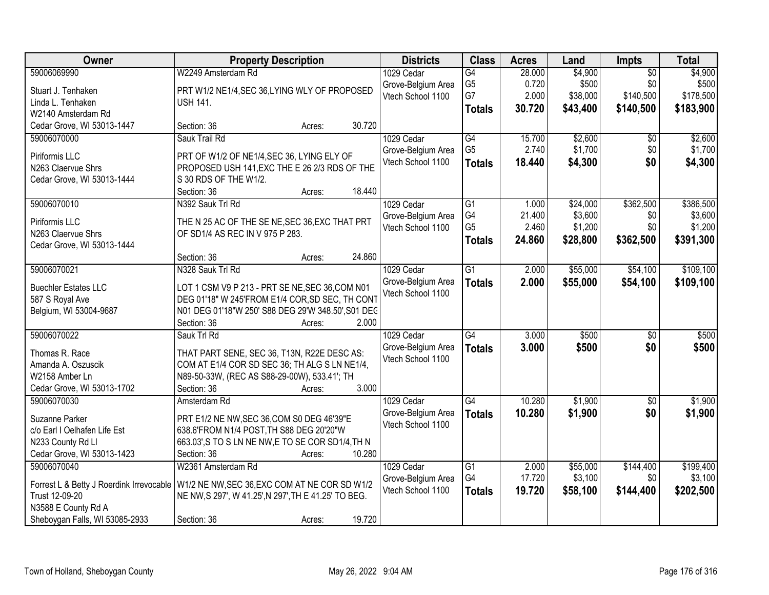| Owner | Property Description | Districts | Class | Acres | Land | Impts | Total |
|---|---|---|---|---|---|---|---|
| 59006069990<br>Stuart J. Tenhaken<br>Linda L. Tenhaken<br>W2140 Amsterdam Rd<br>Cedar Grove, WI 53013-1447 | W2249 Amsterdam Rd<br>PRT W1/2 NE1/4,SEC 36,LYING WLY OF PROPOSED USH 141.<br>Section: 36 Acres: 30.720 | 1029 Cedar Grove-Belgium Area Vtech School 1100 | G4<br>G5<br>G7<br>**Totals** | 28.000<br>0.720<br>2.000<br>**30.720** | $4,900<br>$500<br>$38,000<br>**$43,400** | $0<br>$0<br>$140,500<br>**$140,500** | $4,900<br>$500<br>$178,500<br>**$183,900** |
| 59006070000<br>Piriformis LLC<br>N263 Claervue Shrs<br>Cedar Grove, WI 53013-1444 | Sauk Trail Rd<br>PRT OF W1/2 OF NE1/4,SEC 36, LYING ELY OF PROPOSED USH 141,EXC THE E 26 2/3 RDS OF THE S 30 RDS OF THE W1/2.<br>Section: 36 Acres: 18.440 | 1029 Cedar Grove-Belgium Area Vtech School 1100 | G4<br>G5<br>**Totals** | 15.700<br>2.740<br>**18.440** | $2,600<br>$1,700<br>**$4,300** | $0<br>$0<br>**$0** | $2,600<br>$1,700<br>**$4,300** |
| 59006070010<br>Piriformis LLC<br>N263 Claervue Shrs<br>Cedar Grove, WI 53013-1444 | N392 Sauk Trl Rd<br>THE N 25 AC OF THE SE NE,SEC 36,EXC THAT PRT OF SD1/4 AS REC IN V 975 P 283.<br>Section: 36 Acres: 24.860 | 1029 Cedar Grove-Belgium Area Vtech School 1100 | G1<br>G4<br>G5<br>**Totals** | 1.000<br>21.400<br>2.460<br>**24.860** | $24,000<br>$3,600<br>$1,200<br>**$28,800** | $362,500<br>$0<br>$0<br>**$362,500** | $386,500<br>$3,600<br>$1,200<br>**$391,300** |
| 59006070021<br>Buechler Estates LLC<br>587 S Royal Ave<br>Belgium, WI 53004-9687 | N328 Sauk Trl Rd<br>LOT 1 CSM V9 P 213 - PRT SE NE,SEC 36,COM N01 DEG 01'18" W 245'FROM E1/4 COR,SD SEC, TH CONT N01 DEG 01'18"W 250' S88 DEG 29'W 348.50',S01 DEG<br>Section: 36 Acres: 2.000 | 1029 Cedar Grove-Belgium Area Vtech School 1100 | G1<br>**Totals** | 2.000<br>**2.000** | $55,000<br>**$55,000** | $54,100<br>**$54,100** | $109,100<br>**$109,100** |
| 59006070022<br>Thomas R. Race<br>Amanda A. Oszuscik<br>W2158 Amber Ln<br>Cedar Grove, WI 53013-1702 | Sauk Trl Rd<br>THAT PART SENE, SEC 36, T13N, R22E DESC AS: COM AT E1/4 COR SD SEC 36; TH ALG S LN NE1/4, N89-50-33W, (REC AS S88-29-00W), 533.41'; TH<br>Section: 36 Acres: 3.000 | 1029 Cedar Grove-Belgium Area Vtech School 1100 | G4<br>**Totals** | 3.000<br>**3.000** | $500<br>**$500** | $0<br>**$0** | $500<br>**$500** |
| 59006070030<br>Suzanne Parker<br>c/o Earl I Oelhafen Life Est<br>N233 County Rd Ll<br>Cedar Grove, WI 53013-1423 | Amsterdam Rd<br>PRT E1/2 NE NW,SEC 36,COM S0 DEG 46'39"E 638.6'FROM N1/4 POST,TH S88 DEG 20'20"W 663.03',S TO S LN NE NW,E TO SE COR SD1/4,TH N<br>Section: 36 Acres: 10.280 | 1029 Cedar Grove-Belgium Area Vtech School 1100 | G4<br>**Totals** | 10.280<br>**10.280** | $1,900<br>**$1,900** | $0<br>**$0** | $1,900<br>**$1,900** |
| 59006070040<br>Forrest L & Betty J Roerdink Irrevocable Trust 12-09-20<br>N3588 E County Rd A<br>Sheboygan Falls, WI 53085-2933 | W2361 Amsterdam Rd<br>W1/2 NE NW,SEC 36,EXC COM AT NE COR SD W1/2 NE NW,S 297', W 41.25',N 297',TH E 41.25' TO BEG.<br>Section: 36 Acres: 19.720 | 1029 Cedar Grove-Belgium Area Vtech School 1100 | G1<br>G4<br>**Totals** | 2.000<br>17.720<br>**19.720** | $55,000<br>$3,100<br>**$58,100** | $144,400<br>$0<br>**$144,400** | $199,400<br>$3,100<br>**$202,500** |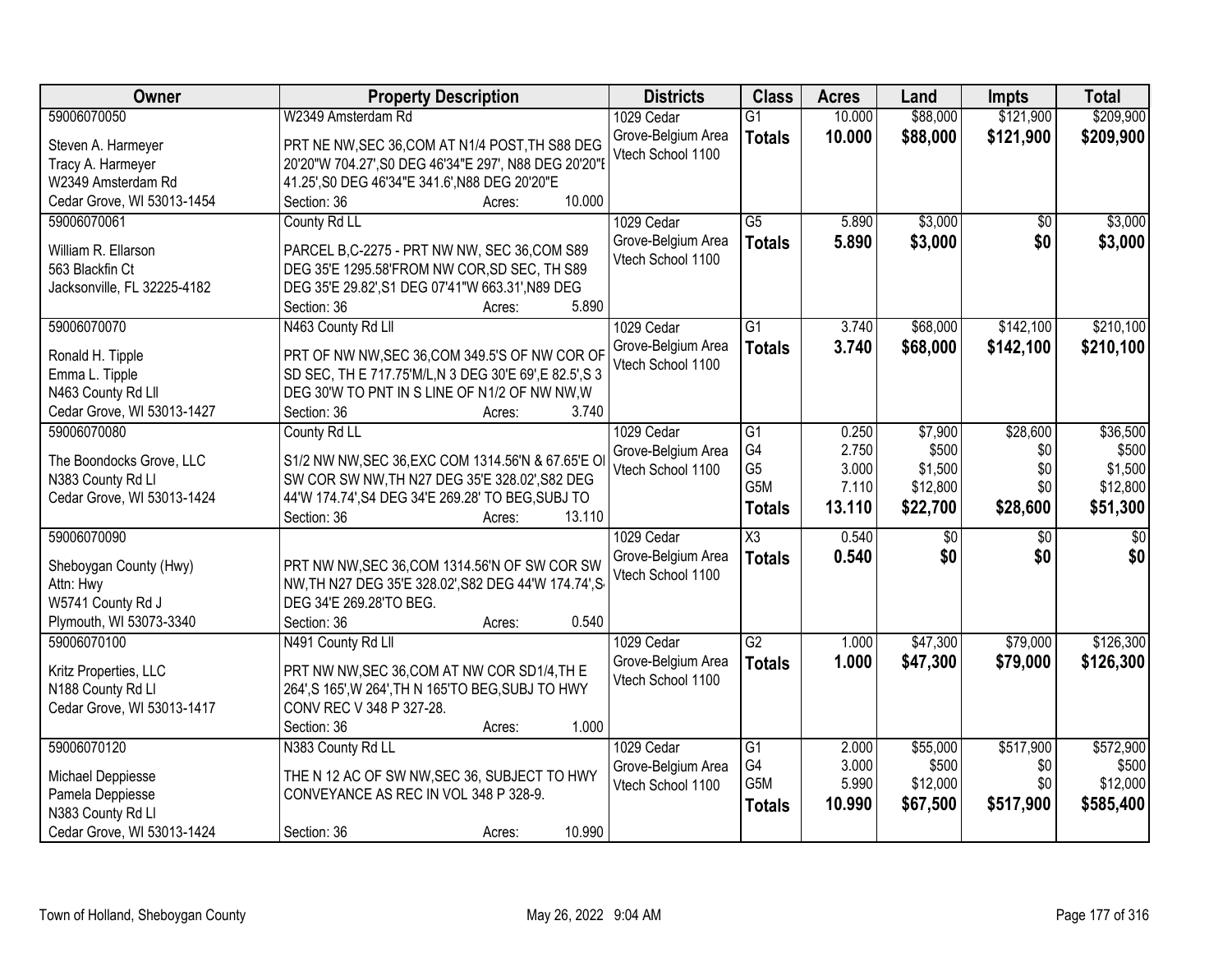| Owner | Property Description | Districts | Class | Acres | Land | Impts | Total |
|---|---|---|---|---|---|---|---|
| 59006070050<br>Steven A. Harmeyer<br>Tracy A. Harmeyer<br>W2349 Amsterdam Rd<br>Cedar Grove, WI 53013-1454 | W2349 Amsterdam Rd<br>PRT NE NW,SEC 36,COM AT N1/4 POST,TH S88 DEG 20'20"W 704.27',S0 DEG 46'34"E 297', N88 DEG 20'20"E 41.25',S0 DEG 46'34"E 341.6',N88 DEG 20'20"E<br>Section: 36 Acres: 10.000 | 1029 Cedar Grove-Belgium Area Vtech School 1100 | G1<br>**Totals** | 10.000<br>**10.000** | $88,000<br>**$88,000** | $121,900<br>**$121,900** | $209,900<br>**$209,900** |
| 59006070061<br>William R. Ellarson<br>563 Blackfin Ct<br>Jacksonville, FL 32225-4182 | County Rd LL<br>PARCEL B,C-2275 - PRT NW NW, SEC 36,COM S89 DEG 35'E 1295.58'FROM NW COR,SD SEC, TH S89 DEG 35'E 29.82',S1 DEG 07'41"W 663.31',N89 DEG<br>Section: 36 Acres: 5.890 | 1029 Cedar Grove-Belgium Area Vtech School 1100 | G5<br>**Totals** | 5.890<br>**5.890** | $3,000<br>**$3,000** | $0<br>**$0** | $3,000<br>**$3,000** |
| 59006070070<br>Ronald H. Tipple<br>Emma L. Tipple<br>N463 County Rd Lll<br>Cedar Grove, WI 53013-1427 | N463 County Rd Lll<br>PRT OF NW NW,SEC 36,COM 349.5'S OF NW COR OF SD SEC, TH E 717.75'M/L,N 3 DEG 30'E 69',E 82.5',S 3 DEG 30'W TO PNT IN S LINE OF N1/2 OF NW NW,W<br>Section: 36 Acres: 3.740 | 1029 Cedar Grove-Belgium Area Vtech School 1100 | G1<br>**Totals** | 3.740<br>**3.740** | $68,000<br>**$68,000** | $142,100<br>**$142,100** | $210,100<br>**$210,100** |
| 59006070080<br>The Boondocks Grove, LLC<br>N383 County Rd Ll<br>Cedar Grove, WI 53013-1424 | County Rd LL<br>S1/2 NW NW,SEC 36,EXC COM 1314.56'N & 67.65'E OF SW COR SW NW,TH N27 DEG 35'E 328.02',S82 DEG 44'W 174.74',S4 DEG 34'E 269.28' TO BEG,SUBJ TO<br>Section: 36 Acres: 13.110 | 1029 Cedar Grove-Belgium Area Vtech School 1100 | G1<br>G4<br>G5<br>G5M<br>**Totals** | 0.250<br>2.750<br>3.000<br>7.110<br>**13.110** | $7,900<br>$500<br>$1,500<br>$12,800<br>**$22,700** | $28,600<br>$0<br>$0<br>$0<br>**$28,600** | $36,500<br>$500<br>$1,500<br>$12,800<br>**$51,300** |
| 59006070090<br>Sheboygan County (Hwy)<br>Attn: Hwy<br>W5741 County Rd J<br>Plymouth, WI 53073-3340 | PRT NW NW,SEC 36,COM 1314.56'N OF SW COR SW NW,TH N27 DEG 35'E 328.02',S82 DEG 44'W 174.74',S4 DEG 34'E 269.28'TO BEG.<br>Section: 36 Acres: 0.540 | 1029 Cedar Grove-Belgium Area Vtech School 1100 | X3<br>**Totals** | 0.540<br>**0.540** | $0<br>**$0** | $0<br>**$0** | $0<br>**$0** |
| 59006070100<br>Kritz Properties, LLC<br>N188 County Rd Ll<br>Cedar Grove, WI 53013-1417 | N491 County Rd Lll<br>PRT NW NW,SEC 36,COM AT NW COR SD1/4,TH E 264',S 165',W 264',TH N 165'TO BEG,SUBJ TO HWY CONV REC V 348 P 327-28.<br>Section: 36 Acres: 1.000 | 1029 Cedar Grove-Belgium Area Vtech School 1100 | G2<br>**Totals** | 1.000<br>**1.000** | $47,300<br>**$47,300** | $79,000<br>**$79,000** | $126,300<br>**$126,300** |
| 59006070120<br>Michael Deppiesse<br>Pamela Deppiesse<br>N383 County Rd Ll<br>Cedar Grove, WI 53013-1424 | N383 County Rd LL<br>THE N 12 AC OF SW NW,SEC 36, SUBJECT TO HWY CONVEYANCE AS REC IN VOL 348 P 328-9.<br>Section: 36 Acres: 10.990 | 1029 Cedar Grove-Belgium Area Vtech School 1100 | G1<br>G4<br>G5M<br>**Totals** | 2.000<br>3.000<br>5.990<br>**10.990** | $55,000<br>$500<br>$12,000<br>**$67,500** | $517,900<br>$0<br>$0<br>**$517,900** | $572,900<br>$500<br>$12,000<br>**$585,400** |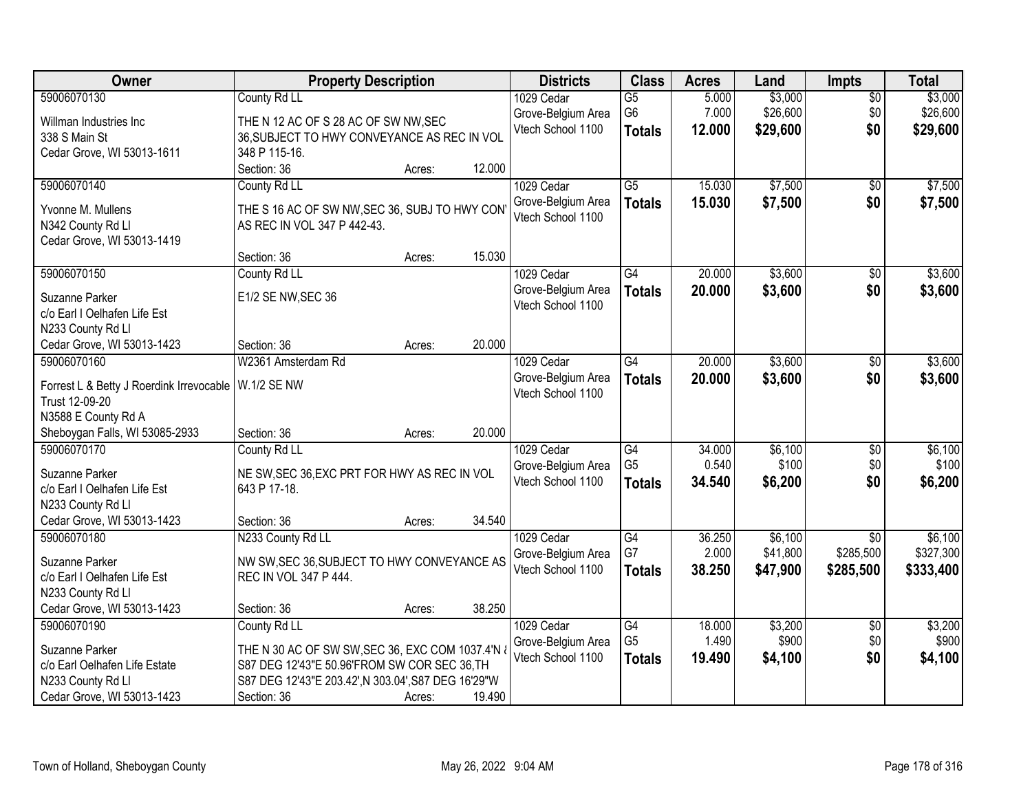| Owner | Property Description | Districts | Class | Acres | Land | Impts | Total |
|---|---|---|---|---|---|---|---|
| 59006070130<br>Willman Industries Inc<br>338 S Main St<br>Cedar Grove, WI 53013-1611 | County Rd LL<br>THE N 12 AC OF S 28 AC OF SW NW,SEC 36,SUBJECT TO HWY CONVEYANCE AS REC IN VOL 348 P 115-16.<br>Section: 36 Acres: 12.000 | 1029 Cedar Grove-Belgium Area Vtech School 1100 | G5<br>G6<br>**Totals** | 5.000<br>7.000<br>**12.000** | $3,000<br>$26,600<br>**$29,600** | $0<br>$0<br>**$0** | $3,000<br>$26,600<br>**$29,600** |
| 59006070140<br>Yvonne M. Mullens<br>N342 County Rd Ll<br>Cedar Grove, WI 53013-1419 | County Rd LL<br>THE S 16 AC OF SW NW,SEC 36, SUBJ TO HWY CON' AS REC IN VOL 347 P 442-43.<br>Section: 36 Acres: 15.030 | 1029 Cedar Grove-Belgium Area Vtech School 1100 | G5<br>**Totals** | 15.030<br>**15.030** | $7,500<br>**$7,500** | $0<br>**$0** | $7,500<br>**$7,500** |
| 59006070150<br>Suzanne Parker<br>c/o Earl I Oelhafen Life Est<br>N233 County Rd Ll<br>Cedar Grove, WI 53013-1423 | County Rd LL<br>E1/2 SE NW,SEC 36<br>Section: 36 Acres: 20.000 | 1029 Cedar Grove-Belgium Area Vtech School 1100 | G4<br>**Totals** | 20.000<br>**20.000** | $3,600<br>**$3,600** | $0<br>**$0** | $3,600<br>**$3,600** |
| 59006070160<br>Forrest L & Betty J Roerdink Irrevocable Trust 12-09-20<br>N3588 E County Rd A<br>Sheboygan Falls, WI 53085-2933 | W2361 Amsterdam Rd<br>W.1/2 SE NW<br>Section: 36 Acres: 20.000 | 1029 Cedar Grove-Belgium Area Vtech School 1100 | G4<br>**Totals** | 20.000<br>**20.000** | $3,600<br>**$3,600** | $0<br>**$0** | $3,600<br>**$3,600** |
| 59006070170<br>Suzanne Parker<br>c/o Earl I Oelhafen Life Est<br>N233 County Rd Ll<br>Cedar Grove, WI 53013-1423 | County Rd LL<br>NE SW,SEC 36,EXC PRT FOR HWY AS REC IN VOL 643 P 17-18.<br>Section: 36 Acres: 34.540 | 1029 Cedar Grove-Belgium Area Vtech School 1100 | G4<br>G5<br>**Totals** | 34.000<br>0.540<br>**34.540** | $6,100<br>$100<br>**$6,200** | $0<br>$0<br>**$0** | $6,100<br>$100<br>**$6,200** |
| 59006070180<br>Suzanne Parker<br>c/o Earl I Oelhafen Life Est<br>N233 County Rd Ll<br>Cedar Grove, WI 53013-1423 | N233 County Rd LL<br>NW SW,SEC 36,SUBJECT TO HWY CONVEYANCE AS REC IN VOL 347 P 444.<br>Section: 36 Acres: 38.250 | 1029 Cedar Grove-Belgium Area Vtech School 1100 | G4<br>G7<br>**Totals** | 36.250<br>2.000<br>**38.250** | $6,100<br>$41,800<br>**$47,900** | $0<br>$285,500<br>**$285,500** | $6,100<br>$327,300<br>**$333,400** |
| 59006070190<br>Suzanne Parker<br>c/o Earl Oelhafen Life Estate<br>N233 County Rd Ll<br>Cedar Grove, WI 53013-1423 | County Rd LL<br>THE N 30 AC OF SW SW,SEC 36, EXC COM 1037.4'N & S87 DEG 12'43"E 50.96'FROM SW COR SEC 36,TH S87 DEG 12'43"E 203.42',N 303.04',S87 DEG 16'29"W<br>Section: 36 Acres: 19.490 | 1029 Cedar Grove-Belgium Area Vtech School 1100 | G4<br>G5<br>**Totals** | 18.000<br>1.490<br>**19.490** | $3,200<br>$900<br>**$4,100** | $0<br>$0<br>**$0** | $3,200<br>$900<br>**$4,100** |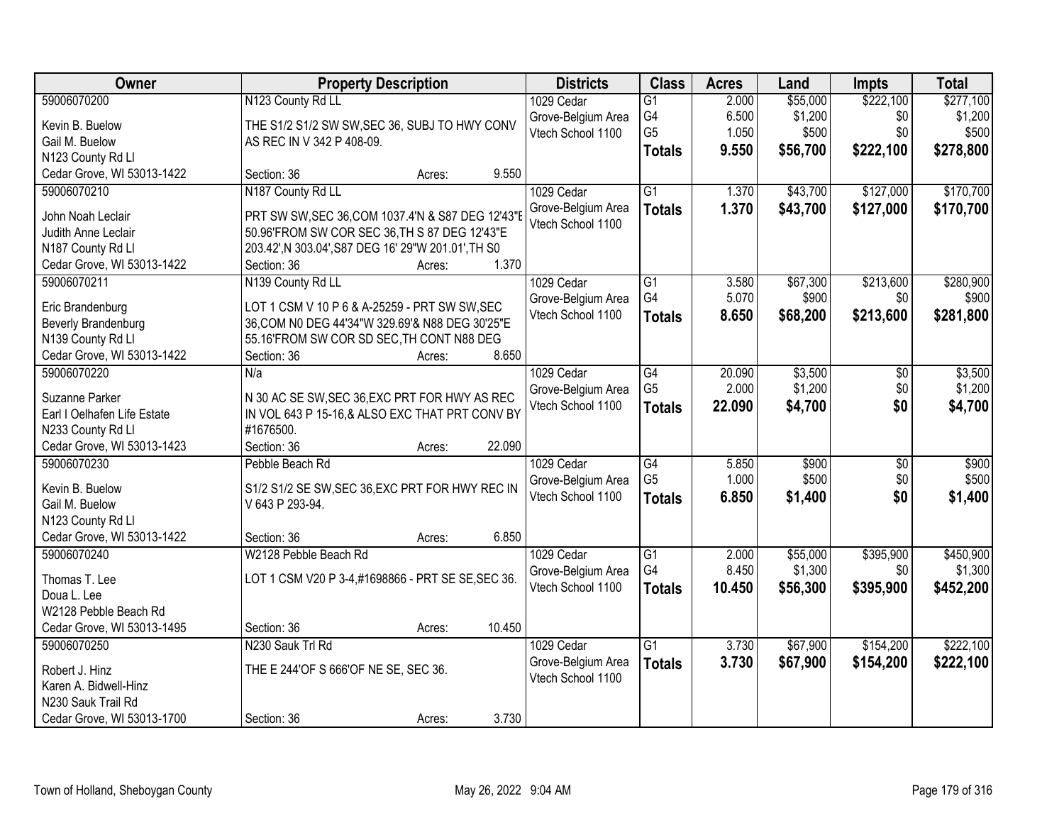| Owner | Property Description | Districts | Class | Acres | Land | Impts | Total |
|---|---|---|---|---|---|---|---|
| 59006070200<br>Kevin B. Buelow<br>Gail M. Buelow<br>N123 County Rd Ll<br>Cedar Grove, WI 53013-1422 | N123 County Rd LL<br>THE S1/2 S1/2 SW SW,SEC 36, SUBJ TO HWY CONV AS REC IN V 342 P 408-09.<br>Section: 36 Acres: 9.550 | 1029 Cedar Grove-Belgium Area Vtech School 1100 | G1<br>G4<br>G5<br>**Totals** | 2.000<br>6.500<br>1.050<br>**9.550** | $55,000<br>$1,200<br>$500<br>**$56,700** | $222,100<br>$0<br>$0<br>**$222,100** | $277,100<br>$1,200<br>$500<br>**$278,800** |
| 59006070210<br>John Noah Leclair<br>Judith Anne Leclair<br>N187 County Rd Ll<br>Cedar Grove, WI 53013-1422 | N187 County Rd LL<br>PRT SW SW,SEC 36,COM 1037.4'N & S87 DEG 12'43"E 50.96'FROM SW COR SEC 36,TH S 87 DEG 12'43"E 203.42',N 303.04',S87 DEG 16' 29"W 201.01',TH S0<br>Section: 36 Acres: 1.370 | 1029 Cedar Grove-Belgium Area Vtech School 1100 | G1<br>**Totals** | 1.370<br>**1.370** | $43,700<br>**$43,700** | $127,000<br>**$127,000** | $170,700<br>**$170,700** |
| 59006070211<br>Eric Brandenburg<br>Beverly Brandenburg<br>N139 County Rd Ll<br>Cedar Grove, WI 53013-1422 | N139 County Rd LL<br>LOT 1 CSM V 10 P 6 & A-25259 - PRT SW SW,SEC 36,COM N0 DEG 44'34"W 329.69'& N88 DEG 30'25"E 55.16'FROM SW COR SD SEC,TH CONT N88 DEG<br>Section: 36 Acres: 8.650 | 1029 Cedar Grove-Belgium Area Vtech School 1100 | G1<br>G4<br>**Totals** | 3.580<br>5.070<br>**8.650** | $67,300<br>$900<br>**$68,200** | $213,600<br>$0<br>**$213,600** | $280,900<br>$900<br>**$281,800** |
| 59006070220<br>Suzanne Parker<br>Earl I Oelhafen Life Estate<br>N233 County Rd Ll<br>Cedar Grove, WI 53013-1423 | N/a<br>N 30 AC SE SW,SEC 36,EXC PRT FOR HWY AS REC IN VOL 643 P 15-16,& ALSO EXC THAT PRT CONV BY #1676500.<br>Section: 36 Acres: 22.090 | 1029 Cedar Grove-Belgium Area Vtech School 1100 | G4<br>G5<br>**Totals** | 20.090<br>2.000<br>**22.090** | $3,500<br>$1,200<br>**$4,700** | $0<br>$0<br>**$0** | $3,500<br>$1,200<br>**$4,700** |
| 59006070230<br>Kevin B. Buelow<br>Gail M. Buelow<br>N123 County Rd Ll<br>Cedar Grove, WI 53013-1422 | Pebble Beach Rd<br>S1/2 S1/2 SE SW,SEC 36,EXC PRT FOR HWY REC IN V 643 P 293-94.<br>Section: 36 Acres: 6.850 | 1029 Cedar Grove-Belgium Area Vtech School 1100 | G4<br>G5<br>**Totals** | 5.850<br>1.000<br>**6.850** | $900<br>$500<br>**$1,400** | $0<br>$0<br>**$0** | $900<br>$500<br>**$1,400** |
| 59006070240<br>Thomas T. Lee<br>Doua L. Lee<br>W2128 Pebble Beach Rd<br>Cedar Grove, WI 53013-1495 | W2128 Pebble Beach Rd<br>LOT 1 CSM V20 P 3-4,#1698866 - PRT SE SE,SEC 36.<br>Section: 36 Acres: 10.450 | 1029 Cedar Grove-Belgium Area Vtech School 1100 | G1<br>G4<br>**Totals** | 2.000<br>8.450<br>**10.450** | $55,000<br>$1,300<br>**$56,300** | $395,900<br>$0<br>**$395,900** | $450,900<br>$1,300<br>**$452,200** |
| 59006070250<br>Robert J. Hinz<br>Karen A. Bidwell-Hinz<br>N230 Sauk Trail Rd<br>Cedar Grove, WI 53013-1700 | N230 Sauk Trl Rd<br>THE E 244'OF S 666'OF NE SE, SEC 36.<br>Section: 36 Acres: 3.730 | 1029 Cedar Grove-Belgium Area Vtech School 1100 | G1<br>**Totals** | 3.730<br>**3.730** | $67,900<br>**$67,900** | $154,200<br>**$154,200** | $222,100<br>**$222,100** |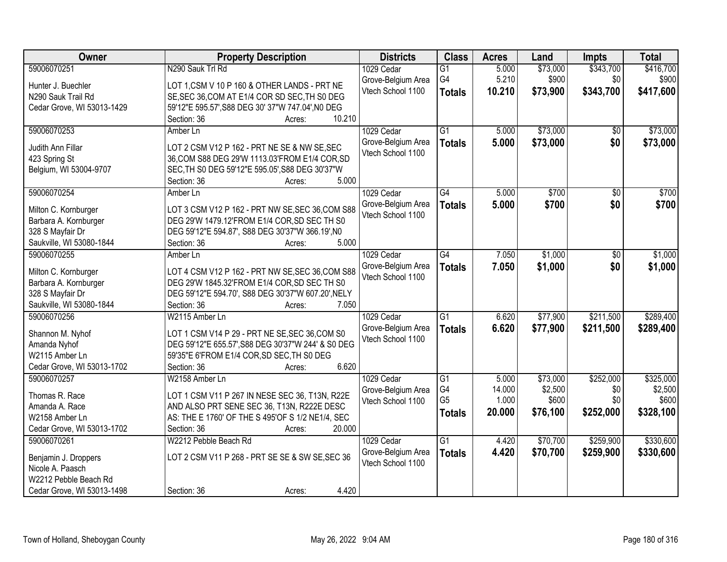| Owner | Property Description | Districts | Class | Acres | Land | Impts | Total |
|---|---|---|---|---|---|---|---|
| 59006070251<br>Hunter J. Buechler<br>N290 Sauk Trail Rd<br>Cedar Grove, WI 53013-1429 | N290 Sauk Trl Rd<br>LOT 1,CSM V 10 P 160 & OTHER LANDS - PRT NE SE,SEC 36,COM AT E1/4 COR SD SEC,TH S0 DEG 59'12"E 595.57',S88 DEG 30' 37"W 747.04',N0 DEG<br>Section: 36 Acres: 10.210 | 1029 Cedar Grove-Belgium Area Vtech School 1100 | G1<br>G4<br>**Totals** | 5.000<br>5.210<br>**10.210** | $73,000<br>$900<br>**$73,900** | $343,700<br>$0<br>**$343,700** | $416,700<br>$900<br>**$417,600** |
| 59006070253<br>Judith Ann Fillar<br>423 Spring St<br>Belgium, WI 53004-9707 | Amber Ln<br>LOT 2 CSM V12 P 162 - PRT NE SE & NW SE,SEC 36,COM S88 DEG 29'W 1113.03'FROM E1/4 COR,SD SEC,TH S0 DEG 59'12"E 595.05',S88 DEG 30'37"W<br>Section: 36 Acres: 5.000 | 1029 Cedar Grove-Belgium Area Vtech School 1100 | G1<br>**Totals** | 5.000<br>**5.000** | $73,000<br>**$73,000** | $0<br>**$0** | $73,000<br>**$73,000** |
| 59006070254<br>Milton C. Kornburger<br>Barbara A. Kornburger<br>328 S Mayfair Dr<br>Saukville, WI 53080-1844 | Amber Ln<br>LOT 3 CSM V12 P 162 - PRT NW SE,SEC 36,COM S88 DEG 29'W 1479.12'FROM E1/4 COR,SD SEC TH S0 DEG 59'12"E 594.87', S88 DEG 30'37"W 366.19',N0<br>Section: 36 Acres: 5.000 | 1029 Cedar Grove-Belgium Area Vtech School 1100 | G4<br>**Totals** | 5.000<br>**5.000** | $700<br>**$700** | $0<br>**$0** | $700<br>**$700** |
| 59006070255<br>Milton C. Kornburger<br>Barbara A. Kornburger<br>328 S Mayfair Dr<br>Saukville, WI 53080-1844 | Amber Ln<br>LOT 4 CSM V12 P 162 - PRT NW SE,SEC 36,COM S88 DEG 29'W 1845.32'FROM E1/4 COR,SD SEC TH S0 DEG 59'12"E 594.70', S88 DEG 30'37"W 607.20',NELY<br>Section: 36 Acres: 7.050 | 1029 Cedar Grove-Belgium Area Vtech School 1100 | G4<br>**Totals** | 7.050<br>**7.050** | $1,000<br>**$1,000** | $0<br>**$0** | $1,000<br>**$1,000** |
| 59006070256<br>Shannon M. Nyhof<br>Amanda Nyhof<br>W2115 Amber Ln<br>Cedar Grove, WI 53013-1702 | W2115 Amber Ln<br>LOT 1 CSM V14 P 29 - PRT NE SE,SEC 36,COM S0 DEG 59'12"E 655.57',S88 DEG 30'37"W 244' & S0 DEG 59'35"E 6'FROM E1/4 COR,SD SEC,TH S0 DEG<br>Section: 36 Acres: 6.620 | 1029 Cedar Grove-Belgium Area Vtech School 1100 | G1<br>**Totals** | 6.620<br>**6.620** | $77,900<br>**$77,900** | $211,500<br>**$211,500** | $289,400<br>**$289,400** |
| 59006070257<br>Thomas R. Race<br>Amanda A. Race<br>W2158 Amber Ln<br>Cedar Grove, WI 53013-1702 | W2158 Amber Ln<br>LOT 1 CSM V11 P 267 IN NESE SEC 36, T13N, R22E AND ALSO PRT SENE SEC 36, T13N, R222E DESC AS: THE E 1760' OF THE S 495'OF S 1/2 NE1/4, SEC<br>Section: 36 Acres: 20.000 | 1029 Cedar Grove-Belgium Area Vtech School 1100 | G1<br>G4<br>G5<br>**Totals** | 5.000<br>14.000<br>1.000<br>**20.000** | $73,000<br>$2,500<br>$600<br>**$76,100** | $252,000<br>$0<br>$0<br>**$252,000** | $325,000<br>$2,500<br>$600<br>**$328,100** |
| 59006070261<br>Benjamin J. Droppers<br>Nicole A. Paasch<br>W2212 Pebble Beach Rd<br>Cedar Grove, WI 53013-1498 | W2212 Pebble Beach Rd<br>LOT 2 CSM V11 P 268 - PRT SE SE & SW SE,SEC 36<br>Section: 36 Acres: 4.420 | 1029 Cedar Grove-Belgium Area Vtech School 1100 | G1<br>**Totals** | 4.420<br>**4.420** | $70,700<br>**$70,700** | $259,900<br>**$259,900** | $330,600<br>**$330,600** |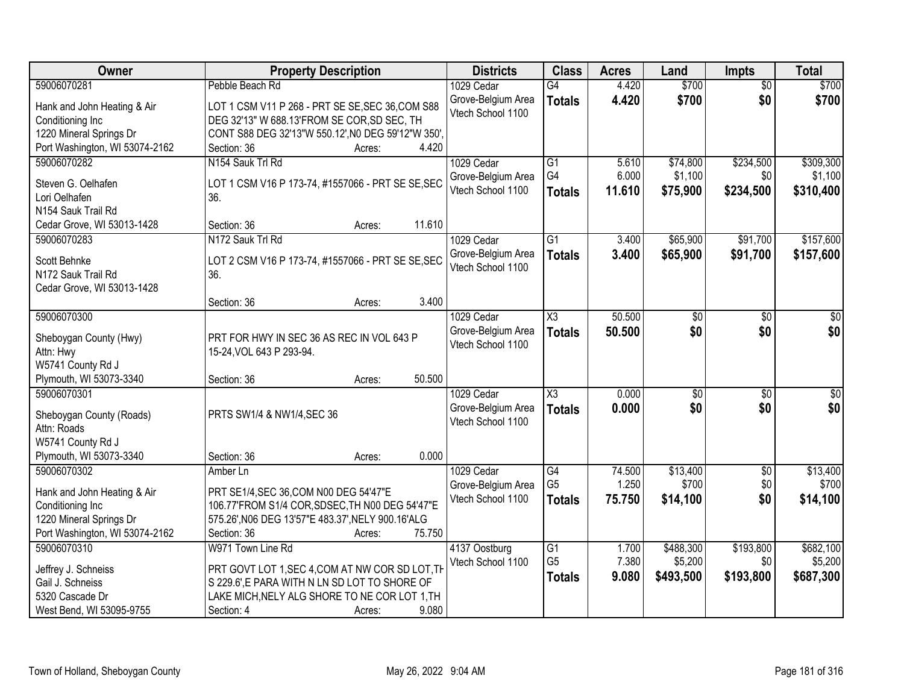| Owner | Property Description | Districts | Class | Acres | Land | Impts | Total |
|---|---|---|---|---|---|---|---|
| 59006070281<br>Hank and John Heating & Air Conditioning Inc<br>1220 Mineral Springs Dr<br>Port Washington, WI 53074-2162 | Pebble Beach Rd<br>LOT 1 CSM V11 P 268 - PRT SE SE,SEC 36,COM S88 DEG 32'13" W 688.13'FROM SE COR,SD SEC, TH CONT S88 DEG 32'13"W 550.12',N0 DEG 59'12"W 350',<br>Section: 36 Acres: 4.420 | 1029 Cedar Grove-Belgium Area<br>Vtech School 1100 | G4<br>**Totals** | 4.420<br>**4.420** | $700<br>**$700** | $0<br>**$0** | $700<br>**$700** |
| 59006070282<br>Steven G. Oelhafen<br>Lori Oelhafen<br>N154 Sauk Trail Rd<br>Cedar Grove, WI 53013-1428 | N154 Sauk Trl Rd<br>LOT 1 CSM V16 P 173-74, #1557066 - PRT SE SE,SEC 36.<br>Section: 36 Acres: 11.610 | 1029 Cedar Grove-Belgium Area<br>Vtech School 1100 | G1<br>G4<br>**Totals** | 5.610<br>6.000<br>**11.610** | $74,800<br>$1,100<br>**$75,900** | $234,500<br>$0<br>**$234,500** | $309,300<br>$1,100<br>**$310,400** |
| 59006070283<br>Scott Behnke<br>N172 Sauk Trail Rd<br>Cedar Grove, WI 53013-1428 | N172 Sauk Trl Rd<br>LOT 2 CSM V16 P 173-74, #1557066 - PRT SE SE,SEC 36.<br>Section: 36 Acres: 3.400 | 1029 Cedar Grove-Belgium Area<br>Vtech School 1100 | G1<br>**Totals** | 3.400<br>**3.400** | $65,900<br>**$65,900** | $91,700<br>**$91,700** | $157,600<br>**$157,600** |
| 59006070300<br>Sheboygan County (Hwy)<br>Attn: Hwy<br>W5741 County Rd J<br>Plymouth, WI 53073-3340 | PRT FOR HWY IN SEC 36 AS REC IN VOL 643 P 15-24,VOL 643 P 293-94.<br>Section: 36 Acres: 50.500 | 1029 Cedar Grove-Belgium Area<br>Vtech School 1100 | X3<br>**Totals** | 50.500<br>**50.500** | $0<br>**$0** | $0<br>**$0** | $0<br>**$0** |
| 59006070301<br>Sheboygan County (Roads)<br>Attn: Roads<br>W5741 County Rd J<br>Plymouth, WI 53073-3340 | PRTS SW1/4 & NW1/4,SEC 36<br>Section: 36 Acres: 0.000 | 1029 Cedar Grove-Belgium Area<br>Vtech School 1100 | X3<br>**Totals** | 0.000<br>**0.000** | $0<br>**$0** | $0<br>**$0** | $0<br>**$0** |
| 59006070302<br>Hank and John Heating & Air Conditioning Inc<br>1220 Mineral Springs Dr<br>Port Washington, WI 53074-2162 | Amber Ln<br>PRT SE1/4,SEC 36,COM N00 DEG 54'47"E 106.77'FROM S1/4 COR,SDSEC,TH N00 DEG 54'47"E 575.26',N06 DEG 13'57"E 483.37',NELY 900.16'ALG<br>Section: 36 Acres: 75.750 | 1029 Cedar Grove-Belgium Area<br>Vtech School 1100 | G4<br>G5<br>**Totals** | 74.500<br>1.250<br>**75.750** | $13,400<br>$700<br>**$14,100** | $0<br>$0<br>**$0** | $13,400<br>$700<br>**$14,100** |
| 59006070310<br>Jeffrey J. Schneiss<br>Gail J. Schneiss<br>5320 Cascade Dr<br>West Bend, WI 53095-9755 | W971 Town Line Rd<br>PRT GOVT LOT 1,SEC 4,COM AT NW COR SD LOT,TH S 229.6',E PARA WITH N LN SD LOT TO SHORE OF LAKE MICH,NELY ALG SHORE TO NE COR LOT 1,TH<br>Section: 4 Acres: 9.080 | 4137 Oostburg<br>Vtech School 1100 | G1<br>G5<br>**Totals** | 1.700<br>7.380<br>**9.080** | $488,300<br>$5,200<br>**$493,500** | $193,800<br>$0<br>**$193,800** | $682,100<br>$5,200<br>**$687,300** |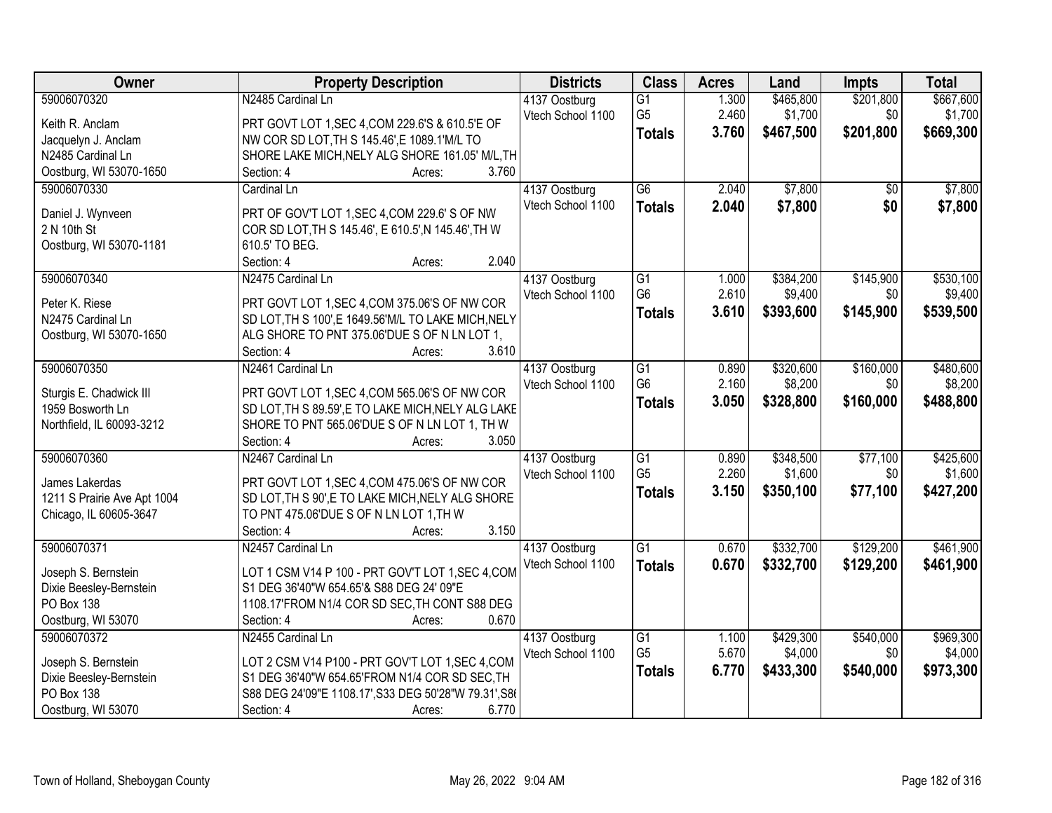| Owner | Property Description | Districts | Class | Acres | Land | Impts | Total |
|---|---|---|---|---|---|---|---|
| 59006070320<br>Keith R. Anclam<br>Jacquelyn J. Anclam<br>N2485 Cardinal Ln<br>Oostburg, WI 53070-1650 | N2485 Cardinal Ln<br>PRT GOVT LOT 1,SEC 4,COM 229.6'S & 610.5'E OF NW COR SD LOT,TH S 145.46',E 1089.1'M/L TO SHORE LAKE MICH,NELY ALG SHORE 161.05' M/L,TH<br>Section: 4 Acres: 3.760 | 4137 Oostburg<br>Vtech School 1100 | G1<br>G5<br>**Totals** | 1.300<br>2.460<br>**3.760** | $465,800<br>$1,700<br>**$467,500** | $201,800<br>$0<br>**$201,800** | $667,600<br>$1,700<br>**$669,300** |
| 59006070330<br>Daniel J. Wynveen<br>2 N 10th St<br>Oostburg, WI 53070-1181 | Cardinal Ln<br>PRT OF GOV'T LOT 1,SEC 4,COM 229.6' S OF NW COR SD LOT,TH S 145.46', E 610.5',N 145.46',TH W 610.5' TO BEG.<br>Section: 4 Acres: 2.040 | 4137 Oostburg<br>Vtech School 1100 | G6<br>**Totals** | 2.040<br>**2.040** | $7,800<br>**$7,800** | $0<br>**$0** | $7,800<br>**$7,800** |
| 59006070340<br>Peter K. Riese<br>N2475 Cardinal Ln<br>Oostburg, WI 53070-1650 | N2475 Cardinal Ln<br>PRT GOVT LOT 1,SEC 4,COM 375.06'S OF NW COR SD LOT,TH S 100',E 1649.56'M/L TO LAKE MICH,NELY ALG SHORE TO PNT 375.06'DUE S OF N LN LOT 1,<br>Section: 4 Acres: 3.610 | 4137 Oostburg<br>Vtech School 1100 | G1<br>G6<br>**Totals** | 1.000<br>2.610<br>**3.610** | $384,200<br>$9,400<br>**$393,600** | $145,900<br>$0<br>**$145,900** | $530,100<br>$9,400<br>**$539,500** |
| 59006070350<br>Sturgis E. Chadwick III<br>1959 Bosworth Ln<br>Northfield, IL 60093-3212 | N2461 Cardinal Ln<br>PRT GOVT LOT 1,SEC 4,COM 565.06'S OF NW COR SD LOT,TH S 89.59',E TO LAKE MICH,NELY ALG LAKE SHORE TO PNT 565.06'DUE S OF N LN LOT 1, TH W<br>Section: 4 Acres: 3.050 | 4137 Oostburg<br>Vtech School 1100 | G1<br>G6<br>**Totals** | 0.890<br>2.160<br>**3.050** | $320,600<br>$8,200<br>**$328,800** | $160,000<br>$0<br>**$160,000** | $480,600<br>$8,200<br>**$488,800** |
| 59006070360<br>James Lakerdas<br>1211 S Prairie Ave Apt 1004<br>Chicago, IL 60605-3647 | N2467 Cardinal Ln<br>PRT GOVT LOT 1,SEC 4,COM 475.06'S OF NW COR SD LOT,TH S 90',E TO LAKE MICH,NELY ALG SHORE TO PNT 475.06'DUE S OF N LN LOT 1,TH W<br>Section: 4 Acres: 3.150 | 4137 Oostburg<br>Vtech School 1100 | G1<br>G5<br>**Totals** | 0.890<br>2.260<br>**3.150** | $348,500<br>$1,600<br>**$350,100** | $77,100<br>$0<br>**$77,100** | $425,600<br>$1,600<br>**$427,200** |
| 59006070371<br>Joseph S. Bernstein<br>Dixie Beesley-Bernstein<br>PO Box 138<br>Oostburg, WI 53070 | N2457 Cardinal Ln<br>LOT 1 CSM V14 P 100 - PRT GOV'T LOT 1,SEC 4,COM S1 DEG 36'40"W 654.65'& S88 DEG 24' 09"E 1108.17'FROM N1/4 COR SD SEC,TH CONT S88 DEG<br>Section: 4 Acres: 0.670 | 4137 Oostburg<br>Vtech School 1100 | G1<br>**Totals** | 0.670<br>**0.670** | $332,700<br>**$332,700** | $129,200<br>**$129,200** | $461,900<br>**$461,900** |
| 59006070372<br>Joseph S. Bernstein<br>Dixie Beesley-Bernstein<br>PO Box 138<br>Oostburg, WI 53070 | N2455 Cardinal Ln<br>LOT 2 CSM V14 P100 - PRT GOV'T LOT 1,SEC 4,COM S1 DEG 36'40"W 654.65'FROM N1/4 COR SD SEC,TH S88 DEG 24'09"E 1108.17',S33 DEG 50'28"W 79.31',S8<br>Section: 4 Acres: 6.770 | 4137 Oostburg<br>Vtech School 1100 | G1<br>G5<br>**Totals** | 1.100<br>5.670<br>**6.770** | $429,300<br>$4,000<br>**$433,300** | $540,000<br>$0<br>**$540,000** | $969,300<br>$4,000<br>**$973,300** |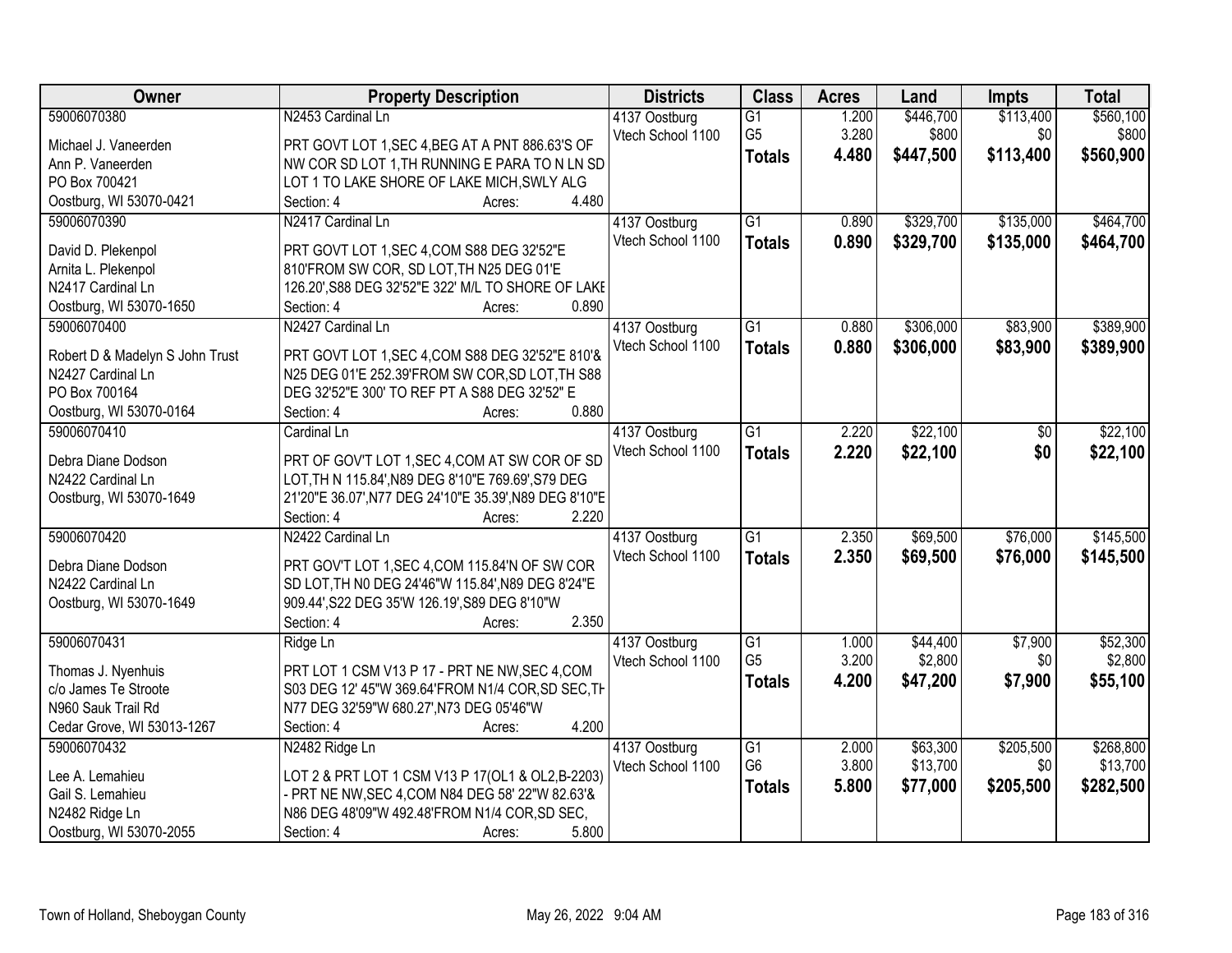| Owner | Property Description | Districts | Class | Acres | Land | Impts | Total |
|---|---|---|---|---|---|---|---|
| 59006070380<br>Michael J. Vaneerden<br>Ann P. Vaneerden<br>PO Box 700421<br>Oostburg, WI 53070-0421 | N2453 Cardinal Ln<br>PRT GOVT LOT 1,SEC 4,BEG AT A PNT 886.63'S OF NW COR SD LOT 1,TH RUNNING E PARA TO N LN SD LOT 1 TO LAKE SHORE OF LAKE MICH,SWLY ALG<br>Section: 4 Acres: 4.480 | 4137 Oostburg<br>Vtech School 1100 | G1<br>G5<br>**Totals** | 1.200<br>3.280<br>**4.480** | $446,700<br>$800<br>**$447,500** | $113,400<br>$0<br>**$113,400** | $560,100<br>$800<br>**$560,900** |
| 59006070390<br>David D. Plekenpol<br>Arnita L. Plekenpol<br>N2417 Cardinal Ln<br>Oostburg, WI 53070-1650 | N2417 Cardinal Ln<br>PRT GOVT LOT 1,SEC 4,COM S88 DEG 32'52"E 810'FROM SW COR, SD LOT,TH N25 DEG 01'E 126.20',S88 DEG 32'52"E 322' M/L TO SHORE OF LAKE<br>Section: 4 Acres: 0.890 | 4137 Oostburg<br>Vtech School 1100 | G1<br>**Totals** | 0.890<br>**0.890** | $329,700<br>**$329,700** | $135,000<br>**$135,000** | $464,700<br>**$464,700** |
| 59006070400<br>Robert D & Madelyn S John Trust<br>N2427 Cardinal Ln<br>PO Box 700164<br>Oostburg, WI 53070-0164 | N2427 Cardinal Ln<br>PRT GOVT LOT 1,SEC 4,COM S88 DEG 32'52"E 810'& N25 DEG 01'E 252.39'FROM SW COR,SD LOT,TH S88 DEG 32'52"E 300' TO REF PT A S88 DEG 32'52" E<br>Section: 4 Acres: 0.880 | 4137 Oostburg<br>Vtech School 1100 | G1<br>**Totals** | 0.880<br>**0.880** | $306,000<br>**$306,000** | $83,900<br>**$83,900** | $389,900<br>**$389,900** |
| 59006070410<br>Debra Diane Dodson<br>N2422 Cardinal Ln<br>Oostburg, WI 53070-1649 | Cardinal Ln<br>PRT OF GOV'T LOT 1,SEC 4,COM AT SW COR OF SD LOT,TH N 115.84',N89 DEG 8'10"E 769.69',S79 DEG 21'20"E 36.07',N77 DEG 24'10"E 35.39',N89 DEG 8'10"E<br>Section: 4 Acres: 2.220 | 4137 Oostburg<br>Vtech School 1100 | G1<br>**Totals** | 2.220<br>**2.220** | $22,100<br>**$22,100** | $0<br>**$0** | $22,100<br>**$22,100** |
| 59006070420<br>Debra Diane Dodson<br>N2422 Cardinal Ln<br>Oostburg, WI 53070-1649 | N2422 Cardinal Ln<br>PRT GOV'T LOT 1,SEC 4,COM 115.84'N OF SW COR SD LOT,TH N0 DEG 24'46"W 115.84',N89 DEG 8'24"E 909.44',S22 DEG 35'W 126.19',S89 DEG 8'10"W<br>Section: 4 Acres: 2.350 | 4137 Oostburg<br>Vtech School 1100 | G1<br>**Totals** | 2.350<br>**2.350** | $69,500<br>**$69,500** | $76,000<br>**$76,000** | $145,500<br>**$145,500** |
| 59006070431<br>Thomas J. Nyenhuis<br>c/o James Te Stroote<br>N960 Sauk Trail Rd<br>Cedar Grove, WI 53013-1267 | Ridge Ln<br>PRT LOT 1 CSM V13 P 17 - PRT NE NW,SEC 4,COM S03 DEG 12' 45"W 369.64'FROM N1/4 COR,SD SEC,TH N77 DEG 32'59"W 680.27',N73 DEG 05'46"W<br>Section: 4 Acres: 4.200 | 4137 Oostburg<br>Vtech School 1100 | G1<br>G5<br>**Totals** | 1.000<br>3.200<br>**4.200** | $44,400<br>$2,800<br>**$47,200** | $7,900<br>$0<br>**$7,900** | $52,300<br>$2,800<br>**$55,100** |
| 59006070432<br>Lee A. Lemahieu<br>Gail S. Lemahieu<br>N2482 Ridge Ln<br>Oostburg, WI 53070-2055 | N2482 Ridge Ln<br>LOT 2 & PRT LOT 1 CSM V13 P 17(OL1 & OL2,B-2203) - PRT NE NW,SEC 4,COM N84 DEG 58' 22"W 82.63'& N86 DEG 48'09"W 492.48'FROM N1/4 COR,SD SEC,<br>Section: 4 Acres: 5.800 | 4137 Oostburg<br>Vtech School 1100 | G1<br>G6<br>**Totals** | 2.000<br>3.800<br>**5.800** | $63,300<br>$13,700<br>**$77,000** | $205,500<br>$0<br>**$205,500** | $268,800<br>$13,700<br>**$282,500** |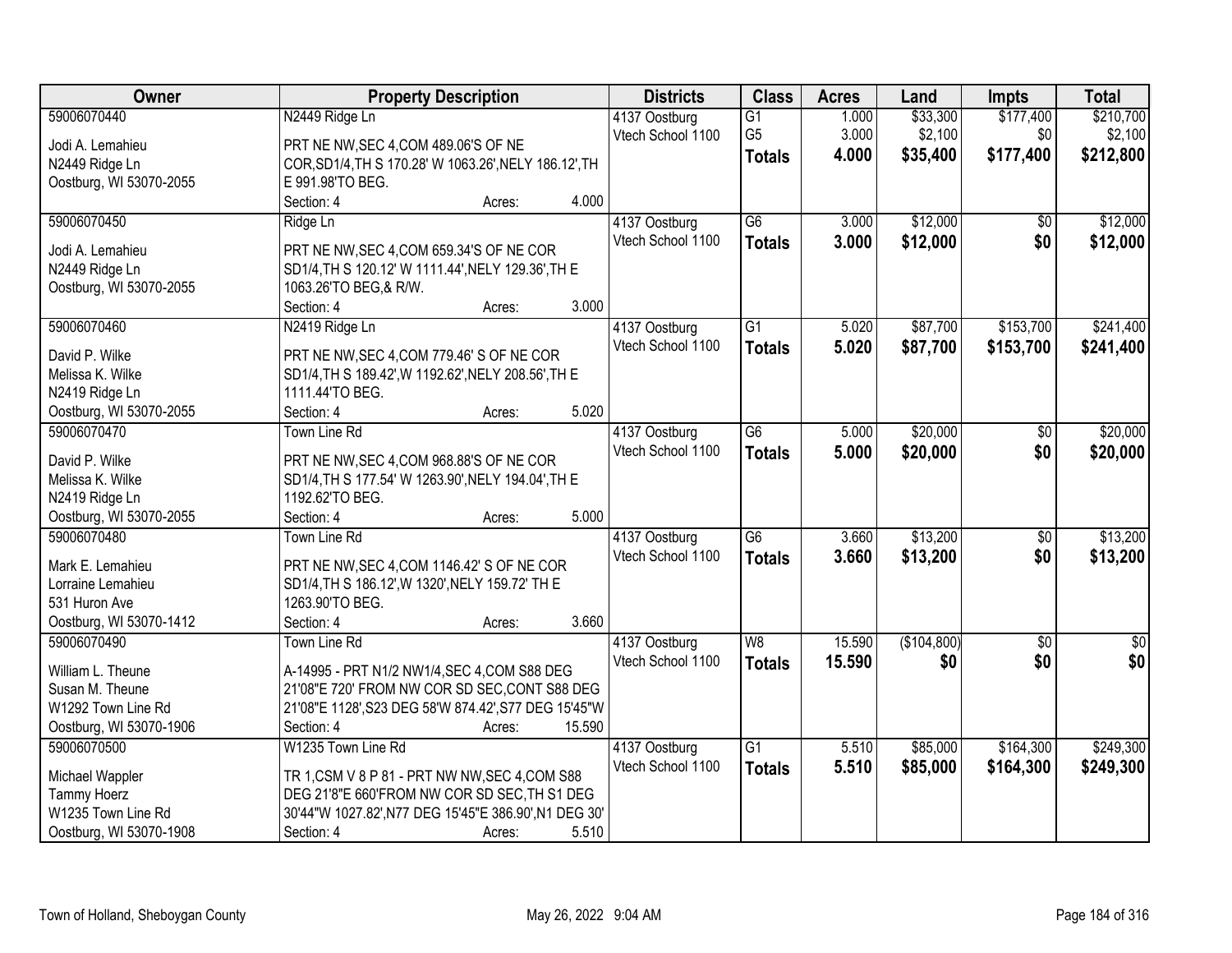| Owner | Property Description | Districts | Class | Acres | Land | Impts | Total |
|---|---|---|---|---|---|---|---|
| 59006070440<br>Jodi A. Lemahieu<br>N2449 Ridge Ln<br>Oostburg, WI 53070-2055 | N2449 Ridge Ln<br>PRT NE NW,SEC 4,COM 489.06'S OF NE COR,SD1/4,TH S 170.28' W 1063.26',NELY 186.12',TH E 991.98'TO BEG.<br>Section: 4 Acres: 4.000 | 4137 Oostburg<br>Vtech School 1100 | G1<br>G5<br>**Totals** | 1.000<br>3.000<br>**4.000** | $33,300<br>$2,100<br>**$35,400** | $177,400<br>$0<br>**$177,400** | $210,700<br>$2,100<br>**$212,800** |
| 59006070450<br>Jodi A. Lemahieu<br>N2449 Ridge Ln<br>Oostburg, WI 53070-2055 | Ridge Ln<br>PRT NE NW,SEC 4,COM 659.34'S OF NE COR SD1/4,TH S 120.12' W 1111.44',NELY 129.36',TH E 1063.26'TO BEG,& R/W.<br>Section: 4 Acres: 3.000 | 4137 Oostburg<br>Vtech School 1100 | G6<br>**Totals** | 3.000<br>**3.000** | $12,000<br>**$12,000** | $0<br>**$0** | $12,000<br>**$12,000** |
| 59006070460<br>David P. Wilke<br>Melissa K. Wilke<br>N2419 Ridge Ln<br>Oostburg, WI 53070-2055 | N2419 Ridge Ln<br>PRT NE NW,SEC 4,COM 779.46' S OF NE COR SD1/4,TH S 189.42',W 1192.62',NELY 208.56',TH E 1111.44'TO BEG.<br>Section: 4 Acres: 5.020 | 4137 Oostburg<br>Vtech School 1100 | G1<br>**Totals** | 5.020<br>**5.020** | $87,700<br>**$87,700** | $153,700<br>**$153,700** | $241,400<br>**$241,400** |
| 59006070470<br>David P. Wilke<br>Melissa K. Wilke<br>N2419 Ridge Ln<br>Oostburg, WI 53070-2055 | Town Line Rd<br>PRT NE NW,SEC 4,COM 968.88'S OF NE COR SD1/4,TH S 177.54' W 1263.90',NELY 194.04',TH E 1192.62'TO BEG.<br>Section: 4 Acres: 5.000 | 4137 Oostburg<br>Vtech School 1100 | G6<br>**Totals** | 5.000<br>**5.000** | $20,000<br>**$20,000** | $0<br>**$0** | $20,000<br>**$20,000** |
| 59006070480<br>Mark E. Lemahieu<br>Lorraine Lemahieu<br>531 Huron Ave<br>Oostburg, WI 53070-1412 | Town Line Rd<br>PRT NE NW,SEC 4,COM 1146.42' S OF NE COR SD1/4,TH S 186.12',W 1320',NELY 159.72' TH E 1263.90'TO BEG.<br>Section: 4 Acres: 3.660 | 4137 Oostburg<br>Vtech School 1100 | G6<br>**Totals** | 3.660<br>**3.660** | $13,200<br>**$13,200** | $0<br>**$0** | $13,200<br>**$13,200** |
| 59006070490<br>William L. Theune<br>Susan M. Theune<br>W1292 Town Line Rd<br>Oostburg, WI 53070-1906 | Town Line Rd<br>A-14995 - PRT N1/2 NW1/4,SEC 4,COM S88 DEG 21'08"E 720' FROM NW COR SD SEC,CONT S88 DEG 21'08"E 1128',S23 DEG 58'W 874.42',S77 DEG 15'45"W<br>Section: 4 Acres: 15.590 | 4137 Oostburg<br>Vtech School 1100 | W8<br>**Totals** | 15.590<br>**15.590** | ($104,800)<br>**$0** | $0<br>**$0** | $0<br>**$0** |
| 59006070500<br>Michael Wappler<br>Tammy Hoerz<br>W1235 Town Line Rd<br>Oostburg, WI 53070-1908 | W1235 Town Line Rd<br>TR 1,CSM V 8 P 81 - PRT NW NW,SEC 4,COM S88 DEG 21'8"E 660'FROM NW COR SD SEC,TH S1 DEG 30'44"W 1027.82',N77 DEG 15'45"E 386.90',N1 DEG 30'<br>Section: 4 Acres: 5.510 | 4137 Oostburg<br>Vtech School 1100 | G1<br>**Totals** | 5.510<br>**5.510** | $85,000<br>**$85,000** | $164,300<br>**$164,300** | $249,300<br>**$249,300** |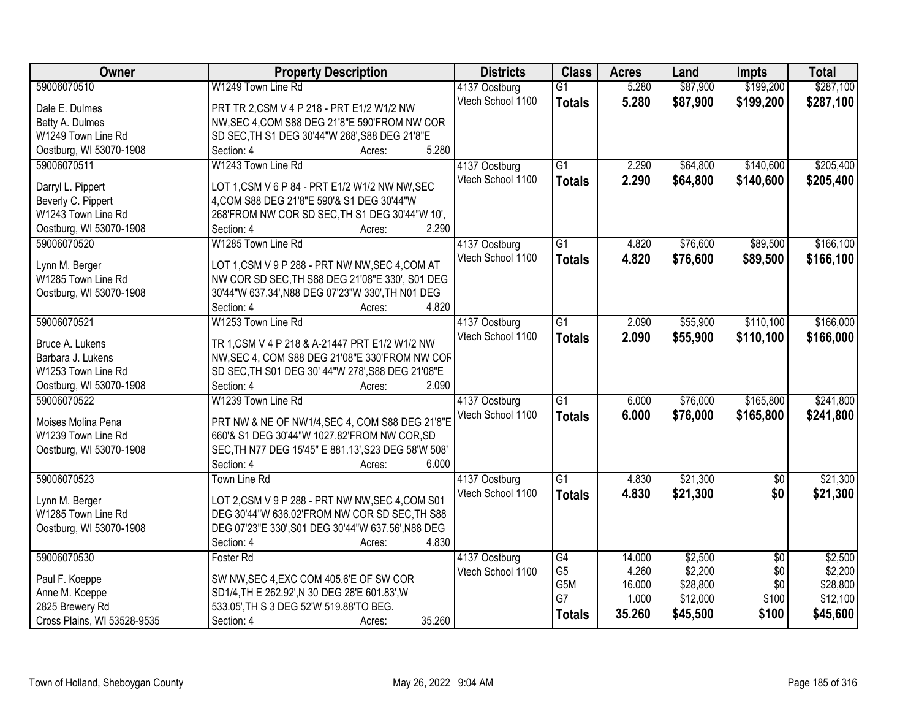| Owner | Property Description | Districts | Class | Acres | Land | Impts | Total |
|---|---|---|---|---|---|---|---|
| 59006070510<br>Dale E. Dulmes<br>Betty A. Dulmes<br>W1249 Town Line Rd<br>Oostburg, WI 53070-1908 | W1249 Town Line Rd<br>PRT TR 2,CSM V 4 P 218 - PRT E1/2 W1/2 NW NW,SEC 4,COM S88 DEG 21'8"E 590'FROM NW COR SD SEC,TH S1 DEG 30'44"W 268',S88 DEG 21'8"E<br>Section: 4 Acres: 5.280 | 4137 Oostburg<br>Vtech School 1100 | G1<br>**Totals** | 5.280<br>**5.280** | $87,900<br>**$87,900** | $199,200<br>**$199,200** | $287,100<br>**$287,100** |
| 59006070511<br>Darryl L. Pippert<br>Beverly C. Pippert<br>W1243 Town Line Rd<br>Oostburg, WI 53070-1908 | W1243 Town Line Rd<br>LOT 1,CSM V 6 P 84 - PRT E1/2 W1/2 NW NW,SEC 4,COM S88 DEG 21'8"E 590'& S1 DEG 30'44"W 268'FROM NW COR SD SEC,TH S1 DEG 30'44"W 10',<br>Section: 4 Acres: 2.290 | 4137 Oostburg<br>Vtech School 1100 | G1<br>**Totals** | 2.290<br>**2.290** | $64,800<br>**$64,800** | $140,600<br>**$140,600** | $205,400<br>**$205,400** |
| 59006070520<br>Lynn M. Berger<br>W1285 Town Line Rd<br>Oostburg, WI 53070-1908 | W1285 Town Line Rd<br>LOT 1,CSM V 9 P 288 - PRT NW NW,SEC 4,COM AT NW COR SD SEC,TH S88 DEG 21'08"E 330', S01 DEG 30'44"W 637.34',N88 DEG 07'23"W 330',TH N01 DEG<br>Section: 4 Acres: 4.820 | 4137 Oostburg<br>Vtech School 1100 | G1<br>**Totals** | 4.820<br>**4.820** | $76,600<br>**$76,600** | $89,500<br>**$89,500** | $166,100<br>**$166,100** |
| 59006070521<br>Bruce A. Lukens<br>Barbara J. Lukens<br>W1253 Town Line Rd<br>Oostburg, WI 53070-1908 | W1253 Town Line Rd<br>TR 1,CSM V 4 P 218 & A-21447 PRT E1/2 W1/2 NW NW,SEC 4, COM S88 DEG 21'08"E 330'FROM NW COF SD SEC,TH S01 DEG 30' 44"W 278',S88 DEG 21'08"E<br>Section: 4 Acres: 2.090 | 4137 Oostburg<br>Vtech School 1100 | G1<br>**Totals** | 2.090<br>**2.090** | $55,900<br>**$55,900** | $110,100<br>**$110,100** | $166,000<br>**$166,000** |
| 59006070522<br>Moises Molina Pena<br>W1239 Town Line Rd<br>Oostburg, WI 53070-1908 | W1239 Town Line Rd<br>PRT NW & NE OF NW1/4,SEC 4, COM S88 DEG 21'8"E 660'& S1 DEG 30'44"W 1027.82'FROM NW COR,SD SEC,TH N77 DEG 15'45" E 881.13',S23 DEG 58'W 508'<br>Section: 4 Acres: 6.000 | 4137 Oostburg<br>Vtech School 1100 | G1<br>**Totals** | 6.000<br>**6.000** | $76,000<br>**$76,000** | $165,800<br>**$165,800** | $241,800<br>**$241,800** |
| 59006070523<br>Lynn M. Berger<br>W1285 Town Line Rd<br>Oostburg, WI 53070-1908 | Town Line Rd<br>LOT 2,CSM V 9 P 288 - PRT NW NW,SEC 4,COM S01 DEG 30'44"W 636.02'FROM NW COR SD SEC,TH S88 DEG 07'23"E 330',S01 DEG 30'44"W 637.56',N88 DEG<br>Section: 4 Acres: 4.830 | 4137 Oostburg<br>Vtech School 1100 | G1<br>**Totals** | 4.830<br>**4.830** | $21,300<br>**$21,300** | $0<br>**$0** | $21,300<br>**$21,300** |
| 59006070530<br>Paul F. Koeppe<br>Anne M. Koeppe<br>2825 Brewery Rd<br>Cross Plains, WI 53528-9535 | Foster Rd<br>SW NW,SEC 4,EXC COM 405.6'E OF SW COR SD1/4,TH E 262.92',N 30 DEG 28'E 601.83',W 533.05',TH S 3 DEG 52'W 519.88'TO BEG.<br>Section: 4 Acres: 35.260 | 4137 Oostburg<br>Vtech School 1100 | G4<br>G5<br>G5M<br>G7<br>**Totals** | 14.000<br>4.260<br>16.000<br>1.000<br>**35.260** | $2,500<br>$2,200<br>$28,800<br>$12,000<br>**$45,500** | $0<br>$0<br>$0<br>$100<br>**$100** | $2,500<br>$2,200<br>$28,800<br>$12,100<br>**$45,600** |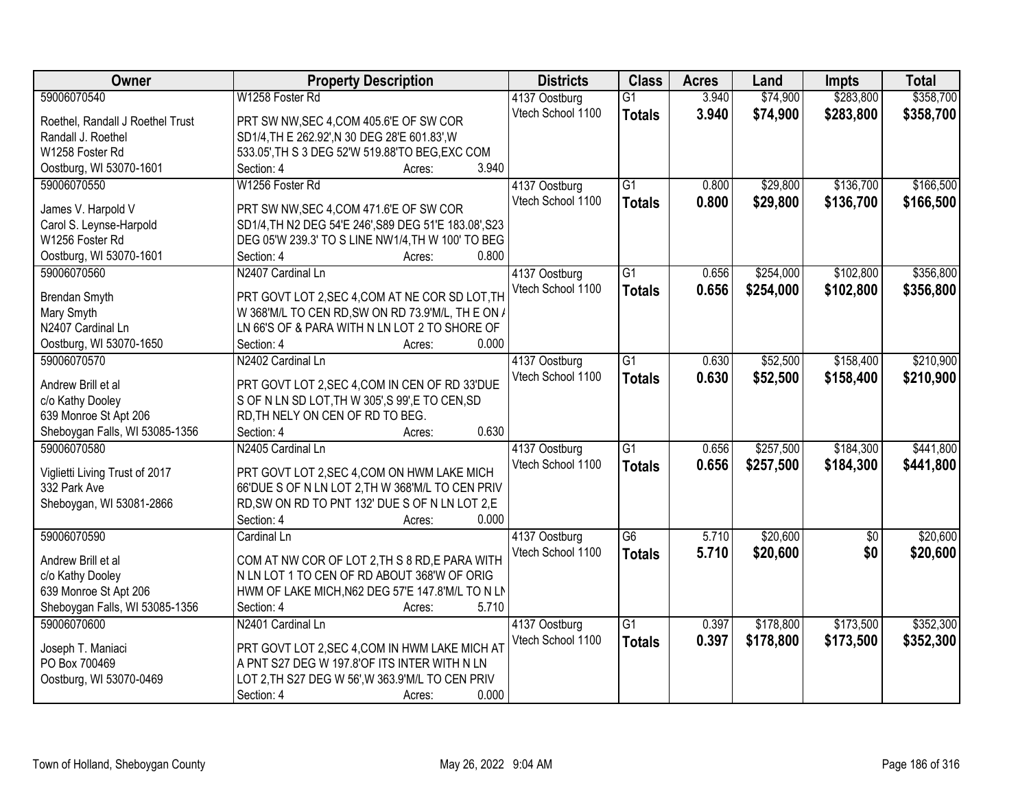| Owner | Property Description | Districts | Class | Acres | Land | Impts | Total |
|---|---|---|---|---|---|---|---|
| 59006070540 | W1258 Foster Rd | 4137 Oostburg | G1 | 3.940 | $74,900 | $283,800 | $358,700 |
| Roethel, Randall J Roethel Trust<br>Randall J. Roethel<br>W1258 Foster Rd<br>Oostburg, WI 53070-1601 | PRT SW NW,SEC 4,COM 405.6'E OF SW COR SD1/4,TH E 262.92',N 30 DEG 28'E 601.83',W 533.05',TH S 3 DEG 52'W 519.88'TO BEG,EXC COM<br>Section: 4 Acres: 3.940 | Vtech School 1100 | **Totals** | **3.940** | **$74,900** | **$283,800** | **$358,700** |
| 59006070550 | W1256 Foster Rd | 4137 Oostburg | G1 | 0.800 | $29,800 | $136,700 | $166,500 |
| James V. Harpold V<br>Carol S. Leynse-Harpold<br>W1256 Foster Rd<br>Oostburg, WI 53070-1601 | PRT SW NW,SEC 4,COM 471.6'E OF SW COR SD1/4,TH N2 DEG 54'E 246',S89 DEG 51'E 183.08',S23 DEG 05'W 239.3' TO S LINE NW1/4,TH W 100' TO BEG<br>Section: 4 Acres: 0.800 | Vtech School 1100 | **Totals** | **0.800** | **$29,800** | **$136,700** | **$166,500** |
| 59006070560 | N2407 Cardinal Ln | 4137 Oostburg | G1 | 0.656 | $254,000 | $102,800 | $356,800 |
| Brendan Smyth<br>Mary Smyth<br>N2407 Cardinal Ln<br>Oostburg, WI 53070-1650 | PRT GOVT LOT 2,SEC 4,COM AT NE COR SD LOT,TH W 368'M/L TO CEN RD,SW ON RD 73.9'M/L, TH E ON A LN 66'S OF & PARA WITH N LN LOT 2 TO SHORE OF<br>Section: 4 Acres: 0.000 | Vtech School 1100 | **Totals** | **0.656** | **$254,000** | **$102,800** | **$356,800** |
| 59006070570 | N2402 Cardinal Ln | 4137 Oostburg | G1 | 0.630 | $52,500 | $158,400 | $210,900 |
| Andrew Brill et al<br>c/o Kathy Dooley<br>639 Monroe St Apt 206<br>Sheboygan Falls, WI 53085-1356 | PRT GOVT LOT 2,SEC 4,COM IN CEN OF RD 33'DUE S OF N LN SD LOT,TH W 305',S 99',E TO CEN,SD RD,TH NELY ON CEN OF RD TO BEG.<br>Section: 4 Acres: 0.630 | Vtech School 1100 | **Totals** | **0.630** | **$52,500** | **$158,400** | **$210,900** |
| 59006070580 | N2405 Cardinal Ln | 4137 Oostburg | G1 | 0.656 | $257,500 | $184,300 | $441,800 |
| Viglietti Living Trust of 2017<br>332 Park Ave<br>Sheboygan, WI 53081-2866 | PRT GOVT LOT 2,SEC 4,COM ON HWM LAKE MICH 66'DUE S OF N LN LOT 2,TH W 368'M/L TO CEN PRIV RD,SW ON RD TO PNT 132' DUE S OF N LN LOT 2,E<br>Section: 4 Acres: 0.000 | Vtech School 1100 | **Totals** | **0.656** | **$257,500** | **$184,300** | **$441,800** |
| 59006070590 | Cardinal Ln | 4137 Oostburg | G6 | 5.710 | $20,600 | $0 | $20,600 |
| Andrew Brill et al<br>c/o Kathy Dooley<br>639 Monroe St Apt 206<br>Sheboygan Falls, WI 53085-1356 | COM AT NW COR OF LOT 2,TH S 8 RD,E PARA WITH N LN LOT 1 TO CEN OF RD ABOUT 368'W OF ORIG HWM OF LAKE MICH,N62 DEG 57'E 147.8'M/L TO N LN<br>Section: 4 Acres: 5.710 | Vtech School 1100 | **Totals** | **5.710** | **$20,600** | **$0** | **$20,600** |
| 59006070600 | N2401 Cardinal Ln | 4137 Oostburg | G1 | 0.397 | $178,800 | $173,500 | $352,300 |
| Joseph T. Maniaci<br>PO Box 700469<br>Oostburg, WI 53070-0469 | PRT GOVT LOT 2,SEC 4,COM IN HWM LAKE MICH AT A PNT S27 DEG W 197.8'OF ITS INTER WITH N LN LOT 2,TH S27 DEG W 56',W 363.9'M/L TO CEN PRIV<br>Section: 4 Acres: 0.000 | Vtech School 1100 | **Totals** | **0.397** | **$178,800** | **$173,500** | **$352,300** |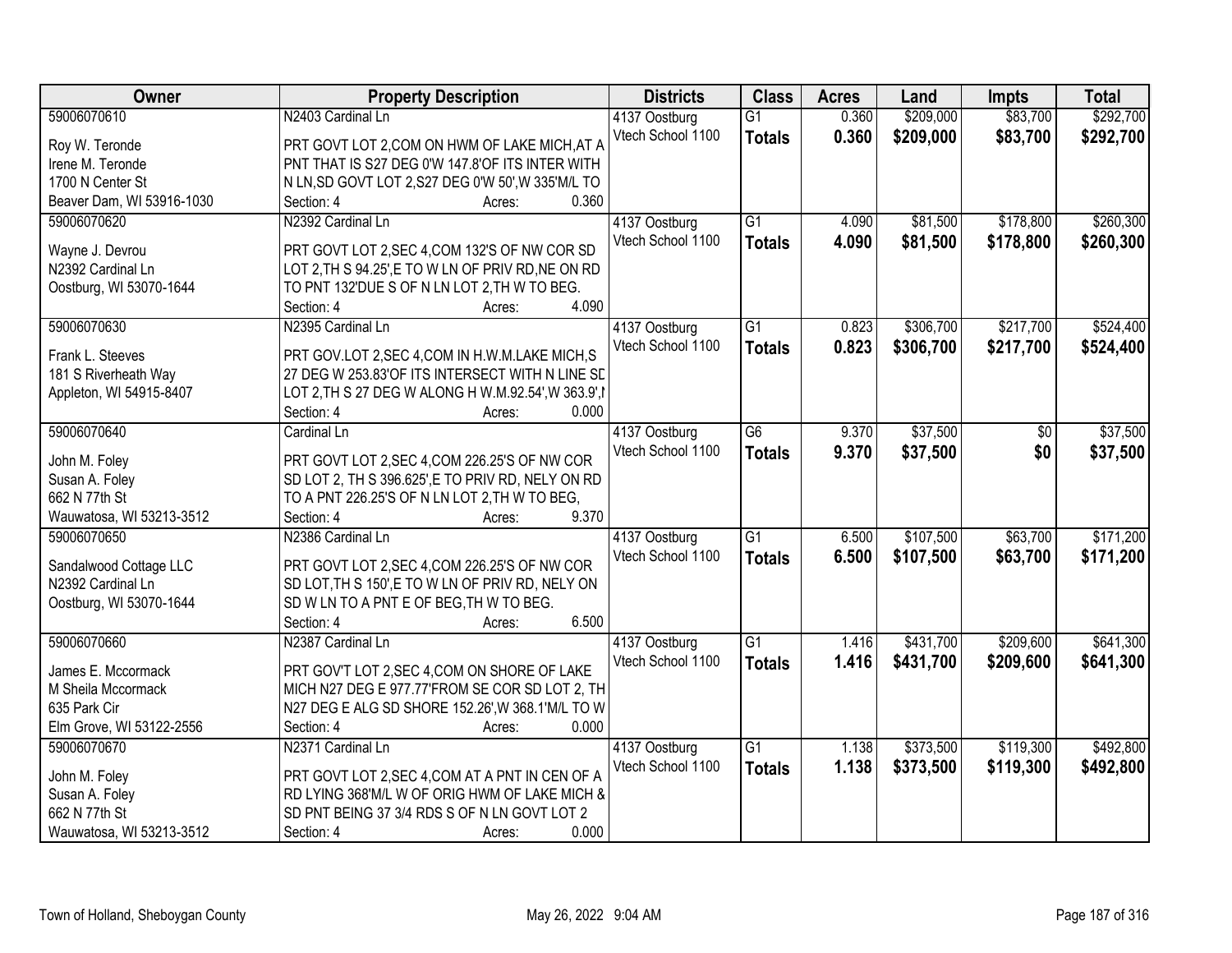| Owner | Property Description | Districts | Class | Acres | Land | Impts | Total |
|---|---|---|---|---|---|---|---|
| 59006070610<br>Roy W. Teronde<br>Irene M. Teronde<br>1700 N Center St<br>Beaver Dam, WI 53916-1030 | N2403 Cardinal Ln<br>PRT GOVT LOT 2,COM ON HWM OF LAKE MICH,AT A PNT THAT IS S27 DEG 0'W 147.8'OF ITS INTER WITH N LN,SD GOVT LOT 2,S27 DEG 0'W 50',W 335'M/L TO<br>Section: 4 Acres: 0.360 | 4137 Oostburg<br>Vtech School 1100 | G1<br>**Totals** | 0.360<br>**0.360** | $209,000<br>**$209,000** | $83,700<br>**$83,700** | $292,700<br>**$292,700** |
| 59006070620<br>Wayne J. Devrou<br>N2392 Cardinal Ln<br>Oostburg, WI 53070-1644 | N2392 Cardinal Ln<br>PRT GOVT LOT 2,SEC 4,COM 132'S OF NW COR SD LOT 2,TH S 94.25',E TO W LN OF PRIV RD,NE ON RD TO PNT 132'DUE S OF N LN LOT 2,TH W TO BEG.<br>Section: 4 Acres: 4.090 | 4137 Oostburg<br>Vtech School 1100 | G1<br>**Totals** | 4.090<br>**4.090** | $81,500<br>**$81,500** | $178,800<br>**$178,800** | $260,300<br>**$260,300** |
| 59006070630<br>Frank L. Steeves<br>181 S Riverheath Way<br>Appleton, WI 54915-8407 | N2395 Cardinal Ln<br>PRT GOV.LOT 2,SEC 4,COM IN H.W.M.LAKE MICH,S 27 DEG W 253.83'OF ITS INTERSECT WITH N LINE SD LOT 2,TH S 27 DEG W ALONG H W.M.92.54',W 363.9',N<br>Section: 4 Acres: 0.000 | 4137 Oostburg<br>Vtech School 1100 | G1<br>**Totals** | 0.823<br>**0.823** | $306,700<br>**$306,700** | $217,700<br>**$217,700** | $524,400<br>**$524,400** |
| 59006070640<br>John M. Foley<br>Susan A. Foley<br>662 N 77th St<br>Wauwatosa, WI 53213-3512 | Cardinal Ln<br>PRT GOVT LOT 2,SEC 4,COM 226.25'S OF NW COR SD LOT 2, TH S 396.625',E TO PRIV RD, NELY ON RD TO A PNT 226.25'S OF N LN LOT 2,TH W TO BEG,<br>Section: 4 Acres: 9.370 | 4137 Oostburg<br>Vtech School 1100 | G6<br>**Totals** | 9.370<br>**9.370** | $37,500<br>**$37,500** | $0<br>**$0** | $37,500<br>**$37,500** |
| 59006070650<br>Sandalwood Cottage LLC<br>N2392 Cardinal Ln<br>Oostburg, WI 53070-1644 | N2386 Cardinal Ln<br>PRT GOVT LOT 2,SEC 4,COM 226.25'S OF NW COR SD LOT,TH S 150',E TO W LN OF PRIV RD, NELY ON SD W LN TO A PNT E OF BEG,TH W TO BEG.<br>Section: 4 Acres: 6.500 | 4137 Oostburg<br>Vtech School 1100 | G1<br>**Totals** | 6.500<br>**6.500** | $107,500<br>**$107,500** | $63,700<br>**$63,700** | $171,200<br>**$171,200** |
| 59006070660<br>James E. Mccormack<br>M Sheila Mccormack<br>635 Park Cir<br>Elm Grove, WI 53122-2556 | N2387 Cardinal Ln<br>PRT GOV'T LOT 2,SEC 4,COM ON SHORE OF LAKE MICH N27 DEG E 977.77'FROM SE COR SD LOT 2, TH N27 DEG E ALG SD SHORE 152.26',W 368.1'M/L TO W<br>Section: 4 Acres: 0.000 | 4137 Oostburg<br>Vtech School 1100 | G1<br>**Totals** | 1.416<br>**1.416** | $431,700<br>**$431,700** | $209,600<br>**$209,600** | $641,300<br>**$641,300** |
| 59006070670<br>John M. Foley<br>Susan A. Foley<br>662 N 77th St<br>Wauwatosa, WI 53213-3512 | N2371 Cardinal Ln<br>PRT GOVT LOT 2,SEC 4,COM AT A PNT IN CEN OF A RD LYING 368'M/L W OF ORIG HWM OF LAKE MICH & SD PNT BEING 37 3/4 RDS S OF N LN GOVT LOT 2<br>Section: 4 Acres: 0.000 | 4137 Oostburg<br>Vtech School 1100 | G1<br>**Totals** | 1.138<br>**1.138** | $373,500<br>**$373,500** | $119,300<br>**$119,300** | $492,800<br>**$492,800** |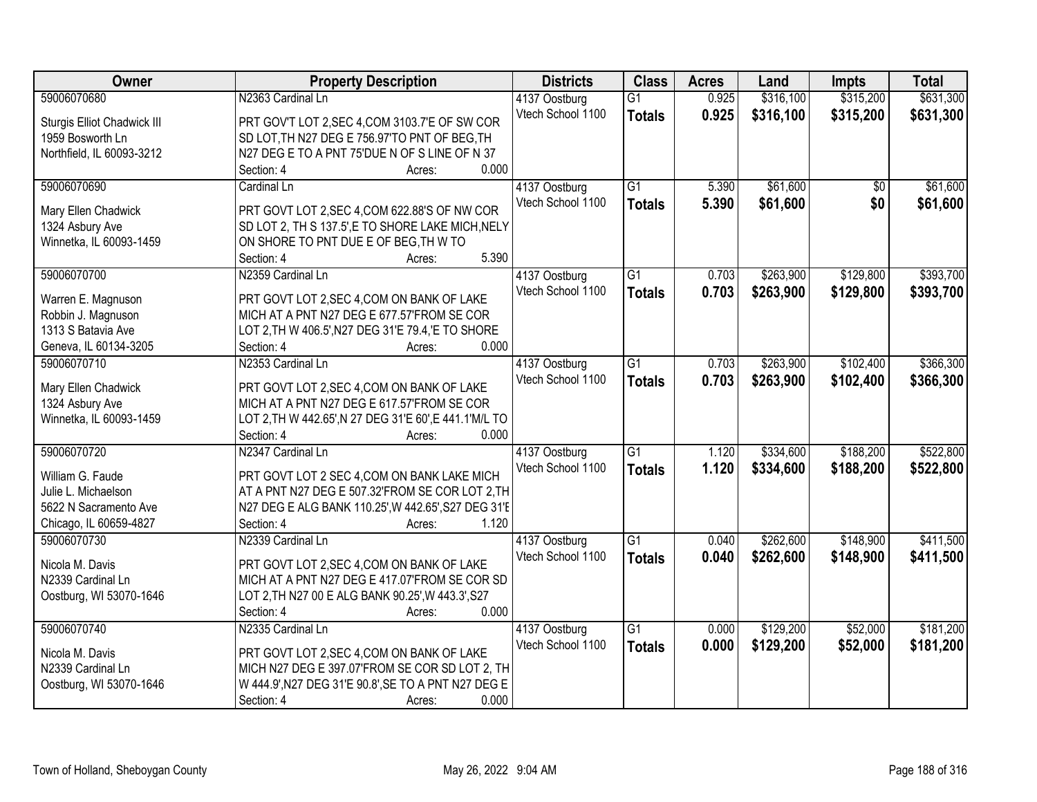| Owner | Property Description | Districts | Class | Acres | Land | Impts | Total |
|---|---|---|---|---|---|---|---|
| 59006070680<br>Sturgis Elliot Chadwick III<br>1959 Bosworth Ln<br>Northfield, IL 60093-3212 | N2363 Cardinal Ln<br>PRT GOV'T LOT 2,SEC 4,COM 3103.7'E OF SW COR SD LOT,TH N27 DEG E 756.97'TO PNT OF BEG,TH N27 DEG E TO A PNT 75'DUE N OF S LINE OF N 37<br>Section: 4 Acres: 0.000 | 4137 Oostburg<br>Vtech School 1100 | G1<br>**Totals** | 0.925<br>**0.925** | $316,100<br>**$316,100** | $315,200<br>**$315,200** | $631,300<br>**$631,300** |
| 59006070690<br>Mary Ellen Chadwick<br>1324 Asbury Ave<br>Winnetka, IL 60093-1459 | Cardinal Ln<br>PRT GOVT LOT 2,SEC 4,COM 622.88'S OF NW COR SD LOT 2, TH S 137.5',E TO SHORE LAKE MICH,NELY ON SHORE TO PNT DUE E OF BEG,TH W TO<br>Section: 4 Acres: 5.390 | 4137 Oostburg<br>Vtech School 1100 | G1<br>**Totals** | 5.390<br>**5.390** | $61,600<br>**$61,600** | $0<br>**$0** | $61,600<br>**$61,600** |
| 59006070700<br>Warren E. Magnuson<br>Robbin J. Magnuson<br>1313 S Batavia Ave<br>Geneva, IL 60134-3205 | N2359 Cardinal Ln<br>PRT GOVT LOT 2,SEC 4,COM ON BANK OF LAKE MICH AT A PNT N27 DEG E 677.57'FROM SE COR LOT 2,TH W 406.5',N27 DEG 31'E 79.4,'E TO SHORE<br>Section: 4 Acres: 0.000 | 4137 Oostburg<br>Vtech School 1100 | G1<br>**Totals** | 0.703<br>**0.703** | $263,900<br>**$263,900** | $129,800<br>**$129,800** | $393,700<br>**$393,700** |
| 59006070710<br>Mary Ellen Chadwick<br>1324 Asbury Ave<br>Winnetka, IL 60093-1459 | N2353 Cardinal Ln<br>PRT GOVT LOT 2,SEC 4,COM ON BANK OF LAKE MICH AT A PNT N27 DEG E 617.57'FROM SE COR LOT 2,TH W 442.65',N 27 DEG 31'E 60',E 441.1'M/L TO<br>Section: 4 Acres: 0.000 | 4137 Oostburg<br>Vtech School 1100 | G1<br>**Totals** | 0.703<br>**0.703** | $263,900<br>**$263,900** | $102,400<br>**$102,400** | $366,300<br>**$366,300** |
| 59006070720<br>William G. Faude<br>Julie L. Michaelson<br>5622 N Sacramento Ave<br>Chicago, IL 60659-4827 | N2347 Cardinal Ln<br>PRT GOVT LOT 2 SEC 4,COM ON BANK LAKE MICH AT A PNT N27 DEG E 507.32'FROM SE COR LOT 2,TH N27 DEG E ALG BANK 110.25',W 442.65',S27 DEG 31'E<br>Section: 4 Acres: 1.120 | 4137 Oostburg<br>Vtech School 1100 | G1<br>**Totals** | 1.120<br>**1.120** | $334,600<br>**$334,600** | $188,200<br>**$188,200** | $522,800<br>**$522,800** |
| 59006070730<br>Nicola M. Davis<br>N2339 Cardinal Ln<br>Oostburg, WI 53070-1646 | N2339 Cardinal Ln<br>PRT GOVT LOT 2,SEC 4,COM ON BANK OF LAKE MICH AT A PNT N27 DEG E 417.07'FROM SE COR SD LOT 2,TH N27 00 E ALG BANK 90.25',W 443.3',S27<br>Section: 4 Acres: 0.000 | 4137 Oostburg<br>Vtech School 1100 | G1<br>**Totals** | 0.040<br>**0.040** | $262,600<br>**$262,600** | $148,900<br>**$148,900** | $411,500<br>**$411,500** |
| 59006070740<br>Nicola M. Davis<br>N2339 Cardinal Ln<br>Oostburg, WI 53070-1646 | N2335 Cardinal Ln<br>PRT GOVT LOT 2,SEC 4,COM ON BANK OF LAKE MICH N27 DEG E 397.07'FROM SE COR SD LOT 2, TH W 444.9',N27 DEG 31'E 90.8',SE TO A PNT N27 DEG E<br>Section: 4 Acres: 0.000 | 4137 Oostburg<br>Vtech School 1100 | G1<br>**Totals** | 0.000<br>**0.000** | $129,200<br>**$129,200** | $52,000<br>**$52,000** | $181,200<br>**$181,200** |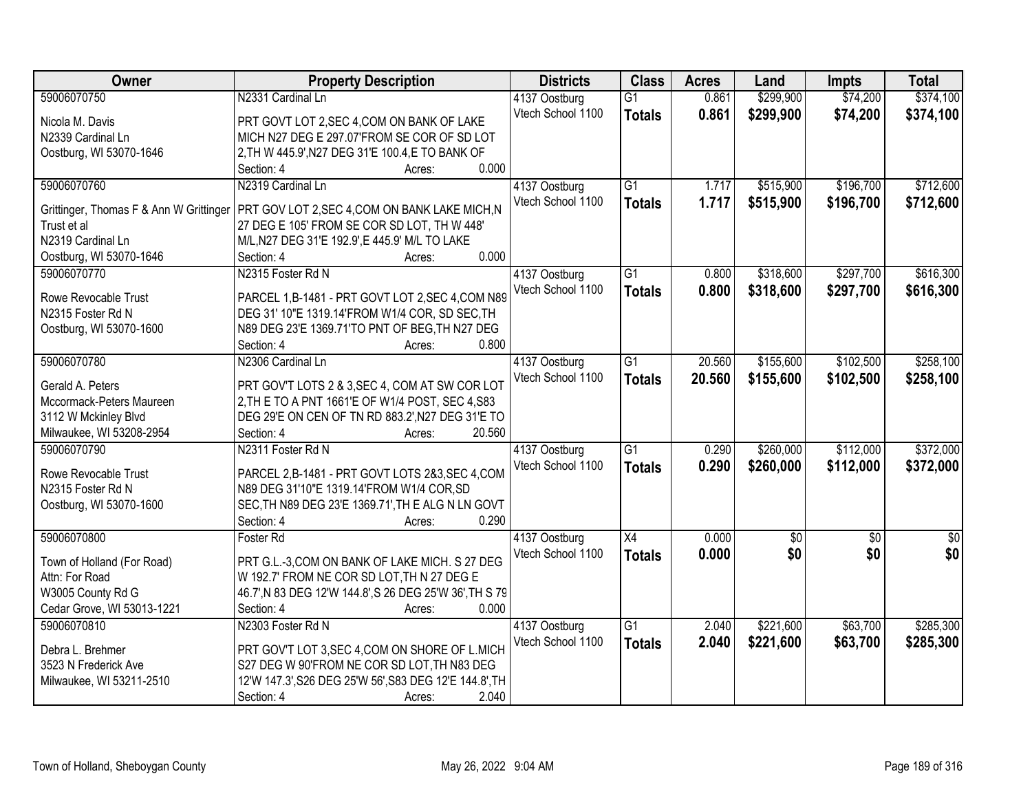| Owner | Property Description | Districts | Class | Acres | Land | Impts | Total |
|---|---|---|---|---|---|---|---|
| 59006070750<br>Nicola M. Davis<br>N2339 Cardinal Ln<br>Oostburg, WI 53070-1646 | N2331 Cardinal Ln<br>PRT GOVT LOT 2,SEC 4,COM ON BANK OF LAKE MICH N27 DEG E 297.07'FROM SE COR OF SD LOT 2,TH W 445.9',N27 DEG 31'E 100.4,E TO BANK OF<br>Section: 4 Acres: 0.000 | 4137 Oostburg<br>Vtech School 1100 | G1<br>**Totals** | 0.861<br>**0.861** | $299,900<br>**$299,900** | $74,200<br>**$74,200** | $374,100<br>**$374,100** |
| 59006070760<br>Grittinger, Thomas F & Ann W Grittinger Trust et al<br>N2319 Cardinal Ln<br>Oostburg, WI 53070-1646 | N2319 Cardinal Ln<br>PRT GOV LOT 2,SEC 4,COM ON BANK LAKE MICH,N 27 DEG E 105' FROM SE COR SD LOT, TH W 448' M/L,N27 DEG 31'E 192.9',E 445.9' M/L TO LAKE<br>Section: 4 Acres: 0.000 | 4137 Oostburg<br>Vtech School 1100 | G1<br>**Totals** | 1.717<br>**1.717** | $515,900<br>**$515,900** | $196,700<br>**$196,700** | $712,600<br>**$712,600** |
| 59006070770<br>Rowe Revocable Trust<br>N2315 Foster Rd N<br>Oostburg, WI 53070-1600 | N2315 Foster Rd N<br>PARCEL 1,B-1481 - PRT GOVT LOT 2,SEC 4,COM N89 DEG 31' 10"E 1319.14'FROM W1/4 COR, SD SEC,TH N89 DEG 23'E 1369.71'TO PNT OF BEG,TH N27 DEG<br>Section: 4 Acres: 0.800 | 4137 Oostburg<br>Vtech School 1100 | G1<br>**Totals** | 0.800<br>**0.800** | $318,600<br>**$318,600** | $297,700<br>**$297,700** | $616,300<br>**$616,300** |
| 59006070780<br>Gerald A. Peters<br>Mccormack-Peters Maureen<br>3112 W Mckinley Blvd<br>Milwaukee, WI 53208-2954 | N2306 Cardinal Ln<br>PRT GOV'T LOTS 2 & 3,SEC 4, COM AT SW COR LOT 2,TH E TO A PNT 1661'E OF W1/4 POST, SEC 4,S83 DEG 29'E ON CEN OF TN RD 883.2',N27 DEG 31'E TO<br>Section: 4 Acres: 20.560 | 4137 Oostburg<br>Vtech School 1100 | G1<br>**Totals** | 20.560<br>**20.560** | $155,600<br>**$155,600** | $102,500<br>**$102,500** | $258,100<br>**$258,100** |
| 59006070790<br>Rowe Revocable Trust<br>N2315 Foster Rd N<br>Oostburg, WI 53070-1600 | N2311 Foster Rd N<br>PARCEL 2,B-1481 - PRT GOVT LOTS 2&3,SEC 4,COM N89 DEG 31'10"E 1319.14'FROM W1/4 COR,SD SEC,TH N89 DEG 23'E 1369.71',TH E ALG N LN GOVT<br>Section: 4 Acres: 0.290 | 4137 Oostburg<br>Vtech School 1100 | G1<br>**Totals** | 0.290<br>**0.290** | $260,000<br>**$260,000** | $112,000<br>**$112,000** | $372,000<br>**$372,000** |
| 59006070800<br>Town of Holland (For Road)<br>Attn: For Road<br>W3005 County Rd G<br>Cedar Grove, WI 53013-1221 | Foster Rd<br>PRT G.L.-3,COM ON BANK OF LAKE MICH. S 27 DEG W 192.7' FROM NE COR SD LOT,TH N 27 DEG E 46.7',N 83 DEG 12'W 144.8',S 26 DEG 25'W 36',TH S 79<br>Section: 4 Acres: 0.000 | 4137 Oostburg<br>Vtech School 1100 | X4<br>**Totals** | 0.000<br>**0.000** | $0<br>**$0** | $0<br>**$0** | $0<br>**$0** |
| 59006070810<br>Debra L. Brehmer<br>3523 N Frederick Ave<br>Milwaukee, WI 53211-2510 | N2303 Foster Rd N<br>PRT GOV'T LOT 3,SEC 4,COM ON SHORE OF L.MICH S27 DEG W 90'FROM NE COR SD LOT,TH N83 DEG 12'W 147.3',S26 DEG 25'W 56',S83 DEG 12'E 144.8',TH<br>Section: 4 Acres: 2.040 | 4137 Oostburg<br>Vtech School 1100 | G1<br>**Totals** | 2.040<br>**2.040** | $221,600<br>**$221,600** | $63,700<br>**$63,700** | $285,300<br>**$285,300** |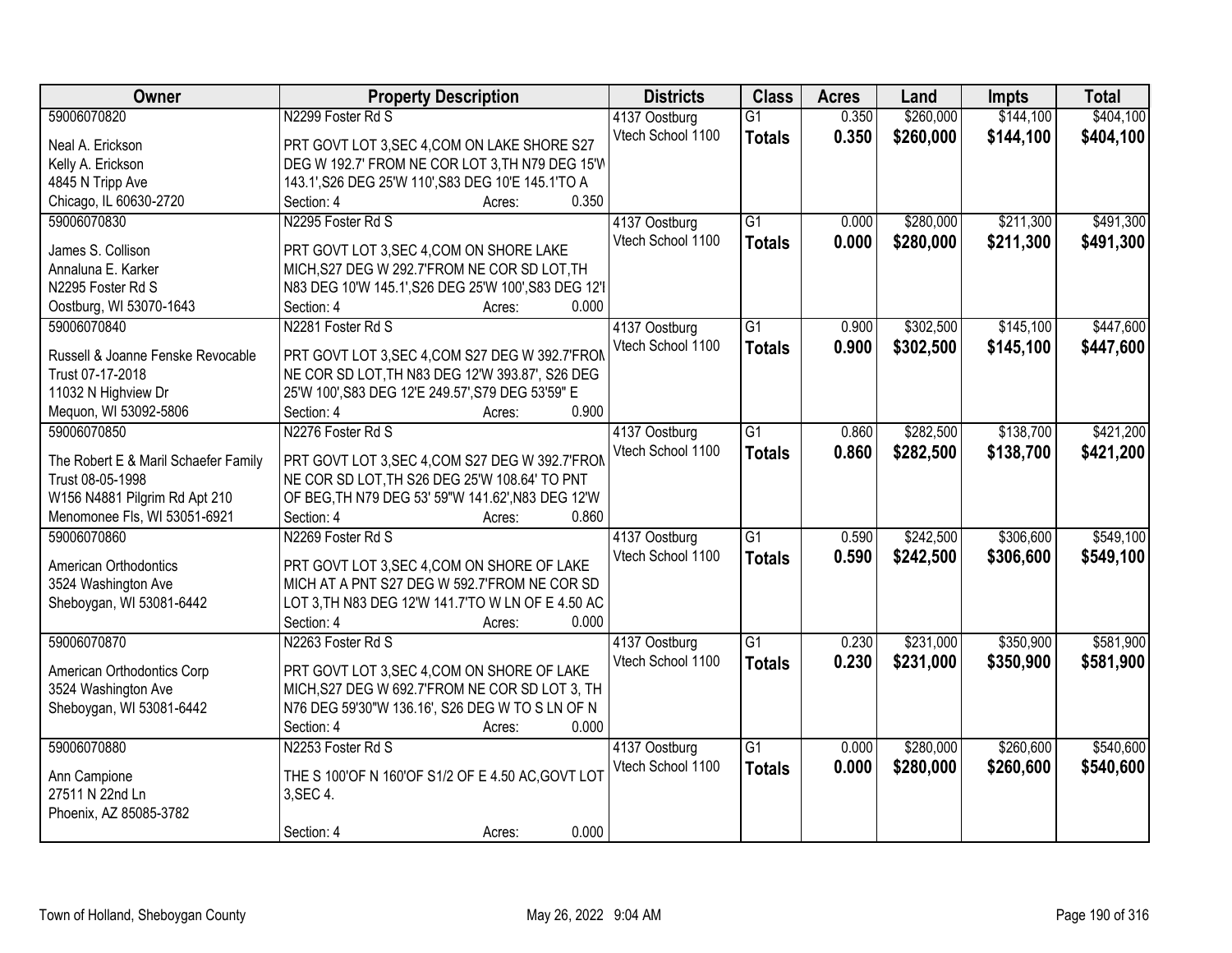| Owner | Property Description | Districts | Class | Acres | Land | Impts | Total |
|---|---|---|---|---|---|---|---|
| 59006070820<br>Neal A. Erickson<br>Kelly A. Erickson<br>4845 N Tripp Ave<br>Chicago, IL 60630-2720 | N2299 Foster Rd S<br>PRT GOVT LOT 3,SEC 4,COM ON LAKE SHORE S27 DEG W 192.7' FROM NE COR LOT 3,TH N79 DEG 15'W 143.1',S26 DEG 25'W 110',S83 DEG 10'E 145.1'TO A<br>Section: 4 Acres: 0.350 | 4137 Oostburg<br>Vtech School 1100 | G1<br>**Totals** | 0.350<br>**0.350** | $260,000<br>**$260,000** | $144,100<br>**$144,100** | $404,100<br>**$404,100** |
| 59006070830<br>James S. Collison<br>Annaluna E. Karker<br>N2295 Foster Rd S<br>Oostburg, WI 53070-1643 | N2295 Foster Rd S<br>PRT GOVT LOT 3,SEC 4,COM ON SHORE LAKE MICH,S27 DEG W 292.7'FROM NE COR SD LOT,TH N83 DEG 10'W 145.1',S26 DEG 25'W 100',S83 DEG 12'I<br>Section: 4 Acres: 0.000 | 4137 Oostburg<br>Vtech School 1100 | G1<br>**Totals** | 0.000<br>**0.000** | $280,000<br>**$280,000** | $211,300<br>**$211,300** | $491,300<br>**$491,300** |
| 59006070840<br>Russell & Joanne Fenske Revocable Trust 07-17-2018<br>11032 N Highview Dr<br>Mequon, WI 53092-5806 | N2281 Foster Rd S<br>PRT GOVT LOT 3,SEC 4,COM S27 DEG W 392.7'FROM NE COR SD LOT,TH N83 DEG 12'W 393.87', S26 DEG 25'W 100',S83 DEG 12'E 249.57',S79 DEG 53'59" E<br>Section: 4 Acres: 0.900 | 4137 Oostburg<br>Vtech School 1100 | G1<br>**Totals** | 0.900<br>**0.900** | $302,500<br>**$302,500** | $145,100<br>**$145,100** | $447,600<br>**$447,600** |
| 59006070850<br>The Robert E & Maril Schaefer Family Trust 08-05-1998<br>W156 N4881 Pilgrim Rd Apt 210<br>Menomonee Fls, WI 53051-6921 | N2276 Foster Rd S<br>PRT GOVT LOT 3,SEC 4,COM S27 DEG W 392.7'FROM NE COR SD LOT,TH S26 DEG 25'W 108.64' TO PNT OF BEG,TH N79 DEG 53' 59"W 141.62',N83 DEG 12'W<br>Section: 4 Acres: 0.860 | 4137 Oostburg<br>Vtech School 1100 | G1<br>**Totals** | 0.860<br>**0.860** | $282,500<br>**$282,500** | $138,700<br>**$138,700** | $421,200<br>**$421,200** |
| 59006070860<br>American Orthodontics<br>3524 Washington Ave<br>Sheboygan, WI 53081-6442 | N2269 Foster Rd S<br>PRT GOVT LOT 3,SEC 4,COM ON SHORE OF LAKE MICH AT A PNT S27 DEG W 592.7'FROM NE COR SD LOT 3,TH N83 DEG 12'W 141.7'TO W LN OF E 4.50 AC<br>Section: 4 Acres: 0.000 | 4137 Oostburg<br>Vtech School 1100 | G1<br>**Totals** | 0.590<br>**0.590** | $242,500<br>**$242,500** | $306,600<br>**$306,600** | $549,100<br>**$549,100** |
| 59006070870<br>American Orthodontics Corp<br>3524 Washington Ave<br>Sheboygan, WI 53081-6442 | N2263 Foster Rd S<br>PRT GOVT LOT 3,SEC 4,COM ON SHORE OF LAKE MICH,S27 DEG W 692.7'FROM NE COR SD LOT 3, TH N76 DEG 59'30"W 136.16', S26 DEG W TO S LN OF N<br>Section: 4 Acres: 0.000 | 4137 Oostburg<br>Vtech School 1100 | G1<br>**Totals** | 0.230<br>**0.230** | $231,000<br>**$231,000** | $350,900<br>**$350,900** | $581,900<br>**$581,900** |
| 59006070880<br>Ann Campione<br>27511 N 22nd Ln<br>Phoenix, AZ 85085-3782 | N2253 Foster Rd S<br>THE S 100'OF N 160'OF S1/2 OF E 4.50 AC,GOVT LOT 3,SEC 4.<br>Section: 4 Acres: 0.000 | 4137 Oostburg<br>Vtech School 1100 | G1<br>**Totals** | 0.000<br>**0.000** | $280,000<br>**$280,000** | $260,600<br>**$260,600** | $540,600<br>**$540,600** |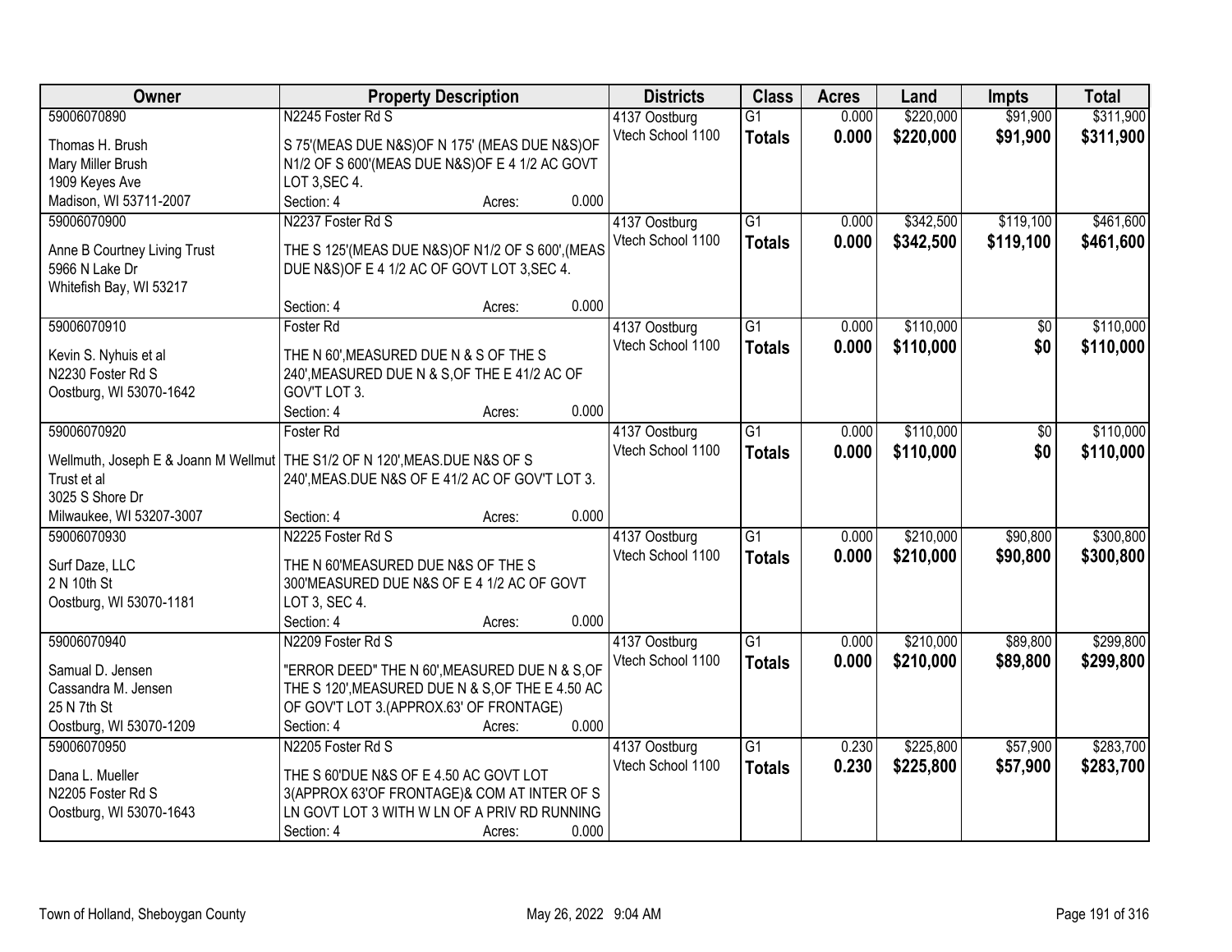| Owner | Property Description | Districts | Class | Acres | Land | Impts | Total |
|---|---|---|---|---|---|---|---|
| 59006070890<br>Thomas H. Brush<br>Mary Miller Brush<br>1909 Keyes Ave<br>Madison, WI 53711-2007 | N2245 Foster Rd S<br>S 75'(MEAS DUE N&S)OF N 175' (MEAS DUE N&S)OF N1/2 OF S 600'(MEAS DUE N&S)OF E 4 1/2 AC GOVT LOT 3,SEC 4.<br>Section: 4 Acres: 0.000 | 4137 Oostburg<br>Vtech School 1100 | G1<br>**Totals** | 0.000<br>**0.000** | $220,000<br>**$220,000** | $91,900<br>**$91,900** | $311,900<br>**$311,900** |
| 59006070900<br>Anne B Courtney Living Trust<br>5966 N Lake Dr<br>Whitefish Bay, WI 53217 | N2237 Foster Rd S<br>THE S 125'(MEAS DUE N&S)OF N1/2 OF S 600',(MEAS DUE N&S)OF E 4 1/2 AC OF GOVT LOT 3,SEC 4.<br>Section: 4 Acres: 0.000 | 4137 Oostburg<br>Vtech School 1100 | G1<br>**Totals** | 0.000<br>**0.000** | $342,500<br>**$342,500** | $119,100<br>**$119,100** | $461,600<br>**$461,600** |
| 59006070910<br>Kevin S. Nyhuis et al<br>N2230 Foster Rd S<br>Oostburg, WI 53070-1642 | Foster Rd<br>THE N 60',MEASURED DUE N & S OF THE S 240',MEASURED DUE N & S,OF THE E 41/2 AC OF GOV'T LOT 3.<br>Section: 4 Acres: 0.000 | 4137 Oostburg<br>Vtech School 1100 | G1<br>**Totals** | 0.000<br>**0.000** | $110,000<br>**$110,000** | $0<br>**$0** | $110,000<br>**$110,000** |
| 59006070920<br>Wellmuth, Joseph E & Joann M Wellmut Trust et al<br>3025 S Shore Dr<br>Milwaukee, WI 53207-3007 | Foster Rd<br>THE S1/2 OF N 120',MEAS.DUE N&S OF S 240',MEAS.DUE N&S OF E 41/2 AC OF GOV'T LOT 3.<br>Section: 4 Acres: 0.000 | 4137 Oostburg<br>Vtech School 1100 | G1<br>**Totals** | 0.000<br>**0.000** | $110,000<br>**$110,000** | $0<br>**$0** | $110,000<br>**$110,000** |
| 59006070930<br>Surf Daze, LLC<br>2 N 10th St<br>Oostburg, WI 53070-1181 | N2225 Foster Rd S<br>THE N 60'MEASURED DUE N&S OF THE S 300'MEASURED DUE N&S OF E 4 1/2 AC OF GOVT LOT 3, SEC 4.<br>Section: 4 Acres: 0.000 | 4137 Oostburg<br>Vtech School 1100 | G1<br>**Totals** | 0.000<br>**0.000** | $210,000<br>**$210,000** | $90,800<br>**$90,800** | $300,800<br>**$300,800** |
| 59006070940<br>Samual D. Jensen<br>Cassandra M. Jensen<br>25 N 7th St<br>Oostburg, WI 53070-1209 | N2209 Foster Rd S<br>"ERROR DEED" THE N 60',MEASURED DUE N & S,OF THE S 120',MEASURED DUE N & S,OF THE E 4.50 AC OF GOV'T LOT 3.(APPROX.63' OF FRONTAGE)<br>Section: 4 Acres: 0.000 | 4137 Oostburg<br>Vtech School 1100 | G1<br>**Totals** | 0.000<br>**0.000** | $210,000<br>**$210,000** | $89,800<br>**$89,800** | $299,800<br>**$299,800** |
| 59006070950<br>Dana L. Mueller<br>N2205 Foster Rd S<br>Oostburg, WI 53070-1643 | N2205 Foster Rd S<br>THE S 60'DUE N&S OF E 4.50 AC GOVT LOT 3(APPROX 63'OF FRONTAGE)& COM AT INTER OF S LN GOVT LOT 3 WITH W LN OF A PRIV RD RUNNING<br>Section: 4 Acres: 0.000 | 4137 Oostburg<br>Vtech School 1100 | G1<br>**Totals** | 0.230<br>**0.230** | $225,800<br>**$225,800** | $57,900<br>**$57,900** | $283,700<br>**$283,700** |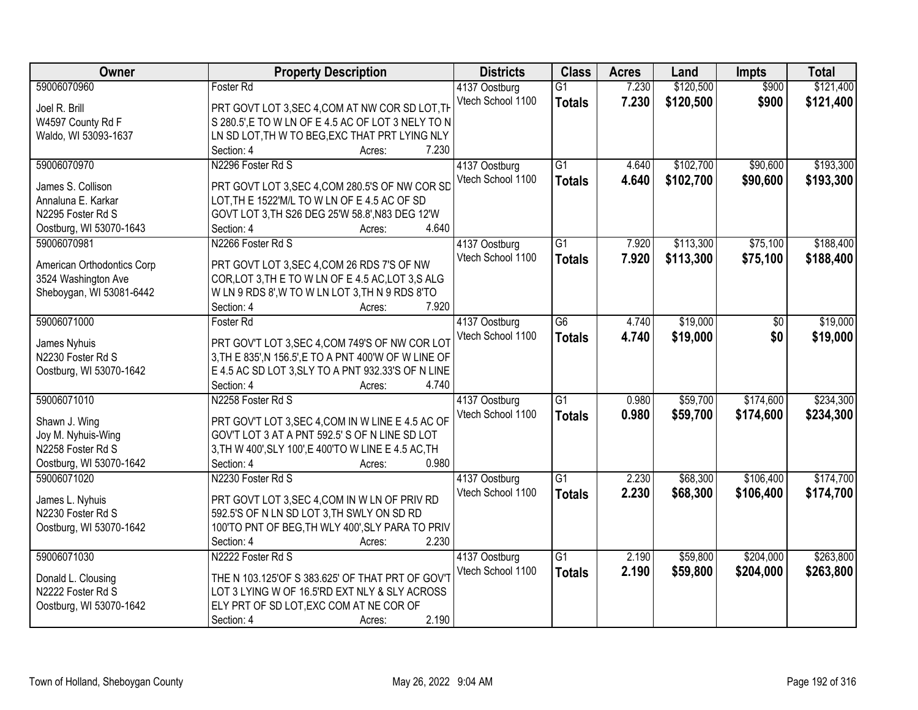| Owner | Property Description | Districts | Class | Acres | Land | Impts | Total |
|---|---|---|---|---|---|---|---|
| 59006070960<br>Joel R. Brill<br>W4597 County Rd F<br>Waldo, WI 53093-1637 | Foster Rd<br>PRT GOVT LOT 3,SEC 4,COM AT NW COR SD LOT,TH S 280.5',E TO W LN OF E 4.5 AC OF LOT 3 NELY TO N LN SD LOT,TH W TO BEG,EXC THAT PRT LYING NLY<br>Section: 4 Acres: 7.230 | 4137 Oostburg<br>Vtech School 1100 | G1<br>**Totals** | 7.230<br>**7.230** | $120,500<br>**$120,500** | $900<br>**$900** | $121,400<br>**$121,400** |
| 59006070970<br>James S. Collison<br>Annaluna E. Karkar<br>N2295 Foster Rd S<br>Oostburg, WI 53070-1643 | N2296 Foster Rd S<br>PRT GOVT LOT 3,SEC 4,COM 280.5'S OF NW COR SD LOT,TH E 1522'M/L TO W LN OF E 4.5 AC OF SD GOVT LOT 3,TH S26 DEG 25'W 58.8',N83 DEG 12'W<br>Section: 4 Acres: 4.640 | 4137 Oostburg<br>Vtech School 1100 | G1<br>**Totals** | 4.640<br>**4.640** | $102,700<br>**$102,700** | $90,600<br>**$90,600** | $193,300<br>**$193,300** |
| 59006070981<br>American Orthodontics Corp<br>3524 Washington Ave<br>Sheboygan, WI 53081-6442 | N2266 Foster Rd S<br>PRT GOVT LOT 3,SEC 4,COM 26 RDS 7'S OF NW COR,LOT 3,TH E TO W LN OF E 4.5 AC,LOT 3,S ALG W LN 9 RDS 8',W TO W LN LOT 3,TH N 9 RDS 8'TO<br>Section: 4 Acres: 7.920 | 4137 Oostburg<br>Vtech School 1100 | G1<br>**Totals** | 7.920<br>**7.920** | $113,300<br>**$113,300** | $75,100<br>**$75,100** | $188,400<br>**$188,400** |
| 59006071000<br>James Nyhuis<br>N2230 Foster Rd S<br>Oostburg, WI 53070-1642 | Foster Rd<br>PRT GOV'T LOT 3,SEC 4,COM 749'S OF NW COR LOT 3,TH E 835',N 156.5',E TO A PNT 400'W OF W LINE OF E 4.5 AC SD LOT 3,SLY TO A PNT 932.33'S OF N LINE<br>Section: 4 Acres: 4.740 | 4137 Oostburg<br>Vtech School 1100 | G6<br>**Totals** | 4.740<br>**4.740** | $19,000<br>**$19,000** | $0<br>**$0** | $19,000<br>**$19,000** |
| 59006071010<br>Shawn J. Wing<br>Joy M. Nyhuis-Wing<br>N2258 Foster Rd S<br>Oostburg, WI 53070-1642 | N2258 Foster Rd S<br>PRT GOV'T LOT 3,SEC 4,COM IN W LINE E 4.5 AC OF GOV'T LOT 3 AT A PNT 592.5' S OF N LINE SD LOT 3,TH W 400',SLY 100',E 400'TO W LINE E 4.5 AC,TH<br>Section: 4 Acres: 0.980 | 4137 Oostburg<br>Vtech School 1100 | G1<br>**Totals** | 0.980<br>**0.980** | $59,700<br>**$59,700** | $174,600<br>**$174,600** | $234,300<br>**$234,300** |
| 59006071020<br>James L. Nyhuis<br>N2230 Foster Rd S<br>Oostburg, WI 53070-1642 | N2230 Foster Rd S<br>PRT GOVT LOT 3,SEC 4,COM IN W LN OF PRIV RD 592.5'S OF N LN SD LOT 3,TH SWLY ON SD RD 100'TO PNT OF BEG,TH WLY 400',SLY PARA TO PRIV<br>Section: 4 Acres: 2.230 | 4137 Oostburg<br>Vtech School 1100 | G1<br>**Totals** | 2.230<br>**2.230** | $68,300<br>**$68,300** | $106,400<br>**$106,400** | $174,700<br>**$174,700** |
| 59006071030<br>Donald L. Clousing<br>N2222 Foster Rd S<br>Oostburg, WI 53070-1642 | N2222 Foster Rd S<br>THE N 103.125'OF S 383.625' OF THAT PRT OF GOV'T LOT 3 LYING W OF 16.5'RD EXT NLY & SLY ACROSS ELY PRT OF SD LOT,EXC COM AT NE COR OF<br>Section: 4 Acres: 2.190 | 4137 Oostburg<br>Vtech School 1100 | G1<br>**Totals** | 2.190<br>**2.190** | $59,800<br>**$59,800** | $204,000<br>**$204,000** | $263,800<br>**$263,800** |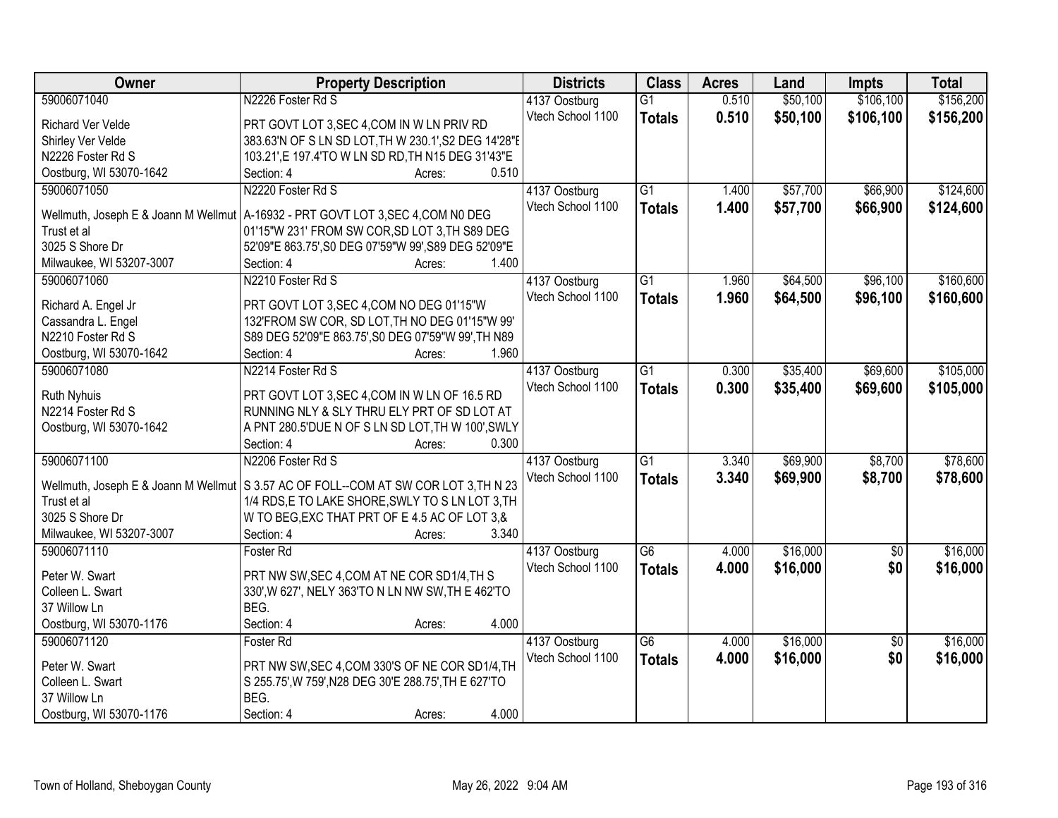| Owner | Property Description | Districts | Class | Acres | Land | Impts | Total |
|---|---|---|---|---|---|---|---|
| 59006071040 | N2226 Foster Rd S | 4137 Oostburg | G1 | 0.510 | $50,100 | $106,100 | $156,200 |
| Richard Ver Velde<br>Shirley Ver Velde<br>N2226 Foster Rd S<br>Oostburg, WI 53070-1642 | PRT GOVT LOT 3,SEC 4,COM IN W LN PRIV RD 383.63'N OF S LN SD LOT,TH W 230.1',S2 DEG 14'28"E 103.21',E 197.4'TO W LN SD RD,TH N15 DEG 31'43"E<br>Section: 4 Acres: 0.510 | Vtech School 1100 | **Totals** | **0.510** | **$50,100** | **$106,100** | **$156,200** |
| 59006071050 | N2220 Foster Rd S | 4137 Oostburg | G1 | 1.400 | $57,700 | $66,900 | $124,600 |
| Wellmuth, Joseph E & Joann M Wellmut<br>Trust et al<br>3025 S Shore Dr<br>Milwaukee, WI 53207-3007 | A-16932 - PRT GOVT LOT 3,SEC 4,COM N0 DEG 01'15"W 231' FROM SW COR,SD LOT 3,TH S89 DEG 52'09"E 863.75',S0 DEG 07'59"W 99',S89 DEG 52'09"E<br>Section: 4 Acres: 1.400 | Vtech School 1100 | **Totals** | **1.400** | **$57,700** | **$66,900** | **$124,600** |
| 59006071060 | N2210 Foster Rd S | 4137 Oostburg | G1 | 1.960 | $64,500 | $96,100 | $160,600 |
| Richard A. Engel Jr<br>Cassandra L. Engel<br>N2210 Foster Rd S<br>Oostburg, WI 53070-1642 | PRT GOVT LOT 3,SEC 4,COM NO DEG 01'15"W 132'FROM SW COR, SD LOT,TH NO DEG 01'15"W 99' S89 DEG 52'09"E 863.75',S0 DEG 07'59"W 99',TH N89<br>Section: 4 Acres: 1.960 | Vtech School 1100 | **Totals** | **1.960** | **$64,500** | **$96,100** | **$160,600** |
| 59006071080 | N2214 Foster Rd S | 4137 Oostburg | G1 | 0.300 | $35,400 | $69,600 | $105,000 |
| Ruth Nyhuis<br>N2214 Foster Rd S<br>Oostburg, WI 53070-1642 | PRT GOVT LOT 3,SEC 4,COM IN W LN OF 16.5 RD RUNNING NLY & SLY THRU ELY PRT OF SD LOT AT A PNT 280.5'DUE N OF S LN SD LOT,TH W 100',SWLY<br>Section: 4 Acres: 0.300 | Vtech School 1100 | **Totals** | **0.300** | **$35,400** | **$69,600** | **$105,000** |
| 59006071100 | N2206 Foster Rd S | 4137 Oostburg | G1 | 3.340 | $69,900 | $8,700 | $78,600 |
| Wellmuth, Joseph E & Joann M Wellmut<br>Trust et al<br>3025 S Shore Dr<br>Milwaukee, WI 53207-3007 | S 3.57 AC OF FOLL--COM AT SW COR LOT 3,TH N 23 1/4 RDS,E TO LAKE SHORE,SWLY TO S LN LOT 3,TH W TO BEG,EXC THAT PRT OF E 4.5 AC OF LOT 3,&<br>Section: 4 Acres: 3.340 | Vtech School 1100 | **Totals** | **3.340** | **$69,900** | **$8,700** | **$78,600** |
| 59006071110 | Foster Rd | 4137 Oostburg | G6 | 4.000 | $16,000 | $0 | $16,000 |
| Peter W. Swart<br>Colleen L. Swart<br>37 Willow Ln<br>Oostburg, WI 53070-1176 | PRT NW SW,SEC 4,COM AT NE COR SD1/4,TH S 330',W 627', NELY 363'TO N LN NW SW,TH E 462'TO BEG.<br>Section: 4 Acres: 4.000 | Vtech School 1100 | **Totals** | **4.000** | **$16,000** | **$0** | **$16,000** |
| 59006071120 | Foster Rd | 4137 Oostburg | G6 | 4.000 | $16,000 | $0 | $16,000 |
| Peter W. Swart<br>Colleen L. Swart<br>37 Willow Ln<br>Oostburg, WI 53070-1176 | PRT NW SW,SEC 4,COM 330'S OF NE COR SD1/4,TH S 255.75',W 759',N28 DEG 30'E 288.75',TH E 627'TO BEG.<br>Section: 4 Acres: 4.000 | Vtech School 1100 | **Totals** | **4.000** | **$16,000** | **$0** | **$16,000** |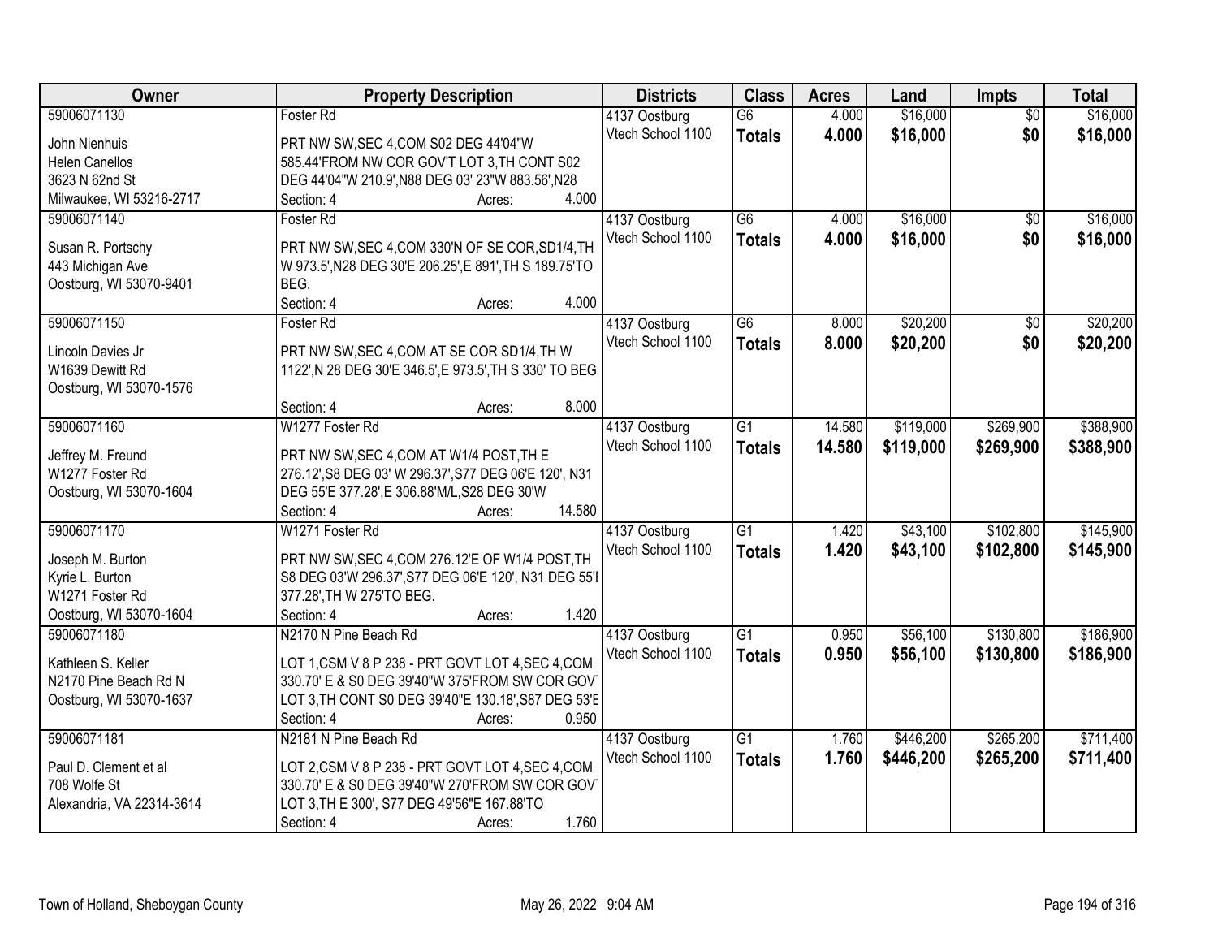| Owner | Property Description | Districts | Class | Acres | Land | Impts | Total |
|---|---|---|---|---|---|---|---|
| 59006071130<br>John Nienhuis<br>Helen Canellos<br>3623 N 62nd St<br>Milwaukee, WI 53216-2717 | Foster Rd<br>PRT NW SW,SEC 4,COM S02 DEG 44'04"W 585.44'FROM NW COR GOV'T LOT 3,TH CONT S02 DEG 44'04"W 210.9',N88 DEG 03' 23"W 883.56',N28<br>Section: 4 Acres: 4.000 | 4137 Oostburg<br>Vtech School 1100 | G6<br>**Totals** | 4.000<br>**4.000** | $16,000<br>**$16,000** | $0<br>**$0** | $16,000<br>**$16,000** |
| 59006071140<br>Susan R. Portschy<br>443 Michigan Ave<br>Oostburg, WI 53070-9401 | Foster Rd<br>PRT NW SW,SEC 4,COM 330'N OF SE COR,SD1/4,TH W 973.5',N28 DEG 30'E 206.25',E 891',TH S 189.75'TO BEG.<br>Section: 4 Acres: 4.000 | 4137 Oostburg<br>Vtech School 1100 | G6<br>**Totals** | 4.000<br>**4.000** | $16,000<br>**$16,000** | $0<br>**$0** | $16,000<br>**$16,000** |
| 59006071150<br>Lincoln Davies Jr<br>W1639 Dewitt Rd<br>Oostburg, WI 53070-1576 | Foster Rd<br>PRT NW SW,SEC 4,COM AT SE COR SD1/4,TH W 1122',N 28 DEG 30'E 346.5',E 973.5',TH S 330' TO BEG<br>Section: 4 Acres: 8.000 | 4137 Oostburg<br>Vtech School 1100 | G6<br>**Totals** | 8.000<br>**8.000** | $20,200<br>**$20,200** | $0<br>**$0** | $20,200<br>**$20,200** |
| 59006071160<br>Jeffrey M. Freund<br>W1277 Foster Rd<br>Oostburg, WI 53070-1604 | W1277 Foster Rd<br>PRT NW SW,SEC 4,COM AT W1/4 POST,TH E 276.12',S8 DEG 03' W 296.37',S77 DEG 06'E 120', N31 DEG 55'E 377.28',E 306.88'M/L,S28 DEG 30'W<br>Section: 4 Acres: 14.580 | 4137 Oostburg<br>Vtech School 1100 | G1<br>**Totals** | 14.580<br>**14.580** | $119,000<br>**$119,000** | $269,900<br>**$269,900** | $388,900<br>**$388,900** |
| 59006071170<br>Joseph M. Burton<br>Kyrie L. Burton<br>W1271 Foster Rd<br>Oostburg, WI 53070-1604 | W1271 Foster Rd<br>PRT NW SW,SEC 4,COM 276.12'E OF W1/4 POST,TH S8 DEG 03'W 296.37',S77 DEG 06'E 120', N31 DEG 55'I 377.28',TH W 275'TO BEG.<br>Section: 4 Acres: 1.420 | 4137 Oostburg<br>Vtech School 1100 | G1<br>**Totals** | 1.420<br>**1.420** | $43,100<br>**$43,100** | $102,800<br>**$102,800** | $145,900<br>**$145,900** |
| 59006071180<br>Kathleen S. Keller<br>N2170 Pine Beach Rd N<br>Oostburg, WI 53070-1637 | N2170 N Pine Beach Rd<br>LOT 1,CSM V 8 P 238 - PRT GOVT LOT 4,SEC 4,COM 330.70' E & S0 DEG 39'40"W 375'FROM SW COR GOV' LOT 3,TH CONT S0 DEG 39'40"E 130.18',S87 DEG 53'E<br>Section: 4 Acres: 0.950 | 4137 Oostburg<br>Vtech School 1100 | G1<br>**Totals** | 0.950<br>**0.950** | $56,100<br>**$56,100** | $130,800<br>**$130,800** | $186,900<br>**$186,900** |
| 59006071181<br>Paul D. Clement et al<br>708 Wolfe St<br>Alexandria, VA 22314-3614 | N2181 N Pine Beach Rd<br>LOT 2,CSM V 8 P 238 - PRT GOVT LOT 4,SEC 4,COM 330.70' E & S0 DEG 39'40"W 270'FROM SW COR GOV' LOT 3,TH E 300', S77 DEG 49'56"E 167.88'TO<br>Section: 4 Acres: 1.760 | 4137 Oostburg<br>Vtech School 1100 | G1<br>**Totals** | 1.760<br>**1.760** | $446,200<br>**$446,200** | $265,200<br>**$265,200** | $711,400<br>**$711,400** |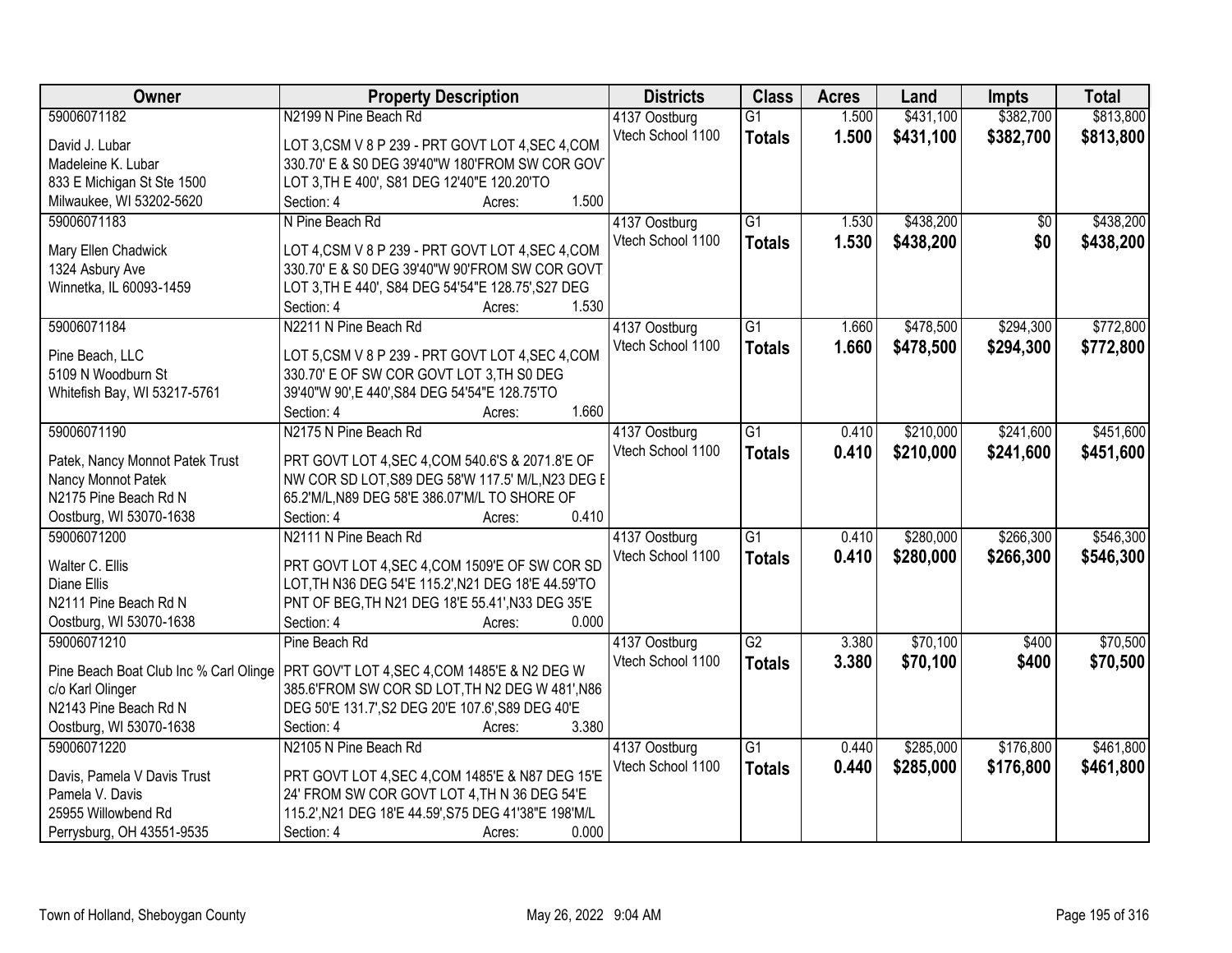| Owner | Property Description | Districts | Class | Acres | Land | Impts | Total |
|---|---|---|---|---|---|---|---|
| 59006071182<br>David J. Lubar<br>Madeleine K. Lubar<br>833 E Michigan St Ste 1500<br>Milwaukee, WI 53202-5620 | N2199 N Pine Beach Rd<br>LOT 3,CSM V 8 P 239 - PRT GOVT LOT 4,SEC 4,COM 330.70' E & S0 DEG 39'40"W 180'FROM SW COR GOVT LOT 3,TH E 400', S81 DEG 12'40"E 120.20'TO<br>Section: 4 Acres: 1.500 | 4137 Oostburg<br>Vtech School 1100 | G1<br>**Totals** | 1.500<br>**1.500** | $431,100<br>**$431,100** | $382,700<br>**$382,700** | $813,800<br>**$813,800** |
| 59006071183<br>Mary Ellen Chadwick<br>1324 Asbury Ave<br>Winnetka, IL 60093-1459 | N Pine Beach Rd<br>LOT 4,CSM V 8 P 239 - PRT GOVT LOT 4,SEC 4,COM 330.70' E & S0 DEG 39'40"W 90'FROM SW COR GOVT LOT 3,TH E 440', S84 DEG 54'54"E 128.75',S27 DEG<br>Section: 4 Acres: 1.530 | 4137 Oostburg<br>Vtech School 1100 | G1<br>**Totals** | 1.530<br>**1.530** | $438,200<br>**$438,200** | $0<br>**$0** | $438,200<br>**$438,200** |
| 59006071184<br>Pine Beach, LLC<br>5109 N Woodburn St<br>Whitefish Bay, WI 53217-5761 | N2211 N Pine Beach Rd<br>LOT 5,CSM V 8 P 239 - PRT GOVT LOT 4,SEC 4,COM 330.70' E OF SW COR GOVT LOT 3,TH S0 DEG 39'40"W 90',E 440',S84 DEG 54'54"E 128.75'TO<br>Section: 4 Acres: 1.660 | 4137 Oostburg<br>Vtech School 1100 | G1<br>**Totals** | 1.660<br>**1.660** | $478,500<br>**$478,500** | $294,300<br>**$294,300** | $772,800<br>**$772,800** |
| 59006071190<br>Patek, Nancy Monnot Patek Trust<br>Nancy Monnot Patek<br>N2175 Pine Beach Rd N<br>Oostburg, WI 53070-1638 | N2175 N Pine Beach Rd<br>PRT GOVT LOT 4,SEC 4,COM 540.6'S & 2071.8'E OF NW COR SD LOT,S89 DEG 58'W 117.5' M/L,N23 DEG E 65.2'M/L,N89 DEG 58'E 386.07'M/L TO SHORE OF<br>Section: 4 Acres: 0.410 | 4137 Oostburg<br>Vtech School 1100 | G1<br>**Totals** | 0.410<br>**0.410** | $210,000<br>**$210,000** | $241,600<br>**$241,600** | $451,600<br>**$451,600** |
| 59006071200<br>Walter C. Ellis<br>Diane Ellis<br>N2111 Pine Beach Rd N<br>Oostburg, WI 53070-1638 | N2111 N Pine Beach Rd<br>PRT GOVT LOT 4,SEC 4,COM 1509'E OF SW COR SD LOT,TH N36 DEG 54'E 115.2',N21 DEG 18'E 44.59'TO PNT OF BEG,TH N21 DEG 18'E 55.41',N33 DEG 35'E<br>Section: 4 Acres: 0.000 | 4137 Oostburg<br>Vtech School 1100 | G1<br>**Totals** | 0.410<br>**0.410** | $280,000<br>**$280,000** | $266,300<br>**$266,300** | $546,300<br>**$546,300** |
| 59006071210<br>Pine Beach Boat Club Inc % Carl Olinge<br>c/o Karl Olinger<br>N2143 Pine Beach Rd N<br>Oostburg, WI 53070-1638 | Pine Beach Rd<br>PRT GOV'T LOT 4,SEC 4,COM 1485'E & N2 DEG W 385.6'FROM SW COR SD LOT,TH N2 DEG W 481',N86 DEG 50'E 131.7',S2 DEG 20'E 107.6',S89 DEG 40'E<br>Section: 4 Acres: 3.380 | 4137 Oostburg<br>Vtech School 1100 | G2<br>**Totals** | 3.380<br>**3.380** | $70,100<br>**$70,100** | $400<br>**$400** | $70,500<br>**$70,500** |
| 59006071220<br>Davis, Pamela V Davis Trust<br>Pamela V. Davis<br>25955 Willowbend Rd<br>Perrysburg, OH 43551-9535 | N2105 N Pine Beach Rd<br>PRT GOVT LOT 4,SEC 4,COM 1485'E & N87 DEG 15'E 24' FROM SW COR GOVT LOT 4,TH N 36 DEG 54'E 115.2',N21 DEG 18'E 44.59',S75 DEG 41'38"E 198'M/L<br>Section: 4 Acres: 0.000 | 4137 Oostburg<br>Vtech School 1100 | G1<br>**Totals** | 0.440<br>**0.440** | $285,000<br>**$285,000** | $176,800<br>**$176,800** | $461,800<br>**$461,800** |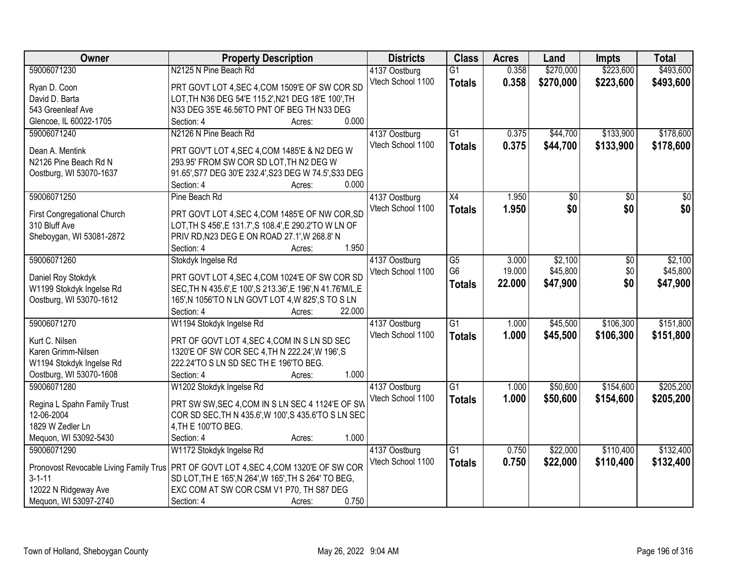| Owner | Property Description | Districts | Class | Acres | Land | Impts | Total |
|---|---|---|---|---|---|---|---|
| 59006071230<br>Ryan D. Coon<br>David D. Barta<br>543 Greenleaf Ave<br>Glencoe, IL 60022-1705 | N2125 N Pine Beach Rd<br>PRT GOVT LOT 4,SEC 4,COM 1509'E OF SW COR SD LOT,TH N36 DEG 54'E 115.2',N21 DEG 18'E 100',TH N33 DEG 35'E 46.56'TO PNT OF BEG TH N33 DEG<br>Section: 4 Acres: 0.000 | 4137 Oostburg<br>Vtech School 1100 | G1<br>**Totals** | 0.358<br>**0.358** | $270,000<br>**$270,000** | $223,600<br>**$223,600** | $493,600<br>**$493,600** |
| 59006071240<br>Dean A. Mentink<br>N2126 Pine Beach Rd N<br>Oostburg, WI 53070-1637 | N2126 N Pine Beach Rd<br>PRT GOV'T LOT 4,SEC 4,COM 1485'E & N2 DEG W 293.95' FROM SW COR SD LOT,TH N2 DEG W 91.65',S77 DEG 30'E 232.4',S23 DEG W 74.5',S33 DEG<br>Section: 4 Acres: 0.000 | 4137 Oostburg<br>Vtech School 1100 | G1<br>**Totals** | 0.375<br>**0.375** | $44,700<br>**$44,700** | $133,900<br>**$133,900** | $178,600<br>**$178,600** |
| 59006071250<br>First Congregational Church<br>310 Bluff Ave<br>Sheboygan, WI 53081-2872 | Pine Beach Rd<br>PRT GOVT LOT 4,SEC 4,COM 1485'E OF NW COR,SD LOT,TH S 456',E 131.7',S 108.4',E 290.2'TO W LN OF PRIV RD,N23 DEG E ON ROAD 27.1',W 268.8' N<br>Section: 4 Acres: 1.950 | 4137 Oostburg<br>Vtech School 1100 | X4<br>**Totals** | 1.950<br>**1.950** | $0<br>**$0** | $0<br>**$0** | $0<br>**$0** |
| 59006071260<br>Daniel Roy Stokdyk<br>W1199 Stokdyk Ingelse Rd<br>Oostburg, WI 53070-1612 | Stokdyk Ingelse Rd<br>PRT GOVT LOT 4,SEC 4,COM 1024'E OF SW COR SD SEC,TH N 435.6',E 100',S 213.36',E 196',N 41.76'M/L,E 165',N 1056'TO N LN GOVT LOT 4,W 825',S TO S LN<br>Section: 4 Acres: 22.000 | 4137 Oostburg<br>Vtech School 1100 | G5<br>G6<br>**Totals** | 3.000<br>19.000<br>**22.000** | $2,100<br>$45,800<br>**$47,900** | $0<br>$0<br>**$0** | $2,100<br>$45,800<br>**$47,900** |
| 59006071270<br>Kurt C. Nilsen<br>Karen Grimm-Nilsen<br>W1194 Stokdyk Ingelse Rd<br>Oostburg, WI 53070-1608 | W1194 Stokdyk Ingelse Rd<br>PRT OF GOVT LOT 4,SEC 4,COM IN S LN SD SEC 1320'E OF SW COR SEC 4,TH N 222.24',W 196',S 222.24'TO S LN SD SEC TH E 196'TO BEG.<br>Section: 4 Acres: 1.000 | 4137 Oostburg<br>Vtech School 1100 | G1<br>**Totals** | 1.000<br>**1.000** | $45,500<br>**$45,500** | $106,300<br>**$106,300** | $151,800<br>**$151,800** |
| 59006071280<br>Regina L Spahn Family Trust<br>12-06-2004<br>1829 W Zedler Ln<br>Mequon, WI 53092-5430 | W1202 Stokdyk Ingelse Rd<br>PRT SW SW,SEC 4,COM IN S LN SEC 4 1124'E OF SW COR SD SEC,TH N 435.6',W 100',S 435.6'TO S LN SEC 4,TH E 100'TO BEG.<br>Section: 4 Acres: 1.000 | 4137 Oostburg<br>Vtech School 1100 | G1<br>**Totals** | 1.000<br>**1.000** | $50,600<br>**$50,600** | $154,600<br>**$154,600** | $205,200<br>**$205,200** |
| 59006071290<br>Pronovost Revocable Living Family Trus<br>3-1-11<br>12022 N Ridgeway Ave<br>Mequon, WI 53097-2740 | W1172 Stokdyk Ingelse Rd<br>PRT OF GOVT LOT 4,SEC 4,COM 1320'E OF SW COR SD LOT,TH E 165',N 264',W 165',TH S 264' TO BEG, EXC COM AT SW COR CSM V1 P70, TH S87 DEG<br>Section: 4 Acres: 0.750 | 4137 Oostburg<br>Vtech School 1100 | G1<br>**Totals** | 0.750<br>**0.750** | $22,000<br>**$22,000** | $110,400<br>**$110,400** | $132,400<br>**$132,400** |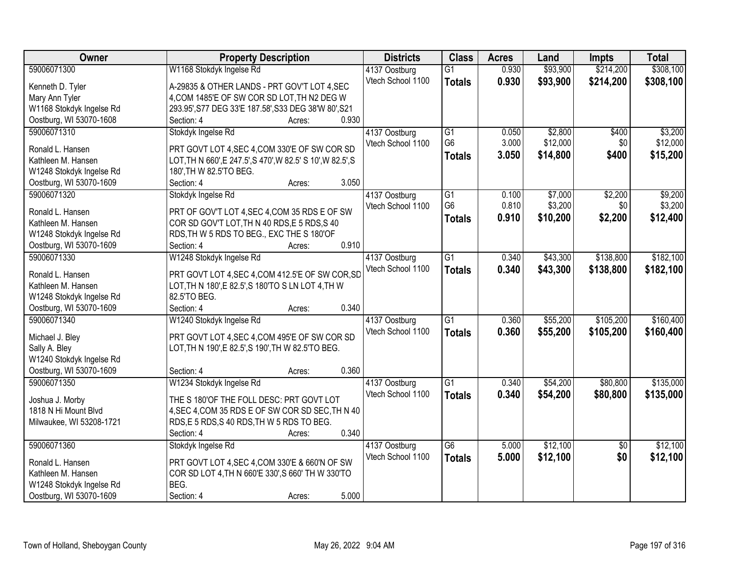| Owner | Property Description | Districts | Class | Acres | Land | Impts | Total |
|---|---|---|---|---|---|---|---|
| 59006071300<br>Kenneth D. Tyler<br>Mary Ann Tyler<br>W1168 Stokdyk Ingelse Rd<br>Oostburg, WI 53070-1608 | W1168 Stokdyk Ingelse Rd<br>A-29835 & OTHER LANDS - PRT GOV'T LOT 4,SEC 4,COM 1485'E OF SW COR SD LOT,TH N2 DEG W 293.95',S77 DEG 33'E 187.58',S33 DEG 38'W 80',S21<br>Section: 4 Acres: 0.930 | 4137 Oostburg<br>Vtech School 1100 | G1<br>**Totals** | 0.930<br>**0.930** | $93,900<br>**$93,900** | $214,200<br>**$214,200** | $308,100<br>**$308,100** |
| 59006071310<br>Ronald L. Hansen<br>Kathleen M. Hansen<br>W1248 Stokdyk Ingelse Rd<br>Oostburg, WI 53070-1609 | Stokdyk Ingelse Rd<br>PRT GOVT LOT 4,SEC 4,COM 330'E OF SW COR SD LOT,TH N 660',E 247.5',S 470',W 82.5' S 10',W 82.5',S 180',TH W 82.5'TO BEG.<br>Section: 4 Acres: 3.050 | 4137 Oostburg<br>Vtech School 1100 | G1<br>G6<br>**Totals** | 0.050<br>3.000<br>**3.050** | $2,800<br>$12,000<br>**$14,800** | $400<br>$0<br>**$400** | $3,200<br>$12,000<br>**$15,200** |
| 59006071320<br>Ronald L. Hansen<br>Kathleen M. Hansen<br>W1248 Stokdyk Ingelse Rd<br>Oostburg, WI 53070-1609 | Stokdyk Ingelse Rd<br>PRT OF GOV'T LOT 4,SEC 4,COM 35 RDS E OF SW COR SD GOV'T LOT,TH N 40 RDS,E 5 RDS,S 40 RDS,TH W 5 RDS TO BEG., EXC THE S 180'OF<br>Section: 4 Acres: 0.910 | 4137 Oostburg<br>Vtech School 1100 | G1<br>G6<br>**Totals** | 0.100<br>0.810<br>**0.910** | $7,000<br>$3,200<br>**$10,200** | $2,200<br>$0<br>**$2,200** | $9,200<br>$3,200<br>**$12,400** |
| 59006071330<br>Ronald L. Hansen<br>Kathleen M. Hansen<br>W1248 Stokdyk Ingelse Rd<br>Oostburg, WI 53070-1609 | W1248 Stokdyk Ingelse Rd<br>PRT GOVT LOT 4,SEC 4,COM 412.5'E OF SW COR,SD LOT,TH N 180',E 82.5',S 180'TO S LN LOT 4,TH W 82.5'TO BEG.<br>Section: 4 Acres: 0.340 | 4137 Oostburg<br>Vtech School 1100 | G1<br>**Totals** | 0.340<br>**0.340** | $43,300<br>**$43,300** | $138,800<br>**$138,800** | $182,100<br>**$182,100** |
| 59006071340<br>Michael J. Bley<br>Sally A. Bley<br>W1240 Stokdyk Ingelse Rd<br>Oostburg, WI 53070-1609 | W1240 Stokdyk Ingelse Rd<br>PRT GOVT LOT 4,SEC 4,COM 495'E OF SW COR SD LOT,TH N 190',E 82.5',S 190',TH W 82.5'TO BEG.<br>Section: 4 Acres: 0.360 | 4137 Oostburg<br>Vtech School 1100 | G1<br>**Totals** | 0.360<br>**0.360** | $55,200<br>**$55,200** | $105,200<br>**$105,200** | $160,400<br>**$160,400** |
| 59006071350<br>Joshua J. Morby<br>1818 N Hi Mount Blvd<br>Milwaukee, WI 53208-1721 | W1234 Stokdyk Ingelse Rd<br>THE S 180'OF THE FOLL DESC: PRT GOVT LOT 4,SEC 4,COM 35 RDS E OF SW COR SD SEC,TH N 40 RDS,E 5 RDS,S 40 RDS,TH W 5 RDS TO BEG.<br>Section: 4 Acres: 0.340 | 4137 Oostburg<br>Vtech School 1100 | G1<br>**Totals** | 0.340<br>**0.340** | $54,200<br>**$54,200** | $80,800<br>**$80,800** | $135,000<br>**$135,000** |
| 59006071360<br>Ronald L. Hansen<br>Kathleen M. Hansen<br>W1248 Stokdyk Ingelse Rd<br>Oostburg, WI 53070-1609 | Stokdyk Ingelse Rd<br>PRT GOVT LOT 4,SEC 4,COM 330'E & 660'N OF SW COR SD LOT 4,TH N 660'E 330',S 660' TH W 330'TO BEG.<br>Section: 4 Acres: 5.000 | 4137 Oostburg<br>Vtech School 1100 | G6<br>**Totals** | 5.000<br>**5.000** | $12,100<br>**$12,100** | $0<br>**$0** | $12,100<br>**$12,100** |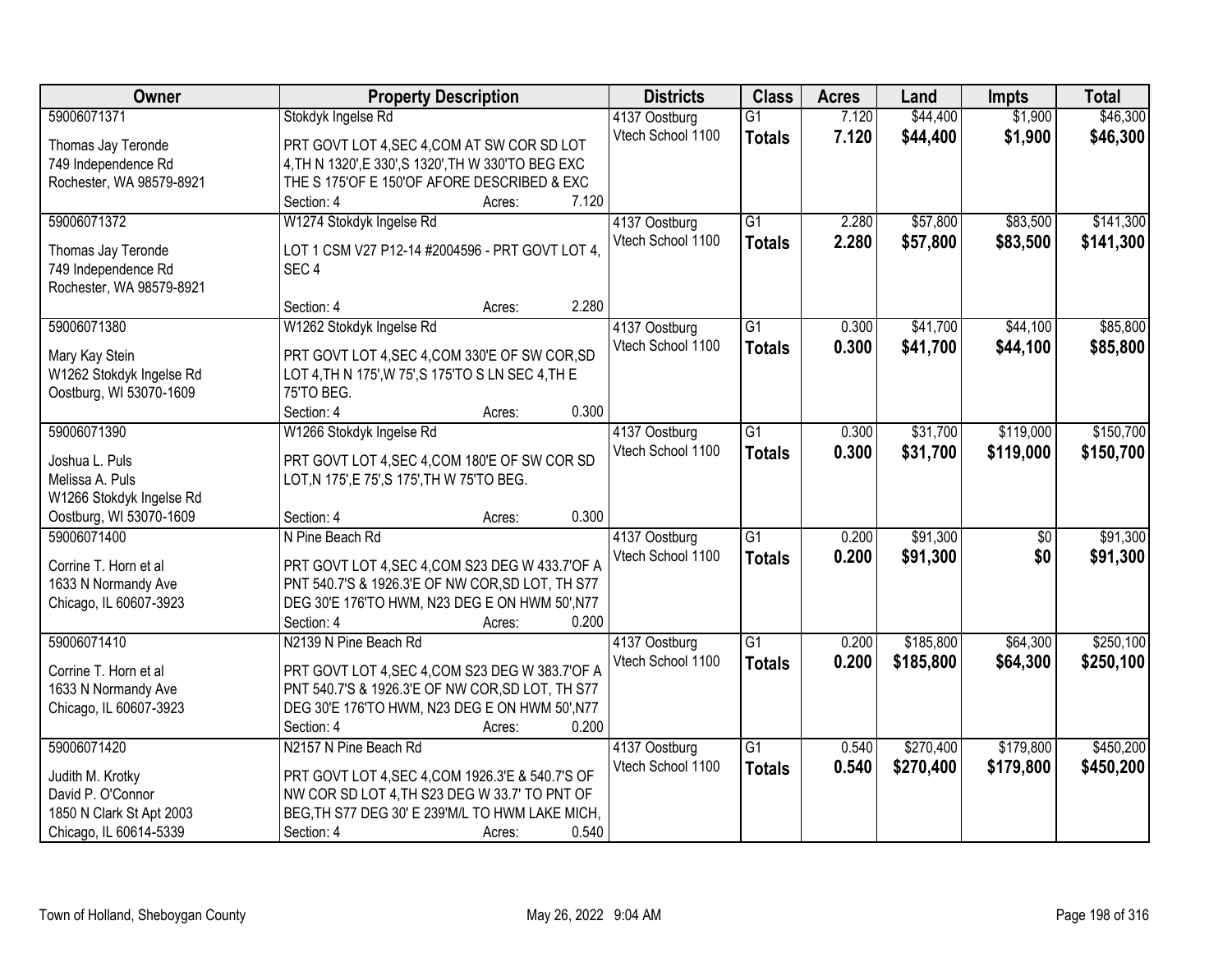| Owner | Property Description | Districts | Class | Acres | Land | Impts | Total |
|---|---|---|---|---|---|---|---|
| 59006071371<br>Thomas Jay Teronde<br>749 Independence Rd<br>Rochester, WA 98579-8921 | Stokdyk Ingelse Rd<br>PRT GOVT LOT 4,SEC 4,COM AT SW COR SD LOT 4,TH N 1320',E 330',S 1320',TH W 330'TO BEG EXC THE S 175'OF E 150'OF AFORE DESCRIBED & EXC<br>Section: 4 Acres: 7.120 | 4137 Oostburg<br>Vtech School 1100 | G1<br>**Totals** | 7.120<br>**7.120** | $44,400<br>**$44,400** | $1,900<br>**$1,900** | $46,300<br>**$46,300** |
| 59006071372<br>Thomas Jay Teronde<br>749 Independence Rd<br>Rochester, WA 98579-8921 | W1274 Stokdyk Ingelse Rd<br>LOT 1 CSM V27 P12-14 #2004596 - PRT GOVT LOT 4, SEC 4<br>Section: 4 Acres: 2.280 | 4137 Oostburg<br>Vtech School 1100 | G1<br>**Totals** | 2.280<br>**2.280** | $57,800<br>**$57,800** | $83,500<br>**$83,500** | $141,300<br>**$141,300** |
| 59006071380<br>Mary Kay Stein<br>W1262 Stokdyk Ingelse Rd<br>Oostburg, WI 53070-1609 | W1262 Stokdyk Ingelse Rd<br>PRT GOVT LOT 4,SEC 4,COM 330'E OF SW COR,SD LOT 4,TH N 175',W 75',S 175'TO S LN SEC 4,TH E 75'TO BEG.<br>Section: 4 Acres: 0.300 | 4137 Oostburg<br>Vtech School 1100 | G1<br>**Totals** | 0.300<br>**0.300** | $41,700<br>**$41,700** | $44,100<br>**$44,100** | $85,800<br>**$85,800** |
| 59006071390<br>Joshua L. Puls<br>Melissa A. Puls<br>W1266 Stokdyk Ingelse Rd<br>Oostburg, WI 53070-1609 | W1266 Stokdyk Ingelse Rd<br>PRT GOVT LOT 4,SEC 4,COM 180'E OF SW COR SD LOT,N 175',E 75',S 175',TH W 75'TO BEG.<br>Section: 4 Acres: 0.300 | 4137 Oostburg<br>Vtech School 1100 | G1<br>**Totals** | 0.300<br>**0.300** | $31,700<br>**$31,700** | $119,000<br>**$119,000** | $150,700<br>**$150,700** |
| 59006071400<br>Corrine T. Horn et al<br>1633 N Normandy Ave<br>Chicago, IL 60607-3923 | N Pine Beach Rd<br>PRT GOVT LOT 4,SEC 4,COM S23 DEG W 433.7'OF A PNT 540.7'S & 1926.3'E OF NW COR,SD LOT, TH S77 DEG 30'E 176'TO HWM, N23 DEG E ON HWM 50',N77<br>Section: 4 Acres: 0.200 | 4137 Oostburg<br>Vtech School 1100 | G1<br>**Totals** | 0.200<br>**0.200** | $91,300<br>**$91,300** | $0<br>**$0** | $91,300<br>**$91,300** |
| 59006071410<br>Corrine T. Horn et al<br>1633 N Normandy Ave<br>Chicago, IL 60607-3923 | N2139 N Pine Beach Rd<br>PRT GOVT LOT 4,SEC 4,COM S23 DEG W 383.7'OF A PNT 540.7'S & 1926.3'E OF NW COR,SD LOT, TH S77 DEG 30'E 176'TO HWM, N23 DEG E ON HWM 50',N77<br>Section: 4 Acres: 0.200 | 4137 Oostburg<br>Vtech School 1100 | G1<br>**Totals** | 0.200<br>**0.200** | $185,800<br>**$185,800** | $64,300<br>**$64,300** | $250,100<br>**$250,100** |
| 59006071420<br>Judith M. Krotky<br>David P. O'Connor<br>1850 N Clark St Apt 2003<br>Chicago, IL 60614-5339 | N2157 N Pine Beach Rd<br>PRT GOVT LOT 4,SEC 4,COM 1926.3'E & 540.7'S OF NW COR SD LOT 4,TH S23 DEG W 33.7' TO PNT OF BEG,TH S77 DEG 30' E 239'M/L TO HWM LAKE MICH,<br>Section: 4 Acres: 0.540 | 4137 Oostburg<br>Vtech School 1100 | G1<br>**Totals** | 0.540<br>**0.540** | $270,400<br>**$270,400** | $179,800<br>**$179,800** | $450,200<br>**$450,200** |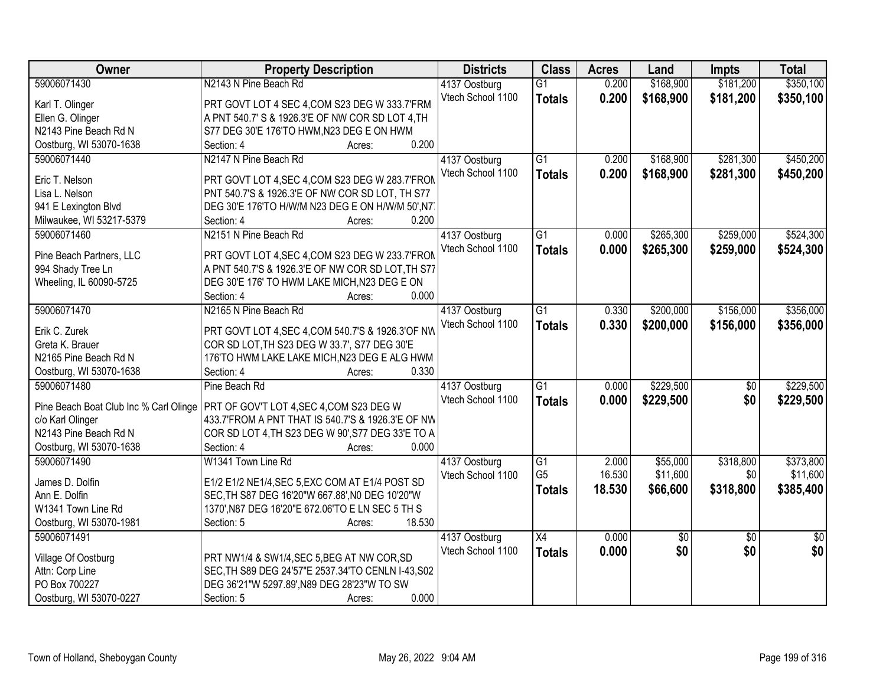| Owner | Property Description | Districts | Class | Acres | Land | Impts | Total |
|---|---|---|---|---|---|---|---|
| 59006071430<br>Karl T. Olinger<br>Ellen G. Olinger<br>N2143 Pine Beach Rd N<br>Oostburg, WI 53070-1638 | N2143 N Pine Beach Rd<br>PRT GOVT LOT 4 SEC 4,COM S23 DEG W 333.7'FRM A PNT 540.7' S & 1926.3'E OF NW COR SD LOT 4,TH S77 DEG 30'E 176'TO HWM,N23 DEG E ON HWM<br>Section: 4 Acres: 0.200 | 4137 Oostburg<br>Vtech School 1100 | G1<br>**Totals** | 0.200<br>**0.200** | $168,900<br>**$168,900** | $181,200<br>**$181,200** | $350,100<br>**$350,100** |
| 59006071440<br>Eric T. Nelson<br>Lisa L. Nelson<br>941 E Lexington Blvd<br>Milwaukee, WI 53217-5379 | N2147 N Pine Beach Rd<br>PRT GOVT LOT 4,SEC 4,COM S23 DEG W 283.7'FROM PNT 540.7'S & 1926.3'E OF NW COR SD LOT, TH S77 DEG 30'E 176'TO H/W/M N23 DEG E ON H/W/M 50',N77<br>Section: 4 Acres: 0.200 | 4137 Oostburg<br>Vtech School 1100 | G1<br>**Totals** | 0.200<br>**0.200** | $168,900<br>**$168,900** | $281,300<br>**$281,300** | $450,200<br>**$450,200** |
| 59006071460<br>Pine Beach Partners, LLC<br>994 Shady Tree Ln<br>Wheeling, IL 60090-5725 | N2151 N Pine Beach Rd<br>PRT GOVT LOT 4,SEC 4,COM S23 DEG W 233.7'FROM A PNT 540.7'S & 1926.3'E OF NW COR SD LOT,TH S77 DEG 30'E 176' TO HWM LAKE MICH,N23 DEG E ON<br>Section: 4 Acres: 0.000 | 4137 Oostburg<br>Vtech School 1100 | G1<br>**Totals** | 0.000<br>**0.000** | $265,300<br>**$265,300** | $259,000<br>**$259,000** | $524,300<br>**$524,300** |
| 59006071470<br>Erik C. Zurek<br>Greta K. Brauer<br>N2165 Pine Beach Rd N<br>Oostburg, WI 53070-1638 | N2165 N Pine Beach Rd<br>PRT GOVT LOT 4,SEC 4,COM 540.7'S & 1926.3'OF NW COR SD LOT,TH S23 DEG W 33.7', S77 DEG 30'E 176'TO HWM LAKE LAKE MICH,N23 DEG E ALG HWM<br>Section: 4 Acres: 0.330 | 4137 Oostburg<br>Vtech School 1100 | G1<br>**Totals** | 0.330<br>**0.330** | $200,000<br>**$200,000** | $156,000<br>**$156,000** | $356,000<br>**$356,000** |
| 59006071480<br>Pine Beach Boat Club Inc % Carl Olinge<br>c/o Karl Olinger<br>N2143 Pine Beach Rd N<br>Oostburg, WI 53070-1638 | Pine Beach Rd<br>PRT OF GOV'T LOT 4,SEC 4,COM S23 DEG W 433.7'FROM A PNT THAT IS 540.7'S & 1926.3'E OF NW COR SD LOT 4,TH S23 DEG W 90',S77 DEG 33'E TO A<br>Section: 4 Acres: 0.000 | 4137 Oostburg<br>Vtech School 1100 | G1<br>**Totals** | 0.000<br>**0.000** | $229,500<br>**$229,500** | $0<br>**$0** | $229,500<br>**$229,500** |
| 59006071490<br>James D. Dolfin<br>Ann E. Dolfin<br>W1341 Town Line Rd<br>Oostburg, WI 53070-1981 | W1341 Town Line Rd<br>E1/2 E1/2 NE1/4,SEC 5,EXC COM AT E1/4 POST SD SEC,TH S87 DEG 16'20"W 667.88',N0 DEG 10'20"W 1370',N87 DEG 16'20"E 672.06'TO E LN SEC 5 TH S<br>Section: 5 Acres: 18.530 | 4137 Oostburg<br>Vtech School 1100 | G1<br>G5<br>**Totals** | 2.000<br>16.530<br>**18.530** | $55,000<br>$11,600<br>**$66,600** | $318,800<br>$0<br>**$318,800** | $373,800<br>$11,600<br>**$385,400** |
| 59006071491<br>Village Of Oostburg<br>Attn: Corp Line<br>PO Box 700227<br>Oostburg, WI 53070-0227 | PRT NW1/4 & SW1/4,SEC 5,BEG AT NW COR,SD SEC,TH S89 DEG 24'57"E 2537.34'TO CENLN I-43,S02 DEG 36'21"W 5297.89',N89 DEG 28'23"W TO SW<br>Section: 5 Acres: 0.000 | 4137 Oostburg<br>Vtech School 1100 | X4<br>**Totals** | 0.000<br>**0.000** | $0<br>**$0** | $0<br>**$0** | $0<br>**$0** |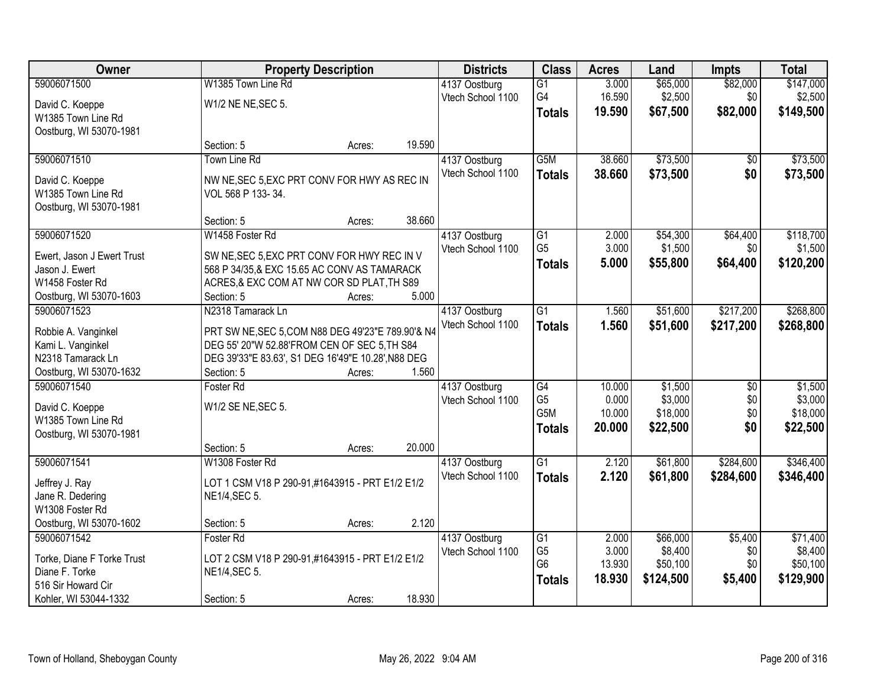| Owner | Property Description | Districts | Class | Acres | Land | Impts | Total |
|---|---|---|---|---|---|---|---|
| 59006071500<br>David C. Koeppe<br>W1385 Town Line Rd<br>Oostburg, WI 53070-1981 | W1385 Town Line Rd<br>W1/2 NE NE,SEC 5.<br>Section: 5 Acres: 19.590 | 4137 Oostburg<br>Vtech School 1100 | G1<br>G4<br>**Totals** | 3.000<br>16.590<br>**19.590** | $65,000<br>$2,500<br>**$67,500** | $82,000<br>$0<br>**$82,000** | $147,000<br>$2,500<br>**$149,500** |
| 59006071510<br>David C. Koeppe<br>W1385 Town Line Rd<br>Oostburg, WI 53070-1981 | Town Line Rd<br>NW NE,SEC 5,EXC PRT CONV FOR HWY AS REC IN VOL 568 P 133- 34.<br>Section: 5 Acres: 38.660 | 4137 Oostburg<br>Vtech School 1100 | G5M<br>**Totals** | 38.660<br>**38.660** | $73,500<br>**$73,500** | $0<br>**$0** | $73,500<br>**$73,500** |
| 59006071520<br>Ewert, Jason J Ewert Trust<br>Jason J. Ewert<br>W1458 Foster Rd<br>Oostburg, WI 53070-1603 | W1458 Foster Rd<br>SW NE,SEC 5,EXC PRT CONV FOR HWY REC IN V 568 P 34/35,& EXC 15.65 AC CONV AS TAMARACK ACRES,& EXC COM AT NW COR SD PLAT,TH S89<br>Section: 5 Acres: 5.000 | 4137 Oostburg<br>Vtech School 1100 | G1<br>G5<br>**Totals** | 2.000<br>3.000<br>**5.000** | $54,300<br>$1,500<br>**$55,800** | $64,400<br>$0<br>**$64,400** | $118,700<br>$1,500<br>**$120,200** |
| 59006071523<br>Robbie A. Vanginkel<br>Kami L. Vanginkel<br>N2318 Tamarack Ln<br>Oostburg, WI 53070-1632 | N2318 Tamarack Ln<br>PRT SW NE,SEC 5,COM N88 DEG 49'23"E 789.90'& N4 DEG 55' 20"W 52.88'FROM CEN OF SEC 5,TH S84 DEG 39'33"E 83.63', S1 DEG 16'49"E 10.28',N88 DEG<br>Section: 5 Acres: 1.560 | 4137 Oostburg<br>Vtech School 1100 | G1<br>**Totals** | 1.560<br>**1.560** | $51,600<br>**$51,600** | $217,200<br>**$217,200** | $268,800<br>**$268,800** |
| 59006071540<br>David C. Koeppe<br>W1385 Town Line Rd<br>Oostburg, WI 53070-1981 | Foster Rd<br>W1/2 SE NE,SEC 5.<br>Section: 5 Acres: 20.000 | 4137 Oostburg<br>Vtech School 1100 | G4<br>G5<br>G5M<br>**Totals** | 10.000<br>0.000<br>10.000<br>**20.000** | $1,500<br>$3,000<br>$18,000<br>**$22,500** | $0<br>$0<br>$0<br>**$0** | $1,500<br>$3,000<br>$18,000<br>**$22,500** |
| 59006071541<br>Jeffrey J. Ray<br>Jane R. Dedering<br>W1308 Foster Rd<br>Oostburg, WI 53070-1602 | W1308 Foster Rd<br>LOT 1 CSM V18 P 290-91,#1643915 - PRT E1/2 E1/2 NE1/4,SEC 5.<br>Section: 5 Acres: 2.120 | 4137 Oostburg<br>Vtech School 1100 | G1<br>**Totals** | 2.120<br>**2.120** | $61,800<br>**$61,800** | $284,600<br>**$284,600** | $346,400<br>**$346,400** |
| 59006071542<br>Torke, Diane F Torke Trust<br>Diane F. Torke<br>516 Sir Howard Cir<br>Kohler, WI 53044-1332 | Foster Rd<br>LOT 2 CSM V18 P 290-91,#1643915 - PRT E1/2 E1/2 NE1/4,SEC 5.<br>Section: 5 Acres: 18.930 | 4137 Oostburg<br>Vtech School 1100 | G1<br>G5<br>G6<br>**Totals** | 2.000<br>3.000<br>13.930<br>**18.930** | $66,000<br>$8,400<br>$50,100<br>**$124,500** | $5,400<br>$0<br>$0<br>**$5,400** | $71,400<br>$8,400<br>$50,100<br>**$129,900** |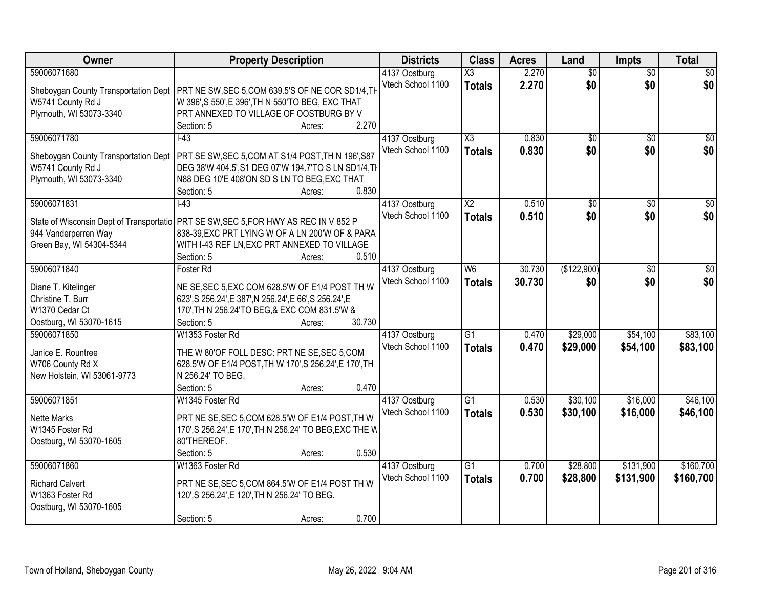| Owner | Property Description | Districts | Class | Acres | Land | Impts | Total |
|---|---|---|---|---|---|---|---|
| 59006071680<br>Sheboygan County Transportation Dept<br>W5741 County Rd J<br>Plymouth, WI 53073-3340 | PRT NE SW,SEC 5,COM 639.5'S OF NE COR SD1/4,TH W 396',S 550',E 396',TH N 550'TO BEG, EXC THAT PRT ANNEXED TO VILLAGE OF OOSTBURG BY V<br>Section: 5 Acres: 2.270 | 4137 Oostburg<br>Vtech School 1100 | X3<br>**Totals** | 2.270<br>**2.270** | $0<br>**$0** | $0<br>**$0** | $0<br>**$0** |
| 59006071780<br>Sheboygan County Transportation Dept<br>W5741 County Rd J<br>Plymouth, WI 53073-3340 | I-43<br>PRT SE SW,SEC 5,COM AT S1/4 POST,TH N 196',S87 DEG 38'W 404.5',S1 DEG 07'W 194.7'TO S LN SD1/4,TH N88 DEG 10'E 408'ON SD S LN TO BEG,EXC THAT<br>Section: 5 Acres: 0.830 | 4137 Oostburg<br>Vtech School 1100 | X3<br>**Totals** | 0.830<br>**0.830** | $0<br>**$0** | $0<br>**$0** | $0<br>**$0** |
| 59006071831<br>State of Wisconsin Dept of Transportatio<br>944 Vanderperren Way<br>Green Bay, WI 54304-5344 | I-43<br>PRT SE SW,SEC 5,FOR HWY AS REC IN V 852 P 838-39,EXC PRT LYING W OF A LN 200'W OF & PARA WITH I-43 REF LN,EXC PRT ANNEXED TO VILLAGE<br>Section: 5 Acres: 0.510 | 4137 Oostburg<br>Vtech School 1100 | X2<br>**Totals** | 0.510<br>**0.510** | $0<br>**$0** | $0<br>**$0** | $0<br>**$0** |
| 59006071840<br>Diane T. Kitelinger<br>Christine T. Burr<br>W1370 Cedar Ct<br>Oostburg, WI 53070-1615 | Foster Rd<br>NE SE,SEC 5,EXC COM 628.5'W OF E1/4 POST TH W 623',S 256.24',E 387',N 256.24',E 66',S 256.24',E 170',TH N 256.24'TO BEG,& EXC COM 831.5'W &<br>Section: 5 Acres: 30.730 | 4137 Oostburg<br>Vtech School 1100 | W6<br>**Totals** | 30.730<br>**30.730** | ($122,900)<br>**$0** | $0<br>**$0** | $0<br>**$0** |
| 59006071850<br>Janice E. Rountree<br>W706 County Rd X<br>New Holstein, WI 53061-9773 | W1353 Foster Rd<br>THE W 80'OF FOLL DESC: PRT NE SE,SEC 5,COM 628.5'W OF E1/4 POST,TH W 170',S 256.24',E 170',TH N 256.24' TO BEG.<br>Section: 5 Acres: 0.470 | 4137 Oostburg<br>Vtech School 1100 | G1<br>**Totals** | 0.470<br>**0.470** | $29,000<br>**$29,000** | $54,100<br>**$54,100** | $83,100<br>**$83,100** |
| 59006071851<br>Nette Marks<br>W1345 Foster Rd<br>Oostburg, WI 53070-1605 | W1345 Foster Rd<br>PRT NE SE,SEC 5,COM 628.5'W OF E1/4 POST,TH W 170',S 256.24',E 170',TH N 256.24' TO BEG,EXC THE W 80'THEREOF.<br>Section: 5 Acres: 0.530 | 4137 Oostburg<br>Vtech School 1100 | G1<br>**Totals** | 0.530<br>**0.530** | $30,100<br>**$30,100** | $16,000<br>**$16,000** | $46,100<br>**$46,100** |
| 59006071860<br>Richard Calvert<br>W1363 Foster Rd<br>Oostburg, WI 53070-1605 | W1363 Foster Rd<br>PRT NE SE,SEC 5,COM 864.5'W OF E1/4 POST TH W 120',S 256.24',E 120',TH N 256.24' TO BEG.<br>Section: 5 Acres: 0.700 | 4137 Oostburg<br>Vtech School 1100 | G1<br>**Totals** | 0.700<br>**0.700** | $28,800<br>**$28,800** | $131,900<br>**$131,900** | $160,700<br>**$160,700** |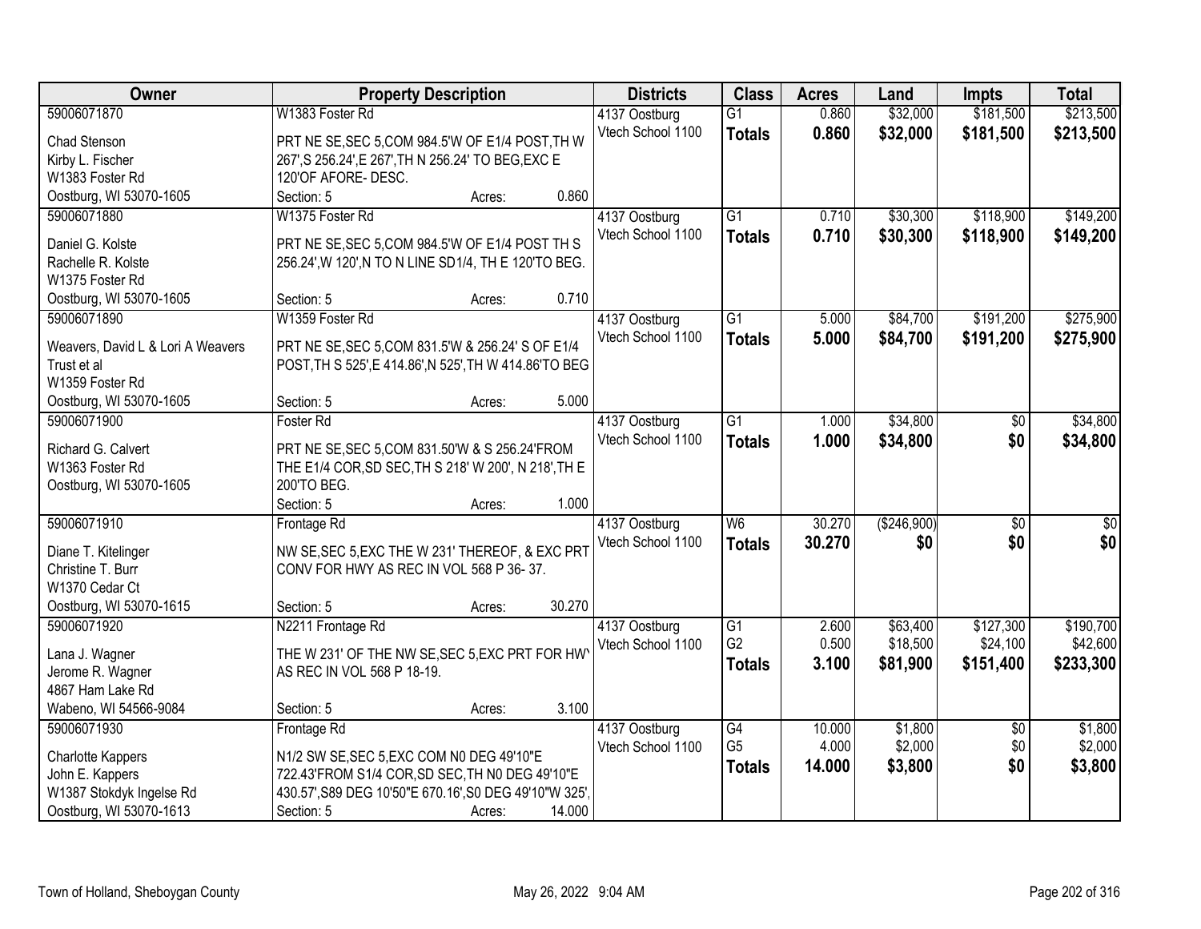| Owner | Property Description | Districts | Class | Acres | Land | Impts | Total |
|---|---|---|---|---|---|---|---|
| 59006071870<br>Chad Stenson<br>Kirby L. Fischer<br>W1383 Foster Rd<br>Oostburg, WI 53070-1605 | W1383 Foster Rd<br>PRT NE SE,SEC 5,COM 984.5'W OF E1/4 POST,TH W 267',S 256.24',E 267',TH N 256.24' TO BEG,EXC E 120'OF AFORE- DESC.<br>Section: 5 Acres: 0.860 | 4137 Oostburg<br>Vtech School 1100 | G1<br>**Totals** | 0.860<br>**0.860** | $32,000<br>**$32,000** | $181,500<br>**$181,500** | $213,500<br>**$213,500** |
| 59006071880<br>Daniel G. Kolste<br>Rachelle R. Kolste<br>W1375 Foster Rd<br>Oostburg, WI 53070-1605 | W1375 Foster Rd<br>PRT NE SE,SEC 5,COM 984.5'W OF E1/4 POST TH S 256.24',W 120',N TO N LINE SD1/4, TH E 120'TO BEG.<br>Section: 5 Acres: 0.710 | 4137 Oostburg<br>Vtech School 1100 | G1<br>**Totals** | 0.710<br>**0.710** | $30,300<br>**$30,300** | $118,900<br>**$118,900** | $149,200<br>**$149,200** |
| 59006071890<br>Weavers, David L & Lori A Weavers Trust et al<br>W1359 Foster Rd<br>Oostburg, WI 53070-1605 | W1359 Foster Rd<br>PRT NE SE,SEC 5,COM 831.5'W & 256.24' S OF E1/4 POST,TH S 525',E 414.86',N 525',TH W 414.86'TO BEG<br>Section: 5 Acres: 5.000 | 4137 Oostburg<br>Vtech School 1100 | G1<br>**Totals** | 5.000<br>**5.000** | $84,700<br>**$84,700** | $191,200<br>**$191,200** | $275,900<br>**$275,900** |
| 59006071900<br>Richard G. Calvert<br>W1363 Foster Rd<br>Oostburg, WI 53070-1605 | Foster Rd<br>PRT NE SE,SEC 5,COM 831.50'W & S 256.24'FROM THE E1/4 COR,SD SEC,TH S 218' W 200', N 218',TH E 200'TO BEG.<br>Section: 5 Acres: 1.000 | 4137 Oostburg<br>Vtech School 1100 | G1<br>**Totals** | 1.000<br>**1.000** | $34,800<br>**$34,800** | $0<br>**$0** | $34,800<br>**$34,800** |
| 59006071910<br>Diane T. Kitelinger<br>Christine T. Burr<br>W1370 Cedar Ct<br>Oostburg, WI 53070-1615 | Frontage Rd<br>NW SE,SEC 5,EXC THE W 231' THEREOF, & EXC PRT CONV FOR HWY AS REC IN VOL 568 P 36- 37.<br>Section: 5 Acres: 30.270 | 4137 Oostburg<br>Vtech School 1100 | W6<br>**Totals** | 30.270<br>**30.270** | ($246,900)<br>**$0** | $0<br>**$0** | $0<br>**$0** |
| 59006071920<br>Lana J. Wagner<br>Jerome R. Wagner<br>4867 Ham Lake Rd<br>Wabeno, WI 54566-9084 | N2211 Frontage Rd<br>THE W 231' OF THE NW SE,SEC 5,EXC PRT FOR HWY AS REC IN VOL 568 P 18-19.<br>Section: 5 Acres: 3.100 | 4137 Oostburg<br>Vtech School 1100 | G1<br>G2<br>**Totals** | 2.600<br>0.500<br>**3.100** | $63,400<br>$18,500<br>**$81,900** | $127,300<br>$24,100<br>**$151,400** | $190,700<br>$42,600<br>**$233,300** |
| 59006071930<br>Charlotte Kappers<br>John E. Kappers<br>W1387 Stokdyk Ingelse Rd<br>Oostburg, WI 53070-1613 | Frontage Rd<br>N1/2 SW SE,SEC 5,EXC COM N0 DEG 49'10"E 722.43'FROM S1/4 COR,SD SEC,TH N0 DEG 49'10"E 430.57',S89 DEG 10'50"E 670.16',S0 DEG 49'10"W 325',<br>Section: 5 Acres: 14.000 | 4137 Oostburg<br>Vtech School 1100 | G4<br>G5<br>**Totals** | 10.000<br>4.000<br>**14.000** | $1,800<br>$2,000<br>**$3,800** | $0<br>$0<br>**$0** | $1,800<br>$2,000<br>**$3,800** |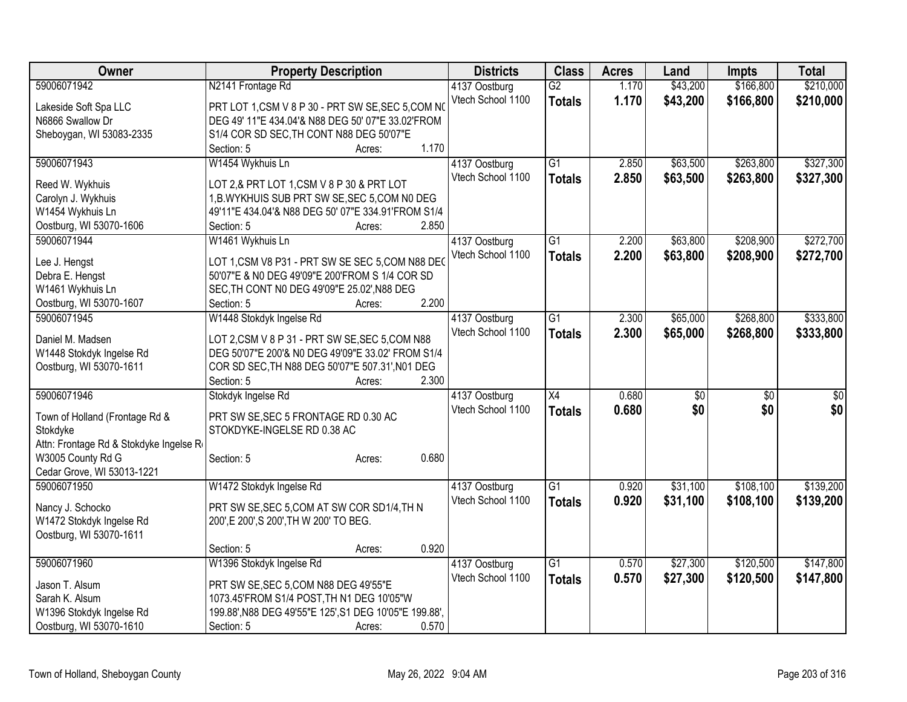| Owner | Property Description | Districts | Class | Acres | Land | Impts | Total |
|---|---|---|---|---|---|---|---|
| 59006071942<br>Lakeside Soft Spa LLC<br>N6866 Swallow Dr<br>Sheboygan, WI 53083-2335 | N2141 Frontage Rd<br>PRT LOT 1,CSM V 8 P 30 - PRT SW SE,SEC 5,COM N0 DEG 49' 11"E 434.04'& N88 DEG 50' 07"E 33.02'FROM S1/4 COR SD SEC,TH CONT N88 DEG 50'07"E<br>Section: 5 Acres: 1.170 | 4137 Oostburg<br>Vtech School 1100 | G2<br>**Totals** | 1.170<br>**1.170** | $43,200<br>**$43,200** | $166,800<br>**$166,800** | $210,000<br>**$210,000** |
| 59006071943<br>Reed W. Wykhuis<br>Carolyn J. Wykhuis<br>W1454 Wykhuis Ln<br>Oostburg, WI 53070-1606 | W1454 Wykhuis Ln<br>LOT 2,& PRT LOT 1,CSM V 8 P 30 & PRT LOT 1,B.WYKHUIS SUB PRT SW SE,SEC 5,COM N0 DEG 49'11"E 434.04'& N88 DEG 50' 07"E 334.91'FROM S1/4<br>Section: 5 Acres: 2.850 | 4137 Oostburg<br>Vtech School 1100 | G1<br>**Totals** | 2.850<br>**2.850** | $63,500<br>**$63,500** | $263,800<br>**$263,800** | $327,300<br>**$327,300** |
| 59006071944<br>Lee J. Hengst<br>Debra E. Hengst<br>W1461 Wykhuis Ln<br>Oostburg, WI 53070-1607 | W1461 Wykhuis Ln<br>LOT 1,CSM V8 P31 - PRT SW SE SEC 5,COM N88 DEG 50'07"E & N0 DEG 49'09"E 200'FROM S 1/4 COR SD SEC,TH CONT N0 DEG 49'09"E 25.02',N88 DEG<br>Section: 5 Acres: 2.200 | 4137 Oostburg<br>Vtech School 1100 | G1<br>**Totals** | 2.200<br>**2.200** | $63,800<br>**$63,800** | $208,900<br>**$208,900** | $272,700<br>**$272,700** |
| 59006071945<br>Daniel M. Madsen<br>W1448 Stokdyk Ingelse Rd<br>Oostburg, WI 53070-1611 | W1448 Stokdyk Ingelse Rd<br>LOT 2,CSM V 8 P 31 - PRT SW SE,SEC 5,COM N88 DEG 50'07"E 200'& N0 DEG 49'09"E 33.02' FROM S1/4 COR SD SEC,TH N88 DEG 50'07"E 507.31',N01 DEG<br>Section: 5 Acres: 2.300 | 4137 Oostburg<br>Vtech School 1100 | G1<br>**Totals** | 2.300<br>**2.300** | $65,000<br>**$65,000** | $268,800<br>**$268,800** | $333,800<br>**$333,800** |
| 59006071946<br>Town of Holland (Frontage Rd & Stokdyke<br>Attn: Frontage Rd & Stokdyke Ingelse R<br>W3005 County Rd G<br>Cedar Grove, WI 53013-1221 | Stokdyk Ingelse Rd<br>PRT SW SE,SEC 5 FRONTAGE RD 0.30 AC STOKDYKE-INGELSE RD 0.38 AC<br>Section: 5 Acres: 0.680 | 4137 Oostburg<br>Vtech School 1100 | X4<br>**Totals** | 0.680<br>**0.680** | $0<br>**$0** | $0<br>**$0** | $0<br>**$0** |
| 59006071950<br>Nancy J. Schocko<br>W1472 Stokdyk Ingelse Rd<br>Oostburg, WI 53070-1611 | W1472 Stokdyk Ingelse Rd<br>PRT SW SE,SEC 5,COM AT SW COR SD1/4,TH N 200',E 200',S 200',TH W 200' TO BEG.<br>Section: 5 Acres: 0.920 | 4137 Oostburg<br>Vtech School 1100 | G1<br>**Totals** | 0.920<br>**0.920** | $31,100<br>**$31,100** | $108,100<br>**$108,100** | $139,200<br>**$139,200** |
| 59006071960<br>Jason T. Alsum<br>Sarah K. Alsum<br>W1396 Stokdyk Ingelse Rd<br>Oostburg, WI 53070-1610 | W1396 Stokdyk Ingelse Rd<br>PRT SW SE,SEC 5,COM N88 DEG 49'55"E 1073.45'FROM S1/4 POST,TH N1 DEG 10'05"W 199.88',N88 DEG 49'55"E 125',S1 DEG 10'05"E 199.88',<br>Section: 5 Acres: 0.570 | 4137 Oostburg<br>Vtech School 1100 | G1<br>**Totals** | 0.570<br>**0.570** | $27,300<br>**$27,300** | $120,500<br>**$120,500** | $147,800<br>**$147,800** |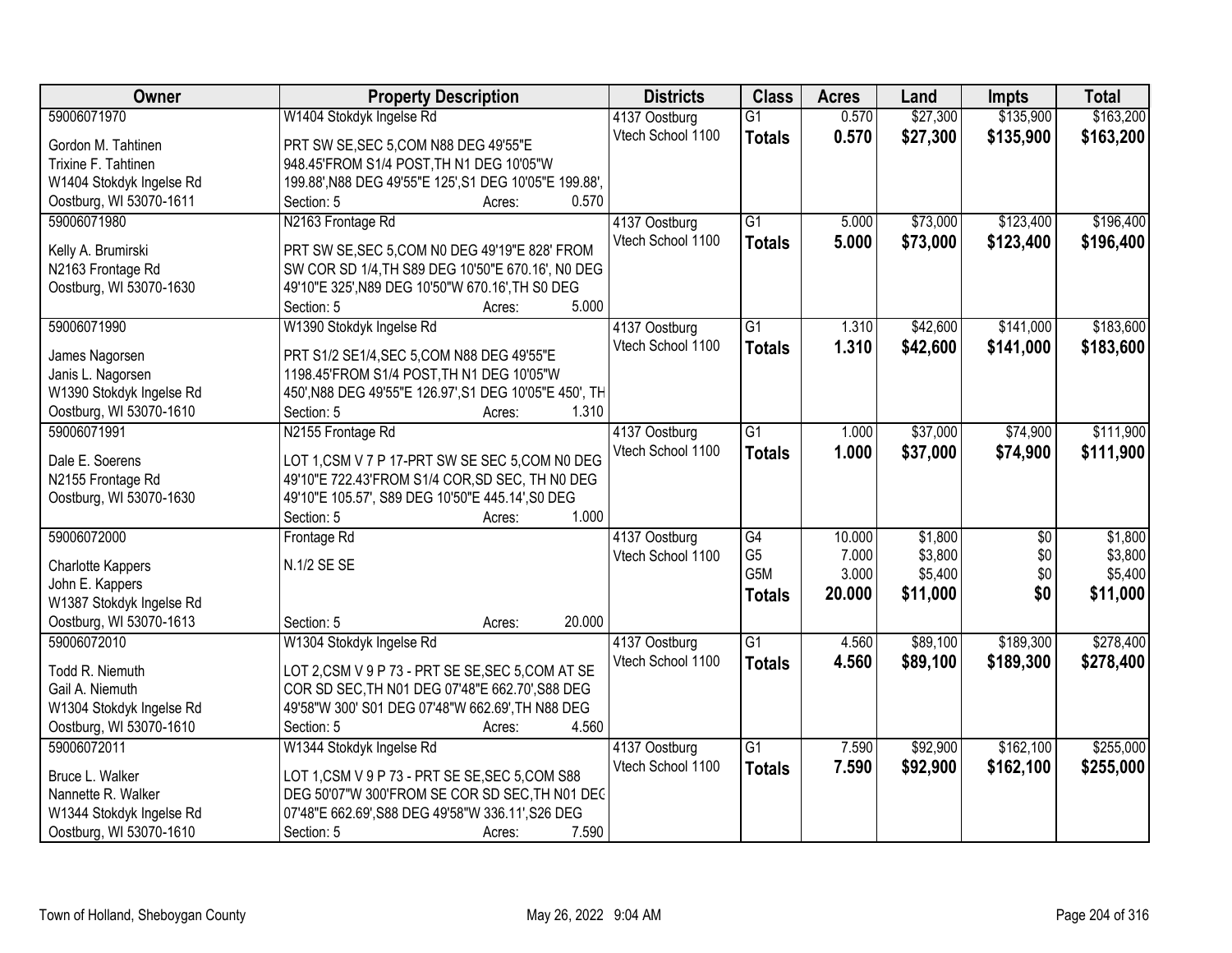| Owner | Property Description | Districts | Class | Acres | Land | Impts | Total |
|---|---|---|---|---|---|---|---|
| 59006071970<br>Gordon M. Tahtinen<br>Trixine F. Tahtinen<br>W1404 Stokdyk Ingelse Rd<br>Oostburg, WI 53070-1611 | W1404 Stokdyk Ingelse Rd<br>PRT SW SE,SEC 5,COM N88 DEG 49'55"E 948.45'FROM S1/4 POST,TH N1 DEG 10'05"W 199.88',N88 DEG 49'55"E 125',S1 DEG 10'05"E 199.88',<br>Section: 5 Acres: 0.570 | 4137 Oostburg<br>Vtech School 1100 | G1<br>**Totals** | 0.570<br>**0.570** | $27,300<br>**$27,300** | $135,900<br>**$135,900** | $163,200<br>**$163,200** |
| 59006071980<br>Kelly A. Brumirski<br>N2163 Frontage Rd<br>Oostburg, WI 53070-1630 | N2163 Frontage Rd<br>PRT SW SE,SEC 5,COM N0 DEG 49'19"E 828' FROM SW COR SD 1/4,TH S89 DEG 10'50"E 670.16', N0 DEG 49'10"E 325',N89 DEG 10'50"W 670.16',TH S0 DEG<br>Section: 5 Acres: 5.000 | 4137 Oostburg<br>Vtech School 1100 | G1<br>**Totals** | 5.000<br>**5.000** | $73,000<br>**$73,000** | $123,400<br>**$123,400** | $196,400<br>**$196,400** |
| 59006071990<br>James Nagorsen<br>Janis L. Nagorsen<br>W1390 Stokdyk Ingelse Rd<br>Oostburg, WI 53070-1610 | W1390 Stokdyk Ingelse Rd<br>PRT S1/2 SE1/4,SEC 5,COM N88 DEG 49'55"E 1198.45'FROM S1/4 POST,TH N1 DEG 10'05"W 450',N88 DEG 49'55"E 126.97',S1 DEG 10'05"E 450', TH<br>Section: 5 Acres: 1.310 | 4137 Oostburg<br>Vtech School 1100 | G1<br>**Totals** | 1.310<br>**1.310** | $42,600<br>**$42,600** | $141,000<br>**$141,000** | $183,600<br>**$183,600** |
| 59006071991<br>Dale E. Soerens<br>N2155 Frontage Rd<br>Oostburg, WI 53070-1630 | N2155 Frontage Rd<br>LOT 1,CSM V 7 P 17-PRT SW SE SEC 5,COM N0 DEG 49'10"E 722.43'FROM S1/4 COR,SD SEC, TH N0 DEG 49'10"E 105.57', S89 DEG 10'50"E 445.14',S0 DEG<br>Section: 5 Acres: 1.000 | 4137 Oostburg<br>Vtech School 1100 | G1<br>**Totals** | 1.000<br>**1.000** | $37,000<br>**$37,000** | $74,900<br>**$74,900** | $111,900<br>**$111,900** |
| 59006072000<br>Charlotte Kappers<br>John E. Kappers<br>W1387 Stokdyk Ingelse Rd<br>Oostburg, WI 53070-1613 | Frontage Rd<br>N.1/2 SE SE<br>Section: 5 Acres: 20.000 | 4137 Oostburg<br>Vtech School 1100 | G4<br>G5<br>G5M<br>**Totals** | 10.000<br>7.000<br>3.000<br>**20.000** | $1,800<br>$3,800<br>$5,400<br>**$11,000** | $0<br>$0<br>$0<br>**$0** | $1,800<br>$3,800<br>$5,400<br>**$11,000** |
| 59006072010<br>Todd R. Niemuth<br>Gail A. Niemuth<br>W1304 Stokdyk Ingelse Rd<br>Oostburg, WI 53070-1610 | W1304 Stokdyk Ingelse Rd<br>LOT 2,CSM V 9 P 73 - PRT SE SE,SEC 5,COM AT SE COR SD SEC,TH N01 DEG 07'48"E 662.70',S88 DEG 49'58"W 300' S01 DEG 07'48"W 662.69',TH N88 DEG<br>Section: 5 Acres: 4.560 | 4137 Oostburg<br>Vtech School 1100 | G1<br>**Totals** | 4.560<br>**4.560** | $89,100<br>**$89,100** | $189,300<br>**$189,300** | $278,400<br>**$278,400** |
| 59006072011<br>Bruce L. Walker<br>Nannette R. Walker<br>W1344 Stokdyk Ingelse Rd<br>Oostburg, WI 53070-1610 | W1344 Stokdyk Ingelse Rd<br>LOT 1,CSM V 9 P 73 - PRT SE SE,SEC 5,COM S88 DEG 50'07"W 300'FROM SE COR SD SEC,TH N01 DEG 07'48"E 662.69',S88 DEG 49'58"W 336.11',S26 DEG<br>Section: 5 Acres: 7.590 | 4137 Oostburg<br>Vtech School 1100 | G1<br>**Totals** | 7.590<br>**7.590** | $92,900<br>**$92,900** | $162,100<br>**$162,100** | $255,000<br>**$255,000** |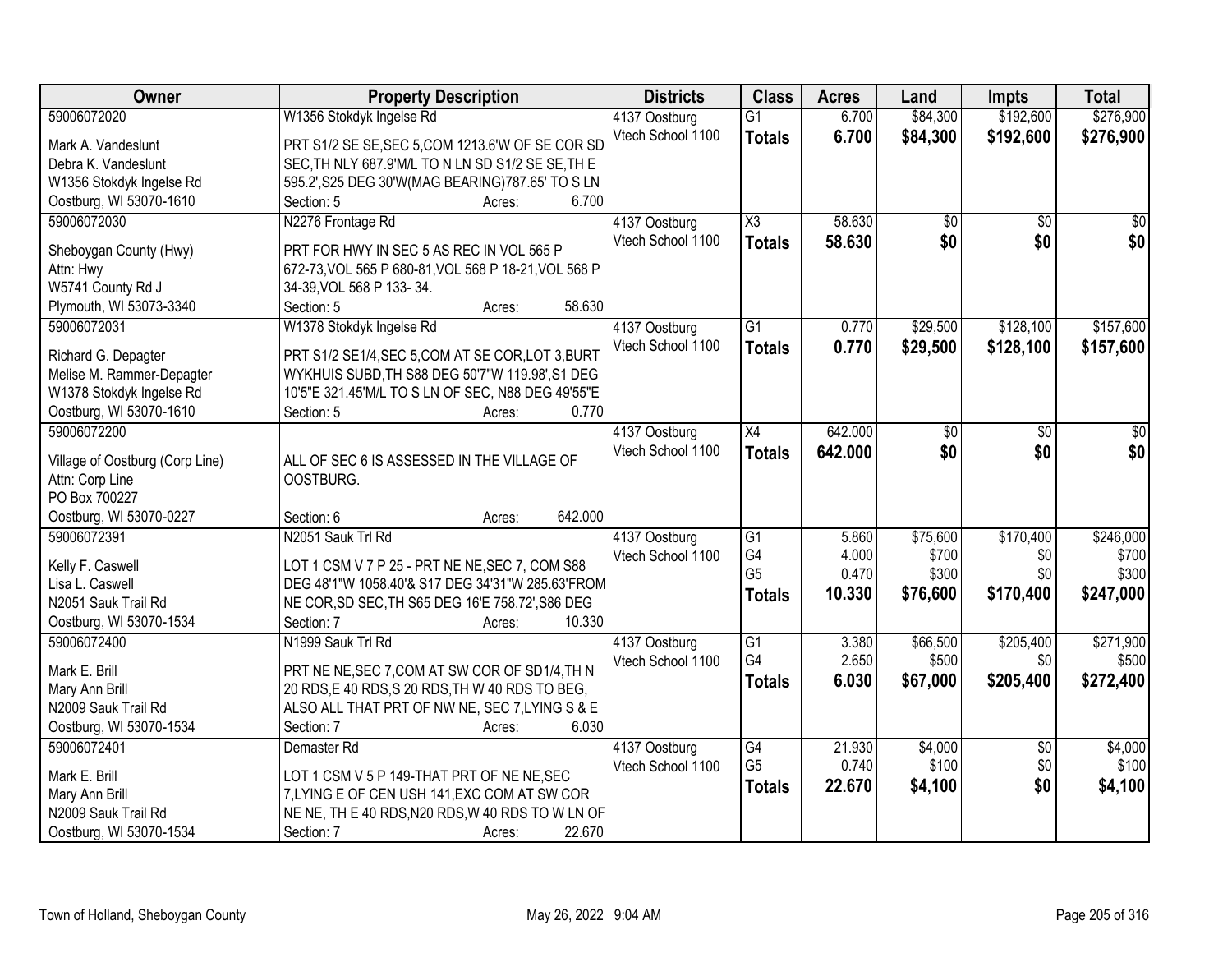| Owner | Property Description | Districts | Class | Acres | Land | Impts | Total |
|---|---|---|---|---|---|---|---|
| 59006072020<br>Mark A. Vandeslunt<br>Debra K. Vandeslunt<br>W1356 Stokdyk Ingelse Rd<br>Oostburg, WI 53070-1610 | W1356 Stokdyk Ingelse Rd<br>PRT S1/2 SE SE,SEC 5,COM 1213.6'W OF SE COR SD SEC,TH NLY 687.9'M/L TO N LN SD S1/2 SE SE,TH E 595.2',S25 DEG 30'W(MAG BEARING)787.65' TO S LN<br>Section: 5 Acres: 6.700 | 4137 Oostburg<br>Vtech School 1100 | G1<br>**Totals** | 6.700<br>**6.700** | \$84,300<br>**\$84,300** | \$192,600<br>**\$192,600** | \$276,900<br>**\$276,900** |
| 59006072030<br>Sheboygan County (Hwy)<br>Attn: Hwy<br>W5741 County Rd J<br>Plymouth, WI 53073-3340 | N2276 Frontage Rd<br>PRT FOR HWY IN SEC 5 AS REC IN VOL 565 P 672-73,VOL 565 P 680-81,VOL 568 P 18-21,VOL 568 P 34-39,VOL 568 P 133- 34.<br>Section: 5 Acres: 58.630 | 4137 Oostburg<br>Vtech School 1100 | X3<br>**Totals** | 58.630<br>**58.630** | \$0<br>**\$0** | \$0<br>**\$0** | \$0<br>**\$0** |
| 59006072031<br>Richard G. Depagter<br>Melise M. Rammer-Depagter<br>W1378 Stokdyk Ingelse Rd<br>Oostburg, WI 53070-1610 | W1378 Stokdyk Ingelse Rd<br>PRT S1/2 SE1/4,SEC 5,COM AT SE COR,LOT 3,BURT WYKHUIS SUBD,TH S88 DEG 50'7"W 119.98',S1 DEG 10'5"E 321.45'M/L TO S LN OF SEC, N88 DEG 49'55"E<br>Section: 5 Acres: 0.770 | 4137 Oostburg<br>Vtech School 1100 | G1<br>**Totals** | 0.770<br>**0.770** | \$29,500<br>**\$29,500** | \$128,100<br>**\$128,100** | \$157,600<br>**\$157,600** |
| 59006072200<br>Village of Oostburg (Corp Line)<br>Attn: Corp Line<br>PO Box 700227<br>Oostburg, WI 53070-0227 | ALL OF SEC 6 IS ASSESSED IN THE VILLAGE OF OOSTBURG.<br>Section: 6 Acres: 642.000 | 4137 Oostburg<br>Vtech School 1100 | X4<br>**Totals** | 642.000<br>**642.000** | \$0<br>**\$0** | \$0<br>**\$0** | \$0<br>**\$0** |
| 59006072391<br>Kelly F. Caswell<br>Lisa L. Caswell<br>N2051 Sauk Trail Rd<br>Oostburg, WI 53070-1534 | N2051 Sauk Trl Rd<br>LOT 1 CSM V 7 P 25 - PRT NE NE,SEC 7, COM S88 DEG 48'1"W 1058.40'& S17 DEG 34'31"W 285.63'FROM NE COR,SD SEC,TH S65 DEG 16'E 758.72',S86 DEG<br>Section: 7 Acres: 10.330 | 4137 Oostburg<br>Vtech School 1100 | G1<br>G4<br>G5<br>**Totals** | 5.860<br>4.000<br>0.470<br>**10.330** | \$75,600<br>\$700<br>\$300<br>**\$76,600** | \$170,400<br>\$0<br>\$0<br>**\$170,400** | \$246,000<br>\$700<br>\$300<br>**\$247,000** |
| 59006072400<br>Mark E. Brill<br>Mary Ann Brill<br>N2009 Sauk Trail Rd<br>Oostburg, WI 53070-1534 | N1999 Sauk Trl Rd<br>PRT NE NE,SEC 7,COM AT SW COR OF SD1/4,TH N 20 RDS,E 40 RDS,S 20 RDS,TH W 40 RDS TO BEG, ALSO ALL THAT PRT OF NW NE, SEC 7,LYING S & E<br>Section: 7 Acres: 6.030 | 4137 Oostburg<br>Vtech School 1100 | G1<br>G4<br>**Totals** | 3.380<br>2.650<br>**6.030** | \$66,500<br>\$500<br>**\$67,000** | \$205,400<br>\$0<br>**\$205,400** | \$271,900<br>\$500<br>**\$272,400** |
| 59006072401<br>Mark E. Brill<br>Mary Ann Brill<br>N2009 Sauk Trail Rd<br>Oostburg, WI 53070-1534 | Demaster Rd<br>LOT 1 CSM V 5 P 149-THAT PRT OF NE NE,SEC 7,LYING E OF CEN USH 141,EXC COM AT SW COR NE NE, TH E 40 RDS,N20 RDS,W 40 RDS TO W LN OF<br>Section: 7 Acres: 22.670 | 4137 Oostburg<br>Vtech School 1100 | G4<br>G5<br>**Totals** | 21.930<br>0.740<br>**22.670** | \$4,000<br>\$100<br>**\$4,100** | \$0<br>\$0<br>**\$0** | \$4,000<br>\$100<br>**\$4,100** |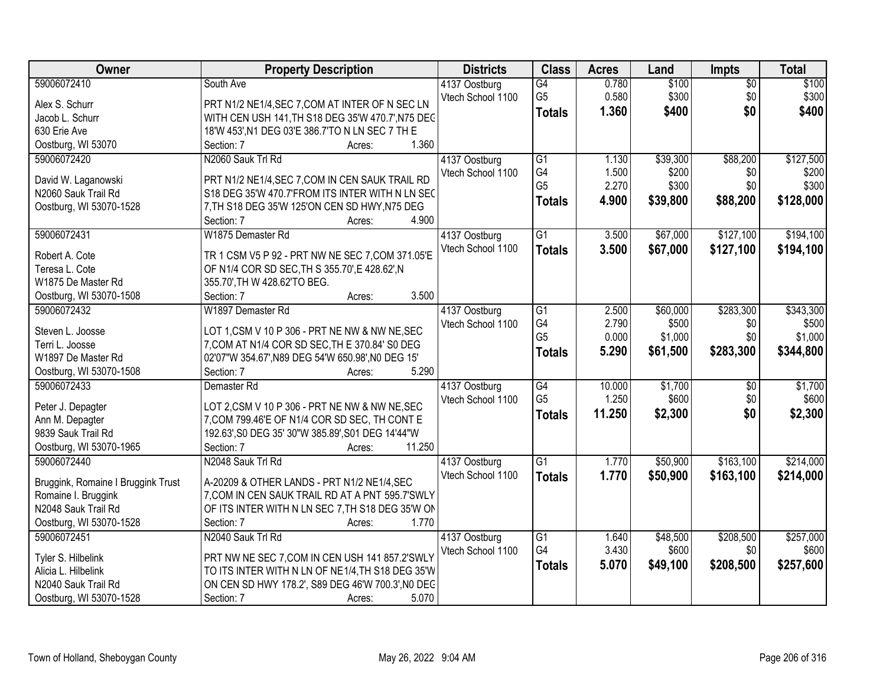| Owner | Property Description | Districts | Class | Acres | Land | Impts | Total |
|---|---|---|---|---|---|---|---|
| 59006072410<br><br>Alex S. Schurr<br>Jacob L. Schurr<br>630 Erie Ave<br>Oostburg, WI 53070 | South Ave<br><br>PRT N1/2 NE1/4,SEC 7,COM AT INTER OF N SEC LN WITH CEN USH 141,TH S18 DEG 35'W 470.7',N75 DEG 18'W 453',N1 DEG 03'E 386.7'TO N LN SEC 7 TH E<br>Section: 7 Acres: 1.360 | 4137 Oostburg<br>Vtech School 1100 | G4<br>G5<br>**Totals** | 0.780<br>0.580<br>**1.360** | \$100<br>\$300<br>**\$400** | \$0<br>\$0<br>**\$0** | \$100<br>\$300<br>**\$400** |
| 59006072420<br><br>David W. Laganowski<br>N2060 Sauk Trail Rd<br>Oostburg, WI 53070-1528 | N2060 Sauk Trl Rd<br><br>PRT N1/2 NE1/4,SEC 7,COM IN CEN SAUK TRAIL RD S18 DEG 35'W 470.7'FROM ITS INTER WITH N LN SEC 7,TH S18 DEG 35'W 125'ON CEN SD HWY,N75 DEG<br>Section: 7 Acres: 4.900 | 4137 Oostburg<br>Vtech School 1100 | G1<br>G4<br>G5<br>**Totals** | 1.130<br>1.500<br>2.270<br>**4.900** | \$39,300<br>\$200<br>\$300<br>**\$39,800** | \$88,200<br>\$0<br>\$0<br>**\$88,200** | \$127,500<br>\$200<br>\$300<br>**\$128,000** |
| 59006072431<br><br>Robert A. Cote<br>Teresa L. Cote<br>W1875 De Master Rd<br>Oostburg, WI 53070-1508 | W1875 Demaster Rd<br><br>TR 1 CSM V5 P 92 - PRT NW NE SEC 7,COM 371.05'E OF N1/4 COR SD SEC,TH S 355.70',E 428.62',N 355.70',TH W 428.62'TO BEG.<br>Section: 7 Acres: 3.500 | 4137 Oostburg<br>Vtech School 1100 | G1<br>**Totals** | 3.500<br>**3.500** | \$67,000<br>**\$67,000** | \$127,100<br>**\$127,100** | \$194,100<br>**\$194,100** |
| 59006072432<br><br>Steven L. Joosse<br>Terri L. Joosse<br>W1897 De Master Rd<br>Oostburg, WI 53070-1508 | W1897 Demaster Rd<br><br>LOT 1,CSM V 10 P 306 - PRT NE NW & NW NE,SEC 7,COM AT N1/4 COR SD SEC,TH E 370.84' S0 DEG 02'07"W 354.67',N89 DEG 54'W 650.98',N0 DEG 15'<br>Section: 7 Acres: 5.290 | 4137 Oostburg<br>Vtech School 1100 | G1<br>G4<br>G5<br>**Totals** | 2.500<br>2.790<br>0.000<br>**5.290** | \$60,000<br>\$500<br>\$1,000<br>**\$61,500** | \$283,300<br>\$0<br>\$0<br>**\$283,300** | \$343,300<br>\$500<br>\$1,000<br>**\$344,800** |
| 59006072433<br><br>Peter J. Depagter<br>Ann M. Depagter<br>9839 Sauk Trail Rd<br>Oostburg, WI 53070-1965 | Demaster Rd<br><br>LOT 2,CSM V 10 P 306 - PRT NE NW & NW NE,SEC 7,COM 799.46'E OF N1/4 COR SD SEC, TH CONT E 192.63',S0 DEG 35' 30"W 385.89',S01 DEG 14'44"W<br>Section: 7 Acres: 11.250 | 4137 Oostburg<br>Vtech School 1100 | G4<br>G5<br>**Totals** | 10.000<br>1.250<br>**11.250** | \$1,700<br>\$600<br>**\$2,300** | \$0<br>\$0<br>**\$0** | \$1,700<br>\$600<br>**\$2,300** |
| 59006072440<br><br>Bruggink, Romaine I Bruggink Trust<br>Romaine I. Bruggink<br>N2048 Sauk Trail Rd<br>Oostburg, WI 53070-1528 | N2048 Sauk Trl Rd<br><br>A-20209 & OTHER LANDS - PRT N1/2 NE1/4,SEC 7,COM IN CEN SAUK TRAIL RD AT A PNT 595.7'SWLY OF ITS INTER WITH N LN SEC 7,TH S18 DEG 35'W ON<br>Section: 7 Acres: 1.770 | 4137 Oostburg<br>Vtech School 1100 | G1<br>**Totals** | 1.770<br>**1.770** | \$50,900<br>**\$50,900** | \$163,100<br>**\$163,100** | \$214,000<br>**\$214,000** |
| 59006072451<br><br>Tyler S. Hilbelink<br>Alicia L. Hilbelink<br>N2040 Sauk Trail Rd<br>Oostburg, WI 53070-1528 | N2040 Sauk Trl Rd<br><br>PRT NW NE SEC 7,COM IN CEN USH 141 857.2'SWLY TO ITS INTER WITH N LN OF NE1/4,TH S18 DEG 35'W ON CEN SD HWY 178.2', S89 DEG 46'W 700.3',N0 DEG<br>Section: 7 Acres: 5.070 | 4137 Oostburg<br>Vtech School 1100 | G1<br>G4<br>**Totals** | 1.640<br>3.430<br>**5.070** | \$48,500<br>\$600<br>**\$49,100** | \$208,500<br>\$0<br>**\$208,500** | \$257,000<br>\$600<br>**\$257,600** |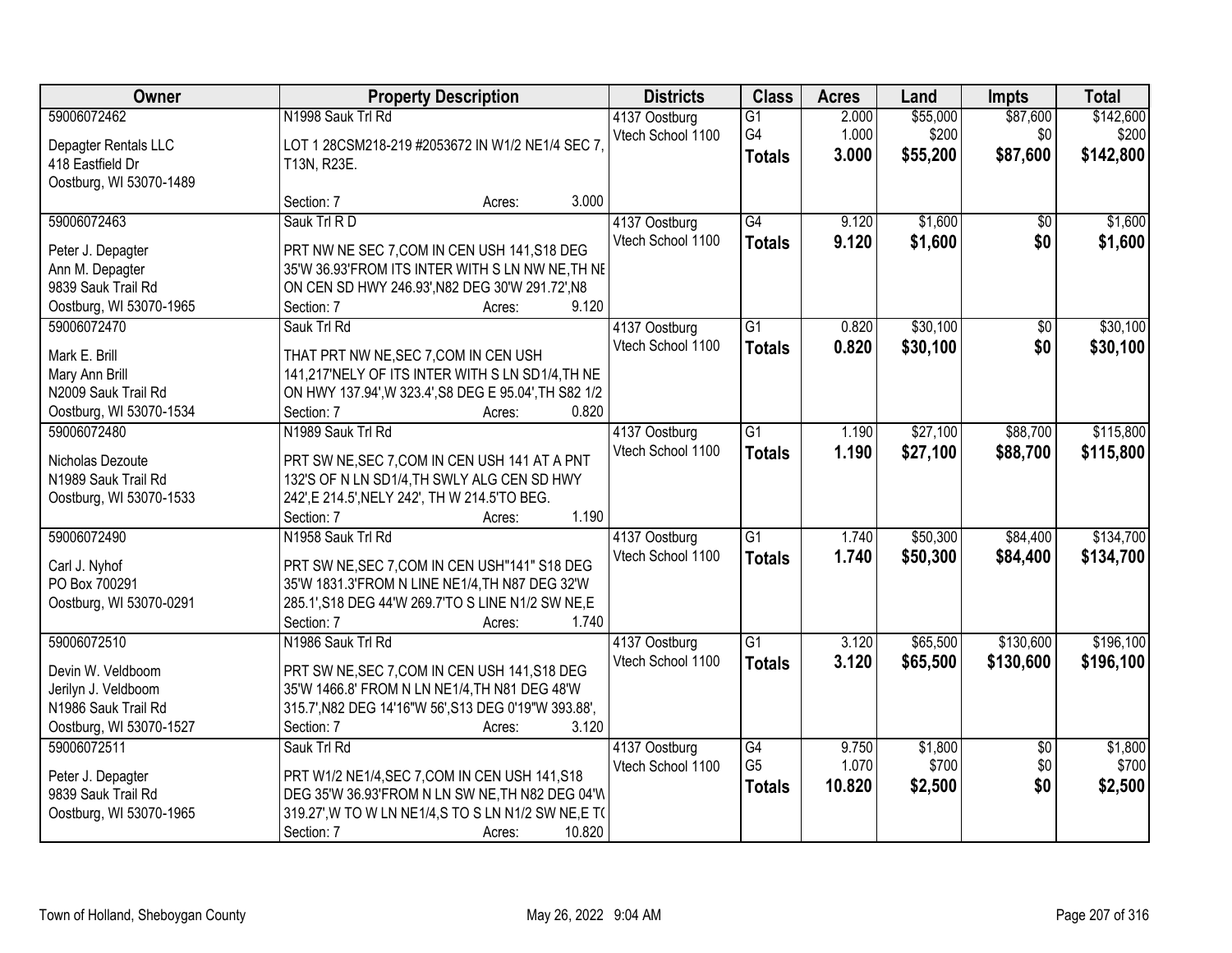| Owner | Property Description | Districts | Class | Acres | Land | Impts | Total |
|---|---|---|---|---|---|---|---|
| 59006072462<br>Depagter Rentals LLC<br>418 Eastfield Dr<br>Oostburg, WI 53070-1489 | N1998 Sauk Trl Rd<br>LOT 1 28CSM218-219 #2053672 IN W1/2 NE1/4 SEC 7, T13N, R23E.<br>Section: 7 Acres: 3.000 | 4137 Oostburg<br>Vtech School 1100 | G1<br>G4<br>**Totals** | 2.000<br>1.000<br>**3.000** | $55,000<br>$200<br>**$55,200** | $87,600<br>$0<br>**$87,600** | $142,600<br>$200<br>**$142,800** |
| 59006072463<br>Peter J. Depagter<br>Ann M. Depagter<br>9839 Sauk Trail Rd<br>Oostburg, WI 53070-1965 | Sauk Trl R D<br>PRT NW NE SEC 7,COM IN CEN USH 141,S18 DEG 35'W 36.93'FROM ITS INTER WITH S LN NW NE,TH NE ON CEN SD HWY 246.93',N82 DEG 30'W 291.72',N8<br>Section: 7 Acres: 9.120 | 4137 Oostburg<br>Vtech School 1100 | G4<br>**Totals** | 9.120<br>**9.120** | $1,600<br>**$1,600** | $0<br>**$0** | $1,600<br>**$1,600** |
| 59006072470<br>Mark E. Brill<br>Mary Ann Brill<br>N2009 Sauk Trail Rd<br>Oostburg, WI 53070-1534 | Sauk Trl Rd<br>THAT PRT NW NE,SEC 7,COM IN CEN USH 141,217'NELY OF ITS INTER WITH S LN SD1/4,TH NE ON HWY 137.94',W 323.4',S8 DEG E 95.04',TH S82 1/2<br>Section: 7 Acres: 0.820 | 4137 Oostburg<br>Vtech School 1100 | G1<br>**Totals** | 0.820<br>**0.820** | $30,100<br>**$30,100** | $0<br>**$0** | $30,100<br>**$30,100** |
| 59006072480<br>Nicholas Dezoute<br>N1989 Sauk Trail Rd<br>Oostburg, WI 53070-1533 | N1989 Sauk Trl Rd<br>PRT SW NE,SEC 7,COM IN CEN USH 141 AT A PNT 132'S OF N LN SD1/4,TH SWLY ALG CEN SD HWY 242',E 214.5',NELY 242', TH W 214.5'TO BEG.<br>Section: 7 Acres: 1.190 | 4137 Oostburg<br>Vtech School 1100 | G1<br>**Totals** | 1.190<br>**1.190** | $27,100<br>**$27,100** | $88,700<br>**$88,700** | $115,800<br>**$115,800** |
| 59006072490<br>Carl J. Nyhof<br>PO Box 700291<br>Oostburg, WI 53070-0291 | N1958 Sauk Trl Rd<br>PRT SW NE,SEC 7,COM IN CEN USH"141" S18 DEG 35'W 1831.3'FROM N LINE NE1/4,TH N87 DEG 32'W 285.1',S18 DEG 44'W 269.7'TO S LINE N1/2 SW NE,E<br>Section: 7 Acres: 1.740 | 4137 Oostburg<br>Vtech School 1100 | G1<br>**Totals** | 1.740<br>**1.740** | $50,300<br>**$50,300** | $84,400<br>**$84,400** | $134,700<br>**$134,700** |
| 59006072510<br>Devin W. Veldboom<br>Jerilyn J. Veldboom<br>N1986 Sauk Trail Rd<br>Oostburg, WI 53070-1527 | N1986 Sauk Trl Rd<br>PRT SW NE,SEC 7,COM IN CEN USH 141,S18 DEG 35'W 1466.8' FROM N LN NE1/4,TH N81 DEG 48'W 315.7',N82 DEG 14'16"W 56',S13 DEG 0'19"W 393.88',<br>Section: 7 Acres: 3.120 | 4137 Oostburg<br>Vtech School 1100 | G1<br>**Totals** | 3.120<br>**3.120** | $65,500<br>**$65,500** | $130,600<br>**$130,600** | $196,100<br>**$196,100** |
| 59006072511<br>Peter J. Depagter<br>9839 Sauk Trail Rd<br>Oostburg, WI 53070-1965 | Sauk Trl Rd<br>PRT W1/2 NE1/4,SEC 7,COM IN CEN USH 141,S18 DEG 35'W 36.93'FROM N LN SW NE,TH N82 DEG 04'W 319.27',W TO W LN NE1/4,S TO S LN N1/2 SW NE,E TO<br>Section: 7 Acres: 10.820 | 4137 Oostburg<br>Vtech School 1100 | G4<br>G5<br>**Totals** | 9.750<br>1.070<br>**10.820** | $1,800<br>$700<br>**$2,500** | $0<br>$0<br>**$0** | $1,800<br>$700<br>**$2,500** |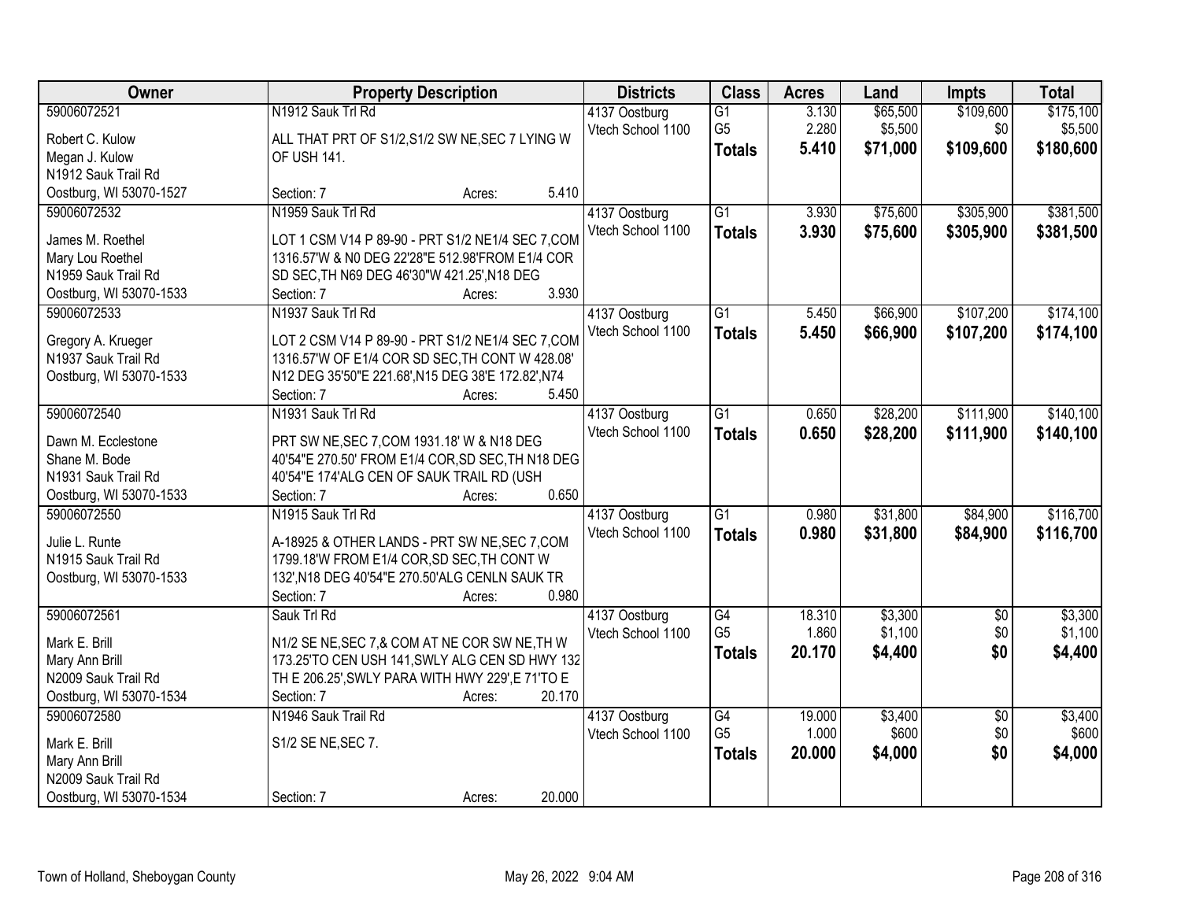| Owner | Property Description | Districts | Class | Acres | Land | Impts | Total |
|---|---|---|---|---|---|---|---|
| 59006072521<br>Robert C. Kulow<br>Megan J. Kulow<br>N1912 Sauk Trail Rd<br>Oostburg, WI 53070-1527 | N1912 Sauk Trl Rd<br>ALL THAT PRT OF S1/2,S1/2 SW NE,SEC 7 LYING W OF USH 141.<br>Section: 7 Acres: 5.410 | 4137 Oostburg<br>Vtech School 1100 | G1<br>G5<br>**Totals** | 3.130<br>2.280<br>**5.410** | $65,500<br>$5,500<br>**$71,000** | $109,600<br>$0<br>**$109,600** | $175,100<br>$5,500<br>**$180,600** |
| 59006072532<br>James M. Roethel<br>Mary Lou Roethel<br>N1959 Sauk Trail Rd<br>Oostburg, WI 53070-1533 | N1959 Sauk Trl Rd<br>LOT 1 CSM V14 P 89-90 - PRT S1/2 NE1/4 SEC 7,COM 1316.57'W & N0 DEG 22'28"E 512.98'FROM E1/4 COR SD SEC,TH N69 DEG 46'30"W 421.25',N18 DEG<br>Section: 7 Acres: 3.930 | 4137 Oostburg<br>Vtech School 1100 | G1<br>**Totals** | 3.930<br>**3.930** | $75,600<br>**$75,600** | $305,900<br>**$305,900** | $381,500<br>**$381,500** |
| 59006072533<br>Gregory A. Krueger<br>N1937 Sauk Trail Rd<br>Oostburg, WI 53070-1533 | N1937 Sauk Trl Rd<br>LOT 2 CSM V14 P 89-90 - PRT S1/2 NE1/4 SEC 7,COM 1316.57'W OF E1/4 COR SD SEC,TH CONT W 428.08' N12 DEG 35'50"E 221.68',N15 DEG 38'E 172.82',N74<br>Section: 7 Acres: 5.450 | 4137 Oostburg<br>Vtech School 1100 | G1<br>**Totals** | 5.450<br>**5.450** | $66,900<br>**$66,900** | $107,200<br>**$107,200** | $174,100<br>**$174,100** |
| 59006072540<br>Dawn M. Ecclestone<br>Shane M. Bode<br>N1931 Sauk Trail Rd<br>Oostburg, WI 53070-1533 | N1931 Sauk Trl Rd<br>PRT SW NE,SEC 7,COM 1931.18' W & N18 DEG 40'54"E 270.50' FROM E1/4 COR,SD SEC,TH N18 DEG 40'54"E 174'ALG CEN OF SAUK TRAIL RD (USH<br>Section: 7 Acres: 0.650 | 4137 Oostburg<br>Vtech School 1100 | G1<br>**Totals** | 0.650<br>**0.650** | $28,200<br>**$28,200** | $111,900<br>**$111,900** | $140,100<br>**$140,100** |
| 59006072550<br>Julie L. Runte<br>N1915 Sauk Trail Rd<br>Oostburg, WI 53070-1533 | N1915 Sauk Trl Rd<br>A-18925 & OTHER LANDS - PRT SW NE,SEC 7,COM 1799.18'W FROM E1/4 COR,SD SEC,TH CONT W 132',N18 DEG 40'54"E 270.50'ALG CENLN SAUK TR<br>Section: 7 Acres: 0.980 | 4137 Oostburg<br>Vtech School 1100 | G1<br>**Totals** | 0.980<br>**0.980** | $31,800<br>**$31,800** | $84,900<br>**$84,900** | $116,700<br>**$116,700** |
| 59006072561<br>Mark E. Brill<br>Mary Ann Brill<br>N2009 Sauk Trail Rd<br>Oostburg, WI 53070-1534 | Sauk Trl Rd<br>N1/2 SE NE,SEC 7,& COM AT NE COR SW NE,TH W 173.25'TO CEN USH 141,SWLY ALG CEN SD HWY 132 TH E 206.25',SWLY PARA WITH HWY 229',E 71'TO E<br>Section: 7 Acres: 20.170 | 4137 Oostburg<br>Vtech School 1100 | G4<br>G5<br>**Totals** | 18.310<br>1.860<br>**20.170** | $3,300<br>$1,100<br>**$4,400** | $0<br>$0<br>**$0** | $3,300<br>$1,100<br>**$4,400** |
| 59006072580<br>Mark E. Brill<br>Mary Ann Brill<br>N2009 Sauk Trail Rd<br>Oostburg, WI 53070-1534 | N1946 Sauk Trail Rd<br>S1/2 SE NE,SEC 7.<br>Section: 7 Acres: 20.000 | 4137 Oostburg<br>Vtech School 1100 | G4<br>G5<br>**Totals** | 19.000<br>1.000<br>**20.000** | $3,400<br>$600<br>**$4,000** | $0<br>$0<br>**$0** | $3,400<br>$600<br>**$4,000** |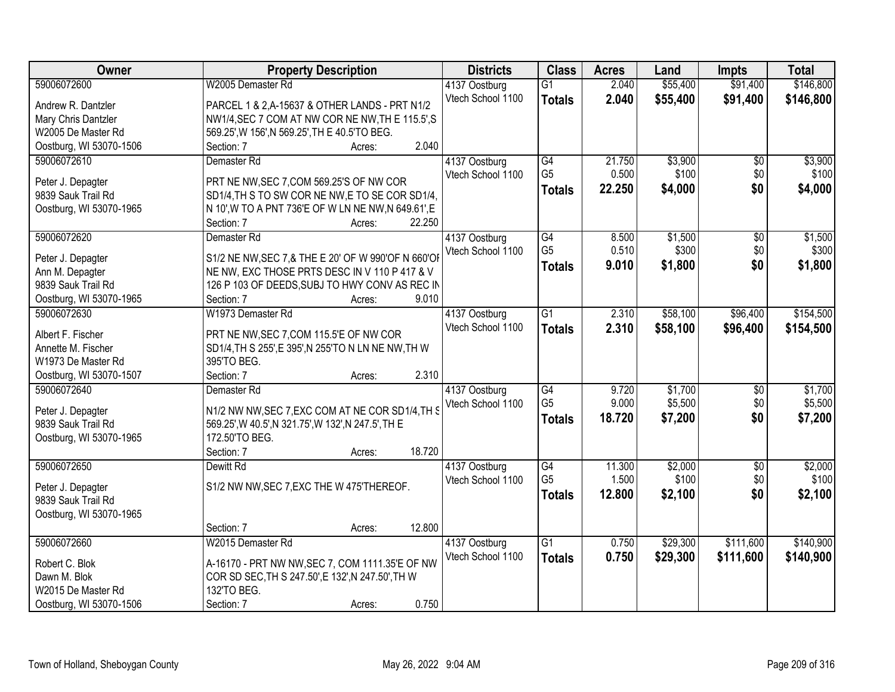| Owner | Property Description | Districts | Class | Acres | Land | Impts | Total |
|---|---|---|---|---|---|---|---|
| 59006072600<br>Andrew R. Dantzler<br>Mary Chris Dantzler<br>W2005 De Master Rd<br>Oostburg, WI 53070-1506 | W2005 Demaster Rd<br>PARCEL 1 & 2,A-15637 & OTHER LANDS - PRT N1/2 NW1/4,SEC 7 COM AT NW COR NE NW,TH E 115.5',S 569.25',W 156',N 569.25',TH E 40.5'TO BEG.<br>Section: 7 Acres: 2.040 | 4137 Oostburg<br>Vtech School 1100 | G1<br>**Totals** | 2.040<br>**2.040** | $55,400<br>**$55,400** | $91,400<br>**$91,400** | $146,800<br>**$146,800** |
| 59006072610<br>Peter J. Depagter<br>9839 Sauk Trail Rd<br>Oostburg, WI 53070-1965 | Demaster Rd<br>PRT NE NW,SEC 7,COM 569.25'S OF NW COR SD1/4,TH S TO SW COR NE NW,E TO SE COR SD1/4, N 10',W TO A PNT 736'E OF W LN NE NW,N 649.61',E<br>Section: 7 Acres: 22.250 | 4137 Oostburg<br>Vtech School 1100 | G4<br>G5<br>**Totals** | 21.750<br>0.500<br>**22.250** | $3,900<br>$100<br>**$4,000** | $0<br>$0<br>**$0** | $3,900<br>$100<br>**$4,000** |
| 59006072620<br>Peter J. Depagter<br>Ann M. Depagter<br>9839 Sauk Trail Rd<br>Oostburg, WI 53070-1965 | Demaster Rd<br>S1/2 NE NW,SEC 7,& THE E 20' OF W 990'OF N 660'OF NE NW, EXC THOSE PRTS DESC IN V 110 P 417 & V 126 P 103 OF DEEDS,SUBJ TO HWY CONV AS REC IN<br>Section: 7 Acres: 9.010 | 4137 Oostburg<br>Vtech School 1100 | G4<br>G5<br>**Totals** | 8.500<br>0.510<br>**9.010** | $1,500<br>$300<br>**$1,800** | $0<br>$0<br>**$0** | $1,500<br>$300<br>**$1,800** |
| 59006072630<br>Albert F. Fischer<br>Annette M. Fischer<br>W1973 De Master Rd<br>Oostburg, WI 53070-1507 | W1973 Demaster Rd<br>PRT NE NW,SEC 7,COM 115.5'E OF NW COR SD1/4,TH S 255',E 395',N 255'TO N LN NE NW,TH W 395'TO BEG.<br>Section: 7 Acres: 2.310 | 4137 Oostburg<br>Vtech School 1100 | G1<br>**Totals** | 2.310<br>**2.310** | $58,100<br>**$58,100** | $96,400<br>**$96,400** | $154,500<br>**$154,500** |
| 59006072640<br>Peter J. Depagter<br>9839 Sauk Trail Rd<br>Oostburg, WI 53070-1965 | Demaster Rd<br>N1/2 NW NW,SEC 7,EXC COM AT NE COR SD1/4,TH S 569.25',W 40.5',N 321.75',W 132',N 247.5', TH E 172.50'TO BEG.<br>Section: 7 Acres: 18.720 | 4137 Oostburg<br>Vtech School 1100 | G4<br>G5<br>**Totals** | 9.720<br>9.000<br>**18.720** | $1,700<br>$5,500<br>**$7,200** | $0<br>$0<br>**$0** | $1,700<br>$5,500<br>**$7,200** |
| 59006072650<br>Peter J. Depagter<br>9839 Sauk Trail Rd<br>Oostburg, WI 53070-1965 | Dewitt Rd<br>S1/2 NW NW,SEC 7,EXC THE W 475'THEREOF.<br>Section: 7 Acres: 12.800 | 4137 Oostburg<br>Vtech School 1100 | G4<br>G5<br>**Totals** | 11.300<br>1.500<br>**12.800** | $2,000<br>$100<br>**$2,100** | $0<br>$0<br>**$0** | $2,000<br>$100<br>**$2,100** |
| 59006072660<br>Robert C. Blok<br>Dawn M. Blok<br>W2015 De Master Rd<br>Oostburg, WI 53070-1506 | W2015 Demaster Rd<br>A-16170 - PRT NW NW,SEC 7, COM 1111.35'E OF NW COR SD SEC,TH S 247.50',E 132',N 247.50',TH W 132'TO BEG.<br>Section: 7 Acres: 0.750 | 4137 Oostburg<br>Vtech School 1100 | G1<br>**Totals** | 0.750<br>**0.750** | $29,300<br>**$29,300** | $111,600<br>**$111,600** | $140,900<br>**$140,900** |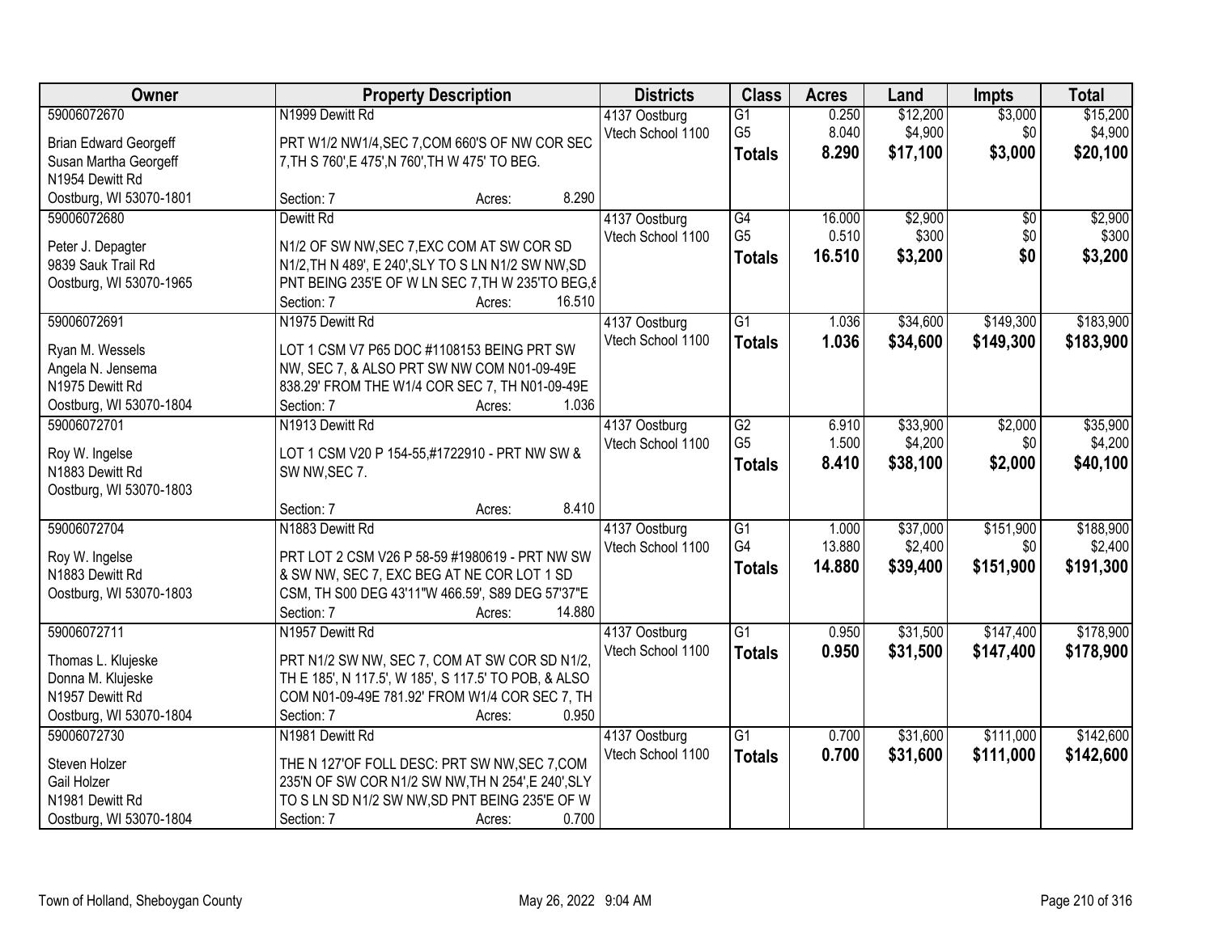| Owner | Property Description | Districts | Class | Acres | Land | Impts | Total |
|---|---|---|---|---|---|---|---|
| 59006072670<br>Brian Edward Georgeff<br>Susan Martha Georgeff<br>N1954 Dewitt Rd<br>Oostburg, WI 53070-1801 | N1999 Dewitt Rd<br>PRT W1/2 NW1/4,SEC 7,COM 660'S OF NW COR SEC 7,TH S 760',E 475',N 760',TH W 475' TO BEG.<br>Section: 7 Acres: 8.290 | 4137 Oostburg<br>Vtech School 1100 | G1<br>G5<br>**Totals** | 0.250<br>8.040<br>**8.290** | $12,200<br>$4,900<br>**$17,100** | $3,000<br>$0<br>**$3,000** | $15,200<br>$4,900<br>**$20,100** |
| 59006072680<br>Peter J. Depagter<br>9839 Sauk Trail Rd<br>Oostburg, WI 53070-1965 | Dewitt Rd<br>N1/2 OF SW NW,SEC 7,EXC COM AT SW COR SD N1/2,TH N 489', E 240',SLY TO S LN N1/2 SW NW,SD PNT BEING 235'E OF W LN SEC 7,TH W 235'TO BEG,&<br>Section: 7 Acres: 16.510 | 4137 Oostburg<br>Vtech School 1100 | G4<br>G5<br>**Totals** | 16.000<br>0.510<br>**16.510** | $2,900<br>$300<br>**$3,200** | $0<br>$0<br>**$0** | $2,900<br>$300<br>**$3,200** |
| 59006072691<br>Ryan M. Wessels<br>Angela N. Jensema<br>N1975 Dewitt Rd<br>Oostburg, WI 53070-1804 | N1975 Dewitt Rd<br>LOT 1 CSM V7 P65 DOC #1108153 BEING PRT SW NW, SEC 7, & ALSO PRT SW NW COM N01-09-49E 838.29' FROM THE W1/4 COR SEC 7, TH N01-09-49E<br>Section: 7 Acres: 1.036 | 4137 Oostburg<br>Vtech School 1100 | G1<br>**Totals** | 1.036<br>**1.036** | $34,600<br>**$34,600** | $149,300<br>**$149,300** | $183,900<br>**$183,900** |
| 59006072701<br>Roy W. Ingelse<br>N1883 Dewitt Rd<br>Oostburg, WI 53070-1803 | N1913 Dewitt Rd<br>LOT 1 CSM V20 P 154-55,#1722910 - PRT NW SW & SW NW,SEC 7.<br>Section: 7 Acres: 8.410 | 4137 Oostburg<br>Vtech School 1100 | G2<br>G5<br>**Totals** | 6.910<br>1.500<br>**8.410** | $33,900<br>$4,200<br>**$38,100** | $2,000<br>$0<br>**$2,000** | $35,900<br>$4,200<br>**$40,100** |
| 59006072704<br>Roy W. Ingelse<br>N1883 Dewitt Rd<br>Oostburg, WI 53070-1803 | N1883 Dewitt Rd<br>PRT LOT 2 CSM V26 P 58-59 #1980619 - PRT NW SW & SW NW, SEC 7, EXC BEG AT NE COR LOT 1 SD CSM, TH S00 DEG 43'11"W 466.59', S89 DEG 57'37"E<br>Section: 7 Acres: 14.880 | 4137 Oostburg<br>Vtech School 1100 | G1<br>G4<br>**Totals** | 1.000<br>13.880<br>**14.880** | $37,000<br>$2,400<br>**$39,400** | $151,900<br>$0<br>**$151,900** | $188,900<br>$2,400<br>**$191,300** |
| 59006072711<br>Thomas L. Klujeske<br>Donna M. Klujeske<br>N1957 Dewitt Rd<br>Oostburg, WI 53070-1804 | N1957 Dewitt Rd<br>PRT N1/2 SW NW, SEC 7, COM AT SW COR SD N1/2, TH E 185', N 117.5', W 185', S 117.5' TO POB, & ALSO COM N01-09-49E 781.92' FROM W1/4 COR SEC 7, TH<br>Section: 7 Acres: 0.950 | 4137 Oostburg<br>Vtech School 1100 | G1<br>**Totals** | 0.950<br>**0.950** | $31,500<br>**$31,500** | $147,400<br>**$147,400** | $178,900<br>**$178,900** |
| 59006072730<br>Steven Holzer<br>Gail Holzer<br>N1981 Dewitt Rd<br>Oostburg, WI 53070-1804 | N1981 Dewitt Rd<br>THE N 127'OF FOLL DESC: PRT SW NW,SEC 7,COM 235'N OF SW COR N1/2 SW NW,TH N 254',E 240',SLY TO S LN SD N1/2 SW NW,SD PNT BEING 235'E OF W<br>Section: 7 Acres: 0.700 | 4137 Oostburg<br>Vtech School 1100 | G1<br>**Totals** | 0.700<br>**0.700** | $31,600<br>**$31,600** | $111,000<br>**$111,000** | $142,600<br>**$142,600** |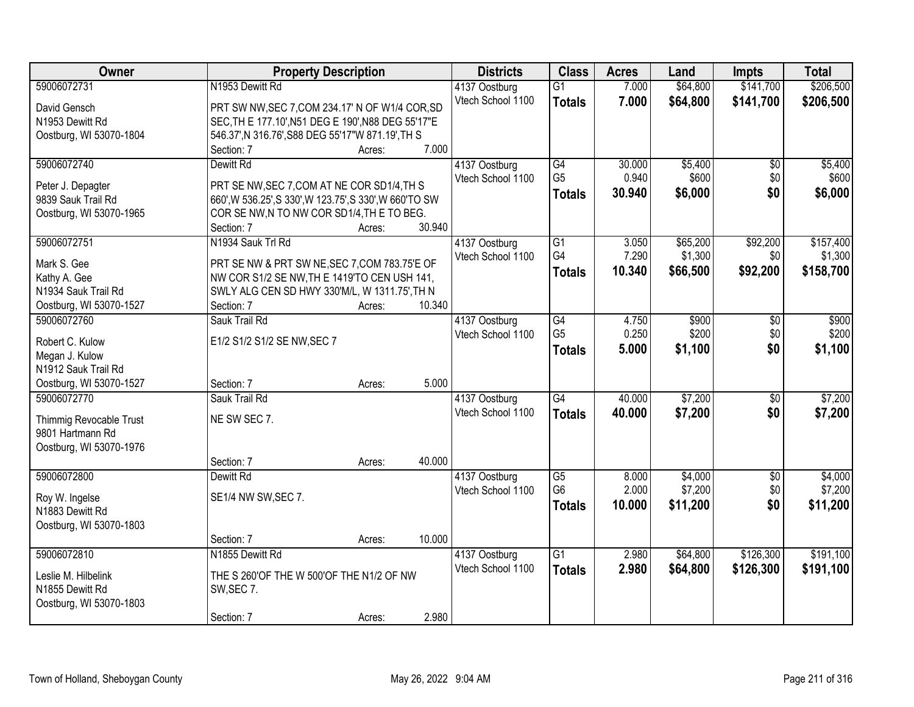| Owner | Property Description | Districts | Class | Acres | Land | Impts | Total |
|---|---|---|---|---|---|---|---|
| 59006072731<br>David Gensch<br>N1953 Dewitt Rd<br>Oostburg, WI 53070-1804 | N1953 Dewitt Rd<br>PRT SW NW,SEC 7,COM 234.17' N OF W1/4 COR,SD SEC,TH E 177.10',N51 DEG E 190',N88 DEG 55'17"E 546.37',N 316.76',S88 DEG 55'17"W 871.19',TH S<br>Section: 7 Acres: 7.000 | 4137 Oostburg<br>Vtech School 1100 | G1<br>**Totals** | 7.000<br>**7.000** | $64,800<br>**$64,800** | $141,700<br>**$141,700** | $206,500<br>**$206,500** |
| 59006072740<br>Peter J. Depagter<br>9839 Sauk Trail Rd<br>Oostburg, WI 53070-1965 | Dewitt Rd<br>PRT SE NW,SEC 7,COM AT NE COR SD1/4,TH S 660',W 536.25',S 330',W 123.75',S 330',W 660'TO SW COR SE NW,N TO NW COR SD1/4,TH E TO BEG.<br>Section: 7 Acres: 30.940 | 4137 Oostburg<br>Vtech School 1100 | G4<br>G5<br>**Totals** | 30.000<br>0.940<br>**30.940** | $5,400<br>$600<br>**$6,000** | $0<br>$0<br>**$0** | $5,400<br>$600<br>**$6,000** |
| 59006072751<br>Mark S. Gee<br>Kathy A. Gee<br>N1934 Sauk Trail Rd<br>Oostburg, WI 53070-1527 | N1934 Sauk Trl Rd<br>PRT SE NW & PRT SW NE,SEC 7,COM 783.75'E OF NW COR S1/2 SE NW,TH E 1419'TO CEN USH 141, SWLY ALG CEN SD HWY 330'M/L, W 1311.75',TH N<br>Section: 7 Acres: 10.340 | 4137 Oostburg<br>Vtech School 1100 | G1<br>G4<br>**Totals** | 3.050<br>7.290<br>**10.340** | $65,200<br>$1,300<br>**$66,500** | $92,200<br>$0<br>**$92,200** | $157,400<br>$1,300<br>**$158,700** |
| 59006072760<br>Robert C. Kulow<br>Megan J. Kulow<br>N1912 Sauk Trail Rd<br>Oostburg, WI 53070-1527 | Sauk Trail Rd<br>E1/2 S1/2 S1/2 SE NW,SEC 7<br>Section: 7 Acres: 5.000 | 4137 Oostburg<br>Vtech School 1100 | G4<br>G5<br>**Totals** | 4.750<br>0.250<br>**5.000** | $900<br>$200<br>**$1,100** | $0<br>$0<br>**$0** | $900<br>$200<br>**$1,100** |
| 59006072770<br>Thimmig Revocable Trust<br>9801 Hartmann Rd<br>Oostburg, WI 53070-1976 | Sauk Trail Rd<br>NE SW SEC 7.<br>Section: 7 Acres: 40.000 | 4137 Oostburg<br>Vtech School 1100 | G4<br>**Totals** | 40.000<br>**40.000** | $7,200<br>**$7,200** | $0<br>**$0** | $7,200<br>**$7,200** |
| 59006072800<br>Roy W. Ingelse<br>N1883 Dewitt Rd<br>Oostburg, WI 53070-1803 | Dewitt Rd<br>SE1/4 NW SW,SEC 7.<br>Section: 7 Acres: 10.000 | 4137 Oostburg<br>Vtech School 1100 | G5<br>G6<br>**Totals** | 8.000<br>2.000<br>**10.000** | $4,000<br>$7,200<br>**$11,200** | $0<br>$0<br>**$0** | $4,000<br>$7,200<br>**$11,200** |
| 59006072810<br>Leslie M. Hilbelink<br>N1855 Dewitt Rd<br>Oostburg, WI 53070-1803 | N1855 Dewitt Rd<br>THE S 260'OF THE W 500'OF THE N1/2 OF NW SW,SEC 7.<br>Section: 7 Acres: 2.980 | 4137 Oostburg<br>Vtech School 1100 | G1<br>**Totals** | 2.980<br>**2.980** | $64,800<br>**$64,800** | $126,300<br>**$126,300** | $191,100<br>**$191,100** |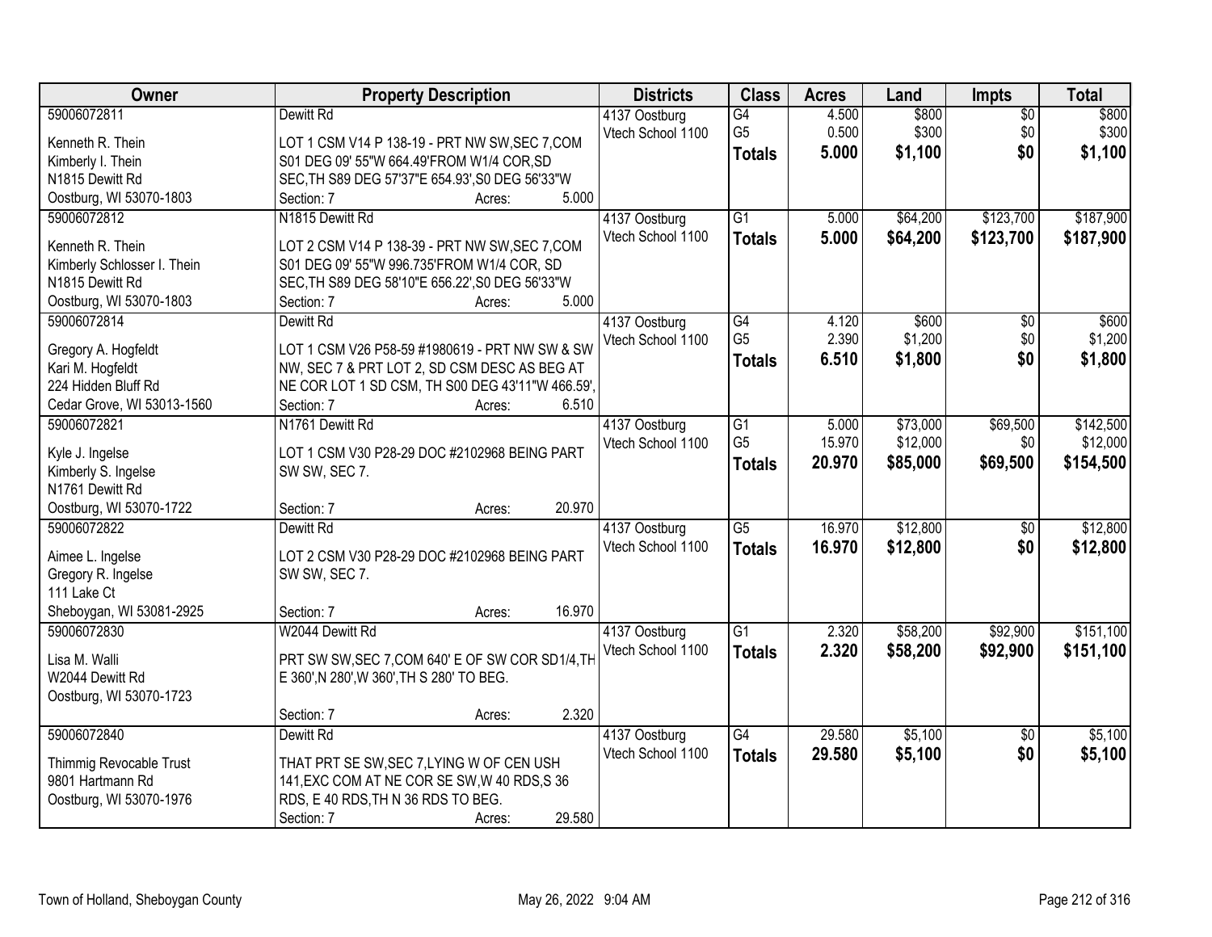| Owner | Property Description | Districts | Class | Acres | Land | Impts | Total |
|---|---|---|---|---|---|---|---|
| 59006072811<br>Kenneth R. Thein<br>Kimberly I. Thein<br>N1815 Dewitt Rd<br>Oostburg, WI 53070-1803 | Dewitt Rd<br>LOT 1 CSM V14 P 138-19 - PRT NW SW,SEC 7,COM S01 DEG 09' 55"W 664.49'FROM W1/4 COR,SD SEC,TH S89 DEG 57'37"E 654.93',S0 DEG 56'33"W<br>Section: 7 Acres: 5.000 | 4137 Oostburg<br>Vtech School 1100 | G4<br>G5<br>**Totals** | 4.500<br>0.500<br>**5.000** | $800<br>$300<br>**$1,100** | $0<br>$0<br>**$0** | $800<br>$300<br>**$1,100** |
| 59006072812<br>Kenneth R. Thein<br>Kimberly Schlosser I. Thein<br>N1815 Dewitt Rd<br>Oostburg, WI 53070-1803 | N1815 Dewitt Rd<br>LOT 2 CSM V14 P 138-39 - PRT NW SW,SEC 7,COM S01 DEG 09' 55"W 996.735'FROM W1/4 COR, SD SEC,TH S89 DEG 58'10"E 656.22',S0 DEG 56'33"W<br>Section: 7 Acres: 5.000 | 4137 Oostburg<br>Vtech School 1100 | G1<br>**Totals** | 5.000<br>**5.000** | $64,200<br>**$64,200** | $123,700<br>**$123,700** | $187,900<br>**$187,900** |
| 59006072814<br>Gregory A. Hogfeldt<br>Kari M. Hogfeldt<br>224 Hidden Bluff Rd<br>Cedar Grove, WI 53013-1560 | Dewitt Rd<br>LOT 1 CSM V26 P58-59 #1980619 - PRT NW SW & SW NW, SEC 7 & PRT LOT 2, SD CSM DESC AS BEG AT NE COR LOT 1 SD CSM, TH S00 DEG 43'11"W 466.59',<br>Section: 7 Acres: 6.510 | 4137 Oostburg<br>Vtech School 1100 | G4<br>G5<br>**Totals** | 4.120<br>2.390<br>**6.510** | $600<br>$1,200<br>**$1,800** | $0<br>$0<br>**$0** | $600<br>$1,200<br>**$1,800** |
| 59006072821<br>Kyle J. Ingelse<br>Kimberly S. Ingelse<br>N1761 Dewitt Rd<br>Oostburg, WI 53070-1722 | N1761 Dewitt Rd<br>LOT 1 CSM V30 P28-29 DOC #2102968 BEING PART SW SW, SEC 7.<br>Section: 7 Acres: 20.970 | 4137 Oostburg<br>Vtech School 1100 | G1<br>G5<br>**Totals** | 5.000<br>15.970<br>**20.970** | $73,000<br>$12,000<br>**$85,000** | $69,500<br>$0<br>**$69,500** | $142,500<br>$12,000<br>**$154,500** |
| 59006072822<br>Aimee L. Ingelse<br>Gregory R. Ingelse<br>111 Lake Ct<br>Sheboygan, WI 53081-2925 | Dewitt Rd<br>LOT 2 CSM V30 P28-29 DOC #2102968 BEING PART SW SW, SEC 7.<br>Section: 7 Acres: 16.970 | 4137 Oostburg<br>Vtech School 1100 | G5<br>**Totals** | 16.970<br>**16.970** | $12,800<br>**$12,800** | $0<br>**$0** | $12,800<br>**$12,800** |
| 59006072830<br>Lisa M. Walli<br>W2044 Dewitt Rd<br>Oostburg, WI 53070-1723 | W2044 Dewitt Rd<br>PRT SW SW,SEC 7,COM 640' E OF SW COR SD1/4,TH E 360',N 280',W 360',TH S 280' TO BEG.<br>Section: 7 Acres: 2.320 | 4137 Oostburg<br>Vtech School 1100 | G1<br>**Totals** | 2.320<br>**2.320** | $58,200<br>**$58,200** | $92,900<br>**$92,900** | $151,100<br>**$151,100** |
| 59006072840<br>Thimmig Revocable Trust<br>9801 Hartmann Rd<br>Oostburg, WI 53070-1976 | Dewitt Rd<br>THAT PRT SE SW,SEC 7,LYING W OF CEN USH 141,EXC COM AT NE COR SE SW,W 40 RDS,S 36 RDS, E 40 RDS,TH N 36 RDS TO BEG.<br>Section: 7 Acres: 29.580 | 4137 Oostburg<br>Vtech School 1100 | G4<br>**Totals** | 29.580<br>**29.580** | $5,100<br>**$5,100** | $0<br>**$0** | $5,100<br>**$5,100** |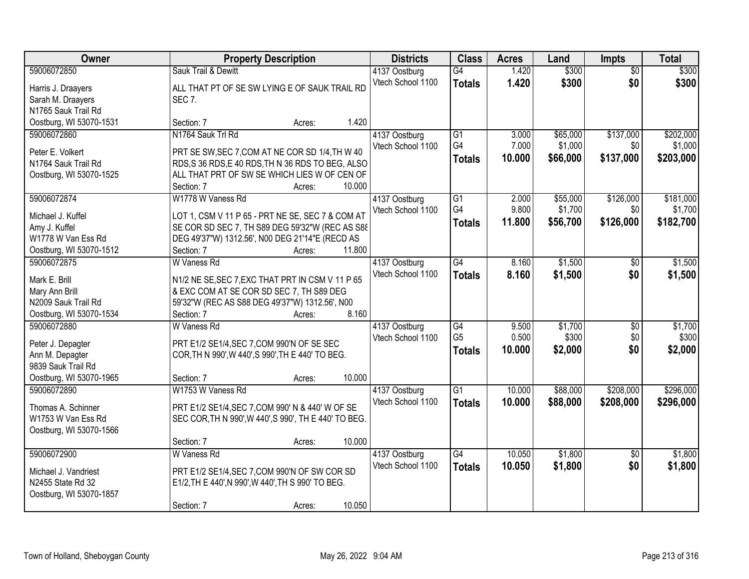| Owner | Property Description | Districts | Class | Acres | Land | Impts | Total |
|---|---|---|---|---|---|---|---|
| 59006072850<br>Harris J. Draayers<br>Sarah M. Draayers<br>N1765 Sauk Trail Rd<br>Oostburg, WI 53070-1531 | Sauk Trail & Dewitt<br>ALL THAT PT OF SE SW LYING E OF SAUK TRAIL RD SEC 7.<br>Section: 7 Acres: 1.420 | 4137 Oostburg<br>Vtech School 1100 | G4<br>**Totals** | 1.420<br>**1.420** | $300<br>**$300** | $0<br>**$0** | $300<br>**$300** |
| 59006072860<br>Peter E. Volkert<br>N1764 Sauk Trail Rd<br>Oostburg, WI 53070-1525 | N1764 Sauk Trl Rd<br>PRT SE SW,SEC 7,COM AT NE COR SD 1/4,TH W 40 RDS,S 36 RDS,E 40 RDS,TH N 36 RDS TO BEG, ALSO ALL THAT PRT OF SW SE WHICH LIES W OF CEN OF<br>Section: 7 Acres: 10.000 | 4137 Oostburg<br>Vtech School 1100 | G1<br>G4<br>**Totals** | 3.000<br>7.000<br>**10.000** | $65,000<br>$1,000<br>**$66,000** | $137,000<br>$0<br>**$137,000** | $202,000<br>$1,000<br>**$203,000** |
| 59006072874<br>Michael J. Kuffel<br>Amy J. Kuffel<br>W1778 W Van Ess Rd<br>Oostburg, WI 53070-1512 | W1778 W Vaness Rd<br>LOT 1, CSM V 11 P 65 - PRT NE SE, SEC 7 & COM AT SE COR SD SEC 7, TH S89 DEG 59'32"W (REC AS S88 DEG 49'37"W) 1312.56', N00 DEG 21'14"E (RECD AS<br>Section: 7 Acres: 11.800 | 4137 Oostburg<br>Vtech School 1100 | G1<br>G4<br>**Totals** | 2.000<br>9.800<br>**11.800** | $55,000<br>$1,700<br>**$56,700** | $126,000<br>$0<br>**$126,000** | $181,000<br>$1,700<br>**$182,700** |
| 59006072875<br>Mark E. Brill<br>Mary Ann Brill<br>N2009 Sauk Trail Rd<br>Oostburg, WI 53070-1534 | W Vaness Rd<br>N1/2 NE SE,SEC 7,EXC THAT PRT IN CSM V 11 P 65 & EXC COM AT SE COR SD SEC 7, TH S89 DEG 59'32"W (REC AS S88 DEG 49'37"W) 1312.56', N00<br>Section: 7 Acres: 8.160 | 4137 Oostburg<br>Vtech School 1100 | G4<br>**Totals** | 8.160<br>**8.160** | $1,500<br>**$1,500** | $0<br>**$0** | $1,500<br>**$1,500** |
| 59006072880<br>Peter J. Depagter<br>Ann M. Depagter<br>9839 Sauk Trail Rd<br>Oostburg, WI 53070-1965 | W Vaness Rd<br>PRT E1/2 SE1/4,SEC 7,COM 990'N OF SE SEC COR,TH N 990',W 440',S 990',TH E 440' TO BEG.<br>Section: 7 Acres: 10.000 | 4137 Oostburg<br>Vtech School 1100 | G4<br>G5<br>**Totals** | 9.500<br>0.500<br>**10.000** | $1,700<br>$300<br>**$2,000** | $0<br>$0<br>**$0** | $1,700<br>$300<br>**$2,000** |
| 59006072890<br>Thomas A. Schinner<br>W1753 W Van Ess Rd<br>Oostburg, WI 53070-1566 | W1753 W Vaness Rd<br>PRT E1/2 SE1/4,SEC 7,COM 990' N & 440' W OF SE SEC COR,TH N 990',W 440',S 990', TH E 440' TO BEG.<br>Section: 7 Acres: 10.000 | 4137 Oostburg<br>Vtech School 1100 | G1<br>**Totals** | 10.000<br>**10.000** | $88,000<br>**$88,000** | $208,000<br>**$208,000** | $296,000<br>**$296,000** |
| 59006072900<br>Michael J. Vandriest<br>N2455 State Rd 32<br>Oostburg, WI 53070-1857 | W Vaness Rd<br>PRT E1/2 SE1/4,SEC 7,COM 990'N OF SW COR SD E1/2,TH E 440',N 990',W 440',TH S 990' TO BEG.<br>Section: 7 Acres: 10.050 | 4137 Oostburg<br>Vtech School 1100 | G4<br>**Totals** | 10.050<br>**10.050** | $1,800<br>**$1,800** | $0<br>**$0** | $1,800<br>**$1,800** |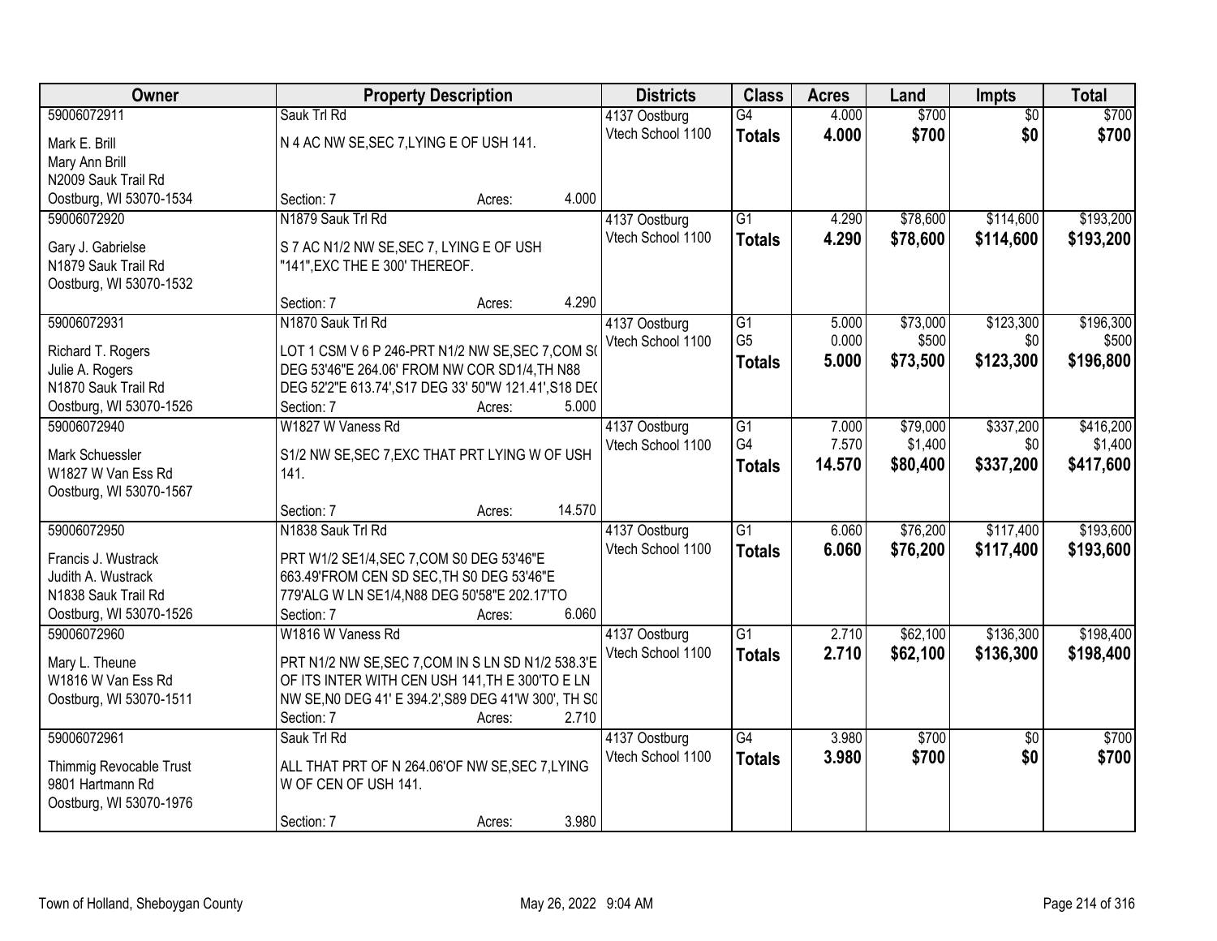| Owner | Property Description | Districts | Class | Acres | Land | Impts | Total |
|---|---|---|---|---|---|---|---|
| 59006072911<br>Mark E. Brill<br>Mary Ann Brill<br>N2009 Sauk Trail Rd<br>Oostburg, WI 53070-1534 | Sauk Trl Rd<br>N 4 AC NW SE,SEC 7,LYING E OF USH 141.<br>Section: 7 Acres: 4.000 | 4137 Oostburg<br>Vtech School 1100 | G4<br>**Totals** | 4.000<br>**4.000** | $700<br>**$700** | $0<br>**$0** | $700<br>**$700** |
| 59006072920<br>Gary J. Gabrielse<br>N1879 Sauk Trail Rd<br>Oostburg, WI 53070-1532 | N1879 Sauk Trl Rd<br>S 7 AC N1/2 NW SE,SEC 7, LYING E OF USH "141",EXC THE E 300' THEREOF.<br>Section: 7 Acres: 4.290 | 4137 Oostburg<br>Vtech School 1100 | G1<br>**Totals** | 4.290<br>**4.290** | $78,600<br>**$78,600** | $114,600<br>**$114,600** | $193,200<br>**$193,200** |
| 59006072931<br>Richard T. Rogers<br>Julie A. Rogers<br>N1870 Sauk Trail Rd<br>Oostburg, WI 53070-1526 | N1870 Sauk Trl Rd<br>LOT 1 CSM V 6 P 246-PRT N1/2 NW SE,SEC 7,COM S( DEG 53'46"E 264.06' FROM NW COR SD1/4,TH N88 DEG 52'2"E 613.74',S17 DEG 33' 50"W 121.41',S18 DE(<br>Section: 7 Acres: 5.000 | 4137 Oostburg<br>Vtech School 1100 | G1<br>G5<br>**Totals** | 5.000<br>0.000<br>**5.000** | $73,000<br>$500<br>**$73,500** | $123,300<br>$0<br>**$123,300** | $196,300<br>$500<br>**$196,800** |
| 59006072940<br>Mark Schuessler<br>W1827 W Van Ess Rd<br>Oostburg, WI 53070-1567 | W1827 W Vaness Rd<br>S1/2 NW SE,SEC 7,EXC THAT PRT LYING W OF USH 141.<br>Section: 7 Acres: 14.570 | 4137 Oostburg<br>Vtech School 1100 | G1<br>G4<br>**Totals** | 7.000<br>7.570<br>**14.570** | $79,000<br>$1,400<br>**$80,400** | $337,200<br>$0<br>**$337,200** | $416,200<br>$1,400<br>**$417,600** |
| 59006072950<br>Francis J. Wustrack<br>Judith A. Wustrack<br>N1838 Sauk Trail Rd<br>Oostburg, WI 53070-1526 | N1838 Sauk Trl Rd<br>PRT W1/2 SE1/4,SEC 7,COM S0 DEG 53'46"E 663.49'FROM CEN SD SEC,TH S0 DEG 53'46"E 779'ALG W LN SE1/4,N88 DEG 50'58"E 202.17'TO<br>Section: 7 Acres: 6.060 | 4137 Oostburg<br>Vtech School 1100 | G1<br>**Totals** | 6.060<br>**6.060** | $76,200<br>**$76,200** | $117,400<br>**$117,400** | $193,600<br>**$193,600** |
| 59006072960<br>Mary L. Theune<br>W1816 W Van Ess Rd<br>Oostburg, WI 53070-1511 | W1816 W Vaness Rd<br>PRT N1/2 NW SE,SEC 7,COM IN S LN SD N1/2 538.3'E OF ITS INTER WITH CEN USH 141,TH E 300'TO E LN NW SE,N0 DEG 41' E 394.2',S89 DEG 41'W 300', TH S0<br>Section: 7 Acres: 2.710 | 4137 Oostburg<br>Vtech School 1100 | G1<br>**Totals** | 2.710<br>**2.710** | $62,100<br>**$62,100** | $136,300<br>**$136,300** | $198,400<br>**$198,400** |
| 59006072961<br>Thimmig Revocable Trust<br>9801 Hartmann Rd<br>Oostburg, WI 53070-1976 | Sauk Trl Rd<br>ALL THAT PRT OF N 264.06'OF NW SE,SEC 7,LYING W OF CEN OF USH 141.<br>Section: 7 Acres: 3.980 | 4137 Oostburg<br>Vtech School 1100 | G4<br>**Totals** | 3.980<br>**3.980** | $700<br>**$700** | $0<br>**$0** | $700<br>**$700** |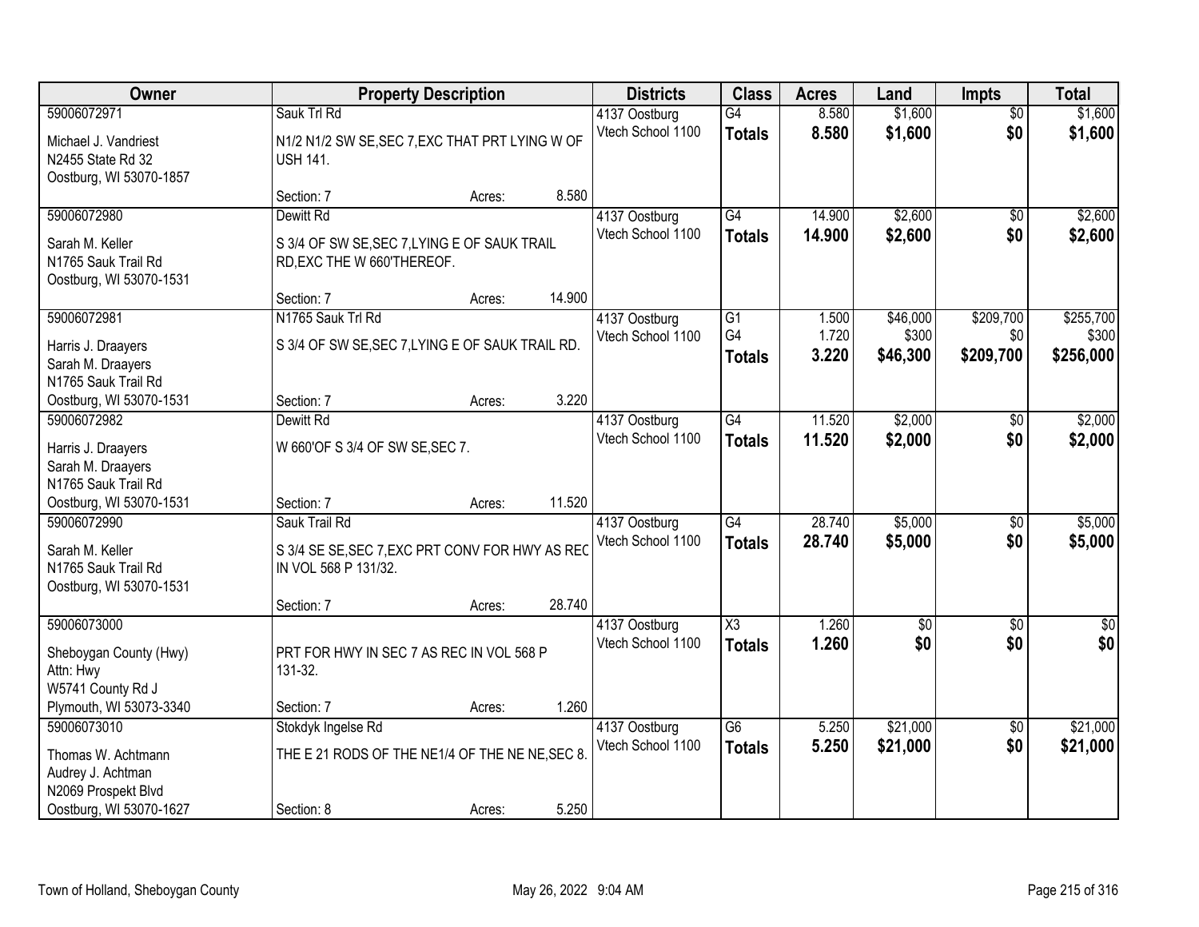| Owner | Property Description | Districts | Class | Acres | Land | Impts | Total |
|---|---|---|---|---|---|---|---|
| 59006072971<br>Michael J. Vandriest<br>N2455 State Rd 32<br>Oostburg, WI 53070-1857 | Sauk Trl Rd<br>N1/2 N1/2 SW SE,SEC 7,EXC THAT PRT LYING W OF USH 141.<br>Section: 7 Acres: 8.580 | 4137 Oostburg<br>Vtech School 1100 | G4<br>**Totals** | 8.580<br>**8.580** | $1,600<br>**$1,600** | $0<br>**$0** | $1,600<br>**$1,600** |
| 59006072980<br>Sarah M. Keller<br>N1765 Sauk Trail Rd<br>Oostburg, WI 53070-1531 | Dewitt Rd<br>S 3/4 OF SW SE,SEC 7,LYING E OF SAUK TRAIL RD,EXC THE W 660'THEREOF.<br>Section: 7 Acres: 14.900 | 4137 Oostburg<br>Vtech School 1100 | G4<br>**Totals** | 14.900<br>**14.900** | $2,600<br>**$2,600** | $0<br>**$0** | $2,600<br>**$2,600** |
| 59006072981<br>Harris J. Draayers<br>Sarah M. Draayers<br>N1765 Sauk Trail Rd<br>Oostburg, WI 53070-1531 | N1765 Sauk Trl Rd<br>S 3/4 OF SW SE,SEC 7,LYING E OF SAUK TRAIL RD.<br>Section: 7 Acres: 3.220 | 4137 Oostburg<br>Vtech School 1100 | G1<br>G4<br>**Totals** | 1.500<br>1.720<br>**3.220** | $46,000<br>$300<br>**$46,300** | $209,700<br>$0<br>**$209,700** | $255,700<br>$300<br>**$256,000** |
| 59006072982<br>Harris J. Draayers<br>Sarah M. Draayers<br>N1765 Sauk Trail Rd<br>Oostburg, WI 53070-1531 | Dewitt Rd<br>W 660'OF S 3/4 OF SW SE,SEC 7.<br>Section: 7 Acres: 11.520 | 4137 Oostburg<br>Vtech School 1100 | G4<br>**Totals** | 11.520<br>**11.520** | $2,000<br>**$2,000** | $0<br>**$0** | $2,000<br>**$2,000** |
| 59006072990<br>Sarah M. Keller<br>N1765 Sauk Trail Rd<br>Oostburg, WI 53070-1531 | Sauk Trail Rd<br>S 3/4 SE SE,SEC 7,EXC PRT CONV FOR HWY AS REC IN VOL 568 P 131/32.<br>Section: 7 Acres: 28.740 | 4137 Oostburg<br>Vtech School 1100 | G4<br>**Totals** | 28.740<br>**28.740** | $5,000<br>**$5,000** | $0<br>**$0** | $5,000<br>**$5,000** |
| 59006073000<br>Sheboygan County (Hwy)<br>Attn: Hwy<br>W5741 County Rd J<br>Plymouth, WI 53073-3340 | PRT FOR HWY IN SEC 7 AS REC IN VOL 568 P 131-32.<br>Section: 7 Acres: 1.260 | 4137 Oostburg<br>Vtech School 1100 | X3<br>**Totals** | 1.260<br>**1.260** | $0<br>**$0** | $0<br>**$0** | $0<br>**$0** |
| 59006073010<br>Thomas W. Achtmann<br>Audrey J. Achtman<br>N2069 Prospekt Blvd<br>Oostburg, WI 53070-1627 | Stokdyk Ingelse Rd<br>THE E 21 RODS OF THE NE1/4 OF THE NE NE,SEC 8.<br>Section: 8 Acres: 5.250 | 4137 Oostburg<br>Vtech School 1100 | G6<br>**Totals** | 5.250<br>**5.250** | $21,000<br>**$21,000** | $0<br>**$0** | $21,000<br>**$21,000** |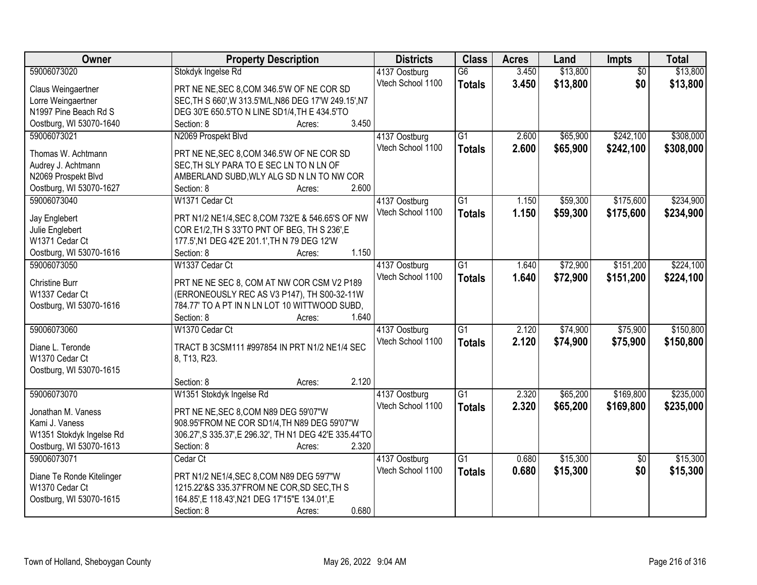| Owner | Property Description | Districts | Class | Acres | Land | Impts | Total |
|---|---|---|---|---|---|---|---|
| 59006073020 | Stokdyk Ingelse Rd | 4137 Oostburg | G6 | 3.450 | $13,800 | $0 | $13,800 |
| Claus Weingaertner<br>Lorre Weingaertner<br>N1997 Pine Beach Rd S<br>Oostburg, WI 53070-1640 | PRT NE NE,SEC 8,COM 346.5'W OF NE COR SD SEC,TH S 660',W 313.5'M/L,N86 DEG 17'W 249.15',N7 DEG 30'E 650.5'TO N LINE SD1/4,TH E 434.5'TO<br>Section: 8 Acres: 3.450 | Vtech School 1100 | **Totals** | **3.450** | **$13,800** | **$0** | **$13,800** |
| 59006073021 | N2069 Prospekt Blvd | 4137 Oostburg | G1 | 2.600 | $65,900 | $242,100 | $308,000 |
| Thomas W. Achtmann<br>Audrey J. Achtmann<br>N2069 Prospekt Blvd<br>Oostburg, WI 53070-1627 | PRT NE NE,SEC 8,COM 346.5'W OF NE COR SD SEC,TH SLY PARA TO E SEC LN TO N LN OF AMBERLAND SUBD,WLY ALG SD N LN TO NW COR<br>Section: 8 Acres: 2.600 | Vtech School 1100 | **Totals** | **2.600** | **$65,900** | **$242,100** | **$308,000** |
| 59006073040 | W1371 Cedar Ct | 4137 Oostburg | G1 | 1.150 | $59,300 | $175,600 | $234,900 |
| Jay Englebert<br>Julie Englebert<br>W1371 Cedar Ct<br>Oostburg, WI 53070-1616 | PRT N1/2 NE1/4,SEC 8,COM 732'E & 546.65'S OF NW COR E1/2,TH S 33'TO PNT OF BEG, TH S 236',E 177.5',N1 DEG 42'E 201.1',TH N 79 DEG 12'W<br>Section: 8 Acres: 1.150 | Vtech School 1100 | **Totals** | **1.150** | **$59,300** | **$175,600** | **$234,900** |
| 59006073050 | W1337 Cedar Ct | 4137 Oostburg | G1 | 1.640 | $72,900 | $151,200 | $224,100 |
| Christine Burr<br>W1337 Cedar Ct<br>Oostburg, WI 53070-1616 | PRT NE NE SEC 8, COM AT NW COR CSM V2 P189 (ERRONEOUSLY REC AS V3 P147), TH S00-32-11W 784.77' TO A PT IN N LN LOT 10 WITTWOOD SUBD,<br>Section: 8 Acres: 1.640 | Vtech School 1100 | **Totals** | **1.640** | **$72,900** | **$151,200** | **$224,100** |
| 59006073060 | W1370 Cedar Ct | 4137 Oostburg | G1 | 2.120 | $74,900 | $75,900 | $150,800 |
| Diane L. Teronde<br>W1370 Cedar Ct<br>Oostburg, WI 53070-1615 | TRACT B 3CSM111 #997854 IN PRT N1/2 NE1/4 SEC 8, T13, R23.<br>Section: 8 Acres: 2.120 | Vtech School 1100 | **Totals** | **2.120** | **$74,900** | **$75,900** | **$150,800** |
| 59006073070 | W1351 Stokdyk Ingelse Rd | 4137 Oostburg | G1 | 2.320 | $65,200 | $169,800 | $235,000 |
| Jonathan M. Vaness<br>Kami J. Vaness<br>W1351 Stokdyk Ingelse Rd<br>Oostburg, WI 53070-1613 | PRT NE NE,SEC 8,COM N89 DEG 59'07"W 908.95'FROM NE COR SD1/4,TH N89 DEG 59'07"W 306.27',S 335.37',E 296.32', TH N1 DEG 42'E 335.44'TO<br>Section: 8 Acres: 2.320 | Vtech School 1100 | **Totals** | **2.320** | **$65,200** | **$169,800** | **$235,000** |
| 59006073071 | Cedar Ct | 4137 Oostburg | G1 | 0.680 | $15,300 | $0 | $15,300 |
| Diane Te Ronde Kitelinger<br>W1370 Cedar Ct<br>Oostburg, WI 53070-1615 | PRT N1/2 NE1/4,SEC 8,COM N89 DEG 59'7"W 1215.22'&S 335.37'FROM NE COR,SD SEC,TH S 164.85',E 118.43',N21 DEG 17'15"E 134.01',E<br>Section: 8 Acres: 0.680 | Vtech School 1100 | **Totals** | **0.680** | **$15,300** | **$0** | **$15,300** |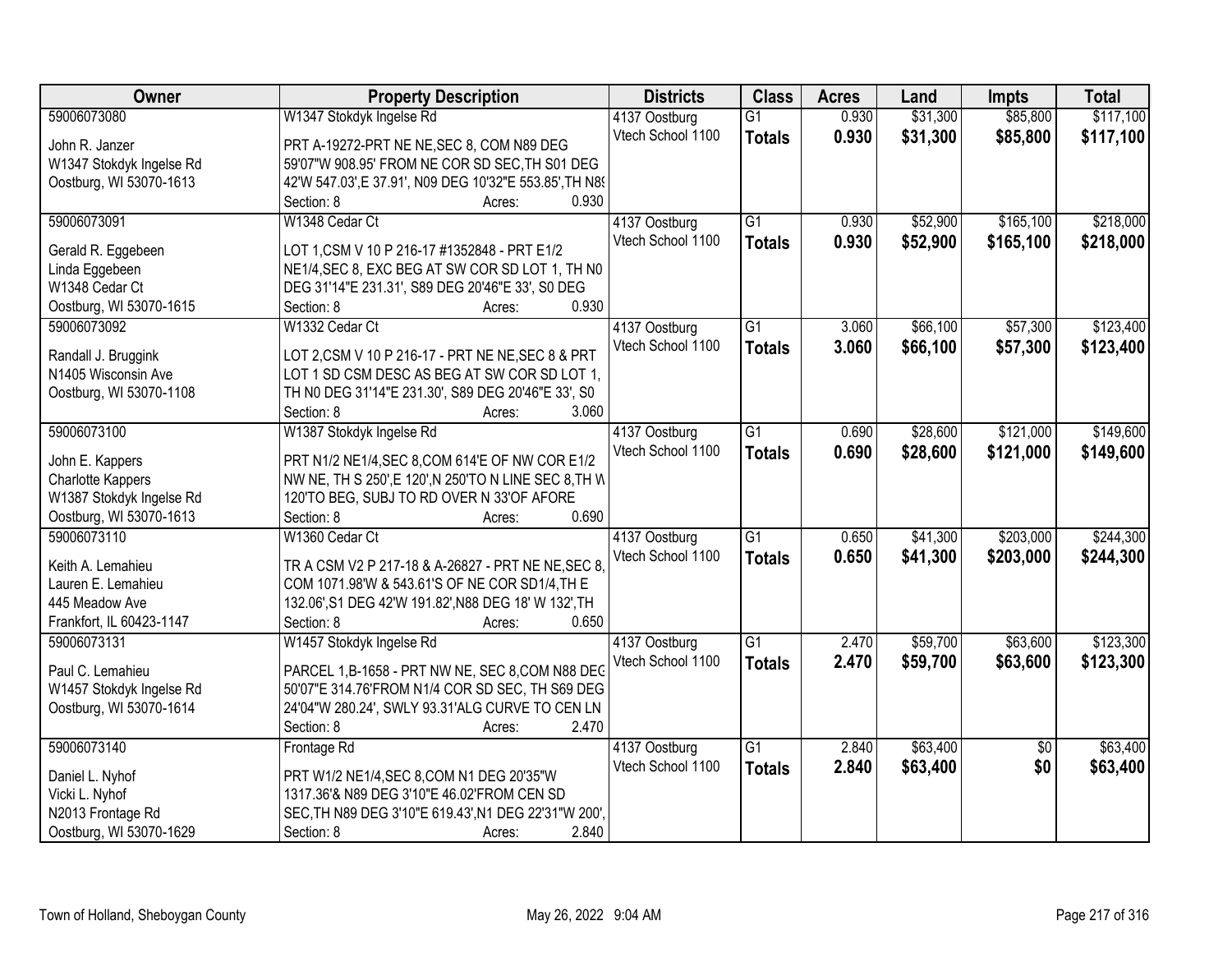| Owner | Property Description | Districts | Class | Acres | Land | Impts | Total |
|---|---|---|---|---|---|---|---|
| 59006073080<br>John R. Janzer<br>W1347 Stokdyk Ingelse Rd<br>Oostburg, WI 53070-1613 | W1347 Stokdyk Ingelse Rd<br>PRT A-19272-PRT NE NE,SEC 8, COM N89 DEG 59'07"W 908.95' FROM NE COR SD SEC,TH S01 DEG 42'W 547.03',E 37.91', N09 DEG 10'32"E 553.85',TH N89<br>Section: 8 Acres: 0.930 | 4137 Oostburg<br>Vtech School 1100 | G1<br>**Totals** | 0.930<br>**0.930** | $31,300<br>**$31,300** | $85,800<br>**$85,800** | $117,100<br>**$117,100** |
| 59006073091<br>Gerald R. Eggebeen<br>Linda Eggebeen<br>W1348 Cedar Ct<br>Oostburg, WI 53070-1615 | W1348 Cedar Ct<br>LOT 1,CSM V 10 P 216-17 #1352848 - PRT E1/2 NE1/4,SEC 8, EXC BEG AT SW COR SD LOT 1, TH N0 DEG 31'14"E 231.31', S89 DEG 20'46"E 33', S0 DEG<br>Section: 8 Acres: 0.930 | 4137 Oostburg<br>Vtech School 1100 | G1<br>**Totals** | 0.930<br>**0.930** | $52,900<br>**$52,900** | $165,100<br>**$165,100** | $218,000<br>**$218,000** |
| 59006073092<br>Randall J. Bruggink<br>N1405 Wisconsin Ave<br>Oostburg, WI 53070-1108 | W1332 Cedar Ct<br>LOT 2,CSM V 10 P 216-17 - PRT NE NE,SEC 8 & PRT LOT 1 SD CSM DESC AS BEG AT SW COR SD LOT 1, TH N0 DEG 31'14"E 231.30', S89 DEG 20'46"E 33', S0<br>Section: 8 Acres: 3.060 | 4137 Oostburg<br>Vtech School 1100 | G1<br>**Totals** | 3.060<br>**3.060** | $66,100<br>**$66,100** | $57,300<br>**$57,300** | $123,400<br>**$123,400** |
| 59006073100<br>John E. Kappers<br>Charlotte Kappers<br>W1387 Stokdyk Ingelse Rd<br>Oostburg, WI 53070-1613 | W1387 Stokdyk Ingelse Rd<br>PRT N1/2 NE1/4,SEC 8,COM 614'E OF NW COR E1/2 NW NE, TH S 250',E 120',N 250'TO N LINE SEC 8,TH W 120'TO BEG, SUBJ TO RD OVER N 33'OF AFORE<br>Section: 8 Acres: 0.690 | 4137 Oostburg<br>Vtech School 1100 | G1<br>**Totals** | 0.690<br>**0.690** | $28,600<br>**$28,600** | $121,000<br>**$121,000** | $149,600<br>**$149,600** |
| 59006073110<br>Keith A. Lemahieu<br>Lauren E. Lemahieu<br>445 Meadow Ave<br>Frankfort, IL 60423-1147 | W1360 Cedar Ct<br>TR A CSM V2 P 217-18 & A-26827 - PRT NE NE,SEC 8, COM 1071.98'W & 543.61'S OF NE COR SD1/4,TH E 132.06',S1 DEG 42'W 191.82',N88 DEG 18' W 132',TH<br>Section: 8 Acres: 0.650 | 4137 Oostburg<br>Vtech School 1100 | G1<br>**Totals** | 0.650<br>**0.650** | $41,300<br>**$41,300** | $203,000<br>**$203,000** | $244,300<br>**$244,300** |
| 59006073131<br>Paul C. Lemahieu<br>W1457 Stokdyk Ingelse Rd<br>Oostburg, WI 53070-1614 | W1457 Stokdyk Ingelse Rd<br>PARCEL 1,B-1658 - PRT NW NE, SEC 8,COM N88 DEG 50'07"E 314.76'FROM N1/4 COR SD SEC, TH S69 DEG 24'04"W 280.24', SWLY 93.31'ALG CURVE TO CEN LN<br>Section: 8 Acres: 2.470 | 4137 Oostburg<br>Vtech School 1100 | G1<br>**Totals** | 2.470<br>**2.470** | $59,700<br>**$59,700** | $63,600<br>**$63,600** | $123,300<br>**$123,300** |
| 59006073140<br>Daniel L. Nyhof<br>Vicki L. Nyhof<br>N2013 Frontage Rd<br>Oostburg, WI 53070-1629 | Frontage Rd<br>PRT W1/2 NE1/4,SEC 8,COM N1 DEG 20'35"W 1317.36'& N89 DEG 3'10"E 46.02'FROM CEN SD SEC,TH N89 DEG 3'10"E 619.43',N1 DEG 22'31"W 200',<br>Section: 8 Acres: 2.840 | 4137 Oostburg<br>Vtech School 1100 | G1<br>**Totals** | 2.840<br>**2.840** | $63,400<br>**$63,400** | $0<br>**$0** | $63,400<br>**$63,400** |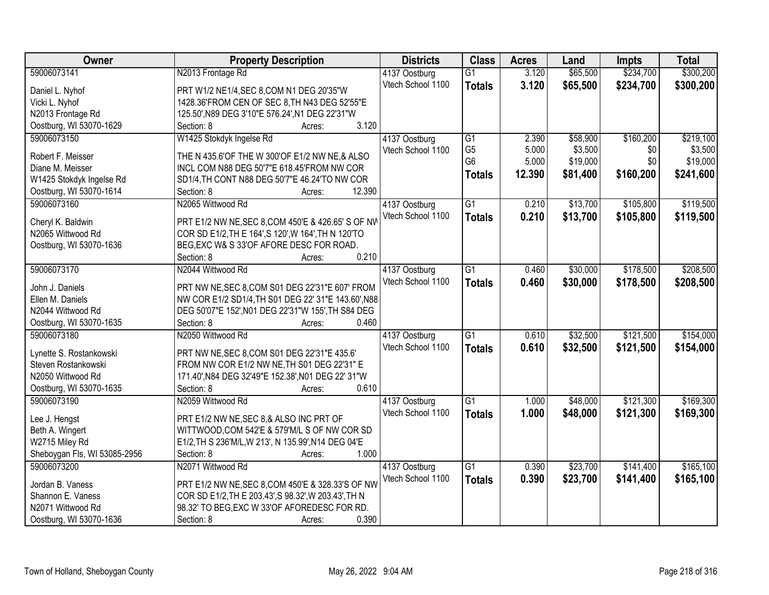| Owner | Property Description | Districts | Class | Acres | Land | Impts | Total |
|---|---|---|---|---|---|---|---|
| 59006073141 | N2013 Frontage Rd | 4137 Oostburg | G1 | 3.120 | $65,500 | $234,700 | $300,200 |
| Daniel L. Nyhof | PRT W1/2 NE1/4,SEC 8,COM N1 DEG 20'35"W | Vtech School 1100 | **Totals** | **3.120** | **$65,500** | **$234,700** | **$300,200** |
| Vicki L. Nyhof | 1428.36'FROM CEN OF SEC 8,TH N43 DEG 52'55"E | | | | | | |
| N2013 Frontage Rd | 125.50',N89 DEG 3'10"E 576.24',N1 DEG 22'31"W | | | | | | |
| Oostburg, WI 53070-1629 | Section: 8 Acres: 3.120 | | | | | | |
| 59006073150 | W1425 Stokdyk Ingelse Rd | 4137 Oostburg | G1 | 2.390 | $58,900 | $160,200 | $219,100 |
| Robert F. Meisser | THE N 435.6'OF THE W 300'OF E1/2 NW NE,& ALSO | Vtech School 1100 | G5 | 5.000 | $3,500 | $0 | $3,500 |
| Diane M. Meisser | INCL COM N88 DEG 50'7"E 618.45'FROM NW COR | | G6 | 5.000 | $19,000 | $0 | $19,000 |
| W1425 Stokdyk Ingelse Rd | SD1/4,TH CONT N88 DEG 50'7"E 46.24'TO NW COR | | **Totals** | **12.390** | **$81,400** | **$160,200** | **$241,600** |
| Oostburg, WI 53070-1614 | Section: 8 Acres: 12.390 | | | | | | |
| 59006073160 | N2065 Wittwood Rd | 4137 Oostburg | G1 | 0.210 | $13,700 | $105,800 | $119,500 |
| Cheryl K. Baldwin | PRT E1/2 NW NE,SEC 8,COM 450'E & 426.65' S OF NW | Vtech School 1100 | **Totals** | **0.210** | **$13,700** | **$105,800** | **$119,500** |
| N2065 Wittwood Rd | COR SD E1/2,TH E 164',S 120',W 164',TH N 120'TO | | | | | | |
| Oostburg, WI 53070-1636 | BEG,EXC W& S 33'OF AFORE DESC FOR ROAD. | | | | | | |
| | Section: 8 Acres: 0.210 | | | | | | |
| 59006073170 | N2044 Wittwood Rd | 4137 Oostburg | G1 | 0.460 | $30,000 | $178,500 | $208,500 |
| John J. Daniels | PRT NW NE,SEC 8,COM S01 DEG 22'31"E 607' FROM | Vtech School 1100 | **Totals** | **0.460** | **$30,000** | **$178,500** | **$208,500** |
| Ellen M. Daniels | NW COR E1/2 SD1/4,TH S01 DEG 22' 31"E 143.60',N88 | | | | | | |
| N2044 Wittwood Rd | DEG 50'07"E 152',N01 DEG 22'31"W 155',TH S84 DEG | | | | | | |
| Oostburg, WI 53070-1635 | Section: 8 Acres: 0.460 | | | | | | |
| 59006073180 | N2050 Wittwood Rd | 4137 Oostburg | G1 | 0.610 | $32,500 | $121,500 | $154,000 |
| Lynette S. Rostankowski | PRT NW NE,SEC 8,COM S01 DEG 22'31"E 435.6' | Vtech School 1100 | **Totals** | **0.610** | **$32,500** | **$121,500** | **$154,000** |
| Steven Rostankowski | FROM NW COR E1/2 NW NE,TH S01 DEG 22'31" E | | | | | | |
| N2050 Wittwood Rd | 171.40',N84 DEG 32'49"E 152.38',N01 DEG 22' 31"W | | | | | | |
| Oostburg, WI 53070-1635 | Section: 8 Acres: 0.610 | | | | | | |
| 59006073190 | N2059 Wittwood Rd | 4137 Oostburg | G1 | 1.000 | $48,000 | $121,300 | $169,300 |
| Lee J. Hengst | PRT E1/2 NW NE,SEC 8,& ALSO INC PRT OF | Vtech School 1100 | **Totals** | **1.000** | **$48,000** | **$121,300** | **$169,300** |
| Beth A. Wingert | WITTWOOD,COM 542'E & 579'M/L S OF NW COR SD | | | | | | |
| W2715 Miley Rd | E1/2,TH S 236'M/L,W 213', N 135.99',N14 DEG 04'E | | | | | | |
| Sheboygan Fls, WI 53085-2956 | Section: 8 Acres: 1.000 | | | | | | |
| 59006073200 | N2071 Wittwood Rd | 4137 Oostburg | G1 | 0.390 | $23,700 | $141,400 | $165,100 |
| Jordan B. Vaness | PRT E1/2 NW NE,SEC 8,COM 450'E & 328.33'S OF NW | Vtech School 1100 | **Totals** | **0.390** | **$23,700** | **$141,400** | **$165,100** |
| Shannon E. Vaness | COR SD E1/2,TH E 203.43',S 98.32',W 203.43',TH N | | | | | | |
| N2071 Wittwood Rd | 98.32' TO BEG,EXC W 33'OF AFOREDESC FOR RD. | | | | | | |
| Oostburg, WI 53070-1636 | Section: 8 Acres: 0.390 | | | | | | |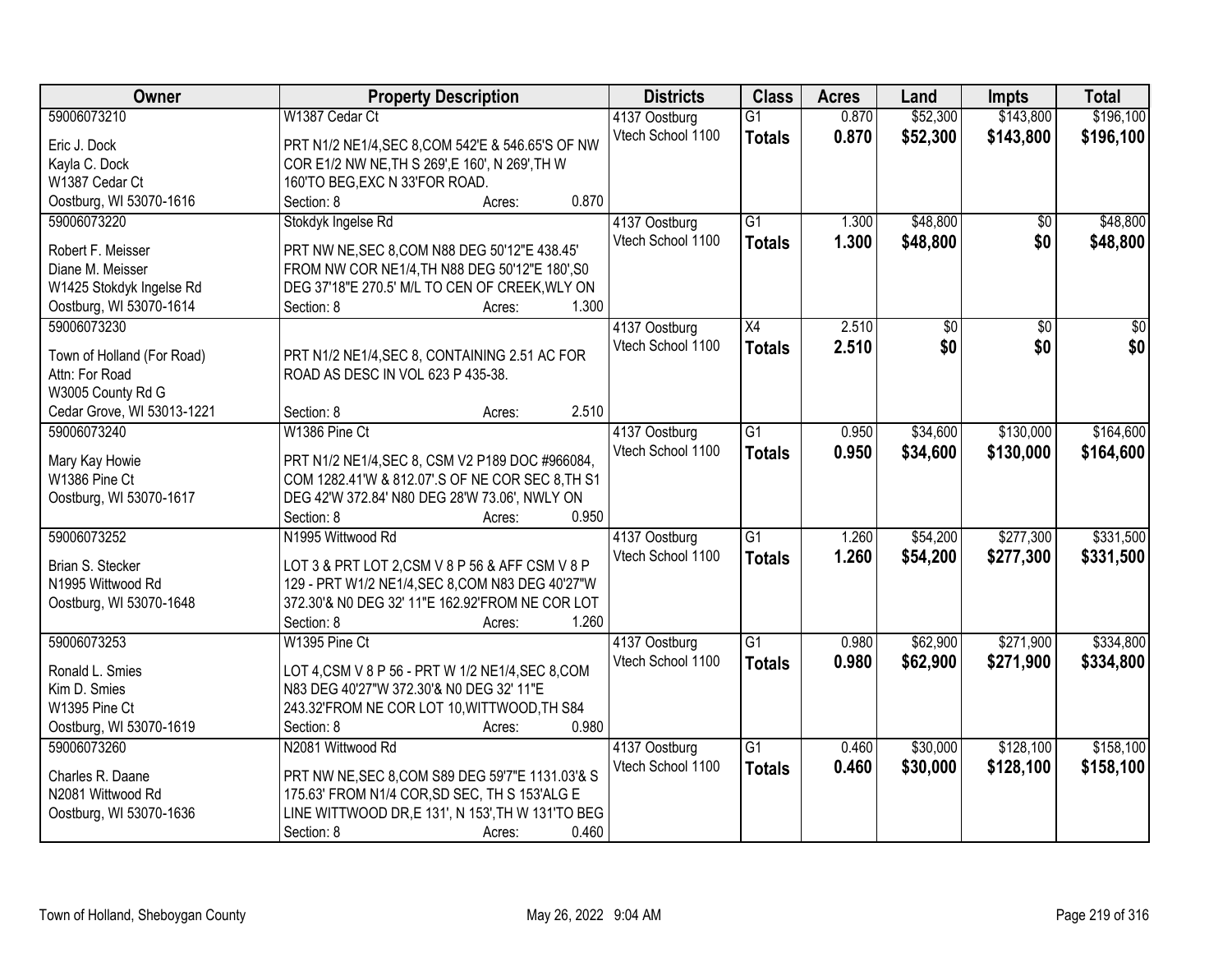| Owner | Property Description | Districts | Class | Acres | Land | Impts | Total |
|---|---|---|---|---|---|---|---|
| 59006073210 | W1387 Cedar Ct | 4137 Oostburg | G1 | 0.870 | $52,300 | $143,800 | $196,100 |
| Eric J. Dock<br>Kayla C. Dock<br>W1387 Cedar Ct<br>Oostburg, WI 53070-1616 | PRT N1/2 NE1/4,SEC 8,COM 542'E & 546.65'S OF NW COR E1/2 NW NE,TH S 269',E 160', N 269',TH W 160'TO BEG,EXC N 33'FOR ROAD.<br>Section: 8 Acres: 0.870 | Vtech School 1100 | **Totals** | **0.870** | **$52,300** | **$143,800** | **$196,100** |
| 59006073220 | Stokdyk Ingelse Rd | 4137 Oostburg | G1 | 1.300 | $48,800 | $0 | $48,800 |
| Robert F. Meisser<br>Diane M. Meisser<br>W1425 Stokdyk Ingelse Rd<br>Oostburg, WI 53070-1614 | PRT NW NE,SEC 8,COM N88 DEG 50'12"E 438.45' FROM NW COR NE1/4,TH N88 DEG 50'12"E 180',S0 DEG 37'18"E 270.5' M/L TO CEN OF CREEK,WLY ON<br>Section: 8 Acres: 1.300 | Vtech School 1100 | **Totals** | **1.300** | **$48,800** | **$0** | **$48,800** |
| 59006073230 | | 4137 Oostburg | X4 | 2.510 | $0 | $0 | $0 |
| Town of Holland (For Road)<br>Attn: For Road<br>W3005 County Rd G<br>Cedar Grove, WI 53013-1221 | PRT N1/2 NE1/4,SEC 8, CONTAINING 2.51 AC FOR ROAD AS DESC IN VOL 623 P 435-38.<br>Section: 8 Acres: 2.510 | Vtech School 1100 | **Totals** | **2.510** | **$0** | **$0** | **$0** |
| 59006073240 | W1386 Pine Ct | 4137 Oostburg | G1 | 0.950 | $34,600 | $130,000 | $164,600 |
| Mary Kay Howie<br>W1386 Pine Ct<br>Oostburg, WI 53070-1617 | PRT N1/2 NE1/4,SEC 8, CSM V2 P189 DOC #966084, COM 1282.41'W & 812.07'.S OF NE COR SEC 8,TH S1 DEG 42'W 372.84' N80 DEG 28'W 73.06', NWLY ON<br>Section: 8 Acres: 0.950 | Vtech School 1100 | **Totals** | **0.950** | **$34,600** | **$130,000** | **$164,600** |
| 59006073252 | N1995 Wittwood Rd | 4137 Oostburg | G1 | 1.260 | $54,200 | $277,300 | $331,500 |
| Brian S. Stecker<br>N1995 Wittwood Rd<br>Oostburg, WI 53070-1648 | LOT 3 & PRT LOT 2,CSM V 8 P 56 & AFF CSM V 8 P 129 - PRT W1/2 NE1/4,SEC 8,COM N83 DEG 40'27"W 372.30'& N0 DEG 32' 11"E 162.92'FROM NE COR LOT<br>Section: 8 Acres: 1.260 | Vtech School 1100 | **Totals** | **1.260** | **$54,200** | **$277,300** | **$331,500** |
| 59006073253 | W1395 Pine Ct | 4137 Oostburg | G1 | 0.980 | $62,900 | $271,900 | $334,800 |
| Ronald L. Smies<br>Kim D. Smies<br>W1395 Pine Ct<br>Oostburg, WI 53070-1619 | LOT 4,CSM V 8 P 56 - PRT W 1/2 NE1/4,SEC 8,COM N83 DEG 40'27"W 372.30'& N0 DEG 32' 11"E 243.32'FROM NE COR LOT 10,WITTWOOD,TH S84<br>Section: 8 Acres: 0.980 | Vtech School 1100 | **Totals** | **0.980** | **$62,900** | **$271,900** | **$334,800** |
| 59006073260 | N2081 Wittwood Rd | 4137 Oostburg | G1 | 0.460 | $30,000 | $128,100 | $158,100 |
| Charles R. Daane<br>N2081 Wittwood Rd<br>Oostburg, WI 53070-1636 | PRT NW NE,SEC 8,COM S89 DEG 59'7"E 1131.03'& S 175.63' FROM N1/4 COR,SD SEC, TH S 153'ALG E LINE WITTWOOD DR,E 131', N 153',TH W 131'TO BEG<br>Section: 8 Acres: 0.460 | Vtech School 1100 | **Totals** | **0.460** | **$30,000** | **$128,100** | **$158,100** |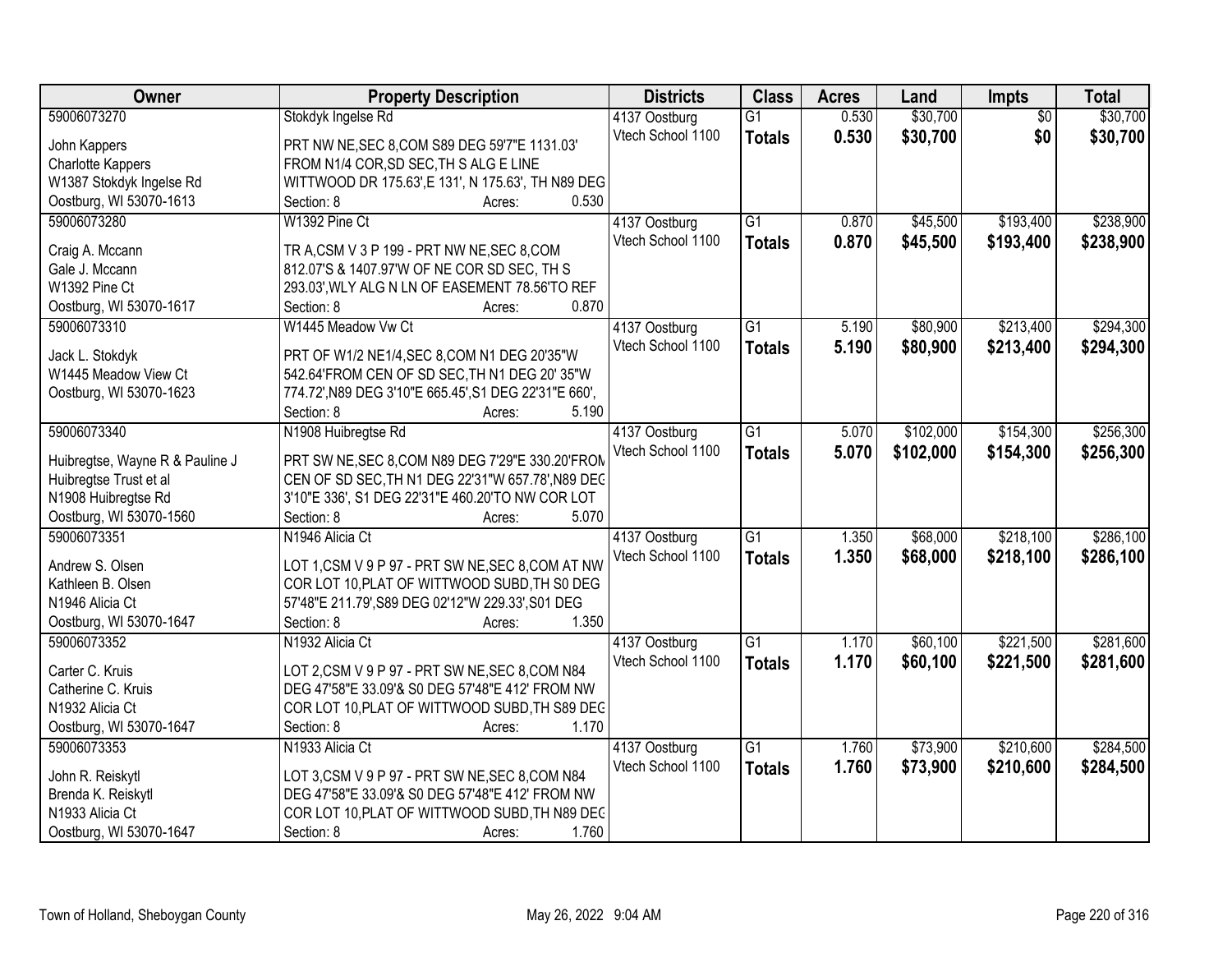| Owner | Property Description | Districts | Class | Acres | Land | Impts | Total |
|---|---|---|---|---|---|---|---|
| 59006073270<br>John Kappers<br>Charlotte Kappers<br>W1387 Stokdyk Ingelse Rd<br>Oostburg, WI 53070-1613 | Stokdyk Ingelse Rd<br>PRT NW NE,SEC 8,COM S89 DEG 59'7"E 1131.03' FROM N1/4 COR,SD SEC,TH S ALG E LINE WITTWOOD DR 175.63',E 131', N 175.63', TH N89 DEG<br>Section: 8 Acres: 0.530 | 4137 Oostburg<br>Vtech School 1100 | G1<br>**Totals** | 0.530<br>**0.530** | $30,700<br>**$30,700** | $0<br>**$0** | $30,700<br>**$30,700** |
| 59006073280<br>Craig A. Mccann<br>Gale J. Mccann<br>W1392 Pine Ct<br>Oostburg, WI 53070-1617 | W1392 Pine Ct<br>TR A,CSM V 3 P 199 - PRT NW NE,SEC 8,COM 812.07'S & 1407.97'W OF NE COR SD SEC, TH S 293.03',WLY ALG N LN OF EASEMENT 78.56'TO REF<br>Section: 8 Acres: 0.870 | 4137 Oostburg<br>Vtech School 1100 | G1<br>**Totals** | 0.870<br>**0.870** | $45,500<br>**$45,500** | $193,400<br>**$193,400** | $238,900<br>**$238,900** |
| 59006073310<br>Jack L. Stokdyk<br>W1445 Meadow View Ct<br>Oostburg, WI 53070-1623 | W1445 Meadow Vw Ct<br>PRT OF W1/2 NE1/4,SEC 8,COM N1 DEG 20'35"W 542.64'FROM CEN OF SD SEC,TH N1 DEG 20' 35"W 774.72',N89 DEG 3'10"E 665.45',S1 DEG 22'31"E 660',<br>Section: 8 Acres: 5.190 | 4137 Oostburg<br>Vtech School 1100 | G1<br>**Totals** | 5.190<br>**5.190** | $80,900<br>**$80,900** | $213,400<br>**$213,400** | $294,300<br>**$294,300** |
| 59006073340<br>Huibregtse, Wayne R & Pauline J<br>Huibregtse Trust et al<br>N1908 Huibregtse Rd<br>Oostburg, WI 53070-1560 | N1908 Huibregtse Rd<br>PRT SW NE,SEC 8,COM N89 DEG 7'29"E 330.20'FROM CEN OF SD SEC,TH N1 DEG 22'31"W 657.78',N89 DEG 3'10"E 336', S1 DEG 22'31"E 460.20'TO NW COR LOT<br>Section: 8 Acres: 5.070 | 4137 Oostburg<br>Vtech School 1100 | G1<br>**Totals** | 5.070<br>**5.070** | $102,000<br>**$102,000** | $154,300<br>**$154,300** | $256,300<br>**$256,300** |
| 59006073351<br>Andrew S. Olsen<br>Kathleen B. Olsen<br>N1946 Alicia Ct<br>Oostburg, WI 53070-1647 | N1946 Alicia Ct<br>LOT 1,CSM V 9 P 97 - PRT SW NE,SEC 8,COM AT NW COR LOT 10,PLAT OF WITTWOOD SUBD,TH S0 DEG 57'48"E 211.79',S89 DEG 02'12"W 229.33',S01 DEG<br>Section: 8 Acres: 1.350 | 4137 Oostburg<br>Vtech School 1100 | G1<br>**Totals** | 1.350<br>**1.350** | $68,000<br>**$68,000** | $218,100<br>**$218,100** | $286,100<br>**$286,100** |
| 59006073352<br>Carter C. Kruis<br>Catherine C. Kruis<br>N1932 Alicia Ct<br>Oostburg, WI 53070-1647 | N1932 Alicia Ct<br>LOT 2,CSM V 9 P 97 - PRT SW NE,SEC 8,COM N84 DEG 47'58"E 33.09'& S0 DEG 57'48"E 412' FROM NW COR LOT 10,PLAT OF WITTWOOD SUBD,TH S89 DEG<br>Section: 8 Acres: 1.170 | 4137 Oostburg<br>Vtech School 1100 | G1<br>**Totals** | 1.170<br>**1.170** | $60,100<br>**$60,100** | $221,500<br>**$221,500** | $281,600<br>**$281,600** |
| 59006073353<br>John R. Reiskytl<br>Brenda K. Reiskytl<br>N1933 Alicia Ct<br>Oostburg, WI 53070-1647 | N1933 Alicia Ct<br>LOT 3,CSM V 9 P 97 - PRT SW NE,SEC 8,COM N84 DEG 47'58"E 33.09'& S0 DEG 57'48"E 412' FROM NW COR LOT 10,PLAT OF WITTWOOD SUBD,TH N89 DEG<br>Section: 8 Acres: 1.760 | 4137 Oostburg<br>Vtech School 1100 | G1<br>**Totals** | 1.760<br>**1.760** | $73,900<br>**$73,900** | $210,600<br>**$210,600** | $284,500<br>**$284,500** |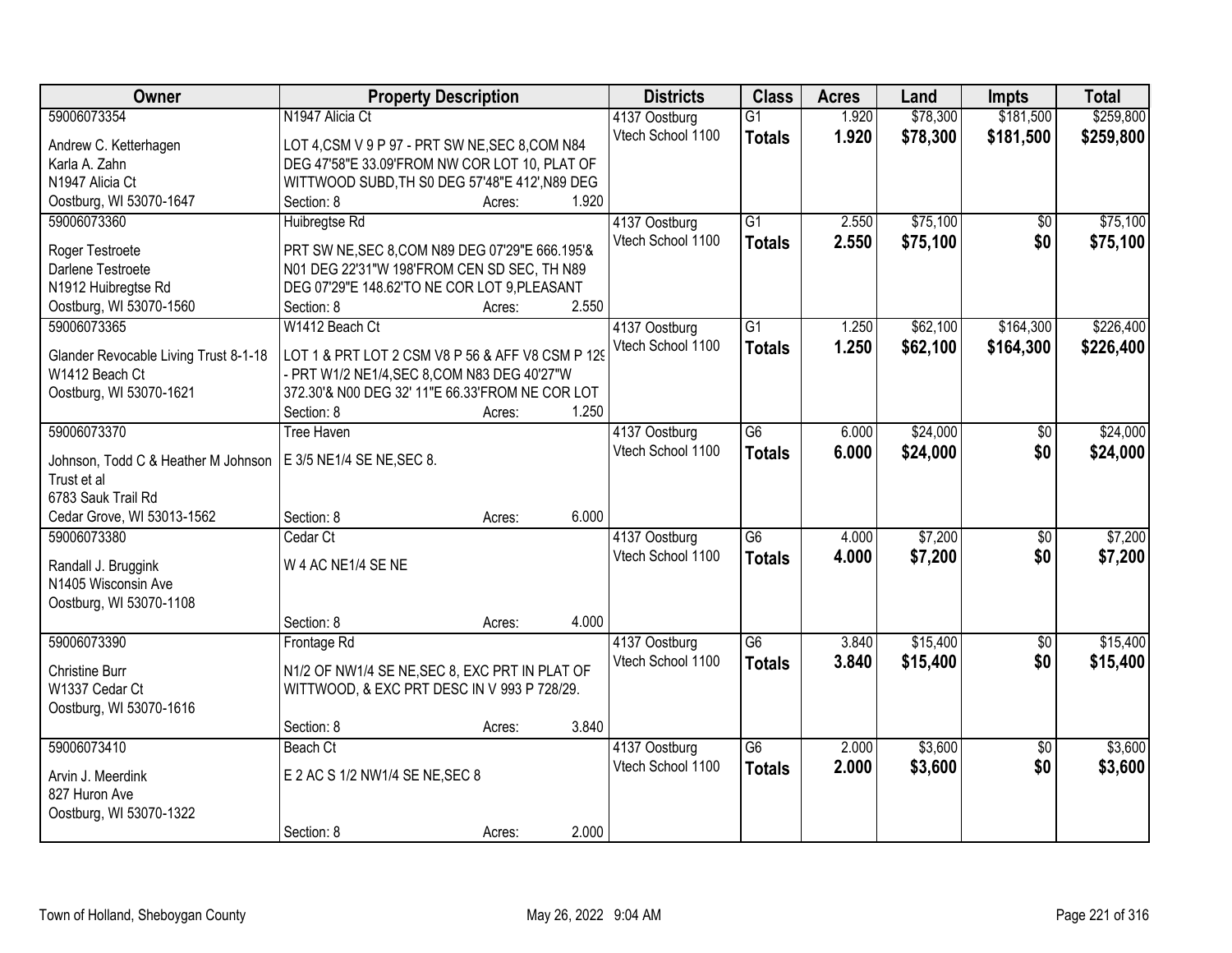| Owner | Property Description | Districts | Class | Acres | Land | Impts | Total |
|---|---|---|---|---|---|---|---|
| 59006073354 | N1947 Alicia Ct | 4137 Oostburg | G1 | 1.920 | $78,300 | $181,500 | $259,800 |
| Andrew C. Ketterhagen<br>Karla A. Zahn<br>N1947 Alicia Ct<br>Oostburg, WI 53070-1647 | LOT 4,CSM V 9 P 97 - PRT SW NE,SEC 8,COM N84 DEG 47'58"E 33.09'FROM NW COR LOT 10, PLAT OF WITTWOOD SUBD,TH S0 DEG 57'48"E 412',N89 DEG<br>Section: 8 Acres: 1.920 | Vtech School 1100 | **Totals** | **1.920** | **$78,300** | **$181,500** | **$259,800** |
| 59006073360 | Huibregtse Rd | 4137 Oostburg | G1 | 2.550 | $75,100 | $0 | $75,100 |
| Roger Testroete<br>Darlene Testroete<br>N1912 Huibregtse Rd<br>Oostburg, WI 53070-1560 | PRT SW NE,SEC 8,COM N89 DEG 07'29"E 666.195'& N01 DEG 22'31"W 198'FROM CEN SD SEC, TH N89 DEG 07'29"E 148.62'TO NE COR LOT 9,PLEASANT<br>Section: 8 Acres: 2.550 | Vtech School 1100 | **Totals** | **2.550** | **$75,100** | **$0** | **$75,100** |
| 59006073365 | W1412 Beach Ct | 4137 Oostburg | G1 | 1.250 | $62,100 | $164,300 | $226,400 |
| Glander Revocable Living Trust 8-1-18<br>W1412 Beach Ct<br>Oostburg, WI 53070-1621 | LOT 1 & PRT LOT 2 CSM V8 P 56 & AFF V8 CSM P 129 - PRT W1/2 NE1/4,SEC 8,COM N83 DEG 40'27"W 372.30'& N00 DEG 32' 11"E 66.33'FROM NE COR LOT<br>Section: 8 Acres: 1.250 | Vtech School 1100 | **Totals** | **1.250** | **$62,100** | **$164,300** | **$226,400** |
| 59006073370 | Tree Haven | 4137 Oostburg | G6 | 6.000 | $24,000 | $0 | $24,000 |
| Johnson, Todd C & Heather M Johnson Trust et al<br>6783 Sauk Trail Rd<br>Cedar Grove, WI 53013-1562 | E 3/5 NE1/4 SE NE,SEC 8.<br>Section: 8 Acres: 6.000 | Vtech School 1100 | **Totals** | **6.000** | **$24,000** | **$0** | **$24,000** |
| 59006073380 | Cedar Ct | 4137 Oostburg | G6 | 4.000 | $7,200 | $0 | $7,200 |
| Randall J. Bruggink<br>N1405 Wisconsin Ave<br>Oostburg, WI 53070-1108 | W 4 AC NE1/4 SE NE<br>Section: 8 Acres: 4.000 | Vtech School 1100 | **Totals** | **4.000** | **$7,200** | **$0** | **$7,200** |
| 59006073390 | Frontage Rd | 4137 Oostburg | G6 | 3.840 | $15,400 | $0 | $15,400 |
| Christine Burr<br>W1337 Cedar Ct<br>Oostburg, WI 53070-1616 | N1/2 OF NW1/4 SE NE,SEC 8, EXC PRT IN PLAT OF WITTWOOD, & EXC PRT DESC IN V 993 P 728/29.<br>Section: 8 Acres: 3.840 | Vtech School 1100 | **Totals** | **3.840** | **$15,400** | **$0** | **$15,400** |
| 59006073410 | Beach Ct | 4137 Oostburg | G6 | 2.000 | $3,600 | $0 | $3,600 |
| Arvin J. Meerdink<br>827 Huron Ave<br>Oostburg, WI 53070-1322 | E 2 AC S 1/2 NW1/4 SE NE,SEC 8<br>Section: 8 Acres: 2.000 | Vtech School 1100 | **Totals** | **2.000** | **$3,600** | **$0** | **$3,600** |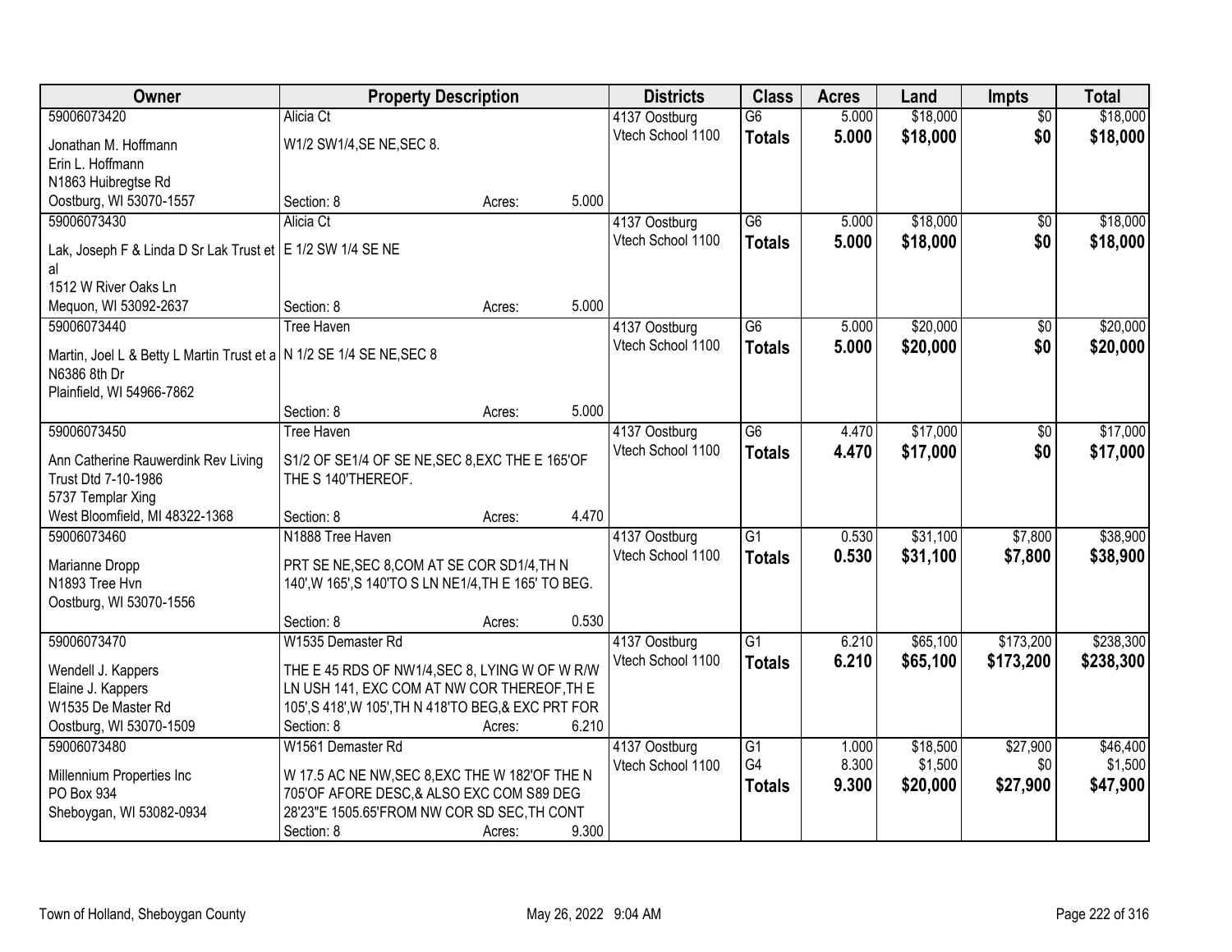| Owner | Property Description | | | Districts | Class | Acres | Land | Impts | Total |
|---|---|---|---|---|---|---|---|---|---|
| 59006073420 | Alicia Ct | | | 4137 Oostburg | G6 | 5.000 | $18,000 | $0 | $18,000 |
| Jonathan M. Hoffmann<br>Erin L. Hoffmann<br>N1863 Huibregtse Rd<br>Oostburg, WI 53070-1557 | W1/2 SW1/4,SE NE,SEC 8. | | | Vtech School 1100 | **Totals** | **5.000** | **$18,000** | **$0** | **$18,000** |
| | Section: 8 | Acres: | 5.000 | | | | | | |
| 59006073430 | Alicia Ct | | | 4137 Oostburg | G6 | 5.000 | $18,000 | $0 | $18,000 |
| Lak, Joseph F & Linda D Sr Lak Trust et al<br>1512 W River Oaks Ln<br>Mequon, WI 53092-2637 | E 1/2 SW 1/4 SE NE | | | Vtech School 1100 | **Totals** | **5.000** | **$18,000** | **$0** | **$18,000** |
| | Section: 8 | Acres: | 5.000 | | | | | | |
| 59006073440 | Tree Haven | | | 4137 Oostburg | G6 | 5.000 | $20,000 | $0 | $20,000 |
| Martin, Joel L & Betty L Martin Trust et a<br>N6386 8th Dr<br>Plainfield, WI 54966-7862 | N 1/2 SE 1/4 SE NE,SEC 8 | | | Vtech School 1100 | **Totals** | **5.000** | **$20,000** | **$0** | **$20,000** |
| | Section: 8 | Acres: | 5.000 | | | | | | |
| 59006073450 | Tree Haven | | | 4137 Oostburg | G6 | 4.470 | $17,000 | $0 | $17,000 |
| Ann Catherine Rauwerdink Rev Living Trust Dtd 7-10-1986<br>5737 Templar Xing<br>West Bloomfield, MI 48322-1368 | S1/2 OF SE1/4 OF SE NE,SEC 8,EXC THE E 165'OF THE S 140'THEREOF. | | | Vtech School 1100 | **Totals** | **4.470** | **$17,000** | **$0** | **$17,000** |
| | Section: 8 | Acres: | 4.470 | | | | | | |
| 59006073460 | N1888 Tree Haven | | | 4137 Oostburg | G1 | 0.530 | $31,100 | $7,800 | $38,900 |
| Marianne Dropp<br>N1893 Tree Hvn<br>Oostburg, WI 53070-1556 | PRT SE NE,SEC 8,COM AT SE COR SD1/4,TH N 140',W 165',S 140'TO S LN NE1/4,TH E 165' TO BEG. | | | Vtech School 1100 | **Totals** | **0.530** | **$31,100** | **$7,800** | **$38,900** |
| | Section: 8 | Acres: | 0.530 | | | | | | |
| 59006073470 | W1535 Demaster Rd | | | 4137 Oostburg | G1 | 6.210 | $65,100 | $173,200 | $238,300 |
| Wendell J. Kappers<br>Elaine J. Kappers<br>W1535 De Master Rd<br>Oostburg, WI 53070-1509 | THE E 45 RDS OF NW1/4,SEC 8, LYING W OF W R/W LN USH 141, EXC COM AT NW COR THEREOF,TH E 105',S 418',W 105',TH N 418'TO BEG,& EXC PRT FOR | | | Vtech School 1100 | **Totals** | **6.210** | **$65,100** | **$173,200** | **$238,300** |
| | Section: 8 | Acres: | 6.210 | | | | | | |
| 59006073480 | W1561 Demaster Rd | | | 4137 Oostburg | G1 | 1.000 | $18,500 | $27,900 | $46,400 |
| Millennium Properties Inc<br>PO Box 934<br>Sheboygan, WI 53082-0934 | W 17.5 AC NE NW,SEC 8,EXC THE W 182'OF THE N 705'OF AFORE DESC,& ALSO EXC COM S89 DEG 28'23"E 1505.65'FROM NW COR SD SEC,TH CONT | | | Vtech School 1100 | G4 | 8.300 | $1,500 | $0 | $1,500 |
| | | | | | **Totals** | **9.300** | **$20,000** | **$27,900** | **$47,900** |
| | Section: 8 | Acres: | 9.300 | | | | | | |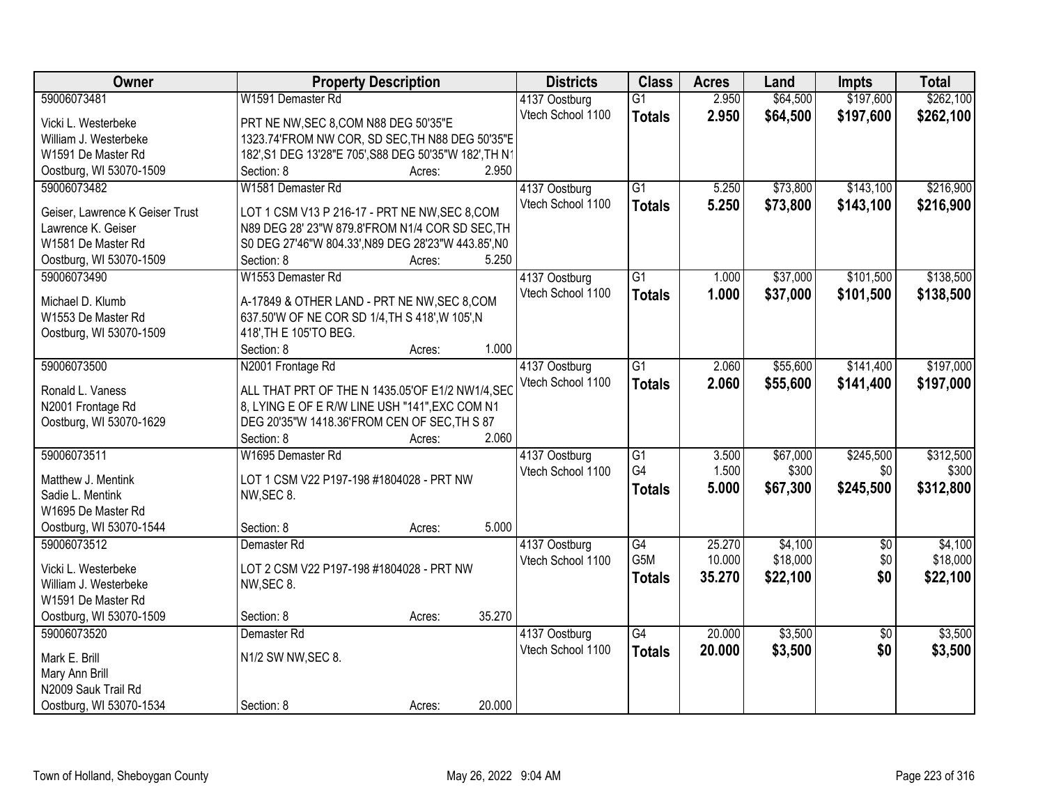| Owner | Property Description | Districts | Class | Acres | Land | Impts | Total |
|---|---|---|---|---|---|---|---|
| 59006073481<br>Vicki L. Westerbeke<br>William J. Westerbeke<br>W1591 De Master Rd<br>Oostburg, WI 53070-1509 | W1591 Demaster Rd<br>PRT NE NW,SEC 8,COM N88 DEG 50'35"E 1323.74'FROM NW COR, SD SEC,TH N88 DEG 50'35"E 182',S1 DEG 13'28"E 705',S88 DEG 50'35"W 182',TH N1<br>Section: 8 Acres: 2.950 | 4137 Oostburg<br>Vtech School 1100 | G1<br>**Totals** | 2.950<br>**2.950** | $64,500<br>**$64,500** | $197,600<br>**$197,600** | $262,100<br>**$262,100** |
| 59006073482<br>Geiser, Lawrence K Geiser Trust<br>Lawrence K. Geiser<br>W1581 De Master Rd<br>Oostburg, WI 53070-1509 | W1581 Demaster Rd<br>LOT 1 CSM V13 P 216-17 - PRT NE NW,SEC 8,COM N89 DEG 28' 23"W 879.8'FROM N1/4 COR SD SEC,TH S0 DEG 27'46"W 804.33',N89 DEG 28'23"W 443.85',N0<br>Section: 8 Acres: 5.250 | 4137 Oostburg<br>Vtech School 1100 | G1<br>**Totals** | 5.250<br>**5.250** | $73,800<br>**$73,800** | $143,100<br>**$143,100** | $216,900<br>**$216,900** |
| 59006073490<br>Michael D. Klumb<br>W1553 De Master Rd<br>Oostburg, WI 53070-1509 | W1553 Demaster Rd<br>A-17849 & OTHER LAND - PRT NE NW,SEC 8,COM 637.50'W OF NE COR SD 1/4,TH S 418',W 105',N 418',TH E 105'TO BEG.<br>Section: 8 Acres: 1.000 | 4137 Oostburg<br>Vtech School 1100 | G1<br>**Totals** | 1.000<br>**1.000** | $37,000<br>**$37,000** | $101,500<br>**$101,500** | $138,500<br>**$138,500** |
| 59006073500<br>Ronald L. Vaness<br>N2001 Frontage Rd<br>Oostburg, WI 53070-1629 | N2001 Frontage Rd<br>ALL THAT PRT OF THE N 1435.05'OF E1/2 NW1/4,SEC 8, LYING E OF E R/W LINE USH "141",EXC COM N1 DEG 20'35"W 1418.36'FROM CEN OF SEC,TH S 87<br>Section: 8 Acres: 2.060 | 4137 Oostburg<br>Vtech School 1100 | G1<br>**Totals** | 2.060<br>**2.060** | $55,600<br>**$55,600** | $141,400<br>**$141,400** | $197,000<br>**$197,000** |
| 59006073511<br>Matthew J. Mentink<br>Sadie L. Mentink<br>W1695 De Master Rd<br>Oostburg, WI 53070-1544 | W1695 Demaster Rd<br>LOT 1 CSM V22 P197-198 #1804028 - PRT NW NW,SEC 8.<br>Section: 8 Acres: 5.000 | 4137 Oostburg<br>Vtech School 1100 | G1<br>G4<br>**Totals** | 3.500<br>1.500<br>**5.000** | $67,000<br>$300<br>**$67,300** | $245,500<br>$0<br>**$245,500** | $312,500<br>$300<br>**$312,800** |
| 59006073512<br>Vicki L. Westerbeke<br>William J. Westerbeke<br>W1591 De Master Rd<br>Oostburg, WI 53070-1509 | Demaster Rd<br>LOT 2 CSM V22 P197-198 #1804028 - PRT NW NW,SEC 8.<br>Section: 8 Acres: 35.270 | 4137 Oostburg<br>Vtech School 1100 | G4<br>G5M<br>**Totals** | 25.270<br>10.000<br>**35.270** | $4,100<br>$18,000<br>**$22,100** | $0<br>$0<br>**$0** | $4,100<br>$18,000<br>**$22,100** |
| 59006073520<br>Mark E. Brill<br>Mary Ann Brill<br>N2009 Sauk Trail Rd<br>Oostburg, WI 53070-1534 | Demaster Rd<br>N1/2 SW NW,SEC 8.<br>Section: 8 Acres: 20.000 | 4137 Oostburg<br>Vtech School 1100 | G4<br>**Totals** | 20.000<br>**20.000** | $3,500<br>**$3,500** | $0<br>**$0** | $3,500<br>**$3,500** |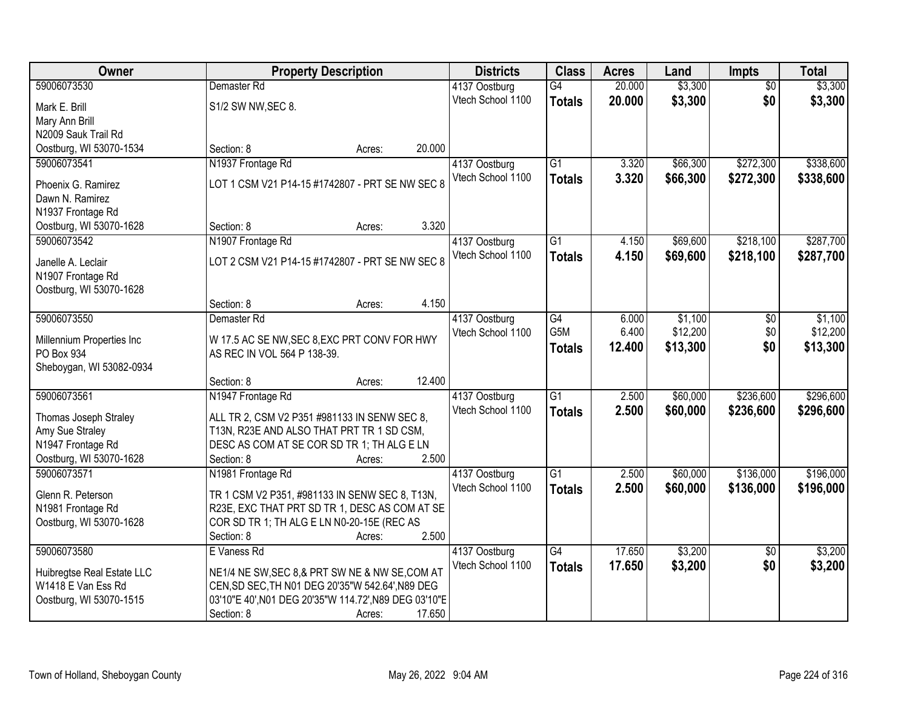| Owner | Property Description | Districts | Class | Acres | Land | Impts | Total |
|---|---|---|---|---|---|---|---|
| 59006073530<br>Mark E. Brill<br>Mary Ann Brill<br>N2009 Sauk Trail Rd<br>Oostburg, WI 53070-1534 | Demaster Rd<br>S1/2 SW NW,SEC 8.<br>Section: 8 Acres: 20.000 | 4137 Oostburg<br>Vtech School 1100 | G4<br>**Totals** | 20.000<br>**20.000** | $3,300<br>**$3,300** | $0<br>**$0** | $3,300<br>**$3,300** |
| 59006073541<br>Phoenix G. Ramirez<br>Dawn N. Ramirez<br>N1937 Frontage Rd<br>Oostburg, WI 53070-1628 | N1937 Frontage Rd<br>LOT 1 CSM V21 P14-15 #1742807 - PRT SE NW SEC 8<br>Section: 8 Acres: 3.320 | 4137 Oostburg<br>Vtech School 1100 | G1<br>**Totals** | 3.320<br>**3.320** | $66,300<br>**$66,300** | $272,300<br>**$272,300** | $338,600<br>**$338,600** |
| 59006073542<br>Janelle A. Leclair<br>N1907 Frontage Rd<br>Oostburg, WI 53070-1628 | N1907 Frontage Rd<br>LOT 2 CSM V21 P14-15 #1742807 - PRT SE NW SEC 8<br>Section: 8 Acres: 4.150 | 4137 Oostburg<br>Vtech School 1100 | G1<br>**Totals** | 4.150<br>**4.150** | $69,600<br>**$69,600** | $218,100<br>**$218,100** | $287,700<br>**$287,700** |
| 59006073550<br>Millennium Properties Inc<br>PO Box 934<br>Sheboygan, WI 53082-0934 | Demaster Rd<br>W 17.5 AC SE NW,SEC 8,EXC PRT CONV FOR HWY AS REC IN VOL 564 P 138-39.<br>Section: 8 Acres: 12.400 | 4137 Oostburg<br>Vtech School 1100 | G4<br>G5M<br>**Totals** | 6.000<br>6.400<br>**12.400** | $1,100<br>$12,200<br>**$13,300** | $0<br>$0<br>**$0** | $1,100<br>$12,200<br>**$13,300** |
| 59006073561<br>Thomas Joseph Straley<br>Amy Sue Straley<br>N1947 Frontage Rd<br>Oostburg, WI 53070-1628 | N1947 Frontage Rd<br>ALL TR 2, CSM V2 P351 #981133 IN SENW SEC 8, T13N, R23E AND ALSO THAT PRT TR 1 SD CSM, DESC AS COM AT SE COR SD TR 1; TH ALG E LN<br>Section: 8 Acres: 2.500 | 4137 Oostburg<br>Vtech School 1100 | G1<br>**Totals** | 2.500<br>**2.500** | $60,000<br>**$60,000** | $236,600<br>**$236,600** | $296,600<br>**$296,600** |
| 59006073571<br>Glenn R. Peterson<br>N1981 Frontage Rd<br>Oostburg, WI 53070-1628 | N1981 Frontage Rd<br>TR 1 CSM V2 P351, #981133 IN SENW SEC 8, T13N, R23E, EXC THAT PRT SD TR 1, DESC AS COM AT SE COR SD TR 1; TH ALG E LN N0-20-15E (REC AS<br>Section: 8 Acres: 2.500 | 4137 Oostburg<br>Vtech School 1100 | G1<br>**Totals** | 2.500<br>**2.500** | $60,000<br>**$60,000** | $136,000<br>**$136,000** | $196,000<br>**$196,000** |
| 59006073580<br>Huibregtse Real Estate LLC<br>W1418 E Van Ess Rd<br>Oostburg, WI 53070-1515 | E Vaness Rd<br>NE1/4 NE SW,SEC 8,& PRT SW NE & NW SE,COM AT CEN,SD SEC,TH N01 DEG 20'35"W 542.64',N89 DEG 03'10"E 40',N01 DEG 20'35"W 114.72',N89 DEG 03'10"E<br>Section: 8 Acres: 17.650 | 4137 Oostburg<br>Vtech School 1100 | G4<br>**Totals** | 17.650<br>**17.650** | $3,200<br>**$3,200** | $0<br>**$0** | $3,200<br>**$3,200** |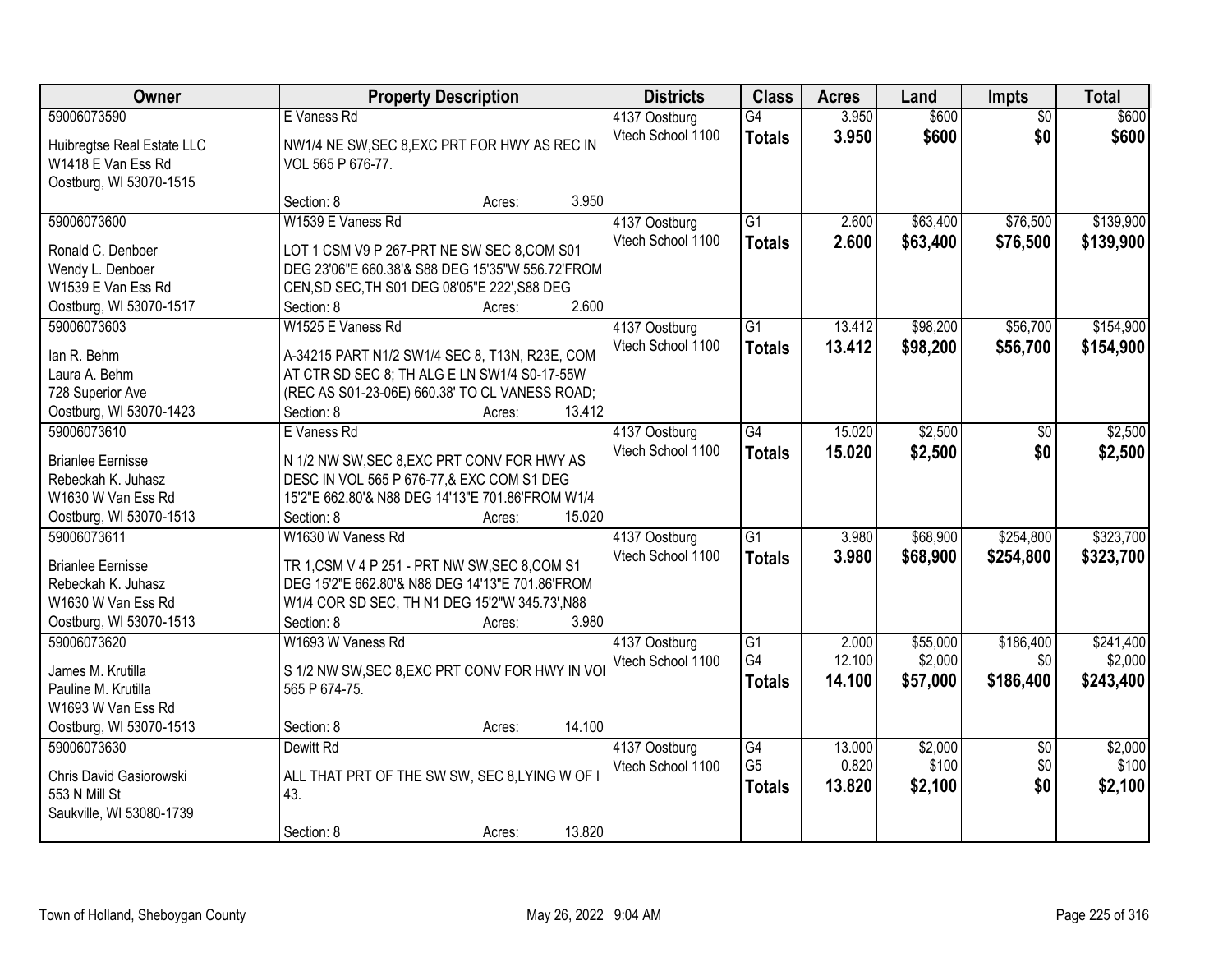| Owner | Property Description | Districts | Class | Acres | Land | Impts | Total |
|---|---|---|---|---|---|---|---|
| 59006073590<br>Huibregtse Real Estate LLC<br>W1418 E Van Ess Rd<br>Oostburg, WI 53070-1515 | E Vaness Rd<br>NW1/4 NE SW,SEC 8,EXC PRT FOR HWY AS REC IN VOL 565 P 676-77.<br>Section: 8 Acres: 3.950 | 4137 Oostburg<br>Vtech School 1100 | G4<br>**Totals** | 3.950<br>**3.950** | $600<br>**$600** | $0<br>**$0** | $600<br>**$600** |
| 59006073600<br>Ronald C. Denboer<br>Wendy L. Denboer<br>W1539 E Van Ess Rd<br>Oostburg, WI 53070-1517 | W1539 E Vaness Rd<br>LOT 1 CSM V9 P 267-PRT NE SW SEC 8,COM S01 DEG 23'06"E 660.38'& S88 DEG 15'35"W 556.72'FROM CEN,SD SEC,TH S01 DEG 08'05"E 222',S88 DEG<br>Section: 8 Acres: 2.600 | 4137 Oostburg<br>Vtech School 1100 | G1<br>**Totals** | 2.600<br>**2.600** | $63,400<br>**$63,400** | $76,500<br>**$76,500** | $139,900<br>**$139,900** |
| 59006073603<br>Ian R. Behm<br>Laura A. Behm<br>728 Superior Ave<br>Oostburg, WI 53070-1423 | W1525 E Vaness Rd<br>A-34215 PART N1/2 SW1/4 SEC 8, T13N, R23E, COM AT CTR SD SEC 8; TH ALG E LN SW1/4 S0-17-55W (REC AS S01-23-06E) 660.38' TO CL VANESS ROAD;<br>Section: 8 Acres: 13.412 | 4137 Oostburg<br>Vtech School 1100 | G1<br>**Totals** | 13.412<br>**13.412** | $98,200<br>**$98,200** | $56,700<br>**$56,700** | $154,900<br>**$154,900** |
| 59006073610<br>Brianlee Eernisse<br>Rebeckah K. Juhasz<br>W1630 W Van Ess Rd<br>Oostburg, WI 53070-1513 | E Vaness Rd<br>N 1/2 NW SW,SEC 8,EXC PRT CONV FOR HWY AS DESC IN VOL 565 P 676-77,& EXC COM S1 DEG 15'2"E 662.80'& N88 DEG 14'13"E 701.86'FROM W1/4<br>Section: 8 Acres: 15.020 | 4137 Oostburg<br>Vtech School 1100 | G4<br>**Totals** | 15.020<br>**15.020** | $2,500<br>**$2,500** | $0<br>**$0** | $2,500<br>**$2,500** |
| 59006073611<br>Brianlee Eernisse<br>Rebeckah K. Juhasz<br>W1630 W Van Ess Rd<br>Oostburg, WI 53070-1513 | W1630 W Vaness Rd<br>TR 1,CSM V 4 P 251 - PRT NW SW,SEC 8,COM S1 DEG 15'2"E 662.80'& N88 DEG 14'13"E 701.86'FROM W1/4 COR SD SEC, TH N1 DEG 15'2"W 345.73',N88<br>Section: 8 Acres: 3.980 | 4137 Oostburg<br>Vtech School 1100 | G1<br>**Totals** | 3.980<br>**3.980** | $68,900<br>**$68,900** | $254,800<br>**$254,800** | $323,700<br>**$323,700** |
| 59006073620<br>James M. Krutilla<br>Pauline M. Krutilla<br>W1693 W Van Ess Rd<br>Oostburg, WI 53070-1513 | W1693 W Vaness Rd<br>S 1/2 NW SW,SEC 8,EXC PRT CONV FOR HWY IN VOI 565 P 674-75.<br>Section: 8 Acres: 14.100 | 4137 Oostburg<br>Vtech School 1100 | G1<br>G4<br>**Totals** | 2.000<br>12.100<br>**14.100** | $55,000<br>$2,000<br>**$57,000** | $186,400<br>$0<br>**$186,400** | $241,400<br>$2,000<br>**$243,400** |
| 59006073630<br>Chris David Gasiorowski<br>553 N Mill St<br>Saukville, WI 53080-1739 | Dewitt Rd<br>ALL THAT PRT OF THE SW SW, SEC 8,LYING W OF I 43.<br>Section: 8 Acres: 13.820 | 4137 Oostburg<br>Vtech School 1100 | G4<br>G5<br>**Totals** | 13.000<br>0.820<br>**13.820** | $2,000<br>$100<br>**$2,100** | $0<br>$0<br>**$0** | $2,000<br>$100<br>**$2,100** |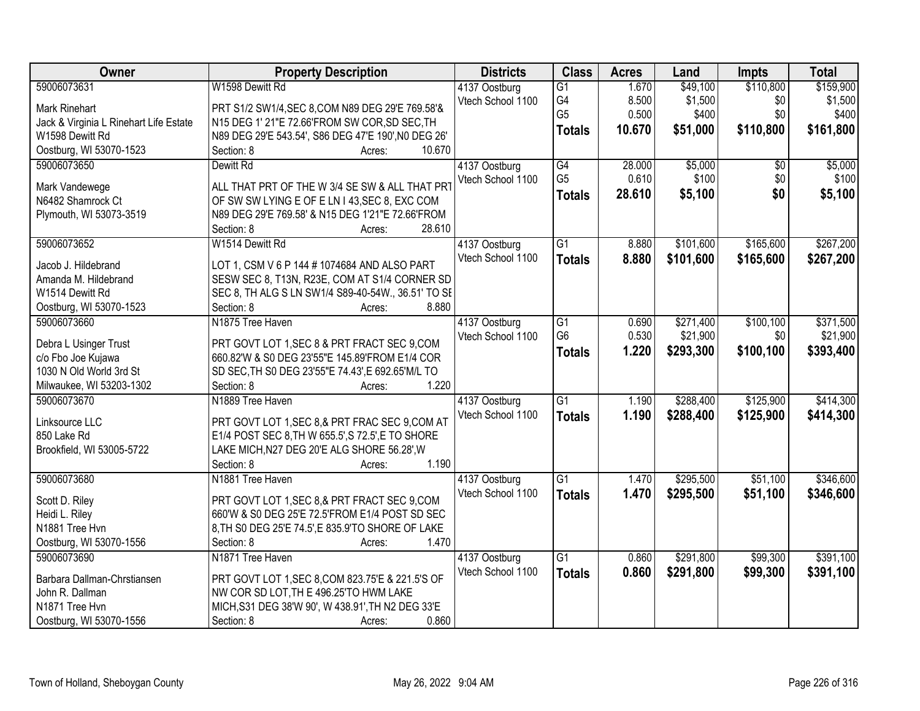| Owner | Property Description | Districts | Class | Acres | Land | Impts | Total |
|---|---|---|---|---|---|---|---|
| 59006073631<br>Mark Rinehart<br>Jack & Virginia L Rinehart Life Estate<br>W1598 Dewitt Rd<br>Oostburg, WI 53070-1523 | W1598 Dewitt Rd<br>PRT S1/2 SW1/4,SEC 8,COM N89 DEG 29'E 769.58'& N15 DEG 1' 21"E 72.66'FROM SW COR,SD SEC,TH N89 DEG 29'E 543.54', S86 DEG 47'E 190',N0 DEG 26'<br>Section: 8 Acres: 10.670 | 4137 Oostburg<br>Vtech School 1100 | G1<br>G4<br>G5<br>**Totals** | 1.670<br>8.500<br>0.500<br>**10.670** | $49,100<br>$1,500<br>$400<br>**$51,000** | $110,800<br>$0<br>$0<br>**$110,800** | $159,900<br>$1,500<br>$400<br>**$161,800** |
| 59006073650<br>Mark Vandewege<br>N6482 Shamrock Ct<br>Plymouth, WI 53073-3519 | Dewitt Rd<br>ALL THAT PRT OF THE W 3/4 SE SW & ALL THAT PRT OF SW SW LYING E OF E LN I 43,SEC 8, EXC COM N89 DEG 29'E 769.58' & N15 DEG 1'21"E 72.66'FROM<br>Section: 8 Acres: 28.610 | 4137 Oostburg<br>Vtech School 1100 | G4<br>G5<br>**Totals** | 28.000<br>0.610<br>**28.610** | $5,000<br>$100<br>**$5,100** | $0<br>$0<br>**$0** | $5,000<br>$100<br>**$5,100** |
| 59006073652<br>Jacob J. Hildebrand<br>Amanda M. Hildebrand<br>W1514 Dewitt Rd<br>Oostburg, WI 53070-1523 | W1514 Dewitt Rd<br>LOT 1, CSM V 6 P 144 # 1074684 AND ALSO PART SESW SEC 8, T13N, R23E, COM AT S1/4 CORNER SD SEC 8, TH ALG S LN SW1/4 S89-40-54W., 36.51' TO SE<br>Section: 8 Acres: 8.880 | 4137 Oostburg<br>Vtech School 1100 | G1<br>**Totals** | 8.880<br>**8.880** | $101,600<br>**$101,600** | $165,600<br>**$165,600** | $267,200<br>**$267,200** |
| 59006073660<br>Debra L Usinger Trust<br>c/o Fbo Joe Kujawa<br>1030 N Old World 3rd St<br>Milwaukee, WI 53203-1302 | N1875 Tree Haven<br>PRT GOVT LOT 1,SEC 8 & PRT FRACT SEC 9,COM 660.82'W & S0 DEG 23'55"E 145.89'FROM E1/4 COR SD SEC,TH S0 DEG 23'55"E 74.43',E 692.65'M/L TO<br>Section: 8 Acres: 1.220 | 4137 Oostburg<br>Vtech School 1100 | G1<br>G6<br>**Totals** | 0.690<br>0.530<br>**1.220** | $271,400<br>$21,900<br>**$293,300** | $100,100<br>$0<br>**$100,100** | $371,500<br>$21,900<br>**$393,400** |
| 59006073670<br>Linksource LLC<br>850 Lake Rd<br>Brookfield, WI 53005-5722 | N1889 Tree Haven<br>PRT GOVT LOT 1,SEC 8,& PRT FRAC SEC 9,COM AT E1/4 POST SEC 8,TH W 655.5',S 72.5',E TO SHORE LAKE MICH,N27 DEG 20'E ALG SHORE 56.28',W<br>Section: 8 Acres: 1.190 | 4137 Oostburg<br>Vtech School 1100 | G1<br>**Totals** | 1.190<br>**1.190** | $288,400<br>**$288,400** | $125,900<br>**$125,900** | $414,300<br>**$414,300** |
| 59006073680<br>Scott D. Riley<br>Heidi L. Riley<br>N1881 Tree Hvn<br>Oostburg, WI 53070-1556 | N1881 Tree Haven<br>PRT GOVT LOT 1,SEC 8,& PRT FRACT SEC 9,COM 660'W & S0 DEG 25'E 72.5'FROM E1/4 POST SD SEC 8,TH S0 DEG 25'E 74.5',E 835.9'TO SHORE OF LAKE<br>Section: 8 Acres: 1.470 | 4137 Oostburg<br>Vtech School 1100 | G1<br>**Totals** | 1.470<br>**1.470** | $295,500<br>**$295,500** | $51,100<br>**$51,100** | $346,600<br>**$346,600** |
| 59006073690<br>Barbara Dallman-Chrstiansen<br>John R. Dallman<br>N1871 Tree Hvn<br>Oostburg, WI 53070-1556 | N1871 Tree Haven<br>PRT GOVT LOT 1,SEC 8,COM 823.75'E & 221.5'S OF NW COR SD LOT,TH E 496.25'TO HWM LAKE MICH,S31 DEG 38'W 90', W 438.91',TH N2 DEG 33'E<br>Section: 8 Acres: 0.860 | 4137 Oostburg<br>Vtech School 1100 | G1<br>**Totals** | 0.860<br>**0.860** | $291,800<br>**$291,800** | $99,300<br>**$99,300** | $391,100<br>**$391,100** |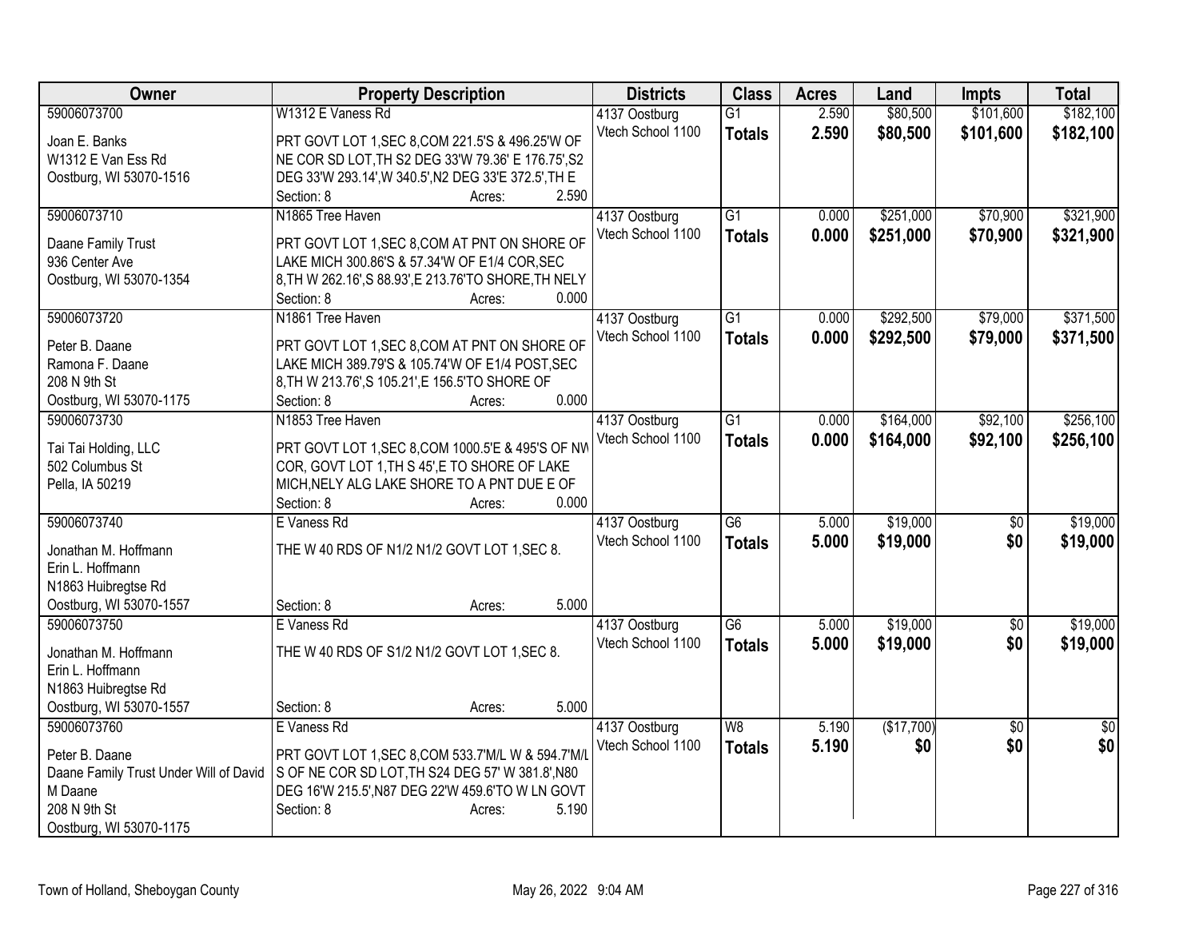| Owner | Property Description | Districts | Class | Acres | Land | Impts | Total |
|---|---|---|---|---|---|---|---|
| 59006073700<br>Joan E. Banks<br>W1312 E Van Ess Rd<br>Oostburg, WI 53070-1516 | W1312 E Vaness Rd<br>PRT GOVT LOT 1,SEC 8,COM 221.5'S & 496.25'W OF NE COR SD LOT,TH S2 DEG 33'W 79.36' E 176.75',S2 DEG 33'W 293.14',W 340.5',N2 DEG 33'E 372.5',TH E<br>Section: 8 Acres: 2.590 | 4137 Oostburg<br>Vtech School 1100 | G1<br>**Totals** | 2.590<br>**2.590** | $80,500<br>**$80,500** | $101,600<br>**$101,600** | $182,100<br>**$182,100** |
| 59006073710<br>Daane Family Trust<br>936 Center Ave<br>Oostburg, WI 53070-1354 | N1865 Tree Haven<br>PRT GOVT LOT 1,SEC 8,COM AT PNT ON SHORE OF LAKE MICH 300.86'S & 57.34'W OF E1/4 COR,SEC 8,TH W 262.16',S 88.93',E 213.76'TO SHORE,TH NELY<br>Section: 8 Acres: 0.000 | 4137 Oostburg<br>Vtech School 1100 | G1<br>**Totals** | 0.000<br>**0.000** | $251,000<br>**$251,000** | $70,900<br>**$70,900** | $321,900<br>**$321,900** |
| 59006073720<br>Peter B. Daane<br>Ramona F. Daane<br>208 N 9th St<br>Oostburg, WI 53070-1175 | N1861 Tree Haven<br>PRT GOVT LOT 1,SEC 8,COM AT PNT ON SHORE OF LAKE MICH 389.79'S & 105.74'W OF E1/4 POST,SEC 8,TH W 213.76',S 105.21',E 156.5'TO SHORE OF<br>Section: 8 Acres: 0.000 | 4137 Oostburg<br>Vtech School 1100 | G1<br>**Totals** | 0.000<br>**0.000** | $292,500<br>**$292,500** | $79,000<br>**$79,000** | $371,500<br>**$371,500** |
| 59006073730<br>Tai Tai Holding, LLC<br>502 Columbus St<br>Pella, IA 50219 | N1853 Tree Haven<br>PRT GOVT LOT 1,SEC 8,COM 1000.5'E & 495'S OF NW COR, GOVT LOT 1,TH S 45',E TO SHORE OF LAKE MICH,NELY ALG LAKE SHORE TO A PNT DUE E OF<br>Section: 8 Acres: 0.000 | 4137 Oostburg<br>Vtech School 1100 | G1<br>**Totals** | 0.000<br>**0.000** | $164,000<br>**$164,000** | $92,100<br>**$92,100** | $256,100<br>**$256,100** |
| 59006073740<br>Jonathan M. Hoffmann<br>Erin L. Hoffmann<br>N1863 Huibregtse Rd<br>Oostburg, WI 53070-1557 | E Vaness Rd<br>THE W 40 RDS OF N1/2 N1/2 GOVT LOT 1,SEC 8.<br>Section: 8 Acres: 5.000 | 4137 Oostburg<br>Vtech School 1100 | G6<br>**Totals** | 5.000<br>**5.000** | $19,000<br>**$19,000** | $0<br>**$0** | $19,000<br>**$19,000** |
| 59006073750<br>Jonathan M. Hoffmann<br>Erin L. Hoffmann<br>N1863 Huibregtse Rd<br>Oostburg, WI 53070-1557 | E Vaness Rd<br>THE W 40 RDS OF S1/2 N1/2 GOVT LOT 1,SEC 8.<br>Section: 8 Acres: 5.000 | 4137 Oostburg<br>Vtech School 1100 | G6<br>**Totals** | 5.000<br>**5.000** | $19,000<br>**$19,000** | $0<br>**$0** | $19,000<br>**$19,000** |
| 59006073760<br>Peter B. Daane<br>Daane Family Trust Under Will of David M Daane<br>208 N 9th St<br>Oostburg, WI 53070-1175 | E Vaness Rd<br>PRT GOVT LOT 1,SEC 8,COM 533.7'M/L W & 594.7'M/L S OF NE COR SD LOT,TH S24 DEG 57' W 381.8',N80 DEG 16'W 215.5',N87 DEG 22'W 459.6'TO W LN GOVT<br>Section: 8 Acres: 5.190 | 4137 Oostburg<br>Vtech School 1100 | W8<br>**Totals** | 5.190<br>**5.190** | ($17,700)<br>**$0** | $0<br>**$0** | $0<br>**$0** |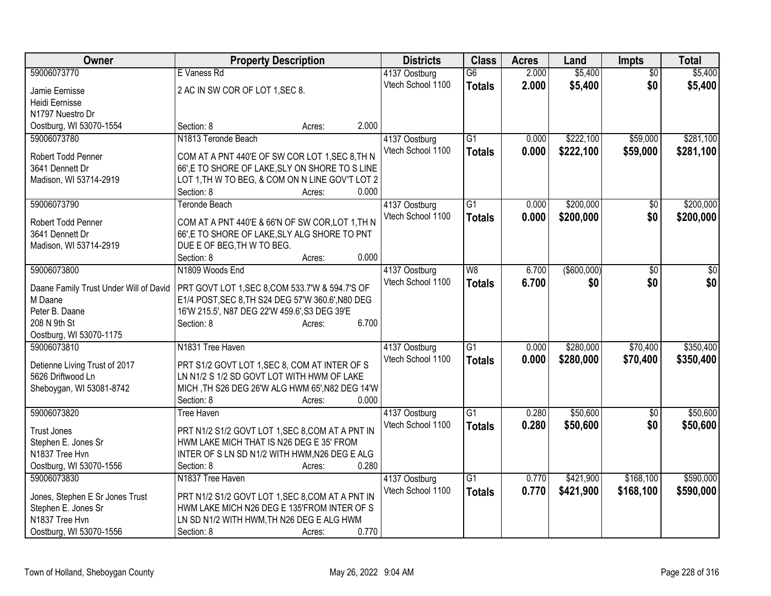| Owner | Property Description | Districts | Class | Acres | Land | Impts | Total |
|---|---|---|---|---|---|---|---|
| 59006073770<br>Jamie Eernisse<br>Heidi Eernisse<br>N1797 Nuestro Dr<br>Oostburg, WI 53070-1554 | E Vaness Rd<br>2 AC IN SW COR OF LOT 1,SEC 8.<br>Section: 8 Acres: 2.000 | 4137 Oostburg<br>Vtech School 1100 | G6<br>**Totals** | 2.000<br>**2.000** | $5,400<br>**$5,400** | $0<br>**$0** | $5,400<br>**$5,400** |
| 59006073780<br>Robert Todd Penner<br>3641 Dennett Dr<br>Madison, WI 53714-2919 | N1813 Teronde Beach<br>COM AT A PNT 440'E OF SW COR LOT 1,SEC 8,TH N 66',E TO SHORE OF LAKE,SLY ON SHORE TO S LINE LOT 1,TH W TO BEG, & COM ON N LINE GOV'T LOT 2<br>Section: 8 Acres: 0.000 | 4137 Oostburg<br>Vtech School 1100 | G1<br>**Totals** | 0.000<br>**0.000** | $222,100<br>**$222,100** | $59,000<br>**$59,000** | $281,100<br>**$281,100** |
| 59006073790<br>Robert Todd Penner<br>3641 Dennett Dr<br>Madison, WI 53714-2919 | Teronde Beach<br>COM AT A PNT 440'E & 66'N OF SW COR,LOT 1,TH N 66',E TO SHORE OF LAKE,SLY ALG SHORE TO PNT DUE E OF BEG,TH W TO BEG.<br>Section: 8 Acres: 0.000 | 4137 Oostburg<br>Vtech School 1100 | G1<br>**Totals** | 0.000<br>**0.000** | $200,000<br>**$200,000** | $0<br>**$0** | $200,000<br>**$200,000** |
| 59006073800<br>Daane Family Trust Under Will of David M Daane<br>Peter B. Daane<br>208 N 9th St<br>Oostburg, WI 53070-1175 | N1809 Woods End<br>PRT GOVT LOT 1,SEC 8,COM 533.7'W & 594.7'S OF E1/4 POST,SEC 8,TH S24 DEG 57'W 360.6',N80 DEG 16'W 215.5', N87 DEG 22'W 459.6',S3 DEG 39'E<br>Section: 8 Acres: 6.700 | 4137 Oostburg<br>Vtech School 1100 | W8<br>**Totals** | 6.700<br>**6.700** | ($600,000)<br>**$0** | $0<br>**$0** | $0<br>**$0** |
| 59006073810<br>Detienne Living Trust of 2017<br>5626 Driftwood Ln<br>Sheboygan, WI 53081-8742 | N1831 Tree Haven<br>PRT S1/2 GOVT LOT 1,SEC 8, COM AT INTER OF S LN N1/2 S 1/2 SD GOVT LOT WITH HWM OF LAKE MICH ,TH S26 DEG 26'W ALG HWM 65',N82 DEG 14'W<br>Section: 8 Acres: 0.000 | 4137 Oostburg<br>Vtech School 1100 | G1<br>**Totals** | 0.000<br>**0.000** | $280,000<br>**$280,000** | $70,400<br>**$70,400** | $350,400<br>**$350,400** |
| 59006073820<br>Trust Jones<br>Stephen E. Jones Sr<br>N1837 Tree Hvn<br>Oostburg, WI 53070-1556 | Tree Haven<br>PRT N1/2 S1/2 GOVT LOT 1,SEC 8,COM AT A PNT IN HWM LAKE MICH THAT IS N26 DEG E 35' FROM INTER OF S LN SD N1/2 WITH HWM,N26 DEG E ALG<br>Section: 8 Acres: 0.280 | 4137 Oostburg<br>Vtech School 1100 | G1<br>**Totals** | 0.280<br>**0.280** | $50,600<br>**$50,600** | $0<br>**$0** | $50,600<br>**$50,600** |
| 59006073830<br>Jones, Stephen E Sr Jones Trust<br>Stephen E. Jones Sr<br>N1837 Tree Hvn<br>Oostburg, WI 53070-1556 | N1837 Tree Haven<br>PRT N1/2 S1/2 GOVT LOT 1,SEC 8,COM AT A PNT IN HWM LAKE MICH N26 DEG E 135'FROM INTER OF S LN SD N1/2 WITH HWM,TH N26 DEG E ALG HWM<br>Section: 8 Acres: 0.770 | 4137 Oostburg<br>Vtech School 1100 | G1<br>**Totals** | 0.770<br>**0.770** | $421,900<br>**$421,900** | $168,100<br>**$168,100** | $590,000<br>**$590,000** |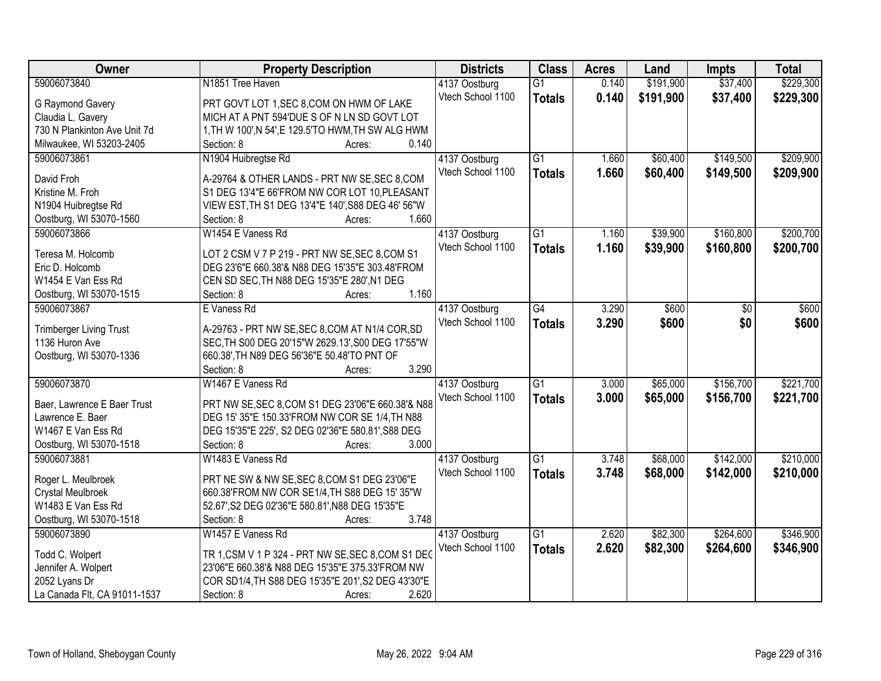| Owner | Property Description | Districts | Class | Acres | Land | Impts | Total |
|---|---|---|---|---|---|---|---|
| 59006073840<br>G Raymond Gavery<br>Claudia L. Gavery<br>730 N Plankinton Ave Unit 7d<br>Milwaukee, WI 53203-2405 | N1851 Tree Haven<br>PRT GOVT LOT 1,SEC 8,COM ON HWM OF LAKE MICH AT A PNT 594'DUE S OF N LN SD GOVT LOT 1,TH W 100',N 54',E 129.5'TO HWM,TH SW ALG HWM<br>Section: 8 Acres: 0.140 | 4137 Oostburg<br>Vtech School 1100 | G1<br>**Totals** | 0.140<br>**0.140** | $191,900<br>**$191,900** | $37,400<br>**$37,400** | $229,300<br>**$229,300** |
| 59006073861<br>David Froh<br>Kristine M. Froh<br>N1904 Huibregtse Rd<br>Oostburg, WI 53070-1560 | N1904 Huibregtse Rd<br>A-29764 & OTHER LANDS - PRT NW SE,SEC 8,COM S1 DEG 13'4"E 66'FROM NW COR LOT 10,PLEASANT VIEW EST,TH S1 DEG 13'4"E 140',S88 DEG 46' 56"W<br>Section: 8 Acres: 1.660 | 4137 Oostburg<br>Vtech School 1100 | G1<br>**Totals** | 1.660<br>**1.660** | $60,400<br>**$60,400** | $149,500<br>**$149,500** | $209,900<br>**$209,900** |
| 59006073866<br>Teresa M. Holcomb<br>Eric D. Holcomb<br>W1454 E Van Ess Rd<br>Oostburg, WI 53070-1515 | W1454 E Vaness Rd<br>LOT 2 CSM V 7 P 219 - PRT NW SE,SEC 8,COM S1 DEG 23'6"E 660.38'& N88 DEG 15'35"E 303.48'FROM CEN SD SEC,TH N88 DEG 15'35"E 280',N1 DEG<br>Section: 8 Acres: 1.160 | 4137 Oostburg<br>Vtech School 1100 | G1<br>**Totals** | 1.160<br>**1.160** | $39,900<br>**$39,900** | $160,800<br>**$160,800** | $200,700<br>**$200,700** |
| 59006073867<br>Trimberger Living Trust<br>1136 Huron Ave<br>Oostburg, WI 53070-1336 | E Vaness Rd<br>A-29763 - PRT NW SE,SEC 8,COM AT N1/4 COR,SD SEC,TH S00 DEG 20'15"W 2629.13',S00 DEG 17'55"W 660.38',TH N89 DEG 56'36"E 50.48'TO PNT OF<br>Section: 8 Acres: 3.290 | 4137 Oostburg<br>Vtech School 1100 | G4<br>**Totals** | 3.290<br>**3.290** | $600<br>**$600** | $0<br>**$0** | $600<br>**$600** |
| 59006073870<br>Baer, Lawrence E Baer Trust<br>Lawrence E. Baer<br>W1467 E Van Ess Rd<br>Oostburg, WI 53070-1518 | W1467 E Vaness Rd<br>PRT NW SE,SEC 8,COM S1 DEG 23'06"E 660.38'& N88 DEG 15' 35"E 150.33'FROM NW COR SE 1/4,TH N88 DEG 15'35"E 225', S2 DEG 02'36"E 580.81',S88 DEG<br>Section: 8 Acres: 3.000 | 4137 Oostburg<br>Vtech School 1100 | G1<br>**Totals** | 3.000<br>**3.000** | $65,000<br>**$65,000** | $156,700<br>**$156,700** | $221,700<br>**$221,700** |
| 59006073881<br>Roger L. Meulbroek<br>Crystal Meulbroek<br>W1483 E Van Ess Rd<br>Oostburg, WI 53070-1518 | W1483 E Vaness Rd<br>PRT NE SW & NW SE,SEC 8,COM S1 DEG 23'06"E 660.38'FROM NW COR SE1/4,TH S88 DEG 15' 35"W 52.67',S2 DEG 02'36"E 580.81',N88 DEG 15'35"E<br>Section: 8 Acres: 3.748 | 4137 Oostburg<br>Vtech School 1100 | G1<br>**Totals** | 3.748<br>**3.748** | $68,000<br>**$68,000** | $142,000<br>**$142,000** | $210,000<br>**$210,000** |
| 59006073890<br>Todd C. Wolpert<br>Jennifer A. Wolpert<br>2052 Lyans Dr<br>La Canada Flt, CA 91011-1537 | W1457 E Vaness Rd<br>TR 1,CSM V 1 P 324 - PRT NW SE,SEC 8,COM S1 DEG 23'06"E 660.38'& N88 DEG 15'35"E 375.33'FROM NW COR SD1/4,TH S88 DEG 15'35"E 201',S2 DEG 43'30"E<br>Section: 8 Acres: 2.620 | 4137 Oostburg<br>Vtech School 1100 | G1<br>**Totals** | 2.620<br>**2.620** | $82,300<br>**$82,300** | $264,600<br>**$264,600** | $346,900<br>**$346,900** |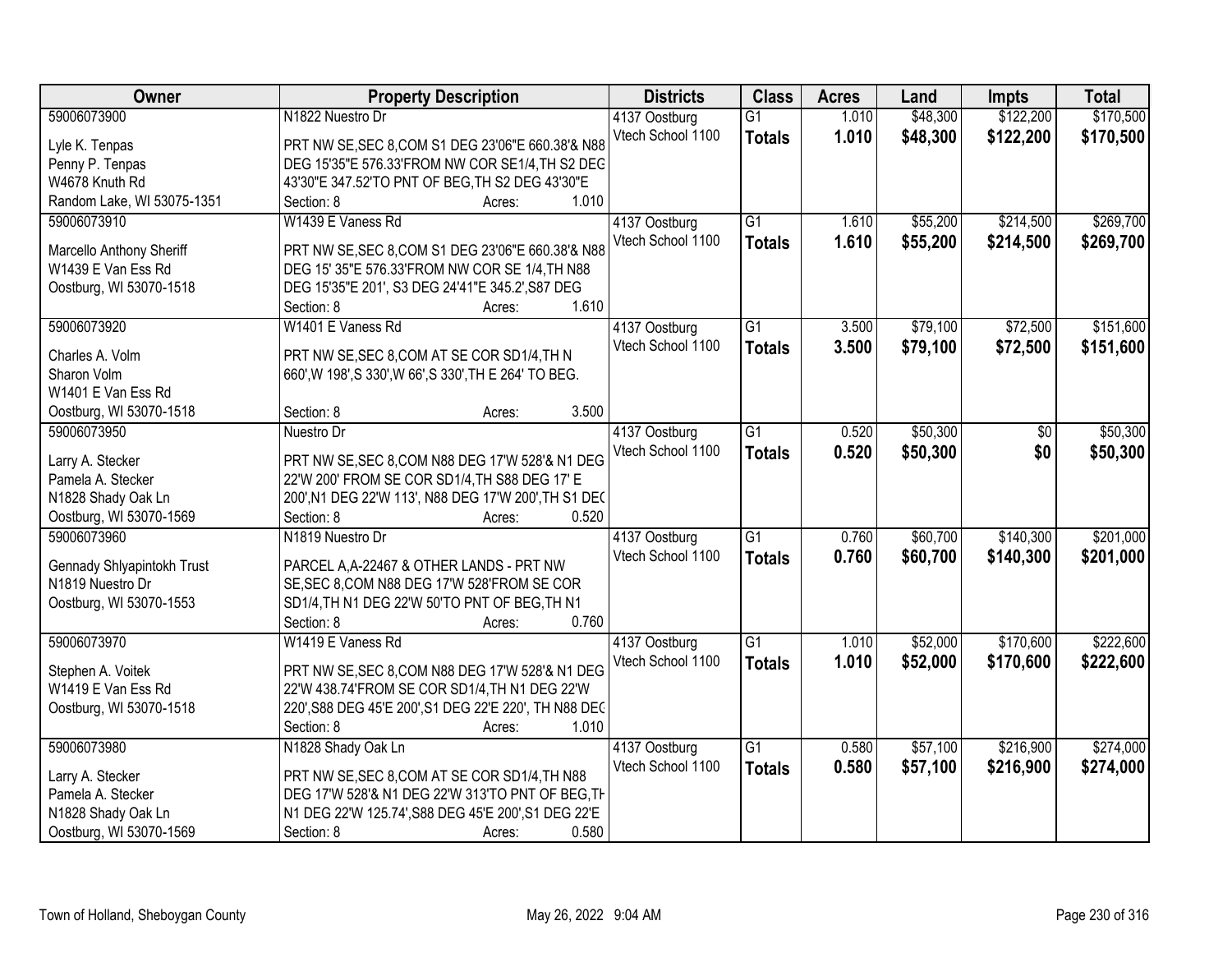| Owner | Property Description | Districts | Class | Acres | Land | Impts | Total |
|---|---|---|---|---|---|---|---|
| 59006073900<br><br>Lyle K. Tenpas<br>Penny P. Tenpas<br>W4678 Knuth Rd<br>Random Lake, WI 53075-1351 | N1822 Nuestro Dr<br><br>PRT NW SE,SEC 8,COM S1 DEG 23'06"E 660.38'& N88 DEG 15'35"E 576.33'FROM NW COR SE1/4,TH S2 DEG 43'30"E 347.52'TO PNT OF BEG,TH S2 DEG 43'30"E<br>Section: 8 Acres: 1.010 | 4137 Oostburg<br>Vtech School 1100 | G1<br>**Totals** | 1.010<br>**1.010** | $48,300<br>**$48,300** | $122,200<br>**$122,200** | $170,500<br>**$170,500** |
| 59006073910<br><br>Marcello Anthony Sheriff<br>W1439 E Van Ess Rd<br>Oostburg, WI 53070-1518 | W1439 E Vaness Rd<br><br>PRT NW SE,SEC 8,COM S1 DEG 23'06"E 660.38'& N88 DEG 15' 35"E 576.33'FROM NW COR SE 1/4,TH N88 DEG 15'35"E 201', S3 DEG 24'41"E 345.2',S87 DEG<br>Section: 8 Acres: 1.610 | 4137 Oostburg<br>Vtech School 1100 | G1<br>**Totals** | 1.610<br>**1.610** | $55,200<br>**$55,200** | $214,500<br>**$214,500** | $269,700<br>**$269,700** |
| 59006073920<br><br>Charles A. Volm<br>Sharon Volm<br>W1401 E Van Ess Rd<br>Oostburg, WI 53070-1518 | W1401 E Vaness Rd<br><br>PRT NW SE,SEC 8,COM AT SE COR SD1/4,TH N 660',W 198',S 330',W 66',S 330',TH E 264' TO BEG.<br>Section: 8 Acres: 3.500 | 4137 Oostburg<br>Vtech School 1100 | G1<br>**Totals** | 3.500<br>**3.500** | $79,100<br>**$79,100** | $72,500<br>**$72,500** | $151,600<br>**$151,600** |
| 59006073950<br><br>Larry A. Stecker<br>Pamela A. Stecker<br>N1828 Shady Oak Ln<br>Oostburg, WI 53070-1569 | Nuestro Dr<br><br>PRT NW SE,SEC 8,COM N88 DEG 17'W 528'& N1 DEG 22'W 200' FROM SE COR SD1/4,TH S88 DEG 17' E 200',N1 DEG 22'W 113', N88 DEG 17'W 200',TH S1 DEG<br>Section: 8 Acres: 0.520 | 4137 Oostburg<br>Vtech School 1100 | G1<br>**Totals** | 0.520<br>**0.520** | $50,300<br>**$50,300** | $0<br>**$0** | $50,300<br>**$50,300** |
| 59006073960<br><br>Gennady Shlyapintokh Trust<br>N1819 Nuestro Dr<br>Oostburg, WI 53070-1553 | N1819 Nuestro Dr<br><br>PARCEL A,A-22467 & OTHER LANDS - PRT NW SE,SEC 8,COM N88 DEG 17'W 528'FROM SE COR SD1/4,TH N1 DEG 22'W 50'TO PNT OF BEG,TH N1<br>Section: 8 Acres: 0.760 | 4137 Oostburg<br>Vtech School 1100 | G1<br>**Totals** | 0.760<br>**0.760** | $60,700<br>**$60,700** | $140,300<br>**$140,300** | $201,000<br>**$201,000** |
| 59006073970<br><br>Stephen A. Voitek<br>W1419 E Van Ess Rd<br>Oostburg, WI 53070-1518 | W1419 E Vaness Rd<br><br>PRT NW SE,SEC 8,COM N88 DEG 17'W 528'& N1 DEG 22'W 438.74'FROM SE COR SD1/4,TH N1 DEG 22'W 220',S88 DEG 45'E 200',S1 DEG 22'E 220', TH N88 DEG<br>Section: 8 Acres: 1.010 | 4137 Oostburg<br>Vtech School 1100 | G1<br>**Totals** | 1.010<br>**1.010** | $52,000<br>**$52,000** | $170,600<br>**$170,600** | $222,600<br>**$222,600** |
| 59006073980<br><br>Larry A. Stecker<br>Pamela A. Stecker<br>N1828 Shady Oak Ln<br>Oostburg, WI 53070-1569 | N1828 Shady Oak Ln<br><br>PRT NW SE,SEC 8,COM AT SE COR SD1/4,TH N88 DEG 17'W 528'& N1 DEG 22'W 313'TO PNT OF BEG,TH N1 DEG 22'W 125.74',S88 DEG 45'E 200',S1 DEG 22'E<br>Section: 8 Acres: 0.580 | 4137 Oostburg<br>Vtech School 1100 | G1<br>**Totals** | 0.580<br>**0.580** | $57,100<br>**$57,100** | $216,900<br>**$216,900** | $274,000<br>**$274,000** |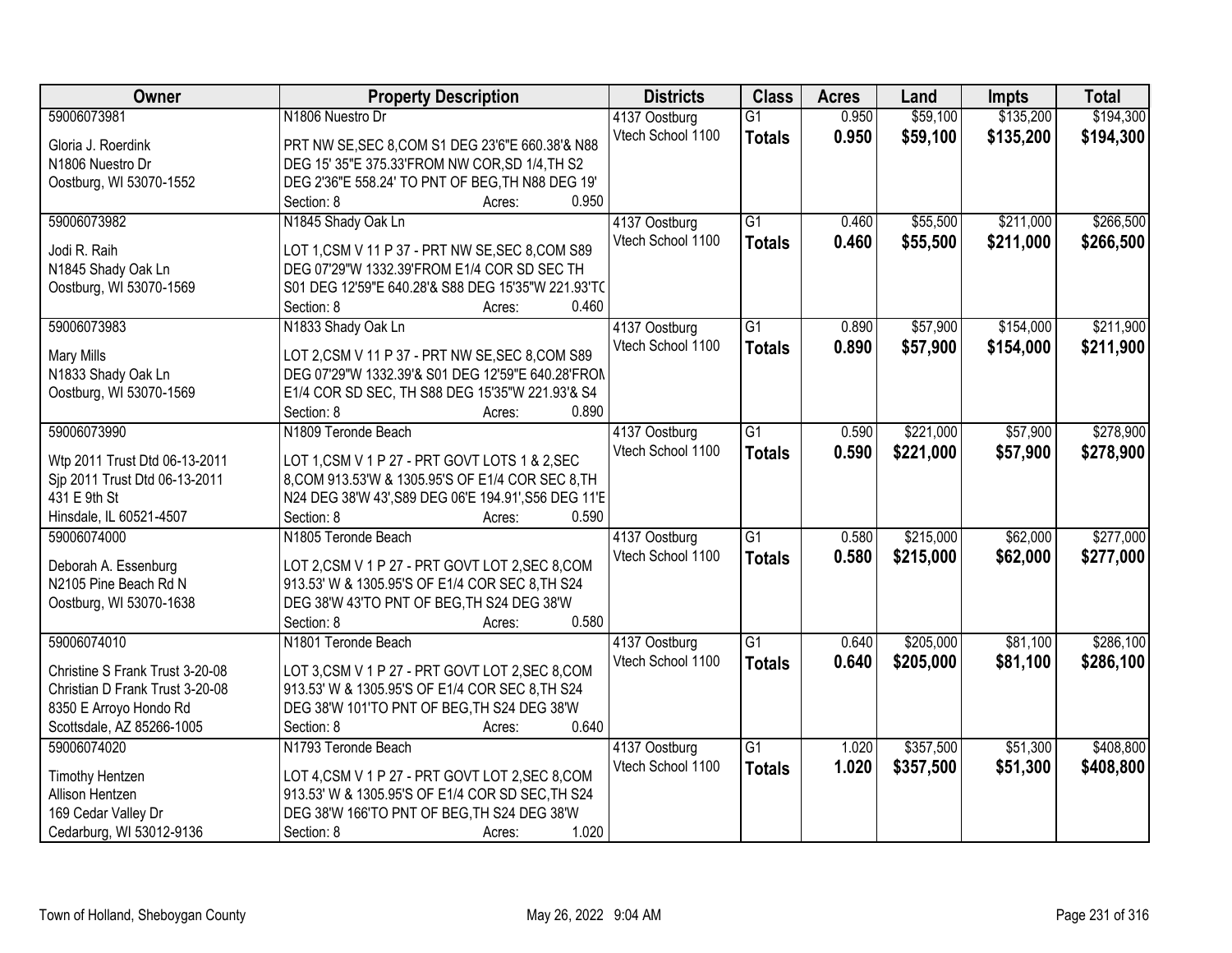| Owner | Property Description | Districts | Class | Acres | Land | Impts | Total |
|---|---|---|---|---|---|---|---|
| 59006073981<br><br>Gloria J. Roerdink<br>N1806 Nuestro Dr<br>Oostburg, WI 53070-1552 | N1806 Nuestro Dr<br><br>PRT NW SE,SEC 8,COM S1 DEG 23'6"E 660.38'& N88 DEG 15' 35"E 375.33'FROM NW COR,SD 1/4,TH S2 DEG 2'36"E 558.24' TO PNT OF BEG,TH N88 DEG 19'<br>Section: 8 Acres: 0.950 | 4137 Oostburg<br>Vtech School 1100 | G1<br>**Totals** | 0.950<br>**0.950** | $59,100<br>**$59,100** | $135,200<br>**$135,200** | $194,300<br>**$194,300** |
| 59006073982<br><br>Jodi R. Raih<br>N1845 Shady Oak Ln<br>Oostburg, WI 53070-1569 | N1845 Shady Oak Ln<br><br>LOT 1,CSM V 11 P 37 - PRT NW SE,SEC 8,COM S89 DEG 07'29"W 1332.39'FROM E1/4 COR SD SEC TH S01 DEG 12'59"E 640.28'& S88 DEG 15'35"W 221.93'TO<br>Section: 8 Acres: 0.460 | 4137 Oostburg<br>Vtech School 1100 | G1<br>**Totals** | 0.460<br>**0.460** | $55,500<br>**$55,500** | $211,000<br>**$211,000** | $266,500<br>**$266,500** |
| 59006073983<br><br>Mary Mills<br>N1833 Shady Oak Ln<br>Oostburg, WI 53070-1569 | N1833 Shady Oak Ln<br><br>LOT 2,CSM V 11 P 37 - PRT NW SE,SEC 8,COM S89 DEG 07'29"W 1332.39'& S01 DEG 12'59"E 640.28'FROM E1/4 COR SD SEC, TH S88 DEG 15'35"W 221.93'& S4<br>Section: 8 Acres: 0.890 | 4137 Oostburg<br>Vtech School 1100 | G1<br>**Totals** | 0.890<br>**0.890** | $57,900<br>**$57,900** | $154,000<br>**$154,000** | $211,900<br>**$211,900** |
| 59006073990<br><br>Wtp 2011 Trust Dtd 06-13-2011<br>Sjp 2011 Trust Dtd 06-13-2011<br>431 E 9th St<br>Hinsdale, IL 60521-4507 | N1809 Teronde Beach<br><br>LOT 1,CSM V 1 P 27 - PRT GOVT LOTS 1 & 2,SEC 8,COM 913.53'W & 1305.95'S OF E1/4 COR SEC 8,TH N24 DEG 38'W 43',S89 DEG 06'E 194.91',S56 DEG 11'E<br>Section: 8 Acres: 0.590 | 4137 Oostburg<br>Vtech School 1100 | G1<br>**Totals** | 0.590<br>**0.590** | $221,000<br>**$221,000** | $57,900<br>**$57,900** | $278,900<br>**$278,900** |
| 59006074000<br><br>Deborah A. Essenburg<br>N2105 Pine Beach Rd N<br>Oostburg, WI 53070-1638 | N1805 Teronde Beach<br><br>LOT 2,CSM V 1 P 27 - PRT GOVT LOT 2,SEC 8,COM 913.53' W & 1305.95'S OF E1/4 COR SEC 8,TH S24 DEG 38'W 43'TO PNT OF BEG,TH S24 DEG 38'W<br>Section: 8 Acres: 0.580 | 4137 Oostburg<br>Vtech School 1100 | G1<br>**Totals** | 0.580<br>**0.580** | $215,000<br>**$215,000** | $62,000<br>**$62,000** | $277,000<br>**$277,000** |
| 59006074010<br><br>Christine S Frank Trust 3-20-08<br>Christian D Frank Trust 3-20-08<br>8350 E Arroyo Hondo Rd<br>Scottsdale, AZ 85266-1005 | N1801 Teronde Beach<br><br>LOT 3,CSM V 1 P 27 - PRT GOVT LOT 2,SEC 8,COM 913.53' W & 1305.95'S OF E1/4 COR SEC 8,TH S24 DEG 38'W 101'TO PNT OF BEG,TH S24 DEG 38'W<br>Section: 8 Acres: 0.640 | 4137 Oostburg<br>Vtech School 1100 | G1<br>**Totals** | 0.640<br>**0.640** | $205,000<br>**$205,000** | $81,100<br>**$81,100** | $286,100<br>**$286,100** |
| 59006074020<br><br>Timothy Hentzen<br>Allison Hentzen<br>169 Cedar Valley Dr<br>Cedarburg, WI 53012-9136 | N1793 Teronde Beach<br><br>LOT 4,CSM V 1 P 27 - PRT GOVT LOT 2,SEC 8,COM 913.53' W & 1305.95'S OF E1/4 COR SD SEC,TH S24 DEG 38'W 166'TO PNT OF BEG,TH S24 DEG 38'W<br>Section: 8 Acres: 1.020 | 4137 Oostburg<br>Vtech School 1100 | G1<br>**Totals** | 1.020<br>**1.020** | $357,500<br>**$357,500** | $51,300<br>**$51,300** | $408,800<br>**$408,800** |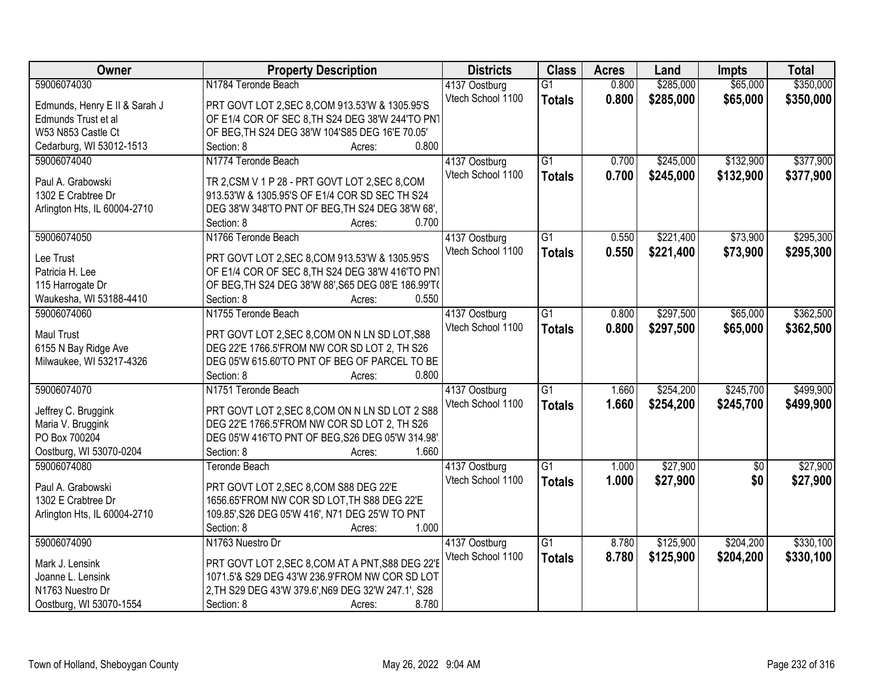| Owner | Property Description | Districts | Class | Acres | Land | Impts | Total |
|---|---|---|---|---|---|---|---|
| 59006074030<br>Edmunds, Henry E II & Sarah J<br>Edmunds Trust et al<br>W53 N853 Castle Ct<br>Cedarburg, WI 53012-1513 | N1784 Teronde Beach<br>PRT GOVT LOT 2,SEC 8,COM 913.53'W & 1305.95'S OF E1/4 COR OF SEC 8,TH S24 DEG 38'W 244'TO PNT OF BEG,TH S24 DEG 38'W 104'S85 DEG 16'E 70.05'<br>Section: 8 Acres: 0.800 | 4137 Oostburg<br>Vtech School 1100 | G1<br>**Totals** | 0.800<br>**0.800** | $285,000<br>**$285,000** | $65,000<br>**$65,000** | $350,000<br>**$350,000** |
| 59006074040<br>Paul A. Grabowski<br>1302 E Crabtree Dr<br>Arlington Hts, IL 60004-2710 | N1774 Teronde Beach<br>TR 2,CSM V 1 P 28 - PRT GOVT LOT 2,SEC 8,COM 913.53'W & 1305.95'S OF E1/4 COR SD SEC TH S24 DEG 38'W 348'TO PNT OF BEG,TH S24 DEG 38'W 68',<br>Section: 8 Acres: 0.700 | 4137 Oostburg<br>Vtech School 1100 | G1<br>**Totals** | 0.700<br>**0.700** | $245,000<br>**$245,000** | $132,900<br>**$132,900** | $377,900<br>**$377,900** |
| 59006074050<br>Lee Trust<br>Patricia H. Lee<br>115 Harrogate Dr<br>Waukesha, WI 53188-4410 | N1766 Teronde Beach<br>PRT GOVT LOT 2,SEC 8,COM 913.53'W & 1305.95'S OF E1/4 COR OF SEC 8,TH S24 DEG 38'W 416'TO PNT OF BEG,TH S24 DEG 38'W 88',S65 DEG 08'E 186.99'T(<br>Section: 8 Acres: 0.550 | 4137 Oostburg<br>Vtech School 1100 | G1<br>**Totals** | 0.550<br>**0.550** | $221,400<br>**$221,400** | $73,900<br>**$73,900** | $295,300<br>**$295,300** |
| 59006074060<br>Maul Trust<br>6155 N Bay Ridge Ave<br>Milwaukee, WI 53217-4326 | N1755 Teronde Beach<br>PRT GOVT LOT 2,SEC 8,COM ON N LN SD LOT,S88 DEG 22'E 1766.5'FROM NW COR SD LOT 2, TH S26 DEG 05'W 615.60'TO PNT OF BEG OF PARCEL TO BE<br>Section: 8 Acres: 0.800 | 4137 Oostburg<br>Vtech School 1100 | G1<br>**Totals** | 0.800<br>**0.800** | $297,500<br>**$297,500** | $65,000<br>**$65,000** | $362,500<br>**$362,500** |
| 59006074070<br>Jeffrey C. Bruggink<br>Maria V. Bruggink<br>PO Box 700204<br>Oostburg, WI 53070-0204 | N1751 Teronde Beach<br>PRT GOVT LOT 2,SEC 8,COM ON N LN SD LOT 2 S88 DEG 22'E 1766.5'FROM NW COR SD LOT 2, TH S26 DEG 05'W 416'TO PNT OF BEG,S26 DEG 05'W 314.98'<br>Section: 8 Acres: 1.660 | 4137 Oostburg<br>Vtech School 1100 | G1<br>**Totals** | 1.660<br>**1.660** | $254,200<br>**$254,200** | $245,700<br>**$245,700** | $499,900<br>**$499,900** |
| 59006074080<br>Paul A. Grabowski<br>1302 E Crabtree Dr<br>Arlington Hts, IL 60004-2710 | Teronde Beach<br>PRT GOVT LOT 2,SEC 8,COM S88 DEG 22'E 1656.65'FROM NW COR SD LOT,TH S88 DEG 22'E 109.85',S26 DEG 05'W 416', N71 DEG 25'W TO PNT<br>Section: 8 Acres: 1.000 | 4137 Oostburg<br>Vtech School 1100 | G1<br>**Totals** | 1.000<br>**1.000** | $27,900<br>**$27,900** | $0<br>**$0** | $27,900<br>**$27,900** |
| 59006074090<br>Mark J. Lensink<br>Joanne L. Lensink<br>N1763 Nuestro Dr<br>Oostburg, WI 53070-1554 | N1763 Nuestro Dr<br>PRT GOVT LOT 2,SEC 8,COM AT A PNT,S88 DEG 22'E 1071.5'& S29 DEG 43'W 236.9'FROM NW COR SD LOT 2,TH S29 DEG 43'W 379.6',N69 DEG 32'W 247.1', S28<br>Section: 8 Acres: 8.780 | 4137 Oostburg<br>Vtech School 1100 | G1<br>**Totals** | 8.780<br>**8.780** | $125,900<br>**$125,900** | $204,200<br>**$204,200** | $330,100<br>**$330,100** |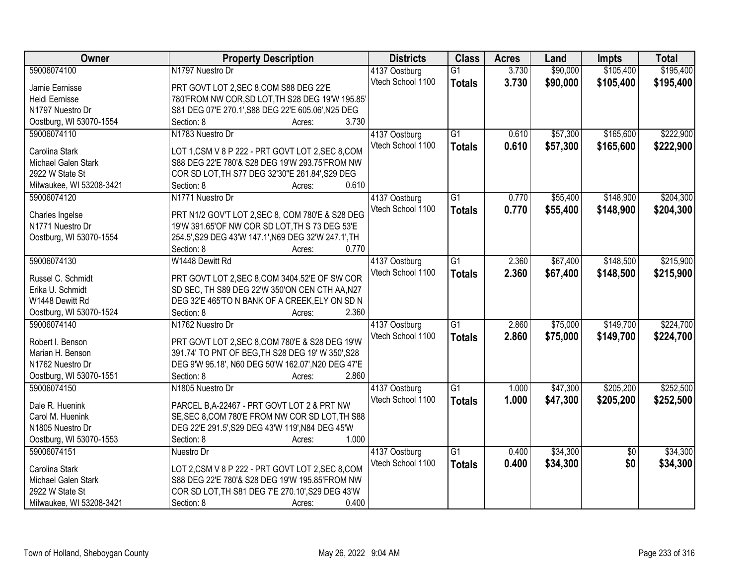| Owner | Property Description | Districts | Class | Acres | Land | Impts | Total |
|---|---|---|---|---|---|---|---|
| 59006074100<br>Jamie Eernisse<br>Heidi Eernisse<br>N1797 Nuestro Dr<br>Oostburg, WI 53070-1554 | N1797 Nuestro Dr<br>PRT GOVT LOT 2,SEC 8,COM S88 DEG 22'E 780'FROM NW COR,SD LOT,TH S28 DEG 19'W 195.85' S81 DEG 07'E 270.1',S88 DEG 22'E 605.06',N25 DEG<br>Section: 8 Acres: 3.730 | 4137 Oostburg<br>Vtech School 1100 | G1<br>**Totals** | 3.730<br>**3.730** | $90,000<br>**$90,000** | $105,400<br>**$105,400** | $195,400<br>**$195,400** |
| 59006074110<br>Carolina Stark<br>Michael Galen Stark<br>2922 W State St<br>Milwaukee, WI 53208-3421 | N1783 Nuestro Dr<br>LOT 1,CSM V 8 P 222 - PRT GOVT LOT 2,SEC 8,COM S88 DEG 22'E 780'& S28 DEG 19'W 293.75'FROM NW COR SD LOT,TH S77 DEG 32'30"E 261.84',S29 DEG<br>Section: 8 Acres: 0.610 | 4137 Oostburg<br>Vtech School 1100 | G1<br>**Totals** | 0.610<br>**0.610** | $57,300<br>**$57,300** | $165,600<br>**$165,600** | $222,900<br>**$222,900** |
| 59006074120<br>Charles Ingelse<br>N1771 Nuestro Dr<br>Oostburg, WI 53070-1554 | N1771 Nuestro Dr<br>PRT N1/2 GOV'T LOT 2,SEC 8, COM 780'E & S28 DEG 19'W 391.65'OF NW COR SD LOT,TH S 73 DEG 53'E 254.5',S29 DEG 43'W 147.1',N69 DEG 32'W 247.1',TH<br>Section: 8 Acres: 0.770 | 4137 Oostburg<br>Vtech School 1100 | G1<br>**Totals** | 0.770<br>**0.770** | $55,400<br>**$55,400** | $148,900<br>**$148,900** | $204,300<br>**$204,300** |
| 59006074130<br>Russel C. Schmidt<br>Erika U. Schmidt<br>W1448 Dewitt Rd<br>Oostburg, WI 53070-1524 | W1448 Dewitt Rd<br>PRT GOVT LOT 2,SEC 8,COM 3404.52'E OF SW COR SD SEC, TH S89 DEG 22'W 350'ON CEN CTH AA,N27 DEG 32'E 465'TO N BANK OF A CREEK,ELY ON SD N<br>Section: 8 Acres: 2.360 | 4137 Oostburg<br>Vtech School 1100 | G1<br>**Totals** | 2.360<br>**2.360** | $67,400<br>**$67,400** | $148,500<br>**$148,500** | $215,900<br>**$215,900** |
| 59006074140<br>Robert I. Benson<br>Marian H. Benson<br>N1762 Nuestro Dr<br>Oostburg, WI 53070-1551 | N1762 Nuestro Dr<br>PRT GOVT LOT 2,SEC 8,COM 780'E & S28 DEG 19'W 391.74' TO PNT OF BEG,TH S28 DEG 19' W 350',S28 DEG 9'W 95.18', N60 DEG 50'W 162.07',N20 DEG 47'E<br>Section: 8 Acres: 2.860 | 4137 Oostburg<br>Vtech School 1100 | G1<br>**Totals** | 2.860<br>**2.860** | $75,000<br>**$75,000** | $149,700<br>**$149,700** | $224,700<br>**$224,700** |
| 59006074150<br>Dale R. Huenink<br>Carol M. Huenink<br>N1805 Nuestro Dr<br>Oostburg, WI 53070-1553 | N1805 Nuestro Dr<br>PARCEL B,A-22467 - PRT GOVT LOT 2 & PRT NW SE,SEC 8,COM 780'E FROM NW COR SD LOT,TH S88 DEG 22'E 291.5',S29 DEG 43'W 119',N84 DEG 45'W<br>Section: 8 Acres: 1.000 | 4137 Oostburg<br>Vtech School 1100 | G1<br>**Totals** | 1.000<br>**1.000** | $47,300<br>**$47,300** | $205,200<br>**$205,200** | $252,500<br>**$252,500** |
| 59006074151<br>Carolina Stark<br>Michael Galen Stark<br>2922 W State St<br>Milwaukee, WI 53208-3421 | Nuestro Dr<br>LOT 2,CSM V 8 P 222 - PRT GOVT LOT 2,SEC 8,COM S88 DEG 22'E 780'& S28 DEG 19'W 195.85'FROM NW COR SD LOT,TH S81 DEG 7'E 270.10',S29 DEG 43'W<br>Section: 8 Acres: 0.400 | 4137 Oostburg<br>Vtech School 1100 | G1<br>**Totals** | 0.400<br>**0.400** | $34,300<br>**$34,300** | $0<br>**$0** | $34,300<br>**$34,300** |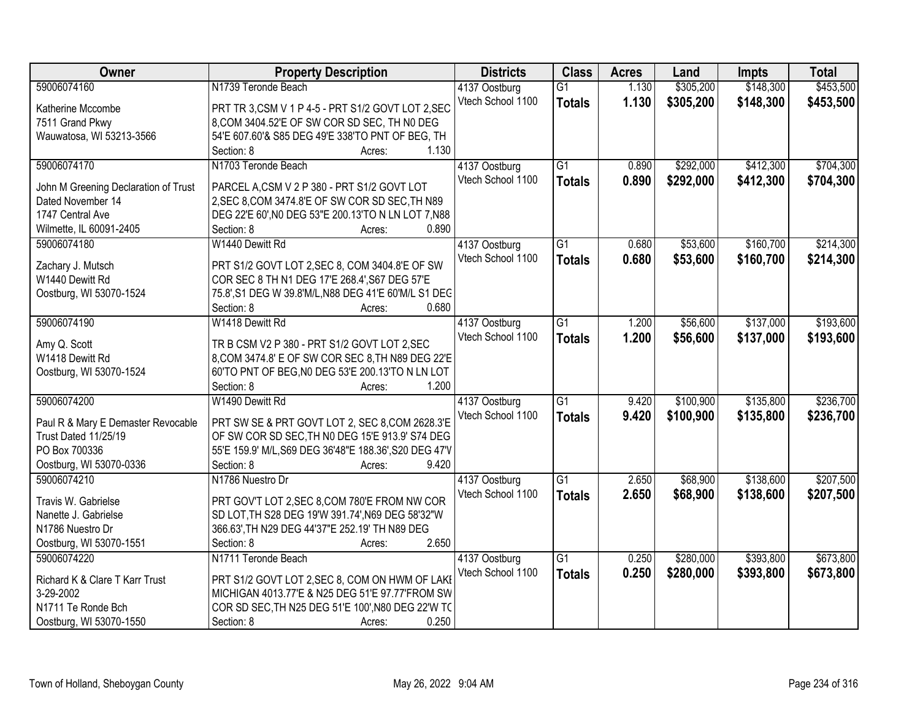| Owner | Property Description | Districts | Class | Acres | Land | Impts | Total |
|---|---|---|---|---|---|---|---|
| 59006074160<br>Katherine Mccombe<br>7511 Grand Pkwy<br>Wauwatosa, WI 53213-3566 | N1739 Teronde Beach<br>PRT TR 3,CSM V 1 P 4-5 - PRT S1/2 GOVT LOT 2,SEC 8,COM 3404.52'E OF SW COR SD SEC, TH N0 DEG 54'E 607.60'& S85 DEG 49'E 338'TO PNT OF BEG, TH<br>Section: 8 Acres: 1.130 | 4137 Oostburg<br>Vtech School 1100 | G1<br>**Totals** | 1.130<br>**1.130** | \$305,200<br>**\$305,200** | \$148,300<br>**\$148,300** | \$453,500<br>**\$453,500** |
| 59006074170<br>John M Greening Declaration of Trust<br>Dated November 14<br>1747 Central Ave<br>Wilmette, IL 60091-2405 | N1703 Teronde Beach<br>PARCEL A,CSM V 2 P 380 - PRT S1/2 GOVT LOT 2,SEC 8,COM 3474.8'E OF SW COR SD SEC,TH N89 DEG 22'E 60',N0 DEG 53"E 200.13'TO N LN LOT 7,N88<br>Section: 8 Acres: 0.890 | 4137 Oostburg<br>Vtech School 1100 | G1<br>**Totals** | 0.890<br>**0.890** | \$292,000<br>**\$292,000** | \$412,300<br>**\$412,300** | \$704,300<br>**\$704,300** |
| 59006074180<br>Zachary J. Mutsch<br>W1440 Dewitt Rd<br>Oostburg, WI 53070-1524 | W1440 Dewitt Rd<br>PRT S1/2 GOVT LOT 2,SEC 8, COM 3404.8'E OF SW COR SEC 8 TH N1 DEG 17'E 268.4',S67 DEG 57'E 75.8',S1 DEG W 39.8'M/L,N88 DEG 41'E 60'M/L S1 DEG<br>Section: 8 Acres: 0.680 | 4137 Oostburg<br>Vtech School 1100 | G1<br>**Totals** | 0.680<br>**0.680** | \$53,600<br>**\$53,600** | \$160,700<br>**\$160,700** | \$214,300<br>**\$214,300** |
| 59006074190<br>Amy Q. Scott<br>W1418 Dewitt Rd<br>Oostburg, WI 53070-1524 | W1418 Dewitt Rd<br>TR B CSM V2 P 380 - PRT S1/2 GOVT LOT 2,SEC 8,COM 3474.8' E OF SW COR SEC 8,TH N89 DEG 22'E 60'TO PNT OF BEG,N0 DEG 53'E 200.13'TO N LN LOT<br>Section: 8 Acres: 1.200 | 4137 Oostburg<br>Vtech School 1100 | G1<br>**Totals** | 1.200<br>**1.200** | \$56,600<br>**\$56,600** | \$137,000<br>**\$137,000** | \$193,600<br>**\$193,600** |
| 59006074200<br>Paul R & Mary E Demaster Revocable<br>Trust Dated 11/25/19<br>PO Box 700336<br>Oostburg, WI 53070-0336 | W1490 Dewitt Rd<br>PRT SW SE & PRT GOVT LOT 2, SEC 8,COM 2628.3'E OF SW COR SD SEC,TH N0 DEG 15'E 913.9' S74 DEG 55'E 159.9' M/L,S69 DEG 36'48"E 188.36',S20 DEG 47'V<br>Section: 8 Acres: 9.420 | 4137 Oostburg<br>Vtech School 1100 | G1<br>**Totals** | 9.420<br>**9.420** | \$100,900<br>**\$100,900** | \$135,800<br>**\$135,800** | \$236,700<br>**\$236,700** |
| 59006074210<br>Travis W. Gabrielse<br>Nanette J. Gabrielse<br>N1786 Nuestro Dr<br>Oostburg, WI 53070-1551 | N1786 Nuestro Dr<br>PRT GOV'T LOT 2,SEC 8,COM 780'E FROM NW COR SD LOT,TH S28 DEG 19'W 391.74',N69 DEG 58'32"W 366.63',TH N29 DEG 44'37"E 252.19' TH N89 DEG<br>Section: 8 Acres: 2.650 | 4137 Oostburg<br>Vtech School 1100 | G1<br>**Totals** | 2.650<br>**2.650** | \$68,900<br>**\$68,900** | \$138,600<br>**\$138,600** | \$207,500<br>**\$207,500** |
| 59006074220<br>Richard K & Clare T Karr Trust<br>3-29-2002<br>N1711 Te Ronde Bch<br>Oostburg, WI 53070-1550 | N1711 Teronde Beach<br>PRT S1/2 GOVT LOT 2,SEC 8, COM ON HWM OF LAKE MICHIGAN 4013.77'E & N25 DEG 51'E 97.77'FROM SW COR SD SEC,TH N25 DEG 51'E 100',N80 DEG 22'W TO<br>Section: 8 Acres: 0.250 | 4137 Oostburg<br>Vtech School 1100 | G1<br>**Totals** | 0.250<br>**0.250** | \$280,000<br>**\$280,000** | \$393,800<br>**\$393,800** | \$673,800<br>**\$673,800** |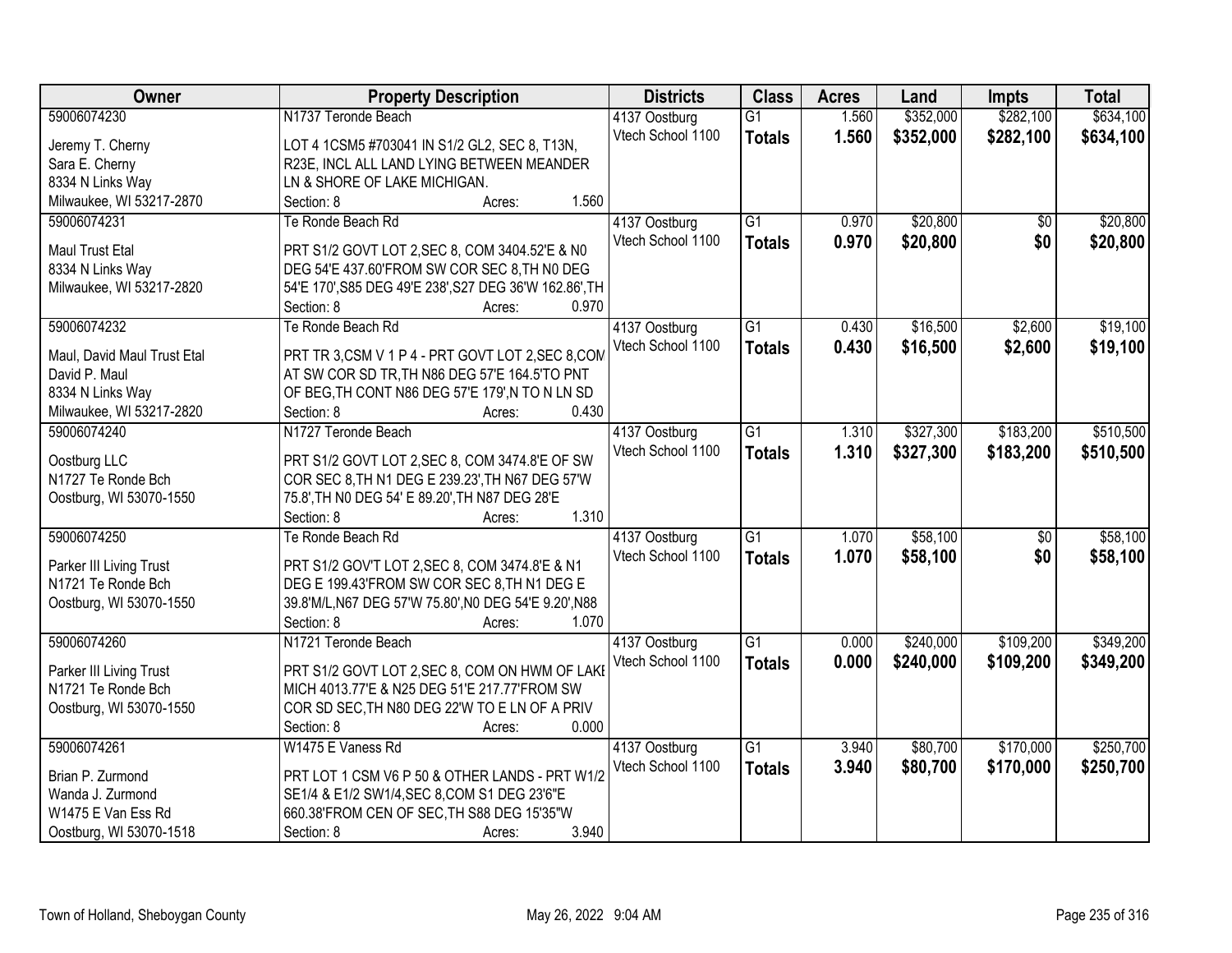| Owner | Property Description | Districts | Class | Acres | Land | Impts | Total |
|---|---|---|---|---|---|---|---|
| 59006074230<br>Jeremy T. Cherny<br>Sara E. Cherny<br>8334 N Links Way<br>Milwaukee, WI 53217-2870 | N1737 Teronde Beach<br>LOT 4 1CSM5 #703041 IN S1/2 GL2, SEC 8, T13N, R23E, INCL ALL LAND LYING BETWEEN MEANDER LN & SHORE OF LAKE MICHIGAN.<br>Section: 8 Acres: 1.560 | 4137 Oostburg<br>Vtech School 1100 | G1<br>**Totals** | 1.560<br>**1.560** | $352,000<br>**$352,000** | $282,100<br>**$282,100** | $634,100<br>**$634,100** |
| 59006074231<br>Maul Trust Etal<br>8334 N Links Way<br>Milwaukee, WI 53217-2820 | Te Ronde Beach Rd<br>PRT S1/2 GOVT LOT 2,SEC 8, COM 3404.52'E & N0 DEG 54'E 437.60'FROM SW COR SEC 8,TH N0 DEG 54'E 170',S85 DEG 49'E 238',S27 DEG 36'W 162.86',TH<br>Section: 8 Acres: 0.970 | 4137 Oostburg<br>Vtech School 1100 | G1<br>**Totals** | 0.970<br>**0.970** | $20,800<br>**$20,800** | $0<br>**$0** | $20,800<br>**$20,800** |
| 59006074232<br>Maul, David Maul Trust Etal<br>David P. Maul<br>8334 N Links Way<br>Milwaukee, WI 53217-2820 | Te Ronde Beach Rd<br>PRT TR 3,CSM V 1 P 4 - PRT GOVT LOT 2,SEC 8,COM AT SW COR SD TR,TH N86 DEG 57'E 164.5'TO PNT OF BEG,TH CONT N86 DEG 57'E 179',N TO N LN SD<br>Section: 8 Acres: 0.430 | 4137 Oostburg<br>Vtech School 1100 | G1<br>**Totals** | 0.430<br>**0.430** | $16,500<br>**$16,500** | $2,600<br>**$2,600** | $19,100<br>**$19,100** |
| 59006074240<br>Oostburg LLC<br>N1727 Te Ronde Bch<br>Oostburg, WI 53070-1550 | N1727 Teronde Beach<br>PRT S1/2 GOVT LOT 2,SEC 8, COM 3474.8'E OF SW COR SEC 8,TH N1 DEG E 239.23',TH N67 DEG 57'W 75.8',TH N0 DEG 54' E 89.20',TH N87 DEG 28'E<br>Section: 8 Acres: 1.310 | 4137 Oostburg<br>Vtech School 1100 | G1<br>**Totals** | 1.310<br>**1.310** | $327,300<br>**$327,300** | $183,200<br>**$183,200** | $510,500<br>**$510,500** |
| 59006074250<br>Parker III Living Trust<br>N1721 Te Ronde Bch<br>Oostburg, WI 53070-1550 | Te Ronde Beach Rd<br>PRT S1/2 GOV'T LOT 2,SEC 8, COM 3474.8'E & N1 DEG E 199.43'FROM SW COR SEC 8,TH N1 DEG E 39.8'M/L,N67 DEG 57'W 75.80',N0 DEG 54'E 9.20',N88<br>Section: 8 Acres: 1.070 | 4137 Oostburg<br>Vtech School 1100 | G1<br>**Totals** | 1.070<br>**1.070** | $58,100<br>**$58,100** | $0<br>**$0** | $58,100<br>**$58,100** |
| 59006074260<br>Parker III Living Trust<br>N1721 Te Ronde Bch<br>Oostburg, WI 53070-1550 | N1721 Teronde Beach<br>PRT S1/2 GOVT LOT 2,SEC 8, COM ON HWM OF LAKE MICH 4013.77'E & N25 DEG 51'E 217.77'FROM SW COR SD SEC,TH N80 DEG 22'W TO E LN OF A PRIV<br>Section: 8 Acres: 0.000 | 4137 Oostburg<br>Vtech School 1100 | G1<br>**Totals** | 0.000<br>**0.000** | $240,000<br>**$240,000** | $109,200<br>**$109,200** | $349,200<br>**$349,200** |
| 59006074261<br>Brian P. Zurmond<br>Wanda J. Zurmond<br>W1475 E Van Ess Rd<br>Oostburg, WI 53070-1518 | W1475 E Vaness Rd<br>PRT LOT 1 CSM V6 P 50 & OTHER LANDS - PRT W1/2 SE1/4 & E1/2 SW1/4,SEC 8,COM S1 DEG 23'6"E 660.38'FROM CEN OF SEC,TH S88 DEG 15'35"W<br>Section: 8 Acres: 3.940 | 4137 Oostburg<br>Vtech School 1100 | G1<br>**Totals** | 3.940<br>**3.940** | $80,700<br>**$80,700** | $170,000<br>**$170,000** | $250,700<br>**$250,700** |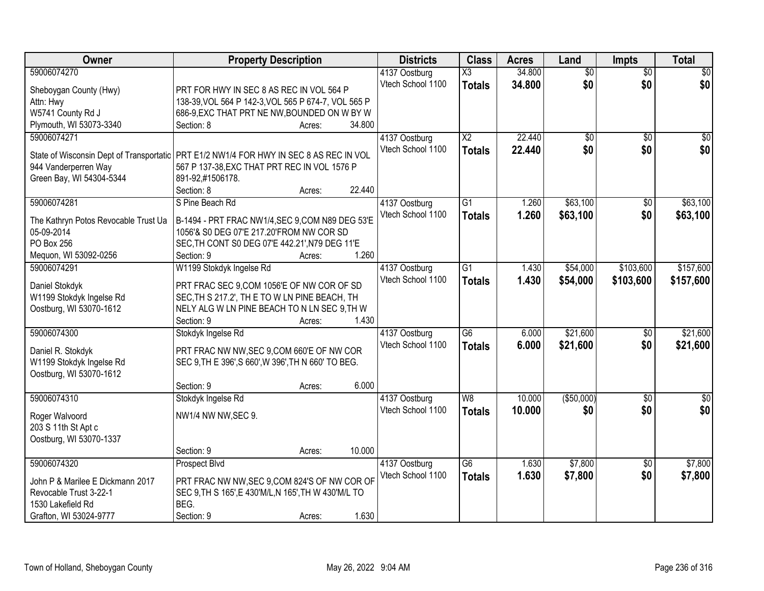| Owner | Property Description | Districts | Class | Acres | Land | Impts | Total |
|---|---|---|---|---|---|---|---|
| 59006074270<br>Sheboygan County (Hwy)<br>Attn: Hwy<br>W5741 County Rd J<br>Plymouth, WI 53073-3340 | PRT FOR HWY IN SEC 8 AS REC IN VOL 564 P 138-39,VOL 564 P 142-3,VOL 565 P 674-7, VOL 565 P 686-9,EXC THAT PRT NE NW,BOUNDED ON W BY W<br>Section: 8 Acres: 34.800 | 4137 Oostburg<br>Vtech School 1100 | X3<br>**Totals** | 34.800<br>**34.800** | $0<br>**$0** | $0<br>**$0** | $0<br>**$0** |
| 59006074271<br>State of Wisconsin Dept of Transportatic<br>944 Vanderperren Way<br>Green Bay, WI 54304-5344 | PRT E1/2 NW1/4 FOR HWY IN SEC 8 AS REC IN VOL 567 P 137-38,EXC THAT PRT REC IN VOL 1576 P 891-92,#1506178.<br>Section: 8 Acres: 22.440 | 4137 Oostburg<br>Vtech School 1100 | X2<br>**Totals** | 22.440<br>**22.440** | $0<br>**$0** | $0<br>**$0** | $0<br>**$0** |
| 59006074281<br>The Kathryn Potos Revocable Trust Ua<br>05-09-2014<br>PO Box 256<br>Mequon, WI 53092-0256 | S Pine Beach Rd<br>B-1494 - PRT FRAC NW1/4,SEC 9,COM N89 DEG 53'E 1056'& S0 DEG 07'E 217.20'FROM NW COR SD SEC,TH CONT S0 DEG 07'E 442.21',N79 DEG 11'E<br>Section: 9 Acres: 1.260 | 4137 Oostburg<br>Vtech School 1100 | G1<br>**Totals** | 1.260<br>**1.260** | $63,100<br>**$63,100** | $0<br>**$0** | $63,100<br>**$63,100** |
| 59006074291<br>Daniel Stokdyk<br>W1199 Stokdyk Ingelse Rd<br>Oostburg, WI 53070-1612 | W1199 Stokdyk Ingelse Rd<br>PRT FRAC SEC 9,COM 1056'E OF NW COR OF SD SEC,TH S 217.2', TH E TO W LN PINE BEACH, TH NELY ALG W LN PINE BEACH TO N LN SEC 9,TH W<br>Section: 9 Acres: 1.430 | 4137 Oostburg<br>Vtech School 1100 | G1<br>**Totals** | 1.430<br>**1.430** | $54,000<br>**$54,000** | $103,600<br>**$103,600** | $157,600<br>**$157,600** |
| 59006074300<br>Daniel R. Stokdyk<br>W1199 Stokdyk Ingelse Rd<br>Oostburg, WI 53070-1612 | Stokdyk Ingelse Rd<br>PRT FRAC NW NW,SEC 9,COM 660'E OF NW COR SEC 9,TH E 396',S 660',W 396',TH N 660' TO BEG.<br>Section: 9 Acres: 6.000 | 4137 Oostburg<br>Vtech School 1100 | G6<br>**Totals** | 6.000<br>**6.000** | $21,600<br>**$21,600** | $0<br>**$0** | $21,600<br>**$21,600** |
| 59006074310<br>Roger Walvoord<br>203 S 11th St Apt c<br>Oostburg, WI 53070-1337 | Stokdyk Ingelse Rd<br>NW1/4 NW NW,SEC 9.<br>Section: 9 Acres: 10.000 | 4137 Oostburg<br>Vtech School 1100 | W8<br>**Totals** | 10.000<br>**10.000** | ($50,000)<br>**$0** | $0<br>**$0** | $0<br>**$0** |
| 59006074320<br>John P & Marilee E Dickmann 2017<br>Revocable Trust 3-22-1<br>1530 Lakefield Rd<br>Grafton, WI 53024-9777 | Prospect Blvd<br>PRT FRAC NW NW,SEC 9,COM 824'S OF NW COR OF SEC 9,TH S 165',E 430'M/L,N 165',TH W 430'M/L TO BEG.<br>Section: 9 Acres: 1.630 | 4137 Oostburg<br>Vtech School 1100 | G6<br>**Totals** | 1.630<br>**1.630** | $7,800<br>**$7,800** | $0<br>**$0** | $7,800<br>**$7,800** |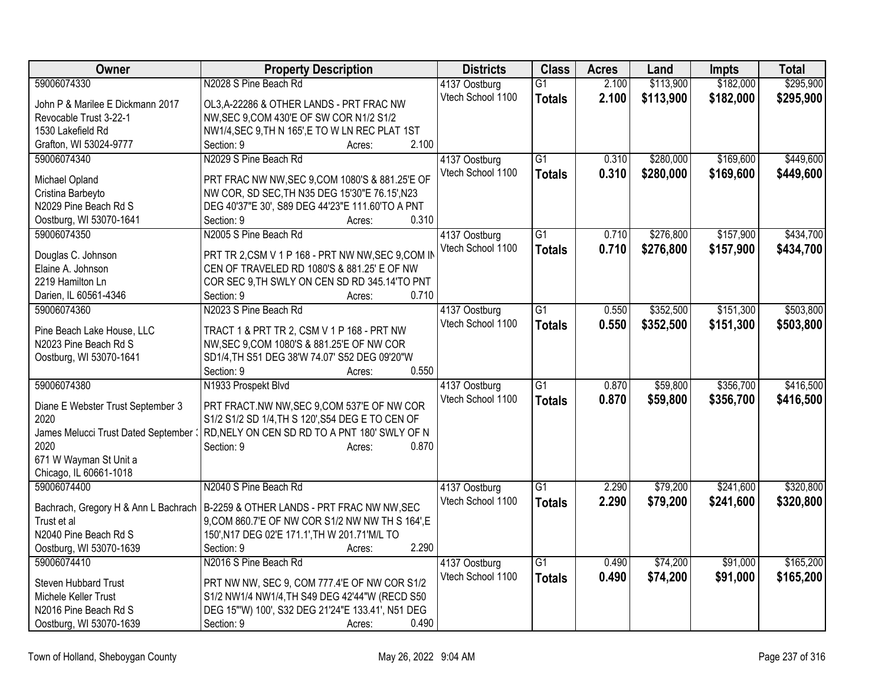| Owner | Property Description | Districts | Class | Acres | Land | Impts | Total |
|---|---|---|---|---|---|---|---|
| 59006074330<br>John P & Marilee E Dickmann 2017 Revocable Trust 3-22-1<br>1530 Lakefield Rd<br>Grafton, WI 53024-9777 | N2028 S Pine Beach Rd<br>OL3,A-22286 & OTHER LANDS - PRT FRAC NW NW,SEC 9,COM 430'E OF SW COR N1/2 S1/2 NW1/4,SEC 9,TH N 165',E TO W LN REC PLAT 1ST<br>Section: 9 Acres: 2.100 | 4137 Oostburg<br>Vtech School 1100 | G1<br>**Totals** | 2.100<br>**2.100** | $113,900<br>**$113,900** | $182,000<br>**$182,000** | $295,900<br>**$295,900** |
| 59006074340<br>Michael Opland<br>Cristina Barbeyto<br>N2029 Pine Beach Rd S<br>Oostburg, WI 53070-1641 | N2029 S Pine Beach Rd<br>PRT FRAC NW NW,SEC 9,COM 1080'S & 881.25'E OF NW COR, SD SEC,TH N35 DEG 15'30"E 76.15',N23 DEG 40'37"E 30', S89 DEG 44'23"E 111.60'TO A PNT<br>Section: 9 Acres: 0.310 | 4137 Oostburg<br>Vtech School 1100 | G1<br>**Totals** | 0.310<br>**0.310** | $280,000<br>**$280,000** | $169,600<br>**$169,600** | $449,600<br>**$449,600** |
| 59006074350<br>Douglas C. Johnson<br>Elaine A. Johnson<br>2219 Hamilton Ln<br>Darien, IL 60561-4346 | N2005 S Pine Beach Rd<br>PRT TR 2,CSM V 1 P 168 - PRT NW NW,SEC 9,COM IN CEN OF TRAVELED RD 1080'S & 881.25' E OF NW COR SEC 9,TH SWLY ON CEN SD RD 345.14'TO PNT<br>Section: 9 Acres: 0.710 | 4137 Oostburg<br>Vtech School 1100 | G1<br>**Totals** | 0.710<br>**0.710** | $276,800<br>**$276,800** | $157,900<br>**$157,900** | $434,700<br>**$434,700** |
| 59006074360<br>Pine Beach Lake House, LLC<br>N2023 Pine Beach Rd S<br>Oostburg, WI 53070-1641 | N2023 S Pine Beach Rd<br>TRACT 1 & PRT TR 2, CSM V 1 P 168 - PRT NW NW,SEC 9,COM 1080'S & 881.25'E OF NW COR SD1/4,TH S51 DEG 38'W 74.07' S52 DEG 09'20"W<br>Section: 9 Acres: 0.550 | 4137 Oostburg<br>Vtech School 1100 | G1<br>**Totals** | 0.550<br>**0.550** | $352,500<br>**$352,500** | $151,300<br>**$151,300** | $503,800<br>**$503,800** |
| 59006074380<br>Diane E Webster Trust September 3 2020<br>James Melucci Trust Dated September 3 2020<br>671 W Wayman St Unit a<br>Chicago, IL 60661-1018 | N1933 Prospekt Blvd<br>PRT FRACT.NW NW,SEC 9,COM 537'E OF NW COR S1/2 S1/2 SD 1/4,TH S 120',S54 DEG E TO CEN OF RD,NELY ON CEN SD RD TO A PNT 180' SWLY OF N<br>Section: 9 Acres: 0.870 | 4137 Oostburg<br>Vtech School 1100 | G1<br>**Totals** | 0.870<br>**0.870** | $59,800<br>**$59,800** | $356,700<br>**$356,700** | $416,500<br>**$416,500** |
| 59006074400<br>Bachrach, Gregory H & Ann L Bachrach Trust et al<br>N2040 Pine Beach Rd S<br>Oostburg, WI 53070-1639 | N2040 S Pine Beach Rd<br>B-2259 & OTHER LANDS - PRT FRAC NW NW,SEC 9,COM 860.7'E OF NW COR S1/2 NW NW TH S 164',E 150',N17 DEG 02'E 171.1',TH W 201.71'M/L TO<br>Section: 9 Acres: 2.290 | 4137 Oostburg<br>Vtech School 1100 | G1<br>**Totals** | 2.290<br>**2.290** | $79,200<br>**$79,200** | $241,600<br>**$241,600** | $320,800<br>**$320,800** |
| 59006074410<br>Steven Hubbard Trust<br>Michele Keller Trust<br>N2016 Pine Beach Rd S<br>Oostburg, WI 53070-1639 | N2016 S Pine Beach Rd<br>PRT NW NW, SEC 9, COM 777.4'E OF NW COR S1/2 S1/2 NW1/4 NW1/4,TH S49 DEG 42'44"W (RECD S50 DEG 15"'W) 100', S32 DEG 21'24"E 133.41', N51 DEG<br>Section: 9 Acres: 0.490 | 4137 Oostburg<br>Vtech School 1100 | G1<br>**Totals** | 0.490<br>**0.490** | $74,200<br>**$74,200** | $91,000<br>**$91,000** | $165,200<br>**$165,200** |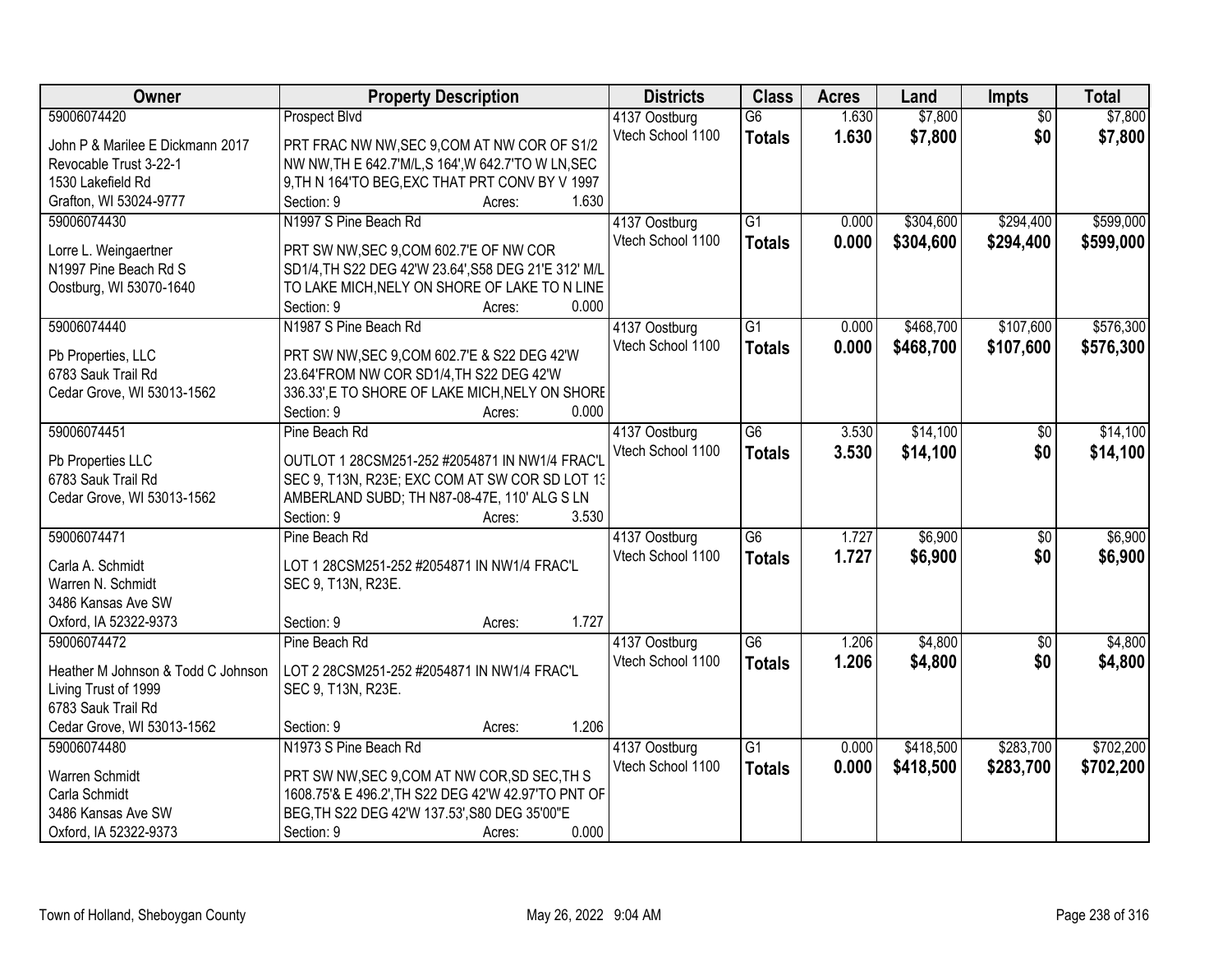| Owner | Property Description | Districts | Class | Acres | Land | Impts | Total |
|---|---|---|---|---|---|---|---|
| 59006074420<br>John P & Marilee E Dickmann 2017 Revocable Trust 3-22-1<br>1530 Lakefield Rd<br>Grafton, WI 53024-9777 | Prospect Blvd<br>PRT FRAC NW NW,SEC 9,COM AT NW COR OF S1/2 NW NW,TH E 642.7'M/L,S 164',W 642.7'TO W LN,SEC 9,TH N 164'TO BEG,EXC THAT PRT CONV BY V 1997<br>Section: 9 Acres: 1.630 | 4137 Oostburg<br>Vtech School 1100 | G6<br>**Totals** | 1.630<br>**1.630** | $7,800<br>**$7,800** | $0<br>**$0** | $7,800<br>**$7,800** |
| 59006074430<br>Lorre L. Weingaertner<br>N1997 Pine Beach Rd S<br>Oostburg, WI 53070-1640 | N1997 S Pine Beach Rd<br>PRT SW NW,SEC 9,COM 602.7'E OF NW COR SD1/4,TH S22 DEG 42'W 23.64',S58 DEG 21'E 312' M/L TO LAKE MICH,NELY ON SHORE OF LAKE TO N LINE<br>Section: 9 Acres: 0.000 | 4137 Oostburg<br>Vtech School 1100 | G1<br>**Totals** | 0.000<br>**0.000** | $304,600<br>**$304,600** | $294,400<br>**$294,400** | $599,000<br>**$599,000** |
| 59006074440<br>Pb Properties, LLC<br>6783 Sauk Trail Rd<br>Cedar Grove, WI 53013-1562 | N1987 S Pine Beach Rd<br>PRT SW NW,SEC 9,COM 602.7'E & S22 DEG 42'W 23.64'FROM NW COR SD1/4,TH S22 DEG 42'W 336.33',E TO SHORE OF LAKE MICH,NELY ON SHORE<br>Section: 9 Acres: 0.000 | 4137 Oostburg<br>Vtech School 1100 | G1<br>**Totals** | 0.000<br>**0.000** | $468,700<br>**$468,700** | $107,600<br>**$107,600** | $576,300<br>**$576,300** |
| 59006074451<br>Pb Properties LLC<br>6783 Sauk Trail Rd<br>Cedar Grove, WI 53013-1562 | Pine Beach Rd<br>OUTLOT 1 28CSM251-252 #2054871 IN NW1/4 FRAC'L SEC 9, T13N, R23E; EXC COM AT SW COR SD LOT 13 AMBERLAND SUBD; TH N87-08-47E, 110' ALG S LN<br>Section: 9 Acres: 3.530 | 4137 Oostburg<br>Vtech School 1100 | G6<br>**Totals** | 3.530<br>**3.530** | $14,100<br>**$14,100** | $0<br>**$0** | $14,100<br>**$14,100** |
| 59006074471<br>Carla A. Schmidt<br>Warren N. Schmidt<br>3486 Kansas Ave SW<br>Oxford, IA 52322-9373 | Pine Beach Rd<br>LOT 1 28CSM251-252 #2054871 IN NW1/4 FRAC'L SEC 9, T13N, R23E.<br>Section: 9 Acres: 1.727 | 4137 Oostburg<br>Vtech School 1100 | G6<br>**Totals** | 1.727<br>**1.727** | $6,900<br>**$6,900** | $0<br>**$0** | $6,900<br>**$6,900** |
| 59006074472<br>Heather M Johnson & Todd C Johnson Living Trust of 1999<br>6783 Sauk Trail Rd<br>Cedar Grove, WI 53013-1562 | Pine Beach Rd<br>LOT 2 28CSM251-252 #2054871 IN NW1/4 FRAC'L SEC 9, T13N, R23E.<br>Section: 9 Acres: 1.206 | 4137 Oostburg<br>Vtech School 1100 | G6<br>**Totals** | 1.206<br>**1.206** | $4,800<br>**$4,800** | $0<br>**$0** | $4,800<br>**$4,800** |
| 59006074480<br>Warren Schmidt<br>Carla Schmidt<br>3486 Kansas Ave SW<br>Oxford, IA 52322-9373 | N1973 S Pine Beach Rd<br>PRT SW NW,SEC 9,COM AT NW COR,SD SEC,TH S 1608.75'& E 496.2',TH S22 DEG 42'W 42.97'TO PNT OF BEG,TH S22 DEG 42'W 137.53',S80 DEG 35'00"E<br>Section: 9 Acres: 0.000 | 4137 Oostburg<br>Vtech School 1100 | G1<br>**Totals** | 0.000<br>**0.000** | $418,500<br>**$418,500** | $283,700<br>**$283,700** | $702,200<br>**$702,200** |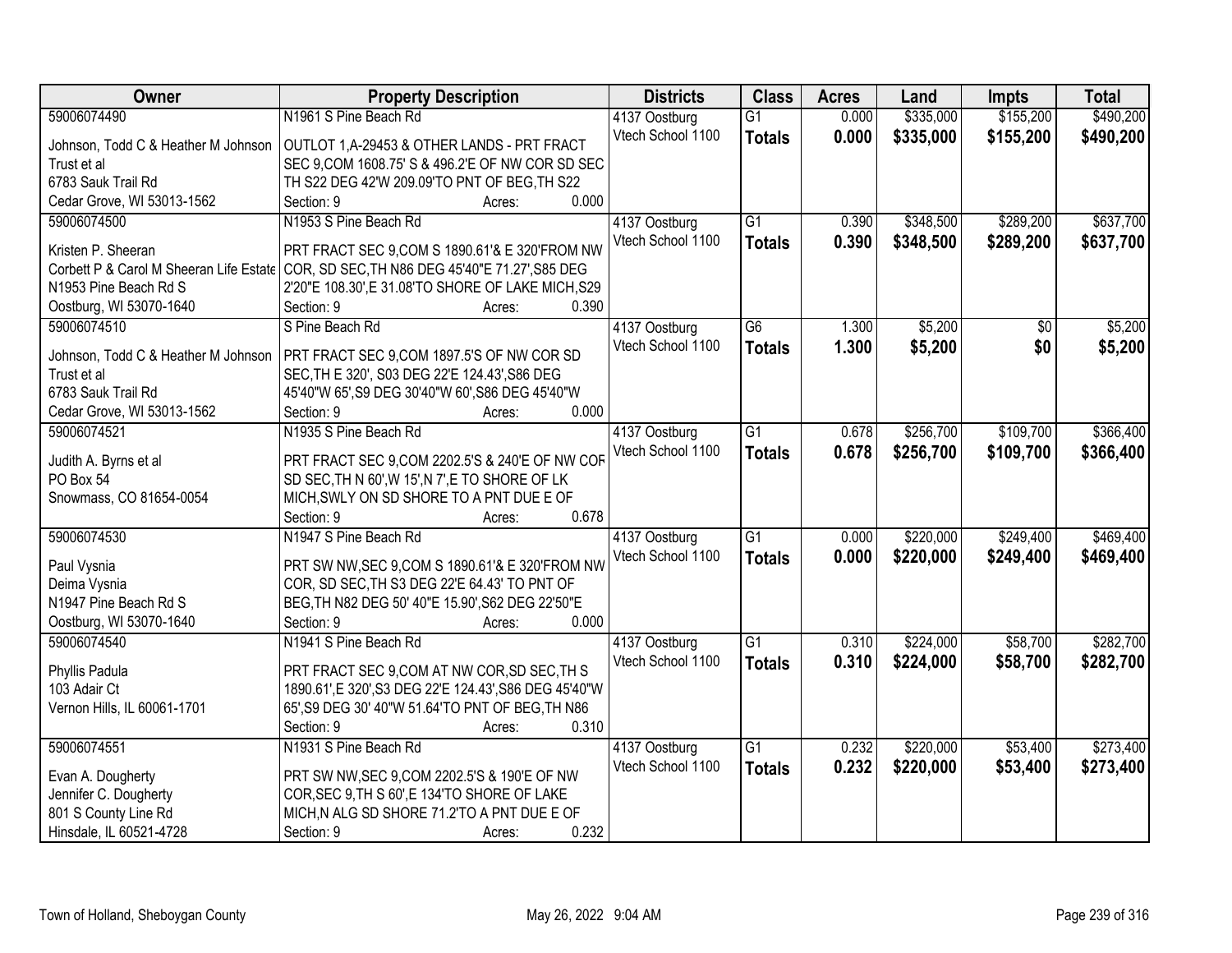| Owner | Property Description | Districts | Class | Acres | Land | Impts | Total |
|---|---|---|---|---|---|---|---|
| 59006074490 | N1961 S Pine Beach Rd | 4137 Oostburg | G1 | 0.000 | $335,000 | $155,200 | $490,200 |
| Johnson, Todd C & Heather M Johnson Trust et al<br>6783 Sauk Trail Rd<br>Cedar Grove, WI 53013-1562 | OUTLOT 1,A-29453 & OTHER LANDS - PRT FRACT SEC 9,COM 1608.75' S & 496.2'E OF NW COR SD SEC TH S22 DEG 42'W 209.09'TO PNT OF BEG,TH S22<br>Section: 9 Acres: 0.000 | Vtech School 1100 | **Totals** | **0.000** | **$335,000** | **$155,200** | **$490,200** |
| 59006074500 | N1953 S Pine Beach Rd | 4137 Oostburg | G1 | 0.390 | $348,500 | $289,200 | $637,700 |
| Kristen P. Sheeran<br>Corbett P & Carol M Sheeran Life Estate<br>N1953 Pine Beach Rd S<br>Oostburg, WI 53070-1640 | PRT FRACT SEC 9,COM S 1890.61'& E 320'FROM NW COR, SD SEC,TH N86 DEG 45'40"E 71.27',S85 DEG 2'20"E 108.30',E 31.08'TO SHORE OF LAKE MICH,S29<br>Section: 9 Acres: 0.390 | Vtech School 1100 | **Totals** | **0.390** | **$348,500** | **$289,200** | **$637,700** |
| 59006074510 | S Pine Beach Rd | 4137 Oostburg | G6 | 1.300 | $5,200 | $0 | $5,200 |
| Johnson, Todd C & Heather M Johnson Trust et al<br>6783 Sauk Trail Rd<br>Cedar Grove, WI 53013-1562 | PRT FRACT SEC 9,COM 1897.5'S OF NW COR SD SEC,TH E 320', S03 DEG 22'E 124.43',S86 DEG 45'40"W 65',S9 DEG 30'40"W 60',S86 DEG 45'40"W<br>Section: 9 Acres: 0.000 | Vtech School 1100 | **Totals** | **1.300** | **$5,200** | **$0** | **$5,200** |
| 59006074521 | N1935 S Pine Beach Rd | 4137 Oostburg | G1 | 0.678 | $256,700 | $109,700 | $366,400 |
| Judith A. Byrns et al<br>PO Box 54<br>Snowmass, CO 81654-0054 | PRT FRACT SEC 9,COM 2202.5'S & 240'E OF NW COR SD SEC,TH N 60',W 15',N 7',E TO SHORE OF LK MICH,SWLY ON SD SHORE TO A PNT DUE E OF<br>Section: 9 Acres: 0.678 | Vtech School 1100 | **Totals** | **0.678** | **$256,700** | **$109,700** | **$366,400** |
| 59006074530 | N1947 S Pine Beach Rd | 4137 Oostburg | G1 | 0.000 | $220,000 | $249,400 | $469,400 |
| Paul Vysnia<br>Deima Vysnia<br>N1947 Pine Beach Rd S<br>Oostburg, WI 53070-1640 | PRT SW NW,SEC 9,COM S 1890.61'& E 320'FROM NW COR, SD SEC,TH S3 DEG 22'E 64.43' TO PNT OF BEG,TH N82 DEG 50' 40"E 15.90',S62 DEG 22'50"E<br>Section: 9 Acres: 0.000 | Vtech School 1100 | **Totals** | **0.000** | **$220,000** | **$249,400** | **$469,400** |
| 59006074540 | N1941 S Pine Beach Rd | 4137 Oostburg | G1 | 0.310 | $224,000 | $58,700 | $282,700 |
| Phyllis Padula<br>103 Adair Ct<br>Vernon Hills, IL 60061-1701 | PRT FRACT SEC 9,COM AT NW COR,SD SEC,TH S 1890.61',E 320',S3 DEG 22'E 124.43',S86 DEG 45'40"W 65',S9 DEG 30' 40"W 51.64'TO PNT OF BEG,TH N86<br>Section: 9 Acres: 0.310 | Vtech School 1100 | **Totals** | **0.310** | **$224,000** | **$58,700** | **$282,700** |
| 59006074551 | N1931 S Pine Beach Rd | 4137 Oostburg | G1 | 0.232 | $220,000 | $53,400 | $273,400 |
| Evan A. Dougherty<br>Jennifer C. Dougherty<br>801 S County Line Rd<br>Hinsdale, IL 60521-4728 | PRT SW NW,SEC 9,COM 2202.5'S & 190'E OF NW COR,SEC 9,TH S 60',E 134'TO SHORE OF LAKE MICH,N ALG SD SHORE 71.2'TO A PNT DUE E OF<br>Section: 9 Acres: 0.232 | Vtech School 1100 | **Totals** | **0.232** | **$220,000** | **$53,400** | **$273,400** |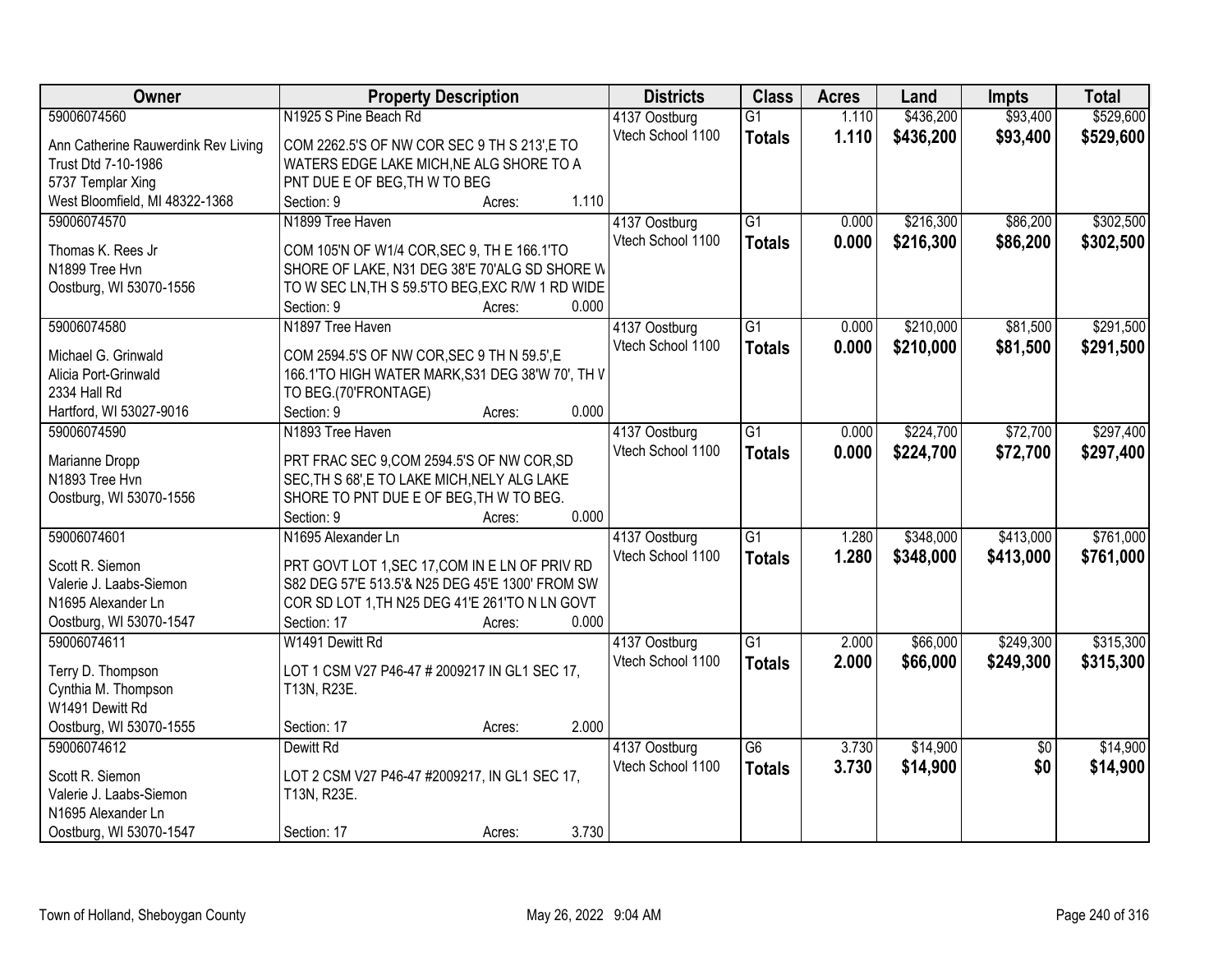| Owner | Property Description | Districts | Class | Acres | Land | Impts | Total |
|---|---|---|---|---|---|---|---|
| 59006074560<br>Ann Catherine Rauwerdink Rev Living Trust Dtd 7-10-1986<br>5737 Templar Xing<br>West Bloomfield, MI 48322-1368 | N1925 S Pine Beach Rd<br>COM 2262.5'S OF NW COR SEC 9 TH S 213',E TO WATERS EDGE LAKE MICH,NE ALG SHORE TO A PNT DUE E OF BEG,TH W TO BEG<br>Section: 9 Acres: 1.110 | 4137 Oostburg<br>Vtech School 1100 | G1<br>**Totals** | 1.110<br>**1.110** | $436,200<br>**$436,200** | $93,400<br>**$93,400** | $529,600<br>**$529,600** |
| 59006074570<br>Thomas K. Rees Jr<br>N1899 Tree Hvn<br>Oostburg, WI 53070-1556 | N1899 Tree Haven<br>COM 105'N OF W1/4 COR,SEC 9, TH E 166.1'TO SHORE OF LAKE, N31 DEG 38'E 70'ALG SD SHORE W TO W SEC LN,TH S 59.5'TO BEG,EXC R/W 1 RD WIDE<br>Section: 9 Acres: 0.000 | 4137 Oostburg<br>Vtech School 1100 | G1<br>**Totals** | 0.000<br>**0.000** | $216,300<br>**$216,300** | $86,200<br>**$86,200** | $302,500<br>**$302,500** |
| 59006074580<br>Michael G. Grinwald<br>Alicia Port-Grinwald<br>2334 Hall Rd<br>Hartford, WI 53027-9016 | N1897 Tree Haven<br>COM 2594.5'S OF NW COR,SEC 9 TH N 59.5',E 166.1'TO HIGH WATER MARK,S31 DEG 38'W 70', TH W TO BEG.(70'FRONTAGE)<br>Section: 9 Acres: 0.000 | 4137 Oostburg<br>Vtech School 1100 | G1<br>**Totals** | 0.000<br>**0.000** | $210,000<br>**$210,000** | $81,500<br>**$81,500** | $291,500<br>**$291,500** |
| 59006074590<br>Marianne Dropp<br>N1893 Tree Hvn<br>Oostburg, WI 53070-1556 | N1893 Tree Haven<br>PRT FRAC SEC 9,COM 2594.5'S OF NW COR,SD SEC,TH S 68',E TO LAKE MICH,NELY ALG LAKE SHORE TO PNT DUE E OF BEG,TH W TO BEG.<br>Section: 9 Acres: 0.000 | 4137 Oostburg<br>Vtech School 1100 | G1<br>**Totals** | 0.000<br>**0.000** | $224,700<br>**$224,700** | $72,700<br>**$72,700** | $297,400<br>**$297,400** |
| 59006074601<br>Scott R. Siemon<br>Valerie J. Laabs-Siemon<br>N1695 Alexander Ln<br>Oostburg, WI 53070-1547 | N1695 Alexander Ln<br>PRT GOVT LOT 1,SEC 17,COM IN E LN OF PRIV RD S82 DEG 57'E 513.5'& N25 DEG 45'E 1300' FROM SW COR SD LOT 1,TH N25 DEG 41'E 261'TO N LN GOVT<br>Section: 17 Acres: 0.000 | 4137 Oostburg<br>Vtech School 1100 | G1<br>**Totals** | 1.280<br>**1.280** | $348,000<br>**$348,000** | $413,000<br>**$413,000** | $761,000<br>**$761,000** |
| 59006074611<br>Terry D. Thompson<br>Cynthia M. Thompson<br>W1491 Dewitt Rd<br>Oostburg, WI 53070-1555 | W1491 Dewitt Rd<br>LOT 1 CSM V27 P46-47 # 2009217 IN GL1 SEC 17, T13N, R23E.<br>Section: 17 Acres: 2.000 | 4137 Oostburg<br>Vtech School 1100 | G1<br>**Totals** | 2.000<br>**2.000** | $66,000<br>**$66,000** | $249,300<br>**$249,300** | $315,300<br>**$315,300** |
| 59006074612<br>Scott R. Siemon<br>Valerie J. Laabs-Siemon<br>N1695 Alexander Ln<br>Oostburg, WI 53070-1547 | Dewitt Rd<br>LOT 2 CSM V27 P46-47 #2009217, IN GL1 SEC 17, T13N, R23E.<br>Section: 17 Acres: 3.730 | 4137 Oostburg<br>Vtech School 1100 | G6<br>**Totals** | 3.730<br>**3.730** | $14,900<br>**$14,900** | $0<br>**$0** | $14,900<br>**$14,900** |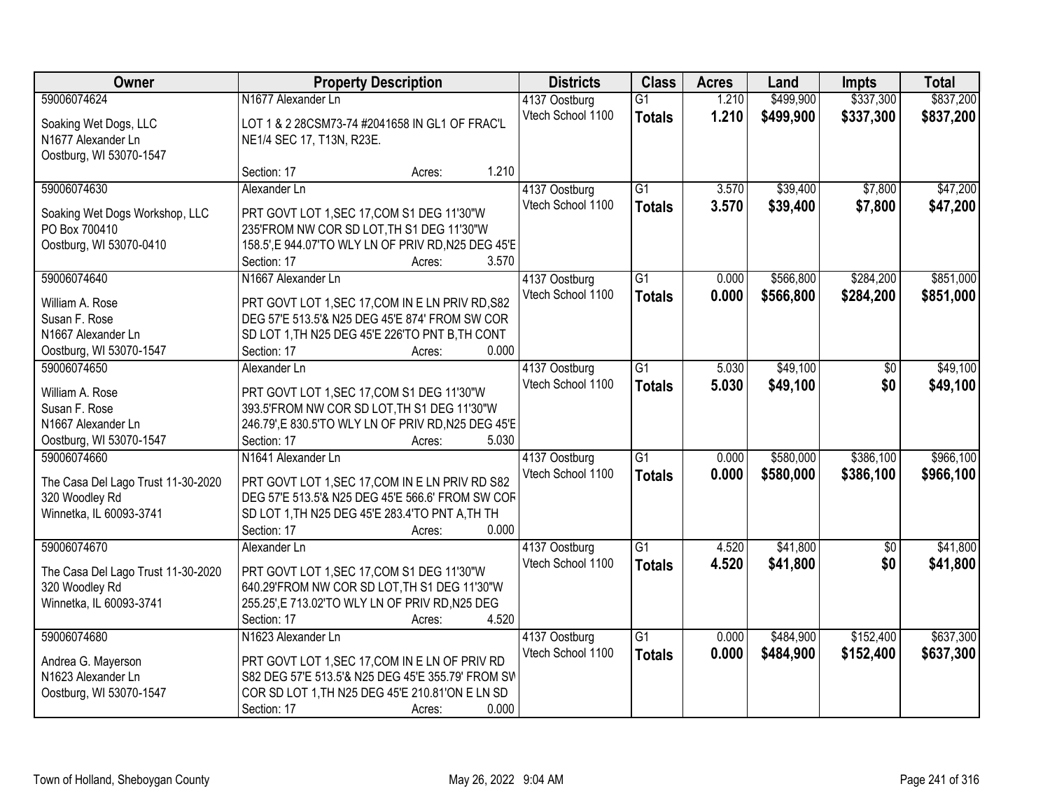| Owner | Property Description | Districts | Class | Acres | Land | Impts | Total |
|---|---|---|---|---|---|---|---|
| 59006074624<br>Soaking Wet Dogs, LLC<br>N1677 Alexander Ln<br>Oostburg, WI 53070-1547 | N1677 Alexander Ln<br>LOT 1 & 2 28CSM73-74 #2041658 IN GL1 OF FRAC'L NE1/4 SEC 17, T13N, R23E.<br>Section: 17 Acres: 1.210 | 4137 Oostburg<br>Vtech School 1100 | G1<br>**Totals** | 1.210<br>**1.210** | $499,900<br>**$499,900** | $337,300<br>**$337,300** | $837,200<br>**$837,200** |
| 59006074630<br>Soaking Wet Dogs Workshop, LLC<br>PO Box 700410<br>Oostburg, WI 53070-0410 | Alexander Ln<br>PRT GOVT LOT 1,SEC 17,COM S1 DEG 11'30"W 235'FROM NW COR SD LOT,TH S1 DEG 11'30"W 158.5',E 944.07'TO WLY LN OF PRIV RD,N25 DEG 45'E<br>Section: 17 Acres: 3.570 | 4137 Oostburg<br>Vtech School 1100 | G1<br>**Totals** | 3.570<br>**3.570** | $39,400<br>**$39,400** | $7,800<br>**$7,800** | $47,200<br>**$47,200** |
| 59006074640<br>William A. Rose<br>Susan F. Rose<br>N1667 Alexander Ln<br>Oostburg, WI 53070-1547 | N1667 Alexander Ln<br>PRT GOVT LOT 1,SEC 17,COM IN E LN PRIV RD,S82 DEG 57'E 513.5'& N25 DEG 45'E 874' FROM SW COR SD LOT 1,TH N25 DEG 45'E 226'TO PNT B,TH CONT<br>Section: 17 Acres: 0.000 | 4137 Oostburg<br>Vtech School 1100 | G1<br>**Totals** | 0.000<br>**0.000** | $566,800<br>**$566,800** | $284,200<br>**$284,200** | $851,000<br>**$851,000** |
| 59006074650<br>William A. Rose<br>Susan F. Rose<br>N1667 Alexander Ln<br>Oostburg, WI 53070-1547 | Alexander Ln<br>PRT GOVT LOT 1,SEC 17,COM S1 DEG 11'30"W 393.5'FROM NW COR SD LOT,TH S1 DEG 11'30"W 246.79',E 830.5'TO WLY LN OF PRIV RD,N25 DEG 45'E<br>Section: 17 Acres: 5.030 | 4137 Oostburg<br>Vtech School 1100 | G1<br>**Totals** | 5.030<br>**5.030** | $49,100<br>**$49,100** | $0<br>**$0** | $49,100<br>**$49,100** |
| 59006074660<br>The Casa Del Lago Trust 11-30-2020<br>320 Woodley Rd<br>Winnetka, IL 60093-3741 | N1641 Alexander Ln<br>PRT GOVT LOT 1,SEC 17,COM IN E LN PRIV RD S82 DEG 57'E 513.5'& N25 DEG 45'E 566.6' FROM SW COR SD LOT 1,TH N25 DEG 45'E 283.4'TO PNT A,TH TH<br>Section: 17 Acres: 0.000 | 4137 Oostburg<br>Vtech School 1100 | G1<br>**Totals** | 0.000<br>**0.000** | $580,000<br>**$580,000** | $386,100<br>**$386,100** | $966,100<br>**$966,100** |
| 59006074670<br>The Casa Del Lago Trust 11-30-2020<br>320 Woodley Rd<br>Winnetka, IL 60093-3741 | Alexander Ln<br>PRT GOVT LOT 1,SEC 17,COM S1 DEG 11'30"W 640.29'FROM NW COR SD LOT,TH S1 DEG 11'30"W 255.25',E 713.02'TO WLY LN OF PRIV RD,N25 DEG<br>Section: 17 Acres: 4.520 | 4137 Oostburg<br>Vtech School 1100 | G1<br>**Totals** | 4.520<br>**4.520** | $41,800<br>**$41,800** | $0<br>**$0** | $41,800<br>**$41,800** |
| 59006074680<br>Andrea G. Mayerson<br>N1623 Alexander Ln<br>Oostburg, WI 53070-1547 | N1623 Alexander Ln<br>PRT GOVT LOT 1,SEC 17,COM IN E LN OF PRIV RD S82 DEG 57'E 513.5'& N25 DEG 45'E 355.79' FROM SW COR SD LOT 1,TH N25 DEG 45'E 210.81'ON E LN SD<br>Section: 17 Acres: 0.000 | 4137 Oostburg<br>Vtech School 1100 | G1<br>**Totals** | 0.000<br>**0.000** | $484,900<br>**$484,900** | $152,400<br>**$152,400** | $637,300<br>**$637,300** |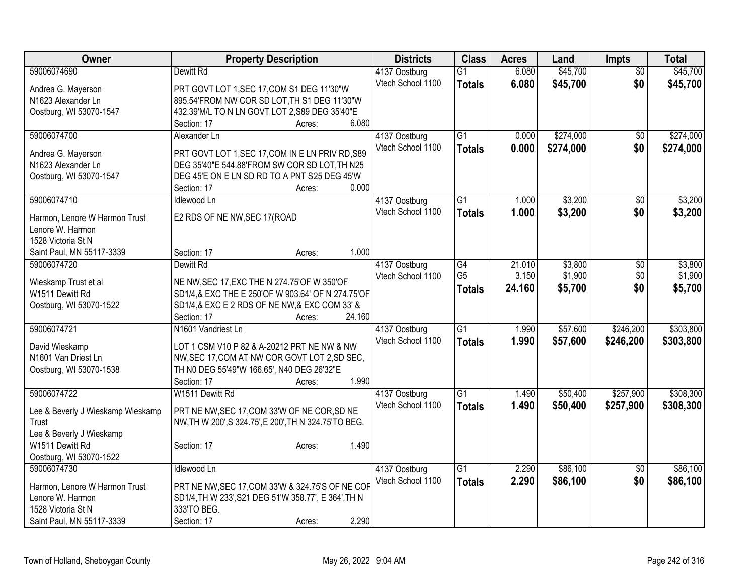| Owner | Property Description | Districts | Class | Acres | Land | Impts | Total |
|---|---|---|---|---|---|---|---|
| 59006074690<br><br>Andrea G. Mayerson<br>N1623 Alexander Ln<br>Oostburg, WI 53070-1547 | Dewitt Rd<br><br>PRT GOVT LOT 1,SEC 17,COM S1 DEG 11'30"W 895.54'FROM NW COR SD LOT,TH S1 DEG 11'30"W 432.39'M/L TO N LN GOVT LOT 2,S89 DEG 35'40"E<br>Section: 17 Acres: 6.080 | 4137 Oostburg<br>Vtech School 1100 | G1<br>**Totals** | 6.080<br>**6.080** | $45,700<br>**$45,700** | $0<br>**$0** | $45,700<br>**$45,700** |
| 59006074700<br><br>Andrea G. Mayerson<br>N1623 Alexander Ln<br>Oostburg, WI 53070-1547 | Alexander Ln<br><br>PRT GOVT LOT 1,SEC 17,COM IN E LN PRIV RD,S89 DEG 35'40"E 544.88'FROM SW COR SD LOT,TH N25 DEG 45'E ON E LN SD RD TO A PNT S25 DEG 45'W<br>Section: 17 Acres: 0.000 | 4137 Oostburg<br>Vtech School 1100 | G1<br>**Totals** | 0.000<br>**0.000** | $274,000<br>**$274,000** | $0<br>**$0** | $274,000<br>**$274,000** |
| 59006074710<br><br>Harmon, Lenore W Harmon Trust<br>Lenore W. Harmon<br>1528 Victoria St N<br>Saint Paul, MN 55117-3339 | Idlewood Ln<br><br>E2 RDS OF NE NW,SEC 17(ROAD<br><br>Section: 17 Acres: 1.000 | 4137 Oostburg<br>Vtech School 1100 | G1<br>**Totals** | 1.000<br>**1.000** | $3,200<br>**$3,200** | $0<br>**$0** | $3,200<br>**$3,200** |
| 59006074720<br><br>Wieskamp Trust et al<br>W1511 Dewitt Rd<br>Oostburg, WI 53070-1522 | Dewitt Rd<br><br>NE NW,SEC 17,EXC THE N 274.75'OF W 350'OF SD1/4,& EXC THE E 250'OF W 903.64' OF N 274.75'OF SD1/4,& EXC E 2 RDS OF NE NW,& EXC COM 33' &<br>Section: 17 Acres: 24.160 | 4137 Oostburg<br>Vtech School 1100 | G4<br>G5<br>**Totals** | 21.010<br>3.150<br>**24.160** | $3,800<br>$1,900<br>**$5,700** | $0<br>$0<br>**$0** | $3,800<br>$1,900<br>**$5,700** |
| 59006074721<br><br>David Wieskamp<br>N1601 Van Driest Ln<br>Oostburg, WI 53070-1538 | N1601 Vandriest Ln<br><br>LOT 1 CSM V10 P 82 & A-20212 PRT NE NW & NW NW,SEC 17,COM AT NW COR GOVT LOT 2,SD SEC, TH N0 DEG 55'49"W 166.65', N40 DEG 26'32"E<br>Section: 17 Acres: 1.990 | 4137 Oostburg<br>Vtech School 1100 | G1<br>**Totals** | 1.990<br>**1.990** | $57,600<br>**$57,600** | $246,200<br>**$246,200** | $303,800<br>**$303,800** |
| 59006074722<br><br>Lee & Beverly J Wieskamp Wieskamp Trust<br>Lee & Beverly J Wieskamp<br>W1511 Dewitt Rd<br>Oostburg, WI 53070-1522 | W1511 Dewitt Rd<br><br>PRT NE NW,SEC 17,COM 33'W OF NE COR,SD NE NW,TH W 200',S 324.75',E 200',TH N 324.75'TO BEG.<br><br>Section: 17 Acres: 1.490 | 4137 Oostburg<br>Vtech School 1100 | G1<br>**Totals** | 1.490<br>**1.490** | $50,400<br>**$50,400** | $257,900<br>**$257,900** | $308,300<br>**$308,300** |
| 59006074730<br><br>Harmon, Lenore W Harmon Trust<br>Lenore W. Harmon<br>1528 Victoria St N<br>Saint Paul, MN 55117-3339 | Idlewood Ln<br><br>PRT NE NW,SEC 17,COM 33'W & 324.75'S OF NE COR SD1/4,TH W 233',S21 DEG 51'W 358.77', E 364',TH N 333'TO BEG.<br>Section: 17 Acres: 2.290 | 4137 Oostburg<br>Vtech School 1100 | G1<br>**Totals** | 2.290<br>**2.290** | $86,100<br>**$86,100** | $0<br>**$0** | $86,100<br>**$86,100** |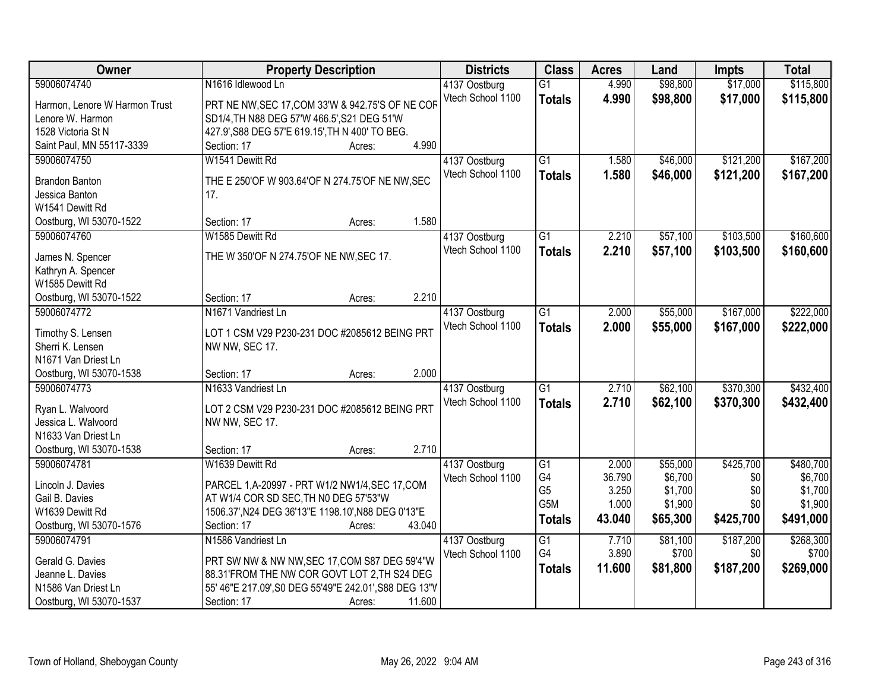| Owner | Property Description | Districts | Class | Acres | Land | Impts | Total |
|---|---|---|---|---|---|---|---|
| 59006074740<br>Harmon, Lenore W Harmon Trust<br>Lenore W. Harmon<br>1528 Victoria St N<br>Saint Paul, MN 55117-3339 | N1616 Idlewood Ln<br>PRT NE NW,SEC 17,COM 33'W & 942.75'S OF NE COR SD1/4,TH N88 DEG 57'W 466.5',S21 DEG 51'W 427.9',S88 DEG 57'E 619.15',TH N 400' TO BEG.<br>Section: 17 Acres: 4.990 | 4137 Oostburg<br>Vtech School 1100 | G1<br>**Totals** | 4.990<br>**4.990** | \$98,800<br>**\$98,800** | \$17,000<br>**\$17,000** | \$115,800<br>**\$115,800** |
| 59006074750<br>Brandon Banton<br>Jessica Banton<br>W1541 Dewitt Rd<br>Oostburg, WI 53070-1522 | W1541 Dewitt Rd<br>THE E 250'OF W 903.64'OF N 274.75'OF NE NW,SEC 17.<br>Section: 17 Acres: 1.580 | 4137 Oostburg<br>Vtech School 1100 | G1<br>**Totals** | 1.580<br>**1.580** | \$46,000<br>**\$46,000** | \$121,200<br>**\$121,200** | \$167,200<br>**\$167,200** |
| 59006074760<br>James N. Spencer<br>Kathryn A. Spencer<br>W1585 Dewitt Rd<br>Oostburg, WI 53070-1522 | W1585 Dewitt Rd<br>THE W 350'OF N 274.75'OF NE NW,SEC 17.<br>Section: 17 Acres: 2.210 | 4137 Oostburg<br>Vtech School 1100 | G1<br>**Totals** | 2.210<br>**2.210** | \$57,100<br>**\$57,100** | \$103,500<br>**\$103,500** | \$160,600<br>**\$160,600** |
| 59006074772<br>Timothy S. Lensen<br>Sherri K. Lensen<br>N1671 Van Driest Ln<br>Oostburg, WI 53070-1538 | N1671 Vandriest Ln<br>LOT 1 CSM V29 P230-231 DOC #2085612 BEING PRT NW NW, SEC 17.<br>Section: 17 Acres: 2.000 | 4137 Oostburg<br>Vtech School 1100 | G1<br>**Totals** | 2.000<br>**2.000** | \$55,000<br>**\$55,000** | \$167,000<br>**\$167,000** | \$222,000<br>**\$222,000** |
| 59006074773<br>Ryan L. Walvoord<br>Jessica L. Walvoord<br>N1633 Van Driest Ln<br>Oostburg, WI 53070-1538 | N1633 Vandriest Ln<br>LOT 2 CSM V29 P230-231 DOC #2085612 BEING PRT NW NW, SEC 17.<br>Section: 17 Acres: 2.710 | 4137 Oostburg<br>Vtech School 1100 | G1<br>**Totals** | 2.710<br>**2.710** | \$62,100<br>**\$62,100** | \$370,300<br>**\$370,300** | \$432,400<br>**\$432,400** |
| 59006074781<br>Lincoln J. Davies<br>Gail B. Davies<br>W1639 Dewitt Rd<br>Oostburg, WI 53070-1576 | W1639 Dewitt Rd<br>PARCEL 1,A-20997 - PRT W1/2 NW1/4,SEC 17,COM AT W1/4 COR SD SEC,TH N0 DEG 57'53"W 1506.37',N24 DEG 36'13"E 1198.10',N88 DEG 0'13"E<br>Section: 17 Acres: 43.040 | 4137 Oostburg<br>Vtech School 1100 | G1<br>G4<br>G5<br>G5M<br>**Totals** | 2.000<br>36.790<br>3.250<br>1.000<br>**43.040** | \$55,000<br>\$6,700<br>\$1,700<br>\$1,900<br>**\$65,300** | \$425,700<br>\$0<br>\$0<br>\$0<br>**\$425,700** | \$480,700<br>\$6,700<br>\$1,700<br>\$1,900<br>**\$491,000** |
| 59006074791<br>Gerald G. Davies<br>Jeanne L. Davies<br>N1586 Van Driest Ln<br>Oostburg, WI 53070-1537 | N1586 Vandriest Ln<br>PRT SW NW & NW NW,SEC 17,COM S87 DEG 59'4"W 88.31'FROM THE NW COR GOVT LOT 2,TH S24 DEG 55' 46"E 217.09',S0 DEG 55'49"E 242.01',S88 DEG 13"W<br>Section: 17 Acres: 11.600 | 4137 Oostburg<br>Vtech School 1100 | G1<br>G4<br>**Totals** | 7.710<br>3.890<br>**11.600** | \$81,100<br>\$700<br>**\$81,800** | \$187,200<br>\$0<br>**\$187,200** | \$268,300<br>\$700<br>**\$269,000** |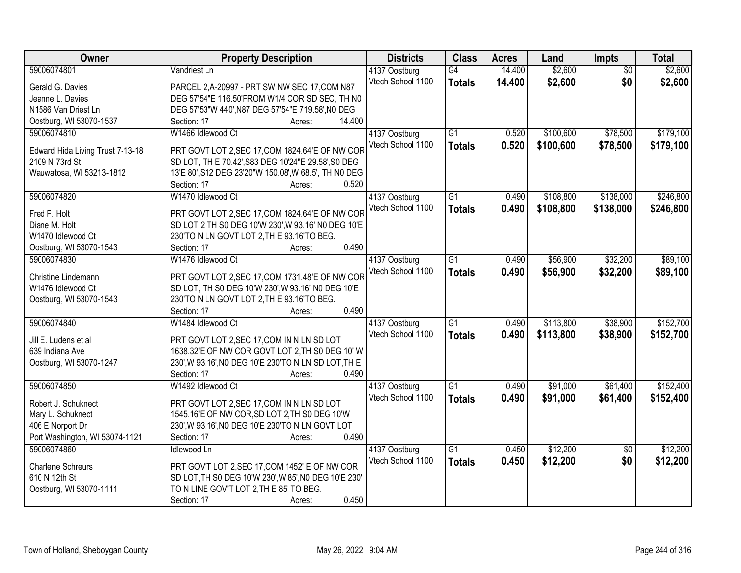| Owner | Property Description | Districts | Class | Acres | Land | Impts | Total |
|---|---|---|---|---|---|---|---|
| 59006074801 | Vandriest Ln | 4137 Oostburg | G4 | 14.400 | $2,600 | $0 | $2,600 |
| Gerald G. Davies<br>Jeanne L. Davies<br>N1586 Van Driest Ln<br>Oostburg, WI 53070-1537 | PARCEL 2,A-20997 - PRT SW NW SEC 17,COM N87 DEG 57'54"E 116.50'FROM W1/4 COR SD SEC, TH N0 DEG 57'53"W 440',N87 DEG 57'54"E 719.58',N0 DEG<br>Section: 17 Acres: 14.400 | Vtech School 1100 | **Totals** | **14.400** | **$2,600** | **$0** | **$2,600** |
| 59006074810 | W1466 Idlewood Ct | 4137 Oostburg | G1 | 0.520 | $100,600 | $78,500 | $179,100 |
| Edward Hida Living Trust 7-13-18<br>2109 N 73rd St<br>Wauwatosa, WI 53213-1812 | PRT GOVT LOT 2,SEC 17,COM 1824.64'E OF NW COR SD LOT, TH E 70.42',S83 DEG 10'24"E 29.58',S0 DEG 13'E 80',S12 DEG 23'20"W 150.08',W 68.5', TH N0 DEG<br>Section: 17 Acres: 0.520 | Vtech School 1100 | **Totals** | **0.520** | **$100,600** | **$78,500** | **$179,100** |
| 59006074820 | W1470 Idlewood Ct | 4137 Oostburg | G1 | 0.490 | $108,800 | $138,000 | $246,800 |
| Fred F. Holt<br>Diane M. Holt<br>W1470 Idlewood Ct<br>Oostburg, WI 53070-1543 | PRT GOVT LOT 2,SEC 17,COM 1824.64'E OF NW COR SD LOT 2 TH S0 DEG 10'W 230',W 93.16' N0 DEG 10'E 230'TO N LN GOVT LOT 2,TH E 93.16'TO BEG.<br>Section: 17 Acres: 0.490 | Vtech School 1100 | **Totals** | **0.490** | **$108,800** | **$138,000** | **$246,800** |
| 59006074830 | W1476 Idlewood Ct | 4137 Oostburg | G1 | 0.490 | $56,900 | $32,200 | $89,100 |
| Christine Lindemann<br>W1476 Idlewood Ct<br>Oostburg, WI 53070-1543 | PRT GOVT LOT 2,SEC 17,COM 1731.48'E OF NW COR SD LOT, TH S0 DEG 10'W 230',W 93.16' N0 DEG 10'E 230'TO N LN GOVT LOT 2,TH E 93.16'TO BEG.<br>Section: 17 Acres: 0.490 | Vtech School 1100 | **Totals** | **0.490** | **$56,900** | **$32,200** | **$89,100** |
| 59006074840 | W1484 Idlewood Ct | 4137 Oostburg | G1 | 0.490 | $113,800 | $38,900 | $152,700 |
| Jill E. Ludens et al<br>639 Indiana Ave<br>Oostburg, WI 53070-1247 | PRT GOVT LOT 2,SEC 17,COM IN N LN SD LOT 1638.32'E OF NW COR GOVT LOT 2,TH S0 DEG 10' W 230',W 93.16',N0 DEG 10'E 230'TO N LN SD LOT,TH E<br>Section: 17 Acres: 0.490 | Vtech School 1100 | **Totals** | **0.490** | **$113,800** | **$38,900** | **$152,700** |
| 59006074850 | W1492 Idlewood Ct | 4137 Oostburg | G1 | 0.490 | $91,000 | $61,400 | $152,400 |
| Robert J. Schuknect<br>Mary L. Schuknect<br>406 E Norport Dr<br>Port Washington, WI 53074-1121 | PRT GOVT LOT 2,SEC 17,COM IN N LN SD LOT 1545.16'E OF NW COR,SD LOT 2,TH S0 DEG 10'W 230',W 93.16',N0 DEG 10'E 230'TO N LN GOVT LOT<br>Section: 17 Acres: 0.490 | Vtech School 1100 | **Totals** | **0.490** | **$91,000** | **$61,400** | **$152,400** |
| 59006074860 | Idlewood Ln | 4137 Oostburg | G1 | 0.450 | $12,200 | $0 | $12,200 |
| Charlene Schreurs<br>610 N 12th St<br>Oostburg, WI 53070-1111 | PRT GOV'T LOT 2,SEC 17,COM 1452' E OF NW COR SD LOT,TH S0 DEG 10'W 230',W 85',N0 DEG 10'E 230' TO N LINE GOV'T LOT 2,TH E 85' TO BEG.<br>Section: 17 Acres: 0.450 | Vtech School 1100 | **Totals** | **0.450** | **$12,200** | **$0** | **$12,200** |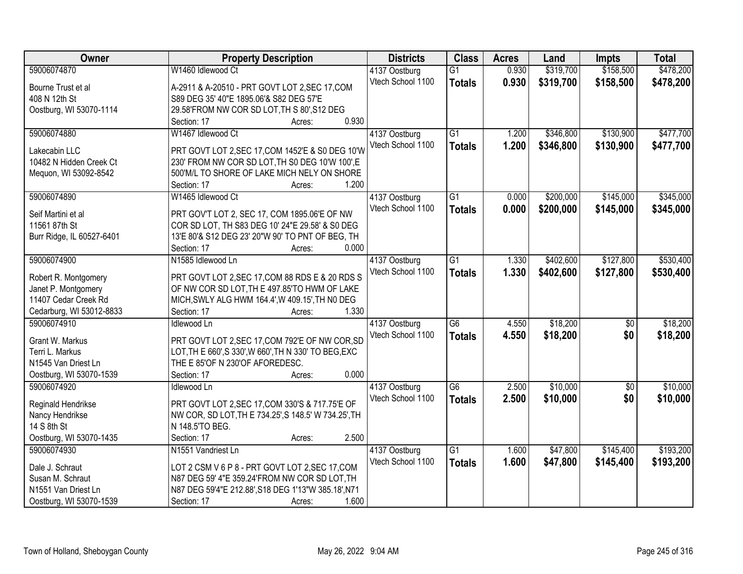| Owner | Property Description | Districts | Class | Acres | Land | Impts | Total |
|---|---|---|---|---|---|---|---|
| 59006074870<br>Bourne Trust et al<br>408 N 12th St<br>Oostburg, WI 53070-1114 | W1460 Idlewood Ct<br>A-2911 & A-20510 - PRT GOVT LOT 2,SEC 17,COM S89 DEG 35' 40"E 1895.06'& S82 DEG 57'E 29.58'FROM NW COR SD LOT,TH S 80',S12 DEG<br>Section: 17 Acres: 0.930 | 4137 Oostburg<br>Vtech School 1100 | G1<br>**Totals** | 0.930<br>**0.930** | $319,700<br>**$319,700** | $158,500<br>**$158,500** | $478,200<br>**$478,200** |
| 59006074880<br>Lakecabin LLC<br>10482 N Hidden Creek Ct<br>Mequon, WI 53092-8542 | W1467 Idlewood Ct<br>PRT GOVT LOT 2,SEC 17,COM 1452'E & S0 DEG 10'W 230' FROM NW COR SD LOT,TH S0 DEG 10'W 100',E 500'M/L TO SHORE OF LAKE MICH NELY ON SHORE<br>Section: 17 Acres: 1.200 | 4137 Oostburg<br>Vtech School 1100 | G1<br>**Totals** | 1.200<br>**1.200** | $346,800<br>**$346,800** | $130,900<br>**$130,900** | $477,700<br>**$477,700** |
| 59006074890<br>Seif Martini et al<br>11561 87th St<br>Burr Ridge, IL 60527-6401 | W1465 Idlewood Ct<br>PRT GOV'T LOT 2, SEC 17, COM 1895.06'E OF NW COR SD LOT, TH S83 DEG 10' 24"E 29.58' & S0 DEG 13'E 80'& S12 DEG 23' 20"W 90' TO PNT OF BEG, TH<br>Section: 17 Acres: 0.000 | 4137 Oostburg<br>Vtech School 1100 | G1<br>**Totals** | 0.000<br>**0.000** | $200,000<br>**$200,000** | $145,000<br>**$145,000** | $345,000<br>**$345,000** |
| 59006074900<br>Robert R. Montgomery<br>Janet P. Montgomery<br>11407 Cedar Creek Rd<br>Cedarburg, WI 53012-8833 | N1585 Idlewood Ln<br>PRT GOVT LOT 2,SEC 17,COM 88 RDS E & 20 RDS S OF NW COR SD LOT,TH E 497.85'TO HWM OF LAKE MICH,SWLY ALG HWM 164.4',W 409.15',TH N0 DEG<br>Section: 17 Acres: 1.330 | 4137 Oostburg<br>Vtech School 1100 | G1<br>**Totals** | 1.330<br>**1.330** | $402,600<br>**$402,600** | $127,800<br>**$127,800** | $530,400<br>**$530,400** |
| 59006074910<br>Grant W. Markus<br>Terri L. Markus<br>N1545 Van Driest Ln<br>Oostburg, WI 53070-1539 | Idlewood Ln<br>PRT GOVT LOT 2,SEC 17,COM 792'E OF NW COR,SD LOT,TH E 660',S 330',W 660',TH N 330' TO BEG,EXC THE E 85'OF N 230'OF AFOREDESC.<br>Section: 17 Acres: 0.000 | 4137 Oostburg<br>Vtech School 1100 | G6<br>**Totals** | 4.550<br>**4.550** | $18,200<br>**$18,200** | $0<br>**$0** | $18,200<br>**$18,200** |
| 59006074920<br>Reginald Hendrikse<br>Nancy Hendrikse<br>14 S 8th St<br>Oostburg, WI 53070-1435 | Idlewood Ln<br>PRT GOVT LOT 2,SEC 17,COM 330'S & 717.75'E OF NW COR, SD LOT,TH E 734.25',S 148.5' W 734.25',TH N 148.5'TO BEG.<br>Section: 17 Acres: 2.500 | 4137 Oostburg<br>Vtech School 1100 | G6<br>**Totals** | 2.500<br>**2.500** | $10,000<br>**$10,000** | $0<br>**$0** | $10,000<br>**$10,000** |
| 59006074930<br>Dale J. Schraut<br>Susan M. Schraut<br>N1551 Van Driest Ln<br>Oostburg, WI 53070-1539 | N1551 Vandriest Ln<br>LOT 2 CSM V 6 P 8 - PRT GOVT LOT 2,SEC 17,COM N87 DEG 59' 4"E 359.24'FROM NW COR SD LOT,TH N87 DEG 59'4"E 212.88',S18 DEG 1'13"W 385.18',N71<br>Section: 17 Acres: 1.600 | 4137 Oostburg<br>Vtech School 1100 | G1<br>**Totals** | 1.600<br>**1.600** | $47,800<br>**$47,800** | $145,400<br>**$145,400** | $193,200<br>**$193,200** |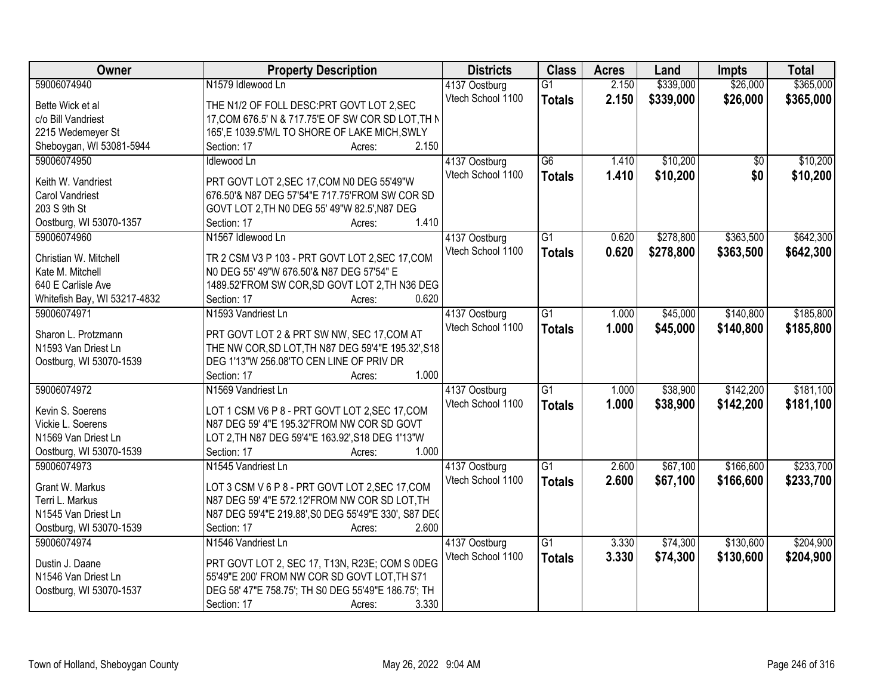| Owner | Property Description | Districts | Class | Acres | Land | Impts | Total |
|---|---|---|---|---|---|---|---|
| 59006074940<br>Bette Wick et al<br>c/o Bill Vandriest<br>2215 Wedemeyer St<br>Sheboygan, WI 53081-5944 | N1579 Idlewood Ln<br>THE N1/2 OF FOLL DESC:PRT GOVT LOT 2,SEC 17,COM 676.5' N & 717.75'E OF SW COR SD LOT,TH N 165',E 1039.5'M/L TO SHORE OF LAKE MICH,SWLY<br>Section: 17 Acres: 2.150 | 4137 Oostburg<br>Vtech School 1100 | G1<br>**Totals** | 2.150<br>**2.150** | $339,000<br>**$339,000** | $26,000<br>**$26,000** | $365,000<br>**$365,000** |
| 59006074950<br>Keith W. Vandriest<br>Carol Vandriest<br>203 S 9th St<br>Oostburg, WI 53070-1357 | Idlewood Ln<br>PRT GOVT LOT 2,SEC 17,COM N0 DEG 55'49"W 676.50'& N87 DEG 57'54"E 717.75'FROM SW COR SD GOVT LOT 2,TH N0 DEG 55' 49"W 82.5',N87 DEG<br>Section: 17 Acres: 1.410 | 4137 Oostburg<br>Vtech School 1100 | G6<br>**Totals** | 1.410<br>**1.410** | $10,200<br>**$10,200** | $0<br>**$0** | $10,200<br>**$10,200** |
| 59006074960<br>Christian W. Mitchell<br>Kate M. Mitchell<br>640 E Carlisle Ave<br>Whitefish Bay, WI 53217-4832 | N1567 Idlewood Ln<br>TR 2 CSM V3 P 103 - PRT GOVT LOT 2,SEC 17,COM N0 DEG 55' 49"W 676.50'& N87 DEG 57'54" E 1489.52'FROM SW COR,SD GOVT LOT 2,TH N36 DEG<br>Section: 17 Acres: 0.620 | 4137 Oostburg<br>Vtech School 1100 | G1<br>**Totals** | 0.620<br>**0.620** | $278,800<br>**$278,800** | $363,500<br>**$363,500** | $642,300<br>**$642,300** |
| 59006074971<br>Sharon L. Protzmann<br>N1593 Van Driest Ln<br>Oostburg, WI 53070-1539 | N1593 Vandriest Ln<br>PRT GOVT LOT 2 & PRT SW NW, SEC 17,COM AT THE NW COR,SD LOT,TH N87 DEG 59'4"E 195.32',S18 DEG 1'13"W 256.08'TO CEN LINE OF PRIV DR<br>Section: 17 Acres: 1.000 | 4137 Oostburg<br>Vtech School 1100 | G1<br>**Totals** | 1.000<br>**1.000** | $45,000<br>**$45,000** | $140,800<br>**$140,800** | $185,800<br>**$185,800** |
| 59006074972<br>Kevin S. Soerens<br>Vickie L. Soerens<br>N1569 Van Driest Ln<br>Oostburg, WI 53070-1539 | N1569 Vandriest Ln<br>LOT 1 CSM V6 P 8 - PRT GOVT LOT 2,SEC 17,COM N87 DEG 59' 4"E 195.32'FROM NW COR SD GOVT LOT 2,TH N87 DEG 59'4"E 163.92',S18 DEG 1'13"W<br>Section: 17 Acres: 1.000 | 4137 Oostburg<br>Vtech School 1100 | G1<br>**Totals** | 1.000<br>**1.000** | $38,900<br>**$38,900** | $142,200<br>**$142,200** | $181,100<br>**$181,100** |
| 59006074973<br>Grant W. Markus<br>Terri L. Markus<br>N1545 Van Driest Ln<br>Oostburg, WI 53070-1539 | N1545 Vandriest Ln<br>LOT 3 CSM V 6 P 8 - PRT GOVT LOT 2,SEC 17,COM N87 DEG 59' 4"E 572.12'FROM NW COR SD LOT,TH N87 DEG 59'4"E 219.88',S0 DEG 55'49"E 330', S87 DEG<br>Section: 17 Acres: 2.600 | 4137 Oostburg<br>Vtech School 1100 | G1<br>**Totals** | 2.600<br>**2.600** | $67,100<br>**$67,100** | $166,600<br>**$166,600** | $233,700<br>**$233,700** |
| 59006074974<br>Dustin J. Daane<br>N1546 Van Driest Ln<br>Oostburg, WI 53070-1537 | N1546 Vandriest Ln<br>PRT GOVT LOT 2, SEC 17, T13N, R23E; COM S 0DEG 55'49"E 200' FROM NW COR SD GOVT LOT,TH S71 DEG 58' 47"E 758.75'; TH S0 DEG 55'49"E 186.75'; TH<br>Section: 17 Acres: 3.330 | 4137 Oostburg<br>Vtech School 1100 | G1<br>**Totals** | 3.330<br>**3.330** | $74,300<br>**$74,300** | $130,600<br>**$130,600** | $204,900<br>**$204,900** |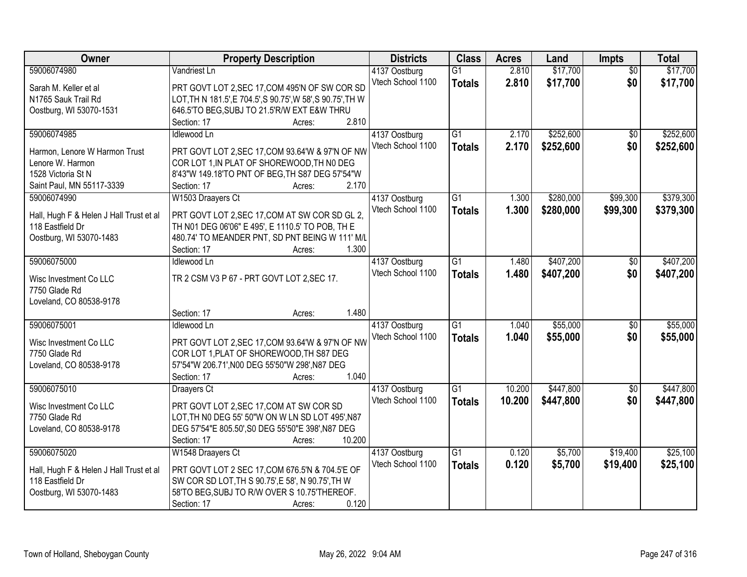| Owner | Property Description | Districts | Class | Acres | Land | Impts | Total |
|---|---|---|---|---|---|---|---|
| 59006074980 | Vandriest Ln | 4137 Oostburg | G1 | 2.810 | $17,700 | $0 | $17,700 |
| Sarah M. Keller et al<br>N1765 Sauk Trail Rd<br>Oostburg, WI 53070-1531 | PRT GOVT LOT 2,SEC 17,COM 495'N OF SW COR SD LOT,TH N 181.5',E 704.5',S 90.75',W 58',S 90.75',TH W 646.5'TO BEG,SUBJ TO 21.5'R/W EXT E&W THRU<br>Section: 17 Acres: 2.810 | Vtech School 1100 | **Totals** | **2.810** | **$17,700** | **$0** | **$17,700** |
| 59006074985 | Idlewood Ln | 4137 Oostburg | G1 | 2.170 | $252,600 | $0 | $252,600 |
| Harmon, Lenore W Harmon Trust<br>Lenore W. Harmon<br>1528 Victoria St N<br>Saint Paul, MN 55117-3339 | PRT GOVT LOT 2,SEC 17,COM 93.64'W & 97'N OF NW COR LOT 1,IN PLAT OF SHOREWOOD,TH N0 DEG 8'43"W 149.18'TO PNT OF BEG,TH S87 DEG 57'54"W<br>Section: 17 Acres: 2.170 | Vtech School 1100 | **Totals** | **2.170** | **$252,600** | **$0** | **$252,600** |
| 59006074990 | W1503 Draayers Ct | 4137 Oostburg | G1 | 1.300 | $280,000 | $99,300 | $379,300 |
| Hall, Hugh F & Helen J Hall Trust et al<br>118 Eastfield Dr<br>Oostburg, WI 53070-1483 | PRT GOVT LOT 2,SEC 17,COM AT SW COR SD GL 2, TH N01 DEG 06'06" E 495', E 1110.5' TO POB, TH E 480.74' TO MEANDER PNT, SD PNT BEING W 111' M/L<br>Section: 17 Acres: 1.300 | Vtech School 1100 | **Totals** | **1.300** | **$280,000** | **$99,300** | **$379,300** |
| 59006075000 | Idlewood Ln | 4137 Oostburg | G1 | 1.480 | $407,200 | $0 | $407,200 |
| Wisc Investment Co LLC<br>7750 Glade Rd<br>Loveland, CO 80538-9178 | TR 2 CSM V3 P 67 - PRT GOVT LOT 2,SEC 17.<br>Section: 17 Acres: 1.480 | Vtech School 1100 | **Totals** | **1.480** | **$407,200** | **$0** | **$407,200** |
| 59006075001 | Idlewood Ln | 4137 Oostburg | G1 | 1.040 | $55,000 | $0 | $55,000 |
| Wisc Investment Co LLC<br>7750 Glade Rd<br>Loveland, CO 80538-9178 | PRT GOVT LOT 2,SEC 17,COM 93.64'W & 97'N OF NW COR LOT 1,PLAT OF SHOREWOOD,TH S87 DEG 57'54"W 206.71',N00 DEG 55'50"W 298',N87 DEG<br>Section: 17 Acres: 1.040 | Vtech School 1100 | **Totals** | **1.040** | **$55,000** | **$0** | **$55,000** |
| 59006075010 | Draayers Ct | 4137 Oostburg | G1 | 10.200 | $447,800 | $0 | $447,800 |
| Wisc Investment Co LLC<br>7750 Glade Rd<br>Loveland, CO 80538-9178 | PRT GOVT LOT 2,SEC 17,COM AT SW COR SD LOT,TH N0 DEG 55' 50"W ON W LN SD LOT 495',N87 DEG 57'54"E 805.50',S0 DEG 55'50"E 398',N87 DEG<br>Section: 17 Acres: 10.200 | Vtech School 1100 | **Totals** | **10.200** | **$447,800** | **$0** | **$447,800** |
| 59006075020 | W1548 Draayers Ct | 4137 Oostburg | G1 | 0.120 | $5,700 | $19,400 | $25,100 |
| Hall, Hugh F & Helen J Hall Trust et al<br>118 Eastfield Dr<br>Oostburg, WI 53070-1483 | PRT GOVT LOT 2 SEC 17,COM 676.5'N & 704.5'E OF SW COR SD LOT,TH S 90.75',E 58', N 90.75',TH W 58'TO BEG,SUBJ TO R/W OVER S 10.75'THEREOF.<br>Section: 17 Acres: 0.120 | Vtech School 1100 | **Totals** | **0.120** | **$5,700** | **$19,400** | **$25,100** |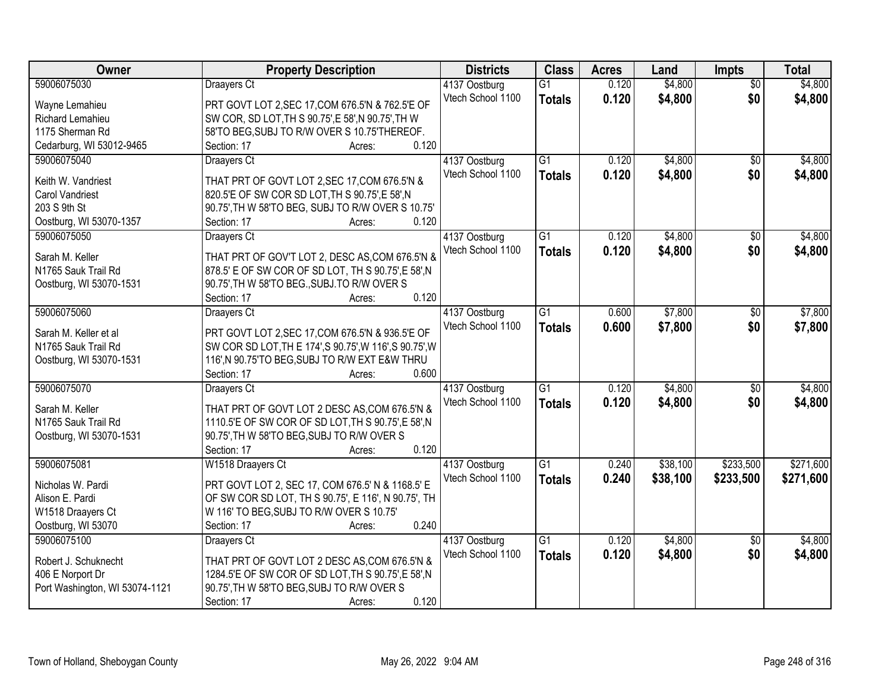| Owner | Property Description | Districts | Class | Acres | Land | Impts | Total |
|---|---|---|---|---|---|---|---|
| 59006075030<br>Wayne Lemahieu<br>Richard Lemahieu<br>1175 Sherman Rd<br>Cedarburg, WI 53012-9465 | Draayers Ct<br>PRT GOVT LOT 2,SEC 17,COM 676.5'N & 762.5'E OF SW COR, SD LOT,TH S 90.75',E 58',N 90.75',TH W 58'TO BEG,SUBJ TO R/W OVER S 10.75'THEREOF.<br>Section: 17 Acres: 0.120 | 4137 Oostburg<br>Vtech School 1100 | G1<br>**Totals** | 0.120<br>**0.120** | $4,800<br>**$4,800** | $0<br>**$0** | $4,800<br>**$4,800** |
| 59006075040<br>Keith W. Vandriest<br>Carol Vandriest<br>203 S 9th St<br>Oostburg, WI 53070-1357 | Draayers Ct<br>THAT PRT OF GOVT LOT 2,SEC 17,COM 676.5'N & 820.5'E OF SW COR SD LOT,TH S 90.75',E 58',N 90.75',TH W 58'TO BEG, SUBJ TO R/W OVER S 10.75'<br>Section: 17 Acres: 0.120 | 4137 Oostburg<br>Vtech School 1100 | G1<br>**Totals** | 0.120<br>**0.120** | $4,800<br>**$4,800** | $0<br>**$0** | $4,800<br>**$4,800** |
| 59006075050<br>Sarah M. Keller<br>N1765 Sauk Trail Rd<br>Oostburg, WI 53070-1531 | Draayers Ct<br>THAT PRT OF GOV'T LOT 2, DESC AS,COM 676.5'N & 878.5' E OF SW COR OF SD LOT, TH S 90.75',E 58',N 90.75',TH W 58'TO BEG.,SUBJ.TO R/W OVER S<br>Section: 17 Acres: 0.120 | 4137 Oostburg<br>Vtech School 1100 | G1<br>**Totals** | 0.120<br>**0.120** | $4,800<br>**$4,800** | $0<br>**$0** | $4,800<br>**$4,800** |
| 59006075060<br>Sarah M. Keller et al<br>N1765 Sauk Trail Rd<br>Oostburg, WI 53070-1531 | Draayers Ct<br>PRT GOVT LOT 2,SEC 17,COM 676.5'N & 936.5'E OF SW COR SD LOT,TH E 174',S 90.75',W 116',S 90.75',W 116',N 90.75'TO BEG,SUBJ TO R/W EXT E&W THRU<br>Section: 17 Acres: 0.600 | 4137 Oostburg<br>Vtech School 1100 | G1<br>**Totals** | 0.600<br>**0.600** | $7,800<br>**$7,800** | $0<br>**$0** | $7,800<br>**$7,800** |
| 59006075070<br>Sarah M. Keller<br>N1765 Sauk Trail Rd<br>Oostburg, WI 53070-1531 | Draayers Ct<br>THAT PRT OF GOVT LOT 2 DESC AS,COM 676.5'N & 1110.5'E OF SW COR OF SD LOT,TH S 90.75',E 58',N 90.75',TH W 58'TO BEG,SUBJ TO R/W OVER S<br>Section: 17 Acres: 0.120 | 4137 Oostburg<br>Vtech School 1100 | G1<br>**Totals** | 0.120<br>**0.120** | $4,800<br>**$4,800** | $0<br>**$0** | $4,800<br>**$4,800** |
| 59006075081<br>Nicholas W. Pardi<br>Alison E. Pardi<br>W1518 Draayers Ct<br>Oostburg, WI 53070 | W1518 Draayers Ct<br>PRT GOVT LOT 2, SEC 17, COM 676.5' N & 1168.5' E OF SW COR SD LOT, TH S 90.75', E 116', N 90.75', TH W 116' TO BEG,SUBJ TO R/W OVER S 10.75'<br>Section: 17 Acres: 0.240 | 4137 Oostburg<br>Vtech School 1100 | G1<br>**Totals** | 0.240<br>**0.240** | $38,100<br>**$38,100** | $233,500<br>**$233,500** | $271,600<br>**$271,600** |
| 59006075100<br>Robert J. Schuknecht<br>406 E Norport Dr<br>Port Washington, WI 53074-1121 | Draayers Ct<br>THAT PRT OF GOVT LOT 2 DESC AS,COM 676.5'N & 1284.5'E OF SW COR OF SD LOT,TH S 90.75',E 58',N 90.75',TH W 58'TO BEG,SUBJ TO R/W OVER S<br>Section: 17 Acres: 0.120 | 4137 Oostburg<br>Vtech School 1100 | G1<br>**Totals** | 0.120<br>**0.120** | $4,800<br>**$4,800** | $0<br>**$0** | $4,800<br>**$4,800** |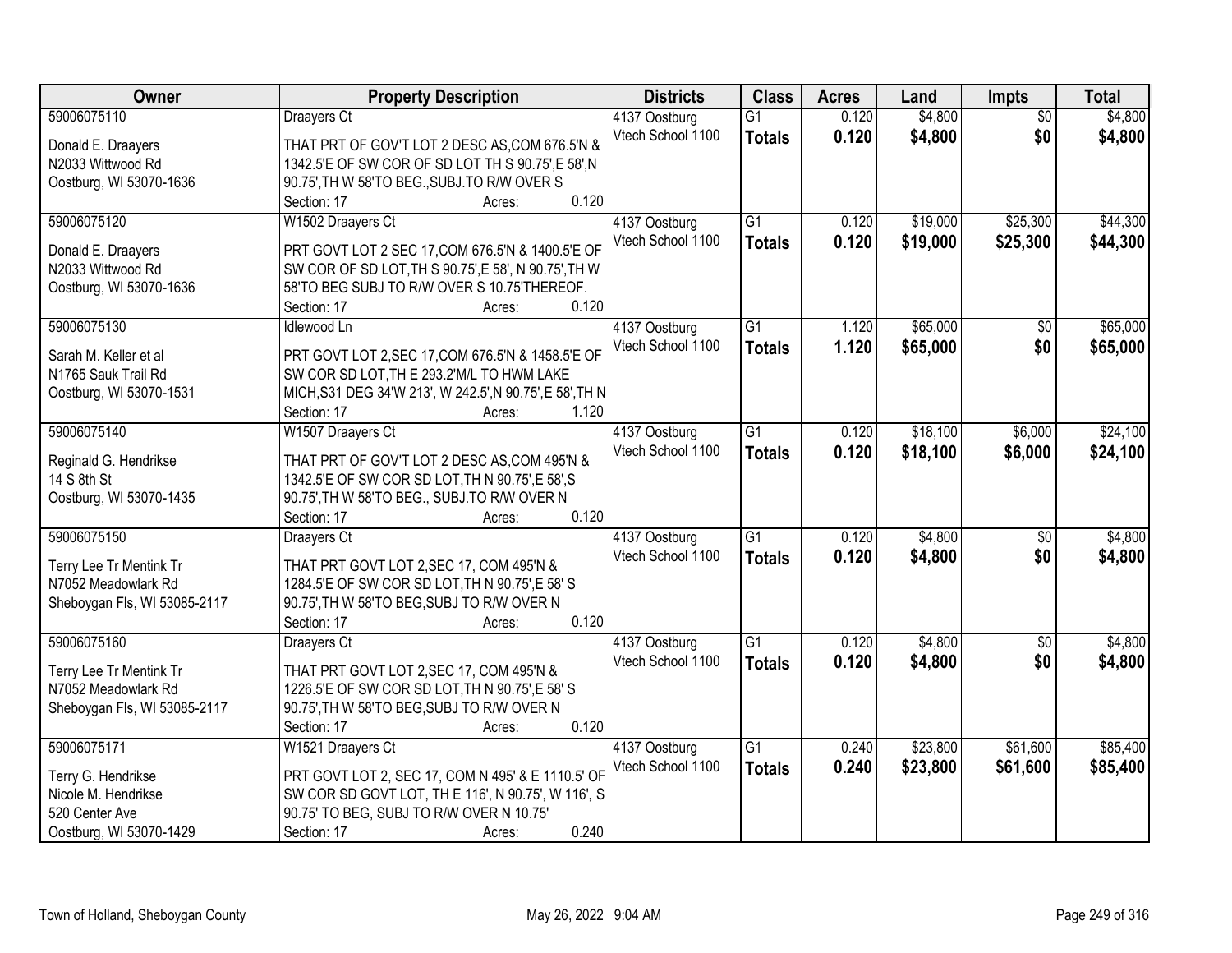| Owner | Property Description | Districts | Class | Acres | Land | Impts | Total |
|---|---|---|---|---|---|---|---|
| 59006075110 | Draayers Ct | 4137 Oostburg | G1 | 0.120 | $4,800 | $0 | $4,800 |
| Donald E. Draayers<br>N2033 Wittwood Rd<br>Oostburg, WI 53070-1636 | THAT PRT OF GOV'T LOT 2 DESC AS,COM 676.5'N & 1342.5'E OF SW COR OF SD LOT TH S 90.75',E 58',N 90.75',TH W 58'TO BEG.,SUBJ.TO R/W OVER S<br>Section: 17 Acres: 0.120 | Vtech School 1100 | Totals | 0.120 | $4,800 | $0 | $4,800 |
| 59006075120 | W1502 Draayers Ct | 4137 Oostburg | G1 | 0.120 | $19,000 | $25,300 | $44,300 |
| Donald E. Draayers<br>N2033 Wittwood Rd<br>Oostburg, WI 53070-1636 | PRT GOVT LOT 2 SEC 17,COM 676.5'N & 1400.5'E OF SW COR OF SD LOT,TH S 90.75',E 58', N 90.75',TH W 58'TO BEG SUBJ TO R/W OVER S 10.75'THEREOF.<br>Section: 17 Acres: 0.120 | Vtech School 1100 | Totals | 0.120 | $19,000 | $25,300 | $44,300 |
| 59006075130 | Idlewood Ln | 4137 Oostburg | G1 | 1.120 | $65,000 | $0 | $65,000 |
| Sarah M. Keller et al<br>N1765 Sauk Trail Rd<br>Oostburg, WI 53070-1531 | PRT GOVT LOT 2,SEC 17,COM 676.5'N & 1458.5'E OF SW COR SD LOT,TH E 293.2'M/L TO HWM LAKE MICH,S31 DEG 34'W 213', W 242.5',N 90.75',E 58',TH N<br>Section: 17 Acres: 1.120 | Vtech School 1100 | Totals | 1.120 | $65,000 | $0 | $65,000 |
| 59006075140 | W1507 Draayers Ct | 4137 Oostburg | G1 | 0.120 | $18,100 | $6,000 | $24,100 |
| Reginald G. Hendrikse<br>14 S 8th St<br>Oostburg, WI 53070-1435 | THAT PRT OF GOV'T LOT 2 DESC AS,COM 495'N & 1342.5'E OF SW COR SD LOT,TH N 90.75',E 58',S 90.75',TH W 58'TO BEG., SUBJ.TO R/W OVER N<br>Section: 17 Acres: 0.120 | Vtech School 1100 | Totals | 0.120 | $18,100 | $6,000 | $24,100 |
| 59006075150 | Draayers Ct | 4137 Oostburg | G1 | 0.120 | $4,800 | $0 | $4,800 |
| Terry Lee Tr Mentink Tr<br>N7052 Meadowlark Rd<br>Sheboygan Fls, WI 53085-2117 | THAT PRT GOVT LOT 2,SEC 17, COM 495'N & 1284.5'E OF SW COR SD LOT,TH N 90.75',E 58' S 90.75',TH W 58'TO BEG,SUBJ TO R/W OVER N<br>Section: 17 Acres: 0.120 | Vtech School 1100 | Totals | 0.120 | $4,800 | $0 | $4,800 |
| 59006075160 | Draayers Ct | 4137 Oostburg | G1 | 0.120 | $4,800 | $0 | $4,800 |
| Terry Lee Tr Mentink Tr<br>N7052 Meadowlark Rd<br>Sheboygan Fls, WI 53085-2117 | THAT PRT GOVT LOT 2,SEC 17, COM 495'N & 1226.5'E OF SW COR SD LOT,TH N 90.75',E 58' S 90.75',TH W 58'TO BEG,SUBJ TO R/W OVER N<br>Section: 17 Acres: 0.120 | Vtech School 1100 | Totals | 0.120 | $4,800 | $0 | $4,800 |
| 59006075171 | W1521 Draayers Ct | 4137 Oostburg | G1 | 0.240 | $23,800 | $61,600 | $85,400 |
| Terry G. Hendrikse<br>Nicole M. Hendrikse<br>520 Center Ave<br>Oostburg, WI 53070-1429 | PRT GOVT LOT 2, SEC 17, COM N 495' & E 1110.5' OF SW COR SD GOVT LOT, TH E 116', N 90.75', W 116', S 90.75' TO BEG, SUBJ TO R/W OVER N 10.75'<br>Section: 17 Acres: 0.240 | Vtech School 1100 | Totals | 0.240 | $23,800 | $61,600 | $85,400 |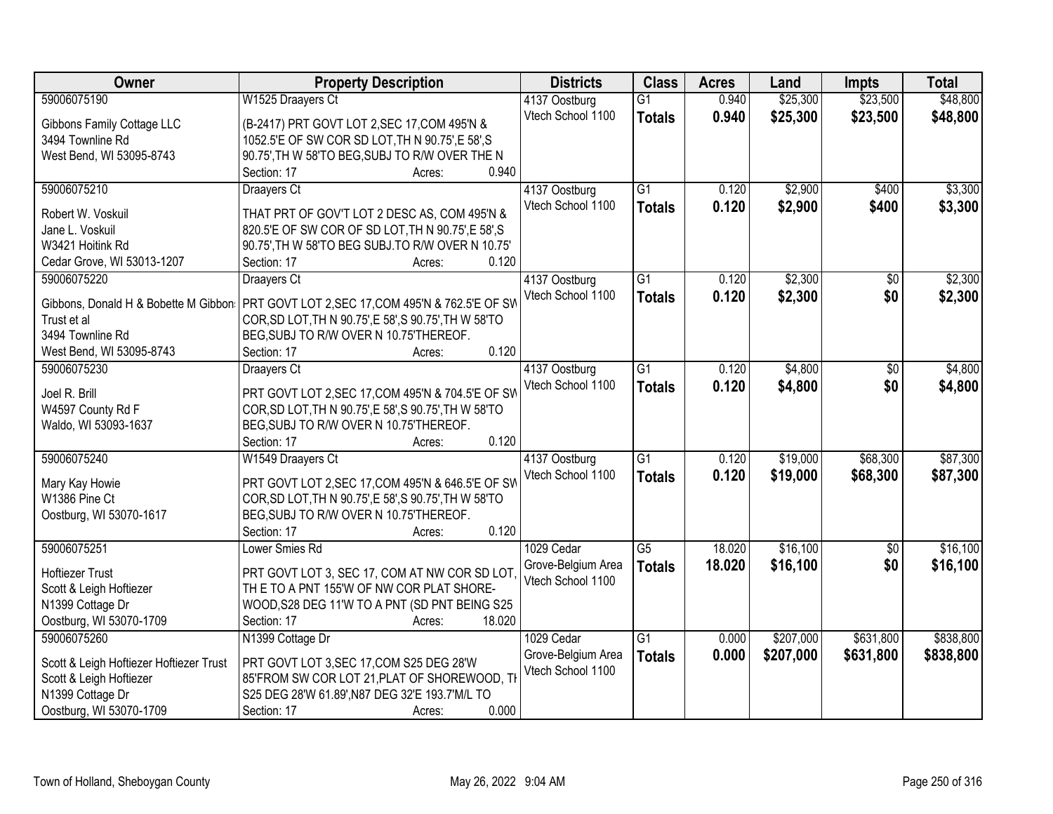| Owner | Property Description | Districts | Class | Acres | Land | Impts | Total |
|---|---|---|---|---|---|---|---|
| 59006075190<br>Gibbons Family Cottage LLC<br>3494 Townline Rd<br>West Bend, WI 53095-8743 | W1525 Draayers Ct<br>(B-2417) PRT GOVT LOT 2,SEC 17,COM 495'N & 1052.5'E OF SW COR SD LOT,TH N 90.75',E 58',S 90.75',TH W 58'TO BEG,SUBJ TO R/W OVER THE N<br>Section: 17 Acres: 0.940 | 4137 Oostburg<br>Vtech School 1100 | G1<br>**Totals** | 0.940<br>**0.940** | $25,300<br>**$25,300** | $23,500<br>**$23,500** | $48,800<br>**$48,800** |
| 59006075210<br>Robert W. Voskuil<br>Jane L. Voskuil<br>W3421 Hoitink Rd<br>Cedar Grove, WI 53013-1207 | Draayers Ct<br>THAT PRT OF GOV'T LOT 2 DESC AS, COM 495'N & 820.5'E OF SW COR OF SD LOT,TH N 90.75',E 58',S 90.75',TH W 58'TO BEG SUBJ.TO R/W OVER N 10.75'<br>Section: 17 Acres: 0.120 | 4137 Oostburg<br>Vtech School 1100 | G1<br>**Totals** | 0.120<br>**0.120** | $2,900<br>**$2,900** | $400<br>**$400** | $3,300<br>**$3,300** |
| 59006075220<br>Gibbons, Donald H & Bobette M Gibbons Trust et al<br>3494 Townline Rd<br>West Bend, WI 53095-8743 | Draayers Ct<br>PRT GOVT LOT 2,SEC 17,COM 495'N & 762.5'E OF SW COR,SD LOT,TH N 90.75',E 58',S 90.75',TH W 58'TO BEG,SUBJ TO R/W OVER N 10.75'THEREOF.<br>Section: 17 Acres: 0.120 | 4137 Oostburg<br>Vtech School 1100 | G1<br>**Totals** | 0.120<br>**0.120** | $2,300<br>**$2,300** | $0<br>**$0** | $2,300<br>**$2,300** |
| 59006075230<br>Joel R. Brill<br>W4597 County Rd F<br>Waldo, WI 53093-1637 | Draayers Ct<br>PRT GOVT LOT 2,SEC 17,COM 495'N & 704.5'E OF SW COR,SD LOT,TH N 90.75',E 58',S 90.75',TH W 58'TO BEG,SUBJ TO R/W OVER N 10.75'THEREOF.<br>Section: 17 Acres: 0.120 | 4137 Oostburg<br>Vtech School 1100 | G1<br>**Totals** | 0.120<br>**0.120** | $4,800<br>**$4,800** | $0<br>**$0** | $4,800<br>**$4,800** |
| 59006075240<br>Mary Kay Howie<br>W1386 Pine Ct<br>Oostburg, WI 53070-1617 | W1549 Draayers Ct<br>PRT GOVT LOT 2,SEC 17,COM 495'N & 646.5'E OF SW COR,SD LOT,TH N 90.75',E 58',S 90.75',TH W 58'TO BEG,SUBJ TO R/W OVER N 10.75'THEREOF.<br>Section: 17 Acres: 0.120 | 4137 Oostburg<br>Vtech School 1100 | G1<br>**Totals** | 0.120<br>**0.120** | $19,000<br>**$19,000** | $68,300<br>**$68,300** | $87,300<br>**$87,300** |
| 59006075251<br>Hoftiezer Trust<br>Scott & Leigh Hoftiezer<br>N1399 Cottage Dr<br>Oostburg, WI 53070-1709 | Lower Smies Rd<br>PRT GOVT LOT 3, SEC 17, COM AT NW COR SD LOT, TH E TO A PNT 155'W OF NW COR PLAT SHORE-WOOD,S28 DEG 11'W TO A PNT (SD PNT BEING S25<br>Section: 17 Acres: 18.020 | 1029 Cedar Grove-Belgium Area<br>Vtech School 1100 | G5<br>**Totals** | 18.020<br>**18.020** | $16,100<br>**$16,100** | $0<br>**$0** | $16,100<br>**$16,100** |
| 59006075260<br>Scott & Leigh Hoftiezer Hoftiezer Trust<br>Scott & Leigh Hoftiezer<br>N1399 Cottage Dr<br>Oostburg, WI 53070-1709 | N1399 Cottage Dr<br>PRT GOVT LOT 3,SEC 17,COM S25 DEG 28'W 85'FROM SW COR LOT 21,PLAT OF SHOREWOOD, TH S25 DEG 28'W 61.89',N87 DEG 32'E 193.7'M/L TO<br>Section: 17 Acres: 0.000 | 1029 Cedar Grove-Belgium Area<br>Vtech School 1100 | G1<br>**Totals** | 0.000<br>**0.000** | $207,000<br>**$207,000** | $631,800<br>**$631,800** | $838,800<br>**$838,800** |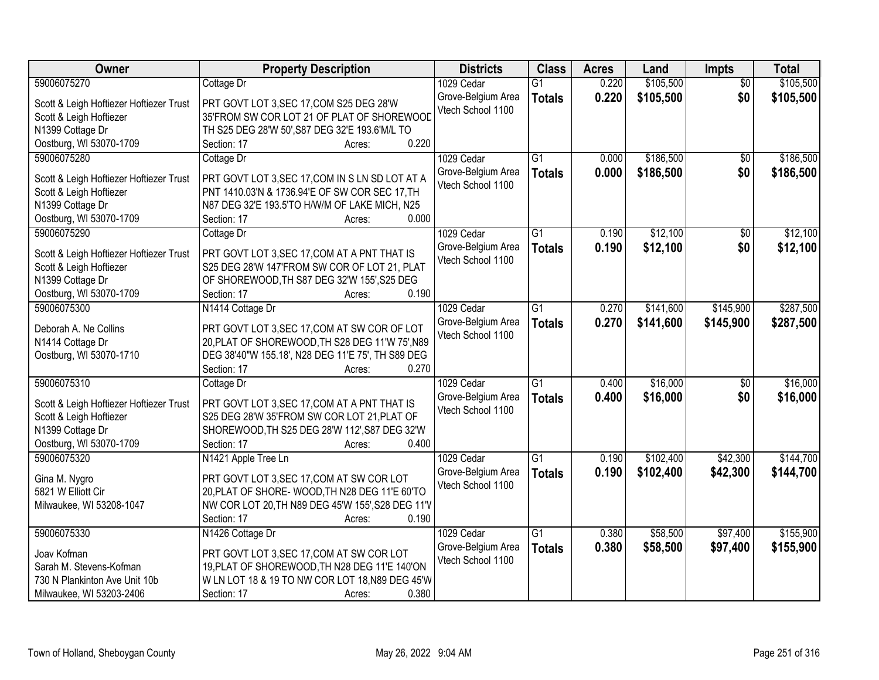| Owner | Property Description | Districts | Class | Acres | Land | Impts | Total |
|---|---|---|---|---|---|---|---|
| 59006075270<br>Scott & Leigh Hoftiezer Hoftiezer Trust<br>Scott & Leigh Hoftiezer<br>N1399 Cottage Dr<br>Oostburg, WI 53070-1709 | Cottage Dr<br>PRT GOVT LOT 3,SEC 17,COM S25 DEG 28'W 35'FROM SW COR LOT 21 OF PLAT OF SHOREWOOD TH S25 DEG 28'W 50',S87 DEG 32'E 193.6'M/L TO<br>Section: 17 Acres: 0.220 | 1029 Cedar Grove-Belgium Area Vtech School 1100 | G1<br>**Totals** | 0.220<br>**0.220** | $105,500<br>**$105,500** | $0<br>**$0** | $105,500<br>**$105,500** |
| 59006075280<br>Scott & Leigh Hoftiezer Hoftiezer Trust<br>Scott & Leigh Hoftiezer<br>N1399 Cottage Dr<br>Oostburg, WI 53070-1709 | Cottage Dr<br>PRT GOVT LOT 3,SEC 17,COM IN S LN SD LOT AT A PNT 1410.03'N & 1736.94'E OF SW COR SEC 17,TH N87 DEG 32'E 193.5'TO H/W/M OF LAKE MICH, N25<br>Section: 17 Acres: 0.000 | 1029 Cedar Grove-Belgium Area Vtech School 1100 | G1<br>**Totals** | 0.000<br>**0.000** | $186,500<br>**$186,500** | $0<br>**$0** | $186,500<br>**$186,500** |
| 59006075290<br>Scott & Leigh Hoftiezer Hoftiezer Trust<br>Scott & Leigh Hoftiezer<br>N1399 Cottage Dr<br>Oostburg, WI 53070-1709 | Cottage Dr<br>PRT GOVT LOT 3,SEC 17,COM AT A PNT THAT IS S25 DEG 28'W 147'FROM SW COR OF LOT 21, PLAT OF SHOREWOOD,TH S87 DEG 32'W 155',S25 DEG<br>Section: 17 Acres: 0.190 | 1029 Cedar Grove-Belgium Area Vtech School 1100 | G1<br>**Totals** | 0.190<br>**0.190** | $12,100<br>**$12,100** | $0<br>**$0** | $12,100<br>**$12,100** |
| 59006075300<br>Deborah A. Ne Collins<br>N1414 Cottage Dr<br>Oostburg, WI 53070-1710 | N1414 Cottage Dr<br>PRT GOVT LOT 3,SEC 17,COM AT SW COR OF LOT 20,PLAT OF SHOREWOOD,TH S28 DEG 11'W 75',N89 DEG 38'40"W 155.18', N28 DEG 11'E 75', TH S89 DEG<br>Section: 17 Acres: 0.270 | 1029 Cedar Grove-Belgium Area Vtech School 1100 | G1<br>**Totals** | 0.270<br>**0.270** | $141,600<br>**$141,600** | $145,900<br>**$145,900** | $287,500<br>**$287,500** |
| 59006075310<br>Scott & Leigh Hoftiezer Hoftiezer Trust<br>Scott & Leigh Hoftiezer<br>N1399 Cottage Dr<br>Oostburg, WI 53070-1709 | Cottage Dr<br>PRT GOVT LOT 3,SEC 17,COM AT A PNT THAT IS S25 DEG 28'W 35'FROM SW COR LOT 21,PLAT OF SHOREWOOD,TH S25 DEG 28'W 112',S87 DEG 32'W<br>Section: 17 Acres: 0.400 | 1029 Cedar Grove-Belgium Area Vtech School 1100 | G1<br>**Totals** | 0.400<br>**0.400** | $16,000<br>**$16,000** | $0<br>**$0** | $16,000<br>**$16,000** |
| 59006075320<br>Gina M. Nygro<br>5821 W Elliott Cir<br>Milwaukee, WI 53208-1047 | N1421 Apple Tree Ln<br>PRT GOVT LOT 3,SEC 17,COM AT SW COR LOT 20,PLAT OF SHORE- WOOD,TH N28 DEG 11'E 60'TO NW COR LOT 20,TH N89 DEG 45'W 155',S28 DEG 11'V<br>Section: 17 Acres: 0.190 | 1029 Cedar Grove-Belgium Area Vtech School 1100 | G1<br>**Totals** | 0.190<br>**0.190** | $102,400<br>**$102,400** | $42,300<br>**$42,300** | $144,700<br>**$144,700** |
| 59006075330<br>Joav Kofman<br>Sarah M. Stevens-Kofman<br>730 N Plankinton Ave Unit 10b<br>Milwaukee, WI 53203-2406 | N1426 Cottage Dr<br>PRT GOVT LOT 3,SEC 17,COM AT SW COR LOT 19,PLAT OF SHOREWOOD,TH N28 DEG 11'E 140'ON W LN LOT 18 & 19 TO NW COR LOT 18,N89 DEG 45'W<br>Section: 17 Acres: 0.380 | 1029 Cedar Grove-Belgium Area Vtech School 1100 | G1<br>**Totals** | 0.380<br>**0.380** | $58,500<br>**$58,500** | $97,400<br>**$97,400** | $155,900<br>**$155,900** |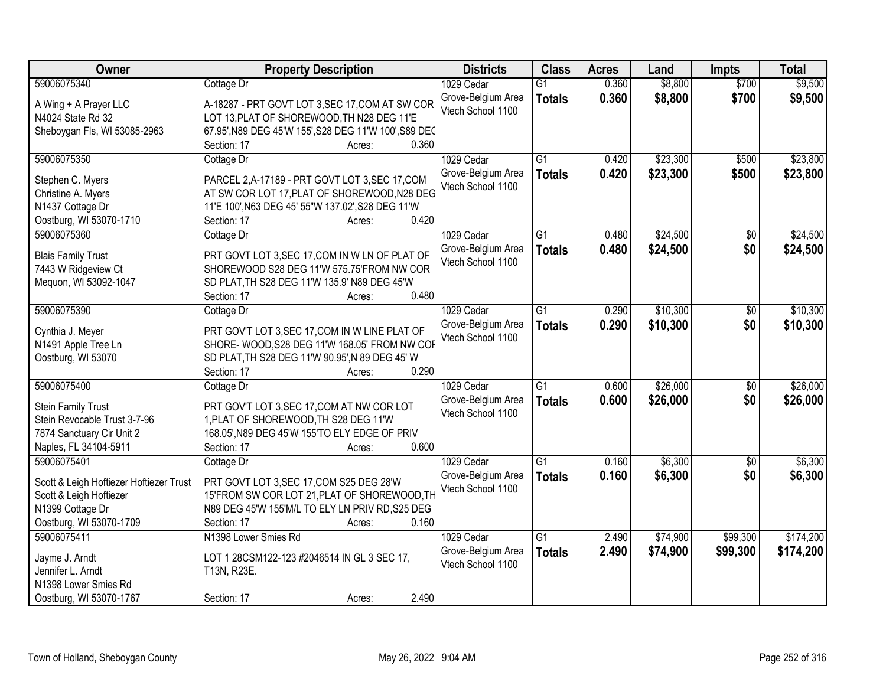| Owner | Property Description | Districts | Class | Acres | Land | Impts | Total |
|---|---|---|---|---|---|---|---|
| 59006075340<br>A Wing + A Prayer LLC<br>N4024 State Rd 32<br>Sheboygan Fls, WI 53085-2963 | Cottage Dr<br>A-18287 - PRT GOVT LOT 3,SEC 17,COM AT SW COR LOT 13,PLAT OF SHOREWOOD,TH N28 DEG 11'E 67.95',N89 DEG 45'W 155',S28 DEG 11'W 100',S89 DEC<br>Section: 17 Acres: 0.360 | 1029 Cedar Grove-Belgium Area Vtech School 1100 | G1<br>**Totals** | 0.360<br>**0.360** | $8,800<br>**$8,800** | $700<br>**$700** | $9,500<br>**$9,500** |
| 59006075350<br>Stephen C. Myers<br>Christine A. Myers<br>N1437 Cottage Dr<br>Oostburg, WI 53070-1710 | Cottage Dr<br>PARCEL 2,A-17189 - PRT GOVT LOT 3,SEC 17,COM AT SW COR LOT 17,PLAT OF SHOREWOOD,N28 DEG 11'E 100',N63 DEG 45' 55"W 137.02',S28 DEG 11'W<br>Section: 17 Acres: 0.420 | 1029 Cedar Grove-Belgium Area Vtech School 1100 | G1<br>**Totals** | 0.420<br>**0.420** | $23,300<br>**$23,300** | $500<br>**$500** | $23,800<br>**$23,800** |
| 59006075360<br>Blais Family Trust<br>7443 W Ridgeview Ct<br>Mequon, WI 53092-1047 | Cottage Dr<br>PRT GOVT LOT 3,SEC 17,COM IN W LN OF PLAT OF SHOREWOOD S28 DEG 11'W 575.75'FROM NW COR SD PLAT,TH S28 DEG 11'W 135.9' N89 DEG 45'W<br>Section: 17 Acres: 0.480 | 1029 Cedar Grove-Belgium Area Vtech School 1100 | G1<br>**Totals** | 0.480<br>**0.480** | $24,500<br>**$24,500** | $0<br>**$0** | $24,500<br>**$24,500** |
| 59006075390<br>Cynthia J. Meyer<br>N1491 Apple Tree Ln<br>Oostburg, WI 53070 | Cottage Dr<br>PRT GOV'T LOT 3,SEC 17,COM IN W LINE PLAT OF SHORE- WOOD,S28 DEG 11'W 168.05' FROM NW COF SD PLAT,TH S28 DEG 11'W 90.95',N 89 DEG 45' W<br>Section: 17 Acres: 0.290 | 1029 Cedar Grove-Belgium Area Vtech School 1100 | G1<br>**Totals** | 0.290<br>**0.290** | $10,300<br>**$10,300** | $0<br>**$0** | $10,300<br>**$10,300** |
| 59006075400<br>Stein Family Trust<br>Stein Revocable Trust 3-7-96<br>7874 Sanctuary Cir Unit 2<br>Naples, FL 34104-5911 | Cottage Dr<br>PRT GOV'T LOT 3,SEC 17,COM AT NW COR LOT 1,PLAT OF SHOREWOOD,TH S28 DEG 11'W 168.05',N89 DEG 45'W 155'TO ELY EDGE OF PRIV<br>Section: 17 Acres: 0.600 | 1029 Cedar Grove-Belgium Area Vtech School 1100 | G1<br>**Totals** | 0.600<br>**0.600** | $26,000<br>**$26,000** | $0<br>**$0** | $26,000<br>**$26,000** |
| 59006075401<br>Scott & Leigh Hoftiezer Hoftiezer Trust<br>Scott & Leigh Hoftiezer<br>N1399 Cottage Dr<br>Oostburg, WI 53070-1709 | Cottage Dr<br>PRT GOVT LOT 3,SEC 17,COM S25 DEG 28'W 15'FROM SW COR LOT 21,PLAT OF SHOREWOOD,TH N89 DEG 45'W 155'M/L TO ELY LN PRIV RD,S25 DEG<br>Section: 17 Acres: 0.160 | 1029 Cedar Grove-Belgium Area Vtech School 1100 | G1<br>**Totals** | 0.160<br>**0.160** | $6,300<br>**$6,300** | $0<br>**$0** | $6,300<br>**$6,300** |
| 59006075411<br>Jayme J. Arndt<br>Jennifer L. Arndt<br>N1398 Lower Smies Rd<br>Oostburg, WI 53070-1767 | N1398 Lower Smies Rd<br>LOT 1 28CSM122-123 #2046514 IN GL 3 SEC 17, T13N, R23E.<br>Section: 17 Acres: 2.490 | 1029 Cedar Grove-Belgium Area Vtech School 1100 | G1<br>**Totals** | 2.490<br>**2.490** | $74,900<br>**$74,900** | $99,300<br>**$99,300** | $174,200<br>**$174,200** |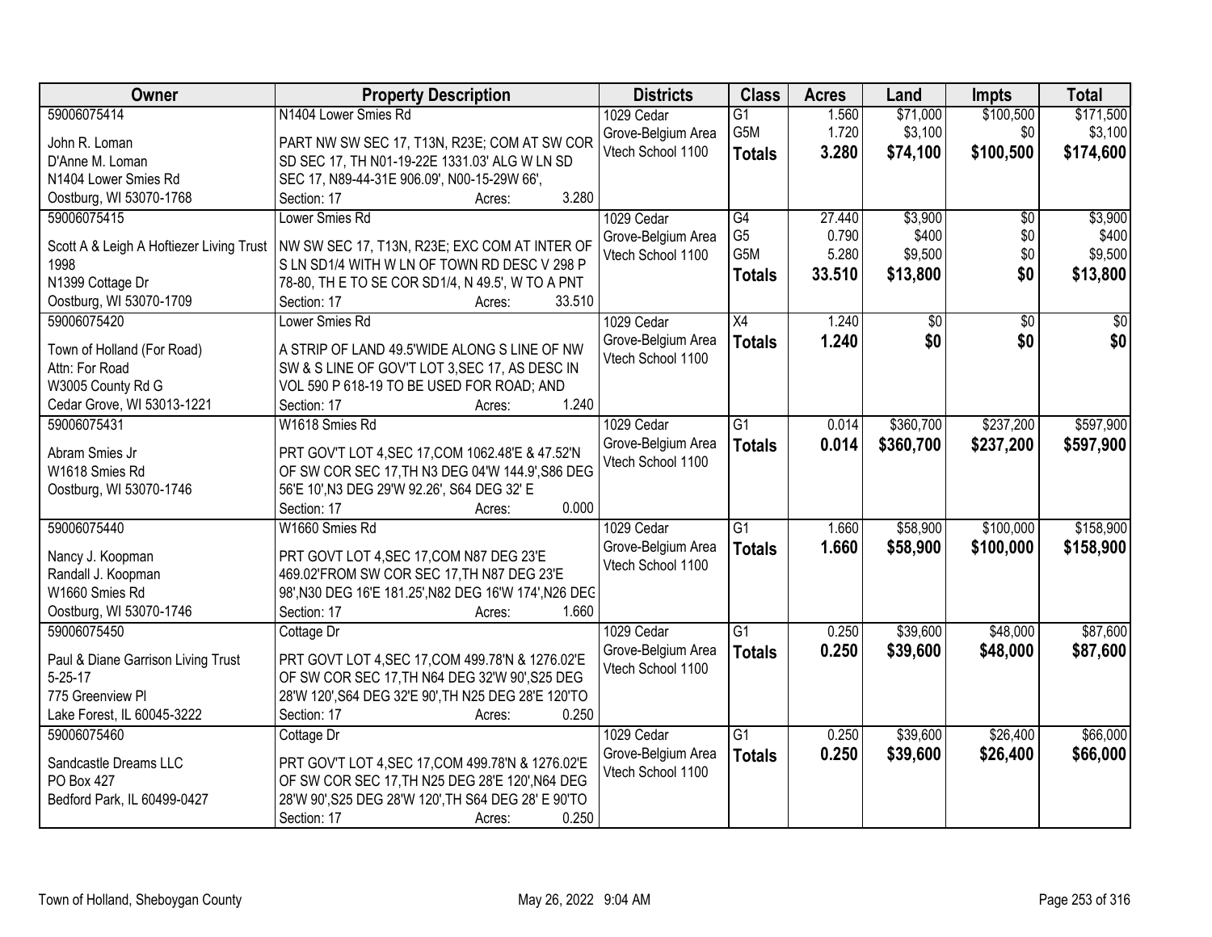| Owner | Property Description | Districts | Class | Acres | Land | Impts | Total |
|---|---|---|---|---|---|---|---|
| 59006075414<br>John R. Loman<br>D'Anne M. Loman<br>N1404 Lower Smies Rd<br>Oostburg, WI 53070-1768 | N1404 Lower Smies Rd<br>PART NW SW SEC 17, T13N, R23E; COM AT SW COR SD SEC 17, TH N01-19-22E 1331.03' ALG W LN SD SEC 17, N89-44-31E 906.09', N00-15-29W 66',<br>Section: 17 Acres: 3.280 | 1029 Cedar Grove-Belgium Area Vtech School 1100 | G1<br>G5M<br>**Totals** | 1.560<br>1.720<br>**3.280** | $71,000<br>$3,100<br>**$74,100** | $100,500<br>$0<br>**$100,500** | $171,500<br>$3,100<br>**$174,600** |
| 59006075415<br>Scott A & Leigh A Hoftiezer Living Trust 1998<br>N1399 Cottage Dr<br>Oostburg, WI 53070-1709 | Lower Smies Rd<br>NW SW SEC 17, T13N, R23E; EXC COM AT INTER OF S LN SD1/4 WITH W LN OF TOWN RD DESC V 298 P 78-80, TH E TO SE COR SD1/4, N 49.5', W TO A PNT<br>Section: 17 Acres: 33.510 | 1029 Cedar Grove-Belgium Area Vtech School 1100 | G4<br>G5<br>G5M<br>**Totals** | 27.440<br>0.790<br>5.280<br>**33.510** | $3,900<br>$400<br>$9,500<br>**$13,800** | $0<br>$0<br>$0<br>**$0** | $3,900<br>$400<br>$9,500<br>**$13,800** |
| 59006075420<br>Town of Holland (For Road)<br>Attn: For Road<br>W3005 County Rd G<br>Cedar Grove, WI 53013-1221 | Lower Smies Rd<br>A STRIP OF LAND 49.5'WIDE ALONG S LINE OF NW SW & S LINE OF GOV'T LOT 3,SEC 17, AS DESC IN VOL 590 P 618-19 TO BE USED FOR ROAD; AND<br>Section: 17 Acres: 1.240 | 1029 Cedar Grove-Belgium Area Vtech School 1100 | X4<br>**Totals** | 1.240<br>**1.240** | $0<br>**$0** | $0<br>**$0** | $0<br>**$0** |
| 59006075431<br>Abram Smies Jr<br>W1618 Smies Rd<br>Oostburg, WI 53070-1746 | W1618 Smies Rd<br>PRT GOV'T LOT 4,SEC 17,COM 1062.48'E & 47.52'N OF SW COR SEC 17,TH N3 DEG 04'W 144.9',S86 DEG 56'E 10',N3 DEG 29'W 92.26', S64 DEG 32' E<br>Section: 17 Acres: 0.000 | 1029 Cedar Grove-Belgium Area Vtech School 1100 | G1<br>**Totals** | 0.014<br>**0.014** | $360,700<br>**$360,700** | $237,200<br>**$237,200** | $597,900<br>**$597,900** |
| 59006075440<br>Nancy J. Koopman<br>Randall J. Koopman<br>W1660 Smies Rd<br>Oostburg, WI 53070-1746 | W1660 Smies Rd<br>PRT GOVT LOT 4,SEC 17,COM N87 DEG 23'E 469.02'FROM SW COR SEC 17,TH N87 DEG 23'E 98',N30 DEG 16'E 181.25',N82 DEG 16'W 174',N26 DEG<br>Section: 17 Acres: 1.660 | 1029 Cedar Grove-Belgium Area Vtech School 1100 | G1<br>**Totals** | 1.660<br>**1.660** | $58,900<br>**$58,900** | $100,000<br>**$100,000** | $158,900<br>**$158,900** |
| 59006075450<br>Paul & Diane Garrison Living Trust 5-25-17<br>775 Greenview Pl<br>Lake Forest, IL 60045-3222 | Cottage Dr<br>PRT GOVT LOT 4,SEC 17,COM 499.78'N & 1276.02'E OF SW COR SEC 17,TH N64 DEG 32'W 90',S25 DEG 28'W 120',S64 DEG 32'E 90',TH N25 DEG 28'E 120'TO<br>Section: 17 Acres: 0.250 | 1029 Cedar Grove-Belgium Area Vtech School 1100 | G1<br>**Totals** | 0.250<br>**0.250** | $39,600<br>**$39,600** | $48,000<br>**$48,000** | $87,600<br>**$87,600** |
| 59006075460<br>Sandcastle Dreams LLC<br>PO Box 427<br>Bedford Park, IL 60499-0427 | Cottage Dr<br>PRT GOV'T LOT 4,SEC 17,COM 499.78'N & 1276.02'E OF SW COR SEC 17,TH N25 DEG 28'E 120',N64 DEG 28'W 90',S25 DEG 28'W 120',TH S64 DEG 28' E 90'TO<br>Section: 17 Acres: 0.250 | 1029 Cedar Grove-Belgium Area Vtech School 1100 | G1<br>**Totals** | 0.250<br>**0.250** | $39,600<br>**$39,600** | $26,400<br>**$26,400** | $66,000<br>**$66,000** |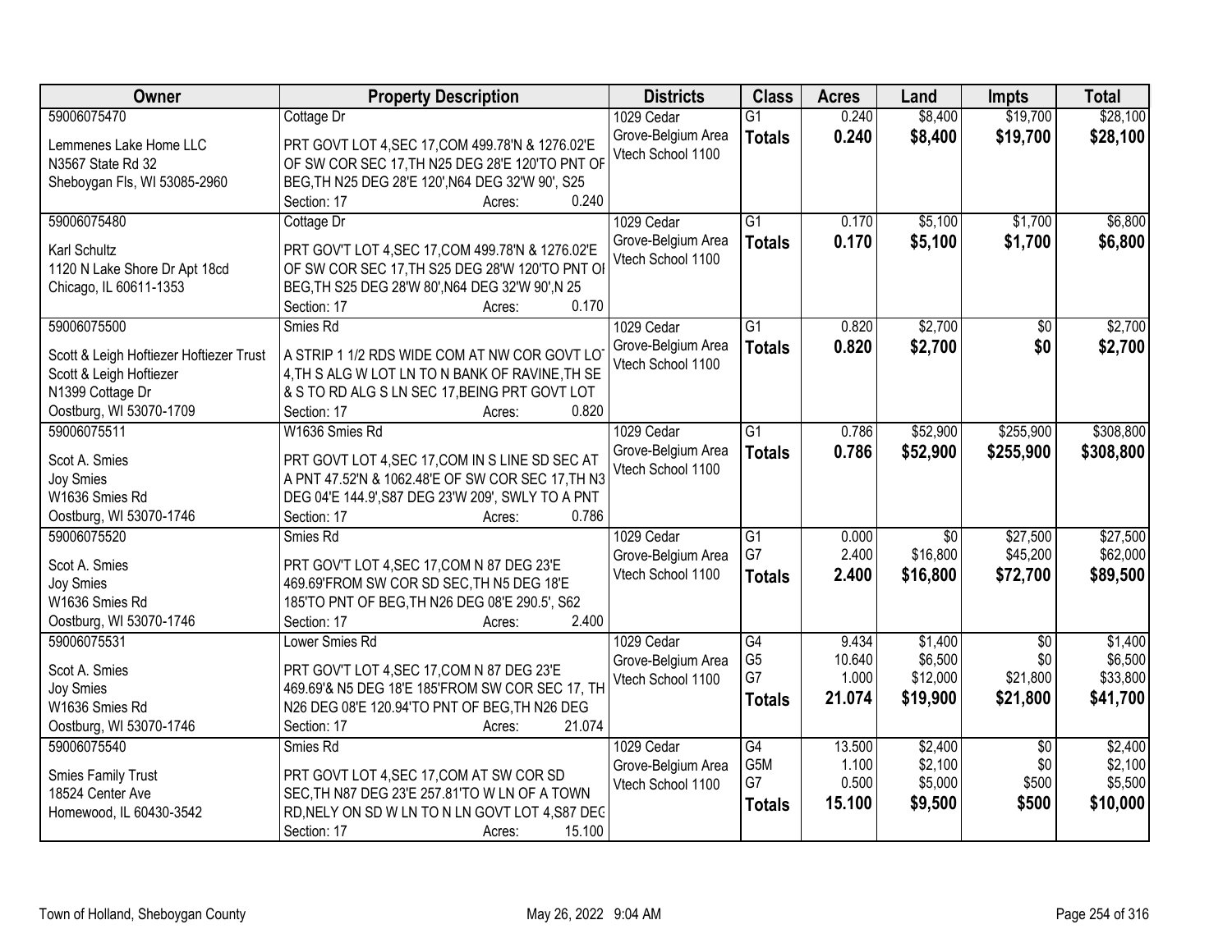| Owner | Property Description | Districts | Class | Acres | Land | Impts | Total |
|---|---|---|---|---|---|---|---|
| 59006075470<br>Lemmenes Lake Home LLC<br>N3567 State Rd 32<br>Sheboygan Fls, WI 53085-2960 | Cottage Dr<br>PRT GOVT LOT 4,SEC 17,COM 499.78'N & 1276.02'E OF SW COR SEC 17,TH N25 DEG 28'E 120'TO PNT OF BEG,TH N25 DEG 28'E 120',N64 DEG 32'W 90', S25<br>Section: 17 Acres: 0.240 | 1029 Cedar Grove-Belgium Area Vtech School 1100 | G1<br>**Totals** | 0.240<br>**0.240** | $8,400<br>**$8,400** | $19,700<br>**$19,700** | $28,100<br>**$28,100** |
| 59006075480<br>Karl Schultz<br>1120 N Lake Shore Dr Apt 18cd<br>Chicago, IL 60611-1353 | Cottage Dr<br>PRT GOV'T LOT 4,SEC 17,COM 499.78'N & 1276.02'E OF SW COR SEC 17,TH S25 DEG 28'W 120'TO PNT OF BEG,TH S25 DEG 28'W 80',N64 DEG 32'W 90',N 25<br>Section: 17 Acres: 0.170 | 1029 Cedar Grove-Belgium Area Vtech School 1100 | G1<br>**Totals** | 0.170<br>**0.170** | $5,100<br>**$5,100** | $1,700<br>**$1,700** | $6,800<br>**$6,800** |
| 59006075500<br>Scott & Leigh Hoftiezer Hoftiezer Trust<br>Scott & Leigh Hoftiezer<br>N1399 Cottage Dr<br>Oostburg, WI 53070-1709 | Smies Rd<br>A STRIP 1 1/2 RDS WIDE COM AT NW COR GOVT LOT 4,TH S ALG W LOT LN TO N BANK OF RAVINE,TH SE & S TO RD ALG S LN SEC 17,BEING PRT GOVT LOT<br>Section: 17 Acres: 0.820 | 1029 Cedar Grove-Belgium Area Vtech School 1100 | G1<br>**Totals** | 0.820<br>**0.820** | $2,700<br>**$2,700** | $0<br>**$0** | $2,700<br>**$2,700** |
| 59006075511<br>Scot A. Smies<br>Joy Smies<br>W1636 Smies Rd<br>Oostburg, WI 53070-1746 | W1636 Smies Rd<br>PRT GOVT LOT 4,SEC 17,COM IN S LINE SD SEC AT A PNT 47.52'N & 1062.48'E OF SW COR SEC 17,TH N3 DEG 04'E 144.9',S87 DEG 23'W 209', SWLY TO A PNT<br>Section: 17 Acres: 0.786 | 1029 Cedar Grove-Belgium Area Vtech School 1100 | G1<br>**Totals** | 0.786<br>**0.786** | $52,900<br>**$52,900** | $255,900<br>**$255,900** | $308,800<br>**$308,800** |
| 59006075520<br>Scot A. Smies<br>Joy Smies<br>W1636 Smies Rd<br>Oostburg, WI 53070-1746 | Smies Rd<br>PRT GOV'T LOT 4,SEC 17,COM N 87 DEG 23'E 469.69'FROM SW COR SD SEC,TH N5 DEG 18'E 185'TO PNT OF BEG,TH N26 DEG 08'E 290.5', S62<br>Section: 17 Acres: 2.400 | 1029 Cedar Grove-Belgium Area Vtech School 1100 | G1<br>G7<br>**Totals** | 0.000<br>2.400<br>**2.400** | $0<br>$16,800<br>**$16,800** | $27,500<br>$45,200<br>**$72,700** | $27,500<br>$62,000<br>**$89,500** |
| 59006075531<br>Scot A. Smies<br>Joy Smies<br>W1636 Smies Rd<br>Oostburg, WI 53070-1746 | Lower Smies Rd<br>PRT GOV'T LOT 4,SEC 17,COM N 87 DEG 23'E 469.69'& N5 DEG 18'E 185'FROM SW COR SEC 17, TH N26 DEG 08'E 120.94'TO PNT OF BEG,TH N26 DEG<br>Section: 17 Acres: 21.074 | 1029 Cedar Grove-Belgium Area Vtech School 1100 | G4<br>G5<br>G7<br>**Totals** | 9.434<br>10.640<br>1.000<br>**21.074** | $1,400<br>$6,500<br>$12,000<br>**$19,900** | $0<br>$0<br>$21,800<br>**$21,800** | $1,400<br>$6,500<br>$33,800<br>**$41,700** |
| 59006075540<br>Smies Family Trust<br>18524 Center Ave<br>Homewood, IL 60430-3542 | Smies Rd<br>PRT GOVT LOT 4,SEC 17,COM AT SW COR SD SEC,TH N87 DEG 23'E 257.81'TO W LN OF A TOWN RD,NELY ON SD W LN TO N LN GOVT LOT 4,S87 DEG<br>Section: 17 Acres: 15.100 | 1029 Cedar Grove-Belgium Area Vtech School 1100 | G4<br>G5M<br>G7<br>**Totals** | 13.500<br>1.100<br>0.500<br>**15.100** | $2,400<br>$2,100<br>$5,000<br>**$9,500** | $0<br>$0<br>$500<br>**$500** | $2,400<br>$2,100<br>$5,500<br>**$10,000** |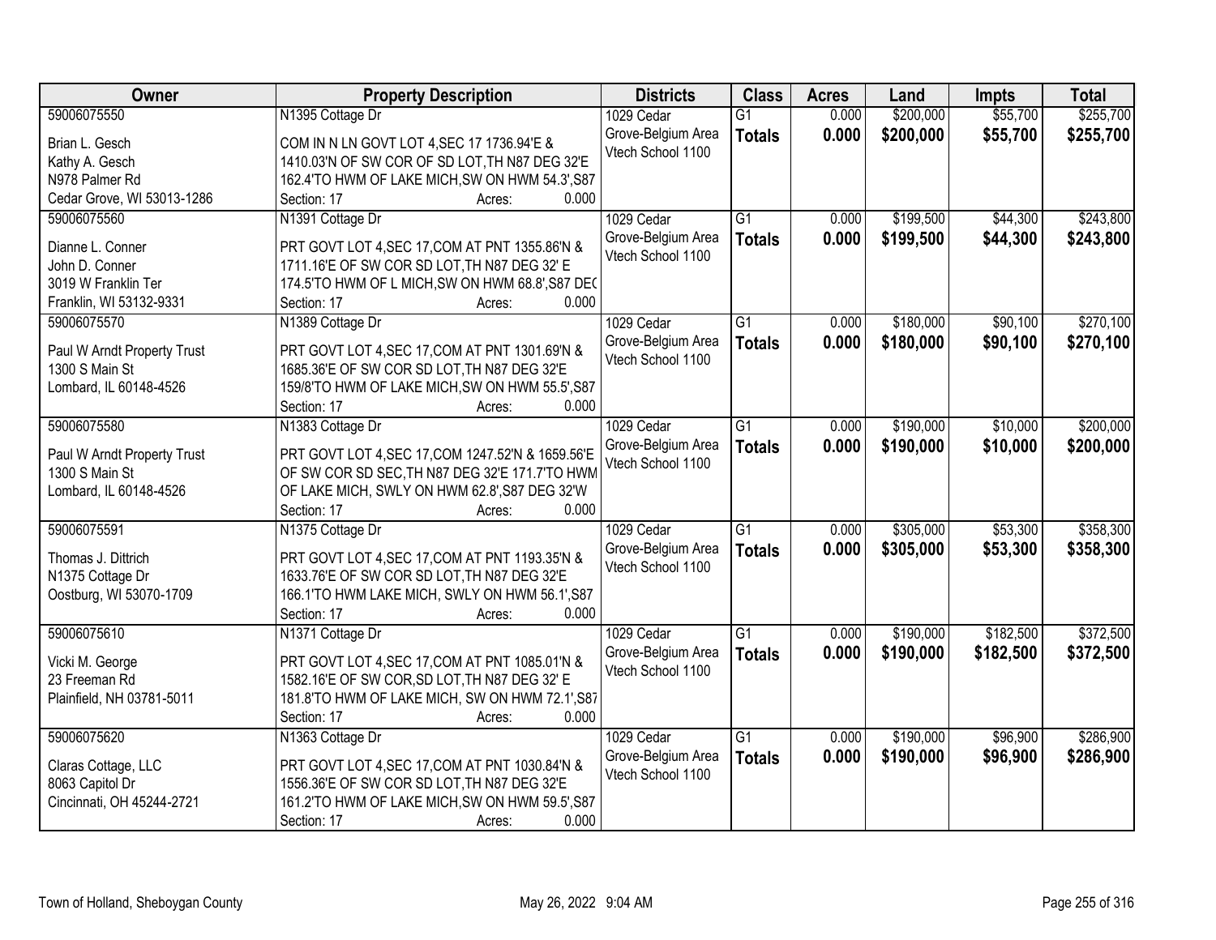| Owner | Property Description | Districts | Class | Acres | Land | Impts | Total |
|---|---|---|---|---|---|---|---|
| 59006075550<br>Brian L. Gesch<br>Kathy A. Gesch<br>N978 Palmer Rd<br>Cedar Grove, WI 53013-1286 | N1395 Cottage Dr<br>COM IN N LN GOVT LOT 4,SEC 17 1736.94'E & 1410.03'N OF SW COR OF SD LOT,TH N87 DEG 32'E 162.4'TO HWM OF LAKE MICH,SW ON HWM 54.3',S87<br>Section: 17 Acres: 0.000 | 1029 Cedar Grove-Belgium Area Vtech School 1100 | G1<br>**Totals** | 0.000<br>**0.000** | $200,000<br>**$200,000** | $55,700<br>**$55,700** | $255,700<br>**$255,700** |
| 59006075560<br>Dianne L. Conner<br>John D. Conner<br>3019 W Franklin Ter<br>Franklin, WI 53132-9331 | N1391 Cottage Dr<br>PRT GOVT LOT 4,SEC 17,COM AT PNT 1355.86'N & 1711.16'E OF SW COR SD LOT,TH N87 DEG 32' E 174.5'TO HWM OF L MICH,SW ON HWM 68.8',S87 DEC<br>Section: 17 Acres: 0.000 | 1029 Cedar Grove-Belgium Area Vtech School 1100 | G1<br>**Totals** | 0.000<br>**0.000** | $199,500<br>**$199,500** | $44,300<br>**$44,300** | $243,800<br>**$243,800** |
| 59006075570<br>Paul W Arndt Property Trust<br>1300 S Main St<br>Lombard, IL 60148-4526 | N1389 Cottage Dr<br>PRT GOVT LOT 4,SEC 17,COM AT PNT 1301.69'N & 1685.36'E OF SW COR SD LOT,TH N87 DEG 32'E 159/8'TO HWM OF LAKE MICH,SW ON HWM 55.5',S87<br>Section: 17 Acres: 0.000 | 1029 Cedar Grove-Belgium Area Vtech School 1100 | G1<br>**Totals** | 0.000<br>**0.000** | $180,000<br>**$180,000** | $90,100<br>**$90,100** | $270,100<br>**$270,100** |
| 59006075580<br>Paul W Arndt Property Trust<br>1300 S Main St<br>Lombard, IL 60148-4526 | N1383 Cottage Dr<br>PRT GOVT LOT 4,SEC 17,COM 1247.52'N & 1659.56'E OF SW COR SD SEC,TH N87 DEG 32'E 171.7'TO HWM OF LAKE MICH, SWLY ON HWM 62.8',S87 DEG 32'W<br>Section: 17 Acres: 0.000 | 1029 Cedar Grove-Belgium Area Vtech School 1100 | G1<br>**Totals** | 0.000<br>**0.000** | $190,000<br>**$190,000** | $10,000<br>**$10,000** | $200,000<br>**$200,000** |
| 59006075591<br>Thomas J. Dittrich<br>N1375 Cottage Dr<br>Oostburg, WI 53070-1709 | N1375 Cottage Dr<br>PRT GOVT LOT 4,SEC 17,COM AT PNT 1193.35'N & 1633.76'E OF SW COR SD LOT,TH N87 DEG 32'E 166.1'TO HWM LAKE MICH, SWLY ON HWM 56.1',S87<br>Section: 17 Acres: 0.000 | 1029 Cedar Grove-Belgium Area Vtech School 1100 | G1<br>**Totals** | 0.000<br>**0.000** | $305,000<br>**$305,000** | $53,300<br>**$53,300** | $358,300<br>**$358,300** |
| 59006075610<br>Vicki M. George<br>23 Freeman Rd<br>Plainfield, NH 03781-5011 | N1371 Cottage Dr<br>PRT GOVT LOT 4,SEC 17,COM AT PNT 1085.01'N & 1582.16'E OF SW COR,SD LOT,TH N87 DEG 32' E 181.8'TO HWM OF LAKE MICH, SW ON HWM 72.1',S87<br>Section: 17 Acres: 0.000 | 1029 Cedar Grove-Belgium Area Vtech School 1100 | G1<br>**Totals** | 0.000<br>**0.000** | $190,000<br>**$190,000** | $182,500<br>**$182,500** | $372,500<br>**$372,500** |
| 59006075620<br>Claras Cottage, LLC<br>8063 Capitol Dr<br>Cincinnati, OH 45244-2721 | N1363 Cottage Dr<br>PRT GOVT LOT 4,SEC 17,COM AT PNT 1030.84'N & 1556.36'E OF SW COR SD LOT,TH N87 DEG 32'E 161.2'TO HWM OF LAKE MICH,SW ON HWM 59.5',S87<br>Section: 17 Acres: 0.000 | 1029 Cedar Grove-Belgium Area Vtech School 1100 | G1<br>**Totals** | 0.000<br>**0.000** | $190,000<br>**$190,000** | $96,900<br>**$96,900** | $286,900<br>**$286,900** |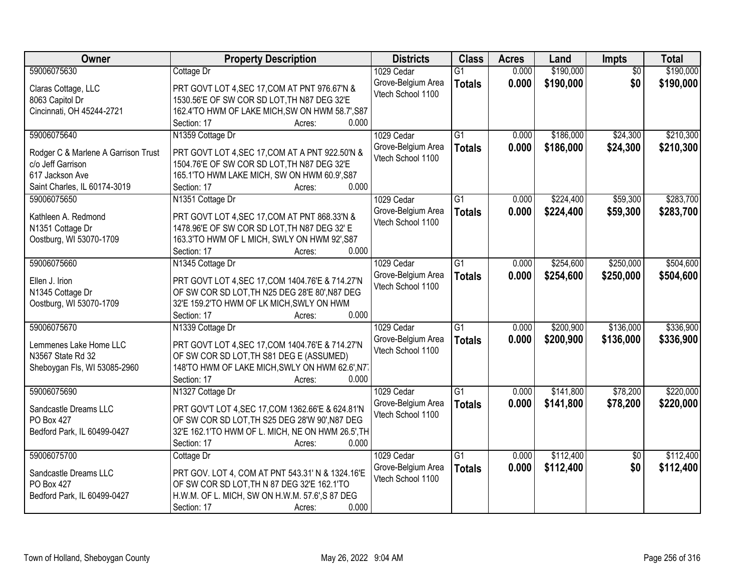| Owner | Property Description | Districts | Class | Acres | Land | Impts | Total |
|---|---|---|---|---|---|---|---|
| 59006075630<br>Claras Cottage, LLC<br>8063 Capitol Dr<br>Cincinnati, OH 45244-2721 | Cottage Dr<br>PRT GOVT LOT 4,SEC 17,COM AT PNT 976.67'N & 1530.56'E OF SW COR SD LOT,TH N87 DEG 32'E 162.4'TO HWM OF LAKE MICH,SW ON HWM 58.7',S87<br>Section: 17 Acres: 0.000 | 1029 Cedar Grove-Belgium Area Vtech School 1100 | G1<br>**Totals** | 0.000<br>**0.000** | $190,000<br>**$190,000** | $0<br>**$0** | $190,000<br>**$190,000** |
| 59006075640<br>Rodger C & Marlene A Garrison Trust<br>c/o Jeff Garrison<br>617 Jackson Ave<br>Saint Charles, IL 60174-3019 | N1359 Cottage Dr<br>PRT GOVT LOT 4,SEC 17,COM AT A PNT 922.50'N & 1504.76'E OF SW COR SD LOT,TH N87 DEG 32'E 165.1'TO HWM LAKE MICH, SW ON HWM 60.9',S87<br>Section: 17 Acres: 0.000 | 1029 Cedar Grove-Belgium Area Vtech School 1100 | G1<br>**Totals** | 0.000<br>**0.000** | $186,000<br>**$186,000** | $24,300<br>**$24,300** | $210,300<br>**$210,300** |
| 59006075650<br>Kathleen A. Redmond<br>N1351 Cottage Dr<br>Oostburg, WI 53070-1709 | N1351 Cottage Dr<br>PRT GOVT LOT 4,SEC 17,COM AT PNT 868.33'N & 1478.96'E OF SW COR SD LOT,TH N87 DEG 32' E 163.3'TO HWM OF L MICH, SWLY ON HWM 92',S87<br>Section: 17 Acres: 0.000 | 1029 Cedar Grove-Belgium Area Vtech School 1100 | G1<br>**Totals** | 0.000<br>**0.000** | $224,400<br>**$224,400** | $59,300<br>**$59,300** | $283,700<br>**$283,700** |
| 59006075660<br>Ellen J. Irion<br>N1345 Cottage Dr<br>Oostburg, WI 53070-1709 | N1345 Cottage Dr<br>PRT GOVT LOT 4,SEC 17,COM 1404.76'E & 714.27'N OF SW COR SD LOT,TH N25 DEG 28'E 80',N87 DEG 32'E 159.2'TO HWM OF LK MICH,SWLY ON HWM<br>Section: 17 Acres: 0.000 | 1029 Cedar Grove-Belgium Area Vtech School 1100 | G1<br>**Totals** | 0.000<br>**0.000** | $254,600<br>**$254,600** | $250,000<br>**$250,000** | $504,600<br>**$504,600** |
| 59006075670<br>Lemmenes Lake Home LLC<br>N3567 State Rd 32<br>Sheboygan Fls, WI 53085-2960 | N1339 Cottage Dr<br>PRT GOVT LOT 4,SEC 17,COM 1404.76'E & 714.27'N OF SW COR SD LOT,TH S81 DEG E (ASSUMED) 148'TO HWM OF LAKE MICH,SWLY ON HWM 62.6',N7<br>Section: 17 Acres: 0.000 | 1029 Cedar Grove-Belgium Area Vtech School 1100 | G1<br>**Totals** | 0.000<br>**0.000** | $200,900<br>**$200,900** | $136,000<br>**$136,000** | $336,900<br>**$336,900** |
| 59006075690<br>Sandcastle Dreams LLC<br>PO Box 427<br>Bedford Park, IL 60499-0427 | N1327 Cottage Dr<br>PRT GOV'T LOT 4,SEC 17,COM 1362.66'E & 624.81'N OF SW COR SD LOT,TH S25 DEG 28'W 90',N87 DEG 32'E 162.1'TO HWM OF L. MICH, NE ON HWM 26.5',TH<br>Section: 17 Acres: 0.000 | 1029 Cedar Grove-Belgium Area Vtech School 1100 | G1<br>**Totals** | 0.000<br>**0.000** | $141,800<br>**$141,800** | $78,200<br>**$78,200** | $220,000<br>**$220,000** |
| 59006075700<br>Sandcastle Dreams LLC<br>PO Box 427<br>Bedford Park, IL 60499-0427 | Cottage Dr<br>PRT GOV. LOT 4, COM AT PNT 543.31' N & 1324.16'E OF SW COR SD LOT,TH N 87 DEG 32'E 162.1'TO H.W.M. OF L. MICH, SW ON H.W.M. 57.6',S 87 DEG<br>Section: 17 Acres: 0.000 | 1029 Cedar Grove-Belgium Area Vtech School 1100 | G1<br>**Totals** | 0.000<br>**0.000** | $112,400<br>**$112,400** | $0<br>**$0** | $112,400<br>**$112,400** |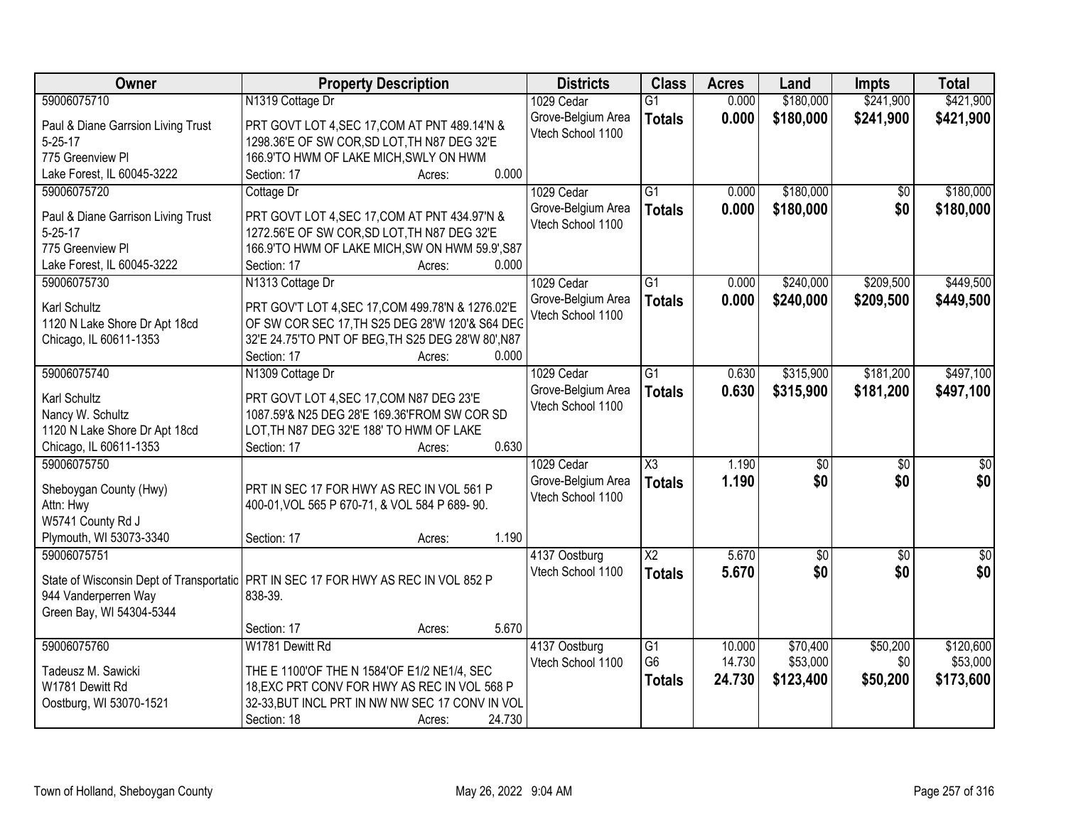| Owner | Property Description | Districts | Class | Acres | Land | Impts | Total |
|---|---|---|---|---|---|---|---|
| 59006075710<br>Paul & Diane Garrsion Living Trust<br>5-25-17<br>775 Greenview Pl<br>Lake Forest, IL 60045-3222 | N1319 Cottage Dr<br>PRT GOVT LOT 4,SEC 17,COM AT PNT 489.14'N & 1298.36'E OF SW COR,SD LOT,TH N87 DEG 32'E 166.9'TO HWM OF LAKE MICH,SWLY ON HWM<br>Section: 17 Acres: 0.000 | 1029 Cedar Grove-Belgium Area Vtech School 1100 | G1<br>**Totals** | 0.000<br>**0.000** | $180,000<br>**$180,000** | $241,900<br>**$241,900** | $421,900<br>**$421,900** |
| 59006075720<br>Paul & Diane Garrison Living Trust<br>5-25-17<br>775 Greenview Pl<br>Lake Forest, IL 60045-3222 | Cottage Dr<br>PRT GOVT LOT 4,SEC 17,COM AT PNT 434.97'N & 1272.56'E OF SW COR,SD LOT,TH N87 DEG 32'E 166.9'TO HWM OF LAKE MICH,SW ON HWM 59.9',S87<br>Section: 17 Acres: 0.000 | 1029 Cedar Grove-Belgium Area Vtech School 1100 | G1<br>**Totals** | 0.000<br>**0.000** | $180,000<br>**$180,000** | $0<br>**$0** | $180,000<br>**$180,000** |
| 59006075730<br>Karl Schultz<br>1120 N Lake Shore Dr Apt 18cd<br>Chicago, IL 60611-1353 | N1313 Cottage Dr<br>PRT GOV'T LOT 4,SEC 17,COM 499.78'N & 1276.02'E OF SW COR SEC 17,TH S25 DEG 28'W 120'& S64 DEG 32'E 24.75'TO PNT OF BEG,TH S25 DEG 28'W 80',N87<br>Section: 17 Acres: 0.000 | 1029 Cedar Grove-Belgium Area Vtech School 1100 | G1<br>**Totals** | 0.000<br>**0.000** | $240,000<br>**$240,000** | $209,500<br>**$209,500** | $449,500<br>**$449,500** |
| 59006075740<br>Karl Schultz<br>Nancy W. Schultz<br>1120 N Lake Shore Dr Apt 18cd<br>Chicago, IL 60611-1353 | N1309 Cottage Dr<br>PRT GOVT LOT 4,SEC 17,COM N87 DEG 23'E 1087.59'& N25 DEG 28'E 169.36'FROM SW COR SD LOT,TH N87 DEG 32'E 188' TO HWM OF LAKE<br>Section: 17 Acres: 0.630 | 1029 Cedar Grove-Belgium Area Vtech School 1100 | G1<br>**Totals** | 0.630<br>**0.630** | $315,900<br>**$315,900** | $181,200<br>**$181,200** | $497,100<br>**$497,100** |
| 59006075750<br>Sheboygan County (Hwy)<br>Attn: Hwy<br>W5741 County Rd J<br>Plymouth, WI 53073-3340 | PRT IN SEC 17 FOR HWY AS REC IN VOL 561 P 400-01,VOL 565 P 670-71, & VOL 584 P 689- 90.<br>Section: 17 Acres: 1.190 | 1029 Cedar Grove-Belgium Area Vtech School 1100 | X3<br>**Totals** | 1.190<br>**1.190** | $0<br>**$0** | $0<br>**$0** | $0<br>**$0** |
| 59006075751<br>State of Wisconsin Dept of Transportatio<br>944 Vanderperren Way<br>Green Bay, WI 54304-5344 | PRT IN SEC 17 FOR HWY AS REC IN VOL 852 P 838-39.<br>Section: 17 Acres: 5.670 | 4137 Oostburg Vtech School 1100 | X2<br>**Totals** | 5.670<br>**5.670** | $0<br>**$0** | $0<br>**$0** | $0<br>**$0** |
| 59006075760<br>Tadeusz M. Sawicki<br>W1781 Dewitt Rd<br>Oostburg, WI 53070-1521 | W1781 Dewitt Rd<br>THE E 1100'OF THE N 1584'OF E1/2 NE1/4, SEC 18,EXC PRT CONV FOR HWY AS REC IN VOL 568 P 32-33,BUT INCL PRT IN NW NW SEC 17 CONV IN VOL<br>Section: 18 Acres: 24.730 | 4137 Oostburg Vtech School 1100 | G1<br>G6<br>**Totals** | 10.000<br>14.730<br>**24.730** | $70,400<br>$53,000<br>**$123,400** | $50,200<br>$0<br>**$50,200** | $120,600<br>$53,000<br>**$173,600** |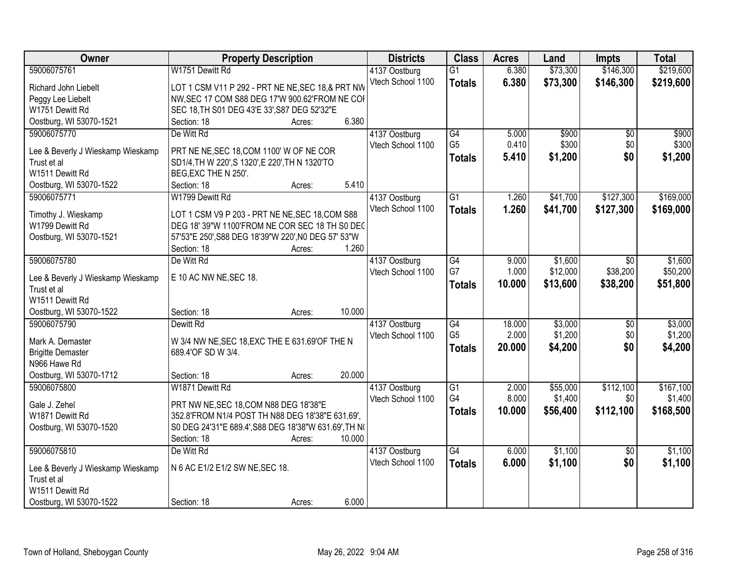| Owner | Property Description | Districts | Class | Acres | Land | Impts | Total |
|---|---|---|---|---|---|---|---|
| 59006075761<br>Richard John Liebelt<br>Peggy Lee Liebelt<br>W1751 Dewitt Rd<br>Oostburg, WI 53070-1521 | W1751 Dewitt Rd<br>LOT 1 CSM V11 P 292 - PRT NE NE,SEC 18,& PRT NW NW,SEC 17 COM S88 DEG 17'W 900.62'FROM NE COR SEC 18,TH S01 DEG 43'E 33',S87 DEG 52'32"E<br>Section: 18 Acres: 6.380 | 4137 Oostburg<br>Vtech School 1100 | G1<br>**Totals** | 6.380<br>**6.380** | $73,300<br>**$73,300** | $146,300<br>**$146,300** | $219,600<br>**$219,600** |
| 59006075770<br>Lee & Beverly J Wieskamp Wieskamp Trust et al<br>W1511 Dewitt Rd<br>Oostburg, WI 53070-1522 | De Witt Rd<br>PRT NE NE,SEC 18,COM 1100' W OF NE COR SD1/4,TH W 220',S 1320',E 220',TH N 1320'TO BEG,EXC THE N 250'.<br>Section: 18 Acres: 5.410 | 4137 Oostburg<br>Vtech School 1100 | G4<br>G5<br>**Totals** | 5.000<br>0.410<br>**5.410** | $900<br>$300<br>**$1,200** | $0<br>$0<br>**$0** | $900<br>$300<br>**$1,200** |
| 59006075771<br>Timothy J. Wieskamp<br>W1799 Dewitt Rd<br>Oostburg, WI 53070-1521 | W1799 Dewitt Rd<br>LOT 1 CSM V9 P 203 - PRT NE NE,SEC 18,COM S88 DEG 18' 39"W 1100'FROM NE COR SEC 18 TH S0 DEG 57'53"E 250',S88 DEG 18'39"W 220',N0 DEG 57' 53"W<br>Section: 18 Acres: 1.260 | 4137 Oostburg<br>Vtech School 1100 | G1<br>**Totals** | 1.260<br>**1.260** | $41,700<br>**$41,700** | $127,300<br>**$127,300** | $169,000<br>**$169,000** |
| 59006075780<br>Lee & Beverly J Wieskamp Wieskamp Trust et al<br>W1511 Dewitt Rd<br>Oostburg, WI 53070-1522 | De Witt Rd<br>E 10 AC NW NE,SEC 18.<br>Section: 18 Acres: 10.000 | 4137 Oostburg<br>Vtech School 1100 | G4<br>G7<br>**Totals** | 9.000<br>1.000<br>**10.000** | $1,600<br>$12,000<br>**$13,600** | $0<br>$38,200<br>**$38,200** | $1,600<br>$50,200<br>**$51,800** |
| 59006075790<br>Mark A. Demaster<br>Brigitte Demaster<br>N966 Hawe Rd<br>Oostburg, WI 53070-1712 | Dewitt Rd<br>W 3/4 NW NE,SEC 18,EXC THE E 631.69'OF THE N 689.4'OF SD W 3/4.<br>Section: 18 Acres: 20.000 | 4137 Oostburg<br>Vtech School 1100 | G4<br>G5<br>**Totals** | 18.000<br>2.000<br>**20.000** | $3,000<br>$1,200<br>**$4,200** | $0<br>$0<br>**$0** | $3,000<br>$1,200<br>**$4,200** |
| 59006075800<br>Gale J. Zehel<br>W1871 Dewitt Rd<br>Oostburg, WI 53070-1520 | W1871 Dewitt Rd<br>PRT NW NE,SEC 18,COM N88 DEG 18'38"E 352.8'FROM N1/4 POST TH N88 DEG 18'38"E 631.69', S0 DEG 24'31"E 689.4',S88 DEG 18'38"W 631.69',TH N0<br>Section: 18 Acres: 10.000 | 4137 Oostburg<br>Vtech School 1100 | G1<br>G4<br>**Totals** | 2.000<br>8.000<br>**10.000** | $55,000<br>$1,400<br>**$56,400** | $112,100<br>$0<br>**$112,100** | $167,100<br>$1,400<br>**$168,500** |
| 59006075810<br>Lee & Beverly J Wieskamp Wieskamp Trust et al<br>W1511 Dewitt Rd<br>Oostburg, WI 53070-1522 | De Witt Rd<br>N 6 AC E1/2 E1/2 SW NE,SEC 18.<br>Section: 18 Acres: 6.000 | 4137 Oostburg<br>Vtech School 1100 | G4<br>**Totals** | 6.000<br>**6.000** | $1,100<br>**$1,100** | $0<br>**$0** | $1,100<br>**$1,100** |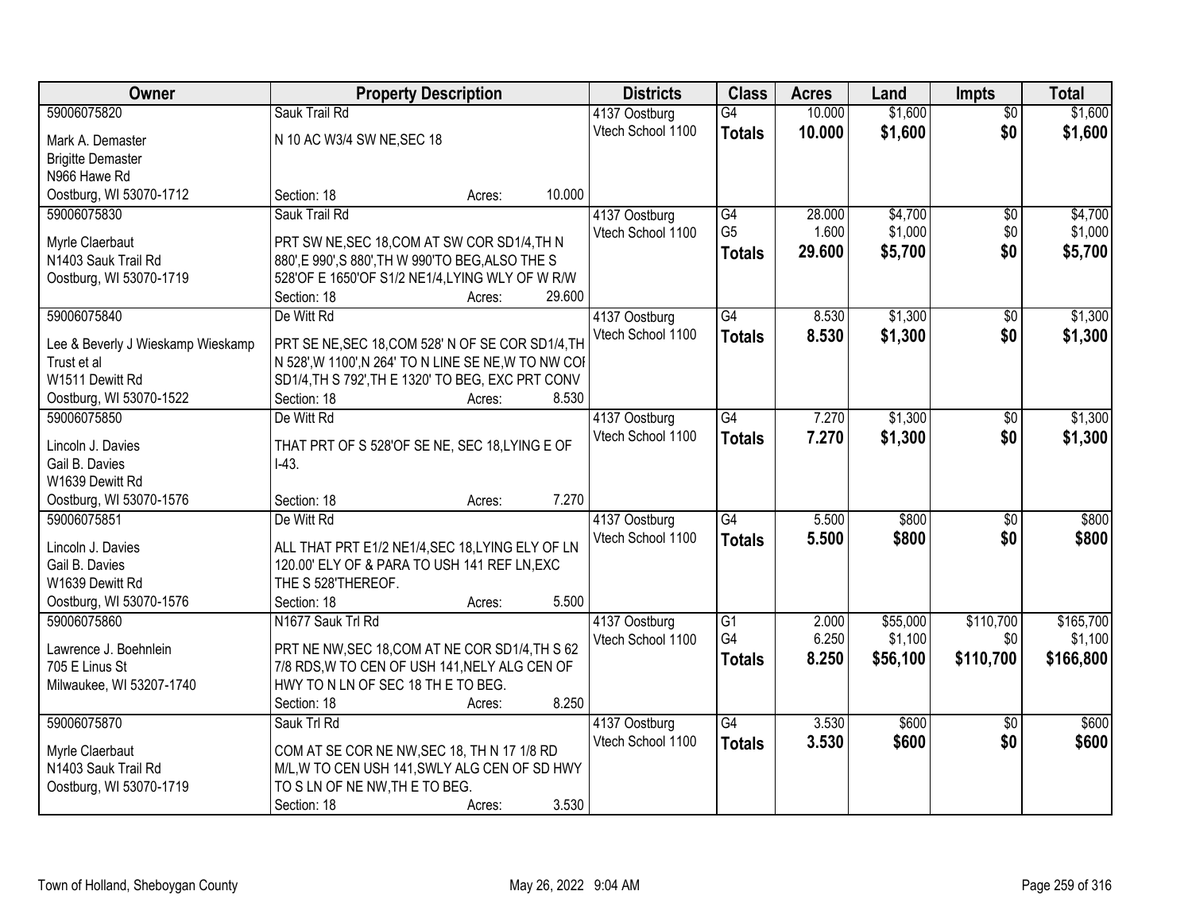| Owner | Property Description | Districts | Class | Acres | Land | Impts | Total |
|---|---|---|---|---|---|---|---|
| 59006075820<br>Mark A. Demaster<br>Brigitte Demaster<br>N966 Hawe Rd<br>Oostburg, WI 53070-1712 | Sauk Trail Rd<br>N 10 AC W3/4 SW NE,SEC 18<br>Section: 18 Acres: 10.000 | 4137 Oostburg<br>Vtech School 1100 | G4<br>**Totals** | 10.000<br>**10.000** | $1,600<br>**$1,600** | $0<br>**$0** | $1,600<br>**$1,600** |
| 59006075830<br>Myrle Claerbaut<br>N1403 Sauk Trail Rd<br>Oostburg, WI 53070-1719 | Sauk Trail Rd<br>PRT SW NE,SEC 18,COM AT SW COR SD1/4,TH N 880',E 990',S 880',TH W 990'TO BEG,ALSO THE S 528'OF E 1650'OF S1/2 NE1/4,LYING WLY OF W R/W<br>Section: 18 Acres: 29.600 | 4137 Oostburg<br>Vtech School 1100 | G4<br>G5<br>**Totals** | 28.000<br>1.600<br>**29.600** | $4,700<br>$1,000<br>**$5,700** | $0<br>$0<br>**$0** | $4,700<br>$1,000<br>**$5,700** |
| 59006075840<br>Lee & Beverly J Wieskamp Wieskamp Trust et al<br>W1511 Dewitt Rd<br>Oostburg, WI 53070-1522 | De Witt Rd<br>PRT SE NE,SEC 18,COM 528' N OF SE COR SD1/4,TH N 528',W 1100',N 264' TO N LINE SE NE,W TO NW COI SD1/4,TH S 792',TH E 1320' TO BEG, EXC PRT CONV<br>Section: 18 Acres: 8.530 | 4137 Oostburg<br>Vtech School 1100 | G4<br>**Totals** | 8.530<br>**8.530** | $1,300<br>**$1,300** | $0<br>**$0** | $1,300<br>**$1,300** |
| 59006075850<br>Lincoln J. Davies<br>Gail B. Davies<br>W1639 Dewitt Rd<br>Oostburg, WI 53070-1576 | De Witt Rd<br>THAT PRT OF S 528'OF SE NE, SEC 18,LYING E OF I-43.<br>Section: 18 Acres: 7.270 | 4137 Oostburg<br>Vtech School 1100 | G4<br>**Totals** | 7.270<br>**7.270** | $1,300<br>**$1,300** | $0<br>**$0** | $1,300<br>**$1,300** |
| 59006075851<br>Lincoln J. Davies<br>Gail B. Davies<br>W1639 Dewitt Rd<br>Oostburg, WI 53070-1576 | De Witt Rd<br>ALL THAT PRT E1/2 NE1/4,SEC 18,LYING ELY OF LN 120.00' ELY OF & PARA TO USH 141 REF LN,EXC THE S 528'THEREOF.<br>Section: 18 Acres: 5.500 | 4137 Oostburg<br>Vtech School 1100 | G4<br>**Totals** | 5.500<br>**5.500** | $800<br>**$800** | $0<br>**$0** | $800<br>**$800** |
| 59006075860<br>Lawrence J. Boehnlein<br>705 E Linus St<br>Milwaukee, WI 53207-1740 | N1677 Sauk Trl Rd<br>PRT NE NW,SEC 18,COM AT NE COR SD1/4,TH S 62 7/8 RDS,W TO CEN OF USH 141,NELY ALG CEN OF HWY TO N LN OF SEC 18 TH E TO BEG.<br>Section: 18 Acres: 8.250 | 4137 Oostburg<br>Vtech School 1100 | G1<br>G4<br>**Totals** | 2.000<br>6.250<br>**8.250** | $55,000<br>$1,100<br>**$56,100** | $110,700<br>$0<br>**$110,700** | $165,700<br>$1,100<br>**$166,800** |
| 59006075870<br>Myrle Claerbaut<br>N1403 Sauk Trail Rd<br>Oostburg, WI 53070-1719 | Sauk Trl Rd<br>COM AT SE COR NE NW,SEC 18, TH N 17 1/8 RD M/L,W TO CEN USH 141,SWLY ALG CEN OF SD HWY TO S LN OF NE NW,TH E TO BEG.<br>Section: 18 Acres: 3.530 | 4137 Oostburg<br>Vtech School 1100 | G4<br>**Totals** | 3.530<br>**3.530** | $600<br>**$600** | $0<br>**$0** | $600<br>**$600** |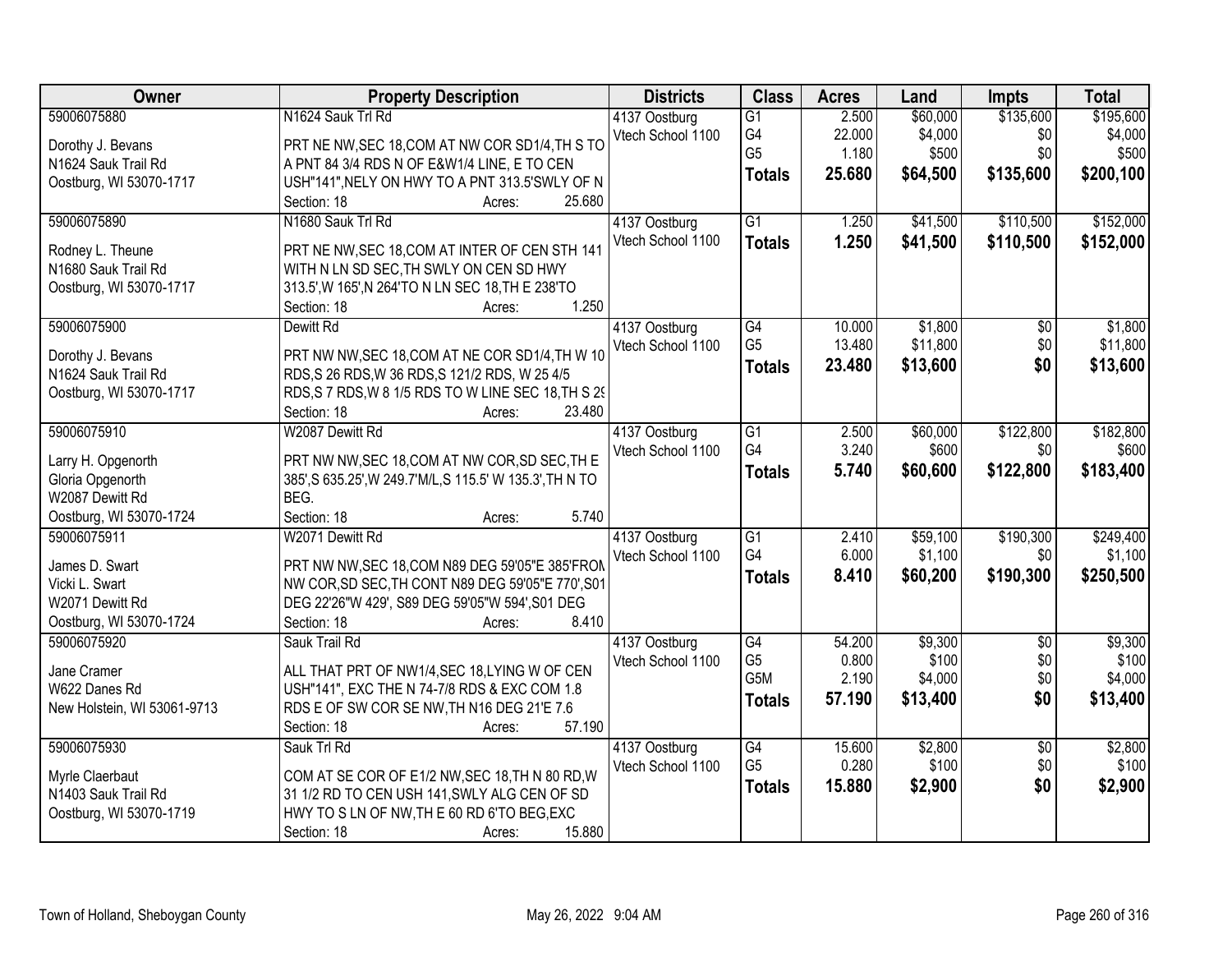| Owner | Property Description | Districts | Class | Acres | Land | Impts | Total |
|---|---|---|---|---|---|---|---|
| 59006075880<br><br>Dorothy J. Bevans<br>N1624 Sauk Trail Rd<br>Oostburg, WI 53070-1717 | N1624 Sauk Trl Rd<br><br>PRT NE NW,SEC 18,COM AT NW COR SD1/4,TH S TO A PNT 84 3/4 RDS N OF E&W1/4 LINE, E TO CEN USH"141",NELY ON HWY TO A PNT 313.5'SWLY OF N<br>Section: 18 Acres: 25.680 | 4137 Oostburg<br>Vtech School 1100 | G1<br>G4<br>G5<br>**Totals** | 2.500<br>22.000<br>1.180<br>**25.680** | \$60,000<br>\$4,000<br>\$500<br>**\$64,500** | \$135,600<br>\$0<br>\$0<br>**\$135,600** | \$195,600<br>\$4,000<br>\$500<br>**\$200,100** |
| 59006075890<br><br>Rodney L. Theune<br>N1680 Sauk Trail Rd<br>Oostburg, WI 53070-1717 | N1680 Sauk Trl Rd<br><br>PRT NE NW,SEC 18,COM AT INTER OF CEN STH 141 WITH N LN SD SEC,TH SWLY ON CEN SD HWY 313.5',W 165',N 264'TO N LN SEC 18,TH E 238'TO<br>Section: 18 Acres: 1.250 | 4137 Oostburg<br>Vtech School 1100 | G1<br>**Totals** | 1.250<br>**1.250** | \$41,500<br>**\$41,500** | \$110,500<br>**\$110,500** | \$152,000<br>**\$152,000** |
| 59006075900<br><br>Dorothy J. Bevans<br>N1624 Sauk Trail Rd<br>Oostburg, WI 53070-1717 | Dewitt Rd<br><br>PRT NW NW,SEC 18,COM AT NE COR SD1/4,TH W 10 RDS,S 26 RDS,W 36 RDS,S 121/2 RDS, W 25 4/5 RDS,S 7 RDS,W 8 1/5 RDS TO W LINE SEC 18,TH S 29<br>Section: 18 Acres: 23.480 | 4137 Oostburg<br>Vtech School 1100 | G4<br>G5<br>**Totals** | 10.000<br>13.480<br>**23.480** | \$1,800<br>\$11,800<br>**\$13,600** | \$0<br>\$0<br>**\$0** | \$1,800<br>\$11,800<br>**\$13,600** |
| 59006075910<br><br>Larry H. Opgenorth<br>Gloria Opgenorth<br>W2087 Dewitt Rd<br>Oostburg, WI 53070-1724 | W2087 Dewitt Rd<br><br>PRT NW NW,SEC 18,COM AT NW COR,SD SEC,TH E 385',S 635.25',W 249.7'M/L,S 115.5' W 135.3',TH N TO BEG.<br>Section: 18 Acres: 5.740 | 4137 Oostburg<br>Vtech School 1100 | G1<br>G4<br>**Totals** | 2.500<br>3.240<br>**5.740** | \$60,000<br>\$600<br>**\$60,600** | \$122,800<br>\$0<br>**\$122,800** | \$182,800<br>\$600<br>**\$183,400** |
| 59006075911<br><br>James D. Swart<br>Vicki L. Swart<br>W2071 Dewitt Rd<br>Oostburg, WI 53070-1724 | W2071 Dewitt Rd<br><br>PRT NW NW,SEC 18,COM N89 DEG 59'05"E 385'FROM NW COR,SD SEC,TH CONT N89 DEG 59'05"E 770',S01 DEG 22'26"W 429', S89 DEG 59'05"W 594',S01 DEG<br>Section: 18 Acres: 8.410 | 4137 Oostburg<br>Vtech School 1100 | G1<br>G4<br>**Totals** | 2.410<br>6.000<br>**8.410** | \$59,100<br>\$1,100<br>**\$60,200** | \$190,300<br>\$0<br>**\$190,300** | \$249,400<br>\$1,100<br>**\$250,500** |
| 59006075920<br><br>Jane Cramer<br>W622 Danes Rd<br>New Holstein, WI 53061-9713 | Sauk Trail Rd<br><br>ALL THAT PRT OF NW1/4,SEC 18,LYING W OF CEN USH"141", EXC THE N 74-7/8 RDS & EXC COM 1.8 RDS E OF SW COR SE NW,TH N16 DEG 21'E 7.6<br>Section: 18 Acres: 57.190 | 4137 Oostburg<br>Vtech School 1100 | G4<br>G5<br>G5M<br>**Totals** | 54.200<br>0.800<br>2.190<br>**57.190** | \$9,300<br>\$100<br>\$4,000<br>**\$13,400** | \$0<br>\$0<br>\$0<br>**\$0** | \$9,300<br>\$100<br>\$4,000<br>**\$13,400** |
| 59006075930<br><br>Myrle Claerbaut<br>N1403 Sauk Trail Rd<br>Oostburg, WI 53070-1719 | Sauk Trl Rd<br><br>COM AT SE COR OF E1/2 NW,SEC 18,TH N 80 RD,W 31 1/2 RD TO CEN USH 141,SWLY ALG CEN OF SD HWY TO S LN OF NW,TH E 60 RD 6'TO BEG,EXC<br>Section: 18 Acres: 15.880 | 4137 Oostburg<br>Vtech School 1100 | G4<br>G5<br>**Totals** | 15.600<br>0.280<br>**15.880** | \$2,800<br>\$100<br>**\$2,900** | \$0<br>\$0<br>**\$0** | \$2,800<br>\$100<br>**\$2,900** |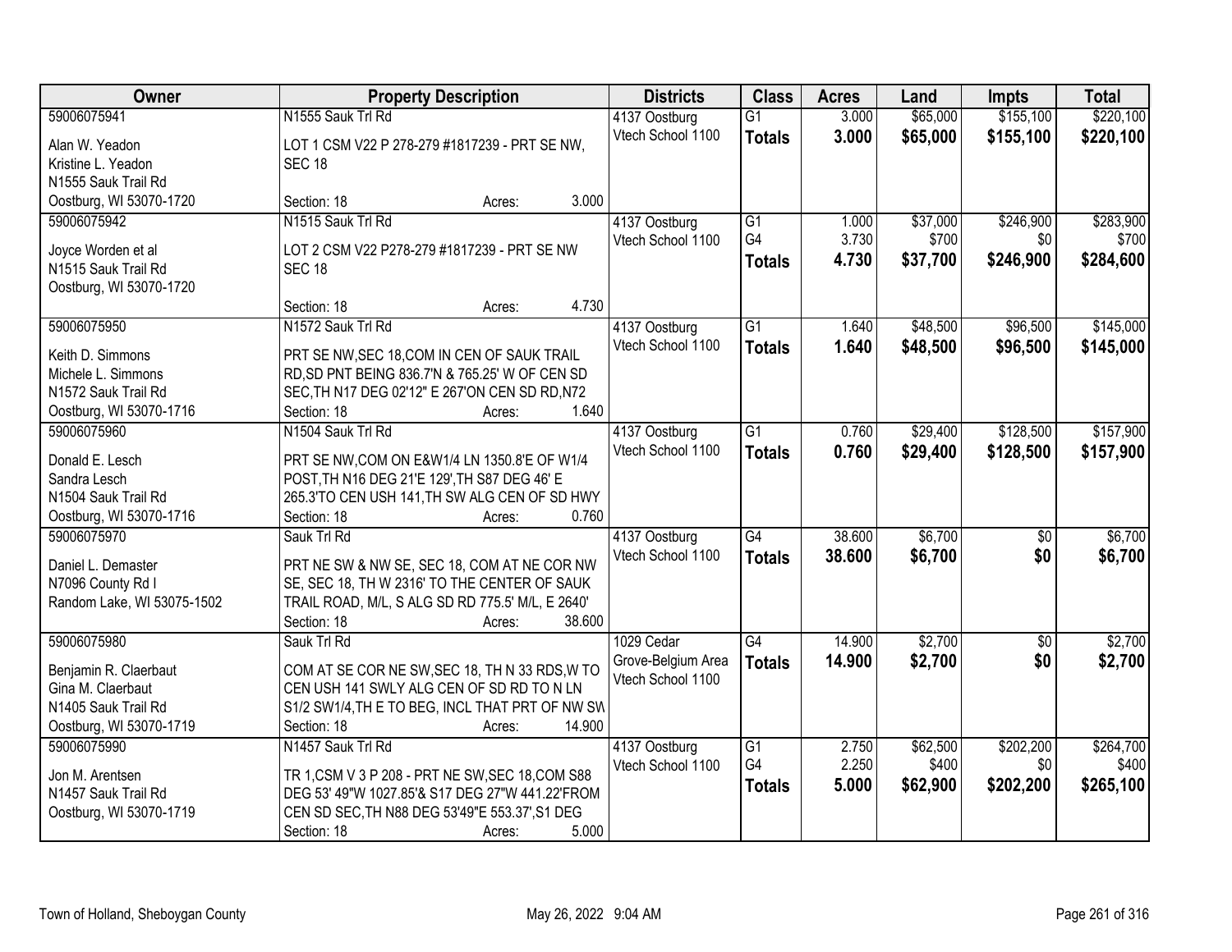| Owner | Property Description | Districts | Class | Acres | Land | Impts | Total |
|---|---|---|---|---|---|---|---|
| 59006075941<br><br>Alan W. Yeadon<br>Kristine L. Yeadon<br>N1555 Sauk Trail Rd<br>Oostburg, WI 53070-1720 | N1555 Sauk Trl Rd<br><br>LOT 1 CSM V22 P 278-279 #1817239 - PRT SE NW, SEC 18<br><br>Section: 18 Acres: 3.000 | 4137 Oostburg<br>Vtech School 1100 | G1<br>**Totals** | 3.000<br>**3.000** | $65,000<br>**$65,000** | $155,100<br>**$155,100** | $220,100<br>**$220,100** |
| 59006075942<br><br>Joyce Worden et al<br>N1515 Sauk Trail Rd<br>Oostburg, WI 53070-1720 | N1515 Sauk Trl Rd<br><br>LOT 2 CSM V22 P278-279 #1817239 - PRT SE NW SEC 18<br><br>Section: 18 Acres: 4.730 | 4137 Oostburg<br>Vtech School 1100 | G1<br>G4<br>**Totals** | 1.000<br>3.730<br>**4.730** | $37,000<br>$700<br>**$37,700** | $246,900<br>$0<br>**$246,900** | $283,900<br>$700<br>**$284,600** |
| 59006075950<br><br>Keith D. Simmons<br>Michele L. Simmons<br>N1572 Sauk Trail Rd<br>Oostburg, WI 53070-1716 | N1572 Sauk Trl Rd<br><br>PRT SE NW,SEC 18,COM IN CEN OF SAUK TRAIL RD,SD PNT BEING 836.7'N & 765.25' W OF CEN SD SEC,TH N17 DEG 02'12" E 267'ON CEN SD RD,N72<br>Section: 18 Acres: 1.640 | 4137 Oostburg<br>Vtech School 1100 | G1<br>**Totals** | 1.640<br>**1.640** | $48,500<br>**$48,500** | $96,500<br>**$96,500** | $145,000<br>**$145,000** |
| 59006075960<br><br>Donald E. Lesch<br>Sandra Lesch<br>N1504 Sauk Trail Rd<br>Oostburg, WI 53070-1716 | N1504 Sauk Trl Rd<br><br>PRT SE NW,COM ON E&W1/4 LN 1350.8'E OF W1/4 POST,TH N16 DEG 21'E 129',TH S87 DEG 46' E 265.3'TO CEN USH 141,TH SW ALG CEN OF SD HWY<br>Section: 18 Acres: 0.760 | 4137 Oostburg<br>Vtech School 1100 | G1<br>**Totals** | 0.760<br>**0.760** | $29,400<br>**$29,400** | $128,500<br>**$128,500** | $157,900<br>**$157,900** |
| 59006075970<br><br>Daniel L. Demaster<br>N7096 County Rd I<br>Random Lake, WI 53075-1502 | Sauk Trl Rd<br><br>PRT NE SW & NW SE, SEC 18, COM AT NE COR NW SE, SEC 18, TH W 2316' TO THE CENTER OF SAUK TRAIL ROAD, M/L, S ALG SD RD 775.5' M/L, E 2640'<br>Section: 18 Acres: 38.600 | 4137 Oostburg<br>Vtech School 1100 | G4<br>**Totals** | 38.600<br>**38.600** | $6,700<br>**$6,700** | $0<br>**$0** | $6,700<br>**$6,700** |
| 59006075980<br><br>Benjamin R. Claerbaut<br>Gina M. Claerbaut<br>N1405 Sauk Trail Rd<br>Oostburg, WI 53070-1719 | Sauk Trl Rd<br><br>COM AT SE COR NE SW,SEC 18, TH N 33 RDS,W TO CEN USH 141 SWLY ALG CEN OF SD RD TO N LN S1/2 SW1/4,TH E TO BEG, INCL THAT PRT OF NW SW<br>Section: 18 Acres: 14.900 | 1029 Cedar Grove-Belgium Area<br>Vtech School 1100 | G4<br>**Totals** | 14.900<br>**14.900** | $2,700<br>**$2,700** | $0<br>**$0** | $2,700<br>**$2,700** |
| 59006075990<br><br>Jon M. Arentsen<br>N1457 Sauk Trail Rd<br>Oostburg, WI 53070-1719 | N1457 Sauk Trl Rd<br><br>TR 1,CSM V 3 P 208 - PRT NE SW,SEC 18,COM S88 DEG 53' 49"W 1027.85'& S17 DEG 27"W 441.22'FROM CEN SD SEC,TH N88 DEG 53'49"E 553.37',S1 DEG<br>Section: 18 Acres: 5.000 | 4137 Oostburg<br>Vtech School 1100 | G1<br>G4<br>**Totals** | 2.750<br>2.250<br>**5.000** | $62,500<br>$400<br>**$62,900** | $202,200<br>$0<br>**$202,200** | $264,700<br>$400<br>**$265,100** |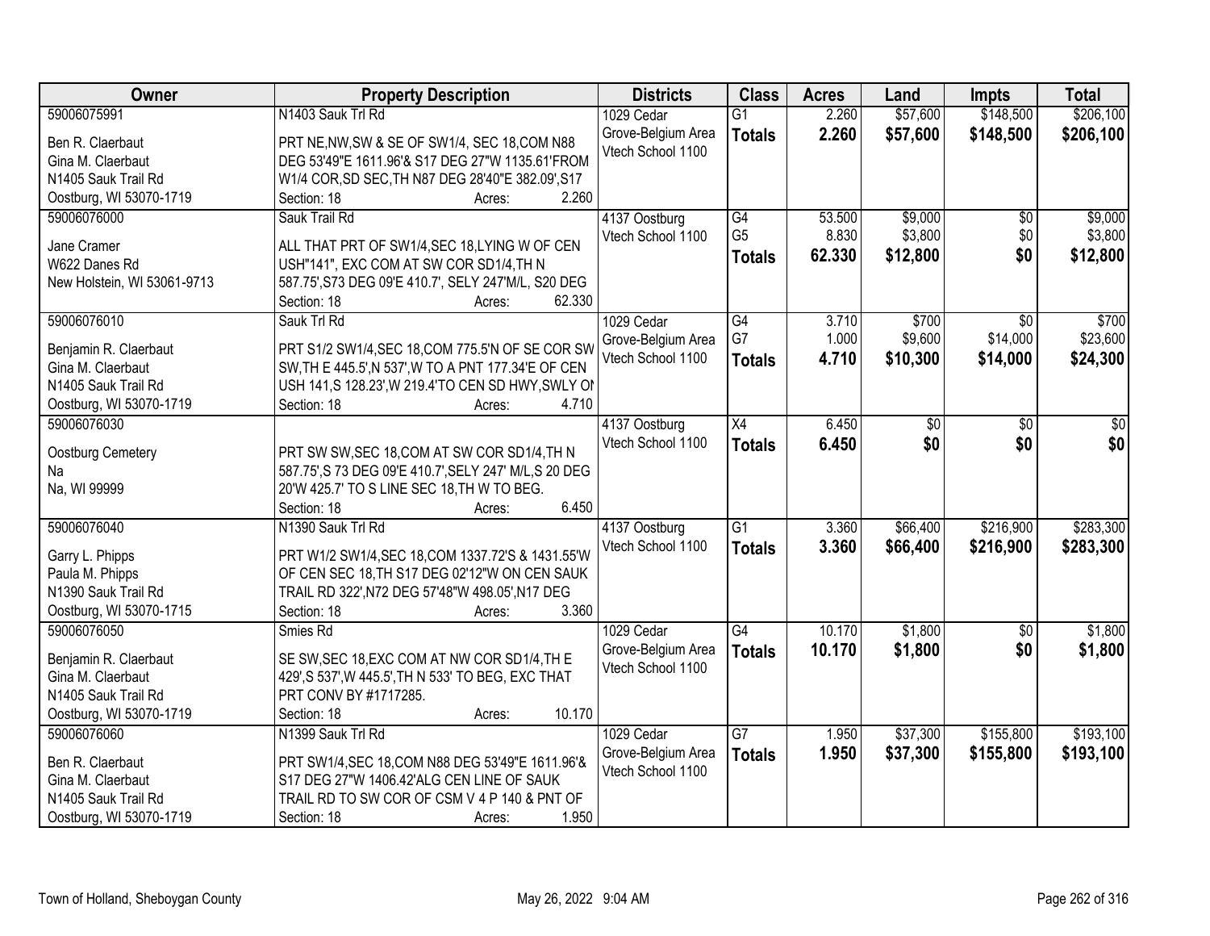| Owner | Property Description | Districts | Class | Acres | Land | Impts | Total |
|---|---|---|---|---|---|---|---|
| 59006075991<br>Ben R. Claerbaut<br>Gina M. Claerbaut<br>N1405 Sauk Trail Rd<br>Oostburg, WI 53070-1719 | N1403 Sauk Trl Rd<br>PRT NE,NW,SW & SE OF SW1/4, SEC 18,COM N88 DEG 53'49"E 1611.96'& S17 DEG 27"W 1135.61'FROM W1/4 COR,SD SEC,TH N87 DEG 28'40"E 382.09',S17<br>Section: 18 Acres: 2.260 | 1029 Cedar Grove-Belgium Area<br>Vtech School 1100 | G1<br>**Totals** | 2.260<br>**2.260** | \$57,600<br>**\$57,600** | \$148,500<br>**\$148,500** | \$206,100<br>**\$206,100** |
| 59006076000<br>Jane Cramer<br>W622 Danes Rd<br>New Holstein, WI 53061-9713 | Sauk Trail Rd<br>ALL THAT PRT OF SW1/4,SEC 18,LYING W OF CEN USH"141", EXC COM AT SW COR SD1/4,TH N 587.75',S73 DEG 09'E 410.7', SELY 247'M/L, S20 DEG<br>Section: 18 Acres: 62.330 | 4137 Oostburg<br>Vtech School 1100 | G4<br>G5<br>**Totals** | 53.500<br>8.830<br>**62.330** | \$9,000<br>\$3,800<br>**\$12,800** | \$0<br>\$0<br>**\$0** | \$9,000<br>\$3,800<br>**\$12,800** |
| 59006076010<br>Benjamin R. Claerbaut<br>Gina M. Claerbaut<br>N1405 Sauk Trail Rd<br>Oostburg, WI 53070-1719 | Sauk Trl Rd<br>PRT S1/2 SW1/4,SEC 18,COM 775.5'N OF SE COR SW SW,TH E 445.5',N 537',W TO A PNT 177.34'E OF CEN USH 141,S 128.23',W 219.4'TO CEN SD HWY,SWLY ON<br>Section: 18 Acres: 4.710 | 1029 Cedar Grove-Belgium Area<br>Vtech School 1100 | G4<br>G7<br>**Totals** | 3.710<br>1.000<br>**4.710** | \$700<br>\$9,600<br>**\$10,300** | \$0<br>\$14,000<br>**\$14,000** | \$700<br>\$23,600<br>**\$24,300** |
| 59006076030<br>Oostburg Cemetery<br>Na<br>Na, WI 99999 | PRT SW SW,SEC 18,COM AT SW COR SD1/4,TH N 587.75',S 73 DEG 09'E 410.7',SELY 247' M/L,S 20 DEG 20'W 425.7' TO S LINE SEC 18,TH W TO BEG.<br>Section: 18 Acres: 6.450 | 4137 Oostburg<br>Vtech School 1100 | X4<br>**Totals** | 6.450<br>**6.450** | \$0<br>**\$0** | \$0<br>**\$0** | \$0<br>**\$0** |
| 59006076040<br>Garry L. Phipps<br>Paula M. Phipps<br>N1390 Sauk Trail Rd<br>Oostburg, WI 53070-1715 | N1390 Sauk Trl Rd<br>PRT W1/2 SW1/4,SEC 18,COM 1337.72'S & 1431.55'W OF CEN SEC 18,TH S17 DEG 02'12"W ON CEN SAUK TRAIL RD 322',N72 DEG 57'48"W 498.05',N17 DEG<br>Section: 18 Acres: 3.360 | 4137 Oostburg<br>Vtech School 1100 | G1<br>**Totals** | 3.360<br>**3.360** | \$66,400<br>**\$66,400** | \$216,900<br>**\$216,900** | \$283,300<br>**\$283,300** |
| 59006076050<br>Benjamin R. Claerbaut<br>Gina M. Claerbaut<br>N1405 Sauk Trail Rd<br>Oostburg, WI 53070-1719 | Smies Rd<br>SE SW,SEC 18,EXC COM AT NW COR SD1/4,TH E 429',S 537',W 445.5',TH N 533' TO BEG, EXC THAT PRT CONV BY #1717285.<br>Section: 18 Acres: 10.170 | 1029 Cedar Grove-Belgium Area<br>Vtech School 1100 | G4<br>**Totals** | 10.170<br>**10.170** | \$1,800<br>**\$1,800** | \$0<br>**\$0** | \$1,800<br>**\$1,800** |
| 59006076060<br>Ben R. Claerbaut<br>Gina M. Claerbaut<br>N1405 Sauk Trail Rd<br>Oostburg, WI 53070-1719 | N1399 Sauk Trl Rd<br>PRT SW1/4,SEC 18,COM N88 DEG 53'49"E 1611.96'& S17 DEG 27"W 1406.42'ALG CEN LINE OF SAUK TRAIL RD TO SW COR OF CSM V 4 P 140 & PNT OF<br>Section: 18 Acres: 1.950 | 1029 Cedar Grove-Belgium Area<br>Vtech School 1100 | G7<br>**Totals** | 1.950<br>**1.950** | \$37,300<br>**\$37,300** | \$155,800<br>**\$155,800** | \$193,100<br>**\$193,100** |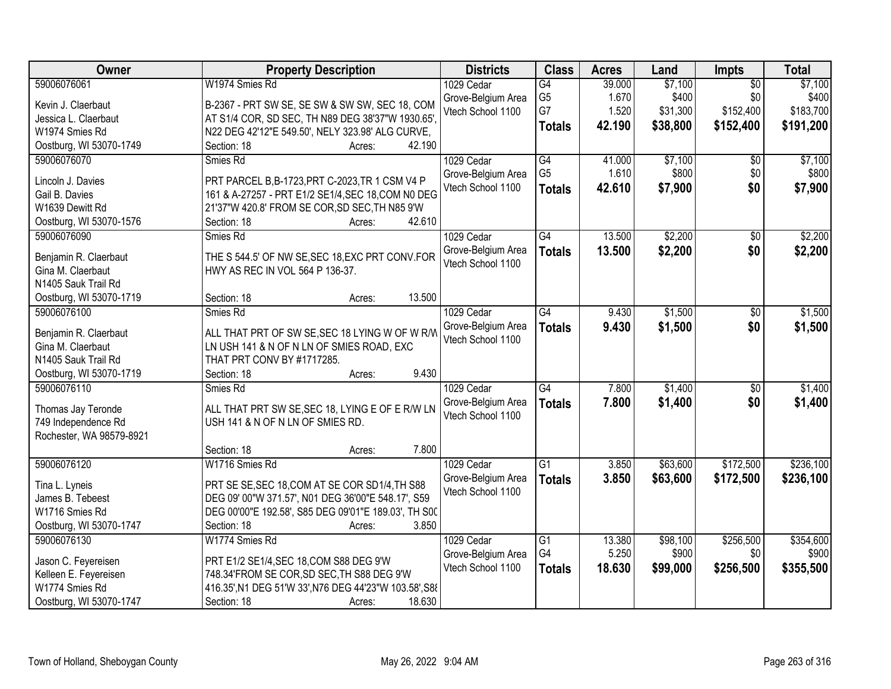| Owner | Property Description | Districts | Class | Acres | Land | Impts | Total |
|---|---|---|---|---|---|---|---|
| 59006076061<br>Kevin J. Claerbaut<br>Jessica L. Claerbaut<br>W1974 Smies Rd<br>Oostburg, WI 53070-1749 | W1974 Smies Rd<br>B-2367 - PRT SW SE, SE SW & SW SW, SEC 18, COM AT S1/4 COR, SD SEC, TH N89 DEG 38'37"W 1930.65', N22 DEG 42'12"E 549.50', NELY 323.98' ALG CURVE,<br>Section: 18 Acres: 42.190 | 1029 Cedar Grove-Belgium Area Vtech School 1100 | G4<br>G5<br>G7<br>**Totals** | 39.000<br>1.670<br>1.520<br>**42.190** | $7,100<br>$400<br>$31,300<br>**$38,800** | $0<br>$0<br>$152,400<br>**$152,400** | $7,100<br>$400<br>$183,700<br>**$191,200** |
| 59006076070<br>Lincoln J. Davies<br>Gail B. Davies<br>W1639 Dewitt Rd<br>Oostburg, WI 53070-1576 | Smies Rd<br>PRT PARCEL B,B-1723,PRT C-2023,TR 1 CSM V4 P 161 & A-27257 - PRT E1/2 SE1/4,SEC 18,COM N0 DEG 21'37"W 420.8' FROM SE COR,SD SEC,TH N85 9'W<br>Section: 18 Acres: 42.610 | 1029 Cedar Grove-Belgium Area Vtech School 1100 | G4<br>G5<br>**Totals** | 41.000<br>1.610<br>**42.610** | $7,100<br>$800<br>**$7,900** | $0<br>$0<br>**$0** | $7,100<br>$800<br>**$7,900** |
| 59006076090<br>Benjamin R. Claerbaut<br>Gina M. Claerbaut<br>N1405 Sauk Trail Rd<br>Oostburg, WI 53070-1719 | Smies Rd<br>THE S 544.5' OF NW SE,SEC 18,EXC PRT CONV.FOR HWY AS REC IN VOL 564 P 136-37.<br>Section: 18 Acres: 13.500 | 1029 Cedar Grove-Belgium Area Vtech School 1100 | G4<br>**Totals** | 13.500<br>**13.500** | $2,200<br>**$2,200** | $0<br>**$0** | $2,200<br>**$2,200** |
| 59006076100<br>Benjamin R. Claerbaut<br>Gina M. Claerbaut<br>N1405 Sauk Trail Rd<br>Oostburg, WI 53070-1719 | Smies Rd<br>ALL THAT PRT OF SW SE,SEC 18 LYING W OF W R/W LN USH 141 & N OF N LN OF SMIES ROAD, EXC THAT PRT CONV BY #1717285.<br>Section: 18 Acres: 9.430 | 1029 Cedar Grove-Belgium Area Vtech School 1100 | G4<br>**Totals** | 9.430<br>**9.430** | $1,500<br>**$1,500** | $0<br>**$0** | $1,500<br>**$1,500** |
| 59006076110<br>Thomas Jay Teronde<br>749 Independence Rd<br>Rochester, WA 98579-8921 | Smies Rd<br>ALL THAT PRT SW SE,SEC 18, LYING E OF E R/W LN USH 141 & N OF N LN OF SMIES RD.<br>Section: 18 Acres: 7.800 | 1029 Cedar Grove-Belgium Area Vtech School 1100 | G4<br>**Totals** | 7.800<br>**7.800** | $1,400<br>**$1,400** | $0<br>**$0** | $1,400<br>**$1,400** |
| 59006076120<br>Tina L. Lyneis<br>James B. Tebeest<br>W1716 Smies Rd<br>Oostburg, WI 53070-1747 | W1716 Smies Rd<br>PRT SE SE,SEC 18,COM AT SE COR SD1/4,TH S88 DEG 09' 00"W 371.57', N01 DEG 36'00"E 548.17', S59 DEG 00'00"E 192.58', S85 DEG 09'01"E 189.03', TH S0C<br>Section: 18 Acres: 3.850 | 1029 Cedar Grove-Belgium Area Vtech School 1100 | G1<br>**Totals** | 3.850<br>**3.850** | $63,600<br>**$63,600** | $172,500<br>**$172,500** | $236,100<br>**$236,100** |
| 59006076130<br>Jason C. Feyereisen<br>Kelleen E. Feyereisen<br>W1774 Smies Rd<br>Oostburg, WI 53070-1747 | W1774 Smies Rd<br>PRT E1/2 SE1/4,SEC 18,COM S88 DEG 9'W 748.34'FROM SE COR,SD SEC,TH S88 DEG 9'W 416.35',N1 DEG 51'W 33',N76 DEG 44'23"W 103.58',S8<br>Section: 18 Acres: 18.630 | 1029 Cedar Grove-Belgium Area Vtech School 1100 | G1<br>G4<br>**Totals** | 13.380<br>5.250<br>**18.630** | $98,100<br>$900<br>**$99,000** | $256,500<br>$0<br>**$256,500** | $354,600<br>$900<br>**$355,500** |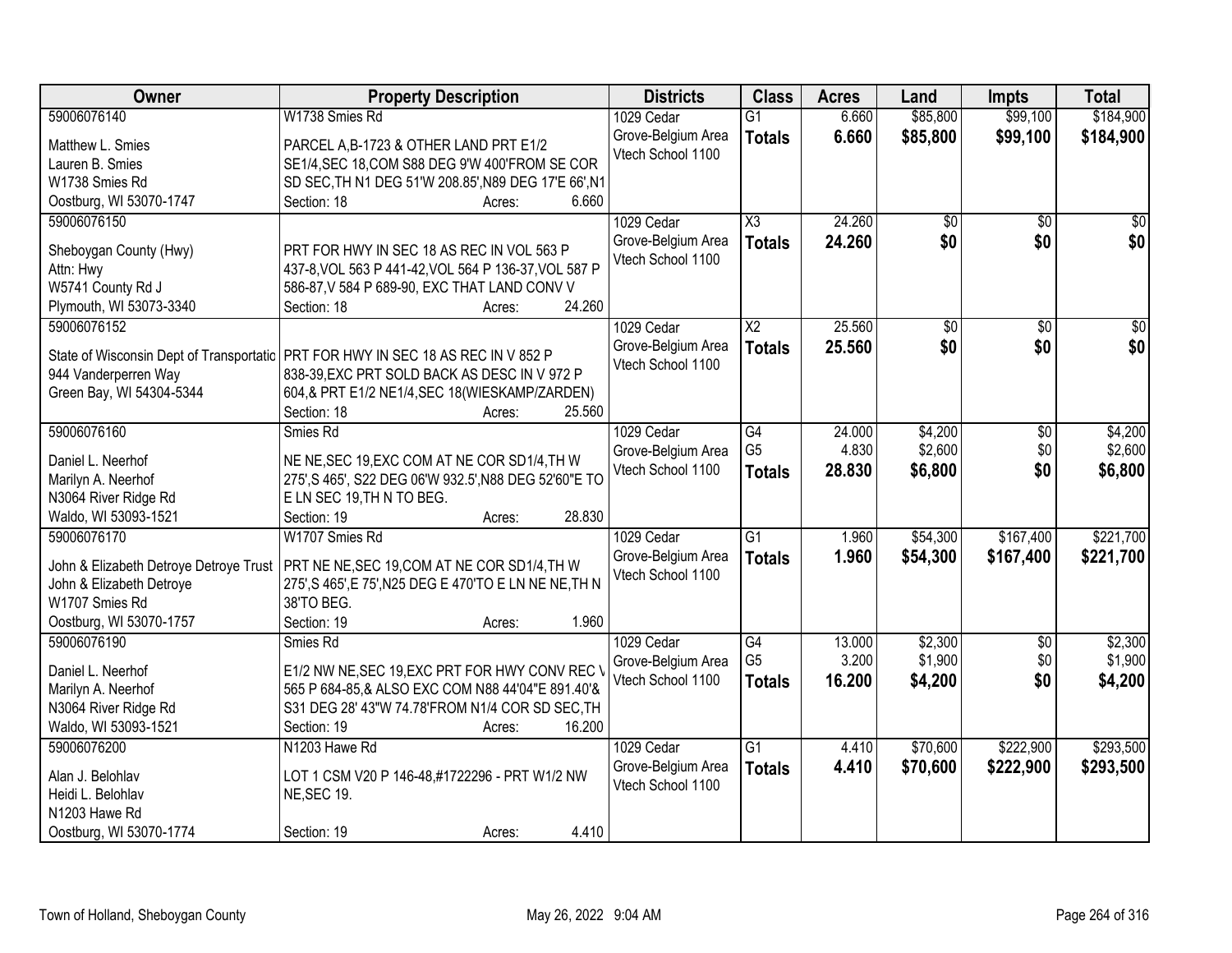| Owner | Property Description | Districts | Class | Acres | Land | Impts | Total |
|---|---|---|---|---|---|---|---|
| 59006076140<br>Matthew L. Smies<br>Lauren B. Smies<br>W1738 Smies Rd<br>Oostburg, WI 53070-1747 | W1738 Smies Rd<br>PARCEL A,B-1723 & OTHER LAND PRT E1/2 SE1/4,SEC 18,COM S88 DEG 9'W 400'FROM SE COR SD SEC,TH N1 DEG 51'W 208.85',N89 DEG 17'E 66',N1<br>Section: 18 Acres: 6.660 | 1029 Cedar Grove-Belgium Area<br>Vtech School 1100 | G1<br>**Totals** | 6.660<br>**6.660** | $85,800<br>**$85,800** | $99,100<br>**$99,100** | $184,900<br>**$184,900** |
| 59006076150<br>Sheboygan County (Hwy)<br>Attn: Hwy<br>W5741 County Rd J<br>Plymouth, WI 53073-3340 | PRT FOR HWY IN SEC 18 AS REC IN VOL 563 P 437-8,VOL 563 P 441-42,VOL 564 P 136-37,VOL 587 P 586-87,V 584 P 689-90, EXC THAT LAND CONV V<br>Section: 18 Acres: 24.260 | 1029 Cedar Grove-Belgium Area<br>Vtech School 1100 | X3<br>**Totals** | 24.260<br>**24.260** | $0<br>**$0** | $0<br>**$0** | $0<br>**$0** |
| 59006076152<br>State of Wisconsin Dept of Transportatic<br>944 Vanderperren Way<br>Green Bay, WI 54304-5344 | PRT FOR HWY IN SEC 18 AS REC IN V 852 P 838-39,EXC PRT SOLD BACK AS DESC IN V 972 P 604,& PRT E1/2 NE1/4,SEC 18(WIESKAMP/ZARDEN)<br>Section: 18 Acres: 25.560 | 1029 Cedar Grove-Belgium Area<br>Vtech School 1100 | X2<br>**Totals** | 25.560<br>**25.560** | $0<br>**$0** | $0<br>**$0** | $0<br>**$0** |
| 59006076160<br>Daniel L. Neerhof<br>Marilyn A. Neerhof<br>N3064 River Ridge Rd<br>Waldo, WI 53093-1521 | Smies Rd<br>NE NE,SEC 19,EXC COM AT NE COR SD1/4,TH W 275',S 465', S22 DEG 06'W 932.5',N88 DEG 52'60"E TO E LN SEC 19,TH N TO BEG.<br>Section: 19 Acres: 28.830 | 1029 Cedar Grove-Belgium Area<br>Vtech School 1100 | G4<br>G5<br>**Totals** | 24.000<br>4.830<br>**28.830** | $4,200<br>$2,600<br>**$6,800** | $0<br>$0<br>**$0** | $4,200<br>$2,600<br>**$6,800** |
| 59006076170<br>John & Elizabeth Detroye Detroye Trust<br>John & Elizabeth Detroye<br>W1707 Smies Rd<br>Oostburg, WI 53070-1757 | W1707 Smies Rd<br>PRT NE NE,SEC 19,COM AT NE COR SD1/4,TH W 275',S 465',E 75',N25 DEG E 470'TO E LN NE NE,TH N 38'TO BEG.<br>Section: 19 Acres: 1.960 | 1029 Cedar Grove-Belgium Area<br>Vtech School 1100 | G1<br>**Totals** | 1.960<br>**1.960** | $54,300<br>**$54,300** | $167,400<br>**$167,400** | $221,700<br>**$221,700** |
| 59006076190<br>Daniel L. Neerhof<br>Marilyn A. Neerhof<br>N3064 River Ridge Rd<br>Waldo, WI 53093-1521 | Smies Rd<br>E1/2 NW NE,SEC 19,EXC PRT FOR HWY CONV REC V 565 P 684-85,& ALSO EXC COM N88 44'04"E 891.40'& S31 DEG 28' 43"W 74.78'FROM N1/4 COR SD SEC,TH<br>Section: 19 Acres: 16.200 | 1029 Cedar Grove-Belgium Area<br>Vtech School 1100 | G4<br>G5<br>**Totals** | 13.000<br>3.200<br>**16.200** | $2,300<br>$1,900<br>**$4,200** | $0<br>$0<br>**$0** | $2,300<br>$1,900<br>**$4,200** |
| 59006076200<br>Alan J. Belohlav<br>Heidi L. Belohlav<br>N1203 Hawe Rd<br>Oostburg, WI 53070-1774 | N1203 Hawe Rd<br>LOT 1 CSM V20 P 146-48,#1722296 - PRT W1/2 NW NE,SEC 19.<br>Section: 19 Acres: 4.410 | 1029 Cedar Grove-Belgium Area<br>Vtech School 1100 | G1<br>**Totals** | 4.410<br>**4.410** | $70,600<br>**$70,600** | $222,900<br>**$222,900** | $293,500<br>**$293,500** |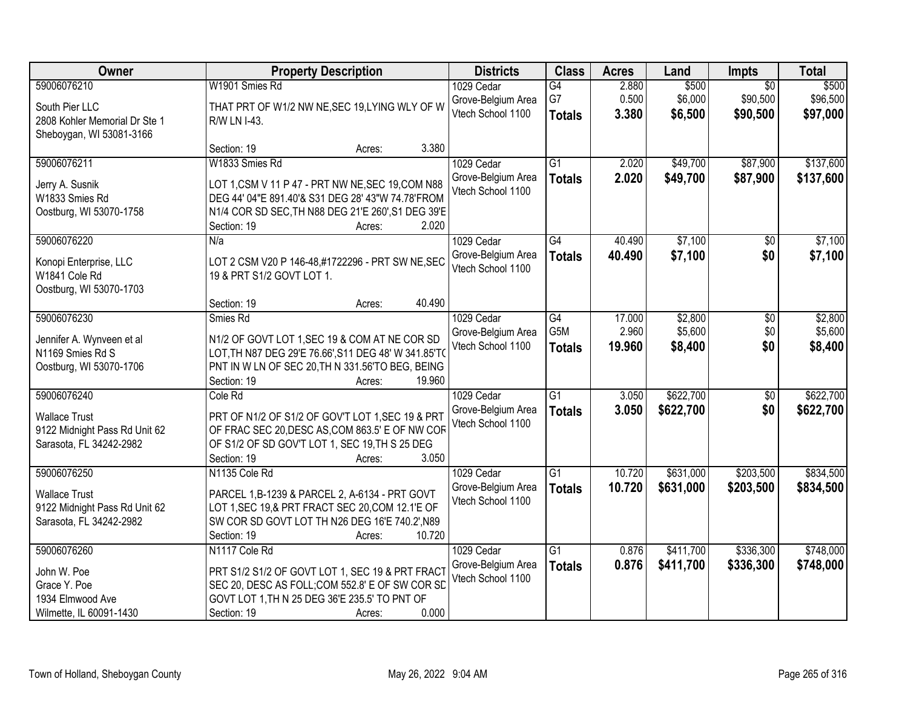| Owner | Property Description | Districts | Class | Acres | Land | Impts | Total |
|---|---|---|---|---|---|---|---|
| 59006076210<br>South Pier LLC<br>2808 Kohler Memorial Dr Ste 1<br>Sheboygan, WI 53081-3166 | W1901 Smies Rd<br>THAT PRT OF W1/2 NW NE,SEC 19,LYING WLY OF W R/W LN I-43.<br>Section: 19 Acres: 3.380 | 1029 Cedar Grove-Belgium Area Vtech School 1100 | G4<br>G7<br>**Totals** | 2.880<br>0.500<br>**3.380** | $500<br>$6,000<br>**$6,500** | $0<br>$90,500<br>**$90,500** | $500<br>$96,500<br>**$97,000** |
| 59006076211<br>Jerry A. Susnik<br>W1833 Smies Rd<br>Oostburg, WI 53070-1758 | W1833 Smies Rd<br>LOT 1,CSM V 11 P 47 - PRT NW NE,SEC 19,COM N88 DEG 44' 04"E 891.40'& S31 DEG 28' 43"W 74.78'FROM N1/4 COR SD SEC,TH N88 DEG 21'E 260',S1 DEG 39'E<br>Section: 19 Acres: 2.020 | 1029 Cedar Grove-Belgium Area Vtech School 1100 | G1<br>**Totals** | 2.020<br>**2.020** | $49,700<br>**$49,700** | $87,900<br>**$87,900** | $137,600<br>**$137,600** |
| 59006076220<br>Konopi Enterprise, LLC<br>W1841 Cole Rd<br>Oostburg, WI 53070-1703 | N/a<br>LOT 2 CSM V20 P 146-48,#1722296 - PRT SW NE,SEC 19 & PRT S1/2 GOVT LOT 1.<br>Section: 19 Acres: 40.490 | 1029 Cedar Grove-Belgium Area Vtech School 1100 | G4<br>**Totals** | 40.490<br>**40.490** | $7,100<br>**$7,100** | $0<br>**$0** | $7,100<br>**$7,100** |
| 59006076230<br>Jennifer A. Wynveen et al<br>N1169 Smies Rd S<br>Oostburg, WI 53070-1706 | Smies Rd<br>N1/2 OF GOVT LOT 1,SEC 19 & COM AT NE COR SD LOT,TH N87 DEG 29'E 76.66',S11 DEG 48' W 341.85'TO PNT IN W LN OF SEC 20,TH N 331.56'TO BEG, BEING<br>Section: 19 Acres: 19.960 | 1029 Cedar Grove-Belgium Area Vtech School 1100 | G4<br>G5M<br>**Totals** | 17.000<br>2.960<br>**19.960** | $2,800<br>$5,600<br>**$8,400** | $0<br>$0<br>**$0** | $2,800<br>$5,600<br>**$8,400** |
| 59006076240<br>Wallace Trust<br>9122 Midnight Pass Rd Unit 62<br>Sarasota, FL 34242-2982 | Cole Rd<br>PRT OF N1/2 OF S1/2 OF GOV'T LOT 1,SEC 19 & PRT OF FRAC SEC 20,DESC AS,COM 863.5' E OF NW COR OF S1/2 OF SD GOV'T LOT 1, SEC 19,TH S 25 DEG<br>Section: 19 Acres: 3.050 | 1029 Cedar Grove-Belgium Area Vtech School 1100 | G1<br>**Totals** | 3.050<br>**3.050** | $622,700<br>**$622,700** | $0<br>**$0** | $622,700<br>**$622,700** |
| 59006076250<br>Wallace Trust<br>9122 Midnight Pass Rd Unit 62<br>Sarasota, FL 34242-2982 | N1135 Cole Rd<br>PARCEL 1,B-1239 & PARCEL 2, A-6134 - PRT GOVT LOT 1,SEC 19,& PRT FRACT SEC 20,COM 12.1'E OF SW COR SD GOVT LOT TH N26 DEG 16'E 740.2',N89<br>Section: 19 Acres: 10.720 | 1029 Cedar Grove-Belgium Area Vtech School 1100 | G1<br>**Totals** | 10.720<br>**10.720** | $631,000<br>**$631,000** | $203,500<br>**$203,500** | $834,500<br>**$834,500** |
| 59006076260<br>John W. Poe<br>Grace Y. Poe<br>1934 Elmwood Ave<br>Wilmette, IL 60091-1430 | N1117 Cole Rd<br>PRT S1/2 S1/2 OF GOVT LOT 1, SEC 19 & PRT FRACT SEC 20, DESC AS FOLL;COM 552.8' E OF SW COR SD GOVT LOT 1,TH N 25 DEG 36'E 235.5' TO PNT OF<br>Section: 19 Acres: 0.000 | 1029 Cedar Grove-Belgium Area Vtech School 1100 | G1<br>**Totals** | 0.876<br>**0.876** | $411,700<br>**$411,700** | $336,300<br>**$336,300** | $748,000<br>**$748,000** |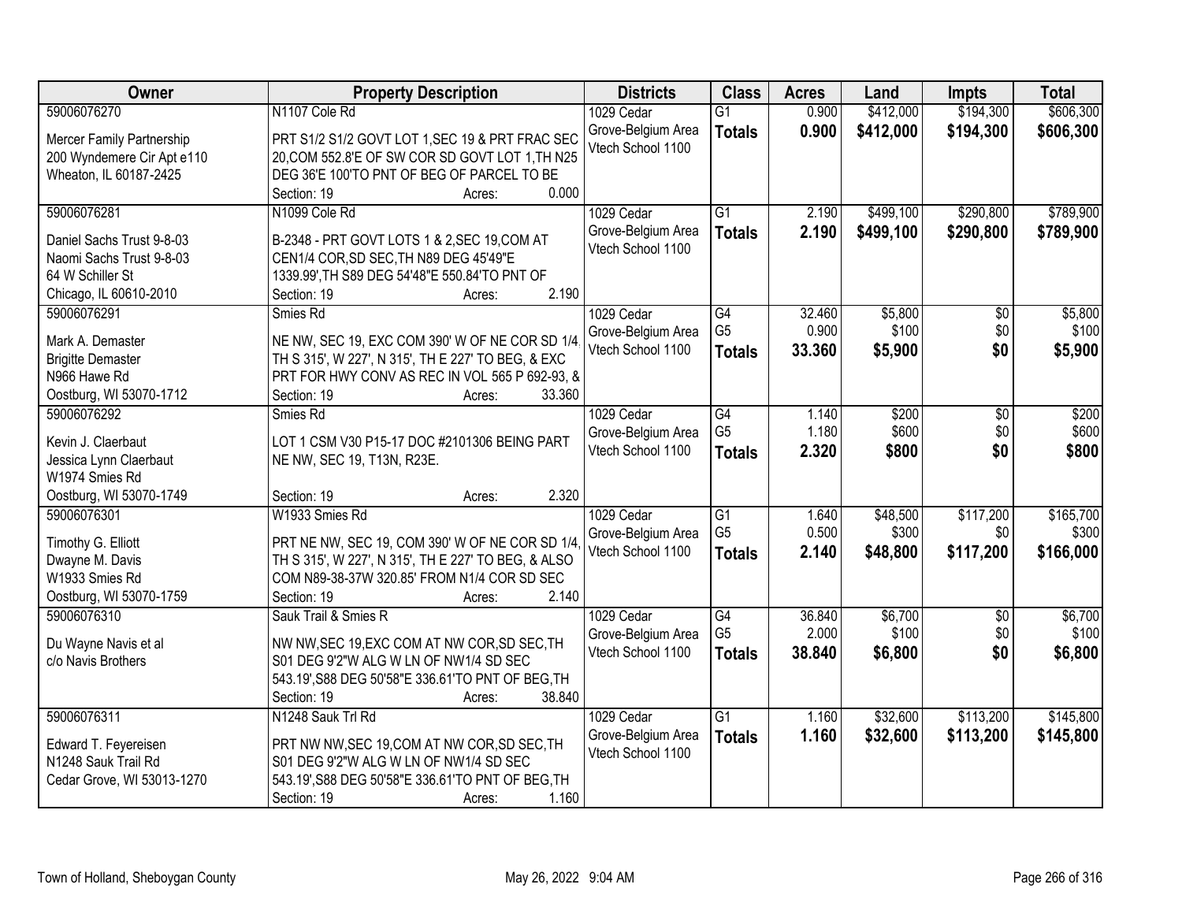| Owner | Property Description | Districts | Class | Acres | Land | Impts | Total |
|---|---|---|---|---|---|---|---|
| 59006076270<br>Mercer Family Partnership<br>200 Wyndemere Cir Apt e110<br>Wheaton, IL 60187-2425 | N1107 Cole Rd<br>PRT S1/2 S1/2 GOVT LOT 1,SEC 19 & PRT FRAC SEC 20,COM 552.8'E OF SW COR SD GOVT LOT 1,TH N25 DEG 36'E 100'TO PNT OF BEG OF PARCEL TO BE<br>Section: 19 Acres: 0.000 | 1029 Cedar Grove-Belgium Area<br>Vtech School 1100 | G1<br>**Totals** | 0.900<br>**0.900** | \$412,000<br>**\$412,000** | \$194,300<br>**\$194,300** | \$606,300<br>**\$606,300** |
| 59006076281<br>Daniel Sachs Trust 9-8-03<br>Naomi Sachs Trust 9-8-03<br>64 W Schiller St<br>Chicago, IL 60610-2010 | N1099 Cole Rd<br>B-2348 - PRT GOVT LOTS 1 & 2,SEC 19,COM AT CEN1/4 COR,SD SEC,TH N89 DEG 45'49"E 1339.99',TH S89 DEG 54'48"E 550.84'TO PNT OF<br>Section: 19 Acres: 2.190 | 1029 Cedar Grove-Belgium Area<br>Vtech School 1100 | G1<br>**Totals** | 2.190<br>**2.190** | \$499,100<br>**\$499,100** | \$290,800<br>**\$290,800** | \$789,900<br>**\$789,900** |
| 59006076291<br>Mark A. Demaster<br>Brigitte Demaster<br>N966 Hawe Rd<br>Oostburg, WI 53070-1712 | Smies Rd<br>NE NW, SEC 19, EXC COM 390' W OF NE COR SD 1/4, TH S 315', W 227', N 315', TH E 227' TO BEG, & EXC PRT FOR HWY CONV AS REC IN VOL 565 P 692-93, &<br>Section: 19 Acres: 33.360 | 1029 Cedar Grove-Belgium Area<br>Vtech School 1100 | G4<br>G5<br>**Totals** | 32.460<br>0.900<br>**33.360** | \$5,800<br>\$100<br>**\$5,900** | \$0<br>\$0<br>**\$0** | \$5,800<br>\$100<br>**\$5,900** |
| 59006076292<br>Kevin J. Claerbaut<br>Jessica Lynn Claerbaut<br>W1974 Smies Rd<br>Oostburg, WI 53070-1749 | Smies Rd<br>LOT 1 CSM V30 P15-17 DOC #2101306 BEING PART NE NW, SEC 19, T13N, R23E.<br>Section: 19 Acres: 2.320 | 1029 Cedar Grove-Belgium Area<br>Vtech School 1100 | G4<br>G5<br>**Totals** | 1.140<br>1.180<br>**2.320** | \$200<br>\$600<br>**\$800** | \$0<br>\$0<br>**\$0** | \$200<br>\$600<br>**\$800** |
| 59006076301<br>Timothy G. Elliott<br>Dwayne M. Davis<br>W1933 Smies Rd<br>Oostburg, WI 53070-1759 | W1933 Smies Rd<br>PRT NE NW, SEC 19, COM 390' W OF NE COR SD 1/4, TH S 315', W 227', N 315', TH E 227' TO BEG, & ALSO COM N89-38-37W 320.85' FROM N1/4 COR SD SEC<br>Section: 19 Acres: 2.140 | 1029 Cedar Grove-Belgium Area<br>Vtech School 1100 | G1<br>G5<br>**Totals** | 1.640<br>0.500<br>**2.140** | \$48,500<br>\$300<br>**\$48,800** | \$117,200<br>\$0<br>**\$117,200** | \$165,700<br>\$300<br>**\$166,000** |
| 59006076310<br>Du Wayne Navis et al<br>c/o Navis Brothers | Sauk Trail & Smies R<br>NW NW,SEC 19,EXC COM AT NW COR,SD SEC,TH S01 DEG 9'2"W ALG W LN OF NW1/4 SD SEC 543.19',S88 DEG 50'58"E 336.61'TO PNT OF BEG,TH<br>Section: 19 Acres: 38.840 | 1029 Cedar Grove-Belgium Area<br>Vtech School 1100 | G4<br>G5<br>**Totals** | 36.840<br>2.000<br>**38.840** | \$6,700<br>\$100<br>**\$6,800** | \$0<br>\$0<br>**\$0** | \$6,700<br>\$100<br>**\$6,800** |
| 59006076311<br>Edward T. Feyereisen<br>N1248 Sauk Trail Rd<br>Cedar Grove, WI 53013-1270 | N1248 Sauk Trl Rd<br>PRT NW NW,SEC 19,COM AT NW COR,SD SEC,TH S01 DEG 9'2"W ALG W LN OF NW1/4 SD SEC 543.19',S88 DEG 50'58"E 336.61'TO PNT OF BEG,TH<br>Section: 19 Acres: 1.160 | 1029 Cedar Grove-Belgium Area<br>Vtech School 1100 | G1<br>**Totals** | 1.160<br>**1.160** | \$32,600<br>**\$32,600** | \$113,200<br>**\$113,200** | \$145,800<br>**\$145,800** |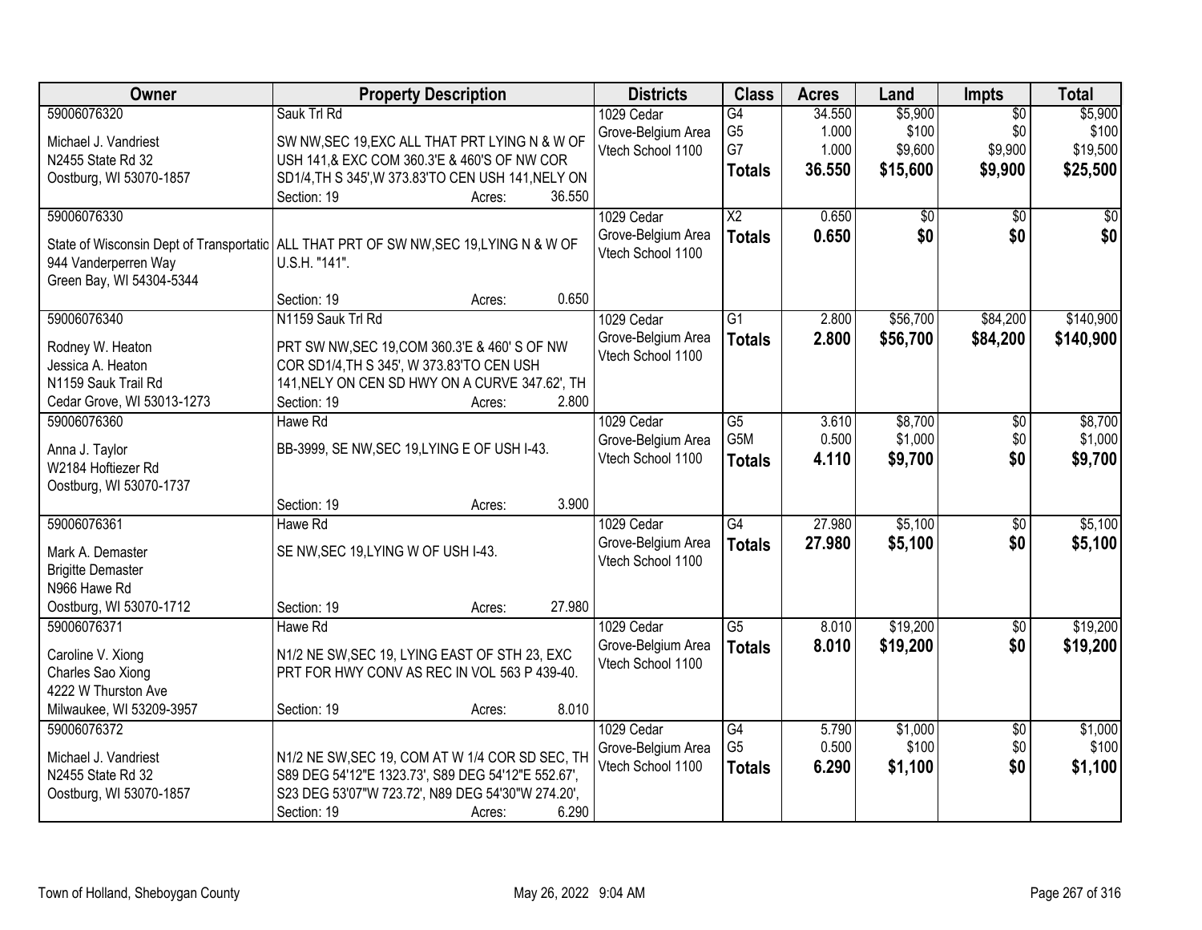| Owner | Property Description | Districts | Class | Acres | Land | Impts | Total |
|---|---|---|---|---|---|---|---|
| 59006076320<br>Michael J. Vandriest<br>N2455 State Rd 32<br>Oostburg, WI 53070-1857 | Sauk Trl Rd<br>SW NW,SEC 19,EXC ALL THAT PRT LYING N & W OF USH 141,& EXC COM 360.3'E & 460'S OF NW COR SD1/4,TH S 345',W 373.83'TO CEN USH 141,NELY ON<br>Section: 19 Acres: 36.550 | 1029 Cedar Grove-Belgium Area Vtech School 1100 | G4<br>G5<br>G7<br>**Totals** | 34.550<br>1.000<br>1.000<br>**36.550** | $5,900<br>$100<br>$9,600<br>**$15,600** | $0<br>$0<br>$9,900<br>**$9,900** | $5,900<br>$100<br>$19,500<br>**$25,500** |
| 59006076330<br>State of Wisconsin Dept of Transportatic<br>944 Vanderperren Way<br>Green Bay, WI 54304-5344 | ALL THAT PRT OF SW NW,SEC 19,LYING N & W OF U.S.H. "141".<br>Section: 19 Acres: 0.650 | 1029 Cedar Grove-Belgium Area Vtech School 1100 | X2<br>**Totals** | 0.650<br>**0.650** | $0<br>**$0** | $0<br>**$0** | $0<br>**$0** |
| 59006076340<br>Rodney W. Heaton<br>Jessica A. Heaton<br>N1159 Sauk Trail Rd<br>Cedar Grove, WI 53013-1273 | N1159 Sauk Trl Rd<br>PRT SW NW,SEC 19,COM 360.3'E & 460' S OF NW COR SD1/4,TH S 345', W 373.83'TO CEN USH 141,NELY ON CEN SD HWY ON A CURVE 347.62', TH<br>Section: 19 Acres: 2.800 | 1029 Cedar Grove-Belgium Area Vtech School 1100 | G1<br>**Totals** | 2.800<br>**2.800** | $56,700<br>**$56,700** | $84,200<br>**$84,200** | $140,900<br>**$140,900** |
| 59006076360<br>Anna J. Taylor<br>W2184 Hoftiezer Rd<br>Oostburg, WI 53070-1737 | Hawe Rd<br>BB-3999, SE NW,SEC 19,LYING E OF USH I-43.<br>Section: 19 Acres: 3.900 | 1029 Cedar Grove-Belgium Area Vtech School 1100 | G5<br>G5M<br>**Totals** | 3.610<br>0.500<br>**4.110** | $8,700<br>$1,000<br>**$9,700** | $0<br>$0<br>**$0** | $8,700<br>$1,000<br>**$9,700** |
| 59006076361<br>Mark A. Demaster<br>Brigitte Demaster<br>N966 Hawe Rd<br>Oostburg, WI 53070-1712 | Hawe Rd<br>SE NW,SEC 19,LYING W OF USH I-43.<br>Section: 19 Acres: 27.980 | 1029 Cedar Grove-Belgium Area Vtech School 1100 | G4<br>**Totals** | 27.980<br>**27.980** | $5,100<br>**$5,100** | $0<br>**$0** | $5,100<br>**$5,100** |
| 59006076371<br>Caroline V. Xiong<br>Charles Sao Xiong<br>4222 W Thurston Ave<br>Milwaukee, WI 53209-3957 | Hawe Rd<br>N1/2 NE SW,SEC 19, LYING EAST OF STH 23, EXC PRT FOR HWY CONV AS REC IN VOL 563 P 439-40.<br>Section: 19 Acres: 8.010 | 1029 Cedar Grove-Belgium Area Vtech School 1100 | G5<br>**Totals** | 8.010<br>**8.010** | $19,200<br>**$19,200** | $0<br>**$0** | $19,200<br>**$19,200** |
| 59006076372<br>Michael J. Vandriest<br>N2455 State Rd 32<br>Oostburg, WI 53070-1857 | N1/2 NE SW,SEC 19, COM AT W 1/4 COR SD SEC, TH S89 DEG 54'12"E 1323.73', S89 DEG 54'12"E 552.67', S23 DEG 53'07"W 723.72', N89 DEG 54'30"W 274.20',<br>Section: 19 Acres: 6.290 | 1029 Cedar Grove-Belgium Area Vtech School 1100 | G4<br>G5<br>**Totals** | 5.790<br>0.500<br>**6.290** | $1,000<br>$100<br>**$1,100** | $0<br>$0<br>**$0** | $1,000<br>$100<br>**$1,100** |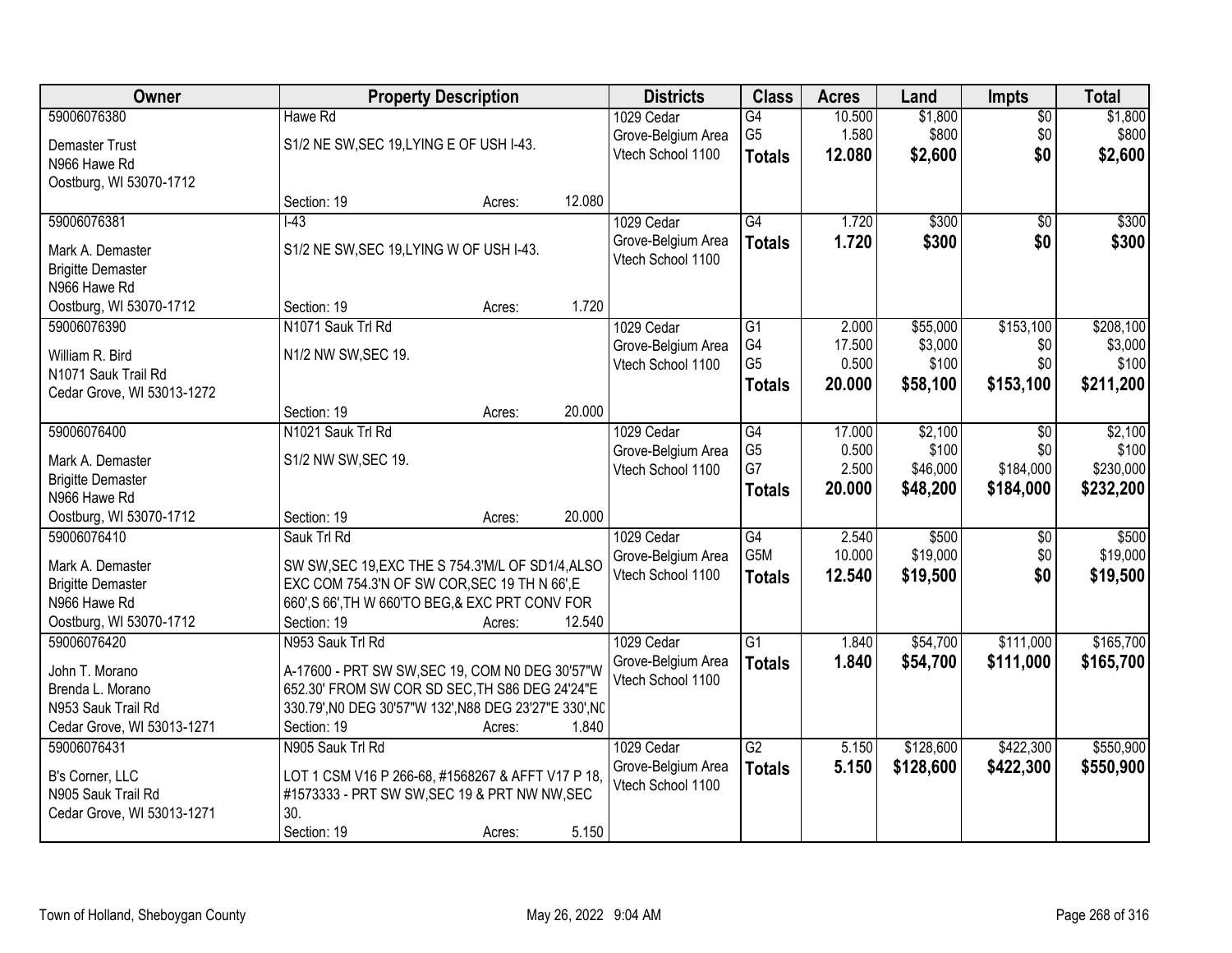| Owner | Property Description | Districts | Class | Acres | Land | Impts | Total |
|---|---|---|---|---|---|---|---|
| 59006076380<br>Demaster Trust<br>N966 Hawe Rd<br>Oostburg, WI 53070-1712 | Hawe Rd<br>S1/2 NE SW,SEC 19,LYING E OF USH I-43.<br>Section: 19 Acres: 12.080 | 1029 Cedar Grove-Belgium Area Vtech School 1100 | G4<br>G5<br>**Totals** | 10.500<br>1.580<br>**12.080** | $1,800<br>$800<br>**$2,600** | $0<br>$0<br>**$0** | $1,800<br>$800<br>**$2,600** |
| 59006076381<br>Mark A. Demaster<br>Brigitte Demaster<br>N966 Hawe Rd<br>Oostburg, WI 53070-1712 | I-43<br>S1/2 NE SW,SEC 19,LYING W OF USH I-43.<br>Section: 19 Acres: 1.720 | 1029 Cedar Grove-Belgium Area Vtech School 1100 | G4<br>**Totals** | 1.720<br>**1.720** | $300<br>**$300** | $0<br>**$0** | $300<br>**$300** |
| 59006076390<br>William R. Bird<br>N1071 Sauk Trail Rd<br>Cedar Grove, WI 53013-1272 | N1071 Sauk Trl Rd<br>N1/2 NW SW,SEC 19.<br>Section: 19 Acres: 20.000 | 1029 Cedar Grove-Belgium Area Vtech School 1100 | G1<br>G4<br>G5<br>**Totals** | 2.000<br>17.500<br>0.500<br>**20.000** | $55,000<br>$3,000<br>$100<br>**$58,100** | $153,100<br>$0<br>$0<br>**$153,100** | $208,100<br>$3,000<br>$100<br>**$211,200** |
| 59006076400<br>Mark A. Demaster<br>Brigitte Demaster<br>N966 Hawe Rd<br>Oostburg, WI 53070-1712 | N1021 Sauk Trl Rd<br>S1/2 NW SW,SEC 19.<br>Section: 19 Acres: 20.000 | 1029 Cedar Grove-Belgium Area Vtech School 1100 | G4<br>G5<br>G7<br>**Totals** | 17.000<br>0.500<br>2.500<br>**20.000** | $2,100<br>$100<br>$46,000<br>**$48,200** | $0<br>$0<br>$184,000<br>**$184,000** | $2,100<br>$100<br>$230,000<br>**$232,200** |
| 59006076410<br>Mark A. Demaster<br>Brigitte Demaster<br>N966 Hawe Rd<br>Oostburg, WI 53070-1712 | Sauk Trl Rd<br>SW SW,SEC 19,EXC THE S 754.3'M/L OF SD1/4,ALSO EXC COM 754.3'N OF SW COR,SEC 19 TH N 66',E 660',S 66',TH W 660'TO BEG,& EXC PRT CONV FOR<br>Section: 19 Acres: 12.540 | 1029 Cedar Grove-Belgium Area Vtech School 1100 | G4<br>G5M<br>**Totals** | 2.540<br>10.000<br>**12.540** | $500<br>$19,000<br>**$19,500** | $0<br>$0<br>**$0** | $500<br>$19,000<br>**$19,500** |
| 59006076420<br>John T. Morano<br>Brenda L. Morano<br>N953 Sauk Trail Rd<br>Cedar Grove, WI 53013-1271 | N953 Sauk Trl Rd<br>A-17600 - PRT SW SW,SEC 19, COM N0 DEG 30'57"W 652.30' FROM SW COR SD SEC,TH S86 DEG 24'24"E 330.79',N0 DEG 30'57"W 132',N88 DEG 23'27"E 330',N0<br>Section: 19 Acres: 1.840 | 1029 Cedar Grove-Belgium Area Vtech School 1100 | G1<br>**Totals** | 1.840<br>**1.840** | $54,700<br>**$54,700** | $111,000<br>**$111,000** | $165,700<br>**$165,700** |
| 59006076431<br>B's Corner, LLC<br>N905 Sauk Trail Rd<br>Cedar Grove, WI 53013-1271 | N905 Sauk Trl Rd<br>LOT 1 CSM V16 P 266-68, #1568267 & AFFT V17 P 18, #1573333 - PRT SW SW,SEC 19 & PRT NW NW,SEC 30.<br>Section: 19 Acres: 5.150 | 1029 Cedar Grove-Belgium Area Vtech School 1100 | G2<br>**Totals** | 5.150<br>**5.150** | $128,600<br>**$128,600** | $422,300<br>**$422,300** | $550,900<br>**$550,900** |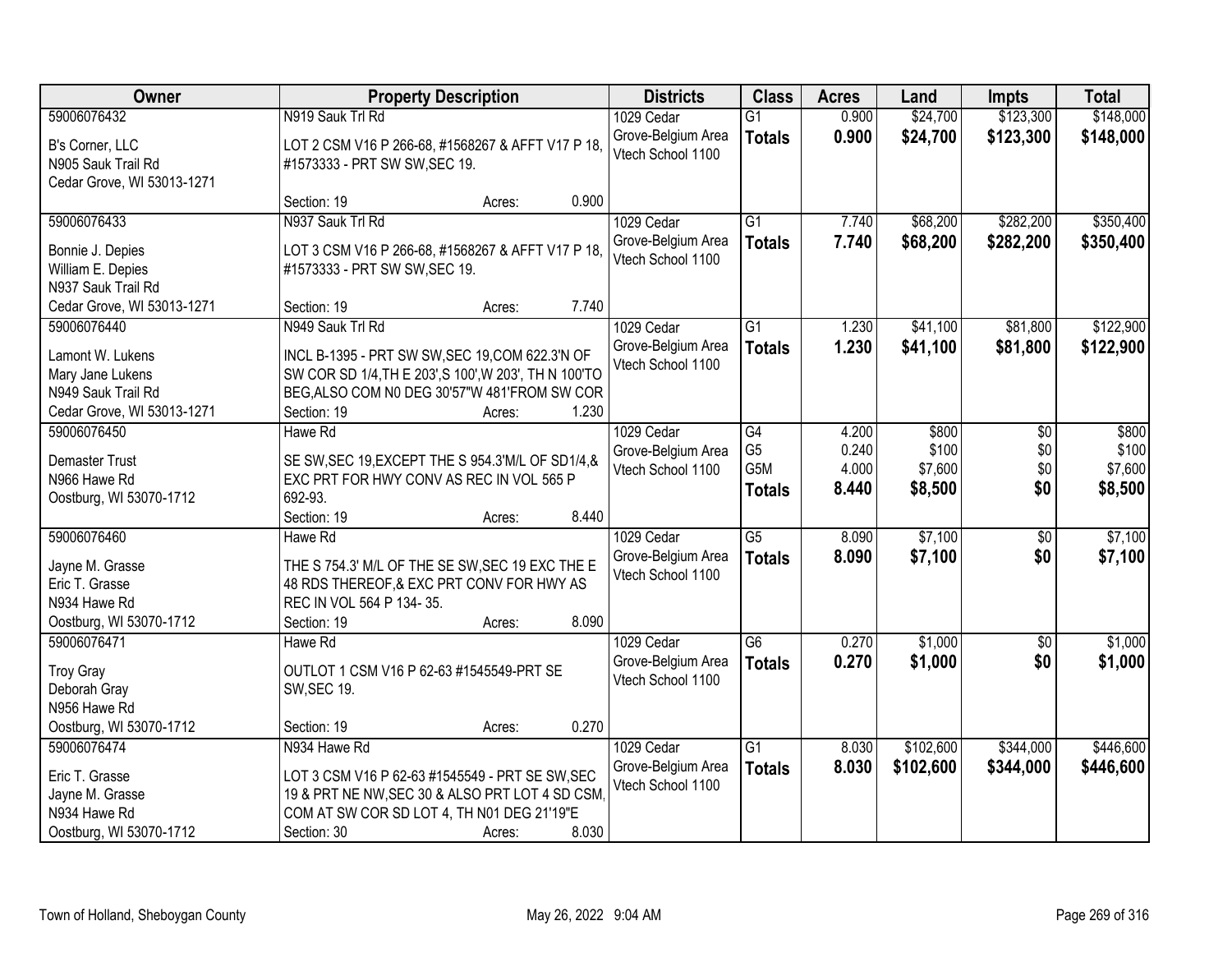| Owner | Property Description | Districts | Class | Acres | Land | Impts | Total |
|---|---|---|---|---|---|---|---|
| 59006076432<br>B's Corner, LLC<br>N905 Sauk Trail Rd<br>Cedar Grove, WI 53013-1271 | N919 Sauk Trl Rd<br>LOT 2 CSM V16 P 266-68, #1568267 & AFFT V17 P 18, #1573333 - PRT SW SW,SEC 19.<br>Section: 19 Acres: 0.900 | 1029 Cedar Grove-Belgium Area Vtech School 1100 | G1<br>**Totals** | 0.900<br>**0.900** | $24,700<br>**$24,700** | $123,300<br>**$123,300** | $148,000<br>**$148,000** |
| 59006076433<br>Bonnie J. Depies<br>William E. Depies<br>N937 Sauk Trail Rd<br>Cedar Grove, WI 53013-1271 | N937 Sauk Trl Rd<br>LOT 3 CSM V16 P 266-68, #1568267 & AFFT V17 P 18, #1573333 - PRT SW SW,SEC 19.<br>Section: 19 Acres: 7.740 | 1029 Cedar Grove-Belgium Area Vtech School 1100 | G1<br>**Totals** | 7.740<br>**7.740** | $68,200<br>**$68,200** | $282,200<br>**$282,200** | $350,400<br>**$350,400** |
| 59006076440<br>Lamont W. Lukens<br>Mary Jane Lukens<br>N949 Sauk Trail Rd<br>Cedar Grove, WI 53013-1271 | N949 Sauk Trl Rd<br>INCL B-1395 - PRT SW SW,SEC 19,COM 622.3'N OF SW COR SD 1/4,TH E 203',S 100',W 203', TH N 100'TO BEG,ALSO COM N0 DEG 30'57"W 481'FROM SW COR<br>Section: 19 Acres: 1.230 | 1029 Cedar Grove-Belgium Area Vtech School 1100 | G1<br>**Totals** | 1.230<br>**1.230** | $41,100<br>**$41,100** | $81,800<br>**$81,800** | $122,900<br>**$122,900** |
| 59006076450<br>Demaster Trust<br>N966 Hawe Rd<br>Oostburg, WI 53070-1712 | Hawe Rd<br>SE SW,SEC 19,EXCEPT THE S 954.3'M/L OF SD1/4,& EXC PRT FOR HWY CONV AS REC IN VOL 565 P 692-93.<br>Section: 19 Acres: 8.440 | 1029 Cedar Grove-Belgium Area Vtech School 1100 | G4<br>G5<br>G5M<br>**Totals** | 4.200<br>0.240<br>4.000<br>**8.440** | $800<br>$100<br>$7,600<br>**$8,500** | $0<br>$0<br>$0<br>**$0** | $800<br>$100<br>$7,600<br>**$8,500** |
| 59006076460<br>Jayne M. Grasse<br>Eric T. Grasse<br>N934 Hawe Rd<br>Oostburg, WI 53070-1712 | Hawe Rd<br>THE S 754.3' M/L OF THE SE SW,SEC 19 EXC THE E 48 RDS THEREOF,& EXC PRT CONV FOR HWY AS REC IN VOL 564 P 134- 35.<br>Section: 19 Acres: 8.090 | 1029 Cedar Grove-Belgium Area Vtech School 1100 | G5<br>**Totals** | 8.090<br>**8.090** | $7,100<br>**$7,100** | $0<br>**$0** | $7,100<br>**$7,100** |
| 59006076471<br>Troy Gray<br>Deborah Gray<br>N956 Hawe Rd<br>Oostburg, WI 53070-1712 | Hawe Rd<br>OUTLOT 1 CSM V16 P 62-63 #1545549-PRT SE SW,SEC 19.<br>Section: 19 Acres: 0.270 | 1029 Cedar Grove-Belgium Area Vtech School 1100 | G6<br>**Totals** | 0.270<br>**0.270** | $1,000<br>**$1,000** | $0<br>**$0** | $1,000<br>**$1,000** |
| 59006076474<br>Eric T. Grasse<br>Jayne M. Grasse<br>N934 Hawe Rd<br>Oostburg, WI 53070-1712 | N934 Hawe Rd<br>LOT 3 CSM V16 P 62-63 #1545549 - PRT SE SW,SEC 19 & PRT NE NW,SEC 30 & ALSO PRT LOT 4 SD CSM, COM AT SW COR SD LOT 4, TH N01 DEG 21'19"E<br>Section: 30 Acres: 8.030 | 1029 Cedar Grove-Belgium Area Vtech School 1100 | G1<br>**Totals** | 8.030<br>**8.030** | $102,600<br>**$102,600** | $344,000<br>**$344,000** | $446,600<br>**$446,600** |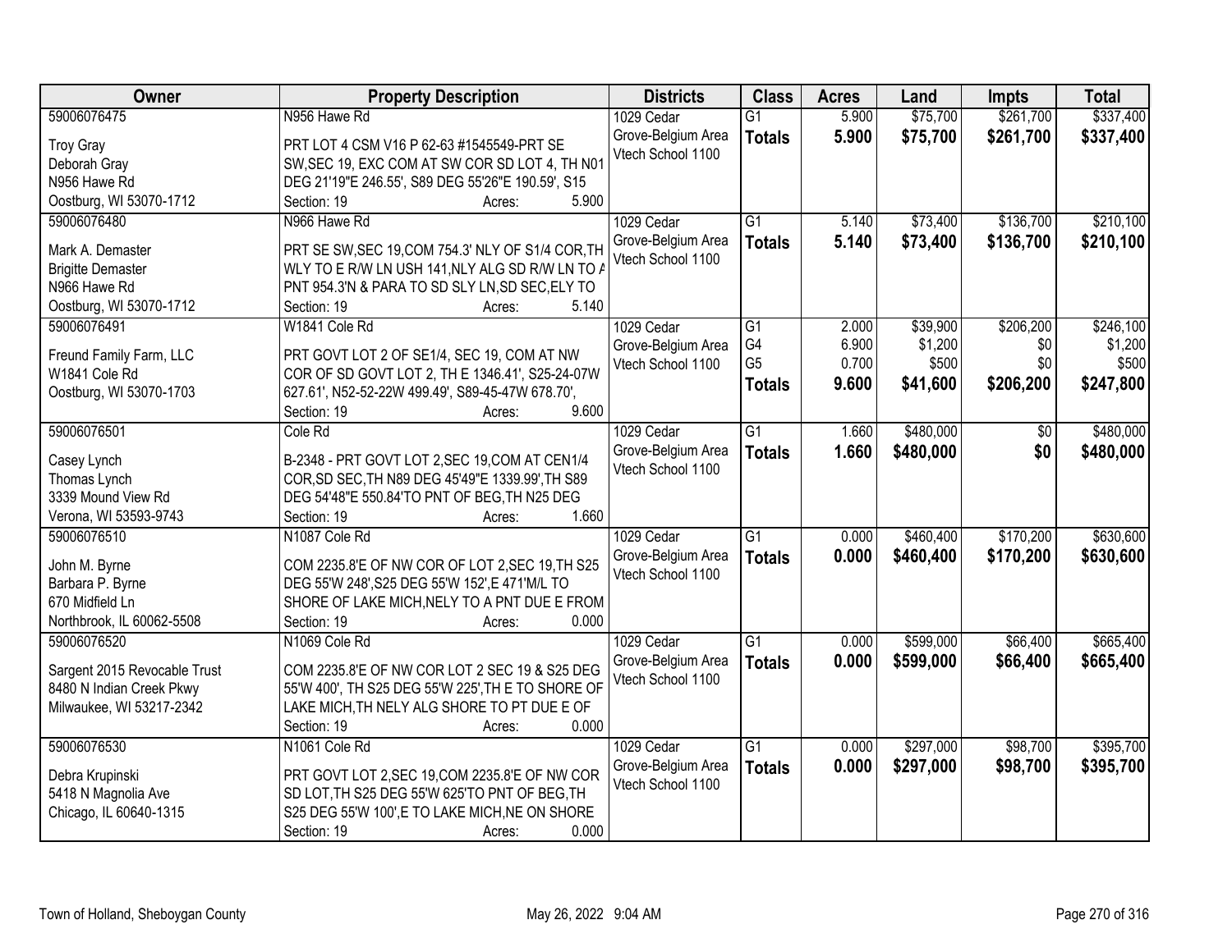| Owner | Property Description | Districts | Class | Acres | Land | Impts | Total |
|---|---|---|---|---|---|---|---|
| 59006076475<br><br>Troy Gray<br>Deborah Gray<br>N956 Hawe Rd<br>Oostburg, WI 53070-1712 | N956 Hawe Rd<br><br>PRT LOT 4 CSM V16 P 62-63 #1545549-PRT SE SW,SEC 19, EXC COM AT SW COR SD LOT 4, TH N01 DEG 21'19"E 246.55', S89 DEG 55'26"E 190.59', S15<br>Section: 19 Acres: 5.900 | 1029 Cedar Grove-Belgium Area<br>Vtech School 1100 | G1<br>**Totals** | 5.900<br>**5.900** | \$75,700<br>**\$75,700** | \$261,700<br>**\$261,700** | \$337,400<br>**\$337,400** |
| 59006076480<br><br>Mark A. Demaster<br>Brigitte Demaster<br>N966 Hawe Rd<br>Oostburg, WI 53070-1712 | N966 Hawe Rd<br><br>PRT SE SW,SEC 19,COM 754.3' NLY OF S1/4 COR,TH WLY TO E R/W LN USH 141,NLY ALG SD R/W LN TO A PNT 954.3'N & PARA TO SD SLY LN,SD SEC,ELY TO<br>Section: 19 Acres: 5.140 | 1029 Cedar Grove-Belgium Area<br>Vtech School 1100 | G1<br>**Totals** | 5.140<br>**5.140** | \$73,400<br>**\$73,400** | \$136,700<br>**\$136,700** | \$210,100<br>**\$210,100** |
| 59006076491<br><br>Freund Family Farm, LLC<br>W1841 Cole Rd<br>Oostburg, WI 53070-1703 | W1841 Cole Rd<br><br>PRT GOVT LOT 2 OF SE1/4, SEC 19, COM AT NW COR OF SD GOVT LOT 2, TH E 1346.41', S25-24-07W 627.61', N52-52-22W 499.49', S89-45-47W 678.70',<br>Section: 19 Acres: 9.600 | 1029 Cedar Grove-Belgium Area<br>Vtech School 1100 | G1<br>G4<br>G5<br>**Totals** | 2.000<br>6.900<br>0.700<br>**9.600** | \$39,900<br>\$1,200<br>\$500<br>**\$41,600** | \$206,200<br>\$0<br>\$0<br>**\$206,200** | \$246,100<br>\$1,200<br>\$500<br>**\$247,800** |
| 59006076501<br><br>Casey Lynch<br>Thomas Lynch<br>3339 Mound View Rd<br>Verona, WI 53593-9743 | Cole Rd<br><br>B-2348 - PRT GOVT LOT 2,SEC 19,COM AT CEN1/4 COR,SD SEC,TH N89 DEG 45'49"E 1339.99',TH S89 DEG 54'48"E 550.84'TO PNT OF BEG,TH N25 DEG<br>Section: 19 Acres: 1.660 | 1029 Cedar Grove-Belgium Area<br>Vtech School 1100 | G1<br>**Totals** | 1.660<br>**1.660** | \$480,000<br>**\$480,000** | \$0<br>**\$0** | \$480,000<br>**\$480,000** |
| 59006076510<br><br>John M. Byrne<br>Barbara P. Byrne<br>670 Midfield Ln<br>Northbrook, IL 60062-5508 | N1087 Cole Rd<br><br>COM 2235.8'E OF NW COR OF LOT 2,SEC 19,TH S25 DEG 55'W 248',S25 DEG 55'W 152',E 471'M/L TO SHORE OF LAKE MICH,NELY TO A PNT DUE E FROM<br>Section: 19 Acres: 0.000 | 1029 Cedar Grove-Belgium Area<br>Vtech School 1100 | G1<br>**Totals** | 0.000<br>**0.000** | \$460,400<br>**\$460,400** | \$170,200<br>**\$170,200** | \$630,600<br>**\$630,600** |
| 59006076520<br><br>Sargent 2015 Revocable Trust<br>8480 N Indian Creek Pkwy<br>Milwaukee, WI 53217-2342 | N1069 Cole Rd<br><br>COM 2235.8'E OF NW COR LOT 2 SEC 19 & S25 DEG 55'W 400', TH S25 DEG 55'W 225',TH E TO SHORE OF LAKE MICH,TH NELY ALG SHORE TO PT DUE E OF<br>Section: 19 Acres: 0.000 | 1029 Cedar Grove-Belgium Area<br>Vtech School 1100 | G1<br>**Totals** | 0.000<br>**0.000** | \$599,000<br>**\$599,000** | \$66,400<br>**\$66,400** | \$665,400<br>**\$665,400** |
| 59006076530<br><br>Debra Krupinski<br>5418 N Magnolia Ave<br>Chicago, IL 60640-1315 | N1061 Cole Rd<br><br>PRT GOVT LOT 2,SEC 19,COM 2235.8'E OF NW COR SD LOT,TH S25 DEG 55'W 625'TO PNT OF BEG,TH S25 DEG 55'W 100',E TO LAKE MICH,NE ON SHORE<br>Section: 19 Acres: 0.000 | 1029 Cedar Grove-Belgium Area<br>Vtech School 1100 | G1<br>**Totals** | 0.000<br>**0.000** | \$297,000<br>**\$297,000** | \$98,700<br>**\$98,700** | \$395,700<br>**\$395,700** |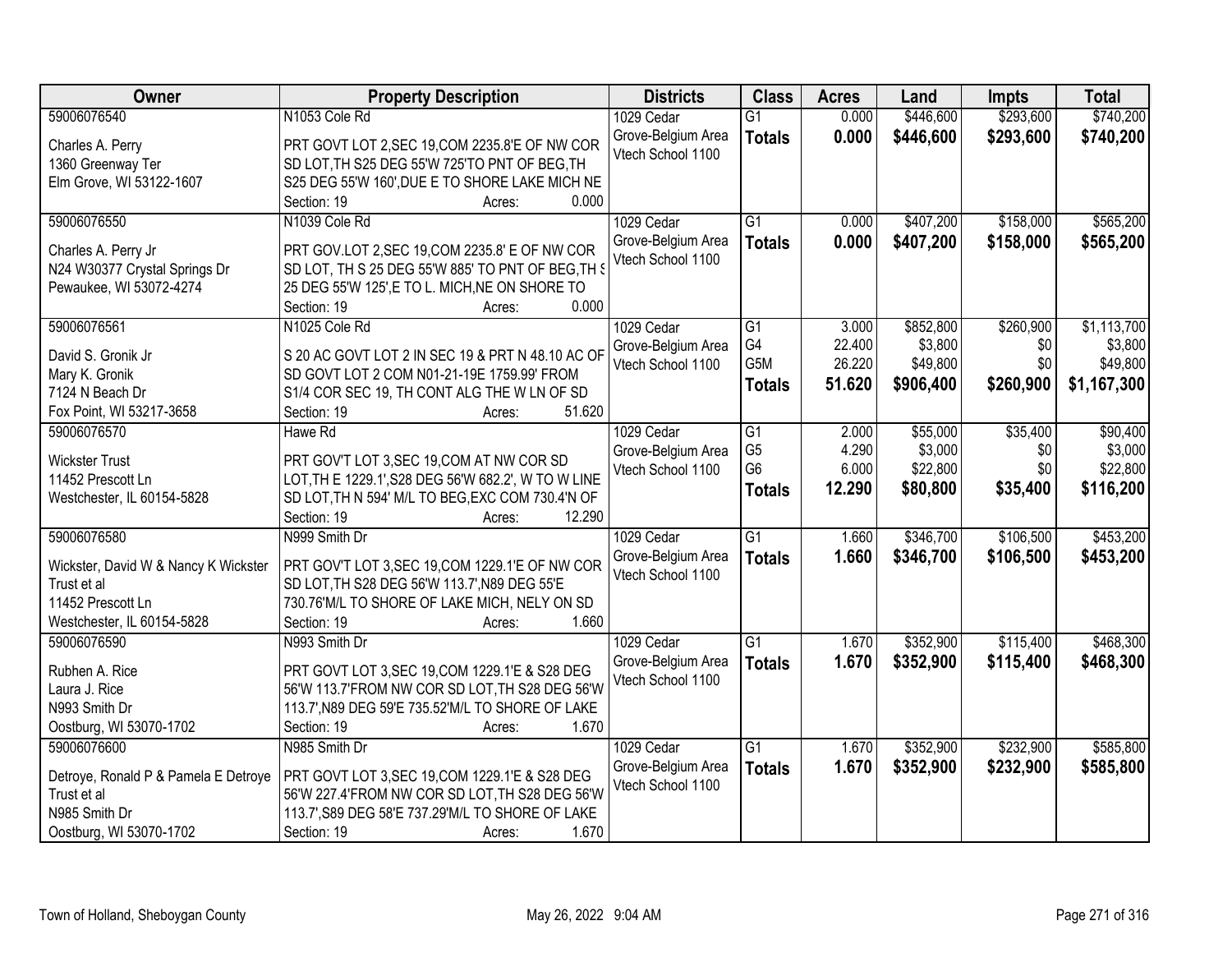| Owner | Property Description | Districts | Class | Acres | Land | Impts | Total |
|---|---|---|---|---|---|---|---|
| 59006076540<br><br>Charles A. Perry<br>1360 Greenway Ter<br>Elm Grove, WI 53122-1607 | N1053 Cole Rd<br><br>PRT GOVT LOT 2,SEC 19,COM 2235.8'E OF NW COR SD LOT,TH S25 DEG 55'W 725'TO PNT OF BEG,TH S25 DEG 55'W 160',DUE E TO SHORE LAKE MICH NE<br>Section: 19 Acres: 0.000 | 1029 Cedar Grove-Belgium Area Vtech School 1100 | G1<br>**Totals** | 0.000<br>**0.000** | $446,600<br>**$446,600** | $293,600<br>**$293,600** | $740,200<br>**$740,200** |
| 59006076550<br><br>Charles A. Perry Jr<br>N24 W30377 Crystal Springs Dr<br>Pewaukee, WI 53072-4274 | N1039 Cole Rd<br><br>PRT GOV.LOT 2,SEC 19,COM 2235.8' E OF NW COR SD LOT, TH S 25 DEG 55'W 885' TO PNT OF BEG,TH S 25 DEG 55'W 125',E TO L. MICH,NE ON SHORE TO<br>Section: 19 Acres: 0.000 | 1029 Cedar Grove-Belgium Area Vtech School 1100 | G1<br>**Totals** | 0.000<br>**0.000** | $407,200<br>**$407,200** | $158,000<br>**$158,000** | $565,200<br>**$565,200** |
| 59006076561<br><br>David S. Gronik Jr<br>Mary K. Gronik<br>7124 N Beach Dr<br>Fox Point, WI 53217-3658 | N1025 Cole Rd<br><br>S 20 AC GOVT LOT 2 IN SEC 19 & PRT N 48.10 AC OF SD GOVT LOT 2 COM N01-21-19E 1759.99' FROM S1/4 COR SEC 19, TH CONT ALG THE W LN OF SD<br>Section: 19 Acres: 51.620 | 1029 Cedar Grove-Belgium Area Vtech School 1100 | G1<br>G4<br>G5M<br>**Totals** | 3.000<br>22.400<br>26.220<br>**51.620** | $852,800<br>$3,800<br>$49,800<br>**$906,400** | $260,900<br>$0<br>$0<br>**$260,900** | $1,113,700<br>$3,800<br>$49,800<br>**$1,167,300** |
| 59006076570<br><br>Wickster Trust<br>11452 Prescott Ln<br>Westchester, IL 60154-5828 | Hawe Rd<br><br>PRT GOV'T LOT 3,SEC 19,COM AT NW COR SD LOT,TH E 1229.1',S28 DEG 56'W 682.2', W TO W LINE SD LOT,TH N 594' M/L TO BEG,EXC COM 730.4'N OF<br>Section: 19 Acres: 12.290 | 1029 Cedar Grove-Belgium Area Vtech School 1100 | G1<br>G5<br>G6<br>**Totals** | 2.000<br>4.290<br>6.000<br>**12.290** | $55,000<br>$3,000<br>$22,800<br>**$80,800** | $35,400<br>$0<br>$0<br>**$35,400** | $90,400<br>$3,000<br>$22,800<br>**$116,200** |
| 59006076580<br><br>Wickster, David W & Nancy K Wickster Trust et al<br>11452 Prescott Ln<br>Westchester, IL 60154-5828 | N999 Smith Dr<br><br>PRT GOV'T LOT 3,SEC 19,COM 1229.1'E OF NW COR SD LOT,TH S28 DEG 56'W 113.7',N89 DEG 55'E 730.76'M/L TO SHORE OF LAKE MICH, NELY ON SD<br>Section: 19 Acres: 1.660 | 1029 Cedar Grove-Belgium Area Vtech School 1100 | G1<br>**Totals** | 1.660<br>**1.660** | $346,700<br>**$346,700** | $106,500<br>**$106,500** | $453,200<br>**$453,200** |
| 59006076590<br><br>Rubhen A. Rice<br>Laura J. Rice<br>N993 Smith Dr<br>Oostburg, WI 53070-1702 | N993 Smith Dr<br><br>PRT GOVT LOT 3,SEC 19,COM 1229.1'E & S28 DEG 56'W 113.7'FROM NW COR SD LOT,TH S28 DEG 56'W 113.7',N89 DEG 59'E 735.52'M/L TO SHORE OF LAKE<br>Section: 19 Acres: 1.670 | 1029 Cedar Grove-Belgium Area Vtech School 1100 | G1<br>**Totals** | 1.670<br>**1.670** | $352,900<br>**$352,900** | $115,400<br>**$115,400** | $468,300<br>**$468,300** |
| 59006076600<br><br>Detroye, Ronald P & Pamela E Detroye Trust et al<br>N985 Smith Dr<br>Oostburg, WI 53070-1702 | N985 Smith Dr<br><br>PRT GOVT LOT 3,SEC 19,COM 1229.1'E & S28 DEG 56'W 227.4'FROM NW COR SD LOT,TH S28 DEG 56'W 113.7',S89 DEG 58'E 737.29'M/L TO SHORE OF LAKE<br>Section: 19 Acres: 1.670 | 1029 Cedar Grove-Belgium Area Vtech School 1100 | G1<br>**Totals** | 1.670<br>**1.670** | $352,900<br>**$352,900** | $232,900<br>**$232,900** | $585,800<br>**$585,800** |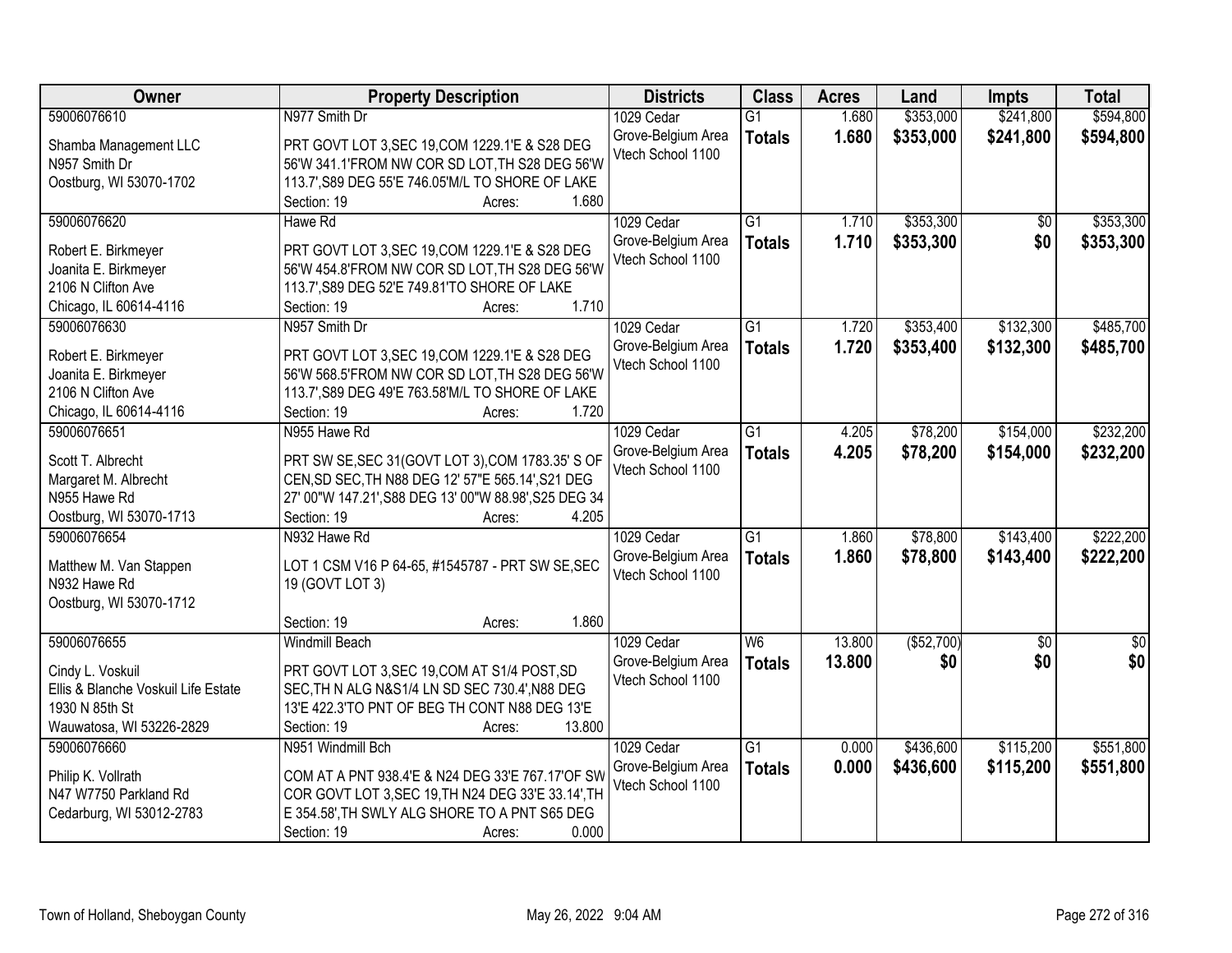| Owner | Property Description | Districts | Class | Acres | Land | Impts | Total |
|---|---|---|---|---|---|---|---|
| 59006076610<br><br>Shamba Management LLC<br>N957 Smith Dr<br>Oostburg, WI 53070-1702 | N977 Smith Dr<br><br>PRT GOVT LOT 3,SEC 19,COM 1229.1'E & S28 DEG 56'W 341.1'FROM NW COR SD LOT,TH S28 DEG 56'W 113.7',S89 DEG 55'E 746.05'M/L TO SHORE OF LAKE<br>Section: 19 Acres: 1.680 | 1029 Cedar Grove-Belgium Area Vtech School 1100 | G1<br>**Totals** | 1.680<br>**1.680** | $353,000<br>**$353,000** | $241,800<br>**$241,800** | $594,800<br>**$594,800** |
| 59006076620<br><br>Robert E. Birkmeyer<br>Joanita E. Birkmeyer<br>2106 N Clifton Ave<br>Chicago, IL 60614-4116 | Hawe Rd<br><br>PRT GOVT LOT 3,SEC 19,COM 1229.1'E & S28 DEG 56'W 454.8'FROM NW COR SD LOT,TH S28 DEG 56'W 113.7',S89 DEG 52'E 749.81'TO SHORE OF LAKE<br>Section: 19 Acres: 1.710 | 1029 Cedar Grove-Belgium Area Vtech School 1100 | G1<br>**Totals** | 1.710<br>**1.710** | $353,300<br>**$353,300** | $0<br>**$0** | $353,300<br>**$353,300** |
| 59006076630<br><br>Robert E. Birkmeyer<br>Joanita E. Birkmeyer<br>2106 N Clifton Ave<br>Chicago, IL 60614-4116 | N957 Smith Dr<br><br>PRT GOVT LOT 3,SEC 19,COM 1229.1'E & S28 DEG 56'W 568.5'FROM NW COR SD LOT,TH S28 DEG 56'W 113.7',S89 DEG 49'E 763.58'M/L TO SHORE OF LAKE<br>Section: 19 Acres: 1.720 | 1029 Cedar Grove-Belgium Area Vtech School 1100 | G1<br>**Totals** | 1.720<br>**1.720** | $353,400<br>**$353,400** | $132,300<br>**$132,300** | $485,700<br>**$485,700** |
| 59006076651<br><br>Scott T. Albrecht<br>Margaret M. Albrecht<br>N955 Hawe Rd<br>Oostburg, WI 53070-1713 | N955 Hawe Rd<br><br>PRT SW SE,SEC 31(GOVT LOT 3),COM 1783.35' S OF CEN,SD SEC,TH N88 DEG 12' 57"E 565.14',S21 DEG 27' 00"W 147.21',S88 DEG 13' 00"W 88.98',S25 DEG 34<br>Section: 19 Acres: 4.205 | 1029 Cedar Grove-Belgium Area Vtech School 1100 | G1<br>**Totals** | 4.205<br>**4.205** | $78,200<br>**$78,200** | $154,000<br>**$154,000** | $232,200<br>**$232,200** |
| 59006076654<br><br>Matthew M. Van Stappen<br>N932 Hawe Rd<br>Oostburg, WI 53070-1712 | N932 Hawe Rd<br><br>LOT 1 CSM V16 P 64-65, #1545787 - PRT SW SE,SEC 19 (GOVT LOT 3)<br><br>Section: 19 Acres: 1.860 | 1029 Cedar Grove-Belgium Area Vtech School 1100 | G1<br>**Totals** | 1.860<br>**1.860** | $78,800<br>**$78,800** | $143,400<br>**$143,400** | $222,200<br>**$222,200** |
| 59006076655<br><br>Cindy L. Voskuil<br>Ellis & Blanche Voskuil Life Estate<br>1930 N 85th St<br>Wauwatosa, WI 53226-2829 | Windmill Beach<br><br>PRT GOVT LOT 3,SEC 19,COM AT S1/4 POST,SD SEC,TH N ALG N&S1/4 LN SD SEC 730.4',N88 DEG 13'E 422.3'TO PNT OF BEG TH CONT N88 DEG 13'E<br>Section: 19 Acres: 13.800 | 1029 Cedar Grove-Belgium Area Vtech School 1100 | W6<br>**Totals** | 13.800<br>**13.800** | ($52,700)<br>**$0** | $0<br>**$0** | $0<br>**$0** |
| 59006076660<br><br>Philip K. Vollrath<br>N47 W7750 Parkland Rd<br>Cedarburg, WI 53012-2783 | N951 Windmill Bch<br><br>COM AT A PNT 938.4'E & N24 DEG 33'E 767.17'OF SW COR GOVT LOT 3,SEC 19,TH N24 DEG 33'E 33.14',TH E 354.58',TH SWLY ALG SHORE TO A PNT S65 DEG<br>Section: 19 Acres: 0.000 | 1029 Cedar Grove-Belgium Area Vtech School 1100 | G1<br>**Totals** | 0.000<br>**0.000** | $436,600<br>**$436,600** | $115,200<br>**$115,200** | $551,800<br>**$551,800** |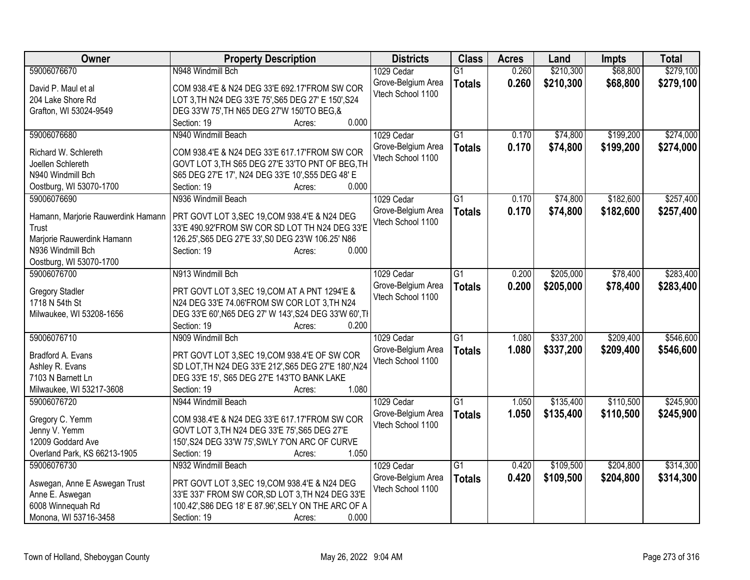| Owner | Property Description | Districts | Class | Acres | Land | Impts | Total |
|---|---|---|---|---|---|---|---|
| 59006076670<br>David P. Maul et al<br>204 Lake Shore Rd<br>Grafton, WI 53024-9549 | N948 Windmill Bch<br>COM 938.4'E & N24 DEG 33'E 692.17'FROM SW COR LOT 3,TH N24 DEG 33'E 75',S65 DEG 27' E 150',S24 DEG 33'W 75',TH N65 DEG 27'W 150'TO BEG,&<br>Section: 19 Acres: 0.000 | 1029 Cedar Grove-Belgium Area Vtech School 1100 | G1<br>**Totals** | 0.260<br>**0.260** | $210,300<br>**$210,300** | $68,800<br>**$68,800** | $279,100<br>**$279,100** |
| 59006076680<br>Richard W. Schlereth<br>Joellen Schlereth<br>N940 Windmill Bch<br>Oostburg, WI 53070-1700 | N940 Windmill Beach<br>COM 938.4'E & N24 DEG 33'E 617.17'FROM SW COR GOVT LOT 3,TH S65 DEG 27'E 33'TO PNT OF BEG,TH S65 DEG 27'E 17', N24 DEG 33'E 10',S55 DEG 48' E<br>Section: 19 Acres: 0.000 | 1029 Cedar Grove-Belgium Area Vtech School 1100 | G1<br>**Totals** | 0.170<br>**0.170** | $74,800<br>**$74,800** | $199,200<br>**$199,200** | $274,000<br>**$274,000** |
| 59006076690<br>Hamann, Marjorie Rauwerdink Hamann Trust<br>Marjorie Rauwerdink Hamann<br>N936 Windmill Bch<br>Oostburg, WI 53070-1700 | N936 Windmill Beach<br>PRT GOVT LOT 3,SEC 19,COM 938.4'E & N24 DEG 33'E 490.92'FROM SW COR SD LOT TH N24 DEG 33'E 126.25',S65 DEG 27'E 33',S0 DEG 23'W 106.25' N86<br>Section: 19 Acres: 0.000 | 1029 Cedar Grove-Belgium Area Vtech School 1100 | G1<br>**Totals** | 0.170<br>**0.170** | $74,800<br>**$74,800** | $182,600<br>**$182,600** | $257,400<br>**$257,400** |
| 59006076700<br>Gregory Stadler<br>1718 N 54th St<br>Milwaukee, WI 53208-1656 | N913 Windmill Bch<br>PRT GOVT LOT 3,SEC 19,COM AT A PNT 1294'E & N24 DEG 33'E 74.06'FROM SW COR LOT 3,TH N24 DEG 33'E 60',N65 DEG 27' W 143',S24 DEG 33'W 60',TH<br>Section: 19 Acres: 0.200 | 1029 Cedar Grove-Belgium Area Vtech School 1100 | G1<br>**Totals** | 0.200<br>**0.200** | $205,000<br>**$205,000** | $78,400<br>**$78,400** | $283,400<br>**$283,400** |
| 59006076710<br>Bradford A. Evans<br>Ashley R. Evans<br>7103 N Barnett Ln<br>Milwaukee, WI 53217-3608 | N909 Windmill Bch<br>PRT GOVT LOT 3,SEC 19,COM 938.4'E OF SW COR SD LOT,TH N24 DEG 33'E 212',S65 DEG 27'E 180',N24 DEG 33'E 15', S65 DEG 27'E 143'TO BANK LAKE<br>Section: 19 Acres: 1.080 | 1029 Cedar Grove-Belgium Area Vtech School 1100 | G1<br>**Totals** | 1.080<br>**1.080** | $337,200<br>**$337,200** | $209,400<br>**$209,400** | $546,600<br>**$546,600** |
| 59006076720<br>Gregory C. Yemm<br>Jenny V. Yemm<br>12009 Goddard Ave<br>Overland Park, KS 66213-1905 | N944 Windmill Beach<br>COM 938.4'E & N24 DEG 33'E 617.17'FROM SW COR GOVT LOT 3,TH N24 DEG 33'E 75',S65 DEG 27'E 150',S24 DEG 33'W 75',SWLY 7'ON ARC OF CURVE<br>Section: 19 Acres: 1.050 | 1029 Cedar Grove-Belgium Area Vtech School 1100 | G1<br>**Totals** | 1.050<br>**1.050** | $135,400<br>**$135,400** | $110,500<br>**$110,500** | $245,900<br>**$245,900** |
| 59006076730<br>Aswegan, Anne E Aswegan Trust<br>Anne E. Aswegan<br>6008 Winnequah Rd<br>Monona, WI 53716-3458 | N932 Windmill Beach<br>PRT GOVT LOT 3,SEC 19,COM 938.4'E & N24 DEG 33'E 337' FROM SW COR,SD LOT 3,TH N24 DEG 33'E 100.42',S86 DEG 18' E 87.96',SELY ON THE ARC OF A<br>Section: 19 Acres: 0.000 | 1029 Cedar Grove-Belgium Area Vtech School 1100 | G1<br>**Totals** | 0.420<br>**0.420** | $109,500<br>**$109,500** | $204,800<br>**$204,800** | $314,300<br>**$314,300** |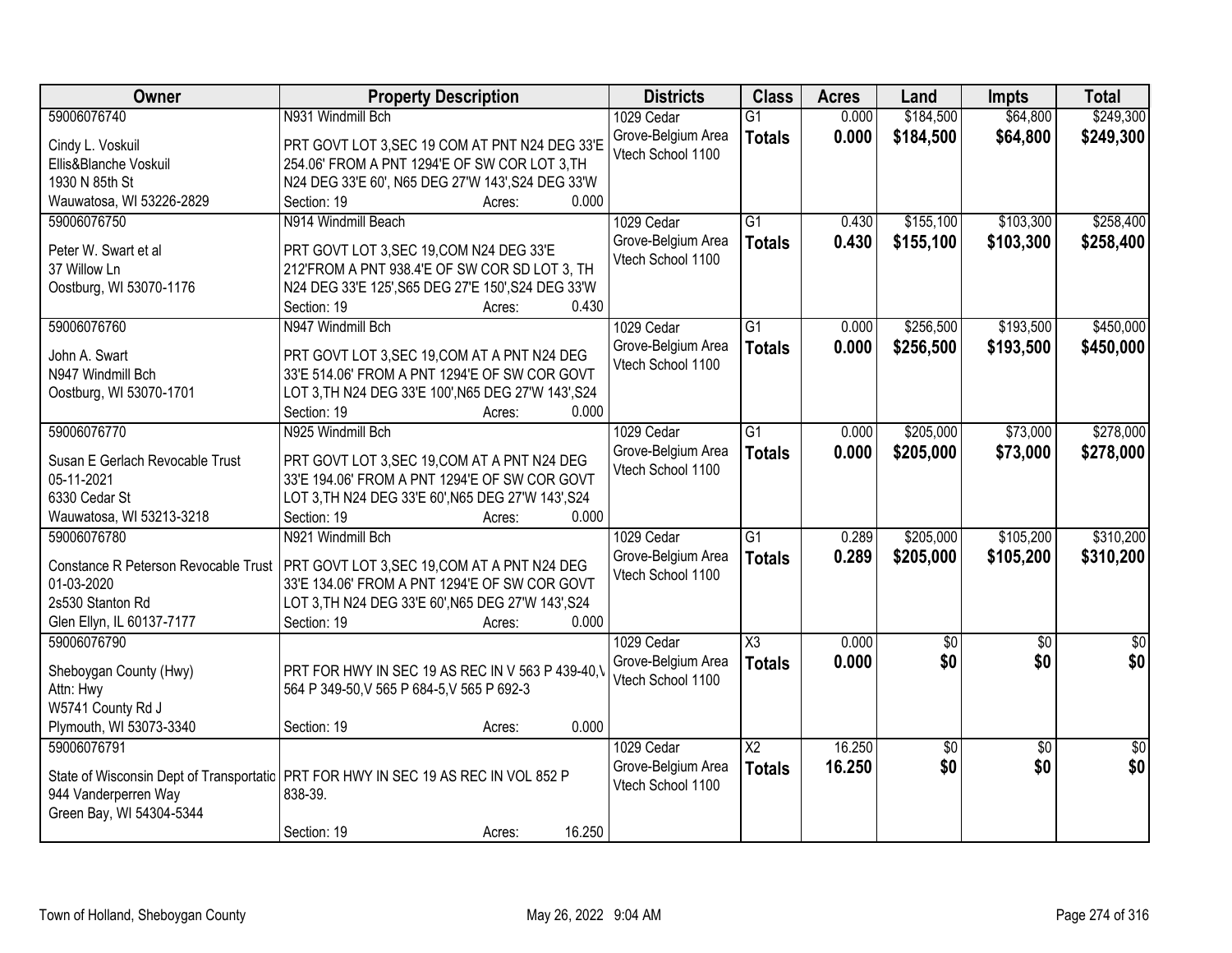| Owner | Property Description | Districts | Class | Acres | Land | Impts | Total |
|---|---|---|---|---|---|---|---|
| 59006076740<br>Cindy L. Voskuil<br>Ellis&Blanche Voskuil<br>1930 N 85th St<br>Wauwatosa, WI 53226-2829 | N931 Windmill Bch<br>PRT GOVT LOT 3,SEC 19 COM AT PNT N24 DEG 33'E 254.06' FROM A PNT 1294'E OF SW COR LOT 3,TH N24 DEG 33'E 60', N65 DEG 27'W 143',S24 DEG 33'W<br>Section: 19 Acres: 0.000 | 1029 Cedar Grove-Belgium Area Vtech School 1100 | G1<br>**Totals** | 0.000<br>**0.000** | $184,500<br>**$184,500** | $64,800<br>**$64,800** | $249,300<br>**$249,300** |
| 59006076750<br>Peter W. Swart et al<br>37 Willow Ln<br>Oostburg, WI 53070-1176 | N914 Windmill Beach<br>PRT GOVT LOT 3,SEC 19,COM N24 DEG 33'E 212'FROM A PNT 938.4'E OF SW COR SD LOT 3, TH N24 DEG 33'E 125',S65 DEG 27'E 150',S24 DEG 33'W<br>Section: 19 Acres: 0.430 | 1029 Cedar Grove-Belgium Area Vtech School 1100 | G1<br>**Totals** | 0.430<br>**0.430** | $155,100<br>**$155,100** | $103,300<br>**$103,300** | $258,400<br>**$258,400** |
| 59006076760<br>John A. Swart<br>N947 Windmill Bch<br>Oostburg, WI 53070-1701 | N947 Windmill Bch<br>PRT GOVT LOT 3,SEC 19,COM AT A PNT N24 DEG 33'E 514.06' FROM A PNT 1294'E OF SW COR GOVT LOT 3,TH N24 DEG 33'E 100',N65 DEG 27'W 143',S24<br>Section: 19 Acres: 0.000 | 1029 Cedar Grove-Belgium Area Vtech School 1100 | G1<br>**Totals** | 0.000<br>**0.000** | $256,500<br>**$256,500** | $193,500<br>**$193,500** | $450,000<br>**$450,000** |
| 59006076770<br>Susan E Gerlach Revocable Trust<br>05-11-2021<br>6330 Cedar St<br>Wauwatosa, WI 53213-3218 | N925 Windmill Bch<br>PRT GOVT LOT 3,SEC 19,COM AT A PNT N24 DEG 33'E 194.06' FROM A PNT 1294'E OF SW COR GOVT LOT 3,TH N24 DEG 33'E 60',N65 DEG 27'W 143',S24<br>Section: 19 Acres: 0.000 | 1029 Cedar Grove-Belgium Area Vtech School 1100 | G1<br>**Totals** | 0.000<br>**0.000** | $205,000<br>**$205,000** | $73,000<br>**$73,000** | $278,000<br>**$278,000** |
| 59006076780<br>Constance R Peterson Revocable Trust<br>01-03-2020<br>2s530 Stanton Rd<br>Glen Ellyn, IL 60137-7177 | N921 Windmill Bch<br>PRT GOVT LOT 3,SEC 19,COM AT A PNT N24 DEG 33'E 134.06' FROM A PNT 1294'E OF SW COR GOVT LOT 3,TH N24 DEG 33'E 60',N65 DEG 27'W 143',S24<br>Section: 19 Acres: 0.000 | 1029 Cedar Grove-Belgium Area Vtech School 1100 | G1<br>**Totals** | 0.289<br>**0.289** | $205,000<br>**$205,000** | $105,200<br>**$105,200** | $310,200<br>**$310,200** |
| 59006076790<br>Sheboygan County (Hwy)<br>Attn: Hwy<br>W5741 County Rd J<br>Plymouth, WI 53073-3340 | PRT FOR HWY IN SEC 19 AS REC IN V 563 P 439-40,V 564 P 349-50,V 565 P 684-5,V 565 P 692-3<br>Section: 19 Acres: 0.000 | 1029 Cedar Grove-Belgium Area Vtech School 1100 | X3<br>**Totals** | 0.000<br>**0.000** | $0<br>**$0** | $0<br>**$0** | $0<br>**$0** |
| 59006076791<br>State of Wisconsin Dept of Transportatic<br>944 Vanderperren Way<br>Green Bay, WI 54304-5344 | PRT FOR HWY IN SEC 19 AS REC IN VOL 852 P 838-39.<br>Section: 19 Acres: 16.250 | 1029 Cedar Grove-Belgium Area Vtech School 1100 | X2<br>**Totals** | 16.250<br>**16.250** | $0<br>**$0** | $0<br>**$0** | $0<br>**$0** |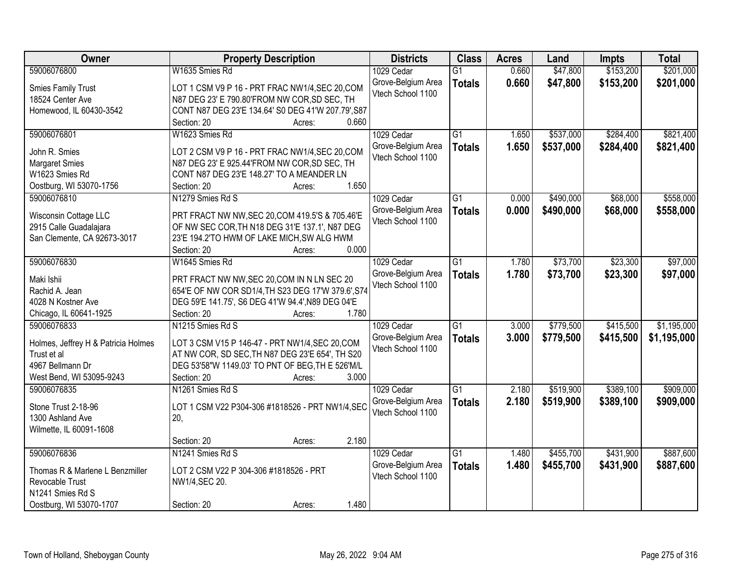| Owner | Property Description | Districts | Class | Acres | Land | Impts | Total |
|---|---|---|---|---|---|---|---|
| 59006076800<br>Smies Family Trust<br>18524 Center Ave<br>Homewood, IL 60430-3542 | W1635 Smies Rd<br>LOT 1 CSM V9 P 16 - PRT FRAC NW1/4,SEC 20,COM N87 DEG 23' E 790.80'FROM NW COR,SD SEC, TH CONT N87 DEG 23'E 134.64' S0 DEG 41'W 207.79',S87<br>Section: 20 Acres: 0.660 | 1029 Cedar Grove-Belgium Area<br>Vtech School 1100 | G1<br>**Totals** | 0.660<br>**0.660** | $47,800<br>**$47,800** | $153,200<br>**$153,200** | $201,000<br>**$201,000** |
| 59006076801<br>John R. Smies<br>Margaret Smies<br>W1623 Smies Rd<br>Oostburg, WI 53070-1756 | W1623 Smies Rd<br>LOT 2 CSM V9 P 16 - PRT FRAC NW1/4,SEC 20,COM N87 DEG 23' E 925.44'FROM NW COR,SD SEC, TH CONT N87 DEG 23'E 148.27' TO A MEANDER LN<br>Section: 20 Acres: 1.650 | 1029 Cedar Grove-Belgium Area<br>Vtech School 1100 | G1<br>**Totals** | 1.650<br>**1.650** | $537,000<br>**$537,000** | $284,400<br>**$284,400** | $821,400<br>**$821,400** |
| 59006076810<br>Wisconsin Cottage LLC<br>2915 Calle Guadalajara<br>San Clemente, CA 92673-3017 | N1279 Smies Rd S<br>PRT FRACT NW NW,SEC 20,COM 419.5'S & 705.46'E OF NW SEC COR,TH N18 DEG 31'E 137.1', N87 DEG 23'E 194.2'TO HWM OF LAKE MICH,SW ALG HWM<br>Section: 20 Acres: 0.000 | 1029 Cedar Grove-Belgium Area<br>Vtech School 1100 | G1<br>**Totals** | 0.000<br>**0.000** | $490,000<br>**$490,000** | $68,000<br>**$68,000** | $558,000<br>**$558,000** |
| 59006076830<br>Maki Ishii<br>Rachid A. Jean<br>4028 N Kostner Ave<br>Chicago, IL 60641-1925 | W1645 Smies Rd<br>PRT FRACT NW NW,SEC 20,COM IN N LN SEC 20 654'E OF NW COR SD1/4,TH S23 DEG 17'W 379.6',S74 DEG 59'E 141.75', S6 DEG 41'W 94.4',N89 DEG 04'E<br>Section: 20 Acres: 1.780 | 1029 Cedar Grove-Belgium Area<br>Vtech School 1100 | G1<br>**Totals** | 1.780<br>**1.780** | $73,700<br>**$73,700** | $23,300<br>**$23,300** | $97,000<br>**$97,000** |
| 59006076833<br>Holmes, Jeffrey H & Patricia Holmes Trust et al<br>4967 Bellmann Dr<br>West Bend, WI 53095-9243 | N1215 Smies Rd S<br>LOT 3 CSM V15 P 146-47 - PRT NW1/4,SEC 20,COM AT NW COR, SD SEC,TH N87 DEG 23'E 654', TH S20 DEG 53'58"W 1149.03' TO PNT OF BEG,TH E 526'M/L<br>Section: 20 Acres: 3.000 | 1029 Cedar Grove-Belgium Area<br>Vtech School 1100 | G1<br>**Totals** | 3.000<br>**3.000** | $779,500<br>**$779,500** | $415,500<br>**$415,500** | $1,195,000<br>**$1,195,000** |
| 59006076835<br>Stone Trust 2-18-96<br>1300 Ashland Ave<br>Wilmette, IL 60091-1608 | N1261 Smies Rd S<br>LOT 1 CSM V22 P304-306 #1818526 - PRT NW1/4,SEC 20,<br>Section: 20 Acres: 2.180 | 1029 Cedar Grove-Belgium Area<br>Vtech School 1100 | G1<br>**Totals** | 2.180<br>**2.180** | $519,900<br>**$519,900** | $389,100<br>**$389,100** | $909,000<br>**$909,000** |
| 59006076836<br>Thomas R & Marlene L Benzmiller Revocable Trust<br>N1241 Smies Rd S<br>Oostburg, WI 53070-1707 | N1241 Smies Rd S<br>LOT 2 CSM V22 P 304-306 #1818526 - PRT NW1/4,SEC 20.<br>Section: 20 Acres: 1.480 | 1029 Cedar Grove-Belgium Area<br>Vtech School 1100 | G1<br>**Totals** | 1.480<br>**1.480** | $455,700<br>**$455,700** | $431,900<br>**$431,900** | $887,600<br>**$887,600** |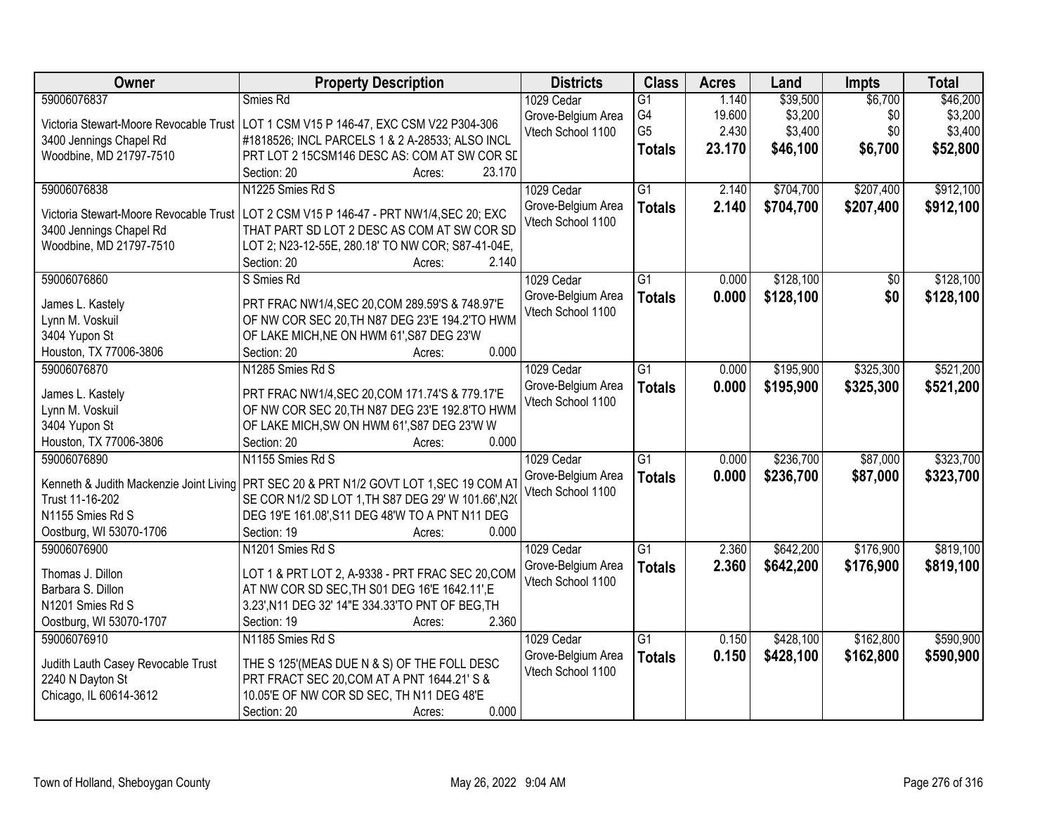| Owner | Property Description | Districts | Class | Acres | Land | Impts | Total |
|---|---|---|---|---|---|---|---|
| 59006076837<br>Victoria Stewart-Moore Revocable Trust<br>3400 Jennings Chapel Rd<br>Woodbine, MD 21797-7510 | Smies Rd<br>LOT 1 CSM V15 P 146-47, EXC CSM V22 P304-306 #1818526; INCL PARCELS 1 & 2 A-28533; ALSO INCL PRT LOT 2 15CSM146 DESC AS: COM AT SW COR SD<br>Section: 20 Acres: 23.170 | 1029 Cedar Grove-Belgium Area<br>Vtech School 1100 | G1<br>G4<br>G5<br>**Totals** | 1.140<br>19.600<br>2.430<br>**23.170** | $39,500<br>$3,200<br>$3,400<br>**$46,100** | $6,700<br>$0<br>$0<br>**$6,700** | $46,200<br>$3,200<br>$3,400<br>**$52,800** |
| 59006076838<br>Victoria Stewart-Moore Revocable Trust<br>3400 Jennings Chapel Rd<br>Woodbine, MD 21797-7510 | N1225 Smies Rd S<br>LOT 2 CSM V15 P 146-47 - PRT NW1/4,SEC 20; EXC THAT PART SD LOT 2 DESC AS COM AT SW COR SD LOT 2; N23-12-55E, 280.18' TO NW COR; S87-41-04E,<br>Section: 20 Acres: 2.140 | 1029 Cedar Grove-Belgium Area<br>Vtech School 1100 | G1<br>**Totals** | 2.140<br>**2.140** | $704,700<br>**$704,700** | $207,400<br>**$207,400** | $912,100<br>**$912,100** |
| 59006076860<br>James L. Kastely<br>Lynn M. Voskuil<br>3404 Yupon St<br>Houston, TX 77006-3806 | S Smies Rd<br>PRT FRAC NW1/4,SEC 20,COM 289.59'S & 748.97'E OF NW COR SEC 20,TH N87 DEG 23'E 194.2'TO HWM OF LAKE MICH,NE ON HWM 61',S87 DEG 23'W<br>Section: 20 Acres: 0.000 | 1029 Cedar Grove-Belgium Area<br>Vtech School 1100 | G1<br>**Totals** | 0.000<br>**0.000** | $128,100<br>**$128,100** | $0<br>**$0** | $128,100<br>**$128,100** |
| 59006076870<br>James L. Kastely<br>Lynn M. Voskuil<br>3404 Yupon St<br>Houston, TX 77006-3806 | N1285 Smies Rd S<br>PRT FRAC NW1/4,SEC 20,COM 171.74'S & 779.17'E OF NW COR SEC 20,TH N87 DEG 23'E 192.8'TO HWM OF LAKE MICH,SW ON HWM 61',S87 DEG 23'W W<br>Section: 20 Acres: 0.000 | 1029 Cedar Grove-Belgium Area<br>Vtech School 1100 | G1<br>**Totals** | 0.000<br>**0.000** | $195,900<br>**$195,900** | $325,300<br>**$325,300** | $521,200<br>**$521,200** |
| 59006076890<br>Kenneth & Judith Mackenzie Joint Living Trust 11-16-202<br>N1155 Smies Rd S<br>Oostburg, WI 53070-1706 | N1155 Smies Rd S<br>PRT SEC 20 & PRT N1/2 GOVT LOT 1,SEC 19 COM AT SE COR N1/2 SD LOT 1,TH S87 DEG 29' W 101.66',N20 DEG 19'E 161.08',S11 DEG 48'W TO A PNT N11 DEG<br>Section: 19 Acres: 0.000 | 1029 Cedar Grove-Belgium Area<br>Vtech School 1100 | G1<br>**Totals** | 0.000<br>**0.000** | $236,700<br>**$236,700** | $87,000<br>**$87,000** | $323,700<br>**$323,700** |
| 59006076900<br>Thomas J. Dillon<br>Barbara S. Dillon<br>N1201 Smies Rd S<br>Oostburg, WI 53070-1707 | N1201 Smies Rd S<br>LOT 1 & PRT LOT 2, A-9338 - PRT FRAC SEC 20,COM AT NW COR SD SEC,TH S01 DEG 16'E 1642.11',E 3.23',N11 DEG 32' 14"E 334.33'TO PNT OF BEG,TH<br>Section: 19 Acres: 2.360 | 1029 Cedar Grove-Belgium Area<br>Vtech School 1100 | G1<br>**Totals** | 2.360<br>**2.360** | $642,200<br>**$642,200** | $176,900<br>**$176,900** | $819,100<br>**$819,100** |
| 59006076910<br>Judith Lauth Casey Revocable Trust<br>2240 N Dayton St<br>Chicago, IL 60614-3612 | N1185 Smies Rd S<br>THE S 125'(MEAS DUE N & S) OF THE FOLL DESC PRT FRACT SEC 20,COM AT A PNT 1644.21' S & 10.05'E OF NW COR SD SEC, TH N11 DEG 48'E<br>Section: 20 Acres: 0.000 | 1029 Cedar Grove-Belgium Area<br>Vtech School 1100 | G1<br>**Totals** | 0.150<br>**0.150** | $428,100<br>**$428,100** | $162,800<br>**$162,800** | $590,900<br>**$590,900** |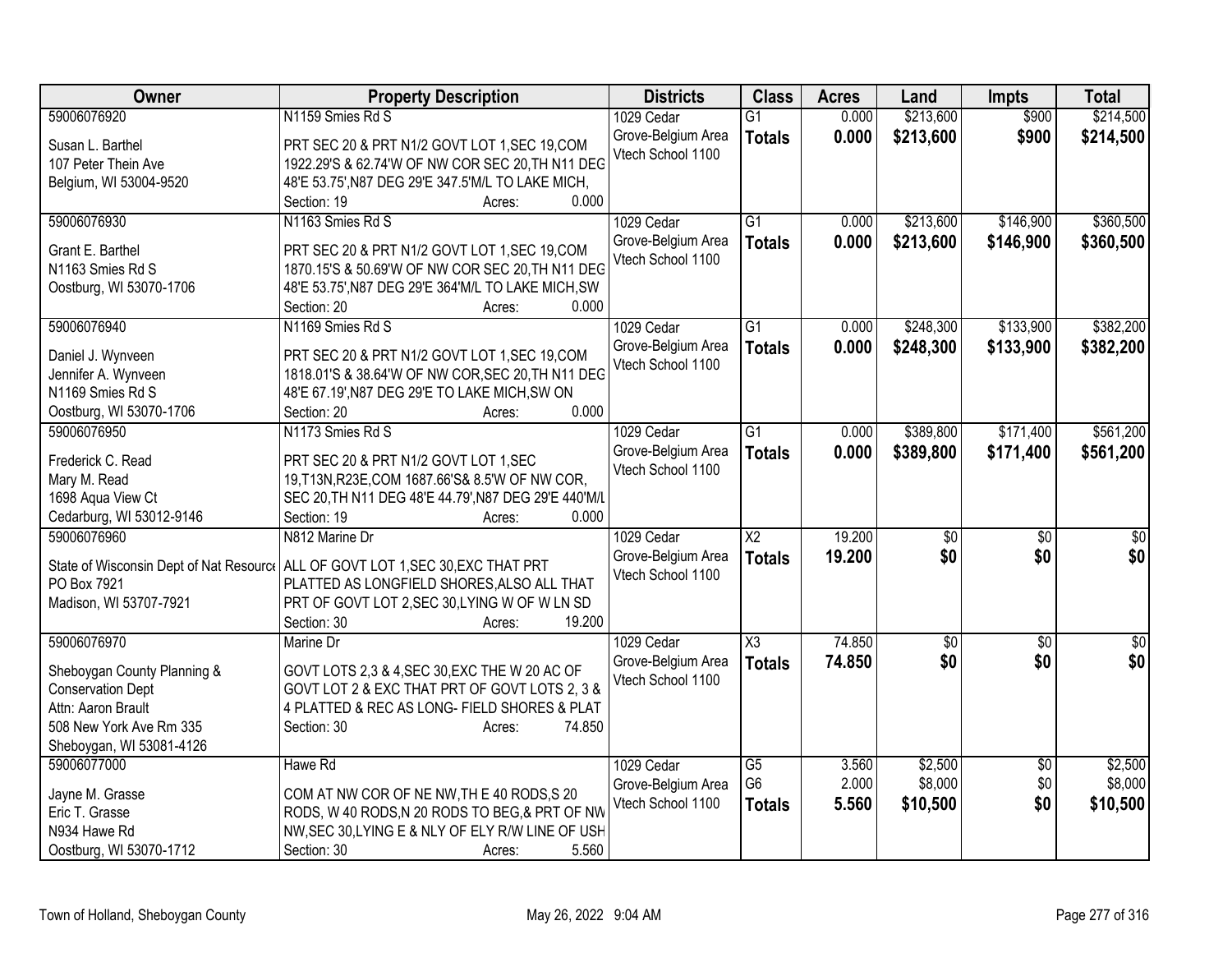| Owner | Property Description | Districts | Class | Acres | Land | Impts | Total |
|---|---|---|---|---|---|---|---|
| 59006076920<br>Susan L. Barthel<br>107 Peter Thein Ave<br>Belgium, WI 53004-9520 | N1159 Smies Rd S<br>PRT SEC 20 & PRT N1/2 GOVT LOT 1,SEC 19,COM 1922.29'S & 62.74'W OF NW COR SEC 20,TH N11 DEG 48'E 53.75',N87 DEG 29'E 347.5'M/L TO LAKE MICH,<br>Section: 19 Acres: 0.000 | 1029 Cedar Grove-Belgium Area Vtech School 1100 | G1<br>**Totals** | 0.000<br>**0.000** | $213,600<br>**$213,600** | $900<br>**$900** | $214,500<br>**$214,500** |
| 59006076930<br>Grant E. Barthel<br>N1163 Smies Rd S<br>Oostburg, WI 53070-1706 | N1163 Smies Rd S<br>PRT SEC 20 & PRT N1/2 GOVT LOT 1,SEC 19,COM 1870.15'S & 50.69'W OF NW COR SEC 20,TH N11 DEG 48'E 53.75',N87 DEG 29'E 364'M/L TO LAKE MICH,SW<br>Section: 20 Acres: 0.000 | 1029 Cedar Grove-Belgium Area Vtech School 1100 | G1<br>**Totals** | 0.000<br>**0.000** | $213,600<br>**$213,600** | $146,900<br>**$146,900** | $360,500<br>**$360,500** |
| 59006076940<br>Daniel J. Wynveen<br>Jennifer A. Wynveen<br>N1169 Smies Rd S<br>Oostburg, WI 53070-1706 | N1169 Smies Rd S<br>PRT SEC 20 & PRT N1/2 GOVT LOT 1,SEC 19,COM 1818.01'S & 38.64'W OF NW COR,SEC 20,TH N11 DEG 48'E 67.19',N87 DEG 29'E TO LAKE MICH,SW ON<br>Section: 20 Acres: 0.000 | 1029 Cedar Grove-Belgium Area Vtech School 1100 | G1<br>**Totals** | 0.000<br>**0.000** | $248,300<br>**$248,300** | $133,900<br>**$133,900** | $382,200<br>**$382,200** |
| 59006076950<br>Frederick C. Read<br>Mary M. Read<br>1698 Aqua View Ct<br>Cedarburg, WI 53012-9146 | N1173 Smies Rd S<br>PRT SEC 20 & PRT N1/2 GOVT LOT 1,SEC 19,T13N,R23E,COM 1687.66'S& 8.5'W OF NW COR, SEC 20,TH N11 DEG 48'E 44.79',N87 DEG 29'E 440'M/L<br>Section: 19 Acres: 0.000 | 1029 Cedar Grove-Belgium Area Vtech School 1100 | G1<br>**Totals** | 0.000<br>**0.000** | $389,800<br>**$389,800** | $171,400<br>**$171,400** | $561,200<br>**$561,200** |
| 59006076960<br>State of Wisconsin Dept of Nat Resource<br>PO Box 7921<br>Madison, WI 53707-7921 | N812 Marine Dr<br>ALL OF GOVT LOT 1,SEC 30,EXC THAT PRT PLATTED AS LONGFIELD SHORES,ALSO ALL THAT PRT OF GOVT LOT 2,SEC 30,LYING W OF W LN SD<br>Section: 30 Acres: 19.200 | 1029 Cedar Grove-Belgium Area Vtech School 1100 | X2<br>**Totals** | 19.200<br>**19.200** | $0<br>**$0** | $0<br>**$0** | $0<br>**$0** |
| 59006076970<br>Sheboygan County Planning & Conservation Dept<br>Attn: Aaron Brault<br>508 New York Ave Rm 335<br>Sheboygan, WI 53081-4126 | Marine Dr<br>GOVT LOTS 2,3 & 4,SEC 30,EXC THE W 20 AC OF GOVT LOT 2 & EXC THAT PRT OF GOVT LOTS 2, 3 & 4 PLATTED & REC AS LONG- FIELD SHORES & PLAT<br>Section: 30 Acres: 74.850 | 1029 Cedar Grove-Belgium Area Vtech School 1100 | X3<br>**Totals** | 74.850<br>**74.850** | $0<br>**$0** | $0<br>**$0** | $0<br>**$0** |
| 59006077000<br>Jayne M. Grasse<br>Eric T. Grasse<br>N934 Hawe Rd<br>Oostburg, WI 53070-1712 | Hawe Rd<br>COM AT NW COR OF NE NW,TH E 40 RODS,S 20 RODS, W 40 RODS,N 20 RODS TO BEG,& PRT OF NW NW,SEC 30,LYING E & NLY OF ELY R/W LINE OF USH<br>Section: 30 Acres: 5.560 | 1029 Cedar Grove-Belgium Area Vtech School 1100 | G5<br>G6<br>**Totals** | 3.560<br>2.000<br>**5.560** | $2,500<br>$8,000<br>**$10,500** | $0<br>$0<br>**$0** | $2,500<br>$8,000<br>**$10,500** |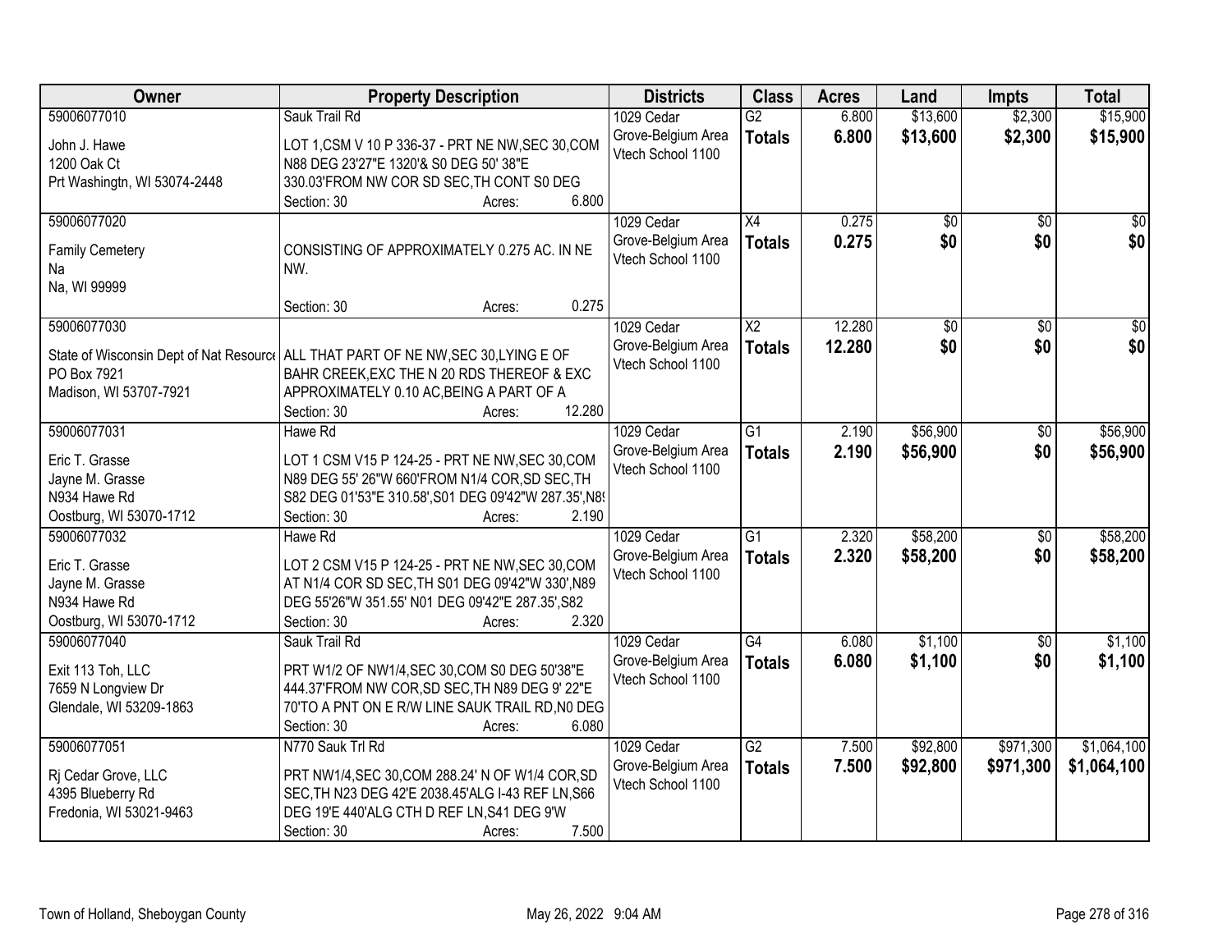| Owner | Property Description | Districts | Class | Acres | Land | Impts | Total |
|---|---|---|---|---|---|---|---|
| 59006077010<br>John J. Hawe<br>1200 Oak Ct<br>Prt Washingtn, WI 53074-2448 | Sauk Trail Rd<br>LOT 1,CSM V 10 P 336-37 - PRT NE NW,SEC 30,COM N88 DEG 23'27"E 1320'& S0 DEG 50' 38"E 330.03'FROM NW COR SD SEC,TH CONT S0 DEG<br>Section: 30 Acres: 6.800 | 1029 Cedar Grove-Belgium Area Vtech School 1100 | G2<br>**Totals** | 6.800<br>**6.800** | $13,600<br>**$13,600** | $2,300<br>**$2,300** | $15,900<br>**$15,900** |
| 59006077020<br>Family Cemetery<br>Na<br>Na, WI 99999 | CONSISTING OF APPROXIMATELY 0.275 AC. IN NE NW.<br>Section: 30 Acres: 0.275 | 1029 Cedar Grove-Belgium Area Vtech School 1100 | X4<br>**Totals** | 0.275<br>**0.275** | $0<br>**$0** | $0<br>**$0** | $0<br>**$0** |
| 59006077030<br>State of Wisconsin Dept of Nat Resource<br>PO Box 7921<br>Madison, WI 53707-7921 | ALL THAT PART OF NE NW,SEC 30,LYING E OF BAHR CREEK,EXC THE N 20 RDS THEREOF & EXC APPROXIMATELY 0.10 AC,BEING A PART OF A<br>Section: 30 Acres: 12.280 | 1029 Cedar Grove-Belgium Area Vtech School 1100 | X2<br>**Totals** | 12.280<br>**12.280** | $0<br>**$0** | $0<br>**$0** | $0<br>**$0** |
| 59006077031<br>Eric T. Grasse<br>Jayne M. Grasse<br>N934 Hawe Rd<br>Oostburg, WI 53070-1712 | Hawe Rd<br>LOT 1 CSM V15 P 124-25 - PRT NE NW,SEC 30,COM N89 DEG 55' 26"W 660'FROM N1/4 COR,SD SEC,TH S82 DEG 01'53"E 310.58',S01 DEG 09'42"W 287.35',N8<br>Section: 30 Acres: 2.190 | 1029 Cedar Grove-Belgium Area Vtech School 1100 | G1<br>**Totals** | 2.190<br>**2.190** | $56,900<br>**$56,900** | $0<br>**$0** | $56,900<br>**$56,900** |
| 59006077032<br>Eric T. Grasse<br>Jayne M. Grasse<br>N934 Hawe Rd<br>Oostburg, WI 53070-1712 | Hawe Rd<br>LOT 2 CSM V15 P 124-25 - PRT NE NW,SEC 30,COM AT N1/4 COR SD SEC,TH S01 DEG 09'42"W 330',N89 DEG 55'26"W 351.55' N01 DEG 09'42"E 287.35',S82<br>Section: 30 Acres: 2.320 | 1029 Cedar Grove-Belgium Area Vtech School 1100 | G1<br>**Totals** | 2.320<br>**2.320** | $58,200<br>**$58,200** | $0<br>**$0** | $58,200<br>**$58,200** |
| 59006077040<br>Exit 113 Toh, LLC<br>7659 N Longview Dr<br>Glendale, WI 53209-1863 | Sauk Trail Rd<br>PRT W1/2 OF NW1/4,SEC 30,COM S0 DEG 50'38"E 444.37'FROM NW COR,SD SEC,TH N89 DEG 9' 22"E 70'TO A PNT ON E R/W LINE SAUK TRAIL RD,N0 DEG<br>Section: 30 Acres: 6.080 | 1029 Cedar Grove-Belgium Area Vtech School 1100 | G4<br>**Totals** | 6.080<br>**6.080** | $1,100<br>**$1,100** | $0<br>**$0** | $1,100<br>**$1,100** |
| 59006077051<br>Rj Cedar Grove, LLC<br>4395 Blueberry Rd<br>Fredonia, WI 53021-9463 | N770 Sauk Trl Rd<br>PRT NW1/4,SEC 30,COM 288.24' N OF W1/4 COR,SD SEC,TH N23 DEG 42'E 2038.45'ALG I-43 REF LN,S66 DEG 19'E 440'ALG CTH D REF LN,S41 DEG 9'W<br>Section: 30 Acres: 7.500 | 1029 Cedar Grove-Belgium Area Vtech School 1100 | G2<br>**Totals** | 7.500<br>**7.500** | $92,800<br>**$92,800** | $971,300<br>**$971,300** | $1,064,100<br>**$1,064,100** |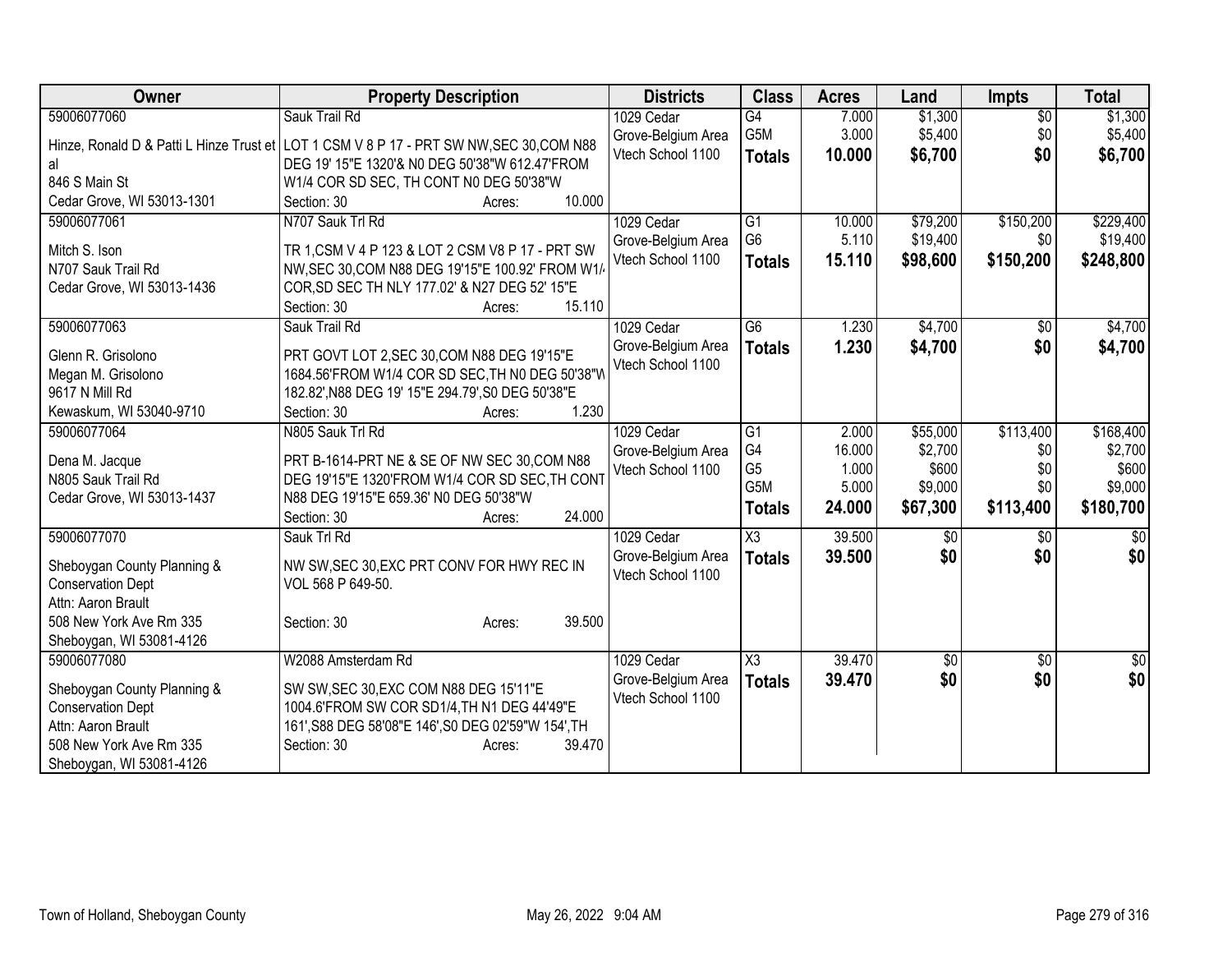| Owner | Property Description | Districts | Class | Acres | Land | Impts | Total |
|---|---|---|---|---|---|---|---|
| 59006077060<br>Hinze, Ronald D & Patti L Hinze Trust et al<br>846 S Main St<br>Cedar Grove, WI 53013-1301 | Sauk Trail Rd<br>LOT 1 CSM V 8 P 17 - PRT SW NW,SEC 30,COM N88 DEG 19' 15"E 1320'& N0 DEG 50'38"W 612.47'FROM W1/4 COR SD SEC, TH CONT N0 DEG 50'38"W<br>Section: 30 Acres: 10.000 | 1029 Cedar Grove-Belgium Area Vtech School 1100 | G4<br>G5M<br>**Totals** | 7.000<br>3.000<br>**10.000** | $1,300<br>$5,400<br>**$6,700** | $0<br>$0<br>**$0** | $1,300<br>$5,400<br>**$6,700** |
| 59006077061<br>Mitch S. Ison<br>N707 Sauk Trail Rd<br>Cedar Grove, WI 53013-1436 | N707 Sauk Trl Rd<br>TR 1,CSM V 4 P 123 & LOT 2 CSM V8 P 17 - PRT SW NW,SEC 30,COM N88 DEG 19'15"E 100.92' FROM W1/4 COR,SD SEC TH NLY 177.02' & N27 DEG 52' 15"E<br>Section: 30 Acres: 15.110 | 1029 Cedar Grove-Belgium Area Vtech School 1100 | G1<br>G6<br>**Totals** | 10.000<br>5.110<br>**15.110** | $79,200<br>$19,400<br>**$98,600** | $150,200<br>$0<br>**$150,200** | $229,400<br>$19,400<br>**$248,800** |
| 59006077063<br>Glenn R. Grisolono<br>Megan M. Grisolono<br>9617 N Mill Rd<br>Kewaskum, WI 53040-9710 | Sauk Trail Rd<br>PRT GOVT LOT 2,SEC 30,COM N88 DEG 19'15"E 1684.56'FROM W1/4 COR SD SEC,TH N0 DEG 50'38"W 182.82',N88 DEG 19' 15"E 294.79',S0 DEG 50'38"E<br>Section: 30 Acres: 1.230 | 1029 Cedar Grove-Belgium Area Vtech School 1100 | G6<br>**Totals** | 1.230<br>**1.230** | $4,700<br>**$4,700** | $0<br>**$0** | $4,700<br>**$4,700** |
| 59006077064<br>Dena M. Jacque<br>N805 Sauk Trail Rd<br>Cedar Grove, WI 53013-1437 | N805 Sauk Trl Rd<br>PRT B-1614-PRT NE & SE OF NW SEC 30,COM N88 DEG 19'15"E 1320'FROM W1/4 COR SD SEC,TH CONT N88 DEG 19'15"E 659.36' N0 DEG 50'38"W<br>Section: 30 Acres: 24.000 | 1029 Cedar Grove-Belgium Area Vtech School 1100 | G1<br>G4<br>G5<br>G5M<br>**Totals** | 2.000<br>16.000<br>1.000<br>5.000<br>**24.000** | $55,000<br>$2,700<br>$600<br>$9,000<br>**$67,300** | $113,400<br>$0<br>$0<br>$0<br>**$113,400** | $168,400<br>$2,700<br>$600<br>$9,000<br>**$180,700** |
| 59006077070<br>Sheboygan County Planning & Conservation Dept<br>Attn: Aaron Brault<br>508 New York Ave Rm 335<br>Sheboygan, WI 53081-4126 | Sauk Trl Rd<br>NW SW,SEC 30,EXC PRT CONV FOR HWY REC IN VOL 568 P 649-50.<br>Section: 30 Acres: 39.500 | 1029 Cedar Grove-Belgium Area Vtech School 1100 | X3<br>**Totals** | 39.500<br>**39.500** | $0<br>**$0** | $0<br>**$0** | $0<br>**$0** |
| 59006077080<br>Sheboygan County Planning & Conservation Dept<br>Attn: Aaron Brault<br>508 New York Ave Rm 335<br>Sheboygan, WI 53081-4126 | W2088 Amsterdam Rd<br>SW SW,SEC 30,EXC COM N88 DEG 15'11"E 1004.6'FROM SW COR SD1/4,TH N1 DEG 44'49"E 161',S88 DEG 58'08"E 146',S0 DEG 02'59"W 154',TH<br>Section: 30 Acres: 39.470 | 1029 Cedar Grove-Belgium Area Vtech School 1100 | X3<br>**Totals** | 39.470<br>**39.470** | $0<br>**$0** | $0<br>**$0** | $0<br>**$0** |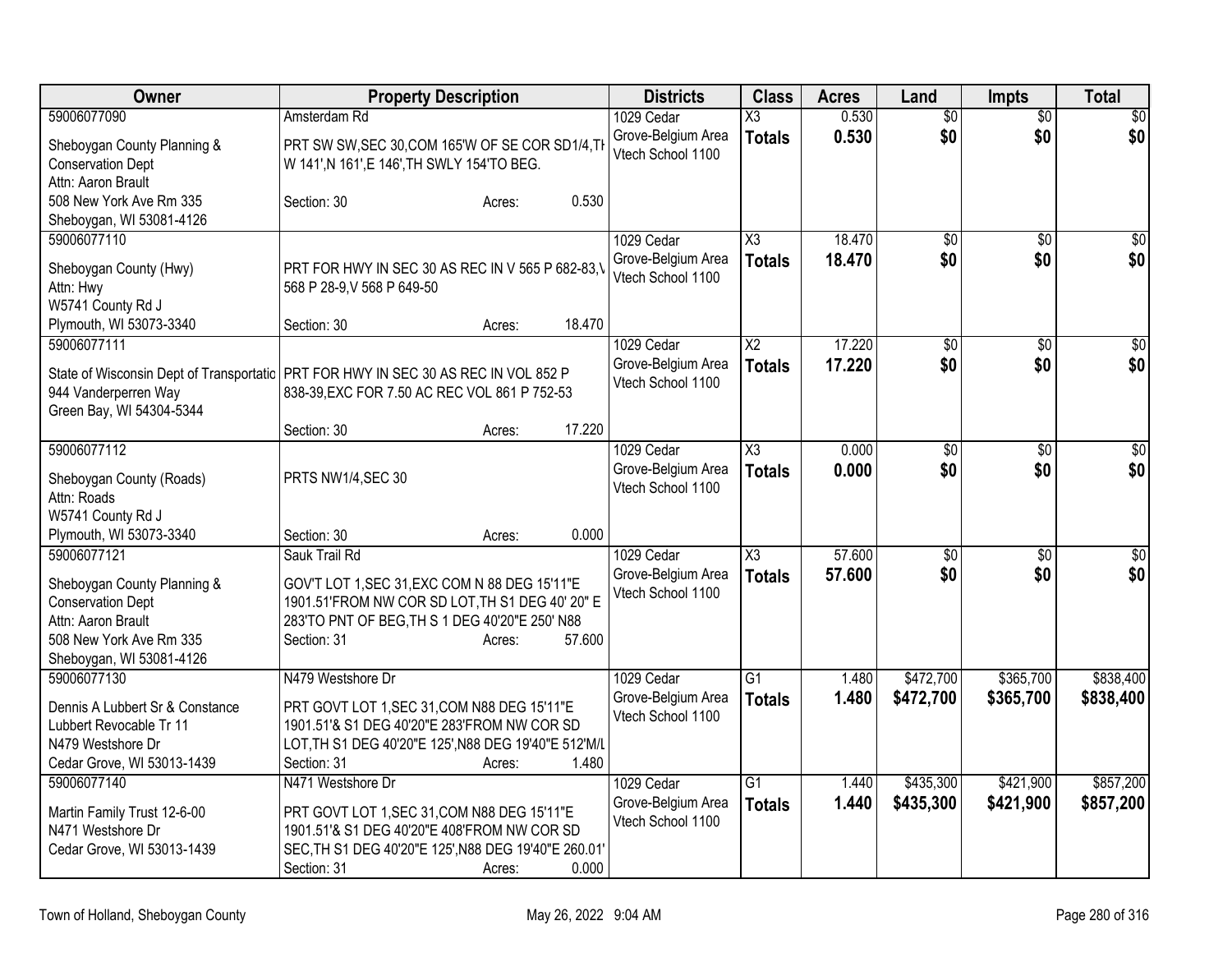| Owner | Property Description | Districts | Class | Acres | Land | Impts | Total |
|---|---|---|---|---|---|---|---|
| 59006077090<br>Sheboygan County Planning & Conservation Dept<br>Attn: Aaron Brault<br>508 New York Ave Rm 335<br>Sheboygan, WI 53081-4126 | Amsterdam Rd<br>PRT SW SW,SEC 30,COM 165'W OF SE COR SD1/4,TH W 141',N 161',E 146',TH SWLY 154'TO BEG.<br>Section: 30 Acres: 0.530 | 1029 Cedar Grove-Belgium Area Vtech School 1100 | X3<br>**Totals** | 0.530<br>**0.530** | $0<br>**$0** | $0<br>**$0** | $0<br>**$0** |
| 59006077110<br>Sheboygan County (Hwy)<br>Attn: Hwy<br>W5741 County Rd J<br>Plymouth, WI 53073-3340 | PRT FOR HWY IN SEC 30 AS REC IN V 565 P 682-83,V 568 P 28-9,V 568 P 649-50<br>Section: 30 Acres: 18.470 | 1029 Cedar Grove-Belgium Area Vtech School 1100 | X3<br>**Totals** | 18.470<br>**18.470** | $0<br>**$0** | $0<br>**$0** | $0<br>**$0** |
| 59006077111<br>State of Wisconsin Dept of Transportatio<br>944 Vanderperren Way<br>Green Bay, WI 54304-5344 | PRT FOR HWY IN SEC 30 AS REC IN VOL 852 P 838-39,EXC FOR 7.50 AC REC VOL 861 P 752-53<br>Section: 30 Acres: 17.220 | 1029 Cedar Grove-Belgium Area Vtech School 1100 | X2<br>**Totals** | 17.220<br>**17.220** | $0<br>**$0** | $0<br>**$0** | $0<br>**$0** |
| 59006077112<br>Sheboygan County (Roads)<br>Attn: Roads<br>W5741 County Rd J<br>Plymouth, WI 53073-3340 | PRTS NW1/4,SEC 30<br>Section: 30 Acres: 0.000 | 1029 Cedar Grove-Belgium Area Vtech School 1100 | X3<br>**Totals** | 0.000<br>**0.000** | $0<br>**$0** | $0<br>**$0** | $0<br>**$0** |
| 59006077121<br>Sheboygan County Planning & Conservation Dept<br>Attn: Aaron Brault<br>508 New York Ave Rm 335<br>Sheboygan, WI 53081-4126 | Sauk Trail Rd<br>GOV'T LOT 1,SEC 31,EXC COM N 88 DEG 15'11"E 1901.51'FROM NW COR SD LOT,TH S1 DEG 40' 20" E 283'TO PNT OF BEG,TH S 1 DEG 40'20"E 250' N88<br>Section: 31 Acres: 57.600 | 1029 Cedar Grove-Belgium Area Vtech School 1100 | X3<br>**Totals** | 57.600<br>**57.600** | $0<br>**$0** | $0<br>**$0** | $0<br>**$0** |
| 59006077130<br>Dennis A Lubbert Sr & Constance Lubbert Revocable Tr 11<br>N479 Westshore Dr<br>Cedar Grove, WI 53013-1439 | N479 Westshore Dr<br>PRT GOVT LOT 1,SEC 31,COM N88 DEG 15'11"E 1901.51'& S1 DEG 40'20"E 283'FROM NW COR SD LOT,TH S1 DEG 40'20"E 125',N88 DEG 19'40"E 512'M/L<br>Section: 31 Acres: 1.480 | 1029 Cedar Grove-Belgium Area Vtech School 1100 | G1<br>**Totals** | 1.480<br>**1.480** | $472,700<br>**$472,700** | $365,700<br>**$365,700** | $838,400<br>**$838,400** |
| 59006077140<br>Martin Family Trust 12-6-00<br>N471 Westshore Dr<br>Cedar Grove, WI 53013-1439 | N471 Westshore Dr<br>PRT GOVT LOT 1,SEC 31,COM N88 DEG 15'11"E 1901.51'& S1 DEG 40'20"E 408'FROM NW COR SD SEC,TH S1 DEG 40'20"E 125',N88 DEG 19'40"E 260.01'<br>Section: 31 Acres: 0.000 | 1029 Cedar Grove-Belgium Area Vtech School 1100 | G1<br>**Totals** | 1.440<br>**1.440** | $435,300<br>**$435,300** | $421,900<br>**$421,900** | $857,200<br>**$857,200** |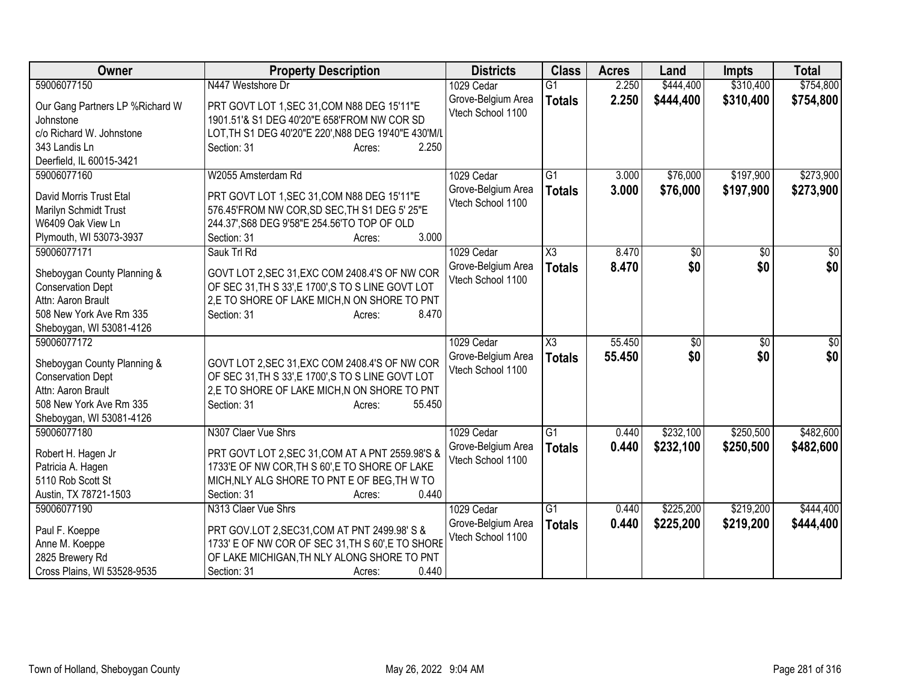| Owner | Property Description | Districts | Class | Acres | Land | Impts | Total |
|---|---|---|---|---|---|---|---|
| 59006077150 | N447 Westshore Dr | 1029 Cedar | G1 | 2.250 | $444,400 | $310,400 | $754,800 |
| Our Gang Partners LP %Richard W Johnstone<br>c/o Richard W. Johnstone<br>343 Landis Ln<br>Deerfield, IL 60015-3421 | PRT GOVT LOT 1,SEC 31,COM N88 DEG 15'11"E 1901.51'& S1 DEG 40'20"E 658'FROM NW COR SD LOT,TH S1 DEG 40'20"E 220',N88 DEG 19'40"E 430'M/L<br>Section: 31 Acres: 2.250 | Grove-Belgium Area Vtech School 1100 | **Totals** | **2.250** | **$444,400** | **$310,400** | **$754,800** |
| 59006077160 | W2055 Amsterdam Rd | 1029 Cedar | G1 | 3.000 | $76,000 | $197,900 | $273,900 |
| David Morris Trust Etal<br>Marilyn Schmidt Trust<br>W6409 Oak View Ln<br>Plymouth, WI 53073-3937 | PRT GOVT LOT 1,SEC 31,COM N88 DEG 15'11"E 576.45'FROM NW COR,SD SEC,TH S1 DEG 5' 25"E 244.37',S68 DEG 9'58"E 254.56'TO TOP OF OLD<br>Section: 31 Acres: 3.000 | Grove-Belgium Area Vtech School 1100 | **Totals** | **3.000** | **$76,000** | **$197,900** | **$273,900** |
| 59006077171 | Sauk Trl Rd | 1029 Cedar | X3 | 8.470 | $0 | $0 | $0 |
| Sheboygan County Planning & Conservation Dept<br>Attn: Aaron Brault<br>508 New York Ave Rm 335<br>Sheboygan, WI 53081-4126 | GOVT LOT 2,SEC 31,EXC COM 2408.4'S OF NW COR OF SEC 31,TH S 33',E 1700',S TO S LINE GOVT LOT 2,E TO SHORE OF LAKE MICH,N ON SHORE TO PNT<br>Section: 31 Acres: 8.470 | Grove-Belgium Area Vtech School 1100 | **Totals** | **8.470** | **$0** | **$0** | **$0** |
| 59006077172 | | 1029 Cedar | X3 | 55.450 | $0 | $0 | $0 |
| Sheboygan County Planning & Conservation Dept<br>Attn: Aaron Brault<br>508 New York Ave Rm 335<br>Sheboygan, WI 53081-4126 | GOVT LOT 2,SEC 31,EXC COM 2408.4'S OF NW COR OF SEC 31,TH S 33',E 1700',S TO S LINE GOVT LOT 2,E TO SHORE OF LAKE MICH,N ON SHORE TO PNT<br>Section: 31 Acres: 55.450 | Grove-Belgium Area Vtech School 1100 | **Totals** | **55.450** | **$0** | **$0** | **$0** |
| 59006077180 | N307 Claer Vue Shrs | 1029 Cedar | G1 | 0.440 | $232,100 | $250,500 | $482,600 |
| Robert H. Hagen Jr<br>Patricia A. Hagen<br>5110 Rob Scott St<br>Austin, TX 78721-1503 | PRT GOVT LOT 2,SEC 31,COM AT A PNT 2559.98'S & 1733'E OF NW COR,TH S 60',E TO SHORE OF LAKE MICH,NLY ALG SHORE TO PNT E OF BEG,TH W TO<br>Section: 31 Acres: 0.440 | Grove-Belgium Area Vtech School 1100 | **Totals** | **0.440** | **$232,100** | **$250,500** | **$482,600** |
| 59006077190 | N313 Claer Vue Shrs | 1029 Cedar | G1 | 0.440 | $225,200 | $219,200 | $444,400 |
| Paul F. Koeppe<br>Anne M. Koeppe<br>2825 Brewery Rd<br>Cross Plains, WI 53528-9535 | PRT GOV.LOT 2,SEC31,COM AT PNT 2499.98' S & 1733' E OF NW COR OF SEC 31,TH S 60',E TO SHORE OF LAKE MICHIGAN,TH NLY ALONG SHORE TO PNT<br>Section: 31 Acres: 0.440 | Grove-Belgium Area Vtech School 1100 | **Totals** | **0.440** | **$225,200** | **$219,200** | **$444,400** |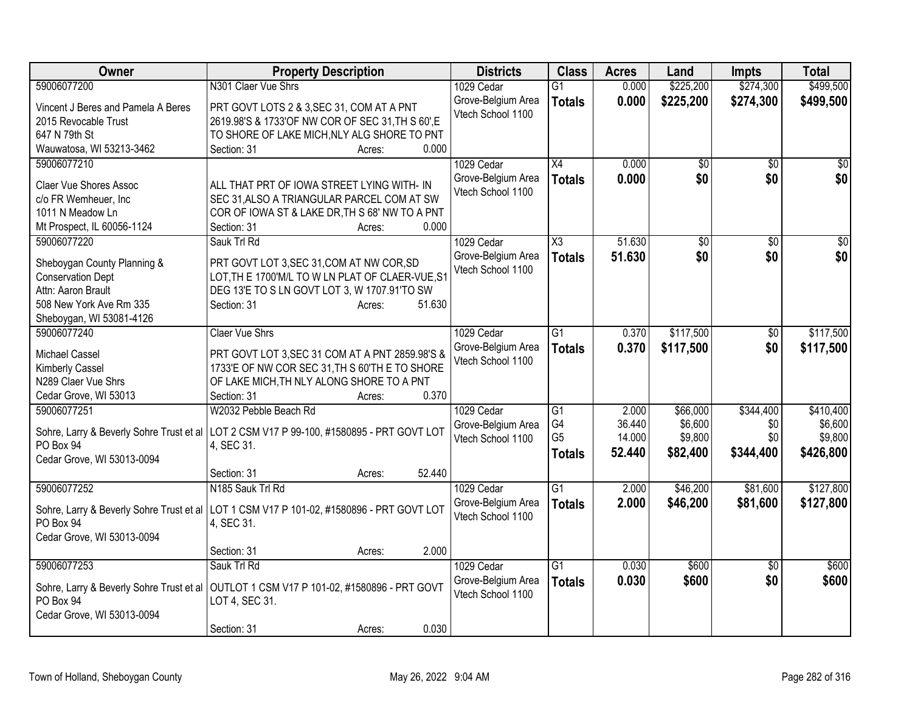| Owner | Property Description | Districts | Class | Acres | Land | Impts | Total |
|---|---|---|---|---|---|---|---|
| 59006077200<br>Vincent J Beres and Pamela A Beres 2015 Revocable Trust<br>647 N 79th St<br>Wauwatosa, WI 53213-3462 | N301 Claer Vue Shrs<br>PRT GOVT LOTS 2 & 3,SEC 31, COM AT A PNT 2619.98'S & 1733'OF NW COR OF SEC 31,TH S 60',E TO SHORE OF LAKE MICH,NLY ALG SHORE TO PNT<br>Section: 31 Acres: 0.000 | 1029 Cedar Grove-Belgium Area<br>Vtech School 1100 | G1<br>**Totals** | 0.000<br>**0.000** | \$225,200<br>**\$225,200** | \$274,300<br>**\$274,300** | \$499,500<br>**\$499,500** |
| 59006077210<br>Claer Vue Shores Assoc<br>c/o FR Wemheuer, Inc<br>1011 N Meadow Ln<br>Mt Prospect, IL 60056-1124 | ALL THAT PRT OF IOWA STREET LYING WITH- IN SEC 31,ALSO A TRIANGULAR PARCEL COM AT SW COR OF IOWA ST & LAKE DR,TH S 68' NW TO A PNT<br>Section: 31 Acres: 0.000 | 1029 Cedar Grove-Belgium Area<br>Vtech School 1100 | X4<br>**Totals** | 0.000<br>**0.000** | \$0<br>**\$0** | \$0<br>**\$0** | \$0<br>**\$0** |
| 59006077220<br>Sheboygan County Planning & Conservation Dept<br>Attn: Aaron Brault<br>508 New York Ave Rm 335<br>Sheboygan, WI 53081-4126 | Sauk Trl Rd<br>PRT GOVT LOT 3,SEC 31,COM AT NW COR,SD LOT,TH E 1700'M/L TO W LN PLAT OF CLAER-VUE,S1 DEG 13'E TO S LN GOVT LOT 3, W 1707.91'TO SW<br>Section: 31 Acres: 51.630 | 1029 Cedar Grove-Belgium Area<br>Vtech School 1100 | X3<br>**Totals** | 51.630<br>**51.630** | \$0<br>**\$0** | \$0<br>**\$0** | \$0<br>**\$0** |
| 59006077240<br>Michael Cassel<br>Kimberly Cassel<br>N289 Claer Vue Shrs<br>Cedar Grove, WI 53013 | Claer Vue Shrs<br>PRT GOVT LOT 3,SEC 31 COM AT A PNT 2859.98'S & 1733'E OF NW COR SEC 31,TH S 60'TH E TO SHORE OF LAKE MICH,TH NLY ALONG SHORE TO A PNT<br>Section: 31 Acres: 0.370 | 1029 Cedar Grove-Belgium Area<br>Vtech School 1100 | G1<br>**Totals** | 0.370<br>**0.370** | \$117,500<br>**\$117,500** | \$0<br>**\$0** | \$117,500<br>**\$117,500** |
| 59006077251<br>Sohre, Larry & Beverly Sohre Trust et al<br>PO Box 94<br>Cedar Grove, WI 53013-0094 | W2032 Pebble Beach Rd<br>LOT 2 CSM V17 P 99-100, #1580895 - PRT GOVT LOT 4, SEC 31.<br>Section: 31 Acres: 52.440 | 1029 Cedar Grove-Belgium Area<br>Vtech School 1100 | G1<br>G4<br>G5<br>**Totals** | 2.000<br>36.440<br>14.000<br>**52.440** | \$66,000<br>\$6,600<br>\$9,800<br>**\$82,400** | \$344,400<br>\$0<br>\$0<br>**\$344,400** | \$410,400<br>\$6,600<br>\$9,800<br>**\$426,800** |
| 59006077252<br>Sohre, Larry & Beverly Sohre Trust et al<br>PO Box 94<br>Cedar Grove, WI 53013-0094 | N185 Sauk Trl Rd<br>LOT 1 CSM V17 P 101-02, #1580896 - PRT GOVT LOT 4, SEC 31.<br>Section: 31 Acres: 2.000 | 1029 Cedar Grove-Belgium Area<br>Vtech School 1100 | G1<br>**Totals** | 2.000<br>**2.000** | \$46,200<br>**\$46,200** | \$81,600<br>**\$81,600** | \$127,800<br>**\$127,800** |
| 59006077253<br>Sohre, Larry & Beverly Sohre Trust et al<br>PO Box 94<br>Cedar Grove, WI 53013-0094 | Sauk Trl Rd<br>OUTLOT 1 CSM V17 P 101-02, #1580896 - PRT GOVT LOT 4, SEC 31.<br>Section: 31 Acres: 0.030 | 1029 Cedar Grove-Belgium Area<br>Vtech School 1100 | G1<br>**Totals** | 0.030<br>**0.030** | \$600<br>**\$600** | \$0<br>**\$0** | \$600<br>**\$600** |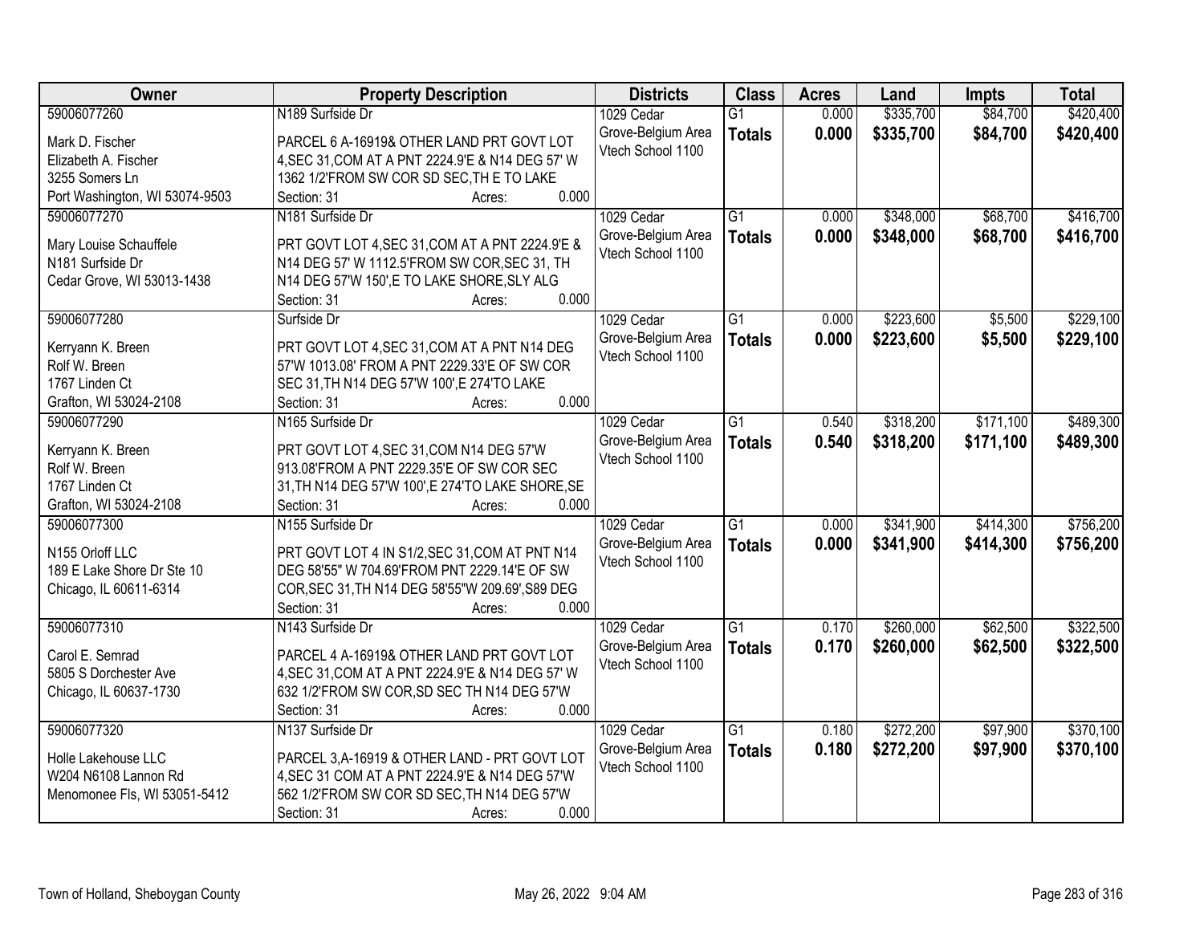| Owner | Property Description | Districts | Class | Acres | Land | Impts | Total |
|---|---|---|---|---|---|---|---|
| 59006077260 | N189 Surfside Dr | 1029 Cedar | G1 | 0.000 | $335,700 | $84,700 | $420,400 |
| Mark D. Fischer<br>Elizabeth A. Fischer<br>3255 Somers Ln<br>Port Washington, WI 53074-9503 | PARCEL 6 A-16919& OTHER LAND PRT GOVT LOT 4,SEC 31,COM AT A PNT 2224.9'E & N14 DEG 57' W 1362 1/2'FROM SW COR SD SEC,TH E TO LAKE<br>Section: 31 Acres: 0.000 | Grove-Belgium Area<br>Vtech School 1100 | **Totals** | **0.000** | **$335,700** | **$84,700** | **$420,400** |
| 59006077270 | N181 Surfside Dr | 1029 Cedar | G1 | 0.000 | $348,000 | $68,700 | $416,700 |
| Mary Louise Schauffele<br>N181 Surfside Dr<br>Cedar Grove, WI 53013-1438 | PRT GOVT LOT 4,SEC 31,COM AT A PNT 2224.9'E & N14 DEG 57' W 1112.5'FROM SW COR,SEC 31, TH N14 DEG 57'W 150',E TO LAKE SHORE,SLY ALG<br>Section: 31 Acres: 0.000 | Grove-Belgium Area<br>Vtech School 1100 | **Totals** | **0.000** | **$348,000** | **$68,700** | **$416,700** |
| 59006077280 | Surfside Dr | 1029 Cedar | G1 | 0.000 | $223,600 | $5,500 | $229,100 |
| Kerryann K. Breen<br>Rolf W. Breen<br>1767 Linden Ct<br>Grafton, WI 53024-2108 | PRT GOVT LOT 4,SEC 31,COM AT A PNT N14 DEG 57'W 1013.08' FROM A PNT 2229.33'E OF SW COR SEC 31,TH N14 DEG 57'W 100',E 274'TO LAKE<br>Section: 31 Acres: 0.000 | Grove-Belgium Area<br>Vtech School 1100 | **Totals** | **0.000** | **$223,600** | **$5,500** | **$229,100** |
| 59006077290 | N165 Surfside Dr | 1029 Cedar | G1 | 0.540 | $318,200 | $171,100 | $489,300 |
| Kerryann K. Breen<br>Rolf W. Breen<br>1767 Linden Ct<br>Grafton, WI 53024-2108 | PRT GOVT LOT 4,SEC 31,COM N14 DEG 57'W 913.08'FROM A PNT 2229.35'E OF SW COR SEC 31,TH N14 DEG 57'W 100',E 274'TO LAKE SHORE,SE<br>Section: 31 Acres: 0.000 | Grove-Belgium Area<br>Vtech School 1100 | **Totals** | **0.540** | **$318,200** | **$171,100** | **$489,300** |
| 59006077300 | N155 Surfside Dr | 1029 Cedar | G1 | 0.000 | $341,900 | $414,300 | $756,200 |
| N155 Orloff LLC<br>189 E Lake Shore Dr Ste 10<br>Chicago, IL 60611-6314 | PRT GOVT LOT 4 IN S1/2,SEC 31,COM AT PNT N14 DEG 58'55" W 704.69'FROM PNT 2229.14'E OF SW COR,SEC 31,TH N14 DEG 58'55"W 209.69',S89 DEG<br>Section: 31 Acres: 0.000 | Grove-Belgium Area<br>Vtech School 1100 | **Totals** | **0.000** | **$341,900** | **$414,300** | **$756,200** |
| 59006077310 | N143 Surfside Dr | 1029 Cedar | G1 | 0.170 | $260,000 | $62,500 | $322,500 |
| Carol E. Semrad<br>5805 S Dorchester Ave<br>Chicago, IL 60637-1730 | PARCEL 4 A-16919& OTHER LAND PRT GOVT LOT 4,SEC 31,COM AT A PNT 2224.9'E & N14 DEG 57' W 632 1/2'FROM SW COR,SD SEC TH N14 DEG 57'W<br>Section: 31 Acres: 0.000 | Grove-Belgium Area<br>Vtech School 1100 | **Totals** | **0.170** | **$260,000** | **$62,500** | **$322,500** |
| 59006077320 | N137 Surfside Dr | 1029 Cedar | G1 | 0.180 | $272,200 | $97,900 | $370,100 |
| Holle Lakehouse LLC<br>W204 N6108 Lannon Rd<br>Menomonee Fls, WI 53051-5412 | PARCEL 3,A-16919 & OTHER LAND - PRT GOVT LOT 4,SEC 31 COM AT A PNT 2224.9'E & N14 DEG 57'W 562 1/2'FROM SW COR SD SEC,TH N14 DEG 57'W<br>Section: 31 Acres: 0.000 | Grove-Belgium Area<br>Vtech School 1100 | **Totals** | **0.180** | **$272,200** | **$97,900** | **$370,100** |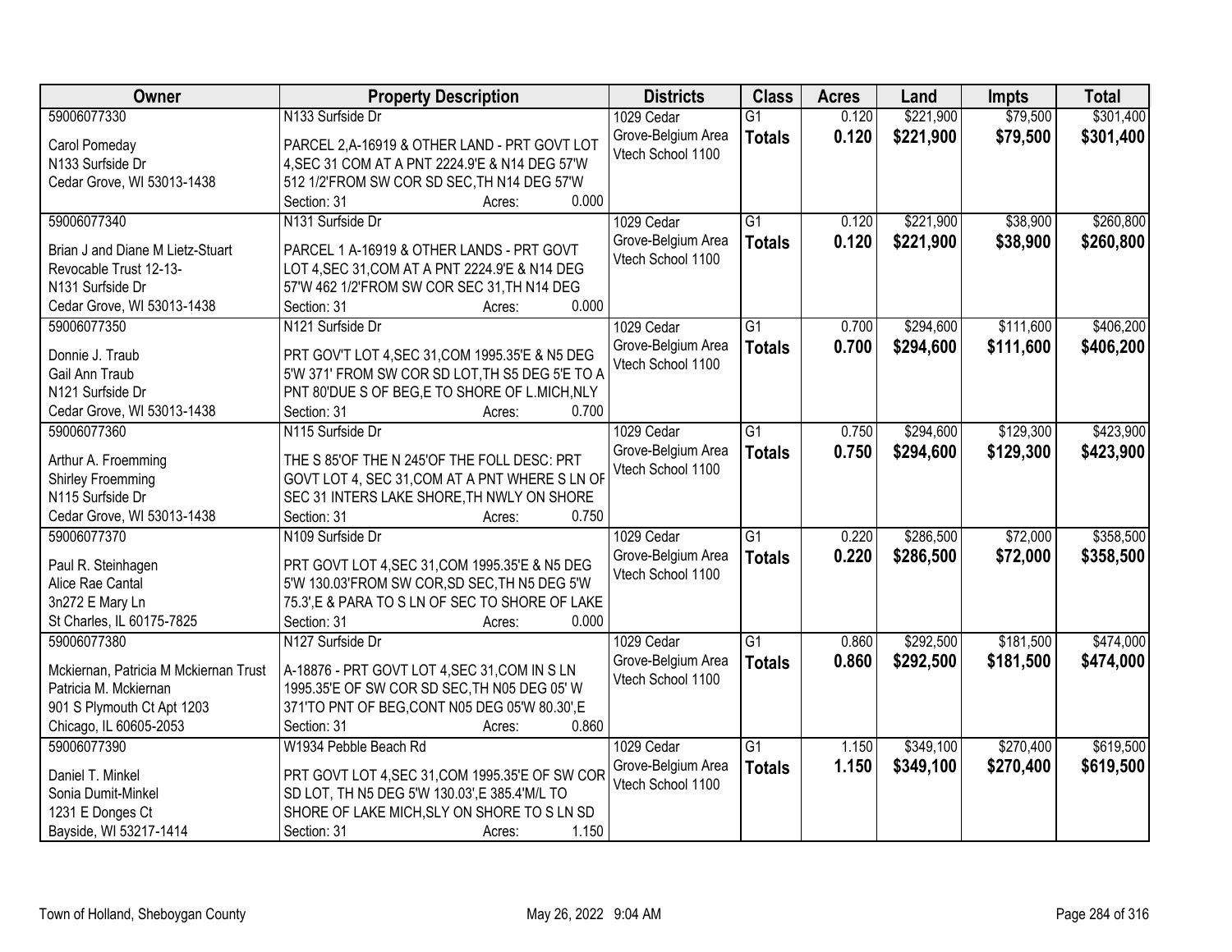| Owner | Property Description | Districts | Class | Acres | Land | Impts | Total |
|---|---|---|---|---|---|---|---|
| 59006077330<br><br>Carol Pomeday<br>N133 Surfside Dr<br>Cedar Grove, WI 53013-1438 | N133 Surfside Dr<br><br>PARCEL 2,A-16919 & OTHER LAND - PRT GOVT LOT 4,SEC 31 COM AT A PNT 2224.9'E & N14 DEG 57'W 512 1/2'FROM SW COR SD SEC,TH N14 DEG 57'W<br>Section: 31 Acres: 0.000 | 1029 Cedar Grove-Belgium Area Vtech School 1100 | G1<br>**Totals** | 0.120<br>**0.120** | $221,900<br>**$221,900** | $79,500<br>**$79,500** | $301,400<br>**$301,400** |
| 59006077340<br><br>Brian J and Diane M Lietz-Stuart Revocable Trust 12-13-<br>N131 Surfside Dr<br>Cedar Grove, WI 53013-1438 | N131 Surfside Dr<br><br>PARCEL 1 A-16919 & OTHER LANDS - PRT GOVT LOT 4,SEC 31,COM AT A PNT 2224.9'E & N14 DEG 57'W 462 1/2'FROM SW COR SEC 31,TH N14 DEG<br>Section: 31 Acres: 0.000 | 1029 Cedar Grove-Belgium Area Vtech School 1100 | G1<br>**Totals** | 0.120<br>**0.120** | $221,900<br>**$221,900** | $38,900<br>**$38,900** | $260,800<br>**$260,800** |
| 59006077350<br><br>Donnie J. Traub<br>Gail Ann Traub<br>N121 Surfside Dr<br>Cedar Grove, WI 53013-1438 | N121 Surfside Dr<br><br>PRT GOV'T LOT 4,SEC 31,COM 1995.35'E & N5 DEG 5'W 371' FROM SW COR SD LOT,TH S5 DEG 5'E TO A PNT 80'DUE S OF BEG,E TO SHORE OF L.MICH,NLY<br>Section: 31 Acres: 0.700 | 1029 Cedar Grove-Belgium Area Vtech School 1100 | G1<br>**Totals** | 0.700<br>**0.700** | $294,600<br>**$294,600** | $111,600<br>**$111,600** | $406,200<br>**$406,200** |
| 59006077360<br><br>Arthur A. Froemming<br>Shirley Froemming<br>N115 Surfside Dr<br>Cedar Grove, WI 53013-1438 | N115 Surfside Dr<br><br>THE S 85'OF THE N 245'OF THE FOLL DESC: PRT GOVT LOT 4, SEC 31,COM AT A PNT WHERE S LN OF SEC 31 INTERS LAKE SHORE,TH NWLY ON SHORE<br>Section: 31 Acres: 0.750 | 1029 Cedar Grove-Belgium Area Vtech School 1100 | G1<br>**Totals** | 0.750<br>**0.750** | $294,600<br>**$294,600** | $129,300<br>**$129,300** | $423,900<br>**$423,900** |
| 59006077370<br><br>Paul R. Steinhagen<br>Alice Rae Cantal<br>3n272 E Mary Ln<br>St Charles, IL 60175-7825 | N109 Surfside Dr<br><br>PRT GOVT LOT 4,SEC 31,COM 1995.35'E & N5 DEG 5'W 130.03'FROM SW COR,SD SEC,TH N5 DEG 5'W 75.3',E & PARA TO S LN OF SEC TO SHORE OF LAKE<br>Section: 31 Acres: 0.000 | 1029 Cedar Grove-Belgium Area Vtech School 1100 | G1<br>**Totals** | 0.220<br>**0.220** | $286,500<br>**$286,500** | $72,000<br>**$72,000** | $358,500<br>**$358,500** |
| 59006077380<br><br>Mckiernan, Patricia M Mckiernan Trust<br>Patricia M. Mckiernan<br>901 S Plymouth Ct Apt 1203<br>Chicago, IL 60605-2053 | N127 Surfside Dr<br><br>A-18876 - PRT GOVT LOT 4,SEC 31,COM IN S LN 1995.35'E OF SW COR SD SEC,TH N05 DEG 05' W 371'TO PNT OF BEG,CONT N05 DEG 05'W 80.30',E<br>Section: 31 Acres: 0.860 | 1029 Cedar Grove-Belgium Area Vtech School 1100 | G1<br>**Totals** | 0.860<br>**0.860** | $292,500<br>**$292,500** | $181,500<br>**$181,500** | $474,000<br>**$474,000** |
| 59006077390<br><br>Daniel T. Minkel<br>Sonia Dumit-Minkel<br>1231 E Donges Ct<br>Bayside, WI 53217-1414 | W1934 Pebble Beach Rd<br><br>PRT GOVT LOT 4,SEC 31,COM 1995.35'E OF SW COR SD LOT, TH N5 DEG 5'W 130.03',E 385.4'M/L TO SHORE OF LAKE MICH,SLY ON SHORE TO S LN SD<br>Section: 31 Acres: 1.150 | 1029 Cedar Grove-Belgium Area Vtech School 1100 | G1<br>**Totals** | 1.150<br>**1.150** | $349,100<br>**$349,100** | $270,400<br>**$270,400** | $619,500<br>**$619,500** |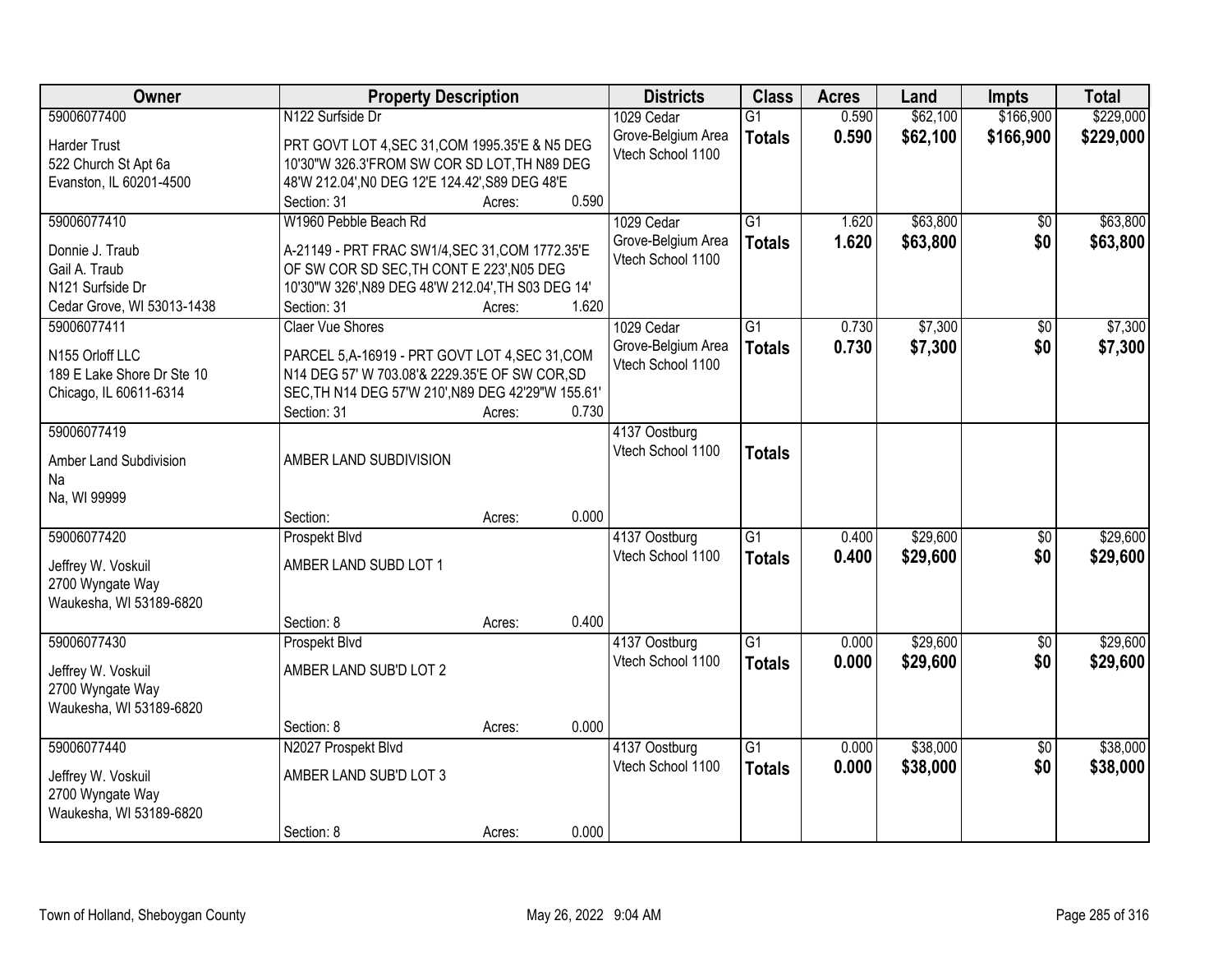| Owner | Property Description | Districts | Class | Acres | Land | Impts | Total |
|---|---|---|---|---|---|---|---|
| 59006077400<br>Harder Trust<br>522 Church St Apt 6a<br>Evanston, IL 60201-4500 | N122 Surfside Dr<br>PRT GOVT LOT 4,SEC 31,COM 1995.35'E & N5 DEG 10'30"W 326.3'FROM SW COR SD LOT,TH N89 DEG 48'W 212.04',N0 DEG 12'E 124.42',S89 DEG 48'E<br>Section: 31 Acres: 0.590 | 1029 Cedar Grove-Belgium Area Vtech School 1100 | G1<br>**Totals** | 0.590<br>**0.590** | $62,100<br>**$62,100** | $166,900<br>**$166,900** | $229,000<br>**$229,000** |
| 59006077410<br>Donnie J. Traub<br>Gail A. Traub<br>N121 Surfside Dr<br>Cedar Grove, WI 53013-1438 | W1960 Pebble Beach Rd<br>A-21149 - PRT FRAC SW1/4,SEC 31,COM 1772.35'E OF SW COR SD SEC,TH CONT E 223',N05 DEG 10'30"W 326',N89 DEG 48'W 212.04',TH S03 DEG 14'<br>Section: 31 Acres: 1.620 | 1029 Cedar Grove-Belgium Area Vtech School 1100 | G1<br>**Totals** | 1.620<br>**1.620** | $63,800<br>**$63,800** | $0<br>**$0** | $63,800<br>**$63,800** |
| 59006077411<br>N155 Orloff LLC<br>189 E Lake Shore Dr Ste 10<br>Chicago, IL 60611-6314 | Claer Vue Shores<br>PARCEL 5,A-16919 - PRT GOVT LOT 4,SEC 31,COM N14 DEG 57' W 703.08'& 2229.35'E OF SW COR,SD SEC,TH N14 DEG 57'W 210',N89 DEG 42'29"W 155.61'<br>Section: 31 Acres: 0.730 | 1029 Cedar Grove-Belgium Area Vtech School 1100 | G1<br>**Totals** | 0.730<br>**0.730** | $7,300<br>**$7,300** | $0<br>**$0** | $7,300<br>**$7,300** |
| 59006077419<br>Amber Land Subdivision<br>Na<br>Na, WI 99999 | AMBER LAND SUBDIVISION<br>Section: Acres: 0.000 | 4137 Oostburg Vtech School 1100 | **Totals** | | | | |
| 59006077420<br>Jeffrey W. Voskuil<br>2700 Wyngate Way<br>Waukesha, WI 53189-6820 | Prospekt Blvd<br>AMBER LAND SUBD LOT 1<br>Section: 8 Acres: 0.400 | 4137 Oostburg Vtech School 1100 | G1<br>**Totals** | 0.400<br>**0.400** | $29,600<br>**$29,600** | $0<br>**$0** | $29,600<br>**$29,600** |
| 59006077430<br>Jeffrey W. Voskuil<br>2700 Wyngate Way<br>Waukesha, WI 53189-6820 | Prospekt Blvd<br>AMBER LAND SUB'D LOT 2<br>Section: 8 Acres: 0.000 | 4137 Oostburg Vtech School 1100 | G1<br>**Totals** | 0.000<br>**0.000** | $29,600<br>**$29,600** | $0<br>**$0** | $29,600<br>**$29,600** |
| 59006077440<br>Jeffrey W. Voskuil<br>2700 Wyngate Way<br>Waukesha, WI 53189-6820 | N2027 Prospekt Blvd<br>AMBER LAND SUB'D LOT 3<br>Section: 8 Acres: 0.000 | 4137 Oostburg Vtech School 1100 | G1<br>**Totals** | 0.000<br>**0.000** | $38,000<br>**$38,000** | $0<br>**$0** | $38,000<br>**$38,000** |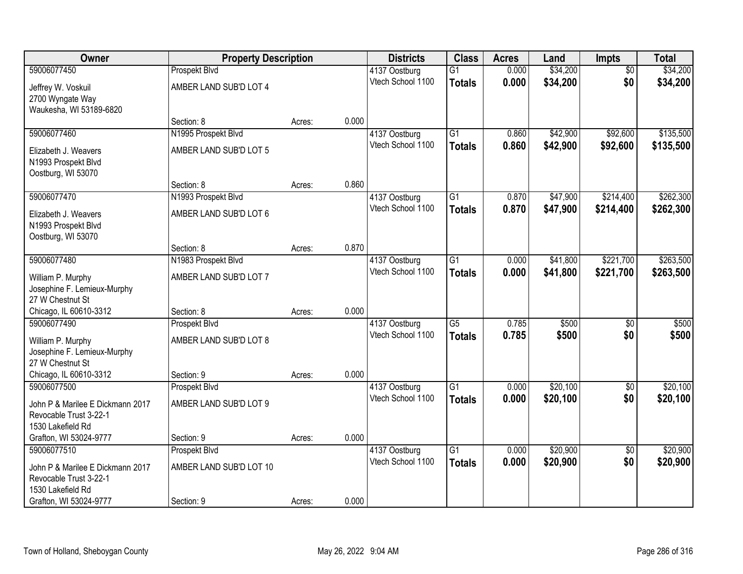| Owner | Property Description | | | Districts | Class | Acres | Land | Impts | Total |
|---|---|---|---|---|---|---|---|---|---|
| 59006077450 | Prospekt Blvd | | | 4137 Oostburg | G1 | 0.000 | $34,200 | $0 | $34,200 |
| Jeffrey W. Voskuil<br>2700 Wyngate Way<br>Waukesha, WI 53189-6820 | AMBER LAND SUB'D LOT 4 | | | Vtech School 1100 | **Totals** | **0.000** | **$34,200** | **$0** | **$34,200** |
| | Section: 8 | Acres: | 0.000 | | | | | | |
| 59006077460 | N1995 Prospekt Blvd | | | 4137 Oostburg | G1 | 0.860 | $42,900 | $92,600 | $135,500 |
| Elizabeth J. Weavers<br>N1993 Prospekt Blvd<br>Oostburg, WI 53070 | AMBER LAND SUB'D LOT 5 | | | Vtech School 1100 | **Totals** | **0.860** | **$42,900** | **$92,600** | **$135,500** |
| | Section: 8 | Acres: | 0.860 | | | | | | |
| 59006077470 | N1993 Prospekt Blvd | | | 4137 Oostburg | G1 | 0.870 | $47,900 | $214,400 | $262,300 |
| Elizabeth J. Weavers<br>N1993 Prospekt Blvd<br>Oostburg, WI 53070 | AMBER LAND SUB'D LOT 6 | | | Vtech School 1100 | **Totals** | **0.870** | **$47,900** | **$214,400** | **$262,300** |
| | Section: 8 | Acres: | 0.870 | | | | | | |
| 59006077480 | N1983 Prospekt Blvd | | | 4137 Oostburg | G1 | 0.000 | $41,800 | $221,700 | $263,500 |
| William P. Murphy<br>Josephine F. Lemieux-Murphy<br>27 W Chestnut St<br>Chicago, IL 60610-3312 | AMBER LAND SUB'D LOT 7 | | | Vtech School 1100 | **Totals** | **0.000** | **$41,800** | **$221,700** | **$263,500** |
| | Section: 8 | Acres: | 0.000 | | | | | | |
| 59006077490 | Prospekt Blvd | | | 4137 Oostburg | G5 | 0.785 | $500 | $0 | $500 |
| William P. Murphy<br>Josephine F. Lemieux-Murphy<br>27 W Chestnut St<br>Chicago, IL 60610-3312 | AMBER LAND SUB'D LOT 8 | | | Vtech School 1100 | **Totals** | **0.785** | **$500** | **$0** | **$500** |
| | Section: 9 | Acres: | 0.000 | | | | | | |
| 59006077500 | Prospekt Blvd | | | 4137 Oostburg | G1 | 0.000 | $20,100 | $0 | $20,100 |
| John P & Marilee E Dickmann 2017<br>Revocable Trust 3-22-1<br>1530 Lakefield Rd<br>Grafton, WI 53024-9777 | AMBER LAND SUB'D LOT 9 | | | Vtech School 1100 | **Totals** | **0.000** | **$20,100** | **$0** | **$20,100** |
| | Section: 9 | Acres: | 0.000 | | | | | | |
| 59006077510 | Prospekt Blvd | | | 4137 Oostburg | G1 | 0.000 | $20,900 | $0 | $20,900 |
| John P & Marilee E Dickmann 2017<br>Revocable Trust 3-22-1<br>1530 Lakefield Rd<br>Grafton, WI 53024-9777 | AMBER LAND SUB'D LOT 10 | | | Vtech School 1100 | **Totals** | **0.000** | **$20,900** | **$0** | **$20,900** |
| | Section: 9 | Acres: | 0.000 | | | | | | |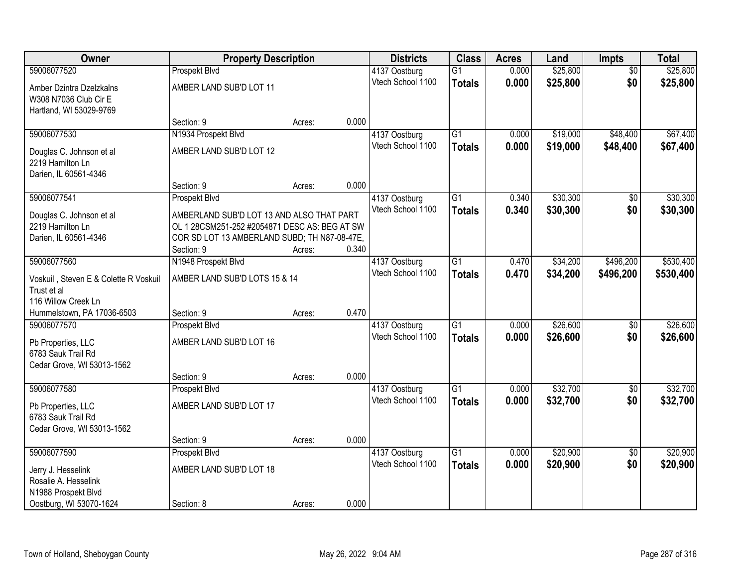| Owner | Property Description | | | Districts | Class | Acres | Land | Impts | Total |
|---|---|---|---|---|---|---|---|---|---|
| 59006077520 | Prospekt Blvd | | | 4137 Oostburg | G1 | 0.000 | $25,800 | $0 | $25,800 |
| Amber Dzintra Dzelzkalns<br>W308 N7036 Club Cir E<br>Hartland, WI 53029-9769 | AMBER LAND SUB'D LOT 11 | | | Vtech School 1100 | **Totals** | **0.000** | **$25,800** | **$0** | **$25,800** |
| | Section: 9 | Acres: | 0.000 | | | | | | |
| 59006077530 | N1934 Prospekt Blvd | | | 4137 Oostburg | G1 | 0.000 | $19,000 | $48,400 | $67,400 |
| Douglas C. Johnson et al<br>2219 Hamilton Ln<br>Darien, IL 60561-4346 | AMBER LAND SUB'D LOT 12 | | | Vtech School 1100 | **Totals** | **0.000** | **$19,000** | **$48,400** | **$67,400** |
| | Section: 9 | Acres: | 0.000 | | | | | | |
| 59006077541 | Prospekt Blvd | | | 4137 Oostburg | G1 | 0.340 | $30,300 | $0 | $30,300 |
| Douglas C. Johnson et al<br>2219 Hamilton Ln<br>Darien, IL 60561-4346 | AMBERLAND SUB'D LOT 13 AND ALSO THAT PART OL 1 28CSM251-252 #2054871 DESC AS: BEG AT SW COR SD LOT 13 AMBERLAND SUBD; TH N87-08-47E, | | | Vtech School 1100 | **Totals** | **0.340** | **$30,300** | **$0** | **$30,300** |
| | Section: 9 | Acres: | 0.340 | | | | | | |
| 59006077560 | N1948 Prospekt Blvd | | | 4137 Oostburg | G1 | 0.470 | $34,200 | $496,200 | $530,400 |
| Voskuil , Steven E & Colette R Voskuil Trust et al<br>116 Willow Creek Ln<br>Hummelstown, PA 17036-6503 | AMBER LAND SUB'D LOTS 15 & 14 | | | Vtech School 1100 | **Totals** | **0.470** | **$34,200** | **$496,200** | **$530,400** |
| | Section: 9 | Acres: | 0.470 | | | | | | |
| 59006077570 | Prospekt Blvd | | | 4137 Oostburg | G1 | 0.000 | $26,600 | $0 | $26,600 |
| Pb Properties, LLC<br>6783 Sauk Trail Rd<br>Cedar Grove, WI 53013-1562 | AMBER LAND SUB'D LOT 16 | | | Vtech School 1100 | **Totals** | **0.000** | **$26,600** | **$0** | **$26,600** |
| | Section: 9 | Acres: | 0.000 | | | | | | |
| 59006077580 | Prospekt Blvd | | | 4137 Oostburg | G1 | 0.000 | $32,700 | $0 | $32,700 |
| Pb Properties, LLC<br>6783 Sauk Trail Rd<br>Cedar Grove, WI 53013-1562 | AMBER LAND SUB'D LOT 17 | | | Vtech School 1100 | **Totals** | **0.000** | **$32,700** | **$0** | **$32,700** |
| | Section: 9 | Acres: | 0.000 | | | | | | |
| 59006077590 | Prospekt Blvd | | | 4137 Oostburg | G1 | 0.000 | $20,900 | $0 | $20,900 |
| Jerry J. Hesselink<br>Rosalie A. Hesselink<br>N1988 Prospekt Blvd<br>Oostburg, WI 53070-1624 | AMBER LAND SUB'D LOT 18 | | | Vtech School 1100 | **Totals** | **0.000** | **$20,900** | **$0** | **$20,900** |
| | Section: 8 | Acres: | 0.000 | | | | | | |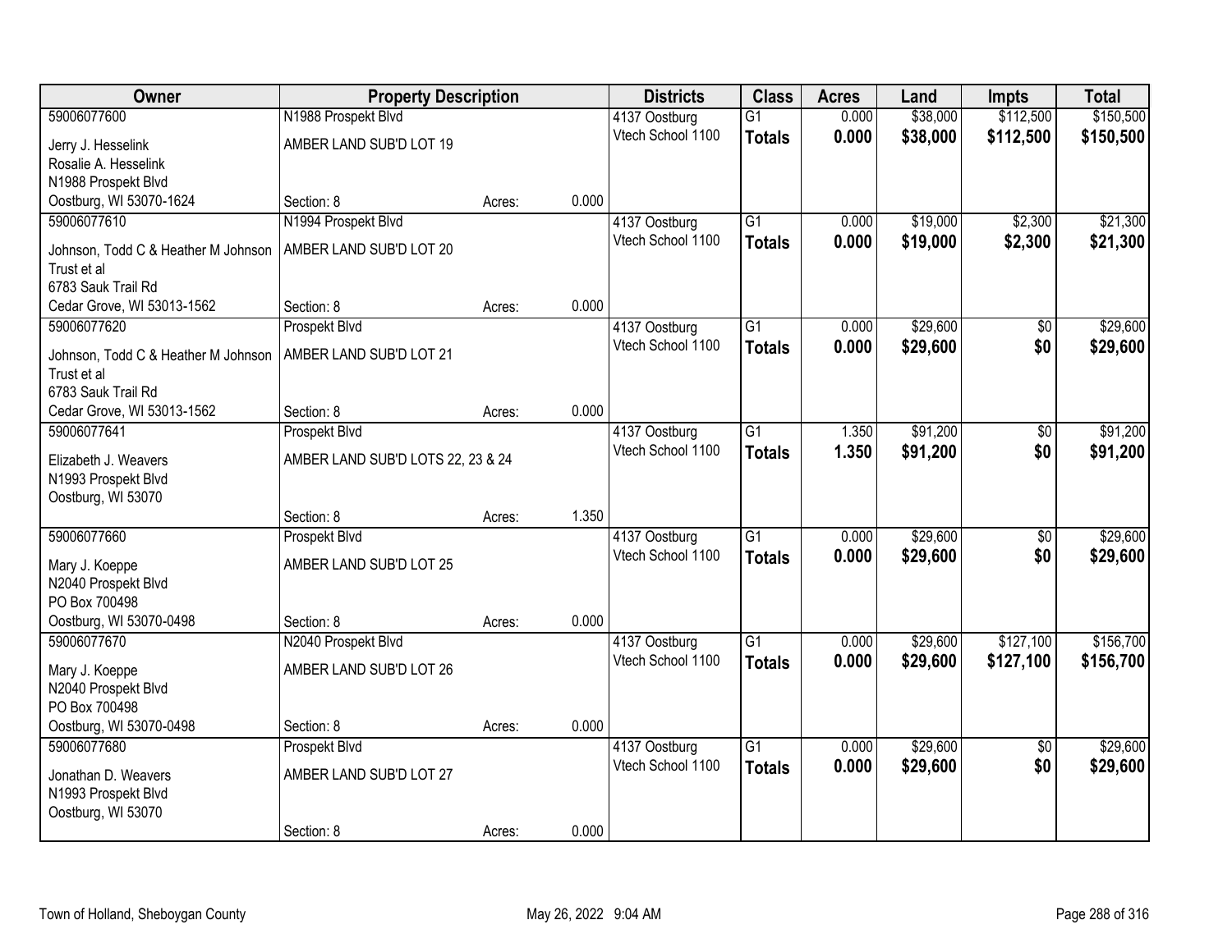| Owner | Property Description | | | Districts | Class | Acres | Land | Impts | Total |
|---|---|---|---|---|---|---|---|---|---|
| 59006077600 | N1988 Prospekt Blvd | | | 4137 Oostburg | G1 | 0.000 | $38,000 | $112,500 | $150,500 |
| Jerry J. Hesselink<br>Rosalie A. Hesselink<br>N1988 Prospekt Blvd<br>Oostburg, WI 53070-1624 | AMBER LAND SUB'D LOT 19 | | | Vtech School 1100 | **Totals** | **0.000** | **$38,000** | **$112,500** | **$150,500** |
| | Section: 8 | Acres: | 0.000 | | | | | | |
| 59006077610 | N1994 Prospekt Blvd | | | 4137 Oostburg | G1 | 0.000 | $19,000 | $2,300 | $21,300 |
| Johnson, Todd C & Heather M Johnson Trust et al<br>6783 Sauk Trail Rd<br>Cedar Grove, WI 53013-1562 | AMBER LAND SUB'D LOT 20 | | | Vtech School 1100 | **Totals** | **0.000** | **$19,000** | **$2,300** | **$21,300** |
| | Section: 8 | Acres: | 0.000 | | | | | | |
| 59006077620 | Prospekt Blvd | | | 4137 Oostburg | G1 | 0.000 | $29,600 | $0 | $29,600 |
| Johnson, Todd C & Heather M Johnson Trust et al<br>6783 Sauk Trail Rd<br>Cedar Grove, WI 53013-1562 | AMBER LAND SUB'D LOT 21 | | | Vtech School 1100 | **Totals** | **0.000** | **$29,600** | **$0** | **$29,600** |
| | Section: 8 | Acres: | 0.000 | | | | | | |
| 59006077641 | Prospekt Blvd | | | 4137 Oostburg | G1 | 1.350 | $91,200 | $0 | $91,200 |
| Elizabeth J. Weavers<br>N1993 Prospekt Blvd<br>Oostburg, WI 53070 | AMBER LAND SUB'D LOTS 22, 23 & 24 | | | Vtech School 1100 | **Totals** | **1.350** | **$91,200** | **$0** | **$91,200** |
| | Section: 8 | Acres: | 1.350 | | | | | | |
| 59006077660 | Prospekt Blvd | | | 4137 Oostburg | G1 | 0.000 | $29,600 | $0 | $29,600 |
| Mary J. Koeppe<br>N2040 Prospekt Blvd<br>PO Box 700498<br>Oostburg, WI 53070-0498 | AMBER LAND SUB'D LOT 25 | | | Vtech School 1100 | **Totals** | **0.000** | **$29,600** | **$0** | **$29,600** |
| | Section: 8 | Acres: | 0.000 | | | | | | |
| 59006077670 | N2040 Prospekt Blvd | | | 4137 Oostburg | G1 | 0.000 | $29,600 | $127,100 | $156,700 |
| Mary J. Koeppe<br>N2040 Prospekt Blvd<br>PO Box 700498<br>Oostburg, WI 53070-0498 | AMBER LAND SUB'D LOT 26 | | | Vtech School 1100 | **Totals** | **0.000** | **$29,600** | **$127,100** | **$156,700** |
| | Section: 8 | Acres: | 0.000 | | | | | | |
| 59006077680 | Prospekt Blvd | | | 4137 Oostburg | G1 | 0.000 | $29,600 | $0 | $29,600 |
| Jonathan D. Weavers<br>N1993 Prospekt Blvd<br>Oostburg, WI 53070 | AMBER LAND SUB'D LOT 27 | | | Vtech School 1100 | **Totals** | **0.000** | **$29,600** | **$0** | **$29,600** |
| | Section: 8 | Acres: | 0.000 | | | | | | |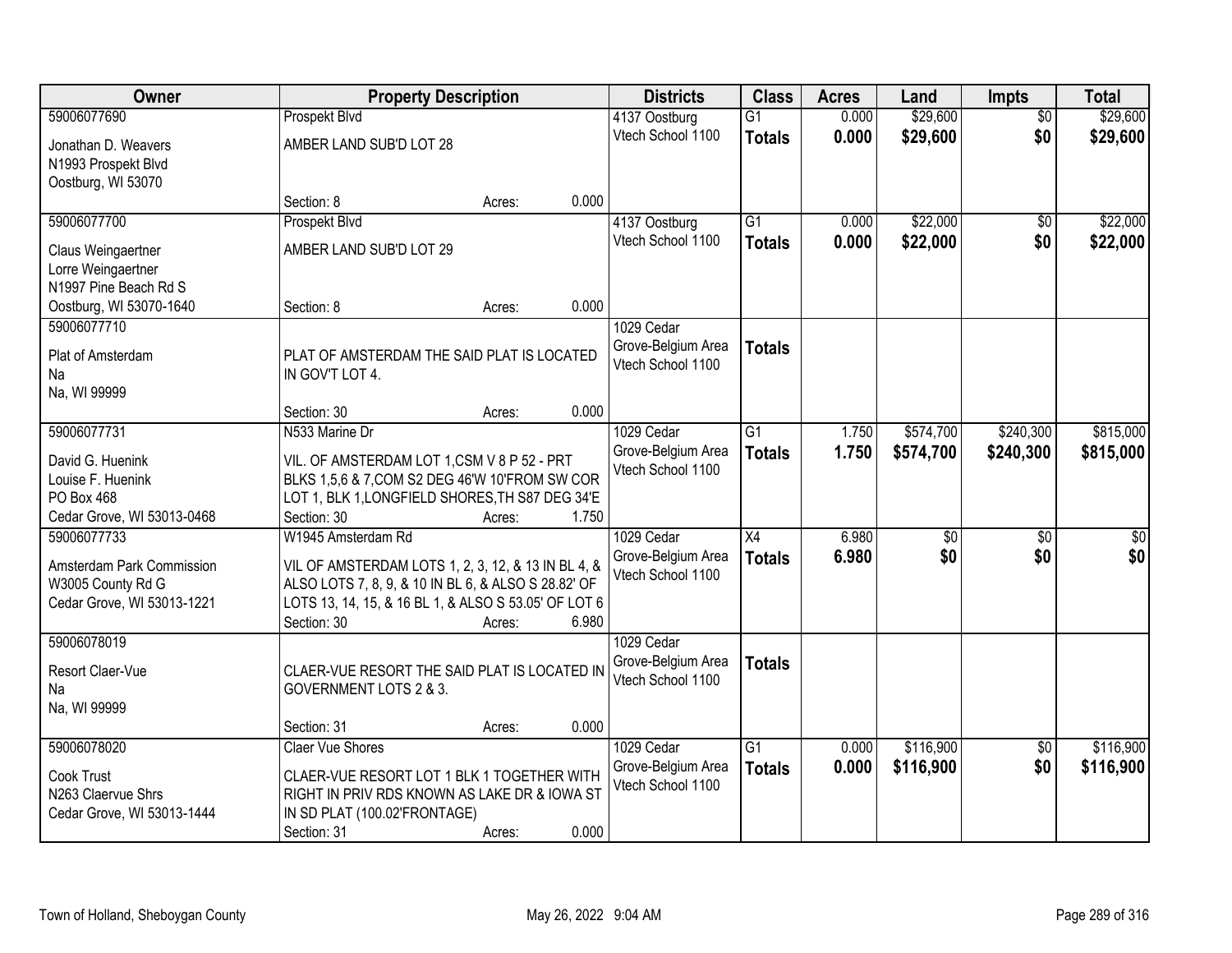| Owner | Property Description | Districts | Class | Acres | Land | Impts | Total |
|---|---|---|---|---|---|---|---|
| 59006077690<br>Jonathan D. Weavers<br>N1993 Prospekt Blvd<br>Oostburg, WI 53070 | Prospekt Blvd<br>AMBER LAND SUB'D LOT 28<br>Section: 8 Acres: 0.000 | 4137 Oostburg<br>Vtech School 1100 | G1<br>**Totals** | 0.000<br>**0.000** | $29,600<br>**$29,600** | $0<br>**$0** | $29,600<br>**$29,600** |
| 59006077700<br>Claus Weingaertner<br>Lorre Weingaertner<br>N1997 Pine Beach Rd S<br>Oostburg, WI 53070-1640 | Prospekt Blvd<br>AMBER LAND SUB'D LOT 29<br>Section: 8 Acres: 0.000 | 4137 Oostburg<br>Vtech School 1100 | G1<br>**Totals** | 0.000<br>**0.000** | $22,000<br>**$22,000** | $0<br>**$0** | $22,000<br>**$22,000** |
| 59006077710<br>Plat of Amsterdam<br>Na<br>Na, WI 99999 | PLAT OF AMSTERDAM THE SAID PLAT IS LOCATED IN GOV'T LOT 4.<br>Section: 30 Acres: 0.000 | 1029 Cedar Grove-Belgium Area<br>Vtech School 1100 | **Totals** | | | | |
| 59006077731<br>David G. Huenink<br>Louise F. Huenink<br>PO Box 468<br>Cedar Grove, WI 53013-0468 | N533 Marine Dr<br>VIL. OF AMSTERDAM LOT 1,CSM V 8 P 52 - PRT BLKS 1,5,6 & 7,COM S2 DEG 46'W 10'FROM SW COR LOT 1, BLK 1,LONGFIELD SHORES,TH S87 DEG 34'E<br>Section: 30 Acres: 1.750 | 1029 Cedar Grove-Belgium Area<br>Vtech School 1100 | G1<br>**Totals** | 1.750<br>**1.750** | $574,700<br>**$574,700** | $240,300<br>**$240,300** | $815,000<br>**$815,000** |
| 59006077733<br>Amsterdam Park Commission<br>W3005 County Rd G<br>Cedar Grove, WI 53013-1221 | W1945 Amsterdam Rd<br>VIL OF AMSTERDAM LOTS 1, 2, 3, 12, & 13 IN BL 4, & ALSO LOTS 7, 8, 9, & 10 IN BL 6, & ALSO S 28.82' OF LOTS 13, 14, 15, & 16 BL 1, & ALSO S 53.05' OF LOT 6<br>Section: 30 Acres: 6.980 | 1029 Cedar Grove-Belgium Area<br>Vtech School 1100 | X4<br>**Totals** | 6.980<br>**6.980** | $0<br>**$0** | $0<br>**$0** | $0<br>**$0** |
| 59006078019<br>Resort Claer-Vue<br>Na<br>Na, WI 99999 | CLAER-VUE RESORT THE SAID PLAT IS LOCATED IN GOVERNMENT LOTS 2 & 3.<br>Section: 31 Acres: 0.000 | 1029 Cedar Grove-Belgium Area<br>Vtech School 1100 | **Totals** | | | | |
| 59006078020<br>Cook Trust<br>N263 Claervue Shrs<br>Cedar Grove, WI 53013-1444 | Claer Vue Shores<br>CLAER-VUE RESORT LOT 1 BLK 1 TOGETHER WITH RIGHT IN PRIV RDS KNOWN AS LAKE DR & IOWA ST IN SD PLAT (100.02'FRONTAGE)<br>Section: 31 Acres: 0.000 | 1029 Cedar Grove-Belgium Area<br>Vtech School 1100 | G1<br>**Totals** | 0.000<br>**0.000** | $116,900<br>**$116,900** | $0<br>**$0** | $116,900<br>**$116,900** |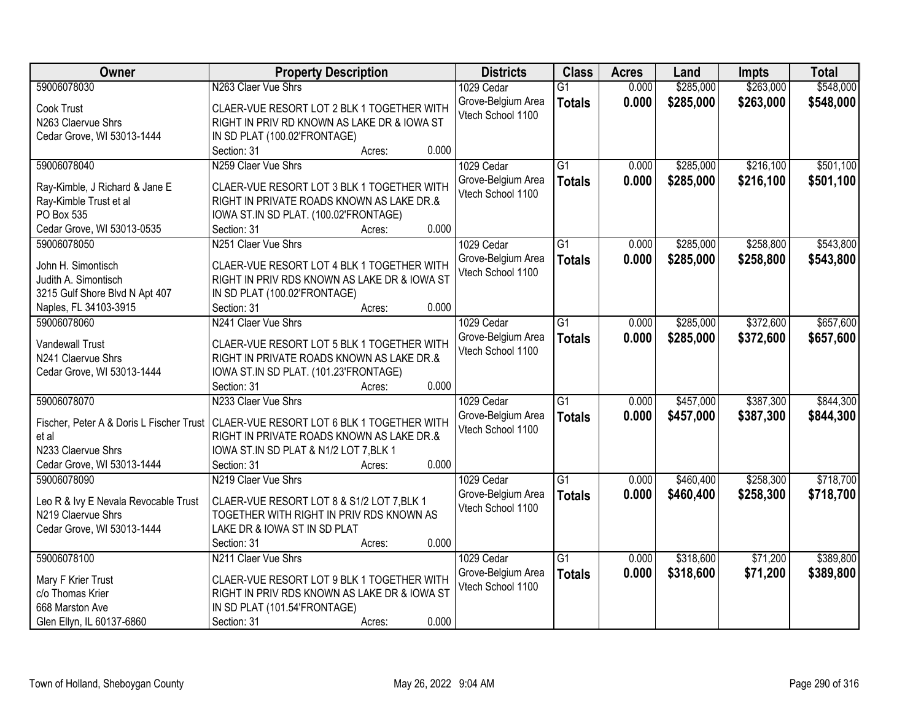| Owner | Property Description | Districts | Class | Acres | Land | Impts | Total |
|---|---|---|---|---|---|---|---|
| 59006078030 | N263 Claer Vue Shrs | 1029 Cedar | G1 | 0.000 | $285,000 | $263,000 | $548,000 |
| Cook Trust<br>N263 Claervue Shrs<br>Cedar Grove, WI 53013-1444 | CLAER-VUE RESORT LOT 2 BLK 1 TOGETHER WITH RIGHT IN PRIV RD KNOWN AS LAKE DR & IOWA ST IN SD PLAT (100.02'FRONTAGE)<br>Section: 31 Acres: 0.000 | Grove-Belgium Area Vtech School 1100 | **Totals** | **0.000** | **$285,000** | **$263,000** | **$548,000** |
| 59006078040 | N259 Claer Vue Shrs | 1029 Cedar | G1 | 0.000 | $285,000 | $216,100 | $501,100 |
| Ray-Kimble, J Richard & Jane E<br>Ray-Kimble Trust et al<br>PO Box 535<br>Cedar Grove, WI 53013-0535 | CLAER-VUE RESORT LOT 3 BLK 1 TOGETHER WITH RIGHT IN PRIVATE ROADS KNOWN AS LAKE DR.& IOWA ST.IN SD PLAT. (100.02'FRONTAGE)<br>Section: 31 Acres: 0.000 | Grove-Belgium Area Vtech School 1100 | **Totals** | **0.000** | **$285,000** | **$216,100** | **$501,100** |
| 59006078050 | N251 Claer Vue Shrs | 1029 Cedar | G1 | 0.000 | $285,000 | $258,800 | $543,800 |
| John H. Simontisch<br>Judith A. Simontisch<br>3215 Gulf Shore Blvd N Apt 407<br>Naples, FL 34103-3915 | CLAER-VUE RESORT LOT 4 BLK 1 TOGETHER WITH RIGHT IN PRIV RDS KNOWN AS LAKE DR & IOWA ST IN SD PLAT (100.02'FRONTAGE)<br>Section: 31 Acres: 0.000 | Grove-Belgium Area Vtech School 1100 | **Totals** | **0.000** | **$285,000** | **$258,800** | **$543,800** |
| 59006078060 | N241 Claer Vue Shrs | 1029 Cedar | G1 | 0.000 | $285,000 | $372,600 | $657,600 |
| Vandewall Trust<br>N241 Claervue Shrs<br>Cedar Grove, WI 53013-1444 | CLAER-VUE RESORT LOT 5 BLK 1 TOGETHER WITH RIGHT IN PRIVATE ROADS KNOWN AS LAKE DR.& IOWA ST.IN SD PLAT. (101.23'FRONTAGE)<br>Section: 31 Acres: 0.000 | Grove-Belgium Area Vtech School 1100 | **Totals** | **0.000** | **$285,000** | **$372,600** | **$657,600** |
| 59006078070 | N233 Claer Vue Shrs | 1029 Cedar | G1 | 0.000 | $457,000 | $387,300 | $844,300 |
| Fischer, Peter A & Doris L Fischer Trust et al<br>N233 Claervue Shrs<br>Cedar Grove, WI 53013-1444 | CLAER-VUE RESORT LOT 6 BLK 1 TOGETHER WITH RIGHT IN PRIVATE ROADS KNOWN AS LAKE DR.& IOWA ST.IN SD PLAT & N1/2 LOT 7,BLK 1<br>Section: 31 Acres: 0.000 | Grove-Belgium Area Vtech School 1100 | **Totals** | **0.000** | **$457,000** | **$387,300** | **$844,300** |
| 59006078090 | N219 Claer Vue Shrs | 1029 Cedar | G1 | 0.000 | $460,400 | $258,300 | $718,700 |
| Leo R & Ivy E Nevala Revocable Trust<br>N219 Claervue Shrs<br>Cedar Grove, WI 53013-1444 | CLAER-VUE RESORT LOT 8 & S1/2 LOT 7,BLK 1 TOGETHER WITH RIGHT IN PRIV RDS KNOWN AS LAKE DR & IOWA ST IN SD PLAT<br>Section: 31 Acres: 0.000 | Grove-Belgium Area Vtech School 1100 | **Totals** | **0.000** | **$460,400** | **$258,300** | **$718,700** |
| 59006078100 | N211 Claer Vue Shrs | 1029 Cedar | G1 | 0.000 | $318,600 | $71,200 | $389,800 |
| Mary F Krier Trust<br>c/o Thomas Krier<br>668 Marston Ave<br>Glen Ellyn, IL 60137-6860 | CLAER-VUE RESORT LOT 9 BLK 1 TOGETHER WITH RIGHT IN PRIV RDS KNOWN AS LAKE DR & IOWA ST IN SD PLAT (101.54'FRONTAGE)<br>Section: 31 Acres: 0.000 | Grove-Belgium Area Vtech School 1100 | **Totals** | **0.000** | **$318,600** | **$71,200** | **$389,800** |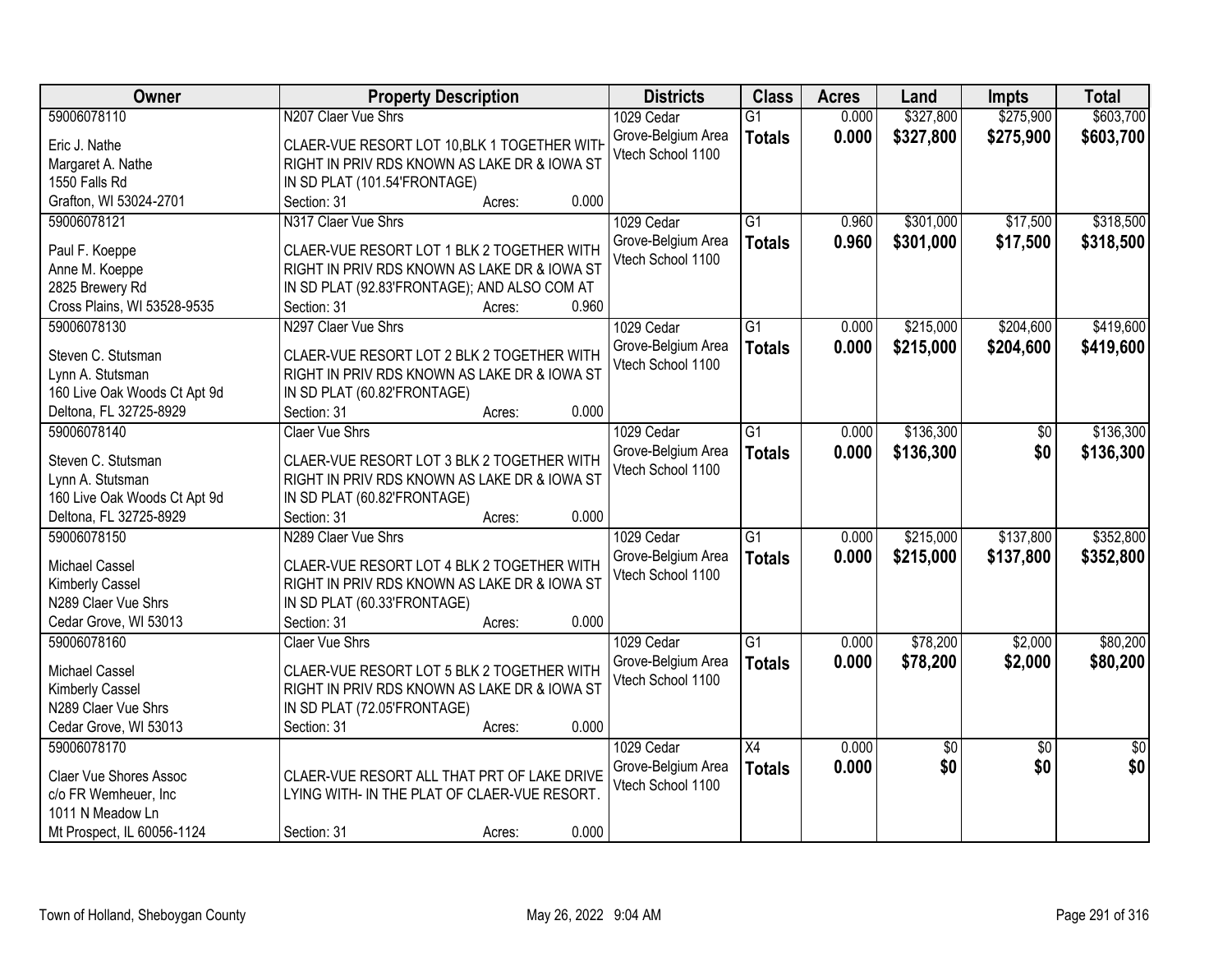| Owner | Property Description | Districts | Class | Acres | Land | Impts | Total |
|---|---|---|---|---|---|---|---|
| 59006078110<br>Eric J. Nathe<br>Margaret A. Nathe<br>1550 Falls Rd<br>Grafton, WI 53024-2701 | N207 Claer Vue Shrs<br>CLAER-VUE RESORT LOT 10,BLK 1 TOGETHER WITH RIGHT IN PRIV RDS KNOWN AS LAKE DR & IOWA ST IN SD PLAT (101.54'FRONTAGE)<br>Section: 31 Acres: 0.000 | 1029 Cedar Grove-Belgium Area Vtech School 1100 | G1<br>**Totals** | 0.000<br>**0.000** | $327,800<br>**$327,800** | $275,900<br>**$275,900** | $603,700<br>**$603,700** |
| 59006078121<br>Paul F. Koeppe<br>Anne M. Koeppe<br>2825 Brewery Rd<br>Cross Plains, WI 53528-9535 | N317 Claer Vue Shrs<br>CLAER-VUE RESORT LOT 1 BLK 2 TOGETHER WITH RIGHT IN PRIV RDS KNOWN AS LAKE DR & IOWA ST IN SD PLAT (92.83'FRONTAGE); AND ALSO COM AT<br>Section: 31 Acres: 0.960 | 1029 Cedar Grove-Belgium Area Vtech School 1100 | G1<br>**Totals** | 0.960<br>**0.960** | $301,000<br>**$301,000** | $17,500<br>**$17,500** | $318,500<br>**$318,500** |
| 59006078130<br>Steven C. Stutsman<br>Lynn A. Stutsman<br>160 Live Oak Woods Ct Apt 9d<br>Deltona, FL 32725-8929 | N297 Claer Vue Shrs<br>CLAER-VUE RESORT LOT 2 BLK 2 TOGETHER WITH RIGHT IN PRIV RDS KNOWN AS LAKE DR & IOWA ST IN SD PLAT (60.82'FRONTAGE)<br>Section: 31 Acres: 0.000 | 1029 Cedar Grove-Belgium Area Vtech School 1100 | G1<br>**Totals** | 0.000<br>**0.000** | $215,000<br>**$215,000** | $204,600<br>**$204,600** | $419,600<br>**$419,600** |
| 59006078140<br>Steven C. Stutsman<br>Lynn A. Stutsman<br>160 Live Oak Woods Ct Apt 9d<br>Deltona, FL 32725-8929 | Claer Vue Shrs<br>CLAER-VUE RESORT LOT 3 BLK 2 TOGETHER WITH RIGHT IN PRIV RDS KNOWN AS LAKE DR & IOWA ST IN SD PLAT (60.82'FRONTAGE)<br>Section: 31 Acres: 0.000 | 1029 Cedar Grove-Belgium Area Vtech School 1100 | G1<br>**Totals** | 0.000<br>**0.000** | $136,300<br>**$136,300** | $0<br>**$0** | $136,300<br>**$136,300** |
| 59006078150<br>Michael Cassel<br>Kimberly Cassel<br>N289 Claer Vue Shrs<br>Cedar Grove, WI 53013 | N289 Claer Vue Shrs<br>CLAER-VUE RESORT LOT 4 BLK 2 TOGETHER WITH RIGHT IN PRIV RDS KNOWN AS LAKE DR & IOWA ST IN SD PLAT (60.33'FRONTAGE)<br>Section: 31 Acres: 0.000 | 1029 Cedar Grove-Belgium Area Vtech School 1100 | G1<br>**Totals** | 0.000<br>**0.000** | $215,000<br>**$215,000** | $137,800<br>**$137,800** | $352,800<br>**$352,800** |
| 59006078160<br>Michael Cassel<br>Kimberly Cassel<br>N289 Claer Vue Shrs<br>Cedar Grove, WI 53013 | Claer Vue Shrs<br>CLAER-VUE RESORT LOT 5 BLK 2 TOGETHER WITH RIGHT IN PRIV RDS KNOWN AS LAKE DR & IOWA ST IN SD PLAT (72.05'FRONTAGE)<br>Section: 31 Acres: 0.000 | 1029 Cedar Grove-Belgium Area Vtech School 1100 | G1<br>**Totals** | 0.000<br>**0.000** | $78,200<br>**$78,200** | $2,000<br>**$2,000** | $80,200<br>**$80,200** |
| 59006078170<br>Claer Vue Shores Assoc<br>c/o FR Wemheuer, Inc<br>1011 N Meadow Ln<br>Mt Prospect, IL 60056-1124 | CLAER-VUE RESORT ALL THAT PRT OF LAKE DRIVE LYING WITH- IN THE PLAT OF CLAER-VUE RESORT.<br>Section: 31 Acres: 0.000 | 1029 Cedar Grove-Belgium Area Vtech School 1100 | X4<br>**Totals** | 0.000<br>**0.000** | $0<br>**$0** | $0<br>**$0** | $0<br>**$0** |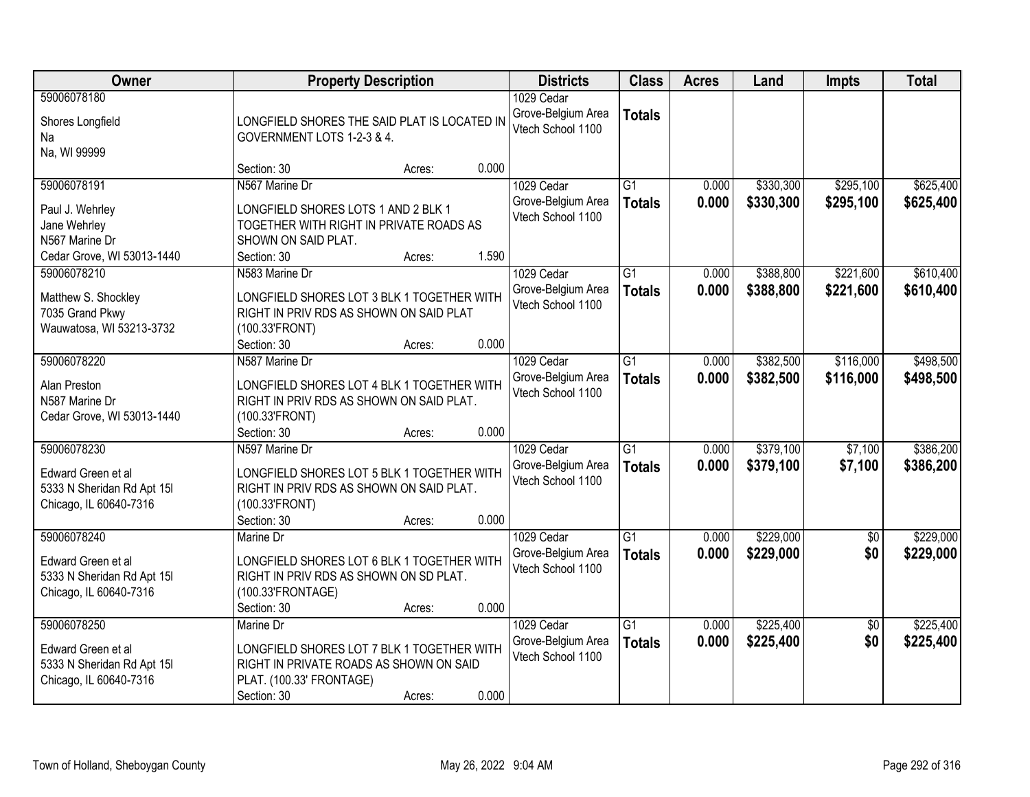| Owner | Property Description | Districts | Class | Acres | Land | Impts | Total |
|---|---|---|---|---|---|---|---|
| 59006078180<br>Shores Longfield<br>Na<br>Na, WI 99999 | LONGFIELD SHORES THE SAID PLAT IS LOCATED IN GOVERNMENT LOTS 1-2-3 & 4.<br>Section: 30 Acres: 0.000 | 1029 Cedar Grove-Belgium Area Vtech School 1100 | **Totals** | | | | |
| 59006078191<br>Paul J. Wehrley<br>Jane Wehrley<br>N567 Marine Dr<br>Cedar Grove, WI 53013-1440 | N567 Marine Dr<br>LONGFIELD SHORES LOTS 1 AND 2 BLK 1 TOGETHER WITH RIGHT IN PRIVATE ROADS AS SHOWN ON SAID PLAT.<br>Section: 30 Acres: 1.590 | 1029 Cedar Grove-Belgium Area Vtech School 1100 | G1<br>**Totals** | 0.000<br>**0.000** | $330,300<br>**$330,300** | $295,100<br>**$295,100** | $625,400<br>**$625,400** |
| 59006078210<br>Matthew S. Shockley<br>7035 Grand Pkwy<br>Wauwatosa, WI 53213-3732 | N583 Marine Dr<br>LONGFIELD SHORES LOT 3 BLK 1 TOGETHER WITH RIGHT IN PRIV RDS AS SHOWN ON SAID PLAT (100.33'FRONT)<br>Section: 30 Acres: 0.000 | 1029 Cedar Grove-Belgium Area Vtech School 1100 | G1<br>**Totals** | 0.000<br>**0.000** | $388,800<br>**$388,800** | $221,600<br>**$221,600** | $610,400<br>**$610,400** |
| 59006078220<br>Alan Preston<br>N587 Marine Dr<br>Cedar Grove, WI 53013-1440 | N587 Marine Dr<br>LONGFIELD SHORES LOT 4 BLK 1 TOGETHER WITH RIGHT IN PRIV RDS AS SHOWN ON SAID PLAT. (100.33'FRONT)<br>Section: 30 Acres: 0.000 | 1029 Cedar Grove-Belgium Area Vtech School 1100 | G1<br>**Totals** | 0.000<br>**0.000** | $382,500<br>**$382,500** | $116,000<br>**$116,000** | $498,500<br>**$498,500** |
| 59006078230<br>Edward Green et al<br>5333 N Sheridan Rd Apt 15l<br>Chicago, IL 60640-7316 | N597 Marine Dr<br>LONGFIELD SHORES LOT 5 BLK 1 TOGETHER WITH RIGHT IN PRIV RDS AS SHOWN ON SAID PLAT. (100.33'FRONT)<br>Section: 30 Acres: 0.000 | 1029 Cedar Grove-Belgium Area Vtech School 1100 | G1<br>**Totals** | 0.000<br>**0.000** | $379,100<br>**$379,100** | $7,100<br>**$7,100** | $386,200<br>**$386,200** |
| 59006078240<br>Edward Green et al<br>5333 N Sheridan Rd Apt 15l<br>Chicago, IL 60640-7316 | Marine Dr<br>LONGFIELD SHORES LOT 6 BLK 1 TOGETHER WITH RIGHT IN PRIV RDS AS SHOWN ON SD PLAT. (100.33'FRONTAGE)<br>Section: 30 Acres: 0.000 | 1029 Cedar Grove-Belgium Area Vtech School 1100 | G1<br>**Totals** | 0.000<br>**0.000** | $229,000<br>**$229,000** | $0<br>**$0** | $229,000<br>**$229,000** |
| 59006078250<br>Edward Green et al<br>5333 N Sheridan Rd Apt 15l<br>Chicago, IL 60640-7316 | Marine Dr<br>LONGFIELD SHORES LOT 7 BLK 1 TOGETHER WITH RIGHT IN PRIVATE ROADS AS SHOWN ON SAID PLAT. (100.33' FRONTAGE)<br>Section: 30 Acres: 0.000 | 1029 Cedar Grove-Belgium Area Vtech School 1100 | G1<br>**Totals** | 0.000<br>**0.000** | $225,400<br>**$225,400** | $0<br>**$0** | $225,400<br>**$225,400** |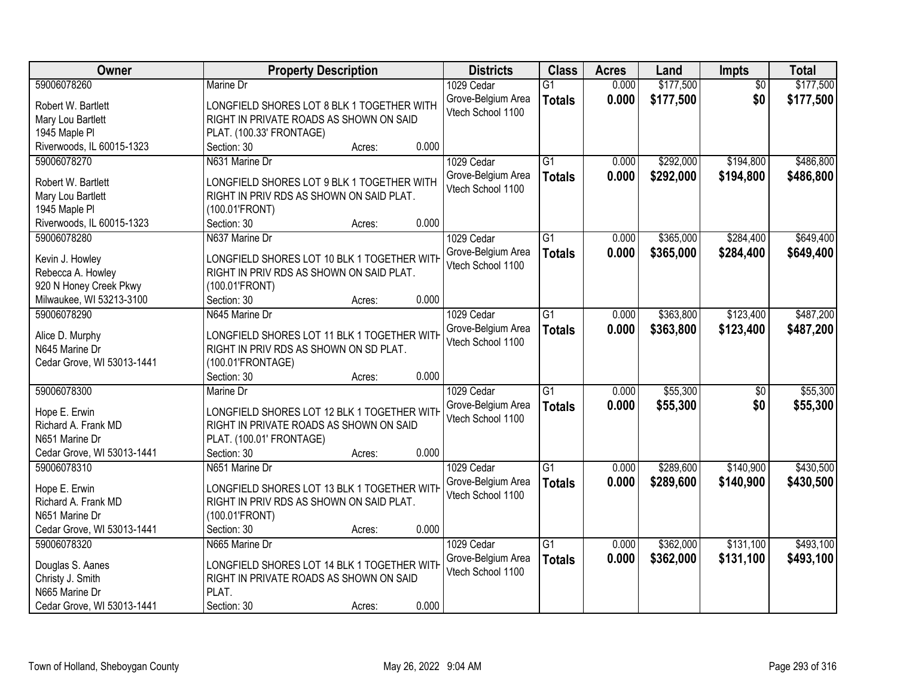| Owner | Property Description | Districts | Class | Acres | Land | Impts | Total |
|---|---|---|---|---|---|---|---|
| 59006078260<br>Robert W. Bartlett<br>Mary Lou Bartlett<br>1945 Maple Pl<br>Riverwoods, IL 60015-1323 | Marine Dr<br>LONGFIELD SHORES LOT 8 BLK 1 TOGETHER WITH RIGHT IN PRIVATE ROADS AS SHOWN ON SAID PLAT. (100.33' FRONTAGE)<br>Section: 30 Acres: 0.000 | 1029 Cedar Grove-Belgium Area Vtech School 1100 | G1<br>**Totals** | 0.000<br>**0.000** | $177,500<br>**$177,500** | $0<br>**$0** | $177,500<br>**$177,500** |
| 59006078270<br>Robert W. Bartlett<br>Mary Lou Bartlett<br>1945 Maple Pl<br>Riverwoods, IL 60015-1323 | N631 Marine Dr<br>LONGFIELD SHORES LOT 9 BLK 1 TOGETHER WITH RIGHT IN PRIV RDS AS SHOWN ON SAID PLAT. (100.01'FRONT)<br>Section: 30 Acres: 0.000 | 1029 Cedar Grove-Belgium Area Vtech School 1100 | G1<br>**Totals** | 0.000<br>**0.000** | $292,000<br>**$292,000** | $194,800<br>**$194,800** | $486,800<br>**$486,800** |
| 59006078280<br>Kevin J. Howley<br>Rebecca A. Howley<br>920 N Honey Creek Pkwy<br>Milwaukee, WI 53213-3100 | N637 Marine Dr<br>LONGFIELD SHORES LOT 10 BLK 1 TOGETHER WITH RIGHT IN PRIV RDS AS SHOWN ON SAID PLAT. (100.01'FRONT)<br>Section: 30 Acres: 0.000 | 1029 Cedar Grove-Belgium Area Vtech School 1100 | G1<br>**Totals** | 0.000<br>**0.000** | $365,000<br>**$365,000** | $284,400<br>**$284,400** | $649,400<br>**$649,400** |
| 59006078290<br>Alice D. Murphy<br>N645 Marine Dr<br>Cedar Grove, WI 53013-1441 | N645 Marine Dr<br>LONGFIELD SHORES LOT 11 BLK 1 TOGETHER WITH RIGHT IN PRIV RDS AS SHOWN ON SD PLAT. (100.01'FRONTAGE)<br>Section: 30 Acres: 0.000 | 1029 Cedar Grove-Belgium Area Vtech School 1100 | G1<br>**Totals** | 0.000<br>**0.000** | $363,800<br>**$363,800** | $123,400<br>**$123,400** | $487,200<br>**$487,200** |
| 59006078300<br>Hope E. Erwin<br>Richard A. Frank MD<br>N651 Marine Dr<br>Cedar Grove, WI 53013-1441 | Marine Dr<br>LONGFIELD SHORES LOT 12 BLK 1 TOGETHER WITH RIGHT IN PRIVATE ROADS AS SHOWN ON SAID PLAT. (100.01' FRONTAGE)<br>Section: 30 Acres: 0.000 | 1029 Cedar Grove-Belgium Area Vtech School 1100 | G1<br>**Totals** | 0.000<br>**0.000** | $55,300<br>**$55,300** | $0<br>**$0** | $55,300<br>**$55,300** |
| 59006078310<br>Hope E. Erwin<br>Richard A. Frank MD<br>N651 Marine Dr<br>Cedar Grove, WI 53013-1441 | N651 Marine Dr<br>LONGFIELD SHORES LOT 13 BLK 1 TOGETHER WITH RIGHT IN PRIV RDS AS SHOWN ON SAID PLAT. (100.01'FRONT)<br>Section: 30 Acres: 0.000 | 1029 Cedar Grove-Belgium Area Vtech School 1100 | G1<br>**Totals** | 0.000<br>**0.000** | $289,600<br>**$289,600** | $140,900<br>**$140,900** | $430,500<br>**$430,500** |
| 59006078320<br>Douglas S. Aanes<br>Christy J. Smith<br>N665 Marine Dr<br>Cedar Grove, WI 53013-1441 | N665 Marine Dr<br>LONGFIELD SHORES LOT 14 BLK 1 TOGETHER WITH RIGHT IN PRIVATE ROADS AS SHOWN ON SAID PLAT.<br>Section: 30 Acres: 0.000 | 1029 Cedar Grove-Belgium Area Vtech School 1100 | G1<br>**Totals** | 0.000<br>**0.000** | $362,000<br>**$362,000** | $131,100<br>**$131,100** | $493,100<br>**$493,100** |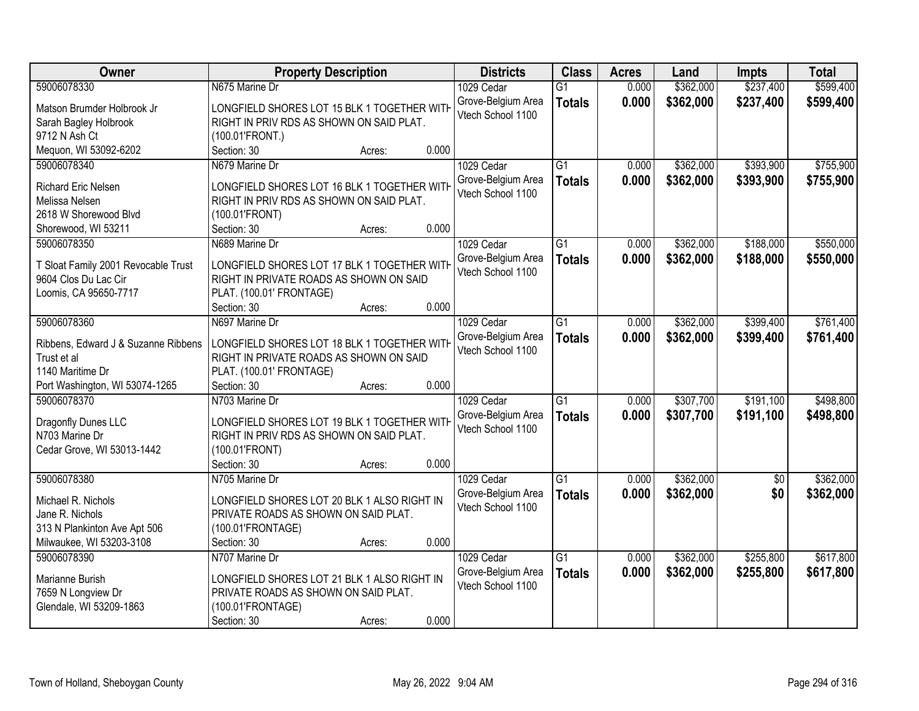| Owner | Property Description | Districts | Class | Acres | Land | Impts | Total |
|---|---|---|---|---|---|---|---|
| 59006078330<br>Matson Brumder Holbrook Jr<br>Sarah Bagley Holbrook<br>9712 N Ash Ct<br>Mequon, WI 53092-6202 | N675 Marine Dr<br>LONGFIELD SHORES LOT 15 BLK 1 TOGETHER WITH RIGHT IN PRIV RDS AS SHOWN ON SAID PLAT. (100.01'FRONT.)<br>Section: 30 Acres: 0.000 | 1029 Cedar Grove-Belgium Area Vtech School 1100 | G1<br>**Totals** | 0.000<br>**0.000** | $362,000<br>**$362,000** | $237,400<br>**$237,400** | $599,400<br>**$599,400** |
| 59006078340<br>Richard Eric Nelsen<br>Melissa Nelsen<br>2618 W Shorewood Blvd<br>Shorewood, WI 53211 | N679 Marine Dr<br>LONGFIELD SHORES LOT 16 BLK 1 TOGETHER WITH RIGHT IN PRIV RDS AS SHOWN ON SAID PLAT. (100.01'FRONT)<br>Section: 30 Acres: 0.000 | 1029 Cedar Grove-Belgium Area Vtech School 1100 | G1<br>**Totals** | 0.000<br>**0.000** | $362,000<br>**$362,000** | $393,900<br>**$393,900** | $755,900<br>**$755,900** |
| 59006078350<br>T Sloat Family 2001 Revocable Trust<br>9604 Clos Du Lac Cir<br>Loomis, CA 95650-7717 | N689 Marine Dr<br>LONGFIELD SHORES LOT 17 BLK 1 TOGETHER WITH RIGHT IN PRIVATE ROADS AS SHOWN ON SAID PLAT. (100.01' FRONTAGE)<br>Section: 30 Acres: 0.000 | 1029 Cedar Grove-Belgium Area Vtech School 1100 | G1<br>**Totals** | 0.000<br>**0.000** | $362,000<br>**$362,000** | $188,000<br>**$188,000** | $550,000<br>**$550,000** |
| 59006078360<br>Ribbens, Edward J & Suzanne Ribbens Trust et al<br>1140 Maritime Dr<br>Port Washington, WI 53074-1265 | N697 Marine Dr<br>LONGFIELD SHORES LOT 18 BLK 1 TOGETHER WITH RIGHT IN PRIVATE ROADS AS SHOWN ON SAID PLAT. (100.01' FRONTAGE)<br>Section: 30 Acres: 0.000 | 1029 Cedar Grove-Belgium Area Vtech School 1100 | G1<br>**Totals** | 0.000<br>**0.000** | $362,000<br>**$362,000** | $399,400<br>**$399,400** | $761,400<br>**$761,400** |
| 59006078370<br>Dragonfly Dunes LLC<br>N703 Marine Dr<br>Cedar Grove, WI 53013-1442 | N703 Marine Dr<br>LONGFIELD SHORES LOT 19 BLK 1 TOGETHER WITH RIGHT IN PRIV RDS AS SHOWN ON SAID PLAT. (100.01'FRONT)<br>Section: 30 Acres: 0.000 | 1029 Cedar Grove-Belgium Area Vtech School 1100 | G1<br>**Totals** | 0.000<br>**0.000** | $307,700<br>**$307,700** | $191,100<br>**$191,100** | $498,800<br>**$498,800** |
| 59006078380<br>Michael R. Nichols<br>Jane R. Nichols<br>313 N Plankinton Ave Apt 506<br>Milwaukee, WI 53203-3108 | N705 Marine Dr<br>LONGFIELD SHORES LOT 20 BLK 1 ALSO RIGHT IN PRIVATE ROADS AS SHOWN ON SAID PLAT. (100.01'FRONTAGE)<br>Section: 30 Acres: 0.000 | 1029 Cedar Grove-Belgium Area Vtech School 1100 | G1<br>**Totals** | 0.000<br>**0.000** | $362,000<br>**$362,000** | $0<br>**$0** | $362,000<br>**$362,000** |
| 59006078390<br>Marianne Burish<br>7659 N Longview Dr<br>Glendale, WI 53209-1863 | N707 Marine Dr<br>LONGFIELD SHORES LOT 21 BLK 1 ALSO RIGHT IN PRIVATE ROADS AS SHOWN ON SAID PLAT. (100.01'FRONTAGE)<br>Section: 30 Acres: 0.000 | 1029 Cedar Grove-Belgium Area Vtech School 1100 | G1<br>**Totals** | 0.000<br>**0.000** | $362,000<br>**$362,000** | $255,800<br>**$255,800** | $617,800<br>**$617,800** |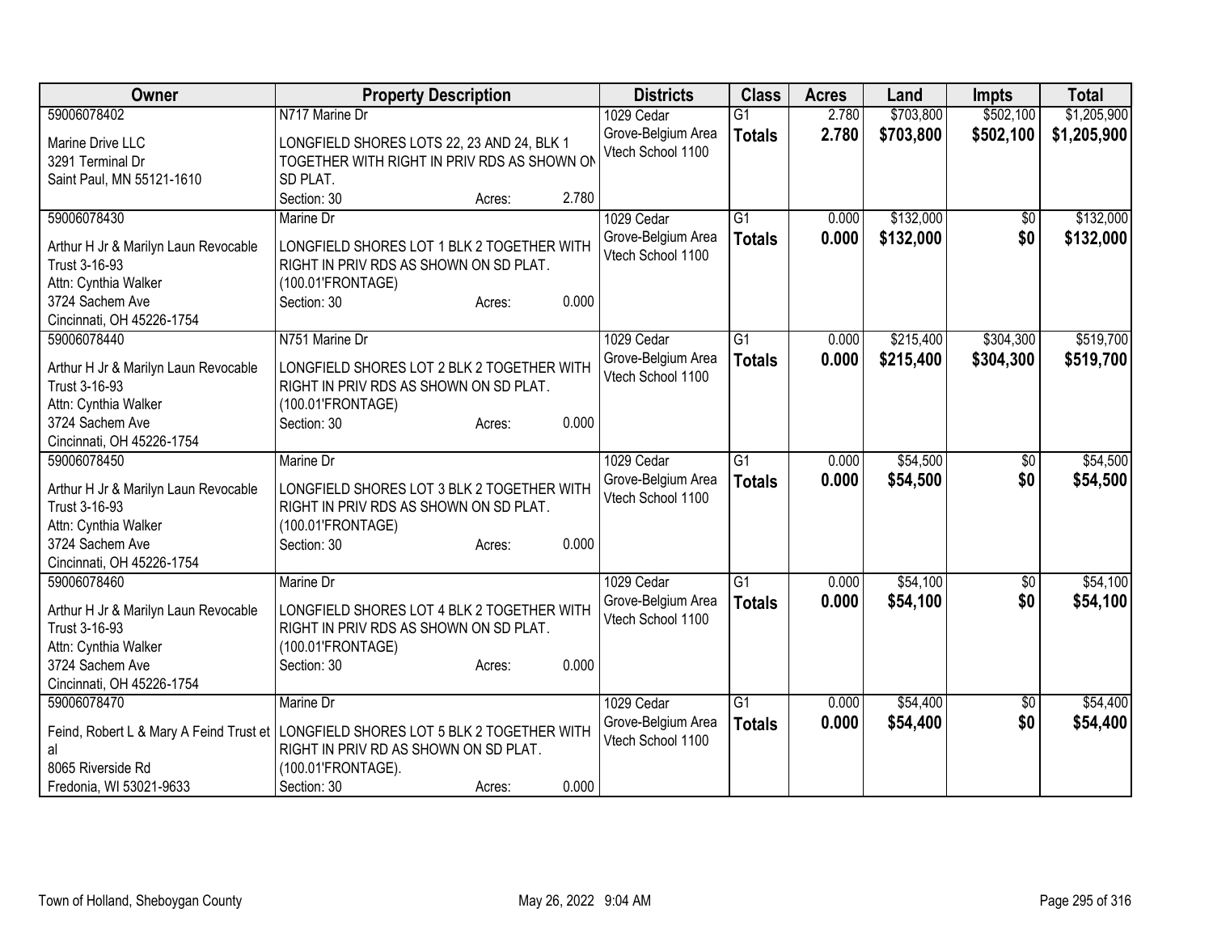| Owner | Property Description | Districts | Class | Acres | Land | Impts | Total |
|---|---|---|---|---|---|---|---|
| 59006078402<br>Marine Drive LLC<br>3291 Terminal Dr<br>Saint Paul, MN 55121-1610 | N717 Marine Dr<br>LONGFIELD SHORES LOTS 22, 23 AND 24, BLK 1 TOGETHER WITH RIGHT IN PRIV RDS AS SHOWN ON SD PLAT.<br>Section: 30 Acres: 2.780 | 1029 Cedar Grove-Belgium Area Vtech School 1100 | G1<br>**Totals** | 2.780<br>**2.780** | $703,800<br>**$703,800** | $502,100<br>**$502,100** | $1,205,900<br>**$1,205,900** |
| 59006078430<br>Arthur H Jr & Marilyn Laun Revocable Trust 3-16-93<br>Attn: Cynthia Walker<br>3724 Sachem Ave<br>Cincinnati, OH 45226-1754 | Marine Dr<br>LONGFIELD SHORES LOT 1 BLK 2 TOGETHER WITH RIGHT IN PRIV RDS AS SHOWN ON SD PLAT. (100.01'FRONTAGE)<br>Section: 30 Acres: 0.000 | 1029 Cedar Grove-Belgium Area Vtech School 1100 | G1<br>**Totals** | 0.000<br>**0.000** | $132,000<br>**$132,000** | $0<br>**$0** | $132,000<br>**$132,000** |
| 59006078440<br>Arthur H Jr & Marilyn Laun Revocable Trust 3-16-93<br>Attn: Cynthia Walker<br>3724 Sachem Ave<br>Cincinnati, OH 45226-1754 | N751 Marine Dr<br>LONGFIELD SHORES LOT 2 BLK 2 TOGETHER WITH RIGHT IN PRIV RDS AS SHOWN ON SD PLAT. (100.01'FRONTAGE)<br>Section: 30 Acres: 0.000 | 1029 Cedar Grove-Belgium Area Vtech School 1100 | G1<br>**Totals** | 0.000<br>**0.000** | $215,400<br>**$215,400** | $304,300<br>**$304,300** | $519,700<br>**$519,700** |
| 59006078450<br>Arthur H Jr & Marilyn Laun Revocable Trust 3-16-93<br>Attn: Cynthia Walker<br>3724 Sachem Ave<br>Cincinnati, OH 45226-1754 | Marine Dr<br>LONGFIELD SHORES LOT 3 BLK 2 TOGETHER WITH RIGHT IN PRIV RDS AS SHOWN ON SD PLAT. (100.01'FRONTAGE)<br>Section: 30 Acres: 0.000 | 1029 Cedar Grove-Belgium Area Vtech School 1100 | G1<br>**Totals** | 0.000<br>**0.000** | $54,500<br>**$54,500** | $0<br>**$0** | $54,500<br>**$54,500** |
| 59006078460<br>Arthur H Jr & Marilyn Laun Revocable Trust 3-16-93<br>Attn: Cynthia Walker<br>3724 Sachem Ave<br>Cincinnati, OH 45226-1754 | Marine Dr<br>LONGFIELD SHORES LOT 4 BLK 2 TOGETHER WITH RIGHT IN PRIV RDS AS SHOWN ON SD PLAT. (100.01'FRONTAGE)<br>Section: 30 Acres: 0.000 | 1029 Cedar Grove-Belgium Area Vtech School 1100 | G1<br>**Totals** | 0.000<br>**0.000** | $54,100<br>**$54,100** | $0<br>**$0** | $54,100<br>**$54,100** |
| 59006078470<br>Feind, Robert L & Mary A Feind Trust et al<br>8065 Riverside Rd<br>Fredonia, WI 53021-9633 | Marine Dr<br>LONGFIELD SHORES LOT 5 BLK 2 TOGETHER WITH RIGHT IN PRIV RD AS SHOWN ON SD PLAT. (100.01'FRONTAGE).<br>Section: 30 Acres: 0.000 | 1029 Cedar Grove-Belgium Area Vtech School 1100 | G1<br>**Totals** | 0.000<br>**0.000** | $54,400<br>**$54,400** | $0<br>**$0** | $54,400<br>**$54,400** |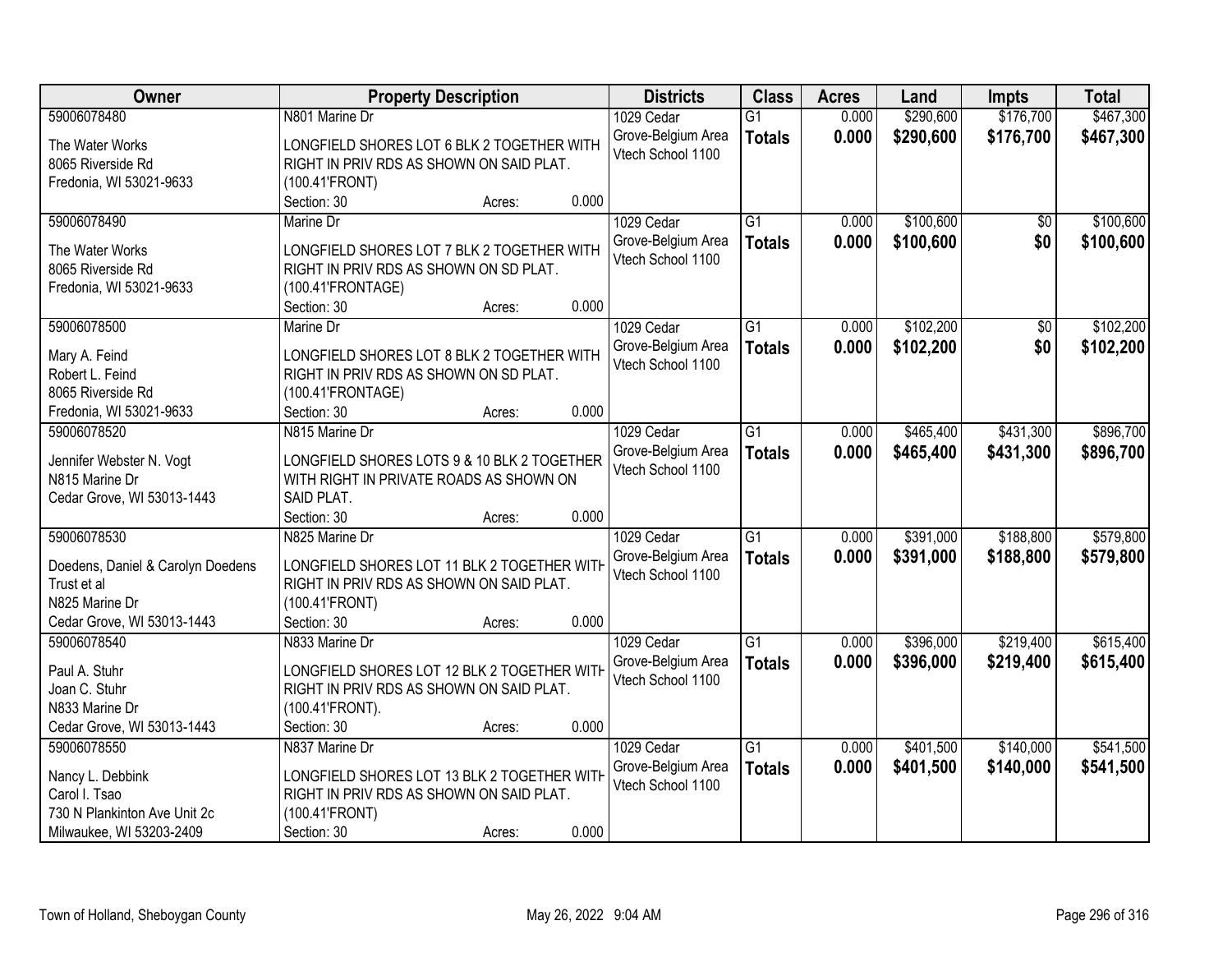| Owner | Property Description | Districts | Class | Acres | Land | Impts | Total |
|---|---|---|---|---|---|---|---|
| 59006078480<br>The Water Works<br>8065 Riverside Rd<br>Fredonia, WI 53021-9633 | N801 Marine Dr<br>LONGFIELD SHORES LOT 6 BLK 2 TOGETHER WITH RIGHT IN PRIV RDS AS SHOWN ON SAID PLAT. (100.41'FRONT)<br>Section: 30 Acres: 0.000 | 1029 Cedar Grove-Belgium Area Vtech School 1100 | G1<br>**Totals** | 0.000<br>**0.000** | $290,600<br>**$290,600** | $176,700<br>**$176,700** | $467,300<br>**$467,300** |
| 59006078490<br>The Water Works<br>8065 Riverside Rd<br>Fredonia, WI 53021-9633 | Marine Dr<br>LONGFIELD SHORES LOT 7 BLK 2 TOGETHER WITH RIGHT IN PRIV RDS AS SHOWN ON SD PLAT. (100.41'FRONTAGE)<br>Section: 30 Acres: 0.000 | 1029 Cedar Grove-Belgium Area Vtech School 1100 | G1<br>**Totals** | 0.000<br>**0.000** | $100,600<br>**$100,600** | $0<br>**$0** | $100,600<br>**$100,600** |
| 59006078500<br>Mary A. Feind<br>Robert L. Feind<br>8065 Riverside Rd<br>Fredonia, WI 53021-9633 | Marine Dr<br>LONGFIELD SHORES LOT 8 BLK 2 TOGETHER WITH RIGHT IN PRIV RDS AS SHOWN ON SD PLAT. (100.41'FRONTAGE)<br>Section: 30 Acres: 0.000 | 1029 Cedar Grove-Belgium Area Vtech School 1100 | G1<br>**Totals** | 0.000<br>**0.000** | $102,200<br>**$102,200** | $0<br>**$0** | $102,200<br>**$102,200** |
| 59006078520<br>Jennifer Webster N. Vogt<br>N815 Marine Dr<br>Cedar Grove, WI 53013-1443 | N815 Marine Dr<br>LONGFIELD SHORES LOTS 9 & 10 BLK 2 TOGETHER WITH RIGHT IN PRIVATE ROADS AS SHOWN ON SAID PLAT.<br>Section: 30 Acres: 0.000 | 1029 Cedar Grove-Belgium Area Vtech School 1100 | G1<br>**Totals** | 0.000<br>**0.000** | $465,400<br>**$465,400** | $431,300<br>**$431,300** | $896,700<br>**$896,700** |
| 59006078530<br>Doedens, Daniel & Carolyn Doedens Trust et al<br>N825 Marine Dr<br>Cedar Grove, WI 53013-1443 | N825 Marine Dr<br>LONGFIELD SHORES LOT 11 BLK 2 TOGETHER WITH RIGHT IN PRIV RDS AS SHOWN ON SAID PLAT. (100.41'FRONT)<br>Section: 30 Acres: 0.000 | 1029 Cedar Grove-Belgium Area Vtech School 1100 | G1<br>**Totals** | 0.000<br>**0.000** | $391,000<br>**$391,000** | $188,800<br>**$188,800** | $579,800<br>**$579,800** |
| 59006078540<br>Paul A. Stuhr<br>Joan C. Stuhr<br>N833 Marine Dr<br>Cedar Grove, WI 53013-1443 | N833 Marine Dr<br>LONGFIELD SHORES LOT 12 BLK 2 TOGETHER WITH RIGHT IN PRIV RDS AS SHOWN ON SAID PLAT. (100.41'FRONT).<br>Section: 30 Acres: 0.000 | 1029 Cedar Grove-Belgium Area Vtech School 1100 | G1<br>**Totals** | 0.000<br>**0.000** | $396,000<br>**$396,000** | $219,400<br>**$219,400** | $615,400<br>**$615,400** |
| 59006078550<br>Nancy L. Debbink<br>Carol I. Tsao<br>730 N Plankinton Ave Unit 2c<br>Milwaukee, WI 53203-2409 | N837 Marine Dr<br>LONGFIELD SHORES LOT 13 BLK 2 TOGETHER WITH RIGHT IN PRIV RDS AS SHOWN ON SAID PLAT. (100.41'FRONT)<br>Section: 30 Acres: 0.000 | 1029 Cedar Grove-Belgium Area Vtech School 1100 | G1<br>**Totals** | 0.000<br>**0.000** | $401,500<br>**$401,500** | $140,000<br>**$140,000** | $541,500<br>**$541,500** |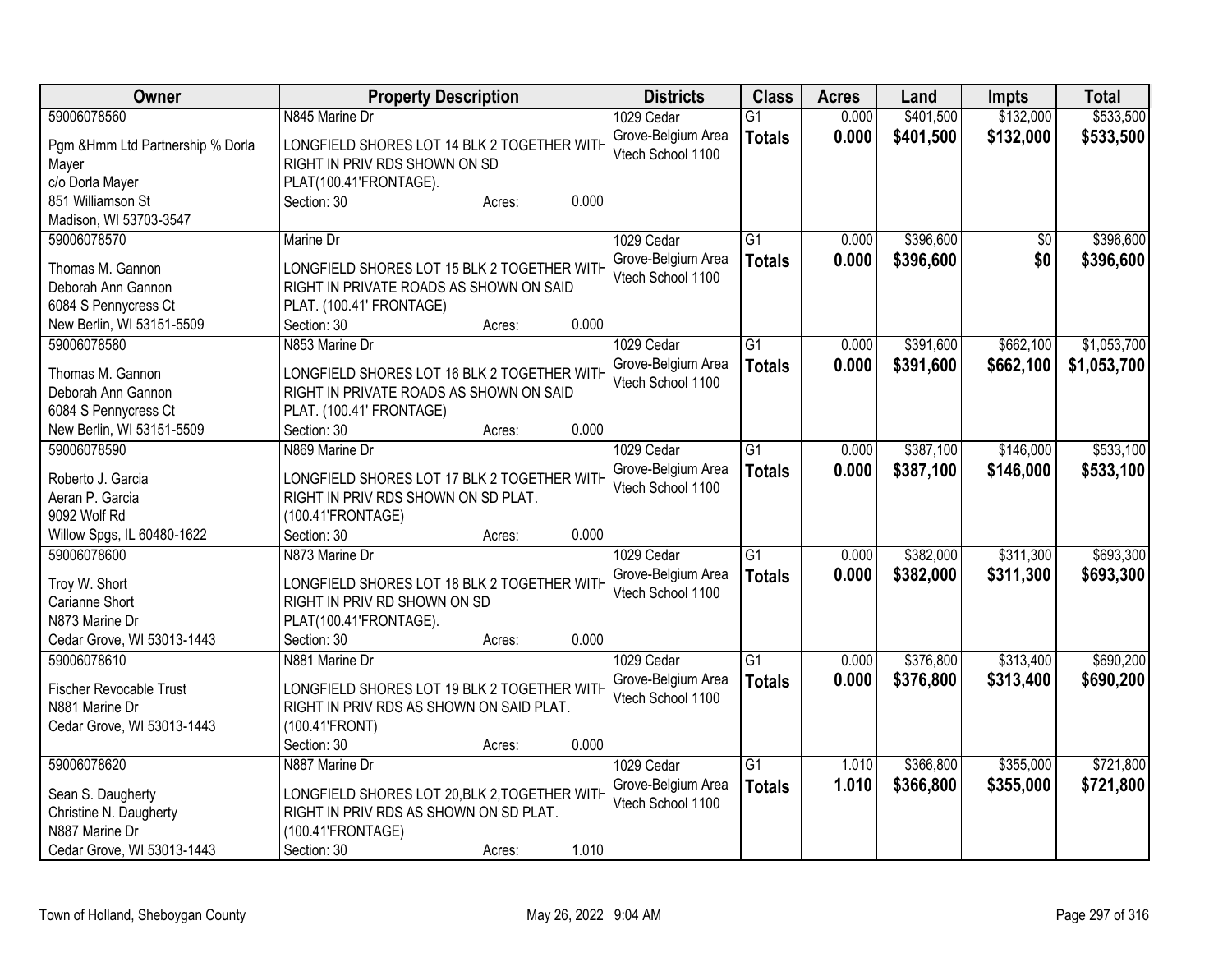| Owner | Property Description | Districts | Class | Acres | Land | Impts | Total |
|---|---|---|---|---|---|---|---|
| 59006078560<br>Pgm &Hmm Ltd Partnership % Dorla Mayer<br>c/o Dorla Mayer<br>851 Williamson St<br>Madison, WI 53703-3547 | N845 Marine Dr<br>LONGFIELD SHORES LOT 14 BLK 2 TOGETHER WITH RIGHT IN PRIV RDS SHOWN ON SD PLAT(100.41'FRONTAGE).<br>Section: 30 Acres: 0.000 | 1029 Cedar Grove-Belgium Area Vtech School 1100 | G1<br>**Totals** | 0.000<br>**0.000** | $401,500<br>**$401,500** | $132,000<br>**$132,000** | $533,500<br>**$533,500** |
| 59006078570<br>Thomas M. Gannon<br>Deborah Ann Gannon<br>6084 S Pennycress Ct<br>New Berlin, WI 53151-5509 | Marine Dr<br>LONGFIELD SHORES LOT 15 BLK 2 TOGETHER WITH RIGHT IN PRIVATE ROADS AS SHOWN ON SAID PLAT. (100.41' FRONTAGE)<br>Section: 30 Acres: 0.000 | 1029 Cedar Grove-Belgium Area Vtech School 1100 | G1<br>**Totals** | 0.000<br>**0.000** | $396,600<br>**$396,600** | $0<br>**$0** | $396,600<br>**$396,600** |
| 59006078580<br>Thomas M. Gannon<br>Deborah Ann Gannon<br>6084 S Pennycress Ct<br>New Berlin, WI 53151-5509 | N853 Marine Dr<br>LONGFIELD SHORES LOT 16 BLK 2 TOGETHER WITH RIGHT IN PRIVATE ROADS AS SHOWN ON SAID PLAT. (100.41' FRONTAGE)<br>Section: 30 Acres: 0.000 | 1029 Cedar Grove-Belgium Area Vtech School 1100 | G1<br>**Totals** | 0.000<br>**0.000** | $391,600<br>**$391,600** | $662,100<br>**$662,100** | $1,053,700<br>**$1,053,700** |
| 59006078590<br>Roberto J. Garcia<br>Aeran P. Garcia<br>9092 Wolf Rd<br>Willow Spgs, IL 60480-1622 | N869 Marine Dr<br>LONGFIELD SHORES LOT 17 BLK 2 TOGETHER WITH RIGHT IN PRIV RDS SHOWN ON SD PLAT. (100.41'FRONTAGE)<br>Section: 30 Acres: 0.000 | 1029 Cedar Grove-Belgium Area Vtech School 1100 | G1<br>**Totals** | 0.000<br>**0.000** | $387,100<br>**$387,100** | $146,000<br>**$146,000** | $533,100<br>**$533,100** |
| 59006078600<br>Troy W. Short<br>Carianne Short<br>N873 Marine Dr<br>Cedar Grove, WI 53013-1443 | N873 Marine Dr<br>LONGFIELD SHORES LOT 18 BLK 2 TOGETHER WITH RIGHT IN PRIV RD SHOWN ON SD PLAT(100.41'FRONTAGE).<br>Section: 30 Acres: 0.000 | 1029 Cedar Grove-Belgium Area Vtech School 1100 | G1<br>**Totals** | 0.000<br>**0.000** | $382,000<br>**$382,000** | $311,300<br>**$311,300** | $693,300<br>**$693,300** |
| 59006078610<br>Fischer Revocable Trust<br>N881 Marine Dr<br>Cedar Grove, WI 53013-1443 | N881 Marine Dr<br>LONGFIELD SHORES LOT 19 BLK 2 TOGETHER WITH RIGHT IN PRIV RDS AS SHOWN ON SAID PLAT. (100.41'FRONT)<br>Section: 30 Acres: 0.000 | 1029 Cedar Grove-Belgium Area Vtech School 1100 | G1<br>**Totals** | 0.000<br>**0.000** | $376,800<br>**$376,800** | $313,400<br>**$313,400** | $690,200<br>**$690,200** |
| 59006078620<br>Sean S. Daugherty<br>Christine N. Daugherty<br>N887 Marine Dr<br>Cedar Grove, WI 53013-1443 | N887 Marine Dr<br>LONGFIELD SHORES LOT 20,BLK 2,TOGETHER WITH RIGHT IN PRIV RDS AS SHOWN ON SD PLAT. (100.41'FRONTAGE)<br>Section: 30 Acres: 1.010 | 1029 Cedar Grove-Belgium Area Vtech School 1100 | G1<br>**Totals** | 1.010<br>**1.010** | $366,800<br>**$366,800** | $355,000<br>**$355,000** | $721,800<br>**$721,800** |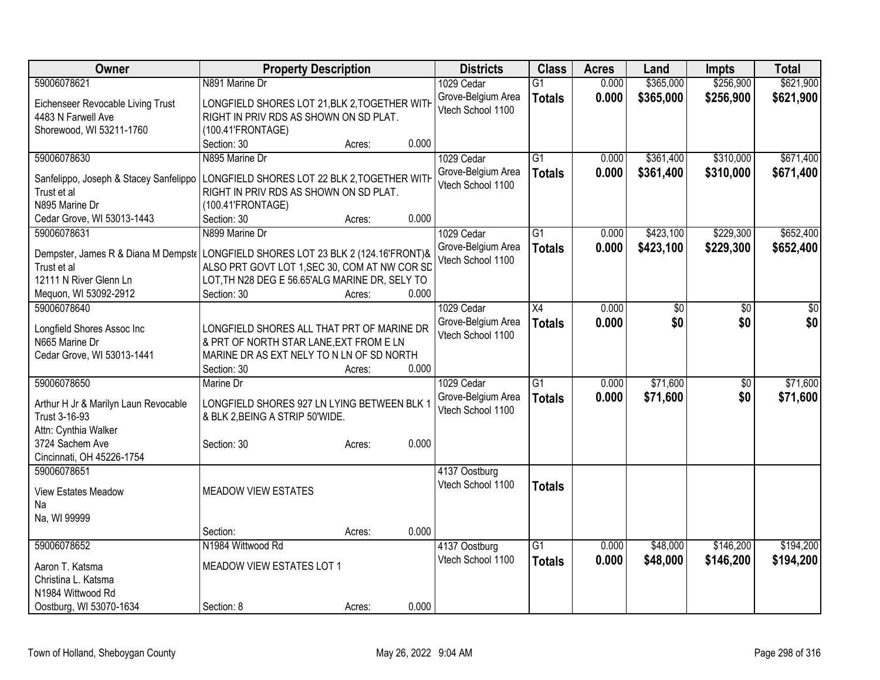| Owner | Property Description | Districts | Class | Acres | Land | Impts | Total |
|---|---|---|---|---|---|---|---|
| 59006078621<br>Eichenseer Revocable Living Trust<br>4483 N Farwell Ave<br>Shorewood, WI 53211-1760 | N891 Marine Dr<br>LONGFIELD SHORES LOT 21,BLK 2,TOGETHER WITH RIGHT IN PRIV RDS AS SHOWN ON SD PLAT. (100.41'FRONTAGE)<br>Section: 30 Acres: 0.000 | 1029 Cedar Grove-Belgium Area Vtech School 1100 | G1<br>**Totals** | 0.000<br>**0.000** | $365,000<br>**$365,000** | $256,900<br>**$256,900** | $621,900<br>**$621,900** |
| 59006078630<br>Sanfelippo, Joseph & Stacey Sanfelippo Trust et al<br>N895 Marine Dr<br>Cedar Grove, WI 53013-1443 | N895 Marine Dr<br>LONGFIELD SHORES LOT 22 BLK 2,TOGETHER WITH RIGHT IN PRIV RDS AS SHOWN ON SD PLAT. (100.41'FRONTAGE)<br>Section: 30 Acres: 0.000 | 1029 Cedar Grove-Belgium Area Vtech School 1100 | G1<br>**Totals** | 0.000<br>**0.000** | $361,400<br>**$361,400** | $310,000<br>**$310,000** | $671,400<br>**$671,400** |
| 59006078631<br>Dempster, James R & Diana M Dempster Trust et al<br>12111 N River Glenn Ln<br>Mequon, WI 53092-2912 | N899 Marine Dr<br>LONGFIELD SHORES LOT 23 BLK 2 (124.16'FRONT)& ALSO PRT GOVT LOT 1,SEC 30, COM AT NW COR SD LOT,TH N28 DEG E 56.65'ALG MARINE DR, SELY TO<br>Section: 30 Acres: 0.000 | 1029 Cedar Grove-Belgium Area Vtech School 1100 | G1<br>**Totals** | 0.000<br>**0.000** | $423,100<br>**$423,100** | $229,300<br>**$229,300** | $652,400<br>**$652,400** |
| 59006078640<br>Longfield Shores Assoc Inc<br>N665 Marine Dr<br>Cedar Grove, WI 53013-1441 | LONGFIELD SHORES ALL THAT PRT OF MARINE DR & PRT OF NORTH STAR LANE,EXT FROM E LN MARINE DR AS EXT NELY TO N LN OF SD NORTH<br>Section: 30 Acres: 0.000 | 1029 Cedar Grove-Belgium Area Vtech School 1100 | X4<br>**Totals** | 0.000<br>**0.000** | $0<br>**$0** | $0<br>**$0** | $0<br>**$0** |
| 59006078650<br>Arthur H Jr & Marilyn Laun Revocable Trust 3-16-93<br>Attn: Cynthia Walker<br>3724 Sachem Ave<br>Cincinnati, OH 45226-1754 | Marine Dr<br>LONGFIELD SHORES 927 LN LYING BETWEEN BLK 1 & BLK 2,BEING A STRIP 50'WIDE.<br>Section: 30 Acres: 0.000 | 1029 Cedar Grove-Belgium Area Vtech School 1100 | G1<br>**Totals** | 0.000<br>**0.000** | $71,600<br>**$71,600** | $0<br>**$0** | $71,600<br>**$71,600** |
| 59006078651<br>View Estates Meadow<br>Na<br>Na, WI 99999 | MEADOW VIEW ESTATES<br>Section: Acres: 0.000 | 4137 Oostburg Vtech School 1100 | **Totals** | | | | |
| 59006078652<br>Aaron T. Katsma<br>Christina L. Katsma<br>N1984 Wittwood Rd<br>Oostburg, WI 53070-1634 | N1984 Wittwood Rd<br>MEADOW VIEW ESTATES LOT 1<br>Section: 8 Acres: 0.000 | 4137 Oostburg Vtech School 1100 | G1<br>**Totals** | 0.000<br>**0.000** | $48,000<br>**$48,000** | $146,200<br>**$146,200** | $194,200<br>**$194,200** |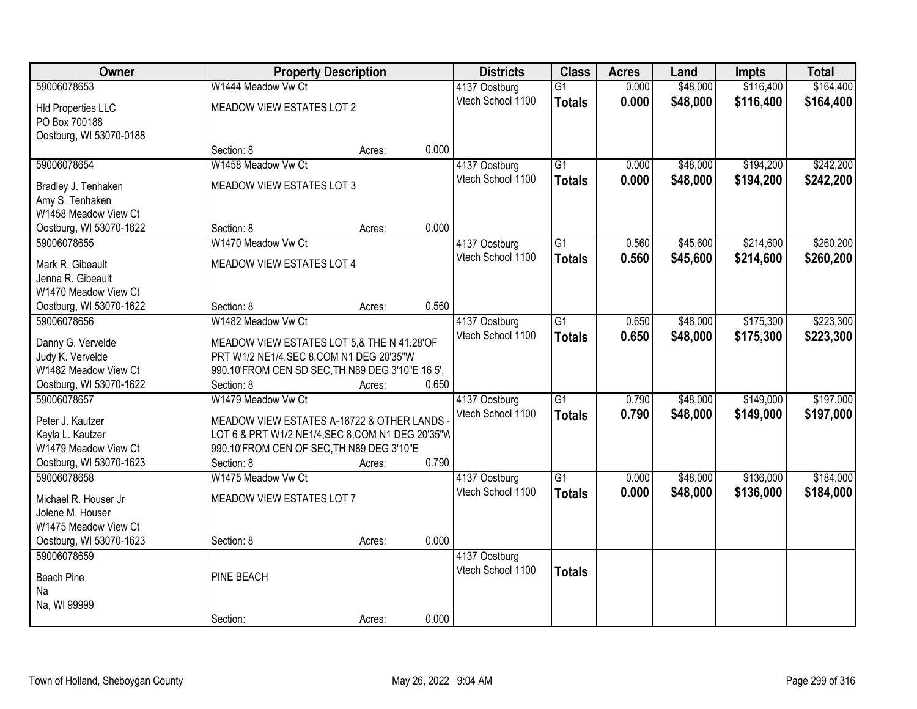| Owner | Property Description | | | Districts | Class | Acres | Land | Impts | Total |
|---|---|---|---|---|---|---|---|---|---|
| 59006078653 | W1444 Meadow Vw Ct | | | 4137 Oostburg | G1 | 0.000 | $48,000 | $116,400 | $164,400 |
| Hld Properties LLC<br>PO Box 700188<br>Oostburg, WI 53070-0188 | MEADOW VIEW ESTATES LOT 2 | | | Vtech School 1100 | **Totals** | **0.000** | **$48,000** | **$116,400** | **$164,400** |
| | Section: 8 | Acres: | 0.000 | | | | | | |
| 59006078654 | W1458 Meadow Vw Ct | | | 4137 Oostburg | G1 | 0.000 | $48,000 | $194,200 | $242,200 |
| Bradley J. Tenhaken<br>Amy S. Tenhaken<br>W1458 Meadow View Ct<br>Oostburg, WI 53070-1622 | MEADOW VIEW ESTATES LOT 3 | | | Vtech School 1100 | **Totals** | **0.000** | **$48,000** | **$194,200** | **$242,200** |
| | Section: 8 | Acres: | 0.000 | | | | | | |
| 59006078655 | W1470 Meadow Vw Ct | | | 4137 Oostburg | G1 | 0.560 | $45,600 | $214,600 | $260,200 |
| Mark R. Gibeault<br>Jenna R. Gibeault<br>W1470 Meadow View Ct<br>Oostburg, WI 53070-1622 | MEADOW VIEW ESTATES LOT 4 | | | Vtech School 1100 | **Totals** | **0.560** | **$45,600** | **$214,600** | **$260,200** |
| | Section: 8 | Acres: | 0.560 | | | | | | |
| 59006078656 | W1482 Meadow Vw Ct | | | 4137 Oostburg | G1 | 0.650 | $48,000 | $175,300 | $223,300 |
| Danny G. Vervelde<br>Judy K. Vervelde<br>W1482 Meadow View Ct<br>Oostburg, WI 53070-1622 | MEADOW VIEW ESTATES LOT 5,& THE N 41.28'OF PRT W1/2 NE1/4,SEC 8,COM N1 DEG 20'35"W 990.10'FROM CEN SD SEC,TH N89 DEG 3'10"E 16.5', | | | Vtech School 1100 | **Totals** | **0.650** | **$48,000** | **$175,300** | **$223,300** |
| | Section: 8 | Acres: | 0.650 | | | | | | |
| 59006078657 | W1479 Meadow Vw Ct | | | 4137 Oostburg | G1 | 0.790 | $48,000 | $149,000 | $197,000 |
| Peter J. Kautzer<br>Kayla L. Kautzer<br>W1479 Meadow View Ct<br>Oostburg, WI 53070-1623 | MEADOW VIEW ESTATES A-16722 & OTHER LANDS - LOT 6 & PRT W1/2 NE1/4,SEC 8,COM N1 DEG 20'35"W 990.10'FROM CEN OF SEC,TH N89 DEG 3'10"E | | | Vtech School 1100 | **Totals** | **0.790** | **$48,000** | **$149,000** | **$197,000** |
| | Section: 8 | Acres: | 0.790 | | | | | | |
| 59006078658 | W1475 Meadow Vw Ct | | | 4137 Oostburg | G1 | 0.000 | $48,000 | $136,000 | $184,000 |
| Michael R. Houser Jr<br>Jolene M. Houser<br>W1475 Meadow View Ct<br>Oostburg, WI 53070-1623 | MEADOW VIEW ESTATES LOT 7 | | | Vtech School 1100 | **Totals** | **0.000** | **$48,000** | **$136,000** | **$184,000** |
| | Section: 8 | Acres: | 0.000 | | | | | | |
| 59006078659 | | | | 4137 Oostburg | | | | | |
| Beach Pine<br>Na<br>Na, WI 99999 | PINE BEACH | | | Vtech School 1100 | **Totals** | | | | |
| | Section: | Acres: | 0.000 | | | | | | |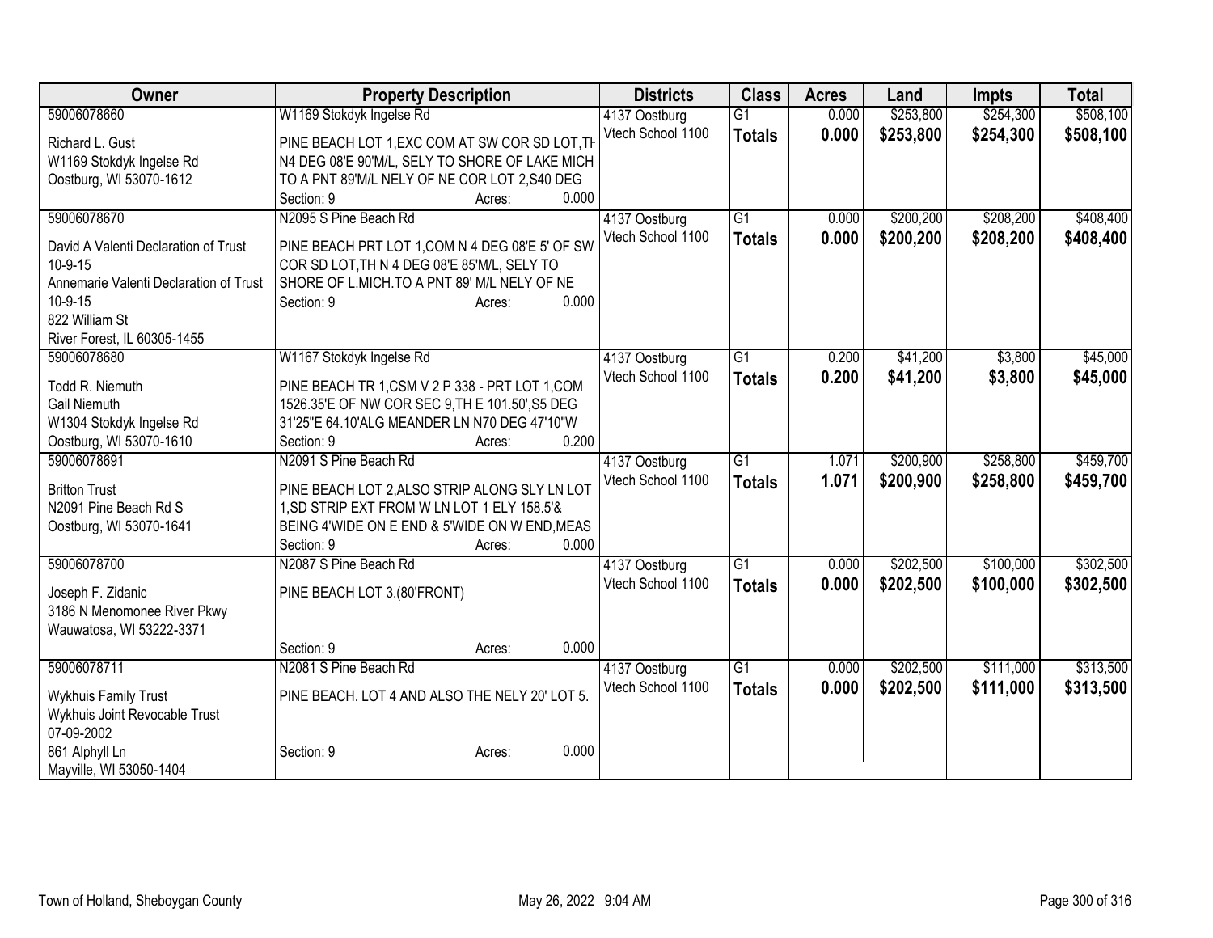| Owner | Property Description | Districts | Class | Acres | Land | Impts | Total |
|---|---|---|---|---|---|---|---|
| 59006078660<br>Richard L. Gust<br>W1169 Stokdyk Ingelse Rd<br>Oostburg, WI 53070-1612 | W1169 Stokdyk Ingelse Rd<br>PINE BEACH LOT 1,EXC COM AT SW COR SD LOT,TH N4 DEG 08'E 90'M/L, SELY TO SHORE OF LAKE MICH TO A PNT 89'M/L NELY OF NE COR LOT 2,S40 DEG<br>Section: 9 Acres: 0.000 | 4137 Oostburg<br>Vtech School 1100 | G1<br>**Totals** | 0.000<br>**0.000** | $253,800<br>**$253,800** | $254,300<br>**$254,300** | $508,100<br>**$508,100** |
| 59006078670<br>David A Valenti Declaration of Trust 10-9-15<br>Annemarie Valenti Declaration of Trust 10-9-15<br>822 William St<br>River Forest, IL 60305-1455 | N2095 S Pine Beach Rd<br>PINE BEACH PRT LOT 1,COM N 4 DEG 08'E 5' OF SW COR SD LOT,TH N 4 DEG 08'E 85'M/L, SELY TO SHORE OF L.MICH.TO A PNT 89' M/L NELY OF NE<br>Section: 9 Acres: 0.000 | 4137 Oostburg<br>Vtech School 1100 | G1<br>**Totals** | 0.000<br>**0.000** | $200,200<br>**$200,200** | $208,200<br>**$208,200** | $408,400<br>**$408,400** |
| 59006078680<br>Todd R. Niemuth<br>Gail Niemuth<br>W1304 Stokdyk Ingelse Rd<br>Oostburg, WI 53070-1610 | W1167 Stokdyk Ingelse Rd<br>PINE BEACH TR 1,CSM V 2 P 338 - PRT LOT 1,COM 1526.35'E OF NW COR SEC 9,TH E 101.50',S5 DEG 31'25"E 64.10'ALG MEANDER LN N70 DEG 47'10"W<br>Section: 9 Acres: 0.200 | 4137 Oostburg<br>Vtech School 1100 | G1<br>**Totals** | 0.200<br>**0.200** | $41,200<br>**$41,200** | $3,800<br>**$3,800** | $45,000<br>**$45,000** |
| 59006078691<br>Britton Trust<br>N2091 Pine Beach Rd S<br>Oostburg, WI 53070-1641 | N2091 S Pine Beach Rd<br>PINE BEACH LOT 2,ALSO STRIP ALONG SLY LN LOT 1,SD STRIP EXT FROM W LN LOT 1 ELY 158.5'& BEING 4'WIDE ON E END & 5'WIDE ON W END,MEAS<br>Section: 9 Acres: 0.000 | 4137 Oostburg<br>Vtech School 1100 | G1<br>**Totals** | 1.071<br>**1.071** | $200,900<br>**$200,900** | $258,800<br>**$258,800** | $459,700<br>**$459,700** |
| 59006078700<br>Joseph F. Zidanic<br>3186 N Menomonee River Pkwy<br>Wauwatosa, WI 53222-3371 | N2087 S Pine Beach Rd<br>PINE BEACH LOT 3.(80'FRONT)<br>Section: 9 Acres: 0.000 | 4137 Oostburg<br>Vtech School 1100 | G1<br>**Totals** | 0.000<br>**0.000** | $202,500<br>**$202,500** | $100,000<br>**$100,000** | $302,500<br>**$302,500** |
| 59006078711<br>Wykhuis Family Trust<br>Wykhuis Joint Revocable Trust 07-09-2002<br>861 Alphyll Ln<br>Mayville, WI 53050-1404 | N2081 S Pine Beach Rd<br>PINE BEACH. LOT 4 AND ALSO THE NELY 20' LOT 5.<br>Section: 9 Acres: 0.000 | 4137 Oostburg<br>Vtech School 1100 | G1<br>**Totals** | 0.000<br>**0.000** | $202,500<br>**$202,500** | $111,000<br>**$111,000** | $313,500<br>**$313,500** |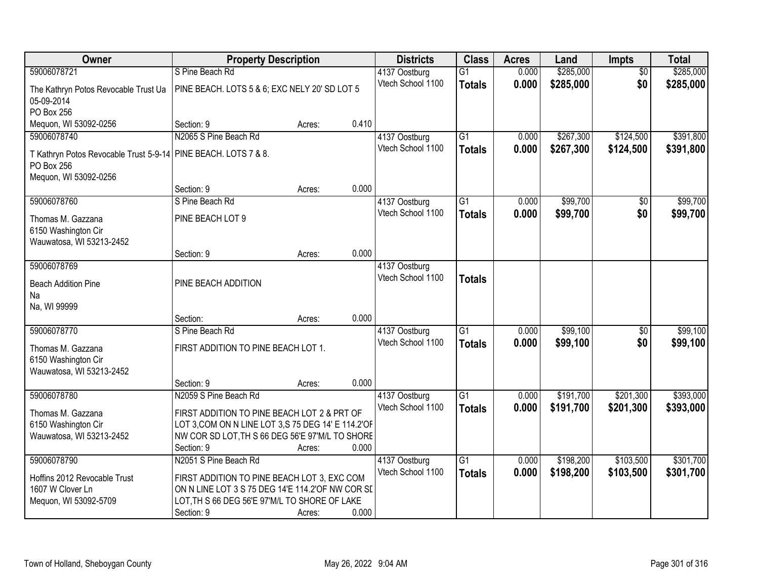| Owner | Property Description | Districts | Class | Acres | Land | Impts | Total |
|---|---|---|---|---|---|---|---|
| 59006078721<br>The Kathryn Potos Revocable Trust Ua 05-09-2014<br>PO Box 256<br>Mequon, WI 53092-0256 | S Pine Beach Rd<br>PINE BEACH. LOTS 5 & 6; EXC NELY 20' SD LOT 5<br>Section: 9 Acres: 0.410 | 4137 Oostburg<br>Vtech School 1100 | G1<br>**Totals** | 0.000<br>**0.000** | $285,000<br>**$285,000** | $0<br>**$0** | $285,000<br>**$285,000** |
| 59006078740<br>T Kathryn Potos Revocable Trust 5-9-14<br>PO Box 256<br>Mequon, WI 53092-0256 | N2065 S Pine Beach Rd<br>PINE BEACH. LOTS 7 & 8.<br>Section: 9 Acres: 0.000 | 4137 Oostburg<br>Vtech School 1100 | G1<br>**Totals** | 0.000<br>**0.000** | $267,300<br>**$267,300** | $124,500<br>**$124,500** | $391,800<br>**$391,800** |
| 59006078760<br>Thomas M. Gazzana<br>6150 Washington Cir<br>Wauwatosa, WI 53213-2452 | S Pine Beach Rd<br>PINE BEACH LOT 9<br>Section: 9 Acres: 0.000 | 4137 Oostburg<br>Vtech School 1100 | G1<br>**Totals** | 0.000<br>**0.000** | $99,700<br>**$99,700** | $0<br>**$0** | $99,700<br>**$99,700** |
| 59006078769<br>Beach Addition Pine<br>Na<br>Na, WI 99999 | PINE BEACH ADDITION<br>Section: Acres: 0.000 | 4137 Oostburg<br>Vtech School 1100 | **Totals** | | | | |
| 59006078770<br>Thomas M. Gazzana<br>6150 Washington Cir<br>Wauwatosa, WI 53213-2452 | S Pine Beach Rd<br>FIRST ADDITION TO PINE BEACH LOT 1.<br>Section: 9 Acres: 0.000 | 4137 Oostburg<br>Vtech School 1100 | G1<br>**Totals** | 0.000<br>**0.000** | $99,100<br>**$99,100** | $0<br>**$0** | $99,100<br>**$99,100** |
| 59006078780<br>Thomas M. Gazzana<br>6150 Washington Cir<br>Wauwatosa, WI 53213-2452 | N2059 S Pine Beach Rd<br>FIRST ADDITION TO PINE BEACH LOT 2 & PRT OF LOT 3,COM ON N LINE LOT 3,S 75 DEG 14' E 114.2'OF NW COR SD LOT,TH S 66 DEG 56'E 97'M/L TO SHORE<br>Section: 9 Acres: 0.000 | 4137 Oostburg<br>Vtech School 1100 | G1<br>**Totals** | 0.000<br>**0.000** | $191,700<br>**$191,700** | $201,300<br>**$201,300** | $393,000<br>**$393,000** |
| 59006078790<br>Hoffins 2012 Revocable Trust<br>1607 W Clover Ln<br>Mequon, WI 53092-5709 | N2051 S Pine Beach Rd<br>FIRST ADDITION TO PINE BEACH LOT 3, EXC COM ON N LINE LOT 3 S 75 DEG 14'E 114.2'OF NW COR SD LOT,TH S 66 DEG 56'E 97'M/L TO SHORE OF LAKE<br>Section: 9 Acres: 0.000 | 4137 Oostburg<br>Vtech School 1100 | G1<br>**Totals** | 0.000<br>**0.000** | $198,200<br>**$198,200** | $103,500<br>**$103,500** | $301,700<br>**$301,700** |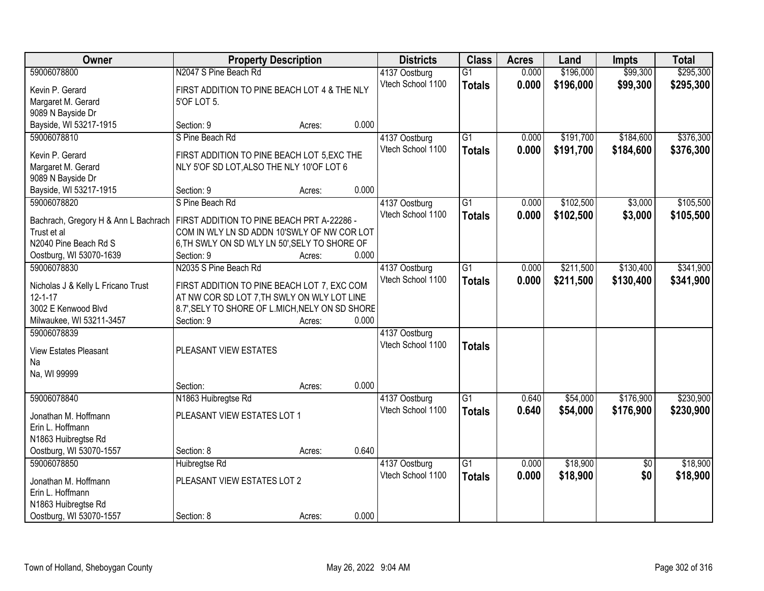| Owner | Property Description | Districts | Class | Acres | Land | Impts | Total |
|---|---|---|---|---|---|---|---|
| 59006078800<br>Kevin P. Gerard<br>Margaret M. Gerard<br>9089 N Bayside Dr<br>Bayside, WI 53217-1915 | N2047 S Pine Beach Rd<br>FIRST ADDITION TO PINE BEACH LOT 4 & THE NLY 5'OF LOT 5.<br>Section: 9 Acres: 0.000 | 4137 Oostburg<br>Vtech School 1100 | G1<br>**Totals** | 0.000<br>**0.000** | $196,000<br>**$196,000** | $99,300<br>**$99,300** | $295,300<br>**$295,300** |
| 59006078810<br>Kevin P. Gerard<br>Margaret M. Gerard<br>9089 N Bayside Dr<br>Bayside, WI 53217-1915 | S Pine Beach Rd<br>FIRST ADDITION TO PINE BEACH LOT 5,EXC THE NLY 5'OF SD LOT,ALSO THE NLY 10'OF LOT 6<br>Section: 9 Acres: 0.000 | 4137 Oostburg<br>Vtech School 1100 | G1<br>**Totals** | 0.000<br>**0.000** | $191,700<br>**$191,700** | $184,600<br>**$184,600** | $376,300<br>**$376,300** |
| 59006078820<br>Bachrach, Gregory H & Ann L Bachrach Trust et al<br>N2040 Pine Beach Rd S<br>Oostburg, WI 53070-1639 | S Pine Beach Rd<br>FIRST ADDITION TO PINE BEACH PRT A-22286 - COM IN WLY LN SD ADDN 10'SWLY OF NW COR LOT 6,TH SWLY ON SD WLY LN 50',SELY TO SHORE OF<br>Section: 9 Acres: 0.000 | 4137 Oostburg<br>Vtech School 1100 | G1<br>**Totals** | 0.000<br>**0.000** | $102,500<br>**$102,500** | $3,000<br>**$3,000** | $105,500<br>**$105,500** |
| 59006078830<br>Nicholas J & Kelly L Fricano Trust 12-1-17<br>3002 E Kenwood Blvd<br>Milwaukee, WI 53211-3457 | N2035 S Pine Beach Rd<br>FIRST ADDITION TO PINE BEACH LOT 7, EXC COM AT NW COR SD LOT 7,TH SWLY ON WLY LOT LINE 8.7',SELY TO SHORE OF L.MICH,NELY ON SD SHORE<br>Section: 9 Acres: 0.000 | 4137 Oostburg<br>Vtech School 1100 | G1<br>**Totals** | 0.000<br>**0.000** | $211,500<br>**$211,500** | $130,400<br>**$130,400** | $341,900<br>**$341,900** |
| 59006078839<br>View Estates Pleasant<br>Na<br>Na, WI 99999 | PLEASANT VIEW ESTATES<br>Section: Acres: 0.000 | 4137 Oostburg<br>Vtech School 1100 | **Totals** | | | | |
| 59006078840<br>Jonathan M. Hoffmann<br>Erin L. Hoffmann<br>N1863 Huibregtse Rd<br>Oostburg, WI 53070-1557 | N1863 Huibregtse Rd<br>PLEASANT VIEW ESTATES LOT 1<br>Section: 8 Acres: 0.640 | 4137 Oostburg<br>Vtech School 1100 | G1<br>**Totals** | 0.640<br>**0.640** | $54,000<br>**$54,000** | $176,900<br>**$176,900** | $230,900<br>**$230,900** |
| 59006078850<br>Jonathan M. Hoffmann<br>Erin L. Hoffmann<br>N1863 Huibregtse Rd<br>Oostburg, WI 53070-1557 | Huibregtse Rd<br>PLEASANT VIEW ESTATES LOT 2<br>Section: 8 Acres: 0.000 | 4137 Oostburg<br>Vtech School 1100 | G1<br>**Totals** | 0.000<br>**0.000** | $18,900<br>**$18,900** | $0<br>**$0** | $18,900<br>**$18,900** |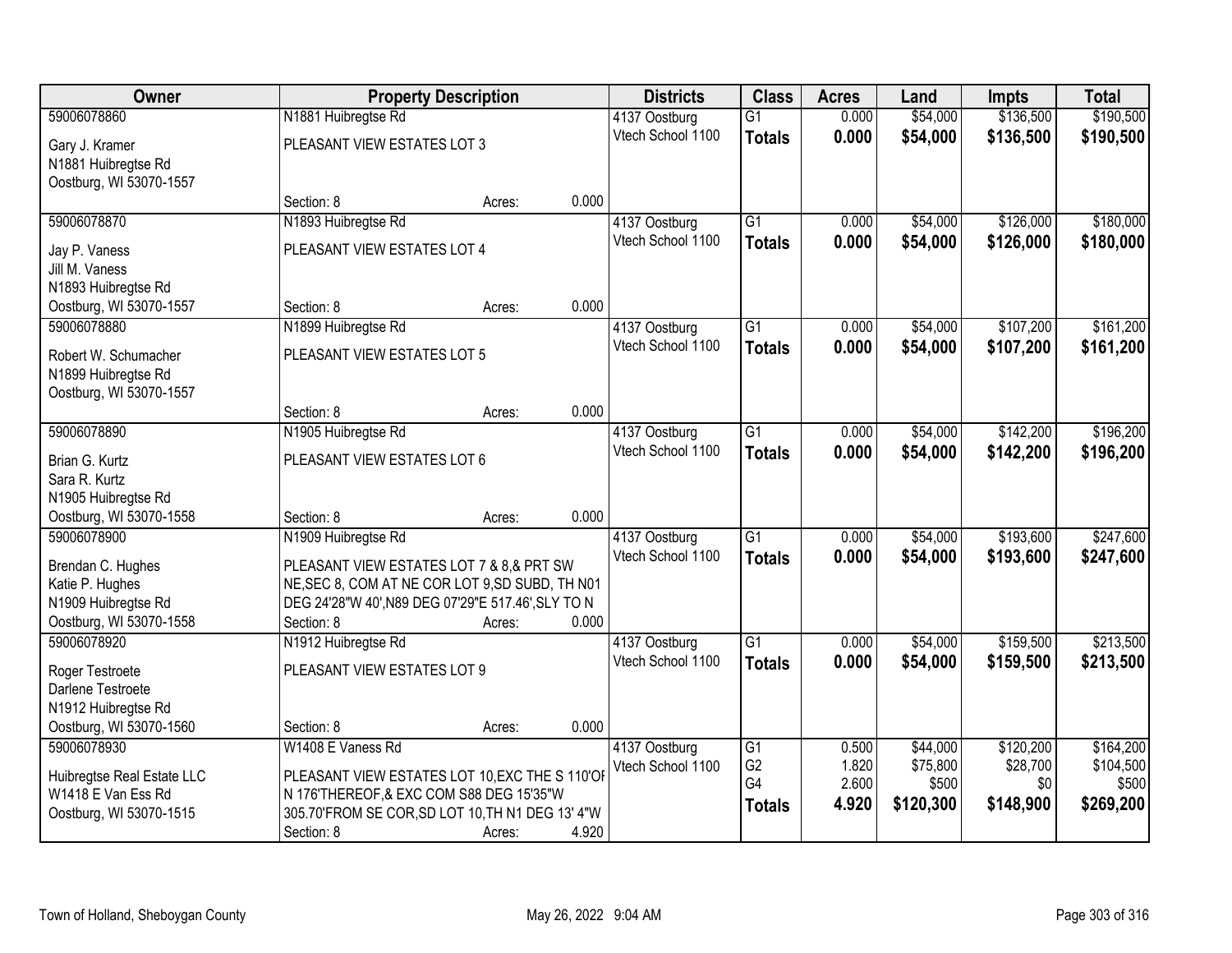| Owner | Property Description | | | Districts | Class | Acres | Land | Impts | Total |
|---|---|---|---|---|---|---|---|---|---|
| 59006078860 | N1881 Huibregtse Rd | | | 4137 Oostburg | G1 | 0.000 | $54,000 | $136,500 | $190,500 |
| Gary J. Kramer<br>N1881 Huibregtse Rd<br>Oostburg, WI 53070-1557 | PLEASANT VIEW ESTATES LOT 3 | | | Vtech School 1100 | **Totals** | **0.000** | **$54,000** | **$136,500** | **$190,500** |
| | Section: 8 | Acres: | 0.000 | | | | | | |
| 59006078870 | N1893 Huibregtse Rd | | | 4137 Oostburg | G1 | 0.000 | $54,000 | $126,000 | $180,000 |
| Jay P. Vaness<br>Jill M. Vaness<br>N1893 Huibregtse Rd<br>Oostburg, WI 53070-1557 | PLEASANT VIEW ESTATES LOT 4 | | | Vtech School 1100 | **Totals** | **0.000** | **$54,000** | **$126,000** | **$180,000** |
| | Section: 8 | Acres: | 0.000 | | | | | | |
| 59006078880 | N1899 Huibregtse Rd | | | 4137 Oostburg | G1 | 0.000 | $54,000 | $107,200 | $161,200 |
| Robert W. Schumacher<br>N1899 Huibregtse Rd<br>Oostburg, WI 53070-1557 | PLEASANT VIEW ESTATES LOT 5 | | | Vtech School 1100 | **Totals** | **0.000** | **$54,000** | **$107,200** | **$161,200** |
| | Section: 8 | Acres: | 0.000 | | | | | | |
| 59006078890 | N1905 Huibregtse Rd | | | 4137 Oostburg | G1 | 0.000 | $54,000 | $142,200 | $196,200 |
| Brian G. Kurtz<br>Sara R. Kurtz<br>N1905 Huibregtse Rd<br>Oostburg, WI 53070-1558 | PLEASANT VIEW ESTATES LOT 6 | | | Vtech School 1100 | **Totals** | **0.000** | **$54,000** | **$142,200** | **$196,200** |
| | Section: 8 | Acres: | 0.000 | | | | | | |
| 59006078900 | N1909 Huibregtse Rd | | | 4137 Oostburg | G1 | 0.000 | $54,000 | $193,600 | $247,600 |
| Brendan C. Hughes<br>Katie P. Hughes<br>N1909 Huibregtse Rd<br>Oostburg, WI 53070-1558 | PLEASANT VIEW ESTATES LOT 7 & 8,& PRT SW NE,SEC 8, COM AT NE COR LOT 9,SD SUBD, TH N01 DEG 24'28"W 40',N89 DEG 07'29"E 517.46',SLY TO N | | | Vtech School 1100 | **Totals** | **0.000** | **$54,000** | **$193,600** | **$247,600** |
| | Section: 8 | Acres: | 0.000 | | | | | | |
| 59006078920 | N1912 Huibregtse Rd | | | 4137 Oostburg | G1 | 0.000 | $54,000 | $159,500 | $213,500 |
| Roger Testroete<br>Darlene Testroete<br>N1912 Huibregtse Rd<br>Oostburg, WI 53070-1560 | PLEASANT VIEW ESTATES LOT 9 | | | Vtech School 1100 | **Totals** | **0.000** | **$54,000** | **$159,500** | **$213,500** |
| | Section: 8 | Acres: | 0.000 | | | | | | |
| 59006078930 | W1408 E Vaness Rd | | | 4137 Oostburg | G1 | 0.500 | $44,000 | $120,200 | $164,200 |
| Huibregtse Real Estate LLC<br>W1418 E Van Ess Rd<br>Oostburg, WI 53070-1515 | PLEASANT VIEW ESTATES LOT 10,EXC THE S 110'OF N 176'THEREOF,& EXC COM S88 DEG 15'35"W 305.70'FROM SE COR,SD LOT 10,TH N1 DEG 13' 4"W | | | Vtech School 1100 | G2 | 1.820 | $75,800 | $28,700 | $104,500 |
| | | | | | G4 | 2.600 | $500 | $0 | $500 |
| | | | | | **Totals** | **4.920** | **$120,300** | **$148,900** | **$269,200** |
| | Section: 8 | Acres: | 4.920 | | | | | | |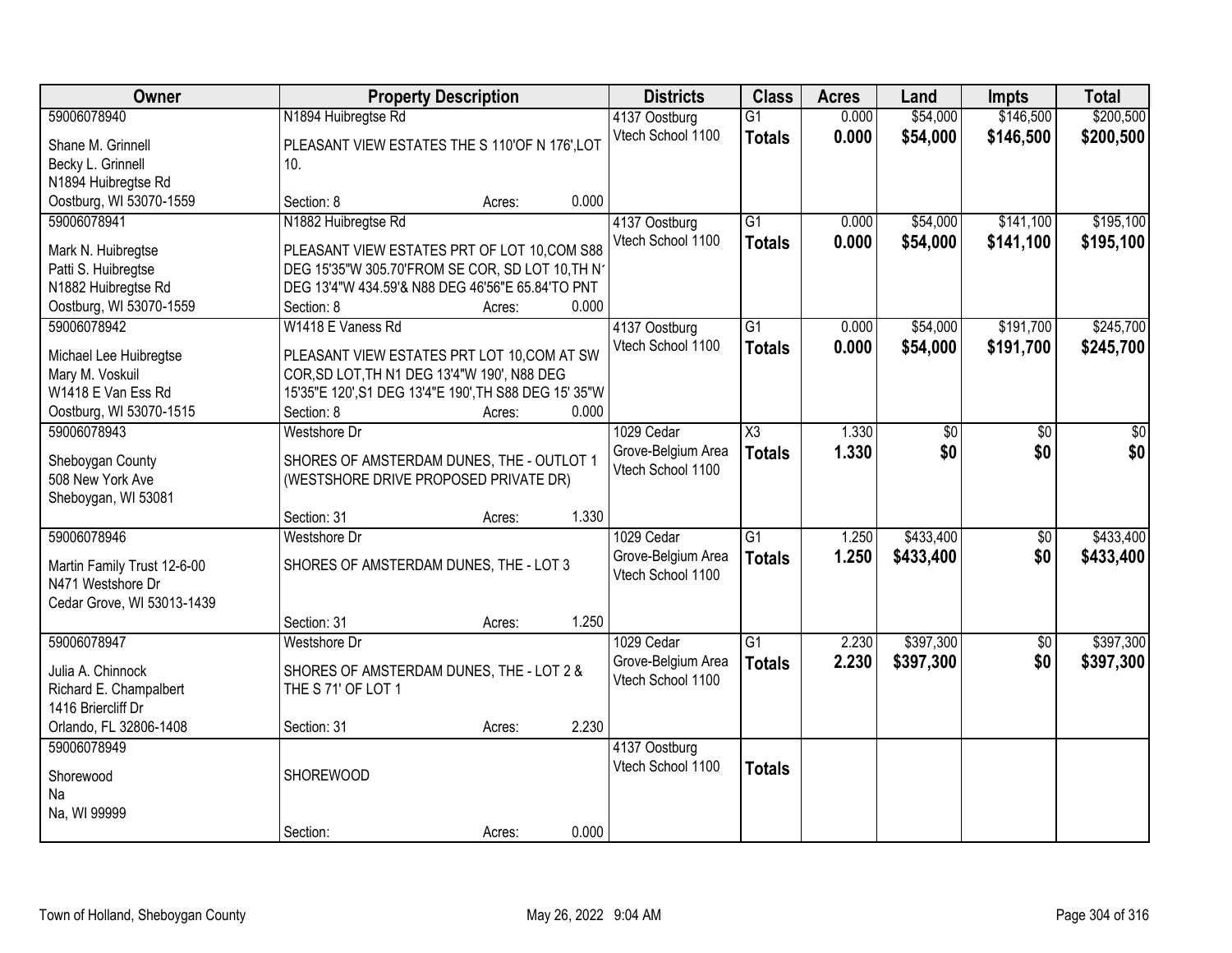| Owner | Property Description | Districts | Class | Acres | Land | Impts | Total |
|---|---|---|---|---|---|---|---|
| 59006078940<br>Shane M. Grinnell<br>Becky L. Grinnell<br>N1894 Huibregtse Rd<br>Oostburg, WI 53070-1559 | N1894 Huibregtse Rd<br>PLEASANT VIEW ESTATES THE S 110'OF N 176',LOT 10.<br>Section: 8 Acres: 0.000 | 4137 Oostburg<br>Vtech School 1100 | G1<br>**Totals** | 0.000<br>**0.000** | $54,000<br>**$54,000** | $146,500<br>**$146,500** | $200,500<br>**$200,500** |
| 59006078941<br>Mark N. Huibregtse<br>Patti S. Huibregtse<br>N1882 Huibregtse Rd<br>Oostburg, WI 53070-1559 | N1882 Huibregtse Rd<br>PLEASANT VIEW ESTATES PRT OF LOT 10,COM S88 DEG 15'35"W 305.70'FROM SE COR, SD LOT 10,TH N1 DEG 13'4"W 434.59'& N88 DEG 46'56"E 65.84'TO PNT<br>Section: 8 Acres: 0.000 | 4137 Oostburg<br>Vtech School 1100 | G1<br>**Totals** | 0.000<br>**0.000** | $54,000<br>**$54,000** | $141,100<br>**$141,100** | $195,100<br>**$195,100** |
| 59006078942<br>Michael Lee Huibregtse<br>Mary M. Voskuil<br>W1418 E Van Ess Rd<br>Oostburg, WI 53070-1515 | W1418 E Vaness Rd<br>PLEASANT VIEW ESTATES PRT LOT 10,COM AT SW COR,SD LOT,TH N1 DEG 13'4"W 190', N88 DEG 15'35"E 120',S1 DEG 13'4"E 190',TH S88 DEG 15' 35"W<br>Section: 8 Acres: 0.000 | 4137 Oostburg<br>Vtech School 1100 | G1<br>**Totals** | 0.000<br>**0.000** | $54,000<br>**$54,000** | $191,700<br>**$191,700** | $245,700<br>**$245,700** |
| 59006078943<br>Sheboygan County<br>508 New York Ave<br>Sheboygan, WI 53081 | Westshore Dr<br>SHORES OF AMSTERDAM DUNES, THE - OUTLOT 1 (WESTSHORE DRIVE PROPOSED PRIVATE DR)<br>Section: 31 Acres: 1.330 | 1029 Cedar Grove-Belgium Area<br>Vtech School 1100 | X3<br>**Totals** | 1.330<br>**1.330** | $0<br>**$0** | $0<br>**$0** | $0<br>**$0** |
| 59006078946<br>Martin Family Trust 12-6-00<br>N471 Westshore Dr<br>Cedar Grove, WI 53013-1439 | Westshore Dr<br>SHORES OF AMSTERDAM DUNES, THE - LOT 3<br>Section: 31 Acres: 1.250 | 1029 Cedar Grove-Belgium Area<br>Vtech School 1100 | G1<br>**Totals** | 1.250<br>**1.250** | $433,400<br>**$433,400** | $0<br>**$0** | $433,400<br>**$433,400** |
| 59006078947<br>Julia A. Chinnock<br>Richard E. Champalbert<br>1416 Briercliff Dr<br>Orlando, FL 32806-1408 | Westshore Dr<br>SHORES OF AMSTERDAM DUNES, THE - LOT 2 & THE S 71' OF LOT 1<br>Section: 31 Acres: 2.230 | 1029 Cedar Grove-Belgium Area<br>Vtech School 1100 | G1<br>**Totals** | 2.230<br>**2.230** | $397,300<br>**$397,300** | $0<br>**$0** | $397,300<br>**$397,300** |
| 59006078949<br>Shorewood<br>Na<br>Na, WI 99999 | SHOREWOOD<br>Section: Acres: 0.000 | 4137 Oostburg<br>Vtech School 1100 | **Totals** | | | | |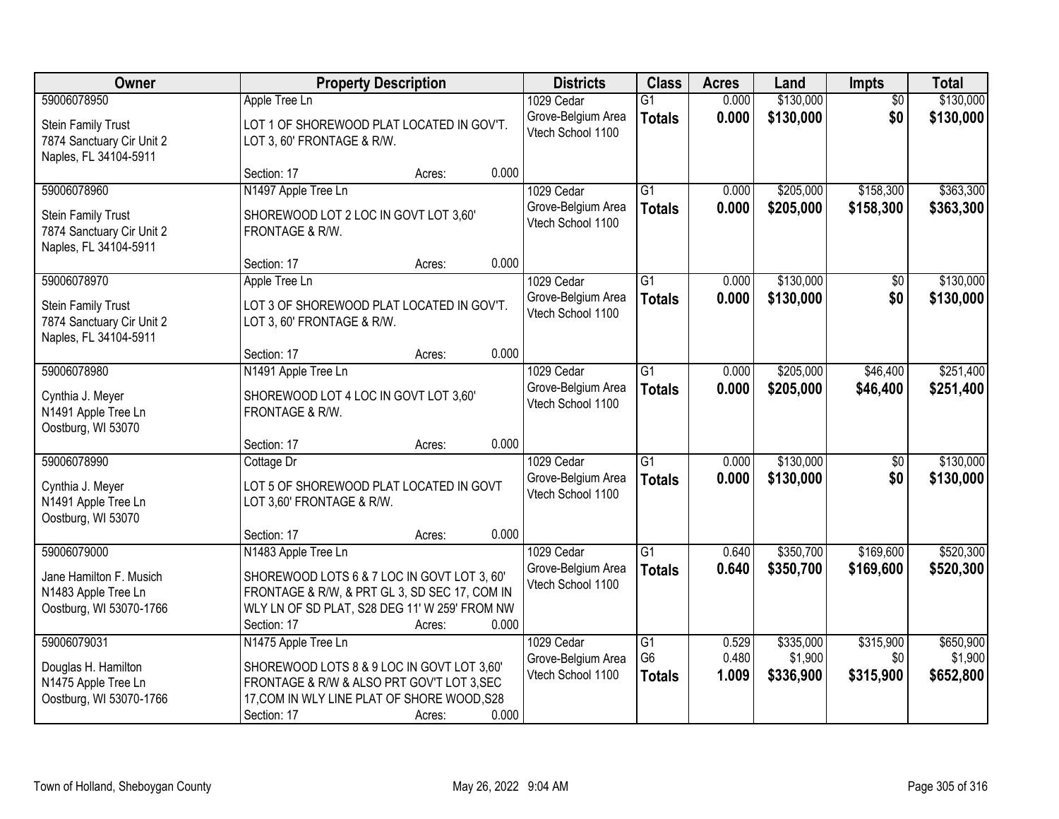| Owner | Property Description | Districts | Class | Acres | Land | Impts | Total |
|---|---|---|---|---|---|---|---|
| 59006078950<br>Stein Family Trust<br>7874 Sanctuary Cir Unit 2<br>Naples, FL 34104-5911 | Apple Tree Ln<br>LOT 1 OF SHOREWOOD PLAT LOCATED IN GOV'T. LOT 3, 60' FRONTAGE & R/W.<br>Section: 17 Acres: 0.000 | 1029 Cedar Grove-Belgium Area Vtech School 1100 | G1<br>**Totals** | 0.000<br>**0.000** | $130,000<br>**$130,000** | $0<br>**$0** | $130,000<br>**$130,000** |
| 59006078960<br>Stein Family Trust<br>7874 Sanctuary Cir Unit 2<br>Naples, FL 34104-5911 | N1497 Apple Tree Ln<br>SHOREWOOD LOT 2 LOC IN GOVT LOT 3,60' FRONTAGE & R/W.<br>Section: 17 Acres: 0.000 | 1029 Cedar Grove-Belgium Area Vtech School 1100 | G1<br>**Totals** | 0.000<br>**0.000** | $205,000<br>**$205,000** | $158,300<br>**$158,300** | $363,300<br>**$363,300** |
| 59006078970<br>Stein Family Trust<br>7874 Sanctuary Cir Unit 2<br>Naples, FL 34104-5911 | Apple Tree Ln<br>LOT 3 OF SHOREWOOD PLAT LOCATED IN GOV'T. LOT 3, 60' FRONTAGE & R/W.<br>Section: 17 Acres: 0.000 | 1029 Cedar Grove-Belgium Area Vtech School 1100 | G1<br>**Totals** | 0.000<br>**0.000** | $130,000<br>**$130,000** | $0<br>**$0** | $130,000<br>**$130,000** |
| 59006078980<br>Cynthia J. Meyer<br>N1491 Apple Tree Ln<br>Oostburg, WI 53070 | N1491 Apple Tree Ln<br>SHOREWOOD LOT 4 LOC IN GOVT LOT 3,60' FRONTAGE & R/W.<br>Section: 17 Acres: 0.000 | 1029 Cedar Grove-Belgium Area Vtech School 1100 | G1<br>**Totals** | 0.000<br>**0.000** | $205,000<br>**$205,000** | $46,400<br>**$46,400** | $251,400<br>**$251,400** |
| 59006078990<br>Cynthia J. Meyer<br>N1491 Apple Tree Ln<br>Oostburg, WI 53070 | Cottage Dr<br>LOT 5 OF SHOREWOOD PLAT LOCATED IN GOVT LOT 3,60' FRONTAGE & R/W.<br>Section: 17 Acres: 0.000 | 1029 Cedar Grove-Belgium Area Vtech School 1100 | G1<br>**Totals** | 0.000<br>**0.000** | $130,000<br>**$130,000** | $0<br>**$0** | $130,000<br>**$130,000** |
| 59006079000<br>Jane Hamilton F. Musich<br>N1483 Apple Tree Ln<br>Oostburg, WI 53070-1766 | N1483 Apple Tree Ln<br>SHOREWOOD LOTS 6 & 7 LOC IN GOVT LOT 3, 60' FRONTAGE & R/W, & PRT GL 3, SD SEC 17, COM IN WLY LN OF SD PLAT, S28 DEG 11' W 259' FROM NW<br>Section: 17 Acres: 0.000 | 1029 Cedar Grove-Belgium Area Vtech School 1100 | G1<br>**Totals** | 0.640<br>**0.640** | $350,700<br>**$350,700** | $169,600<br>**$169,600** | $520,300<br>**$520,300** |
| 59006079031<br>Douglas H. Hamilton<br>N1475 Apple Tree Ln<br>Oostburg, WI 53070-1766 | N1475 Apple Tree Ln<br>SHOREWOOD LOTS 8 & 9 LOC IN GOVT LOT 3,60' FRONTAGE & R/W & ALSO PRT GOV'T LOT 3,SEC 17,COM IN WLY LINE PLAT OF SHORE WOOD,S28<br>Section: 17 Acres: 0.000 | 1029 Cedar Grove-Belgium Area Vtech School 1100 | G1<br>G6<br>**Totals** | 0.529<br>0.480<br>**1.009** | $335,000<br>$1,900<br>**$336,900** | $315,900<br>$0<br>**$315,900** | $650,900<br>$1,900<br>**$652,800** |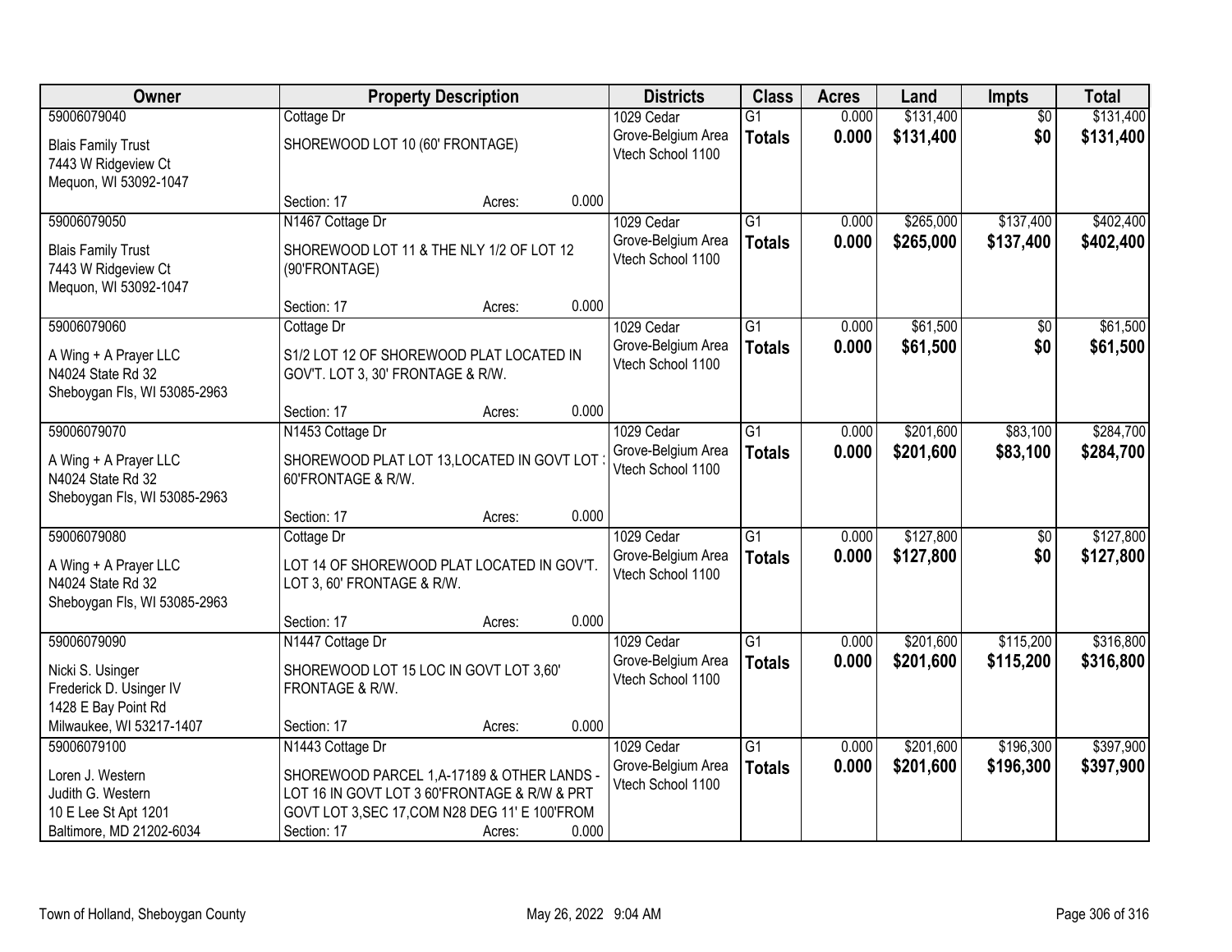| Owner | Property Description | Districts | Class | Acres | Land | Impts | Total |
|---|---|---|---|---|---|---|---|
| 59006079040<br>Blais Family Trust<br>7443 W Ridgeview Ct<br>Mequon, WI 53092-1047 | Cottage Dr<br>SHOREWOOD LOT 10 (60' FRONTAGE)<br>Section: 17 Acres: 0.000 | 1029 Cedar Grove-Belgium Area<br>Vtech School 1100 | G1<br>**Totals** | 0.000<br>**0.000** | $131,400<br>**$131,400** | $0<br>**$0** | $131,400<br>**$131,400** |
| 59006079050<br>Blais Family Trust<br>7443 W Ridgeview Ct<br>Mequon, WI 53092-1047 | N1467 Cottage Dr<br>SHOREWOOD LOT 11 & THE NLY 1/2 OF LOT 12 (90'FRONTAGE)<br>Section: 17 Acres: 0.000 | 1029 Cedar Grove-Belgium Area<br>Vtech School 1100 | G1<br>**Totals** | 0.000<br>**0.000** | $265,000<br>**$265,000** | $137,400<br>**$137,400** | $402,400<br>**$402,400** |
| 59006079060<br>A Wing + A Prayer LLC<br>N4024 State Rd 32<br>Sheboygan Fls, WI 53085-2963 | Cottage Dr<br>S1/2 LOT 12 OF SHOREWOOD PLAT LOCATED IN GOV'T. LOT 3, 30' FRONTAGE & R/W.<br>Section: 17 Acres: 0.000 | 1029 Cedar Grove-Belgium Area<br>Vtech School 1100 | G1<br>**Totals** | 0.000<br>**0.000** | $61,500<br>**$61,500** | $0<br>**$0** | $61,500<br>**$61,500** |
| 59006079070<br>A Wing + A Prayer LLC<br>N4024 State Rd 32<br>Sheboygan Fls, WI 53085-2963 | N1453 Cottage Dr<br>SHOREWOOD PLAT LOT 13,LOCATED IN GOVT LOT 3 60'FRONTAGE & R/W.<br>Section: 17 Acres: 0.000 | 1029 Cedar Grove-Belgium Area<br>Vtech School 1100 | G1<br>**Totals** | 0.000<br>**0.000** | $201,600<br>**$201,600** | $83,100<br>**$83,100** | $284,700<br>**$284,700** |
| 59006079080<br>A Wing + A Prayer LLC<br>N4024 State Rd 32<br>Sheboygan Fls, WI 53085-2963 | Cottage Dr<br>LOT 14 OF SHOREWOOD PLAT LOCATED IN GOV'T. LOT 3, 60' FRONTAGE & R/W.<br>Section: 17 Acres: 0.000 | 1029 Cedar Grove-Belgium Area<br>Vtech School 1100 | G1<br>**Totals** | 0.000<br>**0.000** | $127,800<br>**$127,800** | $0<br>**$0** | $127,800<br>**$127,800** |
| 59006079090<br>Nicki S. Usinger<br>Frederick D. Usinger IV<br>1428 E Bay Point Rd<br>Milwaukee, WI 53217-1407 | N1447 Cottage Dr<br>SHOREWOOD LOT 15 LOC IN GOVT LOT 3,60' FRONTAGE & R/W.<br>Section: 17 Acres: 0.000 | 1029 Cedar Grove-Belgium Area<br>Vtech School 1100 | G1<br>**Totals** | 0.000<br>**0.000** | $201,600<br>**$201,600** | $115,200<br>**$115,200** | $316,800<br>**$316,800** |
| 59006079100<br>Loren J. Western<br>Judith G. Western<br>10 E Lee St Apt 1201<br>Baltimore, MD 21202-6034 | N1443 Cottage Dr<br>SHOREWOOD PARCEL 1,A-17189 & OTHER LANDS - LOT 16 IN GOVT LOT 3 60'FRONTAGE & R/W & PRT GOVT LOT 3,SEC 17,COM N28 DEG 11' E 100'FROM<br>Section: 17 Acres: 0.000 | 1029 Cedar Grove-Belgium Area<br>Vtech School 1100 | G1<br>**Totals** | 0.000<br>**0.000** | $201,600<br>**$201,600** | $196,300<br>**$196,300** | $397,900<br>**$397,900** |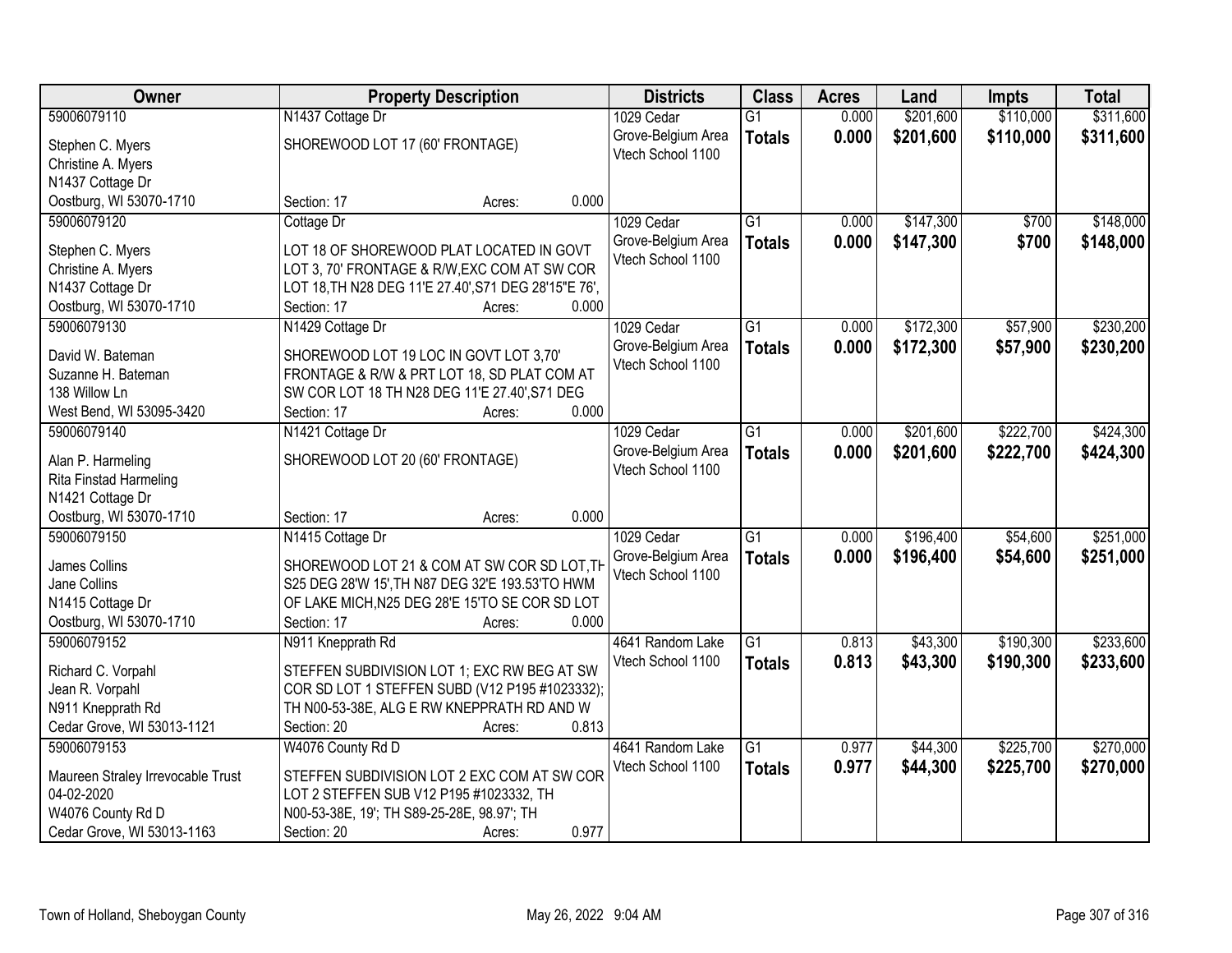| Owner | Property Description | Districts | Class | Acres | Land | Impts | Total |
|---|---|---|---|---|---|---|---|
| 59006079110<br>Stephen C. Myers<br>Christine A. Myers<br>N1437 Cottage Dr<br>Oostburg, WI 53070-1710 | N1437 Cottage Dr<br>SHOREWOOD LOT 17 (60' FRONTAGE)<br>Section: 17 Acres: 0.000 | 1029 Cedar Grove-Belgium Area<br>Vtech School 1100 | G1<br>**Totals** | 0.000<br>**0.000** | $201,600<br>**$201,600** | $110,000<br>**$110,000** | $311,600<br>**$311,600** |
| 59006079120<br>Stephen C. Myers<br>Christine A. Myers<br>N1437 Cottage Dr<br>Oostburg, WI 53070-1710 | Cottage Dr<br>LOT 18 OF SHOREWOOD PLAT LOCATED IN GOVT LOT 3, 70' FRONTAGE & R/W,EXC COM AT SW COR LOT 18,TH N28 DEG 11'E 27.40',S71 DEG 28'15"E 76',<br>Section: 17 Acres: 0.000 | 1029 Cedar Grove-Belgium Area<br>Vtech School 1100 | G1<br>**Totals** | 0.000<br>**0.000** | $147,300<br>**$147,300** | $700<br>**$700** | $148,000<br>**$148,000** |
| 59006079130<br>David W. Bateman<br>Suzanne H. Bateman<br>138 Willow Ln<br>West Bend, WI 53095-3420 | N1429 Cottage Dr<br>SHOREWOOD LOT 19 LOC IN GOVT LOT 3,70' FRONTAGE & R/W & PRT LOT 18, SD PLAT COM AT SW COR LOT 18 TH N28 DEG 11'E 27.40',S71 DEG<br>Section: 17 Acres: 0.000 | 1029 Cedar Grove-Belgium Area<br>Vtech School 1100 | G1<br>**Totals** | 0.000<br>**0.000** | $172,300<br>**$172,300** | $57,900<br>**$57,900** | $230,200<br>**$230,200** |
| 59006079140<br>Alan P. Harmeling<br>Rita Finstad Harmeling<br>N1421 Cottage Dr<br>Oostburg, WI 53070-1710 | N1421 Cottage Dr<br>SHOREWOOD LOT 20 (60' FRONTAGE)<br>Section: 17 Acres: 0.000 | 1029 Cedar Grove-Belgium Area<br>Vtech School 1100 | G1<br>**Totals** | 0.000<br>**0.000** | $201,600<br>**$201,600** | $222,700<br>**$222,700** | $424,300<br>**$424,300** |
| 59006079150<br>James Collins<br>Jane Collins<br>N1415 Cottage Dr<br>Oostburg, WI 53070-1710 | N1415 Cottage Dr<br>SHOREWOOD LOT 21 & COM AT SW COR SD LOT,TH S25 DEG 28'W 15',TH N87 DEG 32'E 193.53'TO HWM OF LAKE MICH,N25 DEG 28'E 15'TO SE COR SD LOT<br>Section: 17 Acres: 0.000 | 1029 Cedar Grove-Belgium Area<br>Vtech School 1100 | G1<br>**Totals** | 0.000<br>**0.000** | $196,400<br>**$196,400** | $54,600<br>**$54,600** | $251,000<br>**$251,000** |
| 59006079152<br>Richard C. Vorpahl<br>Jean R. Vorpahl<br>N911 Knepprath Rd<br>Cedar Grove, WI 53013-1121 | N911 Knepprath Rd<br>STEFFEN SUBDIVISION LOT 1; EXC RW BEG AT SW COR SD LOT 1 STEFFEN SUBD (V12 P195 #1023332); TH N00-53-38E, ALG E RW KNEPPRATH RD AND W<br>Section: 20 Acres: 0.813 | 4641 Random Lake<br>Vtech School 1100 | G1<br>**Totals** | 0.813<br>**0.813** | $43,300<br>**$43,300** | $190,300<br>**$190,300** | $233,600<br>**$233,600** |
| 59006079153<br>Maureen Straley Irrevocable Trust<br>04-02-2020<br>W4076 County Rd D<br>Cedar Grove, WI 53013-1163 | W4076 County Rd D<br>STEFFEN SUBDIVISION LOT 2 EXC COM AT SW COR LOT 2 STEFFEN SUB V12 P195 #1023332, TH N00-53-38E, 19'; TH S89-25-28E, 98.97'; TH<br>Section: 20 Acres: 0.977 | 4641 Random Lake<br>Vtech School 1100 | G1<br>**Totals** | 0.977<br>**0.977** | $44,300<br>**$44,300** | $225,700<br>**$225,700** | $270,000<br>**$270,000** |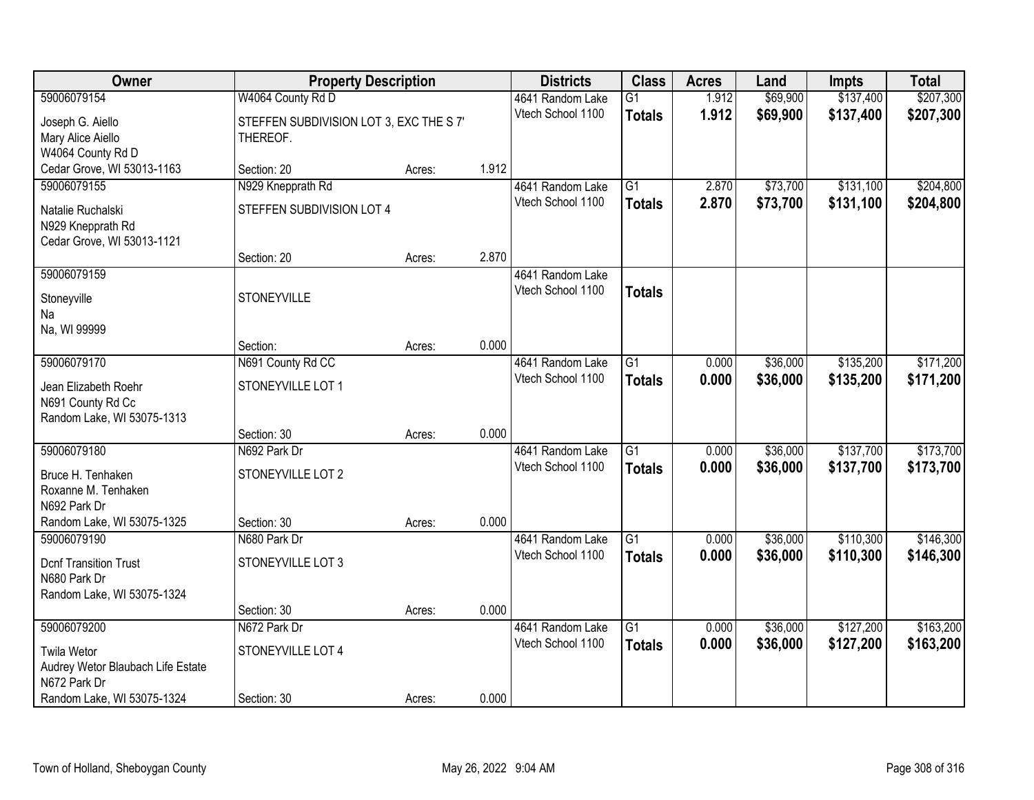| Owner | Property Description | | | Districts | Class | Acres | Land | Impts | Total |
|---|---|---|---|---|---|---|---|---|---|
| 59006079154 | W4064 County Rd D | | | 4641 Random Lake | G1 | 1.912 | $69,900 | $137,400 | $207,300 |
| Joseph G. Aiello<br>Mary Alice Aiello<br>W4064 County Rd D<br>Cedar Grove, WI 53013-1163 | STEFFEN SUBDIVISION LOT 3, EXC THE S 7' THEREOF.<br>Section: 20 | Acres: | 1.912 | Vtech School 1100 | **Totals** | **1.912** | **$69,900** | **$137,400** | **$207,300** |
| 59006079155 | N929 Knepprath Rd | | | 4641 Random Lake | G1 | 2.870 | $73,700 | $131,100 | $204,800 |
| Natalie Ruchalski<br>N929 Knepprath Rd<br>Cedar Grove, WI 53013-1121 | STEFFEN SUBDIVISION LOT 4<br>Section: 20 | Acres: | 2.870 | Vtech School 1100 | **Totals** | **2.870** | **$73,700** | **$131,100** | **$204,800** |
| 59006079159 | | | | 4641 Random Lake | | | | | |
| Stoneyville<br>Na<br>Na, WI 99999 | STONEYVILLE<br>Section: | Acres: | 0.000 | Vtech School 1100 | **Totals** | | | | |
| 59006079170 | N691 County Rd CC | | | 4641 Random Lake | G1 | 0.000 | $36,000 | $135,200 | $171,200 |
| Jean Elizabeth Roehr<br>N691 County Rd Cc<br>Random Lake, WI 53075-1313 | STONEYVILLE LOT 1<br>Section: 30 | Acres: | 0.000 | Vtech School 1100 | **Totals** | **0.000** | **$36,000** | **$135,200** | **$171,200** |
| 59006079180 | N692 Park Dr | | | 4641 Random Lake | G1 | 0.000 | $36,000 | $137,700 | $173,700 |
| Bruce H. Tenhaken<br>Roxanne M. Tenhaken<br>N692 Park Dr<br>Random Lake, WI 53075-1325 | STONEYVILLE LOT 2<br>Section: 30 | Acres: | 0.000 | Vtech School 1100 | **Totals** | **0.000** | **$36,000** | **$137,700** | **$173,700** |
| 59006079190 | N680 Park Dr | | | 4641 Random Lake | G1 | 0.000 | $36,000 | $110,300 | $146,300 |
| Dcnf Transition Trust<br>N680 Park Dr<br>Random Lake, WI 53075-1324 | STONEYVILLE LOT 3<br>Section: 30 | Acres: | 0.000 | Vtech School 1100 | **Totals** | **0.000** | **$36,000** | **$110,300** | **$146,300** |
| 59006079200 | N672 Park Dr | | | 4641 Random Lake | G1 | 0.000 | $36,000 | $127,200 | $163,200 |
| Twila Wetor<br>Audrey Wetor Blaubach Life Estate<br>N672 Park Dr<br>Random Lake, WI 53075-1324 | STONEYVILLE LOT 4<br>Section: 30 | Acres: | 0.000 | Vtech School 1100 | **Totals** | **0.000** | **$36,000** | **$127,200** | **$163,200** |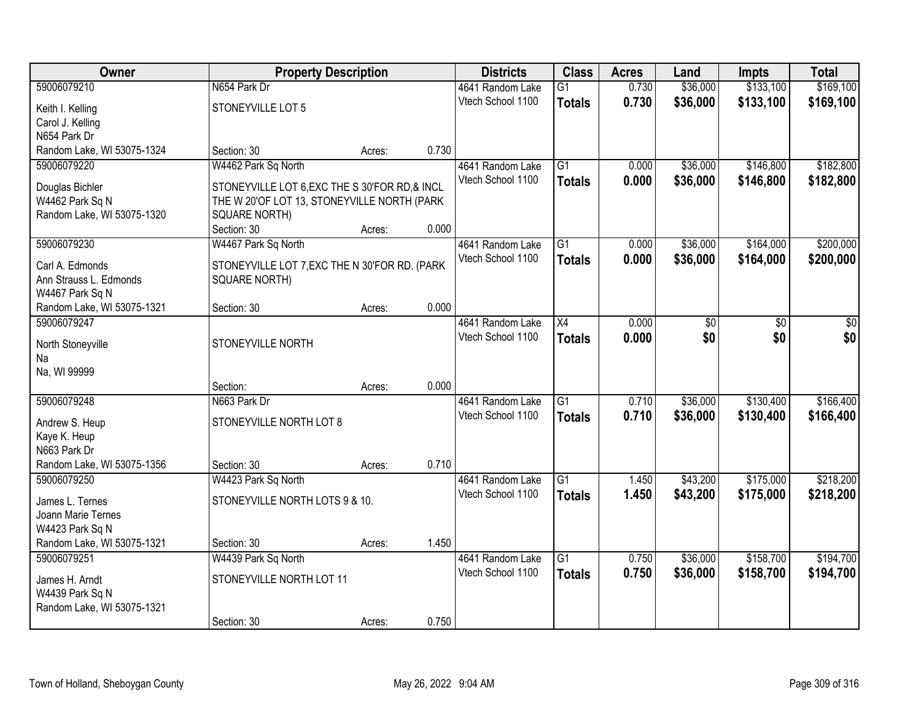| Owner | Property Description | | | Districts | Class | Acres | Land | Impts | Total |
|---|---|---|---|---|---|---|---|---|---|
| 59006079210 | N654 Park Dr | | | 4641 Random Lake | G1 | 0.730 | $36,000 | $133,100 | $169,100 |
| Keith I. Kelling<br>Carol J. Kelling<br>N654 Park Dr<br>Random Lake, WI 53075-1324 | STONEYVILLE LOT 5 | | | Vtech School 1100 | **Totals** | **0.730** | **$36,000** | **$133,100** | **$169,100** |
| | Section: 30 | Acres: | 0.730 | | | | | | |
| 59006079220 | W4462 Park Sq North | | | 4641 Random Lake | G1 | 0.000 | $36,000 | $146,800 | $182,800 |
| Douglas Bichler<br>W4462 Park Sq N<br>Random Lake, WI 53075-1320 | STONEYVILLE LOT 6,EXC THE S 30'FOR RD,& INCL THE W 20'OF LOT 13, STONEYVILLE NORTH (PARK SQUARE NORTH) | | | Vtech School 1100 | **Totals** | **0.000** | **$36,000** | **$146,800** | **$182,800** |
| | Section: 30 | Acres: | 0.000 | | | | | | |
| 59006079230 | W4467 Park Sq North | | | 4641 Random Lake | G1 | 0.000 | $36,000 | $164,000 | $200,000 |
| Carl A. Edmonds<br>Ann Strauss L. Edmonds<br>W4467 Park Sq N<br>Random Lake, WI 53075-1321 | STONEYVILLE LOT 7,EXC THE N 30'FOR RD. (PARK SQUARE NORTH) | | | Vtech School 1100 | **Totals** | **0.000** | **$36,000** | **$164,000** | **$200,000** |
| | Section: 30 | Acres: | 0.000 | | | | | | |
| 59006079247 | | | | 4641 Random Lake | X4 | 0.000 | $0 | $0 | $0 |
| North Stoneyville<br>Na<br>Na, WI 99999 | STONEYVILLE NORTH | | | Vtech School 1100 | **Totals** | **0.000** | **$0** | **$0** | **$0** |
| | Section: | Acres: | 0.000 | | | | | | |
| 59006079248 | N663 Park Dr | | | 4641 Random Lake | G1 | 0.710 | $36,000 | $130,400 | $166,400 |
| Andrew S. Heup<br>Kaye K. Heup<br>N663 Park Dr<br>Random Lake, WI 53075-1356 | STONEYVILLE NORTH LOT 8 | | | Vtech School 1100 | **Totals** | **0.710** | **$36,000** | **$130,400** | **$166,400** |
| | Section: 30 | Acres: | 0.710 | | | | | | |
| 59006079250 | W4423 Park Sq North | | | 4641 Random Lake | G1 | 1.450 | $43,200 | $175,000 | $218,200 |
| James L. Ternes<br>Joann Marie Ternes<br>W4423 Park Sq N<br>Random Lake, WI 53075-1321 | STONEYVILLE NORTH LOTS 9 & 10. | | | Vtech School 1100 | **Totals** | **1.450** | **$43,200** | **$175,000** | **$218,200** |
| | Section: 30 | Acres: | 1.450 | | | | | | |
| 59006079251 | W4439 Park Sq North | | | 4641 Random Lake | G1 | 0.750 | $36,000 | $158,700 | $194,700 |
| James H. Arndt<br>W4439 Park Sq N<br>Random Lake, WI 53075-1321 | STONEYVILLE NORTH LOT 11 | | | Vtech School 1100 | **Totals** | **0.750** | **$36,000** | **$158,700** | **$194,700** |
| | Section: 30 | Acres: | 0.750 | | | | | | |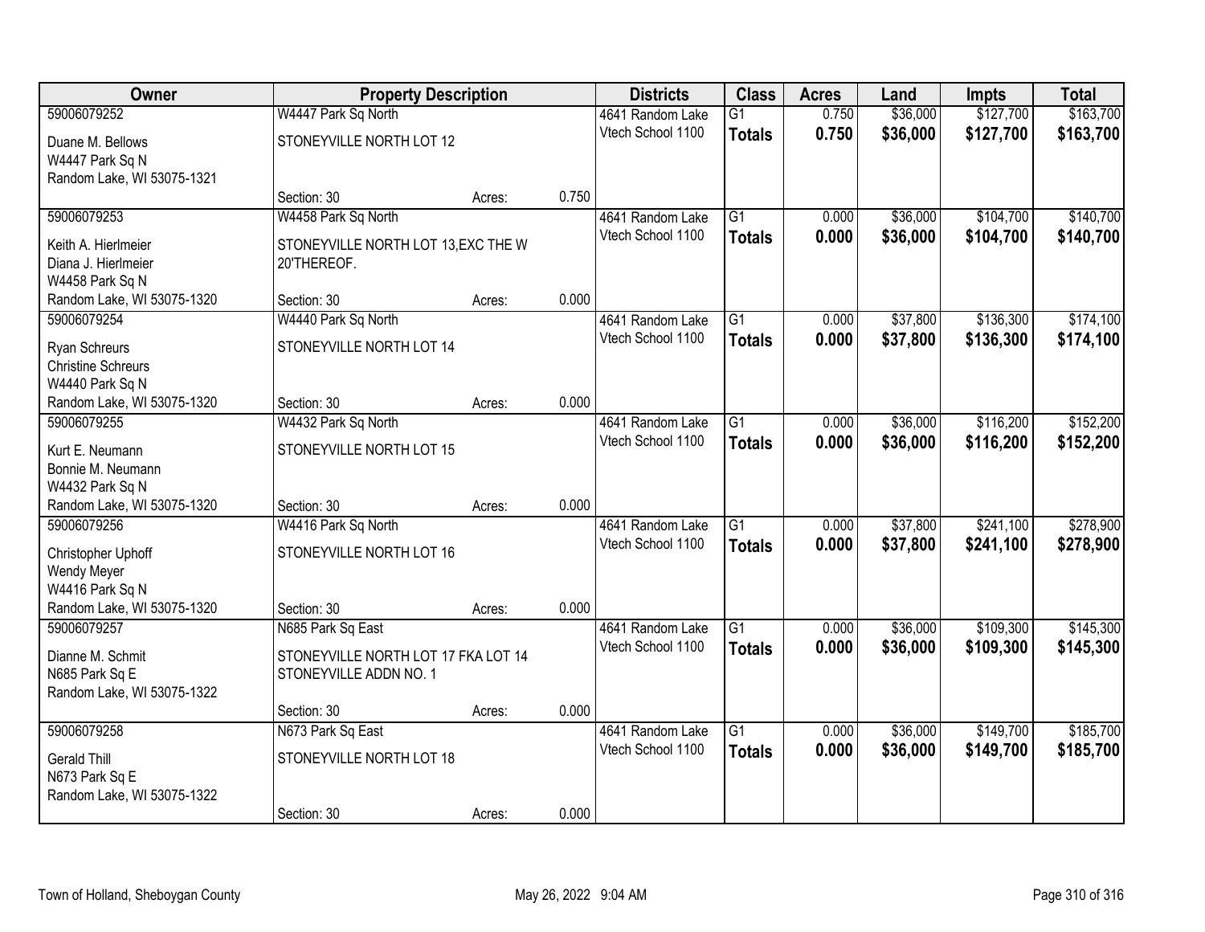| Owner | Property Description | | | Districts | Class | Acres | Land | Impts | Total |
|---|---|---|---|---|---|---|---|---|---|
| 59006079252 | W4447 Park Sq North | | | 4641 Random Lake | G1 | 0.750 | $36,000 | $127,700 | $163,700 |
| Duane M. Bellows<br>W4447 Park Sq N<br>Random Lake, WI 53075-1321 | STONEYVILLE NORTH LOT 12 | | | Vtech School 1100 | **Totals** | **0.750** | **$36,000** | **$127,700** | **$163,700** |
| | Section: 30 | Acres: | 0.750 | | | | | | |
| 59006079253 | W4458 Park Sq North | | | 4641 Random Lake | G1 | 0.000 | $36,000 | $104,700 | $140,700 |
| Keith A. Hierlmeier<br>Diana J. Hierlmeier<br>W4458 Park Sq N<br>Random Lake, WI 53075-1320 | STONEYVILLE NORTH LOT 13,EXC THE W 20'THEREOF. | | | Vtech School 1100 | **Totals** | **0.000** | **$36,000** | **$104,700** | **$140,700** |
| | Section: 30 | Acres: | 0.000 | | | | | | |
| 59006079254 | W4440 Park Sq North | | | 4641 Random Lake | G1 | 0.000 | $37,800 | $136,300 | $174,100 |
| Ryan Schreurs<br>Christine Schreurs<br>W4440 Park Sq N<br>Random Lake, WI 53075-1320 | STONEYVILLE NORTH LOT 14 | | | Vtech School 1100 | **Totals** | **0.000** | **$37,800** | **$136,300** | **$174,100** |
| | Section: 30 | Acres: | 0.000 | | | | | | |
| 59006079255 | W4432 Park Sq North | | | 4641 Random Lake | G1 | 0.000 | $36,000 | $116,200 | $152,200 |
| Kurt E. Neumann<br>Bonnie M. Neumann<br>W4432 Park Sq N<br>Random Lake, WI 53075-1320 | STONEYVILLE NORTH LOT 15 | | | Vtech School 1100 | **Totals** | **0.000** | **$36,000** | **$116,200** | **$152,200** |
| | Section: 30 | Acres: | 0.000 | | | | | | |
| 59006079256 | W4416 Park Sq North | | | 4641 Random Lake | G1 | 0.000 | $37,800 | $241,100 | $278,900 |
| Christopher Uphoff<br>Wendy Meyer<br>W4416 Park Sq N<br>Random Lake, WI 53075-1320 | STONEYVILLE NORTH LOT 16 | | | Vtech School 1100 | **Totals** | **0.000** | **$37,800** | **$241,100** | **$278,900** |
| | Section: 30 | Acres: | 0.000 | | | | | | |
| 59006079257 | N685 Park Sq East | | | 4641 Random Lake | G1 | 0.000 | $36,000 | $109,300 | $145,300 |
| Dianne M. Schmit<br>N685 Park Sq E<br>Random Lake, WI 53075-1322 | STONEYVILLE NORTH LOT 17 FKA LOT 14 STONEYVILLE ADDN NO. 1 | | | Vtech School 1100 | **Totals** | **0.000** | **$36,000** | **$109,300** | **$145,300** |
| | Section: 30 | Acres: | 0.000 | | | | | | |
| 59006079258 | N673 Park Sq East | | | 4641 Random Lake | G1 | 0.000 | $36,000 | $149,700 | $185,700 |
| Gerald Thill<br>N673 Park Sq E<br>Random Lake, WI 53075-1322 | STONEYVILLE NORTH LOT 18 | | | Vtech School 1100 | **Totals** | **0.000** | **$36,000** | **$149,700** | **$185,700** |
| | Section: 30 | Acres: | 0.000 | | | | | | |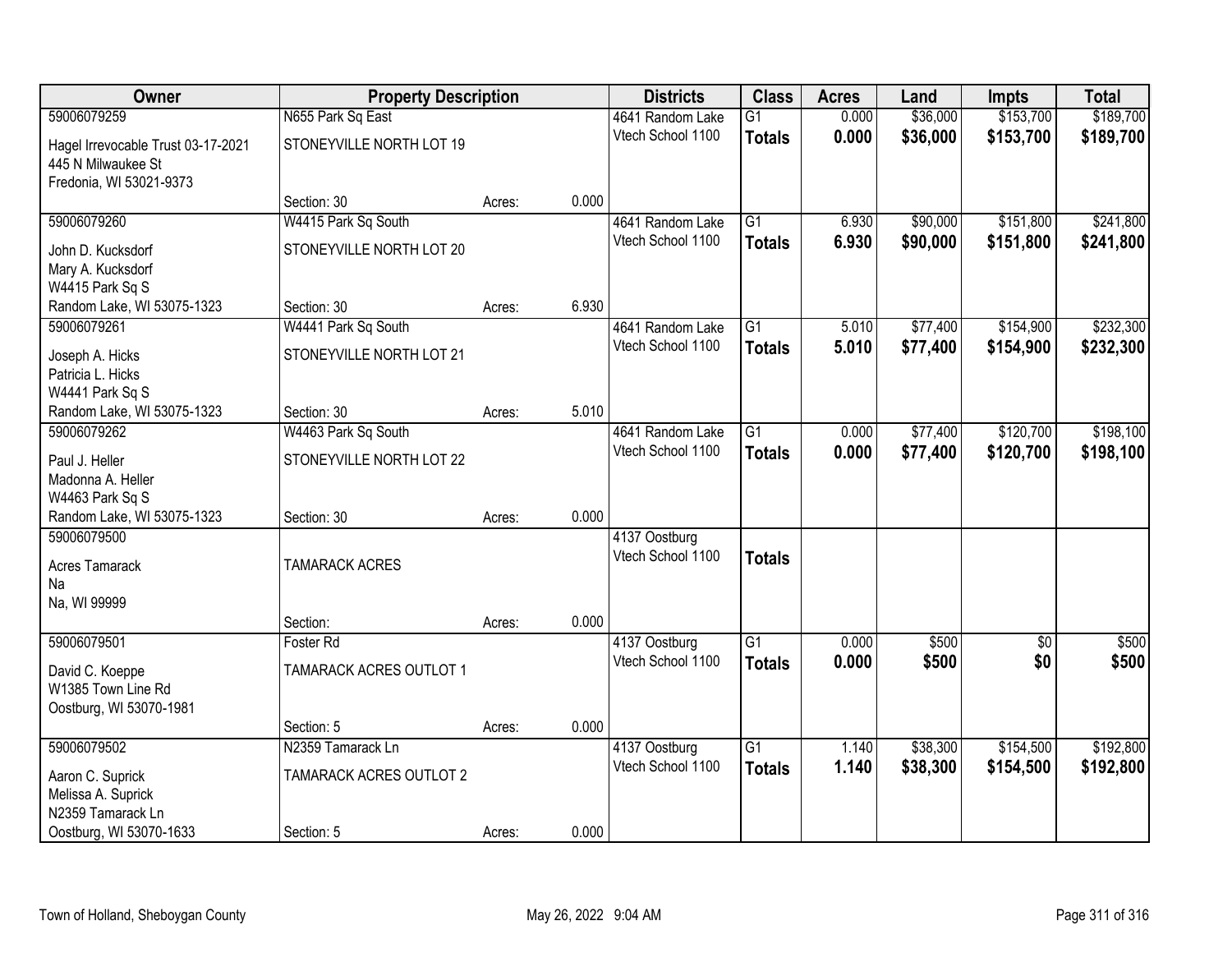| Owner | Property Description | | | Districts | Class | Acres | Land | Impts | Total |
|---|---|---|---|---|---|---|---|---|---|
| 59006079259 | N655 Park Sq East | | | 4641 Random Lake | G1 | 0.000 | $36,000 | $153,700 | $189,700 |
| Hagel Irrevocable Trust 03-17-2021<br>445 N Milwaukee St<br>Fredonia, WI 53021-9373 | STONEYVILLE NORTH LOT 19 | | | Vtech School 1100 | **Totals** | **0.000** | **$36,000** | **$153,700** | **$189,700** |
| | Section: 30 | Acres: | 0.000 | | | | | | |
| 59006079260 | W4415 Park Sq South | | | 4641 Random Lake | G1 | 6.930 | $90,000 | $151,800 | $241,800 |
| John D. Kucksdorf<br>Mary A. Kucksdorf<br>W4415 Park Sq S<br>Random Lake, WI 53075-1323 | STONEYVILLE NORTH LOT 20 | | | Vtech School 1100 | **Totals** | **6.930** | **$90,000** | **$151,800** | **$241,800** |
| | Section: 30 | Acres: | 6.930 | | | | | | |
| 59006079261 | W4441 Park Sq South | | | 4641 Random Lake | G1 | 5.010 | $77,400 | $154,900 | $232,300 |
| Joseph A. Hicks<br>Patricia L. Hicks<br>W4441 Park Sq S<br>Random Lake, WI 53075-1323 | STONEYVILLE NORTH LOT 21 | | | Vtech School 1100 | **Totals** | **5.010** | **$77,400** | **$154,900** | **$232,300** |
| | Section: 30 | Acres: | 5.010 | | | | | | |
| 59006079262 | W4463 Park Sq South | | | 4641 Random Lake | G1 | 0.000 | $77,400 | $120,700 | $198,100 |
| Paul J. Heller<br>Madonna A. Heller<br>W4463 Park Sq S<br>Random Lake, WI 53075-1323 | STONEYVILLE NORTH LOT 22 | | | Vtech School 1100 | **Totals** | **0.000** | **$77,400** | **$120,700** | **$198,100** |
| | Section: 30 | Acres: | 0.000 | | | | | | |
| 59006079500 | | | | 4137 Oostburg | | | | | |
| Acres Tamarack<br>Na<br>Na, WI 99999 | TAMARACK ACRES | | | Vtech School 1100 | **Totals** | | | | |
| | Section: | Acres: | 0.000 | | | | | | |
| 59006079501 | Foster Rd | | | 4137 Oostburg | G1 | 0.000 | $500 | $0 | $500 |
| David C. Koeppe<br>W1385 Town Line Rd<br>Oostburg, WI 53070-1981 | TAMARACK ACRES OUTLOT 1 | | | Vtech School 1100 | **Totals** | **0.000** | **$500** | **$0** | **$500** |
| | Section: 5 | Acres: | 0.000 | | | | | | |
| 59006079502 | N2359 Tamarack Ln | | | 4137 Oostburg | G1 | 1.140 | $38,300 | $154,500 | $192,800 |
| Aaron C. Suprick<br>Melissa A. Suprick<br>N2359 Tamarack Ln<br>Oostburg, WI 53070-1633 | TAMARACK ACRES OUTLOT 2 | | | Vtech School 1100 | **Totals** | **1.140** | **$38,300** | **$154,500** | **$192,800** |
| | Section: 5 | Acres: | 0.000 | | | | | | |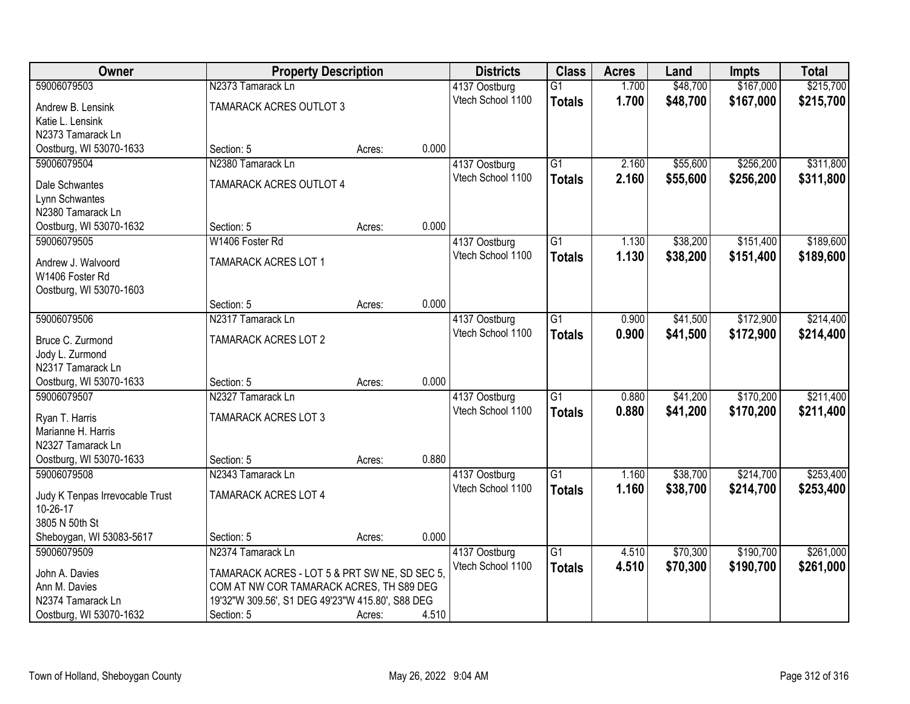| Owner | Property Description | | | Districts | Class | Acres | Land | Impts | Total |
|---|---|---|---|---|---|---|---|---|---|
| 59006079503 | N2373 Tamarack Ln | | | 4137 Oostburg | G1 | 1.700 | $48,700 | $167,000 | $215,700 |
| Andrew B. Lensink<br>Katie L. Lensink<br>N2373 Tamarack Ln<br>Oostburg, WI 53070-1633 | TAMARACK ACRES OUTLOT 3 | | | Vtech School 1100 | **Totals** | **1.700** | **$48,700** | **$167,000** | **$215,700** |
| | Section: 5 | Acres: | 0.000 | | | | | | |
| 59006079504 | N2380 Tamarack Ln | | | 4137 Oostburg | G1 | 2.160 | $55,600 | $256,200 | $311,800 |
| Dale Schwantes<br>Lynn Schwantes<br>N2380 Tamarack Ln<br>Oostburg, WI 53070-1632 | TAMARACK ACRES OUTLOT 4 | | | Vtech School 1100 | **Totals** | **2.160** | **$55,600** | **$256,200** | **$311,800** |
| | Section: 5 | Acres: | 0.000 | | | | | | |
| 59006079505 | W1406 Foster Rd | | | 4137 Oostburg | G1 | 1.130 | $38,200 | $151,400 | $189,600 |
| Andrew J. Walvoord<br>W1406 Foster Rd<br>Oostburg, WI 53070-1603 | TAMARACK ACRES LOT 1 | | | Vtech School 1100 | **Totals** | **1.130** | **$38,200** | **$151,400** | **$189,600** |
| | Section: 5 | Acres: | 0.000 | | | | | | |
| 59006079506 | N2317 Tamarack Ln | | | 4137 Oostburg | G1 | 0.900 | $41,500 | $172,900 | $214,400 |
| Bruce C. Zurmond<br>Jody L. Zurmond<br>N2317 Tamarack Ln<br>Oostburg, WI 53070-1633 | TAMARACK ACRES LOT 2 | | | Vtech School 1100 | **Totals** | **0.900** | **$41,500** | **$172,900** | **$214,400** |
| | Section: 5 | Acres: | 0.000 | | | | | | |
| 59006079507 | N2327 Tamarack Ln | | | 4137 Oostburg | G1 | 0.880 | $41,200 | $170,200 | $211,400 |
| Ryan T. Harris<br>Marianne H. Harris<br>N2327 Tamarack Ln<br>Oostburg, WI 53070-1633 | TAMARACK ACRES LOT 3 | | | Vtech School 1100 | **Totals** | **0.880** | **$41,200** | **$170,200** | **$211,400** |
| | Section: 5 | Acres: | 0.880 | | | | | | |
| 59006079508 | N2343 Tamarack Ln | | | 4137 Oostburg | G1 | 1.160 | $38,700 | $214,700 | $253,400 |
| Judy K Tenpas Irrevocable Trust<br>10-26-17<br>3805 N 50th St<br>Sheboygan, WI 53083-5617 | TAMARACK ACRES LOT 4 | | | Vtech School 1100 | **Totals** | **1.160** | **$38,700** | **$214,700** | **$253,400** |
| | Section: 5 | Acres: | 0.000 | | | | | | |
| 59006079509 | N2374 Tamarack Ln | | | 4137 Oostburg | G1 | 4.510 | $70,300 | $190,700 | $261,000 |
| John A. Davies<br>Ann M. Davies<br>N2374 Tamarack Ln<br>Oostburg, WI 53070-1632 | TAMARACK ACRES - LOT 5 & PRT SW NE, SD SEC 5, COM AT NW COR TAMARACK ACRES, TH S89 DEG 19'32"W 309.56', S1 DEG 49'23"W 415.80', S88 DEG | | | Vtech School 1100 | **Totals** | **4.510** | **$70,300** | **$190,700** | **$261,000** |
| | Section: 5 | Acres: | 4.510 | | | | | | |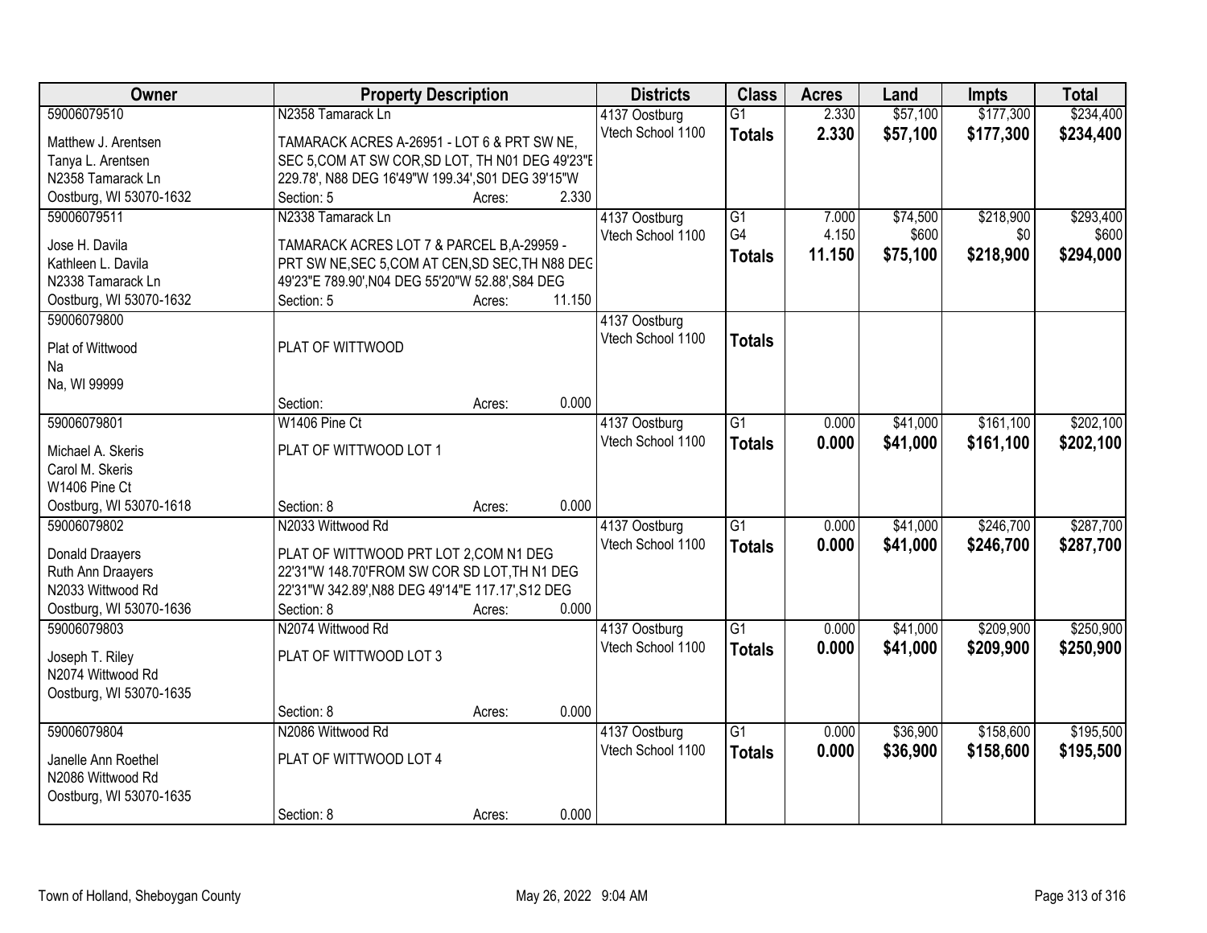| Owner | Property Description | Districts | Class | Acres | Land | Impts | Total |
|---|---|---|---|---|---|---|---|
| 59006079510<br>Matthew J. Arentsen<br>Tanya L. Arentsen<br>N2358 Tamarack Ln<br>Oostburg, WI 53070-1632 | N2358 Tamarack Ln<br>TAMARACK ACRES A-26951 - LOT 6 & PRT SW NE, SEC 5,COM AT SW COR,SD LOT, TH N01 DEG 49'23"E 229.78', N88 DEG 16'49"W 199.34',S01 DEG 39'15"W<br>Section: 5 Acres: 2.330 | 4137 Oostburg<br>Vtech School 1100 | G1<br>**Totals** | 2.330<br>**2.330** | $57,100<br>**$57,100** | $177,300<br>**$177,300** | $234,400<br>**$234,400** |
| 59006079511<br>Jose H. Davila<br>Kathleen L. Davila<br>N2338 Tamarack Ln<br>Oostburg, WI 53070-1632 | N2338 Tamarack Ln<br>TAMARACK ACRES LOT 7 & PARCEL B,A-29959 - PRT SW NE,SEC 5,COM AT CEN,SD SEC,TH N88 DEG 49'23"E 789.90',N04 DEG 55'20"W 52.88',S84 DEG<br>Section: 5 Acres: 11.150 | 4137 Oostburg<br>Vtech School 1100 | G1<br>G4<br>**Totals** | 7.000<br>4.150<br>**11.150** | $74,500<br>$600<br>**$75,100** | $218,900<br>$0<br>**$218,900** | $293,400<br>$600<br>**$294,000** |
| 59006079800<br>Plat of Wittwood<br>Na<br>Na, WI 99999 | PLAT OF WITTWOOD<br>Section: Acres: 0.000 | 4137 Oostburg<br>Vtech School 1100 | **Totals** | | | | |
| 59006079801<br>Michael A. Skeris<br>Carol M. Skeris<br>W1406 Pine Ct<br>Oostburg, WI 53070-1618 | W1406 Pine Ct<br>PLAT OF WITTWOOD LOT 1<br>Section: 8 Acres: 0.000 | 4137 Oostburg<br>Vtech School 1100 | G1<br>**Totals** | 0.000<br>**0.000** | $41,000<br>**$41,000** | $161,100<br>**$161,100** | $202,100<br>**$202,100** |
| 59006079802<br>Donald Draayers<br>Ruth Ann Draayers<br>N2033 Wittwood Rd<br>Oostburg, WI 53070-1636 | N2033 Wittwood Rd<br>PLAT OF WITTWOOD PRT LOT 2,COM N1 DEG 22'31"W 148.70'FROM SW COR SD LOT,TH N1 DEG 22'31"W 342.89',N88 DEG 49'14"E 117.17',S12 DEG<br>Section: 8 Acres: 0.000 | 4137 Oostburg<br>Vtech School 1100 | G1<br>**Totals** | 0.000<br>**0.000** | $41,000<br>**$41,000** | $246,700<br>**$246,700** | $287,700<br>**$287,700** |
| 59006079803<br>Joseph T. Riley<br>N2074 Wittwood Rd<br>Oostburg, WI 53070-1635 | N2074 Wittwood Rd<br>PLAT OF WITTWOOD LOT 3<br>Section: 8 Acres: 0.000 | 4137 Oostburg<br>Vtech School 1100 | G1<br>**Totals** | 0.000<br>**0.000** | $41,000<br>**$41,000** | $209,900<br>**$209,900** | $250,900<br>**$250,900** |
| 59006079804<br>Janelle Ann Roethel<br>N2086 Wittwood Rd<br>Oostburg, WI 53070-1635 | N2086 Wittwood Rd<br>PLAT OF WITTWOOD LOT 4<br>Section: 8 Acres: 0.000 | 4137 Oostburg<br>Vtech School 1100 | G1<br>**Totals** | 0.000<br>**0.000** | $36,900<br>**$36,900** | $158,600<br>**$158,600** | $195,500<br>**$195,500** |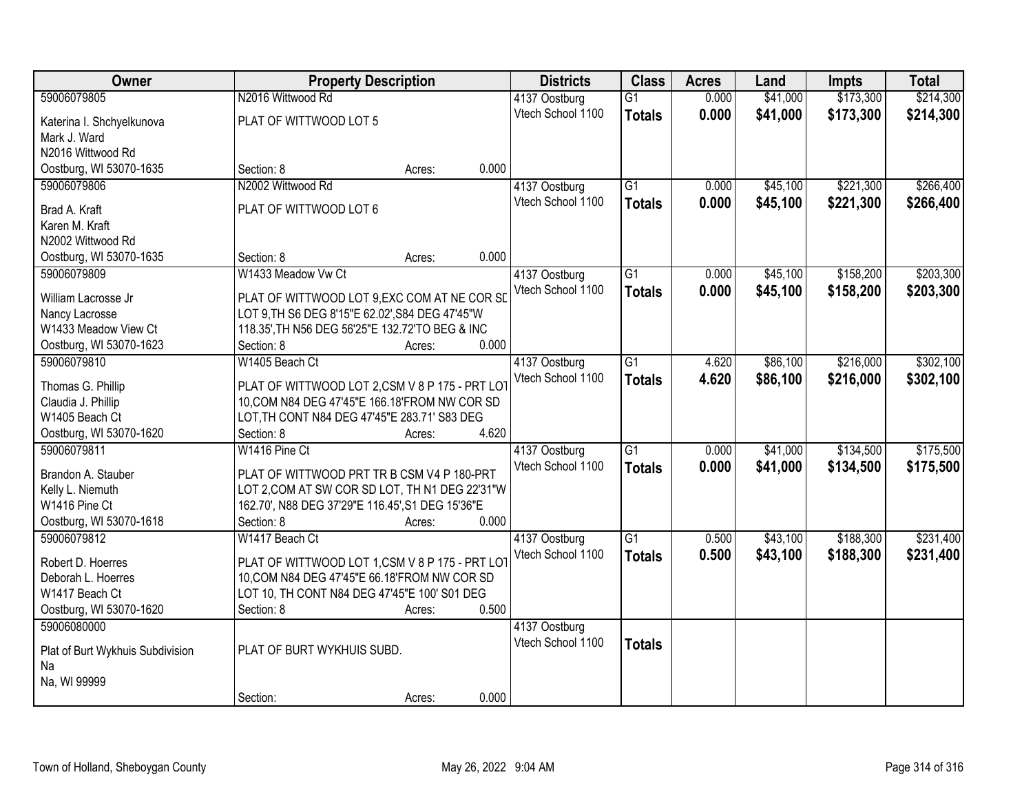| Owner | Property Description | | | Districts | Class | Acres | Land | Impts | Total |
|---|---|---|---|---|---|---|---|---|---|
| 59006079805 | N2016 Wittwood Rd | | | 4137 Oostburg | G1 | 0.000 | $41,000 | $173,300 | $214,300 |
| Katerina I. Shchyelkunova | PLAT OF WITTWOOD LOT 5 | | | Vtech School 1100 | **Totals** | **0.000** | **$41,000** | **$173,300** | **$214,300** |
| Mark J. Ward | | | | | | | | | |
| N2016 Wittwood Rd | | | | | | | | | |
| Oostburg, WI 53070-1635 | Section: 8 | Acres: | 0.000 | | | | | | |
| 59006079806 | N2002 Wittwood Rd | | | 4137 Oostburg | G1 | 0.000 | $45,100 | $221,300 | $266,400 |
| Brad A. Kraft | PLAT OF WITTWOOD LOT 6 | | | Vtech School 1100 | **Totals** | **0.000** | **$45,100** | **$221,300** | **$266,400** |
| Karen M. Kraft | | | | | | | | | |
| N2002 Wittwood Rd | | | | | | | | | |
| Oostburg, WI 53070-1635 | Section: 8 | Acres: | 0.000 | | | | | | |
| 59006079809 | W1433 Meadow Vw Ct | | | 4137 Oostburg | G1 | 0.000 | $45,100 | $158,200 | $203,300 |
| William Lacrosse Jr | PLAT OF WITTWOOD LOT 9,EXC COM AT NE COR SD | | | Vtech School 1100 | **Totals** | **0.000** | **$45,100** | **$158,200** | **$203,300** |
| Nancy Lacrosse | LOT 9,TH S6 DEG 8'15"E 62.02',S84 DEG 47'45"W | | | | | | | | |
| W1433 Meadow View Ct | 118.35',TH N56 DEG 56'25"E 132.72'TO BEG & INC | | | | | | | | |
| Oostburg, WI 53070-1623 | Section: 8 | Acres: | 0.000 | | | | | | |
| 59006079810 | W1405 Beach Ct | | | 4137 Oostburg | G1 | 4.620 | $86,100 | $216,000 | $302,100 |
| Thomas G. Phillip | PLAT OF WITTWOOD LOT 2,CSM V 8 P 175 - PRT LOT | | | Vtech School 1100 | **Totals** | **4.620** | **$86,100** | **$216,000** | **$302,100** |
| Claudia J. Phillip | 10,COM N84 DEG 47'45"E 166.18'FROM NW COR SD | | | | | | | | |
| W1405 Beach Ct | LOT,TH CONT N84 DEG 47'45"E 283.71' S83 DEG | | | | | | | | |
| Oostburg, WI 53070-1620 | Section: 8 | Acres: | 4.620 | | | | | | |
| 59006079811 | W1416 Pine Ct | | | 4137 Oostburg | G1 | 0.000 | $41,000 | $134,500 | $175,500 |
| Brandon A. Stauber | PLAT OF WITTWOOD PRT TR B CSM V4 P 180-PRT | | | Vtech School 1100 | **Totals** | **0.000** | **$41,000** | **$134,500** | **$175,500** |
| Kelly L. Niemuth | LOT 2,COM AT SW COR SD LOT, TH N1 DEG 22'31"W | | | | | | | | |
| W1416 Pine Ct | 162.70', N88 DEG 37'29"E 116.45',S1 DEG 15'36"E | | | | | | | | |
| Oostburg, WI 53070-1618 | Section: 8 | Acres: | 0.000 | | | | | | |
| 59006079812 | W1417 Beach Ct | | | 4137 Oostburg | G1 | 0.500 | $43,100 | $188,300 | $231,400 |
| Robert D. Hoerres | PLAT OF WITTWOOD LOT 1,CSM V 8 P 175 - PRT LOT | | | Vtech School 1100 | **Totals** | **0.500** | **$43,100** | **$188,300** | **$231,400** |
| Deborah L. Hoerres | 10,COM N84 DEG 47'45"E 66.18'FROM NW COR SD | | | | | | | | |
| W1417 Beach Ct | LOT 10, TH CONT N84 DEG 47'45"E 100' S01 DEG | | | | | | | | |
| Oostburg, WI 53070-1620 | Section: 8 | Acres: | 0.500 | | | | | | |
| 59006080000 | | | | 4137 Oostburg | | | | | |
| Plat of Burt Wykhuis Subdivision | PLAT OF BURT WYKHUIS SUBD. | | | Vtech School 1100 | **Totals** | | | | |
| Na | | | | | | | | | |
| Na, WI 99999 | | | | | | | | | |
| | Section: | Acres: | 0.000 | | | | | | |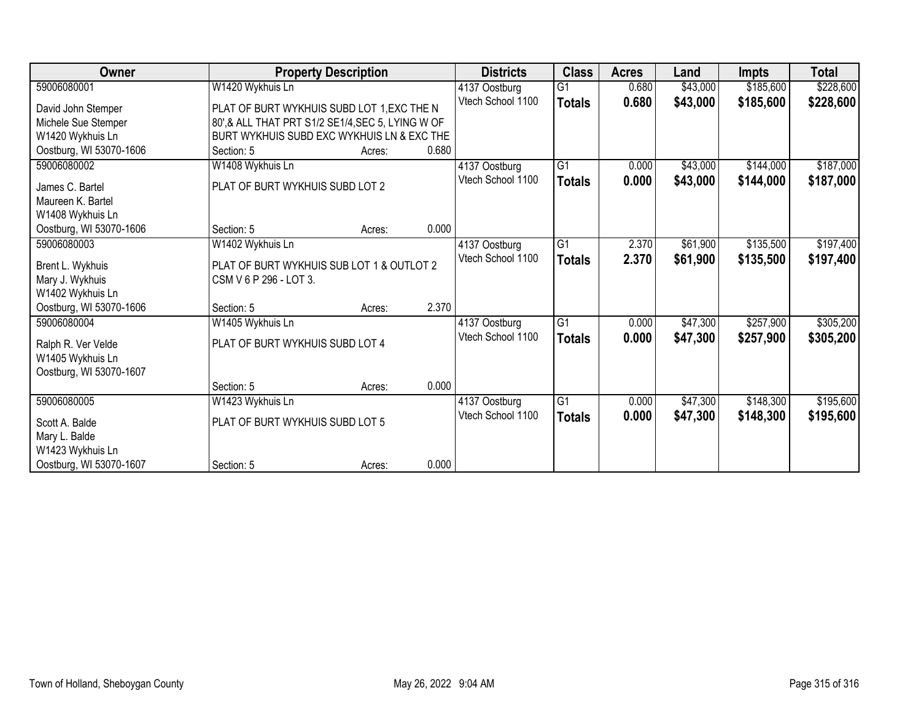| Owner | Property Description | | | Districts | Class | Acres | Land | Impts | Total |
|---|---|---|---|---|---|---|---|---|---|
| 59006080001 | W1420 Wykhuis Ln | | | 4137 Oostburg | G1 | 0.680 | $43,000 | $185,600 | $228,600 |
| David John Stemper<br>Michele Sue Stemper<br>W1420 Wykhuis Ln<br>Oostburg, WI 53070-1606 | PLAT OF BURT WYKHUIS SUBD LOT 1,EXC THE N 80',& ALL THAT PRT S1/2 SE1/4,SEC 5, LYING W OF BURT WYKHUIS SUBD EXC WYKHUIS LN & EXC THE | | | Vtech School 1100 | **Totals** | **0.680** | **$43,000** | **$185,600** | **$228,600** |
| | Section: 5 | Acres: | 0.680 | | | | | | |
| 59006080002 | W1408 Wykhuis Ln | | | 4137 Oostburg | G1 | 0.000 | $43,000 | $144,000 | $187,000 |
| James C. Bartel<br>Maureen K. Bartel<br>W1408 Wykhuis Ln<br>Oostburg, WI 53070-1606 | PLAT OF BURT WYKHUIS SUBD LOT 2 | | | Vtech School 1100 | **Totals** | **0.000** | **$43,000** | **$144,000** | **$187,000** |
| | Section: 5 | Acres: | 0.000 | | | | | | |
| 59006080003 | W1402 Wykhuis Ln | | | 4137 Oostburg | G1 | 2.370 | $61,900 | $135,500 | $197,400 |
| Brent L. Wykhuis<br>Mary J. Wykhuis<br>W1402 Wykhuis Ln<br>Oostburg, WI 53070-1606 | PLAT OF BURT WYKHUIS SUB LOT 1 & OUTLOT 2 CSM V 6 P 296 - LOT 3. | | | Vtech School 1100 | **Totals** | **2.370** | **$61,900** | **$135,500** | **$197,400** |
| | Section: 5 | Acres: | 2.370 | | | | | | |
| 59006080004 | W1405 Wykhuis Ln | | | 4137 Oostburg | G1 | 0.000 | $47,300 | $257,900 | $305,200 |
| Ralph R. Ver Velde<br>W1405 Wykhuis Ln<br>Oostburg, WI 53070-1607 | PLAT OF BURT WYKHUIS SUBD LOT 4 | | | Vtech School 1100 | **Totals** | **0.000** | **$47,300** | **$257,900** | **$305,200** |
| | Section: 5 | Acres: | 0.000 | | | | | | |
| 59006080005 | W1423 Wykhuis Ln | | | 4137 Oostburg | G1 | 0.000 | $47,300 | $148,300 | $195,600 |
| Scott A. Balde<br>Mary L. Balde<br>W1423 Wykhuis Ln<br>Oostburg, WI 53070-1607 | PLAT OF BURT WYKHUIS SUBD LOT 5 | | | Vtech School 1100 | **Totals** | **0.000** | **$47,300** | **$148,300** | **$195,600** |
| | Section: 5 | Acres: | 0.000 | | | | | | |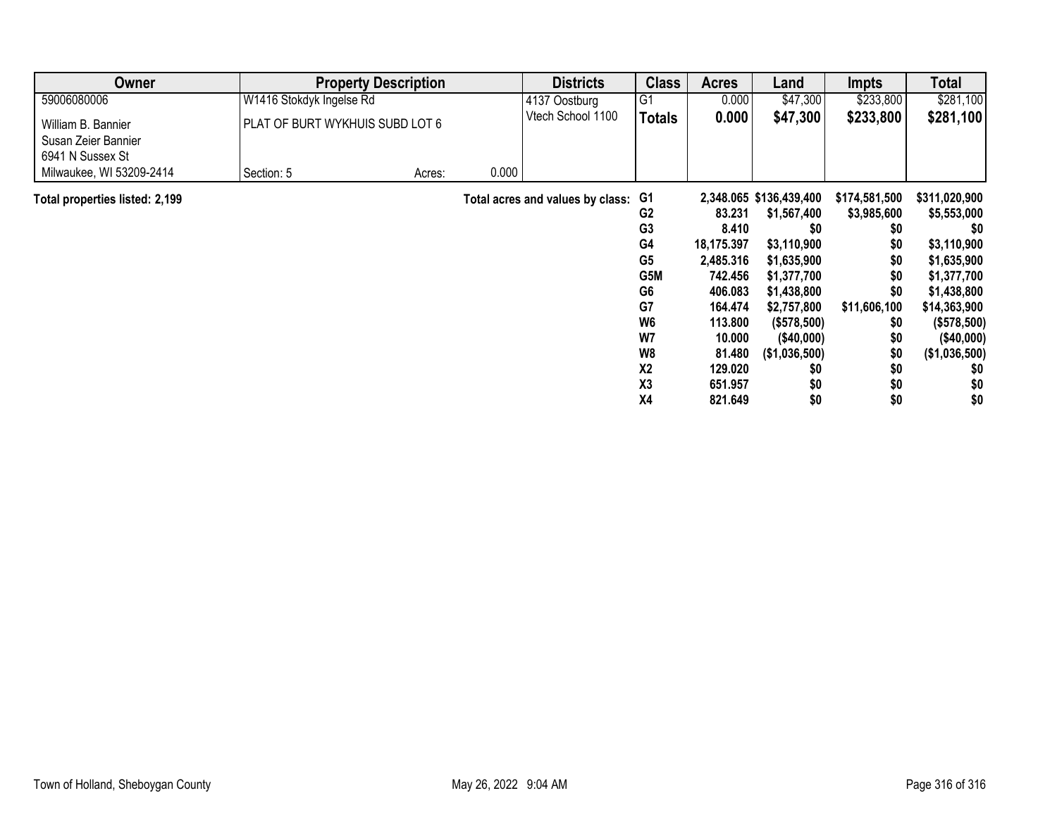| Owner | Property Description | | | Districts | Class | Acres | Land | Impts | Total |
|---|---|---|---|---|---|---|---|---|---|
| 59006080006 | W1416 Stokdyk Ingelse Rd | | | 4137 Oostburg | G1 | 0.000 | $47,300 | $233,800 | $281,100 |
| William B. Bannier | PLAT OF BURT WYKHUIS SUBD LOT 6 | | | Vtech School 1100 | **Totals** | **0.000** | **$47,300** | **$233,800** | **$281,100** |
| Susan Zeier Bannier | | | | | | | | | |
| 6941 N Sussex St | | | | | | | | | |
| Milwaukee, WI 53209-2414 | Section: 5 | Acres: | 0.000 | | | | | | |

**Total properties listed: 2,199**

**Total acres and values by class:**

| Class | Acres | Land | Impts | Total |
|---|---|---|---|---|
| G1 | 2,348.065 | $136,439,400 | $174,581,500 | $311,020,900 |
| G2 | 83.231 | $1,567,400 | $3,985,600 | $5,553,000 |
| G3 | 8.410 | $0 | $0 | $0 |
| G4 | 18,175.397 | $3,110,900 | $0 | $3,110,900 |
| G5 | 2,485.316 | $1,635,900 | $0 | $1,635,900 |
| G5M | 742.456 | $1,377,700 | $0 | $1,377,700 |
| G6 | 406.083 | $1,438,800 | $0 | $1,438,800 |
| G7 | 164.474 | $2,757,800 | $11,606,100 | $14,363,900 |
| W6 | 113.800 | ($578,500) | $0 | ($578,500) |
| W7 | 10.000 | ($40,000) | $0 | ($40,000) |
| W8 | 81.480 | ($1,036,500) | $0 | ($1,036,500) |
| X2 | 129.020 | $0 | $0 | $0 |
| X3 | 651.957 | $0 | $0 | $0 |
| X4 | 821.649 | $0 | $0 | $0 |

Town of Holland, Sheboygan County May 26, 2022 9:04 AM